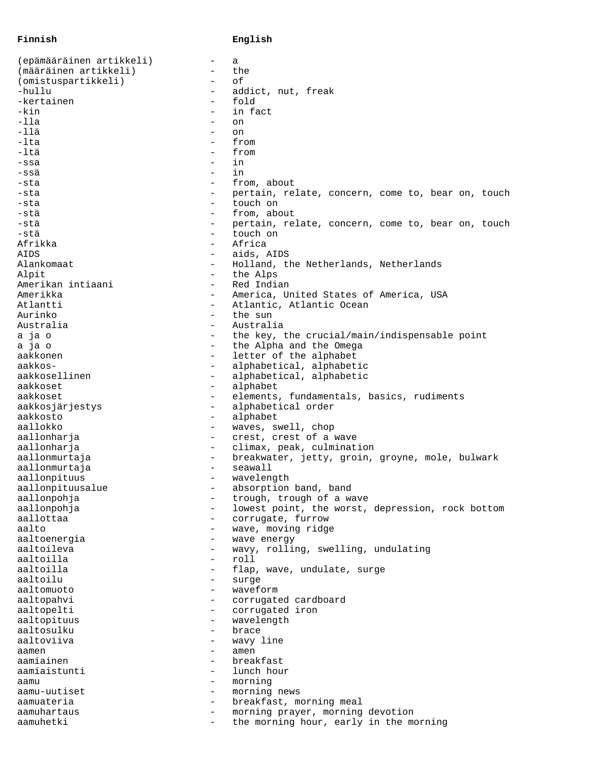| Finnish | | English |
|---|---|---|
| (epämääräinen artikkeli) | - | a |
| (määräinen artikkeli) | - | the |
| (omistuspartikkeli) | - | of |
| -hullu | - | addict, nut, freak |
| -kertainen | - | fold |
| -kin | - | in fact |
| -lla | - | on |
| -llä | - | on |
| -lta | - | from |
| -ltä | - | from |
| -ssa | - | in |
| -ssä | - | in |
| -sta | - | from, about |
| -sta | - | pertain, relate, concern, come to, bear on, touch |
| -sta | - | touch on |
| -stä | - | from, about |
| -stä | - | pertain, relate, concern, come to, bear on, touch |
| -stä | - | touch on |
| Afrikka | - | Africa |
| AIDS | - | aids, AIDS |
| Alankomaat | - | Holland, the Netherlands, Netherlands |
| Alpit | - | the Alps |
| Amerikan intiaani | - | Red Indian |
| Amerikka | - | America, United States of America, USA |
| Atlantti | - | Atlantic, Atlantic Ocean |
| Aurinko | - | the sun |
| Australia | - | Australia |
| a ja o | - | the key, the crucial/main/indispensable point |
| a ja o | - | the Alpha and the Omega |
| aakkonen | - | letter of the alphabet |
| aakkos- | - | alphabetical, alphabetic |
| aakkosellinen | - | alphabetical, alphabetic |
| aakkoset | - | alphabet |
| aakkoset | - | elements, fundamentals, basics, rudiments |
| aakkosjärjestys | - | alphabetical order |
| aakkosto | - | alphabet |
| aallokko | - | waves, swell, chop |
| aallonharja | - | crest, crest of a wave |
| aallonharja | - | climax, peak, culmination |
| aallonmurtaja | - | breakwater, jetty, groin, groyne, mole, bulwark |
| aallonmurtaja | - | seawall |
| aallonpituus | - | wavelength |
| aallonpituusalue | - | absorption band, band |
| aallonpohja | - | trough, trough of a wave |
| aallonpohja | - | lowest point, the worst, depression, rock bottom |
| aallottaa | - | corrugate, furrow |
| aalto | - | wave, moving ridge |
| aaltoenergia | - | wave energy |
| aaltoileva | - | wavy, rolling, swelling, undulating |
| aaltoilla | - | roll |
| aaltoilla | - | flap, wave, undulate, surge |
| aaltoilu | - | surge |
| aaltomuoto | - | waveform |
| aaltopahvi | - | corrugated cardboard |
| aaltopelti | - | corrugated iron |
| aaltopituus | - | wavelength |
| aaltosulku | - | brace |
| aaltoviiva | - | wavy line |
| aamen | - | amen |
| aamiainen | - | breakfast |
| aamiaistunti | - | lunch hour |
| aamu | - | morning |
| aamu-uutiset | - | morning news |
| aamuateria | - | breakfast, morning meal |
| aamuhartaus | - | morning prayer, morning devotion |
| aamuhetki | - | the morning hour, early in the morning |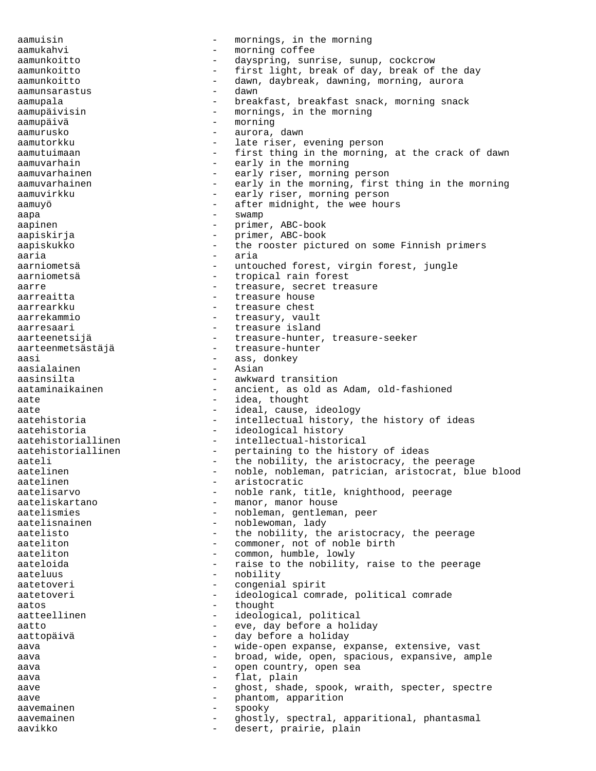aamuisin - mornings, in the morning
aamukahvi - morning coffee
aamunkoitto - dayspring, sunrise, sunup, cockcrow
aamunkoitto - first light, break of day, break of the day
aamunkoitto - dawn, daybreak, dawning, morning, aurora
aamunsarastus - dawn
aamupala - breakfast, breakfast snack, morning snack
aamupäivisin - mornings, in the morning
aamupäivä - morning
aamurusko - aurora, dawn
aamutorkku - late riser, evening person
aamutuimaan - first thing in the morning, at the crack of dawn
aamuvarhain - early in the morning
aamuvarhainen - early riser, morning person
aamuvarhainen - early in the morning, first thing in the morning
aamuvirkku - early riser, morning person
aamuyö - after midnight, the wee hours
aapa - swamp
aapinen - primer, ABC-book
aapiskirja - primer, ABC-book
aapiskukko - the rooster pictured on some Finnish primers
aaria - aria
aarniometsä - untouched forest, virgin forest, jungle
aarniometsä - tropical rain forest
aarre - treasure, secret treasure
aarreaitta - treasure house
aarrearkku - treasure chest
aarrekammio - treasury, vault
aarresaari - treasure island
aarteenetsijä - treasure-hunter, treasure-seeker
aarteenmetsästäjä - treasure-hunter
aasi - ass, donkey
aasialainen - Asian
aasinsilta - awkward transition
aataminaikainen - ancient, as old as Adam, old-fashioned
aate - idea, thought
aate - ideal, cause, ideology
aatehistoria - intellectual history, the history of ideas
aatehistoria - ideological history
aatehistoriallinen - intellectual-historical
aatehistoriallinen - pertaining to the history of ideas
aateli - the nobility, the aristocracy, the peerage
aatelinen - noble, nobleman, patrician, aristocrat, blue blood
aatelinen - aristocratic
aatelisarvo - noble rank, title, knighthood, peerage
aateliskartano - manor, manor house
aatelismies - nobleman, gentleman, peer
aatelisnainen - noblewoman, lady
aatelisto - the nobility, the aristocracy, the peerage
aateliton - commoner, not of noble birth
aateliton - common, humble, lowly
aateloida - raise to the nobility, raise to the peerage
aateluus - nobility
aatetoveri - congenial spirit
aatetoveri - ideological comrade, political comrade
aatos - thought
aatteellinen - ideological, political
aatto - eve, day before a holiday
aattopäivä - day before a holiday
aava - wide-open expanse, expanse, extensive, vast
aava - broad, wide, open, spacious, expansive, ample
aava - open country, open sea
aava - flat, plain
aave - ghost, shade, spook, wraith, specter, spectre
aave - phantom, apparition
aavemainen - spooky
aavemainen - ghostly, spectral, apparitional, phantasmal
aavikko - desert, prairie, plain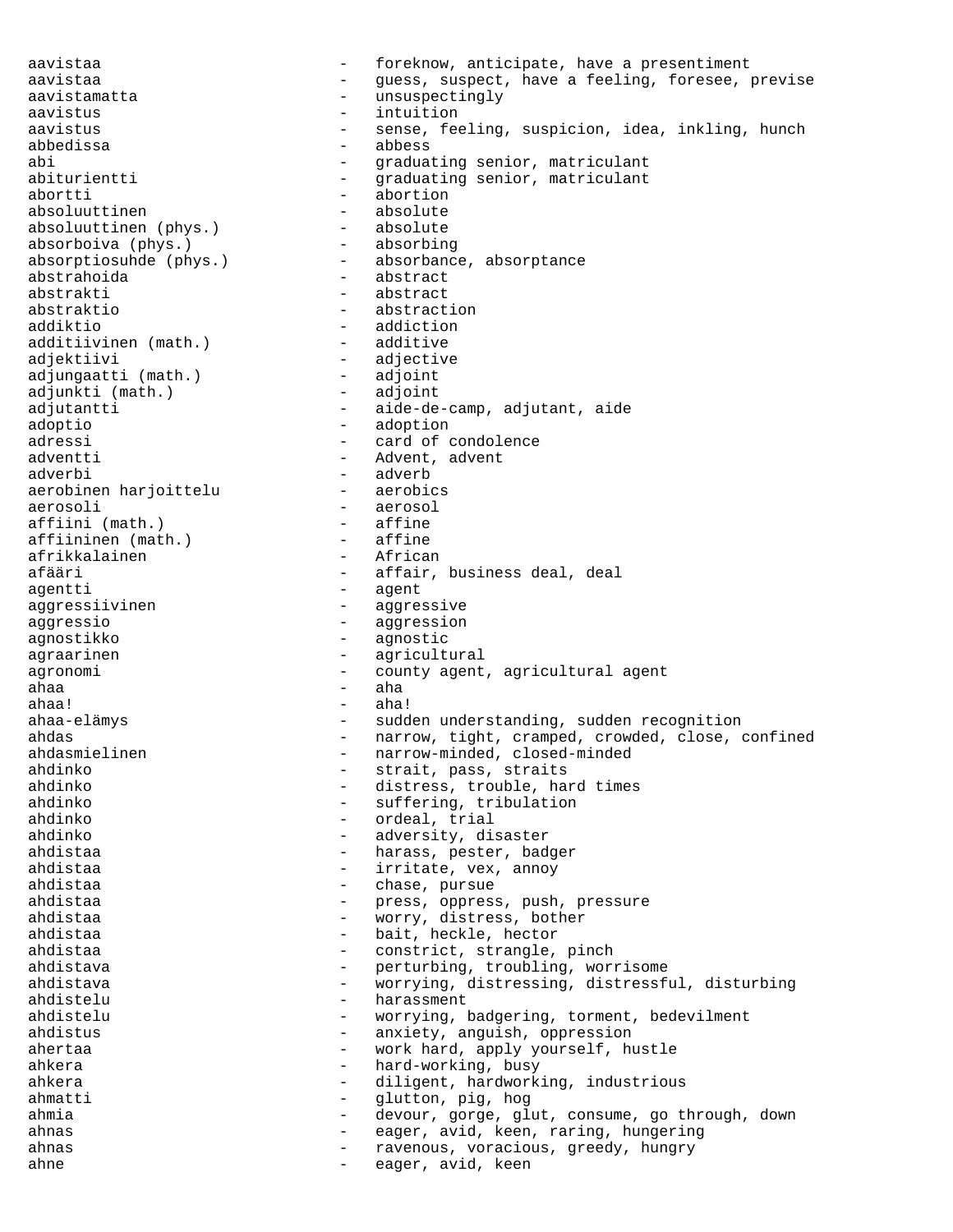aavistaa - foreknow, anticipate, have a presentiment
aavistaa - guess, suspect, have a feeling, foresee, previse
aavistamatta - unsuspectingly
aavistus - intuition
aavistus - sense, feeling, suspicion, idea, inkling, hunch
abbedissa - abbess
abi - graduating senior, matriculant
abiturientti - graduating senior, matriculant
abortti - abortion
absoluuttinen - absolute
absoluuttinen (phys.) - absolute
absorboiva (phys.) - absorbing
absorptiosuhde (phys.) - absorbance, absorptance
abstrahoida - abstract
abstrakti - abstract
abstraktio - abstraction
addiktio - addiction
additiivinen (math.) - additive
adjektiivi - adjective
adjungaatti (math.) - adjoint
adjunkti (math.) - adjoint
adjutantti - aide-de-camp, adjutant, aide
adoptio - adoption
adressi - card of condolence
adventti - Advent, advent
adverbi - adverb
aerobinen harjoittelu - aerobics
aerosoli - aerosol
affiini (math.) - affine
affiininen (math.) - affine
afrikkalainen - African
afääri - affair, business deal, deal
agentti - agent
aggressiivinen - aggressive
aggressio - aggression
agnostikko - agnostic
agraarinen - agricultural
agronomi - county agent, agricultural agent
ahaa - aha
ahaa! - aha!
ahaa-elämys - sudden understanding, sudden recognition
ahdas - narrow, tight, cramped, crowded, close, confined
ahdasmielinen - narrow-minded, closed-minded
ahdinko - strait, pass, straits
ahdinko - distress, trouble, hard times
ahdinko - suffering, tribulation
ahdinko - ordeal, trial
ahdinko - adversity, disaster
ahdistaa - harass, pester, badger
ahdistaa - irritate, vex, annoy
ahdistaa - chase, pursue
ahdistaa - press, oppress, push, pressure
ahdistaa - worry, distress, bother
ahdistaa - bait, heckle, hector
ahdistaa - constrict, strangle, pinch
ahdistava - perturbing, troubling, worrisome
ahdistava - worrying, distressing, distressful, disturbing
ahdistelu - harassment
ahdistelu - worrying, badgering, torment, bedevilment
ahdistus - anxiety, anguish, oppression
ahertaa - work hard, apply yourself, hustle
ahkera - hard-working, busy
ahkera - diligent, hardworking, industrious
ahmatti - glutton, pig, hog
ahmia - devour, gorge, glut, consume, go through, down
ahnas - eager, avid, keen, raring, hungering
ahnas - ravenous, voracious, greedy, hungry
ahne - eager, avid, keen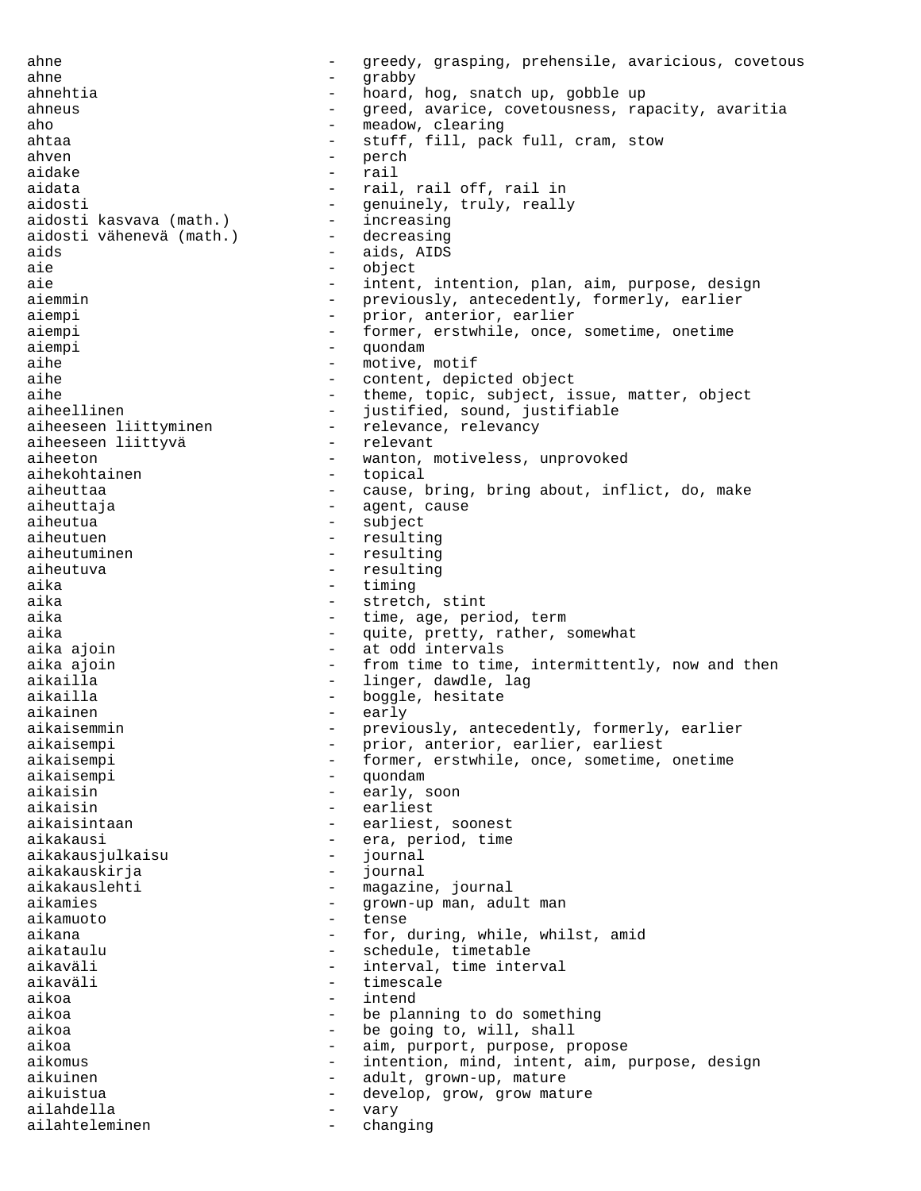ahne - greedy, grasping, prehensile, avaricious, covetous
ahne - grabby
ahnehtia - hoard, hog, snatch up, gobble up
ahneus - greed, avarice, covetousness, rapacity, avaritia
aho - meadow, clearing
ahtaa - stuff, fill, pack full, cram, stow
ahven - perch
aidake - rail
aidata - rail, rail off, rail in
aidosti - genuinely, truly, really
aidosti kasvava (math.) - increasing
aidosti vähenevä (math.) - decreasing
aids - aids, AIDS
aie - object
aie - intent, intention, plan, aim, purpose, design
aiemmin - previously, antecedently, formerly, earlier
aiempi - prior, anterior, earlier
aiempi - former, erstwhile, once, sometime, onetime
aiempi - quondam
aihe - motive, motif
aihe - content, depicted object
aihe - theme, topic, subject, issue, matter, object
aiheellinen - justified, sound, justifiable
aiheeseen liittyminen - relevance, relevancy
aiheeseen liittyvä - relevant
aiheeton - wanton, motiveless, unprovoked
aihekohtainen - topical
aiheuttaa - cause, bring, bring about, inflict, do, make
aiheuttaja - agent, cause
aiheutua - subject
aiheutuen - resulting
aiheutuminen - resulting
aiheutuva - resulting
aika - timing
aika - stretch, stint
aika - time, age, period, term
aika - quite, pretty, rather, somewhat
aika ajoin - at odd intervals
aika ajoin - from time to time, intermittently, now and then
aikailla - linger, dawdle, lag
aikailla - boggle, hesitate
aikainen - early
aikaisemmin - previously, antecedently, formerly, earlier
aikaisempi - prior, anterior, earlier, earliest
aikaisempi - former, erstwhile, once, sometime, onetime
aikaisempi - quondam
aikaisin - early, soon
aikaisin - earliest
aikaisintaan - earliest, soonest
aikakausi - era, period, time
aikakausjulkaisu - journal
aikakauskirja - journal
aikakauslehti - magazine, journal
aikamies - grown-up man, adult man
aikamuoto - tense
aikana - for, during, while, whilst, amid
aikataulu - schedule, timetable
aikaväli - interval, time interval
aikaväli - timescale
aikoa - intend
aikoa - be planning to do something
aikoa - be going to, will, shall
aikoa - aim, purport, purpose, propose
aikomus - intention, mind, intent, aim, purpose, design
aikuinen - adult, grown-up, mature
aikuistua - develop, grow, grow mature
ailahdella - vary
ailahteleminen - changing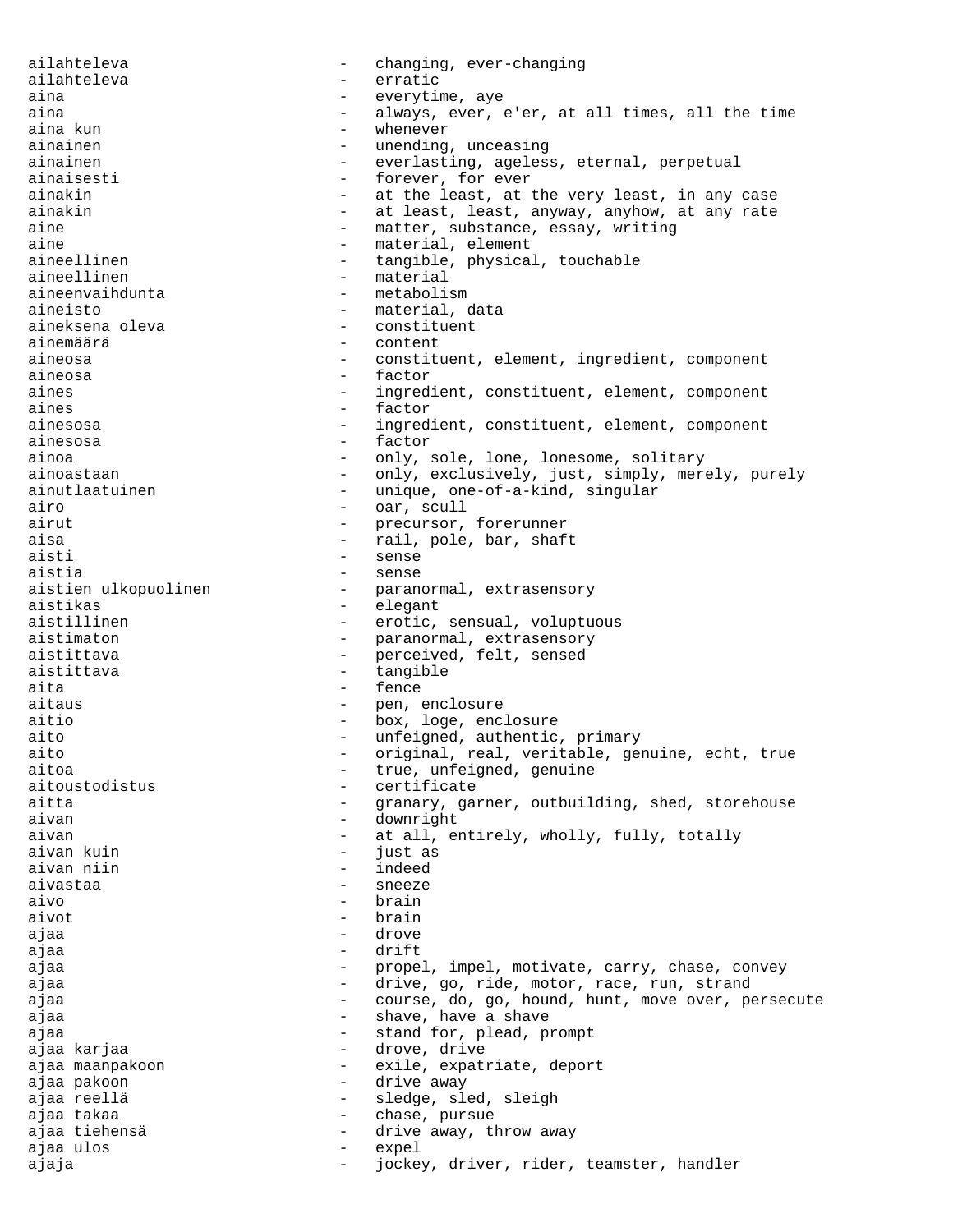ailahteleva - changing, ever-changing
ailahteleva - erratic
aina - everytime, aye
aina - always, ever, e'er, at all times, all the time
aina kun - whenever
ainainen - unending, unceasing
ainainen - everlasting, ageless, eternal, perpetual
ainaisesti - forever, for ever
ainakin - at the least, at the very least, in any case
ainakin - at least, least, anyway, anyhow, at any rate
aine - matter, substance, essay, writing
aine - material, element
aineellinen - tangible, physical, touchable
aineellinen - material
aineenvaihdunta - metabolism
aineisto - material, data
aineksena oleva - constituent
ainemäärä - content
aineosa - constituent, element, ingredient, component
aineosa - factor
aines - ingredient, constituent, element, component
aines - factor
ainesosa - ingredient, constituent, element, component
ainesosa - factor
ainoa - only, sole, lone, lonesome, solitary
ainoastaan - only, exclusively, just, simply, merely, purely
ainutlaatuinen - unique, one-of-a-kind, singular
airo - oar, scull
airut - precursor, forerunner
aisa - rail, pole, bar, shaft
aisti - sense
aistia - sense
aistien ulkopuolinen - paranormal, extrasensory
aistikas - elegant
aistillinen - erotic, sensual, voluptuous
aistimaton - paranormal, extrasensory
aistittava - perceived, felt, sensed
aistittava - tangible
aita - fence
aitaus - pen, enclosure
aitio - box, loge, enclosure
aito - unfeigned, authentic, primary
aito - original, real, veritable, genuine, echt, true
aitoa - true, unfeigned, genuine
aitoustodistus - certificate
aitta - granary, garner, outbuilding, shed, storehouse
aivan - downright
aivan - at all, entirely, wholly, fully, totally
aivan kuin - just as
aivan niin - indeed
aivastaa - sneeze
aivo - brain
aivot - brain
ajaa - drove
ajaa - drift
ajaa - propel, impel, motivate, carry, chase, convey
ajaa - drive, go, ride, motor, race, run, strand
ajaa - course, do, go, hound, hunt, move over, persecute
ajaa - shave, have a shave
ajaa - stand for, plead, prompt
ajaa karjaa - drove, drive
ajaa maanpakoon - exile, expatriate, deport
ajaa pakoon - drive away
ajaa reellä - sledge, sled, sleigh
ajaa takaa - chase, pursue
ajaa tiehensä - drive away, throw away
ajaa ulos - expel
ajaja - jockey, driver, rider, teamster, handler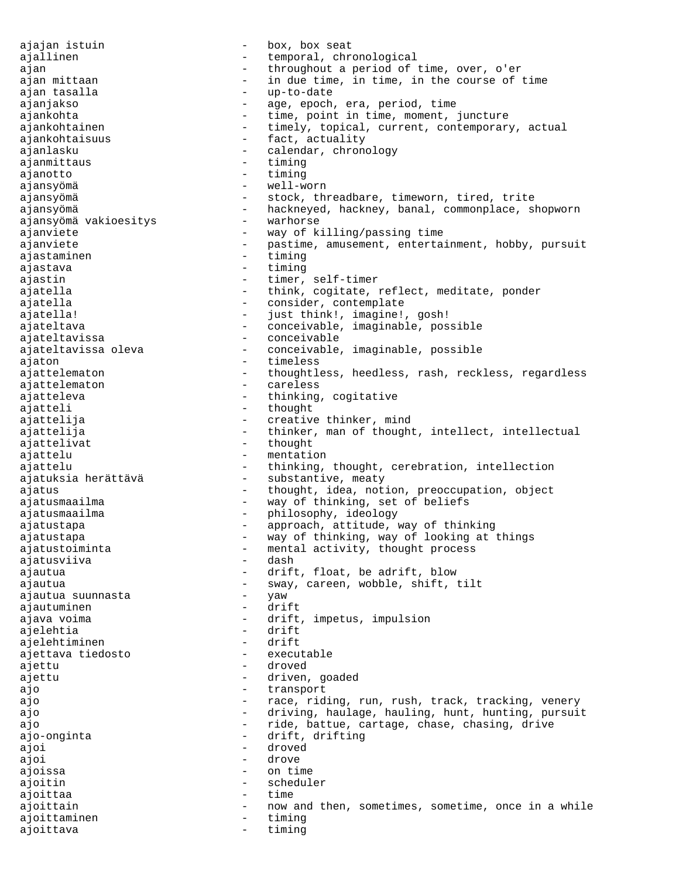ajajan istuin - box, box seat
ajallinen - temporal, chronological
ajan - throughout a period of time, over, o'er
ajan mittaan - in due time, in time, in the course of time
ajan tasalla - up-to-date
ajanjakso - age, epoch, era, period, time
ajankohta - time, point in time, moment, juncture
ajankohtainen - timely, topical, current, contemporary, actual
ajankohtaisuus - fact, actuality
ajanlasku - calendar, chronology
ajanmittaus - timing
ajanotto - timing
ajansyömä - well-worn
ajansyömä - stock, threadbare, timeworn, tired, trite
ajansyömä - hackneyed, hackney, banal, commonplace, shopworn
ajansyömä vakioesitys - warhorse
ajanviete - way of killing/passing time
ajanviete - pastime, amusement, entertainment, hobby, pursuit
ajastaminen - timing
ajastava - timing
ajastin - timer, self-timer
ajatella - think, cogitate, reflect, meditate, ponder
ajatella - consider, contemplate
ajatella! - just think!, imagine!, gosh!
ajateltava - conceivable, imaginable, possible
ajateltavissa - conceivable
ajateltavissa oleva - conceivable, imaginable, possible
ajaton - timeless
ajattelematon - thoughtless, heedless, rash, reckless, regardless
ajattelematon - careless
ajatteleva - thinking, cogitative
ajatteli - thought
ajattelija - creative thinker, mind
ajattelija - thinker, man of thought, intellect, intellectual
ajattelivat - thought
ajattelu - mentation
ajattelu - thinking, thought, cerebration, intellection
ajatuksia herättävä - substantive, meaty
ajatus - thought, idea, notion, preoccupation, object
ajatusmaailma - way of thinking, set of beliefs
ajatusmaailma - philosophy, ideology
ajatustapa - approach, attitude, way of thinking
ajatustapa - way of thinking, way of looking at things
ajatustoiminta - mental activity, thought process
ajatusviiva - dash
ajautua - drift, float, be adrift, blow
ajautua - sway, careen, wobble, shift, tilt
ajautua suunnasta - yaw
ajautuminen - drift
ajava voima - drift, impetus, impulsion
ajelehtia - drift
ajelehtiminen - drift
ajettava tiedosto - executable
ajettu - droved
ajettu - driven, goaded
ajo - transport
ajo - race, riding, run, rush, track, tracking, venery
ajo - driving, haulage, hauling, hunt, hunting, pursuit
ajo - ride, battue, cartage, chase, chasing, drive
ajo-onginta - drift, drifting
ajoi - droved
ajoi - drove
ajoissa - on time
ajoitin - scheduler
ajoittaa - time
ajoittain - now and then, sometimes, sometime, once in a while
ajoittaminen - timing
ajoittava - timing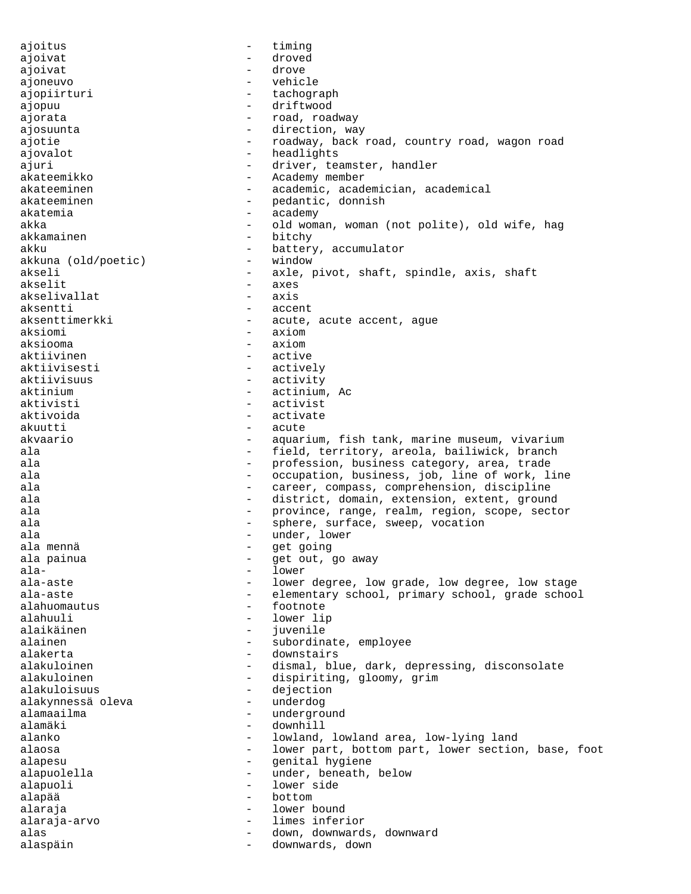ajoitus - timing
ajoivat - droved
ajoivat - drove
ajoneuvo - vehicle
ajopiirturi - tachograph
ajopuu - driftwood
ajorata - road, roadway
ajosuunta - direction, way
ajotie - roadway, back road, country road, wagon road
ajovalot - headlights
ajuri - driver, teamster, handler
akateemikko - Academy member
akateeminen - academic, academician, academical
akateeminen - pedantic, donnish
akatemia - academy
akka - old woman, woman (not polite), old wife, hag
akkamainen - bitchy
akku - battery, accumulator
akkuna (old/poetic) - window
akseli - axle, pivot, shaft, spindle, axis, shaft
akselit - axes
akselivallat - axis
aksentti - accent
aksenttimerkki - acute, acute accent, ague
aksiomi - axiom
aksiooma - axiom
aktiivinen - active
aktiivisesti - actively
aktiivisuus - activity
aktinium - actinium, Ac
aktivisti - activist
aktivoida - activate
akuutti - acute
akvaario - aquarium, fish tank, marine museum, vivarium
ala - field, territory, areola, bailiwick, branch
ala - profession, business category, area, trade
ala - occupation, business, job, line of work, line
ala - career, compass, comprehension, discipline
ala - district, domain, extension, extent, ground
ala - province, range, realm, region, scope, sector
ala - sphere, surface, sweep, vocation
ala - under, lower
ala mennä - get going
ala painua - get out, go away
ala- - lower
ala-aste - lower degree, low grade, low degree, low stage
ala-aste - elementary school, primary school, grade school
alahuomautus - footnote
alahuuli - lower lip
alaikäinen - juvenile
alainen - subordinate, employee
alakerta - downstairs
alakuloinen - dismal, blue, dark, depressing, disconsolate
alakuloinen - dispiriting, gloomy, grim
alakuloisuus - dejection
alakynnessä oleva - underdog
alamaailma - underground
alamäki - downhill
alanko - lowland, lowland area, low-lying land
alaosa - lower part, bottom part, lower section, base, foot
alapesu - genital hygiene
alapuolella - under, beneath, below
alapuoli - lower side
alapää - bottom
alaraja - lower bound
alaraja-arvo - limes inferior
alas - down, downwards, downward
alaspäin - downwards, down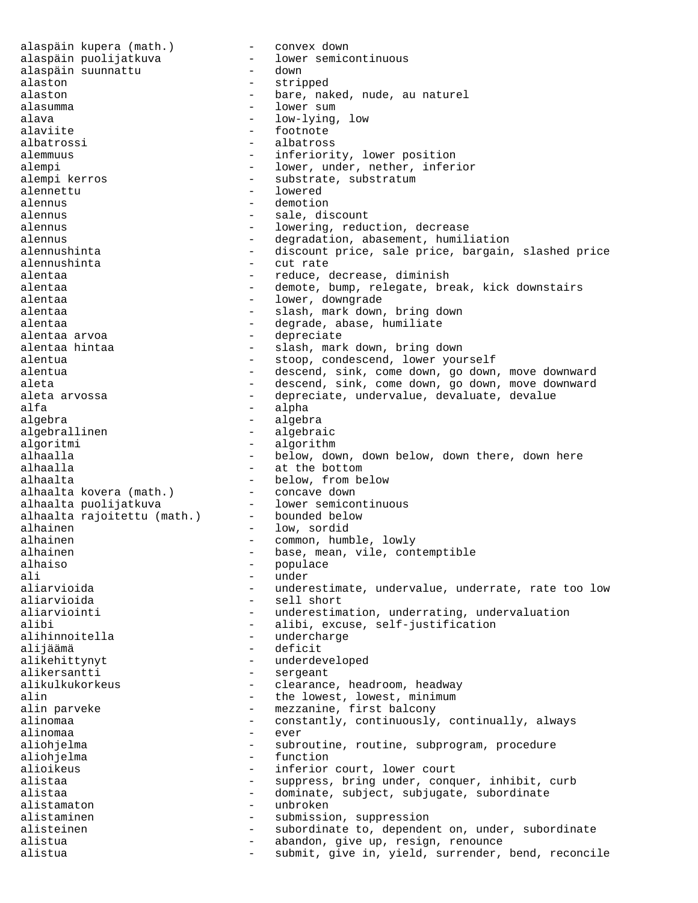alaspäin kupera (math.) - convex down
alaspäin puolijatkuva - lower semicontinuous
alaspäin suunnattu - down
alaston - stripped
alaston - bare, naked, nude, au naturel
alasumma - lower sum
alava - low-lying, low
alaviite - footnote
albatrossi - albatross
alemmuus - inferiority, lower position
alempi - lower, under, nether, inferior
alempi kerros - substrate, substratum
alennettu - lowered
alennus - demotion
alennus - sale, discount
alennus - lowering, reduction, decrease
alennus - degradation, abasement, humiliation
alennushinta - discount price, sale price, bargain, slashed price
alennushinta - cut rate
alentaa - reduce, decrease, diminish
alentaa - demote, bump, relegate, break, kick downstairs
alentaa - lower, downgrade
alentaa - slash, mark down, bring down
alentaa - degrade, abase, humiliate
alentaa arvoa - depreciate
alentaa hintaa - slash, mark down, bring down
alentua - stoop, condescend, lower yourself
alentua - descend, sink, come down, go down, move downward
aleta - descend, sink, come down, go down, move downward
aleta arvossa - depreciate, undervalue, devaluate, devalue
alfa - alpha
algebra - algebra
algebrallinen - algebraic
algoritmi - algorithm
alhaalla - below, down, down below, down there, down here
alhaalla - at the bottom
alhaalta - below, from below
alhaalta kovera (math.) - concave down
alhaalta puolijatkuva - lower semicontinuous
alhaalta rajoitettu (math.) - bounded below
alhainen - low, sordid
alhainen - common, humble, lowly
alhainen - base, mean, vile, contemptible
alhaiso - populace
ali - under
aliarvioida - underestimate, undervalue, underrate, rate too low
aliarvioida - sell short
aliarviointi - underestimation, underrating, undervaluation
alibi - alibi, excuse, self-justification
alihinnoitella - undercharge
alijäämä - deficit
alikehittynyt - underdeveloped
alikersantti - sergeant
alikulkukorkeus - clearance, headroom, headway
alin - the lowest, lowest, minimum
alin parveke - mezzanine, first balcony
alinomaa - constantly, continuously, continually, always
alinomaa - ever
aliohjelma - subroutine, routine, subprogram, procedure
aliohjelma - function
alioikeus - inferior court, lower court
alistaa - suppress, bring under, conquer, inhibit, curb
alistaa - dominate, subject, subjugate, subordinate
alistamaton - unbroken
alistaminen - submission, suppression
alisteinen - subordinate to, dependent on, under, subordinate
alistua - abandon, give up, resign, renounce
alistua - submit, give in, yield, surrender, bend, reconcile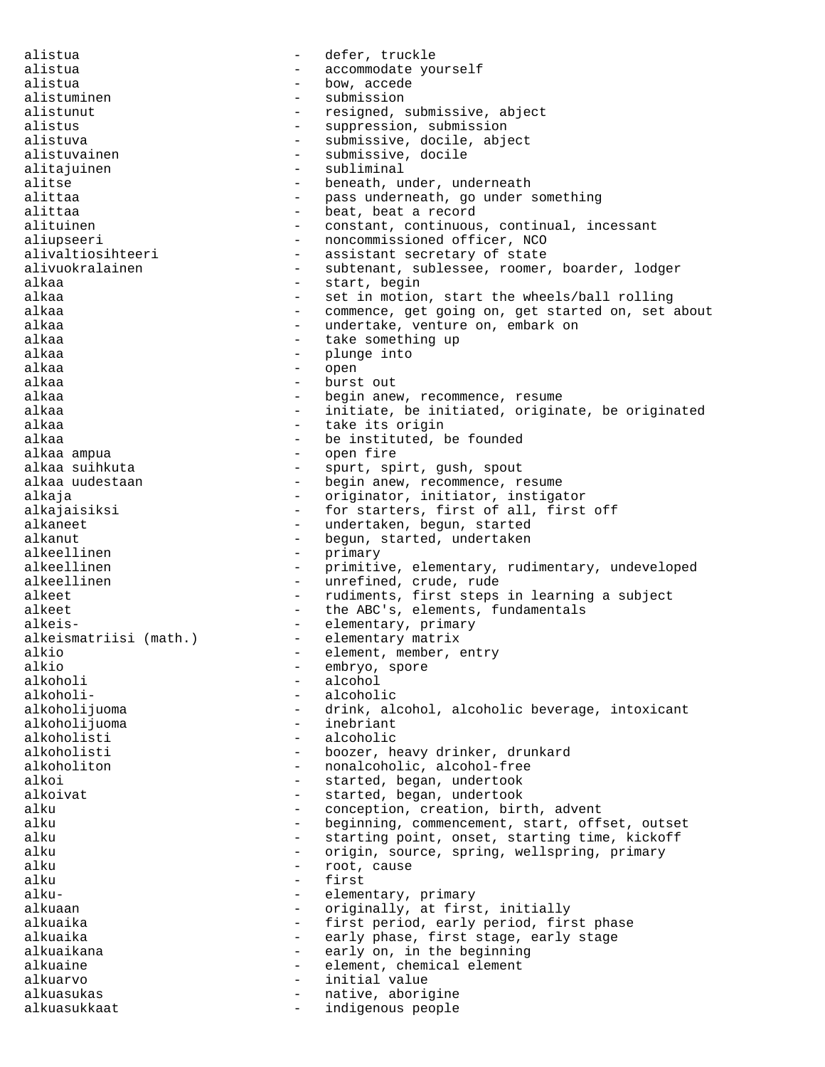alistua - defer, truckle
alistua - accommodate yourself
alistua - bow, accede
alistuminen - submission
alistunut - resigned, submissive, abject
alistus - suppression, submission
alistuva - submissive, docile, abject
alistuvainen - submissive, docile
alitajuinen - subliminal
alitse - beneath, under, underneath
alittaa - pass underneath, go under something
alittaa - beat, beat a record
alituinen - constant, continuous, continual, incessant
aliupseeri - noncommissioned officer, NCO
alivaltiosihteeri - assistant secretary of state
alivuokralainen - subtenant, sublessee, roomer, boarder, lodger
alkaa - start, begin
alkaa - set in motion, start the wheels/ball rolling
alkaa - commence, get going on, get started on, set about
alkaa - undertake, venture on, embark on
alkaa - take something up
alkaa - plunge into
alkaa - open
alkaa - burst out
alkaa - begin anew, recommence, resume
alkaa - initiate, be initiated, originate, be originated
alkaa - take its origin
alkaa - be instituted, be founded
alkaa ampua - open fire
alkaa suihkuta - spurt, spirt, gush, spout
alkaa uudestaan - begin anew, recommence, resume
alkaja - originator, initiator, instigator
alkajaisiksi - for starters, first of all, first off
alkaneet - undertaken, begun, started
alkanut - begun, started, undertaken
alkeellinen - primary
alkeellinen - primitive, elementary, rudimentary, undeveloped
alkeellinen - unrefined, crude, rude
alkeet - rudiments, first steps in learning a subject
alkeet - the ABC's, elements, fundamentals
alkeis- - elementary, primary
alkeismatriisi (math.) - elementary matrix
alkio - element, member, entry
alkio - embryo, spore
alkoholi - alcohol
alkoholi- - alcoholic
alkoholijuoma - drink, alcohol, alcoholic beverage, intoxicant
alkoholijuoma - inebriant
alkoholisti - alcoholic
alkoholisti - boozer, heavy drinker, drunkard
alkoholiton - nonalcoholic, alcohol-free
alkoi - started, began, undertook
alkoivat - started, began, undertook
alku - conception, creation, birth, advent
alku - beginning, commencement, start, offset, outset
alku - starting point, onset, starting time, kickoff
alku - origin, source, spring, wellspring, primary
alku - root, cause
alku - first
alku- - elementary, primary
alkuaan - originally, at first, initially
alkuaika - first period, early period, first phase
alkuaika - early phase, first stage, early stage
alkuaikana - early on, in the beginning
alkuaine - element, chemical element
alkuarvo - initial value
alkuasukas - native, aborigine
alkuasukkaat - indigenous people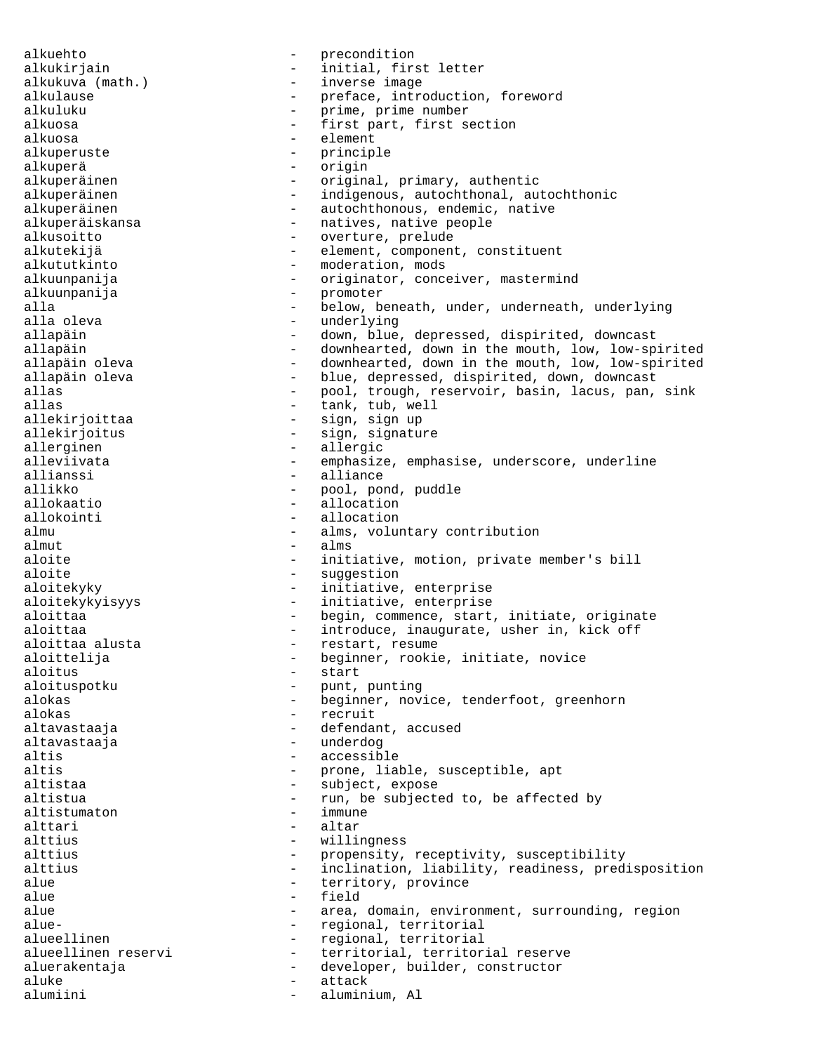alkuehto - precondition
alkukirjain - initial, first letter
alkukuva (math.) - inverse image
alkulause - preface, introduction, foreword
alkuluku - prime, prime number
alkuosa - first part, first section
alkuosa - element
alkuperuste - principle
alkuperä - origin
alkuperäinen - original, primary, authentic
alkuperäinen - indigenous, autochthonal, autochthonic
alkuperäinen - autochthonous, endemic, native
alkuperäiskansa - natives, native people
alkusoitto - overture, prelude
alkutekijä - element, component, constituent
alkututkinto - moderation, mods
alkuunpanija - originator, conceiver, mastermind
alkuunpanija - promoter
alla - below, beneath, under, underneath, underlying
alla oleva - underlying
allapäin - down, blue, depressed, dispirited, downcast
allapäin - downhearted, down in the mouth, low, low-spirited
allapäin oleva - downhearted, down in the mouth, low, low-spirited
allapäin oleva - blue, depressed, dispirited, down, downcast
allas - pool, trough, reservoir, basin, lacus, pan, sink
allas - tank, tub, well
allekirjoittaa - sign, sign up
allekirjoitus - sign, signature
allerginen - allergic
alleviivata - emphasize, emphasise, underscore, underline
allianssi - alliance
allikko - pool, pond, puddle
allokaatio - allocation
allokointi - allocation
almu - alms, voluntary contribution
almut - alms
aloite - initiative, motion, private member's bill
aloite - suggestion
aloitekyky - initiative, enterprise
aloitekykyisyys - initiative, enterprise
aloittaa - begin, commence, start, initiate, originate
aloittaa - introduce, inaugurate, usher in, kick off
aloittaa alusta - restart, resume
aloittelija - beginner, rookie, initiate, novice
aloitus - start
aloituspotku - punt, punting
alokas - beginner, novice, tenderfoot, greenhorn
alokas - recruit
altavastaaja - defendant, accused
altavastaaja - underdog
altis - accessible
altis - prone, liable, susceptible, apt
altistaa - subject, expose
altistua - run, be subjected to, be affected by
altistumaton - immune
alttari - altar
alttius - willingness
alttius - propensity, receptivity, susceptibility
alttius - inclination, liability, readiness, predisposition
alue - territory, province
alue - field
alue - area, domain, environment, surrounding, region
alue- - regional, territorial
alueellinen - regional, territorial
alueellinen reservi - territorial, territorial reserve
aluerakentaja - developer, builder, constructor
aluke - attack
alumiini - aluminium, Al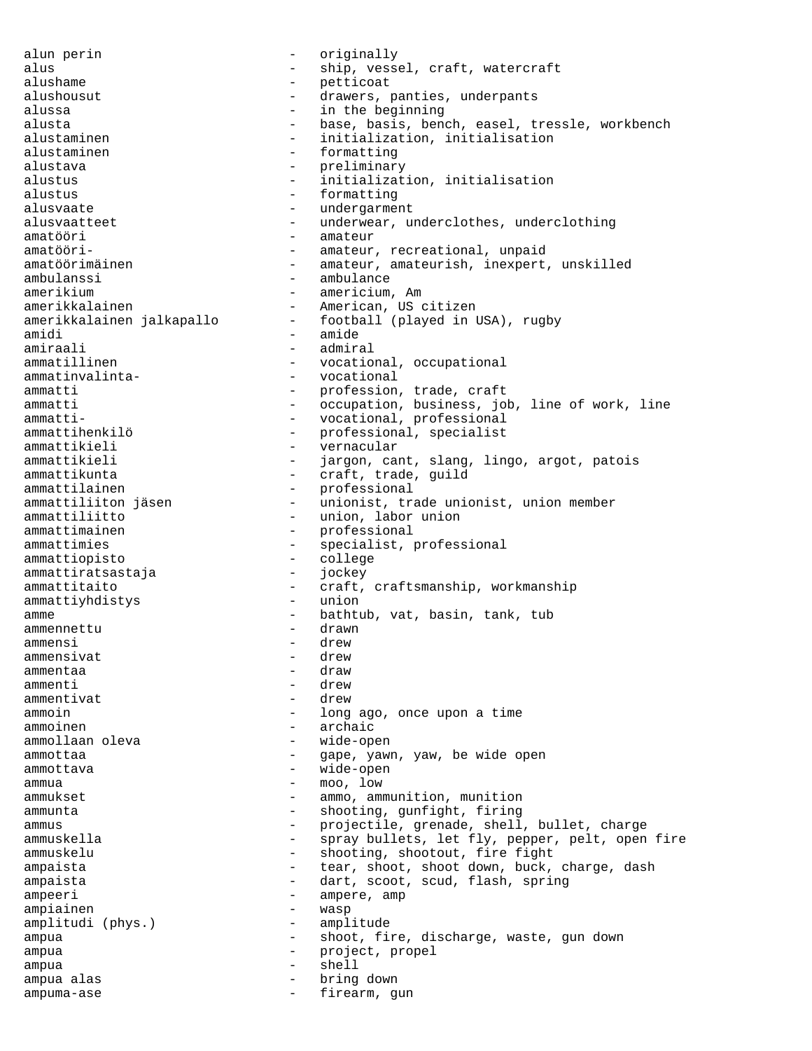alun perin - originally
alus - ship, vessel, craft, watercraft
alushame - petticoat
alushousut - drawers, panties, underpants
alussa - in the beginning
alusta - base, basis, bench, easel, tressle, workbench
alustaminen - initialization, initialisation
alustaminen - formatting
alustava - preliminary
alustus - initialization, initialisation
alustus - formatting
alusvaate - undergarment
alusvaatteet - underwear, underclothes, underclothing
amatööri - amateur
amatööri- - amateur, recreational, unpaid
amatöörimäinen - amateur, amateurish, inexpert, unskilled
ambulanssi - ambulance
amerikium - americium, Am
amerikkalainen - American, US citizen
amerikkalainen jalkapallo - football (played in USA), rugby
amidi - amide
amiraali - admiral
ammatillinen - vocational, occupational
ammatinvalinta- - vocational
ammatti - profession, trade, craft
ammatti - occupation, business, job, line of work, line
ammatti- - vocational, professional
ammattihenkilö - professional, specialist
ammattikieli - vernacular
ammattikieli - jargon, cant, slang, lingo, argot, patois
ammattikunta - craft, trade, guild
ammattilainen - professional
ammattiliiton jäsen - unionist, trade unionist, union member
ammattiliitto - union, labor union
ammattimainen - professional
ammattimies - specialist, professional
ammattiopisto - college
ammattiratsastaja - jockey
ammattitaito - craft, craftsmanship, workmanship
ammattiyhdistys - union
amme - bathtub, vat, basin, tank, tub
ammennettu - drawn
ammensi - drew
ammensivat - drew
ammentaa - draw
ammenti - drew
ammentivat - drew
ammoin - long ago, once upon a time
ammoinen - archaic
ammollaan oleva - wide-open
ammottaa - gape, yawn, yaw, be wide open
ammottava - wide-open
ammua - moo, low
ammukset - ammo, ammunition, munition
ammunta - shooting, gunfight, firing
ammus - projectile, grenade, shell, bullet, charge
ammuskella - spray bullets, let fly, pepper, pelt, open fire
ammuskelu - shooting, shootout, fire fight
ampaista - tear, shoot, shoot down, buck, charge, dash
ampaista - dart, scoot, scud, flash, spring
ampeeri - ampere, amp
ampiainen - wasp
amplitudi (phys.) - amplitude
ampua - shoot, fire, discharge, waste, gun down
ampua - project, propel
ampua - shell
ampua alas - bring down
ampuma-ase - firearm, gun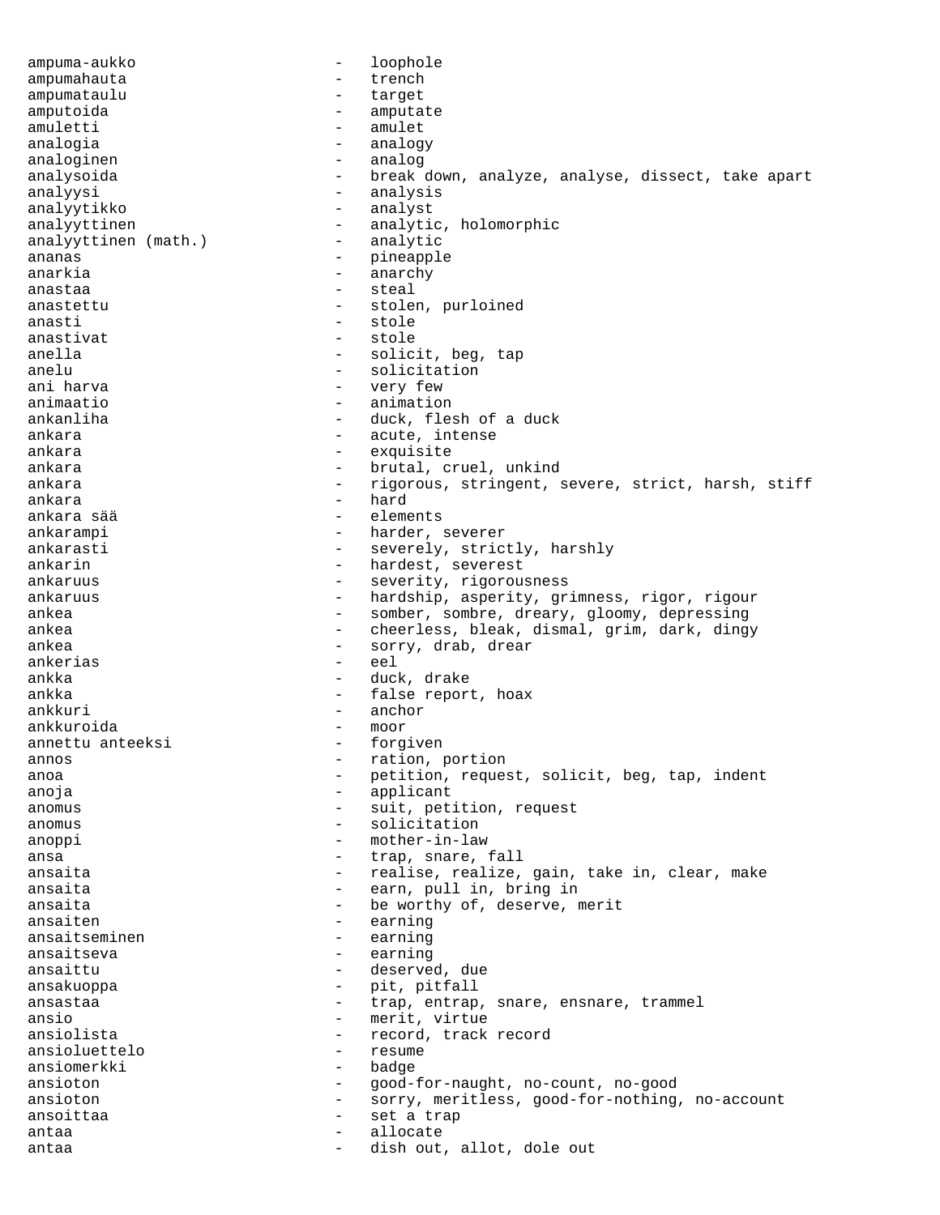ampuma-aukko - loophole
ampumahauta - trench
ampumataulu - target
amputoida - amputate
amuletti - amulet
analogia - analogy
analoginen - analog
analysoida - break down, analyze, analyse, dissect, take apart
analyysi - analysis
analyytikko - analyst
analyyttinen - analytic, holomorphic
analyyttinen (math.) - analytic
ananas - pineapple
anarkia - anarchy
anastaa - steal
anastettu - stolen, purloined
anasti - stole
anastivat - stole
anella - solicit, beg, tap
anelu - solicitation
ani harva - very few
animaatio - animation
ankanliha - duck, flesh of a duck
ankara - acute, intense
ankara - exquisite
ankara - brutal, cruel, unkind
ankara - rigorous, stringent, severe, strict, harsh, stiff
ankara - hard
ankara sää - elements
ankarampi - harder, severer
ankarasti - severely, strictly, harshly
ankarin - hardest, severest
ankaruus - severity, rigorousness
ankaruus - hardship, asperity, grimness, rigor, rigour
ankea - somber, sombre, dreary, gloomy, depressing
ankea - cheerless, bleak, dismal, grim, dark, dingy
ankea - sorry, drab, drear
ankerias - eel
ankka - duck, drake
ankka - false report, hoax
ankkuri - anchor
ankkuroida - moor
annettu anteeksi - forgiven
annos - ration, portion
anoa - petition, request, solicit, beg, tap, indent
anoja - applicant
anomus - suit, petition, request
anomus - solicitation
anoppi - mother-in-law
ansa - trap, snare, fall
ansaita - realise, realize, gain, take in, clear, make
ansaita - earn, pull in, bring in
ansaita - be worthy of, deserve, merit
ansaiten - earning
ansaitseminen - earning
ansaitseva - earning
ansaittu - deserved, due
ansakuoppa - pit, pitfall
ansastaa - trap, entrap, snare, ensnare, trammel
ansio - merit, virtue
ansiolista - record, track record
ansioluettelo - resume
ansiomerkki - badge
ansioton - good-for-naught, no-count, no-good
ansioton - sorry, meritless, good-for-nothing, no-account
ansoittaa - set a trap
antaa - allocate
antaa - dish out, allot, dole out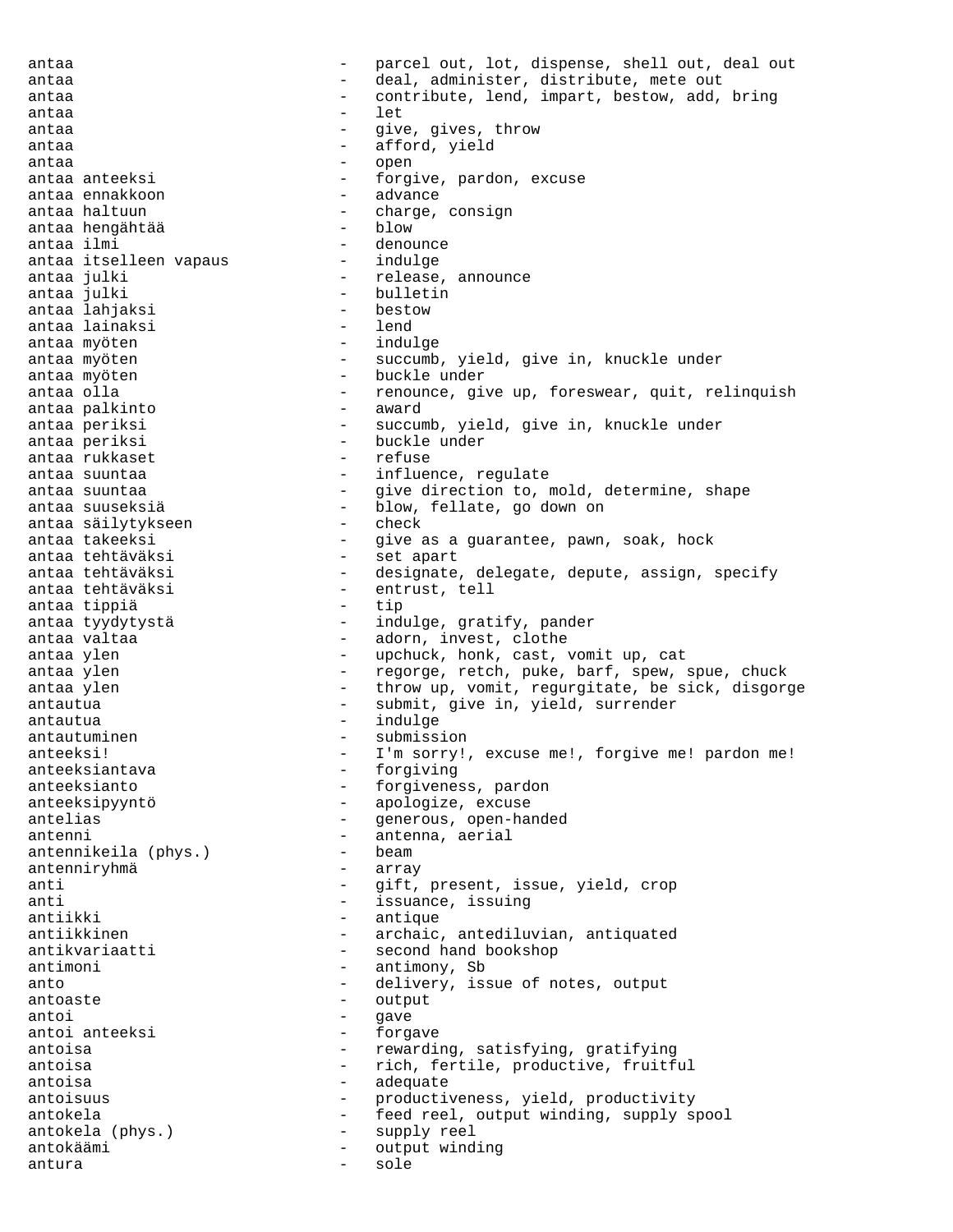antaa - parcel out, lot, dispense, shell out, deal out
antaa - deal, administer, distribute, mete out
antaa - contribute, lend, impart, bestow, add, bring
antaa - let
antaa - give, gives, throw
antaa - afford, yield
antaa - open
antaa anteeksi - forgive, pardon, excuse
antaa ennakkoon - advance
antaa haltuun - charge, consign
antaa hengähtää - blow
antaa ilmi - denounce
antaa itselleen vapaus - indulge
antaa julki - release, announce
antaa julki - bulletin
antaa lahjaksi - bestow
antaa lainaksi - lend
antaa myöten - indulge
antaa myöten - succumb, yield, give in, knuckle under
antaa myöten - buckle under
antaa olla - renounce, give up, foreswear, quit, relinquish
antaa palkinto - award
antaa periksi - succumb, yield, give in, knuckle under
antaa periksi - buckle under
antaa rukkaset - refuse
antaa suuntaa - influence, regulate
antaa suuntaa - give direction to, mold, determine, shape
antaa suuseksiä - blow, fellate, go down on
antaa säilytykseen - check
antaa takeeksi - give as a guarantee, pawn, soak, hock
antaa tehtäväksi - set apart
antaa tehtäväksi - designate, delegate, depute, assign, specify
antaa tehtäväksi - entrust, tell
antaa tippiä - tip
antaa tyydytystä - indulge, gratify, pander
antaa valtaa - adorn, invest, clothe
antaa ylen - upchuck, honk, cast, vomit up, cat
antaa ylen - regorge, retch, puke, barf, spew, spue, chuck
antaa ylen - throw up, vomit, regurgitate, be sick, disgorge
antautua - submit, give in, yield, surrender
antautua - indulge
antautuminen - submission
anteeksi! - I'm sorry!, excuse me!, forgive me! pardon me!
anteeksiantava - forgiving
anteeksianto - forgiveness, pardon
anteeksipyyntö - apologize, excuse
antelias - generous, open-handed
antenni - antenna, aerial
antennikeila (phys.) - beam
antenniryhmä - array
anti - gift, present, issue, yield, crop
anti - issuance, issuing
antiikki - antique
antiikkinen - archaic, antediluvian, antiquated
antikvariaatti - second hand bookshop
antimoni - antimony, Sb
anto - delivery, issue of notes, output
antoaste - output
antoi - gave
antoi anteeksi - forgave
antoisa - rewarding, satisfying, gratifying
antoisa - rich, fertile, productive, fruitful
antoisa - adequate
antoisuus - productiveness, yield, productivity
antokela - feed reel, output winding, supply spool
antokela (phys.) - supply reel
antokäämi - output winding
antura - sole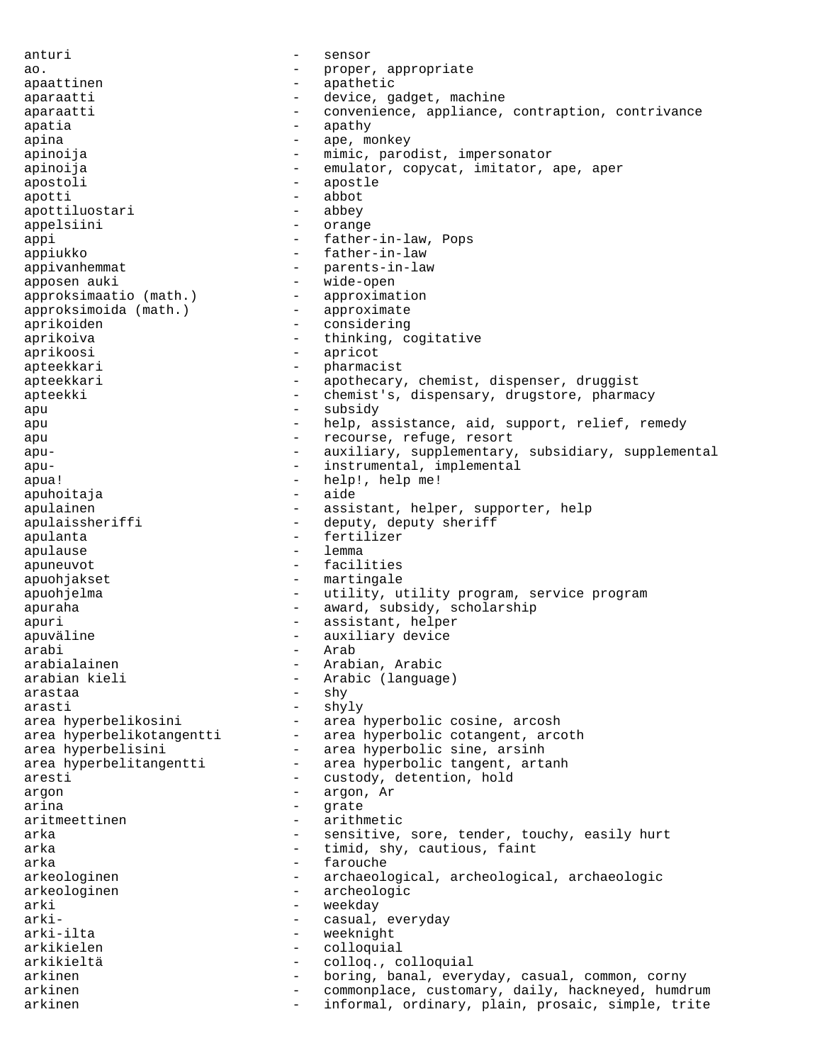| | | |
|---|---|---|
| anturi | - | sensor |
| ao. | - | proper, appropriate |
| apaattinen | - | apathetic |
| aparaatti | - | device, gadget, machine |
| aparaatti | - | convenience, appliance, contraption, contrivance |
| apatia | - | apathy |
| apina | - | ape, monkey |
| apinoija | - | mimic, parodist, impersonator |
| apinoija | - | emulator, copycat, imitator, ape, aper |
| apostoli | - | apostle |
| apotti | - | abbot |
| apottiluostari | - | abbey |
| appelsiini | - | orange |
| appi | - | father-in-law, Pops |
| appiukko | - | father-in-law |
| appivanhemmat | - | parents-in-law |
| apposen auki | - | wide-open |
| approksimaatio (math.) | - | approximation |
| approksimoida (math.) | - | approximate |
| aprikoiden | - | considering |
| aprikoiva | - | thinking, cogitative |
| aprikoosi | - | apricot |
| apteekkari | - | pharmacist |
| apteekkari | - | apothecary, chemist, dispenser, druggist |
| apteekki | - | chemist's, dispensary, drugstore, pharmacy |
| apu | - | subsidy |
| apu | - | help, assistance, aid, support, relief, remedy |
| apu | - | recourse, refuge, resort |
| apu- | - | auxiliary, supplementary, subsidiary, supplemental |
| apu- | - | instrumental, implemental |
| apua! | - | help!, help me! |
| apuhoitaja | - | aide |
| apulainen | - | assistant, helper, supporter, help |
| apulaissheriffi | - | deputy, deputy sheriff |
| apulanta | - | fertilizer |
| apulause | - | lemma |
| apuneuvot | - | facilities |
| apuohjakset | - | martingale |
| apuohjelma | - | utility, utility program, service program |
| apuraha | - | award, subsidy, scholarship |
| apuri | - | assistant, helper |
| apuväline | - | auxiliary device |
| arabi | - | Arab |
| arabialainen | - | Arabian, Arabic |
| arabian kieli | - | Arabic (language) |
| arastaa | - | shy |
| arasti | - | shyly |
| area hyperbelikosini | - | area hyperbolic cosine, arcosh |
| area hyperbelikotangentti | - | area hyperbolic cotangent, arcoth |
| area hyperbelisini | - | area hyperbolic sine, arsinh |
| area hyperbelitangentti | - | area hyperbolic tangent, artanh |
| aresti | - | custody, detention, hold |
| argon | - | argon, Ar |
| arina | - | grate |
| aritmeettinen | - | arithmetic |
| arka | - | sensitive, sore, tender, touchy, easily hurt |
| arka | - | timid, shy, cautious, faint |
| arka | - | farouche |
| arkeologinen | - | archaeological, archeological, archaeologic |
| arkeologinen | - | archeologic |
| arki | - | weekday |
| arki- | - | casual, everyday |
| arki-ilta | - | weeknight |
| arkikielen | - | colloquial |
| arkikieltä | - | colloq., colloquial |
| arkinen | - | boring, banal, everyday, casual, common, corny |
| arkinen | - | commonplace, customary, daily, hackneyed, humdrum |
| arkinen | - | informal, ordinary, plain, prosaic, simple, trite |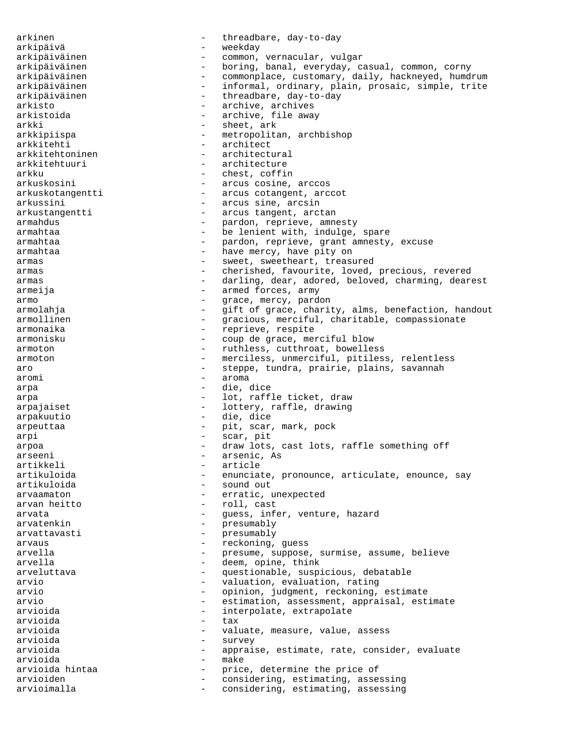arkinen - threadbare, day-to-day
arkipäivä - weekday
arkipäiväinen - common, vernacular, vulgar
arkipäiväinen - boring, banal, everyday, casual, common, corny
arkipäiväinen - commonplace, customary, daily, hackneyed, humdrum
arkipäiväinen - informal, ordinary, plain, prosaic, simple, trite
arkipäiväinen - threadbare, day-to-day
arkisto - archive, archives
arkistoida - archive, file away
arkki - sheet, ark
arkkipiispa - metropolitan, archbishop
arkkitehti - architect
arkkitehtoninen - architectural
arkkitehtuuri - architecture
arkku - chest, coffin
arkuskosini - arcus cosine, arccos
arkuskotangentti - arcus cotangent, arccot
arkussini - arcus sine, arcsin
arkustangentti - arcus tangent, arctan
armahdus - pardon, reprieve, amnesty
armahtaa - be lenient with, indulge, spare
armahtaa - pardon, reprieve, grant amnesty, excuse
armahtaa - have mercy, have pity on
armas - sweet, sweetheart, treasured
armas - cherished, favourite, loved, precious, revered
armas - darling, dear, adored, beloved, charming, dearest
armeija - armed forces, army
armo - grace, mercy, pardon
armolahja - gift of grace, charity, alms, benefaction, handout
armollinen - gracious, merciful, charitable, compassionate
armonaika - reprieve, respite
armonisku - coup de grace, merciful blow
armoton - ruthless, cutthroat, bowelless
armoton - merciless, unmerciful, pitiless, relentless
aro - steppe, tundra, prairie, plains, savannah
aromi - aroma
arpa - die, dice
arpa - lot, raffle ticket, draw
arpajaiset - lottery, raffle, drawing
arpakuutio - die, dice
arpeuttaa - pit, scar, mark, pock
arpi - scar, pit
arpoa - draw lots, cast lots, raffle something off
arseeni - arsenic, As
artikkeli - article
artikuloida - enunciate, pronounce, articulate, enounce, say
artikuloida - sound out
arvaamaton - erratic, unexpected
arvan heitto - roll, cast
arvata - guess, infer, venture, hazard
arvatenkin - presumably
arvattavasti - presumably
arvaus - reckoning, guess
arvella - presume, suppose, surmise, assume, believe
arvella - deem, opine, think
arveluttava - questionable, suspicious, debatable
arvio - valuation, evaluation, rating
arvio - opinion, judgment, reckoning, estimate
arvio - estimation, assessment, appraisal, estimate
arvioida - interpolate, extrapolate
arvioida - tax
arvioida - valuate, measure, value, assess
arvioida - survey
arvioida - appraise, estimate, rate, consider, evaluate
arvioida - make
arvioida hintaa - price, determine the price of
arvioiden - considering, estimating, assessing
arvioimalla - considering, estimating, assessing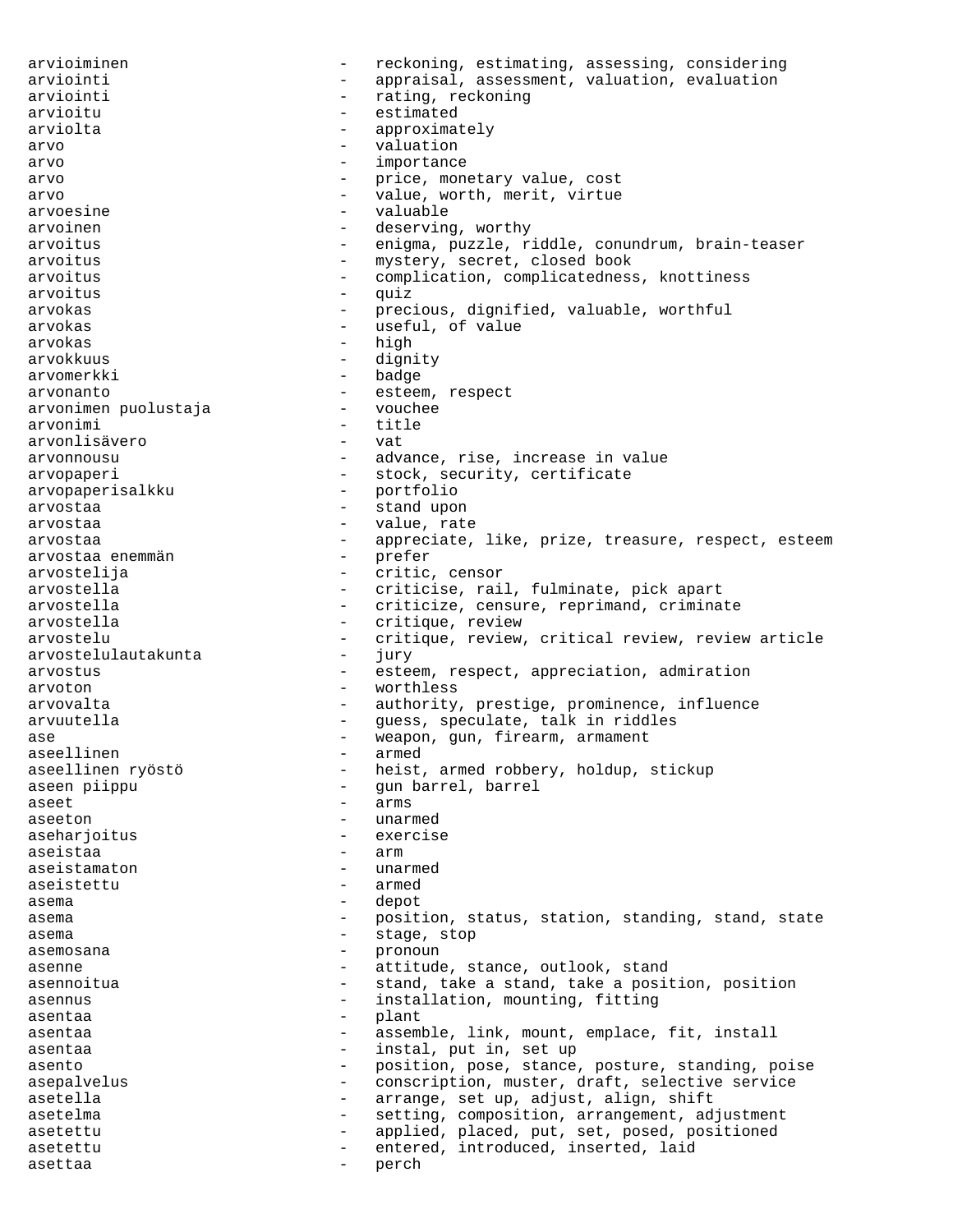arvioiminen - reckoning, estimating, assessing, considering
arviointi - appraisal, assessment, valuation, evaluation
arviointi - rating, reckoning
arvioitu - estimated
arviolta - approximately
arvo - valuation
arvo - importance
arvo - price, monetary value, cost
arvo - value, worth, merit, virtue
arvoesine - valuable
arvoinen - deserving, worthy
arvoitus - enigma, puzzle, riddle, conundrum, brain-teaser
arvoitus - mystery, secret, closed book
arvoitus - complication, complicatedness, knottiness
arvoitus - quiz
arvokas - precious, dignified, valuable, worthful
arvokas - useful, of value
arvokas - high
arvokkuus - dignity
arvomerkki - badge
arvonanto - esteem, respect
arvonimen puolustaja - vouchee
arvonimi - title
arvonlisävero - vat
arvonnousu - advance, rise, increase in value
arvopaperi - stock, security, certificate
arvopaperisalkku - portfolio
arvostaa - stand upon
arvostaa - value, rate
arvostaa - appreciate, like, prize, treasure, respect, esteem
arvostaa enemmän - prefer
arvostelija - critic, censor
arvostella - criticise, rail, fulminate, pick apart
arvostella - criticize, censure, reprimand, criminate
arvostella - critique, review
arvostelu - critique, review, critical review, review article
arvostelulautakunta - jury
arvostus - esteem, respect, appreciation, admiration
arvoton - worthless
arvovalta - authority, prestige, prominence, influence
arvuutella - guess, speculate, talk in riddles
ase - weapon, gun, firearm, armament
aseellinen - armed
aseellinen ryöstö - heist, armed robbery, holdup, stickup
aseen piippu - gun barrel, barrel
aseet - arms
aseeton - unarmed
aseharjoitus - exercise
aseistaa - arm
aseistamaton - unarmed
aseistettu - armed
asema - depot
asema - position, status, station, standing, stand, state
asema - stage, stop
asemosana - pronoun
asenne - attitude, stance, outlook, stand
asennoitua - stand, take a stand, take a position, position
asennus - installation, mounting, fitting
asentaa - plant
asentaa - assemble, link, mount, emplace, fit, install
asentaa - instal, put in, set up
asento - position, pose, stance, posture, standing, poise
asepalvelus - conscription, muster, draft, selective service
asetella - arrange, set up, adjust, align, shift
asetelma - setting, composition, arrangement, adjustment
asetettu - applied, placed, put, set, posed, positioned
asetettu - entered, introduced, inserted, laid
asettaa - perch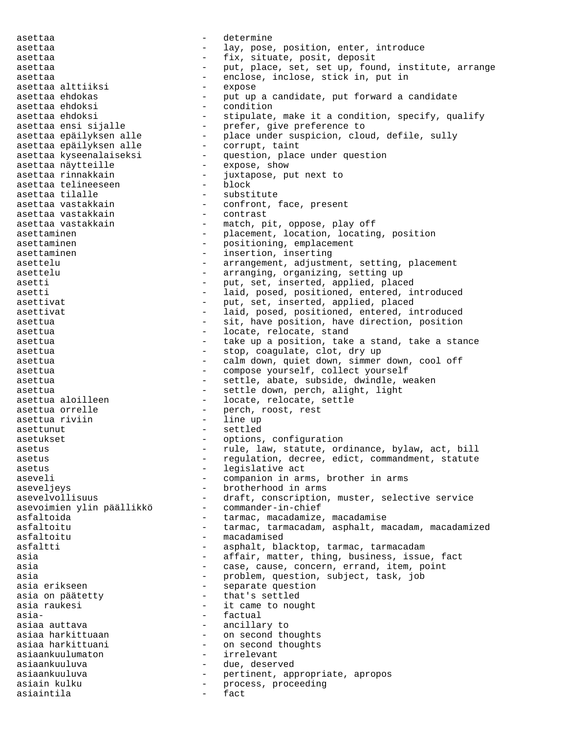asettaa - determine
asettaa - lay, pose, position, enter, introduce
asettaa - fix, situate, posit, deposit
asettaa - put, place, set, set up, found, institute, arrange
asettaa - enclose, inclose, stick in, put in
asettaa alttiiksi - expose
asettaa ehdokas - put up a candidate, put forward a candidate
asettaa ehdoksi - condition
asettaa ehdoksi - stipulate, make it a condition, specify, qualify
asettaa ensi sijalle - prefer, give preference to
asettaa epäilyksen alle - place under suspicion, cloud, defile, sully
asettaa epäilyksen alle - corrupt, taint
asettaa kyseenalaiseksi - question, place under question
asettaa näytteille - expose, show
asettaa rinnakkain - juxtapose, put next to
asettaa telineeseen - block
asettaa tilalle - substitute
asettaa vastakkain - confront, face, present
asettaa vastakkain - contrast
asettaa vastakkain - match, pit, oppose, play off
asettaminen - placement, location, locating, position
asettaminen - positioning, emplacement
asettaminen - insertion, inserting
asettelu - arrangement, adjustment, setting, placement
asettelu - arranging, organizing, setting up
asetti - put, set, inserted, applied, placed
asetti - laid, posed, positioned, entered, introduced
asettivat - put, set, inserted, applied, placed
asettivat - laid, posed, positioned, entered, introduced
asettua - sit, have position, have direction, position
asettua - locate, relocate, stand
asettua - take up a position, take a stand, take a stance
asettua - stop, coagulate, clot, dry up
asettua - calm down, quiet down, simmer down, cool off
asettua - compose yourself, collect yourself
asettua - settle, abate, subside, dwindle, weaken
asettua - settle down, perch, alight, light
asettua aloilleen - locate, relocate, settle
asettua orrelle - perch, roost, rest
asettua riviin - line up
asettunut - settled
asetukset - options, configuration
asetus - rule, law, statute, ordinance, bylaw, act, bill
asetus - regulation, decree, edict, commandment, statute
asetus - legislative act
aseveli - companion in arms, brother in arms
aseveljeys - brotherhood in arms
asevelvollisuus - draft, conscription, muster, selective service
asevoimien ylin päällikkö - commander-in-chief
asfaltoida - tarmac, macadamize, macadamise
asfaltoitu - tarmac, tarmacadam, asphalt, macadam, macadamized
asfaltoitu - macadamised
asfaltti - asphalt, blacktop, tarmac, tarmacadam
asia - affair, matter, thing, business, issue, fact
asia - case, cause, concern, errand, item, point
asia - problem, question, subject, task, job
asia erikseen - separate question
asia on päätetty - that's settled
asia raukesi - it came to nought
asia- - factual
asiaa auttava - ancillary to
asiaa harkittuaan - on second thoughts
asiaa harkittuani - on second thoughts
asiaankuulumaton - irrelevant
asiaankuuluva - due, deserved
asiaankuuluva - pertinent, appropriate, apropos
asiain kulku - process, proceeding
asiaintila - fact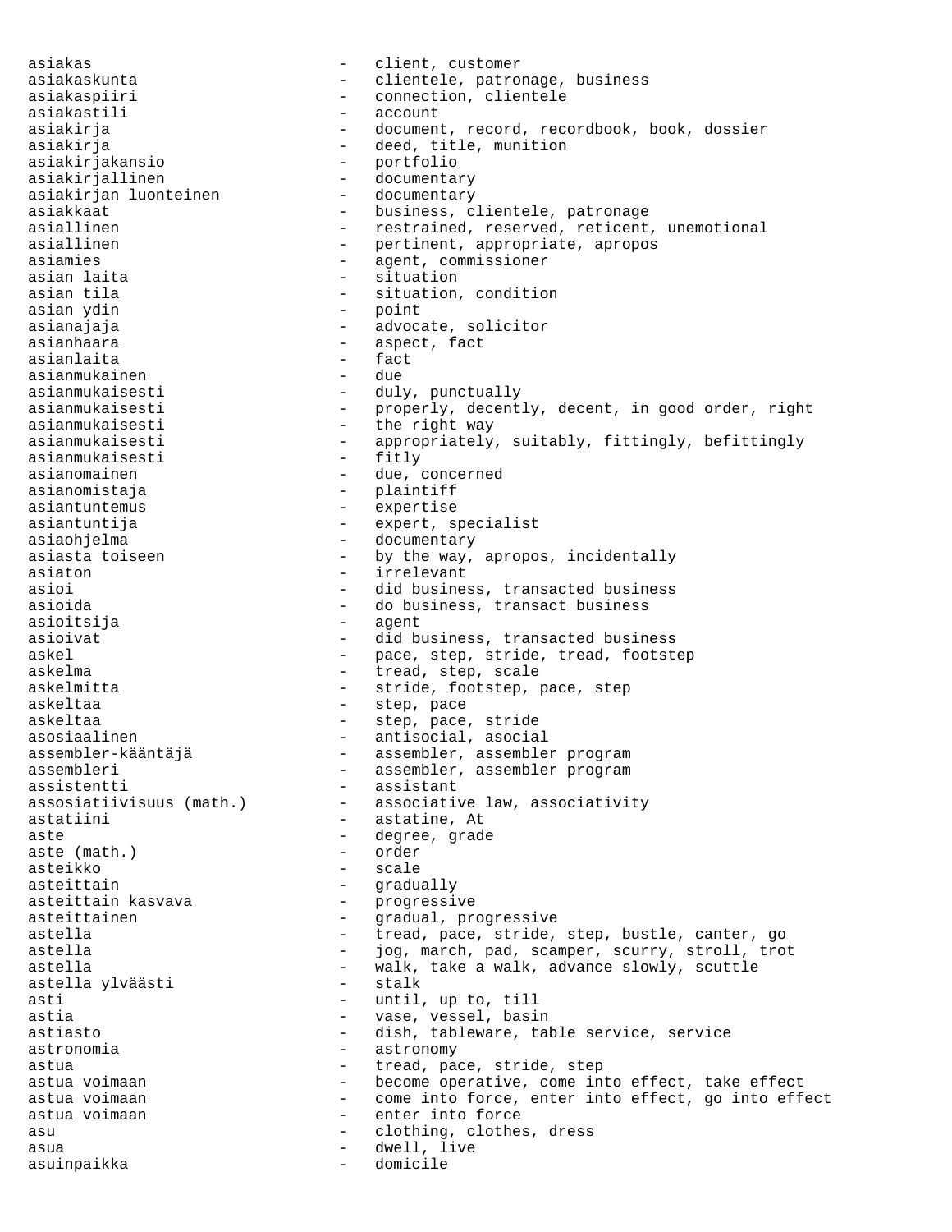```
asiakas                       -   client, customer
asiakaskunta                  -   clientele, patronage, business
asiakaspiiri                  -   connection, clientele
asiakastili                   -   account
asiakirja                     -   document, record, recordbook, book, dossier
asiakirja                     -   deed, title, munition
asiakirjakansio               -   portfolio
asiakirjallinen               -   documentary
asiakirjan luonteinen         -   documentary
asiakkaat                     -   business, clientele, patronage
asiallinen                    -   restrained, reserved, reticent, unemotional
asiallinen                    -   pertinent, appropriate, apropos
asiamies                      -   agent, commissioner
asian laita                   -   situation
asian tila                    -   situation, condition
asian ydin                    -   point
asianajaja                    -   advocate, solicitor
asianhaara                    -   aspect, fact
asianlaita                    -   fact
asianmukainen                 -   due
asianmukaisesti               -   duly, punctually
asianmukaisesti               -   properly, decently, decent, in good order, right
asianmukaisesti               -   the right way
asianmukaisesti               -   appropriately, suitably, fittingly, befittingly
asianmukaisesti               -   fitly
asianomainen                  -   due, concerned
asianomistaja                 -   plaintiff
asiantuntemus                 -   expertise
asiantuntija                  -   expert, specialist
asiaohjelma                   -   documentary
asiasta toiseen               -   by the way, apropos, incidentally
asiaton                       -   irrelevant
asioi                         -   did business, transacted business
asioida                       -   do business, transact business
asioitsija                    -   agent
asioivat                      -   did business, transacted business
askel                         -   pace, step, stride, tread, footstep
askelma                       -   tread, step, scale
askelmitta                    -   stride, footstep, pace, step
askeltaa                      -   step, pace
askeltaa                      -   step, pace, stride
asosiaalinen                  -   antisocial, asocial
assembler-kääntäjä            -   assembler, assembler program
assembleri                    -   assembler, assembler program
assistentti                   -   assistant
assosiatiivisuus (math.)      -   associative law, associativity
astatiini                     -   astatine, At
aste                          -   degree, grade
aste (math.)                  -   order
asteikko                      -   scale
asteittain                    -   gradually
asteittain kasvava            -   progressive
asteittainen                  -   gradual, progressive
astella                       -   tread, pace, stride, step, bustle, canter, go
astella                       -   jog, march, pad, scamper, scurry, stroll, trot
astella                       -   walk, take a walk, advance slowly, scuttle
astella ylväästi              -   stalk
asti                          -   until, up to, till
astia                         -   vase, vessel, basin
astiasto                      -   dish, tableware, table service, service
astronomia                    -   astronomy
astua                         -   tread, pace, stride, step
astua voimaan                 -   become operative, come into effect, take effect
astua voimaan                 -   come into force, enter into effect, go into effect
astua voimaan                 -   enter into force
asu                           -   clothing, clothes, dress
asua                          -   dwell, live
asuinpaikka                   -   domicile
```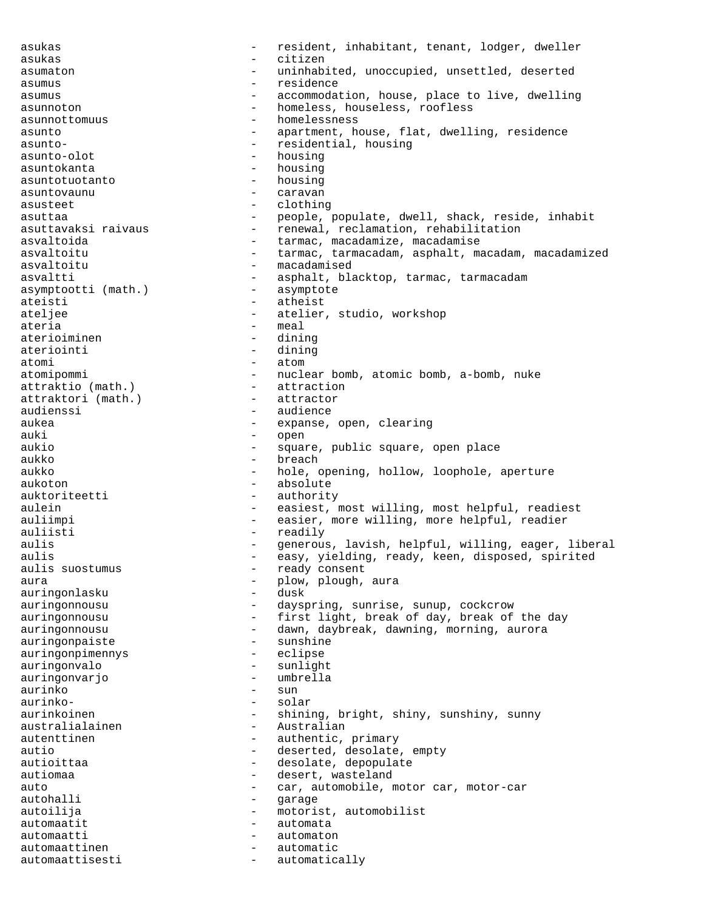asukas - resident, inhabitant, tenant, lodger, dweller
asukas - citizen
asumaton - uninhabited, unoccupied, unsettled, deserted
asumus - residence
asumus - accommodation, house, place to live, dwelling
asunnoton - homeless, houseless, roofless
asunnottomuus - homelessness
asunto - apartment, house, flat, dwelling, residence
asunto- - residential, housing
asunto-olot - housing
asuntokanta - housing
asuntotuotanto - housing
asuntovaunu - caravan
asusteet - clothing
asuttaa - people, populate, dwell, shack, reside, inhabit
asuttavaksi raivaus - renewal, reclamation, rehabilitation
asvaltoida - tarmac, macadamize, macadamise
asvaltoitu - tarmac, tarmacadam, asphalt, macadam, macadamized
asvaltoitu - macadamised
asvaltti - asphalt, blacktop, tarmac, tarmacadam
asymptootti (math.) - asymptote
ateisti - atheist
ateljee - atelier, studio, workshop
ateria - meal
aterioiminen - dining
ateriointi - dining
atomi - atom
atomipommi - nuclear bomb, atomic bomb, a-bomb, nuke
attraktio (math.) - attraction
attraktori (math.) - attractor
audienssi - audience
aukea - expanse, open, clearing
auki - open
aukio - square, public square, open place
aukko - breach
aukko - hole, opening, hollow, loophole, aperture
aukoton - absolute
auktoriteetti - authority
aulein - easiest, most willing, most helpful, readiest
auliimpi - easier, more willing, more helpful, readier
auliisti - readily
aulis - generous, lavish, helpful, willing, eager, liberal
aulis - easy, yielding, ready, keen, disposed, spirited
aulis suostumus - ready consent
aura - plow, plough, aura
auringonlasku - dusk
auringonnousu - dayspring, sunrise, sunup, cockcrow
auringonnousu - first light, break of day, break of the day
auringonnousu - dawn, daybreak, dawning, morning, aurora
auringonpaiste - sunshine
auringonpimennys - eclipse
auringonvalo - sunlight
auringonvarjo - umbrella
aurinko - sun
aurinko- - solar
aurinkoinen - shining, bright, shiny, sunshiny, sunny
australialainen - Australian
autenttinen - authentic, primary
autio - deserted, desolate, empty
autioittaa - desolate, depopulate
autiomaa - desert, wasteland
auto - car, automobile, motor car, motor-car
autohalli - garage
autoilija - motorist, automobilist
automaatit - automata
automaatti - automaton
automaattinen - automatic
automaattisesti - automatically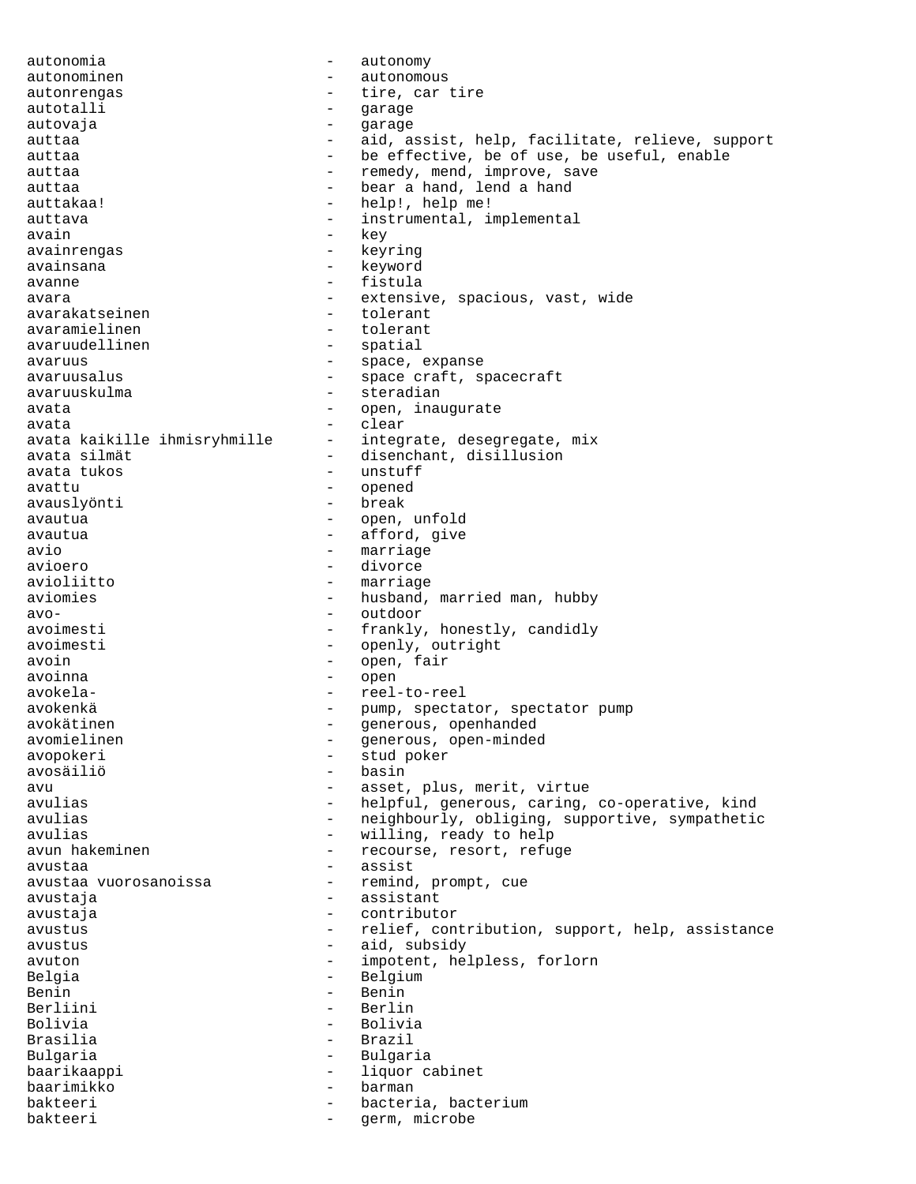autonomia - autonomy
autonominen - autonomous
autonrengas - tire, car tire
autotalli - garage
autovaja - garage
auttaa - aid, assist, help, facilitate, relieve, support
auttaa - be effective, be of use, be useful, enable
auttaa - remedy, mend, improve, save
auttaa - bear a hand, lend a hand
auttakaa! - help!, help me!
auttava - instrumental, implemental
avain - key
avainrengas - keyring
avainsana - keyword
avanne - fistula
avara - extensive, spacious, vast, wide
avarakatseinen - tolerant
avaramielinen - tolerant
avaruudellinen - spatial
avaruus - space, expanse
avaruusalus - space craft, spacecraft
avaruuskulma - steradian
avata - open, inaugurate
avata - clear
avata kaikille ihmisryhmille - integrate, desegregate, mix
avata silmät - disenchant, disillusion
avata tukos - unstuff
avattu - opened
avauslyönti - break
avautua - open, unfold
avautua - afford, give
avio - marriage
avioero - divorce
avioliitto - marriage
aviomies - husband, married man, hubby
avo- - outdoor
avoimesti - frankly, honestly, candidly
avoimesti - openly, outright
avoin - open, fair
avoinna - open
avokela- - reel-to-reel
avokenkä - pump, spectator, spectator pump
avokätinen - generous, openhanded
avomielinen - generous, open-minded
avopokeri - stud poker
avosäiliö - basin
avu - asset, plus, merit, virtue
avulias - helpful, generous, caring, co-operative, kind
avulias - neighbourly, obliging, supportive, sympathetic
avulias - willing, ready to help
avun hakeminen - recourse, resort, refuge
avustaa - assist
avustaa vuorosanoissa - remind, prompt, cue
avustaja - assistant
avustaja - contributor
avustus - relief, contribution, support, help, assistance
avustus - aid, subsidy
avuton - impotent, helpless, forlorn
Belgia - Belgium
Benin - Benin
Berliini - Berlin
Bolivia - Bolivia
Brasilia - Brazil
Bulgaria - Bulgaria
baarikaappi - liquor cabinet
baarimikko - barman
bakteeri - bacteria, bacterium
bakteeri - germ, microbe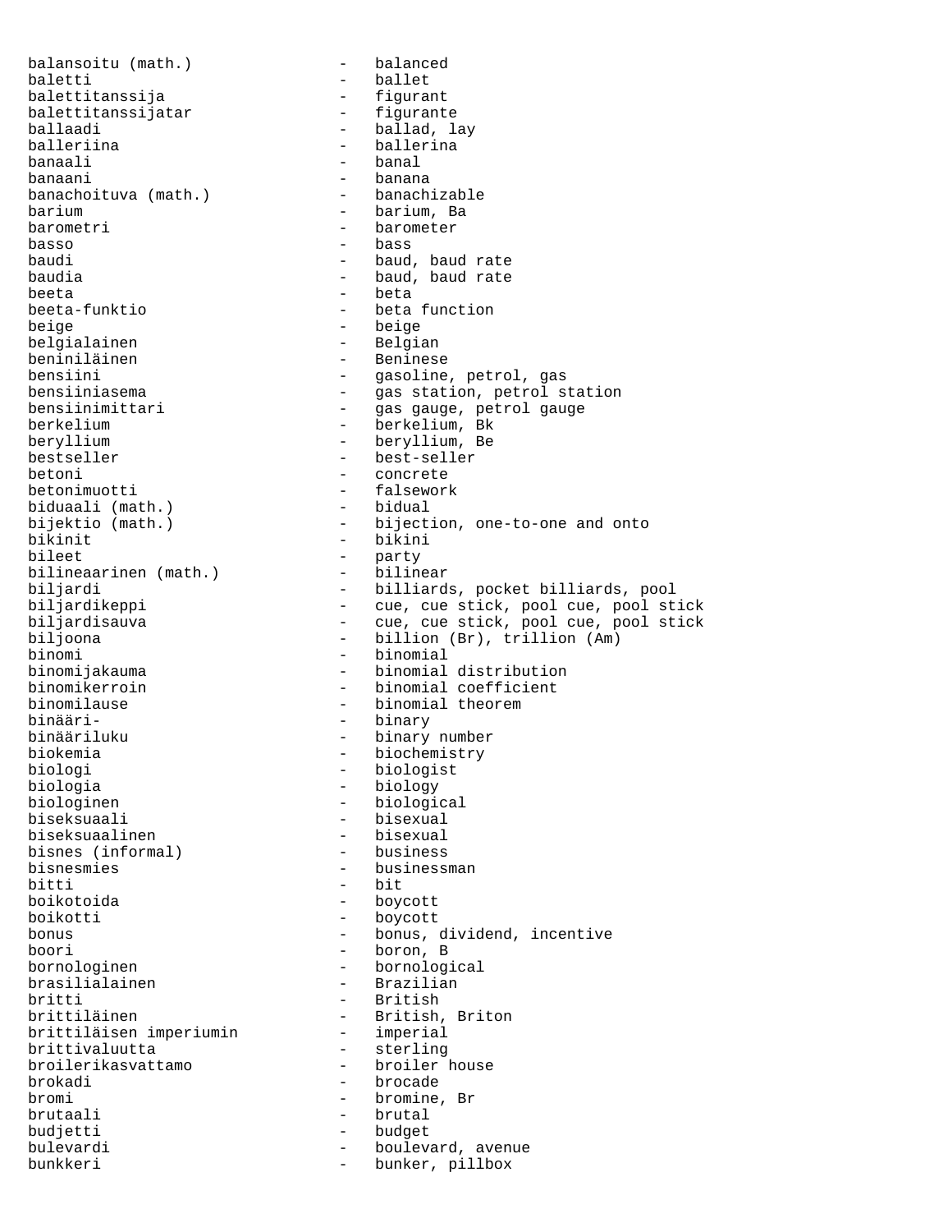| | | |
|---|---|---|
| balansoitu (math.) | - | balanced |
| baletti | - | ballet |
| balettitanssija | - | figurant |
| balettitanssijatar | - | figurante |
| ballaadi | - | ballad, lay |
| balleriina | - | ballerina |
| banaali | - | banal |
| banaani | - | banana |
| banachoituva (math.) | - | banachizable |
| barium | - | barium, Ba |
| barometri | - | barometer |
| basso | - | bass |
| baudi | - | baud, baud rate |
| baudia | - | baud, baud rate |
| beeta | - | beta |
| beeta-funktio | - | beta function |
| beige | - | beige |
| belgialainen | - | Belgian |
| beniniläinen | - | Beninese |
| bensiini | - | gasoline, petrol, gas |
| bensiiniasema | - | gas station, petrol station |
| bensiinimittari | - | gas gauge, petrol gauge |
| berkelium | - | berkelium, Bk |
| beryllium | - | beryllium, Be |
| bestseller | - | best-seller |
| betoni | - | concrete |
| betonimuotti | - | falsework |
| biduaali (math.) | - | bidual |
| bijektio (math.) | - | bijection, one-to-one and onto |
| bikinit | - | bikini |
| bileet | - | party |
| bilineaarinen (math.) | - | bilinear |
| biljardi | - | billiards, pocket billiards, pool |
| biljardikeppi | - | cue, cue stick, pool cue, pool stick |
| biljardisauva | - | cue, cue stick, pool cue, pool stick |
| biljoona | - | billion (Br), trillion (Am) |
| binomi | - | binomial |
| binomijakauma | - | binomial distribution |
| binomikerroin | - | binomial coefficient |
| binomilause | - | binomial theorem |
| binääri- | - | binary |
| binääriluku | - | binary number |
| biokemia | - | biochemistry |
| biologi | - | biologist |
| biologia | - | biology |
| biologinen | - | biological |
| biseksuaali | - | bisexual |
| biseksuaalinen | - | bisexual |
| bisnes (informal) | - | business |
| bisnesmies | - | businessman |
| bitti | - | bit |
| boikotoida | - | boycott |
| boikotti | - | boycott |
| bonus | - | bonus, dividend, incentive |
| boori | - | boron, B |
| bornologinen | - | bornological |
| brasilialainen | - | Brazilian |
| britti | - | British |
| brittiläinen | - | British, Briton |
| brittiläisen imperiumin | - | imperial |
| brittivaluutta | - | sterling |
| broilerikasvattamo | - | broiler house |
| brokadi | - | brocade |
| bromi | - | bromine, Br |
| brutaali | - | brutal |
| budjetti | - | budget |
| bulevardi | - | boulevard, avenue |
| bunkkeri | - | bunker, pillbox |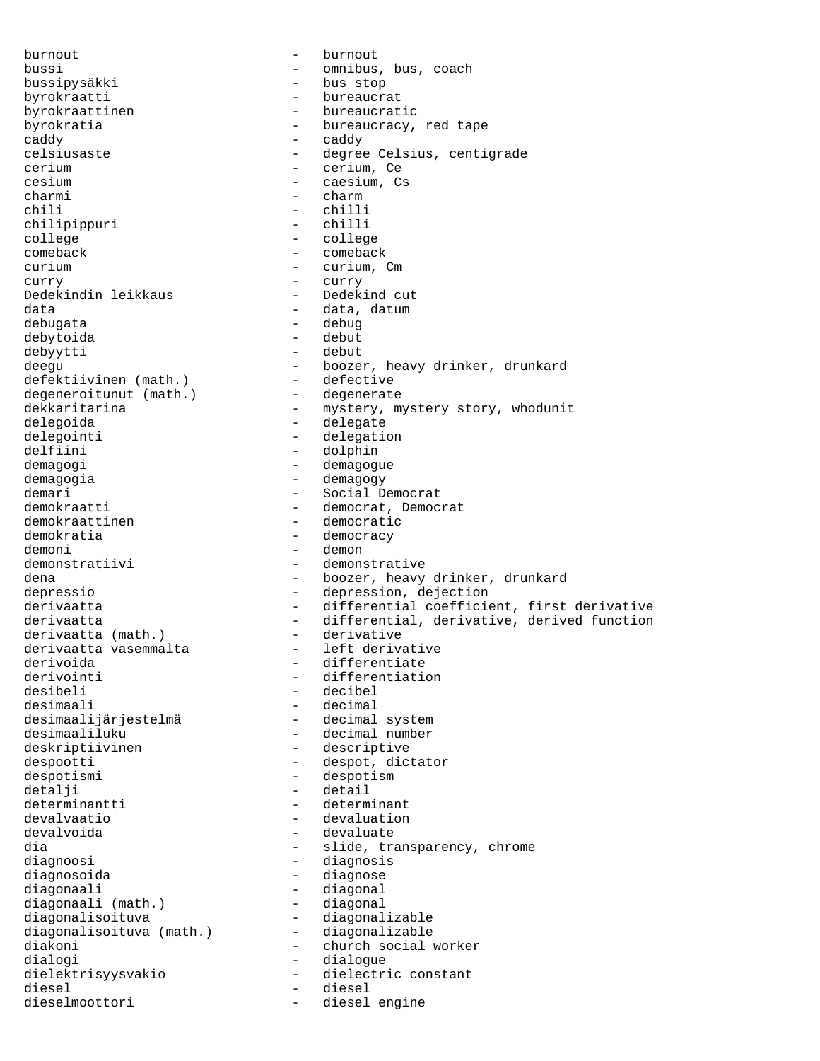| | | |
|---|---|---|
| burnout | - | burnout |
| bussi | - | omnibus, bus, coach |
| bussipysäkki | - | bus stop |
| byrokraatti | - | bureaucrat |
| byrokraattinen | - | bureaucratic |
| byrokratia | - | bureaucracy, red tape |
| caddy | - | caddy |
| celsiusaste | - | degree Celsius, centigrade |
| cerium | - | cerium, Ce |
| cesium | - | caesium, Cs |
| charmi | - | charm |
| chili | - | chilli |
| chilipippuri | - | chilli |
| college | - | college |
| comeback | - | comeback |
| curium | - | curium, Cm |
| curry | - | curry |
| Dedekindin leikkaus | - | Dedekind cut |
| data | - | data, datum |
| debugata | - | debug |
| debytoida | - | debut |
| debyytti | - | debut |
| deegu | - | boozer, heavy drinker, drunkard |
| defektiivinen (math.) | - | defective |
| degeneroitunut (math.) | - | degenerate |
| dekkaritarina | - | mystery, mystery story, whodunit |
| delegoida | - | delegate |
| delegointi | - | delegation |
| delfiini | - | dolphin |
| demagogi | - | demagogue |
| demagogia | - | demagogy |
| demari | - | Social Democrat |
| demokraatti | - | democrat, Democrat |
| demokraattinen | - | democratic |
| demokratia | - | democracy |
| demoni | - | demon |
| demonstratiivi | - | demonstrative |
| dena | - | boozer, heavy drinker, drunkard |
| depressio | - | depression, dejection |
| derivaatta | - | differential coefficient, first derivative |
| derivaatta | - | differential, derivative, derived function |
| derivaatta (math.) | - | derivative |
| derivaatta vasemmalta | - | left derivative |
| derivoida | - | differentiate |
| derivointi | - | differentiation |
| desibeli | - | decibel |
| desimaali | - | decimal |
| desimaalijärjestelmä | - | decimal system |
| desimaaliluku | - | decimal number |
| deskriptiivinen | - | descriptive |
| despootti | - | despot, dictator |
| despotismi | - | despotism |
| detalji | - | detail |
| determinantti | - | determinant |
| devalvaatio | - | devaluation |
| devalvoida | - | devaluate |
| dia | - | slide, transparency, chrome |
| diagnoosi | - | diagnosis |
| diagnosoida | - | diagnose |
| diagonaali | - | diagonal |
| diagonaali (math.) | - | diagonal |
| diagonalisoituva | - | diagonalizable |
| diagonalisoituva (math.) | - | diagonalizable |
| diakoni | - | church social worker |
| dialogi | - | dialogue |
| dielektrisyysvakio | - | dielectric constant |
| diesel | - | diesel |
| dieselmoottori | - | diesel engine |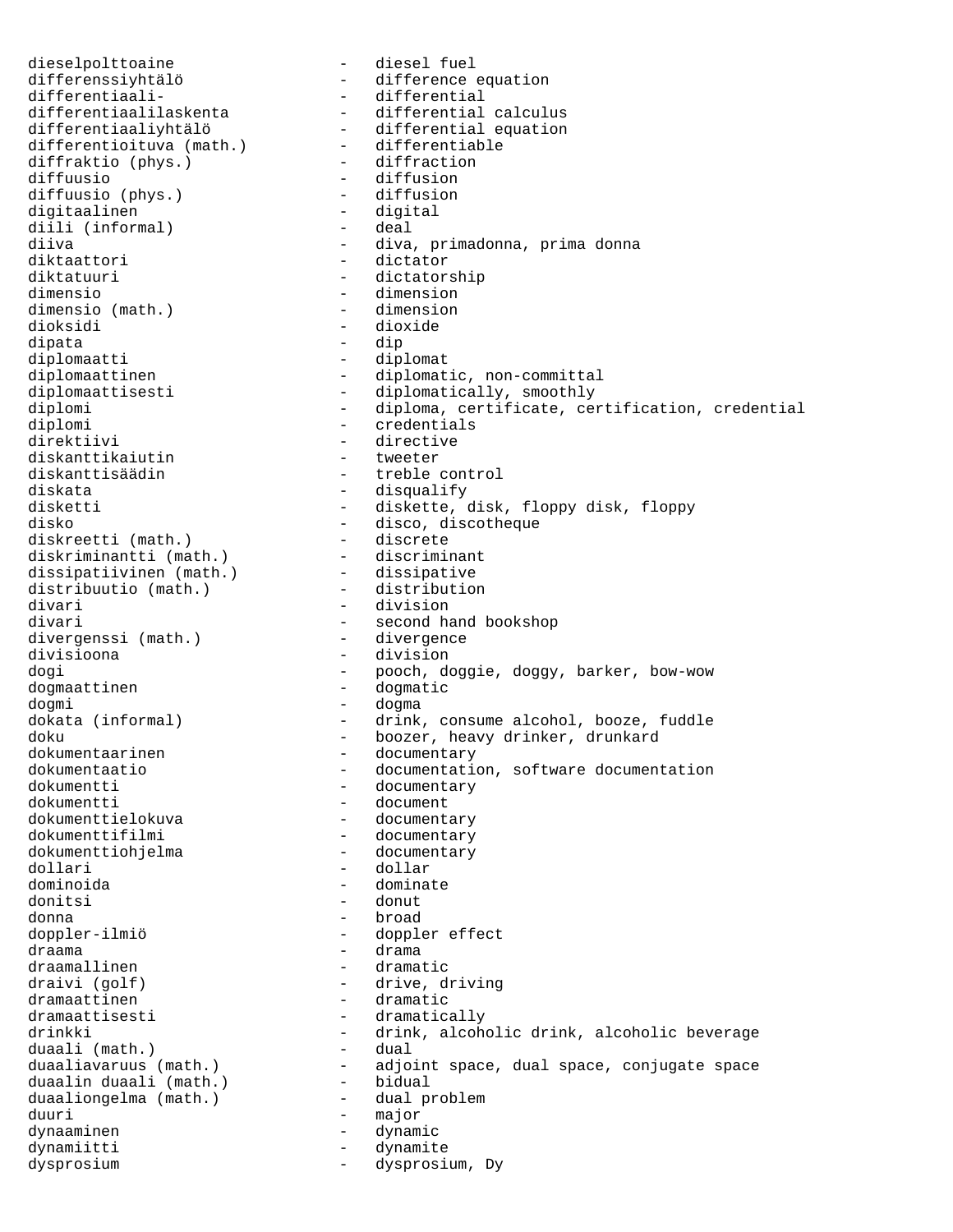dieselpolttoaine - diesel fuel
differenssiyhtälö - difference equation
differentiaali- - differential
differentiaalilaskenta - differential calculus
differentiaaliyhtälö - differential equation
differentioituva (math.) - differentiable
diffraktio (phys.) - diffraction
diffuusio - diffusion
diffuusio (phys.) - diffusion
digitaalinen - digital
diili (informal) - deal
diiva - diva, primadonna, prima donna
diktaattori - dictator
diktatuuri - dictatorship
dimensio - dimension
dimensio (math.) - dimension
dioksidi - dioxide
dipata - dip
diplomaatti - diplomat
diplomaattinen - diplomatic, non-committal
diplomaattisesti - diplomatically, smoothly
diplomi - diploma, certificate, certification, credential
diplomi - credentials
direktiivi - directive
diskanttikaiutin - tweeter
diskanttisäädin - treble control
diskata - disqualify
disketti - diskette, disk, floppy disk, floppy
disko - disco, discotheque
diskreetti (math.) - discrete
diskriminantti (math.) - discriminant
dissipatiivinen (math.) - dissipative
distribuutio (math.) - distribution
divari - division
divari - second hand bookshop
divergenssi (math.) - divergence
divisioona - division
dogi - pooch, doggie, doggy, barker, bow-wow
dogmaattinen - dogmatic
dogmi - dogma
dokata (informal) - drink, consume alcohol, booze, fuddle
doku - boozer, heavy drinker, drunkard
dokumentaarinen - documentary
dokumentaatio - documentation, software documentation
dokumentti - documentary
dokumentti - document
dokumenttielokuva - documentary
dokumenttifilmi - documentary
dokumenttiohjelma - documentary
dollari - dollar
dominoida - dominate
donitsi - donut
donna - broad
doppler-ilmiö - doppler effect
draama - drama
draamallinen - dramatic
draivi (golf) - drive, driving
dramaattinen - dramatic
dramaattisesti - dramatically
drinkki - drink, alcoholic drink, alcoholic beverage
duaali (math.) - dual
duaaliavaruus (math.) - adjoint space, dual space, conjugate space
duaalin duaali (math.) - bidual
duaaliongelma (math.) - dual problem
duuri - major
dynaaminen - dynamic
dynamiitti - dynamite
dysprosium - dysprosium, Dy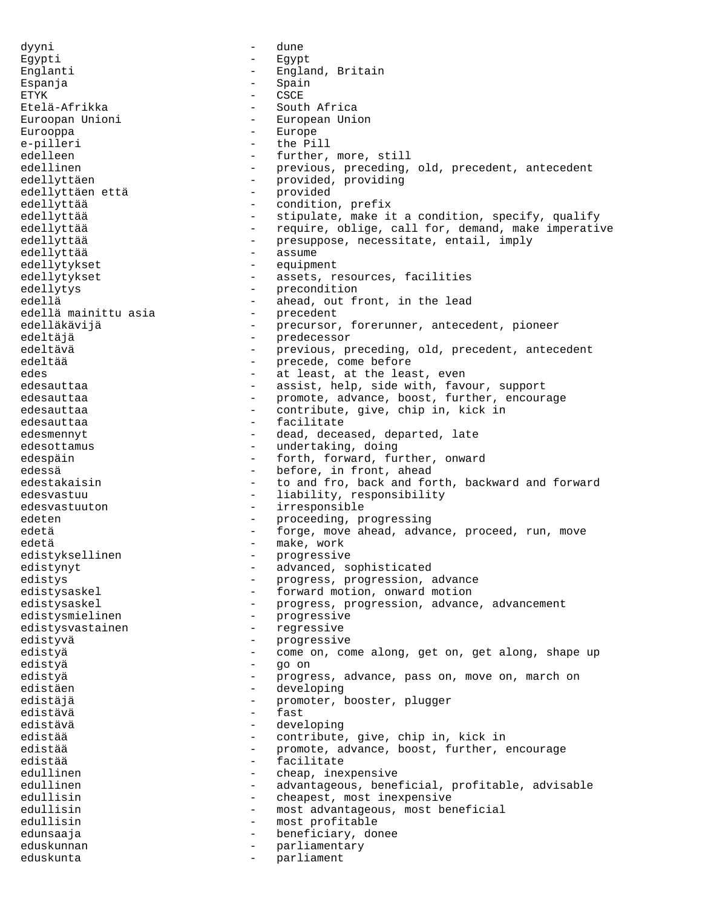dyyni - dune
Egypti - Egypt
Englanti - England, Britain
Espanja - Spain
ETYK - CSCE
Etelä-Afrikka - South Africa
Euroopan Unioni - European Union
Eurooppa - Europe
e-pilleri - the Pill
edelleen - further, more, still
edellinen - previous, preceding, old, precedent, antecedent
edellyttäen - provided, providing
edellyttäen että - provided
edellyttää - condition, prefix
edellyttää - stipulate, make it a condition, specify, qualify
edellyttää - require, oblige, call for, demand, make imperative
edellyttää - presuppose, necessitate, entail, imply
edellyttää - assume
edellytykset - equipment
edellytykset - assets, resources, facilities
edellytys - precondition
edellä - ahead, out front, in the lead
edellä mainittu asia - precedent
edelläkävijä - precursor, forerunner, antecedent, pioneer
edeltäjä - predecessor
edeltävä - previous, preceding, old, precedent, antecedent
edeltää - precede, come before
edes - at least, at the least, even
edesauttaa - assist, help, side with, favour, support
edesauttaa - promote, advance, boost, further, encourage
edesauttaa - contribute, give, chip in, kick in
edesauttaa - facilitate
edesmennyt - dead, deceased, departed, late
edesottamus - undertaking, doing
edespäin - forth, forward, further, onward
edessä - before, in front, ahead
edestakaisin - to and fro, back and forth, backward and forward
edesvastuu - liability, responsibility
edesvastuuton - irresponsible
edeten - proceeding, progressing
edetä - forge, move ahead, advance, proceed, run, move
edetä - make, work
edistyksellinen - progressive
edistynyt - advanced, sophisticated
edistys - progress, progression, advance
edistysaskel - forward motion, onward motion
edistysaskel - progress, progression, advance, advancement
edistysmielinen - progressive
edistysvastainen - regressive
edistyvä - progressive
edistyä - come on, come along, get on, get along, shape up
edistyä - go on
edistyä - progress, advance, pass on, move on, march on
edistäen - developing
edistäjä - promoter, booster, plugger
edistävä - fast
edistävä - developing
edistää - contribute, give, chip in, kick in
edistää - promote, advance, boost, further, encourage
edistää - facilitate
edullinen - cheap, inexpensive
edullinen - advantageous, beneficial, profitable, advisable
edullisin - cheapest, most inexpensive
edullisin - most advantageous, most beneficial
edullisin - most profitable
edunsaaja - beneficiary, donee
eduskunnan - parliamentary
eduskunta - parliament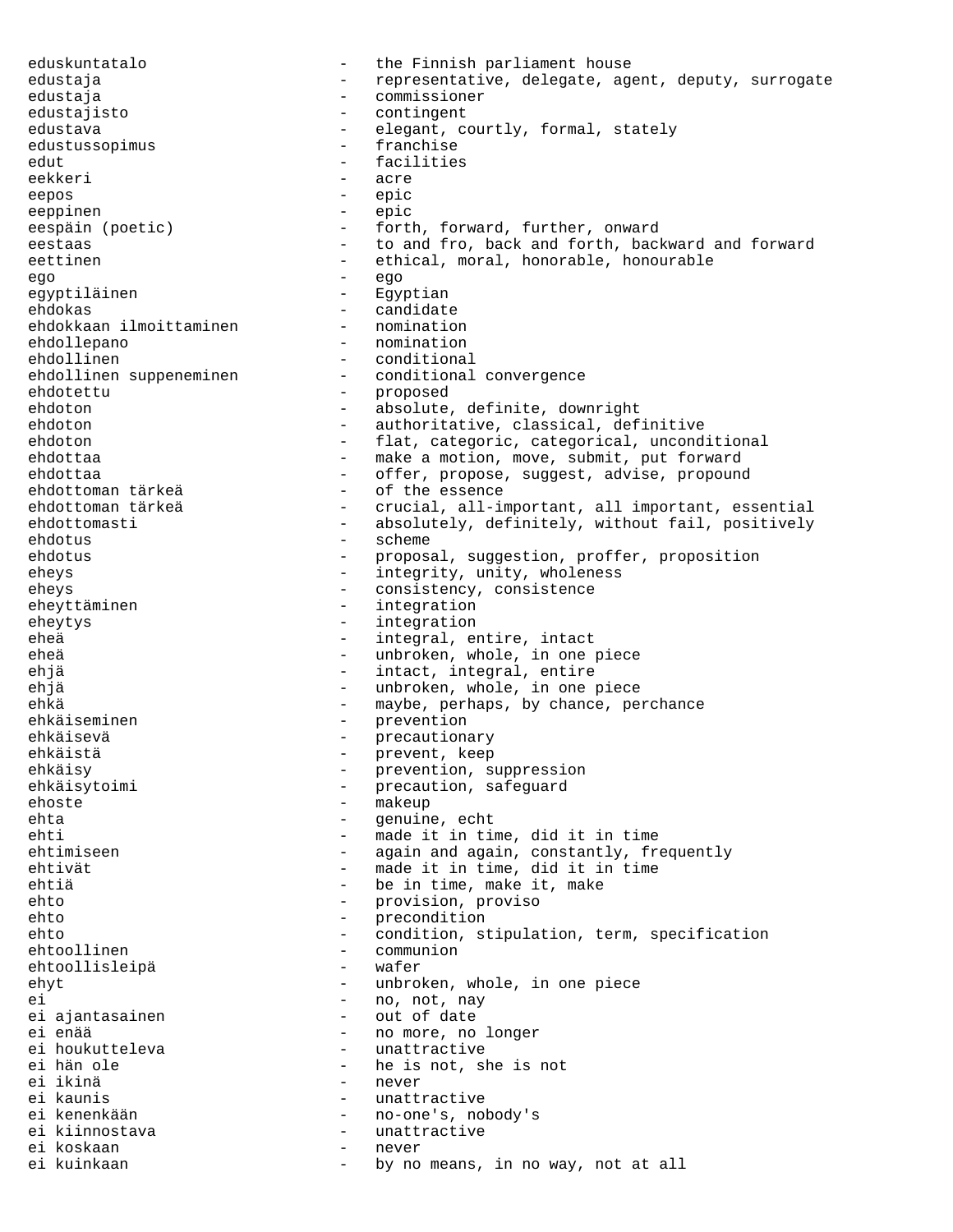eduskuntatalo - the Finnish parliament house
edustaja - representative, delegate, agent, deputy, surrogate
edustaja - commissioner
edustajisto - contingent
edustava - elegant, courtly, formal, stately
edustussopimus - franchise
edut - facilities
eekkeri - acre
eepos - epic
eeppinen - epic
eespäin (poetic) - forth, forward, further, onward
eestaas - to and fro, back and forth, backward and forward
eettinen - ethical, moral, honorable, honourable
ego - ego
egyptiläinen - Egyptian
ehdokas - candidate
ehdokkaan ilmoittaminen - nomination
ehdollepano - nomination
ehdollinen - conditional
ehdollinen suppeneminen - conditional convergence
ehdotettu - proposed
ehdoton - absolute, definite, downright
ehdoton - authoritative, classical, definitive
ehdoton - flat, categoric, categorical, unconditional
ehdottaa - make a motion, move, submit, put forward
ehdottaa - offer, propose, suggest, advise, propound
ehdottoman tärkeä - of the essence
ehdottoman tärkeä - crucial, all-important, all important, essential
ehdottomasti - absolutely, definitely, without fail, positively
ehdotus - scheme
ehdotus - proposal, suggestion, proffer, proposition
eheys - integrity, unity, wholeness
eheys - consistency, consistence
eheyttäminen - integration
eheytys - integration
eheä - integral, entire, intact
eheä - unbroken, whole, in one piece
ehjä - intact, integral, entire
ehjä - unbroken, whole, in one piece
ehkä - maybe, perhaps, by chance, perchance
ehkäiseminen - prevention
ehkäisevä - precautionary
ehkäistä - prevent, keep
ehkäisy - prevention, suppression
ehkäisytoimi - precaution, safeguard
ehoste - makeup
ehta - genuine, echt
ehti - made it in time, did it in time
ehtimiseen - again and again, constantly, frequently
ehtivät - made it in time, did it in time
ehtiä - be in time, make it, make
ehto - provision, proviso
ehto - precondition
ehto - condition, stipulation, term, specification
ehtoollinen - communion
ehtoollisleipä - wafer
ehyt - unbroken, whole, in one piece
ei - no, not, nay
ei ajantasainen - out of date
ei enää - no more, no longer
ei houkutteleva - unattractive
ei hän ole - he is not, she is not
ei ikinä - never
ei kaunis - unattractive
ei kenenkään - no-one's, nobody's
ei kiinnostava - unattractive
ei koskaan - never
ei kuinkaan - by no means, in no way, not at all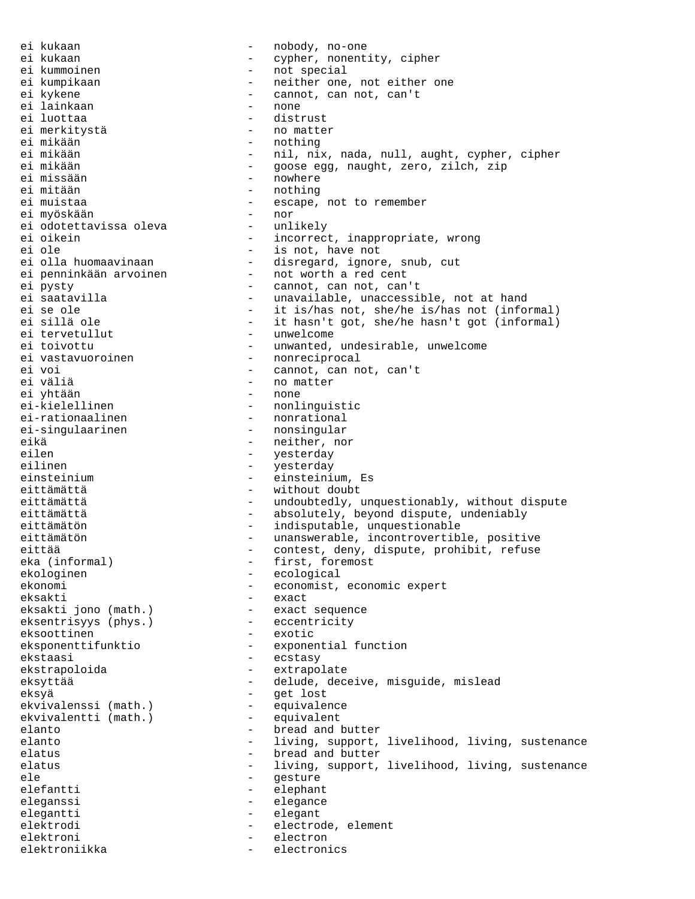ei kukaan - nobody, no-one
ei kukaan - cypher, nonentity, cipher
ei kummoinen - not special
ei kumpikaan - neither one, not either one
ei kykene - cannot, can not, can't
ei lainkaan - none
ei luottaa - distrust
ei merkitystä - no matter
ei mikään - nothing
ei mikään - nil, nix, nada, null, aught, cypher, cipher
ei mikään - goose egg, naught, zero, zilch, zip
ei missään - nowhere
ei mitään - nothing
ei muistaa - escape, not to remember
ei myöskään - nor
ei odotettavissa oleva - unlikely
ei oikein - incorrect, inappropriate, wrong
ei ole - is not, have not
ei olla huomaavinaan - disregard, ignore, snub, cut
ei penninkään arvoinen - not worth a red cent
ei pysty - cannot, can not, can't
ei saatavilla - unavailable, unaccessible, not at hand
ei se ole - it is/has not, she/he is/has not (informal)
ei sillä ole - it hasn't got, she/he hasn't got (informal)
ei tervetullut - unwelcome
ei toivottu - unwanted, undesirable, unwelcome
ei vastavuoroinen - nonreciprocal
ei voi - cannot, can not, can't
ei väliä - no matter
ei yhtään - none
ei-kielellinen - nonlinguistic
ei-rationaalinen - nonrational
ei-singulaarinen - nonsingular
eikä - neither, nor
eilen - yesterday
eilinen - yesterday
einsteinium - einsteinium, Es
eittämättä - without doubt
eittämättä - undoubtedly, unquestionably, without dispute
eittämättä - absolutely, beyond dispute, undeniably
eittämätön - indisputable, unquestionable
eittämätön - unanswerable, incontrovertible, positive
eittää - contest, deny, dispute, prohibit, refuse
eka (informal) - first, foremost
ekologinen - ecological
ekonomi - economist, economic expert
eksakti - exact
eksakti jono (math.) - exact sequence
eksentrisyys (phys.) - eccentricity
eksoottinen - exotic
eksponenttifunktio - exponential function
ekstaasi - ecstasy
ekstrapoloida - extrapolate
eksyttää - delude, deceive, misguide, mislead
eksyä - get lost
ekvivalenssi (math.) - equivalence
ekvivalentti (math.) - equivalent
elanto - bread and butter
elanto - living, support, livelihood, living, sustenance
elatus - bread and butter
elatus - living, support, livelihood, living, sustenance
ele - gesture
elefantti - elephant
eleganssi - elegance
elegantti - elegant
elektrodi - electrode, element
elektroni - electron
elektroniikka - electronics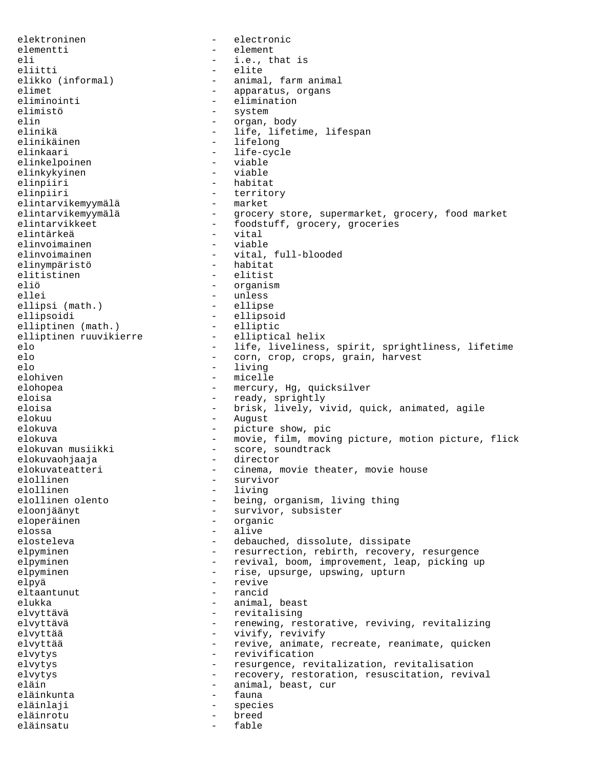elektroninen - electronic
elementti - element
eli - i.e., that is
eliitti - elite
elikko (informal) - animal, farm animal
elimet - apparatus, organs
eliminointi - elimination
elimistö - system
elin - organ, body
elinikä - life, lifetime, lifespan
elinikäinen - lifelong
elinkaari - life-cycle
elinkelpoinen - viable
elinkykyinen - viable
elinpiiri - habitat
elinpiiri - territory
elintarvikemyymälä - market
elintarvikemyymälä - grocery store, supermarket, grocery, food market
elintarvikkeet - foodstuff, grocery, groceries
elintärkeä - vital
elinvoimainen - viable
elinvoimainen - vital, full-blooded
elinympäristö - habitat
elitistinen - elitist
eliö - organism
ellei - unless
ellipsi (math.) - ellipse
ellipsoidi - ellipsoid
elliptinen (math.) - elliptic
elliptinen ruuvikierre - elliptical helix
elo - life, liveliness, spirit, sprightliness, lifetime
elo - corn, crop, crops, grain, harvest
elo - living
elohiven - micelle
elohopea - mercury, Hg, quicksilver
eloisa - ready, sprightly
eloisa - brisk, lively, vivid, quick, animated, agile
elokuu - August
elokuva - picture show, pic
elokuva - movie, film, moving picture, motion picture, flick
elokuvan musiikki - score, soundtrack
elokuvaohjaaja - director
elokuvateatteri - cinema, movie theater, movie house
elollinen - survivor
elollinen - living
elollinen olento - being, organism, living thing
eloonjäänyt - survivor, subsister
eloperäinen - organic
elossa - alive
elosteleva - debauched, dissolute, dissipate
elpyminen - resurrection, rebirth, recovery, resurgence
elpyminen - revival, boom, improvement, leap, picking up
elpyminen - rise, upsurge, upswing, upturn
elpyä - revive
eltaantunut - rancid
elukka - animal, beast
elvyttävä - revitalising
elvyttävä - renewing, restorative, reviving, revitalizing
elvyttää - vivify, revivify
elvyttää - revive, animate, recreate, reanimate, quicken
elvytys - revivification
elvytys - resurgence, revitalization, revitalisation
elvytys - recovery, restoration, resuscitation, revival
eläin - animal, beast, cur
eläinkunta - fauna
eläinlaji - species
eläinrotu - breed
eläinsatu - fable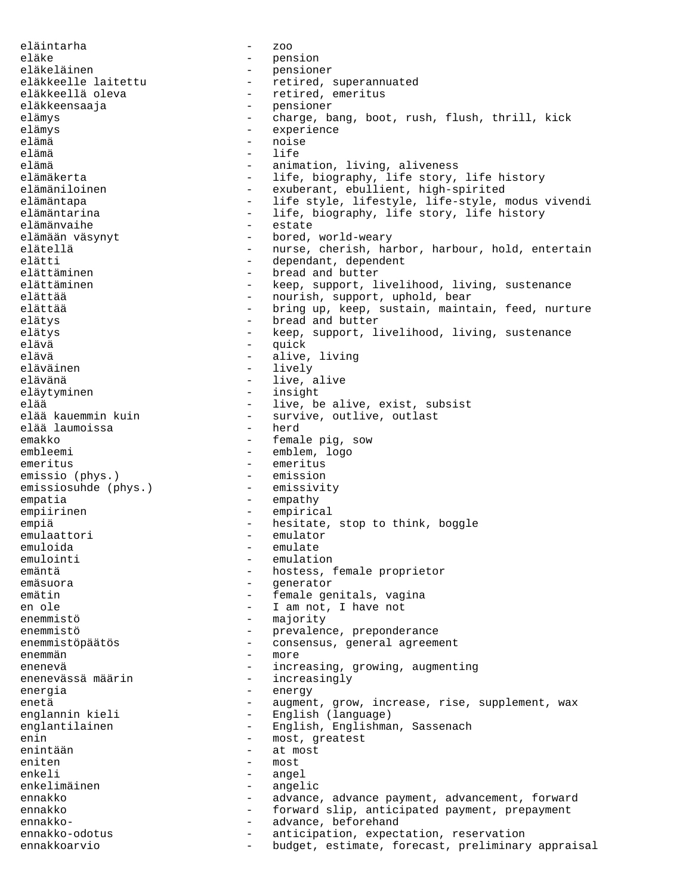eläintarha - zoo
eläke - pension
eläkeläinen - pensioner
eläkkeelle laitettu - retired, superannuated
eläkkeellä oleva - retired, emeritus
eläkkeensaaja - pensioner
elämys - charge, bang, boot, rush, flush, thrill, kick
elämys - experience
elämä - noise
elämä - life
elämä - animation, living, aliveness
elämäkerta - life, biography, life story, life history
elämäniloinen - exuberant, ebullient, high-spirited
elämäntapa - life style, lifestyle, life-style, modus vivendi
elämäntarina - life, biography, life story, life history
elämänvaihe - estate
elämään väsynyt - bored, world-weary
elätellä - nurse, cherish, harbor, harbour, hold, entertain
elätti - dependant, dependent
elättäminen - bread and butter
elättäminen - keep, support, livelihood, living, sustenance
elättää - nourish, support, uphold, bear
elättää - bring up, keep, sustain, maintain, feed, nurture
elätys - bread and butter
elätys - keep, support, livelihood, living, sustenance
elävä - quick
elävä - alive, living
eläväinen - lively
elävänä - live, alive
eläytyminen - insight
elää - live, be alive, exist, subsist
elää kauemmin kuin - survive, outlive, outlast
elää laumoissa - herd
emakko - female pig, sow
embleemi - emblem, logo
emeritus - emeritus
emissio (phys.) - emission
emissiosuhde (phys.) - emissivity
empatia - empathy
empiirinen - empirical
empiä - hesitate, stop to think, boggle
emulaattori - emulator
emuloida - emulate
emulointi - emulation
emäntä - hostess, female proprietor
emäsuora - generator
emätin - female genitals, vagina
en ole - I am not, I have not
enemmistö - majority
enemmistö - prevalence, preponderance
enemmistöpäätös - consensus, general agreement
enemmän - more
enenevä - increasing, growing, augmenting
enenevässä määrin - increasingly
energia - energy
enetä - augment, grow, increase, rise, supplement, wax
englannin kieli - English (language)
englantilainen - English, Englishman, Sassenach
enin - most, greatest
enintään - at most
eniten - most
enkeli - angel
enkelimäinen - angelic
ennakko - advance, advance payment, advancement, forward
ennakko - forward slip, anticipated payment, prepayment
ennakko- - advance, beforehand
ennakko-odotus - anticipation, expectation, reservation
ennakkoarvio - budget, estimate, forecast, preliminary appraisal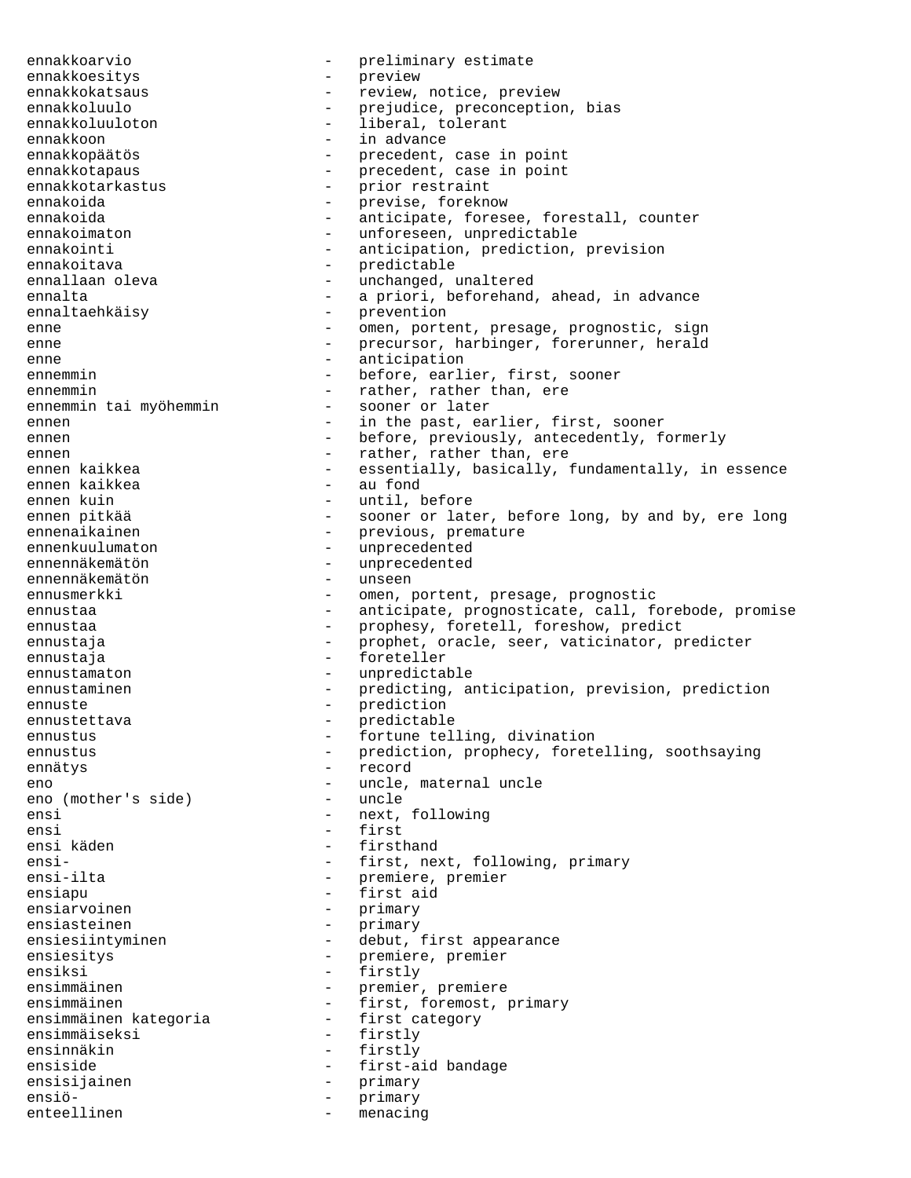ennakkoarvio - preliminary estimate
ennakkoesitys - preview
ennakkokatsaus - review, notice, preview
ennakkoluulo - prejudice, preconception, bias
ennakkoluuloton - liberal, tolerant
ennakkoon - in advance
ennakkopäätös - precedent, case in point
ennakkotapaus - precedent, case in point
ennakkotarkastus - prior restraint
ennakoida - previse, foreknow
ennakoida - anticipate, foresee, forestall, counter
ennakoimaton - unforeseen, unpredictable
ennakointi - anticipation, prediction, prevision
ennakoitava - predictable
ennallaan oleva - unchanged, unaltered
ennalta - a priori, beforehand, ahead, in advance
ennaltaehkäisy - prevention
enne - omen, portent, presage, prognostic, sign
enne - precursor, harbinger, forerunner, herald
enne - anticipation
ennemmin - before, earlier, first, sooner
ennemmin - rather, rather than, ere
ennemmin tai myöhemmin - sooner or later
ennen - in the past, earlier, first, sooner
ennen - before, previously, antecedently, formerly
ennen - rather, rather than, ere
ennen kaikkea - essentially, basically, fundamentally, in essence
ennen kaikkea - au fond
ennen kuin - until, before
ennen pitkää - sooner or later, before long, by and by, ere long
ennenaikainen - previous, premature
ennenkuulumaton - unprecedented
ennennäkemätön - unprecedented
ennennäkemätön - unseen
ennusmerkki - omen, portent, presage, prognostic
ennustaa - anticipate, prognosticate, call, forebode, promise
ennustaa - prophesy, foretell, foreshow, predict
ennustaja - prophet, oracle, seer, vaticinator, predicter
ennustaja - foreteller
ennustamaton - unpredictable
ennustaminen - predicting, anticipation, prevision, prediction
ennuste - prediction
ennustettava - predictable
ennustus - fortune telling, divination
ennustus - prediction, prophecy, foretelling, soothsaying
ennätys - record
eno - uncle, maternal uncle
eno (mother's side) - uncle
ensi - next, following
ensi - first
ensi käden - firsthand
ensi- - first, next, following, primary
ensi-ilta - premiere, premier
ensiapu - first aid
ensiarvoinen - primary
ensiasteinen - primary
ensiesiintyminen - debut, first appearance
ensiesitys - premiere, premier
ensiksi - firstly
ensimmäinen - premier, premiere
ensimmäinen - first, foremost, primary
ensimmäinen kategoria - first category
ensimmäiseksi - firstly
ensinnäkin - firstly
ensiside - first-aid bandage
ensisijainen - primary
ensiö- - primary
enteellinen - menacing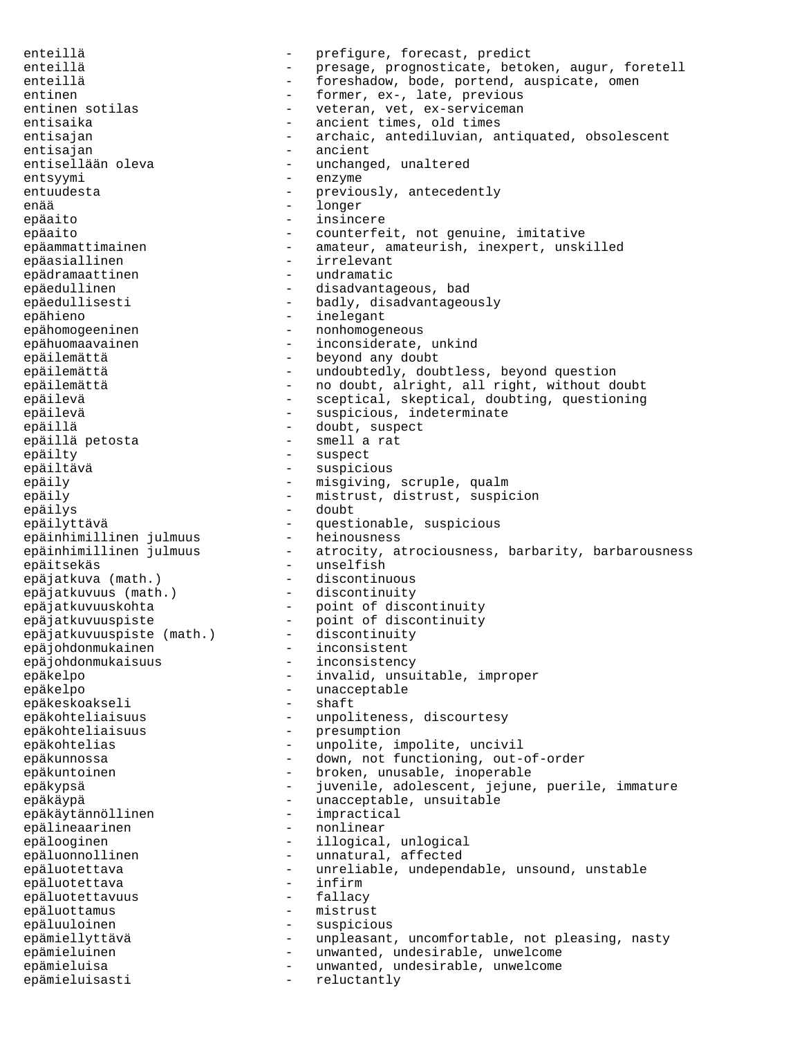enteillä - prefigure, forecast, predict
enteillä - presage, prognosticate, betoken, augur, foretell
enteillä - foreshadow, bode, portend, auspicate, omen
entinen - former, ex-, late, previous
entinen sotilas - veteran, vet, ex-serviceman
entisaika - ancient times, old times
entisajan - archaic, antediluvian, antiquated, obsolescent
entisajan - ancient
entisellään oleva - unchanged, unaltered
entsyymi - enzyme
entuudesta - previously, antecedently
enää - longer
epäaito - insincere
epäaito - counterfeit, not genuine, imitative
epäammattimainen - amateur, amateurish, inexpert, unskilled
epäasiallinen - irrelevant
epädramaattinen - undramatic
epäedullinen - disadvantageous, bad
epäedullisesti - badly, disadvantageously
epähieno - inelegant
epähomogeeninen - nonhomogeneous
epähuomaavainen - inconsiderate, unkind
epäilemättä - beyond any doubt
epäilemättä - undoubtedly, doubtless, beyond question
epäilemättä - no doubt, alright, all right, without doubt
epäilevä - sceptical, skeptical, doubting, questioning
epäilevä - suspicious, indeterminate
epäillä - doubt, suspect
epäillä petosta - smell a rat
epäilty - suspect
epäiltävä - suspicious
epäily - misgiving, scruple, qualm
epäily - mistrust, distrust, suspicion
epäilys - doubt
epäilyttävä - questionable, suspicious
epäinhimillinen julmuus - heinousness
epäinhimillinen julmuus - atrocity, atrociousness, barbarity, barbarousness
epäitsekäs - unselfish
epäjatkuva (math.) - discontinuous
epäjatkuvuus (math.) - discontinuity
epäjatkuvuuskohta - point of discontinuity
epäjatkuvuuspiste - point of discontinuity
epäjatkuvuuspiste (math.) - discontinuity
epäjohdonmukainen - inconsistent
epäjohdonmukaisuus - inconsistency
epäkelpo - invalid, unsuitable, improper
epäkelpo - unacceptable
epäkeskoakseli - shaft
epäkohteliaisuus - unpoliteness, discourtesy
epäkohteliaisuus - presumption
epäkohtelias - unpolite, impolite, uncivil
epäkunnossa - down, not functioning, out-of-order
epäkuntoinen - broken, unusable, inoperable
epäkypsä - juvenile, adolescent, jejune, puerile, immature
epäkäypä - unacceptable, unsuitable
epäkäytännöllinen - impractical
epälineaarinen - nonlinear
epälooginen - illogical, unlogical
epäluonnollinen - unnatural, affected
epäluotettava - unreliable, undependable, unsound, unstable
epäluotettava - infirm
epäluotettavuus - fallacy
epäluottamus - mistrust
epäluuloinen - suspicious
epämiellyttävä - unpleasant, uncomfortable, not pleasing, nasty
epämieluinen - unwanted, undesirable, unwelcome
epämieluisa - unwanted, undesirable, unwelcome
epämieluisasti - reluctantly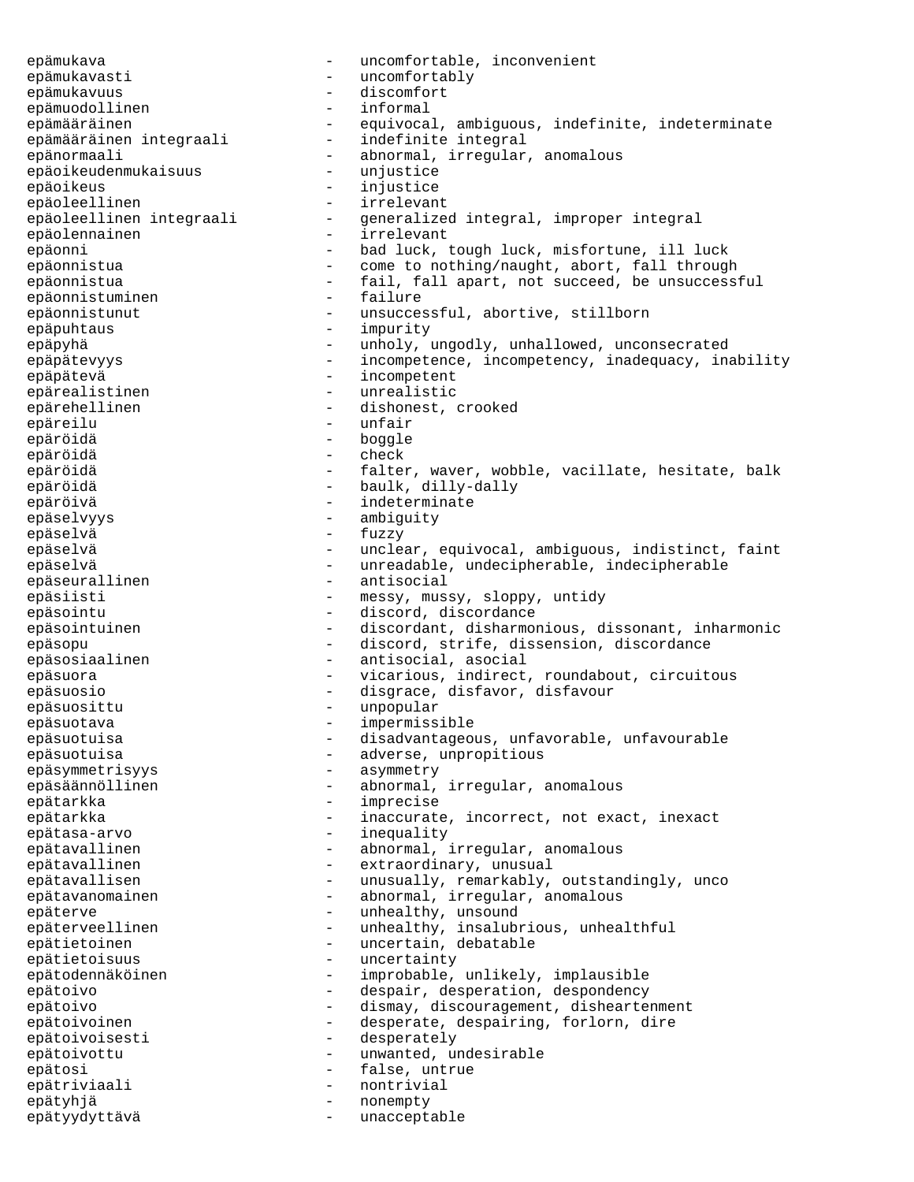epämukava - uncomfortable, inconvenient
epämukavasti - uncomfortably
epämukavuus - discomfort
epämuodollinen - informal
epämääräinen - equivocal, ambiguous, indefinite, indeterminate
epämääräinen integraali - indefinite integral
epänormaali - abnormal, irregular, anomalous
epäoikeudenmukaisuus - unjustice
epäoikeus - injustice
epäoleellinen - irrelevant
epäoleellinen integraali - generalized integral, improper integral
epäolennainen - irrelevant
epäonni - bad luck, tough luck, misfortune, ill luck
epäonnistua - come to nothing/naught, abort, fall through
epäonnistua - fail, fall apart, not succeed, be unsuccessful
epäonnistuminen - failure
epäonnistunut - unsuccessful, abortive, stillborn
epäpuhtaus - impurity
epäpyhä - unholy, ungodly, unhallowed, unconsecrated
epäpätevyys - incompetence, incompetency, inadequacy, inability
epäpätevä - incompetent
epärealistinen - unrealistic
epärehellinen - dishonest, crooked
epäreilu - unfair
epäröidä - boggle
epäröidä - check
epäröidä - falter, waver, wobble, vacillate, hesitate, balk
epäröidä - baulk, dilly-dally
epäröivä - indeterminate
epäselvyys - ambiguity
epäselvä - fuzzy
epäselvä - unclear, equivocal, ambiguous, indistinct, faint
epäselvä - unreadable, undecipherable, indecipherable
epäseurallinen - antisocial
epäsiisti - messy, mussy, sloppy, untidy
epäsointu - discord, discordance
epäsointuinen - discordant, disharmonious, dissonant, inharmonic
epäsopu - discord, strife, dissension, discordance
epäsosiaalinen - antisocial, asocial
epäsuora - vicarious, indirect, roundabout, circuitous
epäsuosio - disgrace, disfavor, disfavour
epäsuosittu - unpopular
epäsuotava - impermissible
epäsuotuisa - disadvantageous, unfavorable, unfavourable
epäsuotuisa - adverse, unpropitious
epäsymmetrisyys - asymmetry
epäsäännöllinen - abnormal, irregular, anomalous
epätarkka - imprecise
epätarkka - inaccurate, incorrect, not exact, inexact
epätasa-arvo - inequality
epätavallinen - abnormal, irregular, anomalous
epätavallinen - extraordinary, unusual
epätavallisen - unusually, remarkably, outstandingly, unco
epätavanomainen - abnormal, irregular, anomalous
epäterve - unhealthy, unsound
epäterveellinen - unhealthy, insalubrious, unhealthful
epätietoinen - uncertain, debatable
epätietoisuus - uncertainty
epätodennäköinen - improbable, unlikely, implausible
epätoivo - despair, desperation, despondency
epätoivo - dismay, discouragement, disheartenment
epätoivoinen - desperate, despairing, forlorn, dire
epätoivoisesti - desperately
epätoivottu - unwanted, undesirable
epätosi - false, untrue
epätriviaali - nontrivial
epätyhjä - nonempty
epätyydyttävä - unacceptable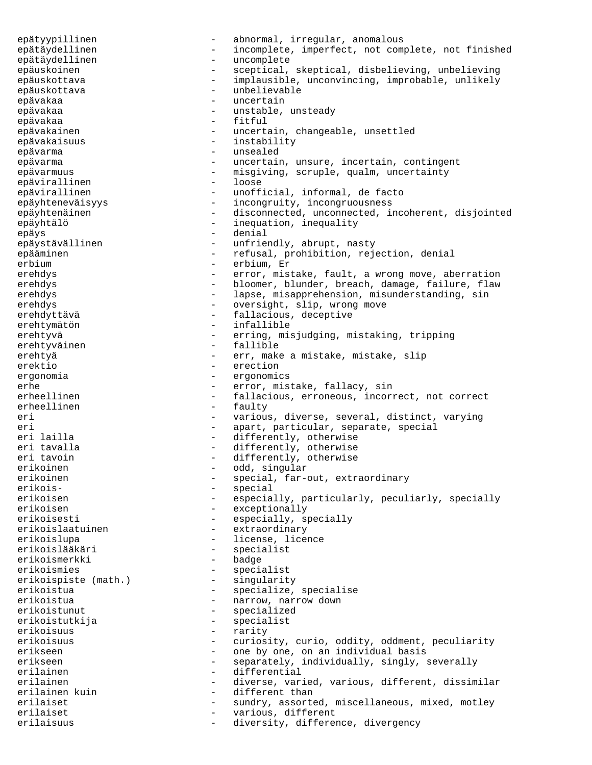epätyypillinen - abnormal, irregular, anomalous
epätäydellinen - incomplete, imperfect, not complete, not finished
epätäydellinen - uncomplete
epäuskoinen - sceptical, skeptical, disbelieving, unbelieving
epäuskottava - implausible, unconvincing, improbable, unlikely
epäuskottava - unbelievable
epävakaa - uncertain
epävakaa - unstable, unsteady
epävakaa - fitful
epävakainen - uncertain, changeable, unsettled
epävakaisuus - instability
epävarma - unsealed
epävarma - uncertain, unsure, incertain, contingent
epävarmuus - misgiving, scruple, qualm, uncertainty
epävirallinen - loose
epävirallinen - unofficial, informal, de facto
epäyhteneväisyys - incongruity, incongruousness
epäyhtenäinen - disconnected, unconnected, incoherent, disjointed
epäyhtälö - inequation, inequality
epäys - denial
epäystävällinen - unfriendly, abrupt, nasty
epääminen - refusal, prohibition, rejection, denial
erbium - erbium, Er
erehdys - error, mistake, fault, a wrong move, aberration
erehdys - bloomer, blunder, breach, damage, failure, flaw
erehdys - lapse, misapprehension, misunderstanding, sin
erehdys - oversight, slip, wrong move
erehdyttävä - fallacious, deceptive
erehtymätön - infallible
erehtyvä - erring, misjudging, mistaking, tripping
erehtyväinen - fallible
erehtyä - err, make a mistake, mistake, slip
erektio - erection
ergonomia - ergonomics
erhe - error, mistake, fallacy, sin
erheellinen - fallacious, erroneous, incorrect, not correct
erheellinen - faulty
eri - various, diverse, several, distinct, varying
eri - apart, particular, separate, special
eri lailla - differently, otherwise
eri tavalla - differently, otherwise
eri tavoin - differently, otherwise
erikoinen - odd, singular
erikoinen - special, far-out, extraordinary
erikois- - special
erikoisen - especially, particularly, peculiarly, specially
erikoisen - exceptionally
erikoisesti - especially, specially
erikoislaatuinen - extraordinary
erikoislupa - license, licence
erikoislääkäri - specialist
erikoismerkki - badge
erikoismies - specialist
erikoispiste (math.) - singularity
erikoistua - specialize, specialise
erikoistua - narrow, narrow down
erikoistunut - specialized
erikoistutkija - specialist
erikoisuus - rarity
erikoisuus - curiosity, curio, oddity, oddment, peculiarity
erikseen - one by one, on an individual basis
erikseen - separately, individually, singly, severally
erilainen - differential
erilainen - diverse, varied, various, different, dissimilar
erilainen kuin - different than
erilaiset - sundry, assorted, miscellaneous, mixed, motley
erilaiset - various, different
erilaisuus - diversity, difference, divergency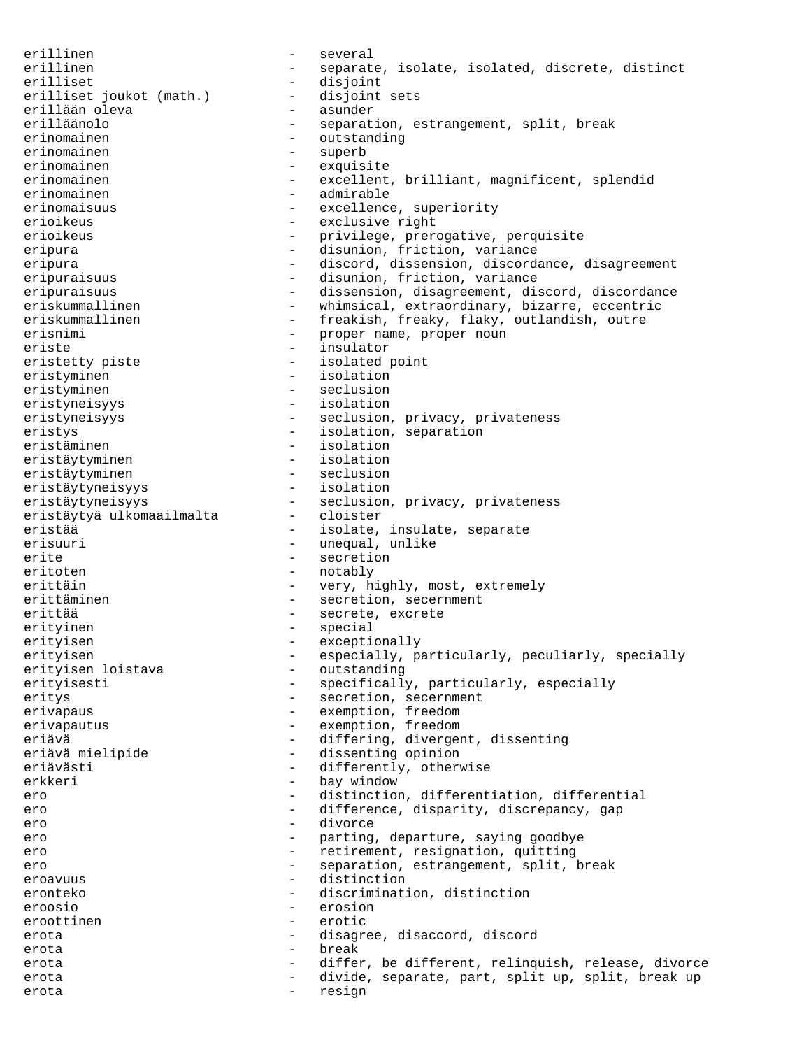erillinen - several
erillinen - separate, isolate, isolated, discrete, distinct
erilliset - disjoint
erilliset joukot (math.) - disjoint sets
erillään oleva - asunder
erilläänolo - separation, estrangement, split, break
erinomainen - outstanding
erinomainen - superb
erinomainen - exquisite
erinomainen - excellent, brilliant, magnificent, splendid
erinomainen - admirable
erinomaisuus - excellence, superiority
erioikeus - exclusive right
erioikeus - privilege, prerogative, perquisite
eripura - disunion, friction, variance
eripura - discord, dissension, discordance, disagreement
eripuraisuus - disunion, friction, variance
eripuraisuus - dissension, disagreement, discord, discordance
eriskummallinen - whimsical, extraordinary, bizarre, eccentric
eriskummallinen - freakish, freaky, flaky, outlandish, outre
erisnimi - proper name, proper noun
eriste - insulator
eristetty piste - isolated point
eristyminen - isolation
eristyminen - seclusion
eristyneisyys - isolation
eristyneisyys - seclusion, privacy, privateness
eristys - isolation, separation
eristäminen - isolation
eristäytyminen - isolation
eristäytyminen - seclusion
eristäytyneisyys - isolation
eristäytyneisyys - seclusion, privacy, privateness
eristäytyä ulkomaailmalta - cloister
eristää - isolate, insulate, separate
erisuuri - unequal, unlike
erite - secretion
eritoten - notably
erittäin - very, highly, most, extremely
erittäminen - secretion, secernment
erittää - secrete, excrete
erityinen - special
erityisen - exceptionally
erityisen - especially, particularly, peculiarly, specially
erityisen loistava - outstanding
erityisesti - specifically, particularly, especially
eritys - secretion, secernment
erivapaus - exemption, freedom
erivapautus - exemption, freedom
eriävä - differing, divergent, dissenting
eriävä mielipide - dissenting opinion
eriävästi - differently, otherwise
erkkeri - bay window
ero - distinction, differentiation, differential
ero - difference, disparity, discrepancy, gap
ero - divorce
ero - parting, departure, saying goodbye
ero - retirement, resignation, quitting
ero - separation, estrangement, split, break
eroavuus - distinction
eronteko - discrimination, distinction
eroosio - erosion
eroottinen - erotic
erota - disagree, disaccord, discord
erota - break
erota - differ, be different, relinquish, release, divorce
erota - divide, separate, part, split up, split, break up
erota - resign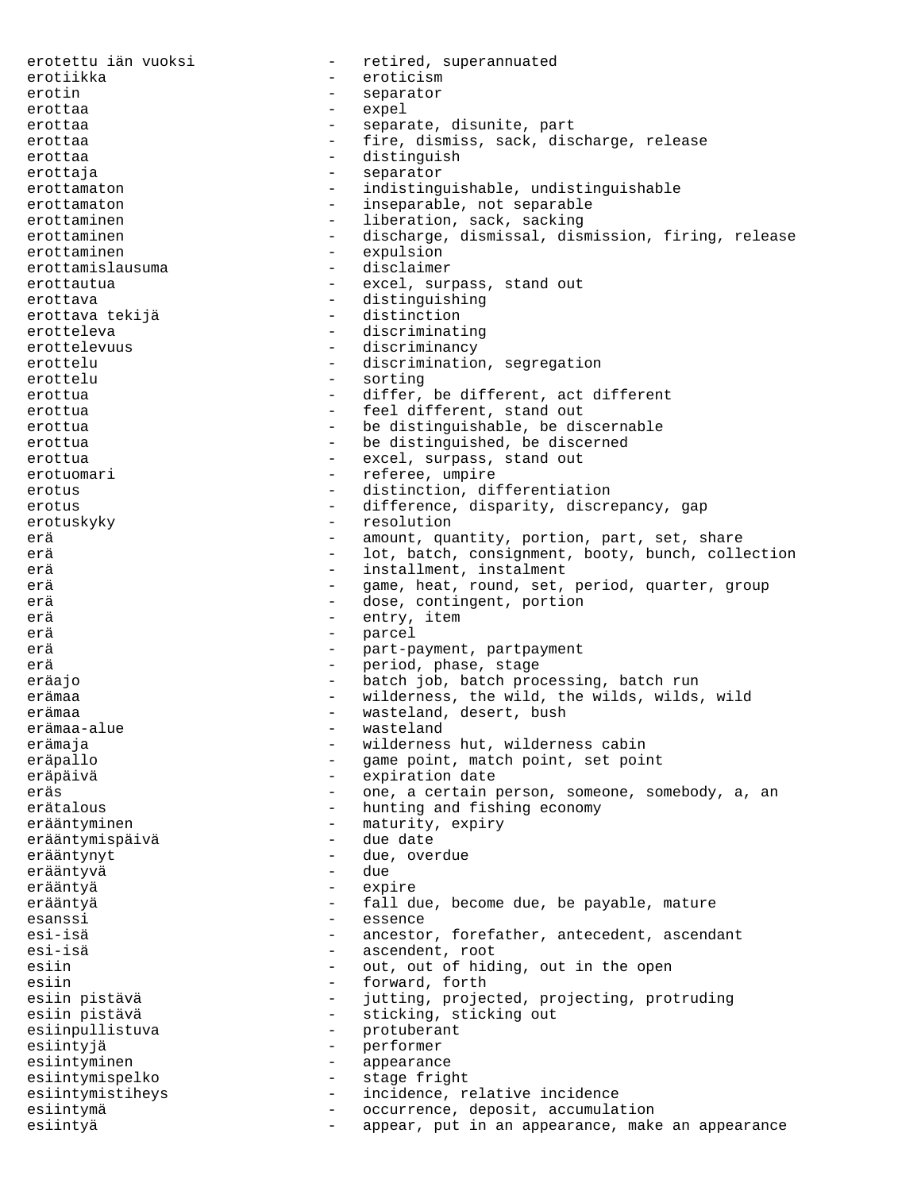erotettu iän vuoksi - retired, superannuated
erotiikka - eroticism
erotin - separator
erottaa - expel
erottaa - separate, disunite, part
erottaa - fire, dismiss, sack, discharge, release
erottaa - distinguish
erottaja - separator
erottamaton - indistinguishable, undistinguishable
erottamaton - inseparable, not separable
erottaminen - liberation, sack, sacking
erottaminen - discharge, dismissal, dismission, firing, release
erottaminen - expulsion
erottamislausuma - disclaimer
erottautua - excel, surpass, stand out
erottava - distinguishing
erottava tekijä - distinction
erotteleva - discriminating
erottelevuus - discriminancy
erottelu - discrimination, segregation
erottelu - sorting
erottua - differ, be different, act different
erottua - feel different, stand out
erottua - be distinguishable, be discernable
erottua - be distinguished, be discerned
erottua - excel, surpass, stand out
erotuomari - referee, umpire
erotus - distinction, differentiation
erotus - difference, disparity, discrepancy, gap
erotuskyky - resolution
erä - amount, quantity, portion, part, set, share
erä - lot, batch, consignment, booty, bunch, collection
erä - installment, instalment
erä - game, heat, round, set, period, quarter, group
erä - dose, contingent, portion
erä - entry, item
erä - parcel
erä - part-payment, partpayment
erä - period, phase, stage
eräajo - batch job, batch processing, batch run
erämaa - wilderness, the wild, the wilds, wilds, wild
erämaa - wasteland, desert, bush
erämaa-alue - wasteland
erämaja - wilderness hut, wilderness cabin
eräpallo - game point, match point, set point
eräpäivä - expiration date
eräs - one, a certain person, someone, somebody, a, an
erätalous - hunting and fishing economy
erääntyminen - maturity, expiry
erääntymispäivä - due date
erääntynyt - due, overdue
erääntyvä - due
erääntyä - expire
erääntyä - fall due, become due, be payable, mature
esanssi - essence
esi-isä - ancestor, forefather, antecedent, ascendant
esi-isä - ascendent, root
esiin - out, out of hiding, out in the open
esiin - forward, forth
esiin pistävä - jutting, projected, projecting, protruding
esiin pistävä - sticking, sticking out
esiinpullistuva - protuberant
esiintyjä - performer
esiintyminen - appearance
esiintymispelko - stage fright
esiintymistiheys - incidence, relative incidence
esiintymä - occurrence, deposit, accumulation
esiintyä - appear, put in an appearance, make an appearance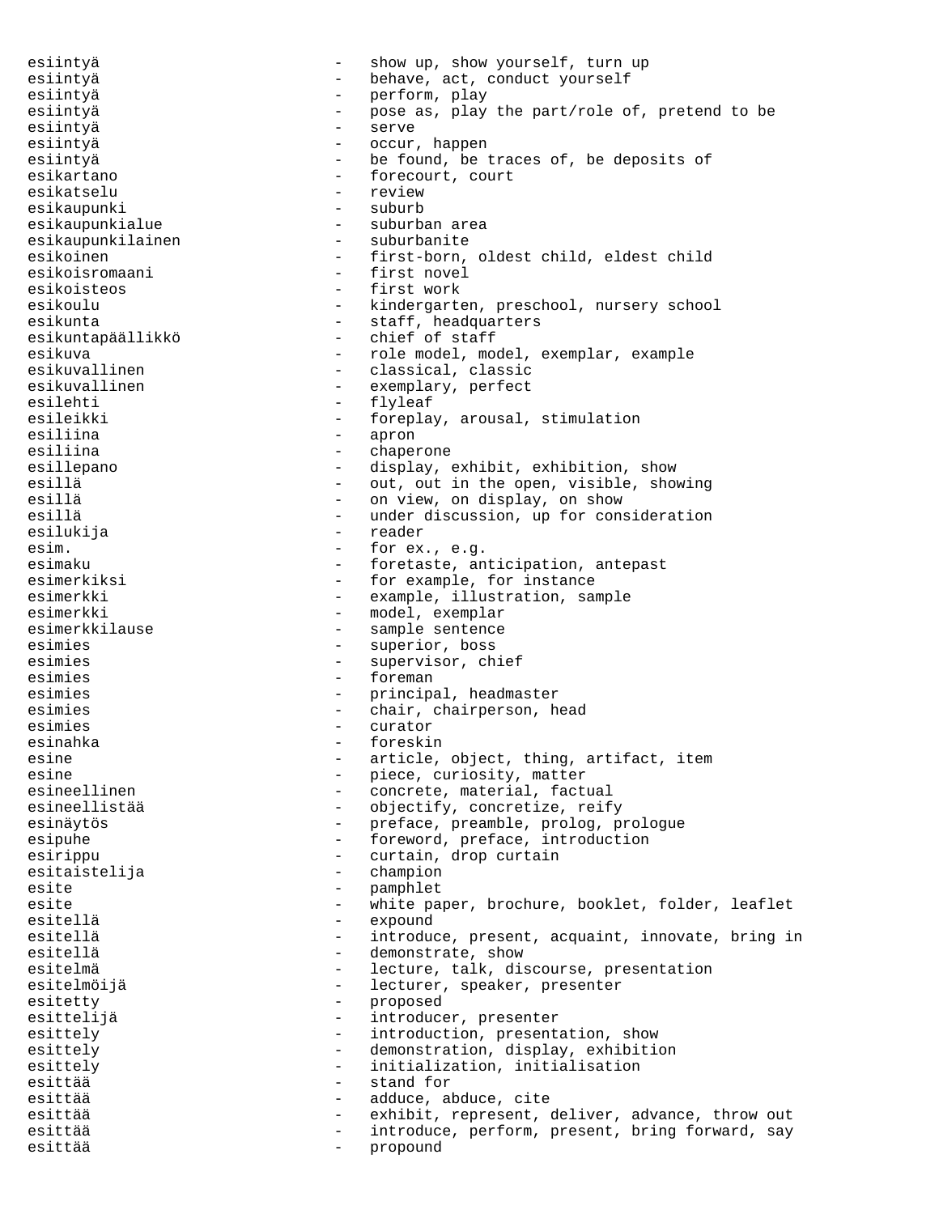esiintyä - show up, show yourself, turn up
esiintyä - behave, act, conduct yourself
esiintyä - perform, play
esiintyä - pose as, play the part/role of, pretend to be
esiintyä - serve
esiintyä - occur, happen
esiintyä - be found, be traces of, be deposits of
esikartano - forecourt, court
esikatselu - review
esikaupunki - suburb
esikaupunkialue - suburban area
esikaupunkilainen - suburbanite
esikoinen - first-born, oldest child, eldest child
esikoisromaani - first novel
esikoisteos - first work
esikoulu - kindergarten, preschool, nursery school
esikunta - staff, headquarters
esikuntapäällikkö - chief of staff
esikuva - role model, model, exemplar, example
esikuvallinen - classical, classic
esikuvallinen - exemplary, perfect
esilehti - flyleaf
esileikki - foreplay, arousal, stimulation
esiliina - apron
esiliina - chaperone
esillepano - display, exhibit, exhibition, show
esillä - out, out in the open, visible, showing
esillä - on view, on display, on show
esillä - under discussion, up for consideration
esilukija - reader
esim. - for ex., e.g.
esimaku - foretaste, anticipation, antepast
esimerkiksi - for example, for instance
esimerkki - example, illustration, sample
esimerkki - model, exemplar
esimerkkilause - sample sentence
esimies - superior, boss
esimies - supervisor, chief
esimies - foreman
esimies - principal, headmaster
esimies - chair, chairperson, head
esimies - curator
esinahka - foreskin
esine - article, object, thing, artifact, item
esine - piece, curiosity, matter
esineellinen - concrete, material, factual
esineellistää - objectify, concretize, reify
esinäytös - preface, preamble, prolog, prologue
esipuhe - foreword, preface, introduction
esirippu - curtain, drop curtain
esitaistelija - champion
esite - pamphlet
esite - white paper, brochure, booklet, folder, leaflet
esitellä - expound
esitellä - introduce, present, acquaint, innovate, bring in
esitellä - demonstrate, show
esitelmä - lecture, talk, discourse, presentation
esitelmöijä - lecturer, speaker, presenter
esitetty - proposed
esittelijä - introducer, presenter
esittely - introduction, presentation, show
esittely - demonstration, display, exhibition
esittely - initialization, initialisation
esittää - stand for
esittää - adduce, abduce, cite
esittää - exhibit, represent, deliver, advance, throw out
esittää - introduce, perform, present, bring forward, say
esittää - propound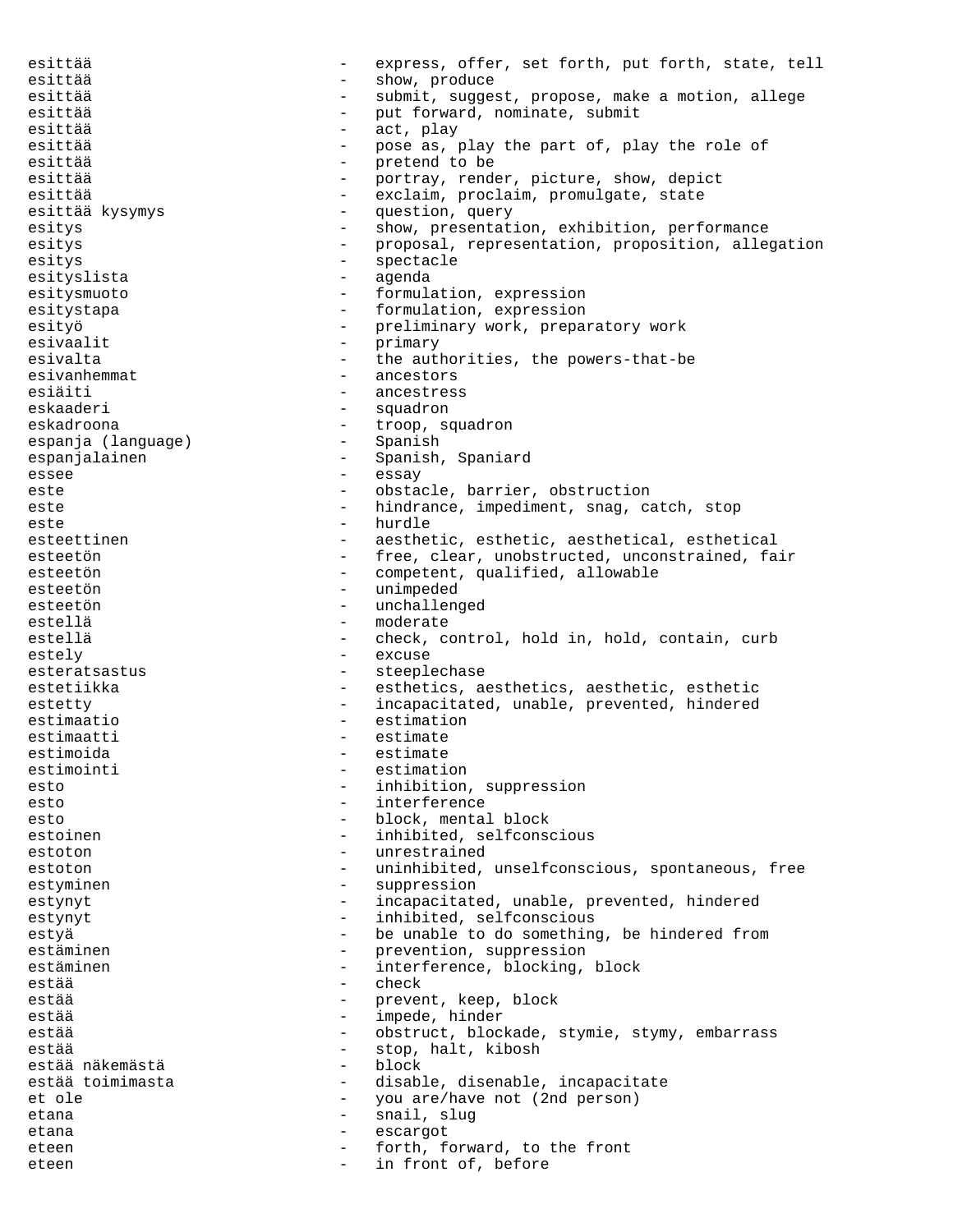esittää - express, offer, set forth, put forth, state, tell
esittää - show, produce
esittää - submit, suggest, propose, make a motion, allege
esittää - put forward, nominate, submit
esittää - act, play
esittää - pose as, play the part of, play the role of
esittää - pretend to be
esittää - portray, render, picture, show, depict
esittää - exclaim, proclaim, promulgate, state
esittää kysymys - question, query
esitys - show, presentation, exhibition, performance
esitys - proposal, representation, proposition, allegation
esitys - spectacle
esityslista - agenda
esitysmuoto - formulation, expression
esitystapa - formulation, expression
esityö - preliminary work, preparatory work
esivaalit - primary
esivalta - the authorities, the powers-that-be
esivanhemmat - ancestors
esiäiti - ancestress
eskaaderi - squadron
eskadroona - troop, squadron
espanja (language) - Spanish
espanjalainen - Spanish, Spaniard
essee - essay
este - obstacle, barrier, obstruction
este - hindrance, impediment, snag, catch, stop
este - hurdle
esteettinen - aesthetic, esthetic, aesthetical, esthetical
esteetön - free, clear, unobstructed, unconstrained, fair
esteetön - competent, qualified, allowable
esteetön - unimpeded
esteetön - unchallenged
estellä - moderate
estellä - check, control, hold in, hold, contain, curb
estely - excuse
esteratsastus - steeplechase
estetiikka - esthetics, aesthetics, aesthetic, esthetic
estetty - incapacitated, unable, prevented, hindered
estimaatio - estimation
estimaatti - estimate
estimoida - estimate
estimointi - estimation
esto - inhibition, suppression
esto - interference
esto - block, mental block
estoinen - inhibited, selfconscious
estoton - unrestrained
estoton - uninhibited, unselfconscious, spontaneous, free
estyminen - suppression
estynyt - incapacitated, unable, prevented, hindered
estynyt - inhibited, selfconscious
estyä - be unable to do something, be hindered from
estäminen - prevention, suppression
estäminen - interference, blocking, block
estää - check
estää - prevent, keep, block
estää - impede, hinder
estää - obstruct, blockade, stymie, stymy, embarrass
estää - stop, halt, kibosh
estää näkemästä - block
estää toimimasta - disable, disenable, incapacitate
et ole - you are/have not (2nd person)
etana - snail, slug
etana - escargot
eteen - forth, forward, to the front
eteen - in front of, before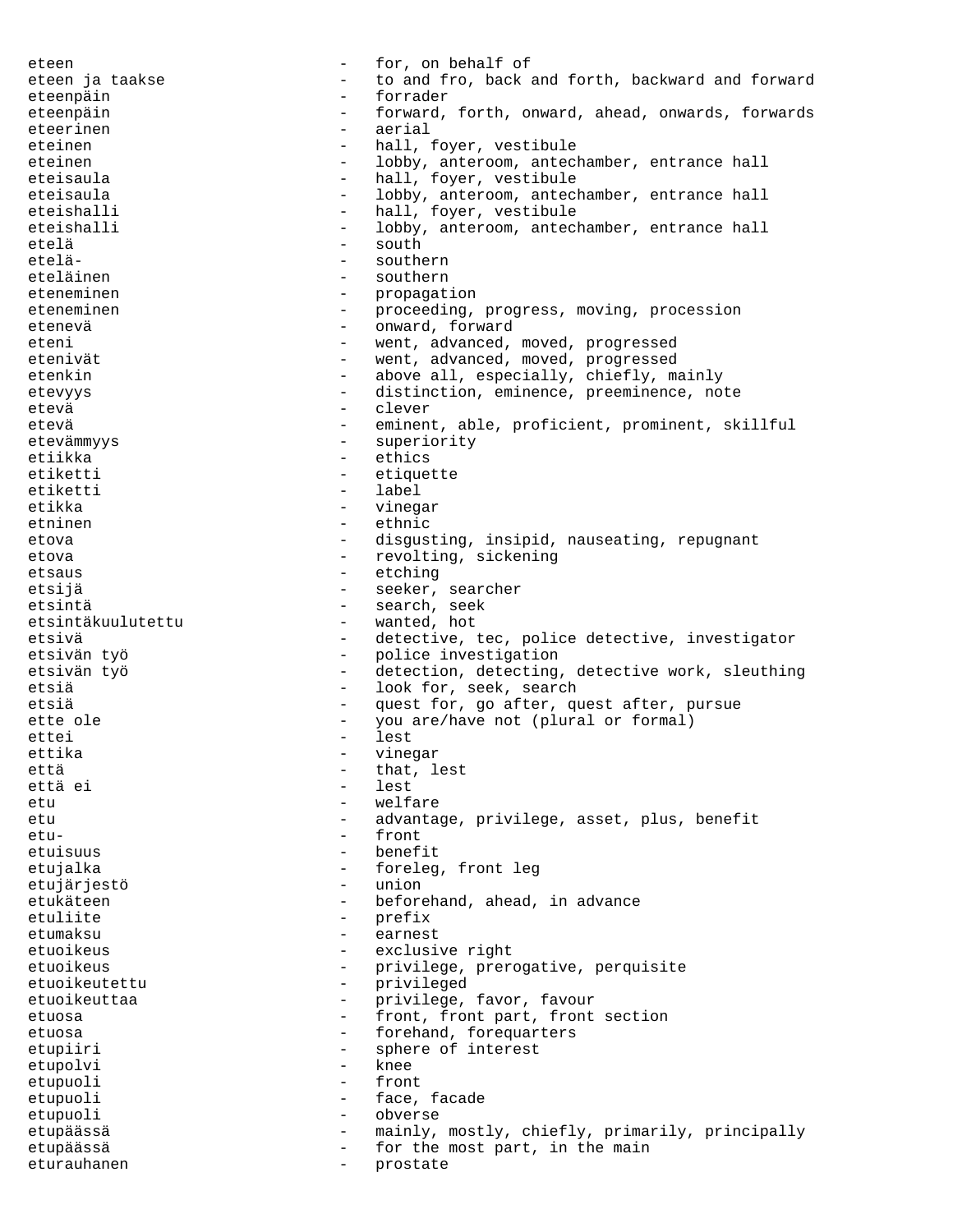eteen - for, on behalf of
eteen ja taakse - to and fro, back and forth, backward and forward
eteenpäin - forrader
eteenpäin - forward, forth, onward, ahead, onwards, forwards
eteerinen - aerial
eteinen - hall, foyer, vestibule
eteinen - lobby, anteroom, antechamber, entrance hall
eteisaula - hall, foyer, vestibule
eteisaula - lobby, anteroom, antechamber, entrance hall
eteishalli - hall, foyer, vestibule
eteishalli - lobby, anteroom, antechamber, entrance hall
etelä - south
etelä- - southern
eteläinen - southern
eteneminen - propagation
eteneminen - proceeding, progress, moving, procession
etenevä - onward, forward
eteni - went, advanced, moved, progressed
etenivät - went, advanced, moved, progressed
etenkin - above all, especially, chiefly, mainly
etevyys - distinction, eminence, preeminence, note
etevä - clever
etevä - eminent, able, proficient, prominent, skillful
etevämmyys - superiority
etiikka - ethics
etiketti - etiquette
etiketti - label
etikka - vinegar
etninen - ethnic
etova - disgusting, insipid, nauseating, repugnant
etova - revolting, sickening
etsaus - etching
etsijä - seeker, searcher
etsintä - search, seek
etsintäkuulutettu - wanted, hot
etsivä - detective, tec, police detective, investigator
etsivän työ - police investigation
etsivän työ - detection, detecting, detective work, sleuthing
etsiä - look for, seek, search
etsiä - quest for, go after, quest after, pursue
ette ole - you are/have not (plural or formal)
ettei - lest
ettika - vinegar
että - that, lest
että ei - lest
etu - welfare
etu - advantage, privilege, asset, plus, benefit
etu- - front
etuisuus - benefit
etujalka - foreleg, front leg
etujärjestö - union
etukäteen - beforehand, ahead, in advance
etuliite - prefix
etumaksu - earnest
etuoikeus - exclusive right
etuoikeus - privilege, prerogative, perquisite
etuoikeutettu - privileged
etuoikeuttaa - privilege, favor, favour
etuosa - front, front part, front section
etuosa - forehand, forequarters
etupiiri - sphere of interest
etupolvi - knee
etupuoli - front
etupuoli - face, facade
etupuoli - obverse
etupäässä - mainly, mostly, chiefly, primarily, principally
etupäässä - for the most part, in the main
eturauhanen - prostate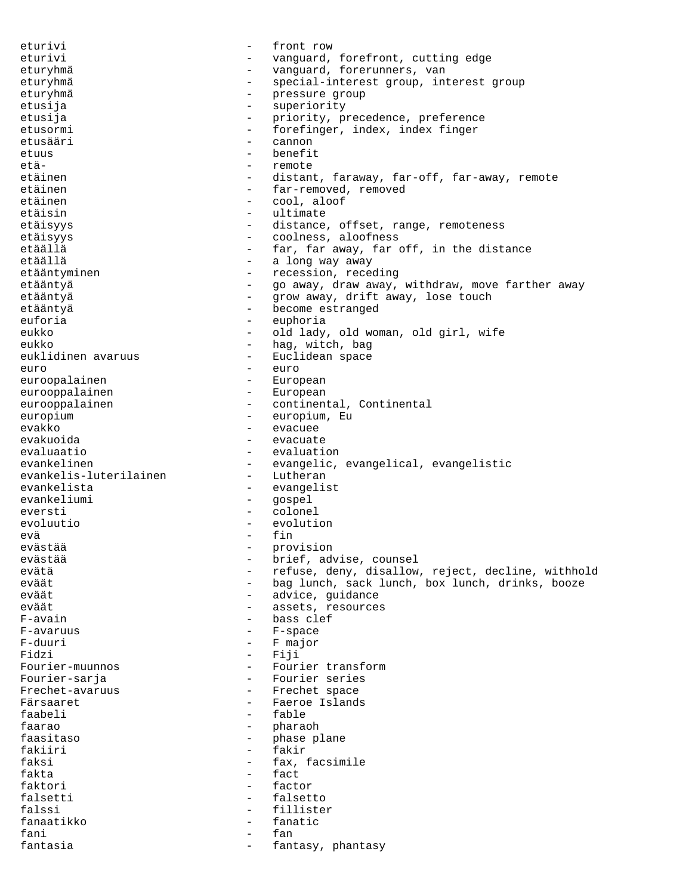eturivi - front row
eturivi - vanguard, forefront, cutting edge
eturyhmä - vanguard, forerunners, van
eturyhmä - special-interest group, interest group
eturyhmä - pressure group
etusija - superiority
etusija - priority, precedence, preference
etusormi - forefinger, index, index finger
etusääri - cannon
etuus - benefit
etä- - remote
etäinen - distant, faraway, far-off, far-away, remote
etäinen - far-removed, removed
etäinen - cool, aloof
etäisin - ultimate
etäisyys - distance, offset, range, remoteness
etäisyys - coolness, aloofness
etäällä - far, far away, far off, in the distance
etäällä - a long way away
etääntyminen - recession, receding
etääntyä - go away, draw away, withdraw, move farther away
etääntyä - grow away, drift away, lose touch
etääntyä - become estranged
euforia - euphoria
eukko - old lady, old woman, old girl, wife
eukko - hag, witch, bag
euklidinen avaruus - Euclidean space
euro - euro
euroopalainen - European
eurooppalainen - European
eurooppalainen - continental, Continental
europium - europium, Eu
evakko - evacuee
evakuoida - evacuate
evaluaatio - evaluation
evankelinen - evangelic, evangelical, evangelistic
evankelis-luterilainen - Lutheran
evankelista - evangelist
evankeliumi - gospel
eversti - colonel
evoluutio - evolution
evä - fin
evästää - provision
evästää - brief, advise, counsel
evätä - refuse, deny, disallow, reject, decline, withhold
eväät - bag lunch, sack lunch, box lunch, drinks, booze
eväät - advice, guidance
eväät - assets, resources
F-avain - bass clef
F-avaruus - F-space
F-duuri - F major
Fidzi - Fiji
Fourier-muunnos - Fourier transform
Fourier-sarja - Fourier series
Frechet-avaruus - Frechet space
Färsaaret - Faeroe Islands
faabeli - fable
faarao - pharaoh
faasitaso - phase plane
fakiiri - fakir
faksi - fax, facsimile
fakta - fact
faktori - factor
falsetti - falsetto
falssi - fillister
fanaatikko - fanatic
fani - fan
fantasia - fantasy, phantasy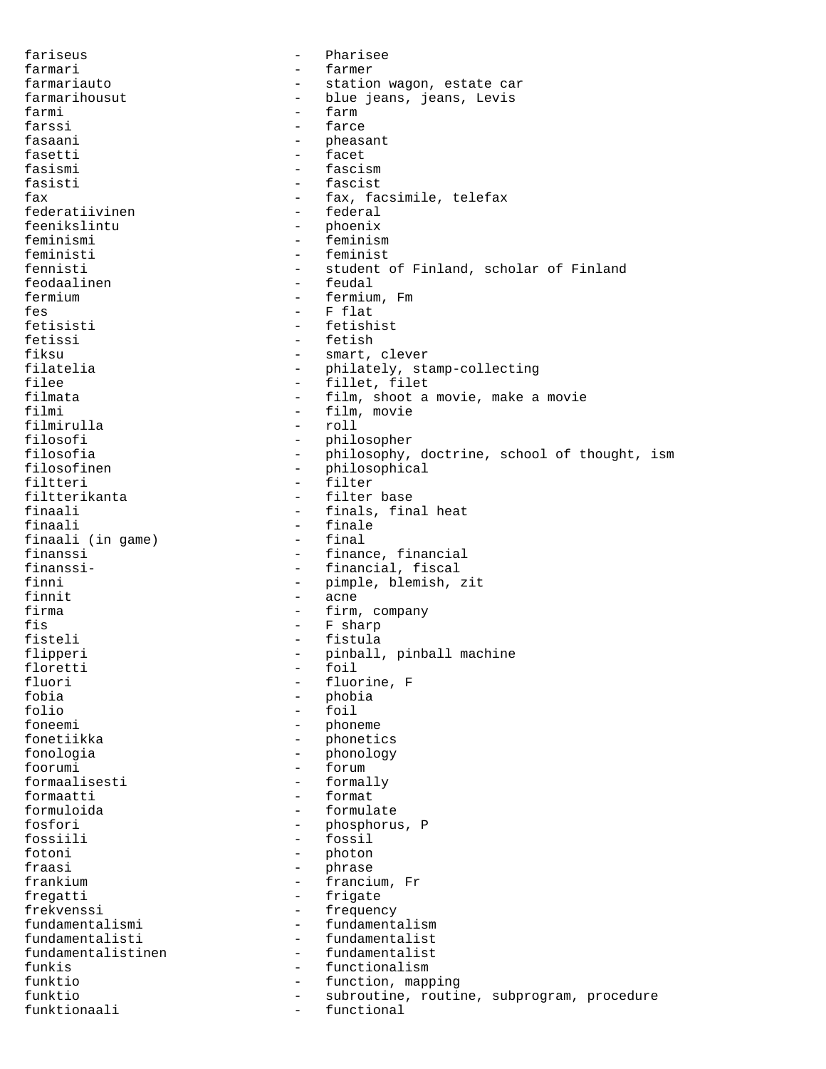fariseus - Pharisee
farmari - farmer
farmariauto - station wagon, estate car
farmarihousut - blue jeans, jeans, Levis
farmi - farm
farssi - farce
fasaani - pheasant
fasetti - facet
fasismi - fascism
fasisti - fascist
fax - fax, facsimile, telefax
federatiivinen - federal
feenikslintu - phoenix
feminismi - feminism
feministi - feminist
fennisti - student of Finland, scholar of Finland
feodaalinen - feudal
fermium - fermium, Fm
fes - F flat
fetisisti - fetishist
fetissi - fetish
fiksu - smart, clever
filatelia - philately, stamp-collecting
filee - fillet, filet
filmata - film, shoot a movie, make a movie
filmi - film, movie
filmirulla - roll
filosofi - philosopher
filosofia - philosophy, doctrine, school of thought, ism
filosofinen - philosophical
filtteri - filter
filtterikanta - filter base
finaali - finals, final heat
finaali - finale
finaali (in game) - final
finanssi - finance, financial
finanssi- - financial, fiscal
finni - pimple, blemish, zit
finnit - acne
firma - firm, company
fis - F sharp
fisteli - fistula
flipperi - pinball, pinball machine
floretti - foil
fluori - fluorine, F
fobia - phobia
folio - foil
foneemi - phoneme
fonetiikka - phonetics
fonologia - phonology
foorumi - forum
formaalisesti - formally
formaatti - format
formuloida - formulate
fosfori - phosphorus, P
fossiili - fossil
fotoni - photon
fraasi - phrase
frankium - francium, Fr
fregatti - frigate
frekvenssi - frequency
fundamentalismi - fundamentalism
fundamentalisti - fundamentalist
fundamentalistinen - fundamentalist
funkis - functionalism
funktio - function, mapping
funktio - subroutine, routine, subprogram, procedure
funktionaali - functional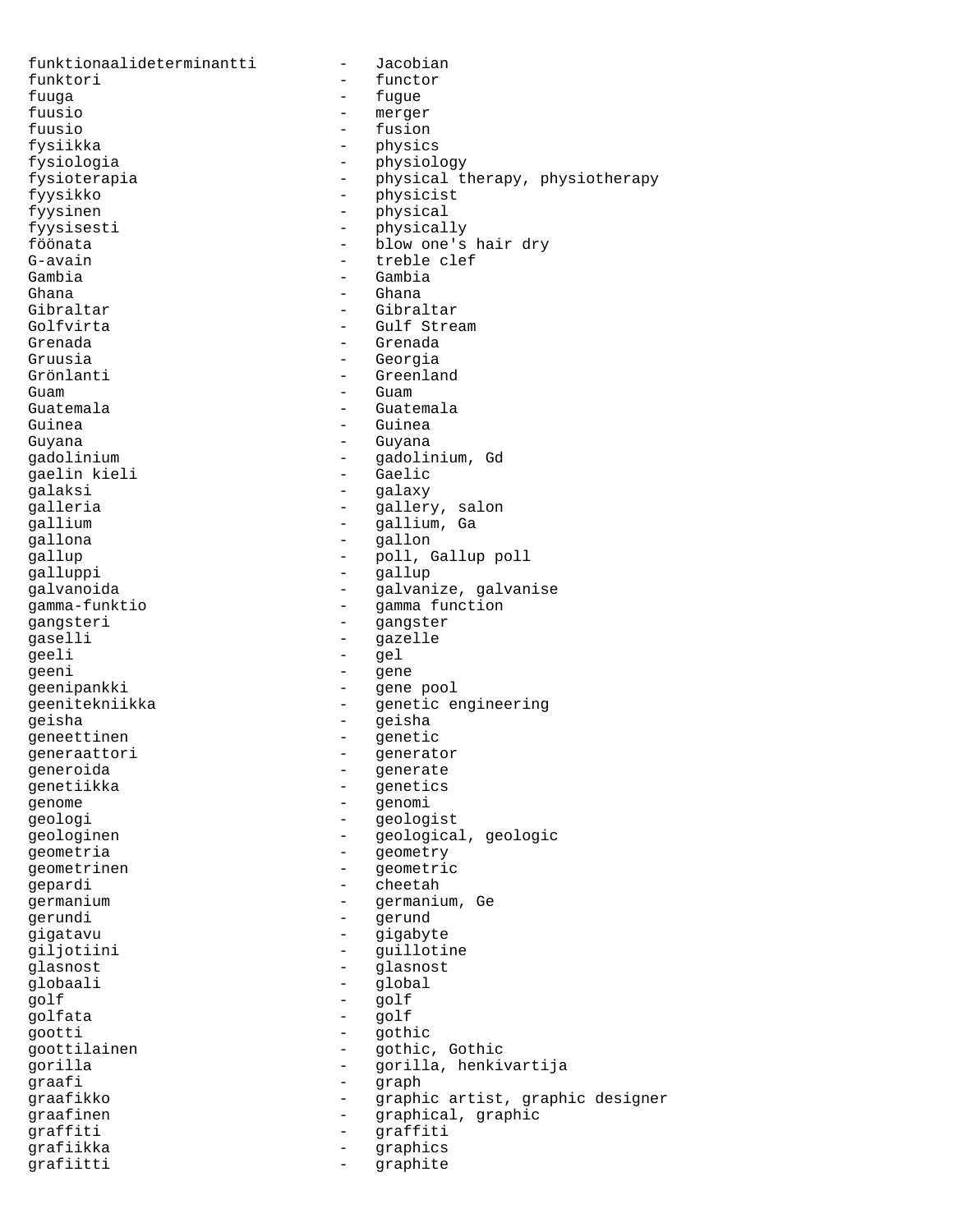funktionaalideterminantti - Jacobian
funktori - functor
fuuga - fugue
fuusio - merger
fuusio - fusion
fysiikka - physics
fysiologia - physiology
fysioterapia - physical therapy, physiotherapy
fyysikko - physicist
fyysinen - physical
fyysisesti - physically
föönata - blow one's hair dry
G-avain - treble clef
Gambia - Gambia
Ghana - Ghana
Gibraltar - Gibraltar
Golfvirta - Gulf Stream
Grenada - Grenada
Gruusia - Georgia
Grönlanti - Greenland
Guam - Guam
Guatemala - Guatemala
Guinea - Guinea
Guyana - Guyana
gadolinium - gadolinium, Gd
gaelin kieli - Gaelic
galaksi - galaxy
galleria - gallery, salon
gallium - gallium, Ga
gallona - gallon
gallup - poll, Gallup poll
galluppi - gallup
galvanoida - galvanize, galvanise
gamma-funktio - gamma function
gangsteri - gangster
gaselli - gazelle
geeli - gel
geeni - gene
geenipankki - gene pool
geenitekniikka - genetic engineering
geisha - geisha
geneettinen - genetic
generaattori - generator
generoida - generate
genetiikka - genetics
genome - genomi
geologi - geologist
geologinen - geological, geologic
geometria - geometry
geometrinen - geometric
gepardi - cheetah
germanium - germanium, Ge
gerundi - gerund
gigatavu - gigabyte
giljotiini - guillotine
glasnost - glasnost
globaali - global
golf - golf
golfata - golf
gootti - gothic
goottilainen - gothic, Gothic
gorilla - gorilla, henkivartija
graafi - graph
graafikko - graphic artist, graphic designer
graafinen - graphical, graphic
graffiti - graffiti
grafiikka - graphics
grafiitti - graphite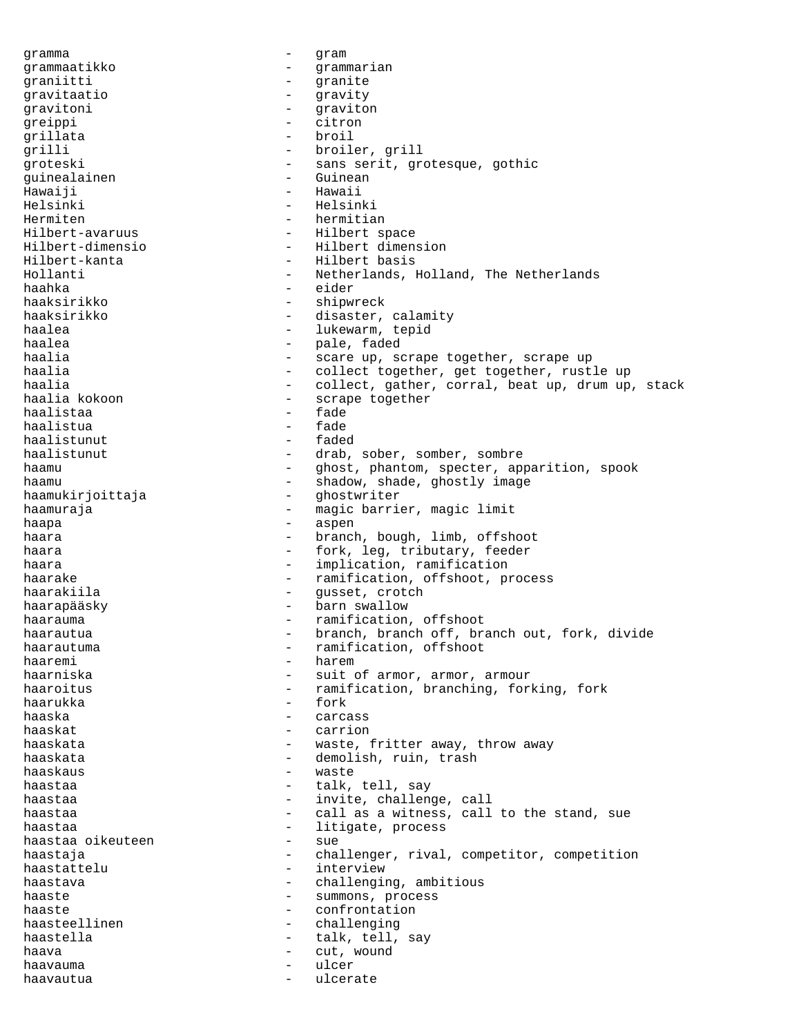gramma - gram
grammaatikko - grammarian
graniitti - granite
gravitaatio - gravity
gravitoni - graviton
greippi - citron
grillata - broil
grilli - broiler, grill
groteski - sans serit, grotesque, gothic
guinealainen - Guinean
Hawaiji - Hawaii
Helsinki - Helsinki
Hermiten - hermitian
Hilbert-avaruus - Hilbert space
Hilbert-dimensio - Hilbert dimension
Hilbert-kanta - Hilbert basis
Hollanti - Netherlands, Holland, The Netherlands
haahka - eider
haaksirikko - shipwreck
haaksirikko - disaster, calamity
haalea - lukewarm, tepid
haalea - pale, faded
haalia - scare up, scrape together, scrape up
haalia - collect together, get together, rustle up
haalia - collect, gather, corral, beat up, drum up, stack
haalia kokoon - scrape together
haalistaa - fade
haalistua - fade
haalistunut - faded
haalistunut - drab, sober, somber, sombre
haamu - ghost, phantom, specter, apparition, spook
haamu - shadow, shade, ghostly image
haamukirjoittaja - ghostwriter
haamuraja - magic barrier, magic limit
haapa - aspen
haara - branch, bough, limb, offshoot
haara - fork, leg, tributary, feeder
haara - implication, ramification
haarake - ramification, offshoot, process
haarakiila - gusset, crotch
haarapääsky - barn swallow
haarauma - ramification, offshoot
haarautua - branch, branch off, branch out, fork, divide
haarautuma - ramification, offshoot
haaremi - harem
haarniska - suit of armor, armor, armour
haaroitus - ramification, branching, forking, fork
haarukka - fork
haaska - carcass
haaskat - carrion
haaskata - waste, fritter away, throw away
haaskata - demolish, ruin, trash
haaskaus - waste
haastaa - talk, tell, say
haastaa - invite, challenge, call
haastaa - call as a witness, call to the stand, sue
haastaa - litigate, process
haastaa oikeuteen - sue
haastaja - challenger, rival, competitor, competition
haastattelu - interview
haastava - challenging, ambitious
haaste - summons, process
haaste - confrontation
haasteellinen - challenging
haastella - talk, tell, say
haava - cut, wound
haavauma - ulcer
haavautua - ulcerate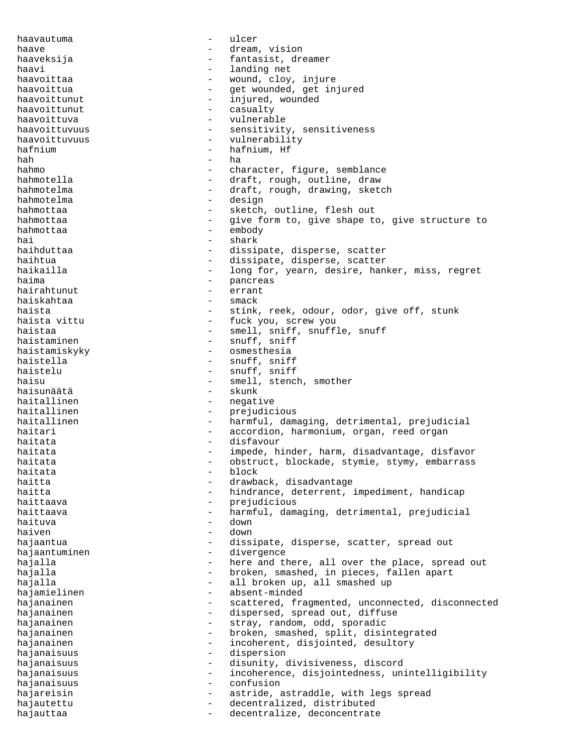haavautuma - ulcer
haave - dream, vision
haaveksija - fantasist, dreamer
haavi - landing net
haavoittaa - wound, cloy, injure
haavoittua - get wounded, get injured
haavoittunut - injured, wounded
haavoittunut - casualty
haavoittuva - vulnerable
haavoittuvuus - sensitivity, sensitiveness
haavoittuvuus - vulnerability
hafnium - hafnium, Hf
hah - ha
hahmo - character, figure, semblance
hahmotella - draft, rough, outline, draw
hahmotelma - draft, rough, drawing, sketch
hahmotelma - design
hahmottaa - sketch, outline, flesh out
hahmottaa - give form to, give shape to, give structure to
hahmottaa - embody
hai - shark
haihduttaa - dissipate, disperse, scatter
haihtua - dissipate, disperse, scatter
haikailla - long for, yearn, desire, hanker, miss, regret
haima - pancreas
hairahtunut - errant
haiskahtaa - smack
haista - stink, reek, odour, odor, give off, stunk
haista vittu - fuck you, screw you
haistaa - smell, sniff, snuffle, snuff
haistaminen - snuff, sniff
haistamiskyky - osmesthesia
haistella - snuff, sniff
haistelu - snuff, sniff
haisu - smell, stench, smother
haisunäätä - skunk
haitallinen - negative
haitallinen - prejudicious
haitallinen - harmful, damaging, detrimental, prejudicial
haitari - accordion, harmonium, organ, reed organ
haitata - disfavour
haitata - impede, hinder, harm, disadvantage, disfavor
haitata - obstruct, blockade, stymie, stymy, embarrass
haitata - block
haitta - drawback, disadvantage
haitta - hindrance, deterrent, impediment, handicap
haittaava - prejudicious
haittaava - harmful, damaging, detrimental, prejudicial
haituva - down
haiven - down
hajaantua - dissipate, disperse, scatter, spread out
hajaantuminen - divergence
hajalla - here and there, all over the place, spread out
hajalla - broken, smashed, in pieces, fallen apart
hajalla - all broken up, all smashed up
hajamielinen - absent-minded
hajanainen - scattered, fragmented, unconnected, disconnected
hajanainen - dispersed, spread out, diffuse
hajanainen - stray, random, odd, sporadic
hajanainen - broken, smashed, split, disintegrated
hajanainen - incoherent, disjointed, desultory
hajanaisuus - dispersion
hajanaisuus - disunity, divisiveness, discord
hajanaisuus - incoherence, disjointedness, unintelligibility
hajanaisuus - confusion
hajareisin - astride, astraddle, with legs spread
hajautettu - decentralized, distributed
hajauttaa - decentralize, deconcentrate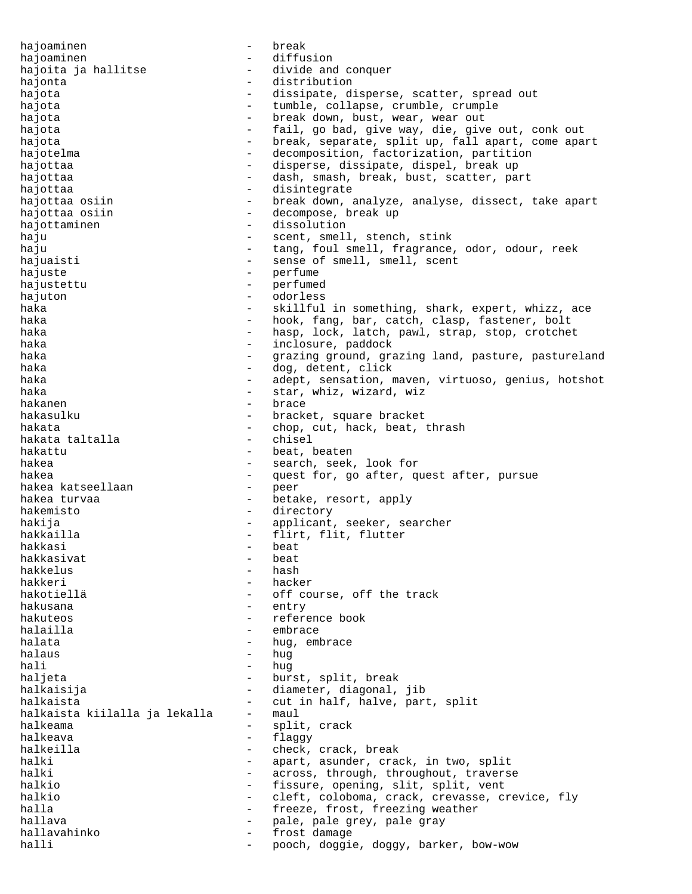hajoaminen - break
hajoaminen - diffusion
hajoita ja hallitse - divide and conquer
hajonta - distribution
hajota - dissipate, disperse, scatter, spread out
hajota - tumble, collapse, crumble, crumple
hajota - break down, bust, wear, wear out
hajota - fail, go bad, give way, die, give out, conk out
hajota - break, separate, split up, fall apart, come apart
hajotelma - decomposition, factorization, partition
hajottaa - disperse, dissipate, dispel, break up
hajottaa - dash, smash, break, bust, scatter, part
hajottaa - disintegrate
hajottaa osiin - break down, analyze, analyse, dissect, take apart
hajottaa osiin - decompose, break up
hajottaminen - dissolution
haju - scent, smell, stench, stink
haju - tang, foul smell, fragrance, odor, odour, reek
hajuaisti - sense of smell, smell, scent
hajuste - perfume
hajustettu - perfumed
hajuton - odorless
haka - skillful in something, shark, expert, whizz, ace
haka - hook, fang, bar, catch, clasp, fastener, bolt
haka - hasp, lock, latch, pawl, strap, stop, crotchet
haka - inclosure, paddock
haka - grazing ground, grazing land, pasture, pastureland
haka - dog, detent, click
haka - adept, sensation, maven, virtuoso, genius, hotshot
haka - star, whiz, wizard, wiz
hakanen - brace
hakasulku - bracket, square bracket
hakata - chop, cut, hack, beat, thrash
hakata taltalla - chisel
hakattu - beat, beaten
hakea - search, seek, look for
hakea - quest for, go after, quest after, pursue
hakea katseellaan - peer
hakea turvaa - betake, resort, apply
hakemisto - directory
hakija - applicant, seeker, searcher
hakkailla - flirt, flit, flutter
hakkasi - beat
hakkasivat - beat
hakkelus - hash
hakkeri - hacker
hakotiellä - off course, off the track
hakusana - entry
hakuteos - reference book
halailla - embrace
halata - hug, embrace
halaus - hug
hali - hug
haljeta - burst, split, break
halkaisija - diameter, diagonal, jib
halkaista - cut in half, halve, part, split
halkaista kiilalla ja lekalla - maul
halkeama - split, crack
halkeava - flaggy
halkeilla - check, crack, break
halki - apart, asunder, crack, in two, split
halki - across, through, throughout, traverse
halkio - fissure, opening, slit, split, vent
halkio - cleft, coloboma, crack, crevasse, crevice, fly
halla - freeze, frost, freezing weather
hallava - pale, pale grey, pale gray
hallavahinko - frost damage
halli - pooch, doggie, doggy, barker, bow-wow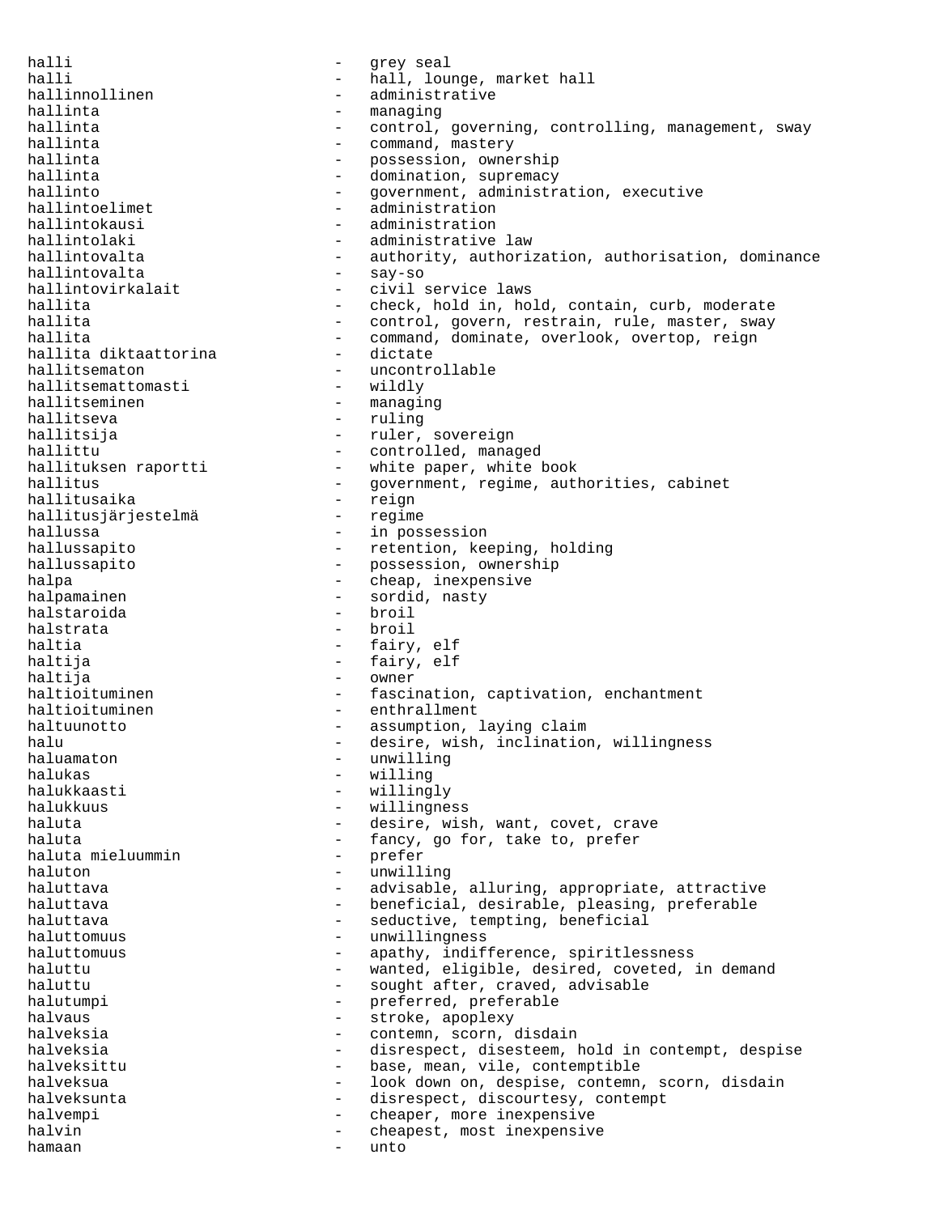halli - grey seal
halli - hall, lounge, market hall
hallinnollinen - administrative
hallinta - managing
hallinta - control, governing, controlling, management, sway
hallinta - command, mastery
hallinta - possession, ownership
hallinta - domination, supremacy
hallinto - government, administration, executive
hallintoelimet - administration
hallintokausi - administration
hallintolaki - administrative law
hallintovalta - authority, authorization, authorisation, dominance
hallintovalta - say-so
hallintovirkalait - civil service laws
hallita - check, hold in, hold, contain, curb, moderate
hallita - control, govern, restrain, rule, master, sway
hallita - command, dominate, overlook, overtop, reign
hallita diktaattorina - dictate
hallitsematon - uncontrollable
hallitsemattomasti - wildly
hallitseminen - managing
hallitseva - ruling
hallitsija - ruler, sovereign
hallittu - controlled, managed
hallituksen raportti - white paper, white book
hallitus - government, regime, authorities, cabinet
hallitusaika - reign
hallitusjärjestelmä - regime
hallussa - in possession
hallussapito - retention, keeping, holding
hallussapito - possession, ownership
halpa - cheap, inexpensive
halpamainen - sordid, nasty
halstaroida - broil
halstrata - broil
haltia - fairy, elf
haltija - fairy, elf
haltija - owner
haltioituminen - fascination, captivation, enchantment
haltioituminen - enthrallment
haltuunotto - assumption, laying claim
halu - desire, wish, inclination, willingness
haluamaton - unwilling
halukas - willing
halukkaasti - willingly
halukkuus - willingness
haluta - desire, wish, want, covet, crave
haluta - fancy, go for, take to, prefer
haluta mieluummin - prefer
haluton - unwilling
haluttava - advisable, alluring, appropriate, attractive
haluttava - beneficial, desirable, pleasing, preferable
haluttava - seductive, tempting, beneficial
haluttomuus - unwillingness
haluttomuus - apathy, indifference, spiritlessness
haluttu - wanted, eligible, desired, coveted, in demand
haluttu - sought after, craved, advisable
halutumpi - preferred, preferable
halvaus - stroke, apoplexy
halveksia - contemn, scorn, disdain
halveksia - disrespect, disesteem, hold in contempt, despise
halveksittu - base, mean, vile, contemptible
halveksua - look down on, despise, contemn, scorn, disdain
halveksunta - disrespect, discourtesy, contempt
halvempi - cheaper, more inexpensive
halvin - cheapest, most inexpensive
hamaan - unto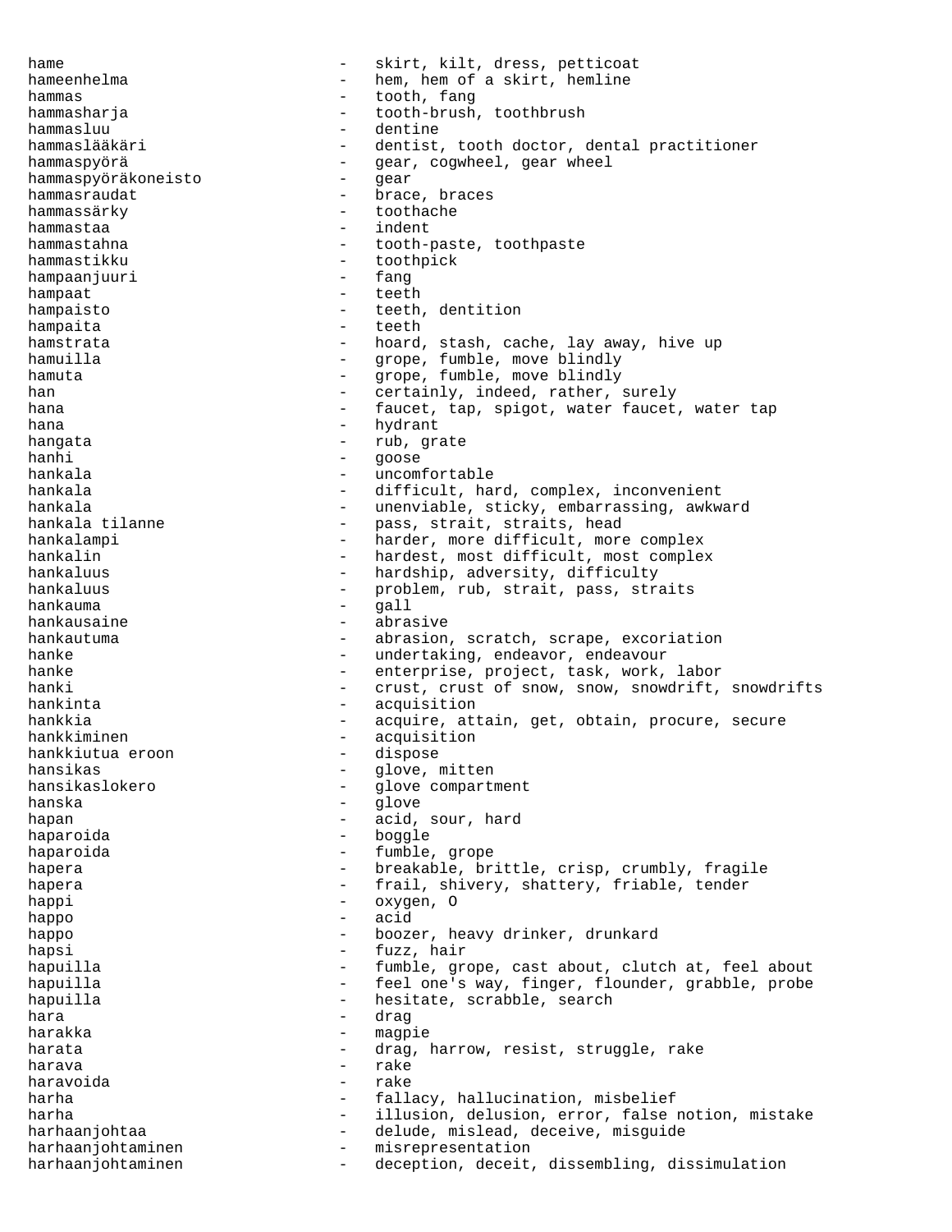hame - skirt, kilt, dress, petticoat
hameenhelma - hem, hem of a skirt, hemline
hammas - tooth, fang
hammasharja - tooth-brush, toothbrush
hammasluu - dentine
hammaslääkäri - dentist, tooth doctor, dental practitioner
hammaspyörä - gear, cogwheel, gear wheel
hammaspyöräkoneisto - gear
hammasraudat - brace, braces
hammassärky - toothache
hammastaa - indent
hammastahna - tooth-paste, toothpaste
hammastikku - toothpick
hampaanjuuri - fang
hampaat - teeth
hampaisto - teeth, dentition
hampaita - teeth
hamstrata - hoard, stash, cache, lay away, hive up
hamuilla - grope, fumble, move blindly
hamuta - grope, fumble, move blindly
han - certainly, indeed, rather, surely
hana - faucet, tap, spigot, water faucet, water tap
hana - hydrant
hangata - rub, grate
hanhi - goose
hankala - uncomfortable
hankala - difficult, hard, complex, inconvenient
hankala - unenviable, sticky, embarrassing, awkward
hankala tilanne - pass, strait, straits, head
hankalampi - harder, more difficult, more complex
hankalin - hardest, most difficult, most complex
hankaluus - hardship, adversity, difficulty
hankaluus - problem, rub, strait, pass, straits
hankauma - gall
hankausaine - abrasive
hankautuma - abrasion, scratch, scrape, excoriation
hanke - undertaking, endeavor, endeavour
hanke - enterprise, project, task, work, labor
hanki - crust, crust of snow, snow, snowdrift, snowdrifts
hankinta - acquisition
hankkia - acquire, attain, get, obtain, procure, secure
hankkiminen - acquisition
hankkiutua eroon - dispose
hansikas - glove, mitten
hansikaslokero - glove compartment
hanska - glove
hapan - acid, sour, hard
haparoida - boggle
haparoida - fumble, grope
hapera - breakable, brittle, crisp, crumbly, fragile
hapera - frail, shivery, shattery, friable, tender
happi - oxygen, O
happo - acid
happo - boozer, heavy drinker, drunkard
hapsi - fuzz, hair
hapuilla - fumble, grope, cast about, clutch at, feel about
hapuilla - feel one's way, finger, flounder, grabble, probe
hapuilla - hesitate, scrabble, search
hara - drag
harakka - magpie
harata - drag, harrow, resist, struggle, rake
harava - rake
haravoida - rake
harha - fallacy, hallucination, misbelief
harha - illusion, delusion, error, false notion, mistake
harhaanjohtaa - delude, mislead, deceive, misguide
harhaanjohtaminen - misrepresentation
harhaanjohtaminen - deception, deceit, dissembling, dissimulation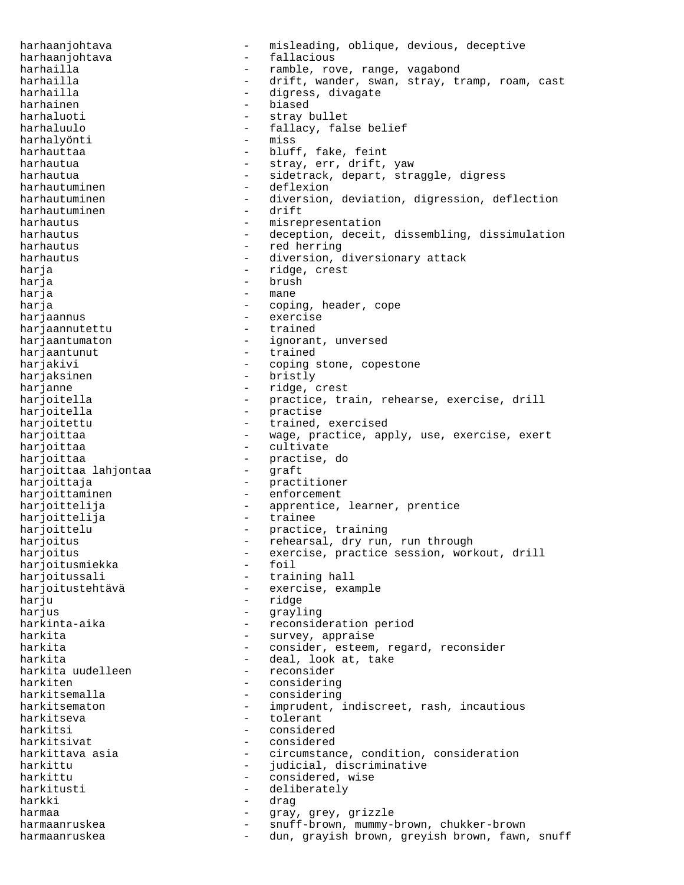harhaanjohtava - misleading, oblique, devious, deceptive
harhaanjohtava - fallacious
harhailla - ramble, rove, range, vagabond
harhailla - drift, wander, swan, stray, tramp, roam, cast
harhailla - digress, divagate
harhainen - biased
harhaluoti - stray bullet
harhaluulo - fallacy, false belief
harhalyönti - miss
harhauttaa - bluff, fake, feint
harhautua - stray, err, drift, yaw
harhautua - sidetrack, depart, straggle, digress
harhautuminen - deflexion
harhautuminen - diversion, deviation, digression, deflection
harhautuminen - drift
harhautus - misrepresentation
harhautus - deception, deceit, dissembling, dissimulation
harhautus - red herring
harhautus - diversion, diversionary attack
harja - ridge, crest
harja - brush
harja - mane
harja - coping, header, cope
harjaannus - exercise
harjaannutettu - trained
harjaantumaton - ignorant, unversed
harjaantunut - trained
harjakivi - coping stone, copestone
harjaksinen - bristly
harjanne - ridge, crest
harjoitella - practice, train, rehearse, exercise, drill
harjoitella - practise
harjoitettu - trained, exercised
harjoittaa - wage, practice, apply, use, exercise, exert
harjoittaa - cultivate
harjoittaa - practise, do
harjoittaa lahjontaa - graft
harjoittaja - practitioner
harjoittaminen - enforcement
harjoittelija - apprentice, learner, prentice
harjoittelija - trainee
harjoittelu - practice, training
harjoitus - rehearsal, dry run, run through
harjoitus - exercise, practice session, workout, drill
harjoitusmiekka - foil
harjoitussali - training hall
harjoitustehtävä - exercise, example
harju - ridge
harjus - grayling
harkinta-aika - reconsideration period
harkita - survey, appraise
harkita - consider, esteem, regard, reconsider
harkita - deal, look at, take
harkita uudelleen - reconsider
harkiten - considering
harkitsemalla - considering
harkitsematon - imprudent, indiscreet, rash, incautious
harkitseva - tolerant
harkitsi - considered
harkitsivat - considered
harkittava asia - circumstance, condition, consideration
harkittu - judicial, discriminative
harkittu - considered, wise
harkitusti - deliberately
harkki - drag
harmaa - gray, grey, grizzle
harmaanruskea - snuff-brown, mummy-brown, chukker-brown
harmaanruskea - dun, grayish brown, greyish brown, fawn, snuff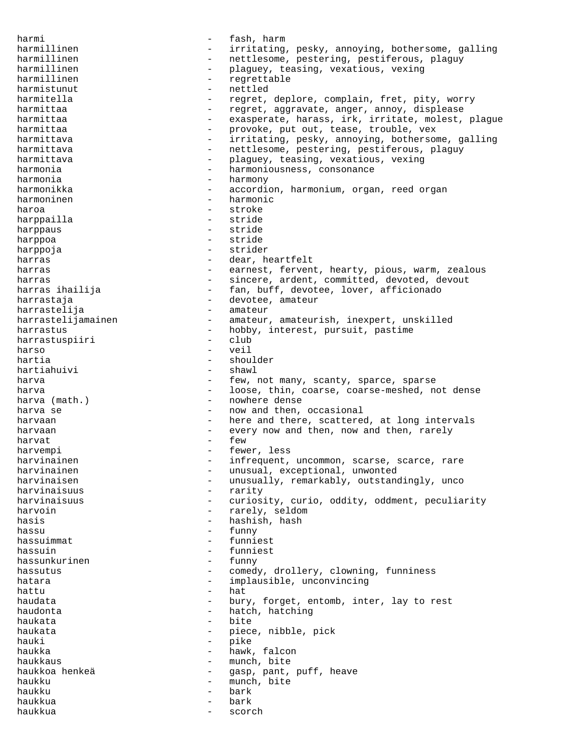harmi - fash, harm
harmillinen - irritating, pesky, annoying, bothersome, galling
harmillinen - nettlesome, pestering, pestiferous, plaguy
harmillinen - plaguey, teasing, vexatious, vexing
harmillinen - regrettable
harmistunut - nettled
harmitella - regret, deplore, complain, fret, pity, worry
harmittaa - regret, aggravate, anger, annoy, displease
harmittaa - exasperate, harass, irk, irritate, molest, plague
harmittaa - provoke, put out, tease, trouble, vex
harmittava - irritating, pesky, annoying, bothersome, galling
harmittava - nettlesome, pestering, pestiferous, plaguy
harmittava - plaguey, teasing, vexatious, vexing
harmonia - harmoniousness, consonance
harmonia - harmony
harmonikka - accordion, harmonium, organ, reed organ
harmoninen - harmonic
haroa - stroke
harppailla - stride
harppaus - stride
harppoa - stride
harppoja - strider
harras - dear, heartfelt
harras - earnest, fervent, hearty, pious, warm, zealous
harras - sincere, ardent, committed, devoted, devout
harras ihailija - fan, buff, devotee, lover, afficionado
harrastaja - devotee, amateur
harrastelija - amateur
harrastelijamainen - amateur, amateurish, inexpert, unskilled
harrastus - hobby, interest, pursuit, pastime
harrastuspiiri - club
harso - veil
hartia - shoulder
hartiahuivi - shawl
harva - few, not many, scanty, sparce, sparse
harva - loose, thin, coarse, coarse-meshed, not dense
harva (math.) - nowhere dense
harva se - now and then, occasional
harvaan - here and there, scattered, at long intervals
harvaan - every now and then, now and then, rarely
harvat - few
harvempi - fewer, less
harvinainen - infrequent, uncommon, scarse, scarce, rare
harvinainen - unusual, exceptional, unwonted
harvinaisen - unusually, remarkably, outstandingly, unco
harvinaisuus - rarity
harvinaisuus - curiosity, curio, oddity, oddment, peculiarity
harvoin - rarely, seldom
hasis - hashish, hash
hassu - funny
hassuimmat - funniest
hassuin - funniest
hassunkurinen - funny
hassutus - comedy, drollery, clowning, funniness
hatara - implausible, unconvincing
hattu - hat
haudata - bury, forget, entomb, inter, lay to rest
haudonta - hatch, hatching
haukata - bite
haukata - piece, nibble, pick
hauki - pike
haukka - hawk, falcon
haukkaus - munch, bite
haukkoa henkeä - gasp, pant, puff, heave
haukku - munch, bite
haukku - bark
haukkua - bark
haukkua - scorch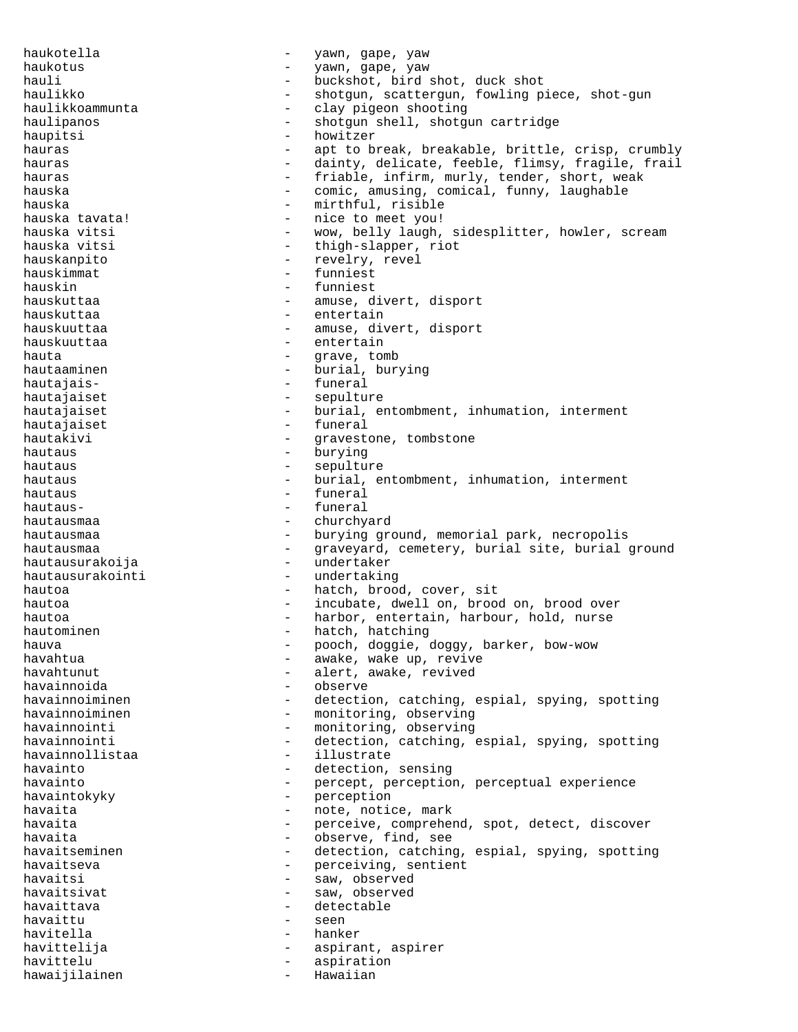haukotella - yawn, gape, yaw
haukotus - yawn, gape, yaw
hauli - buckshot, bird shot, duck shot
haulikko - shotgun, scattergun, fowling piece, shot-gun
haulikkoammunta - clay pigeon shooting
haulipanos - shotgun shell, shotgun cartridge
haupitsi - howitzer
hauras - apt to break, breakable, brittle, crisp, crumbly
hauras - dainty, delicate, feeble, flimsy, fragile, frail
hauras - friable, infirm, murly, tender, short, weak
hauska - comic, amusing, comical, funny, laughable
hauska - mirthful, risible
hauska tavata! - nice to meet you!
hauska vitsi - wow, belly laugh, sidesplitter, howler, scream
hauska vitsi - thigh-slapper, riot
hauskanpito - revelry, revel
hauskimmat - funniest
hauskin - funniest
hauskuttaa - amuse, divert, disport
hauskuttaa - entertain
hauskuuttaa - amuse, divert, disport
hauskuuttaa - entertain
hauta - grave, tomb
hautaaminen - burial, burying
hautajais- - funeral
hautajaiset - sepulture
hautajaiset - burial, entombment, inhumation, interment
hautajaiset - funeral
hautakivi - gravestone, tombstone
hautaus - burying
hautaus - sepulture
hautaus - burial, entombment, inhumation, interment
hautaus - funeral
hautaus- - funeral
hautausmaa - churchyard
hautausmaa - burying ground, memorial park, necropolis
hautausmaa - graveyard, cemetery, burial site, burial ground
hautausurakoija - undertaker
hautausurakointi - undertaking
hautoa - hatch, brood, cover, sit
hautoa - incubate, dwell on, brood on, brood over
hautoa - harbor, entertain, harbour, hold, nurse
hautominen - hatch, hatching
hauva - pooch, doggie, doggy, barker, bow-wow
havahtua - awake, wake up, revive
havahtunut - alert, awake, revived
havainnoida - observe
havainnoiminen - detection, catching, espial, spying, spotting
havainnoiminen - monitoring, observing
havainnointi - monitoring, observing
havainnointi - detection, catching, espial, spying, spotting
havainnollistaa - illustrate
havainto - detection, sensing
havainto - percept, perception, perceptual experience
havaintokyky - perception
havaita - note, notice, mark
havaita - perceive, comprehend, spot, detect, discover
havaita - observe, find, see
havaitseminen - detection, catching, espial, spying, spotting
havaitseva - perceiving, sentient
havaitsi - saw, observed
havaitsivat - saw, observed
havaittava - detectable
havaittu - seen
havitella - hanker
havittelija - aspirant, aspirer
havittelu - aspiration
hawaijilainen - Hawaiian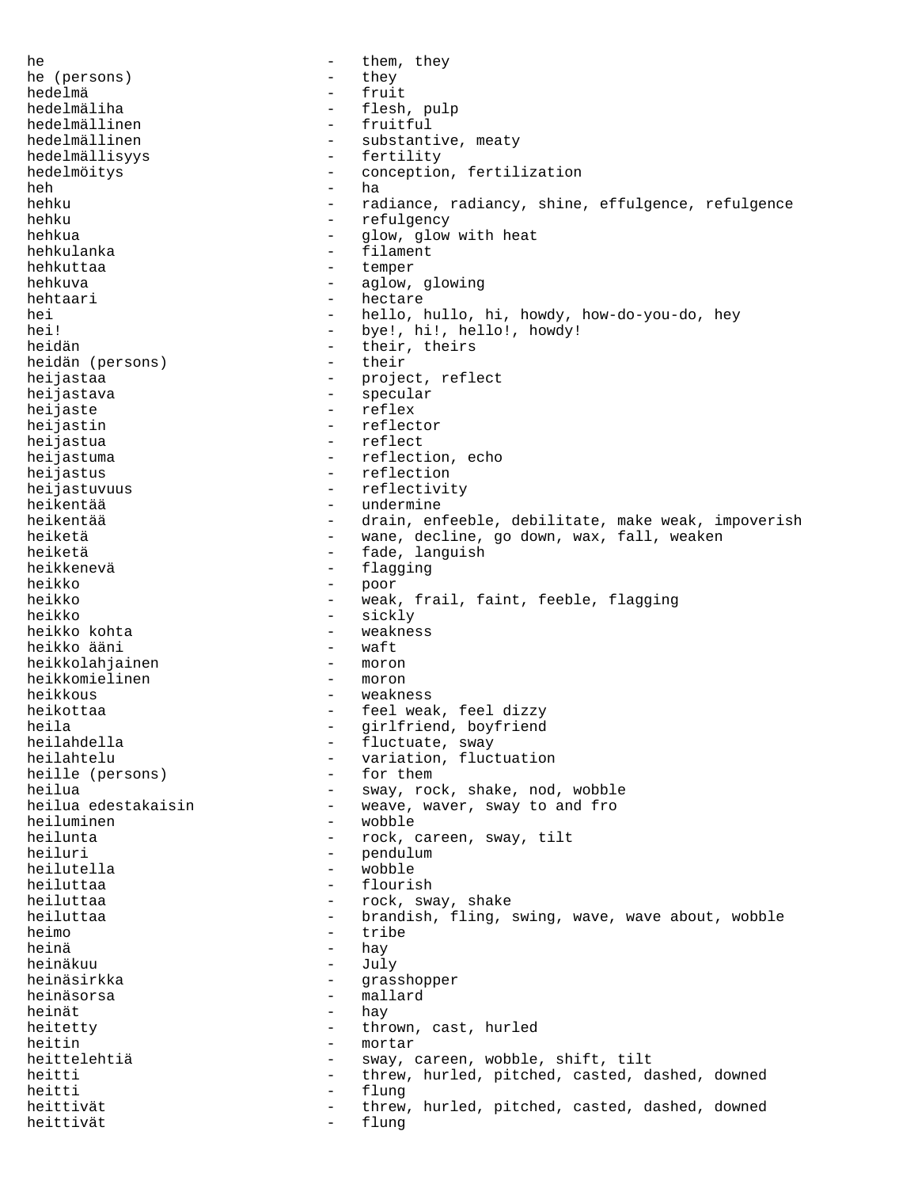he - them, they
he (persons) - they
hedelmä - fruit
hedelmäliha - flesh, pulp
hedelmällinen - fruitful
hedelmällinen - substantive, meaty
hedelmällisyys - fertility
hedelmöitys - conception, fertilization
heh - ha
hehku - radiance, radiancy, shine, effulgence, refulgence
hehku - refulgency
hehkua - glow, glow with heat
hehkulanka - filament
hehkuttaa - temper
hehkuva - aglow, glowing
hehtaari - hectare
hei - hello, hullo, hi, howdy, how-do-you-do, hey
hei! - bye!, hi!, hello!, howdy!
heidän - their, theirs
heidän (persons) - their
heijastaa - project, reflect
heijastava - specular
heijaste - reflex
heijastin - reflector
heijastua - reflect
heijastuma - reflection, echo
heijastus - reflection
heijastuvuus - reflectivity
heikentää - undermine
heikentää - drain, enfeeble, debilitate, make weak, impoverish
heiketä - wane, decline, go down, wax, fall, weaken
heiketä - fade, languish
heikkenevä - flagging
heikko - poor
heikko - weak, frail, faint, feeble, flagging
heikko - sickly
heikko kohta - weakness
heikko ääni - waft
heikkolahjainen - moron
heikkomielinen - moron
heikkous - weakness
heikottaa - feel weak, feel dizzy
heila - girlfriend, boyfriend
heilahdella - fluctuate, sway
heilahtelu - variation, fluctuation
heille (persons) - for them
heilua - sway, rock, shake, nod, wobble
heilua edestakaisin - weave, waver, sway to and fro
heiluminen - wobble
heilunta - rock, careen, sway, tilt
heiluri - pendulum
heilutella - wobble
heiluttaa - flourish
heiluttaa - rock, sway, shake
heiluttaa - brandish, fling, swing, wave, wave about, wobble
heimo - tribe
heinä - hay
heinäkuu - July
heinäsirkka - grasshopper
heinäsorsa - mallard
heinät - hay
heitetty - thrown, cast, hurled
heitin - mortar
heittelehtiä - sway, careen, wobble, shift, tilt
heitti - threw, hurled, pitched, casted, dashed, downed
heitti - flung
heittivät - threw, hurled, pitched, casted, dashed, downed
heittivät - flung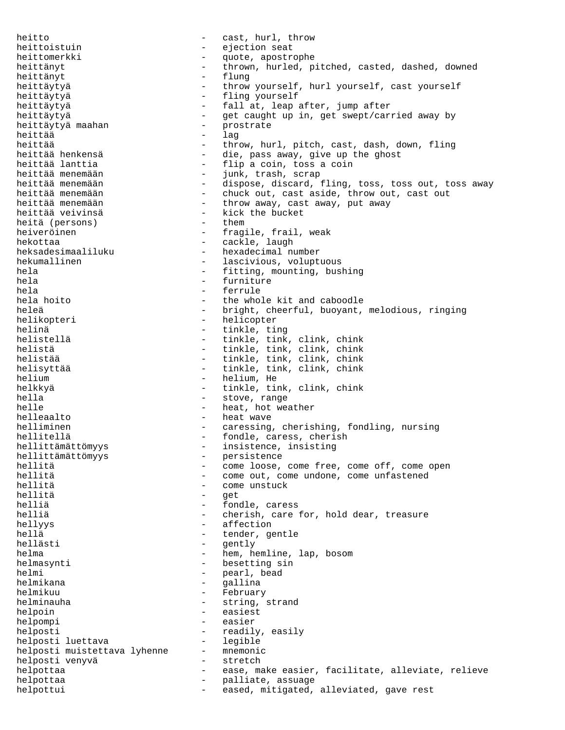heitto - cast, hurl, throw
heittoistuin - ejection seat
heittomerkki - quote, apostrophe
heittänyt - thrown, hurled, pitched, casted, dashed, downed
heittänyt - flung
heittäytyä - throw yourself, hurl yourself, cast yourself
heittäytyä - fling yourself
heittäytyä - fall at, leap after, jump after
heittäytyä - get caught up in, get swept/carried away by
heittäytyä maahan - prostrate
heittää - lag
heittää - throw, hurl, pitch, cast, dash, down, fling
heittää henkensä - die, pass away, give up the ghost
heittää lanttia - flip a coin, toss a coin
heittää menemään - junk, trash, scrap
heittää menemään - dispose, discard, fling, toss, toss out, toss away
heittää menemään - chuck out, cast aside, throw out, cast out
heittää menemään - throw away, cast away, put away
heittää veivinsä - kick the bucket
heitä (persons) - them
heiveröinen - fragile, frail, weak
hekottaa - cackle, laugh
heksadesimaaliluku - hexadecimal number
hekumallinen - lascivious, voluptuous
hela - fitting, mounting, bushing
hela - furniture
hela - ferrule
hela hoito - the whole kit and caboodle
heleä - bright, cheerful, buoyant, melodious, ringing
helikopteri - helicopter
helinä - tinkle, ting
helistellä - tinkle, tink, clink, chink
helistä - tinkle, tink, clink, chink
helistää - tinkle, tink, clink, chink
helisyttää - tinkle, tink, clink, chink
helium - helium, He
helkkyä - tinkle, tink, clink, chink
hella - stove, range
helle - heat, hot weather
helleaalto - heat wave
helliminen - caressing, cherishing, fondling, nursing
hellitellä - fondle, caress, cherish
hellittämättömyys - insistence, insisting
hellittämättömyys - persistence
hellitä - come loose, come free, come off, come open
hellitä - come out, come undone, come unfastened
hellitä - come unstuck
hellitä - get
helliä - fondle, caress
helliä - cherish, care for, hold dear, treasure
hellyys - affection
hellä - tender, gentle
hellästi - gently
helma - hem, hemline, lap, bosom
helmasynti - besetting sin
helmi - pearl, bead
helmikana - gallina
helmikuu - February
helminauha - string, strand
helpoin - easiest
helpompi - easier
helposti - readily, easily
helposti luettava - legible
helposti muistettava lyhenne - mnemonic
helposti venyvä - stretch
helpottaa - ease, make easier, facilitate, alleviate, relieve
helpottaa - palliate, assuage
helpottui - eased, mitigated, alleviated, gave rest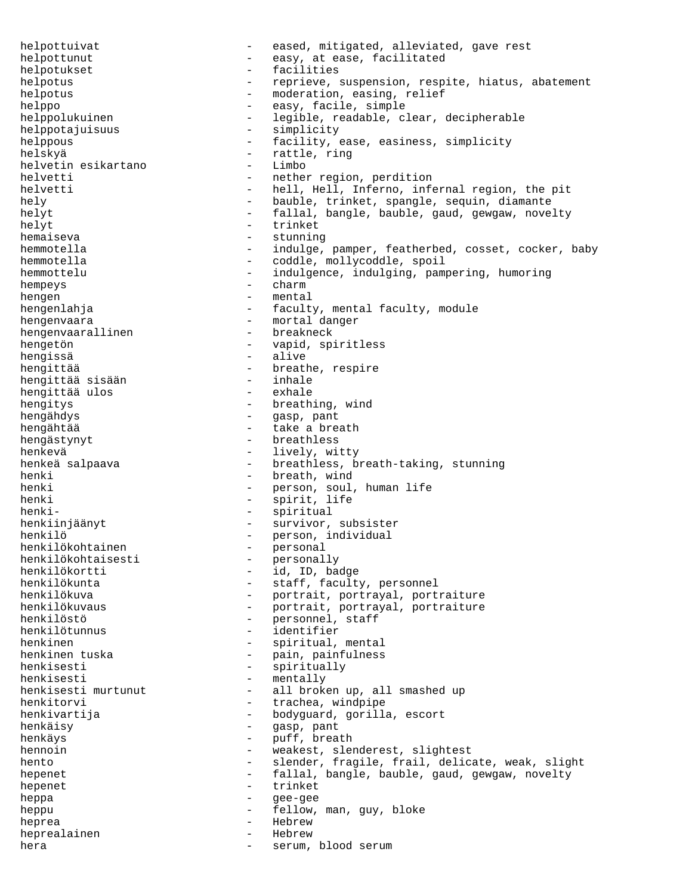helpottuivat - eased, mitigated, alleviated, gave rest
helpottunut - easy, at ease, facilitated
helpotukset - facilities
helpotus - reprieve, suspension, respite, hiatus, abatement
helpotus - moderation, easing, relief
helppo - easy, facile, simple
helppolukuinen - legible, readable, clear, decipherable
helppotajuisuus - simplicity
helppous - facility, ease, easiness, simplicity
helskyä - rattle, ring
helvetin esikartano - Limbo
helvetti - nether region, perdition
helvetti - hell, Hell, Inferno, infernal region, the pit
hely - bauble, trinket, spangle, sequin, diamante
helyt - fallal, bangle, bauble, gaud, gewgaw, novelty
helyt - trinket
hemaiseva - stunning
hemmotella - indulge, pamper, featherbed, cosset, cocker, baby
hemmotella - coddle, mollycoddle, spoil
hemmottelu - indulgence, indulging, pampering, humoring
hempeys - charm
hengen - mental
hengenlahja - faculty, mental faculty, module
hengenvaara - mortal danger
hengenvaarallinen - breakneck
hengetön - vapid, spiritless
hengissä - alive
hengittää - breathe, respire
hengittää sisään - inhale
hengittää ulos - exhale
hengitys - breathing, wind
hengähdys - gasp, pant
hengähtää - take a breath
hengästynyt - breathless
henkevä - lively, witty
henkeä salpaava - breathless, breath-taking, stunning
henki - breath, wind
henki - person, soul, human life
henki - spirit, life
henki- - spiritual
henkiinjäänyt - survivor, subsister
henkilö - person, individual
henkilökohtainen - personal
henkilökohtaisesti - personally
henkilökortti - id, ID, badge
henkilökunta - staff, faculty, personnel
henkilökuva - portrait, portrayal, portraiture
henkilökuvaus - portrait, portrayal, portraiture
henkilöstö - personnel, staff
henkilötunnus - identifier
henkinen - spiritual, mental
henkinen tuska - pain, painfulness
henkisesti - spiritually
henkisesti - mentally
henkisesti murtunut - all broken up, all smashed up
henkitorvi - trachea, windpipe
henkivartija - bodyguard, gorilla, escort
henkäisy - gasp, pant
henkäys - puff, breath
hennoin - weakest, slenderest, slightest
hento - slender, fragile, frail, delicate, weak, slight
hepenet - fallal, bangle, bauble, gaud, gewgaw, novelty
hepenet - trinket
heppa - gee-gee
heppu - fellow, man, guy, bloke
heprea - Hebrew
heprealainen - Hebrew
hera - serum, blood serum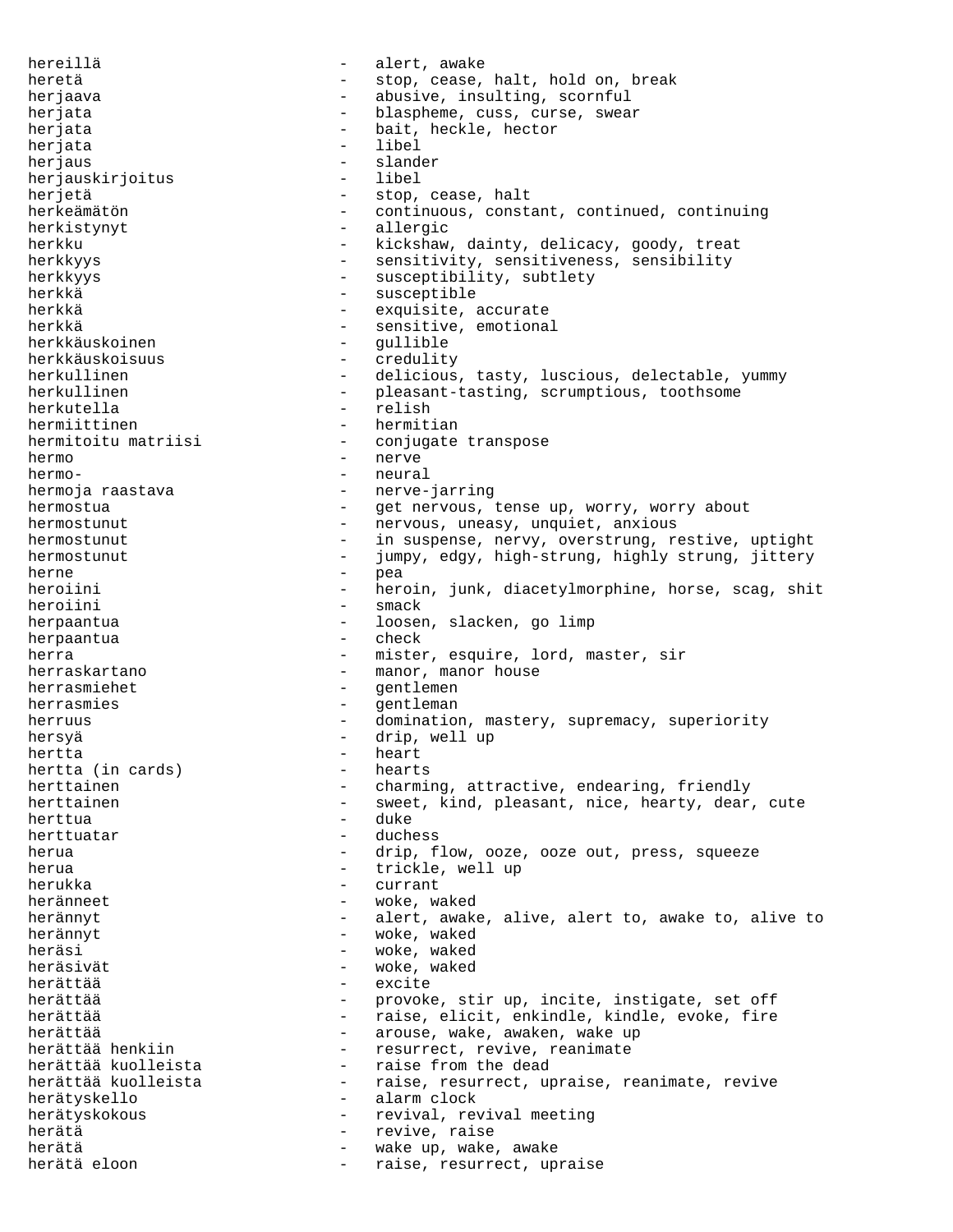hereillä - alert, awake
heretä - stop, cease, halt, hold on, break
herjaava - abusive, insulting, scornful
herjata - blaspheme, cuss, curse, swear
herjata - bait, heckle, hector
herjata - libel
herjaus - slander
herjauskirjoitus - libel
herjetä - stop, cease, halt
herkeämätön - continuous, constant, continued, continuing
herkistynyt - allergic
herkku - kickshaw, dainty, delicacy, goody, treat
herkkyys - sensitivity, sensitiveness, sensibility
herkkyys - susceptibility, subtlety
herkkä - susceptible
herkkä - exquisite, accurate
herkkä - sensitive, emotional
herkkäuskoinen - gullible
herkkäuskoisuus - credulity
herkullinen - delicious, tasty, luscious, delectable, yummy
herkullinen - pleasant-tasting, scrumptious, toothsome
herkutella - relish
hermiittinen - hermitian
hermitoitu matriisi - conjugate transpose
hermo - nerve
hermo- - neural
hermoja raastava - nerve-jarring
hermostua - get nervous, tense up, worry, worry about
hermostunut - nervous, uneasy, unquiet, anxious
hermostunut - in suspense, nervy, overstrung, restive, uptight
hermostunut - jumpy, edgy, high-strung, highly strung, jittery
herne - pea
heroiini - heroin, junk, diacetylmorphine, horse, scag, shit
heroiini - smack
herpaantua - loosen, slacken, go limp
herpaantua - check
herra - mister, esquire, lord, master, sir
herraskartano - manor, manor house
herrasmiehet - gentlemen
herrasmies - gentleman
herruus - domination, mastery, supremacy, superiority
hersyä - drip, well up
hertta - heart
hertta (in cards) - hearts
herttainen - charming, attractive, endearing, friendly
herttainen - sweet, kind, pleasant, nice, hearty, dear, cute
herttua - duke
herttuatar - duchess
herua - drip, flow, ooze, ooze out, press, squeeze
herua - trickle, well up
herukka - currant
heränneet - woke, waked
herännyt - alert, awake, alive, alert to, awake to, alive to
herännyt - woke, waked
heräsi - woke, waked
heräsivät - woke, waked
herättää - excite
herättää - provoke, stir up, incite, instigate, set off
herättää - raise, elicit, enkindle, kindle, evoke, fire
herättää - arouse, wake, awaken, wake up
herättää henkiin - resurrect, revive, reanimate
herättää kuolleista - raise from the dead
herättää kuolleista - raise, resurrect, upraise, reanimate, revive
herätyskello - alarm clock
herätyskokous - revival, revival meeting
herätä - revive, raise
herätä - wake up, wake, awake
herätä eloon - raise, resurrect, upraise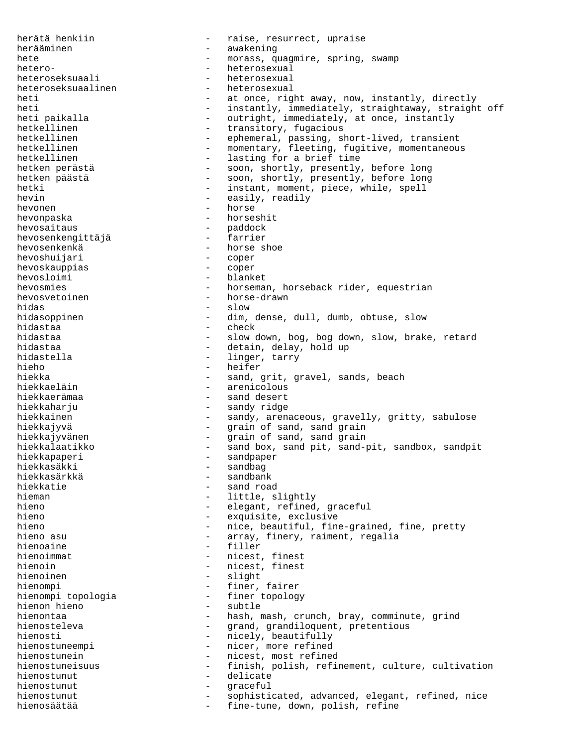herätä henkiin - raise, resurrect, upraise
herääminen - awakening
hete - morass, quagmire, spring, swamp
hetero- - heterosexual
heteroseksuaali - heterosexual
heteroseksuaalinen - heterosexual
heti - at once, right away, now, instantly, directly
heti - instantly, immediately, straightaway, straight off
heti paikalla - outright, immediately, at once, instantly
hetkellinen - transitory, fugacious
hetkellinen - ephemeral, passing, short-lived, transient
hetkellinen - momentary, fleeting, fugitive, momentaneous
hetkellinen - lasting for a brief time
hetken perästä - soon, shortly, presently, before long
hetken päästä - soon, shortly, presently, before long
hetki - instant, moment, piece, while, spell
hevin - easily, readily
hevonen - horse
hevonpaska - horseshit
hevosaitaus - paddock
hevosenkengittäjä - farrier
hevosenkenkä - horse shoe
hevoshuijari - coper
hevoskauppias - coper
hevosloimi - blanket
hevosmies - horseman, horseback rider, equestrian
hevosvetoinen - horse-drawn
hidas - slow
hidasoppinen - dim, dense, dull, dumb, obtuse, slow
hidastaa - check
hidastaa - slow down, bog, bog down, slow, brake, retard
hidastaa - detain, delay, hold up
hidastella - linger, tarry
hieho - heifer
hiekka - sand, grit, gravel, sands, beach
hiekkaeläin - arenicolous
hiekkaerämaa - sand desert
hiekkaharju - sandy ridge
hiekkainen - sandy, arenaceous, gravelly, gritty, sabulose
hiekkajyvä - grain of sand, sand grain
hiekkajyvänen - grain of sand, sand grain
hiekkalaatikko - sand box, sand pit, sand-pit, sandbox, sandpit
hiekkapaperi - sandpaper
hiekkasäkki - sandbag
hiekkasärkkä - sandbank
hiekkatie - sand road
hieman - little, slightly
hieno - elegant, refined, graceful
hieno - exquisite, exclusive
hieno - nice, beautiful, fine-grained, fine, pretty
hieno asu - array, finery, raiment, regalia
hienoaine - filler
hienoimmat - nicest, finest
hienoin - nicest, finest
hienoinen - slight
hienompi - finer, fairer
hienompi topologia - finer topology
hienon hieno - subtle
hienontaa - hash, mash, crunch, bray, comminute, grind
hienosteleva - grand, grandiloquent, pretentious
hienosti - nicely, beautifully
hienostuneempi - nicer, more refined
hienostunein - nicest, most refined
hienostuneisuus - finish, polish, refinement, culture, cultivation
hienostunut - delicate
hienostunut - graceful
hienostunut - sophisticated, advanced, elegant, refined, nice
hienosäätää - fine-tune, down, polish, refine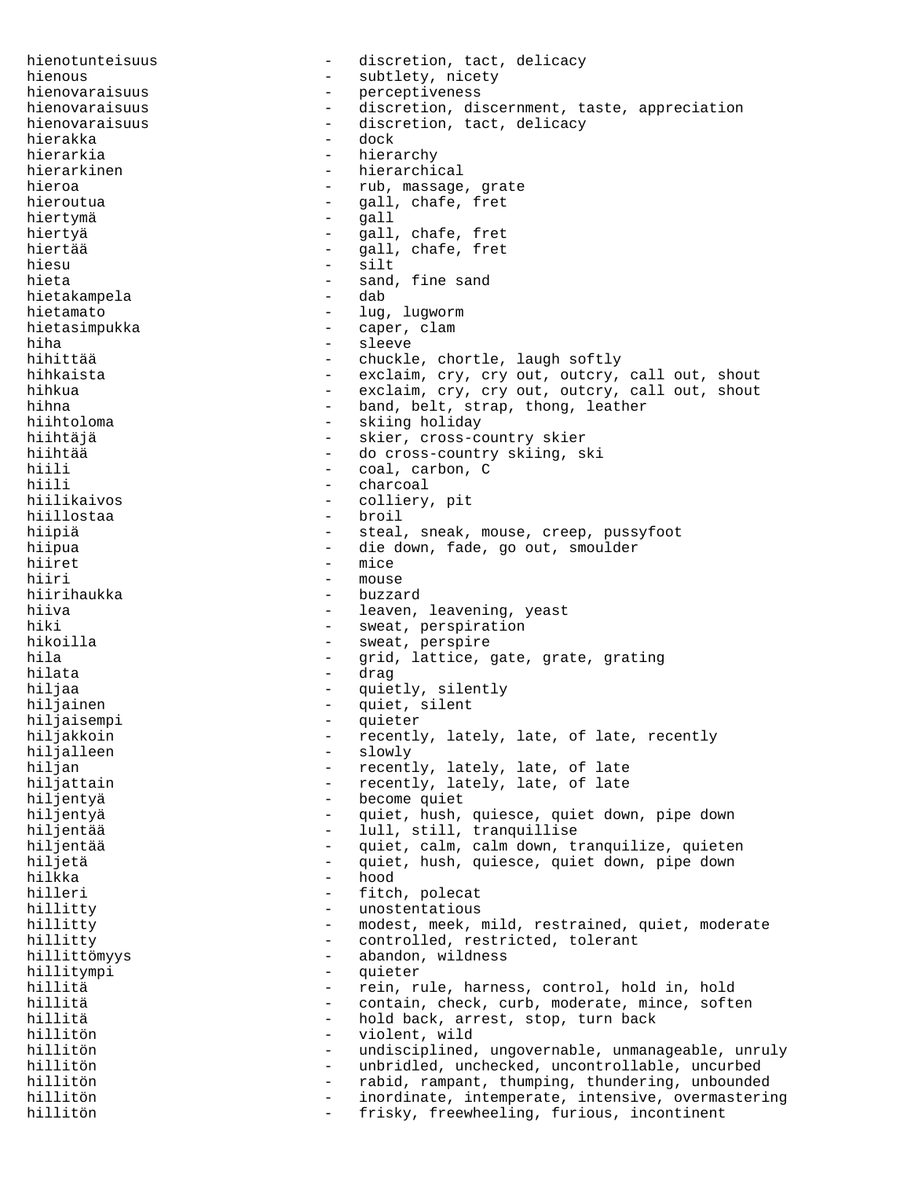hienotunteisuus - discretion, tact, delicacy
hienous - subtlety, nicety
hienovaraisuus - perceptiveness
hienovaraisuus - discretion, discernment, taste, appreciation
hienovaraisuus - discretion, tact, delicacy
hierakka - dock
hierarkia - hierarchy
hierarkinen - hierarchical
hieroa - rub, massage, grate
hieroutua - gall, chafe, fret
hiertymä - gall
hiertyä - gall, chafe, fret
hiertää - gall, chafe, fret
hiesu - silt
hieta - sand, fine sand
hietakampela - dab
hietamato - lug, lugworm
hietasimpukka - caper, clam
hiha - sleeve
hihittää - chuckle, chortle, laugh softly
hihkaista - exclaim, cry, cry out, outcry, call out, shout
hihkua - exclaim, cry, cry out, outcry, call out, shout
hihna - band, belt, strap, thong, leather
hiihtoloma - skiing holiday
hiihtäjä - skier, cross-country skier
hiihtää - do cross-country skiing, ski
hiili - coal, carbon, C
hiili - charcoal
hiilikaivos - colliery, pit
hiillostaa - broil
hiipiä - steal, sneak, mouse, creep, pussyfoot
hiipua - die down, fade, go out, smoulder
hiiret - mice
hiiri - mouse
hiirihaukka - buzzard
hiiva - leaven, leavening, yeast
hiki - sweat, perspiration
hikoilla - sweat, perspire
hila - grid, lattice, gate, grate, grating
hilata - drag
hiljaa - quietly, silently
hiljainen - quiet, silent
hiljaisempi - quieter
hiljakkoin - recently, lately, late, of late, recently
hiljalleen - slowly
hiljan - recently, lately, late, of late
hiljattain - recently, lately, late, of late
hiljentyä - become quiet
hiljentyä - quiet, hush, quiesce, quiet down, pipe down
hiljentää - lull, still, tranquillise
hiljentää - quiet, calm, calm down, tranquilize, quieten
hiljetä - quiet, hush, quiesce, quiet down, pipe down
hilkka - hood
hilleri - fitch, polecat
hillitty - unostentatious
hillitty - modest, meek, mild, restrained, quiet, moderate
hillitty - controlled, restricted, tolerant
hillittömyys - abandon, wildness
hillitympi - quieter
hillitä - rein, rule, harness, control, hold in, hold
hillitä - contain, check, curb, moderate, mince, soften
hillitä - hold back, arrest, stop, turn back
hillitön - violent, wild
hillitön - undisciplined, ungovernable, unmanageable, unruly
hillitön - unbridled, unchecked, uncontrollable, uncurbed
hillitön - rabid, rampant, thumping, thundering, unbounded
hillitön - inordinate, intemperate, intensive, overmastering
hillitön - frisky, freewheeling, furious, incontinent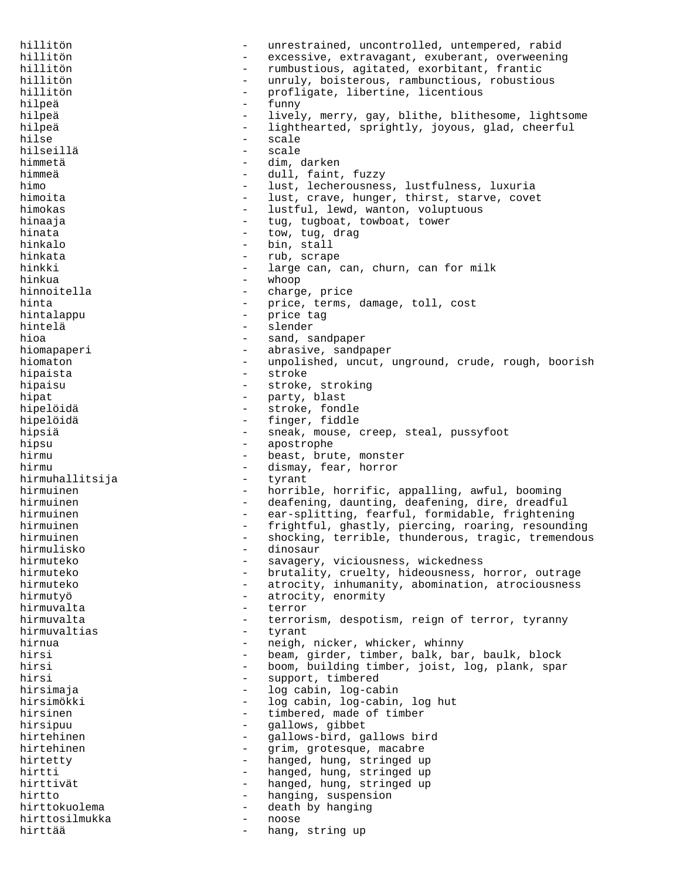hillitön - unrestrained, uncontrolled, untempered, rabid
hillitön - excessive, extravagant, exuberant, overweening
hillitön - rumbustious, agitated, exorbitant, frantic
hillitön - unruly, boisterous, rambunctious, robustious
hillitön - profligate, libertine, licentious
hilpeä - funny
hilpeä - lively, merry, gay, blithe, blithesome, lightsome
hilpeä - lighthearted, sprightly, joyous, glad, cheerful
hilse - scale
hilseillä - scale
himmetä - dim, darken
himmeä - dull, faint, fuzzy
himo - lust, lecherousness, lustfulness, luxuria
himoita - lust, crave, hunger, thirst, starve, covet
himokas - lustful, lewd, wanton, voluptuous
hinaaja - tug, tugboat, towboat, tower
hinata - tow, tug, drag
hinkalo - bin, stall
hinkata - rub, scrape
hinkki - large can, can, churn, can for milk
hinkua - whoop
hinnoitella - charge, price
hinta - price, terms, damage, toll, cost
hintalappu - price tag
hintelä - slender
hioa - sand, sandpaper
hiomapaperi - abrasive, sandpaper
hiomaton - unpolished, uncut, unground, crude, rough, boorish
hipaista - stroke
hipaisu - stroke, stroking
hipat - party, blast
hipelöidä - stroke, fondle
hipelöidä - finger, fiddle
hipsiä - sneak, mouse, creep, steal, pussyfoot
hipsu - apostrophe
hirmu - beast, brute, monster
hirmu - dismay, fear, horror
hirmuhallitsija - tyrant
hirmuinen - horrible, horrific, appalling, awful, booming
hirmuinen - deafening, daunting, deafening, dire, dreadful
hirmuinen - ear-splitting, fearful, formidable, frightening
hirmuinen - frightful, ghastly, piercing, roaring, resounding
hirmuinen - shocking, terrible, thunderous, tragic, tremendous
hirmulisko - dinosaur
hirmuteko - savagery, viciousness, wickedness
hirmuteko - brutality, cruelty, hideousness, horror, outrage
hirmuteko - atrocity, inhumanity, abomination, atrociousness
hirmutyö - atrocity, enormity
hirmuvalta - terror
hirmuvalta - terrorism, despotism, reign of terror, tyranny
hirmuvaltias - tyrant
hirnua - neigh, nicker, whicker, whinny
hirsi - beam, girder, timber, balk, bar, baulk, block
hirsi - boom, building timber, joist, log, plank, spar
hirsi - support, timbered
hirsimaja - log cabin, log-cabin
hirsimökki - log cabin, log-cabin, log hut
hirsinen - timbered, made of timber
hirsipuu - gallows, gibbet
hirtehinen - gallows-bird, gallows bird
hirtehinen - grim, grotesque, macabre
hirtetty - hanged, hung, stringed up
hirtti - hanged, hung, stringed up
hirttivät - hanged, hung, stringed up
hirtto - hanging, suspension
hirttokuolema - death by hanging
hirttosilmukka - noose
hirttää - hang, string up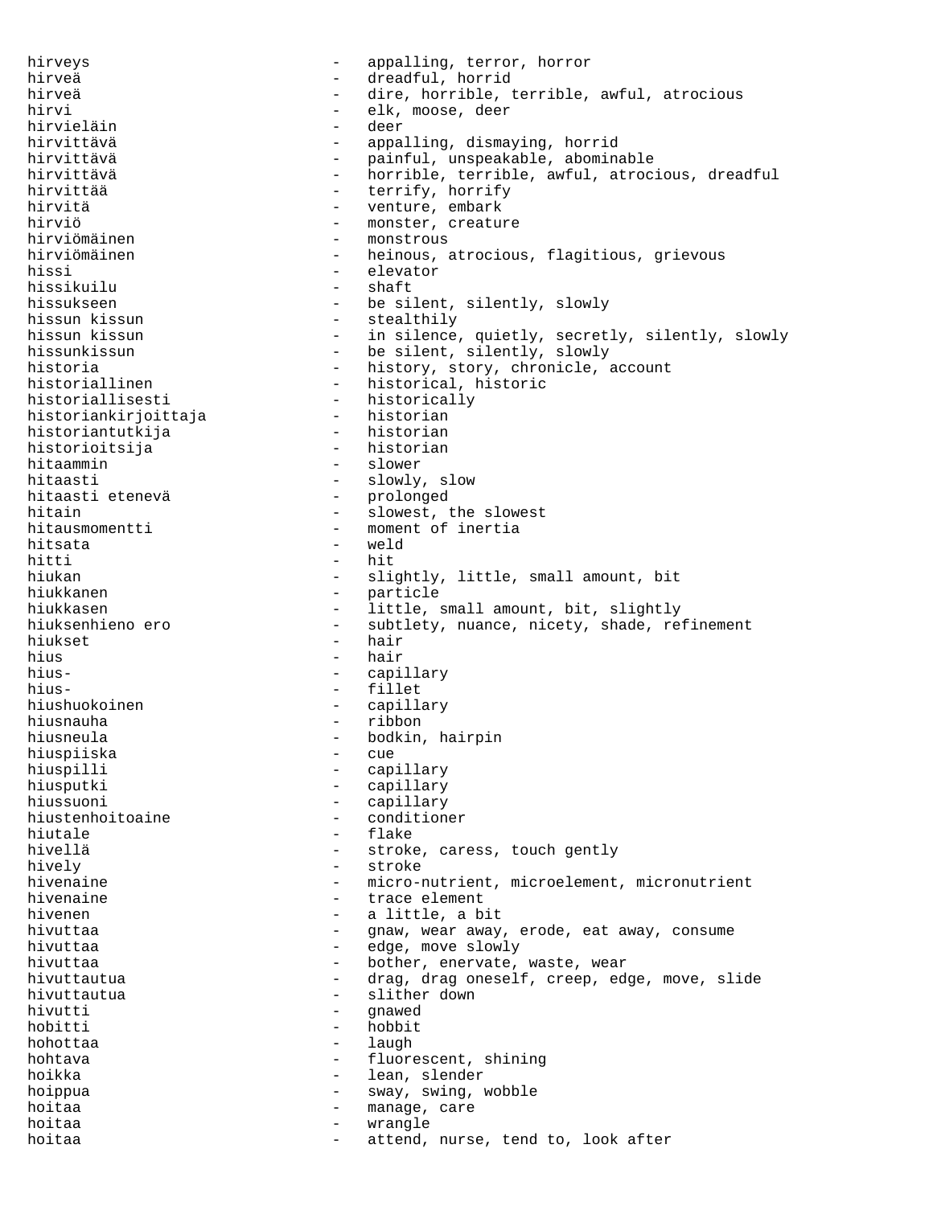hirveys - appalling, terror, horror
hirveä - dreadful, horrid
hirveä - dire, horrible, terrible, awful, atrocious
hirvi - elk, moose, deer
hirvieläin - deer
hirvittävä - appalling, dismaying, horrid
hirvittävä - painful, unspeakable, abominable
hirvittävä - horrible, terrible, awful, atrocious, dreadful
hirvittää - terrify, horrify
hirvitä - venture, embark
hirviö - monster, creature
hirviömäinen - monstrous
hirviömäinen - heinous, atrocious, flagitious, grievous
hissi - elevator
hissikuilu - shaft
hissukseen - be silent, silently, slowly
hissun kissun - stealthily
hissun kissun - in silence, quietly, secretly, silently, slowly
hissunkissun - be silent, silently, slowly
historia - history, story, chronicle, account
historiallinen - historical, historic
historiallisesti - historically
historiankirjoittaja - historian
historiantutkija - historian
historioitsija - historian
hitaammin - slower
hitaasti - slowly, slow
hitaasti etenevä - prolonged
hitain - slowest, the slowest
hitausmomentti - moment of inertia
hitsata - weld
hitti - hit
hiukan - slightly, little, small amount, bit
hiukkanen - particle
hiukkasen - little, small amount, bit, slightly
hiuksenhieno ero - subtlety, nuance, nicety, shade, refinement
hiukset - hair
hius - hair
hius- - capillary
hius- - fillet
hiushuokoinen - capillary
hiusnauha - ribbon
hiusneula - bodkin, hairpin
hiuspiiska - cue
hiuspilli - capillary
hiusputki - capillary
hiussuoni - capillary
hiustenhoitoaine - conditioner
hiutale - flake
hivellä - stroke, caress, touch gently
hively - stroke
hivenaine - micro-nutrient, microelement, micronutrient
hivenaine - trace element
hivenen - a little, a bit
hivuttaa - gnaw, wear away, erode, eat away, consume
hivuttaa - edge, move slowly
hivuttaa - bother, enervate, waste, wear
hivuttautua - drag, drag oneself, creep, edge, move, slide
hivuttautua - slither down
hivutti - gnawed
hobitti - hobbit
hohottaa - laugh
hohtava - fluorescent, shining
hoikka - lean, slender
hoippua - sway, swing, wobble
hoitaa - manage, care
hoitaa - wrangle
hoitaa - attend, nurse, tend to, look after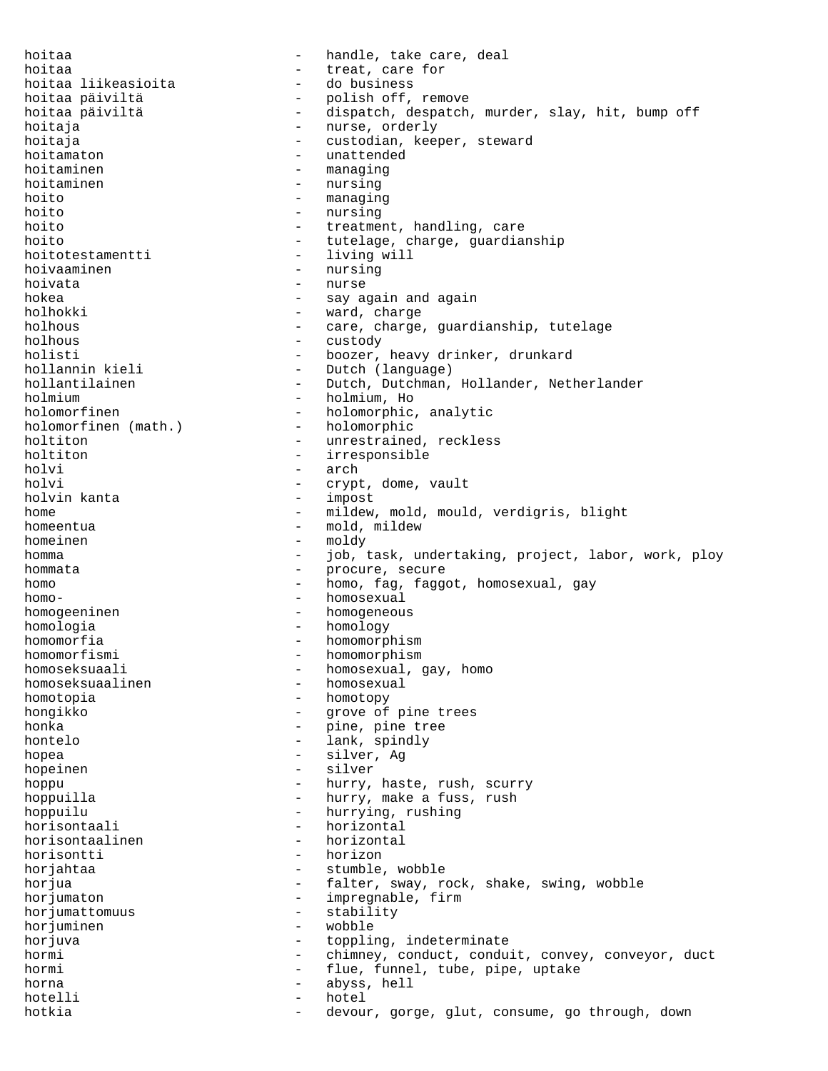hoitaa - handle, take care, deal
hoitaa - treat, care for
hoitaa liikeasioita - do business
hoitaa päiviltä - polish off, remove
hoitaa päiviltä - dispatch, despatch, murder, slay, hit, bump off
hoitaja - nurse, orderly
hoitaja - custodian, keeper, steward
hoitamaton - unattended
hoitaminen - managing
hoitaminen - nursing
hoito - managing
hoito - nursing
hoito - treatment, handling, care
hoito - tutelage, charge, guardianship
hoitotestamentti - living will
hoivaaminen - nursing
hoivata - nurse
hokea - say again and again
holhokki - ward, charge
holhous - care, charge, guardianship, tutelage
holhous - custody
holisti - boozer, heavy drinker, drunkard
hollannin kieli - Dutch (language)
hollantilainen - Dutch, Dutchman, Hollander, Netherlander
holmium - holmium, Ho
holomorfinen - holomorphic, analytic
holomorfinen (math.) - holomorphic
holtiton - unrestrained, reckless
holtiton - irresponsible
holvi - arch
holvi - crypt, dome, vault
holvin kanta - impost
home - mildew, mold, mould, verdigris, blight
homeentua - mold, mildew
homeinen - moldy
homma - job, task, undertaking, project, labor, work, ploy
hommata - procure, secure
homo - homo, fag, faggot, homosexual, gay
homo- - homosexual
homogeeninen - homogeneous
homologia - homology
homomorfia - homomorphism
homomorfismi - homomorphism
homoseksuaali - homosexual, gay, homo
homoseksuaalinen - homosexual
homotopia - homotopy
hongikko - grove of pine trees
honka - pine, pine tree
hontelo - lank, spindly
hopea - silver, Ag
hopeinen - silver
hoppu - hurry, haste, rush, scurry
hoppuilla - hurry, make a fuss, rush
hoppuilu - hurrying, rushing
horisontaali - horizontal
horisontaalinen - horizontal
horisontti - horizon
horjahtaa - stumble, wobble
horjua - falter, sway, rock, shake, swing, wobble
horjumaton - impregnable, firm
horjumattomuus - stability
horjuminen - wobble
horjuva - toppling, indeterminate
hormi - chimney, conduct, conduit, convey, conveyor, duct
hormi - flue, funnel, tube, pipe, uptake
horna - abyss, hell
hotelli - hotel
hotkia - devour, gorge, glut, consume, go through, down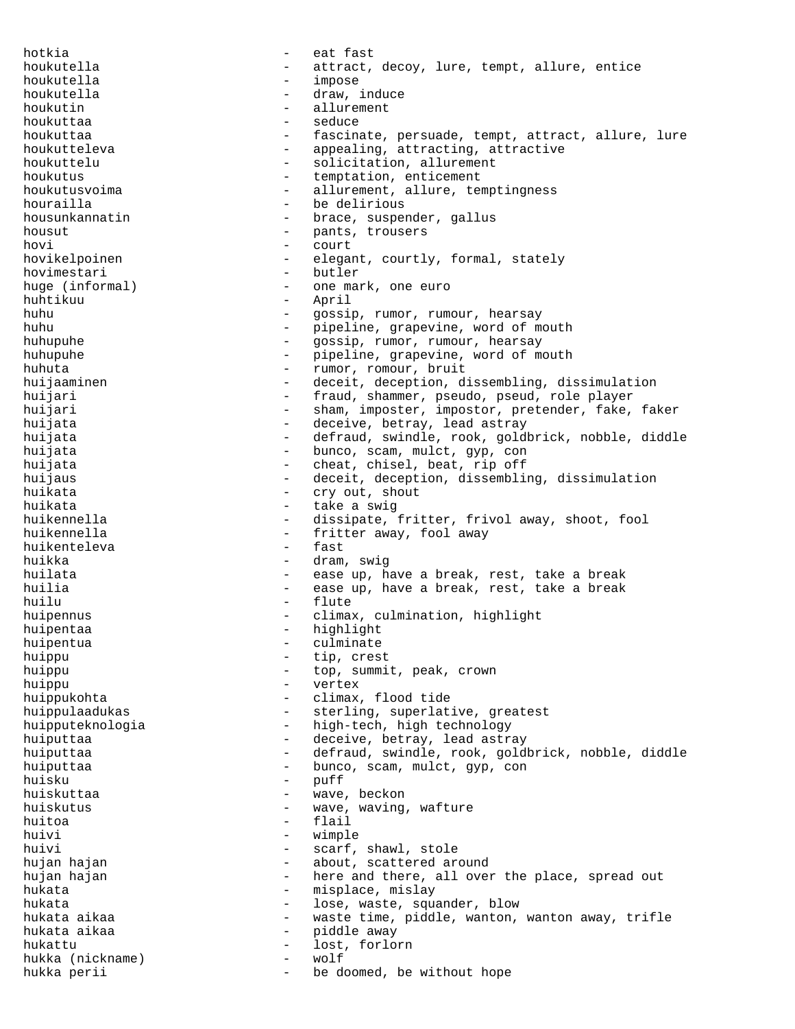hotkia - eat fast
houkutella - attract, decoy, lure, tempt, allure, entice
houkutella - impose
houkutella - draw, induce
houkutin - allurement
houkuttaa - seduce
houkuttaa - fascinate, persuade, tempt, attract, allure, lure
houkutteleva - appealing, attracting, attractive
houkuttelu - solicitation, allurement
houkutus - temptation, enticement
houkutusvoima - allurement, allure, temptingness
hourailla - be delirious
housunkannatin - brace, suspender, gallus
housut - pants, trousers
hovi - court
hovikelpoinen - elegant, courtly, formal, stately
hovimestari - butler
huge (informal) - one mark, one euro
huhtikuu - April
huhu - gossip, rumor, rumour, hearsay
huhu - pipeline, grapevine, word of mouth
huhupuhe - gossip, rumor, rumour, hearsay
huhupuhe - pipeline, grapevine, word of mouth
huhuta - rumor, romour, bruit
huijaaminen - deceit, deception, dissembling, dissimulation
huijari - fraud, shammer, pseudo, pseud, role player
huijari - sham, imposter, impostor, pretender, fake, faker
huijata - deceive, betray, lead astray
huijata - defraud, swindle, rook, goldbrick, nobble, diddle
huijata - bunco, scam, mulct, gyp, con
huijata - cheat, chisel, beat, rip off
huijaus - deceit, deception, dissembling, dissimulation
huikata - cry out, shout
huikata - take a swig
huikennella - dissipate, fritter, frivol away, shoot, fool
huikennella - fritter away, fool away
huikenteleva - fast
huikka - dram, swig
huilata - ease up, have a break, rest, take a break
huilia - ease up, have a break, rest, take a break
huilu - flute
huipennus - climax, culmination, highlight
huipentaa - highlight
huipentua - culminate
huippu - tip, crest
huippu - top, summit, peak, crown
huippu - vertex
huippukohta - climax, flood tide
huippulaadukas - sterling, superlative, greatest
huipputeknologia - high-tech, high technology
huiputtaa - deceive, betray, lead astray
huiputtaa - defraud, swindle, rook, goldbrick, nobble, diddle
huiputtaa - bunco, scam, mulct, gyp, con
huisku - puff
huiskuttaa - wave, beckon
huiskutus - wave, waving, wafture
huitoa - flail
huivi - wimple
huivi - scarf, shawl, stole
hujan hajan - about, scattered around
hujan hajan - here and there, all over the place, spread out
hukata - misplace, mislay
hukata - lose, waste, squander, blow
hukata aikaa - waste time, piddle, wanton, wanton away, trifle
hukata aikaa - piddle away
hukattu - lost, forlorn
hukka (nickname) - wolf
hukka perii - be doomed, be without hope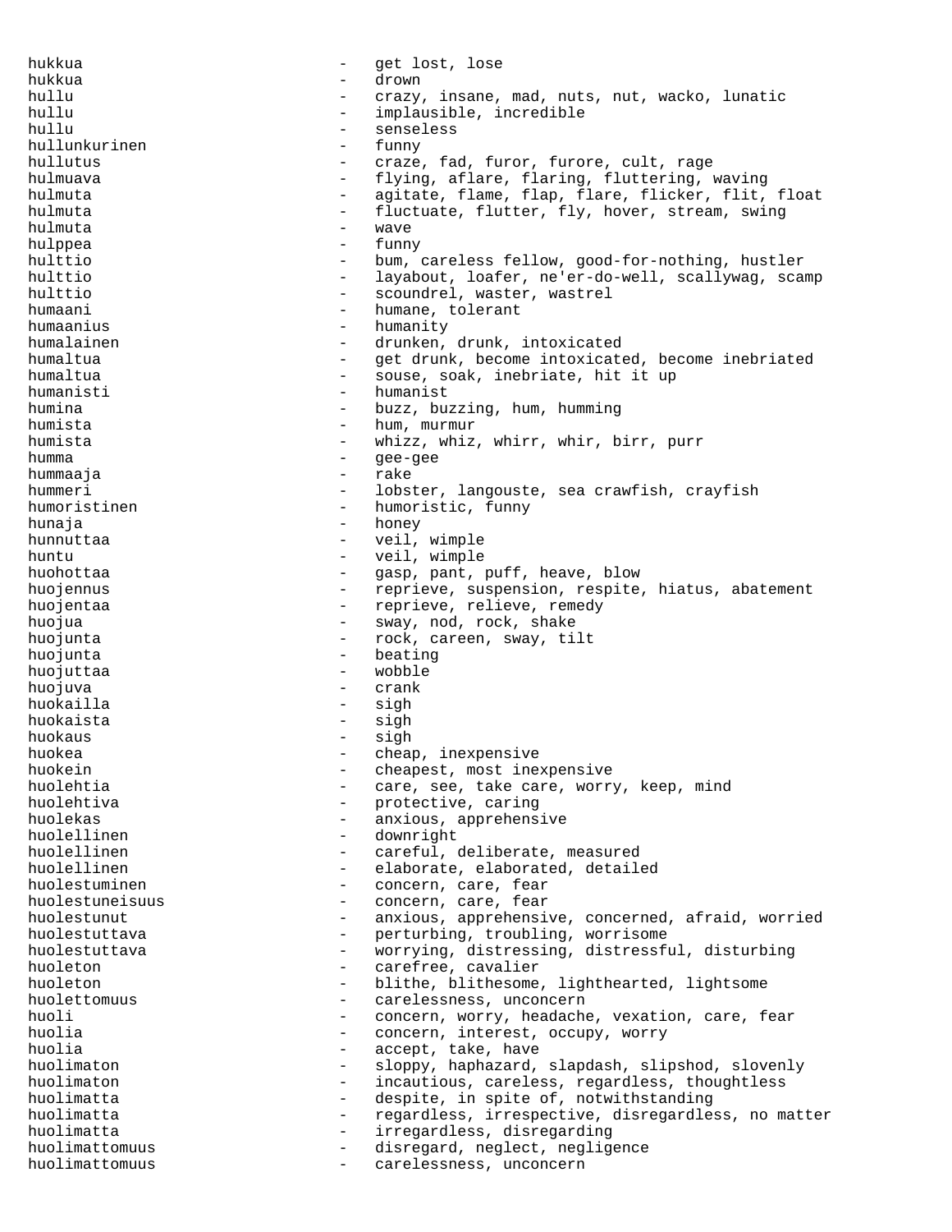hukkua - get lost, lose
hukkua - drown
hullu - crazy, insane, mad, nuts, nut, wacko, lunatic
hullu - implausible, incredible
hullu - senseless
hullunkurinen - funny
hullutus - craze, fad, furor, furore, cult, rage
hulmuava - flying, aflare, flaring, fluttering, waving
hulmuta - agitate, flame, flap, flare, flicker, flit, float
hulmuta - fluctuate, flutter, fly, hover, stream, swing
hulmuta - wave
hulppea - funny
hulttio - bum, careless fellow, good-for-nothing, hustler
hulttio - layabout, loafer, ne'er-do-well, scallywag, scamp
hulttio - scoundrel, waster, wastrel
humaani - humane, tolerant
humaanius - humanity
humalainen - drunken, drunk, intoxicated
humaltua - get drunk, become intoxicated, become inebriated
humaltua - souse, soak, inebriate, hit it up
humanisti - humanist
humina - buzz, buzzing, hum, humming
humista - hum, murmur
humista - whizz, whiz, whirr, whir, birr, purr
humma - gee-gee
hummaaja - rake
hummeri - lobster, langouste, sea crawfish, crayfish
humoristinen - humoristic, funny
hunaja - honey
hunnuttaa - veil, wimple
huntu - veil, wimple
huohottaa - gasp, pant, puff, heave, blow
huojennus - reprieve, suspension, respite, hiatus, abatement
huojentaa - reprieve, relieve, remedy
huojua - sway, nod, rock, shake
huojunta - rock, careen, sway, tilt
huojunta - beating
huojuttaa - wobble
huojuva - crank
huokailla - sigh
huokaista - sigh
huokaus - sigh
huokea - cheap, inexpensive
huokein - cheapest, most inexpensive
huolehtia - care, see, take care, worry, keep, mind
huolehtiva - protective, caring
huolekas - anxious, apprehensive
huolellinen - downright
huolellinen - careful, deliberate, measured
huolellinen - elaborate, elaborated, detailed
huolestuminen - concern, care, fear
huolestuneisuus - concern, care, fear
huolestunut - anxious, apprehensive, concerned, afraid, worried
huolestuttava - perturbing, troubling, worrisome
huolestuttava - worrying, distressing, distressful, disturbing
huoleton - carefree, cavalier
huoleton - blithe, blithesome, lighthearted, lightsome
huolettomuus - carelessness, unconcern
huoli - concern, worry, headache, vexation, care, fear
huolia - concern, interest, occupy, worry
huolia - accept, take, have
huolimaton - sloppy, haphazard, slapdash, slipshod, slovenly
huolimaton - incautious, careless, regardless, thoughtless
huolimatta - despite, in spite of, notwithstanding
huolimatta - regardless, irrespective, disregardless, no matter
huolimatta - irregardless, disregarding
huolimattomuus - disregard, neglect, negligence
huolimattomuus - carelessness, unconcern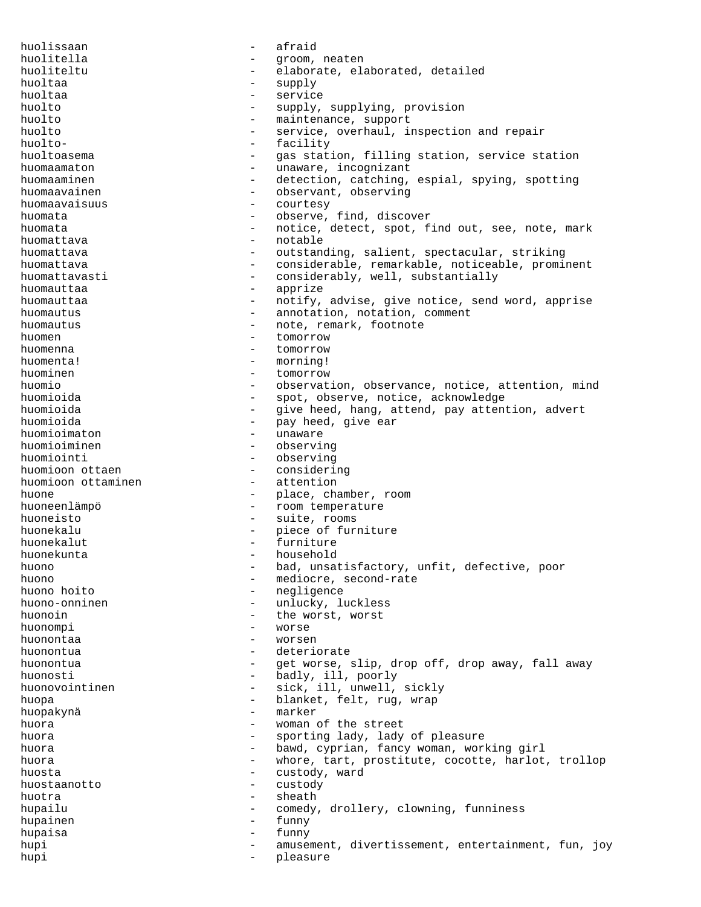huolissaan - afraid
huolitella - groom, neaten
huoliteltu - elaborate, elaborated, detailed
huoltaa - supply
huoltaa - service
huolto - supply, supplying, provision
huolto - maintenance, support
huolto - service, overhaul, inspection and repair
huolto- - facility
huoltoasema - gas station, filling station, service station
huomaamaton - unaware, incognizant
huomaaminen - detection, catching, espial, spying, spotting
huomaavainen - observant, observing
huomaavaisuus - courtesy
huomata - observe, find, discover
huomata - notice, detect, spot, find out, see, note, mark
huomattava - notable
huomattava - outstanding, salient, spectacular, striking
huomattava - considerable, remarkable, noticeable, prominent
huomattavasti - considerably, well, substantially
huomauttaa - apprize
huomauttaa - notify, advise, give notice, send word, apprise
huomautus - annotation, notation, comment
huomautus - note, remark, footnote
huomen - tomorrow
huomenna - tomorrow
huomenta! - morning!
huominen - tomorrow
huomio - observation, observance, notice, attention, mind
huomioida - spot, observe, notice, acknowledge
huomioida - give heed, hang, attend, pay attention, advert
huomioida - pay heed, give ear
huomioimaton - unaware
huomioiminen - observing
huomiointi - observing
huomioon ottaen - considering
huomioon ottaminen - attention
huone - place, chamber, room
huoneenlämpö - room temperature
huoneisto - suite, rooms
huonekalu - piece of furniture
huonekalut - furniture
huonekunta - household
huono - bad, unsatisfactory, unfit, defective, poor
huono - mediocre, second-rate
huono hoito - negligence
huono-onninen - unlucky, luckless
huonoin - the worst, worst
huonompi - worse
huonontaa - worsen
huonontua - deteriorate
huonontua - get worse, slip, drop off, drop away, fall away
huonosti - badly, ill, poorly
huonovointinen - sick, ill, unwell, sickly
huopa - blanket, felt, rug, wrap
huopakynä - marker
huora - woman of the street
huora - sporting lady, lady of pleasure
huora - bawd, cyprian, fancy woman, working girl
huora - whore, tart, prostitute, cocotte, harlot, trollop
huosta - custody, ward
huostaanotto - custody
huotra - sheath
hupailu - comedy, drollery, clowning, funniness
hupainen - funny
hupaisa - funny
hupi - amusement, divertissement, entertainment, fun, joy
hupi - pleasure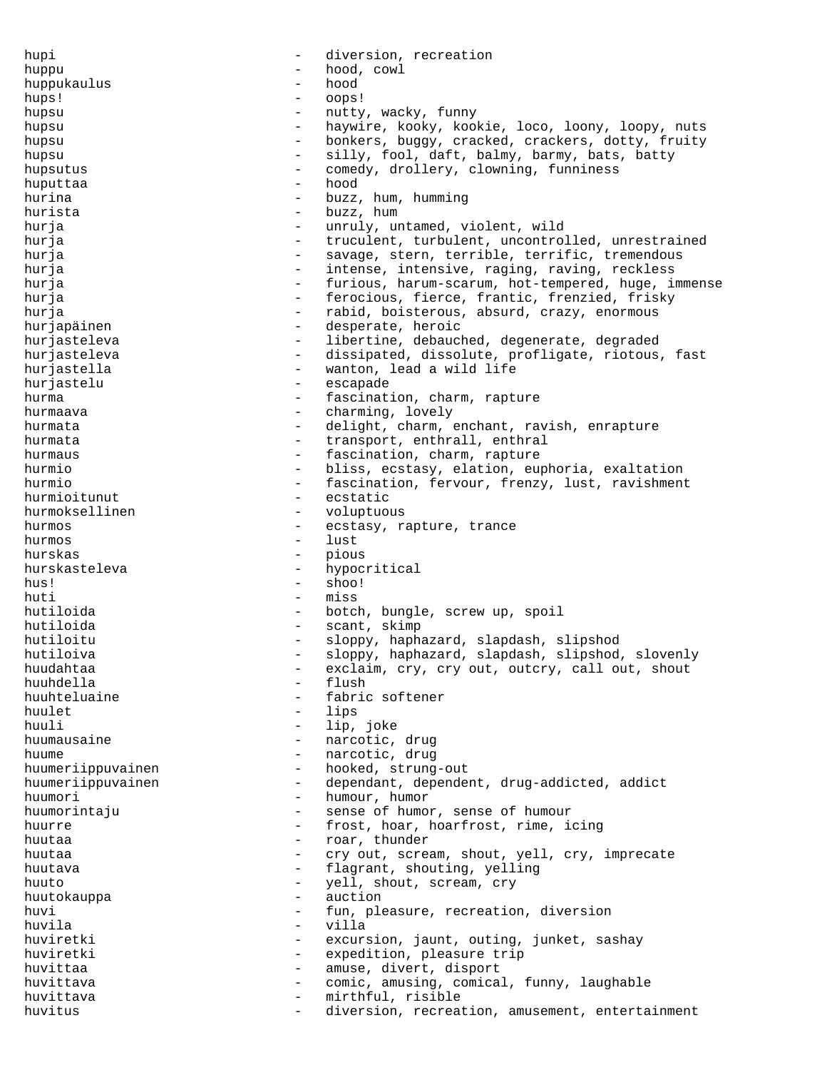hupi - diversion, recreation
huppu - hood, cowl
huppukaulus - hood
hups! - oops!
hupsu - nutty, wacky, funny
hupsu - haywire, kooky, kookie, loco, loony, loopy, nuts
hupsu - bonkers, buggy, cracked, crackers, dotty, fruity
hupsu - silly, fool, daft, balmy, barmy, bats, batty
hupsutus - comedy, drollery, clowning, funniness
huputtaa - hood
hurina - buzz, hum, humming
hurista - buzz, hum
hurja - unruly, untamed, violent, wild
hurja - truculent, turbulent, uncontrolled, unrestrained
hurja - savage, stern, terrible, terrific, tremendous
hurja - intense, intensive, raging, raving, reckless
hurja - furious, harum-scarum, hot-tempered, huge, immense
hurja - ferocious, fierce, frantic, frenzied, frisky
hurja - rabid, boisterous, absurd, crazy, enormous
hurjapäinen - desperate, heroic
hurjasteleva - libertine, debauched, degenerate, degraded
hurjasteleva - dissipated, dissolute, profligate, riotous, fast
hurjastella - wanton, lead a wild life
hurjastelu - escapade
hurma - fascination, charm, rapture
hurmaava - charming, lovely
hurmata - delight, charm, enchant, ravish, enrapture
hurmata - transport, enthrall, enthral
hurmaus - fascination, charm, rapture
hurmio - bliss, ecstasy, elation, euphoria, exaltation
hurmio - fascination, fervour, frenzy, lust, ravishment
hurmioitunut - ecstatic
hurmoksellinen - voluptuous
hurmos - ecstasy, rapture, trance
hurmos - lust
hurskas - pious
hurskasteleva - hypocritical
hus! - shoo!
huti - miss
hutiloida - botch, bungle, screw up, spoil
hutiloida - scant, skimp
hutiloitu - sloppy, haphazard, slapdash, slipshod
hutiloiva - sloppy, haphazard, slapdash, slipshod, slovenly
huudahtaa - exclaim, cry, cry out, outcry, call out, shout
huuhdella - flush
huuhteluaine - fabric softener
huulet - lips
huuli - lip, joke
huumausaine - narcotic, drug
huume - narcotic, drug
huumeriippuvainen - hooked, strung-out
huumeriippuvainen - dependant, dependent, drug-addicted, addict
huumori - humour, humor
huumorintaju - sense of humor, sense of humour
huurre - frost, hoar, hoarfrost, rime, icing
huutaa - roar, thunder
huutaa - cry out, scream, shout, yell, cry, imprecate
huutava - flagrant, shouting, yelling
huuto - yell, shout, scream, cry
huutokauppa - auction
huvi - fun, pleasure, recreation, diversion
huvila - villa
huviretki - excursion, jaunt, outing, junket, sashay
huviretki - expedition, pleasure trip
huvittaa - amuse, divert, disport
huvittava - comic, amusing, comical, funny, laughable
huvittava - mirthful, risible
huvitus - diversion, recreation, amusement, entertainment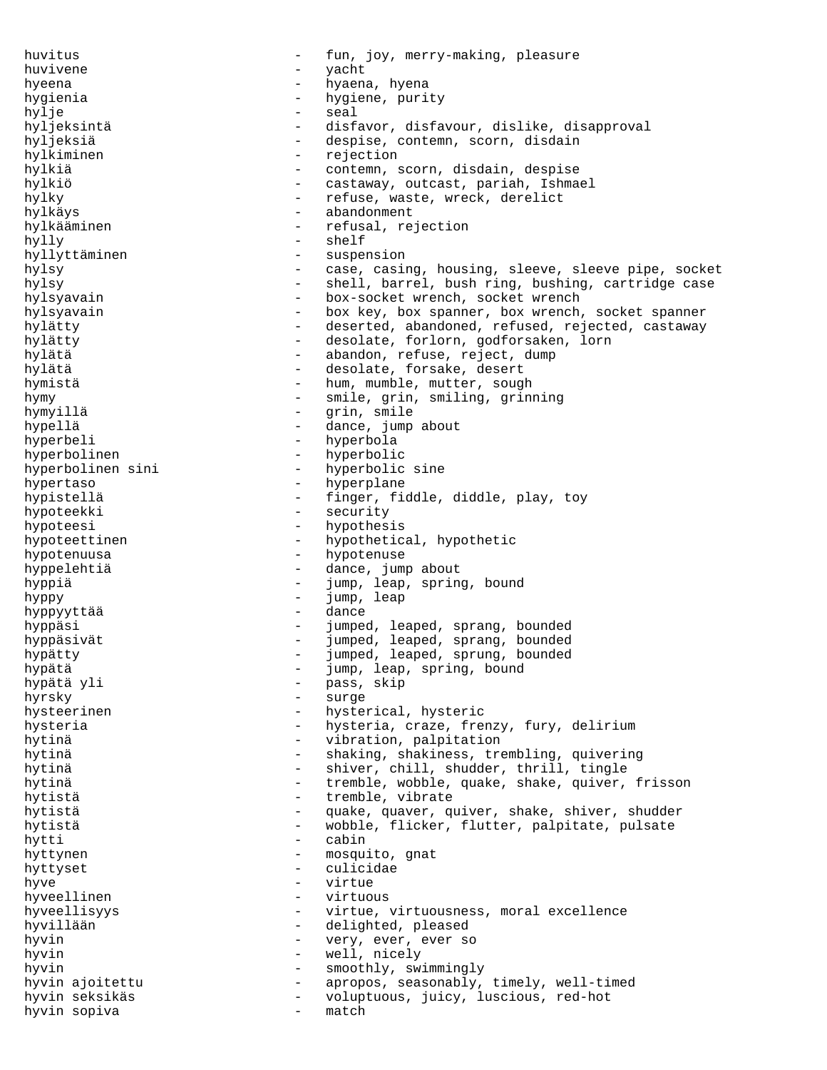huvitus - fun, joy, merry-making, pleasure
huvivene - yacht
hyeena - hyaena, hyena
hygienia - hygiene, purity
hylje - seal
hyljeksintä - disfavor, disfavour, dislike, disapproval
hyljeksiä - despise, contemn, scorn, disdain
hylkiminen - rejection
hylkiä - contemn, scorn, disdain, despise
hylkiö - castaway, outcast, pariah, Ishmael
hylky - refuse, waste, wreck, derelict
hylkäys - abandonment
hylkääminen - refusal, rejection
hylly - shelf
hyllyttäminen - suspension
hylsy - case, casing, housing, sleeve, sleeve pipe, socket
hylsy - shell, barrel, bush ring, bushing, cartridge case
hylsyavain - box-socket wrench, socket wrench
hylsyavain - box key, box spanner, box wrench, socket spanner
hylätty - deserted, abandoned, refused, rejected, castaway
hylätty - desolate, forlorn, godforsaken, lorn
hylätä - abandon, refuse, reject, dump
hylätä - desolate, forsake, desert
hymistä - hum, mumble, mutter, sough
hymy - smile, grin, smiling, grinning
hymyillä - grin, smile
hypellä - dance, jump about
hyperbeli - hyperbola
hyperbolinen - hyperbolic
hyperbolinen sini - hyperbolic sine
hypertaso - hyperplane
hypistellä - finger, fiddle, diddle, play, toy
hypoteekki - security
hypoteesi - hypothesis
hypoteettinen - hypothetical, hypothetic
hypotenuusa - hypotenuse
hyppelehtiä - dance, jump about
hyppiä - jump, leap, spring, bound
hyppy - jump, leap
hyppyyttää - dance
hyppäsi - jumped, leaped, sprang, bounded
hyppäsivät - jumped, leaped, sprang, bounded
hypätty - jumped, leaped, sprung, bounded
hypätä - jump, leap, spring, bound
hypätä yli - pass, skip
hyrsky - surge
hysteerinen - hysterical, hysteric
hysteria - hysteria, craze, frenzy, fury, delirium
hytinä - vibration, palpitation
hytinä - shaking, shakiness, trembling, quivering
hytinä - shiver, chill, shudder, thrill, tingle
hytinä - tremble, wobble, quake, shake, quiver, frisson
hytistä - tremble, vibrate
hytistä - quake, quaver, quiver, shake, shiver, shudder
hytistä - wobble, flicker, flutter, palpitate, pulsate
hytti - cabin
hyttynen - mosquito, gnat
hyttyset - culicidae
hyve - virtue
hyveellinen - virtuous
hyveellisyys - virtue, virtuousness, moral excellence
hyvillään - delighted, pleased
hyvin - very, ever, ever so
hyvin - well, nicely
hyvin - smoothly, swimmingly
hyvin ajoitettu - apropos, seasonably, timely, well-timed
hyvin seksikäs - voluptuous, juicy, luscious, red-hot
hyvin sopiva - match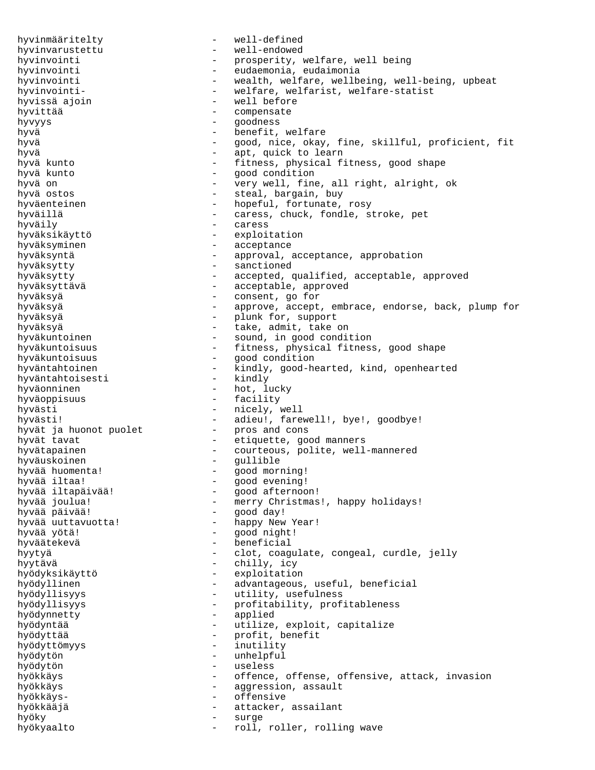hyvinmääritelty - well-defined
hyvinvarustettu - well-endowed
hyvinvointi - prosperity, welfare, well being
hyvinvointi - eudaemonia, eudaimonia
hyvinvointi - wealth, welfare, wellbeing, well-being, upbeat
hyvinvointi- - welfare, welfarist, welfare-statist
hyvissä ajoin - well before
hyvittää - compensate
hyvyys - goodness
hyvä - benefit, welfare
hyvä - good, nice, okay, fine, skillful, proficient, fit
hyvä - apt, quick to learn
hyvä kunto - fitness, physical fitness, good shape
hyvä kunto - good condition
hyvä on - very well, fine, all right, alright, ok
hyvä ostos - steal, bargain, buy
hyväenteinen - hopeful, fortunate, rosy
hyväillä - caress, chuck, fondle, stroke, pet
hyväily - caress
hyväksikäyttö - exploitation
hyväksyminen - acceptance
hyväksyntä - approval, acceptance, approbation
hyväksytty - sanctioned
hyväksytty - accepted, qualified, acceptable, approved
hyväksyttävä - acceptable, approved
hyväksyä - consent, go for
hyväksyä - approve, accept, embrace, endorse, back, plump for
hyväksyä - plunk for, support
hyväksyä - take, admit, take on
hyväkuntoinen - sound, in good condition
hyväkuntoisuus - fitness, physical fitness, good shape
hyväkuntoisuus - good condition
hyväntahtoinen - kindly, good-hearted, kind, openhearted
hyväntahtoisesti - kindly
hyväonninen - hot, lucky
hyväoppisuus - facility
hyvästi - nicely, well
hyvästi! - adieu!, farewell!, bye!, goodbye!
hyvät ja huonot puolet - pros and cons
hyvät tavat - etiquette, good manners
hyvätapainen - courteous, polite, well-mannered
hyväuskoinen - gullible
hyvää huomenta! - good morning!
hyvää iltaa! - good evening!
hyvää iltapäivää! - good afternoon!
hyvää joulua! - merry Christmas!, happy holidays!
hyvää päivää! - good day!
hyvää uuttavuotta! - happy New Year!
hyvää yötä! - good night!
hyväätekevä - beneficial
hyytyä - clot, coagulate, congeal, curdle, jelly
hyytävä - chilly, icy
hyödyksikäyttö - exploitation
hyödyllinen - advantageous, useful, beneficial
hyödyllisyys - utility, usefulness
hyödyllisyys - profitability, profitableness
hyödynnetty - applied
hyödyntää - utilize, exploit, capitalize
hyödyttää - profit, benefit
hyödyttömyys - inutility
hyödytön - unhelpful
hyödytön - useless
hyökkäys - offence, offense, offensive, attack, invasion
hyökkäys - aggression, assault
hyökkäys- - offensive
hyökkääjä - attacker, assailant
hyöky - surge
hyökyaalto - roll, roller, rolling wave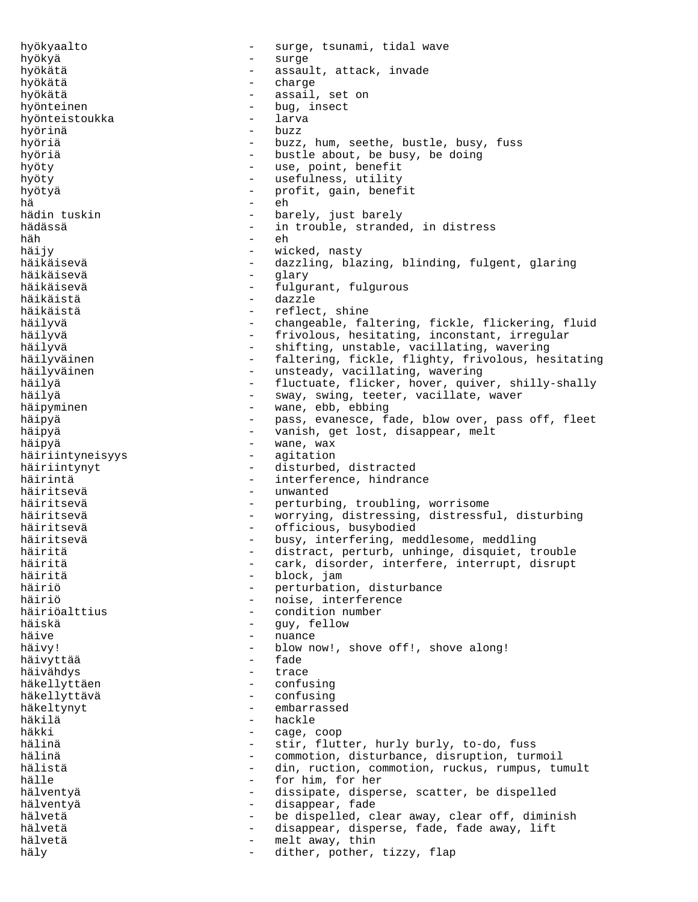hyökyaalto - surge, tsunami, tidal wave
hyökyä - surge
hyökätä - assault, attack, invade
hyökätä - charge
hyökätä - assail, set on
hyönteinen - bug, insect
hyönteistoukka - larva
hyörinä - buzz
hyöriä - buzz, hum, seethe, bustle, busy, fuss
hyöriä - bustle about, be busy, be doing
hyöty - use, point, benefit
hyöty - usefulness, utility
hyötyä - profit, gain, benefit
hä - eh
hädin tuskin - barely, just barely
hädässä - in trouble, stranded, in distress
häh - eh
häijy - wicked, nasty
häikäisevä - dazzling, blazing, blinding, fulgent, glaring
häikäisevä - glary
häikäisevä - fulgurant, fulgurous
häikäistä - dazzle
häikäistä - reflect, shine
häilyvä - changeable, faltering, fickle, flickering, fluid
häilyvä - frivolous, hesitating, inconstant, irregular
häilyvä - shifting, unstable, vacillating, wavering
häilyväinen - faltering, fickle, flighty, frivolous, hesitating
häilyväinen - unsteady, vacillating, wavering
häilyä - fluctuate, flicker, hover, quiver, shilly-shally
häilyä - sway, swing, teeter, vacillate, waver
häipyminen - wane, ebb, ebbing
häipyä - pass, evanesce, fade, blow over, pass off, fleet
häipyä - vanish, get lost, disappear, melt
häipyä - wane, wax
häiriintyneisyys - agitation
häiriintynyt - disturbed, distracted
häirintä - interference, hindrance
häiritsevä - unwanted
häiritsevä - perturbing, troubling, worrisome
häiritsevä - worrying, distressing, distressful, disturbing
häiritsevä - officious, busybodied
häiritsevä - busy, interfering, meddlesome, meddling
häiritä - distract, perturb, unhinge, disquiet, trouble
häiritä - cark, disorder, interfere, interrupt, disrupt
häiritä - block, jam
häiriö - perturbation, disturbance
häiriö - noise, interference
häiriöalttius - condition number
häiskä - guy, fellow
häive - nuance
häivy! - blow now!, shove off!, shove along!
häivyttää - fade
häivähdys - trace
häkellyttäen - confusing
häkellyttävä - confusing
häkeltynyt - embarrassed
häkilä - hackle
häkki - cage, coop
hälinä - stir, flutter, hurly burly, to-do, fuss
hälinä - commotion, disturbance, disruption, turmoil
hälistä - din, ruction, commotion, ruckus, rumpus, tumult
hälle - for him, for her
hälventyä - dissipate, disperse, scatter, be dispelled
hälventyä - disappear, fade
hälvetä - be dispelled, clear away, clear off, diminish
hälvetä - disappear, disperse, fade, fade away, lift
hälvetä - melt away, thin
häly - dither, pother, tizzy, flap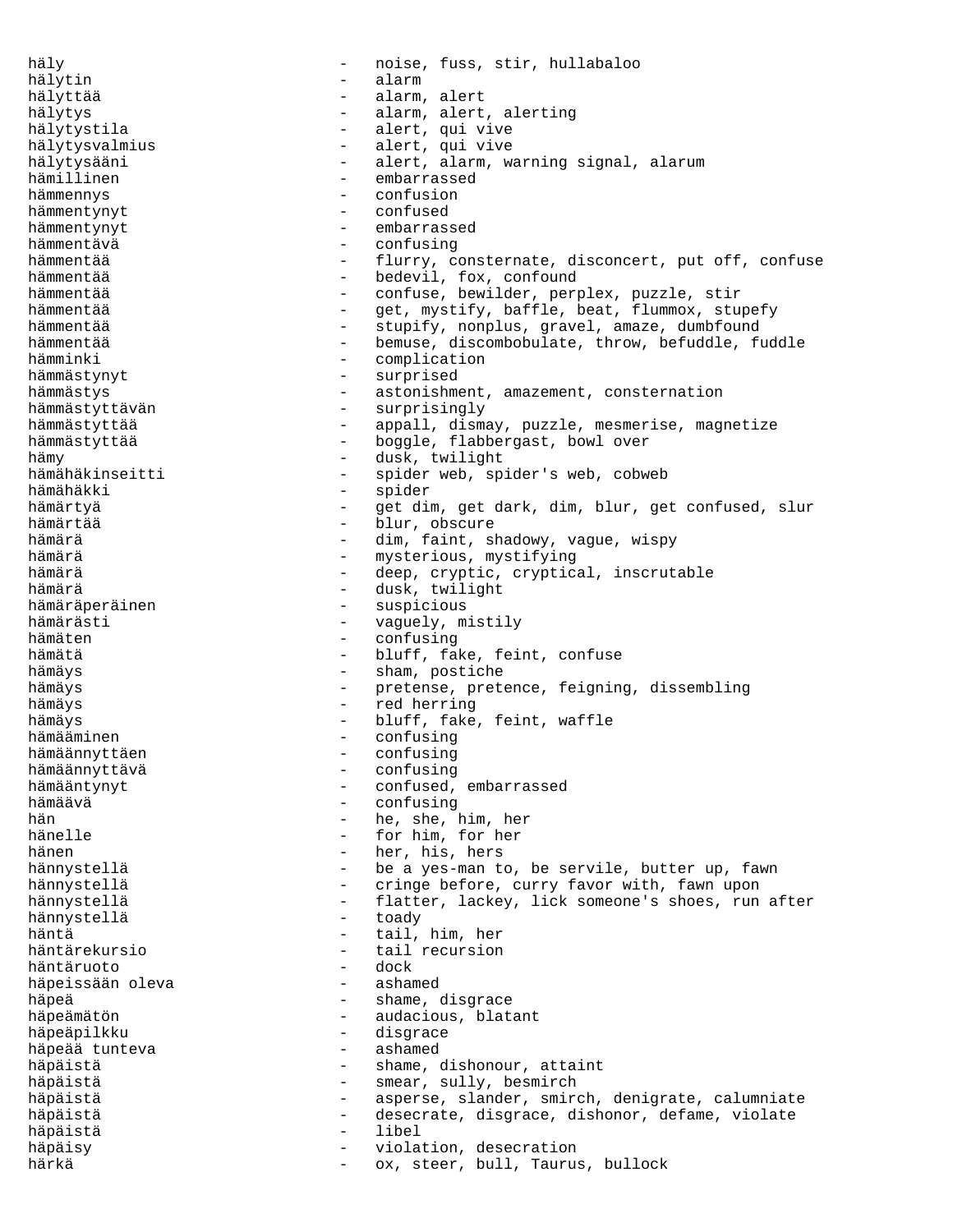häly - noise, fuss, stir, hullabaloo
hälytin - alarm
hälyttää - alarm, alert
hälytys - alarm, alert, alerting
hälytystila - alert, qui vive
hälytysvalmius - alert, qui vive
hälytysääni - alert, alarm, warning signal, alarum
hämillinen - embarrassed
hämmennys - confusion
hämmentynyt - confused
hämmentynyt - embarrassed
hämmentävä - confusing
hämmentää - flurry, consternate, disconcert, put off, confuse
hämmentää - bedevil, fox, confound
hämmentää - confuse, bewilder, perplex, puzzle, stir
hämmentää - get, mystify, baffle, beat, flummox, stupefy
hämmentää - stupify, nonplus, gravel, amaze, dumbfound
hämmentää - bemuse, discombobulate, throw, befuddle, fuddle
hämminki - complication
hämmästynyt - surprised
hämmästys - astonishment, amazement, consternation
hämmästyttävän - surprisingly
hämmästyttää - appall, dismay, puzzle, mesmerise, magnetize
hämmästyttää - boggle, flabbergast, bowl over
hämy - dusk, twilight
hämähäkinseitti - spider web, spider's web, cobweb
hämähäkki - spider
hämärtyä - get dim, get dark, dim, blur, get confused, slur
hämärtää - blur, obscure
hämärä - dim, faint, shadowy, vague, wispy
hämärä - mysterious, mystifying
hämärä - deep, cryptic, cryptical, inscrutable
hämärä - dusk, twilight
hämäräperäinen - suspicious
hämärästi - vaguely, mistily
hämäten - confusing
hämätä - bluff, fake, feint, confuse
hämäys - sham, postiche
hämäys - pretense, pretence, feigning, dissembling
hämäys - red herring
hämäys - bluff, fake, feint, waffle
hämääminen - confusing
hämäännyttäen - confusing
hämäännyttävä - confusing
hämääntynyt - confused, embarrassed
hämäävä - confusing
hän - he, she, him, her
hänelle - for him, for her
hänen - her, his, hers
hännystellä - be a yes-man to, be servile, butter up, fawn
hännystellä - cringe before, curry favor with, fawn upon
hännystellä - flatter, lackey, lick someone's shoes, run after
hännystellä - toady
häntä - tail, him, her
häntärekursio - tail recursion
häntäruoto - dock
häpeissään oleva - ashamed
häpeä - shame, disgrace
häpeämätön - audacious, blatant
häpeäpilkku - disgrace
häpeää tunteva - ashamed
häpäistä - shame, dishonour, attaint
häpäistä - smear, sully, besmirch
häpäistä - asperse, slander, smirch, denigrate, calumniate
häpäistä - desecrate, disgrace, dishonor, defame, violate
häpäistä - libel
häpäisy - violation, desecration
härkä - ox, steer, bull, Taurus, bullock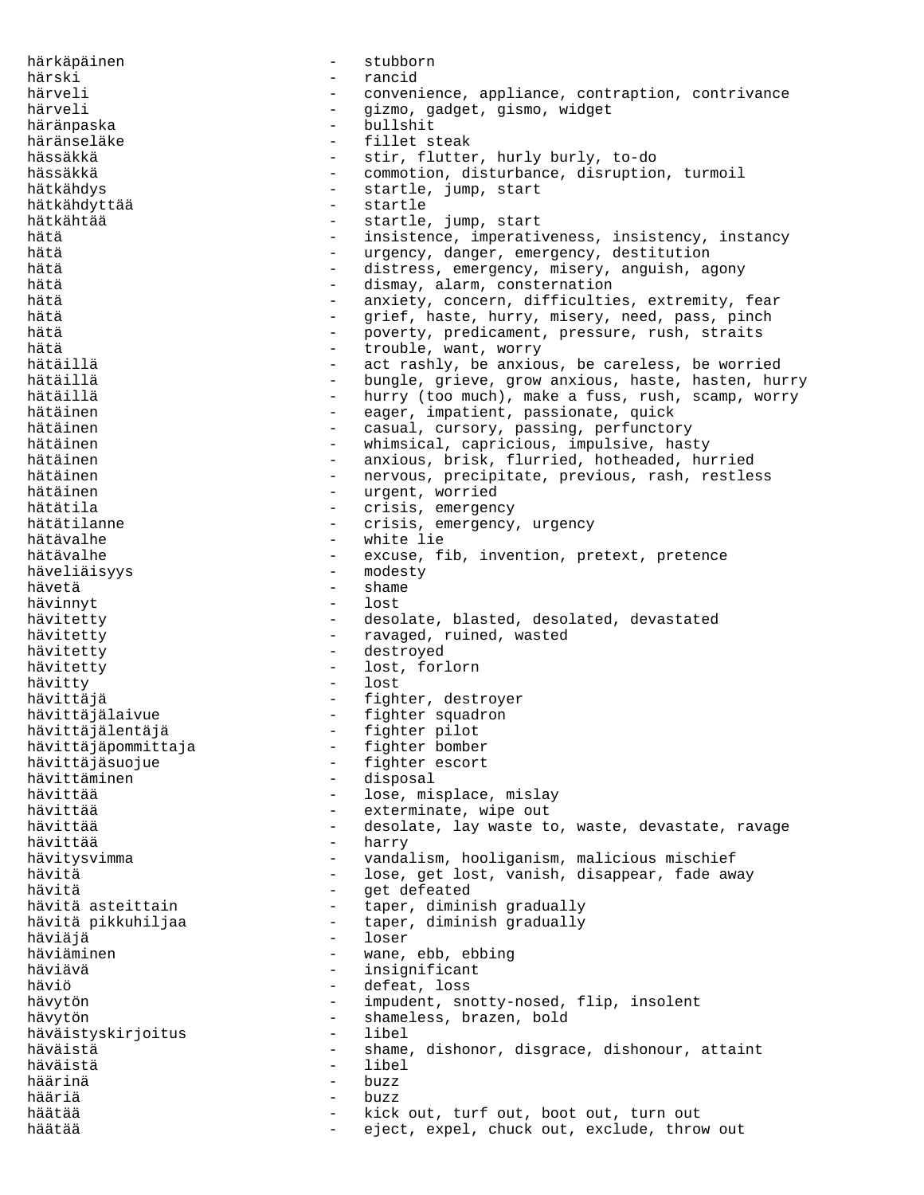härkäpäinen - stubborn
härski - rancid
härveli - convenience, appliance, contraption, contrivance
härveli - gizmo, gadget, gismo, widget
häränpaska - bullshit
häränseläke - fillet steak
hässäkkä - stir, flutter, hurly burly, to-do
hässäkkä - commotion, disturbance, disruption, turmoil
hätkähdys - startle, jump, start
hätkähdyttää - startle
hätkähtää - startle, jump, start
hätä - insistence, imperativeness, insistency, instancy
hätä - urgency, danger, emergency, destitution
hätä - distress, emergency, misery, anguish, agony
hätä - dismay, alarm, consternation
hätä - anxiety, concern, difficulties, extremity, fear
hätä - grief, haste, hurry, misery, need, pass, pinch
hätä - poverty, predicament, pressure, rush, straits
hätä - trouble, want, worry
hätäillä - act rashly, be anxious, be careless, be worried
hätäillä - bungle, grieve, grow anxious, haste, hasten, hurry
hätäillä - hurry (too much), make a fuss, rush, scamp, worry
hätäinen - eager, impatient, passionate, quick
hätäinen - casual, cursory, passing, perfunctory
hätäinen - whimsical, capricious, impulsive, hasty
hätäinen - anxious, brisk, flurried, hotheaded, hurried
hätäinen - nervous, precipitate, previous, rash, restless
hätäinen - urgent, worried
hätätila - crisis, emergency
hätätilanne - crisis, emergency, urgency
hätävalhe - white lie
hätävalhe - excuse, fib, invention, pretext, pretence
häveliäisyys - modesty
hävetä - shame
hävinnyt - lost
hävitetty - desolate, blasted, desolated, devastated
hävitetty - ravaged, ruined, wasted
hävitetty - destroyed
hävitetty - lost, forlorn
hävitty - lost
hävittäjä - fighter, destroyer
hävittäjälaivue - fighter squadron
hävittäjälentäjä - fighter pilot
hävittäjäpommittaja - fighter bomber
hävittäjäsuojue - fighter escort
hävittäminen - disposal
hävittää - lose, misplace, mislay
hävittää - exterminate, wipe out
hävittää - desolate, lay waste to, waste, devastate, ravage
hävittää - harry
hävitysvimma - vandalism, hooliganism, malicious mischief
hävitä - lose, get lost, vanish, disappear, fade away
hävitä - get defeated
hävitä asteittain - taper, diminish gradually
hävitä pikkuhiljaa - taper, diminish gradually
häviäjä - loser
häviäminen - wane, ebb, ebbing
häviävä - insignificant
häviö - defeat, loss
hävytön - impudent, snotty-nosed, flip, insolent
hävytön - shameless, brazen, bold
häväistyskirjoitus - libel
häväistä - shame, dishonor, disgrace, dishonour, attaint
häväistä - libel
häärinä - buzz
hääriä - buzz
häätää - kick out, turf out, boot out, turn out
häätää - eject, expel, chuck out, exclude, throw out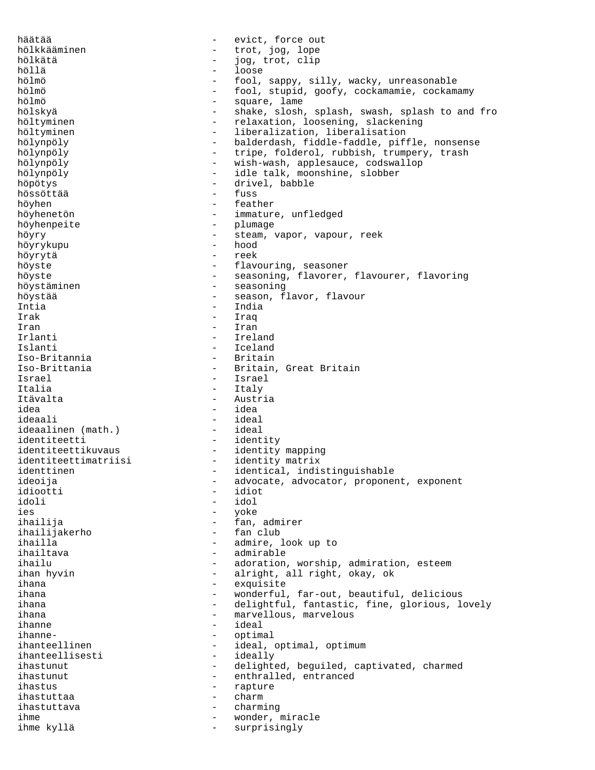häätää - evict, force out
hölkkääminen - trot, jog, lope
hölkätä - jog, trot, clip
höllä - loose
hölmö - fool, sappy, silly, wacky, unreasonable
hölmö - fool, stupid, goofy, cockamamie, cockamamy
hölmö - square, lame
hölskyä - shake, slosh, splash, swash, splash to and fro
höltyminen - relaxation, loosening, slackening
höltyminen - liberalization, liberalisation
hölynpöly - balderdash, fiddle-faddle, piffle, nonsense
hölynpöly - tripe, folderol, rubbish, trumpery, trash
hölynpöly - wish-wash, applesauce, codswallop
hölynpöly - idle talk, moonshine, slobber
höpötys - drivel, babble
hössöttää - fuss
höyhen - feather
höyhenetön - immature, unfledged
höyhenpeite - plumage
höyry - steam, vapor, vapour, reek
höyrykupu - hood
höyrytä - reek
höyste - flavouring, seasoner
höyste - seasoning, flavorer, flavourer, flavoring
höystäminen - seasoning
höystää - season, flavor, flavour
Intia - India
Irak - Iraq
Iran - Iran
Irlanti - Ireland
Islanti - Iceland
Iso-Britannia - Britain
Iso-Brittania - Britain, Great Britain
Israel - Israel
Italia - Italy
Itävalta - Austria
idea - idea
ideaali - ideal
ideaalinen (math.) - ideal
identiteetti - identity
identiteettikuvaus - identity mapping
identiteettimatriisi - identity matrix
identtinen - identical, indistinguishable
ideoija - advocate, advocator, proponent, exponent
idiootti - idiot
idoli - idol
ies - yoke
ihailija - fan, admirer
ihailijakerho - fan club
ihailla - admire, look up to
ihailtava - admirable
ihailu - adoration, worship, admiration, esteem
ihan hyvin - alright, all right, okay, ok
ihana - exquisite
ihana - wonderful, far-out, beautiful, delicious
ihana - delightful, fantastic, fine, glorious, lovely
ihana - marvellous, marvelous
ihanne - ideal
ihanne- - optimal
ihanteellinen - ideal, optimal, optimum
ihanteellisesti - ideally
ihastunut - delighted, beguiled, captivated, charmed
ihastunut - enthralled, entranced
ihastus - rapture
ihastuttaa - charm
ihastuttava - charming
ihme - wonder, miracle
ihme kyllä - surprisingly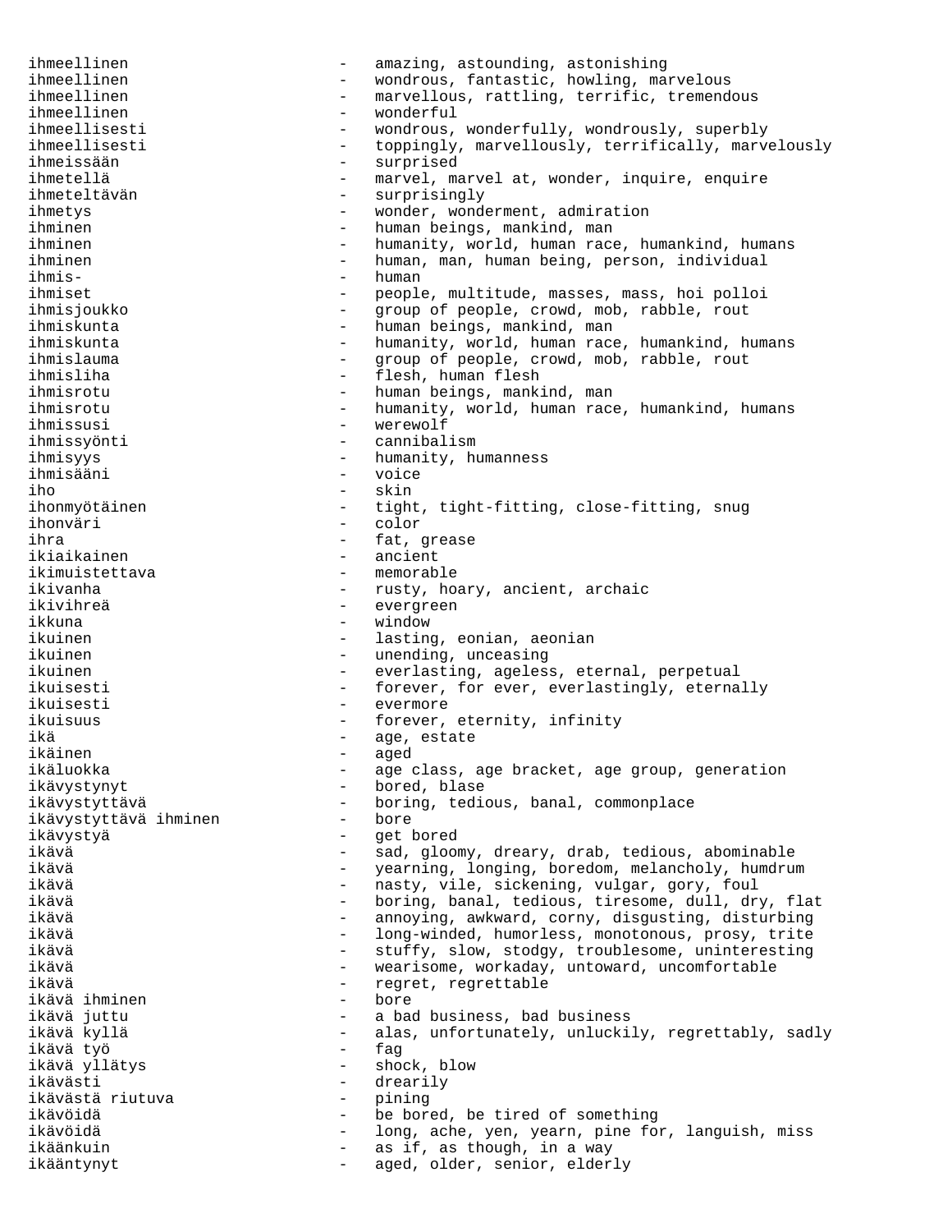ihmeellinen - amazing, astounding, astonishing
ihmeellinen - wondrous, fantastic, howling, marvelous
ihmeellinen - marvellous, rattling, terrific, tremendous
ihmeellinen - wonderful
ihmeellisesti - wondrous, wonderfully, wondrously, superbly
ihmeellisesti - toppingly, marvellously, terrifically, marvelously
ihmeissään - surprised
ihmetellä - marvel, marvel at, wonder, inquire, enquire
ihmeteltävän - surprisingly
ihmetys - wonder, wonderment, admiration
ihminen - human beings, mankind, man
ihminen - humanity, world, human race, humankind, humans
ihminen - human, man, human being, person, individual
ihmis- - human
ihmiset - people, multitude, masses, mass, hoi polloi
ihmisjoukko - group of people, crowd, mob, rabble, rout
ihmiskunta - human beings, mankind, man
ihmiskunta - humanity, world, human race, humankind, humans
ihmislauma - group of people, crowd, mob, rabble, rout
ihmisliha - flesh, human flesh
ihmisrotu - human beings, mankind, man
ihmisrotu - humanity, world, human race, humankind, humans
ihmissusi - werewolf
ihmissyönti - cannibalism
ihmisyys - humanity, humanness
ihmisääni - voice
iho - skin
ihonmyötäinen - tight, tight-fitting, close-fitting, snug
ihonväri - color
ihra - fat, grease
ikiaikainen - ancient
ikimuistettava - memorable
ikivanha - rusty, hoary, ancient, archaic
ikivihreä - evergreen
ikkuna - window
ikuinen - lasting, eonian, aeonian
ikuinen - unending, unceasing
ikuinen - everlasting, ageless, eternal, perpetual
ikuisesti - forever, for ever, everlastingly, eternally
ikuisesti - evermore
ikuisuus - forever, eternity, infinity
ikä - age, estate
ikäinen - aged
ikäluokka - age class, age bracket, age group, generation
ikävystynyt - bored, blase
ikävystyttävä - boring, tedious, banal, commonplace
ikävystyttävä ihminen - bore
ikävystyä - get bored
ikävä - sad, gloomy, dreary, drab, tedious, abominable
ikävä - yearning, longing, boredom, melancholy, humdrum
ikävä - nasty, vile, sickening, vulgar, gory, foul
ikävä - boring, banal, tedious, tiresome, dull, dry, flat
ikävä - annoying, awkward, corny, disgusting, disturbing
ikävä - long-winded, humorless, monotonous, prosy, trite
ikävä - stuffy, slow, stodgy, troublesome, uninteresting
ikävä - wearisome, workaday, untoward, uncomfortable
ikävä - regret, regrettable
ikävä ihminen - bore
ikävä juttu - a bad business, bad business
ikävä kyllä - alas, unfortunately, unluckily, regrettably, sadly
ikävä työ - fag
ikävä yllätys - shock, blow
ikävästi - drearily
ikävästä riutuva - pining
ikävöidä - be bored, be tired of something
ikävöidä - long, ache, yen, yearn, pine for, languish, miss
ikäänkuin - as if, as though, in a way
ikääntynyt - aged, older, senior, elderly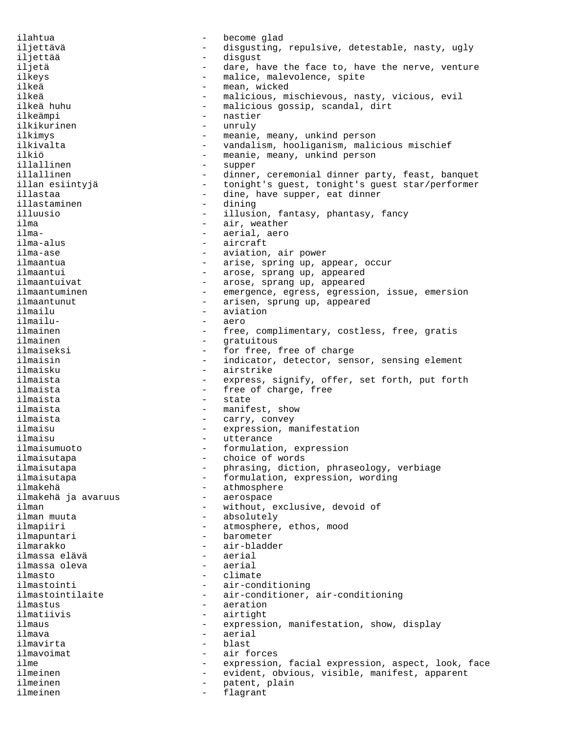ilahtua - become glad
iljettävä - disgusting, repulsive, detestable, nasty, ugly
iljettää - disgust
iljetä - dare, have the face to, have the nerve, venture
ilkeys - malice, malevolence, spite
ilkeä - mean, wicked
ilkeä - malicious, mischievous, nasty, vicious, evil
ilkeä huhu - malicious gossip, scandal, dirt
ilkeämpi - nastier
ilkikurinen - unruly
ilkimys - meanie, meany, unkind person
ilkivalta - vandalism, hooliganism, malicious mischief
ilkiö - meanie, meany, unkind person
illallinen - supper
illallinen - dinner, ceremonial dinner party, feast, banquet
illan esiintyjä - tonight's guest, tonight's guest star/performer
illastaa - dine, have supper, eat dinner
illastaminen - dining
illuusio - illusion, fantasy, phantasy, fancy
ilma - air, weather
ilma- - aerial, aero
ilma-alus - aircraft
ilma-ase - aviation, air power
ilmaantua - arise, spring up, appear, occur
ilmaantui - arose, sprang up, appeared
ilmaantuivat - arose, sprang up, appeared
ilmaantuminen - emergence, egress, egression, issue, emersion
ilmaantunut - arisen, sprung up, appeared
ilmailu - aviation
ilmailu- - aero
ilmainen - free, complimentary, costless, free, gratis
ilmainen - gratuitous
ilmaiseksi - for free, free of charge
ilmaisin - indicator, detector, sensor, sensing element
ilmaisku - airstrike
ilmaista - express, signify, offer, set forth, put forth
ilmaista - free of charge, free
ilmaista - state
ilmaista - manifest, show
ilmaista - carry, convey
ilmaisu - expression, manifestation
ilmaisu - utterance
ilmaisumuoto - formulation, expression
ilmaisutapa - choice of words
ilmaisutapa - phrasing, diction, phraseology, verbiage
ilmaisutapa - formulation, expression, wording
ilmakehä - athmosphere
ilmakehä ja avaruus - aerospace
ilman - without, exclusive, devoid of
ilman muuta - absolutely
ilmapiiri - atmosphere, ethos, mood
ilmapuntari - barometer
ilmarakko - air-bladder
ilmassa elävä - aerial
ilmassa oleva - aerial
ilmasto - climate
ilmastointi - air-conditioning
ilmastointilaite - air-conditioner, air-conditioning
ilmastus - aeration
ilmatiivis - airtight
ilmaus - expression, manifestation, show, display
ilmava - aerial
ilmavirta - blast
ilmavoimat - air forces
ilme - expression, facial expression, aspect, look, face
ilmeinen - evident, obvious, visible, manifest, apparent
ilmeinen - patent, plain
ilmeinen - flagrant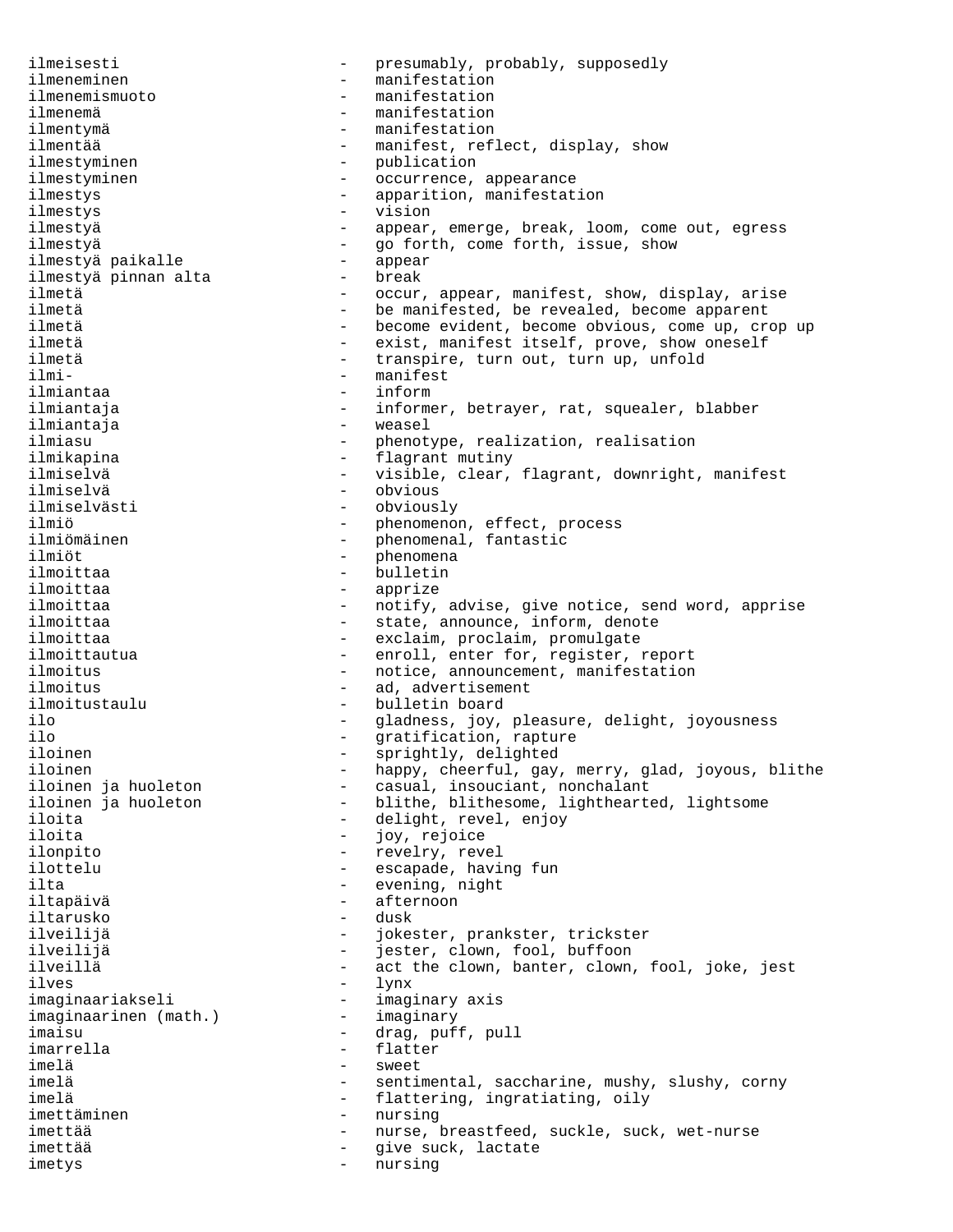ilmeisesti - presumably, probably, supposedly
ilmeneminen - manifestation
ilmenemismuoto - manifestation
ilmenemä - manifestation
ilmentymä - manifestation
ilmentää - manifest, reflect, display, show
ilmestyminen - publication
ilmestyminen - occurrence, appearance
ilmestys - apparition, manifestation
ilmestys - vision
ilmestyä - appear, emerge, break, loom, come out, egress
ilmestyä - go forth, come forth, issue, show
ilmestyä paikalle - appear
ilmestyä pinnan alta - break
ilmetä - occur, appear, manifest, show, display, arise
ilmetä - be manifested, be revealed, become apparent
ilmetä - become evident, become obvious, come up, crop up
ilmetä - exist, manifest itself, prove, show oneself
ilmetä - transpire, turn out, turn up, unfold
ilmi- - manifest
ilmiantaa - inform
ilmiantaja - informer, betrayer, rat, squealer, blabber
ilmiantaja - weasel
ilmiasu - phenotype, realization, realisation
ilmikapina - flagrant mutiny
ilmiselvä - visible, clear, flagrant, downright, manifest
ilmiselvä - obvious
ilmiselvästi - obviously
ilmiö - phenomenon, effect, process
ilmiömäinen - phenomenal, fantastic
ilmiöt - phenomena
ilmoittaa - bulletin
ilmoittaa - apprize
ilmoittaa - notify, advise, give notice, send word, apprise
ilmoittaa - state, announce, inform, denote
ilmoittaa - exclaim, proclaim, promulgate
ilmoittautua - enroll, enter for, register, report
ilmoitus - notice, announcement, manifestation
ilmoitus - ad, advertisement
ilmoitustaulu - bulletin board
ilo - gladness, joy, pleasure, delight, joyousness
ilo - gratification, rapture
iloinen - sprightly, delighted
iloinen - happy, cheerful, gay, merry, glad, joyous, blithe
iloinen ja huoleton - casual, insouciant, nonchalant
iloinen ja huoleton - blithe, blithesome, lighthearted, lightsome
iloita - delight, revel, enjoy
iloita - joy, rejoice
ilonpito - revelry, revel
ilottelu - escapade, having fun
ilta - evening, night
iltapäivä - afternoon
iltarusko - dusk
ilveilijä - jokester, prankster, trickster
ilveilijä - jester, clown, fool, buffoon
ilveillä - act the clown, banter, clown, fool, joke, jest
ilves - lynx
imaginaariakseli - imaginary axis
imaginaarinen (math.) - imaginary
imaisu - drag, puff, pull
imarrella - flatter
imelä - sweet
imelä - sentimental, saccharine, mushy, slushy, corny
imelä - flattering, ingratiating, oily
imettäminen - nursing
imettää - nurse, breastfeed, suckle, suck, wet-nurse
imettää - give suck, lactate
imetys - nursing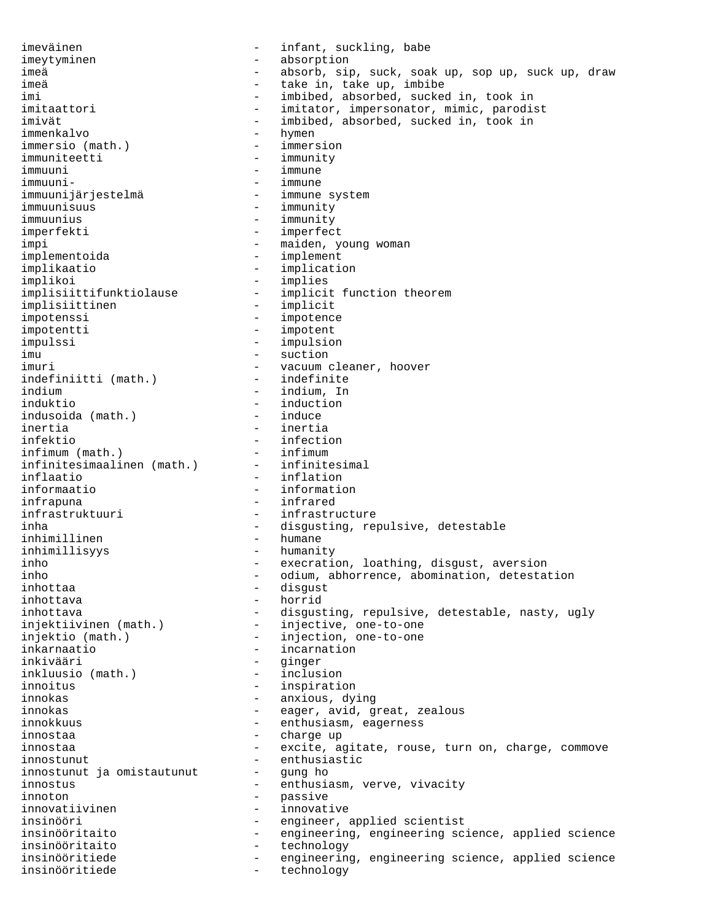imeväinen - infant, suckling, babe
imeytyminen - absorption
imeä - absorb, sip, suck, soak up, sop up, suck up, draw
imeä - take in, take up, imbibe
imi - imbibed, absorbed, sucked in, took in
imitaattori - imitator, impersonator, mimic, parodist
imivät - imbibed, absorbed, sucked in, took in
immenkalvo - hymen
immersio (math.) - immersion
immuniteetti - immunity
immuuni - immune
immuuni- - immune
immuunijärjestelmä - immune system
immuunisuus - immunity
immuunius - immunity
imperfekti - imperfect
impi - maiden, young woman
implementoida - implement
implikaatio - implication
implikoi - implies
implisiittifunktiolause - implicit function theorem
implisiittinen - implicit
impotenssi - impotence
impotentti - impotent
impulssi - impulsion
imu - suction
imuri - vacuum cleaner, hoover
indefiniitti (math.) - indefinite
indium - indium, In
induktio - induction
indusoida (math.) - induce
inertia - inertia
infektio - infection
infimum (math.) - infimum
infinitesimaalinen (math.) - infinitesimal
inflaatio - inflation
informaatio - information
infrapuna - infrared
infrastruktuuri - infrastructure
inha - disgusting, repulsive, detestable
inhimillinen - humane
inhimillisyys - humanity
inho - execration, loathing, disgust, aversion
inho - odium, abhorrence, abomination, detestation
inhottaa - disgust
inhottava - horrid
inhottava - disgusting, repulsive, detestable, nasty, ugly
injektiivinen (math.) - injective, one-to-one
injektio (math.) - injection, one-to-one
inkarnaatio - incarnation
inkivääri - ginger
inkluusio (math.) - inclusion
innoitus - inspiration
innokas - anxious, dying
innokas - eager, avid, great, zealous
innokkuus - enthusiasm, eagerness
innostaa - charge up
innostaa - excite, agitate, rouse, turn on, charge, commove
innostunut - enthusiastic
innostunut ja omistautunut - gung ho
innostus - enthusiasm, verve, vivacity
innoton - passive
innovatiivinen - innovative
insinööri - engineer, applied scientist
insinööritaito - engineering, engineering science, applied science
insinööritaito - technology
insinööritiede - engineering, engineering science, applied science
insinööritiede - technology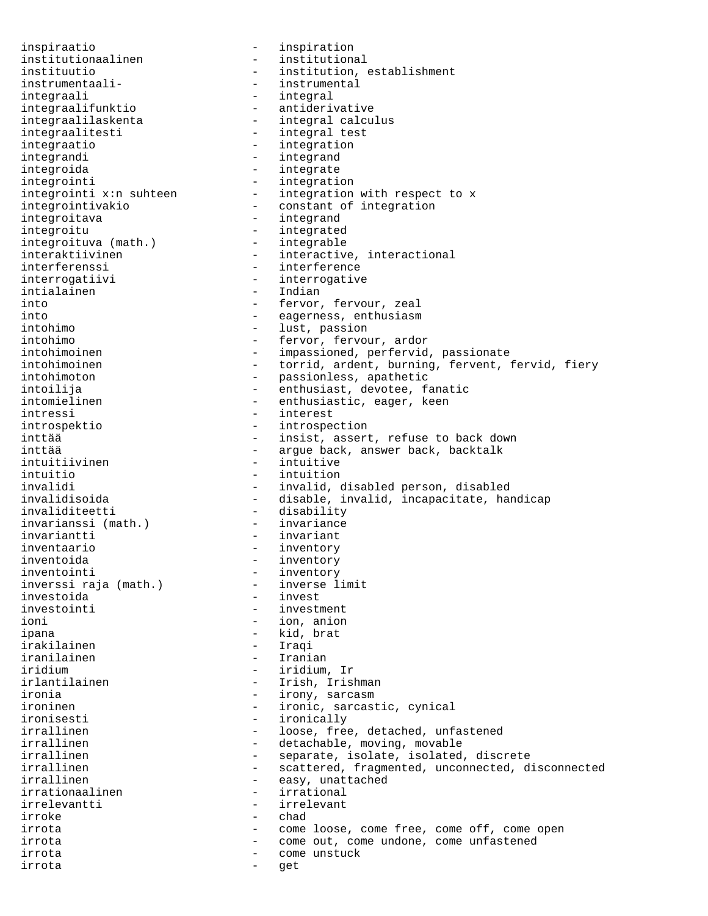inspiraatio - inspiration
institutionaalinen - institutional
instituutio - institution, establishment
instrumentaali- - instrumental
integraali - integral
integraalifunktio - antiderivative
integraalilaskenta - integral calculus
integraalitesti - integral test
integraatio - integration
integrandi - integrand
integroida - integrate
integrointi - integration
integrointi x:n suhteen - integration with respect to x
integrointivakio - constant of integration
integroitava - integrand
integroitu - integrated
integroituva (math.) - integrable
interaktiivinen - interactive, interactional
interferenssi - interference
interrogatiivi - interrogative
intialainen - Indian
into - fervor, fervour, zeal
into - eagerness, enthusiasm
intohimo - lust, passion
intohimo - fervor, fervour, ardor
intohimoinen - impassioned, perfervid, passionate
intohimoinen - torrid, ardent, burning, fervent, fervid, fiery
intohimoton - passionless, apathetic
intoilija - enthusiast, devotee, fanatic
intomielinen - enthusiastic, eager, keen
intressi - interest
introspektio - introspection
inttää - insist, assert, refuse to back down
inttää - argue back, answer back, backtalk
intuitiivinen - intuitive
intuitio - intuition
invalidi - invalid, disabled person, disabled
invalidisoida - disable, invalid, incapacitate, handicap
invaliditeetti - disability
invarianssi (math.) - invariance
invariantti - invariant
inventaario - inventory
inventoida - inventory
inventointi - inventory
inverssi raja (math.) - inverse limit
investoida - invest
investointi - investment
ioni - ion, anion
ipana - kid, brat
irakilainen - Iraqi
iranilainen - Iranian
iridium - iridium, Ir
irlantilainen - Irish, Irishman
ironia - irony, sarcasm
ironinen - ironic, sarcastic, cynical
ironisesti - ironically
irrallinen - loose, free, detached, unfastened
irrallinen - detachable, moving, movable
irrallinen - separate, isolate, isolated, discrete
irrallinen - scattered, fragmented, unconnected, disconnected
irrallinen - easy, unattached
irrationaalinen - irrational
irrelevantti - irrelevant
irroke - chad
irrota - come loose, come free, come off, come open
irrota - come out, come undone, come unfastened
irrota - come unstuck
irrota - get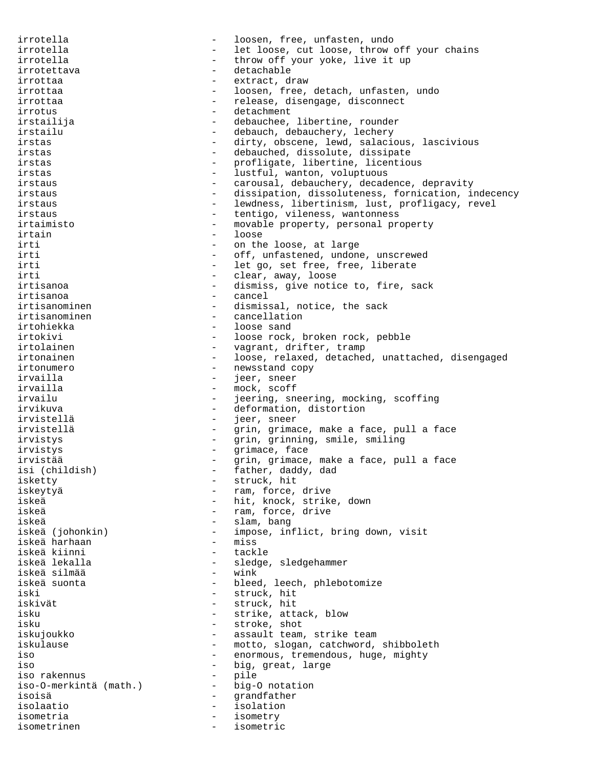irrotella - loosen, free, unfasten, undo
irrotella - let loose, cut loose, throw off your chains
irrotella - throw off your yoke, live it up
irrotettava - detachable
irrottaa - extract, draw
irrottaa - loosen, free, detach, unfasten, undo
irrottaa - release, disengage, disconnect
irrotus - detachment
irstailija - debauchee, libertine, rounder
irstailu - debauch, debauchery, lechery
irstas - dirty, obscene, lewd, salacious, lascivious
irstas - debauched, dissolute, dissipate
irstas - profligate, libertine, licentious
irstas - lustful, wanton, voluptuous
irstaus - carousal, debauchery, decadence, depravity
irstaus - dissipation, dissoluteness, fornication, indecency
irstaus - lewdness, libertinism, lust, profligacy, revel
irstaus - tentigo, vileness, wantonness
irtaimisto - movable property, personal property
irtain - loose
irti - on the loose, at large
irti - off, unfastened, undone, unscrewed
irti - let go, set free, free, liberate
irti - clear, away, loose
irtisanoa - dismiss, give notice to, fire, sack
irtisanoa - cancel
irtisanominen - dismissal, notice, the sack
irtisanominen - cancellation
irtohiekka - loose sand
irtokivi - loose rock, broken rock, pebble
irtolainen - vagrant, drifter, tramp
irtonainen - loose, relaxed, detached, unattached, disengaged
irtonumero - newsstand copy
irvailla - jeer, sneer
irvailla - mock, scoff
irvailu - jeering, sneering, mocking, scoffing
irvikuva - deformation, distortion
irvistellä - jeer, sneer
irvistellä - grin, grimace, make a face, pull a face
irvistys - grin, grinning, smile, smiling
irvistys - grimace, face
irvistää - grin, grimace, make a face, pull a face
isi (childish) - father, daddy, dad
isketty - struck, hit
iskeytyä - ram, force, drive
iskeä - hit, knock, strike, down
iskeä - ram, force, drive
iskeä - slam, bang
iskeä (johonkin) - impose, inflict, bring down, visit
iskeä harhaan - miss
iskeä kiinni - tackle
iskeä lekalla - sledge, sledgehammer
iskeä silmää - wink
iskeä suonta - bleed, leech, phlebotomize
iski - struck, hit
iskivät - struck, hit
isku - strike, attack, blow
isku - stroke, shot
iskujoukko - assault team, strike team
iskulause - motto, slogan, catchword, shibboleth
iso - enormous, tremendous, huge, mighty
iso - big, great, large
iso rakennus - pile
iso-O-merkintä (math.) - big-O notation
isoisä - grandfather
isolaatio - isolation
isometria - isometry
isometrinen - isometric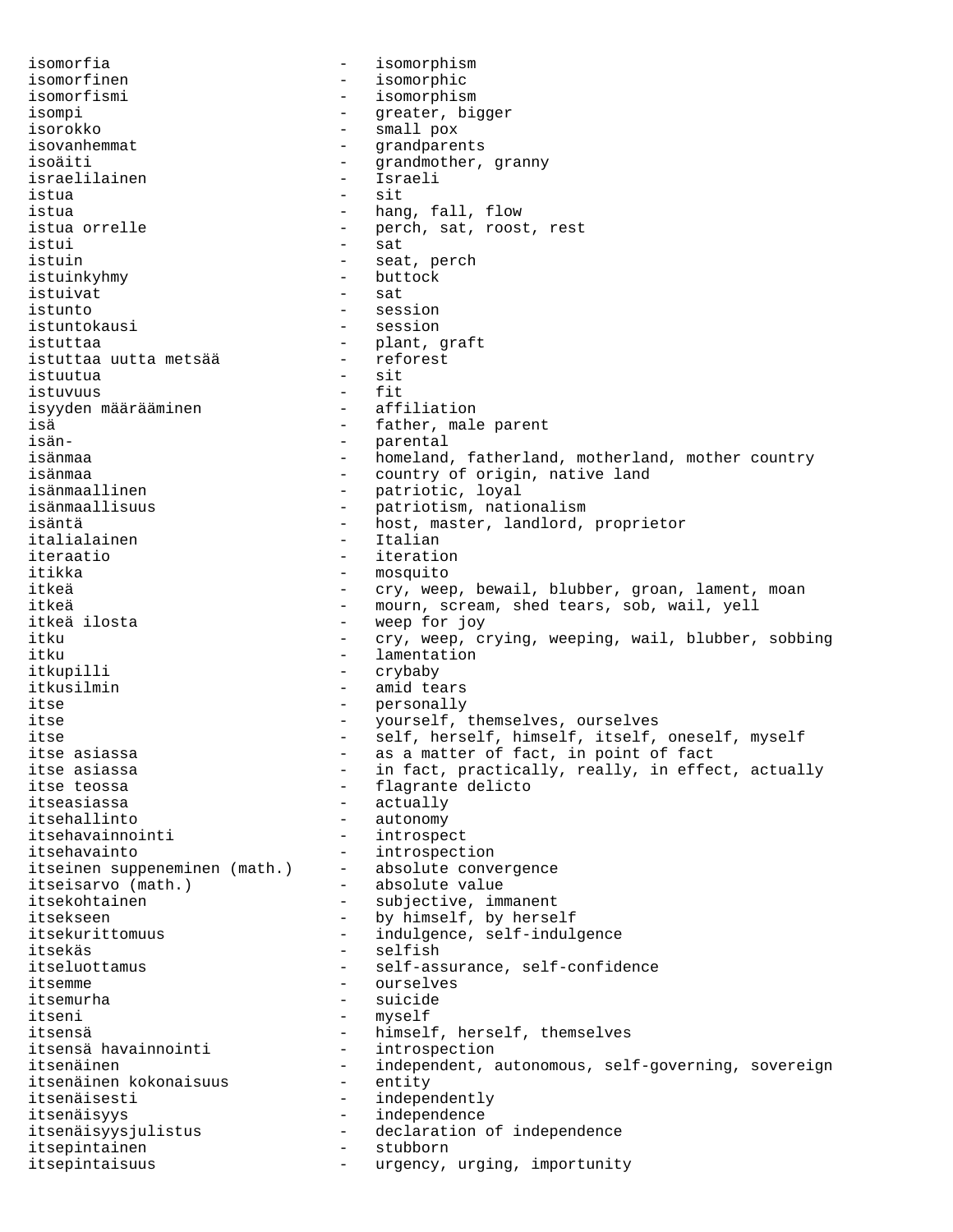isomorfia - isomorphism
isomorfinen - isomorphic
isomorfismi - isomorphism
isompi - greater, bigger
isorokko - small pox
isovanhemmat - grandparents
isoäiti - grandmother, granny
israelilainen - Israeli
istua - sit
istua - hang, fall, flow
istua orrelle - perch, sat, roost, rest
istui - sat
istuin - seat, perch
istuinkyhmy - buttock
istuivat - sat
istunto - session
istuntokausi - session
istuttaa - plant, graft
istuttaa uutta metsää - reforest
istuutua - sit
istuvuus - fit
isyyden määrääminen - affiliation
isä - father, male parent
isän- - parental
isänmaa - homeland, fatherland, motherland, mother country
isänmaa - country of origin, native land
isänmaallinen - patriotic, loyal
isänmaallisuus - patriotism, nationalism
isäntä - host, master, landlord, proprietor
italialainen - Italian
iteraatio - iteration
itikka - mosquito
itkeä - cry, weep, bewail, blubber, groan, lament, moan
itkeä - mourn, scream, shed tears, sob, wail, yell
itkeä ilosta - weep for joy
itku - cry, weep, crying, weeping, wail, blubber, sobbing
itku - lamentation
itkupilli - crybaby
itkusilmin - amid tears
itse - personally
itse - yourself, themselves, ourselves
itse - self, herself, himself, itself, oneself, myself
itse asiassa - as a matter of fact, in point of fact
itse asiassa - in fact, practically, really, in effect, actually
itse teossa - flagrante delicto
itseasiassa - actually
itsehallinto - autonomy
itsehavainnointi - introspect
itsehavainto - introspection
itseinen suppeneminen (math.) - absolute convergence
itseisarvo (math.) - absolute value
itsekohtainen - subjective, immanent
itsekseen - by himself, by herself
itsekurittomuus - indulgence, self-indulgence
itsekäs - selfish
itseluottamus - self-assurance, self-confidence
itsemme - ourselves
itsemurha - suicide
itseni - myself
itsensä - himself, herself, themselves
itsensä havainnointi - introspection
itsenäinen - independent, autonomous, self-governing, sovereign
itsenäinen kokonaisuus - entity
itsenäisesti - independently
itsenäisyys - independence
itsenäisyysjulistus - declaration of independence
itsepintainen - stubborn
itsepintaisuus - urgency, urging, importunity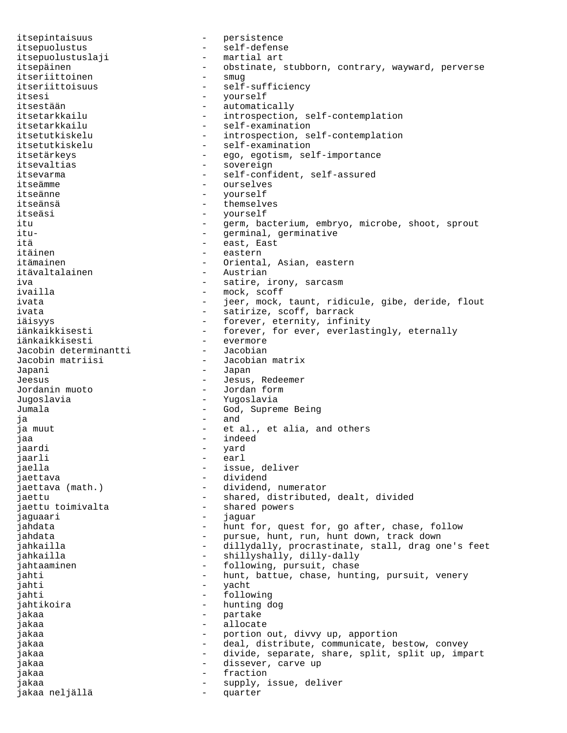itsepintaisuus - persistence
itsepuolustus - self-defense
itsepuolustuslaji - martial art
itsepäinen - obstinate, stubborn, contrary, wayward, perverse
itseriittoinen - smug
itseriittoisuus - self-sufficiency
itsesi - yourself
itsestään - automatically
itsetarkkailu - introspection, self-contemplation
itsetarkkailu - self-examination
itsetutkiskelu - introspection, self-contemplation
itsetutkiskelu - self-examination
itsetärkeys - ego, egotism, self-importance
itsevaltias - sovereign
itsevarma - self-confident, self-assured
itseämme - ourselves
itseänne - yourself
itseänsä - themselves
itseäsi - yourself
itu - germ, bacterium, embryo, microbe, shoot, sprout
itu- - germinal, germinative
itä - east, East
itäinen - eastern
itämainen - Oriental, Asian, eastern
itävaltalainen - Austrian
iva - satire, irony, sarcasm
ivailla - mock, scoff
ivata - jeer, mock, taunt, ridicule, gibe, deride, flout
ivata - satirize, scoff, barrack
iäisyys - forever, eternity, infinity
iänkaikkisesti - forever, for ever, everlastingly, eternally
iänkaikkisesti - evermore
Jacobin determinantti - Jacobian
Jacobin matriisi - Jacobian matrix
Japani - Japan
Jeesus - Jesus, Redeemer
Jordanin muoto - Jordan form
Jugoslavia - Yugoslavia
Jumala - God, Supreme Being
ja - and
ja muut - et al., et alia, and others
jaa - indeed
jaardi - yard
jaarli - earl
jaella - issue, deliver
jaettava - dividend
jaettava (math.) - dividend, numerator
jaettu - shared, distributed, dealt, divided
jaettu toimivalta - shared powers
jaguaari - jaguar
jahdata - hunt for, quest for, go after, chase, follow
jahdata - pursue, hunt, run, hunt down, track down
jahkailla - dillydally, procrastinate, stall, drag one's feet
jahkailla - shillyshally, dilly-dally
jahtaaminen - following, pursuit, chase
jahti - hunt, battue, chase, hunting, pursuit, venery
jahti - yacht
jahti - following
jahtikoira - hunting dog
jakaa - partake
jakaa - allocate
jakaa - portion out, divvy up, apportion
jakaa - deal, distribute, communicate, bestow, convey
jakaa - divide, separate, share, split, split up, impart
jakaa - dissever, carve up
jakaa - fraction
jakaa - supply, issue, deliver
jakaa neljällä - quarter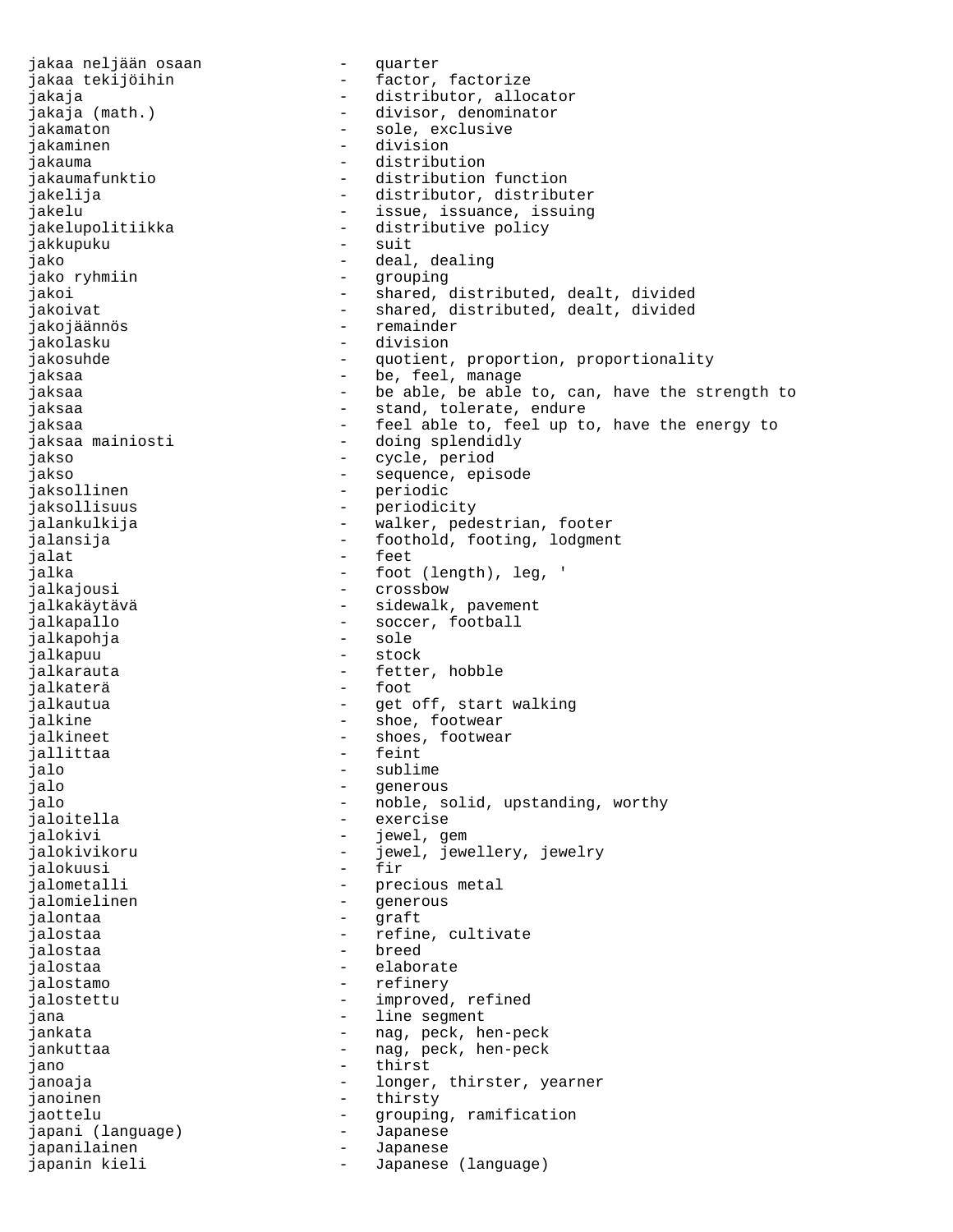jakaa neljään osaan - quarter
jakaa tekijöihin - factor, factorize
jakaja - distributor, allocator
jakaja (math.) - divisor, denominator
jakamaton - sole, exclusive
jakaminen - division
jakauma - distribution
jakaumafunktio - distribution function
jakelija - distributor, distributer
jakelu - issue, issuance, issuing
jakelupolitiikka - distributive policy
jakkupuku - suit
jako - deal, dealing
jako ryhmiin - grouping
jakoi - shared, distributed, dealt, divided
jakoivat - shared, distributed, dealt, divided
jakojäännös - remainder
jakolasku - division
jakosuhde - quotient, proportion, proportionality
jaksaa - be, feel, manage
jaksaa - be able, be able to, can, have the strength to
jaksaa - stand, tolerate, endure
jaksaa - feel able to, feel up to, have the energy to
jaksaa mainiosti - doing splendidly
jakso - cycle, period
jakso - sequence, episode
jaksollinen - periodic
jaksollisuus - periodicity
jalankulkija - walker, pedestrian, footer
jalansija - foothold, footing, lodgment
jalat - feet
jalka - foot (length), leg, '
jalkajousi - crossbow
jalkakäytävä - sidewalk, pavement
jalkapallo - soccer, football
jalkapohja - sole
jalkapuu - stock
jalkarauta - fetter, hobble
jalkaterä - foot
jalkautua - get off, start walking
jalkine - shoe, footwear
jalkineet - shoes, footwear
jallittaa - feint
jalo - sublime
jalo - generous
jalo - noble, solid, upstanding, worthy
jaloitella - exercise
jalokivi - jewel, gem
jalokivikoru - jewel, jewellery, jewelry
jalokuusi - fir
jalometalli - precious metal
jalomielinen - generous
jalontaa - graft
jalostaa - refine, cultivate
jalostaa - breed
jalostaa - elaborate
jalostamo - refinery
jalostettu - improved, refined
jana - line segment
jankata - nag, peck, hen-peck
jankuttaa - nag, peck, hen-peck
jano - thirst
janoaja - longer, thirster, yearner
janoinen - thirsty
jaottelu - grouping, ramification
japani (language) - Japanese
japanilainen - Japanese
japanin kieli - Japanese (language)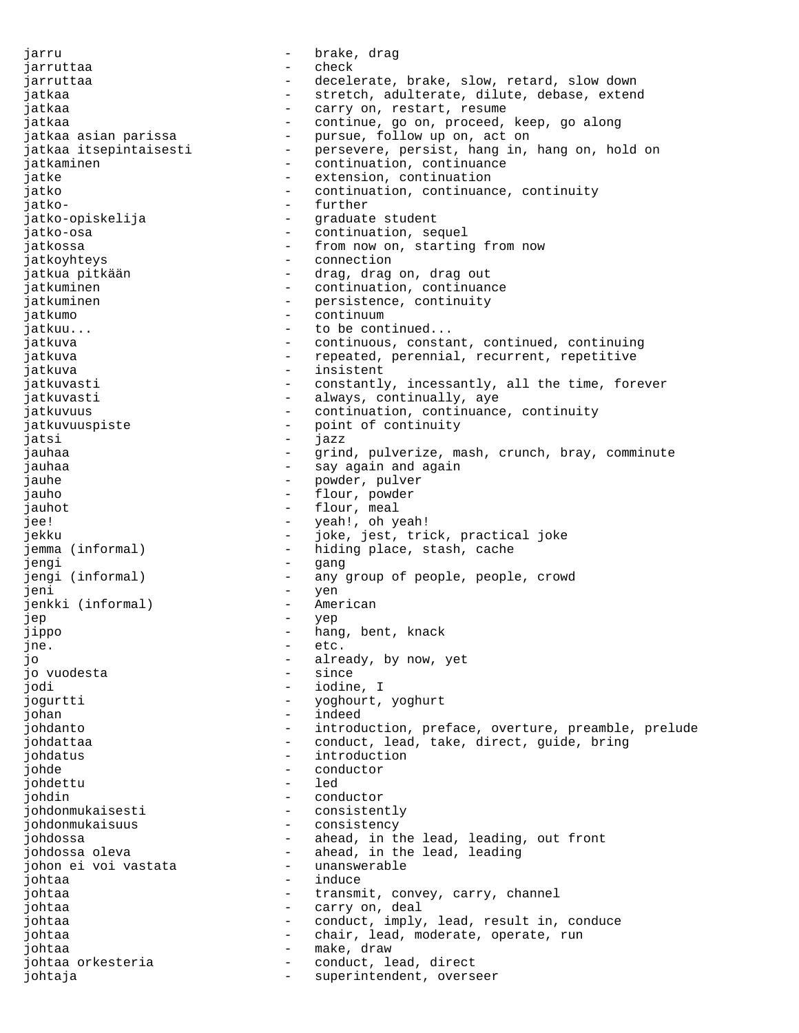jarru - brake, drag
jarruttaa - check
jarruttaa - decelerate, brake, slow, retard, slow down
jatkaa - stretch, adulterate, dilute, debase, extend
jatkaa - carry on, restart, resume
jatkaa - continue, go on, proceed, keep, go along
jatkaa asian parissa - pursue, follow up on, act on
jatkaa itsepintaisesti - persevere, persist, hang in, hang on, hold on
jatkaminen - continuation, continuance
jatke - extension, continuation
jatko - continuation, continuance, continuity
jatko- - further
jatko-opiskelija - graduate student
jatko-osa - continuation, sequel
jatkossa - from now on, starting from now
jatkoyhteys - connection
jatkua pitkään - drag, drag on, drag out
jatkuminen - continuation, continuance
jatkuminen - persistence, continuity
jatkumo - continuum
jatkuu... - to be continued...
jatkuva - continuous, constant, continued, continuing
jatkuva - repeated, perennial, recurrent, repetitive
jatkuva - insistent
jatkuvasti - constantly, incessantly, all the time, forever
jatkuvasti - always, continually, aye
jatkuvuus - continuation, continuance, continuity
jatkuvuuspiste - point of continuity
jatsi - jazz
jauhaa - grind, pulverize, mash, crunch, bray, comminute
jauhaa - say again and again
jauhe - powder, pulver
jauho - flour, powder
jauhot - flour, meal
jee! - yeah!, oh yeah!
jekku - joke, jest, trick, practical joke
jemma (informal) - hiding place, stash, cache
jengi - gang
jengi (informal) - any group of people, people, crowd
jeni - yen
jenkki (informal) - American
jep - yep
jippo - hang, bent, knack
jne. - etc.
jo - already, by now, yet
jo vuodesta - since
jodi - iodine, I
jogurtti - yoghourt, yoghurt
johan - indeed
johdanto - introduction, preface, overture, preamble, prelude
johdattaa - conduct, lead, take, direct, guide, bring
johdatus - introduction
johde - conductor
johdettu - led
johdin - conductor
johdonmukaisesti - consistently
johdonmukaisuus - consistency
johdossa - ahead, in the lead, leading, out front
johdossa oleva - ahead, in the lead, leading
johon ei voi vastata - unanswerable
johtaa - induce
johtaa - transmit, convey, carry, channel
johtaa - carry on, deal
johtaa - conduct, imply, lead, result in, conduce
johtaa - chair, lead, moderate, operate, run
johtaa - make, draw
johtaa orkesteria - conduct, lead, direct
johtaja - superintendent, overseer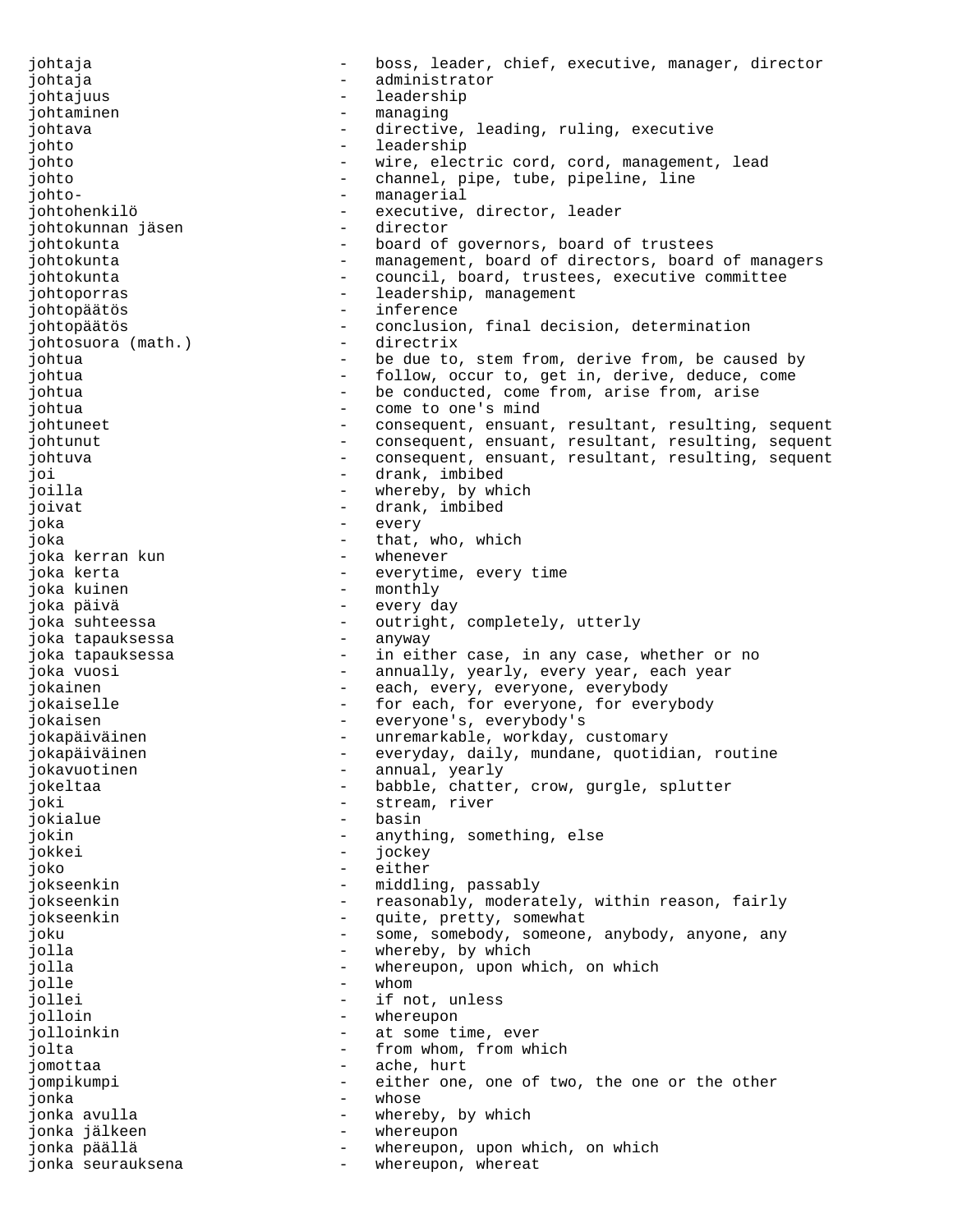johtaja - boss, leader, chief, executive, manager, director
johtaja - administrator
johtajuus - leadership
johtaminen - managing
johtava - directive, leading, ruling, executive
johto - leadership
johto - wire, electric cord, cord, management, lead
johto - channel, pipe, tube, pipeline, line
johto- - managerial
johtohenkilö - executive, director, leader
johtokunnan jäsen - director
johtokunta - board of governors, board of trustees
johtokunta - management, board of directors, board of managers
johtokunta - council, board, trustees, executive committee
johtoporras - leadership, management
johtopäätös - inference
johtopäätös - conclusion, final decision, determination
johtosuora (math.) - directrix
johtua - be due to, stem from, derive from, be caused by
johtua - follow, occur to, get in, derive, deduce, come
johtua - be conducted, come from, arise from, arise
johtua - come to one's mind
johtuneet - consequent, ensuant, resultant, resulting, sequent
johtunut - consequent, ensuant, resultant, resulting, sequent
johtuva - consequent, ensuant, resultant, resulting, sequent
joi - drank, imbibed
joilla - whereby, by which
joivat - drank, imbibed
joka - every
joka - that, who, which
joka kerran kun - whenever
joka kerta - everytime, every time
joka kuinen - monthly
joka päivä - every day
joka suhteessa - outright, completely, utterly
joka tapauksessa - anyway
joka tapauksessa - in either case, in any case, whether or no
joka vuosi - annually, yearly, every year, each year
jokainen - each, every, everyone, everybody
jokaiselle - for each, for everyone, for everybody
jokaisen - everyone's, everybody's
jokapäiväinen - unremarkable, workday, customary
jokapäiväinen - everyday, daily, mundane, quotidian, routine
jokavuotinen - annual, yearly
jokeltaa - babble, chatter, crow, gurgle, splutter
joki - stream, river
jokialue - basin
jokin - anything, something, else
jokkei - jockey
joko - either
jokseenkin - middling, passably
jokseenkin - reasonably, moderately, within reason, fairly
jokseenkin - quite, pretty, somewhat
joku - some, somebody, someone, anybody, anyone, any
jolla - whereby, by which
jolla - whereupon, upon which, on which
jolle - whom
jollei - if not, unless
jolloin - whereupon
jolloinkin - at some time, ever
jolta - from whom, from which
jomottaa - ache, hurt
jompikumpi - either one, one of two, the one or the other
jonka - whose
jonka avulla - whereby, by which
jonka jälkeen - whereupon
jonka päällä - whereupon, upon which, on which
jonka seurauksena - whereupon, whereat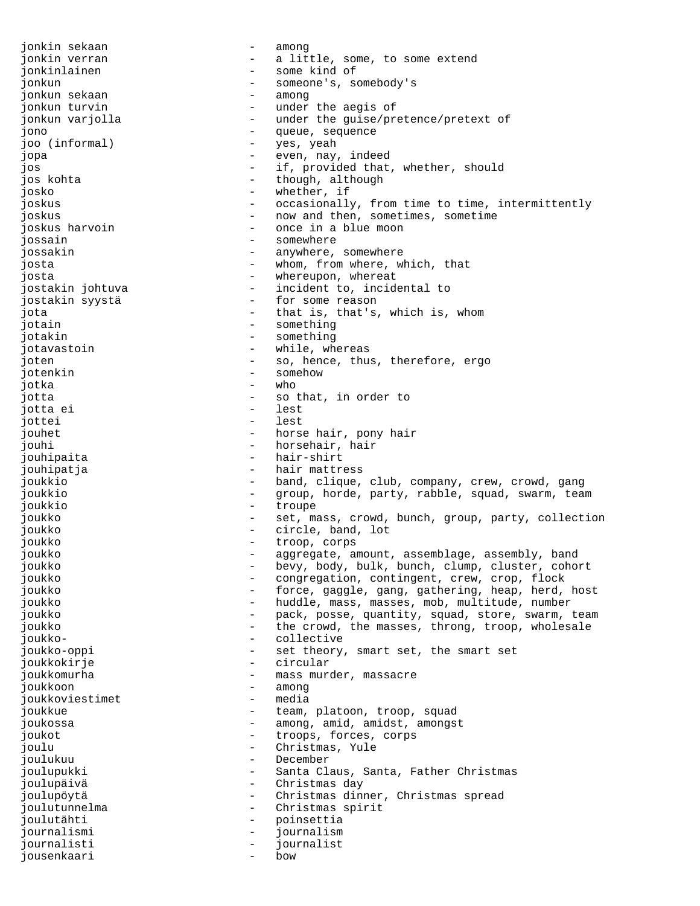jonkin sekaan - among
jonkin verran - a little, some, to some extend
jonkinlainen - some kind of
jonkun - someone's, somebody's
jonkun sekaan - among
jonkun turvin - under the aegis of
jonkun varjolla - under the guise/pretence/pretext of
jono - queue, sequence
joo (informal) - yes, yeah
jopa - even, nay, indeed
jos - if, provided that, whether, should
jos kohta - though, although
josko - whether, if
joskus - occasionally, from time to time, intermittently
joskus - now and then, sometimes, sometime
joskus harvoin - once in a blue moon
jossain - somewhere
jossakin - anywhere, somewhere
josta - whom, from where, which, that
josta - whereupon, whereat
jostakin johtuva - incident to, incidental to
jostakin syystä - for some reason
jota - that is, that's, which is, whom
jotain - something
jotakin - something
jotavastoin - while, whereas
joten - so, hence, thus, therefore, ergo
jotenkin - somehow
jotka - who
jotta - so that, in order to
jotta ei - lest
jottei - lest
jouhet - horse hair, pony hair
jouhi - horsehair, hair
jouhipaita - hair-shirt
jouhipatja - hair mattress
joukkio - band, clique, club, company, crew, crowd, gang
joukkio - group, horde, party, rabble, squad, swarm, team
joukkio - troupe
joukko - set, mass, crowd, bunch, group, party, collection
joukko - circle, band, lot
joukko - troop, corps
joukko - aggregate, amount, assemblage, assembly, band
joukko - bevy, body, bulk, bunch, clump, cluster, cohort
joukko - congregation, contingent, crew, crop, flock
joukko - force, gaggle, gang, gathering, heap, herd, host
joukko - huddle, mass, masses, mob, multitude, number
joukko - pack, posse, quantity, squad, store, swarm, team
joukko - the crowd, the masses, throng, troop, wholesale
joukko- - collective
joukko-oppi - set theory, smart set, the smart set
joukkokirje - circular
joukkomurha - mass murder, massacre
joukkoon - among
joukkoviestimet - media
joukkue - team, platoon, troop, squad
joukossa - among, amid, amidst, amongst
joukot - troops, forces, corps
joulu - Christmas, Yule
joulukuu - December
joulupukki - Santa Claus, Santa, Father Christmas
joulupäivä - Christmas day
joulupöytä - Christmas dinner, Christmas spread
joulutunnelma - Christmas spirit
joulutähti - poinsettia
journalismi - journalism
journalisti - journalist
jousenkaari - bow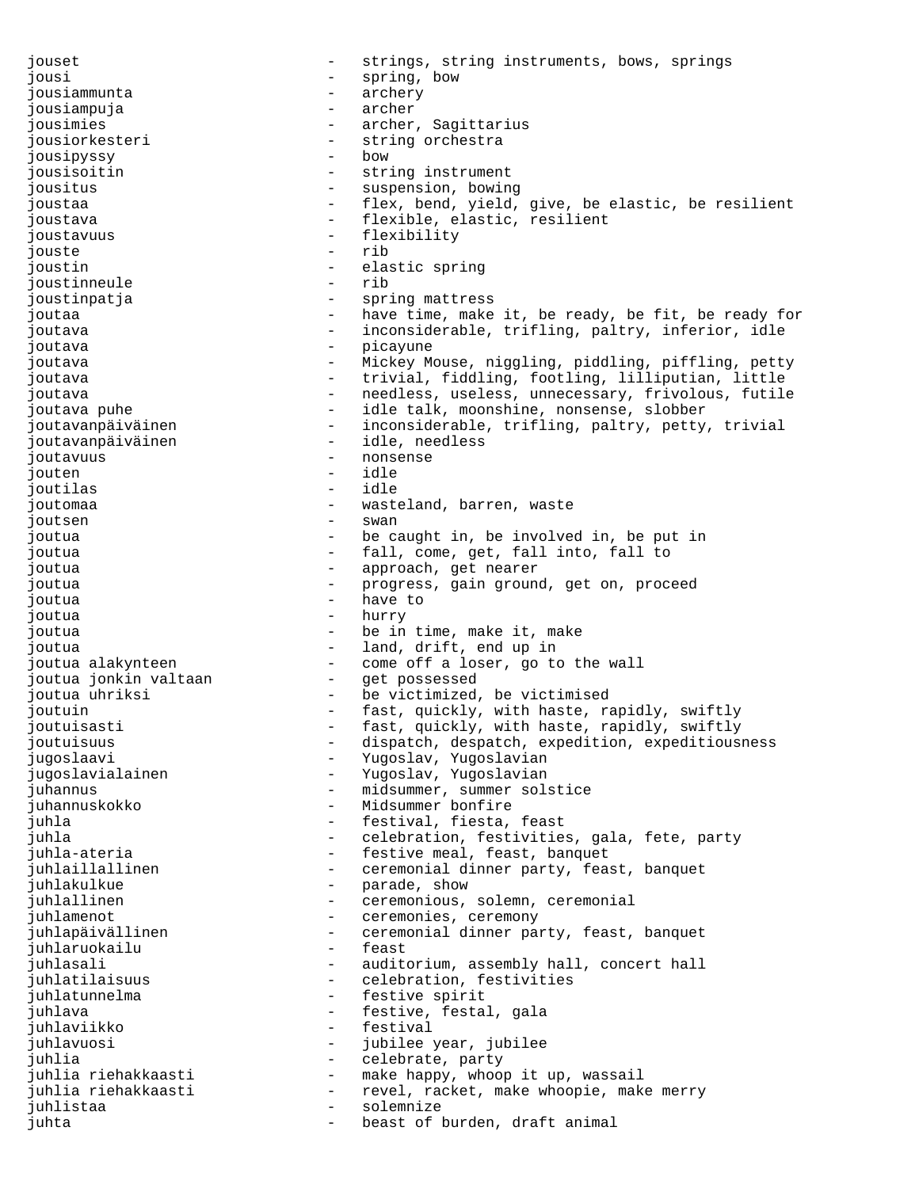jouset - strings, string instruments, bows, springs
jousi - spring, bow
jousiammunta - archery
jousiampuja - archer
jousimies - archer, Sagittarius
jousiorkesteri - string orchestra
jousipyssy - bow
jousisoitin - string instrument
jousitus - suspension, bowing
joustaa - flex, bend, yield, give, be elastic, be resilient
joustava - flexible, elastic, resilient
joustavuus - flexibility
jouste - rib
joustin - elastic spring
joustinneule - rib
joustinpatja - spring mattress
joutaa - have time, make it, be ready, be fit, be ready for
joutava - inconsiderable, trifling, paltry, inferior, idle
joutava - picayune
joutava - Mickey Mouse, niggling, piddling, piffling, petty
joutava - trivial, fiddling, footling, lilliputian, little
joutava - needless, useless, unnecessary, frivolous, futile
joutava puhe - idle talk, moonshine, nonsense, slobber
joutavanpäiväinen - inconsiderable, trifling, paltry, petty, trivial
joutavanpäiväinen - idle, needless
joutavuus - nonsense
jouten - idle
joutilas - idle
joutomaa - wasteland, barren, waste
joutsen - swan
joutua - be caught in, be involved in, be put in
joutua - fall, come, get, fall into, fall to
joutua - approach, get nearer
joutua - progress, gain ground, get on, proceed
joutua - have to
joutua - hurry
joutua - be in time, make it, make
joutua - land, drift, end up in
joutua alakynteen - come off a loser, go to the wall
joutua jonkin valtaan - get possessed
joutua uhriksi - be victimized, be victimised
joutuin - fast, quickly, with haste, rapidly, swiftly
joutuisasti - fast, quickly, with haste, rapidly, swiftly
joutuisuus - dispatch, despatch, expedition, expeditiousness
jugoslaavi - Yugoslav, Yugoslavian
jugoslavialainen - Yugoslav, Yugoslavian
juhannus - midsummer, summer solstice
juhannuskokko - Midsummer bonfire
juhla - festival, fiesta, feast
juhla - celebration, festivities, gala, fete, party
juhla-ateria - festive meal, feast, banquet
juhlaillallinen - ceremonial dinner party, feast, banquet
juhlakulkue - parade, show
juhlallinen - ceremonious, solemn, ceremonial
juhlamenot - ceremonies, ceremony
juhlapäivällinen - ceremonial dinner party, feast, banquet
juhlaruokailu - feast
juhlasali - auditorium, assembly hall, concert hall
juhlatilaisuus - celebration, festivities
juhlatunnelma - festive spirit
juhlava - festive, festal, gala
juhlaviikko - festival
juhlavuosi - jubilee year, jubilee
juhlia - celebrate, party
juhlia riehakkaasti - make happy, whoop it up, wassail
juhlia riehakkaasti - revel, racket, make whoopie, make merry
juhlistaa - solemnize
juhta - beast of burden, draft animal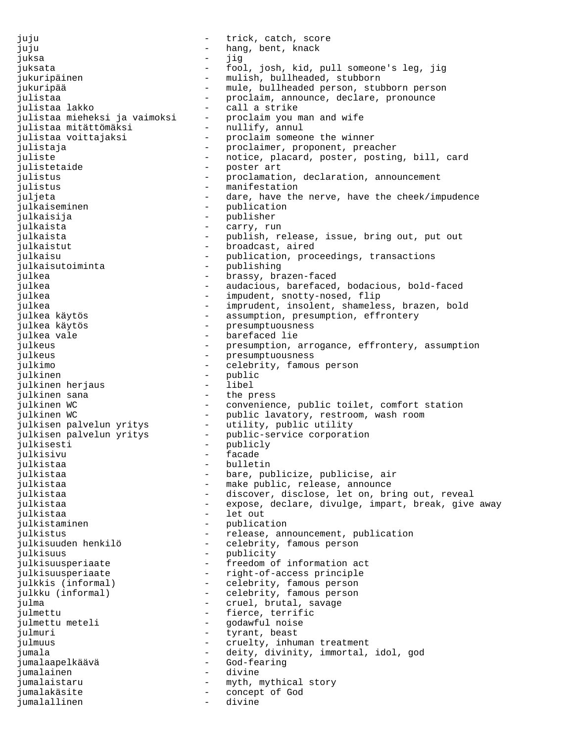juju - trick, catch, score
juju - hang, bent, knack
juksa - jig
juksata - fool, josh, kid, pull someone's leg, jig
jukuripäinen - mulish, bullheaded, stubborn
jukuripää - mule, bullheaded person, stubborn person
julistaa - proclaim, announce, declare, pronounce
julistaa lakko - call a strike
julistaa mieheksi ja vaimoksi - proclaim you man and wife
julistaa mitättömäksi - nullify, annul
julistaa voittajaksi - proclaim someone the winner
julistaja - proclaimer, proponent, preacher
juliste - notice, placard, poster, posting, bill, card
julistetaide - poster art
julistus - proclamation, declaration, announcement
julistus - manifestation
juljeta - dare, have the nerve, have the cheek/impudence
julkaiseminen - publication
julkaisija - publisher
julkaista - carry, run
julkaista - publish, release, issue, bring out, put out
julkaistut - broadcast, aired
julkaisu - publication, proceedings, transactions
julkaisutoiminta - publishing
julkea - brassy, brazen-faced
julkea - audacious, barefaced, bodacious, bold-faced
julkea - impudent, snotty-nosed, flip
julkea - imprudent, insolent, shameless, brazen, bold
julkea käytös - assumption, presumption, effrontery
julkea käytös - presumptuousness
julkea vale - barefaced lie
julkeus - presumption, arrogance, effrontery, assumption
julkeus - presumptuousness
julkimo - celebrity, famous person
julkinen - public
julkinen herjaus - libel
julkinen sana - the press
julkinen WC - convenience, public toilet, comfort station
julkinen WC - public lavatory, restroom, wash room
julkisen palvelun yritys - utility, public utility
julkisen palvelun yritys - public-service corporation
julkisesti - publicly
julkisivu - facade
julkistaa - bulletin
julkistaa - bare, publicize, publicise, air
julkistaa - make public, release, announce
julkistaa - discover, disclose, let on, bring out, reveal
julkistaa - expose, declare, divulge, impart, break, give away
julkistaa - let out
julkistaminen - publication
julkistus - release, announcement, publication
julkisuuden henkilö - celebrity, famous person
julkisuus - publicity
julkisuusperiaate - freedom of information act
julkisuusperiaate - right-of-access principle
julkkis (informal) - celebrity, famous person
julkku (informal) - celebrity, famous person
julma - cruel, brutal, savage
julmettu - fierce, terrific
julmettu meteli - godawful noise
julmuri - tyrant, beast
julmuus - cruelty, inhuman treatment
jumala - deity, divinity, immortal, idol, god
jumalaapelkäävä - God-fearing
jumalainen - divine
jumalaistaru - myth, mythical story
jumalakäsite - concept of God
jumalallinen - divine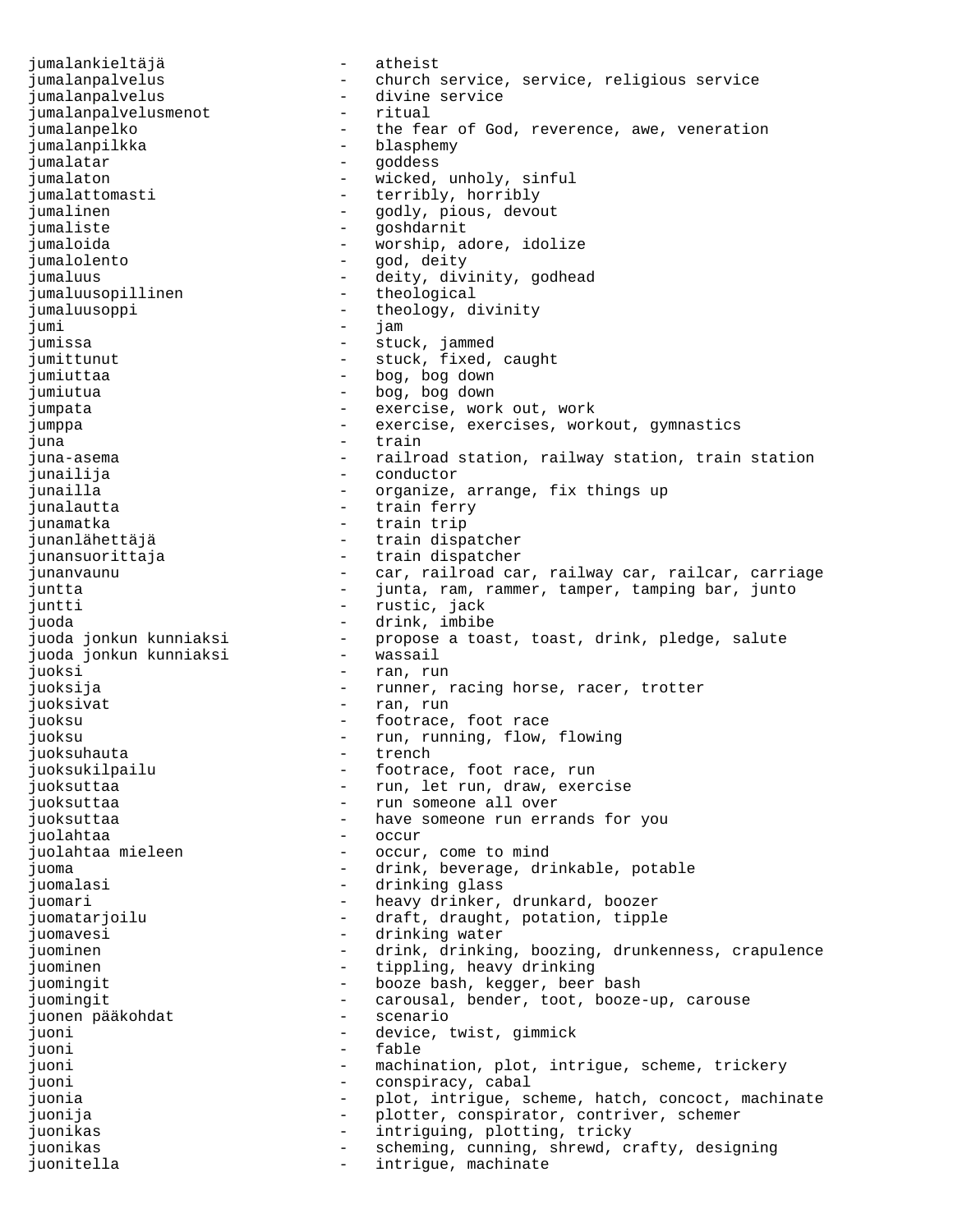jumalankieltäjä - atheist
jumalanpalvelus - church service, service, religious service
jumalanpalvelus - divine service
jumalanpalvelusmenot - ritual
jumalanpelko - the fear of God, reverence, awe, veneration
jumalanpilkka - blasphemy
jumalatar - goddess
jumalaton - wicked, unholy, sinful
jumalattomasti - terribly, horribly
jumalinen - godly, pious, devout
jumaliste - goshdarnit
jumaloida - worship, adore, idolize
jumalolento - god, deity
jumaluus - deity, divinity, godhead
jumaluusopillinen - theological
jumaluusoppi - theology, divinity
jumi - jam
jumissa - stuck, jammed
jumittunut - stuck, fixed, caught
jumiuttaa - bog, bog down
jumiutua - bog, bog down
jumpata - exercise, work out, work
jumppa - exercise, exercises, workout, gymnastics
juna - train
juna-asema - railroad station, railway station, train station
junailija - conductor
junailla - organize, arrange, fix things up
junalautta - train ferry
junamatka - train trip
junanlähettäjä - train dispatcher
junansuorittaja - train dispatcher
junanvaunu - car, railroad car, railway car, railcar, carriage
juntta - junta, ram, rammer, tamper, tamping bar, junto
juntti - rustic, jack
juoda - drink, imbibe
juoda jonkun kunniaksi - propose a toast, toast, drink, pledge, salute
juoda jonkun kunniaksi - wassail
juoksi - ran, run
juoksija - runner, racing horse, racer, trotter
juoksivat - ran, run
juoksu - footrace, foot race
juoksu - run, running, flow, flowing
juoksuhauta - trench
juoksukilpailu - footrace, foot race, run
juoksuttaa - run, let run, draw, exercise
juoksuttaa - run someone all over
juoksuttaa - have someone run errands for you
juolahtaa - occur
juolahtaa mieleen - occur, come to mind
juoma - drink, beverage, drinkable, potable
juomalasi - drinking glass
juomari - heavy drinker, drunkard, boozer
juomatarjoilu - draft, draught, potation, tipple
juomavesi - drinking water
juominen - drink, drinking, boozing, drunkenness, crapulence
juominen - tippling, heavy drinking
juomingit - booze bash, kegger, beer bash
juomingit - carousal, bender, toot, booze-up, carouse
juonen pääkohdat - scenario
juoni - device, twist, gimmick
juoni - fable
juoni - machination, plot, intrigue, scheme, trickery
juoni - conspiracy, cabal
juonia - plot, intrigue, scheme, hatch, concoct, machinate
juonija - plotter, conspirator, contriver, schemer
juonikas - intriguing, plotting, tricky
juonikas - scheming, cunning, shrewd, crafty, designing
juonitella - intrigue, machinate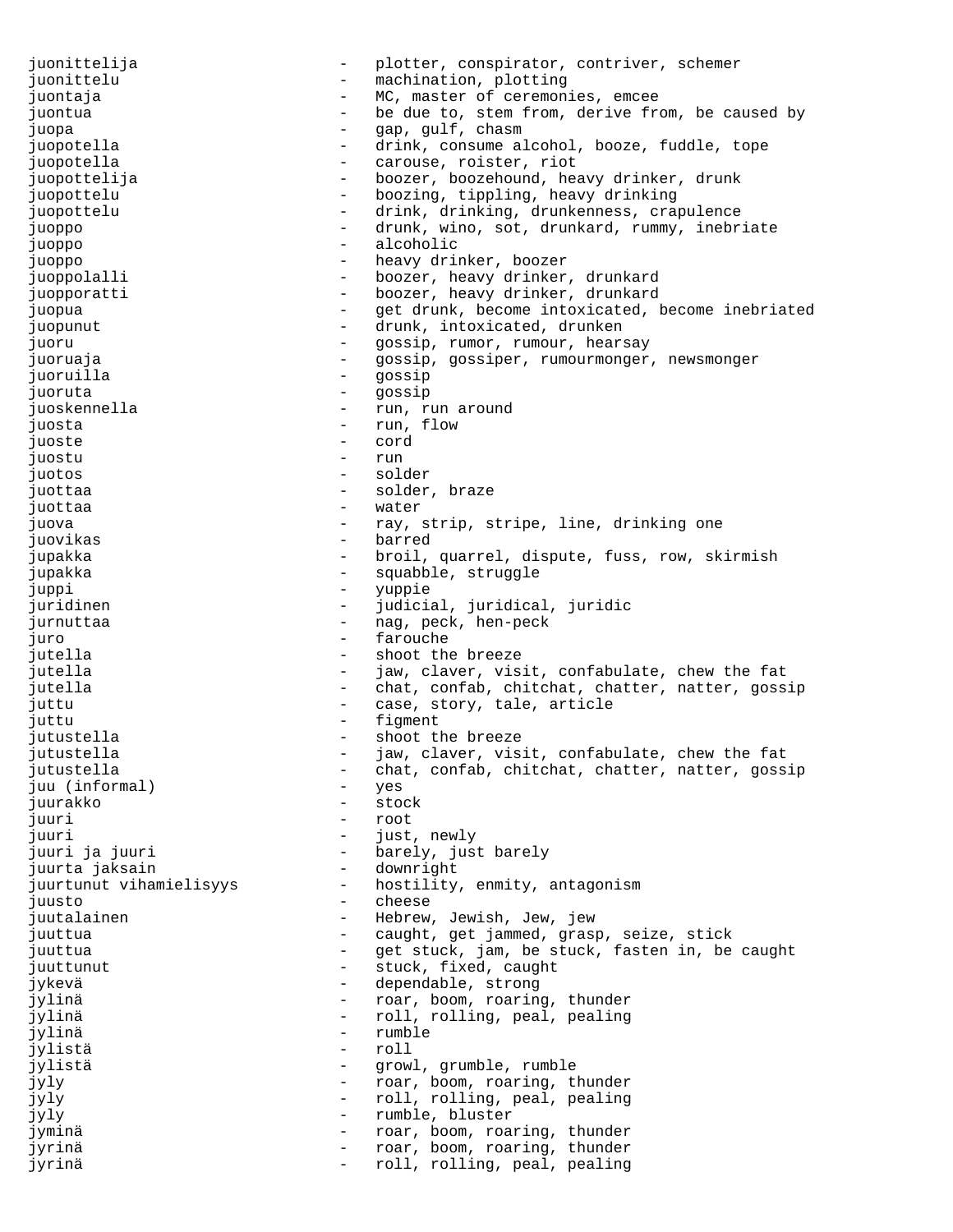juonittelija - plotter, conspirator, contriver, schemer
juonittelu - machination, plotting
juontaja - MC, master of ceremonies, emcee
juontua - be due to, stem from, derive from, be caused by
juopa - gap, gulf, chasm
juopotella - drink, consume alcohol, booze, fuddle, tope
juopotella - carouse, roister, riot
juopottelija - boozer, boozehound, heavy drinker, drunk
juopottelu - boozing, tippling, heavy drinking
juopottelu - drink, drinking, drunkenness, crapulence
juoppo - drunk, wino, sot, drunkard, rummy, inebriate
juoppo - alcoholic
juoppo - heavy drinker, boozer
juoppolalli - boozer, heavy drinker, drunkard
juopporatti - boozer, heavy drinker, drunkard
juopua - get drunk, become intoxicated, become inebriated
juopunut - drunk, intoxicated, drunken
juoru - gossip, rumor, rumour, hearsay
juoruaja - gossip, gossiper, rumourmonger, newsmonger
juoruilla - gossip
juoruta - gossip
juoskennella - run, run around
juosta - run, flow
juoste - cord
juostu - run
juotos - solder
juottaa - solder, braze
juottaa - water
juova - ray, strip, stripe, line, drinking one
juovikas - barred
jupakka - broil, quarrel, dispute, fuss, row, skirmish
jupakka - squabble, struggle
juppi - yuppie
juridinen - judicial, juridical, juridic
jurnuttaa - nag, peck, hen-peck
juro - farouche
jutella - shoot the breeze
jutella - jaw, claver, visit, confabulate, chew the fat
jutella - chat, confab, chitchat, chatter, natter, gossip
juttu - case, story, tale, article
juttu - figment
jutustella - shoot the breeze
jutustella - jaw, claver, visit, confabulate, chew the fat
jutustella - chat, confab, chitchat, chatter, natter, gossip
juu (informal) - yes
juurakko - stock
juuri - root
juuri - just, newly
juuri ja juuri - barely, just barely
juurta jaksain - downright
juurtunut vihamielisyys - hostility, enmity, antagonism
juusto - cheese
juutalainen - Hebrew, Jewish, Jew, jew
juuttua - caught, get jammed, grasp, seize, stick
juuttua - get stuck, jam, be stuck, fasten in, be caught
juuttunut - stuck, fixed, caught
jykevä - dependable, strong
jylinä - roar, boom, roaring, thunder
jylinä - roll, rolling, peal, pealing
jylinä - rumble
jylistä - roll
jylistä - growl, grumble, rumble
jyly - roar, boom, roaring, thunder
jyly - roll, rolling, peal, pealing
jyly - rumble, bluster
jyminä - roar, boom, roaring, thunder
jyrinä - roar, boom, roaring, thunder
jyrinä - roll, rolling, peal, pealing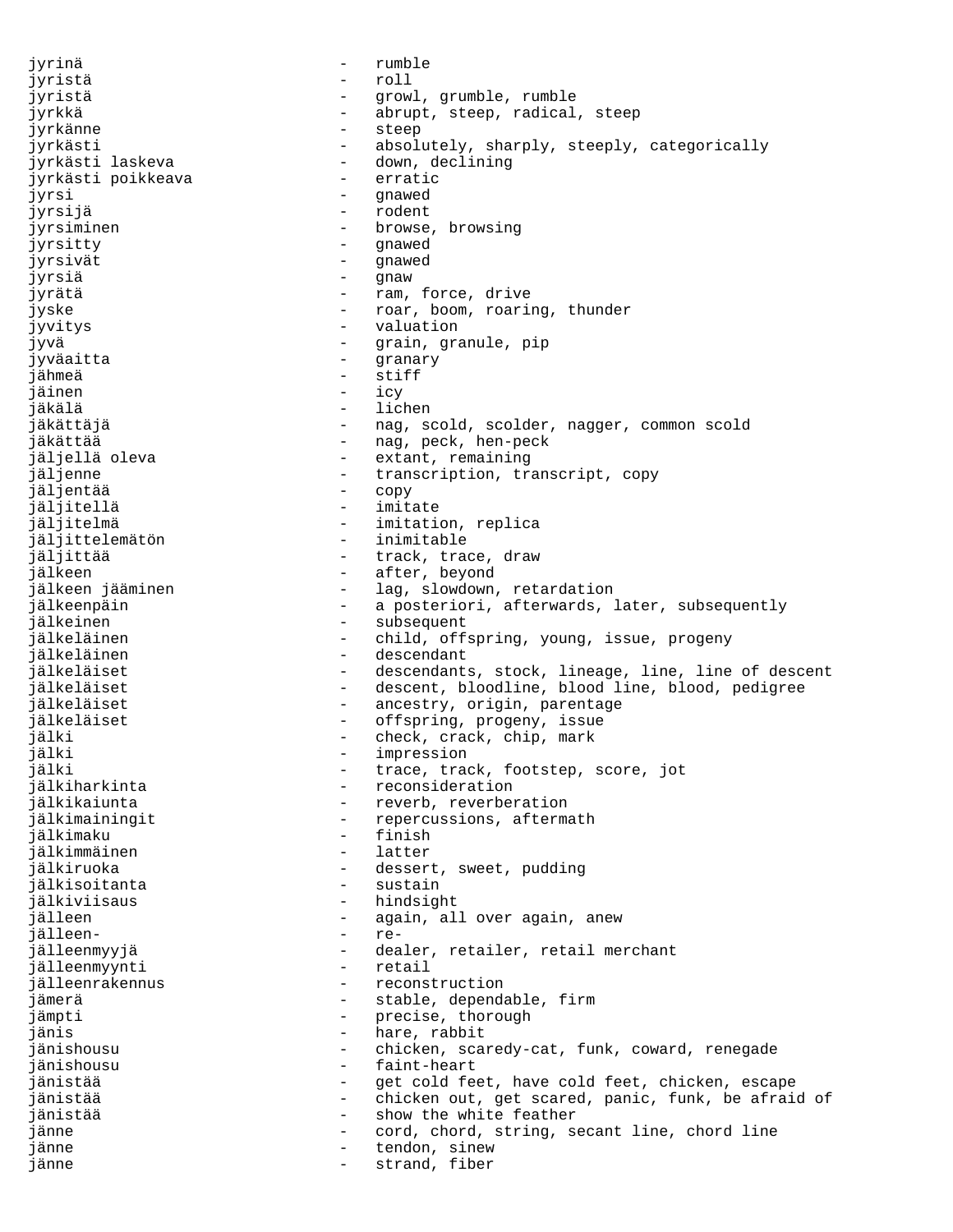jyrinä - rumble
jyristä - roll
jyristä - growl, grumble, rumble
jyrkkä - abrupt, steep, radical, steep
jyrkänne - steep
jyrkästi - absolutely, sharply, steeply, categorically
jyrkästi laskeva - down, declining
jyrkästi poikkeava - erratic
jyrsi - gnawed
jyrsijä - rodent
jyrsiminen - browse, browsing
jyrsitty - gnawed
jyrsivät - gnawed
jyrsiä - gnaw
jyrätä - ram, force, drive
jyske - roar, boom, roaring, thunder
jyvitys - valuation
jyvä - grain, granule, pip
jyväaitta - granary
jähmeä - stiff
jäinen - icy
jäkälä - lichen
jäkättäjä - nag, scold, scolder, nagger, common scold
jäkättää - nag, peck, hen-peck
jäljellä oleva - extant, remaining
jäljenne - transcription, transcript, copy
jäljentää - copy
jäljitellä - imitate
jäljitelmä - imitation, replica
jäljittelemätön - inimitable
jäljittää - track, trace, draw
jälkeen - after, beyond
jälkeen jääminen - lag, slowdown, retardation
jälkeenpäin - a posteriori, afterwards, later, subsequently
jälkeinen - subsequent
jälkeläinen - child, offspring, young, issue, progeny
jälkeläinen - descendant
jälkeläiset - descendants, stock, lineage, line, line of descent
jälkeläiset - descent, bloodline, blood line, blood, pedigree
jälkeläiset - ancestry, origin, parentage
jälkeläiset - offspring, progeny, issue
jälki - check, crack, chip, mark
jälki - impression
jälki - trace, track, footstep, score, jot
jälkiharkinta - reconsideration
jälkikaiunta - reverb, reverberation
jälkimainingit - repercussions, aftermath
jälkimaku - finish
jälkimmäinen - latter
jälkiruoka - dessert, sweet, pudding
jälkisoitanta - sustain
jälkiviisaus - hindsight
jälleen - again, all over again, anew
jälleen- - re-
jälleenmyyjä - dealer, retailer, retail merchant
jälleenmyynti - retail
jälleenrakennus - reconstruction
jämerä - stable, dependable, firm
jämpti - precise, thorough
jänis - hare, rabbit
jänishousu - chicken, scaredy-cat, funk, coward, renegade
jänishousu - faint-heart
jänistää - get cold feet, have cold feet, chicken, escape
jänistää - chicken out, get scared, panic, funk, be afraid of
jänistää - show the white feather
jänne - cord, chord, string, secant line, chord line
jänne - tendon, sinew
jänne - strand, fiber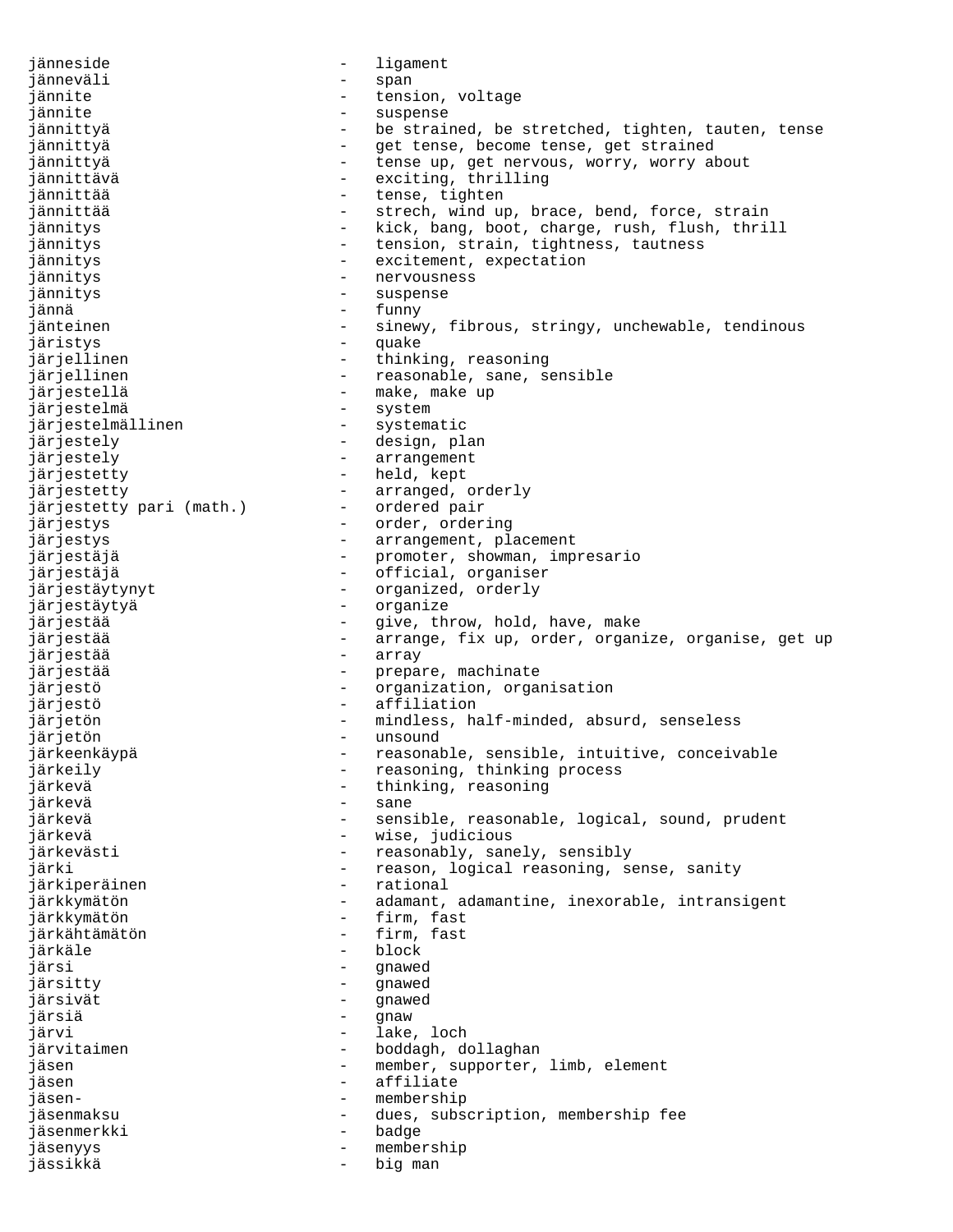jänneside - ligament
jänneväli - span
jännite - tension, voltage
jännite - suspense
jännittyä - be strained, be stretched, tighten, tauten, tense
jännittyä - get tense, become tense, get strained
jännittyä - tense up, get nervous, worry, worry about
jännittävä - exciting, thrilling
jännittää - tense, tighten
jännittää - strech, wind up, brace, bend, force, strain
jännitys - kick, bang, boot, charge, rush, flush, thrill
jännitys - tension, strain, tightness, tautness
jännitys - excitement, expectation
jännitys - nervousness
jännitys - suspense
jännä - funny
jänteinen - sinewy, fibrous, stringy, unchewable, tendinous
järistys - quake
järjellinen - thinking, reasoning
järjellinen - reasonable, sane, sensible
järjestellä - make, make up
järjestelmä - system
järjestelmällinen - systematic
järjestely - design, plan
järjestely - arrangement
järjestetty - held, kept
järjestetty - arranged, orderly
järjestetty pari (math.) - ordered pair
järjestys - order, ordering
järjestys - arrangement, placement
järjestäjä - promoter, showman, impresario
järjestäjä - official, organiser
järjestäytynyt - organized, orderly
järjestäytyä - organize
järjestää - give, throw, hold, have, make
järjestää - arrange, fix up, order, organize, organise, get up
järjestää - array
järjestää - prepare, machinate
järjestö - organization, organisation
järjestö - affiliation
järjetön - mindless, half-minded, absurd, senseless
järjetön - unsound
järkeenkäypä - reasonable, sensible, intuitive, conceivable
järkeily - reasoning, thinking process
järkevä - thinking, reasoning
järkevä - sane
järkevä - sensible, reasonable, logical, sound, prudent
järkevä - wise, judicious
järkevästi - reasonably, sanely, sensibly
järki - reason, logical reasoning, sense, sanity
järkiperäinen - rational
järkkymätön - adamant, adamantine, inexorable, intransigent
järkkymätön - firm, fast
järkähtämätön - firm, fast
järkäle - block
järsi - gnawed
järsitty - gnawed
järsivät - gnawed
järsiä - gnaw
järvi - lake, loch
järvitaimen - boddagh, dollaghan
jäsen - member, supporter, limb, element
jäsen - affiliate
jäsen- - membership
jäsenmaksu - dues, subscription, membership fee
jäsenmerkki - badge
jäsenyys - membership
jässikkä - big man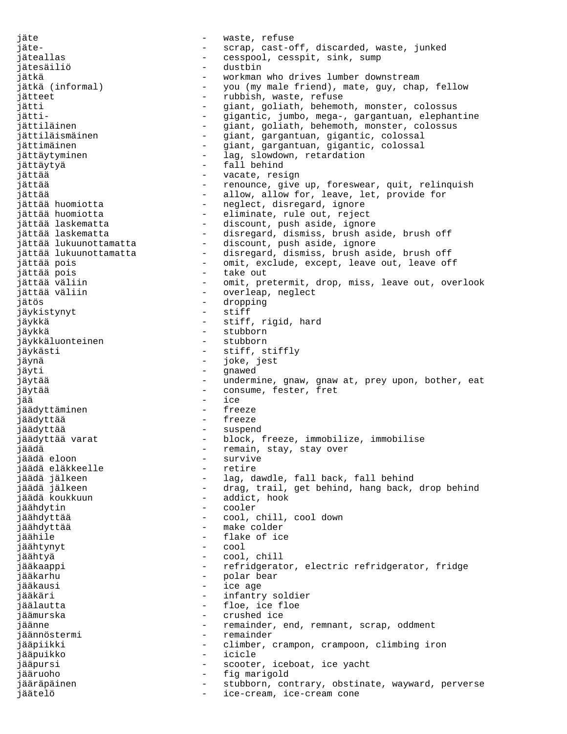jäte - waste, refuse
jäte- - scrap, cast-off, discarded, waste, junked
jäteallas - cesspool, cesspit, sink, sump
jätesäiliö - dustbin
jätkä - workman who drives lumber downstream
jätkä (informal) - you (my male friend), mate, guy, chap, fellow
jätteet - rubbish, waste, refuse
jätti - giant, goliath, behemoth, monster, colossus
jätti- - gigantic, jumbo, mega-, gargantuan, elephantine
jättiläinen - giant, goliath, behemoth, monster, colossus
jättiläismäinen - giant, gargantuan, gigantic, colossal
jättimäinen - giant, gargantuan, gigantic, colossal
jättäytyminen - lag, slowdown, retardation
jättäytyä - fall behind
jättää - vacate, resign
jättää - renounce, give up, foreswear, quit, relinquish
jättää - allow, allow for, leave, let, provide for
jättää huomiotta - neglect, disregard, ignore
jättää huomiotta - eliminate, rule out, reject
jättää laskematta - discount, push aside, ignore
jättää laskematta - disregard, dismiss, brush aside, brush off
jättää lukuunottamatta - discount, push aside, ignore
jättää lukuunottamatta - disregard, dismiss, brush aside, brush off
jättää pois - omit, exclude, except, leave out, leave off
jättää pois - take out
jättää väliin - omit, pretermit, drop, miss, leave out, overlook
jättää väliin - overleap, neglect
jätös - dropping
jäykistynyt - stiff
jäykkä - stiff, rigid, hard
jäykkä - stubborn
jäykkäluonteinen - stubborn
jäykästi - stiff, stiffly
jäynä - joke, jest
jäyti - gnawed
jäytää - undermine, gnaw, gnaw at, prey upon, bother, eat
jäytää - consume, fester, fret
jää - ice
jäädyttäminen - freeze
jäädyttää - freeze
jäädyttää - suspend
jäädyttää varat - block, freeze, immobilize, immobilise
jäädä - remain, stay, stay over
jäädä eloon - survive
jäädä eläkkeelle - retire
jäädä jälkeen - lag, dawdle, fall back, fall behind
jäädä jälkeen - drag, trail, get behind, hang back, drop behind
jäädä koukkuun - addict, hook
jäähdytin - cooler
jäähdyttää - cool, chill, cool down
jäähdyttää - make colder
jäähile - flake of ice
jäähtynyt - cool
jäähtyä - cool, chill
jääkaappi - refridgerator, electric refridgerator, fridge
jääkarhu - polar bear
jääkausi - ice age
jääkäri - infantry soldier
jäälautta - floe, ice floe
jäämurska - crushed ice
jäänne - remainder, end, remnant, scrap, oddment
jäännöstermi - remainder
jääpiikki - climber, crampon, crampoon, climbing iron
jääpuikko - icicle
jääpursi - scooter, iceboat, ice yacht
jääruoho - fig marigold
jääräpäinen - stubborn, contrary, obstinate, wayward, perverse
jäätelö - ice-cream, ice-cream cone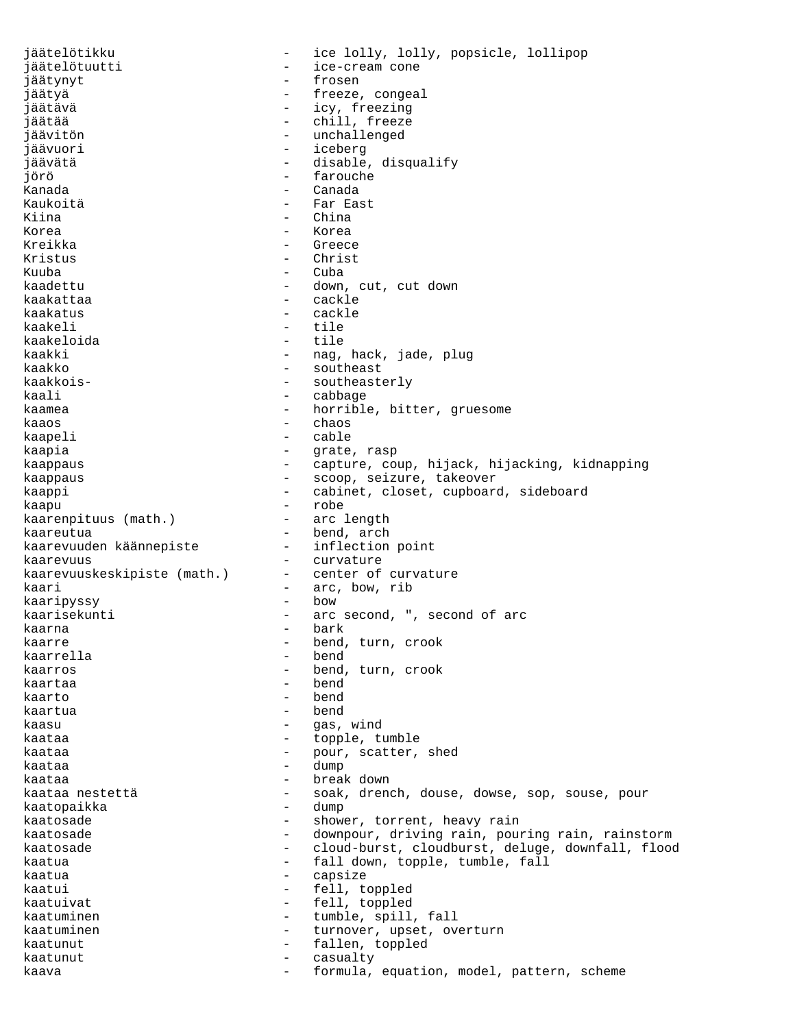jäätelötikku - ice lolly, lolly, popsicle, lollipop
jäätelötuutti - ice-cream cone
jäätynyt - frosen
jäätyä - freeze, congeal
jäätävä - icy, freezing
jäätää - chill, freeze
jäävitön - unchallenged
jäävuori - iceberg
jäävätä - disable, disqualify
jörö - farouche
Kanada - Canada
Kaukoitä - Far East
Kiina - China
Korea - Korea
Kreikka - Greece
Kristus - Christ
Kuuba - Cuba
kaadettu - down, cut, cut down
kaakattaa - cackle
kaakatus - cackle
kaakeli - tile
kaakeloida - tile
kaakki - nag, hack, jade, plug
kaakko - southeast
kaakkois- - southeasterly
kaali - cabbage
kaamea - horrible, bitter, gruesome
kaaos - chaos
kaapeli - cable
kaapia - grate, rasp
kaappaus - capture, coup, hijack, hijacking, kidnapping
kaappaus - scoop, seizure, takeover
kaappi - cabinet, closet, cupboard, sideboard
kaapu - robe
kaarenpituus (math.) - arc length
kaareutua - bend, arch
kaarevuuden käännepiste - inflection point
kaarevuus - curvature
kaarevuuskeskipiste (math.) - center of curvature
kaari - arc, bow, rib
kaaripyssy - bow
kaarisekunti - arc second, ", second of arc
kaarna - bark
kaarre - bend, turn, crook
kaarrella - bend
kaarros - bend, turn, crook
kaartaa - bend
kaarto - bend
kaartua - bend
kaasu - gas, wind
kaataa - topple, tumble
kaataa - pour, scatter, shed
kaataa - dump
kaataa - break down
kaataa nestettä - soak, drench, douse, dowse, sop, souse, pour
kaatopaikka - dump
kaatosade - shower, torrent, heavy rain
kaatosade - downpour, driving rain, pouring rain, rainstorm
kaatosade - cloud-burst, cloudburst, deluge, downfall, flood
kaatua - fall down, topple, tumble, fall
kaatua - capsize
kaatui - fell, toppled
kaatuivat - fell, toppled
kaatuminen - tumble, spill, fall
kaatuminen - turnover, upset, overturn
kaatunut - fallen, toppled
kaatunut - casualty
kaava - formula, equation, model, pattern, scheme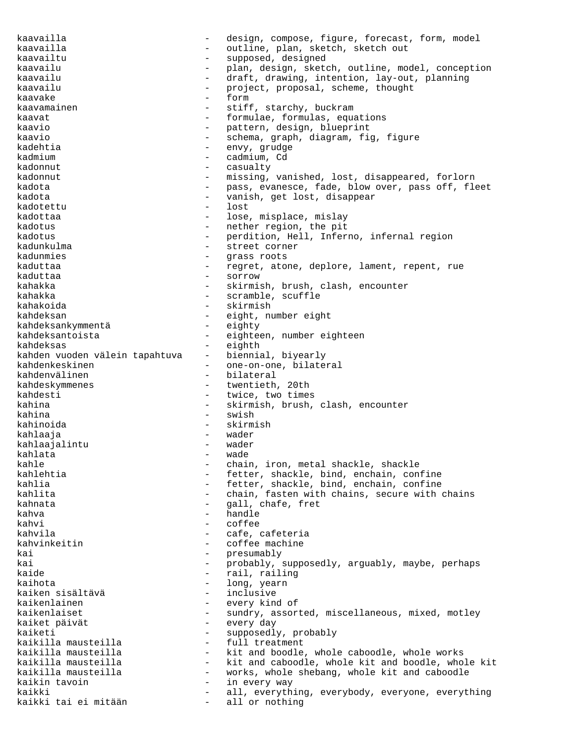kaavailla - design, compose, figure, forecast, form, model
kaavailla - outline, plan, sketch, sketch out
kaavailtu - supposed, designed
kaavailu - plan, design, sketch, outline, model, conception
kaavailu - draft, drawing, intention, lay-out, planning
kaavailu - project, proposal, scheme, thought
kaavake - form
kaavamainen - stiff, starchy, buckram
kaavat - formulae, formulas, equations
kaavio - pattern, design, blueprint
kaavio - schema, graph, diagram, fig, figure
kadehtia - envy, grudge
kadmium - cadmium, Cd
kadonnut - casualty
kadonnut - missing, vanished, lost, disappeared, forlorn
kadota - pass, evanesce, fade, blow over, pass off, fleet
kadota - vanish, get lost, disappear
kadotettu - lost
kadottaa - lose, misplace, mislay
kadotus - nether region, the pit
kadotus - perdition, Hell, Inferno, infernal region
kadunkulma - street corner
kadunmies - grass roots
kaduttaa - regret, atone, deplore, lament, repent, rue
kaduttaa - sorrow
kahakka - skirmish, brush, clash, encounter
kahakka - scramble, scuffle
kahakoida - skirmish
kahdeksan - eight, number eight
kahdeksankymmentä - eighty
kahdeksantoista - eighteen, number eighteen
kahdeksas - eighth
kahden vuoden välein tapahtuva - biennial, biyearly
kahdenkeskinen - one-on-one, bilateral
kahdenvälinen - bilateral
kahdeskymmenes - twentieth, 20th
kahdesti - twice, two times
kahina - skirmish, brush, clash, encounter
kahina - swish
kahinoida - skirmish
kahlaaja - wader
kahlaajalintu - wader
kahlata - wade
kahle - chain, iron, metal shackle, shackle
kahlehtia - fetter, shackle, bind, enchain, confine
kahlia - fetter, shackle, bind, enchain, confine
kahlita - chain, fasten with chains, secure with chains
kahnata - gall, chafe, fret
kahva - handle
kahvi - coffee
kahvila - cafe, cafeteria
kahvinkeitin - coffee machine
kai - presumably
kai - probably, supposedly, arguably, maybe, perhaps
kaide - rail, railing
kaihota - long, yearn
kaiken sisältävä - inclusive
kaikenlainen - every kind of
kaikenlaiset - sundry, assorted, miscellaneous, mixed, motley
kaiket päivät - every day
kaiketi - supposedly, probably
kaikilla mausteilla - full treatment
kaikilla mausteilla - kit and boodle, whole caboodle, whole works
kaikilla mausteilla - kit and caboodle, whole kit and boodle, whole kit
kaikilla mausteilla - works, whole shebang, whole kit and caboodle
kaikin tavoin - in every way
kaikki - all, everything, everybody, everyone, everything
kaikki tai ei mitään - all or nothing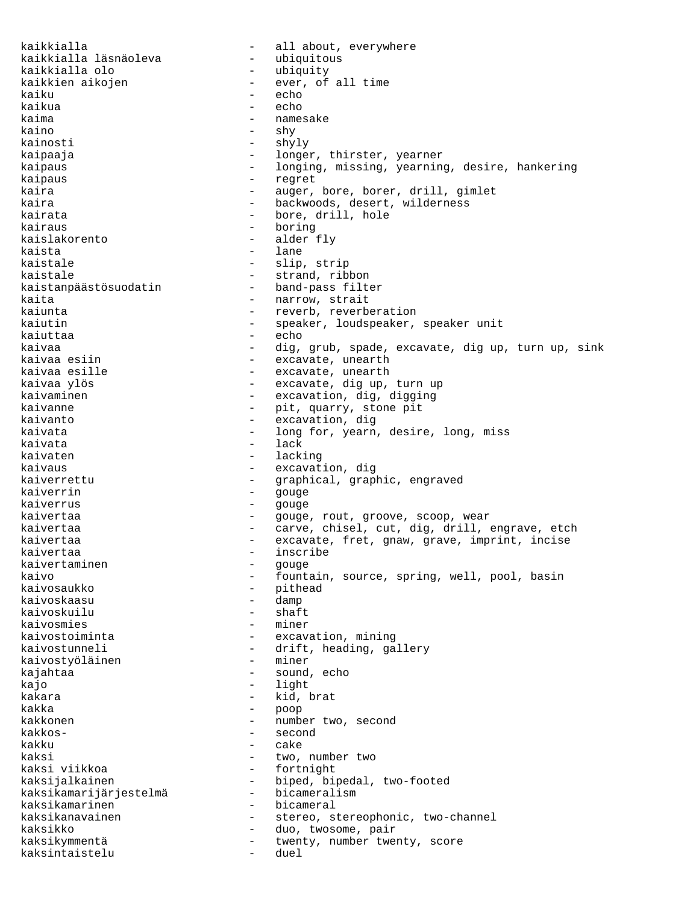kaikkialla - all about, everywhere
kaikkialla läsnäoleva - ubiquitous
kaikkialla olo - ubiquity
kaikkien aikojen - ever, of all time
kaiku - echo
kaikua - echo
kaima - namesake
kaino - shy
kainosti - shyly
kaipaaja - longer, thirster, yearner
kaipaus - longing, missing, yearning, desire, hankering
kaipaus - regret
kaira - auger, bore, borer, drill, gimlet
kaira - backwoods, desert, wilderness
kairata - bore, drill, hole
kairaus - boring
kaislakorento - alder fly
kaista - lane
kaistale - slip, strip
kaistale - strand, ribbon
kaistanpäästösuodatin - band-pass filter
kaita - narrow, strait
kaiunta - reverb, reverberation
kaiutin - speaker, loudspeaker, speaker unit
kaiuttaa - echo
kaivaa - dig, grub, spade, excavate, dig up, turn up, sink
kaivaa esiin - excavate, unearth
kaivaa esille - excavate, unearth
kaivaa ylös - excavate, dig up, turn up
kaivaminen - excavation, dig, digging
kaivanne - pit, quarry, stone pit
kaivanto - excavation, dig
kaivata - long for, yearn, desire, long, miss
kaivata - lack
kaivaten - lacking
kaivaus - excavation, dig
kaiverrettu - graphical, graphic, engraved
kaiverrin - gouge
kaiverrus - gouge
kaivertaa - gouge, rout, groove, scoop, wear
kaivertaa - carve, chisel, cut, dig, drill, engrave, etch
kaivertaa - excavate, fret, gnaw, grave, imprint, incise
kaivertaa - inscribe
kaivertaminen - gouge
kaivo - fountain, source, spring, well, pool, basin
kaivosaukko - pithead
kaivoskaasu - damp
kaivoskuilu - shaft
kaivosmies - miner
kaivostoiminta - excavation, mining
kaivostunneli - drift, heading, gallery
kaivostyöläinen - miner
kajahtaa - sound, echo
kajo - light
kakara - kid, brat
kakka - poop
kakkonen - number two, second
kakkos- - second
kakku - cake
kaksi - two, number two
kaksi viikkoa - fortnight
kaksijalkainen - biped, bipedal, two-footed
kaksikamarijärjestelmä - bicameralism
kaksikamarinen - bicameral
kaksikanavainen - stereo, stereophonic, two-channel
kaksikko - duo, twosome, pair
kaksikymmentä - twenty, number twenty, score
kaksintaistelu - duel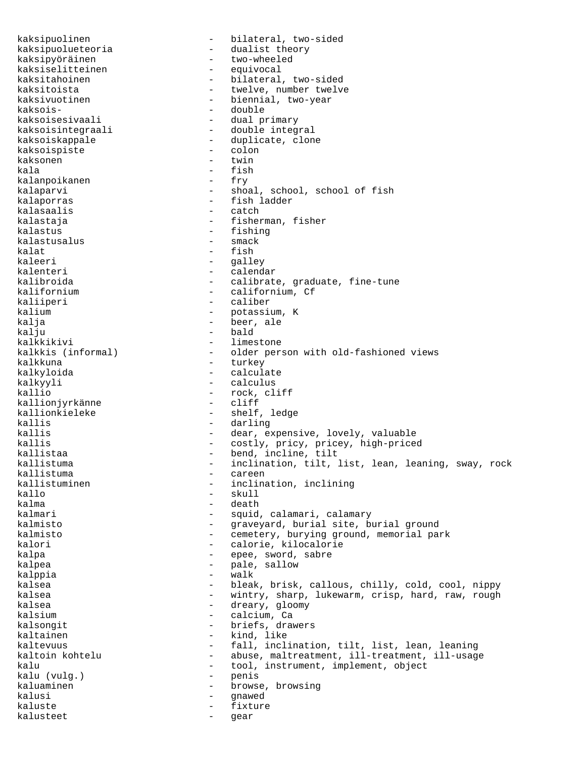kaksipuolinen - bilateral, two-sided
kaksipuolueteoria - dualist theory
kaksipyöräinen - two-wheeled
kaksiselitteinen - equivocal
kaksitahoinen - bilateral, two-sided
kaksitoista - twelve, number twelve
kaksivuotinen - biennial, two-year
kaksois- - double
kaksoisesivaali - dual primary
kaksoisintegraali - double integral
kaksoiskappale - duplicate, clone
kaksoispiste - colon
kaksonen - twin
kala - fish
kalanpoikanen - fry
kalaparvi - shoal, school, school of fish
kalaporras - fish ladder
kalasaalis - catch
kalastaja - fisherman, fisher
kalastus - fishing
kalastusalus - smack
kalat - fish
kaleeri - galley
kalenteri - calendar
kalibroida - calibrate, graduate, fine-tune
kalifornium - californium, Cf
kaliiperi - caliber
kalium - potassium, K
kalja - beer, ale
kalju - bald
kalkkikivi - limestone
kalkkis (informal) - older person with old-fashioned views
kalkkuna - turkey
kalkyloida - calculate
kalkyyli - calculus
kallio - rock, cliff
kallionjyrkänne - cliff
kallionkieleke - shelf, ledge
kallis - darling
kallis - dear, expensive, lovely, valuable
kallis - costly, pricy, pricey, high-priced
kallistaa - bend, incline, tilt
kallistuma - inclination, tilt, list, lean, leaning, sway, rock
kallistuma - careen
kallistuminen - inclination, inclining
kallo - skull
kalma - death
kalmari - squid, calamari, calamary
kalmisto - graveyard, burial site, burial ground
kalmisto - cemetery, burying ground, memorial park
kalori - calorie, kilocalorie
kalpa - epee, sword, sabre
kalpea - pale, sallow
kalppia - walk
kalsea - bleak, brisk, callous, chilly, cold, cool, nippy
kalsea - wintry, sharp, lukewarm, crisp, hard, raw, rough
kalsea - dreary, gloomy
kalsium - calcium, Ca
kalsongit - briefs, drawers
kaltainen - kind, like
kaltevuus - fall, inclination, tilt, list, lean, leaning
kaltoin kohtelu - abuse, maltreatment, ill-treatment, ill-usage
kalu - tool, instrument, implement, object
kalu (vulg.) - penis
kaluaminen - browse, browsing
kalusi - gnawed
kaluste - fixture
kalusteet - gear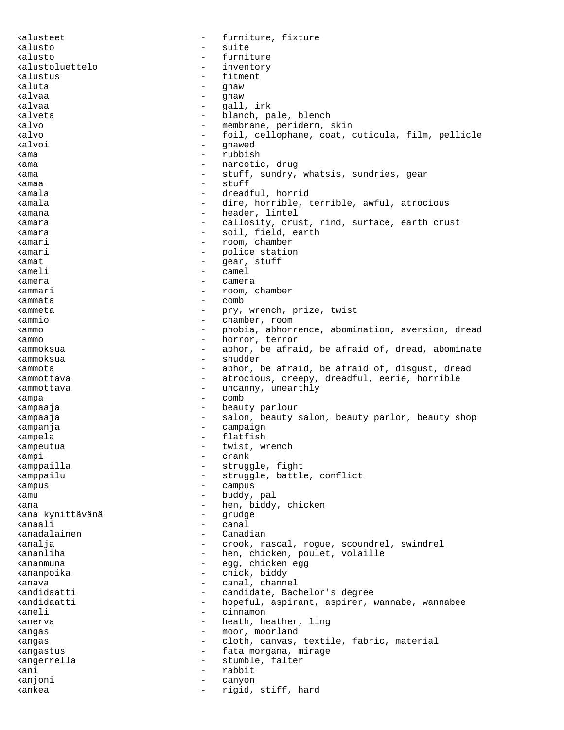kalusteet - furniture, fixture
kalusto - suite
kalusto - furniture
kalustoluettelo - inventory
kalustus - fitment
kaluta - gnaw
kalvaa - gnaw
kalvaa - gall, irk
kalveta - blanch, pale, blench
kalvo - membrane, periderm, skin
kalvo - foil, cellophane, coat, cuticula, film, pellicle
kalvoi - gnawed
kama - rubbish
kama - narcotic, drug
kama - stuff, sundry, whatsis, sundries, gear
kamaa - stuff
kamala - dreadful, horrid
kamala - dire, horrible, terrible, awful, atrocious
kamana - header, lintel
kamara - callosity, crust, rind, surface, earth crust
kamara - soil, field, earth
kamari - room, chamber
kamari - police station
kamat - gear, stuff
kameli - camel
kamera - camera
kammari - room, chamber
kammata - comb
kammeta - pry, wrench, prize, twist
kammio - chamber, room
kammo - phobia, abhorrence, abomination, aversion, dread
kammo - horror, terror
kammoksua - abhor, be afraid, be afraid of, dread, abominate
kammoksua - shudder
kammota - abhor, be afraid, be afraid of, disgust, dread
kammottava - atrocious, creepy, dreadful, eerie, horrible
kammottava - uncanny, unearthly
kampa - comb
kampaaja - beauty parlour
kampaaja - salon, beauty salon, beauty parlor, beauty shop
kampanja - campaign
kampela - flatfish
kampeutua - twist, wrench
kampi - crank
kamppailla - struggle, fight
kamppailu - struggle, battle, conflict
kampus - campus
kamu - buddy, pal
kana - hen, biddy, chicken
kana kynittävänä - grudge
kanaali - canal
kanadalainen - Canadian
kanalja - crook, rascal, rogue, scoundrel, swindrel
kananliha - hen, chicken, poulet, volaille
kananmuna - egg, chicken egg
kananpoika - chick, biddy
kanava - canal, channel
kandidaatti - candidate, Bachelor's degree
kandidaatti - hopeful, aspirant, aspirer, wannabe, wannabee
kaneli - cinnamon
kanerva - heath, heather, ling
kangas - moor, moorland
kangas - cloth, canvas, textile, fabric, material
kangastus - fata morgana, mirage
kangerrella - stumble, falter
kani - rabbit
kanjoni - canyon
kankea - rigid, stiff, hard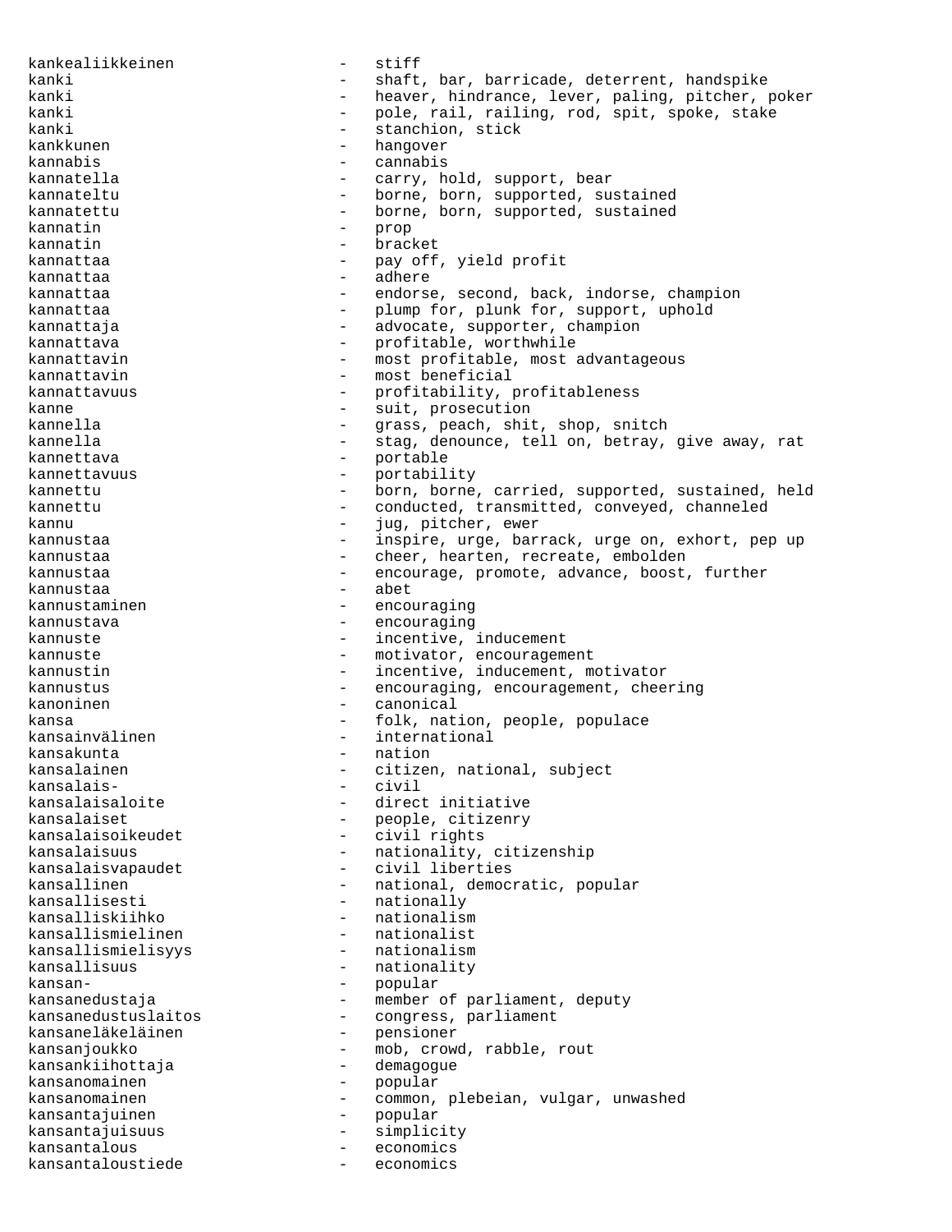kankealiikkeinen - stiff
kanki - shaft, bar, barricade, deterrent, handspike
kanki - heaver, hindrance, lever, paling, pitcher, poker
kanki - pole, rail, railing, rod, spit, spoke, stake
kanki - stanchion, stick
kankkunen - hangover
kannabis - cannabis
kannatella - carry, hold, support, bear
kannateltu - borne, born, supported, sustained
kannatettu - borne, born, supported, sustained
kannatin - prop
kannatin - bracket
kannattaa - pay off, yield profit
kannattaa - adhere
kannattaa - endorse, second, back, indorse, champion
kannattaa - plump for, plunk for, support, uphold
kannattaja - advocate, supporter, champion
kannattava - profitable, worthwhile
kannattavin - most profitable, most advantageous
kannattavin - most beneficial
kannattavuus - profitability, profitableness
kanne - suit, prosecution
kannella - grass, peach, shit, shop, snitch
kannella - stag, denounce, tell on, betray, give away, rat
kannettava - portable
kannettavuus - portability
kannettu - born, borne, carried, supported, sustained, held
kannettu - conducted, transmitted, conveyed, channeled
kannu - jug, pitcher, ewer
kannustaa - inspire, urge, barrack, urge on, exhort, pep up
kannustaa - cheer, hearten, recreate, embolden
kannustaa - encourage, promote, advance, boost, further
kannustaa - abet
kannustaminen - encouraging
kannustava - encouraging
kannuste - incentive, inducement
kannuste - motivator, encouragement
kannustin - incentive, inducement, motivator
kannustus - encouraging, encouragement, cheering
kanoninen - canonical
kansa - folk, nation, people, populace
kansainvälinen - international
kansakunta - nation
kansalainen - citizen, national, subject
kansalais- - civil
kansalaisaloite - direct initiative
kansalaiset - people, citizenry
kansalaisoikeudet - civil rights
kansalaisuus - nationality, citizenship
kansalaisvapaudet - civil liberties
kansallinen - national, democratic, popular
kansallisesti - nationally
kansalliskiihko - nationalism
kansallismielinen - nationalist
kansallismielisyys - nationalism
kansallisuus - nationality
kansan- - popular
kansanedustaja - member of parliament, deputy
kansanedustuslaitos - congress, parliament
kansaneläkeläinen - pensioner
kansanjoukko - mob, crowd, rabble, rout
kansankiihottaja - demagogue
kansanomainen - popular
kansanomainen - common, plebeian, vulgar, unwashed
kansantajuinen - popular
kansantajuisuus - simplicity
kansantalous - economics
kansantaloustiede - economics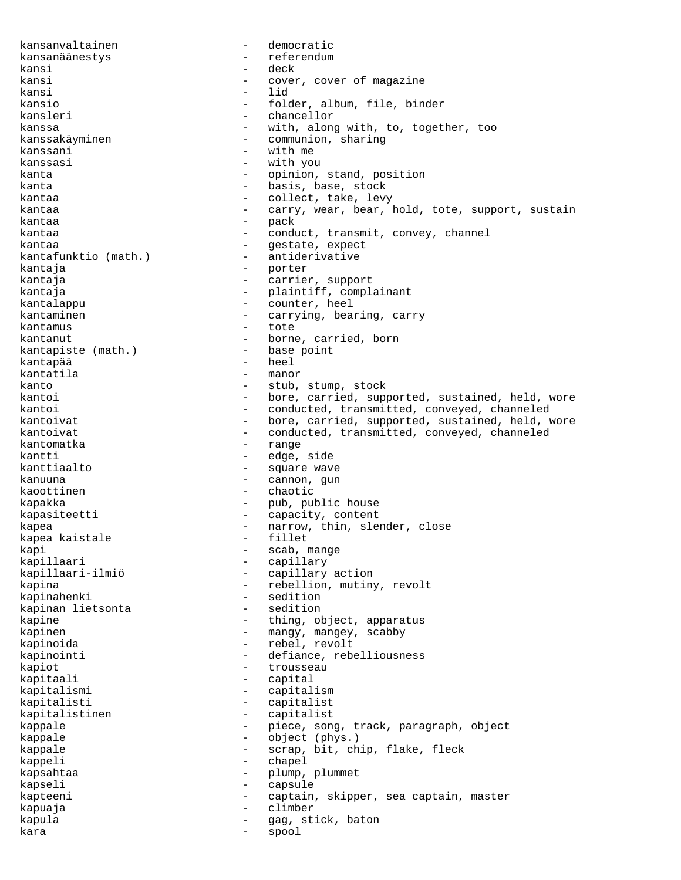kansanvaltainen - democratic
kansanäänestys - referendum
kansi - deck
kansi - cover, cover of magazine
kansi - lid
kansio - folder, album, file, binder
kansleri - chancellor
kanssa - with, along with, to, together, too
kanssakäyminen - communion, sharing
kanssani - with me
kanssasi - with you
kanta - opinion, stand, position
kanta - basis, base, stock
kantaa - collect, take, levy
kantaa - carry, wear, bear, hold, tote, support, sustain
kantaa - pack
kantaa - conduct, transmit, convey, channel
kantaa - gestate, expect
kantafunktio (math.) - antiderivative
kantaja - porter
kantaja - carrier, support
kantaja - plaintiff, complainant
kantalappu - counter, heel
kantaminen - carrying, bearing, carry
kantamus - tote
kantanut - borne, carried, born
kantapiste (math.) - base point
kantapää - heel
kantatila - manor
kanto - stub, stump, stock
kantoi - bore, carried, supported, sustained, held, wore
kantoi - conducted, transmitted, conveyed, channeled
kantoivat - bore, carried, supported, sustained, held, wore
kantoivat - conducted, transmitted, conveyed, channeled
kantomatka - range
kantti - edge, side
kanttiaalto - square wave
kanuuna - cannon, gun
kaoottinen - chaotic
kapakka - pub, public house
kapasiteetti - capacity, content
kapea - narrow, thin, slender, close
kapea kaistale - fillet
kapi - scab, mange
kapillaari - capillary
kapillaari-ilmiö - capillary action
kapina - rebellion, mutiny, revolt
kapinahenki - sedition
kapinan lietsonta - sedition
kapine - thing, object, apparatus
kapinen - mangy, mangey, scabby
kapinoida - rebel, revolt
kapinointi - defiance, rebelliousness
kapiot - trousseau
kapitaali - capital
kapitalismi - capitalism
kapitalisti - capitalist
kapitalistinen - capitalist
kappale - piece, song, track, paragraph, object
kappale - object (phys.)
kappale - scrap, bit, chip, flake, fleck
kappeli - chapel
kapsahtaa - plump, plummet
kapseli - capsule
kapteeni - captain, skipper, sea captain, master
kapuaja - climber
kapula - gag, stick, baton
kara - spool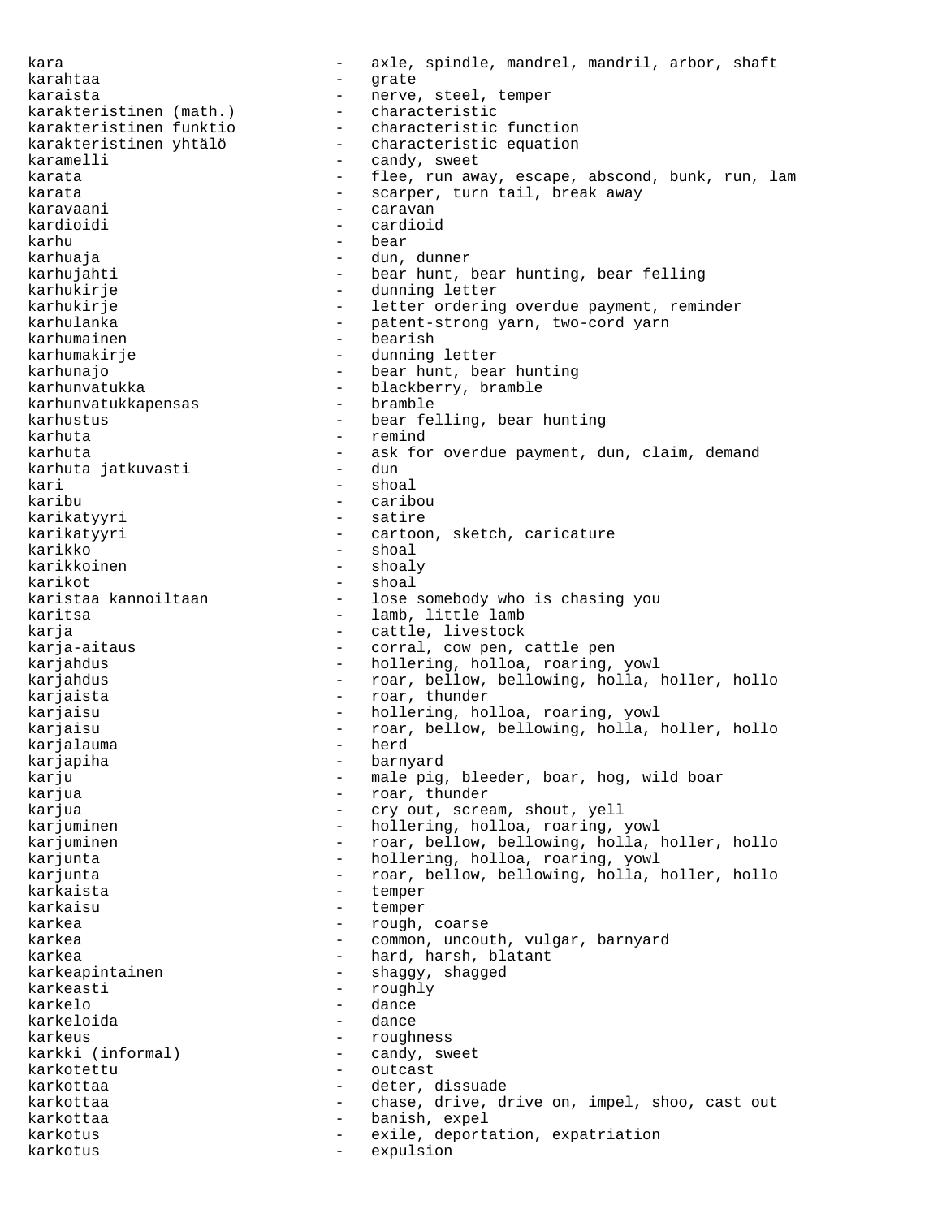kara - axle, spindle, mandrel, mandril, arbor, shaft
karahtaa - grate
karaista - nerve, steel, temper
karakteristinen (math.) - characteristic
karakteristinen funktio - characteristic function
karakteristinen yhtälö - characteristic equation
karamelli - candy, sweet
karata - flee, run away, escape, abscond, bunk, run, lam
karata - scarper, turn tail, break away
karavaani - caravan
kardioidi - cardioid
karhu - bear
karhuaja - dun, dunner
karhujahti - bear hunt, bear hunting, bear felling
karhukirje - dunning letter
karhukirje - letter ordering overdue payment, reminder
karhulanka - patent-strong yarn, two-cord yarn
karhumainen - bearish
karhumakirje - dunning letter
karhunajo - bear hunt, bear hunting
karhunvatukka - blackberry, bramble
karhunvatukkapensas - bramble
karhustus - bear felling, bear hunting
karhuta - remind
karhuta - ask for overdue payment, dun, claim, demand
karhuta jatkuvasti - dun
kari - shoal
karibu - caribou
karikatyyri - satire
karikatyyri - cartoon, sketch, caricature
karikko - shoal
karikkoinen - shoaly
karikot - shoal
karistaa kannoiltaan - lose somebody who is chasing you
karitsa - lamb, little lamb
karja - cattle, livestock
karja-aitaus - corral, cow pen, cattle pen
karjahdus - hollering, holloa, roaring, yowl
karjahdus - roar, bellow, bellowing, holla, holler, hollo
karjaista - roar, thunder
karjaisu - hollering, holloa, roaring, yowl
karjaisu - roar, bellow, bellowing, holla, holler, hollo
karjalauma - herd
karjapiha - barnyard
karju - male pig, bleeder, boar, hog, wild boar
karjua - roar, thunder
karjua - cry out, scream, shout, yell
karjuminen - hollering, holloa, roaring, yowl
karjuminen - roar, bellow, bellowing, holla, holler, hollo
karjunta - hollering, holloa, roaring, yowl
karjunta - roar, bellow, bellowing, holla, holler, hollo
karkaista - temper
karkaisu - temper
karkea - rough, coarse
karkea - common, uncouth, vulgar, barnyard
karkea - hard, harsh, blatant
karkeapintainen - shaggy, shagged
karkeasti - roughly
karkelo - dance
karkeloida - dance
karkeus - roughness
karkki (informal) - candy, sweet
karkotettu - outcast
karkottaa - deter, dissuade
karkottaa - chase, drive, drive on, impel, shoo, cast out
karkottaa - banish, expel
karkotus - exile, deportation, expatriation
karkotus - expulsion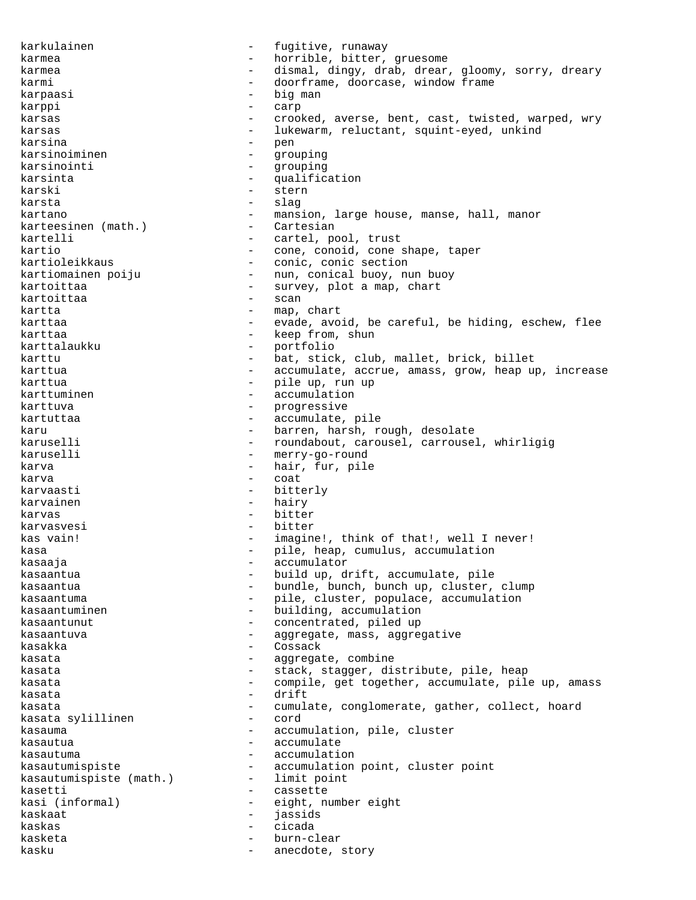karkulainen - fugitive, runaway
karmea - horrible, bitter, gruesome
karmea - dismal, dingy, drab, drear, gloomy, sorry, dreary
karmi - doorframe, doorcase, window frame
karpaasi - big man
karppi - carp
karsas - crooked, averse, bent, cast, twisted, warped, wry
karsas - lukewarm, reluctant, squint-eyed, unkind
karsina - pen
karsinoiminen - grouping
karsinointi - grouping
karsinta - qualification
karski - stern
karsta - slag
kartano - mansion, large house, manse, hall, manor
karteesinen (math.) - Cartesian
kartelli - cartel, pool, trust
kartio - cone, conoid, cone shape, taper
kartioleikkaus - conic, conic section
kartiomainen poiju - nun, conical buoy, nun buoy
kartoittaa - survey, plot a map, chart
kartoittaa - scan
kartta - map, chart
karttaa - evade, avoid, be careful, be hiding, eschew, flee
karttaa - keep from, shun
karttalaukku - portfolio
karttu - bat, stick, club, mallet, brick, billet
karttua - accumulate, accrue, amass, grow, heap up, increase
karttua - pile up, run up
karttuminen - accumulation
karttuva - progressive
kartuttaa - accumulate, pile
karu - barren, harsh, rough, desolate
karuselli - roundabout, carousel, carrousel, whirligig
karuselli - merry-go-round
karva - hair, fur, pile
karva - coat
karvaasti - bitterly
karvainen - hairy
karvas - bitter
karvasvesi - bitter
kas vain! - imagine!, think of that!, well I never!
kasa - pile, heap, cumulus, accumulation
kasaaja - accumulator
kasaantua - build up, drift, accumulate, pile
kasaantua - bundle, bunch, bunch up, cluster, clump
kasaantuma - pile, cluster, populace, accumulation
kasaantuminen - building, accumulation
kasaantunut - concentrated, piled up
kasaantuva - aggregate, mass, aggregative
kasakka - Cossack
kasata - aggregate, combine
kasata - stack, stagger, distribute, pile, heap
kasata - compile, get together, accumulate, pile up, amass
kasata - drift
kasata - cumulate, conglomerate, gather, collect, hoard
kasata sylillinen - cord
kasauma - accumulation, pile, cluster
kasautua - accumulate
kasautuma - accumulation
kasautumispiste - accumulation point, cluster point
kasautumispiste (math.) - limit point
kasetti - cassette
kasi (informal) - eight, number eight
kaskaat - jassids
kaskas - cicada
kasketa - burn-clear
kasku - anecdote, story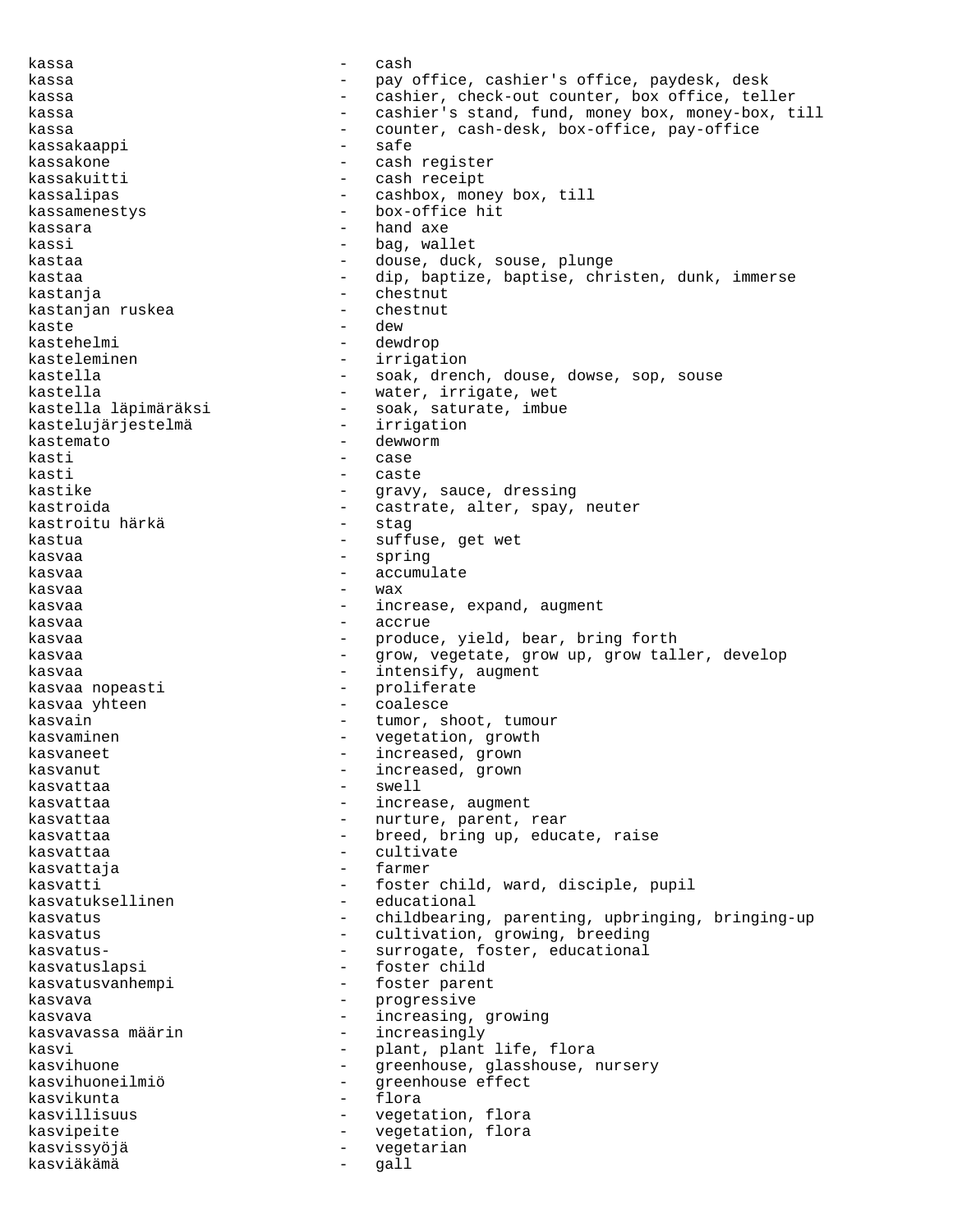kassa - cash
kassa - pay office, cashier's office, paydesk, desk
kassa - cashier, check-out counter, box office, teller
kassa - cashier's stand, fund, money box, money-box, till
kassa - counter, cash-desk, box-office, pay-office
kassakaappi - safe
kassakone - cash register
kassakuitti - cash receipt
kassalipas - cashbox, money box, till
kassamenestys - box-office hit
kassara - hand axe
kassi - bag, wallet
kastaa - douse, duck, souse, plunge
kastaa - dip, baptize, baptise, christen, dunk, immerse
kastanja - chestnut
kastanjan ruskea - chestnut
kaste - dew
kastehelmi - dewdrop
kasteleminen - irrigation
kastella - soak, drench, douse, dowse, sop, souse
kastella - water, irrigate, wet
kastella läpimäräksi - soak, saturate, imbue
kastelujärjestelmä - irrigation
kastemato - dewworm
kasti - case
kasti - caste
kastike - gravy, sauce, dressing
kastroida - castrate, alter, spay, neuter
kastroitu härkä - stag
kastua - suffuse, get wet
kasvaa - spring
kasvaa - accumulate
kasvaa - wax
kasvaa - increase, expand, augment
kasvaa - accrue
kasvaa - produce, yield, bear, bring forth
kasvaa - grow, vegetate, grow up, grow taller, develop
kasvaa - intensify, augment
kasvaa nopeasti - proliferate
kasvaa yhteen - coalesce
kasvain - tumor, shoot, tumour
kasvaminen - vegetation, growth
kasvaneet - increased, grown
kasvanut - increased, grown
kasvattaa - swell
kasvattaa - increase, augment
kasvattaa - nurture, parent, rear
kasvattaa - breed, bring up, educate, raise
kasvattaa - cultivate
kasvattaja - farmer
kasvatti - foster child, ward, disciple, pupil
kasvatuksellinen - educational
kasvatus - childbearing, parenting, upbringing, bringing-up
kasvatus - cultivation, growing, breeding
kasvatus- - surrogate, foster, educational
kasvatuslapsi - foster child
kasvatusvanhempi - foster parent
kasvava - progressive
kasvava - increasing, growing
kasvavassa määrin - increasingly
kasvi - plant, plant life, flora
kasvihuone - greenhouse, glasshouse, nursery
kasvihuoneilmiö - greenhouse effect
kasvikunta - flora
kasvillisuus - vegetation, flora
kasvipeite - vegetation, flora
kasvissyöjä - vegetarian
kasviäkämä - gall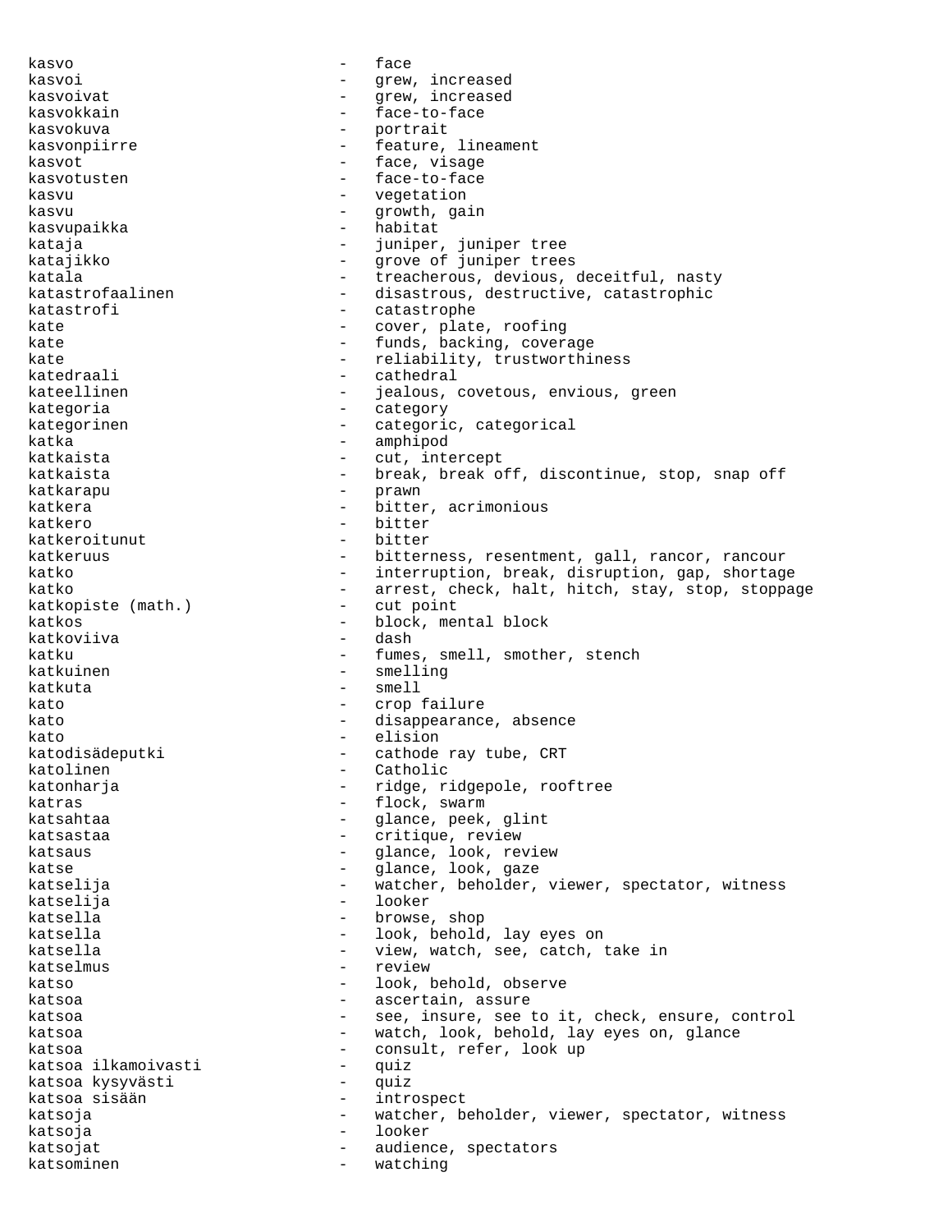kasvo - face
kasvoi - grew, increased
kasvoivat - grew, increased
kasvokkain - face-to-face
kasvokuva - portrait
kasvonpiirre - feature, lineament
kasvot - face, visage
kasvotusten - face-to-face
kasvu - vegetation
kasvu - growth, gain
kasvupaikka - habitat
kataja - juniper, juniper tree
katajikko - grove of juniper trees
katala - treacherous, devious, deceitful, nasty
katastrofaalinen - disastrous, destructive, catastrophic
katastrofi - catastrophe
kate - cover, plate, roofing
kate - funds, backing, coverage
kate - reliability, trustworthiness
katedraali - cathedral
kateellinen - jealous, covetous, envious, green
kategoria - category
kategorinen - categoric, categorical
katka - amphipod
katkaista - cut, intercept
katkaista - break, break off, discontinue, stop, snap off
katkarapu - prawn
katkera - bitter, acrimonious
katkero - bitter
katkeroitunut - bitter
katkeruus - bitterness, resentment, gall, rancor, rancour
katko - interruption, break, disruption, gap, shortage
katko - arrest, check, halt, hitch, stay, stop, stoppage
katkopiste (math.) - cut point
katkos - block, mental block
katkoviiva - dash
katku - fumes, smell, smother, stench
katkuinen - smelling
katkuta - smell
kato - crop failure
kato - disappearance, absence
kato - elision
katodisädeputki - cathode ray tube, CRT
katolinen - Catholic
katonharja - ridge, ridgepole, rooftree
katras - flock, swarm
katsahtaa - glance, peek, glint
katsastaa - critique, review
katsaus - glance, look, review
katse - glance, look, gaze
katselija - watcher, beholder, viewer, spectator, witness
katselija - looker
katsella - browse, shop
katsella - look, behold, lay eyes on
katsella - view, watch, see, catch, take in
katselmus - review
katso - look, behold, observe
katsoa - ascertain, assure
katsoa - see, insure, see to it, check, ensure, control
katsoa - watch, look, behold, lay eyes on, glance
katsoa - consult, refer, look up
katsoa ilkamoivasti - quiz
katsoa kysyvästi - quiz
katsoa sisään - introspect
katsoja - watcher, beholder, viewer, spectator, witness
katsoja - looker
katsojat - audience, spectators
katsominen - watching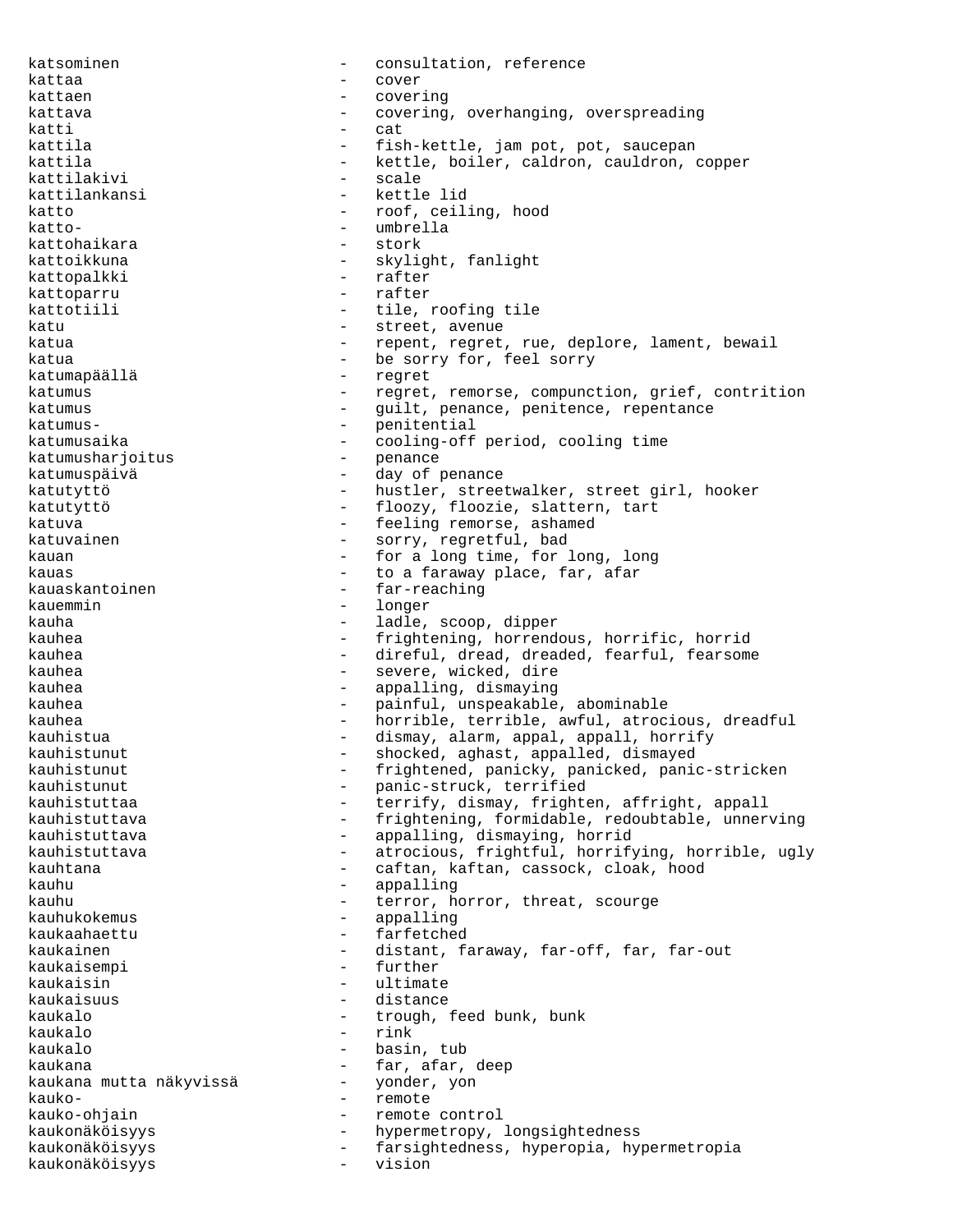katsominen - consultation, reference
kattaa - cover
kattaen - covering
kattava - covering, overhanging, overspreading
katti - cat
kattila - fish-kettle, jam pot, pot, saucepan
kattila - kettle, boiler, caldron, cauldron, copper
kattilakivi - scale
kattilankansi - kettle lid
katto - roof, ceiling, hood
katto- - umbrella
kattohaikara - stork
kattoikkuna - skylight, fanlight
kattopalkki - rafter
kattoparru - rafter
kattotiili - tile, roofing tile
katu - street, avenue
katua - repent, regret, rue, deplore, lament, bewail
katua - be sorry for, feel sorry
katumapäällä - regret
katumus - regret, remorse, compunction, grief, contrition
katumus - guilt, penance, penitence, repentance
katumus- - penitential
katumusaika - cooling-off period, cooling time
katumusharjoitus - penance
katumuspäivä - day of penance
katutyttö - hustler, streetwalker, street girl, hooker
katutyttö - floozy, floozie, slattern, tart
katuva - feeling remorse, ashamed
katuvainen - sorry, regretful, bad
kauan - for a long time, for long, long
kauas - to a faraway place, far, afar
kauaskantoinen - far-reaching
kauemmin - longer
kauha - ladle, scoop, dipper
kauhea - frightening, horrendous, horrific, horrid
kauhea - direful, dread, dreaded, fearful, fearsome
kauhea - severe, wicked, dire
kauhea - appalling, dismaying
kauhea - painful, unspeakable, abominable
kauhea - horrible, terrible, awful, atrocious, dreadful
kauhistua - dismay, alarm, appal, appall, horrify
kauhistunut - shocked, aghast, appalled, dismayed
kauhistunut - frightened, panicky, panicked, panic-stricken
kauhistunut - panic-struck, terrified
kauhistuttaa - terrify, dismay, frighten, affright, appall
kauhistuttava - frightening, formidable, redoubtable, unnerving
kauhistuttava - appalling, dismaying, horrid
kauhistuttava - atrocious, frightful, horrifying, horrible, ugly
kauhtana - caftan, kaftan, cassock, cloak, hood
kauhu - appalling
kauhu - terror, horror, threat, scourge
kauhukokemus - appalling
kaukaahaettu - farfetched
kaukainen - distant, faraway, far-off, far, far-out
kaukaisempi - further
kaukaisin - ultimate
kaukaisuus - distance
kaukalo - trough, feed bunk, bunk
kaukalo - rink
kaukalo - basin, tub
kaukana - far, afar, deep
kaukana mutta näkyvissä - yonder, yon
kauko- - remote
kauko-ohjain - remote control
kaukonäköisyys - hypermetropy, longsightedness
kaukonäköisyys - farsightedness, hyperopia, hypermetropia
kaukonäköisyys - vision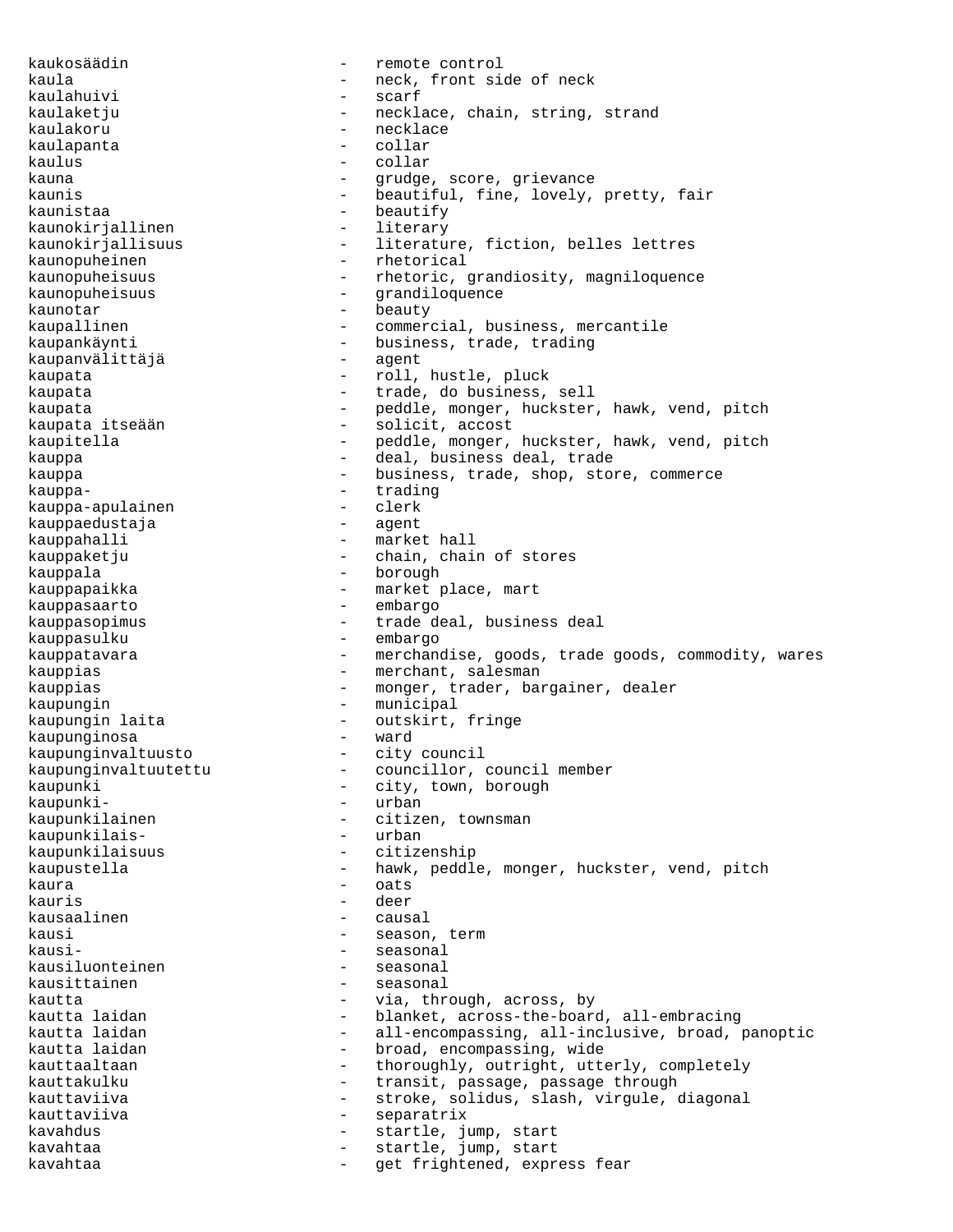kaukosäädin - remote control
kaula - neck, front side of neck
kaulahuivi - scarf
kaulaketju - necklace, chain, string, strand
kaulakoru - necklace
kaulapanta - collar
kaulus - collar
kauna - grudge, score, grievance
kaunis - beautiful, fine, lovely, pretty, fair
kaunistaa - beautify
kaunokirjallinen - literary
kaunokirjallisuus - literature, fiction, belles lettres
kaunopuheinen - rhetorical
kaunopuheisuus - rhetoric, grandiosity, magniloquence
kaunopuheisuus - grandiloquence
kaunotar - beauty
kaupallinen - commercial, business, mercantile
kaupankäynti - business, trade, trading
kaupanvälittäjä - agent
kaupata - roll, hustle, pluck
kaupata - trade, do business, sell
kaupata - peddle, monger, huckster, hawk, vend, pitch
kaupata itseään - solicit, accost
kaupitella - peddle, monger, huckster, hawk, vend, pitch
kauppa - deal, business deal, trade
kauppa - business, trade, shop, store, commerce
kauppa- - trading
kauppa-apulainen - clerk
kauppaedustaja - agent
kauppahalli - market hall
kauppaketju - chain, chain of stores
kauppala - borough
kauppapaikka - market place, mart
kauppasaarto - embargo
kauppasopimus - trade deal, business deal
kauppasulku - embargo
kauppatavara - merchandise, goods, trade goods, commodity, wares
kauppias - merchant, salesman
kauppias - monger, trader, bargainer, dealer
kaupungin - municipal
kaupungin laita - outskirt, fringe
kaupunginosa - ward
kaupunginvaltuusto - city council
kaupunginvaltuutettu - councillor, council member
kaupunki - city, town, borough
kaupunki- - urban
kaupunkilainen - citizen, townsman
kaupunkilais- - urban
kaupunkilaisuus - citizenship
kaupustella - hawk, peddle, monger, huckster, vend, pitch
kaura - oats
kauris - deer
kausaalinen - causal
kausi - season, term
kausi- - seasonal
kausiluonteinen - seasonal
kausittainen - seasonal
kautta - via, through, across, by
kautta laidan - blanket, across-the-board, all-embracing
kautta laidan - all-encompassing, all-inclusive, broad, panoptic
kautta laidan - broad, encompassing, wide
kauttaaltaan - thoroughly, outright, utterly, completely
kauttakulku - transit, passage, passage through
kauttaviiva - stroke, solidus, slash, virgule, diagonal
kauttaviiva - separatrix
kavahdus - startle, jump, start
kavahtaa - startle, jump, start
kavahtaa - get frightened, express fear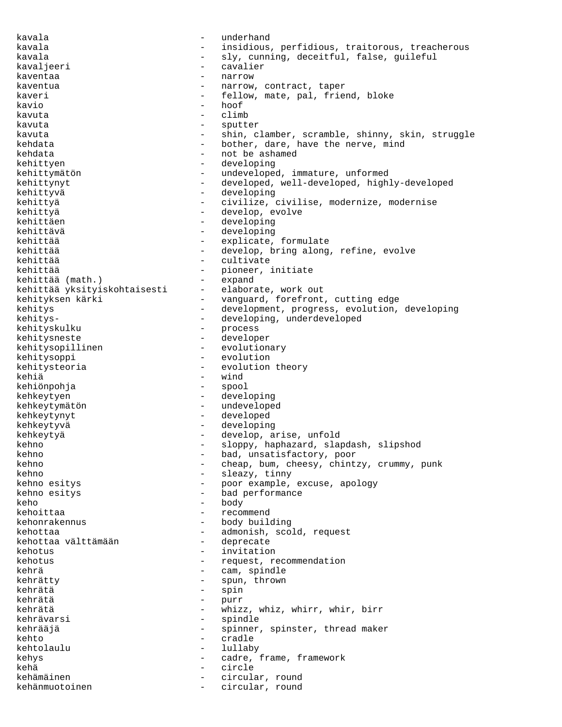kavala - underhand
kavala - insidious, perfidious, traitorous, treacherous
kavala - sly, cunning, deceitful, false, guileful
kavaljeeri - cavalier
kaventaa - narrow
kaventua - narrow, contract, taper
kaveri - fellow, mate, pal, friend, bloke
kavio - hoof
kavuta - climb
kavuta - sputter
kavuta - shin, clamber, scramble, shinny, skin, struggle
kehdata - bother, dare, have the nerve, mind
kehdata - not be ashamed
kehittyen - developing
kehittymätön - undeveloped, immature, unformed
kehittynyt - developed, well-developed, highly-developed
kehittyvä - developing
kehittyä - civilize, civilise, modernize, modernise
kehittyä - develop, evolve
kehittäen - developing
kehittävä - developing
kehittää - explicate, formulate
kehittää - develop, bring along, refine, evolve
kehittää - cultivate
kehittää - pioneer, initiate
kehittää (math.) - expand
kehittää yksityiskohtaisesti - elaborate, work out
kehityksen kärki - vanguard, forefront, cutting edge
kehitys - development, progress, evolution, developing
kehitys- - developing, underdeveloped
kehityskulku - process
kehitysneste - developer
kehitysopillinen - evolutionary
kehitysoppi - evolution
kehitysteoria - evolution theory
kehiä - wind
kehiönpohja - spool
kehkeytyen - developing
kehkeytymätön - undeveloped
kehkeytynyt - developed
kehkeytyvä - developing
kehkeytyä - develop, arise, unfold
kehno - sloppy, haphazard, slapdash, slipshod
kehno - bad, unsatisfactory, poor
kehno - cheap, bum, cheesy, chintzy, crummy, punk
kehno - sleazy, tinny
kehno esitys - poor example, excuse, apology
kehno esitys - bad performance
keho - body
kehoittaa - recommend
kehonrakennus - body building
kehottaa - admonish, scold, request
kehottaa välttämään - deprecate
kehotus - invitation
kehotus - request, recommendation
kehrä - cam, spindle
kehrätty - spun, thrown
kehrätä - spin
kehrätä - purr
kehrätä - whizz, whiz, whirr, whir, birr
kehrävarsi - spindle
kehrääjä - spinner, spinster, thread maker
kehto - cradle
kehtolaulu - lullaby
kehys - cadre, frame, framework
kehä - circle
kehämäinen - circular, round
kehänmuotoinen - circular, round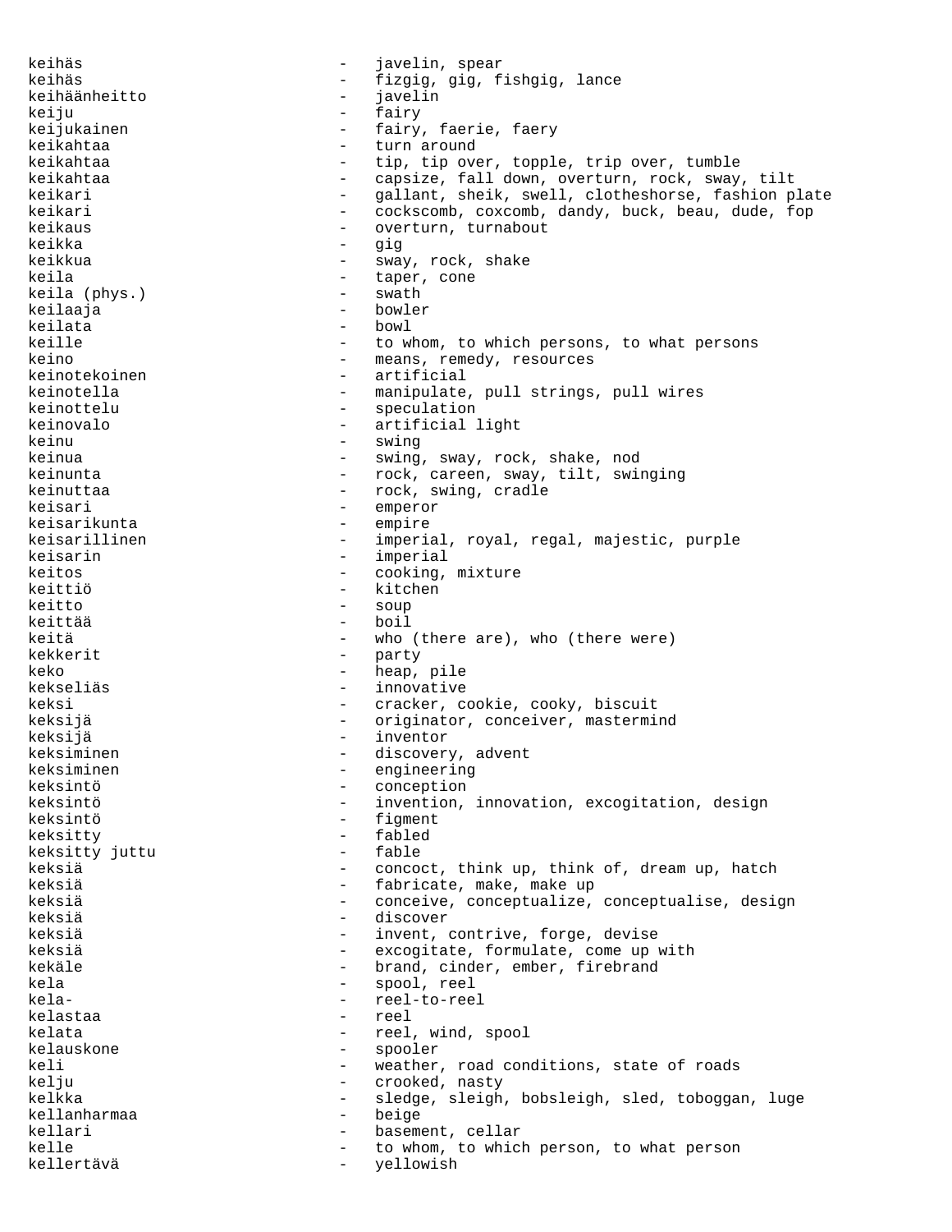keihäs - javelin, spear
keihäs - fizgig, gig, fishgig, lance
keihäänheitto - javelin
keiju - fairy
keijukainen - fairy, faerie, faery
keikahtaa - turn around
keikahtaa - tip, tip over, topple, trip over, tumble
keikahtaa - capsize, fall down, overturn, rock, sway, tilt
keikari - gallant, sheik, swell, clotheshorse, fashion plate
keikari - cockscomb, coxcomb, dandy, buck, beau, dude, fop
keikaus - overturn, turnabout
keikka - gig
keikkua - sway, rock, shake
keila - taper, cone
keila (phys.) - swath
keilaaja - bowler
keilata - bowl
keille - to whom, to which persons, to what persons
keino - means, remedy, resources
keinotekoinen - artificial
keinotella - manipulate, pull strings, pull wires
keinottelu - speculation
keinovalo - artificial light
keinu - swing
keinua - swing, sway, rock, shake, nod
keinunta - rock, careen, sway, tilt, swinging
keinuttaa - rock, swing, cradle
keisari - emperor
keisarikunta - empire
keisarillinen - imperial, royal, regal, majestic, purple
keisarin - imperial
keitos - cooking, mixture
keittiö - kitchen
keitto - soup
keittää - boil
keitä - who (there are), who (there were)
kekkerit - party
keko - heap, pile
kekseliäs - innovative
keksi - cracker, cookie, cooky, biscuit
keksijä - originator, conceiver, mastermind
keksijä - inventor
keksiminen - discovery, advent
keksiminen - engineering
keksintö - conception
keksintö - invention, innovation, excogitation, design
keksintö - figment
keksitty - fabled
keksitty juttu - fable
keksiä - concoct, think up, think of, dream up, hatch
keksiä - fabricate, make, make up
keksiä - conceive, conceptualize, conceptualise, design
keksiä - discover
keksiä - invent, contrive, forge, devise
keksiä - excogitate, formulate, come up with
kekäle - brand, cinder, ember, firebrand
kela - spool, reel
kela- - reel-to-reel
kelastaa - reel
kelata - reel, wind, spool
kelauskone - spooler
keli - weather, road conditions, state of roads
kelju - crooked, nasty
kelkka - sledge, sleigh, bobsleigh, sled, toboggan, luge
kellanharmaa - beige
kellari - basement, cellar
kelle - to whom, to which person, to what person
kellertävä - yellowish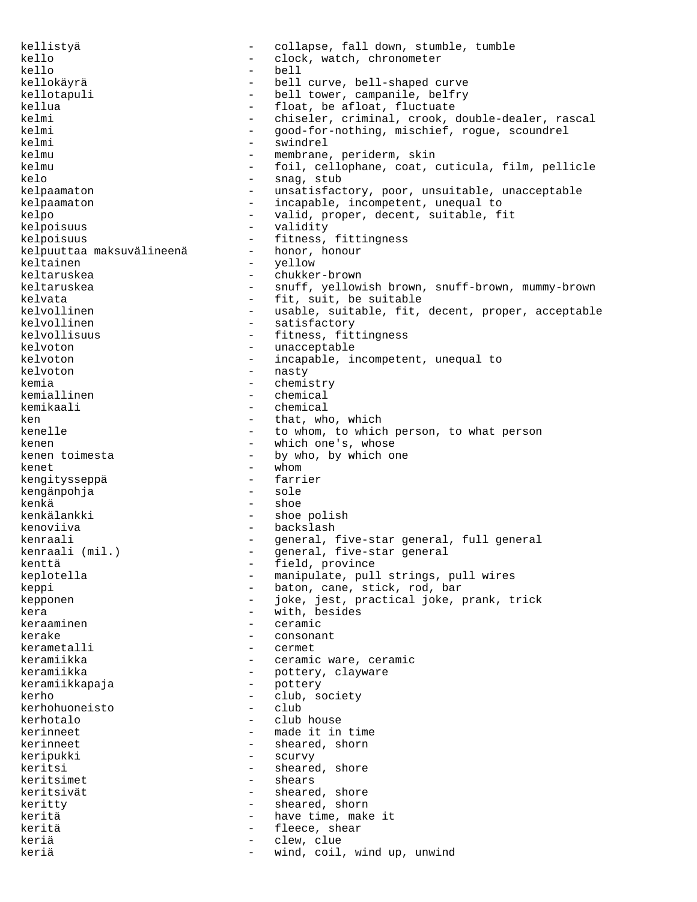kellistyä - collapse, fall down, stumble, tumble
kello - clock, watch, chronometer
kello - bell
kellokäyrä - bell curve, bell-shaped curve
kellotapuli - bell tower, campanile, belfry
kellua - float, be afloat, fluctuate
kelmi - chiseler, criminal, crook, double-dealer, rascal
kelmi - good-for-nothing, mischief, rogue, scoundrel
kelmi - swindrel
kelmu - membrane, periderm, skin
kelmu - foil, cellophane, coat, cuticula, film, pellicle
kelo - snag, stub
kelpaamaton - unsatisfactory, poor, unsuitable, unacceptable
kelpaamaton - incapable, incompetent, unequal to
kelpo - valid, proper, decent, suitable, fit
kelpoisuus - validity
kelpoisuus - fitness, fittingness
kelpuuttaa maksuvälineenä - honor, honour
keltainen - yellow
keltaruskea - chukker-brown
keltaruskea - snuff, yellowish brown, snuff-brown, mummy-brown
kelvata - fit, suit, be suitable
kelvollinen - usable, suitable, fit, decent, proper, acceptable
kelvollinen - satisfactory
kelvollisuus - fitness, fittingness
kelvoton - unacceptable
kelvoton - incapable, incompetent, unequal to
kelvoton - nasty
kemia - chemistry
kemiallinen - chemical
kemikaali - chemical
ken - that, who, which
kenelle - to whom, to which person, to what person
kenen - which one's, whose
kenen toimesta - by who, by which one
kenet - whom
kengitysseppä - farrier
kengänpohja - sole
kenkä - shoe
kenkälankki - shoe polish
kenoviiva - backslash
kenraali - general, five-star general, full general
kenraali (mil.) - general, five-star general
kenttä - field, province
keplotella - manipulate, pull strings, pull wires
keppi - baton, cane, stick, rod, bar
kepponen - joke, jest, practical joke, prank, trick
kera - with, besides
keraaminen - ceramic
kerake - consonant
kerametalli - cermet
keramiikka - ceramic ware, ceramic
keramiikka - pottery, clayware
keramiikkapaja - pottery
kerho - club, society
kerhohuoneisto - club
kerhotalo - club house
kerinneet - made it in time
kerinneet - sheared, shorn
keripukki - scurvy
keritsi - sheared, shore
keritsimet - shears
keritsivät - sheared, shore
keritty - sheared, shorn
keritä - have time, make it
keritä - fleece, shear
keriä - clew, clue
keriä - wind, coil, wind up, unwind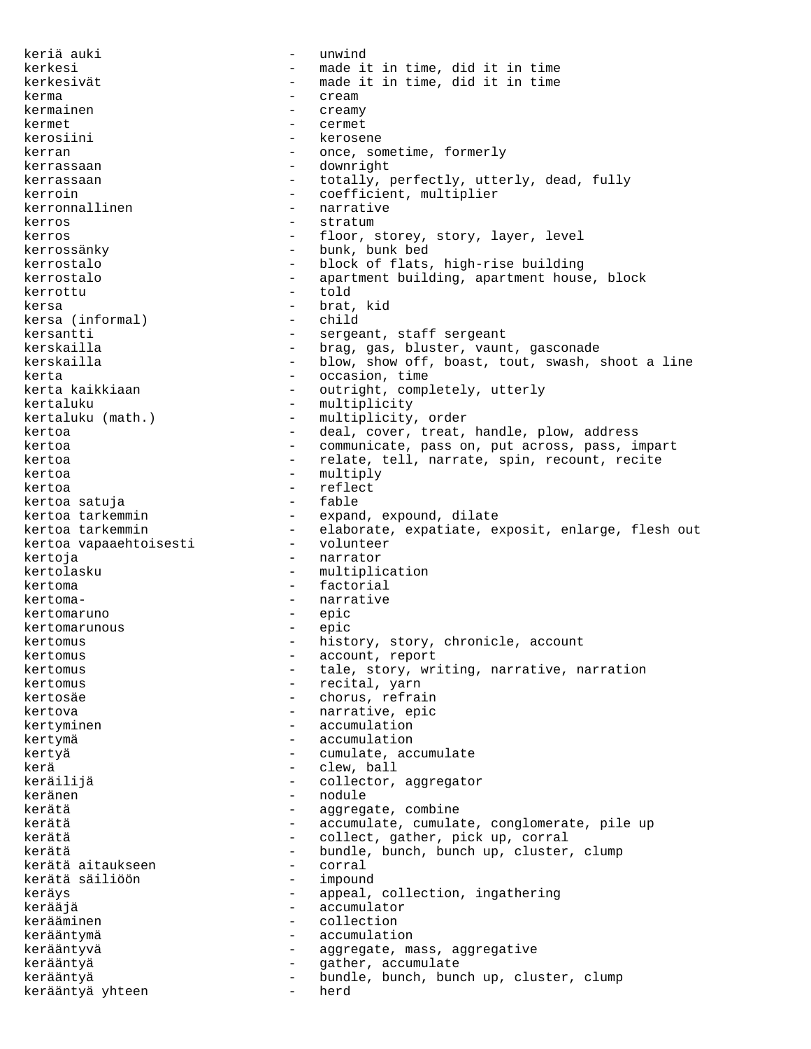keriä auki - unwind
kerkesi - made it in time, did it in time
kerkesivät - made it in time, did it in time
kerma - cream
kermainen - creamy
kermet - cermet
kerosiini - kerosene
kerran - once, sometime, formerly
kerrassaan - downright
kerrassaan - totally, perfectly, utterly, dead, fully
kerroin - coefficient, multiplier
kerronnallinen - narrative
kerros - stratum
kerros - floor, storey, story, layer, level
kerrossänky - bunk, bunk bed
kerrostalo - block of flats, high-rise building
kerrostalo - apartment building, apartment house, block
kerrottu - told
kersa - brat, kid
kersa (informal) - child
kersantti - sergeant, staff sergeant
kerskailla - brag, gas, bluster, vaunt, gasconade
kerskailla - blow, show off, boast, tout, swash, shoot a line
kerta - occasion, time
kerta kaikkiaan - outright, completely, utterly
kertaluku - multiplicity
kertaluku (math.) - multiplicity, order
kertoa - deal, cover, treat, handle, plow, address
kertoa - communicate, pass on, put across, pass, impart
kertoa - relate, tell, narrate, spin, recount, recite
kertoa - multiply
kertoa - reflect
kertoa satuja - fable
kertoa tarkemmin - expand, expound, dilate
kertoa tarkemmin - elaborate, expatiate, exposit, enlarge, flesh out
kertoa vapaaehtoisesti - volunteer
kertoja - narrator
kertolasku - multiplication
kertoma - factorial
kertoma- - narrative
kertomaruno - epic
kertomarunous - epic
kertomus - history, story, chronicle, account
kertomus - account, report
kertomus - tale, story, writing, narrative, narration
kertomus - recital, yarn
kertosäe - chorus, refrain
kertova - narrative, epic
kertyminen - accumulation
kertymä - accumulation
kertyä - cumulate, accumulate
kerä - clew, ball
keräilijä - collector, aggregator
keränen - nodule
kerätä - aggregate, combine
kerätä - accumulate, cumulate, conglomerate, pile up
kerätä - collect, gather, pick up, corral
kerätä - bundle, bunch, bunch up, cluster, clump
kerätä aitaukseen - corral
kerätä säiliöön - impound
keräys - appeal, collection, ingathering
kerääjä - accumulator
kerääminen - collection
kerääntymä - accumulation
kerääntyvä - aggregate, mass, aggregative
kerääntyä - gather, accumulate
kerääntyä - bundle, bunch, bunch up, cluster, clump
kerääntyä yhteen - herd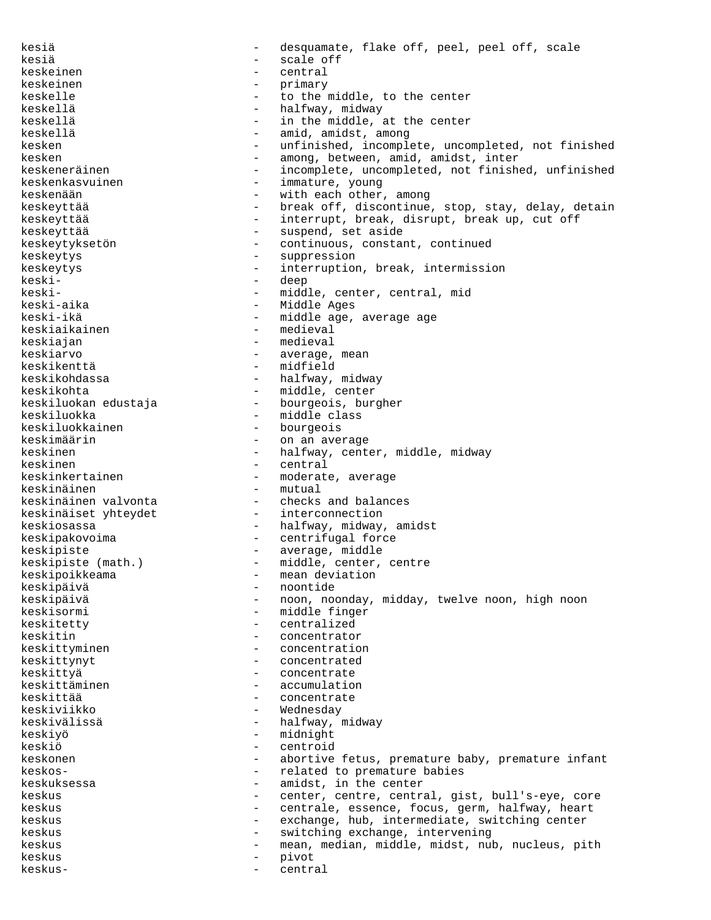kesiä - desquamate, flake off, peel, peel off, scale
kesiä - scale off
keskeinen - central
keskeinen - primary
keskelle - to the middle, to the center
keskellä - halfway, midway
keskellä - in the middle, at the center
keskellä - amid, amidst, among
kesken - unfinished, incomplete, uncompleted, not finished
kesken - among, between, amid, amidst, inter
keskeneräinen - incomplete, uncompleted, not finished, unfinished
keskenkasvuinen - immature, young
keskenään - with each other, among
keskeyttää - break off, discontinue, stop, stay, delay, detain
keskeyttää - interrupt, break, disrupt, break up, cut off
keskeyttää - suspend, set aside
keskeytyksetön - continuous, constant, continued
keskeytys - suppression
keskeytys - interruption, break, intermission
keski- - deep
keski- - middle, center, central, mid
keski-aika - Middle Ages
keski-ikä - middle age, average age
keskiaikainen - medieval
keskiajan - medieval
keskiarvo - average, mean
keskikenttä - midfield
keskikohdassa - halfway, midway
keskikohta - middle, center
keskiluokan edustaja - bourgeois, burgher
keskiluokka - middle class
keskiluokkainen - bourgeois
keskimäärin - on an average
keskinen - halfway, center, middle, midway
keskinen - central
keskinkertainen - moderate, average
keskinäinen - mutual
keskinäinen valvonta - checks and balances
keskinäiset yhteydet - interconnection
keskiosassa - halfway, midway, amidst
keskipakovoima - centrifugal force
keskipiste - average, middle
keskipiste (math.) - middle, center, centre
keskipoikkeama - mean deviation
keskipäivä - noontide
keskipäivä - noon, noonday, midday, twelve noon, high noon
keskisormi - middle finger
keskitetty - centralized
keskitin - concentrator
keskittyminen - concentration
keskittynyt - concentrated
keskittyä - concentrate
keskittäminen - accumulation
keskittää - concentrate
keskiviikko - Wednesday
keskivälissä - halfway, midway
keskiyö - midnight
keskiö - centroid
keskonen - abortive fetus, premature baby, premature infant
keskos- - related to premature babies
keskuksessa - amidst, in the center
keskus - center, centre, central, gist, bull's-eye, core
keskus - centrale, essence, focus, germ, halfway, heart
keskus - exchange, hub, intermediate, switching center
keskus - switching exchange, intervening
keskus - mean, median, middle, midst, nub, nucleus, pith
keskus - pivot
keskus- - central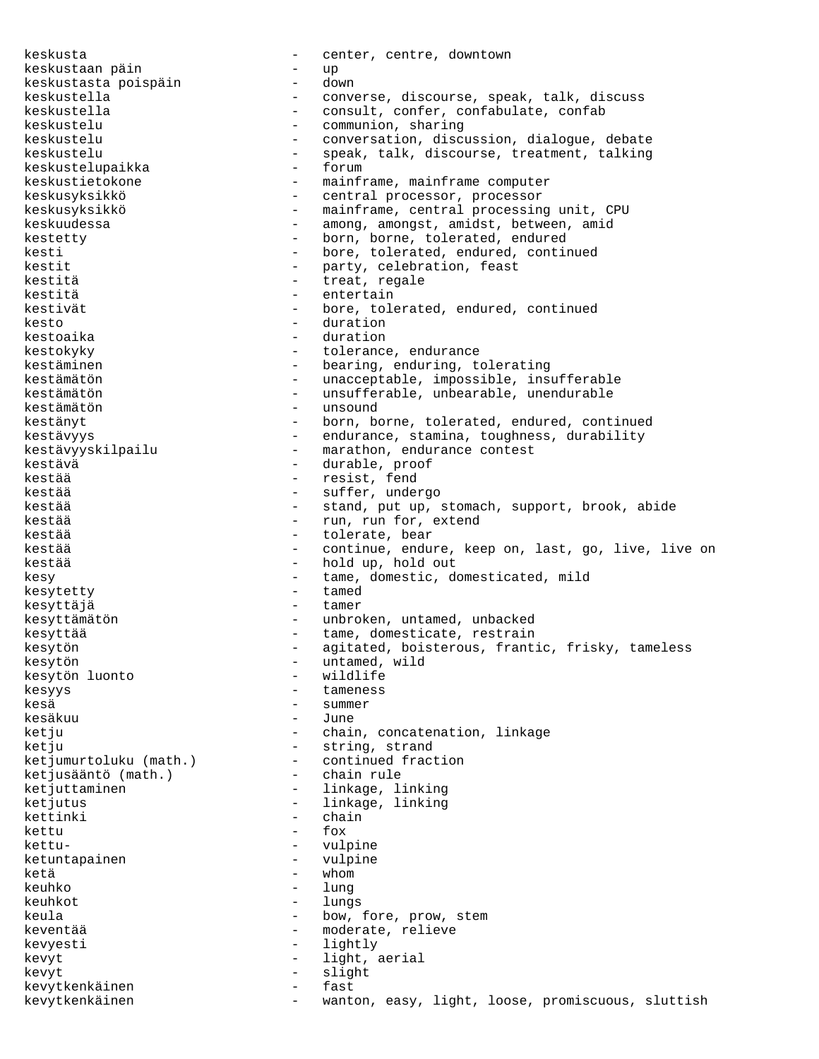keskusta - center, centre, downtown
keskustaan päin - up
keskustasta poispäin - down
keskustella - converse, discourse, speak, talk, discuss
keskustella - consult, confer, confabulate, confab
keskustelu - communion, sharing
keskustelu - conversation, discussion, dialogue, debate
keskustelu - speak, talk, discourse, treatment, talking
keskustelupaikka - forum
keskustietokone - mainframe, mainframe computer
keskusyksikkö - central processor, processor
keskusyksikkö - mainframe, central processing unit, CPU
keskuudessa - among, amongst, amidst, between, amid
kestetty - born, borne, tolerated, endured
kesti - bore, tolerated, endured, continued
kestit - party, celebration, feast
kestitä - treat, regale
kestitä - entertain
kestivät - bore, tolerated, endured, continued
kesto - duration
kestoaika - duration
kestokyky - tolerance, endurance
kestäminen - bearing, enduring, tolerating
kestämätön - unacceptable, impossible, insufferable
kestämätön - unsufferable, unbearable, unendurable
kestämätön - unsound
kestänyt - born, borne, tolerated, endured, continued
kestävyys - endurance, stamina, toughness, durability
kestävyyskilpailu - marathon, endurance contest
kestävä - durable, proof
kestää - resist, fend
kestää - suffer, undergo
kestää - stand, put up, stomach, support, brook, abide
kestää - run, run for, extend
kestää - tolerate, bear
kestää - continue, endure, keep on, last, go, live, live on
kestää - hold up, hold out
kesy - tame, domestic, domesticated, mild
kesytetty - tamed
kesyttäjä - tamer
kesyttämätön - unbroken, untamed, unbacked
kesyttää - tame, domesticate, restrain
kesytön - agitated, boisterous, frantic, frisky, tameless
kesytön - untamed, wild
kesytön luonto - wildlife
kesyys - tameness
kesä - summer
kesäkuu - June
ketju - chain, concatenation, linkage
ketju - string, strand
ketjumurtoluku (math.) - continued fraction
ketjusääntö (math.) - chain rule
ketjuttaminen - linkage, linking
ketjutus - linkage, linking
kettinki - chain
kettu - fox
kettu- - vulpine
ketuntapainen - vulpine
ketä - whom
keuhko - lung
keuhkot - lungs
keula - bow, fore, prow, stem
keventää - moderate, relieve
kevyesti - lightly
kevyt - light, aerial
kevyt - slight
kevytkenkäinen - fast
kevytkenkäinen - wanton, easy, light, loose, promiscuous, sluttish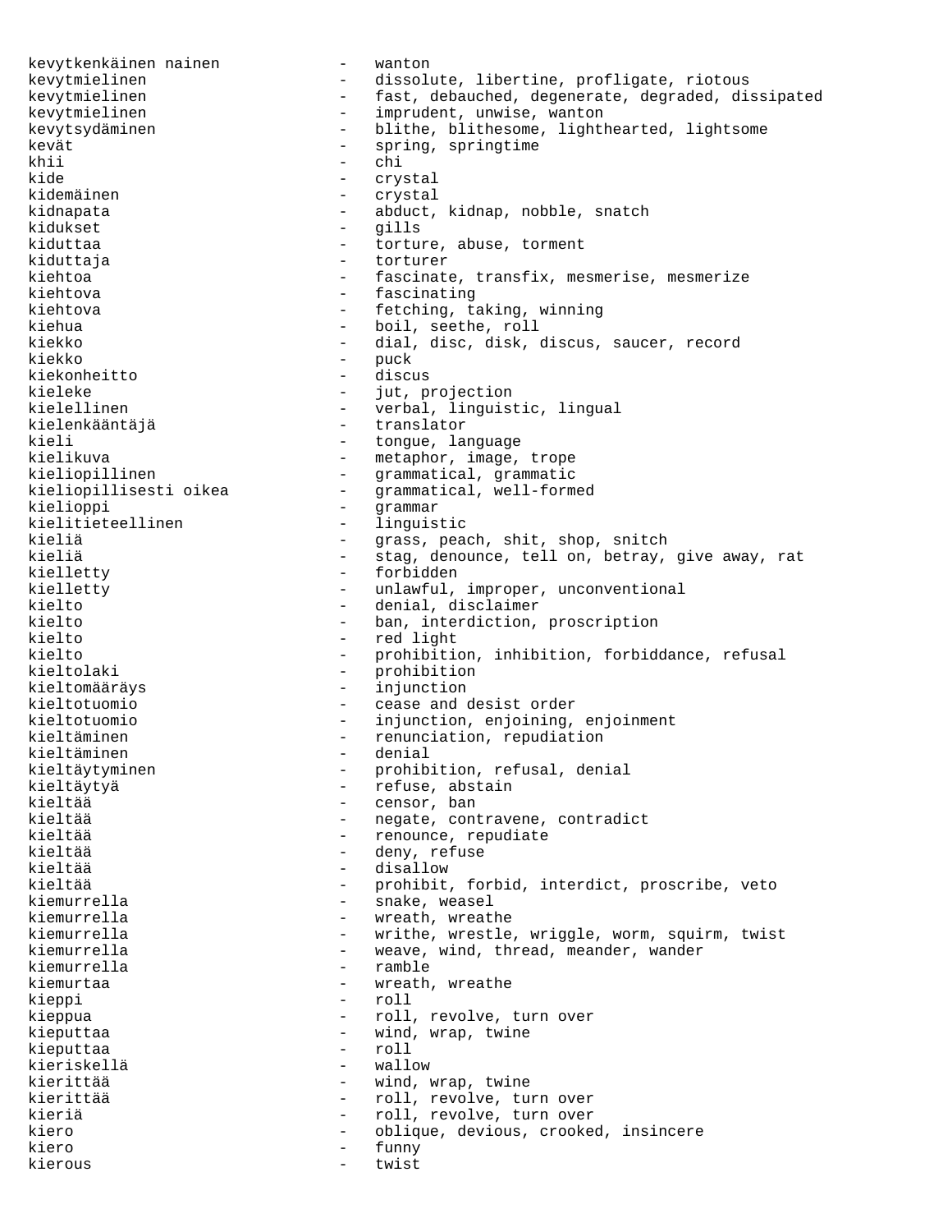kevytkenkäinen nainen - wanton
kevytmielinen - dissolute, libertine, profligate, riotous
kevytmielinen - fast, debauched, degenerate, degraded, dissipated
kevytmielinen - imprudent, unwise, wanton
kevytsydäminen - blithe, blithesome, lighthearted, lightsome
kevät - spring, springtime
khii - chi
kide - crystal
kidemäinen - crystal
kidnapata - abduct, kidnap, nobble, snatch
kidukset - gills
kiduttaa - torture, abuse, torment
kiduttaja - torturer
kiehtoa - fascinate, transfix, mesmerise, mesmerize
kiehtova - fascinating
kiehtova - fetching, taking, winning
kiehua - boil, seethe, roll
kiekko - dial, disc, disk, discus, saucer, record
kiekko - puck
kiekonheitto - discus
kieleke - jut, projection
kielellinen - verbal, linguistic, lingual
kielenkääntäjä - translator
kieli - tongue, language
kielikuva - metaphor, image, trope
kieliopillinen - grammatical, grammatic
kieliopillisesti oikea - grammatical, well-formed
kielioppi - grammar
kielitieteellinen - linguistic
kieliä - grass, peach, shit, shop, snitch
kieliä - stag, denounce, tell on, betray, give away, rat
kielletty - forbidden
kielletty - unlawful, improper, unconventional
kielto - denial, disclaimer
kielto - ban, interdiction, proscription
kielto - red light
kielto - prohibition, inhibition, forbiddance, refusal
kieltolaki - prohibition
kieltomääräys - injunction
kieltotuomio - cease and desist order
kieltotuomio - injunction, enjoining, enjoinment
kieltäminen - renunciation, repudiation
kieltäminen - denial
kieltäytyminen - prohibition, refusal, denial
kieltäytyä - refuse, abstain
kieltää - censor, ban
kieltää - negate, contravene, contradict
kieltää - renounce, repudiate
kieltää - deny, refuse
kieltää - disallow
kieltää - prohibit, forbid, interdict, proscribe, veto
kiemurrella - snake, weasel
kiemurrella - wreath, wreathe
kiemurrella - writhe, wrestle, wriggle, worm, squirm, twist
kiemurrella - weave, wind, thread, meander, wander
kiemurrella - ramble
kiemurtaa - wreath, wreathe
kieppi - roll
kieppua - roll, revolve, turn over
kieputtaa - wind, wrap, twine
kieputtaa - roll
kieriskellä - wallow
kierittää - wind, wrap, twine
kierittää - roll, revolve, turn over
kieriä - roll, revolve, turn over
kiero - oblique, devious, crooked, insincere
kiero - funny
kierous - twist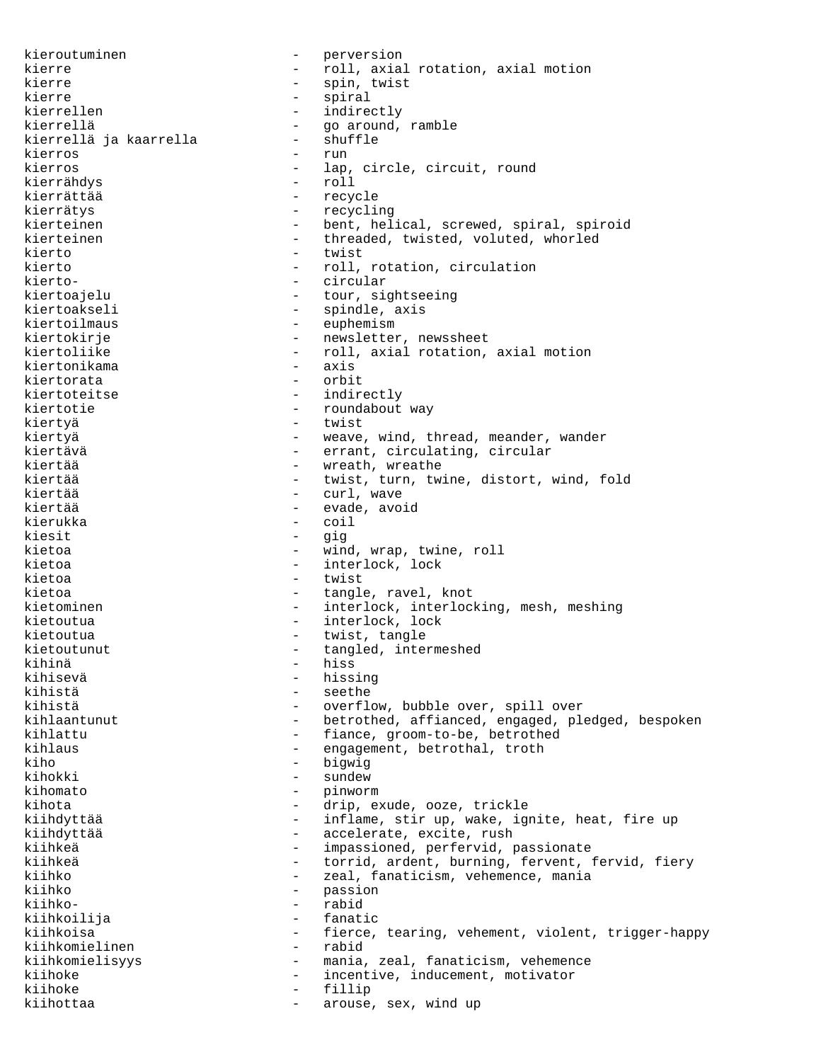kieroutuminen - perversion
kierre - roll, axial rotation, axial motion
kierre - spin, twist
kierre - spiral
kierrellen - indirectly
kierrellä - go around, ramble
kierrellä ja kaarrella - shuffle
kierros - run
kierros - lap, circle, circuit, round
kierrähdys - roll
kierrättää - recycle
kierrätys - recycling
kierteinen - bent, helical, screwed, spiral, spiroid
kierteinen - threaded, twisted, voluted, whorled
kierto - twist
kierto - roll, rotation, circulation
kierto- - circular
kiertoajelu - tour, sightseeing
kiertoakseli - spindle, axis
kiertoilmaus - euphemism
kiertokirje - newsletter, newssheet
kiertoliike - roll, axial rotation, axial motion
kiertonikama - axis
kiertorata - orbit
kiertoteitse - indirectly
kiertotie - roundabout way
kiertyä - twist
kiertyä - weave, wind, thread, meander, wander
kiertävä - errant, circulating, circular
kiertää - wreath, wreathe
kiertää - twist, turn, twine, distort, wind, fold
kiertää - curl, wave
kiertää - evade, avoid
kierukka - coil
kiesit - gig
kietoa - wind, wrap, twine, roll
kietoa - interlock, lock
kietoa - twist
kietoa - tangle, ravel, knot
kietominen - interlock, interlocking, mesh, meshing
kietoutua - interlock, lock
kietoutua - twist, tangle
kietoutunut - tangled, intermeshed
kihinä - hiss
kihisevä - hissing
kihistä - seethe
kihistä - overflow, bubble over, spill over
kihlaantunut - betrothed, affianced, engaged, pledged, bespoken
kihlattu - fiance, groom-to-be, betrothed
kihlaus - engagement, betrothal, troth
kiho - bigwig
kihokki - sundew
kihomato - pinworm
kihota - drip, exude, ooze, trickle
kiihdyttää - inflame, stir up, wake, ignite, heat, fire up
kiihdyttää - accelerate, excite, rush
kiihkeä - impassioned, perfervid, passionate
kiihkeä - torrid, ardent, burning, fervent, fervid, fiery
kiihko - zeal, fanaticism, vehemence, mania
kiihko - passion
kiihko- - rabid
kiihkoilija - fanatic
kiihkoisa - fierce, tearing, vehement, violent, trigger-happy
kiihkomielinen - rabid
kiihkomielisyys - mania, zeal, fanaticism, vehemence
kiihoke - incentive, inducement, motivator
kiihoke - fillip
kiihottaa - arouse, sex, wind up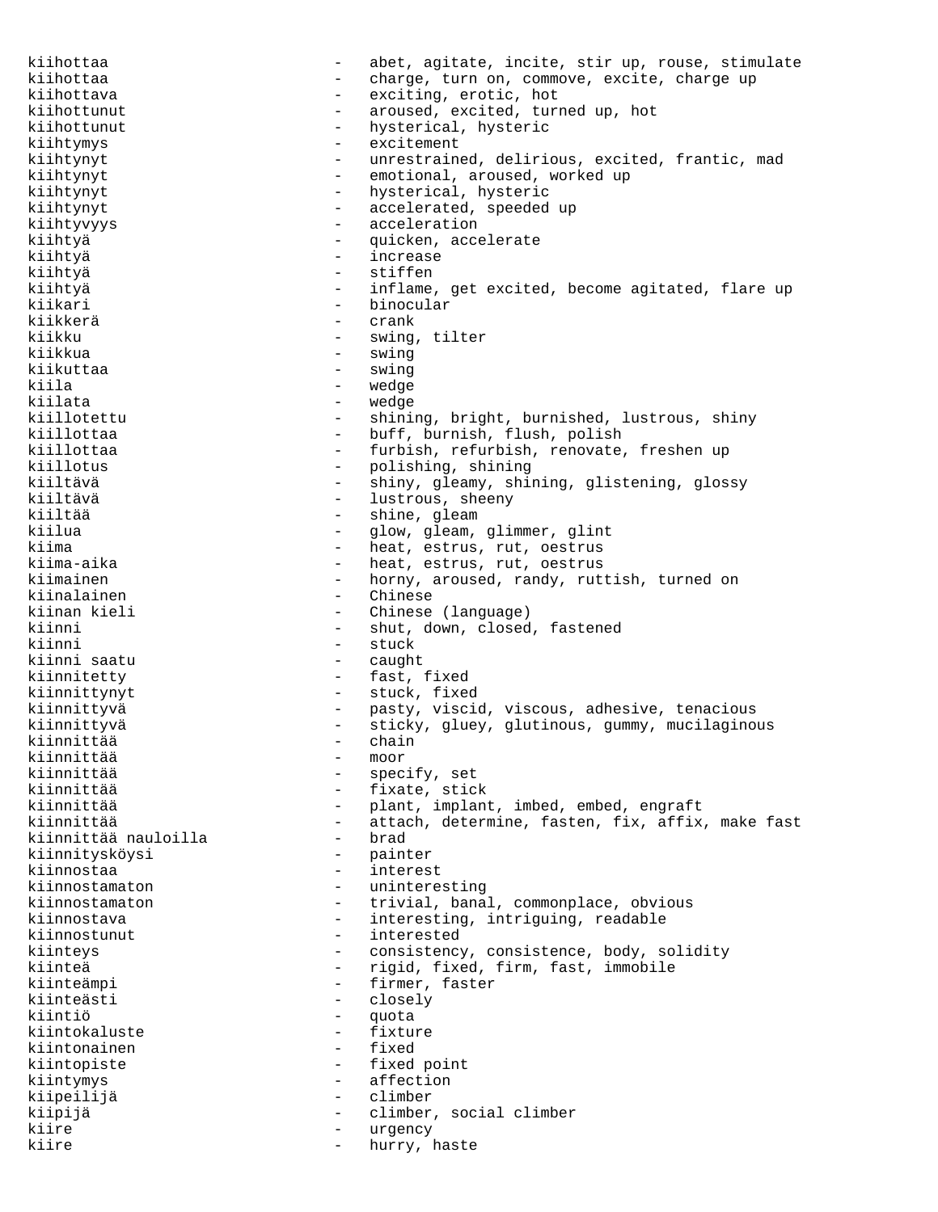kiihottaa - abet, agitate, incite, stir up, rouse, stimulate
kiihottaa - charge, turn on, commove, excite, charge up
kiihottava - exciting, erotic, hot
kiihottunut - aroused, excited, turned up, hot
kiihottunut - hysterical, hysteric
kiihtymys - excitement
kiihtynyt - unrestrained, delirious, excited, frantic, mad
kiihtynyt - emotional, aroused, worked up
kiihtynyt - hysterical, hysteric
kiihtynyt - accelerated, speeded up
kiihtyvyys - acceleration
kiihtyä - quicken, accelerate
kiihtyä - increase
kiihtyä - stiffen
kiihtyä - inflame, get excited, become agitated, flare up
kiikari - binocular
kiikkerä - crank
kiikku - swing, tilter
kiikkua - swing
kiikuttaa - swing
kiila - wedge
kiilata - wedge
kiillotettu - shining, bright, burnished, lustrous, shiny
kiillottaa - buff, burnish, flush, polish
kiillottaa - furbish, refurbish, renovate, freshen up
kiillotus - polishing, shining
kiiltävä - shiny, gleamy, shining, glistening, glossy
kiiltävä - lustrous, sheeny
kiiltää - shine, gleam
kiilua - glow, gleam, glimmer, glint
kiima - heat, estrus, rut, oestrus
kiima-aika - heat, estrus, rut, oestrus
kiimainen - horny, aroused, randy, ruttish, turned on
kiinalainen - Chinese
kiinan kieli - Chinese (language)
kiinni - shut, down, closed, fastened
kiinni - stuck
kiinni saatu - caught
kiinnitetty - fast, fixed
kiinnittynyt - stuck, fixed
kiinnittyvä - pasty, viscid, viscous, adhesive, tenacious
kiinnittyvä - sticky, gluey, glutinous, gummy, mucilaginous
kiinnittää - chain
kiinnittää - moor
kiinnittää - specify, set
kiinnittää - fixate, stick
kiinnittää - plant, implant, imbed, embed, engraft
kiinnittää - attach, determine, fasten, fix, affix, make fast
kiinnittää nauloilla - brad
kiinnitysköysi - painter
kiinnostaa - interest
kiinnostamaton - uninteresting
kiinnostamaton - trivial, banal, commonplace, obvious
kiinnostava - interesting, intriguing, readable
kiinnostunut - interested
kiinteys - consistency, consistence, body, solidity
kiinteä - rigid, fixed, firm, fast, immobile
kiinteämpi - firmer, faster
kiinteästi - closely
kiintiö - quota
kiintokaluste - fixture
kiintonainen - fixed
kiintopiste - fixed point
kiintymys - affection
kiipeilijä - climber
kiipijä - climber, social climber
kiire - urgency
kiire - hurry, haste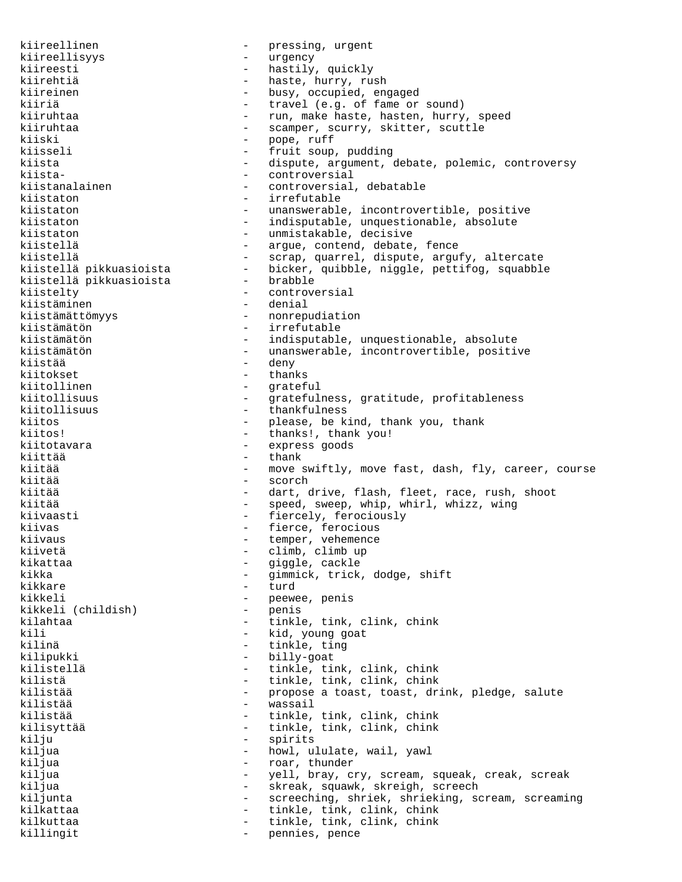kiireellinen - pressing, urgent
kiireellisyys - urgency
kiireesti - hastily, quickly
kiirehtiä - haste, hurry, rush
kiireinen - busy, occupied, engaged
kiiriä - travel (e.g. of fame or sound)
kiiruhtaa - run, make haste, hasten, hurry, speed
kiiruhtaa - scamper, scurry, skitter, scuttle
kiiski - pope, ruff
kiisseli - fruit soup, pudding
kiista - dispute, argument, debate, polemic, controversy
kiista- - controversial
kiistanalainen - controversial, debatable
kiistaton - irrefutable
kiistaton - unanswerable, incontrovertible, positive
kiistaton - indisputable, unquestionable, absolute
kiistaton - unmistakable, decisive
kiistellä - argue, contend, debate, fence
kiistellä - scrap, quarrel, dispute, argufy, altercate
kiistellä pikkuasioista - bicker, quibble, niggle, pettifog, squabble
kiistellä pikkuasioista - brabble
kiistelty - controversial
kiistäminen - denial
kiistämättömyys - nonrepudiation
kiistämätön - irrefutable
kiistämätön - indisputable, unquestionable, absolute
kiistämätön - unanswerable, incontrovertible, positive
kiistää - deny
kiitokset - thanks
kiitollinen - grateful
kiitollisuus - gratefulness, gratitude, profitableness
kiitollisuus - thankfulness
kiitos - please, be kind, thank you, thank
kiitos! - thanks!, thank you!
kiitotavara - express goods
kiittää - thank
kiitää - move swiftly, move fast, dash, fly, career, course
kiitää - scorch
kiitää - dart, drive, flash, fleet, race, rush, shoot
kiitää - speed, sweep, whip, whirl, whizz, wing
kiivaasti - fiercely, ferociously
kiivas - fierce, ferocious
kiivaus - temper, vehemence
kiivetä - climb, climb up
kikattaa - giggle, cackle
kikka - gimmick, trick, dodge, shift
kikkare - turd
kikkeli - peewee, penis
kikkeli (childish) - penis
kilahtaa - tinkle, tink, clink, chink
kili - kid, young goat
kilinä - tinkle, ting
kilipukki - billy-goat
kilistellä - tinkle, tink, clink, chink
kilistä - tinkle, tink, clink, chink
kilistää - propose a toast, toast, drink, pledge, salute
kilistää - wassail
kilistää - tinkle, tink, clink, chink
kilisyttää - tinkle, tink, clink, chink
kilju - spirits
kiljua - howl, ululate, wail, yawl
kiljua - roar, thunder
kiljua - yell, bray, cry, scream, squeak, creak, screak
kiljua - skreak, squawk, skreigh, screech
kiljunta - screeching, shriek, shrieking, scream, screaming
kilkattaa - tinkle, tink, clink, chink
kilkuttaa - tinkle, tink, clink, chink
killingit - pennies, pence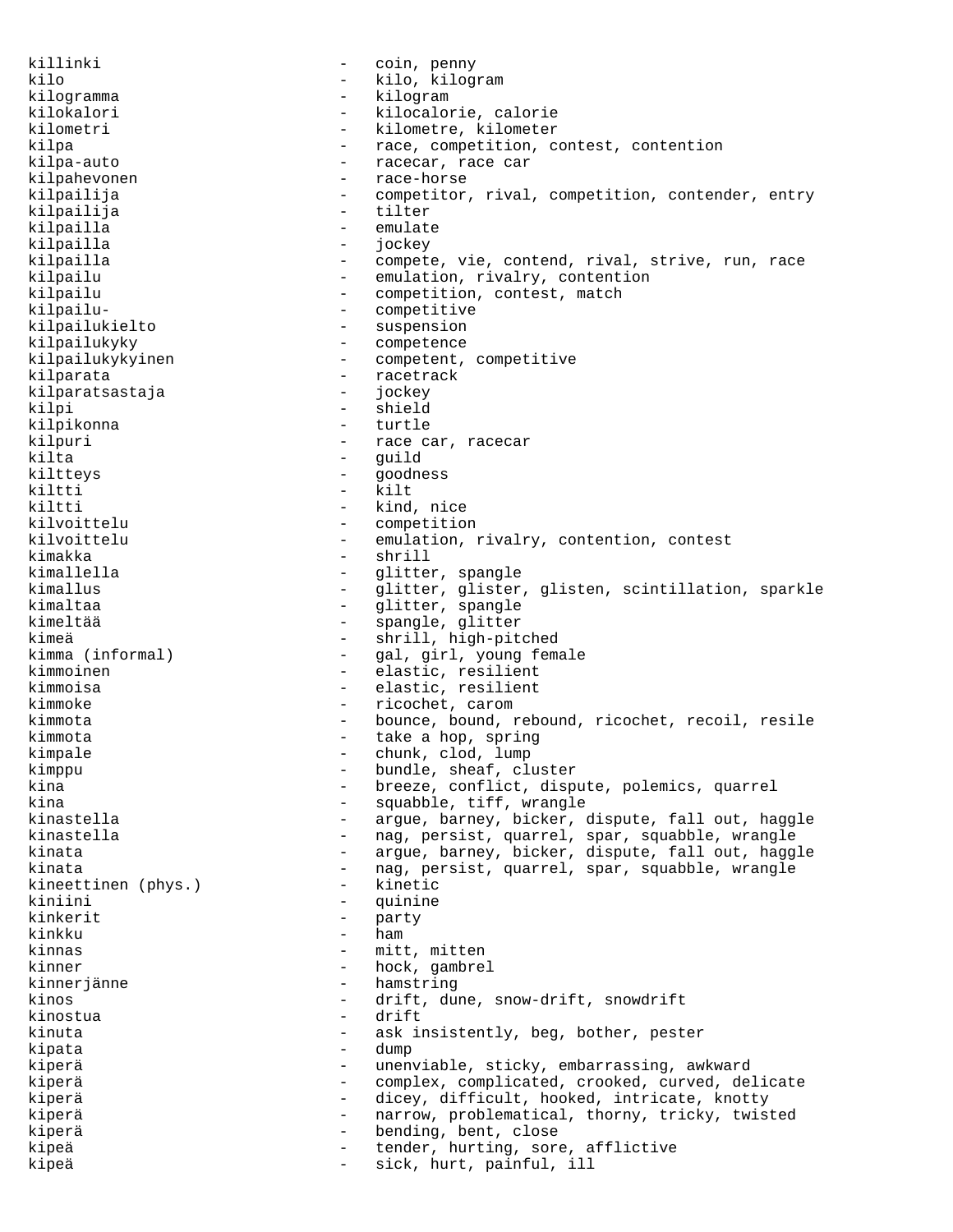killinki - coin, penny
kilo - kilo, kilogram
kilogramma - kilogram
kilokalori - kilocalorie, calorie
kilometri - kilometre, kilometer
kilpa - race, competition, contest, contention
kilpa-auto - racecar, race car
kilpahevonen - race-horse
kilpailija - competitor, rival, competition, contender, entry
kilpailija - tilter
kilpailla - emulate
kilpailla - jockey
kilpailla - compete, vie, contend, rival, strive, run, race
kilpailu - emulation, rivalry, contention
kilpailu - competition, contest, match
kilpailu- - competitive
kilpailukielto - suspension
kilpailukyky - competence
kilpailukykyinen - competent, competitive
kilparata - racetrack
kilparatsastaja - jockey
kilpi - shield
kilpikonna - turtle
kilpuri - race car, racecar
kilta - guild
kiltteys - goodness
kiltti - kilt
kiltti - kind, nice
kilvoittelu - competition
kilvoittelu - emulation, rivalry, contention, contest
kimakka - shrill
kimallella - glitter, spangle
kimallus - glitter, glister, glisten, scintillation, sparkle
kimaltaa - glitter, spangle
kimeltää - spangle, glitter
kimeä - shrill, high-pitched
kimma (informal) - gal, girl, young female
kimmoinen - elastic, resilient
kimmoisa - elastic, resilient
kimmoke - ricochet, carom
kimmota - bounce, bound, rebound, ricochet, recoil, resile
kimmota - take a hop, spring
kimpale - chunk, clod, lump
kimppu - bundle, sheaf, cluster
kina - breeze, conflict, dispute, polemics, quarrel
kina - squabble, tiff, wrangle
kinastella - argue, barney, bicker, dispute, fall out, haggle
kinastella - nag, persist, quarrel, spar, squabble, wrangle
kinata - argue, barney, bicker, dispute, fall out, haggle
kinata - nag, persist, quarrel, spar, squabble, wrangle
kineettinen (phys.) - kinetic
kiniini - quinine
kinkerit - party
kinkku - ham
kinnas - mitt, mitten
kinner - hock, gambrel
kinnerjänne - hamstring
kinos - drift, dune, snow-drift, snowdrift
kinostua - drift
kinuta - ask insistently, beg, bother, pester
kipata - dump
kiperä - unenviable, sticky, embarrassing, awkward
kiperä - complex, complicated, crooked, curved, delicate
kiperä - dicey, difficult, hooked, intricate, knotty
kiperä - narrow, problematical, thorny, tricky, twisted
kiperä - bending, bent, close
kipeä - tender, hurting, sore, afflictive
kipeä - sick, hurt, painful, ill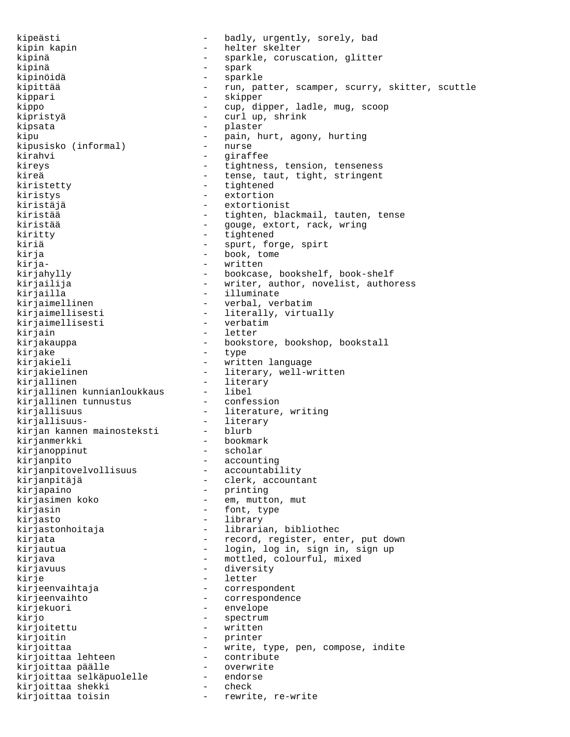kipeästi - badly, urgently, sorely, bad
kipin kapin - helter skelter
kipinä - sparkle, coruscation, glitter
kipinä - spark
kipinöidä - sparkle
kipittää - run, patter, scamper, scurry, skitter, scuttle
kippari - skipper
kippo - cup, dipper, ladle, mug, scoop
kipristyä - curl up, shrink
kipsata - plaster
kipu - pain, hurt, agony, hurting
kipusisko (informal) - nurse
kirahvi - giraffee
kireys - tightness, tension, tenseness
kireä - tense, taut, tight, stringent
kiristetty - tightened
kiristys - extortion
kiristäjä - extortionist
kiristää - tighten, blackmail, tauten, tense
kiristää - gouge, extort, rack, wring
kiritty - tightened
kiriä - spurt, forge, spirt
kirja - book, tome
kirja- - written
kirjahylly - bookcase, bookshelf, book-shelf
kirjailija - writer, author, novelist, authoress
kirjailla - illuminate
kirjaimellinen - verbal, verbatim
kirjaimellisesti - literally, virtually
kirjaimellisesti - verbatim
kirjain - letter
kirjakauppa - bookstore, bookshop, bookstall
kirjake - type
kirjakieli - written language
kirjakielinen - literary, well-written
kirjallinen - literary
kirjallinen kunnianloukkaus - libel
kirjallinen tunnustus - confession
kirjallisuus - literature, writing
kirjallisuus- - literary
kirjan kannen mainosteksti - blurb
kirjanmerkki - bookmark
kirjanoppinut - scholar
kirjanpito - accounting
kirjanpitovelvollisuus - accountability
kirjanpitäjä - clerk, accountant
kirjapaino - printing
kirjasimen koko - em, mutton, mut
kirjasin - font, type
kirjasto - library
kirjastonhoitaja - librarian, bibliothec
kirjata - record, register, enter, put down
kirjautua - login, log in, sign in, sign up
kirjava - mottled, colourful, mixed
kirjavuus - diversity
kirje - letter
kirjeenvaihtaja - correspondent
kirjeenvaihto - correspondence
kirjekuori - envelope
kirjo - spectrum
kirjoitettu - written
kirjoitin - printer
kirjoittaa - write, type, pen, compose, indite
kirjoittaa lehteen - contribute
kirjoittaa päälle - overwrite
kirjoittaa selkäpuolelle - endorse
kirjoittaa shekki - check
kirjoittaa toisin - rewrite, re-write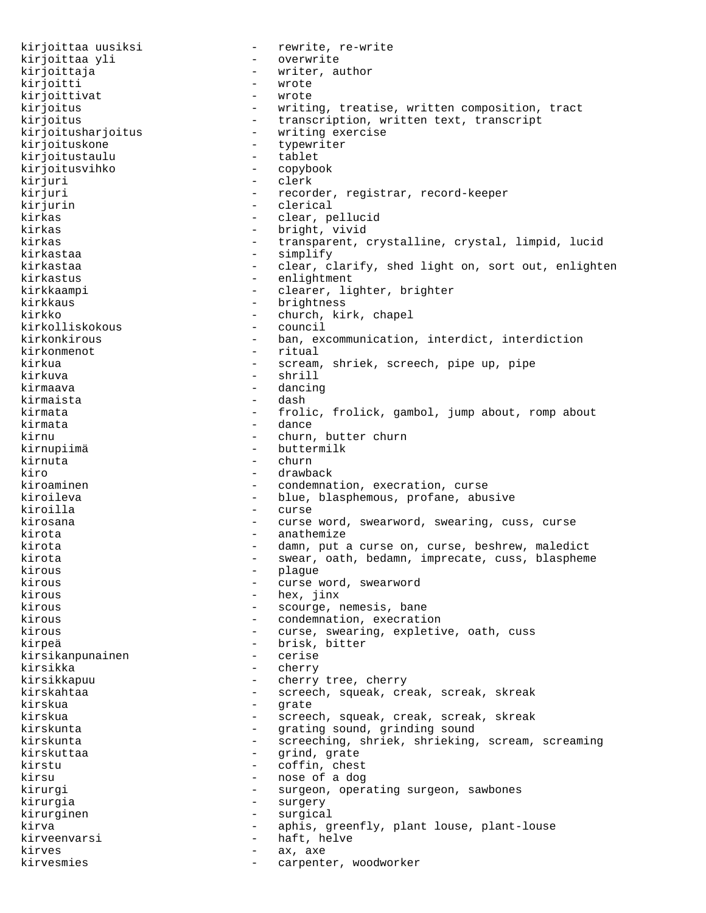kirjoittaa uusiksi - rewrite, re-write
kirjoittaa yli - overwrite
kirjoittaja - writer, author
kirjoitti - wrote
kirjoittivat - wrote
kirjoitus - writing, treatise, written composition, tract
kirjoitus - transcription, written text, transcript
kirjoitusharjoitus - writing exercise
kirjoituskone - typewriter
kirjoitustaulu - tablet
kirjoitusvihko - copybook
kirjuri - clerk
kirjuri - recorder, registrar, record-keeper
kirjurin - clerical
kirkas - clear, pellucid
kirkas - bright, vivid
kirkas - transparent, crystalline, crystal, limpid, lucid
kirkastaa - simplify
kirkastaa - clear, clarify, shed light on, sort out, enlighten
kirkastus - enlightment
kirkkaampi - clearer, lighter, brighter
kirkkaus - brightness
kirkko - church, kirk, chapel
kirkolliskokous - council
kirkonkirous - ban, excommunication, interdict, interdiction
kirkonmenot - ritual
kirkua - scream, shriek, screech, pipe up, pipe
kirkuva - shrill
kirmaava - dancing
kirmaista - dash
kirmata - frolic, frolick, gambol, jump about, romp about
kirmata - dance
kirnu - churn, butter churn
kirnupiimä - buttermilk
kirnuta - churn
kiro - drawback
kiroaminen - condemnation, execration, curse
kiroileva - blue, blasphemous, profane, abusive
kiroilla - curse
kirosana - curse word, swearword, swearing, cuss, curse
kirota - anathemize
kirota - damn, put a curse on, curse, beshrew, maledict
kirota - swear, oath, bedamn, imprecate, cuss, blaspheme
kirous - plague
kirous - curse word, swearword
kirous - hex, jinx
kirous - scourge, nemesis, bane
kirous - condemnation, execration
kirous - curse, swearing, expletive, oath, cuss
kirpeä - brisk, bitter
kirsikanpunainen - cerise
kirsikka - cherry
kirsikkapuu - cherry tree, cherry
kirskahtaa - screech, squeak, creak, screak, skreak
kirskua - grate
kirskua - screech, squeak, creak, screak, skreak
kirskunta - grating sound, grinding sound
kirskunta - screeching, shriek, shrieking, scream, screaming
kirskuttaa - grind, grate
kirstu - coffin, chest
kirsu - nose of a dog
kirurgi - surgeon, operating surgeon, sawbones
kirurgia - surgery
kirurginen - surgical
kirva - aphis, greenfly, plant louse, plant-louse
kirveenvarsi - haft, helve
kirves - ax, axe
kirvesmies - carpenter, woodworker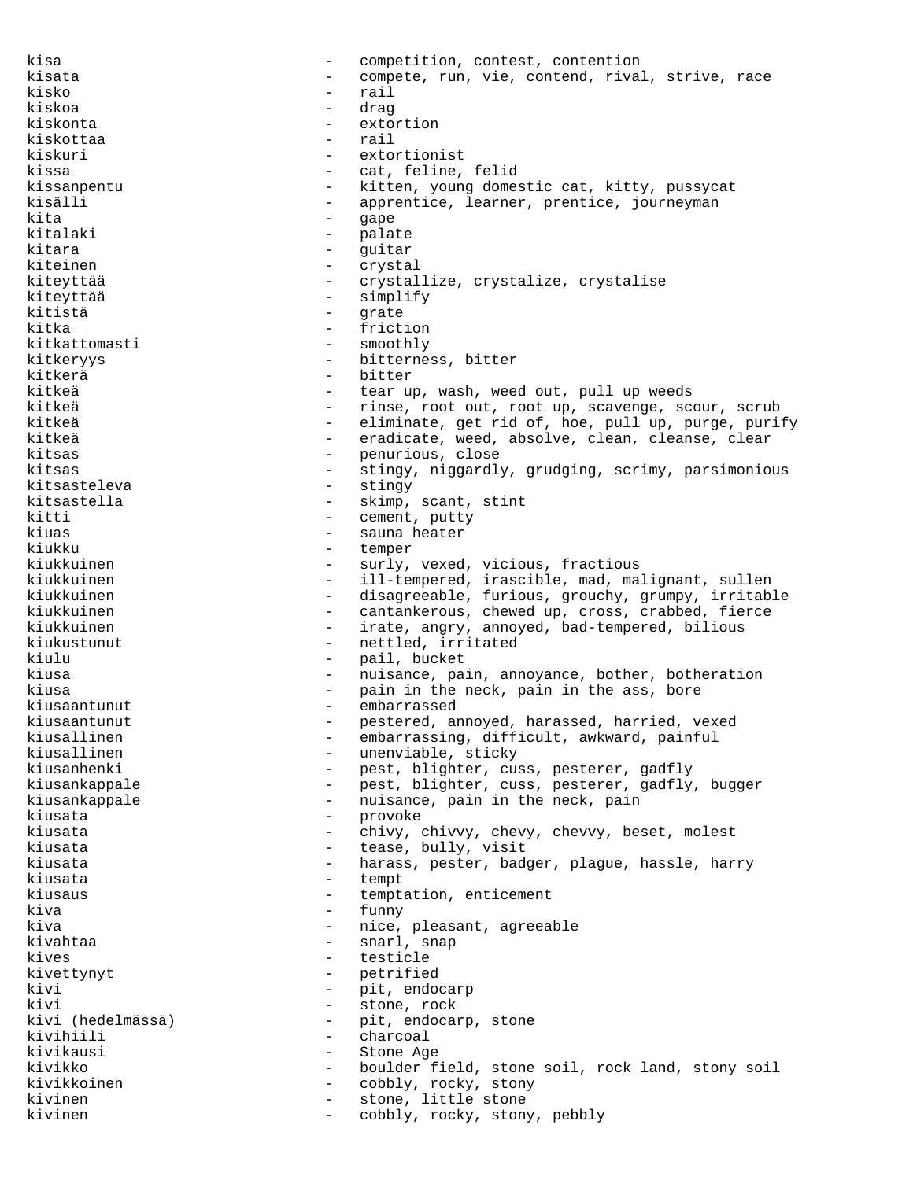kisa - competition, contest, contention
kisata - compete, run, vie, contend, rival, strive, race
kisko - rail
kiskoa - drag
kiskonta - extortion
kiskottaa - rail
kiskuri - extortionist
kissa - cat, feline, felid
kissanpentu - kitten, young domestic cat, kitty, pussycat
kisälli - apprentice, learner, prentice, journeyman
kita - gape
kitalaki - palate
kitara - guitar
kiteinen - crystal
kiteyttää - crystallize, crystalize, crystalise
kiteyttää - simplify
kitistä - grate
kitka - friction
kitkattomasti - smoothly
kitkeryys - bitterness, bitter
kitkerä - bitter
kitkeä - tear up, wash, weed out, pull up weeds
kitkeä - rinse, root out, root up, scavenge, scour, scrub
kitkeä - eliminate, get rid of, hoe, pull up, purge, purify
kitkeä - eradicate, weed, absolve, clean, cleanse, clear
kitsas - penurious, close
kitsas - stingy, niggardly, grudging, scrimy, parsimonious
kitsasteleva - stingy
kitsastella - skimp, scant, stint
kitti - cement, putty
kiuas - sauna heater
kiukku - temper
kiukkuinen - surly, vexed, vicious, fractious
kiukkuinen - ill-tempered, irascible, mad, malignant, sullen
kiukkuinen - disagreeable, furious, grouchy, grumpy, irritable
kiukkuinen - cantankerous, chewed up, cross, crabbed, fierce
kiukkuinen - irate, angry, annoyed, bad-tempered, bilious
kiukustunut - nettled, irritated
kiulu - pail, bucket
kiusa - nuisance, pain, annoyance, bother, botheration
kiusa - pain in the neck, pain in the ass, bore
kiusaantunut - embarrassed
kiusaantunut - pestered, annoyed, harassed, harried, vexed
kiusallinen - embarrassing, difficult, awkward, painful
kiusallinen - unenviable, sticky
kiusanhenki - pest, blighter, cuss, pesterer, gadfly
kiusankappale - pest, blighter, cuss, pesterer, gadfly, bugger
kiusankappale - nuisance, pain in the neck, pain
kiusata - provoke
kiusata - chivy, chivvy, chevy, chevvy, beset, molest
kiusata - tease, bully, visit
kiusata - harass, pester, badger, plague, hassle, harry
kiusata - tempt
kiusaus - temptation, enticement
kiva - funny
kiva - nice, pleasant, agreeable
kivahtaa - snarl, snap
kives - testicle
kivettynyt - petrified
kivi - pit, endocarp
kivi - stone, rock
kivi (hedelmässä) - pit, endocarp, stone
kivihiili - charcoal
kivikausi - Stone Age
kivikko - boulder field, stone soil, rock land, stony soil
kivikkoinen - cobbly, rocky, stony
kivinen - stone, little stone
kivinen - cobbly, rocky, stony, pebbly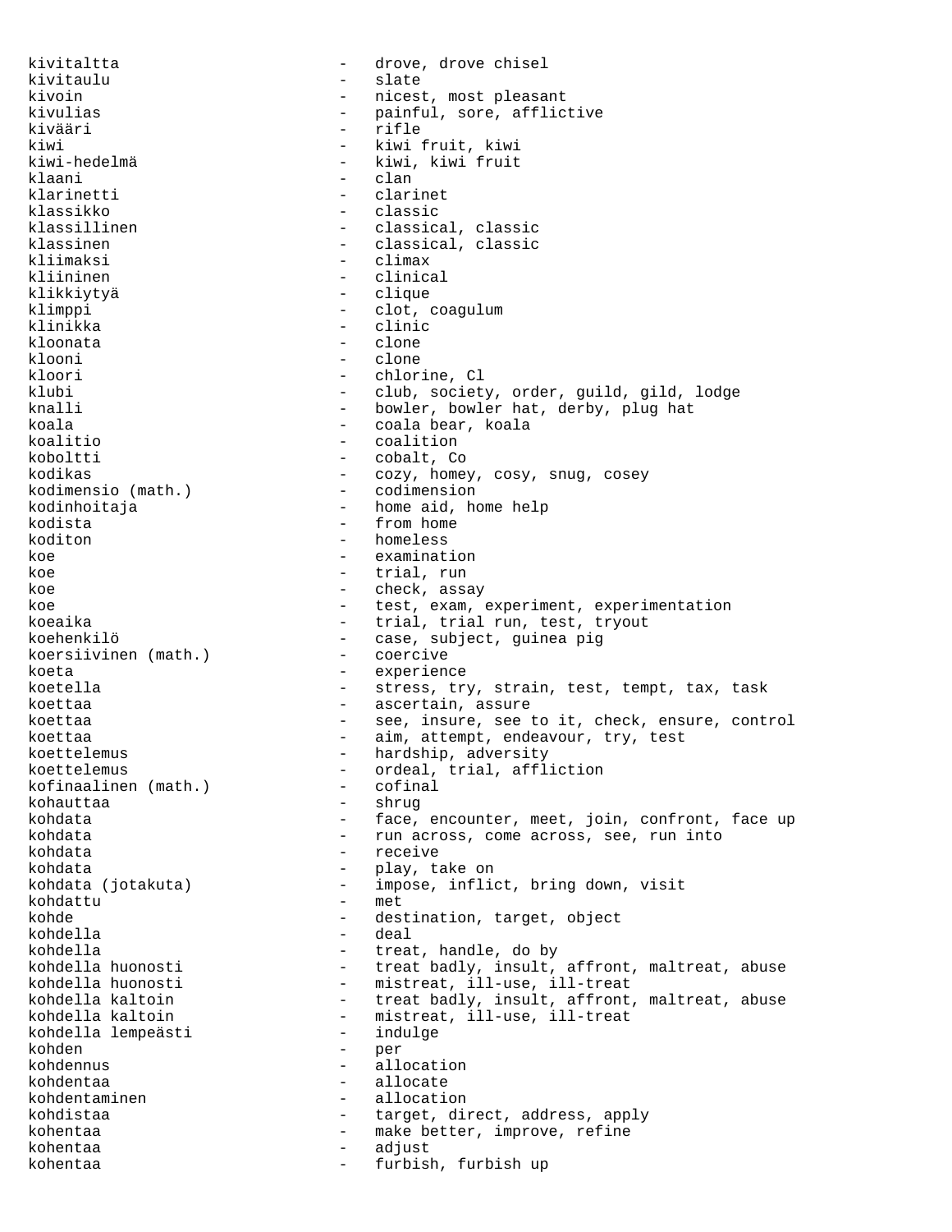kivitaltta - drove, drove chisel
kivitaulu - slate
kivoin - nicest, most pleasant
kivulias - painful, sore, afflictive
kivääri - rifle
kiwi - kiwi fruit, kiwi
kiwi-hedelmä - kiwi, kiwi fruit
klaani - clan
klarinetti - clarinet
klassikko - classic
klassillinen - classical, classic
klassinen - classical, classic
kliimaksi - climax
kliininen - clinical
klikkiytyä - clique
klimppi - clot, coagulum
klinikka - clinic
kloonata - clone
klooni - clone
kloori - chlorine, Cl
klubi - club, society, order, guild, gild, lodge
knalli - bowler, bowler hat, derby, plug hat
koala - coala bear, koala
koalitio - coalition
koboltti - cobalt, Co
kodikas - cozy, homey, cosy, snug, cosey
kodimensio (math.) - codimension
kodinhoitaja - home aid, home help
kodista - from home
koditon - homeless
koe - examination
koe - trial, run
koe - check, assay
koe - test, exam, experiment, experimentation
koeaika - trial, trial run, test, tryout
koehenkilö - case, subject, guinea pig
koersiivinen (math.) - coercive
koeta - experience
koetella - stress, try, strain, test, tempt, tax, task
koettaa - ascertain, assure
koettaa - see, insure, see to it, check, ensure, control
koettaa - aim, attempt, endeavour, try, test
koettelemus - hardship, adversity
koettelemus - ordeal, trial, affliction
kofinaalinen (math.) - cofinal
kohauttaa - shrug
kohdata - face, encounter, meet, join, confront, face up
kohdata - run across, come across, see, run into
kohdata - receive
kohdata - play, take on
kohdata (jotakuta) - impose, inflict, bring down, visit
kohdattu - met
kohde - destination, target, object
kohdella - deal
kohdella - treat, handle, do by
kohdella huonosti - treat badly, insult, affront, maltreat, abuse
kohdella huonosti - mistreat, ill-use, ill-treat
kohdella kaltoin - treat badly, insult, affront, maltreat, abuse
kohdella kaltoin - mistreat, ill-use, ill-treat
kohdella lempeästi - indulge
kohden - per
kohdennus - allocation
kohdentaa - allocate
kohdentaminen - allocation
kohdistaa - target, direct, address, apply
kohentaa - make better, improve, refine
kohentaa - adjust
kohentaa - furbish, furbish up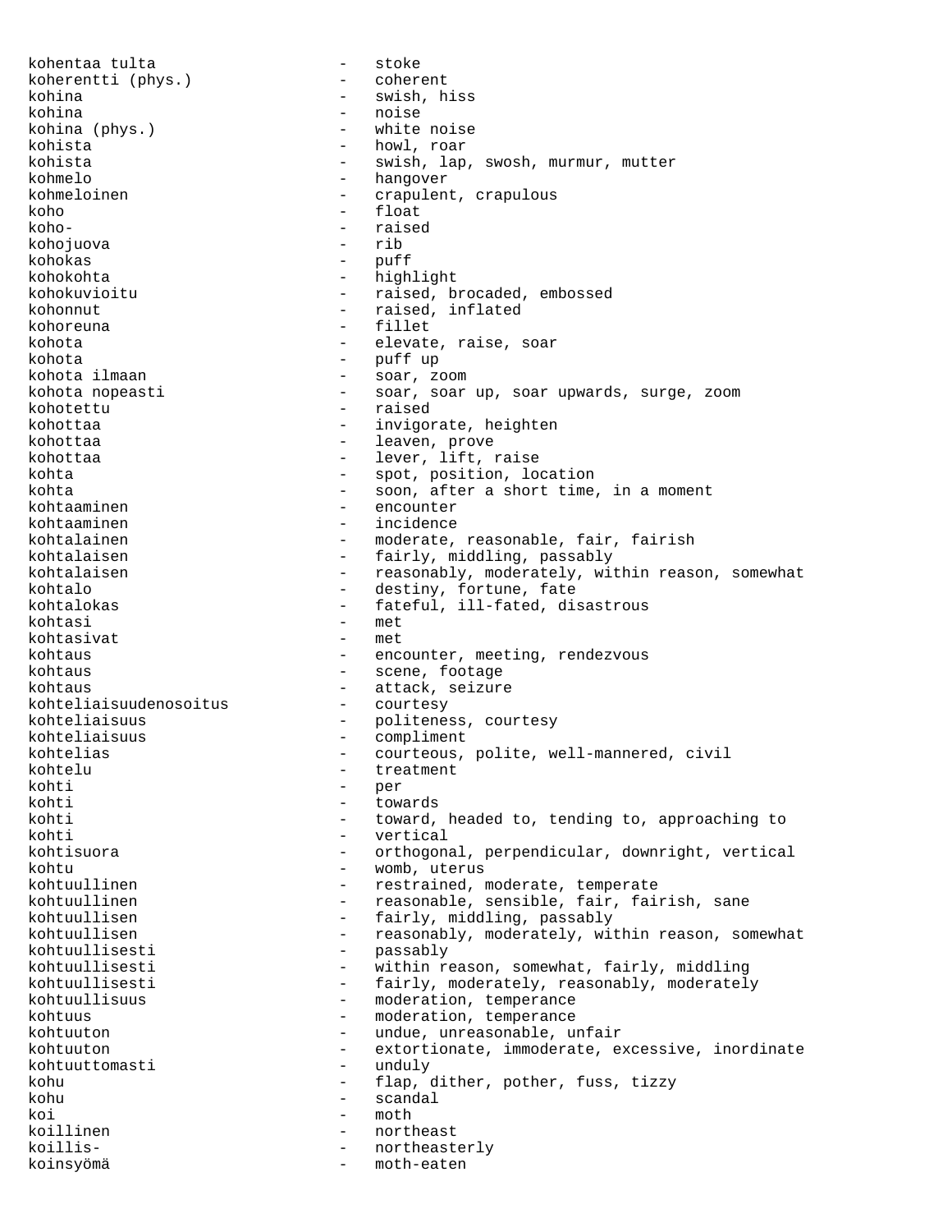kohentaa tulta - stoke
koherentti (phys.) - coherent
kohina - swish, hiss
kohina - noise
kohina (phys.) - white noise
kohista - howl, roar
kohista - swish, lap, swosh, murmur, mutter
kohmelo - hangover
kohmeloinen - crapulent, crapulous
koho - float
koho- - raised
kohojuova - rib
kohokas - puff
kohokohta - highlight
kohokuvioitu - raised, brocaded, embossed
kohonnut - raised, inflated
kohoreuna - fillet
kohota - elevate, raise, soar
kohota - puff up
kohota ilmaan - soar, zoom
kohota nopeasti - soar, soar up, soar upwards, surge, zoom
kohotettu - raised
kohottaa - invigorate, heighten
kohottaa - leaven, prove
kohottaa - lever, lift, raise
kohta - spot, position, location
kohta - soon, after a short time, in a moment
kohtaaminen - encounter
kohtaaminen - incidence
kohtalainen - moderate, reasonable, fair, fairish
kohtalaisen - fairly, middling, passably
kohtalaisen - reasonably, moderately, within reason, somewhat
kohtalo - destiny, fortune, fate
kohtalokas - fateful, ill-fated, disastrous
kohtasi - met
kohtasivat - met
kohtaus - encounter, meeting, rendezvous
kohtaus - scene, footage
kohtaus - attack, seizure
kohteliaisuudenosoitus - courtesy
kohteliaisuus - politeness, courtesy
kohteliaisuus - compliment
kohtelias - courteous, polite, well-mannered, civil
kohtelu - treatment
kohti - per
kohti - towards
kohti - toward, headed to, tending to, approaching to
kohti - vertical
kohtisuora - orthogonal, perpendicular, downright, vertical
kohtu - womb, uterus
kohtuullinen - restrained, moderate, temperate
kohtuullinen - reasonable, sensible, fair, fairish, sane
kohtuullisen - fairly, middling, passably
kohtuullisen - reasonably, moderately, within reason, somewhat
kohtuullisesti - passably
kohtuullisesti - within reason, somewhat, fairly, middling
kohtuullisesti - fairly, moderately, reasonably, moderately
kohtuullisuus - moderation, temperance
kohtuus - moderation, temperance
kohtuuton - undue, unreasonable, unfair
kohtuuton - extortionate, immoderate, excessive, inordinate
kohtuuttomasti - unduly
kohu - flap, dither, pother, fuss, tizzy
kohu - scandal
koi - moth
koillinen - northeast
koillis- - northeasterly
koinsyömä - moth-eaten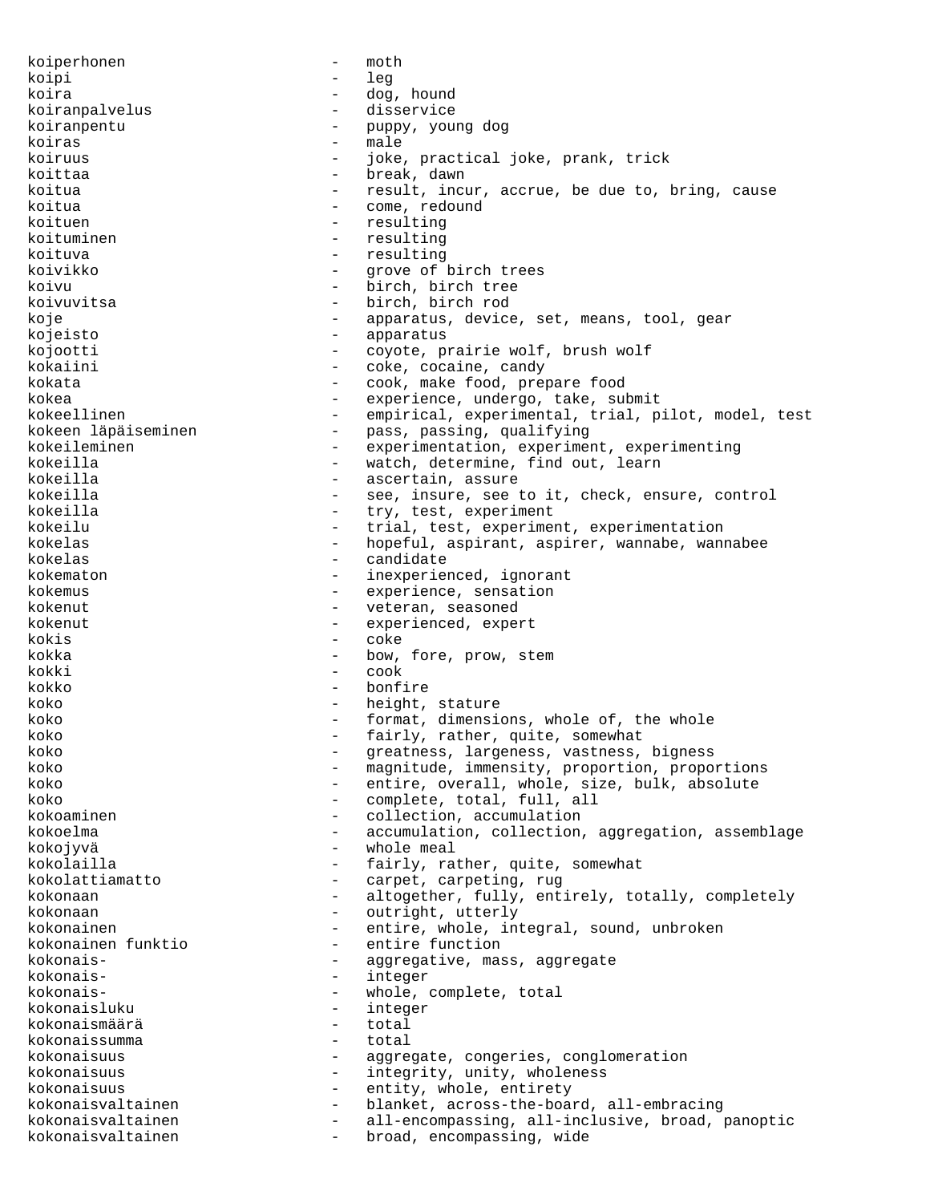koiperhonen - moth
koipi - leg
koira - dog, hound
koiranpalvelus - disservice
koiranpentu - puppy, young dog
koiras - male
koiruus - joke, practical joke, prank, trick
koittaa - break, dawn
koitua - result, incur, accrue, be due to, bring, cause
koitua - come, redound
koituen - resulting
koituminen - resulting
koituva - resulting
koivikko - grove of birch trees
koivu - birch, birch tree
koivuvitsa - birch, birch rod
koje - apparatus, device, set, means, tool, gear
kojeisto - apparatus
kojootti - coyote, prairie wolf, brush wolf
kokaiini - coke, cocaine, candy
kokata - cook, make food, prepare food
kokea - experience, undergo, take, submit
kokeellinen - empirical, experimental, trial, pilot, model, test
kokeen läpäiseminen - pass, passing, qualifying
kokeileminen - experimentation, experiment, experimenting
kokeilla - watch, determine, find out, learn
kokeilla - ascertain, assure
kokeilla - see, insure, see to it, check, ensure, control
kokeilla - try, test, experiment
kokeilu - trial, test, experiment, experimentation
kokelas - hopeful, aspirant, aspirer, wannabe, wannabee
kokelas - candidate
kokematon - inexperienced, ignorant
kokemus - experience, sensation
kokenut - veteran, seasoned
kokenut - experienced, expert
kokis - coke
kokka - bow, fore, prow, stem
kokki - cook
kokko - bonfire
koko - height, stature
koko - format, dimensions, whole of, the whole
koko - fairly, rather, quite, somewhat
koko - greatness, largeness, vastness, bigness
koko - magnitude, immensity, proportion, proportions
koko - entire, overall, whole, size, bulk, absolute
koko - complete, total, full, all
kokoaminen - collection, accumulation
kokoelma - accumulation, collection, aggregation, assemblage
kokojyvä - whole meal
kokolailla - fairly, rather, quite, somewhat
kokolattiamatto - carpet, carpeting, rug
kokonaan - altogether, fully, entirely, totally, completely
kokonaan - outright, utterly
kokonainen - entire, whole, integral, sound, unbroken
kokonainen funktio - entire function
kokonais- - aggregative, mass, aggregate
kokonais- - integer
kokonais- - whole, complete, total
kokonaisluku - integer
kokonaismäärä - total
kokonaissumma - total
kokonaisuus - aggregate, congeries, conglomeration
kokonaisuus - integrity, unity, wholeness
kokonaisuus - entity, whole, entirety
kokonaisvaltainen - blanket, across-the-board, all-embracing
kokonaisvaltainen - all-encompassing, all-inclusive, broad, panoptic
kokonaisvaltainen - broad, encompassing, wide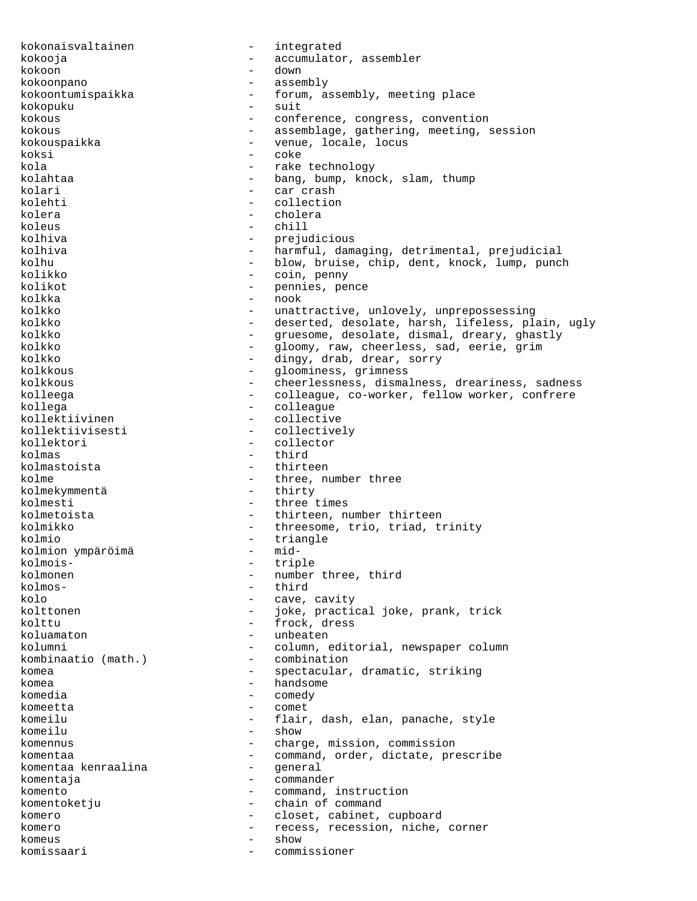kokonaisvaltainen - integrated
kokooja - accumulator, assembler
kokoon - down
kokoonpano - assembly
kokoontumispaikka - forum, assembly, meeting place
kokopuku - suit
kokous - conference, congress, convention
kokous - assemblage, gathering, meeting, session
kokouspaikka - venue, locale, locus
koksi - coke
kola - rake technology
kolahtaa - bang, bump, knock, slam, thump
kolari - car crash
kolehti - collection
kolera - cholera
koleus - chill
kolhiva - prejudicious
kolhiva - harmful, damaging, detrimental, prejudicial
kolhu - blow, bruise, chip, dent, knock, lump, punch
kolikko - coin, penny
kolikot - pennies, pence
kolkka - nook
kolkko - unattractive, unlovely, unprepossessing
kolkko - deserted, desolate, harsh, lifeless, plain, ugly
kolkko - gruesome, desolate, dismal, dreary, ghastly
kolkko - gloomy, raw, cheerless, sad, eerie, grim
kolkko - dingy, drab, drear, sorry
kolkkous - gloominess, grimness
kolkkous - cheerlessness, dismalness, dreariness, sadness
kolleega - colleague, co-worker, fellow worker, confrere
kollega - colleague
kollektiivinen - collective
kollektiivisesti - collectively
kollektori - collector
kolmas - third
kolmastoista - thirteen
kolme - three, number three
kolmekymmentä - thirty
kolmesti - three times
kolmetoista - thirteen, number thirteen
kolmikko - threesome, trio, triad, trinity
kolmio - triangle
kolmion ympäröimä - mid-
kolmois- - triple
kolmonen - number three, third
kolmos- - third
kolo - cave, cavity
kolttonen - joke, practical joke, prank, trick
kolttu - frock, dress
koluamaton - unbeaten
kolumni - column, editorial, newspaper column
kombinaatio (math.) - combination
komea - spectacular, dramatic, striking
komea - handsome
komedia - comedy
komeetta - comet
komeilu - flair, dash, elan, panache, style
komeilu - show
komennus - charge, mission, commission
komentaa - command, order, dictate, prescribe
komentaa kenraalina - general
komentaja - commander
komento - command, instruction
komentoketju - chain of command
komero - closet, cabinet, cupboard
komero - recess, recession, niche, corner
komeus - show
komissaari - commissioner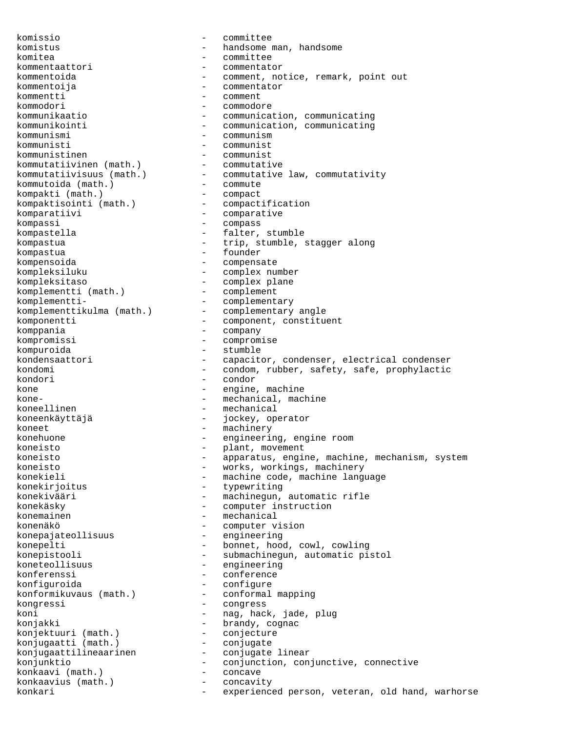komissio - committee
komistus - handsome man, handsome
komitea - committee
kommentaattori - commentator
kommentoida - comment, notice, remark, point out
kommentoija - commentator
kommentti - comment
kommodori - commodore
kommunikaatio - communication, communicating
kommunikointi - communication, communicating
kommunismi - communism
kommunisti - communist
kommunistinen - communist
kommutatiivinen (math.) - commutative
kommutatiivisuus (math.) - commutative law, commutativity
kommutoida (math.) - commute
kompakti (math.) - compact
kompaktisointi (math.) - compactification
komparatiivi - comparative
kompassi - compass
kompastella - falter, stumble
kompastua - trip, stumble, stagger along
kompastua - founder
kompensoida - compensate
kompleksiluku - complex number
kompleksitaso - complex plane
komplementti (math.) - complement
komplementti- - complementary
komplementtikulma (math.) - complementary angle
komponentti - component, constituent
komppania - company
kompromissi - compromise
kompuroida - stumble
kondensaattori - capacitor, condenser, electrical condenser
kondomi - condom, rubber, safety, safe, prophylactic
kondori - condor
kone - engine, machine
kone- - mechanical, machine
koneellinen - mechanical
koneenkäyttäjä - jockey, operator
koneet - machinery
konehuone - engineering, engine room
koneisto - plant, movement
koneisto - apparatus, engine, machine, mechanism, system
koneisto - works, workings, machinery
konekieli - machine code, machine language
konekirjoitus - typewriting
konekivääri - machinegun, automatic rifle
konekäsky - computer instruction
konemainen - mechanical
konenäkö - computer vision
konepajateollisuus - engineering
konepelti - bonnet, hood, cowl, cowling
konepistooli - submachinegun, automatic pistol
koneteollisuus - engineering
konferenssi - conference
konfiguroida - configure
konformikuvaus (math.) - conformal mapping
kongressi - congress
koni - nag, hack, jade, plug
konjakki - brandy, cognac
konjektuuri (math.) - conjecture
konjugaatti (math.) - conjugate
konjugaattilineaarinen - conjugate linear
konjunktio - conjunction, conjunctive, connective
konkaavi (math.) - concave
konkaavius (math.) - concavity
konkari - experienced person, veteran, old hand, warhorse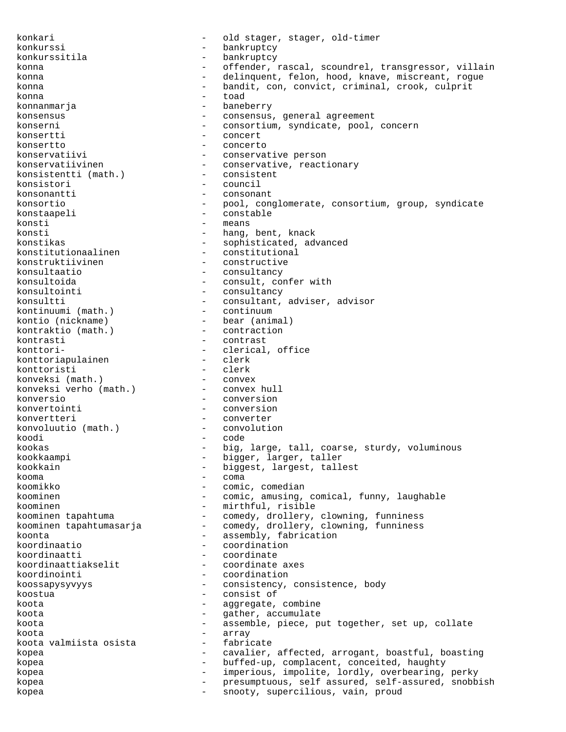konkari - old stager, stager, old-timer
konkurssi - bankruptcy
konkurssitila - bankruptcy
konna - offender, rascal, scoundrel, transgressor, villain
konna - delinquent, felon, hood, knave, miscreant, rogue
konna - bandit, con, convict, criminal, crook, culprit
konna - toad
konnanmarja - baneberry
konsensus - consensus, general agreement
konserni - consortium, syndicate, pool, concern
konsertti - concert
konsertto - concerto
konservatiivi - conservative person
konservatiivinen - conservative, reactionary
konsistentti (math.) - consistent
konsistori - council
konsonantti - consonant
konsortio - pool, conglomerate, consortium, group, syndicate
konstaapeli - constable
konsti - means
konsti - hang, bent, knack
konstikas - sophisticated, advanced
konstitutionaalinen - constitutional
konstruktiivinen - constructive
konsultaatio - consultancy
konsultoida - consult, confer with
konsultointi - consultancy
konsultti - consultant, adviser, advisor
kontinuumi (math.) - continuum
kontio (nickname) - bear (animal)
kontraktio (math.) - contraction
kontrasti - contrast
konttori- - clerical, office
konttoriapulainen - clerk
konttoristi - clerk
konveksi (math.) - convex
konveksi verho (math.) - convex hull
konversio - conversion
konvertointi - conversion
konvertteri - converter
konvoluutio (math.) - convolution
koodi - code
kookas - big, large, tall, coarse, sturdy, voluminous
kookkaampi - bigger, larger, taller
kookkain - biggest, largest, tallest
kooma - coma
koomikko - comic, comedian
koominen - comic, amusing, comical, funny, laughable
koominen - mirthful, risible
koominen tapahtuma - comedy, drollery, clowning, funniness
koominen tapahtumasarja - comedy, drollery, clowning, funniness
koonta - assembly, fabrication
koordinaatio - coordination
koordinaatti - coordinate
koordinaattiakselit - coordinate axes
koordinointi - coordination
koossapysyvyys - consistency, consistence, body
koostua - consist of
koota - aggregate, combine
koota - gather, accumulate
koota - assemble, piece, put together, set up, collate
koota - array
koota valmiista osista - fabricate
kopea - cavalier, affected, arrogant, boastful, boasting
kopea - buffed-up, complacent, conceited, haughty
kopea - imperious, impolite, lordly, overbearing, perky
kopea - presumptuous, self assured, self-assured, snobbish
kopea - snooty, supercilious, vain, proud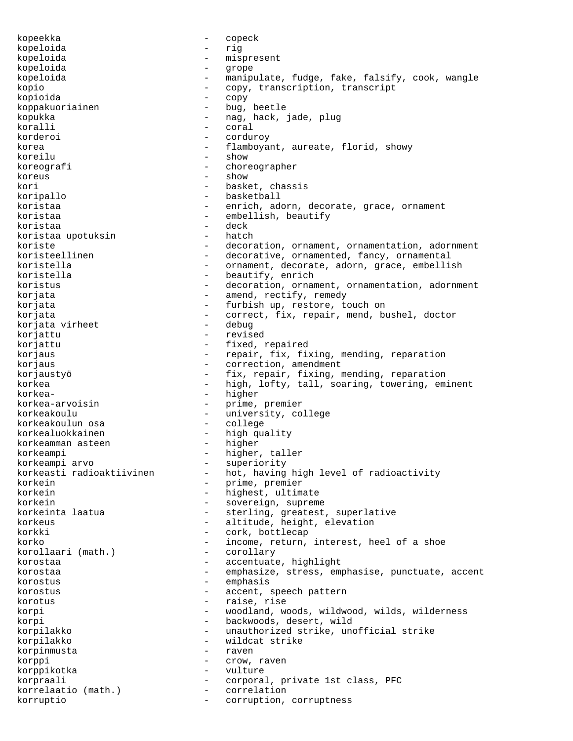kopeekka - copeck
kopeloida - rig
kopeloida - mispresent
kopeloida - grope
kopeloida - manipulate, fudge, fake, falsify, cook, wangle
kopio - copy, transcription, transcript
kopioida - copy
koppakuoriainen - bug, beetle
kopukka - nag, hack, jade, plug
koralli - coral
korderoi - corduroy
korea - flamboyant, aureate, florid, showy
koreilu - show
koreografi - choreographer
koreus - show
kori - basket, chassis
koripallo - basketball
koristaa - enrich, adorn, decorate, grace, ornament
koristaa - embellish, beautify
koristaa - deck
koristaa upotuksin - hatch
koriste - decoration, ornament, ornamentation, adornment
koristeellinen - decorative, ornamented, fancy, ornamental
koristella - ornament, decorate, adorn, grace, embellish
koristella - beautify, enrich
koristus - decoration, ornament, ornamentation, adornment
korjata - amend, rectify, remedy
korjata - furbish up, restore, touch on
korjata - correct, fix, repair, mend, bushel, doctor
korjata virheet - debug
korjattu - revised
korjattu - fixed, repaired
korjaus - repair, fix, fixing, mending, reparation
korjaus - correction, amendment
korjaustyö - fix, repair, fixing, mending, reparation
korkea - high, lofty, tall, soaring, towering, eminent
korkea- - higher
korkea-arvoisin - prime, premier
korkeakoulu - university, college
korkeakoulun osa - college
korkealuokkainen - high quality
korkeamman asteen - higher
korkeampi - higher, taller
korkeampi arvo - superiority
korkeasti radioaktiivinen - hot, having high level of radioactivity
korkein - prime, premier
korkein - highest, ultimate
korkein - sovereign, supreme
korkeinta laatua - sterling, greatest, superlative
korkeus - altitude, height, elevation
korkki - cork, bottlecap
korko - income, return, interest, heel of a shoe
korollaari (math.) - corollary
korostaa - accentuate, highlight
korostaa - emphasize, stress, emphasise, punctuate, accent
korostus - emphasis
korostus - accent, speech pattern
korotus - raise, rise
korpi - woodland, woods, wildwood, wilds, wilderness
korpi - backwoods, desert, wild
korpilakko - unauthorized strike, unofficial strike
korpilakko - wildcat strike
korpinmusta - raven
korppi - crow, raven
korppikotka - vulture
korpraali - corporal, private 1st class, PFC
korrelaatio (math.) - correlation
korruptio - corruption, corruptness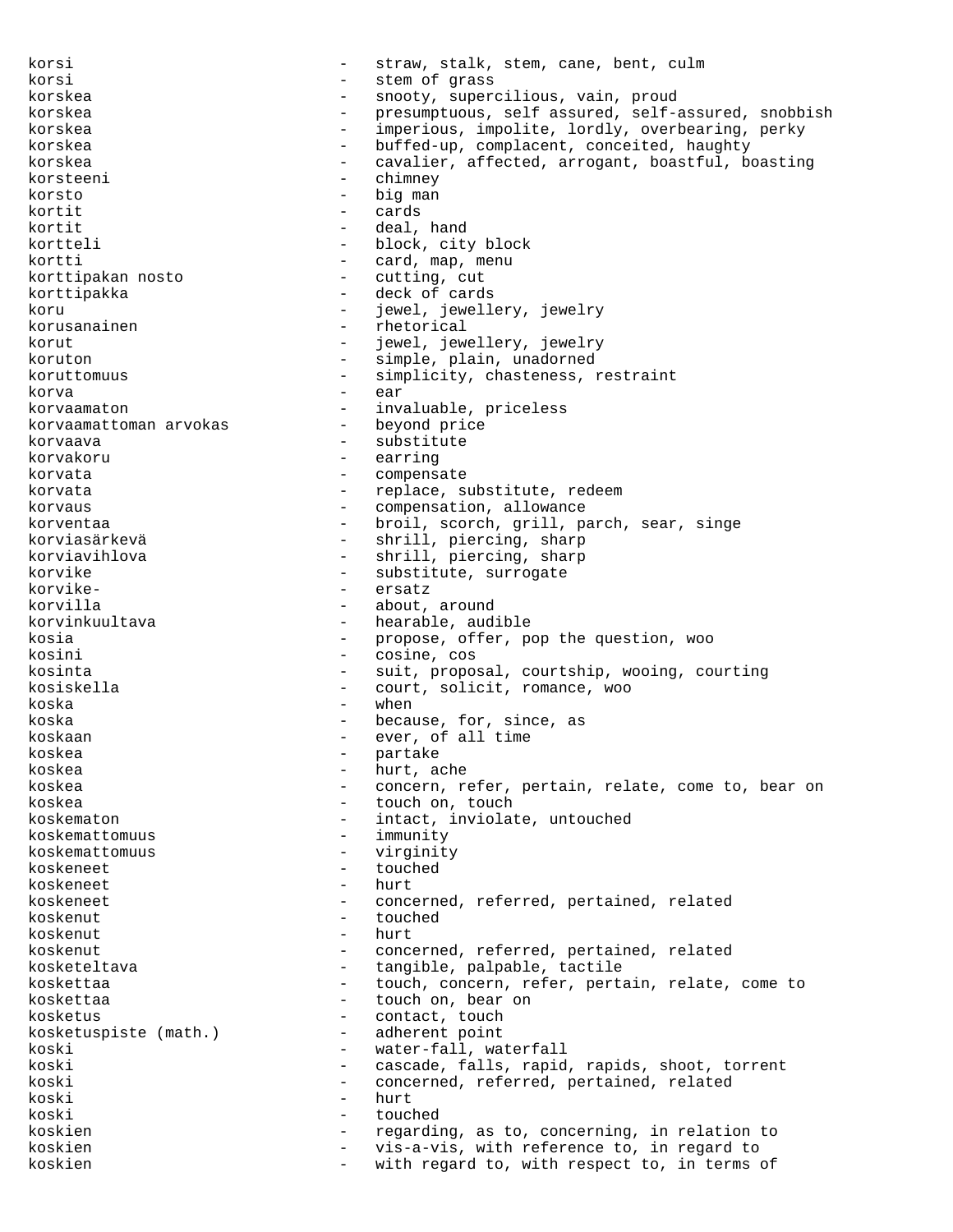korsi - straw, stalk, stem, cane, bent, culm
korsi - stem of grass
korskea - snooty, supercilious, vain, proud
korskea - presumptuous, self assured, self-assured, snobbish
korskea - imperious, impolite, lordly, overbearing, perky
korskea - buffed-up, complacent, conceited, haughty
korskea - cavalier, affected, arrogant, boastful, boasting
korsteeni - chimney
korsto - big man
kortit - cards
kortit - deal, hand
kortteli - block, city block
kortti - card, map, menu
korttipakan nosto - cutting, cut
korttipakka - deck of cards
koru - jewel, jewellery, jewelry
korusanainen - rhetorical
korut - jewel, jewellery, jewelry
koruton - simple, plain, unadorned
koruttomuus - simplicity, chasteness, restraint
korva - ear
korvaamaton - invaluable, priceless
korvaamattoman arvokas - beyond price
korvaava - substitute
korvakoru - earring
korvata - compensate
korvata - replace, substitute, redeem
korvaus - compensation, allowance
korventaa - broil, scorch, grill, parch, sear, singe
korviasärkevä - shrill, piercing, sharp
korviavihlova - shrill, piercing, sharp
korvike - substitute, surrogate
korvike- - ersatz
korvilla - about, around
korvinkuultava - hearable, audible
kosia - propose, offer, pop the question, woo
kosini - cosine, cos
kosinta - suit, proposal, courtship, wooing, courting
kosiskella - court, solicit, romance, woo
koska - when
koska - because, for, since, as
koskaan - ever, of all time
koskea - partake
koskea - hurt, ache
koskea - concern, refer, pertain, relate, come to, bear on
koskea - touch on, touch
koskematon - intact, inviolate, untouched
koskemattomuus - immunity
koskemattomuus - virginity
koskeneet - touched
koskeneet - hurt
koskeneet - concerned, referred, pertained, related
koskenut - touched
koskenut - hurt
koskenut - concerned, referred, pertained, related
kosketeltava - tangible, palpable, tactile
koskettaa - touch, concern, refer, pertain, relate, come to
koskettaa - touch on, bear on
kosketus - contact, touch
kosketuspiste (math.) - adherent point
koski - water-fall, waterfall
koski - cascade, falls, rapid, rapids, shoot, torrent
koski - concerned, referred, pertained, related
koski - hurt
koski - touched
koskien - regarding, as to, concerning, in relation to
koskien - vis-a-vis, with reference to, in regard to
koskien - with regard to, with respect to, in terms of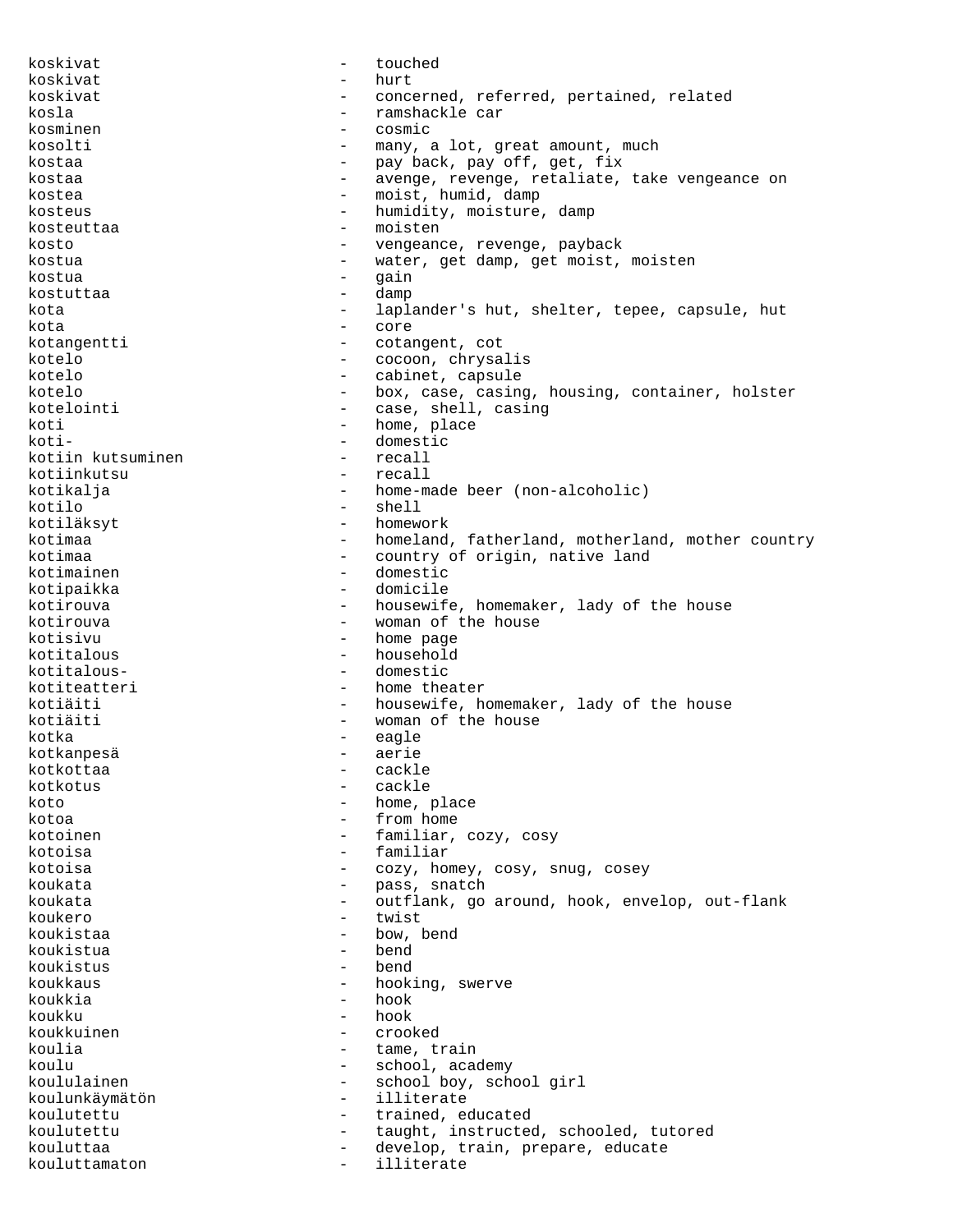koskivat - touched
koskivat - hurt
koskivat - concerned, referred, pertained, related
kosla - ramshackle car
kosminen - cosmic
kosolti - many, a lot, great amount, much
kostaa - pay back, pay off, get, fix
kostaa - avenge, revenge, retaliate, take vengeance on
kostea - moist, humid, damp
kosteus - humidity, moisture, damp
kosteuttaa - moisten
kosto - vengeance, revenge, payback
kostua - water, get damp, get moist, moisten
kostua - gain
kostuttaa - damp
kota - laplander's hut, shelter, tepee, capsule, hut
kota - core
kotangentti - cotangent, cot
kotelo - cocoon, chrysalis
kotelo - cabinet, capsule
kotelo - box, case, casing, housing, container, holster
kotelointi - case, shell, casing
koti - home, place
koti- - domestic
kotiin kutsuminen - recall
kotiinkutsu - recall
kotikalja - home-made beer (non-alcoholic)
kotilo - shell
kotiläksyt - homework
kotimaa - homeland, fatherland, motherland, mother country
kotimaa - country of origin, native land
kotimainen - domestic
kotipaikka - domicile
kotirouva - housewife, homemaker, lady of the house
kotirouva - woman of the house
kotisivu - home page
kotitalous - household
kotitalous- - domestic
kotiteatteri - home theater
kotiäiti - housewife, homemaker, lady of the house
kotiäiti - woman of the house
kotka - eagle
kotkanpesä - aerie
kotkottaa - cackle
kotkotus - cackle
koto - home, place
kotoa - from home
kotoinen - familiar, cozy, cosy
kotoisa - familiar
kotoisa - cozy, homey, cosy, snug, cosey
koukata - pass, snatch
koukata - outflank, go around, hook, envelop, out-flank
koukero - twist
koukistaa - bow, bend
koukistua - bend
koukistus - bend
koukkaus - hooking, swerve
koukkia - hook
koukku - hook
koukkuinen - crooked
koulia - tame, train
koulu - school, academy
koululainen - school boy, school girl
koulunkäymätön - illiterate
koulutettu - trained, educated
koulutettu - taught, instructed, schooled, tutored
kouluttaa - develop, train, prepare, educate
kouluttamaton - illiterate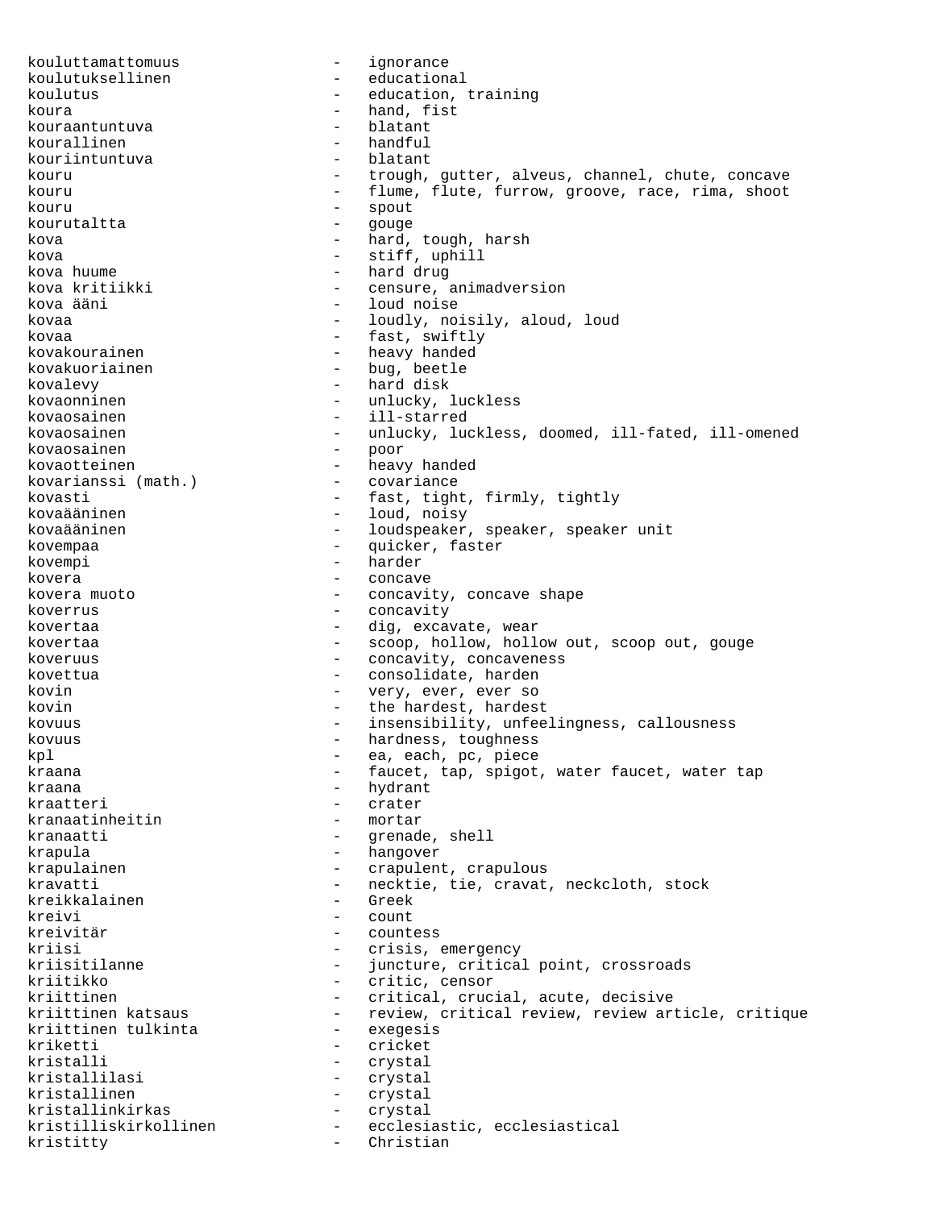kouluttamattomuus - ignorance
koulutuksellinen - educational
koulutus - education, training
koura - hand, fist
kouraantuntuva - blatant
kourallinen - handful
kouriintuntuva - blatant
kouru - trough, gutter, alveus, channel, chute, concave
kouru - flume, flute, furrow, groove, race, rima, shoot
kouru - spout
kourutaltta - gouge
kova - hard, tough, harsh
kova - stiff, uphill
kova huume - hard drug
kova kritiikki - censure, animadversion
kova ääni - loud noise
kovaa - loudly, noisily, aloud, loud
kovaa - fast, swiftly
kovakourainen - heavy handed
kovakuoriainen - bug, beetle
kovalevy - hard disk
kovaonninen - unlucky, luckless
kovaosainen - ill-starred
kovaosainen - unlucky, luckless, doomed, ill-fated, ill-omened
kovaosainen - poor
kovaotteinen - heavy handed
kovarianssi (math.) - covariance
kovasti - fast, tight, firmly, tightly
kovaääninen - loud, noisy
kovaääninen - loudspeaker, speaker, speaker unit
kovempaa - quicker, faster
kovempi - harder
kovera - concave
kovera muoto - concavity, concave shape
koverrus - concavity
kovertaa - dig, excavate, wear
kovertaa - scoop, hollow, hollow out, scoop out, gouge
koveruus - concavity, concaveness
kovettua - consolidate, harden
kovin - very, ever, ever so
kovin - the hardest, hardest
kovuus - insensibility, unfeelingness, callousness
kovuus - hardness, toughness
kpl - ea, each, pc, piece
kraana - faucet, tap, spigot, water faucet, water tap
kraana - hydrant
kraatteri - crater
kranaatinheitin - mortar
kranaatti - grenade, shell
krapula - hangover
krapulainen - crapulent, crapulous
kravatti - necktie, tie, cravat, neckcloth, stock
kreikkalainen - Greek
kreivi - count
kreivitär - countess
kriisi - crisis, emergency
kriisitilanne - juncture, critical point, crossroads
kriitikko - critic, censor
kriittinen - critical, crucial, acute, decisive
kriittinen katsaus - review, critical review, review article, critique
kriittinen tulkinta - exegesis
kriketti - cricket
kristalli - crystal
kristallilasi - crystal
kristallinen - crystal
kristallinkirkas - crystal
kristilliskirkollinen - ecclesiastic, ecclesiastical
kristitty - Christian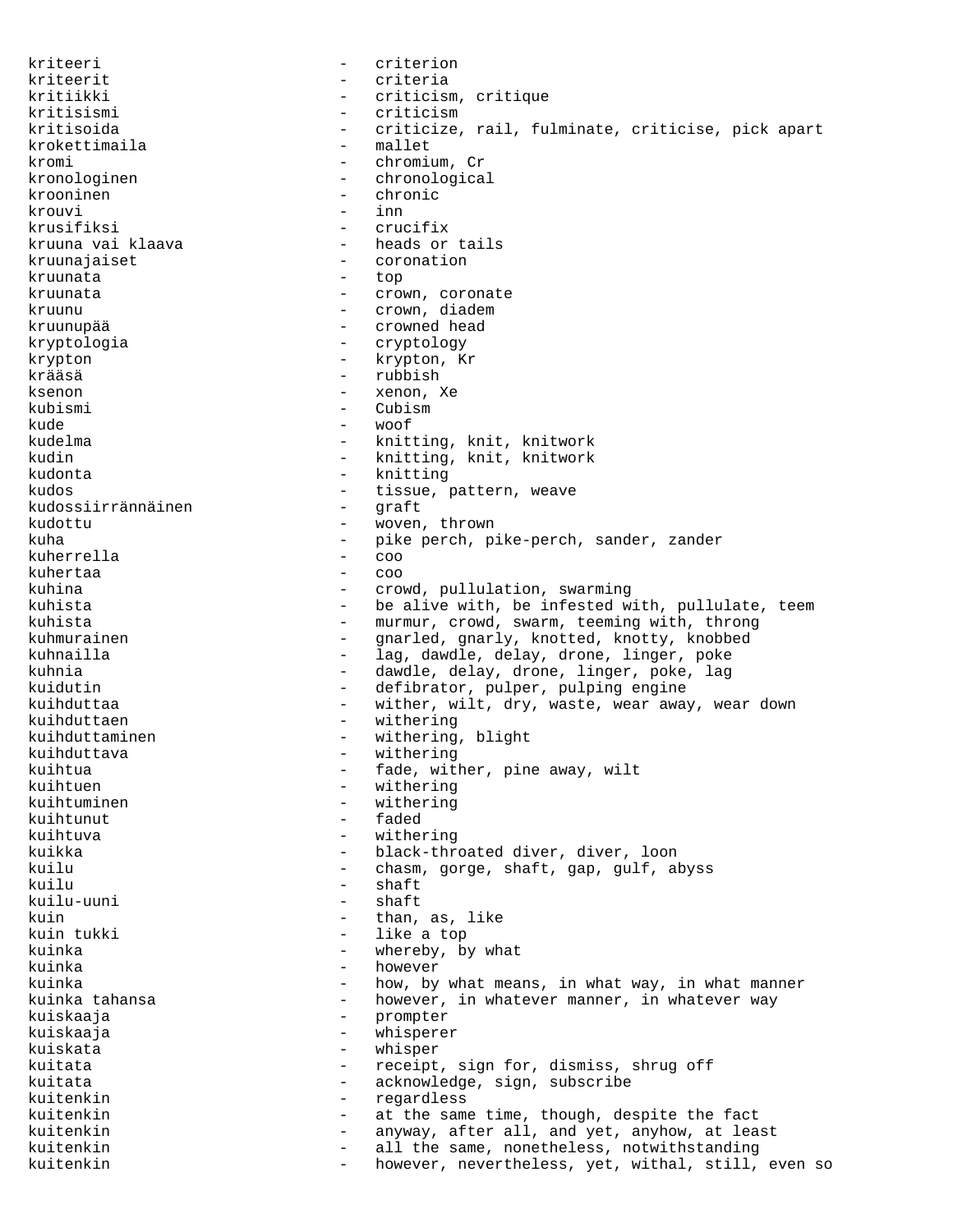kriteeri - criterion
kriteerit - criteria
kritiikki - criticism, critique
kritisismi - criticism
kritisoida - criticize, rail, fulminate, criticise, pick apart
krokettimaila - mallet
kromi - chromium, Cr
kronologinen - chronological
krooninen - chronic
krouvi - inn
krusifiksi - crucifix
kruuna vai klaava - heads or tails
kruunajaiset - coronation
kruunata - top
kruunata - crown, coronate
kruunu - crown, diadem
kruunupää - crowned head
kryptologia - cryptology
krypton - krypton, Kr
kräásä - rubbish
ksenon - xenon, Xe
kubismi - Cubism
kude - woof
kudelma - knitting, knit, knitwork
kudin - knitting, knit, knitwork
kudonta - knitting
kudos - tissue, pattern, weave
kudossiirrännäinen - graft
kudottu - woven, thrown
kuha - pike perch, pike-perch, sander, zander
kuherrella - coo
kuhertaa - coo
kuhina - crowd, pullulation, swarming
kuhista - be alive with, be infested with, pullulate, teem
kuhista - murmur, crowd, swarm, teeming with, throng
kuhmurainen - gnarled, gnarly, knotted, knotty, knobbed
kuhnailla - lag, dawdle, delay, drone, linger, poke
kuhnia - dawdle, delay, drone, linger, poke, lag
kuidutin - defibrator, pulper, pulping engine
kuihduttaa - wither, wilt, dry, waste, wear away, wear down
kuihduttaen - withering
kuihduttaminen - withering, blight
kuihduttava - withering
kuihtua - fade, wither, pine away, wilt
kuihtuen - withering
kuihtuminen - withering
kuihtunut - faded
kuihtuva - withering
kuikka - black-throated diver, diver, loon
kuilu - chasm, gorge, shaft, gap, gulf, abyss
kuilu - shaft
kuilu-uuni - shaft
kuin - than, as, like
kuin tukki - like a top
kuinka - whereby, by what
kuinka - however
kuinka - how, by what means, in what way, in what manner
kuinka tahansa - however, in whatever manner, in whatever way
kuiskaaja - prompter
kuiskaaja - whisperer
kuiskata - whisper
kuitata - receipt, sign for, dismiss, shrug off
kuitata - acknowledge, sign, subscribe
kuitenkin - regardless
kuitenkin - at the same time, though, despite the fact
kuitenkin - anyway, after all, and yet, anyhow, at least
kuitenkin - all the same, nonetheless, notwithstanding
kuitenkin - however, nevertheless, yet, withal, still, even so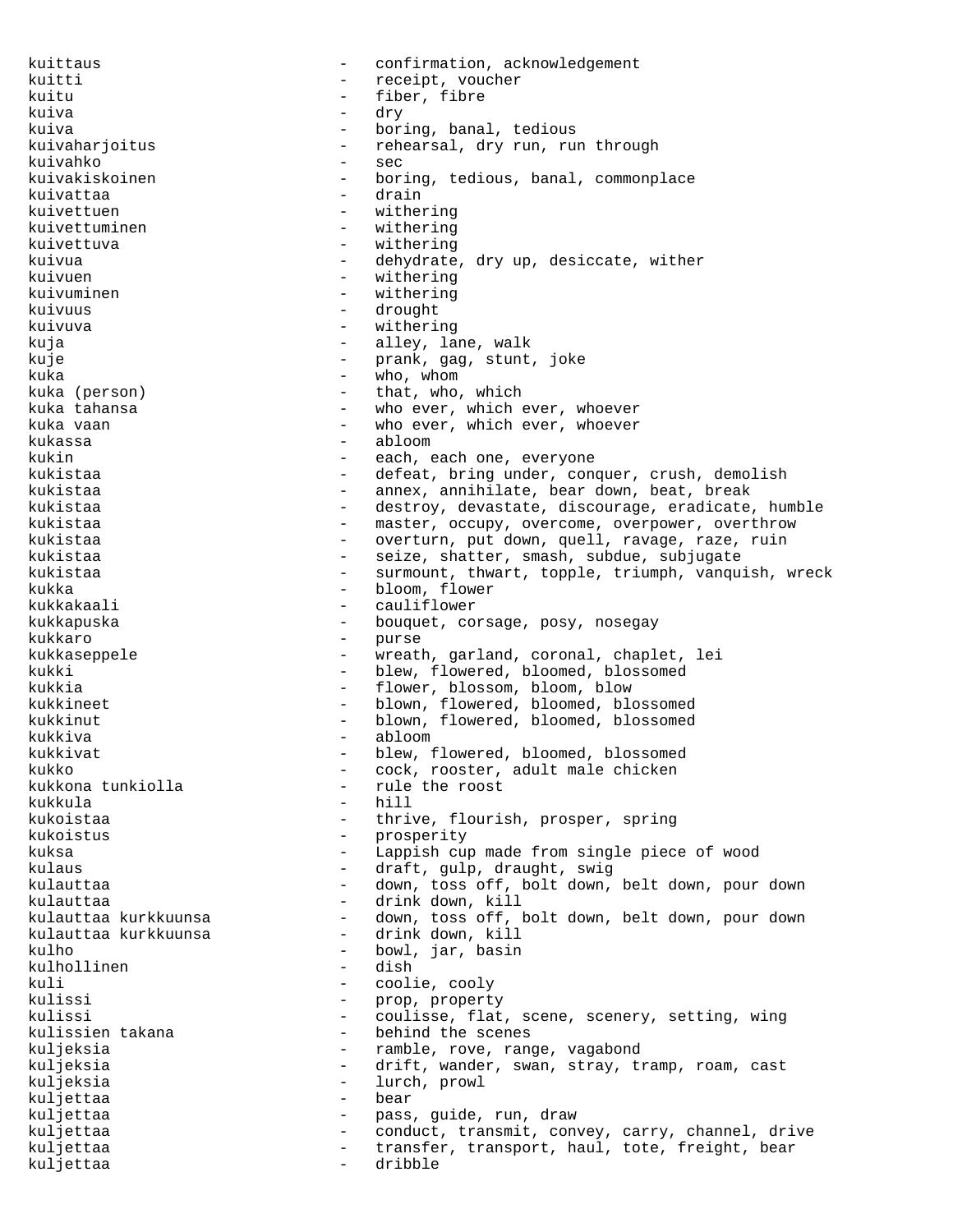kuittaus - confirmation, acknowledgement
kuitti - receipt, voucher
kuitu - fiber, fibre
kuiva - dry
kuiva - boring, banal, tedious
kuivaharjoitus - rehearsal, dry run, run through
kuivahko - sec
kuivakiskoinen - boring, tedious, banal, commonplace
kuivattaa - drain
kuivettuen - withering
kuivettuminen - withering
kuivettuva - withering
kuivua - dehydrate, dry up, desiccate, wither
kuivuen - withering
kuivuminen - withering
kuivuus - drought
kuivuva - withering
kuja - alley, lane, walk
kuje - prank, gag, stunt, joke
kuka - who, whom
kuka (person) - that, who, which
kuka tahansa - who ever, which ever, whoever
kuka vaan - who ever, which ever, whoever
kukassa - abloom
kukin - each, each one, everyone
kukistaa - defeat, bring under, conquer, crush, demolish
kukistaa - annex, annihilate, bear down, beat, break
kukistaa - destroy, devastate, discourage, eradicate, humble
kukistaa - master, occupy, overcome, overpower, overthrow
kukistaa - overturn, put down, quell, ravage, raze, ruin
kukistaa - seize, shatter, smash, subdue, subjugate
kukistaa - surmount, thwart, topple, triumph, vanquish, wreck
kukka - bloom, flower
kukkakaali - cauliflower
kukkapuska - bouquet, corsage, posy, nosegay
kukkaro - purse
kukkaseppele - wreath, garland, coronal, chaplet, lei
kukki - blew, flowered, bloomed, blossomed
kukkia - flower, blossom, bloom, blow
kukkineet - blown, flowered, bloomed, blossomed
kukkinut - blown, flowered, bloomed, blossomed
kukkiva - abloom
kukkivat - blew, flowered, bloomed, blossomed
kukko - cock, rooster, adult male chicken
kukkona tunkiolla - rule the roost
kukkula - hill
kukoistaa - thrive, flourish, prosper, spring
kukoistus - prosperity
kuksa - Lappish cup made from single piece of wood
kulaus - draft, gulp, draught, swig
kulauttaa - down, toss off, bolt down, belt down, pour down
kulauttaa - drink down, kill
kulauttaa kurkkuunsa - down, toss off, bolt down, belt down, pour down
kulauttaa kurkkuunsa - drink down, kill
kulho - bowl, jar, basin
kulhollinen - dish
kuli - coolie, cooly
kulissi - prop, property
kulissi - coulisse, flat, scene, scenery, setting, wing
kulissien takana - behind the scenes
kuljeksia - ramble, rove, range, vagabond
kuljeksia - drift, wander, swan, stray, tramp, roam, cast
kuljeksia - lurch, prowl
kuljettaa - bear
kuljettaa - pass, guide, run, draw
kuljettaa - conduct, transmit, convey, carry, channel, drive
kuljettaa - transfer, transport, haul, tote, freight, bear
kuljettaa - dribble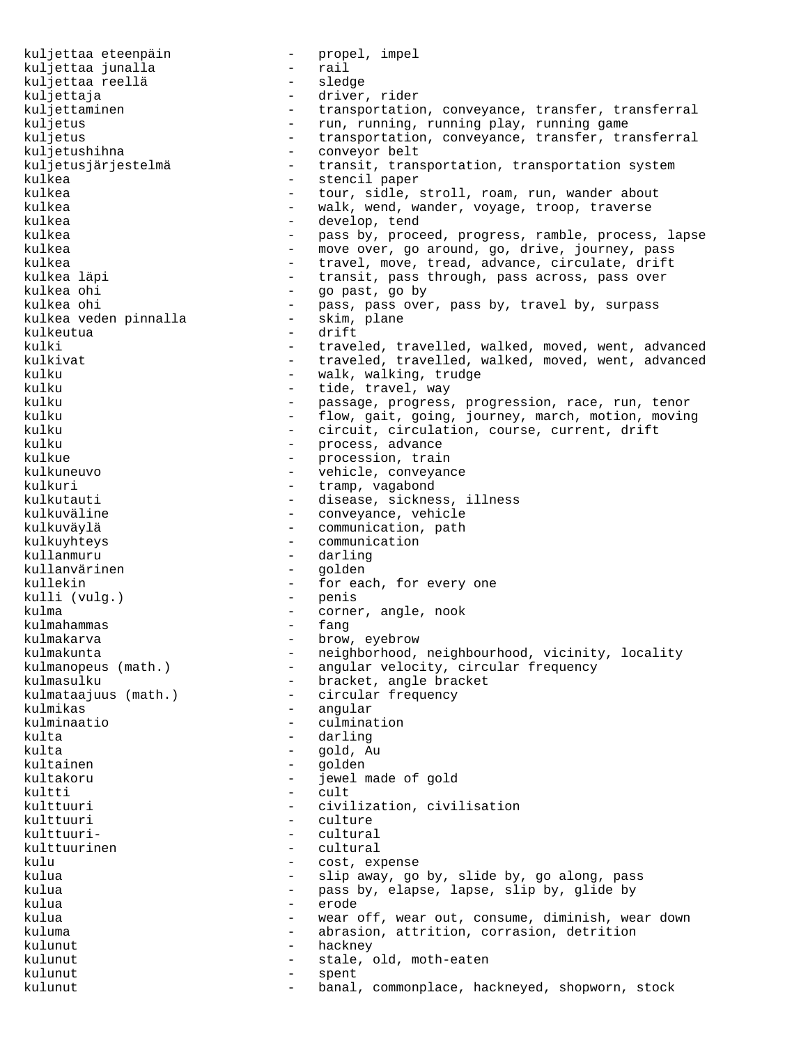kuljettaa eteenpäin - propel, impel
kuljettaa junalla - rail
kuljettaa reellä - sledge
kuljettaja - driver, rider
kuljettaminen - transportation, conveyance, transfer, transferral
kuljetus - run, running, running play, running game
kuljetus - transportation, conveyance, transfer, transferral
kuljetushihna - conveyor belt
kuljetusjärjestelmä - transit, transportation, transportation system
kulkea - stencil paper
kulkea - tour, sidle, stroll, roam, run, wander about
kulkea - walk, wend, wander, voyage, troop, traverse
kulkea - develop, tend
kulkea - pass by, proceed, progress, ramble, process, lapse
kulkea - move over, go around, go, drive, journey, pass
kulkea - travel, move, tread, advance, circulate, drift
kulkea läpi - transit, pass through, pass across, pass over
kulkea ohi - go past, go by
kulkea ohi - pass, pass over, pass by, travel by, surpass
kulkea veden pinnalla - skim, plane
kulkeutua - drift
kulki - traveled, travelled, walked, moved, went, advanced
kulkivat - traveled, travelled, walked, moved, went, advanced
kulku - walk, walking, trudge
kulku - tide, travel, way
kulku - passage, progress, progression, race, run, tenor
kulku - flow, gait, going, journey, march, motion, moving
kulku - circuit, circulation, course, current, drift
kulku - process, advance
kulkue - procession, train
kulkuneuvo - vehicle, conveyance
kulkuri - tramp, vagabond
kulkutauti - disease, sickness, illness
kulkuväline - conveyance, vehicle
kulkuväylä - communication, path
kulkuyhteys - communication
kullanmuru - darling
kullanvärinen - golden
kullekin - for each, for every one
kulli (vulg.) - penis
kulma - corner, angle, nook
kulmahammas - fang
kulmakarva - brow, eyebrow
kulmakunta - neighborhood, neighbourhood, vicinity, locality
kulmanopeus (math.) - angular velocity, circular frequency
kulmasulku - bracket, angle bracket
kulmataajuus (math.) - circular frequency
kulmikas - angular
kulminaatio - culmination
kulta - darling
kulta - gold, Au
kultainen - golden
kultakoru - jewel made of gold
kultti - cult
kulttuuri - civilization, civilisation
kulttuuri - culture
kulttuuri- - cultural
kulttuurinen - cultural
kulu - cost, expense
kulua - slip away, go by, slide by, go along, pass
kulua - pass by, elapse, lapse, slip by, glide by
kulua - erode
kulua - wear off, wear out, consume, diminish, wear down
kuluma - abrasion, attrition, corrasion, detrition
kulunut - hackney
kulunut - stale, old, moth-eaten
kulunut - spent
kulunut - banal, commonplace, hackneyed, shopworn, stock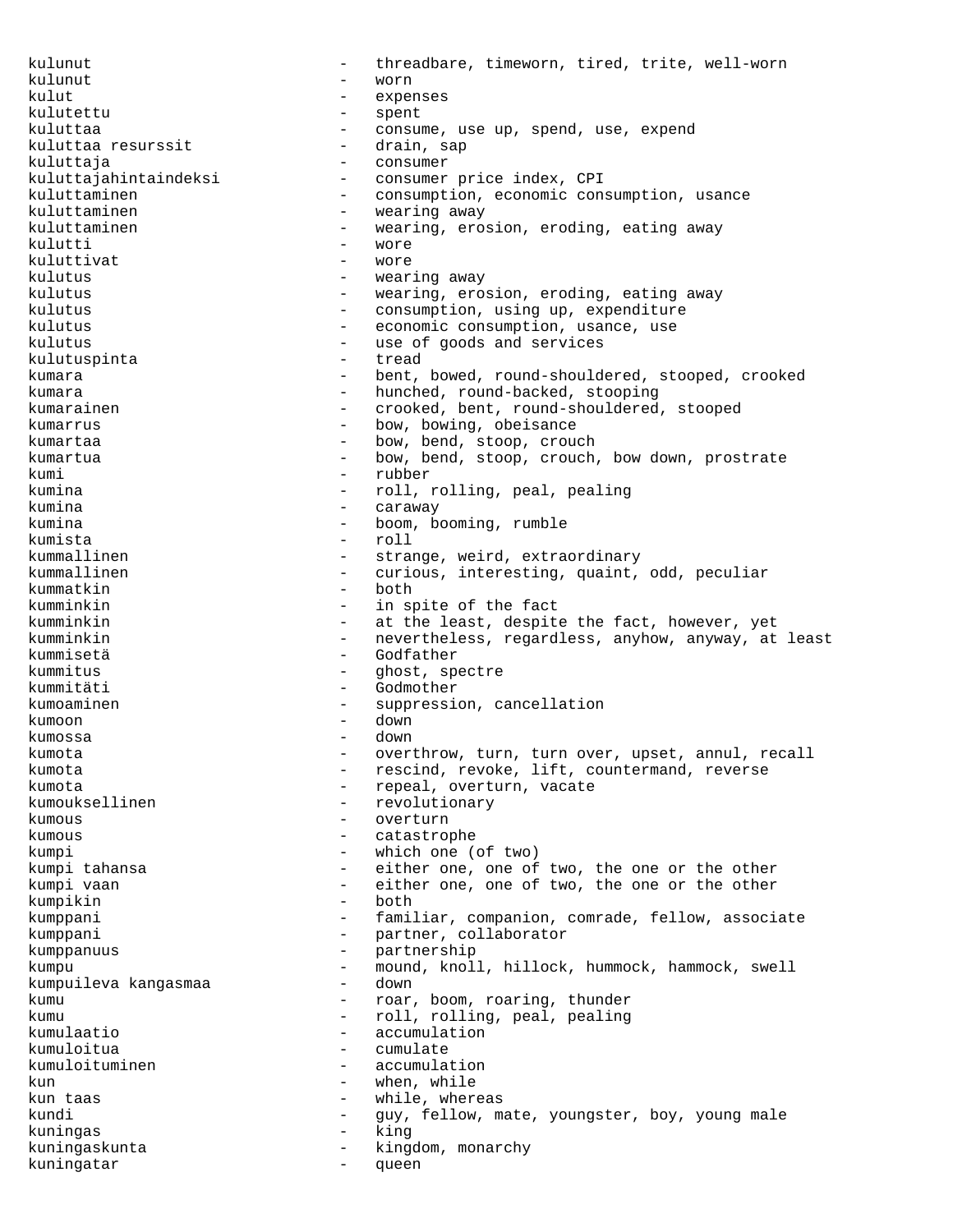```
kulunut                    -   threadbare, timeworn, tired, trite, well-worn
kulunut                    -   worn
kulut                      -   expenses
kulutettu                  -   spent
kuluttaa                   -   consume, use up, spend, use, expend
kuluttaa resurssit         -   drain, sap
kuluttaja                  -   consumer
kuluttajahintaindeksi      -   consumer price index, CPI
kuluttaminen               -   consumption, economic consumption, usance
kuluttaminen               -   wearing away
kuluttaminen               -   wearing, erosion, eroding, eating away
kulutti                    -   wore
kuluttivat                 -   wore
kulutus                    -   wearing away
kulutus                    -   wearing, erosion, eroding, eating away
kulutus                    -   consumption, using up, expenditure
kulutus                    -   economic consumption, usance, use
kulutus                    -   use of goods and services
kulutuspinta               -   tread
kumara                     -   bent, bowed, round-shouldered, stooped, crooked
kumara                     -   hunched, round-backed, stooping
kumarainen                 -   crooked, bent, round-shouldered, stooped
kumarrus                   -   bow, bowing, obeisance
kumartaa                   -   bow, bend, stoop, crouch
kumartua                   -   bow, bend, stoop, crouch, bow down, prostrate
kumi                       -   rubber
kumina                     -   roll, rolling, peal, pealing
kumina                     -   caraway
kumina                     -   boom, booming, rumble
kumista                    -   roll
kummallinen                -   strange, weird, extraordinary
kummallinen                -   curious, interesting, quaint, odd, peculiar
kummatkin                  -   both
kumminkin                  -   in spite of the fact
kumminkin                  -   at the least, despite the fact, however, yet
kumminkin                  -   nevertheless, regardless, anyhow, anyway, at least
kummisetä                  -   Godfather
kummitus                   -   ghost, spectre
kummitäti                  -   Godmother
kumoaminen                 -   suppression, cancellation
kumoon                     -   down
kumossa                    -   down
kumota                     -   overthrow, turn, turn over, upset, annul, recall
kumota                     -   rescind, revoke, lift, countermand, reverse
kumota                     -   repeal, overturn, vacate
kumouksellinen             -   revolutionary
kumous                     -   overturn
kumous                     -   catastrophe
kumpi                      -   which one (of two)
kumpi tahansa              -   either one, one of two, the one or the other
kumpi vaan                 -   either one, one of two, the one or the other
kumpikin                   -   both
kumppani                   -   familiar, companion, comrade, fellow, associate
kumppani                   -   partner, collaborator
kumppanuus                 -   partnership
kumpu                      -   mound, knoll, hillock, hummock, hammock, swell
kumpuileva kangasmaa       -   down
kumu                       -   roar, boom, roaring, thunder
kumu                       -   roll, rolling, peal, pealing
kumulaatio                 -   accumulation
kumuloitua                 -   cumulate
kumuloituminen             -   accumulation
kun                        -   when, while
kun taas                   -   while, whereas
kundi                      -   guy, fellow, mate, youngster, boy, young male
kuningas                   -   king
kuningaskunta              -   kingdom, monarchy
kuningatar                 -   queen
```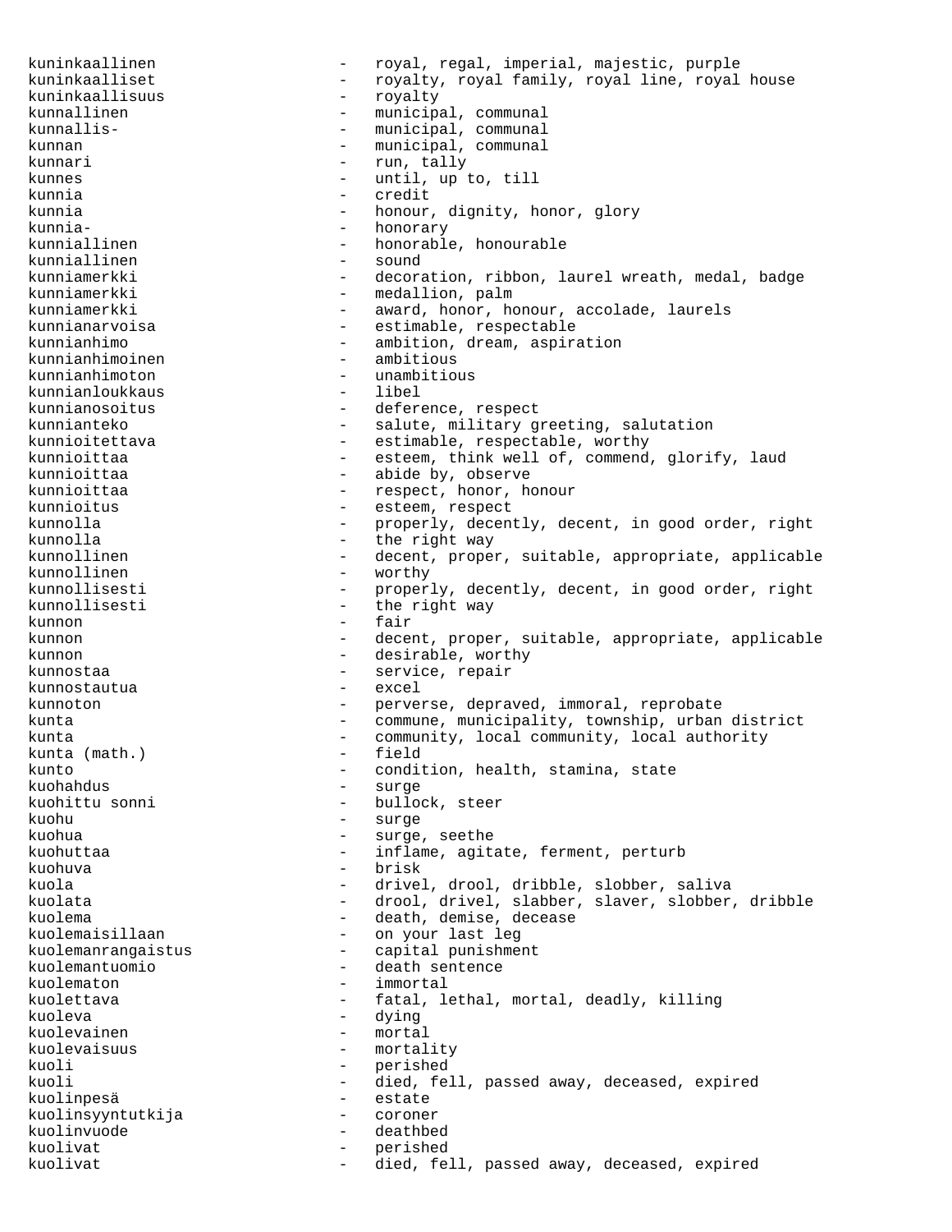kuninkaallinen - royal, regal, imperial, majestic, purple
kuninkaalliset - royalty, royal family, royal line, royal house
kuninkaallisuus - royalty
kunnallinen - municipal, communal
kunnallis- - municipal, communal
kunnan - municipal, communal
kunnari - run, tally
kunnes - until, up to, till
kunnia - credit
kunnia - honour, dignity, honor, glory
kunnia- - honorary
kunniallinen - honorable, honourable
kunniallinen - sound
kunniamerkki - decoration, ribbon, laurel wreath, medal, badge
kunniamerkki - medallion, palm
kunniamerkki - award, honor, honour, accolade, laurels
kunnianarvoisa - estimable, respectable
kunnianhimo - ambition, dream, aspiration
kunnianhimoinen - ambitious
kunnianhimoton - unambitious
kunnianloukkaus - libel
kunnianosoitus - deference, respect
kunnianteko - salute, military greeting, salutation
kunnioitettava - estimable, respectable, worthy
kunnioittaa - esteem, think well of, commend, glorify, laud
kunnioittaa - abide by, observe
kunnioittaa - respect, honor, honour
kunnioitus - esteem, respect
kunnolla - properly, decently, decent, in good order, right
kunnolla - the right way
kunnollinen - decent, proper, suitable, appropriate, applicable
kunnollinen - worthy
kunnollisesti - properly, decently, decent, in good order, right
kunnollisesti - the right way
kunnon - fair
kunnon - decent, proper, suitable, appropriate, applicable
kunnon - desirable, worthy
kunnostaa - service, repair
kunnostautua - excel
kunnoton - perverse, depraved, immoral, reprobate
kunta - commune, municipality, township, urban district
kunta - community, local community, local authority
kunta (math.) - field
kunto - condition, health, stamina, state
kuohahdus - surge
kuohittu sonni - bullock, steer
kuohu - surge
kuohua - surge, seethe
kuohuttaa - inflame, agitate, ferment, perturb
kuohuva - brisk
kuola - drivel, drool, dribble, slobber, saliva
kuolata - drool, drivel, slabber, slaver, slobber, dribble
kuolema - death, demise, decease
kuolemaisillaan - on your last leg
kuolemanrangaistus - capital punishment
kuolemantuomio - death sentence
kuolematon - immortal
kuolettava - fatal, lethal, mortal, deadly, killing
kuoleva - dying
kuolevainen - mortal
kuolevaisuus - mortality
kuoli - perished
kuoli - died, fell, passed away, deceased, expired
kuolinpesä - estate
kuolinsyyntutkija - coroner
kuolinvuode - deathbed
kuolivat - perished
kuolivat - died, fell, passed away, deceased, expired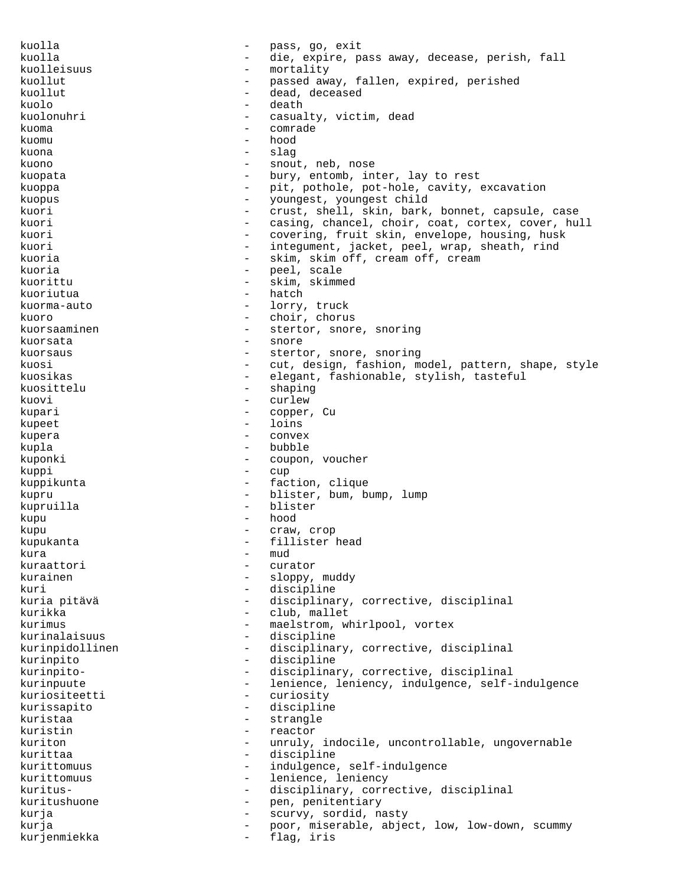kuolla - pass, go, exit
kuolla - die, expire, pass away, decease, perish, fall
kuolleisuus - mortality
kuollut - passed away, fallen, expired, perished
kuollut - dead, deceased
kuolo - death
kuolonuhri - casualty, victim, dead
kuoma - comrade
kuomu - hood
kuona - slag
kuono - snout, neb, nose
kuopata - bury, entomb, inter, lay to rest
kuoppa - pit, pothole, pot-hole, cavity, excavation
kuopus - youngest, youngest child
kuori - crust, shell, skin, bark, bonnet, capsule, case
kuori - casing, chancel, choir, coat, cortex, cover, hull
kuori - covering, fruit skin, envelope, housing, husk
kuori - integument, jacket, peel, wrap, sheath, rind
kuoria - skim, skim off, cream off, cream
kuoria - peel, scale
kuorittu - skim, skimmed
kuoriutua - hatch
kuorma-auto - lorry, truck
kuoro - choir, chorus
kuorsaaminen - stertor, snore, snoring
kuorsata - snore
kuorsaus - stertor, snore, snoring
kuosi - cut, design, fashion, model, pattern, shape, style
kuosikas - elegant, fashionable, stylish, tasteful
kuosittelu - shaping
kuovi - curlew
kupari - copper, Cu
kupeet - loins
kupera - convex
kupla - bubble
kuponki - coupon, voucher
kuppi - cup
kuppikunta - faction, clique
kupru - blister, bum, bump, lump
kupruilla - blister
kupu - hood
kupu - craw, crop
kupukanta - fillister head
kura - mud
kuraattori - curator
kurainen - sloppy, muddy
kuri - discipline
kuria pitävä - disciplinary, corrective, disciplinal
kurikka - club, mallet
kurimus - maelstrom, whirlpool, vortex
kurinalaisuus - discipline
kurinpidollinen - disciplinary, corrective, disciplinal
kurinpito - discipline
kurinpito- - disciplinary, corrective, disciplinal
kurinpuute - lenience, leniency, indulgence, self-indulgence
kuriositeetti - curiosity
kurissapito - discipline
kuristaa - strangle
kuristin - reactor
kuriton - unruly, indocile, uncontrollable, ungovernable
kurittaa - discipline
kurittomuus - indulgence, self-indulgence
kurittomuus - lenience, leniency
kuritus- - disciplinary, corrective, disciplinal
kuritushuone - pen, penitentiary
kurja - scurvy, sordid, nasty
kurja - poor, miserable, abject, low, low-down, scummy
kurjenmiekka - flag, iris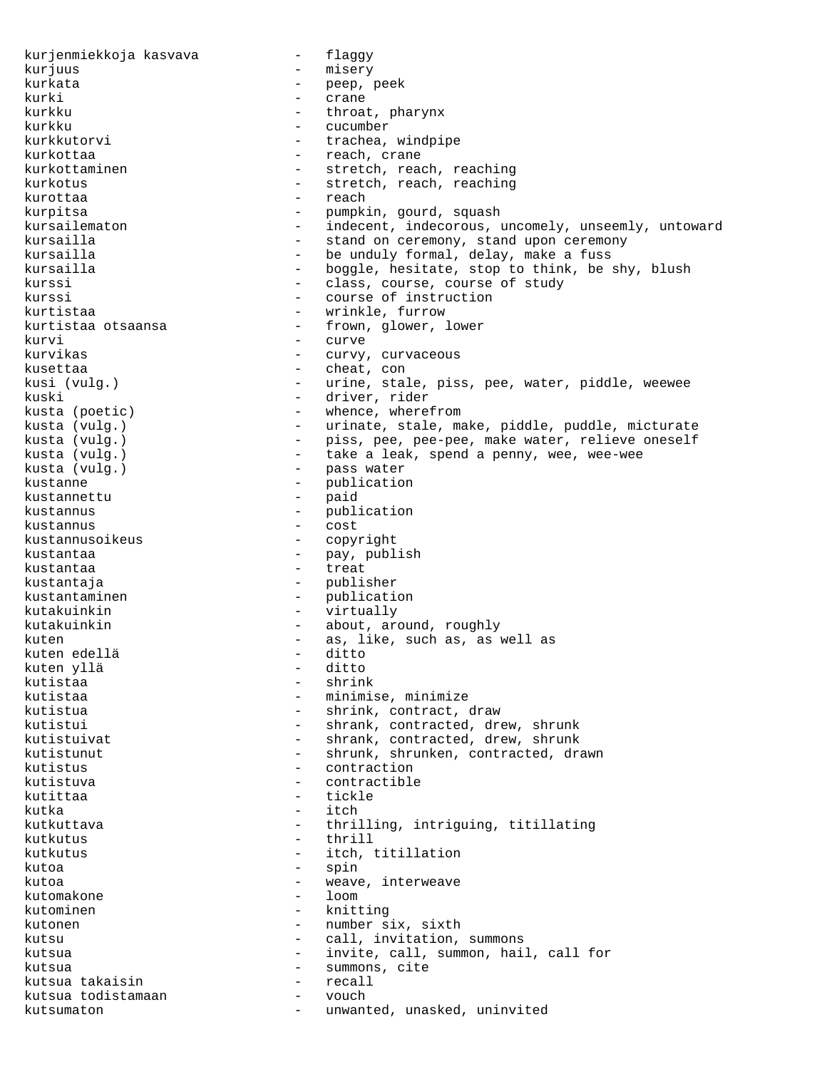kurjenmiekkoja kasvava - flaggy
kurjuus - misery
kurkata - peep, peek
kurki - crane
kurkku - throat, pharynx
kurkku - cucumber
kurkkutorvi - trachea, windpipe
kurkottaa - reach, crane
kurkottaminen - stretch, reach, reaching
kurkotus - stretch, reach, reaching
kurottaa - reach
kurpitsa - pumpkin, gourd, squash
kursailematon - indecent, indecorous, uncomely, unseemly, untoward
kursailla - stand on ceremony, stand upon ceremony
kursailla - be unduly formal, delay, make a fuss
kursailla - boggle, hesitate, stop to think, be shy, blush
kurssi - class, course, course of study
kurssi - course of instruction
kurtistaa - wrinkle, furrow
kurtistaa otsaansa - frown, glower, lower
kurvi - curve
kurvikas - curvy, curvaceous
kusettaa - cheat, con
kusi (vulg.) - urine, stale, piss, pee, water, piddle, weewee
kuski - driver, rider
kusta (poetic) - whence, wherefrom
kusta (vulg.) - urinate, stale, make, piddle, puddle, micturate
kusta (vulg.) - piss, pee, pee-pee, make water, relieve oneself
kusta (vulg.) - take a leak, spend a penny, wee, wee-wee
kusta (vulg.) - pass water
kustanne - publication
kustannettu - paid
kustannus - publication
kustannus - cost
kustannusoikeus - copyright
kustantaa - pay, publish
kustantaa - treat
kustantaja - publisher
kustantaminen - publication
kutakuinkin - virtually
kutakuinkin - about, around, roughly
kuten - as, like, such as, as well as
kuten edellä - ditto
kuten yllä - ditto
kutistaa - shrink
kutistaa - minimise, minimize
kutistua - shrink, contract, draw
kutistui - shrank, contracted, drew, shrunk
kutistuivat - shrank, contracted, drew, shrunk
kutistunut - shrunk, shrunken, contracted, drawn
kutistus - contraction
kutistuva - contractible
kutittaa - tickle
kutka - itch
kutkuttava - thrilling, intriguing, titillating
kutkutus - thrill
kutkutus - itch, titillation
kutoa - spin
kutoa - weave, interweave
kutomakone - loom
kutominen - knitting
kutonen - number six, sixth
kutsu - call, invitation, summons
kutsua - invite, call, summon, hail, call for
kutsua - summons, cite
kutsua takaisin - recall
kutsua todistamaan - vouch
kutsumaton - unwanted, unasked, uninvited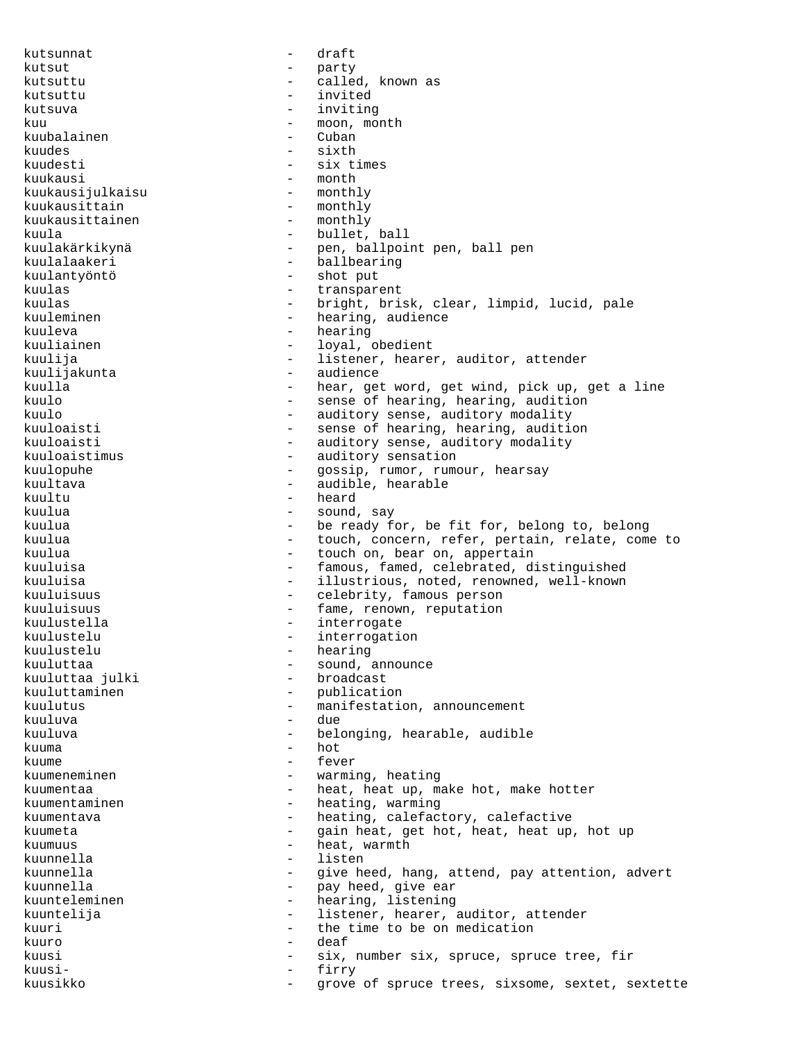kutsunnat - draft
kutsut - party
kutsuttu - called, known as
kutsuttu - invited
kutsuva - inviting
kuu - moon, month
kuubalainen - Cuban
kuudes - sixth
kuudesti - six times
kuukausi - month
kuukausijulkaisu - monthly
kuukausittain - monthly
kuukausittainen - monthly
kuula - bullet, ball
kuulakärkikynä - pen, ballpoint pen, ball pen
kuulalaakeri - ballbearing
kuulantyöntö - shot put
kuulas - transparent
kuulas - bright, brisk, clear, limpid, lucid, pale
kuuleminen - hearing, audience
kuuleva - hearing
kuuliainen - loyal, obedient
kuulija - listener, hearer, auditor, attender
kuulijakunta - audience
kuulla - hear, get word, get wind, pick up, get a line
kuulo - sense of hearing, hearing, audition
kuulo - auditory sense, auditory modality
kuuloaisti - sense of hearing, hearing, audition
kuuloaisti - auditory sense, auditory modality
kuuloaistimus - auditory sensation
kuulopuhe - gossip, rumor, rumour, hearsay
kuultava - audible, hearable
kuultu - heard
kuulua - sound, say
kuulua - be ready for, be fit for, belong to, belong
kuulua - touch, concern, refer, pertain, relate, come to
kuulua - touch on, bear on, appertain
kuuluisa - famous, famed, celebrated, distinguished
kuuluisa - illustrious, noted, renowned, well-known
kuuluisuus - celebrity, famous person
kuuluisuus - fame, renown, reputation
kuulustella - interrogate
kuulustelu - interrogation
kuulustelu - hearing
kuuluttaa - sound, announce
kuuluttaa julki - broadcast
kuuluttaminen - publication
kuulutus - manifestation, announcement
kuuluva - due
kuuluva - belonging, hearable, audible
kuuma - hot
kuume - fever
kuumeneminen - warming, heating
kuumentaa - heat, heat up, make hot, make hotter
kuumentaminen - heating, warming
kuumentava - heating, calefactory, calefactive
kuumeta - gain heat, get hot, heat, heat up, hot up
kuumuus - heat, warmth
kuunnella - listen
kuunnella - give heed, hang, attend, pay attention, advert
kuunnella - pay heed, give ear
kuunteleminen - hearing, listening
kuuntelija - listener, hearer, auditor, attender
kuuri - the time to be on medication
kuuro - deaf
kuusi - six, number six, spruce, spruce tree, fir
kuusi- - firry
kuusikko - grove of spruce trees, sixsome, sextet, sextette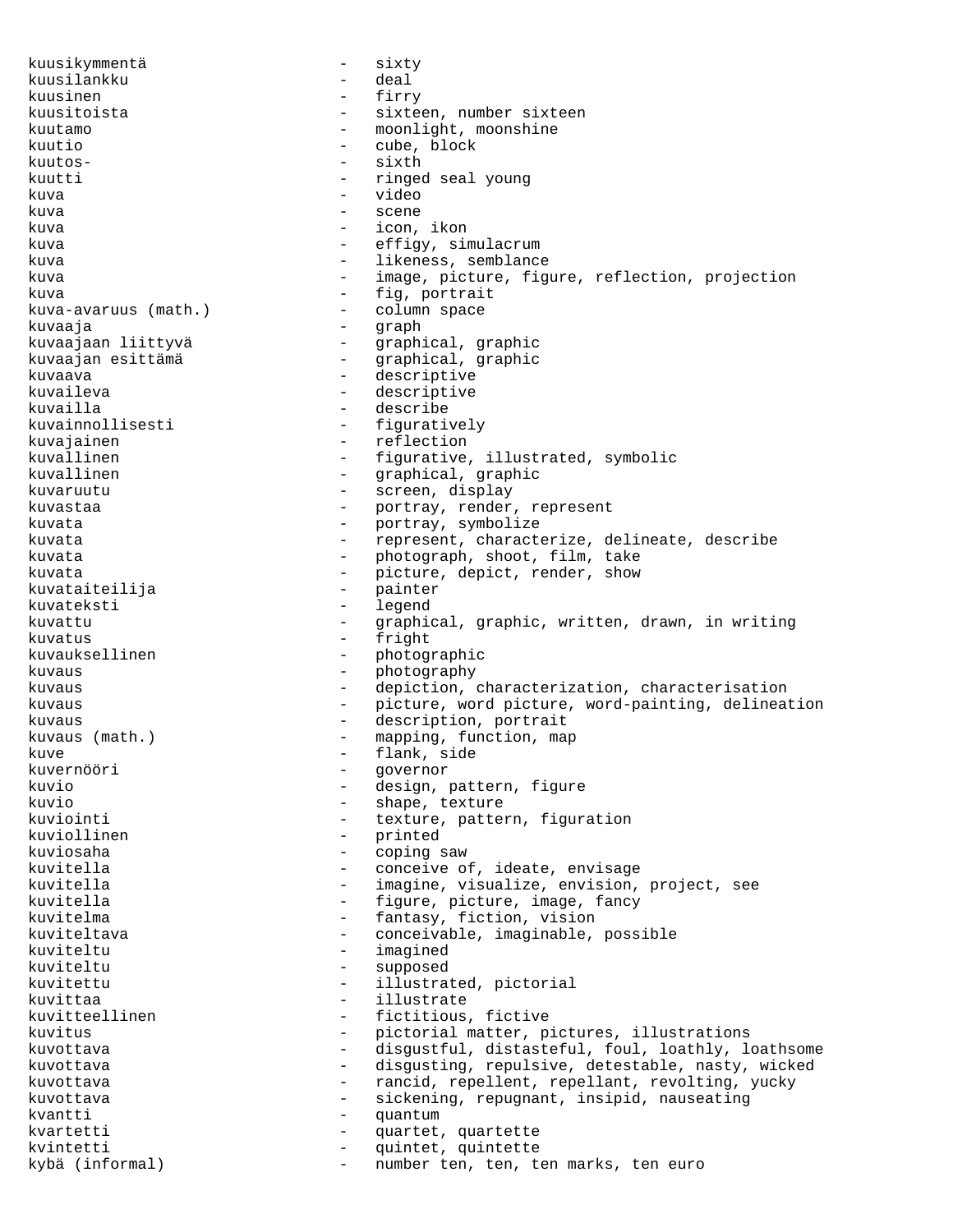kuusikymmentä - sixty
kuusilankku - deal
kuusinen - firry
kuusitoista - sixteen, number sixteen
kuutamo - moonlight, moonshine
kuutio - cube, block
kuutos- - sixth
kuutti - ringed seal young
kuva - video
kuva - scene
kuva - icon, ikon
kuva - effigy, simulacrum
kuva - likeness, semblance
kuva - image, picture, figure, reflection, projection
kuva - fig, portrait
kuva-avaruus (math.) - column space
kuvaaja - graph
kuvaajaan liittyvä - graphical, graphic
kuvaajan esittämä - graphical, graphic
kuvaava - descriptive
kuvaileva - descriptive
kuvailla - describe
kuvainnollisesti - figuratively
kuvajainen - reflection
kuvallinen - figurative, illustrated, symbolic
kuvallinen - graphical, graphic
kuvaruutu - screen, display
kuvastaa - portray, render, represent
kuvata - portray, symbolize
kuvata - represent, characterize, delineate, describe
kuvata - photograph, shoot, film, take
kuvata - picture, depict, render, show
kuvataiteilija - painter
kuvateksti - legend
kuvattu - graphical, graphic, written, drawn, in writing
kuvatus - fright
kuvauksellinen - photographic
kuvaus - photography
kuvaus - depiction, characterization, characterisation
kuvaus - picture, word picture, word-painting, delineation
kuvaus - description, portrait
kuvaus (math.) - mapping, function, map
kuve - flank, side
kuvernööri - governor
kuvio - design, pattern, figure
kuvio - shape, texture
kuviointi - texture, pattern, figuration
kuviollinen - printed
kuviosaha - coping saw
kuvitella - conceive of, ideate, envisage
kuvitella - imagine, visualize, envision, project, see
kuvitella - figure, picture, image, fancy
kuvitelma - fantasy, fiction, vision
kuviteltava - conceivable, imaginable, possible
kuviteltu - imagined
kuviteltu - supposed
kuvitettu - illustrated, pictorial
kuvittaa - illustrate
kuvitteellinen - fictitious, fictive
kuvitus - pictorial matter, pictures, illustrations
kuvottava - disgustful, distasteful, foul, loathly, loathsome
kuvottava - disgusting, repulsive, detestable, nasty, wicked
kuvottava - rancid, repellent, repellant, revolting, yucky
kuvottava - sickening, repugnant, insipid, nauseating
kvantti - quantum
kvartetti - quartet, quartette
kvintetti - quintet, quintette
kybä (informal) - number ten, ten, ten marks, ten euro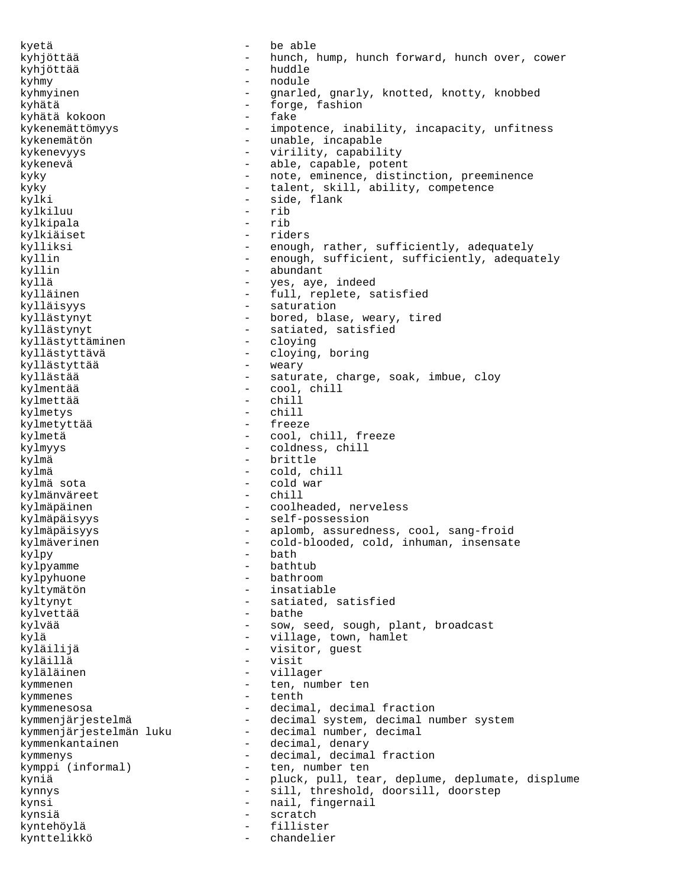kyetä - be able
kyhjöttää - hunch, hump, hunch forward, hunch over, cower
kyhjöttää - huddle
kyhmy - nodule
kyhmyinen - gnarled, gnarly, knotted, knotty, knobbed
kyhätä - forge, fashion
kyhätä kokoon - fake
kykenemättömyys - impotence, inability, incapacity, unfitness
kykenemätön - unable, incapable
kykenevyys - virility, capability
kykenevä - able, capable, potent
kyky - note, eminence, distinction, preeminence
kyky - talent, skill, ability, competence
kylki - side, flank
kylkiluu - rib
kylkipala - rib
kylkiäiset - riders
kylliksi - enough, rather, sufficiently, adequately
kyllin - enough, sufficient, sufficiently, adequately
kyllin - abundant
kyllä - yes, aye, indeed
kylläinen - full, replete, satisfied
kylläisyys - saturation
kyllästynyt - bored, blase, weary, tired
kyllästynyt - satiated, satisfied
kyllästyttäminen - cloying
kyllästyttävä - cloying, boring
kyllästyttää - weary
kyllästää - saturate, charge, soak, imbue, cloy
kylmentää - cool, chill
kylmettää - chill
kylmetys - chill
kylmetyttää - freeze
kylmetä - cool, chill, freeze
kylmyys - coldness, chill
kylmä - brittle
kylmä - cold, chill
kylmä sota - cold war
kylmänväreet - chill
kylmäpäinen - coolheaded, nerveless
kylmäpäisyys - self-possession
kylmäpäisyys - aplomb, assuredness, cool, sang-froid
kylmäverinen - cold-blooded, cold, inhuman, insensate
kylpy - bath
kylpyamme - bathtub
kylpyhuone - bathroom
kyltymätön - insatiable
kyltynyt - satiated, satisfied
kylvettää - bathe
kylvää - sow, seed, sough, plant, broadcast
kylä - village, town, hamlet
kyläilijä - visitor, guest
kyläillä - visit
kyläläinen - villager
kymmenen - ten, number ten
kymmenes - tenth
kymmenesosa - decimal, decimal fraction
kymmenjärjestelmä - decimal system, decimal number system
kymmenjärjestelmän luku - decimal number, decimal
kymmenkantainen - decimal, denary
kymmenys - decimal, decimal fraction
kymppi (informal) - ten, number ten
kyniä - pluck, pull, tear, deplume, deplumate, displume
kynnys - sill, threshold, doorsill, doorstep
kynsi - nail, fingernail
kynsiä - scratch
kyntehöylä - fillister
kynttelikkö - chandelier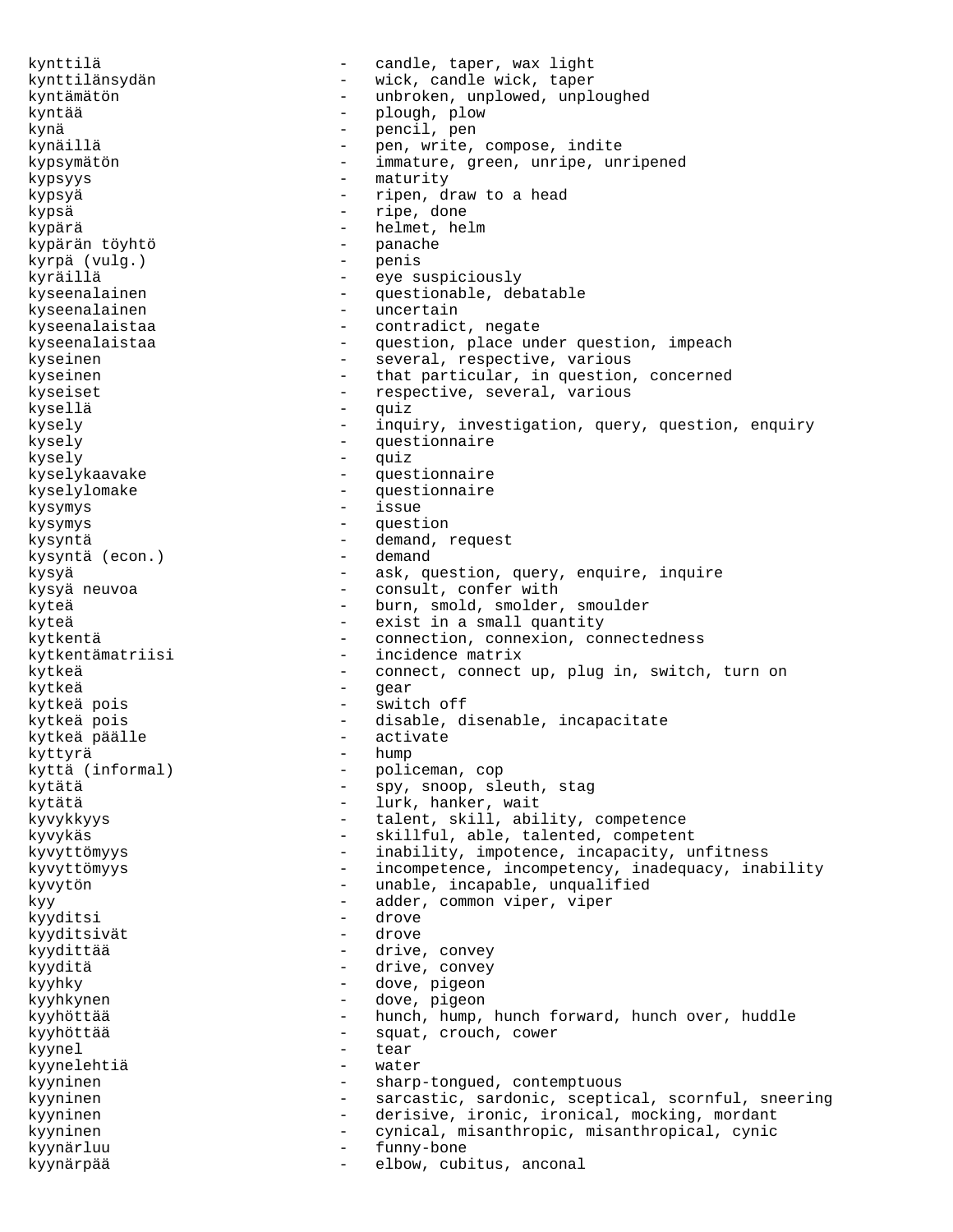kynttilä - candle, taper, wax light
kynttilänsydän - wick, candle wick, taper
kyntämätön - unbroken, unplowed, unploughed
kyntää - plough, plow
kynä - pencil, pen
kynäillä - pen, write, compose, indite
kypsymätön - immature, green, unripe, unripened
kypsyys - maturity
kypsyä - ripen, draw to a head
kypsä - ripe, done
kypärä - helmet, helm
kypärän töyhtö - panache
kyrpä (vulg.) - penis
kyräillä - eye suspiciously
kyseenalainen - questionable, debatable
kyseenalainen - uncertain
kyseenalaistaa - contradict, negate
kyseenalaistaa - question, place under question, impeach
kyseinen - several, respective, various
kyseinen - that particular, in question, concerned
kyseiset - respective, several, various
kysellä - quiz
kysely - inquiry, investigation, query, question, enquiry
kysely - questionnaire
kysely - quiz
kyselykaavake - questionnaire
kyselylomake - questionnaire
kysymys - issue
kysymys - question
kysyntä - demand, request
kysyntä (econ.) - demand
kysyä - ask, question, query, enquire, inquire
kysyä neuvoa - consult, confer with
kyteä - burn, smold, smolder, smoulder
kyteä - exist in a small quantity
kytkentä - connection, connexion, connectedness
kytkentämatriisi - incidence matrix
kytkeä - connect, connect up, plug in, switch, turn on
kytkeä - gear
kytkeä pois - switch off
kytkeä pois - disable, disenable, incapacitate
kytkeä päälle - activate
kyttyrä - hump
kyttä (informal) - policeman, cop
kytätä - spy, snoop, sleuth, stag
kytätä - lurk, hanker, wait
kyvykkyys - talent, skill, ability, competence
kyvykäs - skillful, able, talented, competent
kyvyttömyys - inability, impotence, incapacity, unfitness
kyvyttömyys - incompetence, incompetency, inadequacy, inability
kyvytön - unable, incapable, unqualified
kyy - adder, common viper, viper
kyyditsi - drove
kyyditsivät - drove
kyydittää - drive, convey
kyyditä - drive, convey
kyyhky - dove, pigeon
kyyhkynen - dove, pigeon
kyyhöttää - hunch, hump, hunch forward, hunch over, huddle
kyyhöttää - squat, crouch, cower
kyynel - tear
kyynelehtiä - water
kyyninen - sharp-tongued, contemptuous
kyyninen - sarcastic, sardonic, sceptical, scornful, sneering
kyyninen - derisive, ironic, ironical, mocking, mordant
kyyninen - cynical, misanthropic, misanthropical, cynic
kyynärluu - funny-bone
kyynärpää - elbow, cubitus, anconal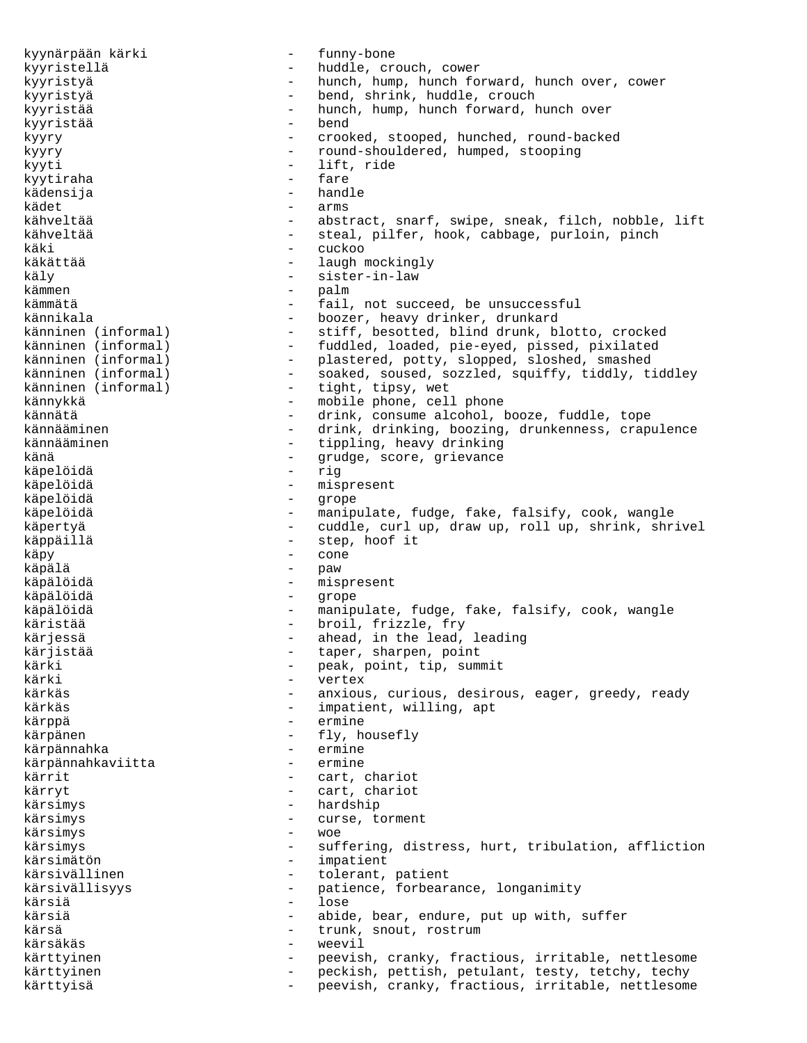kyynärpään kärki - funny-bone
kyyristellä - huddle, crouch, cower
kyyristyä - hunch, hump, hunch forward, hunch over, cower
kyyristyä - bend, shrink, huddle, crouch
kyyristää - hunch, hump, hunch forward, hunch over
kyyristää - bend
kyyry - crooked, stooped, hunched, round-backed
kyyry - round-shouldered, humped, stooping
kyyti - lift, ride
kyytiraha - fare
kädensija - handle
kädet - arms
kähveltää - abstract, snarf, swipe, sneak, filch, nobble, lift
kähveltää - steal, pilfer, hook, cabbage, purloin, pinch
käki - cuckoo
käkättää - laugh mockingly
käly - sister-in-law
kämmen - palm
kämmätä - fail, not succeed, be unsuccessful
kännikala - boozer, heavy drinker, drunkard
känninen (informal) - stiff, besotted, blind drunk, blotto, crocked
känninen (informal) - fuddled, loaded, pie-eyed, pissed, pixilated
känninen (informal) - plastered, potty, slopped, sloshed, smashed
känninen (informal) - soaked, soused, sozzled, squiffy, tiddly, tiddley
känninen (informal) - tight, tipsy, wet
kännykkä - mobile phone, cell phone
kännätä - drink, consume alcohol, booze, fuddle, tope
kännääminen - drink, drinking, boozing, drunkenness, crapulence
kännääminen - tippling, heavy drinking
känä - grudge, score, grievance
käpelöidä - rig
käpelöidä - mispresent
käpelöidä - grope
käpelöidä - manipulate, fudge, fake, falsify, cook, wangle
käpertyä - cuddle, curl up, draw up, roll up, shrink, shrivel
käppäillä - step, hoof it
käpy - cone
käpälä - paw
käpälöidä - mispresent
käpälöidä - grope
käpälöidä - manipulate, fudge, fake, falsify, cook, wangle
käristää - broil, frizzle, fry
kärjessä - ahead, in the lead, leading
kärjistää - taper, sharpen, point
kärki - peak, point, tip, summit
kärki - vertex
kärkäs - anxious, curious, desirous, eager, greedy, ready
kärkäs - impatient, willing, apt
kärppä - ermine
kärpänen - fly, housefly
kärpännahka - ermine
kärpännahkaviitta - ermine
kärrit - cart, chariot
kärryt - cart, chariot
kärsimys - hardship
kärsimys - curse, torment
kärsimys - woe
kärsimys - suffering, distress, hurt, tribulation, affliction
kärsimätön - impatient
kärsivällinen - tolerant, patient
kärsivällisyys - patience, forbearance, longanimity
kärsiä - lose
kärsiä - abide, bear, endure, put up with, suffer
kärsä - trunk, snout, rostrum
kärsäkäs - weevil
kärttyinen - peevish, cranky, fractious, irritable, nettlesome
kärttyinen - peckish, pettish, petulant, testy, tetchy, techy
kärttyisä - peevish, cranky, fractious, irritable, nettlesome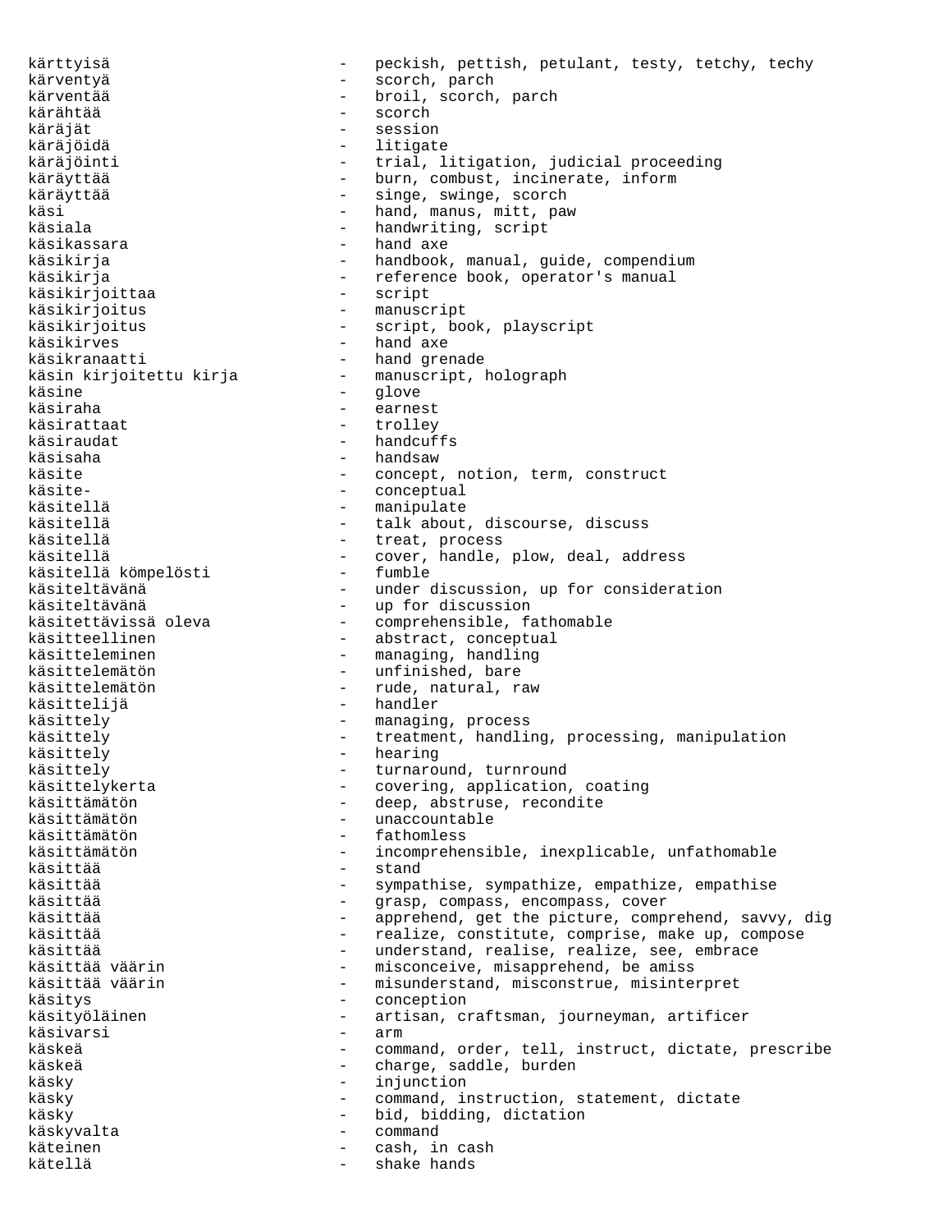kärttyisä - peckish, pettish, petulant, testy, tetchy, techy
kärventyä - scorch, parch
kärventää - broil, scorch, parch
kärähtää - scorch
käräjät - session
käräjöidä - litigate
käräjöinti - trial, litigation, judicial proceeding
käräyttää - burn, combust, incinerate, inform
käräyttää - singe, swinge, scorch
käsi - hand, manus, mitt, paw
käsiala - handwriting, script
käsikassara - hand axe
käsikirja - handbook, manual, guide, compendium
käsikirja - reference book, operator's manual
käsikirjoittaa - script
käsikirjoitus - manuscript
käsikirjoitus - script, book, playscript
käsikirves - hand axe
käsikranaatti - hand grenade
käsin kirjoitettu kirja - manuscript, holograph
käsine - glove
käsiraha - earnest
käsirattaat - trolley
käsiraudat - handcuffs
käsisaha - handsaw
käsite - concept, notion, term, construct
käsite- - conceptual
käsitellä - manipulate
käsitellä - talk about, discourse, discuss
käsitellä - treat, process
käsitellä - cover, handle, plow, deal, address
käsitellä kömpelösti - fumble
käsiteltävänä - under discussion, up for consideration
käsiteltävänä - up for discussion
käsitettävissä oleva - comprehensible, fathomable
käsitteellinen - abstract, conceptual
käsitteleminen - managing, handling
käsittelemätön - unfinished, bare
käsittelemätön - rude, natural, raw
käsittelijä - handler
käsittely - managing, process
käsittely - treatment, handling, processing, manipulation
käsittely - hearing
käsittely - turnaround, turnround
käsittelykerta - covering, application, coating
käsittämätön - deep, abstruse, recondite
käsittämätön - unaccountable
käsittämätön - fathomless
käsittämätön - incomprehensible, inexplicable, unfathomable
käsittää - stand
käsittää - sympathise, sympathize, empathize, empathise
käsittää - grasp, compass, encompass, cover
käsittää - apprehend, get the picture, comprehend, savvy, dig
käsittää - realize, constitute, comprise, make up, compose
käsittää - understand, realise, realize, see, embrace
käsittää väärin - misconceive, misapprehend, be amiss
käsittää väärin - misunderstand, misconstrue, misinterpret
käsitys - conception
käsityöläinen - artisan, craftsman, journeyman, artificer
käsivarsi - arm
käskeä - command, order, tell, instruct, dictate, prescribe
käskeä - charge, saddle, burden
käsky - injunction
käsky - command, instruction, statement, dictate
käsky - bid, bidding, dictation
käskyvalta - command
käteinen - cash, in cash
kätellä - shake hands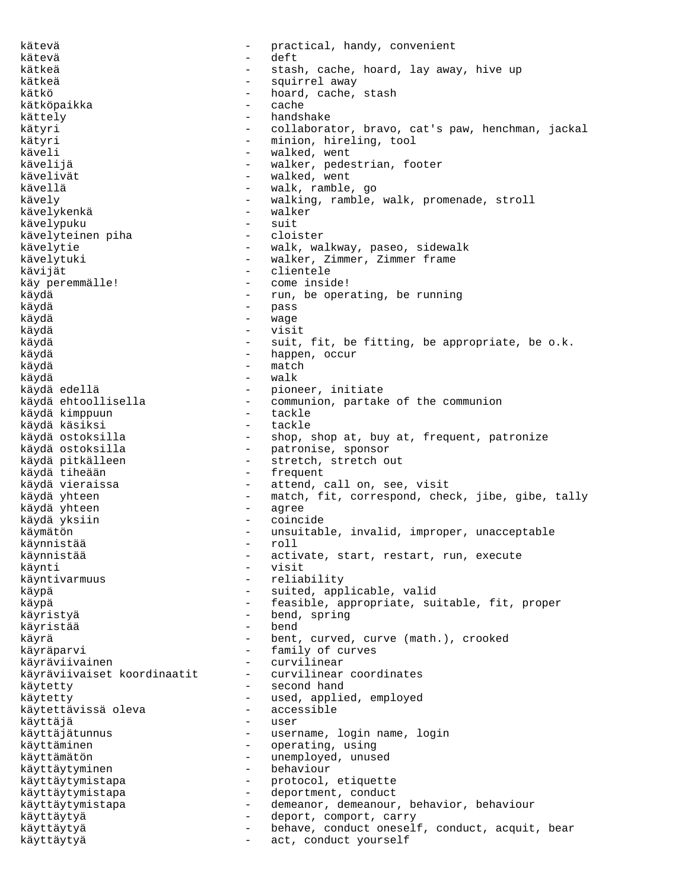kätevä - practical, handy, convenient
kätevä - deft
kätkeä - stash, cache, hoard, lay away, hive up
kätkeä - squirrel away
kätkö - hoard, cache, stash
kätköpaikka - cache
kättely - handshake
kätyri - collaborator, bravo, cat's paw, henchman, jackal
kätyri - minion, hireling, tool
käveli - walked, went
kävelijä - walker, pedestrian, footer
kävelivät - walked, went
kävellä - walk, ramble, go
kävely - walking, ramble, walk, promenade, stroll
kävelykenkä - walker
kävelypuku - suit
kävelyteinen piha - cloister
kävelytie - walk, walkway, paseo, sidewalk
kävelytuki - walker, Zimmer, Zimmer frame
kävijät - clientele
käy peremmälle! - come inside!
käydä - run, be operating, be running
käydä - pass
käydä - wage
käydä - visit
käydä - suit, fit, be fitting, be appropriate, be o.k.
käydä - happen, occur
käydä - match
käydä - walk
käydä edellä - pioneer, initiate
käydä ehtoollisella - communion, partake of the communion
käydä kimppuun - tackle
käydä käsiksi - tackle
käydä ostoksilla - shop, shop at, buy at, frequent, patronize
käydä ostoksilla - patronise, sponsor
käydä pitkälleen - stretch, stretch out
käydä tiheään - frequent
käydä vieraissa - attend, call on, see, visit
käydä yhteen - match, fit, correspond, check, jibe, gibe, tally
käydä yhteen - agree
käydä yksiin - coincide
käymätön - unsuitable, invalid, improper, unacceptable
käynnistää - roll
käynnistää - activate, start, restart, run, execute
käynti - visit
käyntivarmuus - reliability
käypä - suited, applicable, valid
käypä - feasible, appropriate, suitable, fit, proper
käyristyä - bend, spring
käyristää - bend
käyrä - bent, curved, curve (math.), crooked
käyräparvi - family of curves
käyräviivainen - curvilinear
käyräviivaiset koordinaatit - curvilinear coordinates
käytetty - second hand
käytetty - used, applied, employed
käytettävissä oleva - accessible
käyttäjä - user
käyttäjätunnus - username, login name, login
käyttäminen - operating, using
käyttämätön - unemployed, unused
käyttäytyminen - behaviour
käyttäytymistapa - protocol, etiquette
käyttäytymistapa - deportment, conduct
käyttäytymistapa - demeanor, demeanour, behavior, behaviour
käyttäytyä - deport, comport, carry
käyttäytyä - behave, conduct oneself, conduct, acquit, bear
käyttäytyä - act, conduct yourself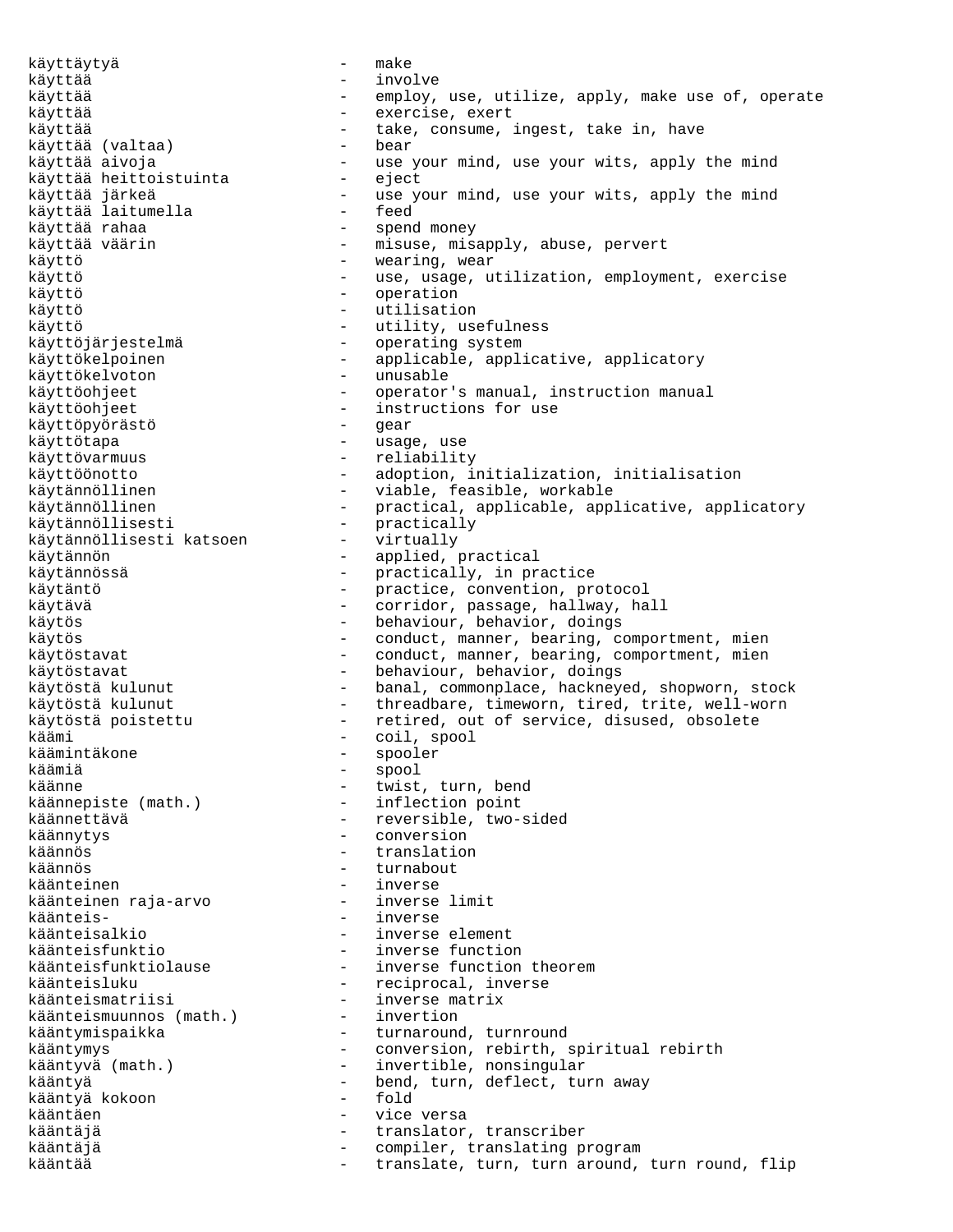käyttäytyä - make
käyttää - involve
käyttää - employ, use, utilize, apply, make use of, operate
käyttää - exercise, exert
käyttää - take, consume, ingest, take in, have
käyttää (valtaa) - bear
käyttää aivoja - use your mind, use your wits, apply the mind
käyttää heittoistuinta - eject
käyttää järkeä - use your mind, use your wits, apply the mind
käyttää laitumella - feed
käyttää rahaa - spend money
käyttää väärin - misuse, misapply, abuse, pervert
käyttö - wearing, wear
käyttö - use, usage, utilization, employment, exercise
käyttö - operation
käyttö - utilisation
käyttö - utility, usefulness
käyttöjärjestelmä - operating system
käyttökelpoinen - applicable, applicative, applicatory
käyttökelvoton - unusable
käyttöohjeet - operator's manual, instruction manual
käyttöohjeet - instructions for use
käyttöpyörästö - gear
käyttötapa - usage, use
käyttövarmuus - reliability
käyttöönotto - adoption, initialization, initialisation
käytännöllinen - viable, feasible, workable
käytännöllinen - practical, applicable, applicative, applicatory
käytännöllisesti - practically
käytännöllisesti katsoen - virtually
käytännön - applied, practical
käytännössä - practically, in practice
käytäntö - practice, convention, protocol
käytävä - corridor, passage, hallway, hall
käytös - behaviour, behavior, doings
käytös - conduct, manner, bearing, comportment, mien
käytöstavat - conduct, manner, bearing, comportment, mien
käytöstavat - behaviour, behavior, doings
käytöstä kulunut - banal, commonplace, hackneyed, shopworn, stock
käytöstä kulunut - threadbare, timeworn, tired, trite, well-worn
käytöstä poistettu - retired, out of service, disused, obsolete
käämi - coil, spool
käämintäkone - spooler
käämiä - spool
käänne - twist, turn, bend
käännepiste (math.) - inflection point
käännettävä - reversible, two-sided
käännytys - conversion
käännös - translation
käännös - turnabout
käänteinen - inverse
käänteinen raja-arvo - inverse limit
käänteis- - inverse
käänteisalkio - inverse element
käänteisfunktio - inverse function
käänteisfunktiolause - inverse function theorem
käänteisluku - reciprocal, inverse
käänteismatriisi - inverse matrix
käänteismuunnos (math.) - invertion
kääntymispaikka - turnaround, turnround
kääntymys - conversion, rebirth, spiritual rebirth
kääntyvä (math.) - invertible, nonsingular
kääntyä - bend, turn, deflect, turn away
kääntyä kokoon - fold
kääntäen - vice versa
kääntäjä - translator, transcriber
kääntäjä - compiler, translating program
kääntää - translate, turn, turn around, turn round, flip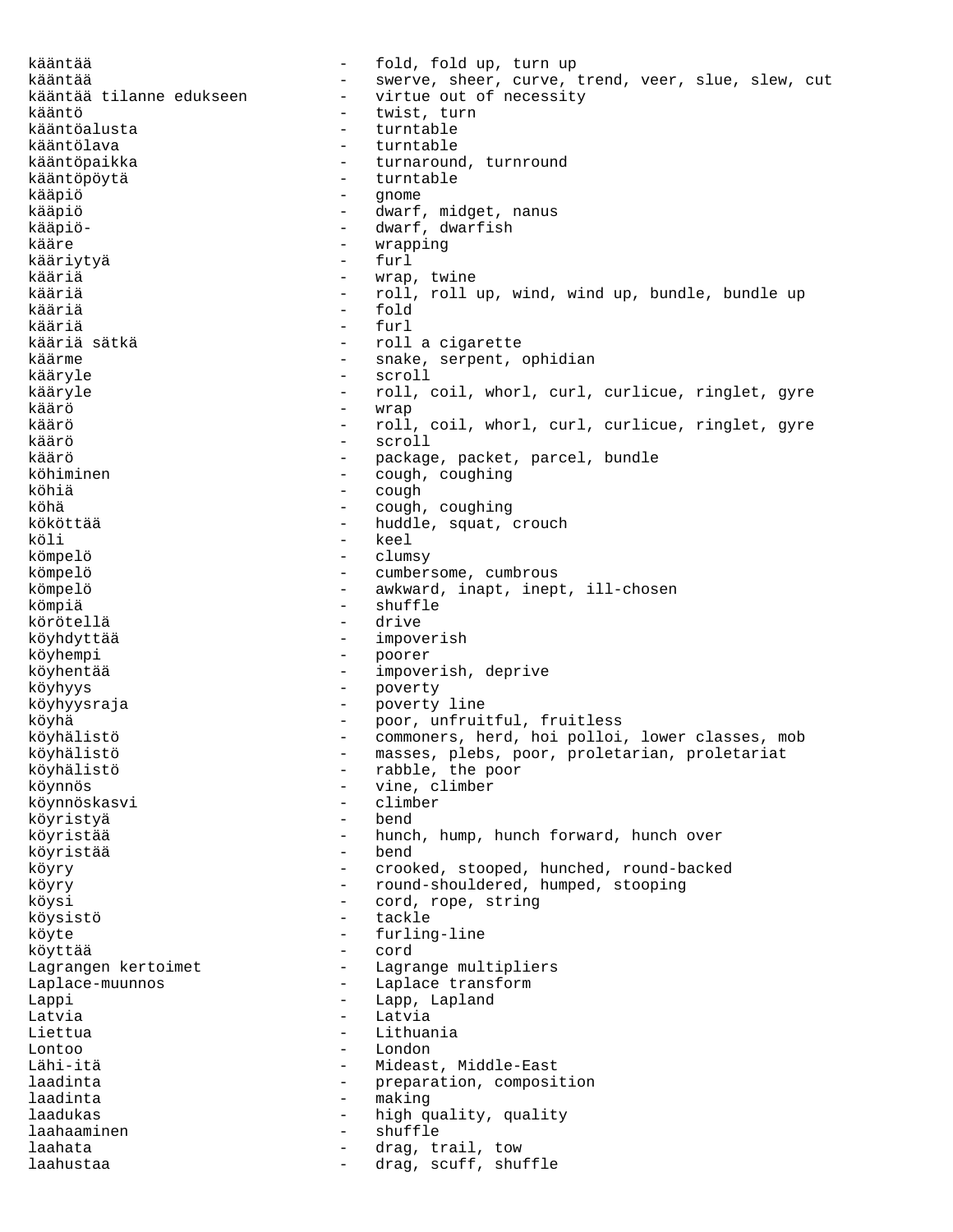kääntää - fold, fold up, turn up
kääntää - swerve, sheer, curve, trend, veer, slue, slew, cut
kääntää tilanne edukseen - virtue out of necessity
kääntö - twist, turn
kääntöalusta - turntable
kääntölava - turntable
kääntöpaikka - turnaround, turnround
kääntöpöytä - turntable
kääpiö - gnome
kääpiö - dwarf, midget, nanus
kääpiö- - dwarf, dwarfish
kääre - wrapping
kääriytyä - furl
kääriä - wrap, twine
kääriä - roll, roll up, wind, wind up, bundle, bundle up
kääriä - fold
kääriä - furl
kääriä sätkä - roll a cigarette
käärme - snake, serpent, ophidian
kääryle - scroll
kääryle - roll, coil, whorl, curl, curlicue, ringlet, gyre
käärö - wrap
käärö - roll, coil, whorl, curl, curlicue, ringlet, gyre
käärö - scroll
käärö - package, packet, parcel, bundle
köhiminen - cough, coughing
köhiä - cough
köhä - cough, coughing
kököttää - huddle, squat, crouch
köli - keel
kömpelö - clumsy
kömpelö - cumbersome, cumbrous
kömpelö - awkward, inapt, inept, ill-chosen
kömpiä - shuffle
körötellä - drive
köyhdyttää - impoverish
köyhempi - poorer
köyhentää - impoverish, deprive
köyhyys - poverty
köyhyysraja - poverty line
köyhä - poor, unfruitful, fruitless
köyhälistö - commoners, herd, hoi polloi, lower classes, mob
köyhälistö - masses, plebs, poor, proletarian, proletariat
köyhälistö - rabble, the poor
köynnös - vine, climber
köynnöskasvi - climber
köyristyä - bend
köyristää - hunch, hump, hunch forward, hunch over
köyristää - bend
köyry - crooked, stooped, hunched, round-backed
köyry - round-shouldered, humped, stooping
köysi - cord, rope, string
köysistö - tackle
köyte - furling-line
köyttää - cord
Lagrangen kertoimet - Lagrange multipliers
Laplace-muunnos - Laplace transform
Lappi - Lapp, Lapland
Latvia - Latvia
Liettua - Lithuania
Lontoo - London
Lähi-itä - Mideast, Middle-East
laadinta - preparation, composition
laadinta - making
laadukas - high quality, quality
laahaaminen - shuffle
laahata - drag, trail, tow
laahustaa - drag, scuff, shuffle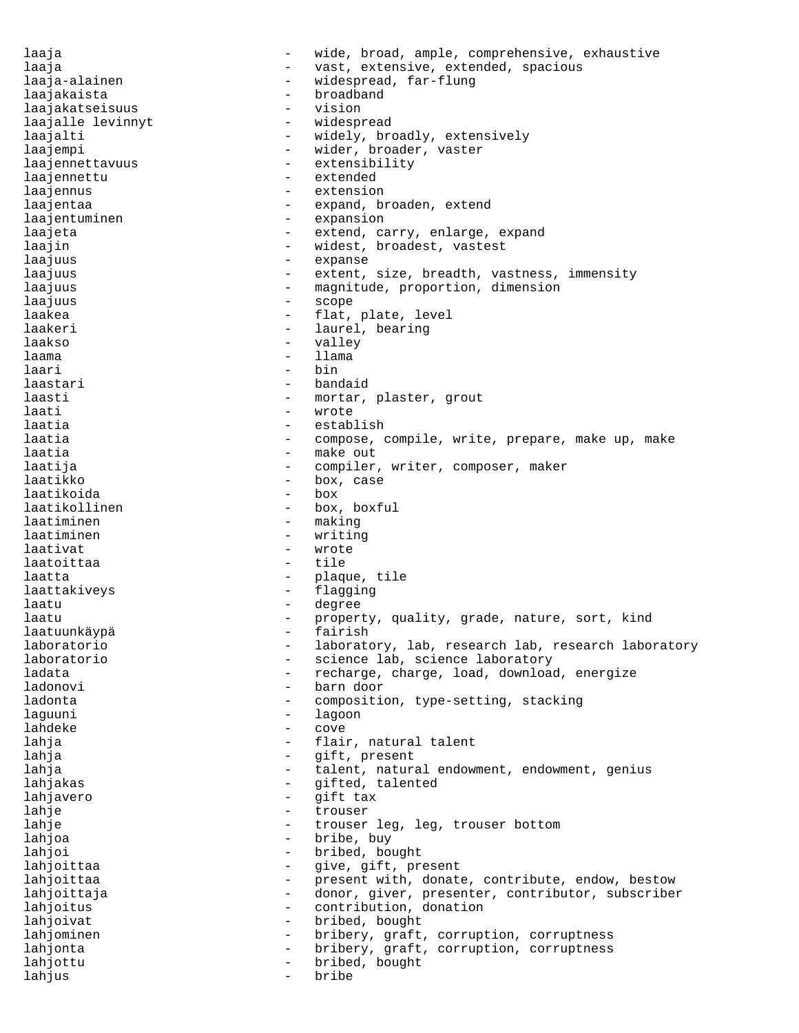laaja - wide, broad, ample, comprehensive, exhaustive
laaja - vast, extensive, extended, spacious
laaja-alainen - widespread, far-flung
laajakaista - broadband
laajakatseisuus - vision
laajalle levinnyt - widespread
laajalti - widely, broadly, extensively
laajempi - wider, broader, vaster
laajennettavuus - extensibility
laajennettu - extended
laajennus - extension
laajentaa - expand, broaden, extend
laajentuminen - expansion
laajeta - extend, carry, enlarge, expand
laajin - widest, broadest, vastest
laajuus - expanse
laajuus - extent, size, breadth, vastness, immensity
laajuus - magnitude, proportion, dimension
laajuus - scope
laakea - flat, plate, level
laakeri - laurel, bearing
laakso - valley
laama - llama
laari - bin
laastari - bandaid
laasti - mortar, plaster, grout
laati - wrote
laatia - establish
laatia - compose, compile, write, prepare, make up, make
laatia - make out
laatija - compiler, writer, composer, maker
laatikko - box, case
laatikoida - box
laatikollinen - box, boxful
laatiminen - making
laatiminen - writing
laativat - wrote
laatoittaa - tile
laatta - plaque, tile
laattakiveys - flagging
laatu - degree
laatu - property, quality, grade, nature, sort, kind
laatuunkäypä - fairish
laboratorio - laboratory, lab, research lab, research laboratory
laboratorio - science lab, science laboratory
ladata - recharge, charge, load, download, energize
ladonovi - barn door
ladonta - composition, type-setting, stacking
laguuni - lagoon
lahdeke - cove
lahja - flair, natural talent
lahja - gift, present
lahja - talent, natural endowment, endowment, genius
lahjakas - gifted, talented
lahjavero - gift tax
lahje - trouser
lahje - trouser leg, leg, trouser bottom
lahjoa - bribe, buy
lahjoi - bribed, bought
lahjoittaa - give, gift, present
lahjoittaa - present with, donate, contribute, endow, bestow
lahjoittaja - donor, giver, presenter, contributor, subscriber
lahjoitus - contribution, donation
lahjoivat - bribed, bought
lahjominen - bribery, graft, corruption, corruptness
lahjonta - bribery, graft, corruption, corruptness
lahjottu - bribed, bought
lahjus - bribe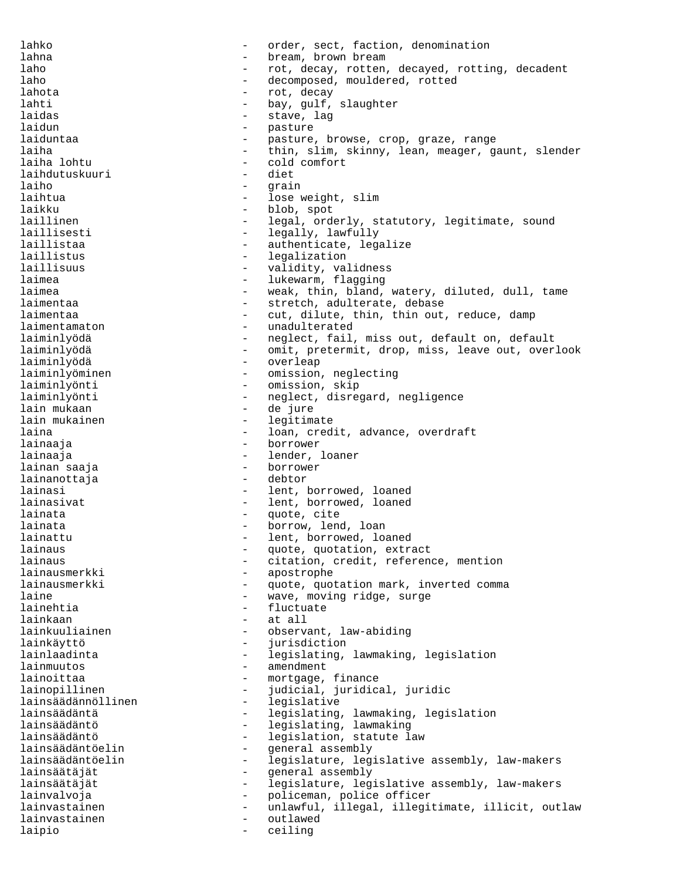lahko - order, sect, faction, denomination
lahna - bream, brown bream
laho - rot, decay, rotten, decayed, rotting, decadent
laho - decomposed, mouldered, rotted
lahota - rot, decay
lahti - bay, gulf, slaughter
laidas - stave, lag
laidun - pasture
laiduntaa - pasture, browse, crop, graze, range
laiha - thin, slim, skinny, lean, meager, gaunt, slender
laiha lohtu - cold comfort
laihdutuskuuri - diet
laiho - grain
laihtua - lose weight, slim
laikku - blob, spot
laillinen - legal, orderly, statutory, legitimate, sound
laillisesti - legally, lawfully
laillistaa - authenticate, legalize
laillistus - legalization
laillisuus - validity, validness
laimea - lukewarm, flagging
laimea - weak, thin, bland, watery, diluted, dull, tame
laimentaa - stretch, adulterate, debase
laimentaa - cut, dilute, thin, thin out, reduce, damp
laimentamaton - unadulterated
laiminlyödä - neglect, fail, miss out, default on, default
laiminlyödä - omit, pretermit, drop, miss, leave out, overlook
laiminlyödä - overleap
laiminlyöminen - omission, neglecting
laiminlyönti - omission, skip
laiminlyönti - neglect, disregard, negligence
lain mukaan - de jure
lain mukainen - legitimate
laina - loan, credit, advance, overdraft
lainaaja - borrower
lainaaja - lender, loaner
lainan saaja - borrower
lainanottaja - debtor
lainasi - lent, borrowed, loaned
lainasivat - lent, borrowed, loaned
lainata - quote, cite
lainata - borrow, lend, loan
lainattu - lent, borrowed, loaned
lainaus - quote, quotation, extract
lainaus - citation, credit, reference, mention
lainausmerkki - apostrophe
lainausmerkki - quote, quotation mark, inverted comma
laine - wave, moving ridge, surge
lainehtia - fluctuate
lainkaan - at all
lainkuuliainen - observant, law-abiding
lainkäyttö - jurisdiction
lainlaadinta - legislating, lawmaking, legislation
lainmuutos - amendment
lainoittaa - mortgage, finance
lainopillinen - judicial, juridical, juridic
lainsäädännöllinen - legislative
lainsäädäntä - legislating, lawmaking, legislation
lainsäädäntö - legislating, lawmaking
lainsäädäntö - legislation, statute law
lainsäädäntöelin - general assembly
lainsäädäntöelin - legislature, legislative assembly, law-makers
lainsäätäjät - general assembly
lainsäätäjät - legislature, legislative assembly, law-makers
lainvalvoja - policeman, police officer
lainvastainen - unlawful, illegal, illegitimate, illicit, outlaw
lainvastainen - outlawed
laipio - ceiling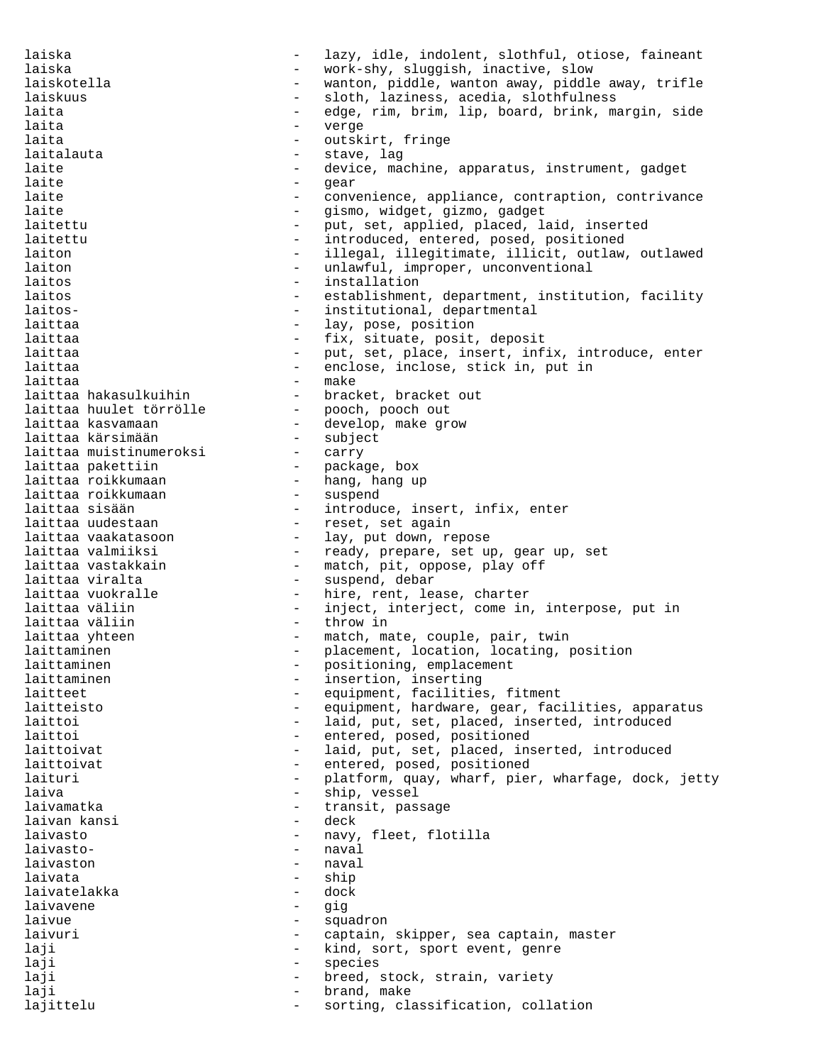laiska - lazy, idle, indolent, slothful, otiose, faineant
laiska - work-shy, sluggish, inactive, slow
laiskotella - wanton, piddle, wanton away, piddle away, trifle
laiskuus - sloth, laziness, acedia, slothfulness
laita - edge, rim, brim, lip, board, brink, margin, side
laita - verge
laita - outskirt, fringe
laitalauta - stave, lag
laite - device, machine, apparatus, instrument, gadget
laite - gear
laite - convenience, appliance, contraption, contrivance
laite - gismo, widget, gizmo, gadget
laitettu - put, set, applied, placed, laid, inserted
laitettu - introduced, entered, posed, positioned
laiton - illegal, illegitimate, illicit, outlaw, outlawed
laiton - unlawful, improper, unconventional
laitos - installation
laitos - establishment, department, institution, facility
laitos- - institutional, departmental
laittaa - lay, pose, position
laittaa - fix, situate, posit, deposit
laittaa - put, set, place, insert, infix, introduce, enter
laittaa - enclose, inclose, stick in, put in
laittaa - make
laittaa hakasulkuihin - bracket, bracket out
laittaa huulet törrölle - pooch, pooch out
laittaa kasvamaan - develop, make grow
laittaa kärsimään - subject
laittaa muistinumeroksi - carry
laittaa pakettiin - package, box
laittaa roikkumaan - hang, hang up
laittaa roikkumaan - suspend
laittaa sisään - introduce, insert, infix, enter
laittaa uudestaan - reset, set again
laittaa vaakatasoon - lay, put down, repose
laittaa valmiiksi - ready, prepare, set up, gear up, set
laittaa vastakkain - match, pit, oppose, play off
laittaa viralta - suspend, debar
laittaa vuokralle - hire, rent, lease, charter
laittaa väliin - inject, interject, come in, interpose, put in
laittaa väliin - throw in
laittaa yhteen - match, mate, couple, pair, twin
laittaminen - placement, location, locating, position
laittaminen - positioning, emplacement
laittaminen - insertion, inserting
laitteet - equipment, facilities, fitment
laitteisto - equipment, hardware, gear, facilities, apparatus
laittoi - laid, put, set, placed, inserted, introduced
laittoi - entered, posed, positioned
laittoivat - laid, put, set, placed, inserted, introduced
laittoivat - entered, posed, positioned
laituri - platform, quay, wharf, pier, wharfage, dock, jetty
laiva - ship, vessel
laivamatka - transit, passage
laivan kansi - deck
laivasto - navy, fleet, flotilla
laivasto- - naval
laivaston - naval
laivata - ship
laivatelakka - dock
laivavene - gig
laivue - squadron
laivuri - captain, skipper, sea captain, master
laji - kind, sort, sport event, genre
laji - species
laji - breed, stock, strain, variety
laji - brand, make
lajittelu - sorting, classification, collation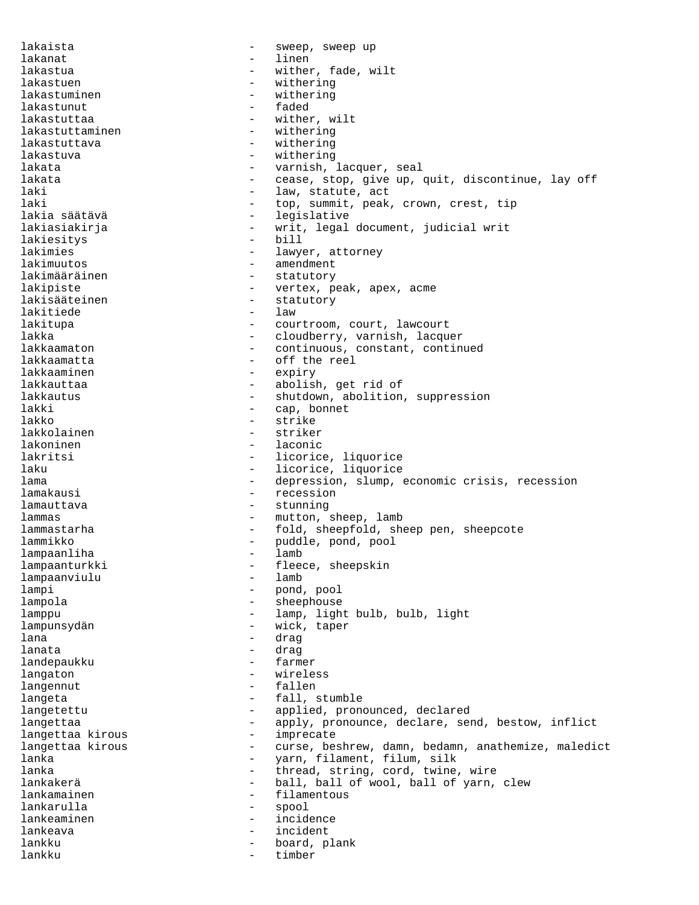lakaista - sweep, sweep up
lakanat - linen
lakastua - wither, fade, wilt
lakastuen - withering
lakastuminen - withering
lakastunut - faded
lakastuttaa - wither, wilt
lakastuttaminen - withering
lakastuttava - withering
lakastuva - withering
lakata - varnish, lacquer, seal
lakata - cease, stop, give up, quit, discontinue, lay off
laki - law, statute, act
laki - top, summit, peak, crown, crest, tip
lakia säätävä - legislative
lakiasiakirja - writ, legal document, judicial writ
lakiesitys - bill
lakimies - lawyer, attorney
lakimuutos - amendment
lakimääräinen - statutory
lakipiste - vertex, peak, apex, acme
lakisääteinen - statutory
lakitiede - law
lakitupa - courtroom, court, lawcourt
lakka - cloudberry, varnish, lacquer
lakkaamaton - continuous, constant, continued
lakkaamatta - off the reel
lakkaaminen - expiry
lakkauttaa - abolish, get rid of
lakkautus - shutdown, abolition, suppression
lakki - cap, bonnet
lakko - strike
lakkolainen - striker
lakoninen - laconic
lakritsi - licorice, liquorice
laku - licorice, liquorice
lama - depression, slump, economic crisis, recession
lamakausi - recession
lamauttava - stunning
lammas - mutton, sheep, lamb
lammastarha - fold, sheepfold, sheep pen, sheepcote
lammikko - puddle, pond, pool
lampaanliha - lamb
lampaanturkki - fleece, sheepskin
lampaanviulu - lamb
lampi - pond, pool
lampola - sheephouse
lamppu - lamp, light bulb, bulb, light
lampunsydän - wick, taper
lana - drag
lanata - drag
landepaukku - farmer
langaton - wireless
langennut - fallen
langeta - fall, stumble
langetettu - applied, pronounced, declared
langettaa - apply, pronounce, declare, send, bestow, inflict
langettaa kirous - imprecate
langettaa kirous - curse, beshrew, damn, bedamn, anathemize, maledict
lanka - yarn, filament, filum, silk
lanka - thread, string, cord, twine, wire
lankakerä - ball, ball of wool, ball of yarn, clew
lankamainen - filamentous
lankarulla - spool
lankeaminen - incidence
lankeava - incident
lankku - board, plank
lankku - timber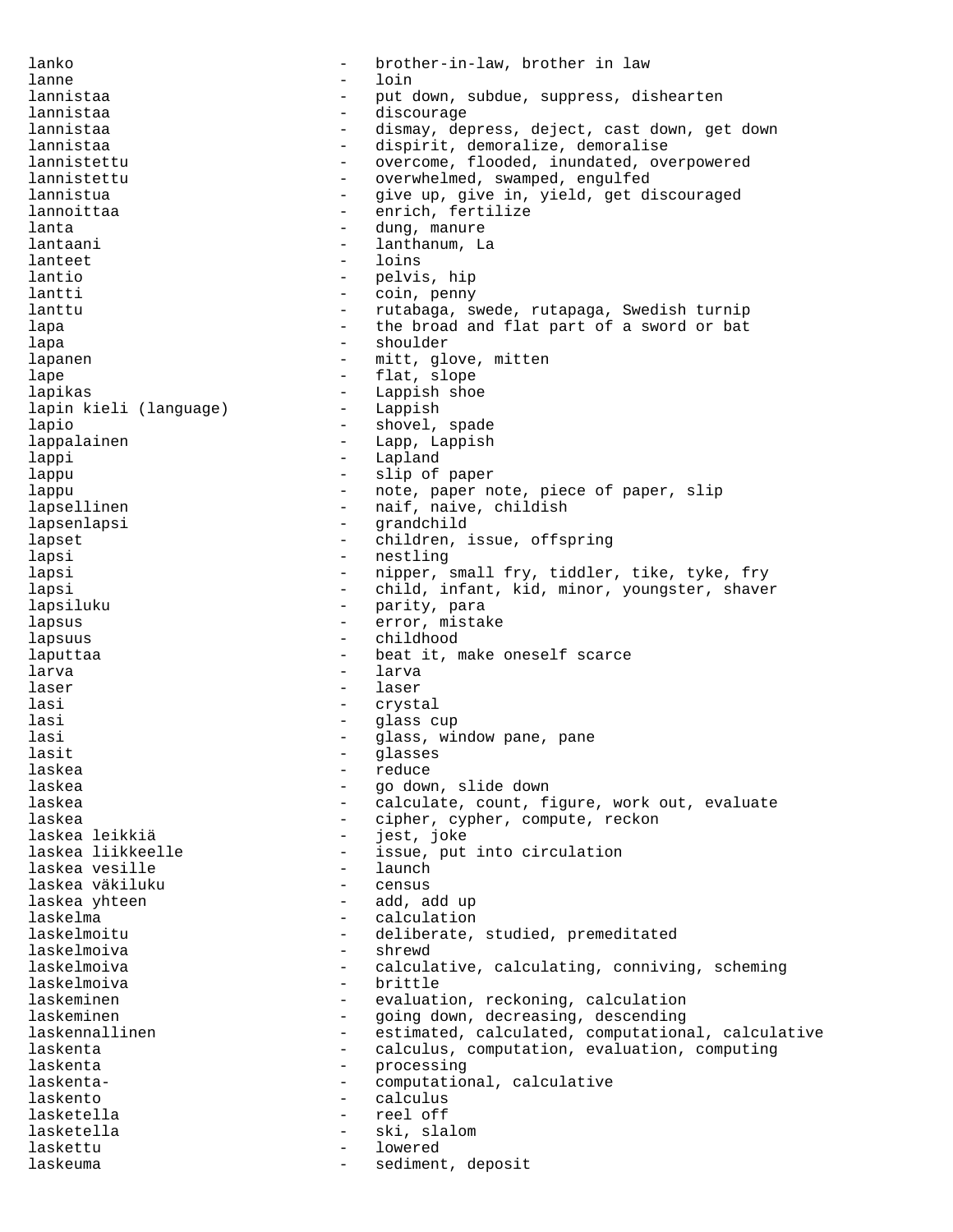lanko - brother-in-law, brother in law
lanne - loin
lannistaa - put down, subdue, suppress, dishearten
lannistaa - discourage
lannistaa - dismay, depress, deject, cast down, get down
lannistaa - dispirit, demoralize, demoralise
lannistettu - overcome, flooded, inundated, overpowered
lannistettu - overwhelmed, swamped, engulfed
lannistua - give up, give in, yield, get discouraged
lannoittaa - enrich, fertilize
lanta - dung, manure
lantaani - lanthanum, La
lanteet - loins
lantio - pelvis, hip
lantti - coin, penny
lanttu - rutabaga, swede, rutapaga, Swedish turnip
lapa - the broad and flat part of a sword or bat
lapa - shoulder
lapanen - mitt, glove, mitten
lape - flat, slope
lapikas - Lappish shoe
lapin kieli (language) - Lappish
lapio - shovel, spade
lappalainen - Lapp, Lappish
lappi - Lapland
lappu - slip of paper
lappu - note, paper note, piece of paper, slip
lapsellinen - naif, naive, childish
lapsenlapsi - grandchild
lapset - children, issue, offspring
lapsi - nestling
lapsi - nipper, small fry, tiddler, tike, tyke, fry
lapsi - child, infant, kid, minor, youngster, shaver
lapsiluku - parity, para
lapsus - error, mistake
lapsuus - childhood
laputtaa - beat it, make oneself scarce
larva - larva
laser - laser
lasi - crystal
lasi - glass cup
lasi - glass, window pane, pane
lasit - glasses
laskea - reduce
laskea - go down, slide down
laskea - calculate, count, figure, work out, evaluate
laskea - cipher, cypher, compute, reckon
laskea leikkiä - jest, joke
laskea liikkeelle - issue, put into circulation
laskea vesille - launch
laskea väkiluku - census
laskea yhteen - add, add up
laskelma - calculation
laskelmoitu - deliberate, studied, premeditated
laskelmoiva - shrewd
laskelmoiva - calculative, calculating, conniving, scheming
laskelmoiva - brittle
laskeminen - evaluation, reckoning, calculation
laskeminen - going down, decreasing, descending
laskennallinen - estimated, calculated, computational, calculative
laskenta - calculus, computation, evaluation, computing
laskenta - processing
laskenta- - computational, calculative
laskento - calculus
lasketella - reel off
lasketella - ski, slalom
laskettu - lowered
laskeuma - sediment, deposit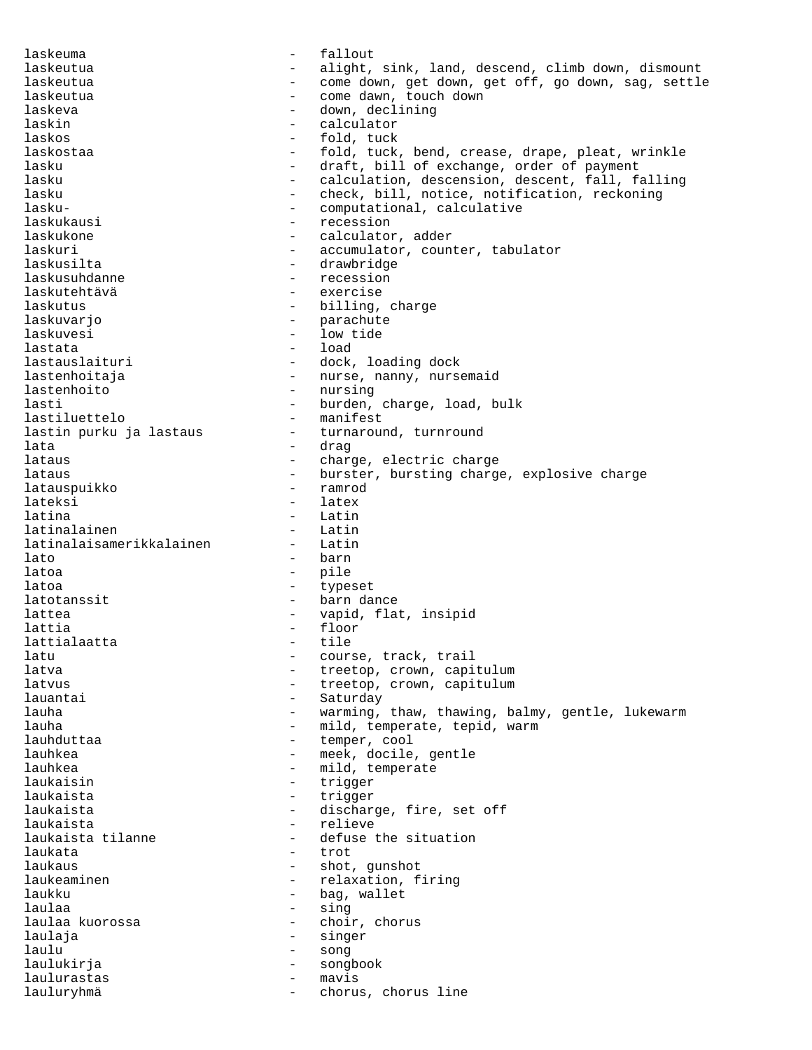laskeuma - fallout
laskeutua - alight, sink, land, descend, climb down, dismount
laskeutua - come down, get down, get off, go down, sag, settle
laskeutua - come dawn, touch down
laskeva - down, declining
laskin - calculator
laskos - fold, tuck
laskostaa - fold, tuck, bend, crease, drape, pleat, wrinkle
lasku - draft, bill of exchange, order of payment
lasku - calculation, descension, descent, fall, falling
lasku - check, bill, notice, notification, reckoning
lasku- - computational, calculative
laskukausi - recession
laskukone - calculator, adder
laskuri - accumulator, counter, tabulator
laskusilta - drawbridge
laskusuhdanne - recession
laskutehtävä - exercise
laskutus - billing, charge
laskuvarjo - parachute
laskuvesi - low tide
lastata - load
lastauslaituri - dock, loading dock
lastenhoitaja - nurse, nanny, nursemaid
lastenhoito - nursing
lasti - burden, charge, load, bulk
lastiluettelo - manifest
lastin purku ja lastaus - turnaround, turnround
lata - drag
lataus - charge, electric charge
lataus - burster, bursting charge, explosive charge
latauspuikko - ramrod
lateksi - latex
latina - Latin
latinalainen - Latin
latinalaisamerikkalainen - Latin
lato - barn
latoa - pile
latoa - typeset
latotanssit - barn dance
lattea - vapid, flat, insipid
lattia - floor
lattialaatta - tile
latu - course, track, trail
latva - treetop, crown, capitulum
latvus - treetop, crown, capitulum
lauantai - Saturday
lauha - warming, thaw, thawing, balmy, gentle, lukewarm
lauha - mild, temperate, tepid, warm
lauhduttaa - temper, cool
lauhkea - meek, docile, gentle
lauhkea - mild, temperate
laukaisin - trigger
laukaista - trigger
laukaista - discharge, fire, set off
laukaista - relieve
laukaista tilanne - defuse the situation
laukata - trot
laukaus - shot, gunshot
laukeaminen - relaxation, firing
laukku - bag, wallet
laulaa - sing
laulaa kuorossa - choir, chorus
laulaja - singer
laulu - song
laulukirja - songbook
laulurastas - mavis
lauluryhmä - chorus, chorus line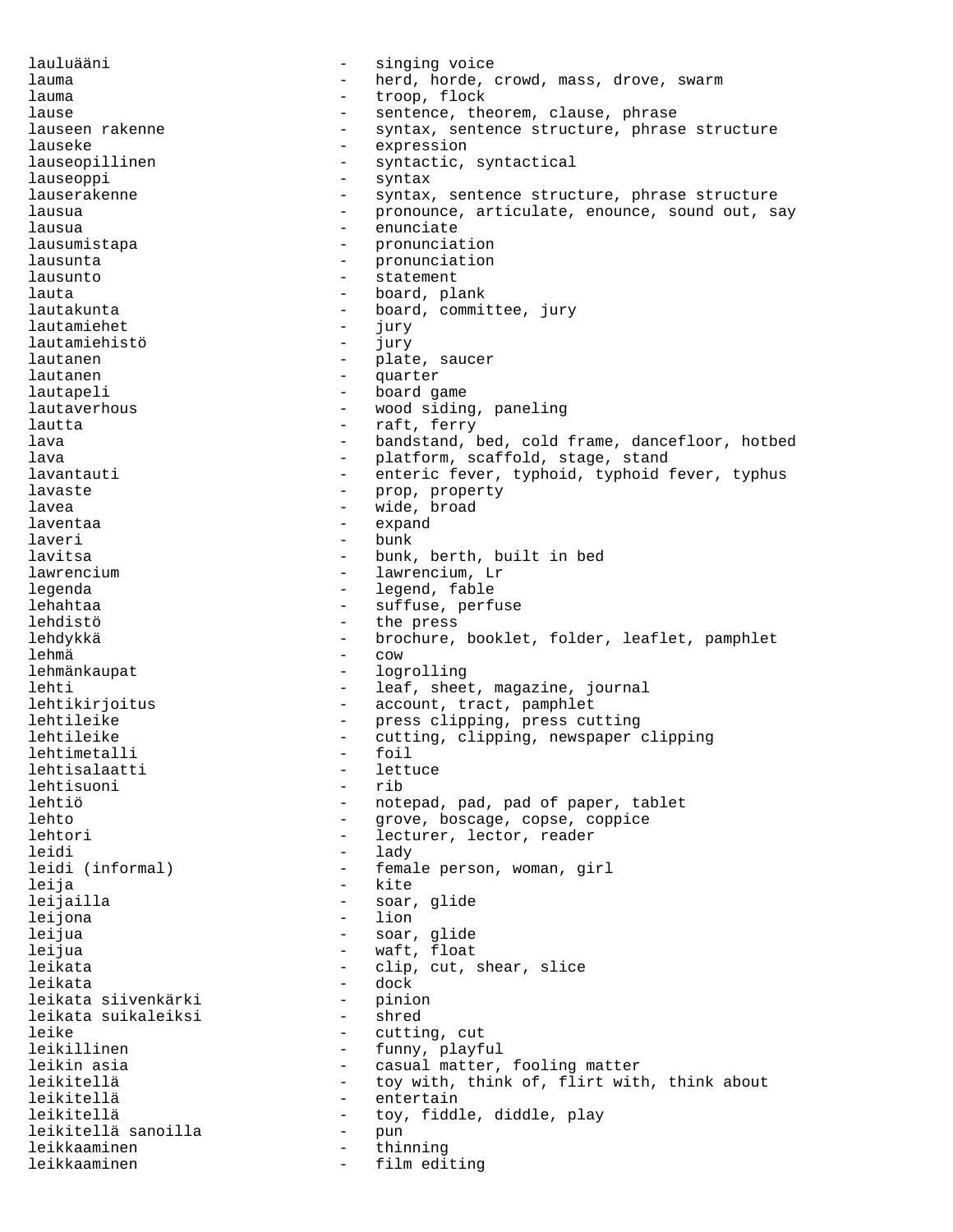lauluääni - singing voice
lauma - herd, horde, crowd, mass, drove, swarm
lauma - troop, flock
lause - sentence, theorem, clause, phrase
lauseen rakenne - syntax, sentence structure, phrase structure
lauseke - expression
lauseopillinen - syntactic, syntactical
lauseoppi - syntax
lauserakenne - syntax, sentence structure, phrase structure
lausua - pronounce, articulate, enounce, sound out, say
lausua - enunciate
lausumistapa - pronunciation
lausunta - pronunciation
lausunto - statement
lauta - board, plank
lautakunta - board, committee, jury
lautamiehet - jury
lautamiehistö - jury
lautanen - plate, saucer
lautanen - quarter
lautapeli - board game
lautaverhous - wood siding, paneling
lautta - raft, ferry
lava - bandstand, bed, cold frame, dancefloor, hotbed
lava - platform, scaffold, stage, stand
lavantauti - enteric fever, typhoid, typhoid fever, typhus
lavaste - prop, property
lavea - wide, broad
laventaa - expand
laveri - bunk
lavitsa - bunk, berth, built in bed
lawrencium - lawrencium, Lr
legenda - legend, fable
lehahtaa - suffuse, perfuse
lehdistö - the press
lehdykkä - brochure, booklet, folder, leaflet, pamphlet
lehmä - cow
lehmänkaupat - logrolling
lehti - leaf, sheet, magazine, journal
lehtikirjoitus - account, tract, pamphlet
lehtileike - press clipping, press cutting
lehtileike - cutting, clipping, newspaper clipping
lehtimetalli - foil
lehtisalaatti - lettuce
lehtisuoni - rib
lehtiö - notepad, pad, pad of paper, tablet
lehto - grove, boscage, copse, coppice
lehtori - lecturer, lector, reader
leidi - lady
leidi (informal) - female person, woman, girl
leija - kite
leijailla - soar, glide
leijona - lion
leijua - soar, glide
leijua - waft, float
leikata - clip, cut, shear, slice
leikata - dock
leikata siivenkärki - pinion
leikata suikaleiksi - shred
leike - cutting, cut
leikillinen - funny, playful
leikin asia - casual matter, fooling matter
leikitellä - toy with, think of, flirt with, think about
leikitellä - entertain
leikitellä - toy, fiddle, diddle, play
leikitellä sanoilla - pun
leikkaaminen - thinning
leikkaaminen - film editing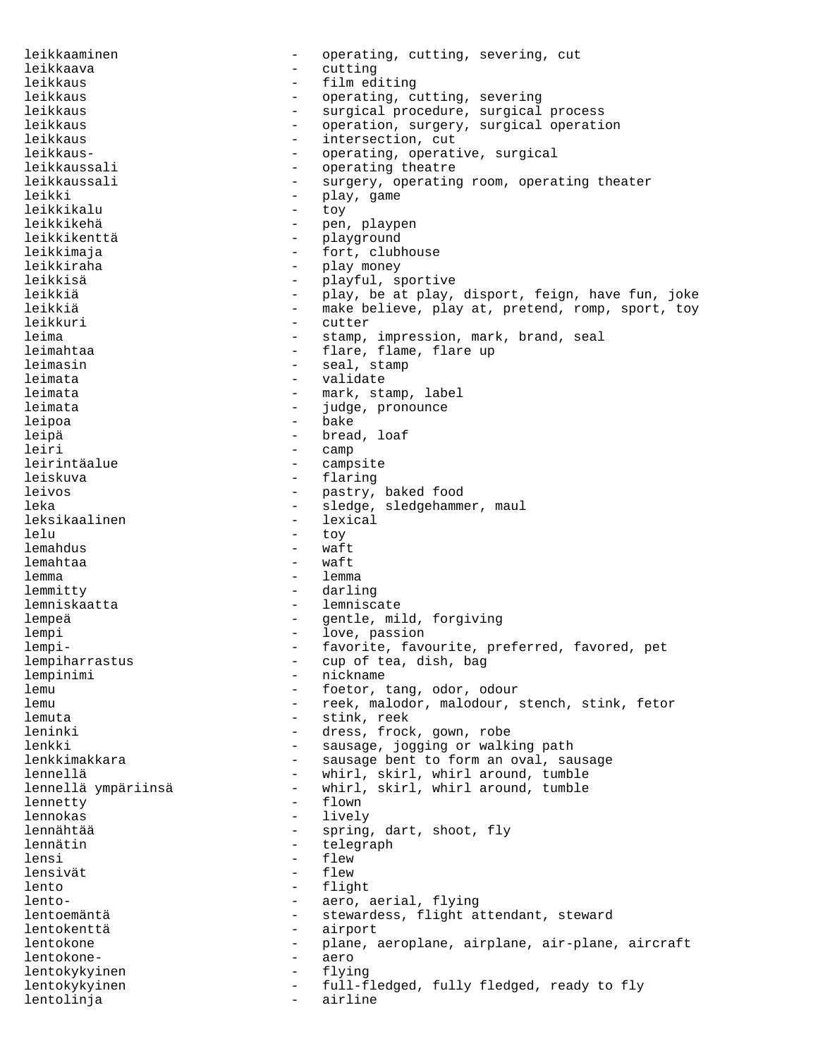leikkaaminen - operating, cutting, severing, cut
leikkaava - cutting
leikkaus - film editing
leikkaus - operating, cutting, severing
leikkaus - surgical procedure, surgical process
leikkaus - operation, surgery, surgical operation
leikkaus - intersection, cut
leikkaus- - operating, operative, surgical
leikkaussali - operating theatre
leikkaussali - surgery, operating room, operating theater
leikki - play, game
leikkikalu - toy
leikkikehä - pen, playpen
leikkikenttä - playground
leikkimaja - fort, clubhouse
leikkiraha - play money
leikkisä - playful, sportive
leikkiä - play, be at play, disport, feign, have fun, joke
leikkiä - make believe, play at, pretend, romp, sport, toy
leikkuri - cutter
leima - stamp, impression, mark, brand, seal
leimahtaa - flare, flame, flare up
leimasin - seal, stamp
leimata - validate
leimata - mark, stamp, label
leimata - judge, pronounce
leipoa - bake
leipä - bread, loaf
leiri - camp
leirintäalue - campsite
leiskuva - flaring
leivos - pastry, baked food
leka - sledge, sledgehammer, maul
leksikaalinen - lexical
lelu - toy
lemahdus - waft
lemahtaa - waft
lemma - lemma
lemmitty - darling
lemniskaatta - lemniscate
lempeä - gentle, mild, forgiving
lempi - love, passion
lempi- - favorite, favourite, preferred, favored, pet
lempiharrastus - cup of tea, dish, bag
lempinimi - nickname
lemu - foetor, tang, odor, odour
lemu - reek, malodor, malodour, stench, stink, fetor
lemuta - stink, reek
leninki - dress, frock, gown, robe
lenkki - sausage, jogging or walking path
lenkkimakkara - sausage bent to form an oval, sausage
lennellä - whirl, skirl, whirl around, tumble
lennellä ympäriinsä - whirl, skirl, whirl around, tumble
lennetty - flown
lennokas - lively
lennähtää - spring, dart, shoot, fly
lennätin - telegraph
lensi - flew
lensivät - flew
lento - flight
lento- - aero, aerial, flying
lentoemäntä - stewardess, flight attendant, steward
lentokenttä - airport
lentokone - plane, aeroplane, airplane, air-plane, aircraft
lentokone- - aero
lentokykyinen - flying
lentokykyinen - full-fledged, fully fledged, ready to fly
lentolinja - airline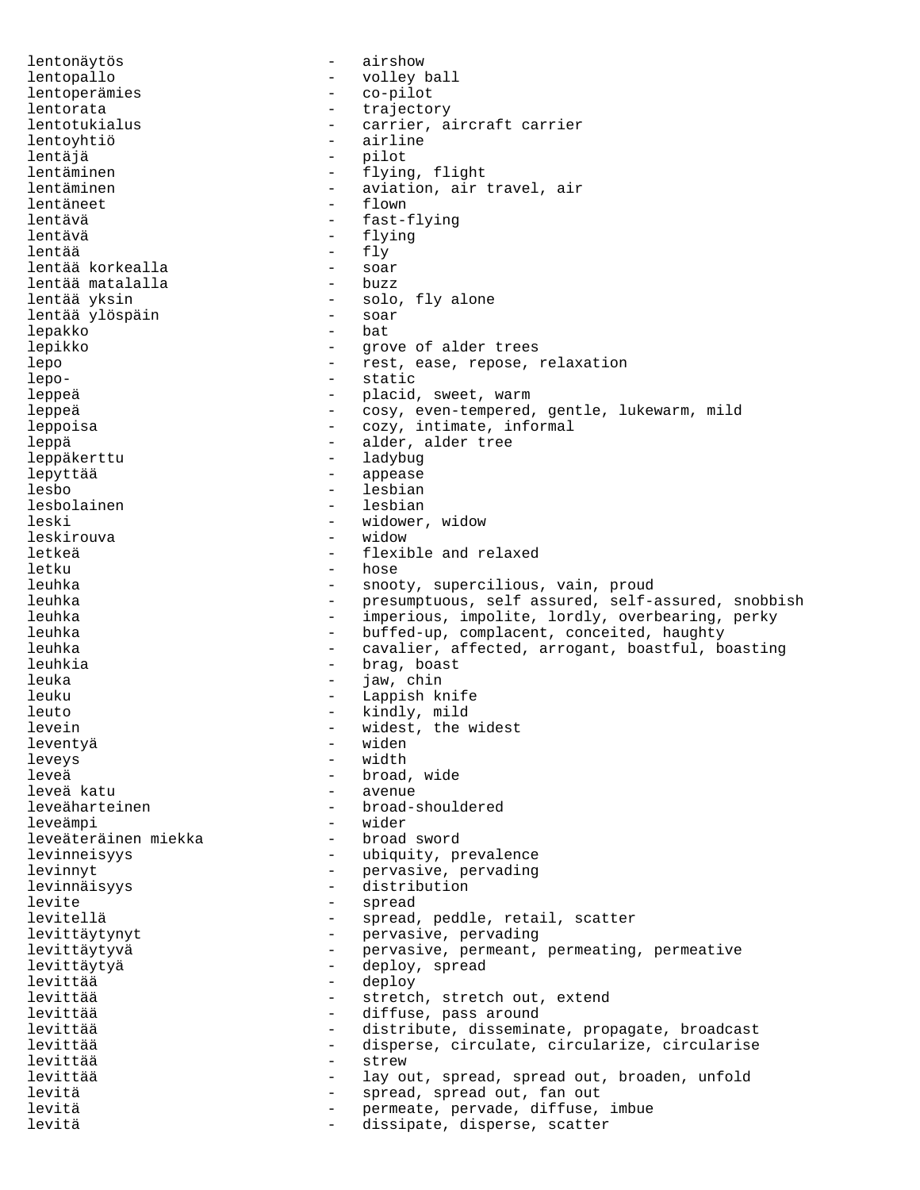lentonäytös - airshow
lentopallo - volley ball
lentoperämies - co-pilot
lentorata - trajectory
lentotukialus - carrier, aircraft carrier
lentoyhtiö - airline
lentäjä - pilot
lentäminen - flying, flight
lentäminen - aviation, air travel, air
lentäneet - flown
lentävä - fast-flying
lentävä - flying
lentää - fly
lentää korkealla - soar
lentää matalalla - buzz
lentää yksin - solo, fly alone
lentää ylöspäin - soar
lepakko - bat
lepikko - grove of alder trees
lepo - rest, ease, repose, relaxation
lepo- - static
leppeä - placid, sweet, warm
leppeä - cosy, even-tempered, gentle, lukewarm, mild
leppoisa - cozy, intimate, informal
leppä - alder, alder tree
leppäkerttu - ladybug
lepyttää - appease
lesbo - lesbian
lesbolainen - lesbian
leski - widower, widow
leskirouva - widow
letkeä - flexible and relaxed
letku - hose
leuhka - snooty, supercilious, vain, proud
leuhka - presumptuous, self assured, self-assured, snobbish
leuhka - imperious, impolite, lordly, overbearing, perky
leuhka - buffed-up, complacent, conceited, haughty
leuhka - cavalier, affected, arrogant, boastful, boasting
leuhkia - brag, boast
leuka - jaw, chin
leuku - Lappish knife
leuto - kindly, mild
levein - widest, the widest
leventyä - widen
leveys - width
leveä - broad, wide
leveä katu - avenue
leveäharteinen - broad-shouldered
leveämpi - wider
leveäteräinen miekka - broad sword
levinneisyys - ubiquity, prevalence
levinnyt - pervasive, pervading
levinnäisyys - distribution
levite - spread
levitellä - spread, peddle, retail, scatter
levittäytynyt - pervasive, pervading
levittäytyvä - pervasive, permeant, permeating, permeative
levittäytyä - deploy, spread
levittää - deploy
levittää - stretch, stretch out, extend
levittää - diffuse, pass around
levittää - distribute, disseminate, propagate, broadcast
levittää - disperse, circulate, circularize, circularise
levittää - strew
levittää - lay out, spread, spread out, broaden, unfold
levitä - spread, spread out, fan out
levitä - permeate, pervade, diffuse, imbue
levitä - dissipate, disperse, scatter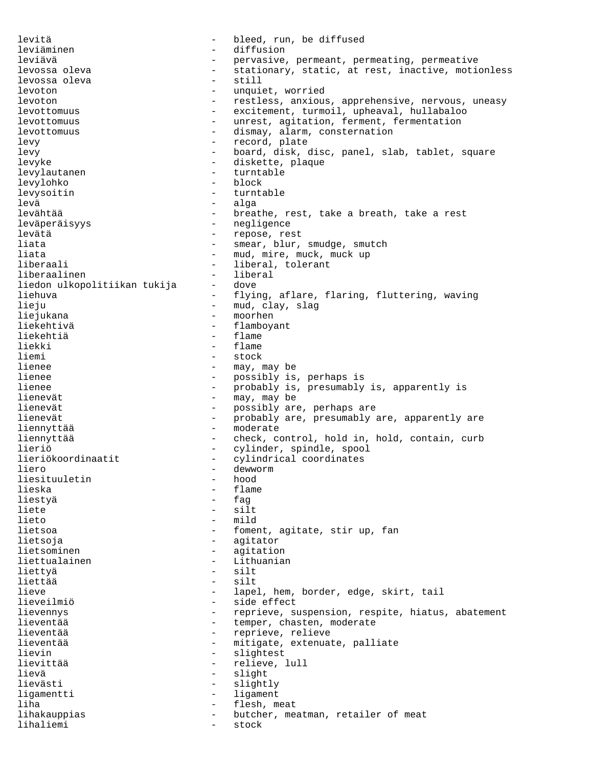levitä - bleed, run, be diffused
leviäminen - diffusion
leviävä - pervasive, permeant, permeating, permeative
levossa oleva - stationary, static, at rest, inactive, motionless
levossa oleva - still
levoton - unquiet, worried
levoton - restless, anxious, apprehensive, nervous, uneasy
levottomuus - excitement, turmoil, upheaval, hullabaloo
levottomuus - unrest, agitation, ferment, fermentation
levottomuus - dismay, alarm, consternation
levy - record, plate
levy - board, disk, disc, panel, slab, tablet, square
levyke - diskette, plaque
levylautanen - turntable
levylohko - block
levysoitin - turntable
levä - alga
levähtää - breathe, rest, take a breath, take a rest
leväperäisyys - negligence
levätä - repose, rest
liata - smear, blur, smudge, smutch
liata - mud, mire, muck, muck up
liberaali - liberal, tolerant
liberaalinen - liberal
liedon ulkopolitiikan tukija - dove
liehuva - flying, aflare, flaring, fluttering, waving
lieju - mud, clay, slag
liejukana - moorhen
liekehtivä - flamboyant
liekehtiä - flame
liekki - flame
liemi - stock
lienee - may, may be
lienee - possibly is, perhaps is
lienee - probably is, presumably is, apparently is
lienevät - may, may be
lienevät - possibly are, perhaps are
lienevät - probably are, presumably are, apparently are
liennyttää - moderate
liennyttää - check, control, hold in, hold, contain, curb
lieriö - cylinder, spindle, spool
lieriökoordinaatit - cylindrical coordinates
liero - dewworm
liesituuletin - hood
lieska - flame
liestyä - fag
liete - silt
lieto - mild
lietsoa - foment, agitate, stir up, fan
lietsoja - agitator
lietsominen - agitation
liettualainen - Lithuanian
liettyä - silt
liettää - silt
lieve - lapel, hem, border, edge, skirt, tail
lieveilmiö - side effect
lievennys - reprieve, suspension, respite, hiatus, abatement
lieventää - temper, chasten, moderate
lieventää - reprieve, relieve
lieventää - mitigate, extenuate, palliate
lievin - slightest
lievittää - relieve, lull
lievä - slight
lievästi - slightly
ligamentti - ligament
liha - flesh, meat
lihakauppias - butcher, meatman, retailer of meat
lihaliemi - stock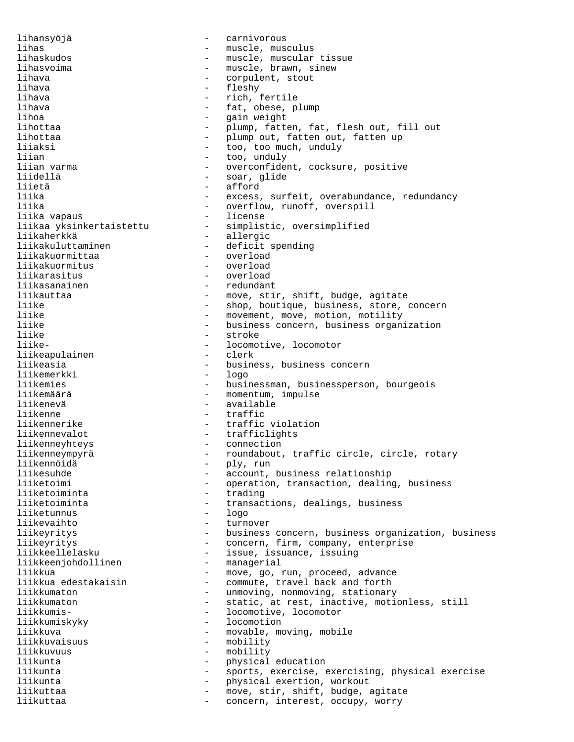lihansyöjä - carnivorous
lihas - muscle, musculus
lihaskudos - muscle, muscular tissue
lihasvoima - muscle, brawn, sinew
lihava - corpulent, stout
lihava - fleshy
lihava - rich, fertile
lihava - fat, obese, plump
lihoa - gain weight
lihottaa - plump, fatten, fat, flesh out, fill out
lihottaa - plump out, fatten out, fatten up
liiaksi - too, too much, unduly
liian - too, unduly
liian varma - overconfident, cocksure, positive
liidellä - soar, glide
liietä - afford
liika - excess, surfeit, overabundance, redundancy
liika - overflow, runoff, overspill
liika vapaus - license
liikaa yksinkertaistettu - simplistic, oversimplified
liikaherkkä - allergic
liikakuluttaminen - deficit spending
liikakuormittaa - overload
liikakuormitus - overload
liikarasitus - overload
liikasanainen - redundant
liikauttaa - move, stir, shift, budge, agitate
liike - shop, boutique, business, store, concern
liike - movement, move, motion, motility
liike - business concern, business organization
liike - stroke
liike- - locomotive, locomotor
liikeapulainen - clerk
liikeasia - business, business concern
liikemerkki - logo
liikemies - businessman, businessperson, bourgeois
liikemäärä - momentum, impulse
liikenevä - available
liikenne - traffic
liikennerike - traffic violation
liikennevalot - trafficlights
liikenneyhteys - connection
liikenneympyrä - roundabout, traffic circle, circle, rotary
liikennöidä - ply, run
liikesuhde - account, business relationship
liiketoimi - operation, transaction, dealing, business
liiketoiminta - trading
liiketoiminta - transactions, dealings, business
liiketunnus - logo
liikevaihto - turnover
liikeyritys - business concern, business organization, business
liikeyritys - concern, firm, company, enterprise
liikkeellelasku - issue, issuance, issuing
liikkeenjohdollinen - managerial
liikkua - move, go, run, proceed, advance
liikkua edestakaisin - commute, travel back and forth
liikkumaton - unmoving, nonmoving, stationary
liikkumaton - static, at rest, inactive, motionless, still
liikkumis- - locomotive, locomotor
liikkumiskyky - locomotion
liikkuva - movable, moving, mobile
liikkuvaisuus - mobility
liikkuvuus - mobility
liikunta - physical education
liikunta - sports, exercise, exercising, physical exercise
liikunta - physical exertion, workout
liikuttaa - move, stir, shift, budge, agitate
liikuttaa - concern, interest, occupy, worry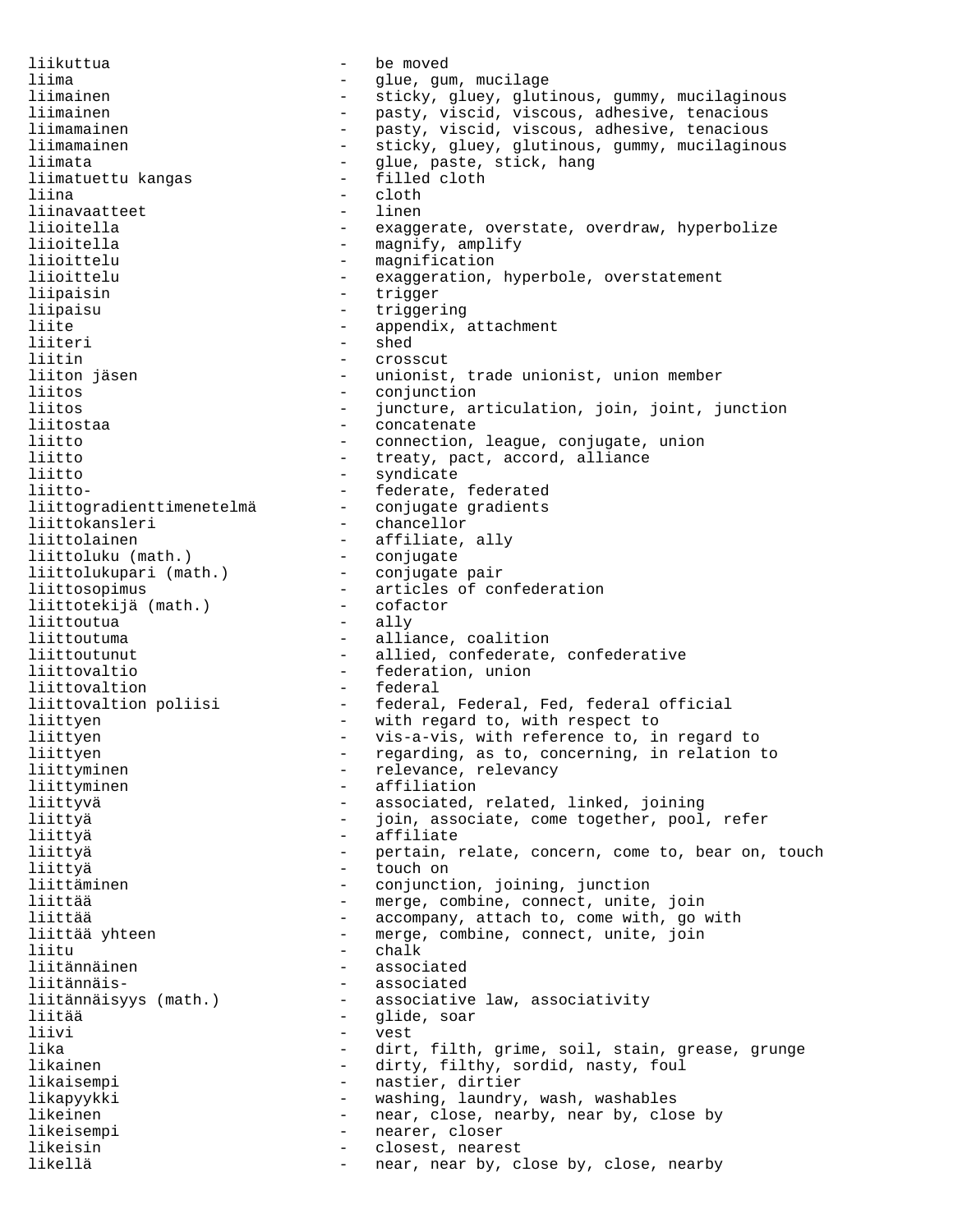liikuttua - be moved
liima - glue, gum, mucilage
liimainen - sticky, gluey, glutinous, gummy, mucilaginous
liimainen - pasty, viscid, viscous, adhesive, tenacious
liimamainen - pasty, viscid, viscous, adhesive, tenacious
liimamainen - sticky, gluey, glutinous, gummy, mucilaginous
liimata - glue, paste, stick, hang
liimatuettu kangas - filled cloth
liina - cloth
liinavaatteet - linen
liioitella - exaggerate, overstate, overdraw, hyperbolize
liioitella - magnify, amplify
liioittelu - magnification
liioittelu - exaggeration, hyperbole, overstatement
liipaisin - trigger
liipaisu - triggering
liite - appendix, attachment
liiteri - shed
liitin - crosscut
liiton jäsen - unionist, trade unionist, union member
liitos - conjunction
liitos - juncture, articulation, join, joint, junction
liitostaa - concatenate
liitto - connection, league, conjugate, union
liitto - treaty, pact, accord, alliance
liitto - syndicate
liitto- - federate, federated
liittogradienttimenetelmä - conjugate gradients
liittokansleri - chancellor
liittolainen - affiliate, ally
liittoluku (math.) - conjugate
liittolukupari (math.) - conjugate pair
liittosopimus - articles of confederation
liittotekijä (math.) - cofactor
liittoutua - ally
liittoutuma - alliance, coalition
liittoutunut - allied, confederate, confederative
liittovaltio - federation, union
liittovaltion - federal
liittovaltion poliisi - federal, Federal, Fed, federal official
liittyen - with regard to, with respect to
liittyen - vis-a-vis, with reference to, in regard to
liittyen - regarding, as to, concerning, in relation to
liittyminen - relevance, relevancy
liittyminen - affiliation
liittyvä - associated, related, linked, joining
liittyä - join, associate, come together, pool, refer
liittyä - affiliate
liittyä - pertain, relate, concern, come to, bear on, touch
liittyä - touch on
liittäminen - conjunction, joining, junction
liittää - merge, combine, connect, unite, join
liittää - accompany, attach to, come with, go with
liittää yhteen - merge, combine, connect, unite, join
liitu - chalk
liitännäinen - associated
liitännäis- - associated
liitännäisyys (math.) - associative law, associativity
liitää - glide, soar
liivi - vest
lika - dirt, filth, grime, soil, stain, grease, grunge
likainen - dirty, filthy, sordid, nasty, foul
likaisempi - nastier, dirtier
likapyykki - washing, laundry, wash, washables
likeinen - near, close, nearby, near by, close by
likeisempi - nearer, closer
likeisin - closest, nearest
likellä - near, near by, close by, close, nearby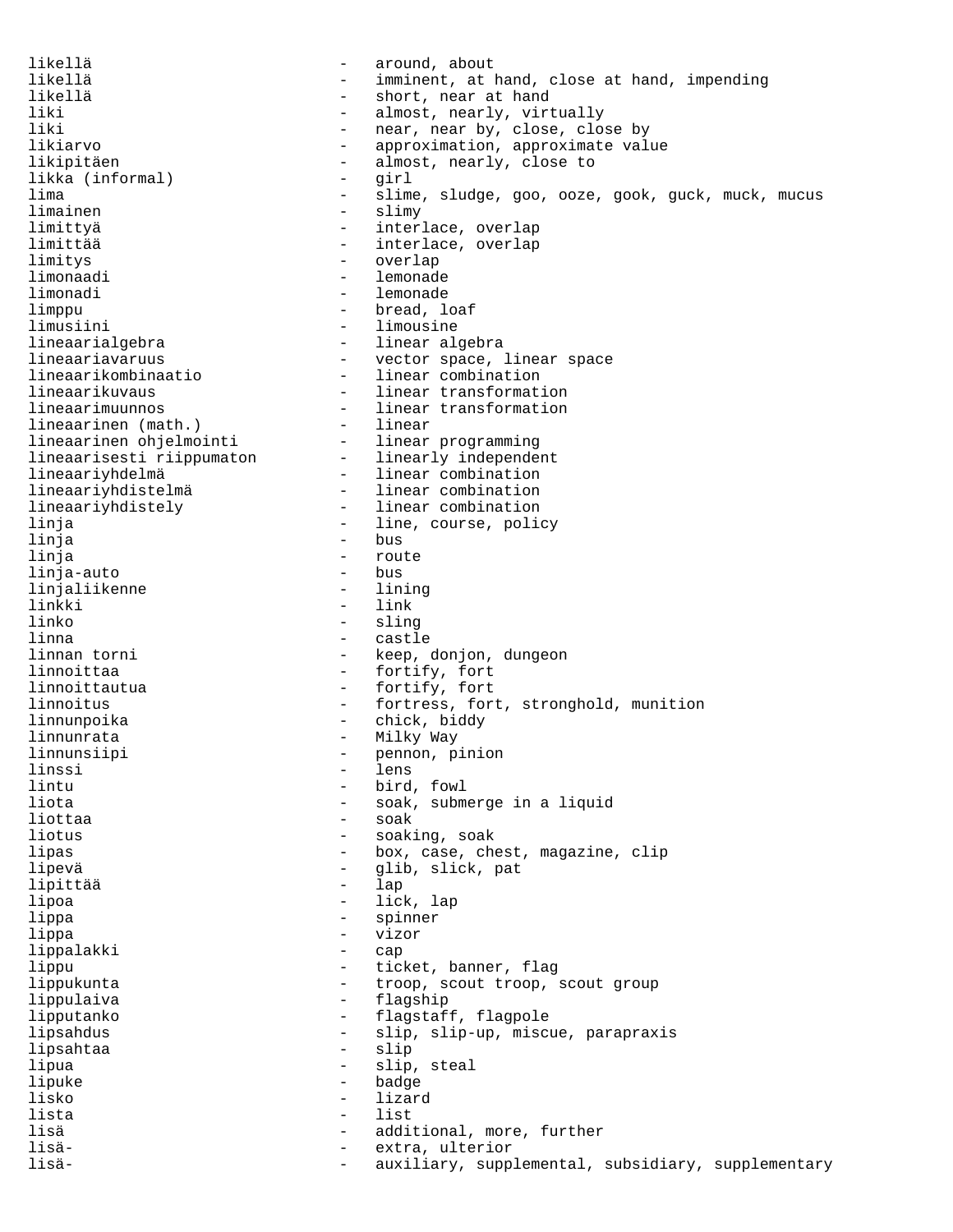likellä - around, about
likellä - imminent, at hand, close at hand, impending
likellä - short, near at hand
liki - almost, nearly, virtually
liki - near, near by, close, close by
likiarvo - approximation, approximate value
likipitäen - almost, nearly, close to
likka (informal) - girl
lima - slime, sludge, goo, ooze, gook, guck, muck, mucus
limainen - slimy
limittyä - interlace, overlap
limittää - interlace, overlap
limitys - overlap
limonaadi - lemonade
limonadi - lemonade
limppu - bread, loaf
limusiini - limousine
lineaarialgebra - linear algebra
lineaariavaruus - vector space, linear space
lineaarikombinaatio - linear combination
lineaarikuvaus - linear transformation
lineaarimuunnos - linear transformation
lineaarinen (math.) - linear
lineaarinen ohjelmointi - linear programming
lineaarisesti riippumaton - linearly independent
lineaariyhdelmä - linear combination
lineaariyhdistelmä - linear combination
lineaariyhdistely - linear combination
linja - line, course, policy
linja - bus
linja - route
linja-auto - bus
linjaliikenne - lining
linkki - link
linko - sling
linna - castle
linnan torni - keep, donjon, dungeon
linnoittaa - fortify, fort
linnoittautua - fortify, fort
linnoitus - fortress, fort, stronghold, munition
linnunpoika - chick, biddy
linnunrata - Milky Way
linnunsiipi - pennon, pinion
linssi - lens
lintu - bird, fowl
liota - soak, submerge in a liquid
liottaa - soak
liotus - soaking, soak
lipas - box, case, chest, magazine, clip
lipevä - glib, slick, pat
lipittää - lap
lipoa - lick, lap
lippa - spinner
lippa - vizor
lippalakki - cap
lippu - ticket, banner, flag
lippukunta - troop, scout troop, scout group
lippulaiva - flagship
lipputanko - flagstaff, flagpole
lipsahdus - slip, slip-up, miscue, parapraxis
lipsahtaa - slip
lipua - slip, steal
lipuke - badge
lisko - lizard
lista - list
lisä - additional, more, further
lisä- - extra, ulterior
lisä- - auxiliary, supplemental, subsidiary, supplementary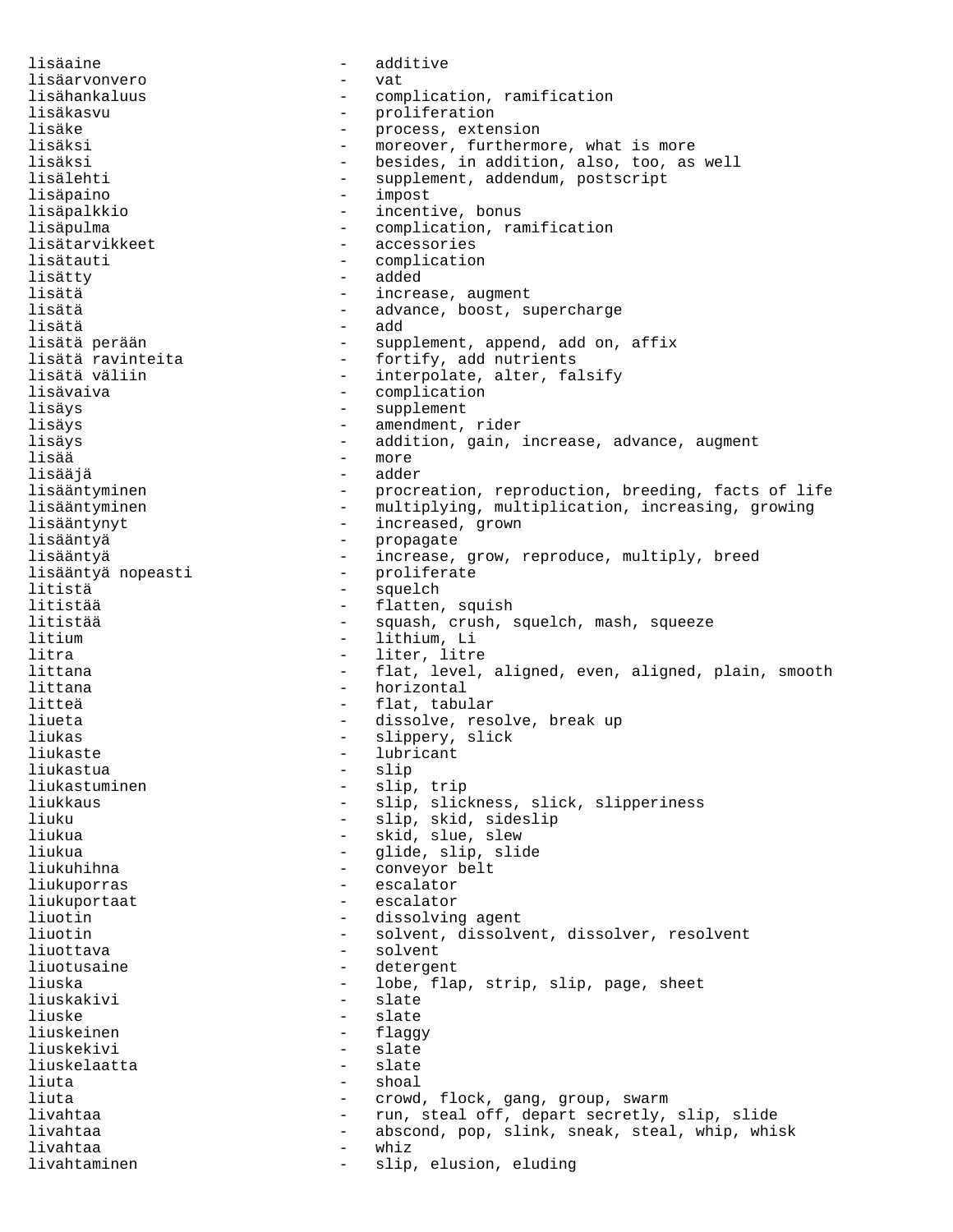lisäaine - additive
lisäarvonvero - vat
lisähankaluus - complication, ramification
lisäkasvu - proliferation
lisäke - process, extension
lisäksi - moreover, furthermore, what is more
lisäksi - besides, in addition, also, too, as well
lisälehti - supplement, addendum, postscript
lisäpaino - impost
lisäpalkkio - incentive, bonus
lisäpulma - complication, ramification
lisätarvikkeet - accessories
lisätauti - complication
lisätty - added
lisätä - increase, augment
lisätä - advance, boost, supercharge
lisätä - add
lisätä perään - supplement, append, add on, affix
lisätä ravinteita - fortify, add nutrients
lisätä väliin - interpolate, alter, falsify
lisävaiva - complication
lisäys - supplement
lisäys - amendment, rider
lisäys - addition, gain, increase, advance, augment
lisää - more
lisääjä - adder
lisääntyminen - procreation, reproduction, breeding, facts of life
lisääntyminen - multiplying, multiplication, increasing, growing
lisääntynyt - increased, grown
lisääntyä - propagate
lisääntyä - increase, grow, reproduce, multiply, breed
lisääntyä nopeasti - proliferate
litistä - squelch
litistää - flatten, squish
litistää - squash, crush, squelch, mash, squeeze
litium - lithium, Li
litra - liter, litre
littana - flat, level, aligned, even, aligned, plain, smooth
littana - horizontal
litteä - flat, tabular
liueta - dissolve, resolve, break up
liukas - slippery, slick
liukaste - lubricant
liukastua - slip
liukastuminen - slip, trip
liukkaus - slip, slickness, slick, slipperiness
liuku - slip, skid, sideslip
liukua - skid, slue, slew
liukua - glide, slip, slide
liukuhihna - conveyor belt
liukuporras - escalator
liukuportaat - escalator
liuotin - dissolving agent
liuotin - solvent, dissolvent, dissolver, resolvent
liuottava - solvent
liuotusaine - detergent
liuska - lobe, flap, strip, slip, page, sheet
liuskakivi - slate
liuske - slate
liuskeinen - flaggy
liuskekivi - slate
liuskelaatta - slate
liuta - shoal
liuta - crowd, flock, gang, group, swarm
livahtaa - run, steal off, depart secretly, slip, slide
livahtaa - abscond, pop, slink, sneak, steal, whip, whisk
livahtaa - whiz
livahtaminen - slip, elusion, eluding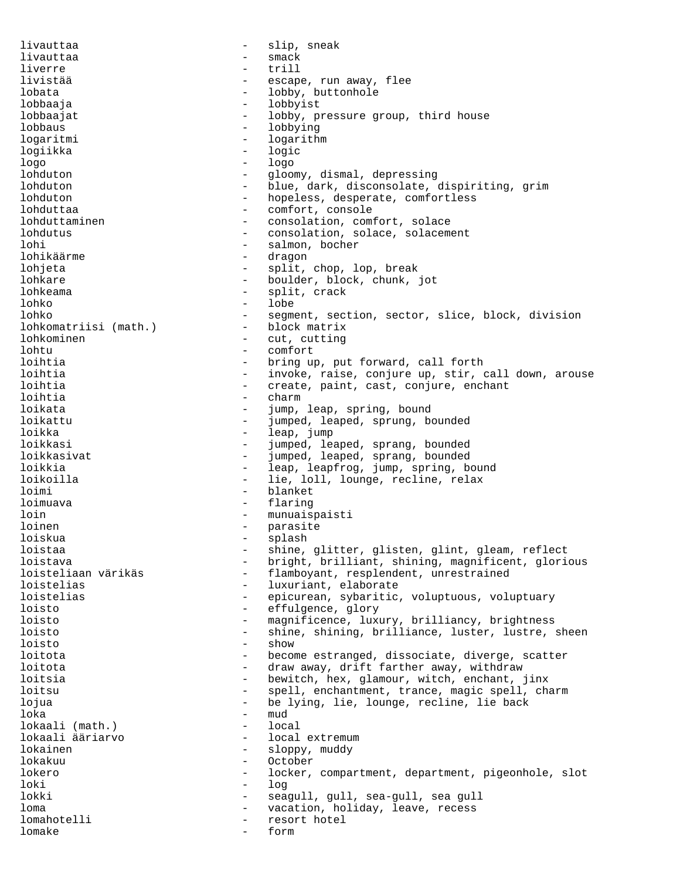livauttaa - slip, sneak
livauttaa - smack
liverre - trill
livistää - escape, run away, flee
lobata - lobby, buttonhole
lobbaaja - lobbyist
lobbaajat - lobby, pressure group, third house
lobbaus - lobbying
logaritmi - logarithm
logiikka - logic
logo - logo
lohduton - gloomy, dismal, depressing
lohduton - blue, dark, disconsolate, dispiriting, grim
lohduton - hopeless, desperate, comfortless
lohduttaa - comfort, console
lohduttaminen - consolation, comfort, solace
lohdutus - consolation, solace, solacement
lohi - salmon, bocher
lohikäärme - dragon
lohjeta - split, chop, lop, break
lohkare - boulder, block, chunk, jot
lohkeama - split, crack
lohko - lobe
lohko - segment, section, sector, slice, block, division
lohkomatriisi (math.) - block matrix
lohkominen - cut, cutting
lohtu - comfort
loihtia - bring up, put forward, call forth
loihtia - invoke, raise, conjure up, stir, call down, arouse
loihtia - create, paint, cast, conjure, enchant
loihtia - charm
loikata - jump, leap, spring, bound
loikattu - jumped, leaped, sprung, bounded
loikka - leap, jump
loikkasi - jumped, leaped, sprang, bounded
loikkasivat - jumped, leaped, sprang, bounded
loikkia - leap, leapfrog, jump, spring, bound
loikoilla - lie, loll, lounge, recline, relax
loimi - blanket
loimuava - flaring
loin - munuaispaisti
loinen - parasite
loiskua - splash
loistaa - shine, glitter, glisten, glint, gleam, reflect
loistava - bright, brilliant, shining, magnificent, glorious
loisteliaan värikäs - flamboyant, resplendent, unrestrained
loistelias - luxuriant, elaborate
loistelias - epicurean, sybaritic, voluptuous, voluptuary
loisto - effulgence, glory
loisto - magnificence, luxury, brilliancy, brightness
loisto - shine, shining, brilliance, luster, lustre, sheen
loisto - show
loitota - become estranged, dissociate, diverge, scatter
loitota - draw away, drift farther away, withdraw
loitsia - bewitch, hex, glamour, witch, enchant, jinx
loitsu - spell, enchantment, trance, magic spell, charm
lojua - be lying, lie, lounge, recline, lie back
loka - mud
lokaali (math.) - local
lokaali ääriarvo - local extremum
lokainen - sloppy, muddy
lokakuu - October
lokero - locker, compartment, department, pigeonhole, slot
loki - log
lokki - seagull, gull, sea-gull, sea gull
loma - vacation, holiday, leave, recess
lomahotelli - resort hotel
lomake - form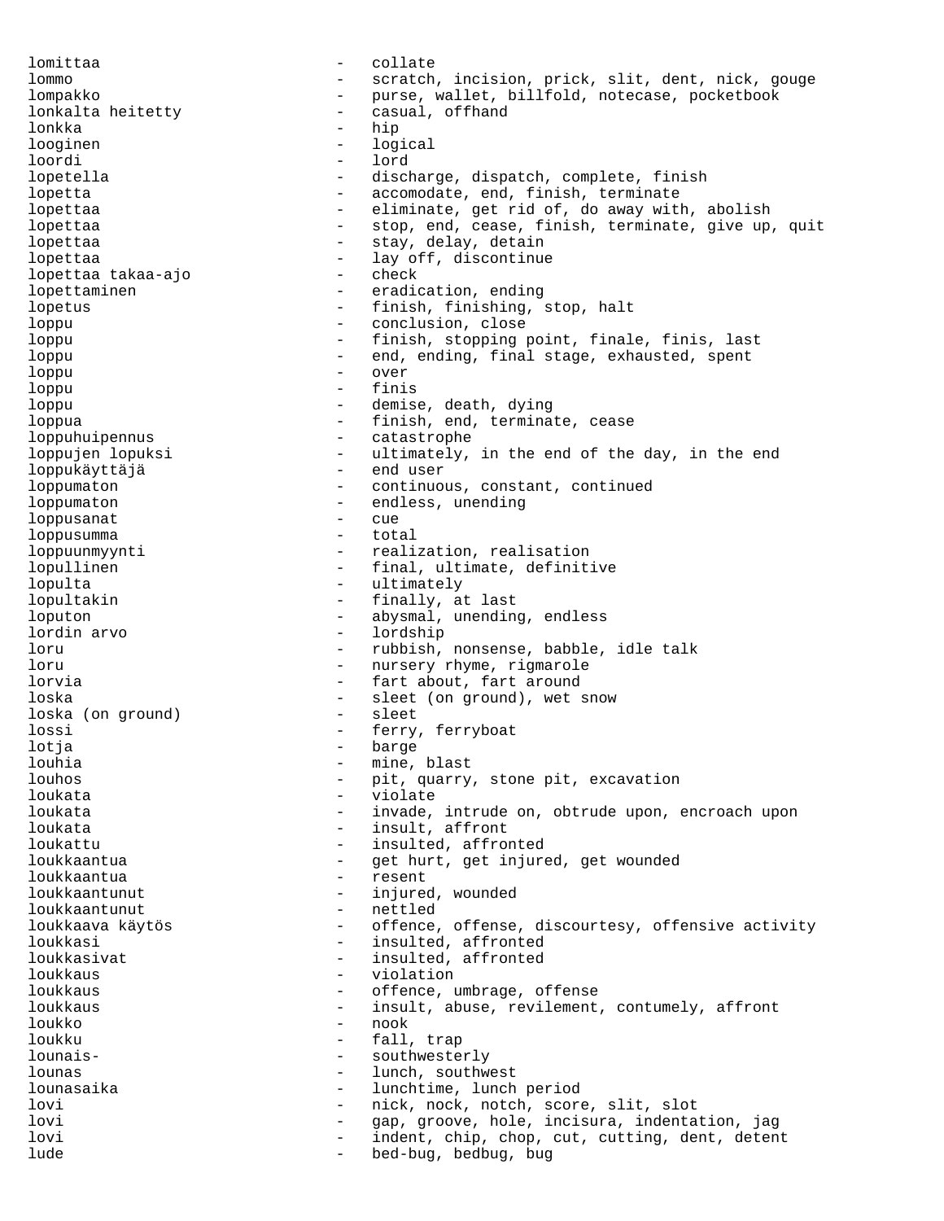lomittaa - collate
lommo - scratch, incision, prick, slit, dent, nick, gouge
lompakko - purse, wallet, billfold, notecase, pocketbook
lonkalta heitetty - casual, offhand
lonkka - hip
looginen - logical
loordi - lord
lopetella - discharge, dispatch, complete, finish
lopetta - accomodate, end, finish, terminate
lopettaa - eliminate, get rid of, do away with, abolish
lopettaa - stop, end, cease, finish, terminate, give up, quit
lopettaa - stay, delay, detain
lopettaa - lay off, discontinue
lopettaa takaa-ajo - check
lopettaminen - eradication, ending
lopetus - finish, finishing, stop, halt
loppu - conclusion, close
loppu - finish, stopping point, finale, finis, last
loppu - end, ending, final stage, exhausted, spent
loppu - over
loppu - finis
loppu - demise, death, dying
loppua - finish, end, terminate, cease
loppuhuipennus - catastrophe
loppujen lopuksi - ultimately, in the end of the day, in the end
loppukäyttäjä - end user
loppumaton - continuous, constant, continued
loppumaton - endless, unending
loppusanat - cue
loppusumma - total
loppuunmyynti - realization, realisation
lopullinen - final, ultimate, definitive
lopulta - ultimately
lopultakin - finally, at last
loputon - abysmal, unending, endless
lordin arvo - lordship
loru - rubbish, nonsense, babble, idle talk
loru - nursery rhyme, rigmarole
lorvia - fart about, fart around
loska - sleet (on ground), wet snow
loska (on ground) - sleet
lossi - ferry, ferryboat
lotja - barge
louhia - mine, blast
louhos - pit, quarry, stone pit, excavation
loukata - violate
loukata - invade, intrude on, obtrude upon, encroach upon
loukata - insult, affront
loukattu - insulted, affronted
loukkaantua - get hurt, get injured, get wounded
loukkaantua - resent
loukkaantunut - injured, wounded
loukkaantunut - nettled
loukkaava käytös - offence, offense, discourtesy, offensive activity
loukkasi - insulted, affronted
loukkasivat - insulted, affronted
loukkaus - violation
loukkaus - offence, umbrage, offense
loukkaus - insult, abuse, revilement, contumely, affront
loukko - nook
loukku - fall, trap
lounais- - southwesterly
lounas - lunch, southwest
lounasaika - lunchtime, lunch period
lovi - nick, nock, notch, score, slit, slot
lovi - gap, groove, hole, incisura, indentation, jag
lovi - indent, chip, chop, cut, cutting, dent, detent
lude - bed-bug, bedbug, bug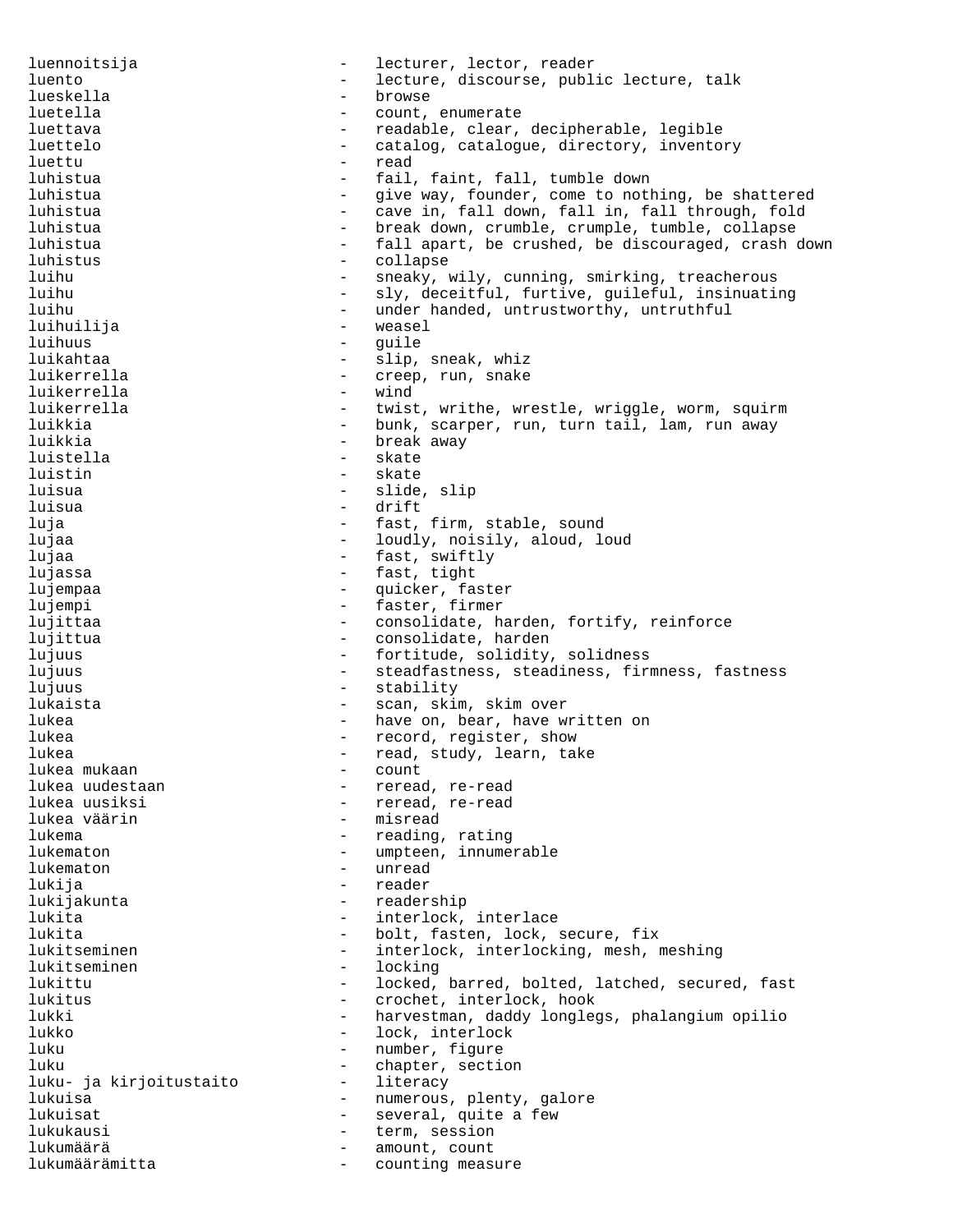luennoitsija - lecturer, lector, reader
luento - lecture, discourse, public lecture, talk
lueskella - browse
luetella - count, enumerate
luettava - readable, clear, decipherable, legible
luettelo - catalog, catalogue, directory, inventory
luettu - read
luhistua - fail, faint, fall, tumble down
luhistua - give way, founder, come to nothing, be shattered
luhistua - cave in, fall down, fall in, fall through, fold
luhistua - break down, crumble, crumple, tumble, collapse
luhistua - fall apart, be crushed, be discouraged, crash down
luhistus - collapse
luihu - sneaky, wily, cunning, smirking, treacherous
luihu - sly, deceitful, furtive, guileful, insinuating
luihu - under handed, untrustworthy, untruthful
luihuilija - weasel
luihuus - guile
luikahtaa - slip, sneak, whiz
luikerrella - creep, run, snake
luikerrella - wind
luikerrella - twist, writhe, wrestle, wriggle, worm, squirm
luikkia - bunk, scarper, run, turn tail, lam, run away
luikkia - break away
luistella - skate
luistin - skate
luisua - slide, slip
luisua - drift
luja - fast, firm, stable, sound
lujaa - loudly, noisily, aloud, loud
lujaa - fast, swiftly
lujassa - fast, tight
lujempaa - quicker, faster
lujempi - faster, firmer
lujittaa - consolidate, harden, fortify, reinforce
lujittua - consolidate, harden
lujuus - fortitude, solidity, solidness
lujuus - steadfastness, steadiness, firmness, fastness
lujuus - stability
lukaista - scan, skim, skim over
lukea - have on, bear, have written on
lukea - record, register, show
lukea - read, study, learn, take
lukea mukaan - count
lukea uudestaan - reread, re-read
lukea uusiksi - reread, re-read
lukea väärin - misread
lukema - reading, rating
lukematon - umpteen, innumerable
lukematon - unread
lukija - reader
lukijakunta - readership
lukita - interlock, interlace
lukita - bolt, fasten, lock, secure, fix
lukitseminen - interlock, interlocking, mesh, meshing
lukitseminen - locking
lukittu - locked, barred, bolted, latched, secured, fast
lukitus - crochet, interlock, hook
lukki - harvestman, daddy longlegs, phalangium opilio
lukko - lock, interlock
luku - number, figure
luku - chapter, section
luku- ja kirjoitustaito - literacy
lukuisa - numerous, plenty, galore
lukuisat - several, quite a few
lukukausi - term, session
lukumäärä - amount, count
lukumäärämitta - counting measure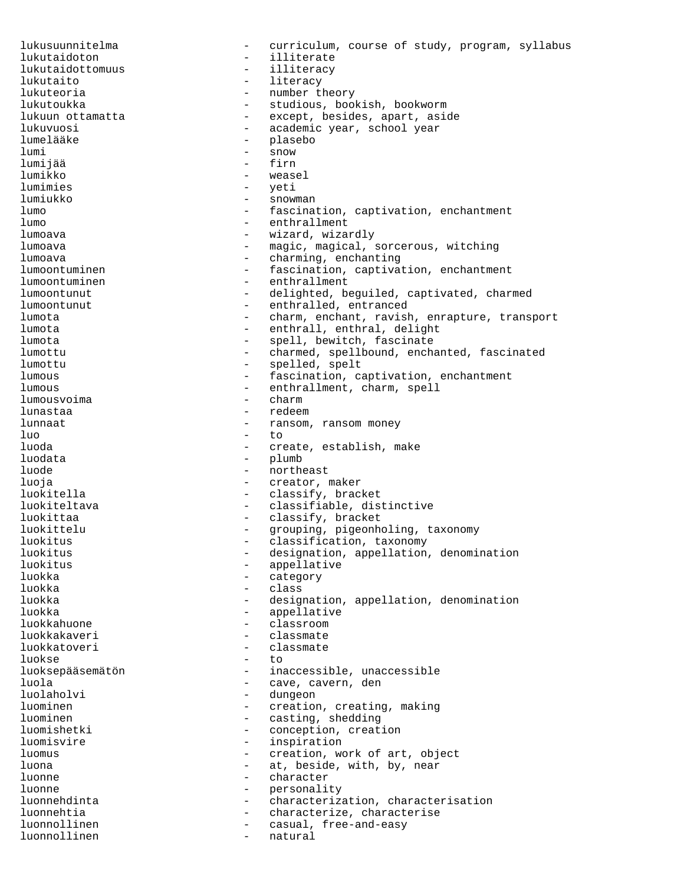lukusuunnitelma - curriculum, course of study, program, syllabus
lukutaidoton - illiterate
lukutaidottomuus - illiteracy
lukutaito - literacy
lukuteoria - number theory
lukutoukka - studious, bookish, bookworm
lukuun ottamatta - except, besides, apart, aside
lukuvuosi - academic year, school year
lumelääke - plasebo
lumi - snow
lumijää - firn
lumikko - weasel
lumimies - yeti
lumiukko - snowman
lumo - fascination, captivation, enchantment
lumo - enthrallment
lumoava - wizard, wizardly
lumoava - magic, magical, sorcerous, witching
lumoava - charming, enchanting
lumoontuminen - fascination, captivation, enchantment
lumoontuminen - enthrallment
lumoontunut - delighted, beguiled, captivated, charmed
lumoontunut - enthralled, entranced
lumota - charm, enchant, ravish, enrapture, transport
lumota - enthrall, enthral, delight
lumota - spell, bewitch, fascinate
lumottu - charmed, spellbound, enchanted, fascinated
lumottu - spelled, spelt
lumous - fascination, captivation, enchantment
lumous - enthrallment, charm, spell
lumousvoima - charm
lunastaa - redeem
lunnaat - ransom, ransom money
luo - to
luoda - create, establish, make
luodata - plumb
luode - northeast
luoja - creator, maker
luokitella - classify, bracket
luokiteltava - classifiable, distinctive
luokittaa - classify, bracket
luokittelu - grouping, pigeonholing, taxonomy
luokitus - classification, taxonomy
luokitus - designation, appellation, denomination
luokitus - appellative
luokka - category
luokka - class
luokka - designation, appellation, denomination
luokka - appellative
luokkahuone - classroom
luokkakaveri - classmate
luokkatoveri - classmate
luokse - to
luoksepääsemätön - inaccessible, unaccessible
luola - cave, cavern, den
luolaholvi - dungeon
luominen - creation, creating, making
luominen - casting, shedding
luomishetki - conception, creation
luomisvire - inspiration
luomus - creation, work of art, object
luona - at, beside, with, by, near
luonne - character
luonne - personality
luonnehdinta - characterization, characterisation
luonnehtia - characterize, characterise
luonnollinen - casual, free-and-easy
luonnollinen - natural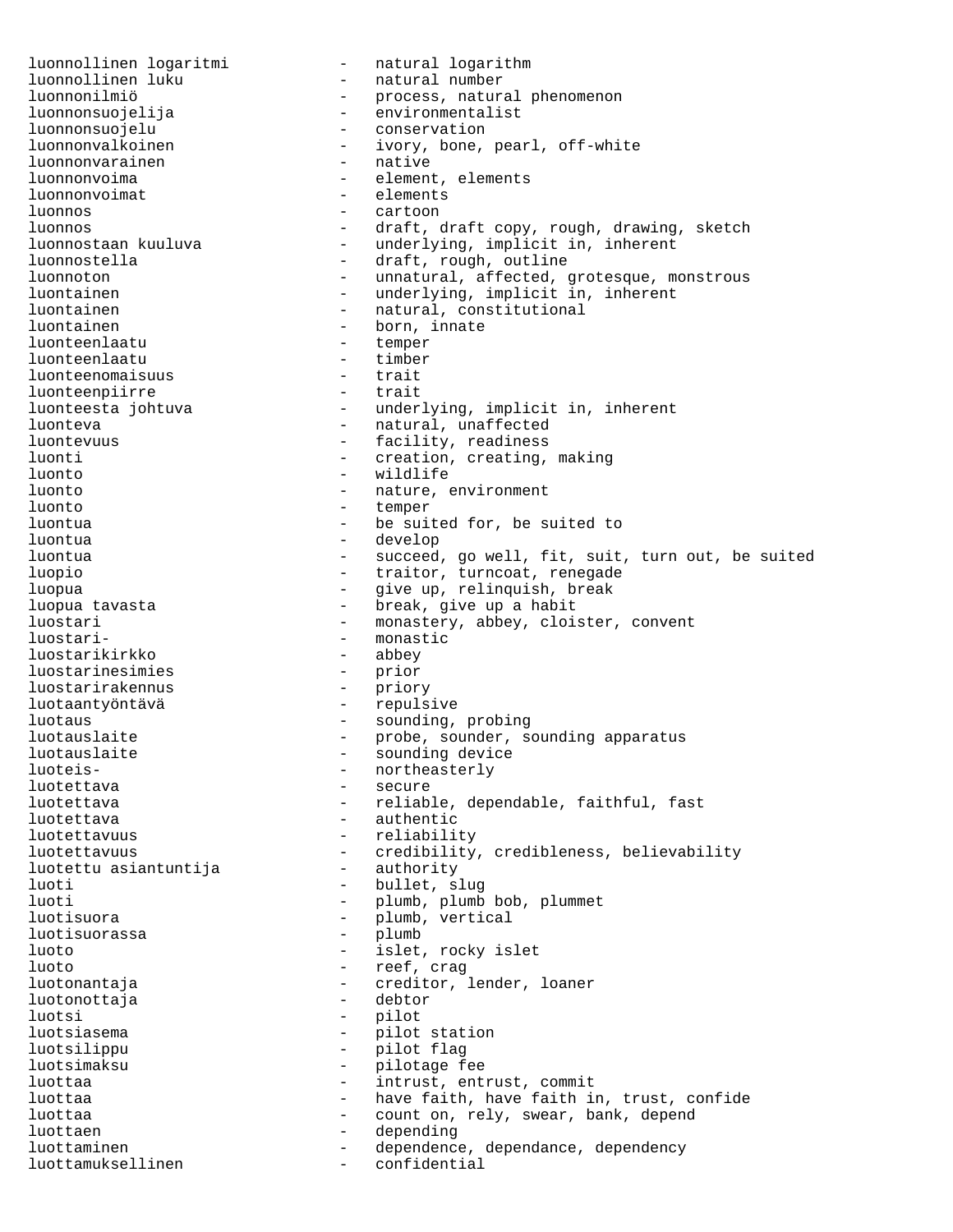luonnollinen logaritmi - natural logarithm
luonnollinen luku - natural number
luonnonilmiö - process, natural phenomenon
luonnonsuojelija - environmentalist
luonnonsuojelu - conservation
luonnonvalkoinen - ivory, bone, pearl, off-white
luonnonvarainen - native
luonnonvoima - element, elements
luonnonvoimat - elements
luonnos - cartoon
luonnos - draft, draft copy, rough, drawing, sketch
luonnostaan kuuluva - underlying, implicit in, inherent
luonnostella - draft, rough, outline
luonnoton - unnatural, affected, grotesque, monstrous
luontainen - underlying, implicit in, inherent
luontainen - natural, constitutional
luontainen - born, innate
luonteenlaatu - temper
luonteenlaatu - timber
luonteenomaisuus - trait
luonteenpiirre - trait
luonteesta johtuva - underlying, implicit in, inherent
luonteva - natural, unaffected
luontevuus - facility, readiness
luonti - creation, creating, making
luonto - wildlife
luonto - nature, environment
luonto - temper
luontua - be suited for, be suited to
luontua - develop
luontua - succeed, go well, fit, suit, turn out, be suited
luopio - traitor, turncoat, renegade
luopua - give up, relinquish, break
luopua tavasta - break, give up a habit
luostari - monastery, abbey, cloister, convent
luostari- - monastic
luostarikirkko - abbey
luostarinesimies - prior
luostarirakennus - priory
luotaantyöntävä - repulsive
luotaus - sounding, probing
luotauslaite - probe, sounder, sounding apparatus
luotauslaite - sounding device
luoteis- - northeasterly
luotettava - secure
luotettava - reliable, dependable, faithful, fast
luotettava - authentic
luotettavuus - reliability
luotettavuus - credibility, credibleness, believability
luotettu asiantuntija - authority
luoti - bullet, slug
luoti - plumb, plumb bob, plummet
luotisuora - plumb, vertical
luotisuorassa - plumb
luoto - islet, rocky islet
luoto - reef, crag
luotonantaja - creditor, lender, loaner
luotonottaja - debtor
luotsi - pilot
luotsiasema - pilot station
luotsilippu - pilot flag
luotsimaksu - pilotage fee
luottaa - intrust, entrust, commit
luottaa - have faith, have faith in, trust, confide
luottaa - count on, rely, swear, bank, depend
luottaen - depending
luottaminen - dependence, dependance, dependency
luottamuksellinen - confidential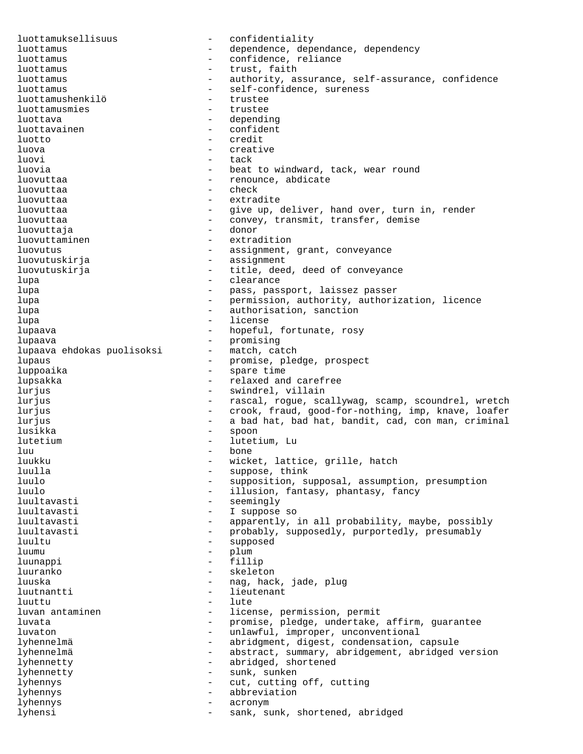luottamuksellisuus - confidentiality
luottamus - dependence, dependance, dependency
luottamus - confidence, reliance
luottamus - trust, faith
luottamus - authority, assurance, self-assurance, confidence
luottamus - self-confidence, sureness
luottamushenkilö - trustee
luottamusmies - trustee
luottava - depending
luottavainen - confident
luotto - credit
luova - creative
luovi - tack
luovia - beat to windward, tack, wear round
luovuttaa - renounce, abdicate
luovuttaa - check
luovuttaa - extradite
luovuttaa - give up, deliver, hand over, turn in, render
luovuttaa - convey, transmit, transfer, demise
luovuttaja - donor
luovuttaminen - extradition
luovutus - assignment, grant, conveyance
luovutuskirja - assignment
luovutuskirja - title, deed, deed of conveyance
lupa - clearance
lupa - pass, passport, laissez passer
lupa - permission, authority, authorization, licence
lupa - authorisation, sanction
lupa - license
lupaava - hopeful, fortunate, rosy
lupaava - promising
lupaava ehdokas puolisoksi - match, catch
lupaus - promise, pledge, prospect
luppoaika - spare time
lupsakka - relaxed and carefree
lurjus - swindrel, villain
lurjus - rascal, rogue, scallywag, scamp, scoundrel, wretch
lurjus - crook, fraud, good-for-nothing, imp, knave, loafer
lurjus - a bad hat, bad hat, bandit, cad, con man, criminal
lusikka - spoon
lutetium - lutetium, Lu
luu - bone
luukku - wicket, lattice, grille, hatch
luulla - suppose, think
luulo - supposition, supposal, assumption, presumption
luulo - illusion, fantasy, phantasy, fancy
luultavasti - seemingly
luultavasti - I suppose so
luultavasti - apparently, in all probability, maybe, possibly
luultavasti - probably, supposedly, purportedly, presumably
luultu - supposed
luumu - plum
luunappi - fillip
luuranko - skeleton
luuska - nag, hack, jade, plug
luutnantti - lieutenant
luuttu - lute
luvan antaminen - license, permission, permit
luvata - promise, pledge, undertake, affirm, guarantee
luvaton - unlawful, improper, unconventional
lyhennelmä - abridgment, digest, condensation, capsule
lyhennelmä - abstract, summary, abridgement, abridged version
lyhennetty - abridged, shortened
lyhennetty - sunk, sunken
lyhennys - cut, cutting off, cutting
lyhennys - abbreviation
lyhennys - acronym
lyhensi - sank, sunk, shortened, abridged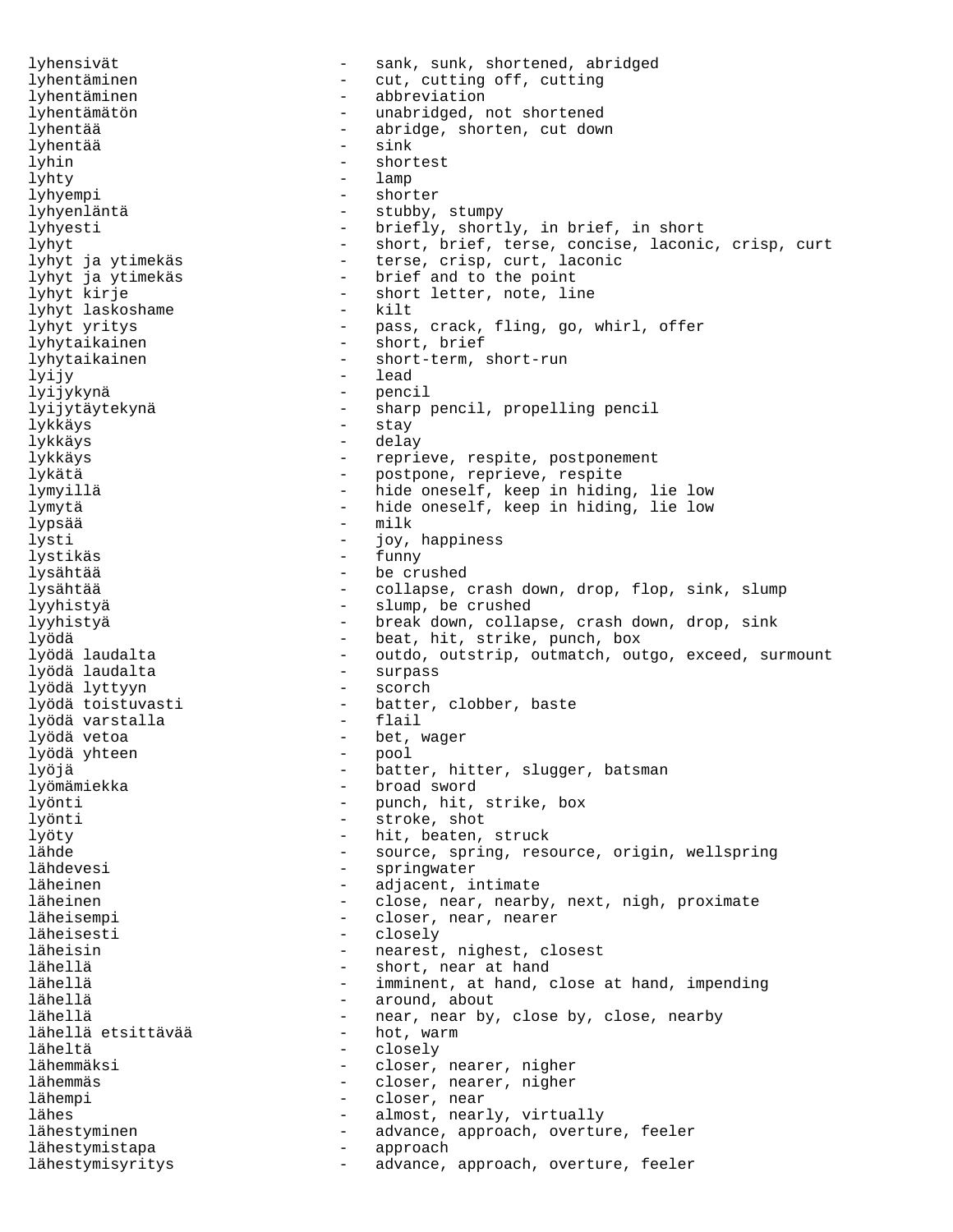lyhensivät - sank, sunk, shortened, abridged
lyhentäminen - cut, cutting off, cutting
lyhentäminen - abbreviation
lyhentämätön - unabridged, not shortened
lyhentää - abridge, shorten, cut down
lyhentää - sink
lyhin - shortest
lyhty - lamp
lyhyempi - shorter
lyhyenläntä - stubby, stumpy
lyhyesti - briefly, shortly, in brief, in short
lyhyt - short, brief, terse, concise, laconic, crisp, curt
lyhyt ja ytimekäs - terse, crisp, curt, laconic
lyhyt ja ytimekäs - brief and to the point
lyhyt kirje - short letter, note, line
lyhyt laskoshame - kilt
lyhyt yritys - pass, crack, fling, go, whirl, offer
lyhytaikainen - short, brief
lyhytaikainen - short-term, short-run
lyijy - lead
lyijykynä - pencil
lyijytäytekynä - sharp pencil, propelling pencil
lykkäys - stay
lykkäys - delay
lykkäys - reprieve, respite, postponement
lykätä - postpone, reprieve, respite
lymyillä - hide oneself, keep in hiding, lie low
lymytä - hide oneself, keep in hiding, lie low
lypsää - milk
lysti - joy, happiness
lystikäs - funny
lysähtää - be crushed
lysähtää - collapse, crash down, drop, flop, sink, slump
lyyhistyä - slump, be crushed
lyyhistyä - break down, collapse, crash down, drop, sink
lyödä - beat, hit, strike, punch, box
lyödä laudalta - outdo, outstrip, outmatch, outgo, exceed, surmount
lyödä laudalta - surpass
lyödä lyttyyn - scorch
lyödä toistuvasti - batter, clobber, baste
lyödä varstalla - flail
lyödä vetoa - bet, wager
lyödä yhteen - pool
lyöjä - batter, hitter, slugger, batsman
lyömämiekka - broad sword
lyönti - punch, hit, strike, box
lyönti - stroke, shot
lyöty - hit, beaten, struck
lähde - source, spring, resource, origin, wellspring
lähdevesi - springwater
läheinen - adjacent, intimate
läheinen - close, near, nearby, next, nigh, proximate
läheisempi - closer, near, nearer
läheisesti - closely
läheisin - nearest, nighest, closest
lähellä - short, near at hand
lähellä - imminent, at hand, close at hand, impending
lähellä - around, about
lähellä - near, near by, close by, close, nearby
lähellä etsittävää - hot, warm
läheltä - closely
lähemmäksi - closer, nearer, nigher
lähemmäs - closer, nearer, nigher
lähempi - closer, near
lähes - almost, nearly, virtually
lähestyminen - advance, approach, overture, feeler
lähestymistapa - approach
lähestymisyritys - advance, approach, overture, feeler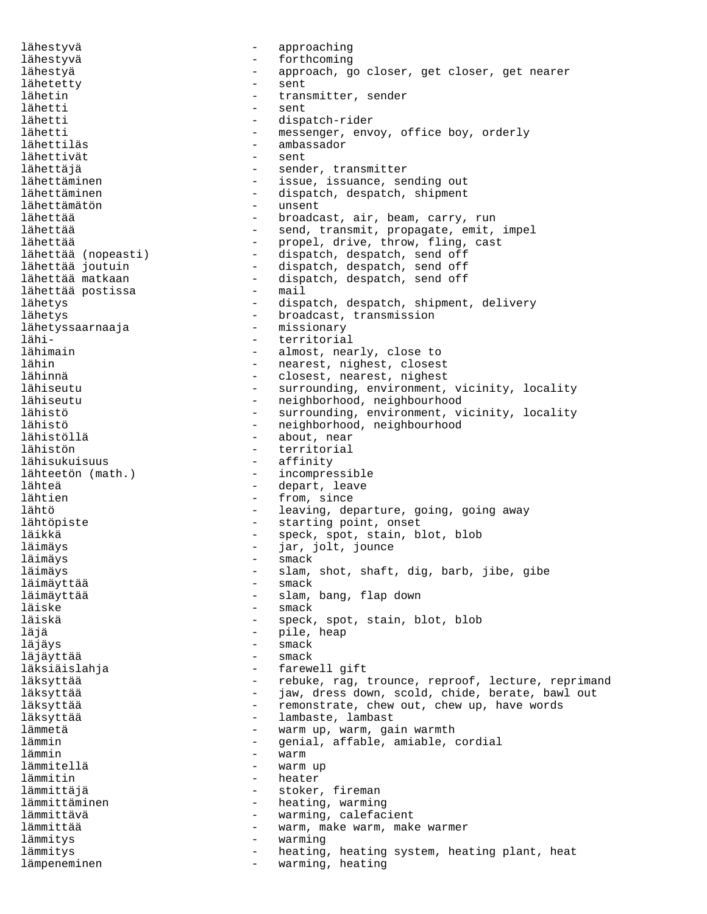lähestyvä - approaching
lähestyvä - forthcoming
lähestyä - approach, go closer, get closer, get nearer
lähetetty - sent
lähetin - transmitter, sender
lähetti - sent
lähetti - dispatch-rider
lähetti - messenger, envoy, office boy, orderly
lähettiläs - ambassador
lähettivät - sent
lähettäjä - sender, transmitter
lähettäminen - issue, issuance, sending out
lähettäminen - dispatch, despatch, shipment
lähettämätön - unsent
lähettää - broadcast, air, beam, carry, run
lähettää - send, transmit, propagate, emit, impel
lähettää - propel, drive, throw, fling, cast
lähettää (nopeasti) - dispatch, despatch, send off
lähettää joutuin - dispatch, despatch, send off
lähettää matkaan - dispatch, despatch, send off
lähettää postissa - mail
lähetys - dispatch, despatch, shipment, delivery
lähetys - broadcast, transmission
lähetyssaarnaaja - missionary
lähi- - territorial
lähimain - almost, nearly, close to
lähin - nearest, nighest, closest
lähinnä - closest, nearest, nighest
lähiseutu - surrounding, environment, vicinity, locality
lähiseutu - neighborhood, neighbourhood
lähistö - surrounding, environment, vicinity, locality
lähistö - neighborhood, neighbourhood
lähistöllä - about, near
lähistön - territorial
lähisukuisuus - affinity
lähteetön (math.) - incompressible
lähteä - depart, leave
lähtien - from, since
lähtö - leaving, departure, going, going away
lähtöpiste - starting point, onset
läikkä - speck, spot, stain, blot, blob
läimäys - jar, jolt, jounce
läimäys - smack
läimäys - slam, shot, shaft, dig, barb, jibe, gibe
läimäyttää - smack
läimäyttää - slam, bang, flap down
läiske - smack
läiskä - speck, spot, stain, blot, blob
läjä - pile, heap
läjäys - smack
läjäyttää - smack
läksiäislahja - farewell gift
läksyttää - rebuke, rag, trounce, reproof, lecture, reprimand
läksyttää - jaw, dress down, scold, chide, berate, bawl out
läksyttää - remonstrate, chew out, chew up, have words
läksyttää - lambaste, lambast
lämmetä - warm up, warm, gain warmth
lämmin - genial, affable, amiable, cordial
lämmin - warm
lämmitellä - warm up
lämmitin - heater
lämmittäjä - stoker, fireman
lämmittäminen - heating, warming
lämmittävä - warming, calefacient
lämmittää - warm, make warm, make warmer
lämmitys - warming
lämmitys - heating, heating system, heating plant, heat
lämpeneminen - warming, heating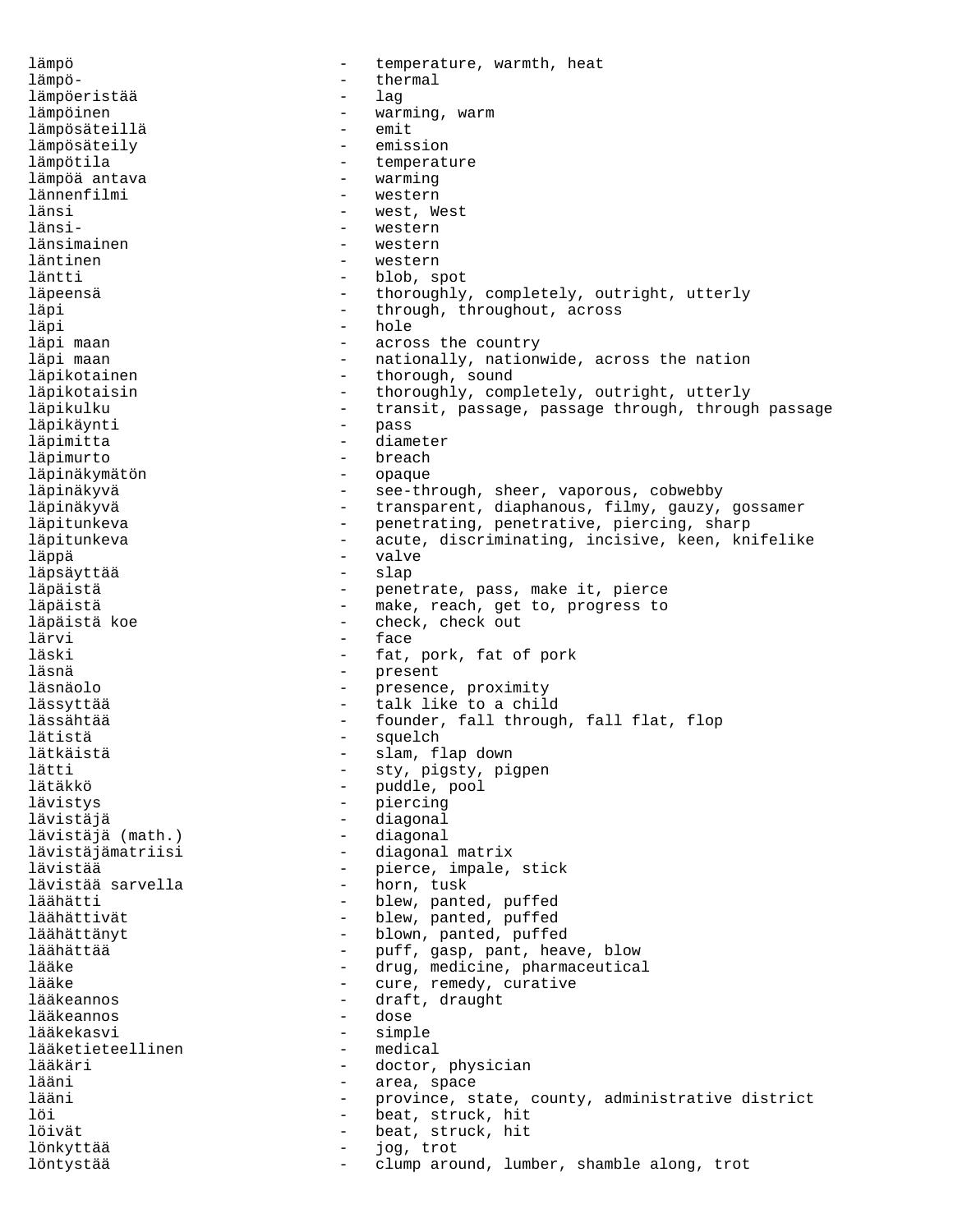lämpö - temperature, warmth, heat
lämpö- - thermal
lämpöeristää - lag
lämpöinen - warming, warm
lämpösäteillä - emit
lämpösäteily - emission
lämpötila - temperature
lämpöä antava - warming
lännenfilmi - western
länsi - west, West
länsi- - western
länsimainen - western
läntinen - western
läntti - blob, spot
läpeensä - thoroughly, completely, outright, utterly
läpi - through, throughout, across
läpi - hole
läpi maan - across the country
läpi maan - nationally, nationwide, across the nation
läpikotainen - thorough, sound
läpikotaisin - thoroughly, completely, outright, utterly
läpikulku - transit, passage, passage through, through passage
läpikäynti - pass
läpimitta - diameter
läpimurto - breach
läpinäkymätön - opaque
läpinäkyvä - see-through, sheer, vaporous, cobwebby
läpinäkyvä - transparent, diaphanous, filmy, gauzy, gossamer
läpitunkeva - penetrating, penetrative, piercing, sharp
läpitunkeva - acute, discriminating, incisive, keen, knifelike
läppä - valve
läpsäyttää - slap
läpäistä - penetrate, pass, make it, pierce
läpäistä - make, reach, get to, progress to
läpäistä koe - check, check out
lärvi - face
läski - fat, pork, fat of pork
läsnä - present
läsnäolo - presence, proximity
lässyttää - talk like to a child
lässähtää - founder, fall through, fall flat, flop
lätistä - squelch
lätkäistä - slam, flap down
lätti - sty, pigsty, pigpen
lätäkkö - puddle, pool
lävistys - piercing
lävistäjä - diagonal
lävistäjä (math.) - diagonal
lävistäjämatriisi - diagonal matrix
lävistää - pierce, impale, stick
lävistää sarvella - horn, tusk
läähätti - blew, panted, puffed
läähättivät - blew, panted, puffed
läähättänyt - blown, panted, puffed
läähättää - puff, gasp, pant, heave, blow
lääke - drug, medicine, pharmaceutical
lääke - cure, remedy, curative
lääkeannos - draft, draught
lääkeannos - dose
lääkekasvi - simple
lääketieteellinen - medical
lääkäri - doctor, physician
lääni - area, space
lääni - province, state, county, administrative district
löi - beat, struck, hit
löivät - beat, struck, hit
lönkyttää - jog, trot
löntystää - clump around, lumber, shamble along, trot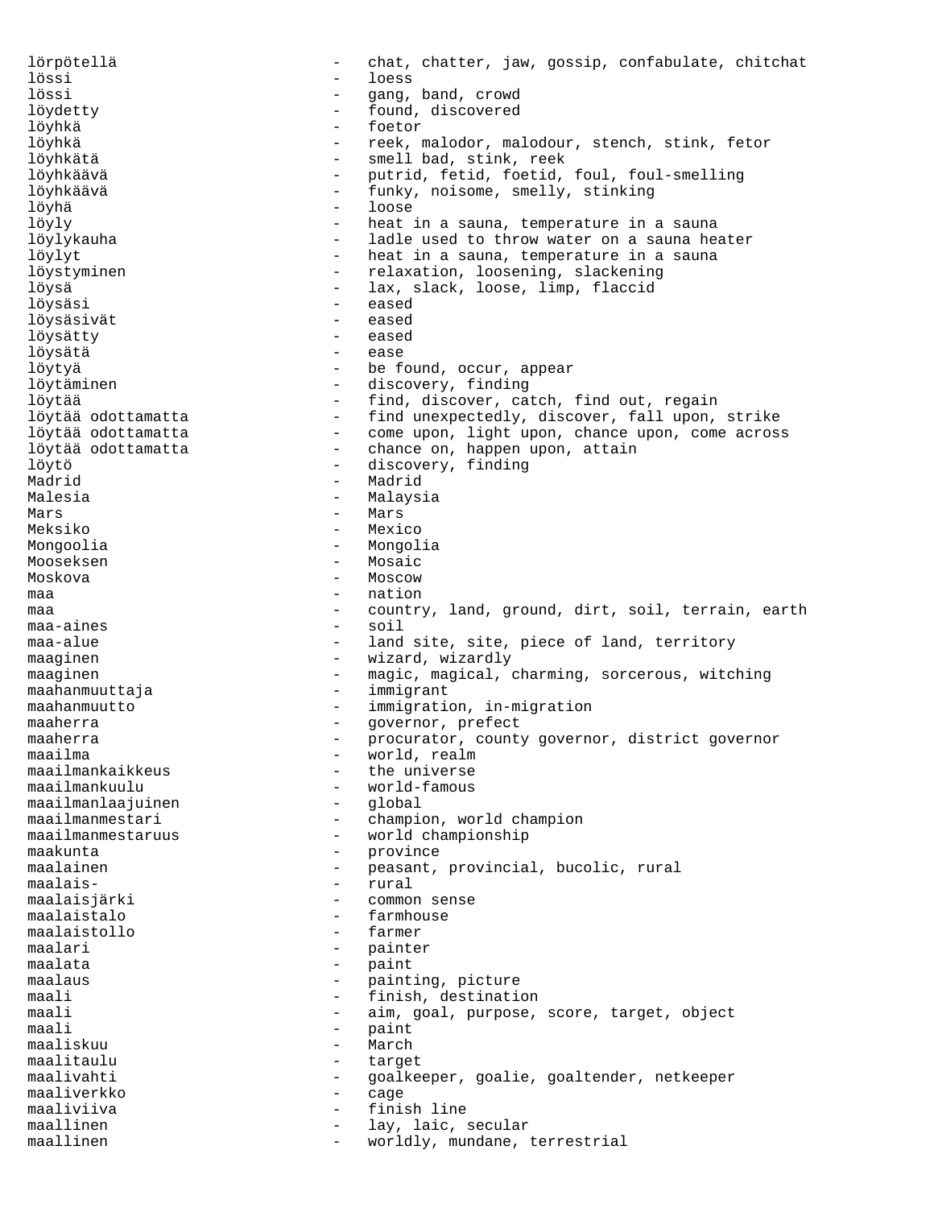lörpötellä - chat, chatter, jaw, gossip, confabulate, chitchat
lössi - loess
lössi - gang, band, crowd
löydetty - found, discovered
löyhkä - foetor
löyhkä - reek, malodor, malodour, stench, stink, fetor
löyhkätä - smell bad, stink, reek
löyhkäävä - putrid, fetid, foetid, foul, foul-smelling
löyhkäävä - funky, noisome, smelly, stinking
löyhä - loose
löyly - heat in a sauna, temperature in a sauna
löylykauha - ladle used to throw water on a sauna heater
löylyt - heat in a sauna, temperature in a sauna
löystyminen - relaxation, loosening, slackening
löysä - lax, slack, loose, limp, flaccid
löysäsi - eased
löysäsivät - eased
löysätty - eased
löysätä - ease
löytyä - be found, occur, appear
löytäminen - discovery, finding
löytää - find, discover, catch, find out, regain
löytää odottamatta - find unexpectedly, discover, fall upon, strike
löytää odottamatta - come upon, light upon, chance upon, come across
löytää odottamatta - chance on, happen upon, attain
löytö - discovery, finding
Madrid - Madrid
Malesia - Malaysia
Mars - Mars
Meksiko - Mexico
Mongoolia - Mongolia
Mooseksen - Mosaic
Moskova - Moscow
maa - nation
maa - country, land, ground, dirt, soil, terrain, earth
maa-aines - soil
maa-alue - land site, site, piece of land, territory
maaginen - wizard, wizardly
maaginen - magic, magical, charming, sorcerous, witching
maahanmuuttaja - immigrant
maahanmuutto - immigration, in-migration
maaherra - governor, prefect
maaherra - procurator, county governor, district governor
maailma - world, realm
maailmankaikkeus - the universe
maailmankuulu - world-famous
maailmanlaajuinen - global
maailmanmestari - champion, world champion
maailmanmestaruus - world championship
maakunta - province
maalainen - peasant, provincial, bucolic, rural
maalais- - rural
maalaisjärki - common sense
maalaistalo - farmhouse
maalaistollo - farmer
maalari - painter
maalata - paint
maalaus - painting, picture
maali - finish, destination
maali - aim, goal, purpose, score, target, object
maali - paint
maaliskuu - March
maalitaulu - target
maalivahti - goalkeeper, goalie, goaltender, netkeeper
maaliverkko - cage
maaliviiva - finish line
maallinen - lay, laic, secular
maallinen - worldly, mundane, terrestrial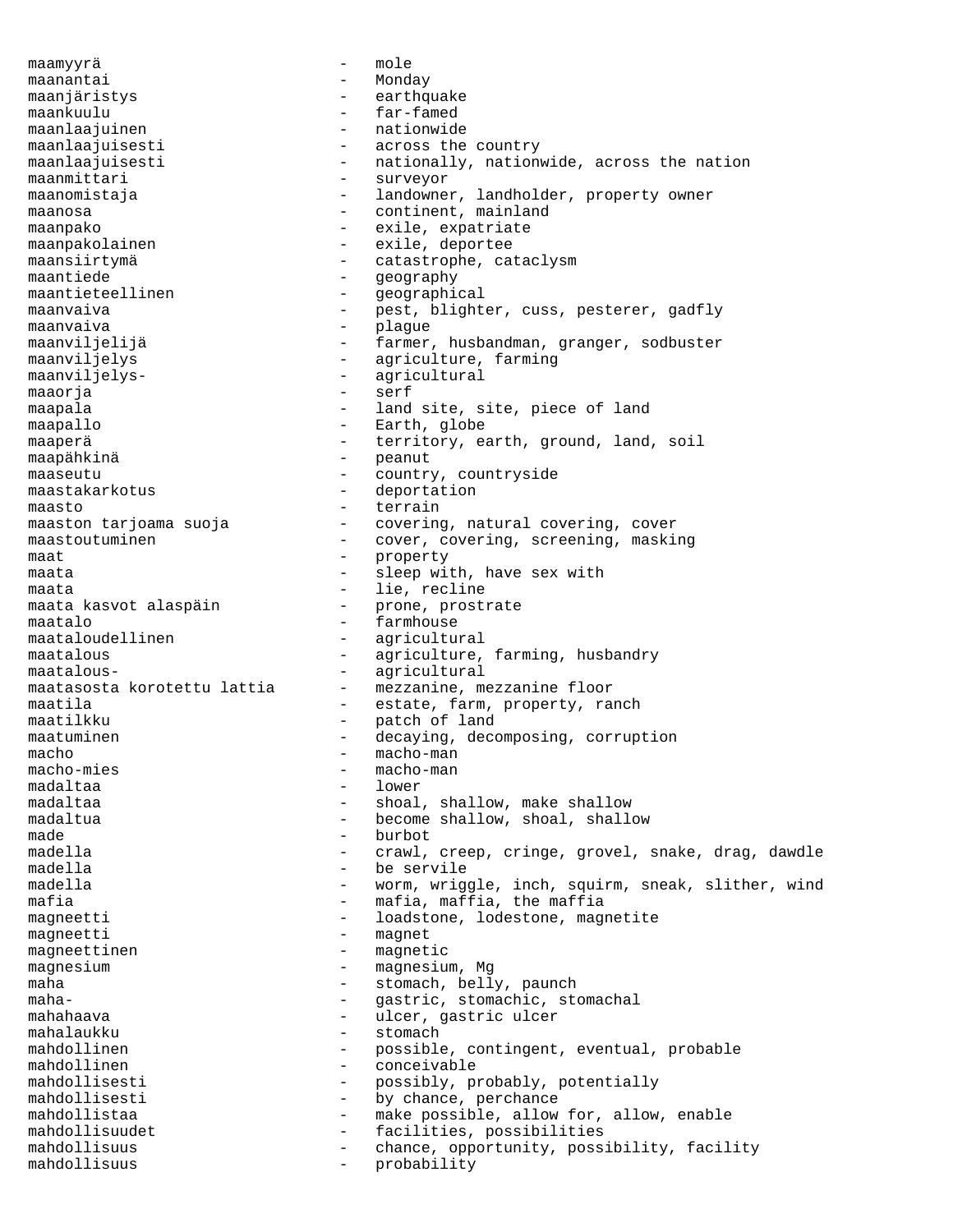maamyyrä - mole
maanantai - Monday
maanjäristys - earthquake
maankuulu - far-famed
maanlaajuinen - nationwide
maanlaajuisesti - across the country
maanlaajuisesti - nationally, nationwide, across the nation
maanmittari - surveyor
maanomistaja - landowner, landholder, property owner
maanosa - continent, mainland
maanpako - exile, expatriate
maanpakolainen - exile, deportee
maansiirtymä - catastrophe, cataclysm
maantiede - geography
maantieteellinen - geographical
maanvaiva - pest, blighter, cuss, pesterer, gadfly
maanvaiva - plague
maanviljelijä - farmer, husbandman, granger, sodbuster
maanviljelys - agriculture, farming
maanviljelys- - agricultural
maaorja - serf
maapala - land site, site, piece of land
maapallo - Earth, globe
maaperä - territory, earth, ground, land, soil
maapähkinä - peanut
maaseutu - country, countryside
maastakarkotus - deportation
maasto - terrain
maaston tarjoama suoja - covering, natural covering, cover
maastoutuminen - cover, covering, screening, masking
maat - property
maata - sleep with, have sex with
maata - lie, recline
maata kasvot alaspäin - prone, prostrate
maatalo - farmhouse
maataloudellinen - agricultural
maatalous - agriculture, farming, husbandry
maatalous- - agricultural
maatasosta korotettu lattia - mezzanine, mezzanine floor
maatila - estate, farm, property, ranch
maatilkku - patch of land
maatuminen - decaying, decomposing, corruption
macho - macho-man
macho-mies - macho-man
madaltaa - lower
madaltaa - shoal, shallow, make shallow
madaltua - become shallow, shoal, shallow
made - burbot
madella - crawl, creep, cringe, grovel, snake, drag, dawdle
madella - be servile
madella - worm, wriggle, inch, squirm, sneak, slither, wind
mafia - mafia, maffia, the maffia
magneetti - loadstone, lodestone, magnetite
magneetti - magnet
magneettinen - magnetic
magnesium - magnesium, Mg
maha - stomach, belly, paunch
maha- - gastric, stomachic, stomachal
mahahaava - ulcer, gastric ulcer
mahalaukku - stomach
mahdollinen - possible, contingent, eventual, probable
mahdollinen - conceivable
mahdollisesti - possibly, probably, potentially
mahdollisesti - by chance, perchance
mahdollistaa - make possible, allow for, allow, enable
mahdollisuudet - facilities, possibilities
mahdollisuus - chance, opportunity, possibility, facility
mahdollisuus - probability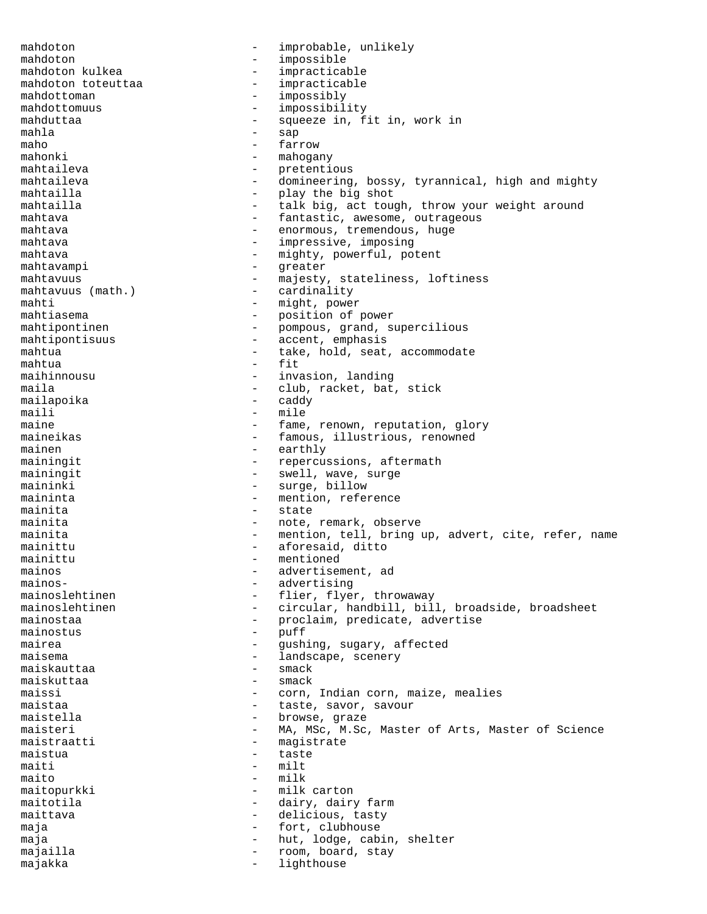mahdoton - improbable, unlikely
mahdoton - impossible
mahdoton kulkea - impracticable
mahdoton toteuttaa - impracticable
mahdottoman - impossibly
mahdottomuus - impossibility
mahduttaa - squeeze in, fit in, work in
mahla - sap
maho - farrow
mahonki - mahogany
mahtaileva - pretentious
mahtaileva - domineering, bossy, tyrannical, high and mighty
mahtailla - play the big shot
mahtailla - talk big, act tough, throw your weight around
mahtava - fantastic, awesome, outrageous
mahtava - enormous, tremendous, huge
mahtava - impressive, imposing
mahtava - mighty, powerful, potent
mahtavampi - greater
mahtavuus - majesty, stateliness, loftiness
mahtavuus (math.) - cardinality
mahti - might, power
mahtiasema - position of power
mahtipontinen - pompous, grand, supercilious
mahtipontisuus - accent, emphasis
mahtua - take, hold, seat, accommodate
mahtua - fit
maihinnousu - invasion, landing
maila - club, racket, bat, stick
mailapoika - caddy
maili - mile
maine - fame, renown, reputation, glory
maineikas - famous, illustrious, renowned
mainen - earthly
mainingit - repercussions, aftermath
mainingit - swell, wave, surge
maininki - surge, billow
maininta - mention, reference
mainita - state
mainita - note, remark, observe
mainita - mention, tell, bring up, advert, cite, refer, name
mainittu - aforesaid, ditto
mainittu - mentioned
mainos - advertisement, ad
mainos- - advertising
mainoslehtinen - flier, flyer, throwaway
mainoslehtinen - circular, handbill, bill, broadside, broadsheet
mainostaa - proclaim, predicate, advertise
mainostus - puff
mairea - gushing, sugary, affected
maisema - landscape, scenery
maiskauttaa - smack
maiskuttaa - smack
maissi - corn, Indian corn, maize, mealies
maistaa - taste, savor, savour
maistella - browse, graze
maisteri - MA, MSc, M.Sc, Master of Arts, Master of Science
maistraatti - magistrate
maistua - taste
maiti - milt
maito - milk
maitopurkki - milk carton
maitotila - dairy, dairy farm
maittava - delicious, tasty
maja - fort, clubhouse
maja - hut, lodge, cabin, shelter
majailla - room, board, stay
majakka - lighthouse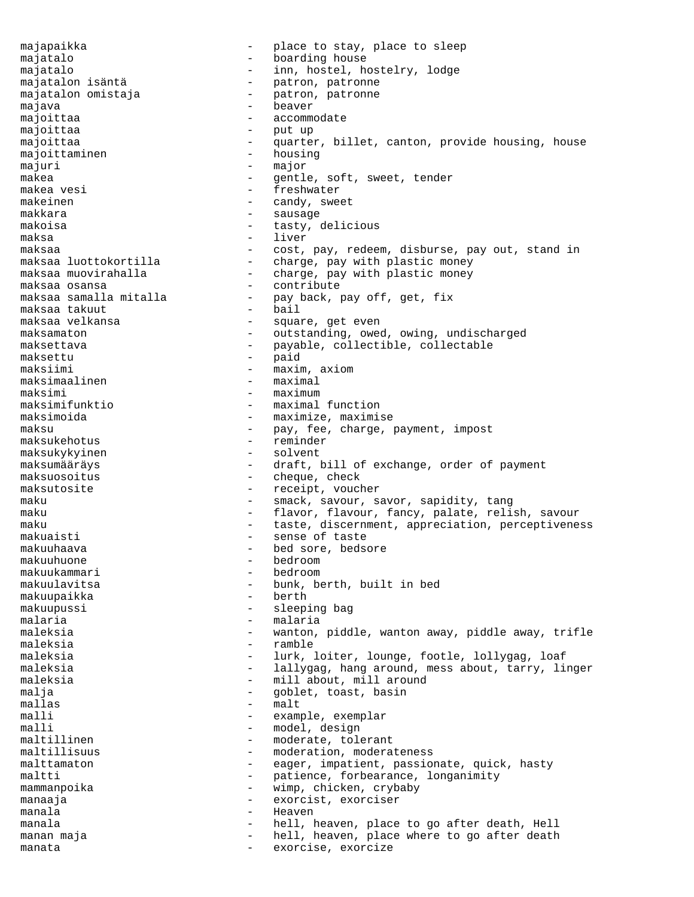majapaikka - place to stay, place to sleep
majatalo - boarding house
majatalo - inn, hostel, hostelry, lodge
majatalon isäntä - patron, patronne
majatalon omistaja - patron, patronne
majava - beaver
majoittaa - accommodate
majoittaa - put up
majoittaa - quarter, billet, canton, provide housing, house
majoittaminen - housing
majuri - major
makea - gentle, soft, sweet, tender
makea vesi - freshwater
makeinen - candy, sweet
makkara - sausage
makoisa - tasty, delicious
maksa - liver
maksaa - cost, pay, redeem, disburse, pay out, stand in
maksaa luottokortilla - charge, pay with plastic money
maksaa muovirahalla - charge, pay with plastic money
maksaa osansa - contribute
maksaa samalla mitalla - pay back, pay off, get, fix
maksaa takuut - bail
maksaa velkansa - square, get even
maksamaton - outstanding, owed, owing, undischarged
maksettava - payable, collectible, collectable
maksettu - paid
maksiimi - maxim, axiom
maksimaalinen - maximal
maksimi - maximum
maksimifunktio - maximal function
maksimoida - maximize, maximise
maksu - pay, fee, charge, payment, impost
maksukehotus - reminder
maksukykyinen - solvent
maksumääräys - draft, bill of exchange, order of payment
maksuosoitus - cheque, check
maksutosite - receipt, voucher
maku - smack, savour, savor, sapidity, tang
maku - flavor, flavour, fancy, palate, relish, savour
maku - taste, discernment, appreciation, perceptiveness
makuaisti - sense of taste
makuuhaava - bed sore, bedsore
makuuhuone - bedroom
makuukammari - bedroom
makuulavitsa - bunk, berth, built in bed
makuupaikka - berth
makuupussi - sleeping bag
malaria - malaria
maleksia - wanton, piddle, wanton away, piddle away, trifle
maleksia - ramble
maleksia - lurk, loiter, lounge, footle, lollygag, loaf
maleksia - lallygag, hang around, mess about, tarry, linger
maleksia - mill about, mill around
malja - goblet, toast, basin
mallas - malt
malli - example, exemplar
malli - model, design
maltillinen - moderate, tolerant
maltillisuus - moderation, moderateness
malttamaton - eager, impatient, passionate, quick, hasty
maltti - patience, forbearance, longanimity
mammanpoika - wimp, chicken, crybaby
manaaja - exorcist, exorciser
manala - Heaven
manala - hell, heaven, place to go after death, Hell
manan maja - hell, heaven, place where to go after death
manata - exorcise, exorcize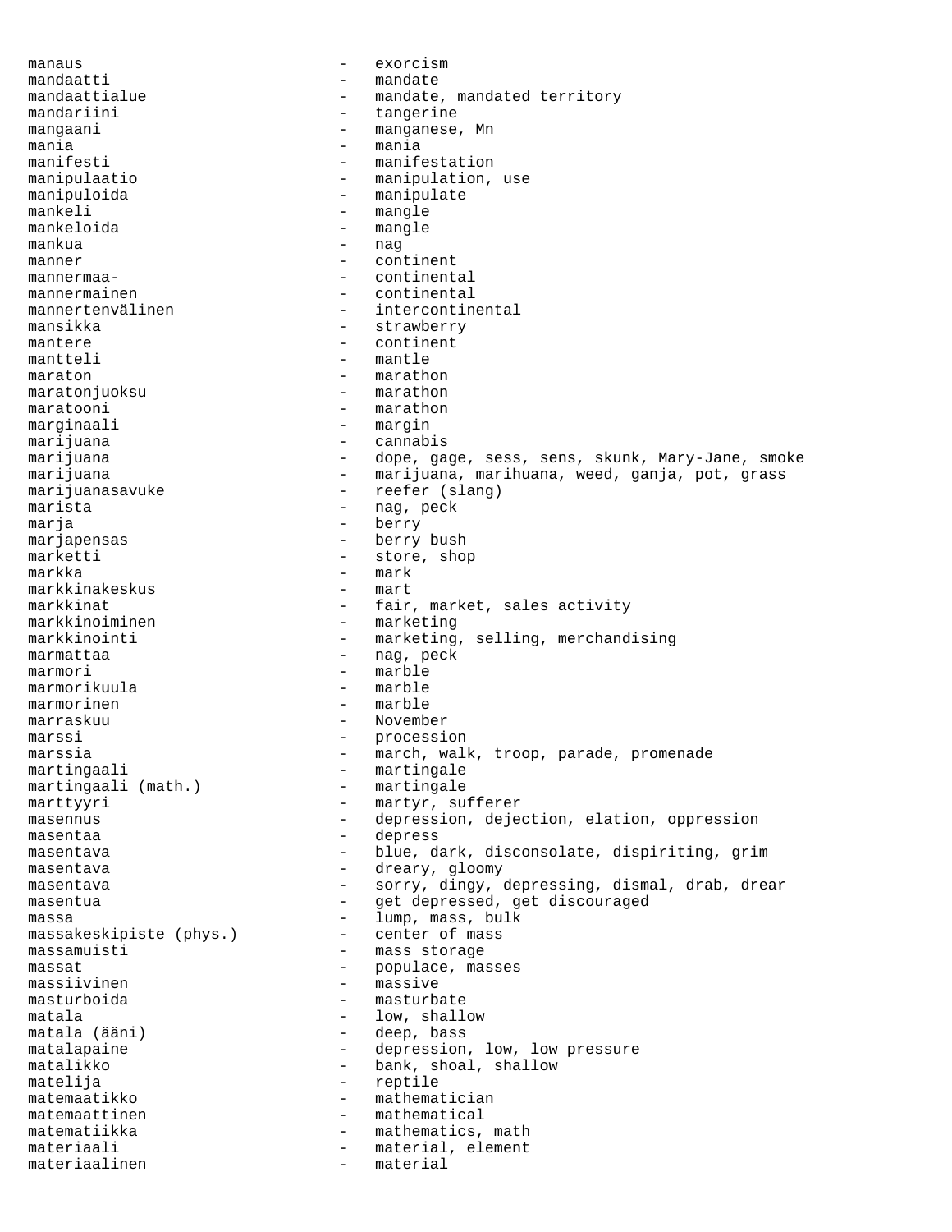manaus - exorcism
mandaatti - mandate
mandaattialue - mandate, mandated territory
mandariini - tangerine
mangaani - manganese, Mn
mania - mania
manifesti - manifestation
manipulaatio - manipulation, use
manipuloida - manipulate
mankeli - mangle
mankeloida - mangle
mankua - nag
manner - continent
mannermaa- - continental
mannermainen - continental
mannertenvälinen - intercontinental
mansikka - strawberry
mantere - continent
mantteli - mantle
maraton - marathon
maratonjuoksu - marathon
maratooni - marathon
marginaali - margin
marijuana - cannabis
marijuana - dope, gage, sess, sens, skunk, Mary-Jane, smoke
marijuana - marijuana, marihuana, weed, ganja, pot, grass
marijuanasavuke - reefer (slang)
marista - nag, peck
marja - berry
marjapensas - berry bush
marketti - store, shop
markka - mark
markkinakeskus - mart
markkinat - fair, market, sales activity
markkinoiminen - marketing
markkinointi - marketing, selling, merchandising
marmattaa - nag, peck
marmori - marble
marmorikuula - marble
marmorinen - marble
marraskuu - November
marssi - procession
marssia - march, walk, troop, parade, promenade
martingaali - martingale
martingaali (math.) - martingale
marttyyri - martyr, sufferer
masennus - depression, dejection, elation, oppression
masentaa - depress
masentava - blue, dark, disconsolate, dispiriting, grim
masentava - dreary, gloomy
masentava - sorry, dingy, depressing, dismal, drab, drear
masentua - get depressed, get discouraged
massa - lump, mass, bulk
massakeskipiste (phys.) - center of mass
massamuisti - mass storage
massat - populace, masses
massiivinen - massive
masturboida - masturbate
matala - low, shallow
matala (ääni) - deep, bass
matalapaine - depression, low, low pressure
matalikko - bank, shoal, shallow
matelija - reptile
matemaatikko - mathematician
matemaattinen - mathematical
matematiikka - mathematics, math
materiaali - material, element
materiaalinen - material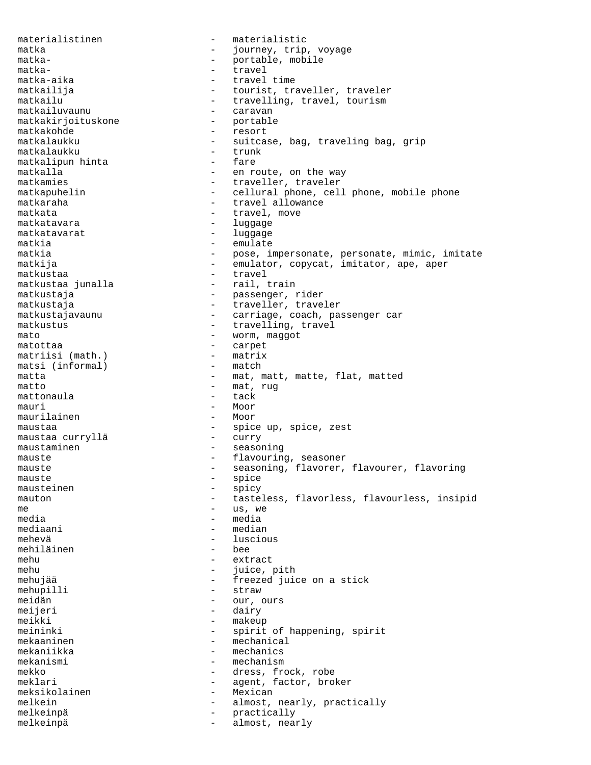materialistinen - materialistic
matka - journey, trip, voyage
matka- - portable, mobile
matka- - travel
matka-aika - travel time
matkailija - tourist, traveller, traveler
matkailu - travelling, travel, tourism
matkailuvaunu - caravan
matkakirjoituskone - portable
matkakohde - resort
matkalaukku - suitcase, bag, traveling bag, grip
matkalaukku - trunk
matkalipun hinta - fare
matkalla - en route, on the way
matkamies - traveller, traveler
matkapuhelin - cellural phone, cell phone, mobile phone
matkaraha - travel allowance
matkata - travel, move
matkatavara - luggage
matkatavarat - luggage
matkia - emulate
matkia - pose, impersonate, personate, mimic, imitate
matkija - emulator, copycat, imitator, ape, aper
matkustaa - travel
matkustaa junalla - rail, train
matkustaja - passenger, rider
matkustaja - traveller, traveler
matkustajavaunu - carriage, coach, passenger car
matkustus - travelling, travel
mato - worm, maggot
matottaa - carpet
matriisi (math.) - matrix
matsi (informal) - match
matta - mat, matt, matte, flat, matted
matto - mat, rug
mattonaula - tack
mauri - Moor
maurilainen - Moor
maustaa - spice up, spice, zest
maustaa curryllä - curry
maustaminen - seasoning
mauste - flavouring, seasoner
mauste - seasoning, flavorer, flavourer, flavoring
mauste - spice
mausteinen - spicy
mauton - tasteless, flavorless, flavourless, insipid
me - us, we
media - media
mediaani - median
mehevä - luscious
mehiläinen - bee
mehu - extract
mehu - juice, pith
mehujää - freezed juice on a stick
mehupilli - straw
meidän - our, ours
meijeri - dairy
meikki - makeup
meininki - spirit of happening, spirit
mekaaninen - mechanical
mekaniikka - mechanics
mekanismi - mechanism
mekko - dress, frock, robe
meklari - agent, factor, broker
meksikolainen - Mexican
melkein - almost, nearly, practically
melkeinpä - practically
melkeinpä - almost, nearly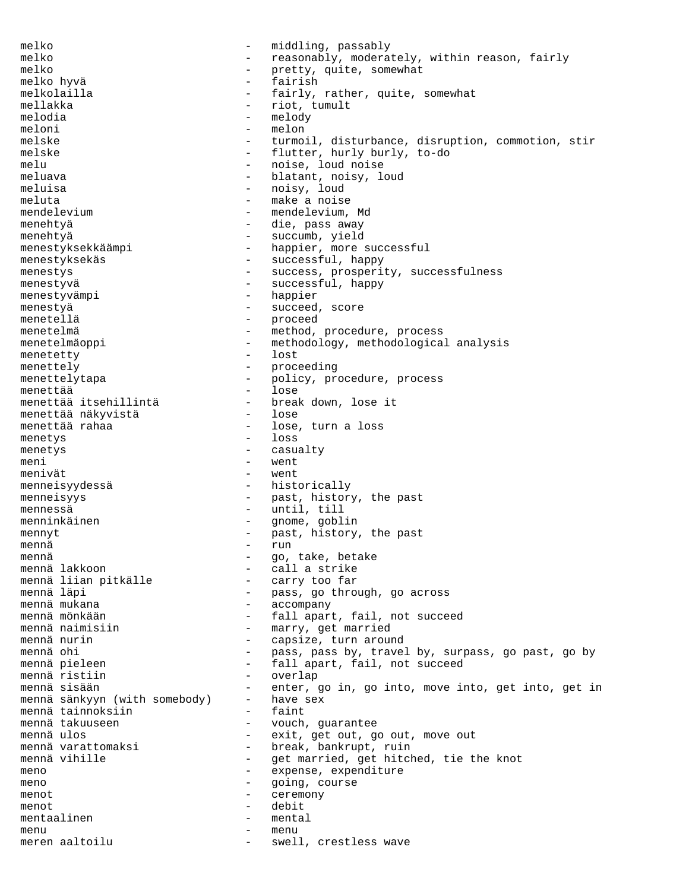melko - middling, passably
melko - reasonably, moderately, within reason, fairly
melko - pretty, quite, somewhat
melko hyvä - fairish
melkolailla - fairly, rather, quite, somewhat
mellakka - riot, tumult
melodia - melody
meloni - melon
melske - turmoil, disturbance, disruption, commotion, stir
melske - flutter, hurly burly, to-do
melu - noise, loud noise
meluava - blatant, noisy, loud
meluisa - noisy, loud
meluta - make a noise
mendelevium - mendelevium, Md
menehtyä - die, pass away
menehtyä - succumb, yield
menestyksekkäämpi - happier, more successful
menestyksekäs - successful, happy
menestys - success, prosperity, successfulness
menestyvä - successful, happy
menestyvämpi - happier
menestyä - succeed, score
menetellä - proceed
menetelmä - method, procedure, process
menetelmäoppi - methodology, methodological analysis
menetetty - lost
menettely - proceeding
menettelytapa - policy, procedure, process
menettää - lose
menettää itsehillintä - break down, lose it
menettää näkyvistä - lose
menettää rahaa - lose, turn a loss
menetys - loss
menetys - casualty
meni - went
menivät - went
menneisyydessä - historically
menneisyys - past, history, the past
mennessä - until, till
menninkäinen - gnome, goblin
mennyt - past, history, the past
mennä - run
mennä - go, take, betake
mennä lakkoon - call a strike
mennä liian pitkälle - carry too far
mennä läpi - pass, go through, go across
mennä mukana - accompany
mennä mönkään - fall apart, fail, not succeed
mennä naimisiin - marry, get married
mennä nurin - capsize, turn around
mennä ohi - pass, pass by, travel by, surpass, go past, go by
mennä pieleen - fall apart, fail, not succeed
mennä ristiin - overlap
mennä sisään - enter, go in, go into, move into, get into, get in
mennä sänkyyn (with somebody) - have sex
mennä tainnoksiin - faint
mennä takuuseen - vouch, guarantee
mennä ulos - exit, get out, go out, move out
mennä varattomaksi - break, bankrupt, ruin
mennä vihille - get married, get hitched, tie the knot
meno - expense, expenditure
meno - going, course
menot - ceremony
menot - debit
mentaalinen - mental
menu - menu
meren aaltoilu - swell, crestless wave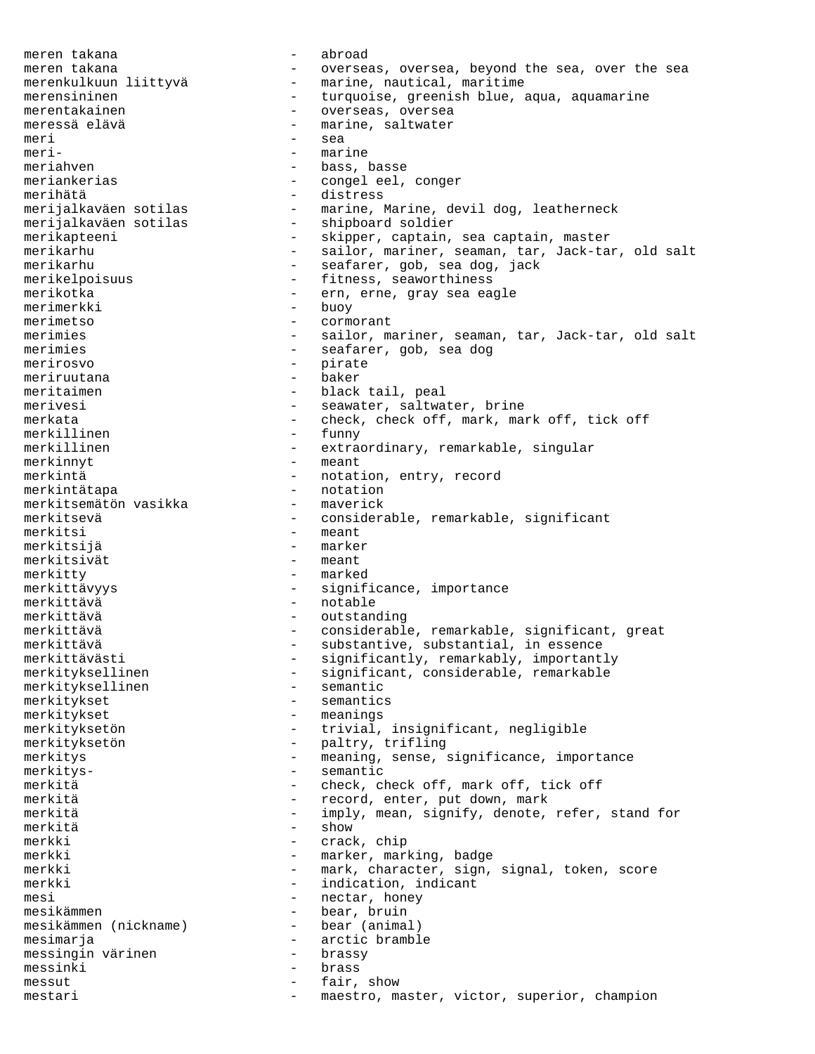meren takana - abroad
meren takana - overseas, oversea, beyond the sea, over the sea
merenkulkuun liittyvä - marine, nautical, maritime
merensininen - turquoise, greenish blue, aqua, aquamarine
merentakainen - overseas, oversea
meressä elävä - marine, saltwater
meri - sea
meri- - marine
meriahven - bass, basse
meriankerias - congel eel, conger
merihätä - distress
merijalkaväen sotilas - marine, Marine, devil dog, leatherneck
merijalkaväen sotilas - shipboard soldier
merikapteeni - skipper, captain, sea captain, master
merikarhu - sailor, mariner, seaman, tar, Jack-tar, old salt
merikarhu - seafarer, gob, sea dog, jack
merikelpoisuus - fitness, seaworthiness
merikotka - ern, erne, gray sea eagle
merimerkki - buoy
merimetso - cormorant
merimies - sailor, mariner, seaman, tar, Jack-tar, old salt
merimies - seafarer, gob, sea dog
merirosvo - pirate
meriruutana - baker
meritaimen - black tail, peal
merivesi - seawater, saltwater, brine
merkata - check, check off, mark, mark off, tick off
merkillinen - funny
merkillinen - extraordinary, remarkable, singular
merkinnyt - meant
merkintä - notation, entry, record
merkintätapa - notation
merkitsemätön vasikka - maverick
merkitsevä - considerable, remarkable, significant
merkitsi - meant
merkitsijä - marker
merkitsivät - meant
merkitty - marked
merkittävyys - significance, importance
merkittävä - notable
merkittävä - outstanding
merkittävä - considerable, remarkable, significant, great
merkittävä - substantive, substantial, in essence
merkittävästi - significantly, remarkably, importantly
merkityksellinen - significant, considerable, remarkable
merkityksellinen - semantic
merkitykset - semantics
merkitykset - meanings
merkityksetön - trivial, insignificant, negligible
merkityksetön - paltry, trifling
merkitys - meaning, sense, significance, importance
merkitys- - semantic
merkitä - check, check off, mark off, tick off
merkitä - record, enter, put down, mark
merkitä - imply, mean, signify, denote, refer, stand for
merkitä - show
merkki - crack, chip
merkki - marker, marking, badge
merkki - mark, character, sign, signal, token, score
merkki - indication, indicant
mesi - nectar, honey
mesikämmen - bear, bruin
mesikämmen (nickname) - bear (animal)
mesimarja - arctic bramble
messingin värinen - brassy
messinki - brass
messut - fair, show
mestari - maestro, master, victor, superior, champion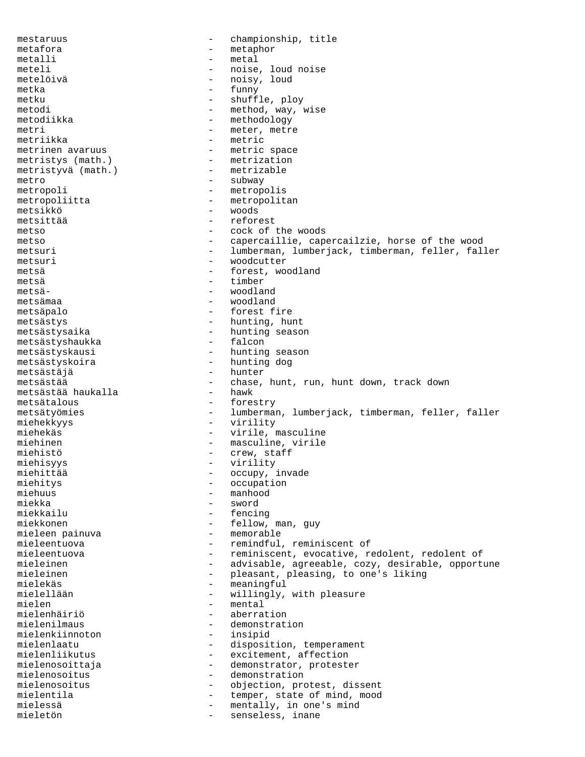mestaruus - championship, title
metafora - metaphor
metalli - metal
meteli - noise, loud noise
metelöivä - noisy, loud
metka - funny
metku - shuffle, ploy
metodi - method, way, wise
metodiikka - methodology
metri - meter, metre
metriikka - metric
metrinen avaruus - metric space
metristys (math.) - metrization
metristyvä (math.) - metrizable
metro - subway
metropoli - metropolis
metropoliitta - metropolitan
metsikkö - woods
metsittää - reforest
metso - cock of the woods
metso - capercaillie, capercailzie, horse of the wood
metsuri - lumberman, lumberjack, timberman, feller, faller
metsuri - woodcutter
metsä - forest, woodland
metsä - timber
metsä- - woodland
metsämaa - woodland
metsäpalo - forest fire
metsästys - hunting, hunt
metsästysaika - hunting season
metsästyshaukka - falcon
metsästyskausi - hunting season
metsästyskoira - hunting dog
metsästäjä - hunter
metsästää - chase, hunt, run, hunt down, track down
metsästää haukalla - hawk
metsätalous - forestry
metsätyömies - lumberman, lumberjack, timberman, feller, faller
miehekkyys - virility
miehekäs - virile, masculine
miehinen - masculine, virile
miehistö - crew, staff
miehisyys - virility
miehittää - occupy, invade
miehitys - occupation
miehuus - manhood
miekka - sword
miekkailu - fencing
miekkonen - fellow, man, guy
mieleen painuva - memorable
mieleentuova - remindful, reminiscent of
mieleentuova - reminiscent, evocative, redolent, redolent of
mieleinen - advisable, agreeable, cozy, desirable, opportune
mieleinen - pleasant, pleasing, to one's liking
mielekäs - meaningful
mielellään - willingly, with pleasure
mielen - mental
mielenhäiriö - aberration
mielenilmaus - demonstration
mielenkiinnoton - insipid
mielenlaatu - disposition, temperament
mielenliikutus - excitement, affection
mielenosoittaja - demonstrator, protester
mielenosoitus - demonstration
mielenosoitus - objection, protest, dissent
mielentila - temper, state of mind, mood
mielessä - mentally, in one's mind
mieletön - senseless, inane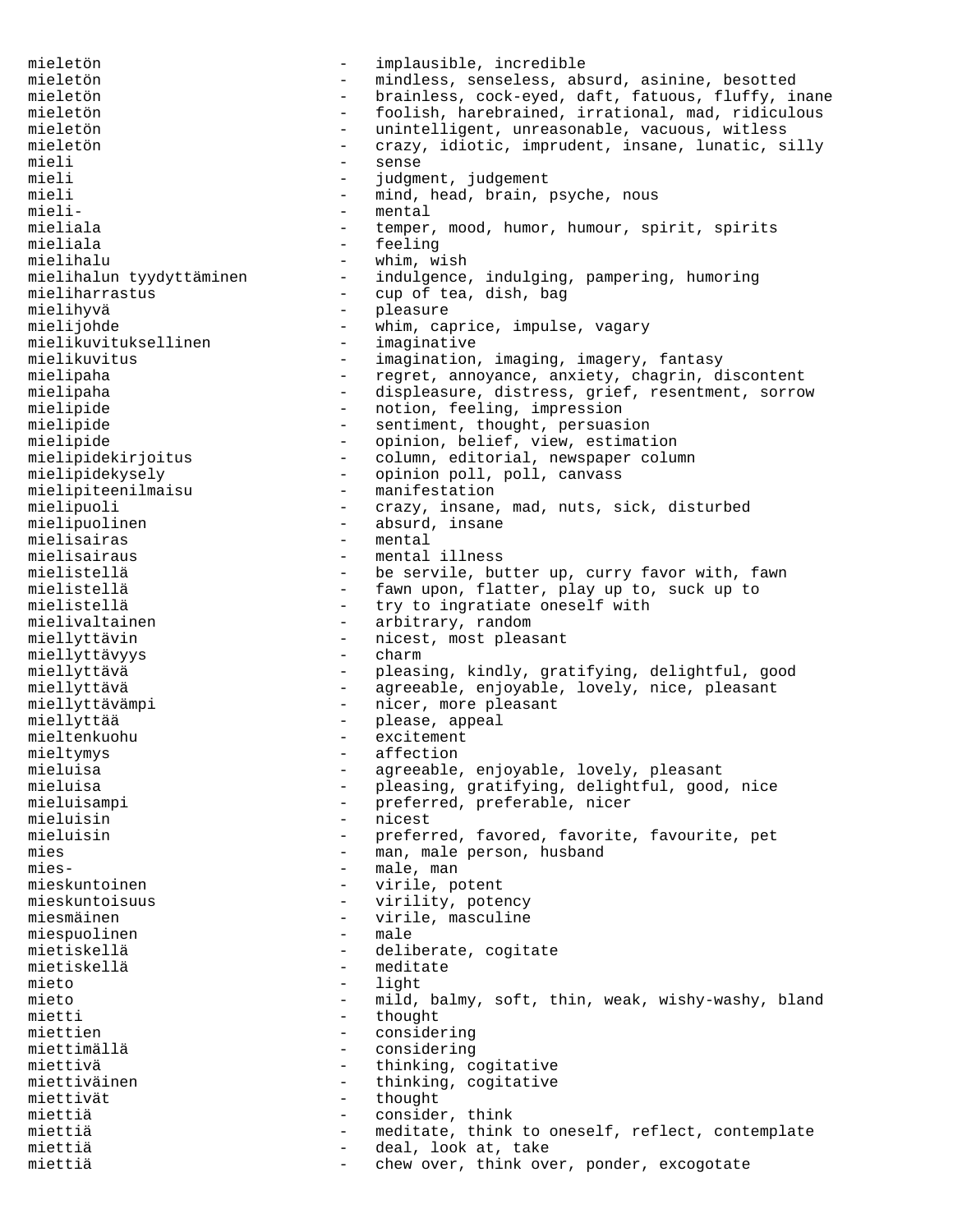mieletön - implausible, incredible
mieletön - mindless, senseless, absurd, asinine, besotted
mieletön - brainless, cock-eyed, daft, fatuous, fluffy, inane
mieletön - foolish, harebrained, irrational, mad, ridiculous
mieletön - unintelligent, unreasonable, vacuous, witless
mieletön - crazy, idiotic, imprudent, insane, lunatic, silly
mieli - sense
mieli - judgment, judgement
mieli - mind, head, brain, psyche, nous
mieli- - mental
mieliala - temper, mood, humor, humour, spirit, spirits
mieliala - feeling
mielihalu - whim, wish
mielihalun tyydyttäminen - indulgence, indulging, pampering, humoring
mieliharrastus - cup of tea, dish, bag
mielihyvä - pleasure
mielijohde - whim, caprice, impulse, vagary
mielikuvituksellinen - imaginative
mielikuvitus - imagination, imaging, imagery, fantasy
mielipaha - regret, annoyance, anxiety, chagrin, discontent
mielipaha - displeasure, distress, grief, resentment, sorrow
mielipide - notion, feeling, impression
mielipide - sentiment, thought, persuasion
mielipide - opinion, belief, view, estimation
mielipidekirjoitus - column, editorial, newspaper column
mielipidekysely - opinion poll, poll, canvass
mielipiteenilmaisu - manifestation
mielipuoli - crazy, insane, mad, nuts, sick, disturbed
mielipuolinen - absurd, insane
mielisairas - mental
mielisairaus - mental illness
mielistellä - be servile, butter up, curry favor with, fawn
mielistellä - fawn upon, flatter, play up to, suck up to
mielistellä - try to ingratiate oneself with
mielivaltainen - arbitrary, random
miellyttävin - nicest, most pleasant
miellyttävyys - charm
miellyttävä - pleasing, kindly, gratifying, delightful, good
miellyttävä - agreeable, enjoyable, lovely, nice, pleasant
miellyttävämpi - nicer, more pleasant
miellyttää - please, appeal
mieltenkuohu - excitement
mieltymys - affection
mieluisa - agreeable, enjoyable, lovely, pleasant
mieluisa - pleasing, gratifying, delightful, good, nice
mieluisampi - preferred, preferable, nicer
mieluisin - nicest
mieluisin - preferred, favored, favorite, favourite, pet
mies - man, male person, husband
mies- - male, man
mieskuntoinen - virile, potent
mieskuntoisuus - virility, potency
miesmäinen - virile, masculine
miespuolinen - male
mietiskellä - deliberate, cogitate
mietiskellä - meditate
mieto - light
mieto - mild, balmy, soft, thin, weak, wishy-washy, bland
mietti - thought
miettien - considering
miettimällä - considering
miettivä - thinking, cogitative
miettiväinen - thinking, cogitative
miettivät - thought
miettiä - consider, think
miettiä - meditate, think to oneself, reflect, contemplate
miettiä - deal, look at, take
miettiä - chew over, think over, ponder, excogotate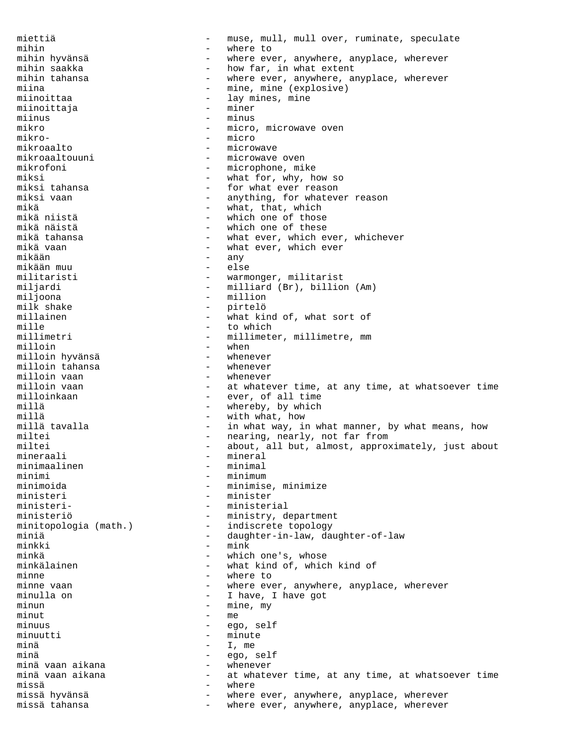miettiä - muse, mull, mull over, ruminate, speculate
mihin - where to
mihin hyvänsä - where ever, anywhere, anyplace, wherever
mihin saakka - how far, in what extent
mihin tahansa - where ever, anywhere, anyplace, wherever
miina - mine, mine (explosive)
miinoittaa - lay mines, mine
miinoittaja - miner
miinus - minus
mikro - micro, microwave oven
mikro- - micro
mikroaalto - microwave
mikroaaltouuni - microwave oven
mikrofoni - microphone, mike
miksi - what for, why, how so
miksi tahansa - for what ever reason
miksi vaan - anything, for whatever reason
mikä - what, that, which
mikä niistä - which one of those
mikä näistä - which one of these
mikä tahansa - what ever, which ever, whichever
mikä vaan - what ever, which ever
mikään - any
mikään muu - else
militaristi - warmonger, militarist
miljardi - milliard (Br), billion (Am)
miljoona - million
milk shake - pirtelö
millainen - what kind of, what sort of
mille - to which
millimetri - millimeter, millimetre, mm
milloin - when
milloin hyvänsä - whenever
milloin tahansa - whenever
milloin vaan - whenever
milloin vaan - at whatever time, at any time, at whatsoever time
milloinkaan - ever, of all time
millä - whereby, by which
millä - with what, how
millä tavalla - in what way, in what manner, by what means, how
miltei - nearing, nearly, not far from
miltei - about, all but, almost, approximately, just about
mineraali - mineral
minimaalinen - minimal
minimi - minimum
minimoida - minimise, minimize
ministeri - minister
ministeri- - ministerial
ministeriö - ministry, department
minitopologia (math.) - indiscrete topology
miniä - daughter-in-law, daughter-of-law
minkki - mink
minkä - which one's, whose
minkälainen - what kind of, which kind of
minne - where to
minne vaan - where ever, anywhere, anyplace, wherever
minulla on - I have, I have got
minun - mine, my
minut - me
minuus - ego, self
minuutti - minute
minä - I, me
minä - ego, self
minä vaan aikana - whenever
minä vaan aikana - at whatever time, at any time, at whatsoever time
missä - where
missä hyvänsä - where ever, anywhere, anyplace, wherever
missä tahansa - where ever, anywhere, anyplace, wherever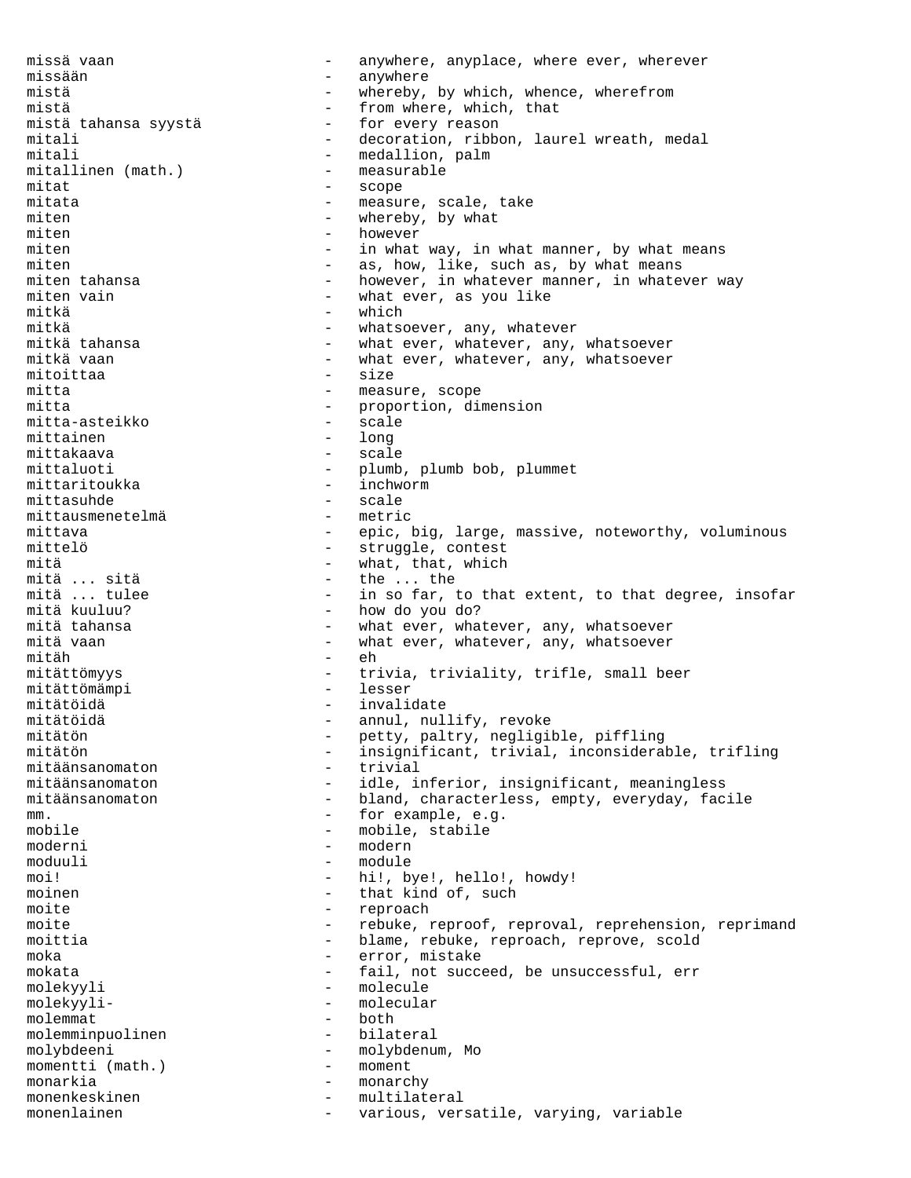missä vaan - anywhere, anyplace, where ever, wherever
missään - anywhere
mistä - whereby, by which, whence, wherefrom
mistä - from where, which, that
mistä tahansa syystä - for every reason
mitali - decoration, ribbon, laurel wreath, medal
mitali - medallion, palm
mitallinen (math.) - measurable
mitat - scope
mitata - measure, scale, take
miten - whereby, by what
miten - however
miten - in what way, in what manner, by what means
miten - as, how, like, such as, by what means
miten tahansa - however, in whatever manner, in whatever way
miten vain - what ever, as you like
mitkä - which
mitkä - whatsoever, any, whatever
mitkä tahansa - what ever, whatever, any, whatsoever
mitkä vaan - what ever, whatever, any, whatsoever
mitoittaa - size
mitta - measure, scope
mitta - proportion, dimension
mitta-asteikko - scale
mittainen - long
mittakaava - scale
mittaluoti - plumb, plumb bob, plummet
mittaritoukka - inchworm
mittasuhde - scale
mittausmenetelmä - metric
mittava - epic, big, large, massive, noteworthy, voluminous
mittelö - struggle, contest
mitä - what, that, which
mitä ... sitä - the ... the
mitä ... tulee - in so far, to that extent, to that degree, insofar
mitä kuuluu? - how do you do?
mitä tahansa - what ever, whatever, any, whatsoever
mitä vaan - what ever, whatever, any, whatsoever
mitäh - eh
mitättömyys - trivia, triviality, trifle, small beer
mitättömämpi - lesser
mitätöidä - invalidate
mitätöidä - annul, nullify, revoke
mitätön - petty, paltry, negligible, piffling
mitätön - insignificant, trivial, inconsiderable, trifling
mitäänsanomaton - trivial
mitäänsanomaton - idle, inferior, insignificant, meaningless
mitäänsanomaton - bland, characterless, empty, everyday, facile
mm. - for example, e.g.
mobile - mobile, stabile
moderni - modern
moduuli - module
moi! - hi!, bye!, hello!, howdy!
moinen - that kind of, such
moite - reproach
moite - rebuke, reproof, reproval, reprehension, reprimand
moittia - blame, rebuke, reproach, reprove, scold
moka - error, mistake
mokata - fail, not succeed, be unsuccessful, err
molekyyli - molecule
molekyyli- - molecular
molemmat - both
molemminpuolinen - bilateral
molybdeeni - molybdenum, Mo
momentti (math.) - moment
monarkia - monarchy
monenkeskinen - multilateral
monenlainen - various, versatile, varying, variable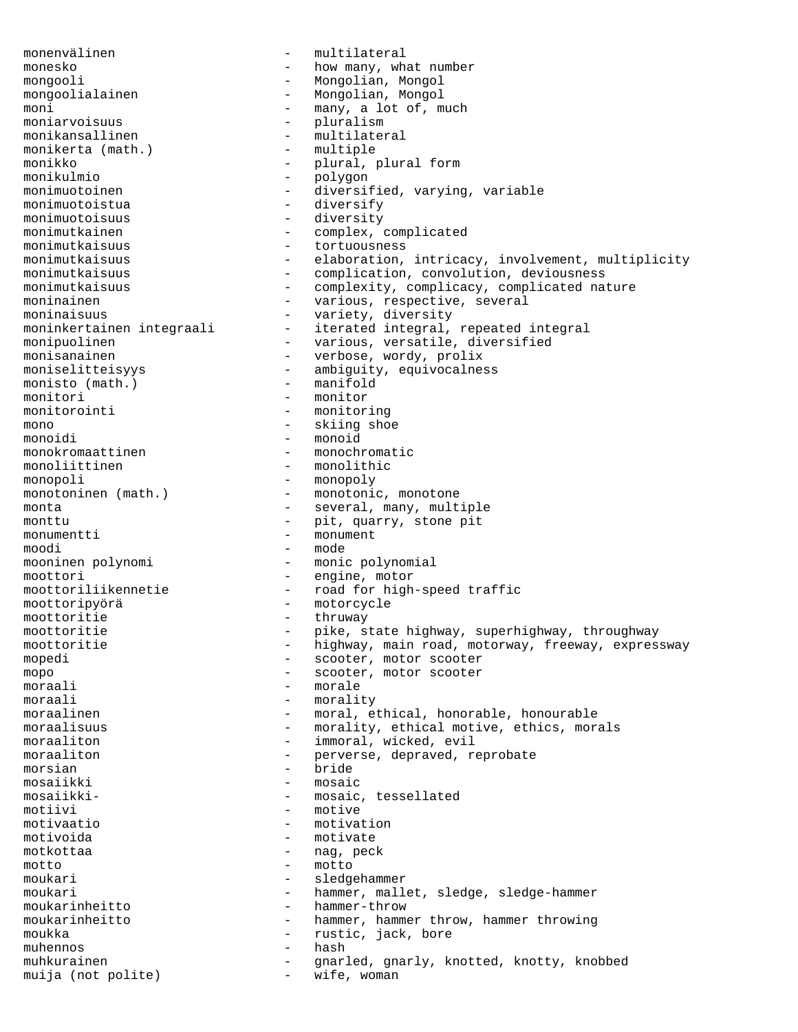monenvälinen - multilateral
monesko - how many, what number
mongooli - Mongolian, Mongol
mongoolialainen - Mongolian, Mongol
moni - many, a lot of, much
moniarvoisuus - pluralism
monikansallinen - multilateral
monikerta (math.) - multiple
monikko - plural, plural form
monikulmio - polygon
monimuotoinen - diversified, varying, variable
monimuotoistua - diversify
monimuotoisuus - diversity
monimutkainen - complex, complicated
monimutkaisuus - tortuousness
monimutkaisuus - elaboration, intricacy, involvement, multiplicity
monimutkaisuus - complication, convolution, deviousness
monimutkaisuus - complexity, complicacy, complicated nature
moninainen - various, respective, several
moninaisuus - variety, diversity
moninkertainen integraali - iterated integral, repeated integral
monipuolinen - various, versatile, diversified
monisanainen - verbose, wordy, prolix
moniselitteisyys - ambiguity, equivocalness
monisto (math.) - manifold
monitori - monitor
monitorointi - monitoring
mono - skiing shoe
monoidi - monoid
monokromaattinen - monochromatic
monoliittinen - monolithic
monopoli - monopoly
monotoninen (math.) - monotonic, monotone
monta - several, many, multiple
monttu - pit, quarry, stone pit
monumentti - monument
moodi - mode
mooninen polynomi - monic polynomial
moottori - engine, motor
moottoriliikennetie - road for high-speed traffic
moottoripyörä - motorcycle
moottoritie - thruway
moottoritie - pike, state highway, superhighway, throughway
moottoritie - highway, main road, motorway, freeway, expressway
mopedi - scooter, motor scooter
mopo - scooter, motor scooter
moraali - morale
moraali - morality
moraalinen - moral, ethical, honorable, honourable
moraalisuus - morality, ethical motive, ethics, morals
moraaliton - immoral, wicked, evil
moraaliton - perverse, depraved, reprobate
morsian - bride
mosaiikki - mosaic
mosaiikki- - mosaic, tessellated
motiivi - motive
motivaatio - motivation
motivoida - motivate
motkottaa - nag, peck
motto - motto
moukari - sledgehammer
moukari - hammer, mallet, sledge, sledge-hammer
moukarinheitto - hammer-throw
moukarinheitto - hammer, hammer throw, hammer throwing
moukka - rustic, jack, bore
muhennos - hash
muhkurainen - gnarled, gnarly, knotted, knotty, knobbed
muija (not polite) - wife, woman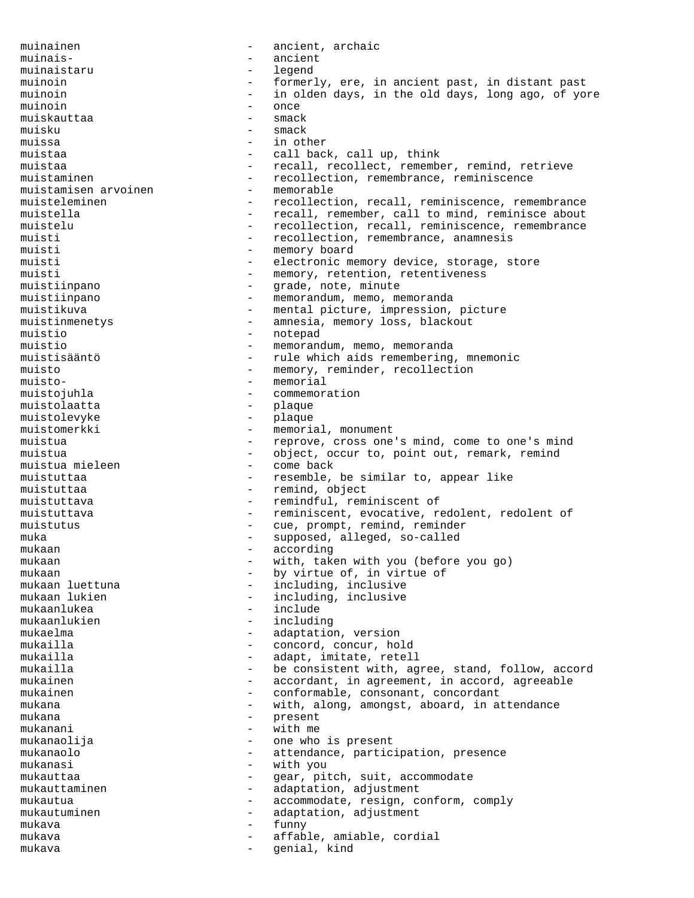```
muinainen                   -   ancient, archaic
muinais-                    -   ancient
muinaistaru                 -   legend
muinoin                     -   formerly, ere, in ancient past, in distant past
muinoin                     -   in olden days, in the old days, long ago, of yore
muinoin                     -   once
muiskauttaa                 -   smack
muisku                      -   smack
muissa                      -   in other
muistaa                     -   call back, call up, think
muistaa                     -   recall, recollect, remember, remind, retrieve
muistaminen                 -   recollection, remembrance, reminiscence
muistamisen arvoinen        -   memorable
muisteleminen               -   recollection, recall, reminiscence, remembrance
muistella                   -   recall, remember, call to mind, reminisce about
muistelu                    -   recollection, recall, reminiscence, remembrance
muisti                      -   recollection, remembrance, anamnesis
muisti                      -   memory board
muisti                      -   electronic memory device, storage, store
muisti                      -   memory, retention, retentiveness
muistiinpano                -   grade, note, minute
muistiinpano                -   memorandum, memo, memoranda
muistikuva                  -   mental picture, impression, picture
muistinmenetys              -   amnesia, memory loss, blackout
muistio                     -   notepad
muistio                     -   memorandum, memo, memoranda
muistisääntö                -   rule which aids remembering, mnemonic
muisto                      -   memory, reminder, recollection
muisto-                     -   memorial
muistojuhla                 -   commemoration
muistolaatta                -   plaque
muistolevyke                -   plaque
muistomerkki                -   memorial, monument
muistua                     -   reprove, cross one's mind, come to one's mind
muistua                     -   object, occur to, point out, remark, remind
muistua mieleen             -   come back
muistuttaa                  -   resemble, be similar to, appear like
muistuttaa                  -   remind, object
muistuttava                 -   remindful, reminiscent of
muistuttava                 -   reminiscent, evocative, redolent, redolent of
muistutus                   -   cue, prompt, remind, reminder
muka                        -   supposed, alleged, so-called
mukaan                      -   according
mukaan                      -   with, taken with you (before you go)
mukaan                      -   by virtue of, in virtue of
mukaan luettuna             -   including, inclusive
mukaan lukien               -   including, inclusive
mukaanlukea                 -   include
mukaanlukien                -   including
mukaelma                    -   adaptation, version
mukailla                    -   concord, concur, hold
mukailla                    -   adapt, imitate, retell
mukailla                    -   be consistent with, agree, stand, follow, accord
mukainen                    -   accordant, in agreement, in accord, agreeable
mukainen                    -   conformable, consonant, concordant
mukana                      -   with, along, amongst, aboard, in attendance
mukana                      -   present
mukanani                    -   with me
mukanaolija                 -   one who is present
mukanaolo                   -   attendance, participation, presence
mukanasi                    -   with you
mukauttaa                   -   gear, pitch, suit, accommodate
mukauttaminen               -   adaptation, adjustment
mukautua                    -   accommodate, resign, conform, comply
mukautuminen                -   adaptation, adjustment
mukava                      -   funny
mukava                      -   affable, amiable, cordial
mukava                      -   genial, kind
```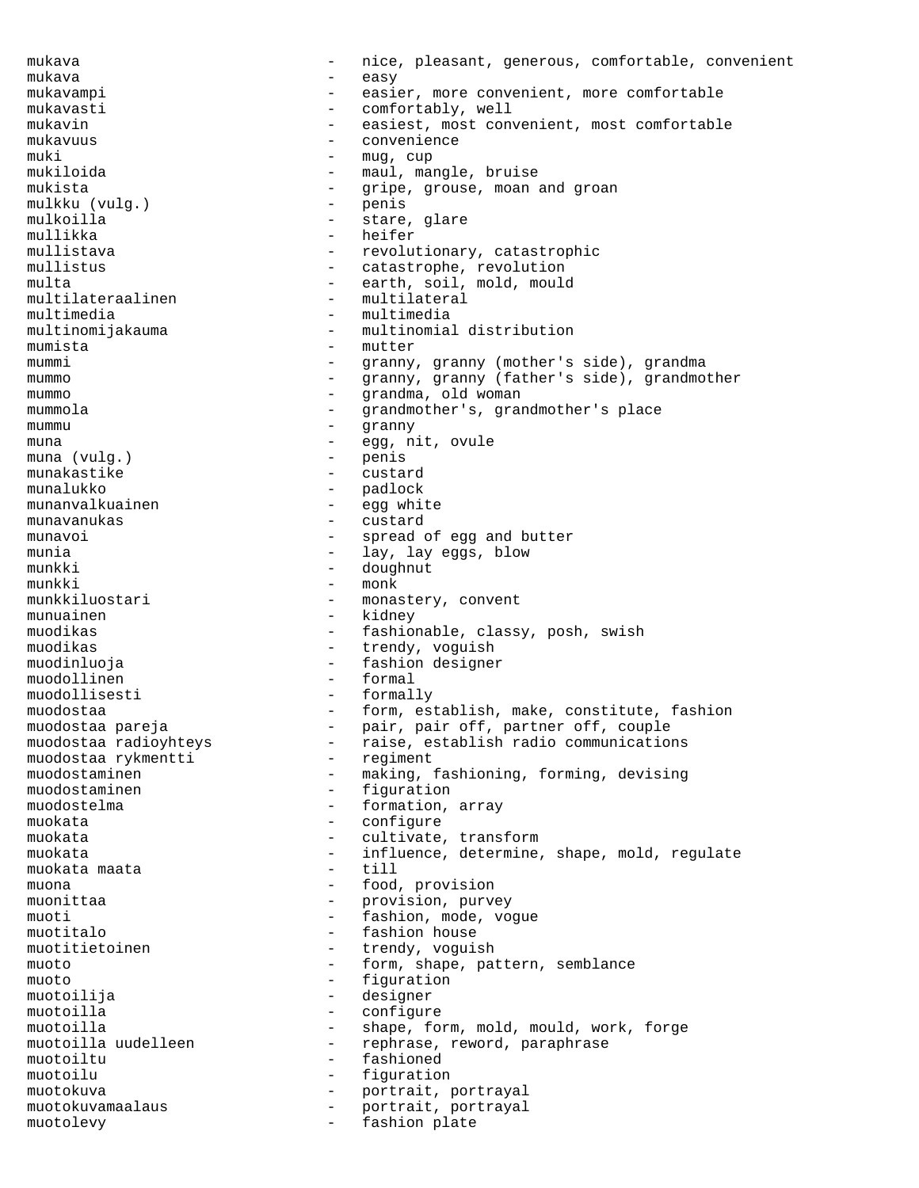mukava - nice, pleasant, generous, comfortable, convenient
mukava - easy
mukavampi - easier, more convenient, more comfortable
mukavasti - comfortably, well
mukavin - easiest, most convenient, most comfortable
mukavuus - convenience
muki - mug, cup
mukiloida - maul, mangle, bruise
mukista - gripe, grouse, moan and groan
mulkku (vulg.) - penis
mulkoilla - stare, glare
mullikka - heifer
mullistava - revolutionary, catastrophic
mullistus - catastrophe, revolution
multa - earth, soil, mold, mould
multilateraalinen - multilateral
multimedia - multimedia
multinomijakauma - multinomial distribution
mumista - mutter
mummi - granny, granny (mother's side), grandma
mummo - granny, granny (father's side), grandmother
mummo - grandma, old woman
mummola - grandmother's, grandmother's place
mummu - granny
muna - egg, nit, ovule
muna (vulg.) - penis
munakastike - custard
munalukko - padlock
munanvalkuainen - egg white
munavanukas - custard
munavoi - spread of egg and butter
munia - lay, lay eggs, blow
munkki - doughnut
munkki - monk
munkkiluostari - monastery, convent
munuainen - kidney
muodikas - fashionable, classy, posh, swish
muodikas - trendy, voguish
muodinluoja - fashion designer
muodollinen - formal
muodollisesti - formally
muodostaa - form, establish, make, constitute, fashion
muodostaa pareja - pair, pair off, partner off, couple
muodostaa radioyhteys - raise, establish radio communications
muodostaa rykmentti - regiment
muodostaminen - making, fashioning, forming, devising
muodostaminen - figuration
muodostelma - formation, array
muokata - configure
muokata - cultivate, transform
muokata - influence, determine, shape, mold, regulate
muokata maata - till
muona - food, provision
muonittaa - provision, purvey
muoti - fashion, mode, vogue
muotitalo - fashion house
muotitietoinen - trendy, voguish
muoto - form, shape, pattern, semblance
muoto - figuration
muotoilija - designer
muotoilla - configure
muotoilla - shape, form, mold, mould, work, forge
muotoilla uudelleen - rephrase, reword, paraphrase
muotoiltu - fashioned
muotoilu - figuration
muotokuva - portrait, portrayal
muotokuvamaalaus - portrait, portrayal
muotolevy - fashion plate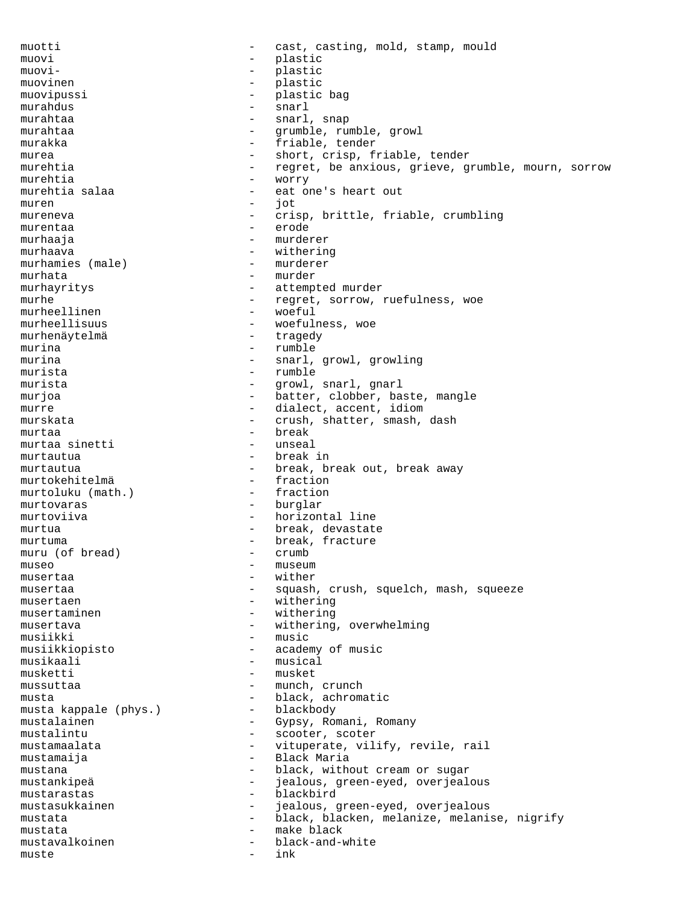muotti - cast, casting, mold, stamp, mould
muovi - plastic
muovi- - plastic
muovinen - plastic
muovipussi - plastic bag
murahdus - snarl
murahtaa - snarl, snap
murahtaa - grumble, rumble, growl
murakka - friable, tender
murea - short, crisp, friable, tender
murehtia - regret, be anxious, grieve, grumble, mourn, sorrow
murehtia - worry
murehtia salaa - eat one's heart out
muren - jot
mureneva - crisp, brittle, friable, crumbling
murentaa - erode
murhaaja - murderer
murhaava - withering
murhamies (male) - murderer
murhata - murder
murhayritys - attempted murder
murhe - regret, sorrow, ruefulness, woe
murheellinen - woeful
murheellisuus - woefulness, woe
murhenäytelmä - tragedy
murina - rumble
murina - snarl, growl, growling
murista - rumble
murista - growl, snarl, gnarl
murjoa - batter, clobber, baste, mangle
murre - dialect, accent, idiom
murskata - crush, shatter, smash, dash
murtaa - break
murtaa sinetti - unseal
murtautua - break in
murtautua - break, break out, break away
murtokehitelmä - fraction
murtoluku (math.) - fraction
murtovaras - burglar
murtoviiva - horizontal line
murtua - break, devastate
murtuma - break, fracture
muru (of bread) - crumb
museo - museum
musertaa - wither
musertaa - squash, crush, squelch, mash, squeeze
musertaen - withering
musertaminen - withering
musertava - withering, overwhelming
musiikki - music
musiikkiopisto - academy of music
musikaali - musical
musketti - musket
mussuttaa - munch, crunch
musta - black, achromatic
musta kappale (phys.) - blackbody
mustalainen - Gypsy, Romani, Romany
mustalintu - scooter, scoter
mustamaalata - vituperate, vilify, revile, rail
mustamaija - Black Maria
mustana - black, without cream or sugar
mustankipeä - jealous, green-eyed, overjealous
mustarastas - blackbird
mustasukkainen - jealous, green-eyed, overjealous
mustata - black, blacken, melanize, melanise, nigrify
mustata - make black
mustavalkoinen - black-and-white
muste - ink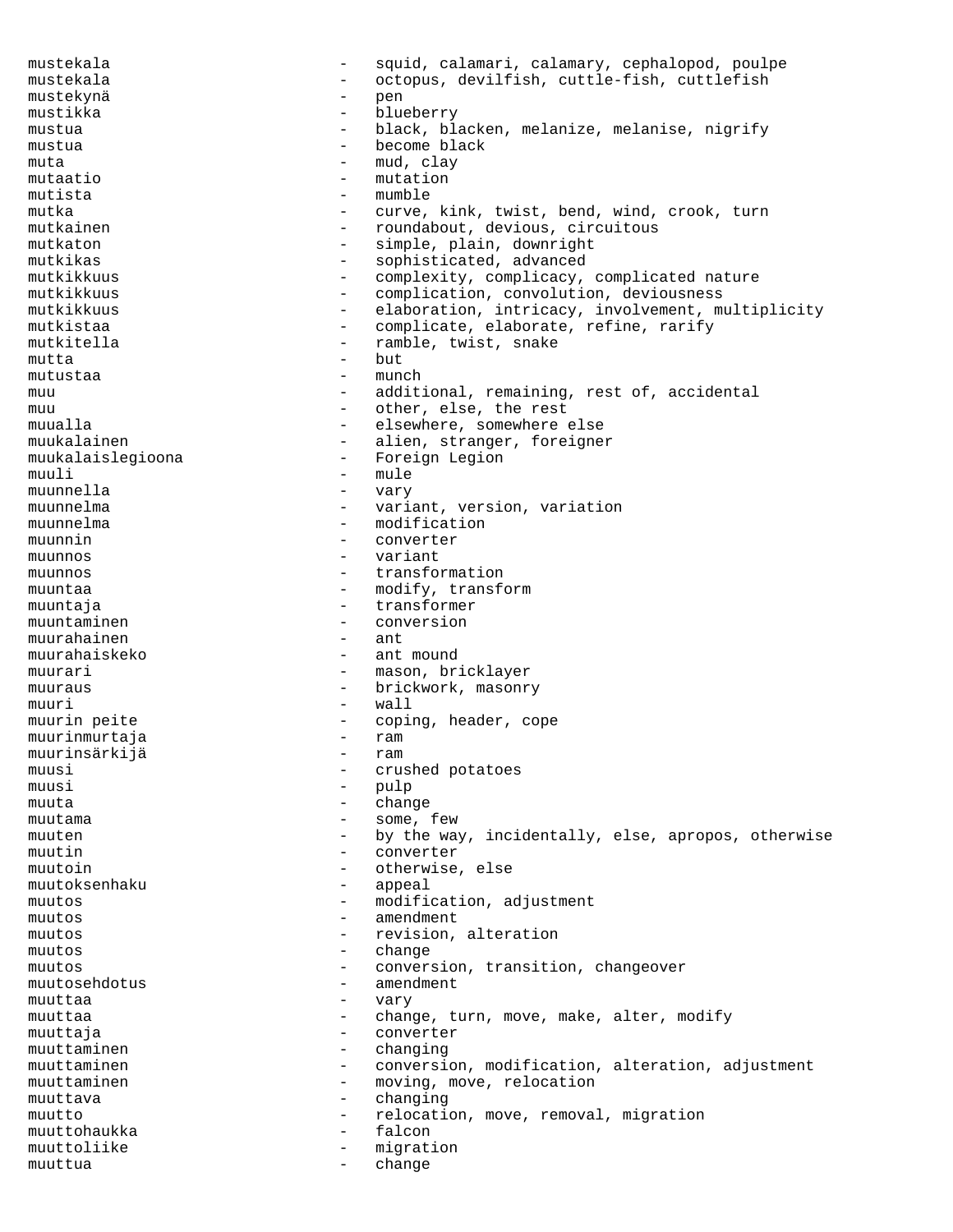mustekala - squid, calamari, calamary, cephalopod, poulpe
mustekala - octopus, devilfish, cuttle-fish, cuttlefish
mustekynä - pen
mustikka - blueberry
mustua - black, blacken, melanize, melanise, nigrify
mustua - become black
muta - mud, clay
mutaatio - mutation
mutista - mumble
mutka - curve, kink, twist, bend, wind, crook, turn
mutkainen - roundabout, devious, circuitous
mutkaton - simple, plain, downright
mutkikas - sophisticated, advanced
mutkikkuus - complexity, complicacy, complicated nature
mutkikkuus - complication, convolution, deviousness
mutkikkuus - elaboration, intricacy, involvement, multiplicity
mutkistaa - complicate, elaborate, refine, rarify
mutkitella - ramble, twist, snake
mutta - but
mutustaa - munch
muu - additional, remaining, rest of, accidental
muu - other, else, the rest
muualla - elsewhere, somewhere else
muukalainen - alien, stranger, foreigner
muukalaislegioona - Foreign Legion
muuli - mule
muunnella - vary
muunnelma - variant, version, variation
muunnelma - modification
muunnin - converter
muunnos - variant
muunnos - transformation
muuntaa - modify, transform
muuntaja - transformer
muuntaminen - conversion
muurahainen - ant
muurahaiskeko - ant mound
muurari - mason, bricklayer
muuraus - brickwork, masonry
muuri - wall
muurin peite - coping, header, cope
muurinmurtaja - ram
muurinsärkijä - ram
muusi - crushed potatoes
muusi - pulp
muuta - change
muutama - some, few
muuten - by the way, incidentally, else, apropos, otherwise
muutin - converter
muutoin - otherwise, else
muutoksenhaku - appeal
muutos - modification, adjustment
muutos - amendment
muutos - revision, alteration
muutos - change
muutos - conversion, transition, changeover
muutosehdotus - amendment
muuttaa - vary
muuttaa - change, turn, move, make, alter, modify
muuttaja - converter
muuttaminen - changing
muuttaminen - conversion, modification, alteration, adjustment
muuttaminen - moving, move, relocation
muuttava - changing
muutto - relocation, move, removal, migration
muuttohaukka - falcon
muuttoliike - migration
muuttua - change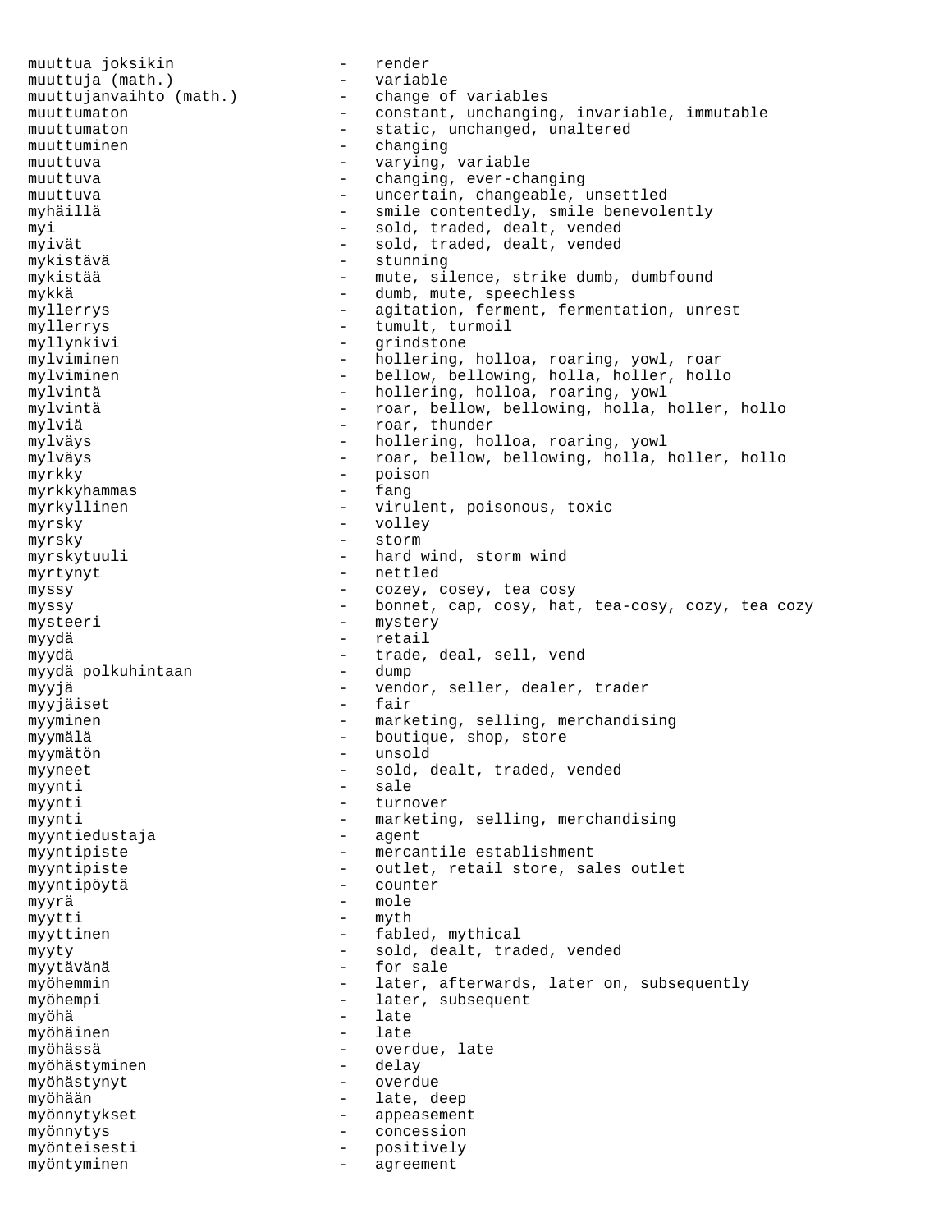muuttua joksikin - render
muuttuja (math.) - variable
muuttujanvaihto (math.) - change of variables
muuttumaton - constant, unchanging, invariable, immutable
muuttumaton - static, unchanged, unaltered
muuttuminen - changing
muuttuva - varying, variable
muuttuva - changing, ever-changing
muuttuva - uncertain, changeable, unsettled
myhäillä - smile contentedly, smile benevolently
myi - sold, traded, dealt, vended
myivät - sold, traded, dealt, vended
mykistävä - stunning
mykistää - mute, silence, strike dumb, dumbfound
mykkä - dumb, mute, speechless
myllerrys - agitation, ferment, fermentation, unrest
myllerrys - tumult, turmoil
myllynkivi - grindstone
mylviminen - hollering, holloa, roaring, yowl, roar
mylviminen - bellow, bellowing, holla, holler, hollo
mylvintä - hollering, holloa, roaring, yowl
mylvintä - roar, bellow, bellowing, holla, holler, hollo
mylviä - roar, thunder
mylväys - hollering, holloa, roaring, yowl
mylväys - roar, bellow, bellowing, holla, holler, hollo
myrkky - poison
myrkkyhammas - fang
myrkyllinen - virulent, poisonous, toxic
myrsky - volley
myrsky - storm
myrskytuuli - hard wind, storm wind
myrtynyt - nettled
myssy - cozey, cosey, tea cosy
myssy - bonnet, cap, cosy, hat, tea-cosy, cozy, tea cozy
mysteeri - mystery
myydä - retail
myydä - trade, deal, sell, vend
myydä polkuhintaan - dump
myyjä - vendor, seller, dealer, trader
myyjäiset - fair
myyminen - marketing, selling, merchandising
myymälä - boutique, shop, store
myymätön - unsold
myyneet - sold, dealt, traded, vended
myynti - sale
myynti - turnover
myynti - marketing, selling, merchandising
myyntiedustaja - agent
myyntipiste - mercantile establishment
myyntipiste - outlet, retail store, sales outlet
myyntipöytä - counter
myyrä - mole
myytti - myth
myyttinen - fabled, mythical
myyty - sold, dealt, traded, vended
myytävänä - for sale
myöhemmin - later, afterwards, later on, subsequently
myöhempi - later, subsequent
myöhä - late
myöhäinen - late
myöhässä - overdue, late
myöhästyminen - delay
myöhästynyt - overdue
myöhään - late, deep
myönnytykset - appeasement
myönnytys - concession
myönteisesti - positively
myöntyminen - agreement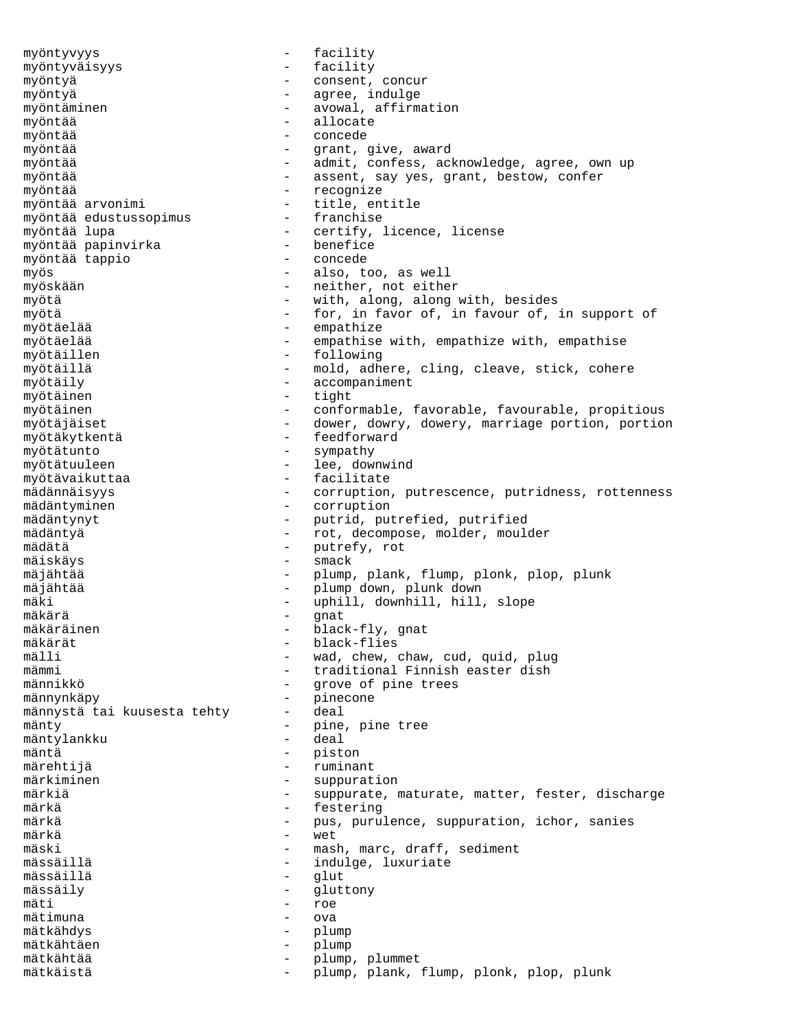myöntyvyys - facility
myöntyväisyys - facility
myöntyä - consent, concur
myöntyä - agree, indulge
myöntäminen - avowal, affirmation
myöntää - allocate
myöntää - concede
myöntää - grant, give, award
myöntää - admit, confess, acknowledge, agree, own up
myöntää - assent, say yes, grant, bestow, confer
myöntää - recognize
myöntää arvonimi - title, entitle
myöntää edustussopimus - franchise
myöntää lupa - certify, licence, license
myöntää papinvirka - benefice
myöntää tappio - concede
myös - also, too, as well
myöskään - neither, not either
myötä - with, along, along with, besides
myötä - for, in favor of, in favour of, in support of
myötäelää - empathize
myötäelää - empathise with, empathize with, empathise
myötäillen - following
myötäillä - mold, adhere, cling, cleave, stick, cohere
myötäily - accompaniment
myötäinen - tight
myötäinen - conformable, favorable, favourable, propitious
myötäjäiset - dower, dowry, dowery, marriage portion, portion
myötäkytkentä - feedforward
myötätunto - sympathy
myötätuuleen - lee, downwind
myötävaikuttaa - facilitate
mädännäisyys - corruption, putrescence, putridness, rottenness
mädäntyminen - corruption
mädäntynyt - putrid, putrefied, putrified
mädäntyä - rot, decompose, molder, moulder
mädätä - putrefy, rot
mäiskäys - smack
mäjähtää - plump, plank, flump, plonk, plop, plunk
mäjähtää - plump down, plunk down
mäki - uphill, downhill, hill, slope
mäkärä - gnat
mäkäräinen - black-fly, gnat
mäkärät - black-flies
mälli - wad, chew, chaw, cud, quid, plug
mämmi - traditional Finnish easter dish
männikkö - grove of pine trees
männynkäpy - pinecone
männystä tai kuusesta tehty - deal
mänty - pine, pine tree
mäntylankku - deal
mäntä - piston
märehtijä - ruminant
märkiminen - suppuration
märkiä - suppurate, maturate, matter, fester, discharge
märkä - festering
märkä - pus, purulence, suppuration, ichor, sanies
märkä - wet
mäski - mash, marc, draff, sediment
mässäillä - indulge, luxuriate
mässäillä - glut
mässäily - gluttony
mäti - roe
mätimuna - ova
mätkähdys - plump
mätkähtäen - plump
mätkähtää - plump, plummet
mätkäistä - plump, plank, flump, plonk, plop, plunk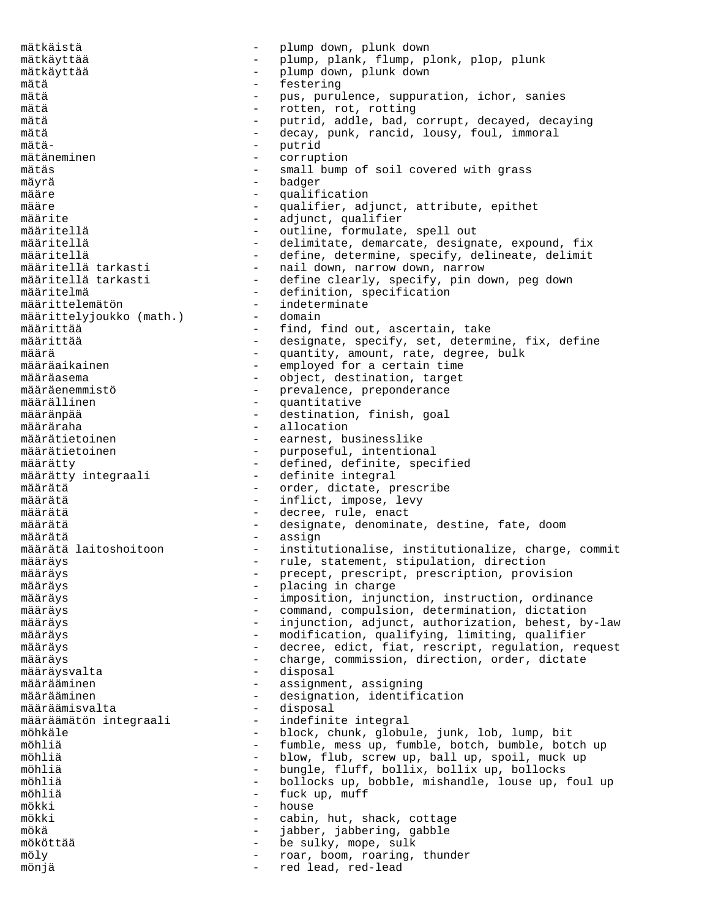mätkäistä - plump down, plunk down
mätkäyttää - plump, plank, flump, plonk, plop, plunk
mätkäyttää - plump down, plunk down
mätä - festering
mätä - pus, purulence, suppuration, ichor, sanies
mätä - rotten, rot, rotting
mätä - putrid, addle, bad, corrupt, decayed, decaying
mätä - decay, punk, rancid, lousy, foul, immoral
mätä- - putrid
mätäneminen - corruption
mätäs - small bump of soil covered with grass
mäyrä - badger
määre - qualification
määre - qualifier, adjunct, attribute, epithet
määrite - adjunct, qualifier
määritellä - outline, formulate, spell out
määritellä - delimitate, demarcate, designate, expound, fix
määritellä - define, determine, specify, delineate, delimit
määritellä tarkasti - nail down, narrow down, narrow
määritellä tarkasti - define clearly, specify, pin down, peg down
määritelmä - definition, specification
määrittelemätön - indeterminate
määrittelyjoukko (math.) - domain
määrittää - find, find out, ascertain, take
määrittää - designate, specify, set, determine, fix, define
määrä - quantity, amount, rate, degree, bulk
määräaikainen - employed for a certain time
määräasema - object, destination, target
määräenemmistö - prevalence, preponderance
määrällinen - quantitative
määränpää - destination, finish, goal
määräraha - allocation
määrätietoinen - earnest, businesslike
määrätietoinen - purposeful, intentional
määrätty - defined, definite, specified
määrätty integraali - definite integral
määrätä - order, dictate, prescribe
määrätä - inflict, impose, levy
määrätä - decree, rule, enact
määrätä - designate, denominate, destine, fate, doom
määrätä - assign
määrätä laitoshoitoon - institutionalise, institutionalize, charge, commit
määräys - rule, statement, stipulation, direction
määräys - precept, prescript, prescription, provision
määräys - placing in charge
määräys - imposition, injunction, instruction, ordinance
määräys - command, compulsion, determination, dictation
määräys - injunction, adjunct, authorization, behest, by-law
määräys - modification, qualifying, limiting, qualifier
määräys - decree, edict, fiat, rescript, regulation, request
määräys - charge, commission, direction, order, dictate
määräysvalta - disposal
määrääminen - assignment, assigning
määrääminen - designation, identification
määräämisvalta - disposal
määräämätön integraali - indefinite integral
möhkäle - block, chunk, globule, junk, lob, lump, bit
möhliä - fumble, mess up, fumble, botch, bumble, botch up
möhliä - blow, flub, screw up, ball up, spoil, muck up
möhliä - bungle, fluff, bollix, bollix up, bollocks
möhliä - bollocks up, bobble, mishandle, louse up, foul up
möhliä - fuck up, muff
mökki - house
mökki - cabin, hut, shack, cottage
mökä - jabber, jabbering, gabble
mököttää - be sulky, mope, sulk
möly - roar, boom, roaring, thunder
mönjä - red lead, red-lead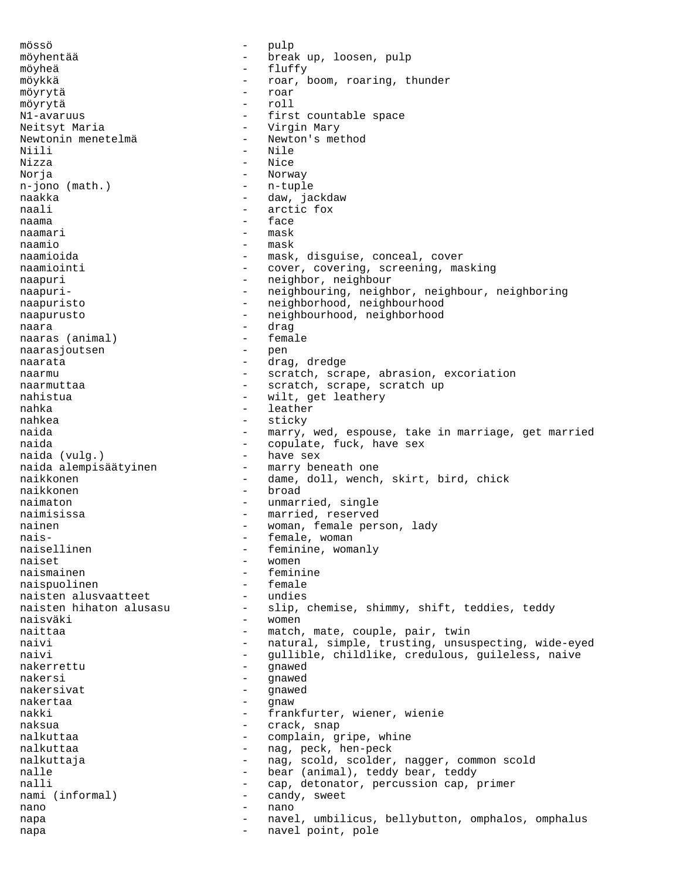mössö - pulp
möyhentää - break up, loosen, pulp
möyheä - fluffy
möykkä - roar, boom, roaring, thunder
möyrytä - roar
möyrytä - roll
N1-avaruus - first countable space
Neitsyt Maria - Virgin Mary
Newtonin menetelmä - Newton's method
Niili - Nile
Nizza - Nice
Norja - Norway
n-jono (math.) - n-tuple
naakka - daw, jackdaw
naali - arctic fox
naama - face
naamari - mask
naamio - mask
naamioida - mask, disguise, conceal, cover
naamiointi - cover, covering, screening, masking
naapuri - neighbor, neighbour
naapuri- - neighbouring, neighbor, neighbour, neighboring
naapuristo - neighborhood, neighbourhood
naapurusto - neighbourhood, neighborhood
naara - drag
naaras (animal) - female
naarasjoutsen - pen
naarata - drag, dredge
naarmu - scratch, scrape, abrasion, excoriation
naarmuttaa - scratch, scrape, scratch up
nahistua - wilt, get leathery
nahka - leather
nahkea - sticky
naida - marry, wed, espouse, take in marriage, get married
naida - copulate, fuck, have sex
naida (vulg.) - have sex
naida alempisäätyinen - marry beneath one
naikkonen - dame, doll, wench, skirt, bird, chick
naikkonen - broad
naimaton - unmarried, single
naimisissa - married, reserved
nainen - woman, female person, lady
nais- - female, woman
naisellinen - feminine, womanly
naiset - women
naismainen - feminine
naispuolinen - female
naisten alusvaatteet - undies
naisten hihaton alusasu - slip, chemise, shimmy, shift, teddies, teddy
naisväki - women
naittaa - match, mate, couple, pair, twin
naivi - natural, simple, trusting, unsuspecting, wide-eyed
naivi - gullible, childlike, credulous, guileless, naive
nakerrettu - gnawed
nakersi - gnawed
nakersivat - gnawed
nakertaa - gnaw
nakki - frankfurter, wiener, wienie
naksua - crack, snap
nalkuttaa - complain, gripe, whine
nalkuttaa - nag, peck, hen-peck
nalkuttaja - nag, scold, scolder, nagger, common scold
nalle - bear (animal), teddy bear, teddy
nalli - cap, detonator, percussion cap, primer
nami (informal) - candy, sweet
nano - nano
napa - navel, umbilicus, bellybutton, omphalos, omphalus
napa - navel point, pole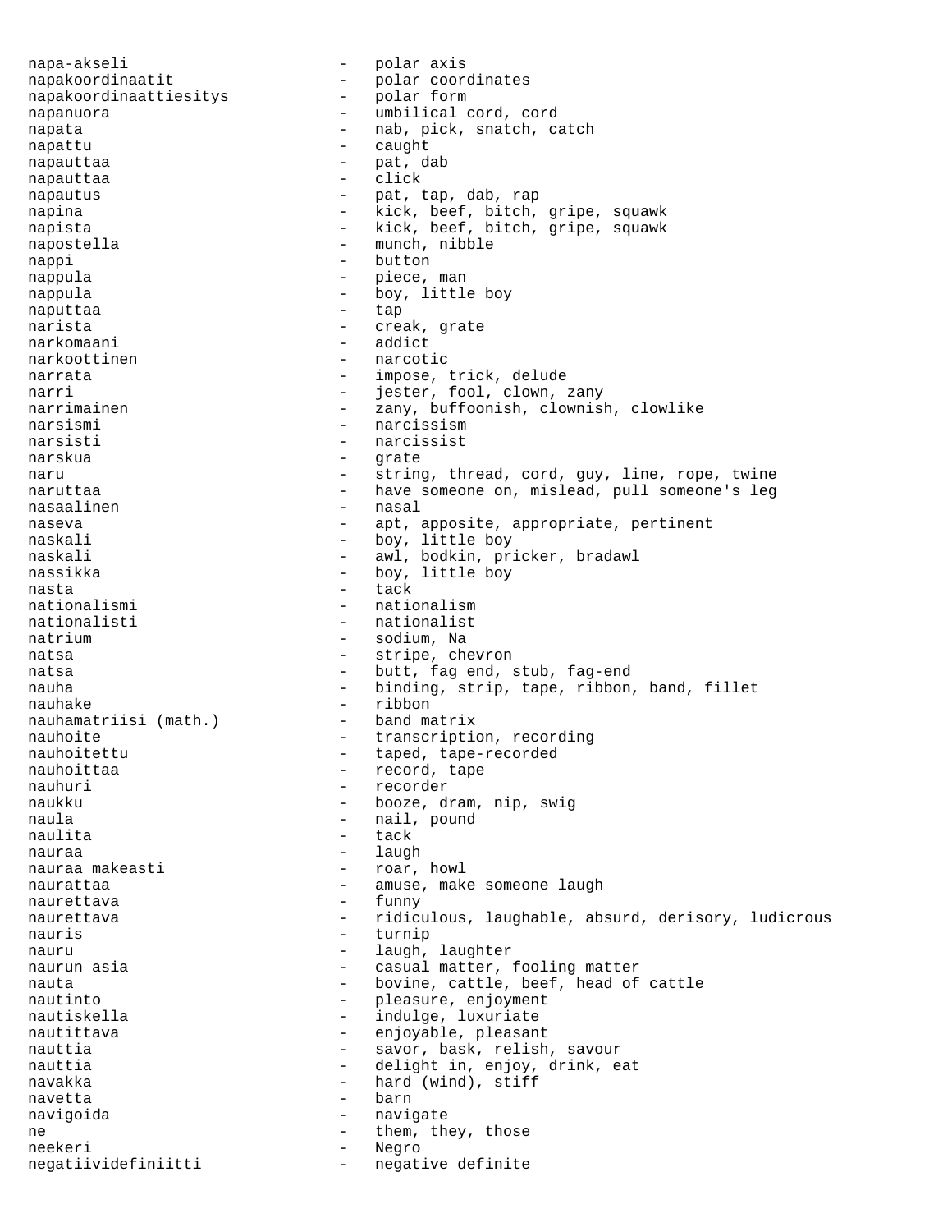napa-akseli - polar axis
napakoordinaatit - polar coordinates
napakoordinaattiesitys - polar form
napanuora - umbilical cord, cord
napata - nab, pick, snatch, catch
napattu - caught
napauttaa - pat, dab
napauttaa - click
napautus - pat, tap, dab, rap
napina - kick, beef, bitch, gripe, squawk
napista - kick, beef, bitch, gripe, squawk
napostella - munch, nibble
nappi - button
nappula - piece, man
nappula - boy, little boy
naputtaa - tap
narista - creak, grate
narkomaani - addict
narkoottinen - narcotic
narrata - impose, trick, delude
narri - jester, fool, clown, zany
narrimainen - zany, buffoonish, clownish, clowlike
narsismi - narcissism
narsisti - narcissist
narskua - grate
naru - string, thread, cord, guy, line, rope, twine
naruttaa - have someone on, mislead, pull someone's leg
nasaalinen - nasal
naseva - apt, apposite, appropriate, pertinent
naskali - boy, little boy
naskali - awl, bodkin, pricker, bradawl
nassikka - boy, little boy
nasta - tack
nationalismi - nationalism
nationalisti - nationalist
natrium - sodium, Na
natsa - stripe, chevron
natsa - butt, fag end, stub, fag-end
nauha - binding, strip, tape, ribbon, band, fillet
nauhake - ribbon
nauhamatriisi (math.) - band matrix
nauhoite - transcription, recording
nauhoitettu - taped, tape-recorded
nauhoittaa - record, tape
nauhuri - recorder
naukku - booze, dram, nip, swig
naula - nail, pound
naulita - tack
nauraa - laugh
nauraa makeasti - roar, howl
naurattaa - amuse, make someone laugh
naurettava - funny
naurettava - ridiculous, laughable, absurd, derisory, ludicrous
nauris - turnip
nauru - laugh, laughter
naurun asia - casual matter, fooling matter
nauta - bovine, cattle, beef, head of cattle
nautinto - pleasure, enjoyment
nautiskella - indulge, luxuriate
nautittava - enjoyable, pleasant
nauttia - savor, bask, relish, savour
nauttia - delight in, enjoy, drink, eat
navakka - hard (wind), stiff
navetta - barn
navigoida - navigate
ne - them, they, those
neekeri - Negro
negatiividefiniitti - negative definite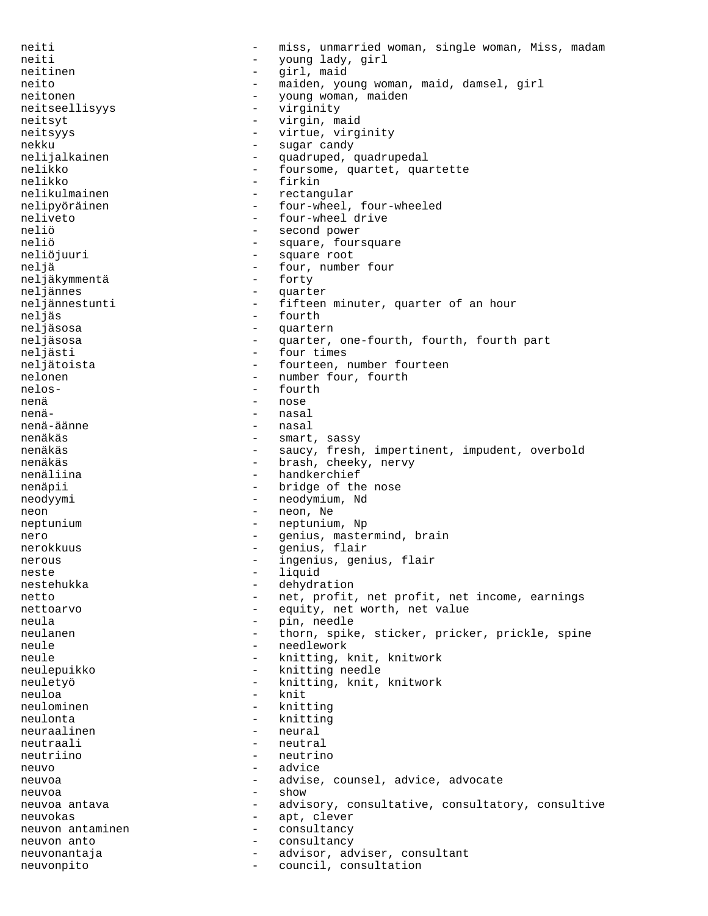neiti - miss, unmarried woman, single woman, Miss, madam
neiti - young lady, girl
neitinen - girl, maid
neito - maiden, young woman, maid, damsel, girl
neitonen - young woman, maiden
neitseellisyys - virginity
neitsyt - virgin, maid
neitsyys - virtue, virginity
nekku - sugar candy
nelijalkainen - quadruped, quadrupedal
nelikko - foursome, quartet, quartette
nelikko - firkin
nelikulmainen - rectangular
nelipyöräinen - four-wheel, four-wheeled
neliveto - four-wheel drive
neliö - second power
neliö - square, foursquare
neliöjuuri - square root
neljä - four, number four
neljäkymmentä - forty
neljännes - quarter
neljännestunti - fifteen minuter, quarter of an hour
neljäs - fourth
neljäsosa - quartern
neljäsosa - quarter, one-fourth, fourth, fourth part
neljästi - four times
neljätoista - fourteen, number fourteen
nelonen - number four, fourth
nelos- - fourth
nenä - nose
nenä- - nasal
nenä-äänne - nasal
nenäkäs - smart, sassy
nenäkäs - saucy, fresh, impertinent, impudent, overbold
nenäkäs - brash, cheeky, nervy
nenäliina - handkerchief
nenäpii - bridge of the nose
neodyymi - neodymium, Nd
neon - neon, Ne
neptunium - neptunium, Np
nero - genius, mastermind, brain
nerokkuus - genius, flair
nerous - ingenius, genius, flair
neste - liquid
nestehukka - dehydration
netto - net, profit, net profit, net income, earnings
nettoarvo - equity, net worth, net value
neula - pin, needle
neulanen - thorn, spike, sticker, pricker, prickle, spine
neule - needlework
neule - knitting, knit, knitwork
neulepuikko - knitting needle
neuletyö - knitting, knit, knitwork
neuloa - knit
neulominen - knitting
neulonta - knitting
neuraalinen - neural
neutraali - neutral
neutriino - neutrino
neuvo - advice
neuvoa - advise, counsel, advice, advocate
neuvoa - show
neuvoa antava - advisory, consultative, consultatory, consultive
neuvokas - apt, clever
neuvon antaminen - consultancy
neuvon anto - consultancy
neuvonantaja - advisor, adviser, consultant
neuvonpito - council, consultation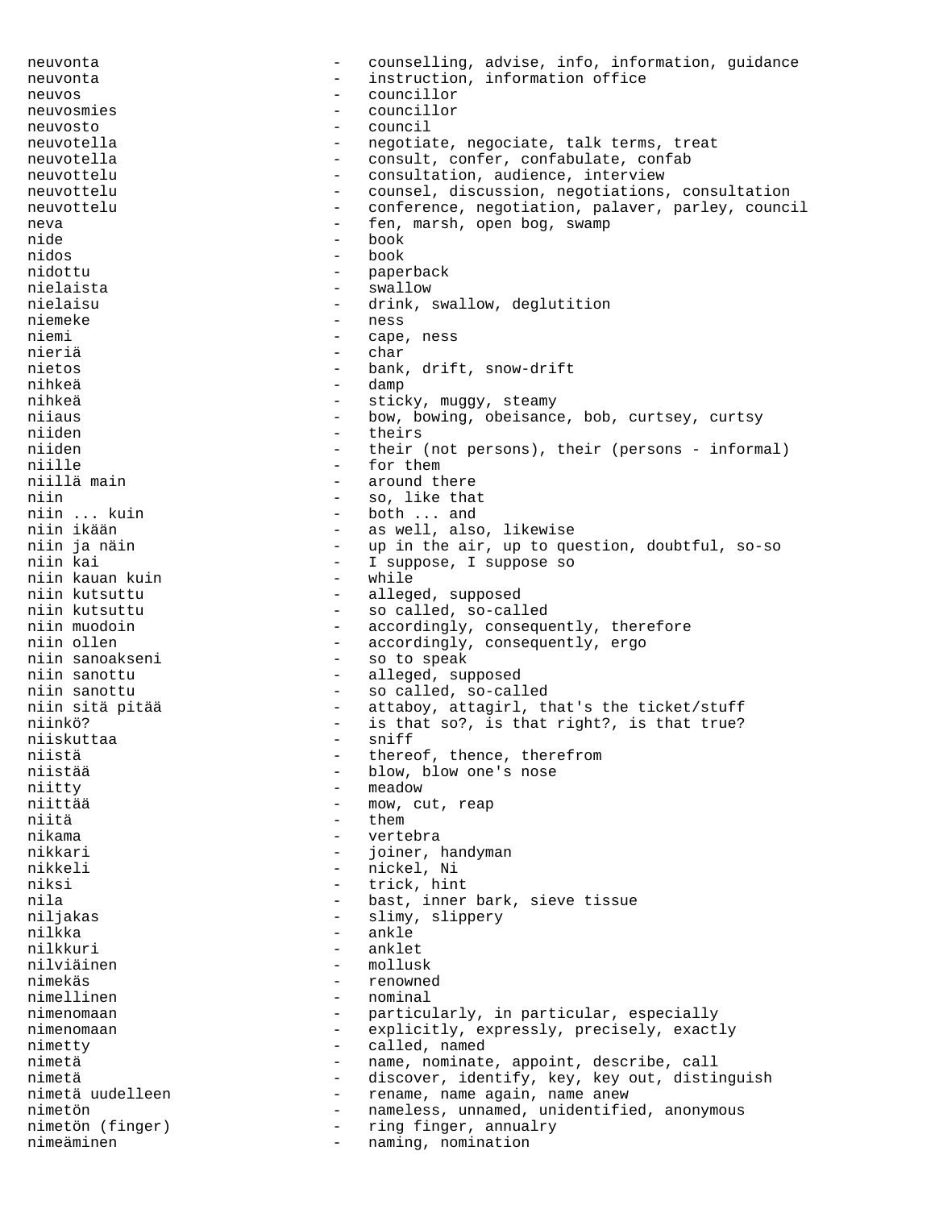neuvonta - counselling, advise, info, information, guidance
neuvonta - instruction, information office
neuvos - councillor
neuvosmies - councillor
neuvosto - council
neuvotella - negotiate, negociate, talk terms, treat
neuvotella - consult, confer, confabulate, confab
neuvottelu - consultation, audience, interview
neuvottelu - counsel, discussion, negotiations, consultation
neuvottelu - conference, negotiation, palaver, parley, council
neva - fen, marsh, open bog, swamp
nide - book
nidos - book
nidottu - paperback
nielaista - swallow
nielaisu - drink, swallow, deglutition
niemeke - ness
niemi - cape, ness
nieriä - char
nietos - bank, drift, snow-drift
nihkeä - damp
nihkeä - sticky, muggy, steamy
niiaus - bow, bowing, obeisance, bob, curtsey, curtsy
niiden - theirs
niiden - their (not persons), their (persons - informal)
niille - for them
niillä main - around there
niin - so, like that
niin ... kuin - both ... and
niin ikään - as well, also, likewise
niin ja näin - up in the air, up to question, doubtful, so-so
niin kai - I suppose, I suppose so
niin kauan kuin - while
niin kutsuttu - alleged, supposed
niin kutsuttu - so called, so-called
niin muodoin - accordingly, consequently, therefore
niin ollen - accordingly, consequently, ergo
niin sanoakseni - so to speak
niin sanottu - alleged, supposed
niin sanottu - so called, so-called
niin sitä pitää - attaboy, attagirl, that's the ticket/stuff
niinkö? - is that so?, is that right?, is that true?
niiskuttaa - sniff
niistä - thereof, thence, therefrom
niistää - blow, blow one's nose
niitty - meadow
niittää - mow, cut, reap
niitä - them
nikama - vertebra
nikkari - joiner, handyman
nikkeli - nickel, Ni
niksi - trick, hint
nila - bast, inner bark, sieve tissue
niljakas - slimy, slippery
nilkka - ankle
nilkkuri - anklet
nilviäinen - mollusk
nimekäs - renowned
nimellinen - nominal
nimenomaan - particularly, in particular, especially
nimenomaan - explicitly, expressly, precisely, exactly
nimetty - called, named
nimetä - name, nominate, appoint, describe, call
nimetä - discover, identify, key, key out, distinguish
nimetä uudelleen - rename, name again, name anew
nimetön - nameless, unnamed, unidentified, anonymous
nimetön (finger) - ring finger, annualry
nimeäminen - naming, nomination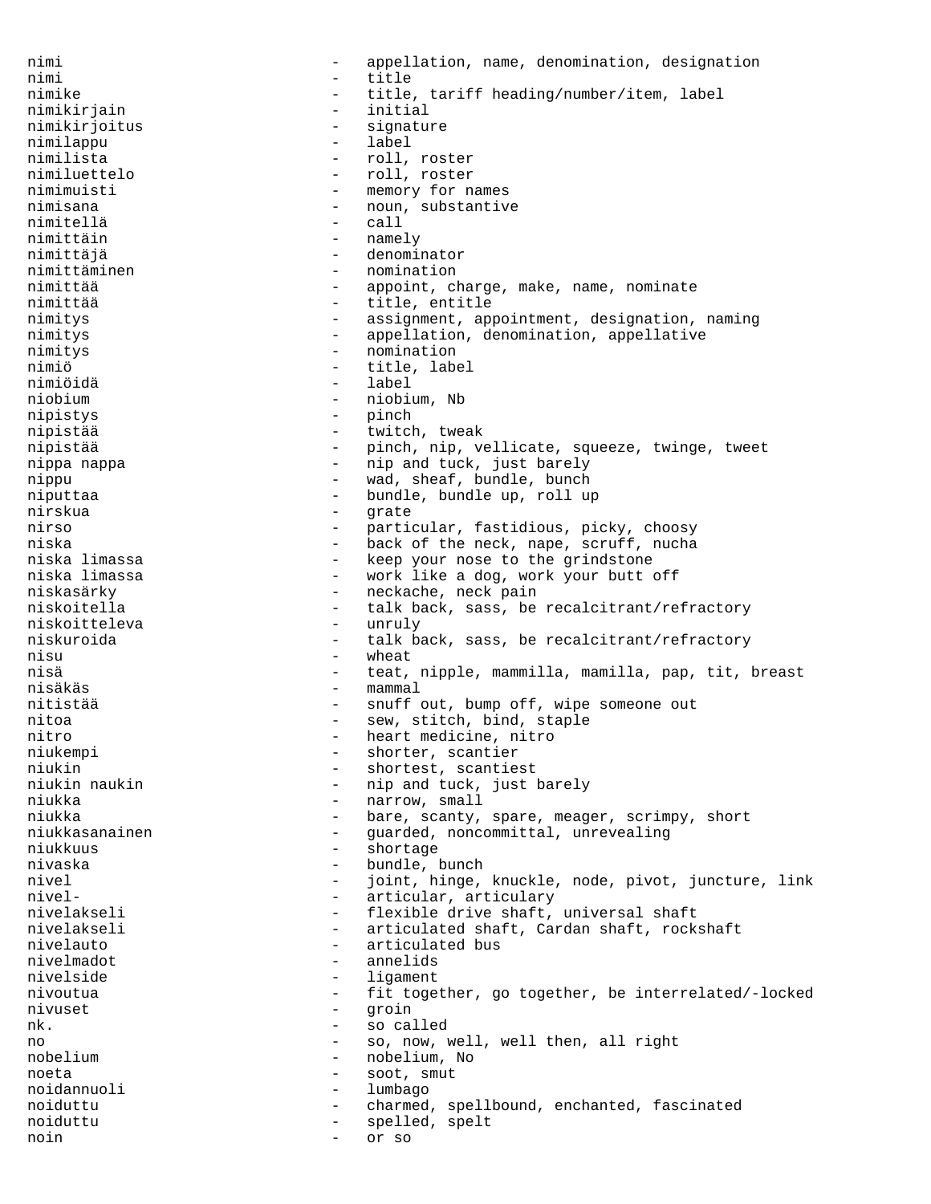nimi - appellation, name, denomination, designation
nimi - title
nimike - title, tariff heading/number/item, label
nimikirjain - initial
nimikirjoitus - signature
nimilappu - label
nimilista - roll, roster
nimiluettelo - roll, roster
nimimuisti - memory for names
nimisana - noun, substantive
nimitellä - call
nimittäin - namely
nimittäjä - denominator
nimittäminen - nomination
nimittää - appoint, charge, make, name, nominate
nimittää - title, entitle
nimitys - assignment, appointment, designation, naming
nimitys - appellation, denomination, appellative
nimitys - nomination
nimiö - title, label
nimiöidä - label
niobium - niobium, Nb
nipistys - pinch
nipistää - twitch, tweak
nipistää - pinch, nip, vellicate, squeeze, twinge, tweet
nippa nappa - nip and tuck, just barely
nippu - wad, sheaf, bundle, bunch
niputtaa - bundle, bundle up, roll up
nirskua - grate
nirso - particular, fastidious, picky, choosy
niska - back of the neck, nape, scruff, nucha
niska limassa - keep your nose to the grindstone
niska limassa - work like a dog, work your butt off
niskasärky - neckache, neck pain
niskoitella - talk back, sass, be recalcitrant/refractory
niskoitteleva - unruly
niskuroida - talk back, sass, be recalcitrant/refractory
nisu - wheat
nisä - teat, nipple, mammilla, mamilla, pap, tit, breast
nisäkäs - mammal
nitistää - snuff out, bump off, wipe someone out
nitoa - sew, stitch, bind, staple
nitro - heart medicine, nitro
niukempi - shorter, scantier
niukin - shortest, scantiest
niukin naukin - nip and tuck, just barely
niukka - narrow, small
niukka - bare, scanty, spare, meager, scrimpy, short
niukkasanainen - guarded, noncommittal, unrevealing
niukkuus - shortage
nivaska - bundle, bunch
nivel - joint, hinge, knuckle, node, pivot, juncture, link
nivel- - articular, articulary
nivelakseli - flexible drive shaft, universal shaft
nivelakseli - articulated shaft, Cardan shaft, rockshaft
nivelauto - articulated bus
nivelmadot - annelids
nivelside - ligament
nivoutua - fit together, go together, be interrelated/-locked
nivuset - groin
nk. - so called
no - so, now, well, well then, all right
nobelium - nobelium, No
noeta - soot, smut
noidannuoli - lumbago
noiduttu - charmed, spellbound, enchanted, fascinated
noiduttu - spelled, spelt
noin - or so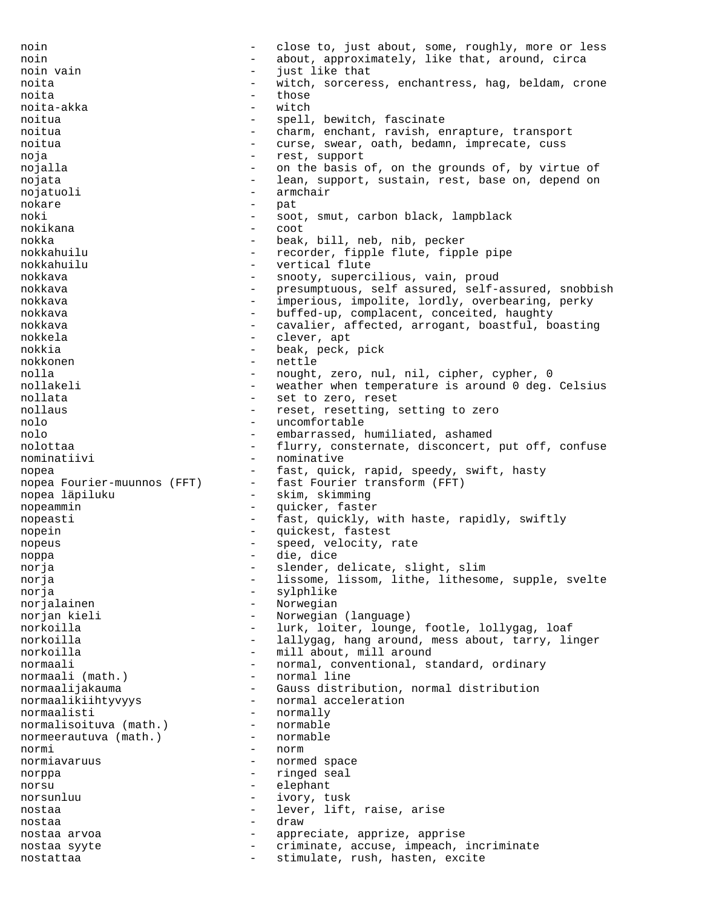noin - close to, just about, some, roughly, more or less
noin - about, approximately, like that, around, circa
noin vain - just like that
noita - witch, sorceress, enchantress, hag, beldam, crone
noita - those
noita-akka - witch
noitua - spell, bewitch, fascinate
noitua - charm, enchant, ravish, enrapture, transport
noitua - curse, swear, oath, bedamn, imprecate, cuss
noja - rest, support
nojalla - on the basis of, on the grounds of, by virtue of
nojata - lean, support, sustain, rest, base on, depend on
nojatuoli - armchair
nokare - pat
noki - soot, smut, carbon black, lampblack
nokikana - coot
nokka - beak, bill, neb, nib, pecker
nokkahuilu - recorder, fipple flute, fipple pipe
nokkahuilu - vertical flute
nokkava - snooty, supercilious, vain, proud
nokkava - presumptuous, self assured, self-assured, snobbish
nokkava - imperious, impolite, lordly, overbearing, perky
nokkava - buffed-up, complacent, conceited, haughty
nokkava - cavalier, affected, arrogant, boastful, boasting
nokkela - clever, apt
nokkia - beak, peck, pick
nokkonen - nettle
nolla - nought, zero, nul, nil, cipher, cypher, 0
nollakeli - weather when temperature is around 0 deg. Celsius
nollata - set to zero, reset
nollaus - reset, resetting, setting to zero
nolo - uncomfortable
nolo - embarrassed, humiliated, ashamed
nolottaa - flurry, consternate, disconcert, put off, confuse
nominatiivi - nominative
nopea - fast, quick, rapid, speedy, swift, hasty
nopea Fourier-muunnos (FFT) - fast Fourier transform (FFT)
nopea läpiluku - skim, skimming
nopeammin - quicker, faster
nopeasti - fast, quickly, with haste, rapidly, swiftly
nopein - quickest, fastest
nopeus - speed, velocity, rate
noppa - die, dice
norja - slender, delicate, slight, slim
norja - lissome, lissom, lithe, lithesome, supple, svelte
norja - sylphlike
norjalainen - Norwegian
norjan kieli - Norwegian (language)
norkoilla - lurk, loiter, lounge, footle, lollygag, loaf
norkoilla - lallygag, hang around, mess about, tarry, linger
norkoilla - mill about, mill around
normaali - normal, conventional, standard, ordinary
normaali (math.) - normal line
normaalijakauma - Gauss distribution, normal distribution
normaalikiihtyvyys - normal acceleration
normaalisti - normally
normalisoituva (math.) - normable
normeerautuva (math.) - normable
normi - norm
normiavaruus - normed space
norppa - ringed seal
norsu - elephant
norsunluu - ivory, tusk
nostaa - lever, lift, raise, arise
nostaa - draw
nostaa arvoa - appreciate, apprize, apprise
nostaa syyte - criminate, accuse, impeach, incriminate
nostattaa - stimulate, rush, hasten, excite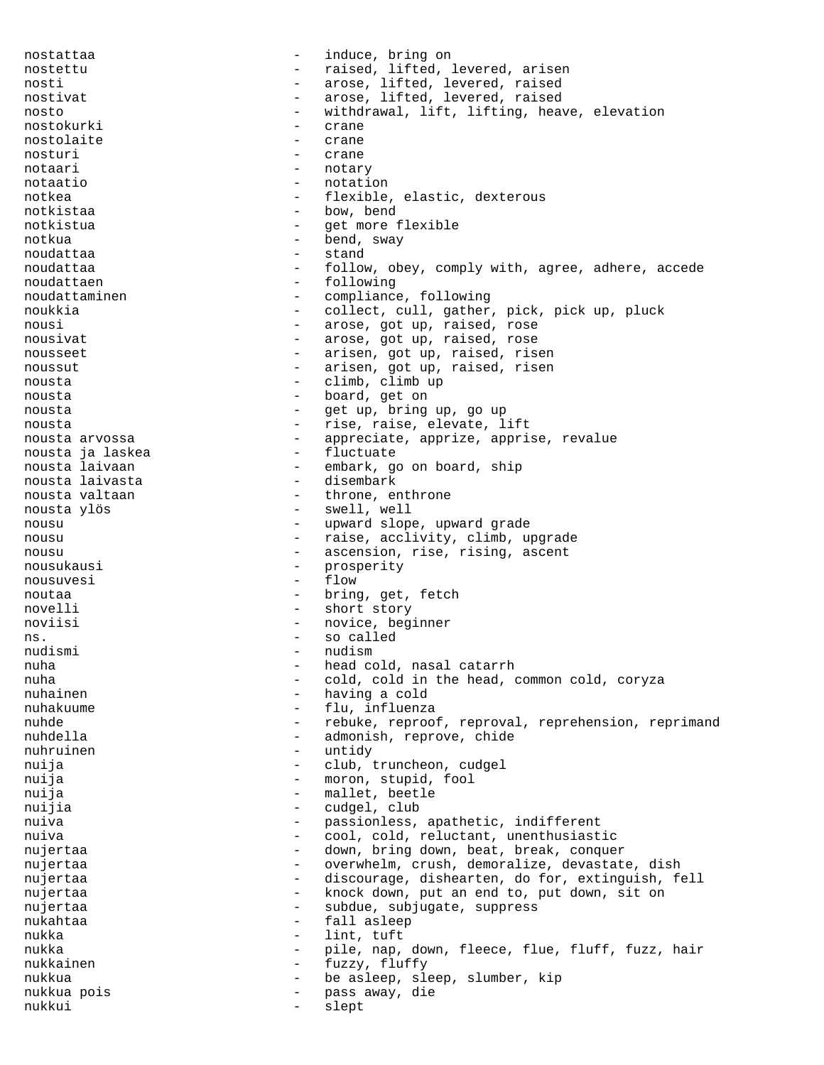nostattaa - induce, bring on
nostettu - raised, lifted, levered, arisen
nosti - arose, lifted, levered, raised
nostivat - arose, lifted, levered, raised
nosto - withdrawal, lift, lifting, heave, elevation
nostokurki - crane
nostolaite - crane
nosturi - crane
notaari - notary
notaatio - notation
notkea - flexible, elastic, dexterous
notkistaa - bow, bend
notkistua - get more flexible
notkua - bend, sway
noudattaa - stand
noudattaa - follow, obey, comply with, agree, adhere, accede
noudattaen - following
noudattaminen - compliance, following
noukkia - collect, cull, gather, pick, pick up, pluck
nousi - arose, got up, raised, rose
nousivat - arose, got up, raised, rose
nousseet - arisen, got up, raised, risen
noussut - arisen, got up, raised, risen
nousta - climb, climb up
nousta - board, get on
nousta - get up, bring up, go up
nousta - rise, raise, elevate, lift
nousta arvossa - appreciate, apprize, apprise, revalue
nousta ja laskea - fluctuate
nousta laivaan - embark, go on board, ship
nousta laivasta - disembark
nousta valtaan - throne, enthrone
nousta ylös - swell, well
nousu - upward slope, upward grade
nousu - raise, acclivity, climb, upgrade
nousu - ascension, rise, rising, ascent
nousukausi - prosperity
nousuvesi - flow
noutaa - bring, get, fetch
novelli - short story
noviisi - novice, beginner
ns. - so called
nudismi - nudism
nuha - head cold, nasal catarrh
nuha - cold, cold in the head, common cold, coryza
nuhainen - having a cold
nuhakuume - flu, influenza
nuhde - rebuke, reproof, reproval, reprehension, reprimand
nuhdella - admonish, reprove, chide
nuhruinen - untidy
nuija - club, truncheon, cudgel
nuija - moron, stupid, fool
nuija - mallet, beetle
nuijia - cudgel, club
nuiva - passionless, apathetic, indifferent
nuiva - cool, cold, reluctant, unenthusiastic
nujertaa - down, bring down, beat, break, conquer
nujertaa - overwhelm, crush, demoralize, devastate, dish
nujertaa - discourage, dishearten, do for, extinguish, fell
nujertaa - knock down, put an end to, put down, sit on
nujertaa - subdue, subjugate, suppress
nukahtaa - fall asleep
nukka - lint, tuft
nukka - pile, nap, down, fleece, flue, fluff, fuzz, hair
nukkainen - fuzzy, fluffy
nukkua - be asleep, sleep, slumber, kip
nukkua pois - pass away, die
nukkui - slept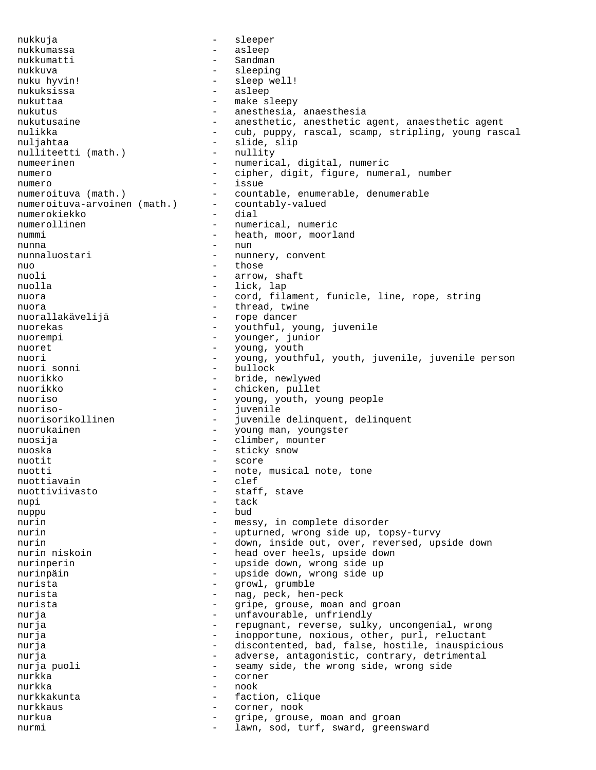nukkuja - sleeper
nukkumassa - asleep
nukkumatti - Sandman
nukkuva - sleeping
nuku hyvin! - sleep well!
nukuksissa - asleep
nukuttaa - make sleepy
nukutus - anesthesia, anaesthesia
nukutusaine - anesthetic, anesthetic agent, anaesthetic agent
nulikka - cub, puppy, rascal, scamp, stripling, young rascal
nuljahtaa - slide, slip
nulliteetti (math.) - nullity
numeerinen - numerical, digital, numeric
numero - cipher, digit, figure, numeral, number
numero - issue
numeroituva (math.) - countable, enumerable, denumerable
numeroituva-arvoinen (math.) - countably-valued
numerokiekko - dial
numerollinen - numerical, numeric
nummi - heath, moor, moorland
nunna - nun
nunnaluostari - nunnery, convent
nuo - those
nuoli - arrow, shaft
nuolla - lick, lap
nuora - cord, filament, funicle, line, rope, string
nuora - thread, twine
nuorallakävelijä - rope dancer
nuorekas - youthful, young, juvenile
nuorempi - younger, junior
nuoret - young, youth
nuori - young, youthful, youth, juvenile, juvenile person
nuori sonni - bullock
nuorikko - bride, newlywed
nuorikko - chicken, pullet
nuoriso - young, youth, young people
nuoriso- - juvenile
nuorisorikollinen - juvenile delinquent, delinquent
nuorukainen - young man, youngster
nuosija - climber, mounter
nuoska - sticky snow
nuotit - score
nuotti - note, musical note, tone
nuottiavain - clef
nuottiviivasto - staff, stave
nupi - tack
nuppu - bud
nurin - messy, in complete disorder
nurin - upturned, wrong side up, topsy-turvy
nurin - down, inside out, over, reversed, upside down
nurin niskoin - head over heels, upside down
nurinperin - upside down, wrong side up
nurinpäin - upside down, wrong side up
nurista - growl, grumble
nurista - nag, peck, hen-peck
nurista - gripe, grouse, moan and groan
nurja - unfavourable, unfriendly
nurja - repugnant, reverse, sulky, uncongenial, wrong
nurja - inopportune, noxious, other, purl, reluctant
nurja - discontented, bad, false, hostile, inauspicious
nurja - adverse, antagonistic, contrary, detrimental
nurja puoli - seamy side, the wrong side, wrong side
nurkka - corner
nurkka - nook
nurkkakunta - faction, clique
nurkkaus - corner, nook
nurkua - gripe, grouse, moan and groan
nurmi - lawn, sod, turf, sward, greensward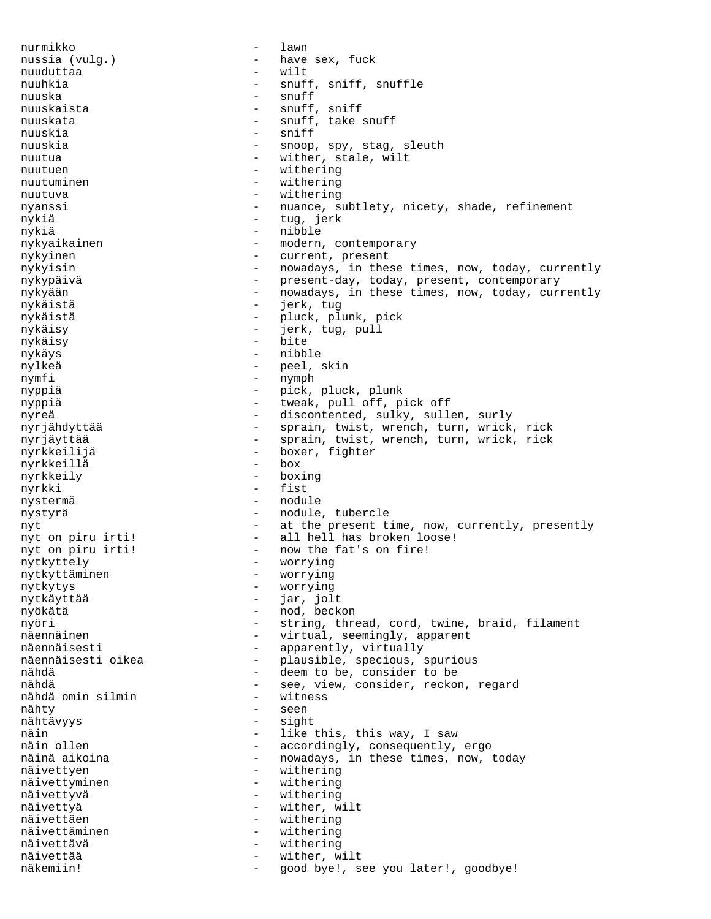nurmikko - lawn
nussia (vulg.) - have sex, fuck
nuuduttaa - wilt
nuuhkia - snuff, sniff, snuffle
nuuska - snuff
nuuskaista - snuff, sniff
nuuskata - snuff, take snuff
nuuskia - sniff
nuuskia - snoop, spy, stag, sleuth
nuutua - wither, stale, wilt
nuutuen - withering
nuutuminen - withering
nuutuva - withering
nyanssi - nuance, subtlety, nicety, shade, refinement
nykiä - tug, jerk
nykiä - nibble
nykyaikainen - modern, contemporary
nykyinen - current, present
nykyisin - nowadays, in these times, now, today, currently
nykypäivä - present-day, today, present, contemporary
nykyään - nowadays, in these times, now, today, currently
nykäistä - jerk, tug
nykäistä - pluck, plunk, pick
nykäisy - jerk, tug, pull
nykäisy - bite
nykäys - nibble
nylkeä - peel, skin
nymfi - nymph
nyppiä - pick, pluck, plunk
nyppiä - tweak, pull off, pick off
nyreä - discontented, sulky, sullen, surly
nyrjähdyttää - sprain, twist, wrench, turn, wrick, rick
nyrjäyttää - sprain, twist, wrench, turn, wrick, rick
nyrkkeilijä - boxer, fighter
nyrkkeillä - box
nyrkkeily - boxing
nyrkki - fist
nystermä - nodule
nystyrä - nodule, tubercle
nyt - at the present time, now, currently, presently
nyt on piru irti! - all hell has broken loose!
nyt on piru irti! - now the fat's on fire!
nytkyttely - worrying
nytkyttäminen - worrying
nytkytys - worrying
nytkäyttää - jar, jolt
nyökätä - nod, beckon
nyöri - string, thread, cord, twine, braid, filament
näennäinen - virtual, seemingly, apparent
näennäisesti - apparently, virtually
näennäisesti oikea - plausible, specious, spurious
nähdä - deem to be, consider to be
nähdä - see, view, consider, reckon, regard
nähdä omin silmin - witness
nähty - seen
nähtävyys - sight
näin - like this, this way, I saw
näin ollen - accordingly, consequently, ergo
näinä aikoina - nowadays, in these times, now, today
näivettyen - withering
näivettyminen - withering
näivettyvä - withering
näivettyä - wither, wilt
näivettäen - withering
näivettäminen - withering
näivettävä - withering
näivettää - wither, wilt
näkemiin! - good bye!, see you later!, goodbye!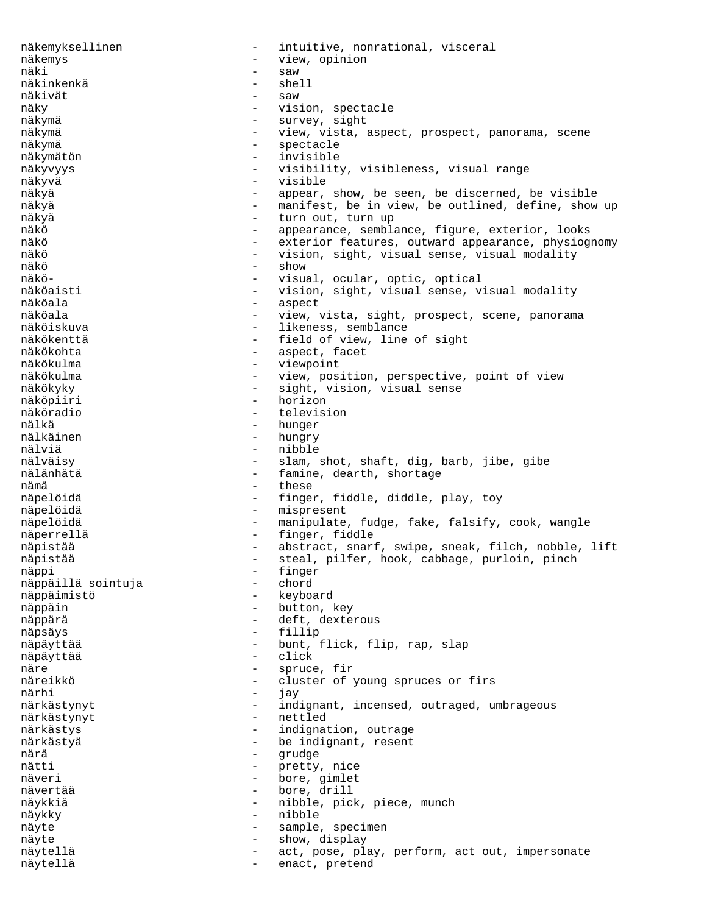näkemyksellinen - intuitive, nonrational, visceral
näkemys - view, opinion
näki - saw
näkinkenkä - shell
näkivät - saw
näky - vision, spectacle
näkymä - survey, sight
näkymä - view, vista, aspect, prospect, panorama, scene
näkymä - spectacle
näkymätön - invisible
näkyvyys - visibility, visibleness, visual range
näkyvä - visible
näkyä - appear, show, be seen, be discerned, be visible
näkyä - manifest, be in view, be outlined, define, show up
näkyä - turn out, turn up
näkö - appearance, semblance, figure, exterior, looks
näkö - exterior features, outward appearance, physiognomy
näkö - vision, sight, visual sense, visual modality
näkö - show
näkö- - visual, ocular, optic, optical
näköaisti - vision, sight, visual sense, visual modality
näköala - aspect
näköala - view, vista, sight, prospect, scene, panorama
näköiskuva - likeness, semblance
näkökenttä - field of view, line of sight
näkökohta - aspect, facet
näkökulma - viewpoint
näkökulma - view, position, perspective, point of view
näkökyky - sight, vision, visual sense
näköpiiri - horizon
näköradio - television
nälkä - hunger
nälkäinen - hungry
nälviä - nibble
nälväisy - slam, shot, shaft, dig, barb, jibe, gibe
nälänhätä - famine, dearth, shortage
nämä - these
näpelöidä - finger, fiddle, diddle, play, toy
näpelöidä - mispresent
näpelöidä - manipulate, fudge, fake, falsify, cook, wangle
näperrellä - finger, fiddle
näpistää - abstract, snarf, swipe, sneak, filch, nobble, lift
näpistää - steal, pilfer, hook, cabbage, purloin, pinch
näppi - finger
näppäillä sointuja - chord
näppäimistö - keyboard
näppäin - button, key
näppärä - deft, dexterous
näpsäys - fillip
näpäyttää - bunt, flick, flip, rap, slap
näpäyttää - click
näre - spruce, fir
näreikkö - cluster of young spruces or firs
närhi - jay
närkästynyt - indignant, incensed, outraged, umbrageous
närkästynyt - nettled
närkästys - indignation, outrage
närkästyä - be indignant, resent
närä - grudge
nätti - pretty, nice
näveri - bore, gimlet
nävertää - bore, drill
näykkiä - nibble, pick, piece, munch
näykky - nibble
näyte - sample, specimen
näyte - show, display
näytellä - act, pose, play, perform, act out, impersonate
näytellä - enact, pretend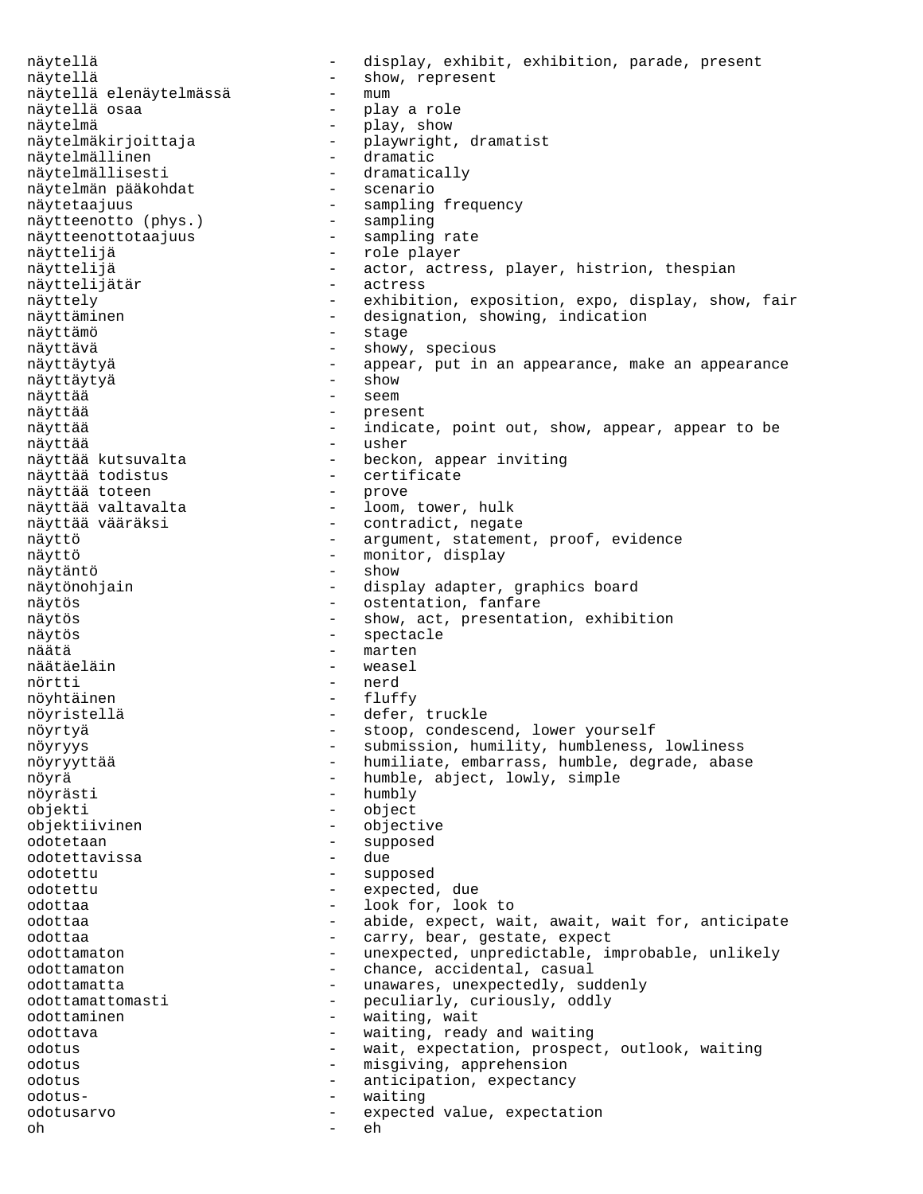näytellä - display, exhibit, exhibition, parade, present
näytellä - show, represent
näytellä elenäytelmässä - mum
näytellä osaa - play a role
näytelmä - play, show
näytelmäkirjoittaja - playwright, dramatist
näytelmällinen - dramatic
näytelmällisesti - dramatically
näytelmän pääkohdat - scenario
näytetaajuus - sampling frequency
näytteenotto (phys.) - sampling
näytteenottotaajuus - sampling rate
näyttelijä - role player
näyttelijä - actor, actress, player, histrion, thespian
näyttelijätär - actress
näyttely - exhibition, exposition, expo, display, show, fair
näyttäminen - designation, showing, indication
näyttämö - stage
näyttävä - showy, specious
näyttäytyä - appear, put in an appearance, make an appearance
näyttäytyä - show
näyttää - seem
näyttää - present
näyttää - indicate, point out, show, appear, appear to be
näyttää - usher
näyttää kutsuvalta - beckon, appear inviting
näyttää todistus - certificate
näyttää toteen - prove
näyttää valtavalta - loom, tower, hulk
näyttää vääräksi - contradict, negate
näyttö - argument, statement, proof, evidence
näyttö - monitor, display
näytäntö - show
näytönohjain - display adapter, graphics board
näytös - ostentation, fanfare
näytös - show, act, presentation, exhibition
näytös - spectacle
näätä - marten
näätäeläin - weasel
nörtti - nerd
nöyhtäinen - fluffy
nöyristellä - defer, truckle
nöyrtyä - stoop, condescend, lower yourself
nöyryys - submission, humility, humbleness, lowliness
nöyryyttää - humiliate, embarrass, humble, degrade, abase
nöyrä - humble, abject, lowly, simple
nöyrästi - humbly
objekti - object
objektiivinen - objective
odotetaan - supposed
odotettavissa - due
odotettu - supposed
odotettu - expected, due
odottaa - look for, look to
odottaa - abide, expect, wait, await, wait for, anticipate
odottaa - carry, bear, gestate, expect
odottamaton - unexpected, unpredictable, improbable, unlikely
odottamaton - chance, accidental, casual
odottamatta - unawares, unexpectedly, suddenly
odottamattomasti - peculiarly, curiously, oddly
odottaminen - waiting, wait
odottava - waiting, ready and waiting
odotus - wait, expectation, prospect, outlook, waiting
odotus - misgiving, apprehension
odotus - anticipation, expectancy
odotus- - waiting
odotusarvo - expected value, expectation
oh - eh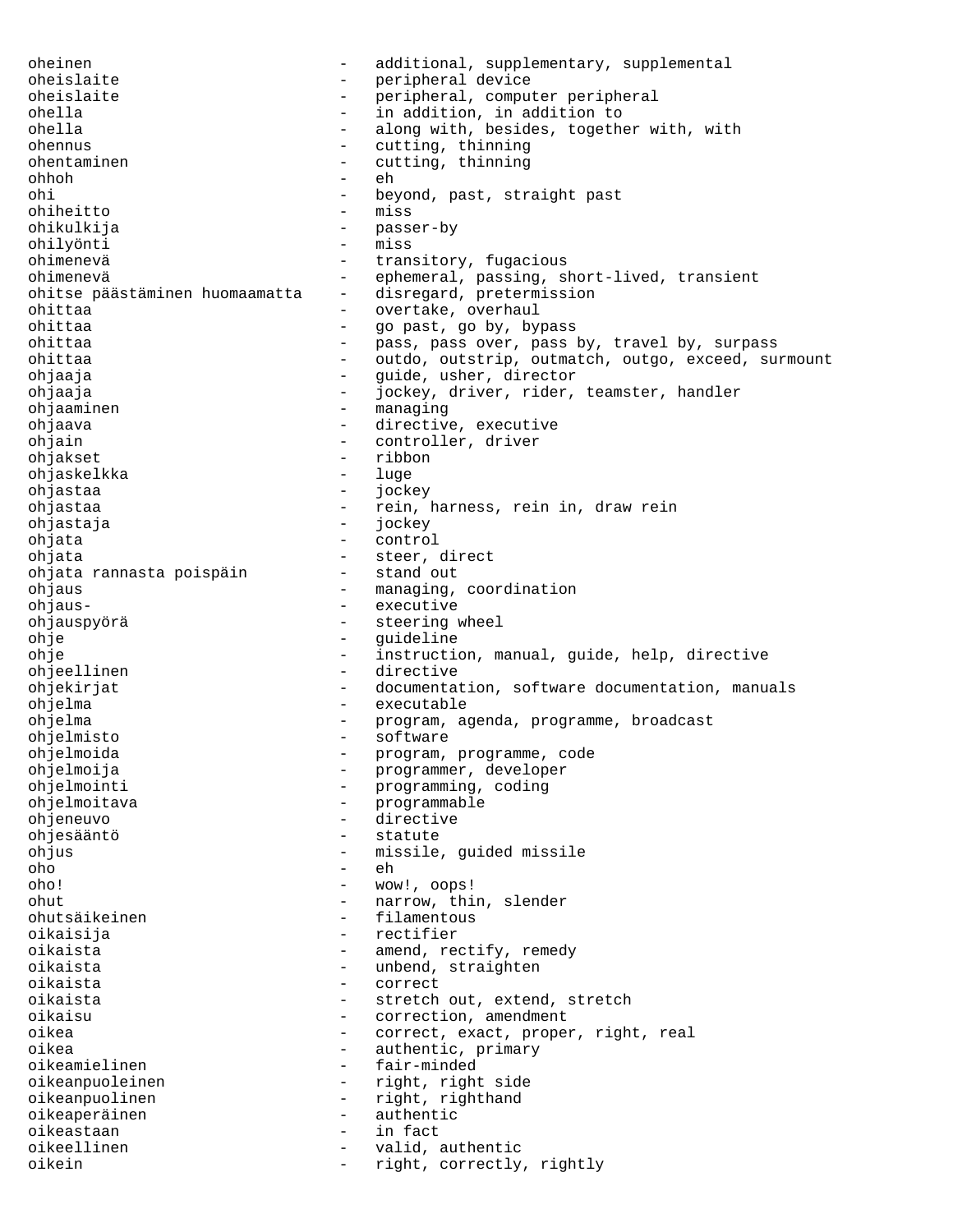oheinen - additional, supplementary, supplemental
oheislaite - peripheral device
oheislaite - peripheral, computer peripheral
ohella - in addition, in addition to
ohella - along with, besides, together with, with
ohennus - cutting, thinning
ohentaminen - cutting, thinning
ohhoh - eh
ohi - beyond, past, straight past
ohiheitto - miss
ohikulkija - passer-by
ohilyönti - miss
ohimenevä - transitory, fugacious
ohimenevä - ephemeral, passing, short-lived, transient
ohitse päästäminen huomaamatta - disregard, pretermission
ohittaa - overtake, overhaul
ohittaa - go past, go by, bypass
ohittaa - pass, pass over, pass by, travel by, surpass
ohittaa - outdo, outstrip, outmatch, outgo, exceed, surmount
ohjaaja - guide, usher, director
ohjaaja - jockey, driver, rider, teamster, handler
ohjaaminen - managing
ohjaava - directive, executive
ohjain - controller, driver
ohjakset - ribbon
ohjaskelkka - luge
ohjastaa - jockey
ohjastaa - rein, harness, rein in, draw rein
ohjastaja - jockey
ohjata - control
ohjata - steer, direct
ohjata rannasta poispäin - stand out
ohjaus - managing, coordination
ohjaus- - executive
ohjauspyörä - steering wheel
ohje - guideline
ohje - instruction, manual, guide, help, directive
ohjeellinen - directive
ohjekirjat - documentation, software documentation, manuals
ohjelma - executable
ohjelma - program, agenda, programme, broadcast
ohjelmisto - software
ohjelmoida - program, programme, code
ohjelmoija - programmer, developer
ohjelmointi - programming, coding
ohjelmoitava - programmable
ohjeneuvo - directive
ohjesääntö - statute
ohjus - missile, guided missile
oho - eh
oho! - wow!, oops!
ohut - narrow, thin, slender
ohutsäikeinen - filamentous
oikaisija - rectifier
oikaista - amend, rectify, remedy
oikaista - unbend, straighten
oikaista - correct
oikaista - stretch out, extend, stretch
oikaisu - correction, amendment
oikea - correct, exact, proper, right, real
oikea - authentic, primary
oikeamielinen - fair-minded
oikeanpuoleinen - right, right side
oikeanpuolinen - right, righthand
oikeaperäinen - authentic
oikeastaan - in fact
oikeellinen - valid, authentic
oikein - right, correctly, rightly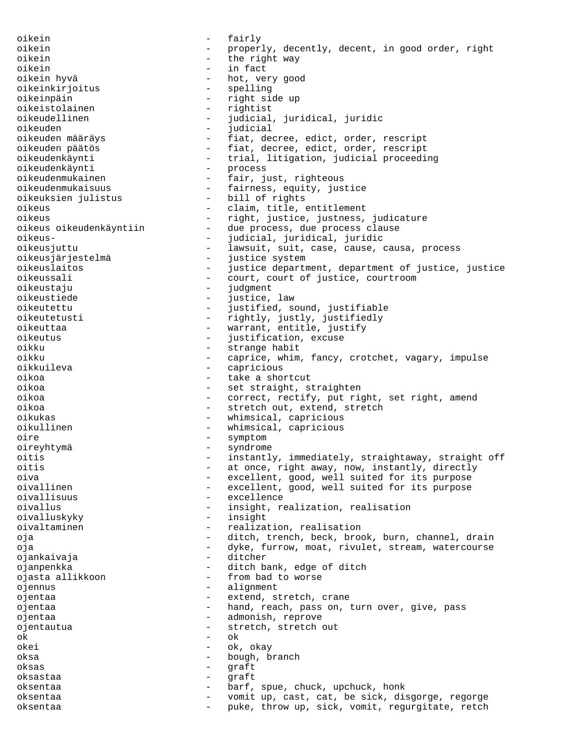oikein - fairly
oikein - properly, decently, decent, in good order, right
oikein - the right way
oikein - in fact
oikein hyvä - hot, very good
oikeinkirjoitus - spelling
oikeinpäin - right side up
oikeistolainen - rightist
oikeudellinen - judicial, juridical, juridic
oikeuden - judicial
oikeuden määräys - fiat, decree, edict, order, rescript
oikeuden päätös - fiat, decree, edict, order, rescript
oikeudenkäynti - trial, litigation, judicial proceeding
oikeudenkäynti - process
oikeudenmukainen - fair, just, righteous
oikeudenmukaisuus - fairness, equity, justice
oikeuksien julistus - bill of rights
oikeus - claim, title, entitlement
oikeus - right, justice, justness, judicature
oikeus oikeudenkäyntiin - due process, due process clause
oikeus- - judicial, juridical, juridic
oikeusjuttu - lawsuit, suit, case, cause, causa, process
oikeusjärjestelmä - justice system
oikeuslaitos - justice department, department of justice, justice
oikeussali - court, court of justice, courtroom
oikeustaju - judgment
oikeustiede - justice, law
oikeutettu - justified, sound, justifiable
oikeutetusti - rightly, justly, justifiedly
oikeuttaa - warrant, entitle, justify
oikeutus - justification, excuse
oikku - strange habit
oikku - caprice, whim, fancy, crotchet, vagary, impulse
oikkuileva - capricious
oikoa - take a shortcut
oikoa - set straight, straighten
oikoa - correct, rectify, put right, set right, amend
oikoa - stretch out, extend, stretch
oikukas - whimsical, capricious
oikullinen - whimsical, capricious
oire - symptom
oireyhtymä - syndrome
oitis - instantly, immediately, straightaway, straight off
oitis - at once, right away, now, instantly, directly
oiva - excellent, good, well suited for its purpose
oivallinen - excellent, good, well suited for its purpose
oivallisuus - excellence
oivallus - insight, realization, realisation
oivalluskyky - insight
oivaltaminen - realization, realisation
oja - ditch, trench, beck, brook, burn, channel, drain
oja - dyke, furrow, moat, rivulet, stream, watercourse
ojankaivaja - ditcher
ojanpenkka - ditch bank, edge of ditch
ojasta allikkoon - from bad to worse
ojennus - alignment
ojentaa - extend, stretch, crane
ojentaa - hand, reach, pass on, turn over, give, pass
ojentaa - admonish, reprove
ojentautua - stretch, stretch out
ok - ok
okei - ok, okay
oksa - bough, branch
oksas - graft
oksastaa - graft
oksentaa - barf, spue, chuck, upchuck, honk
oksentaa - vomit up, cast, cat, be sick, disgorge, regorge
oksentaa - puke, throw up, sick, vomit, regurgitate, retch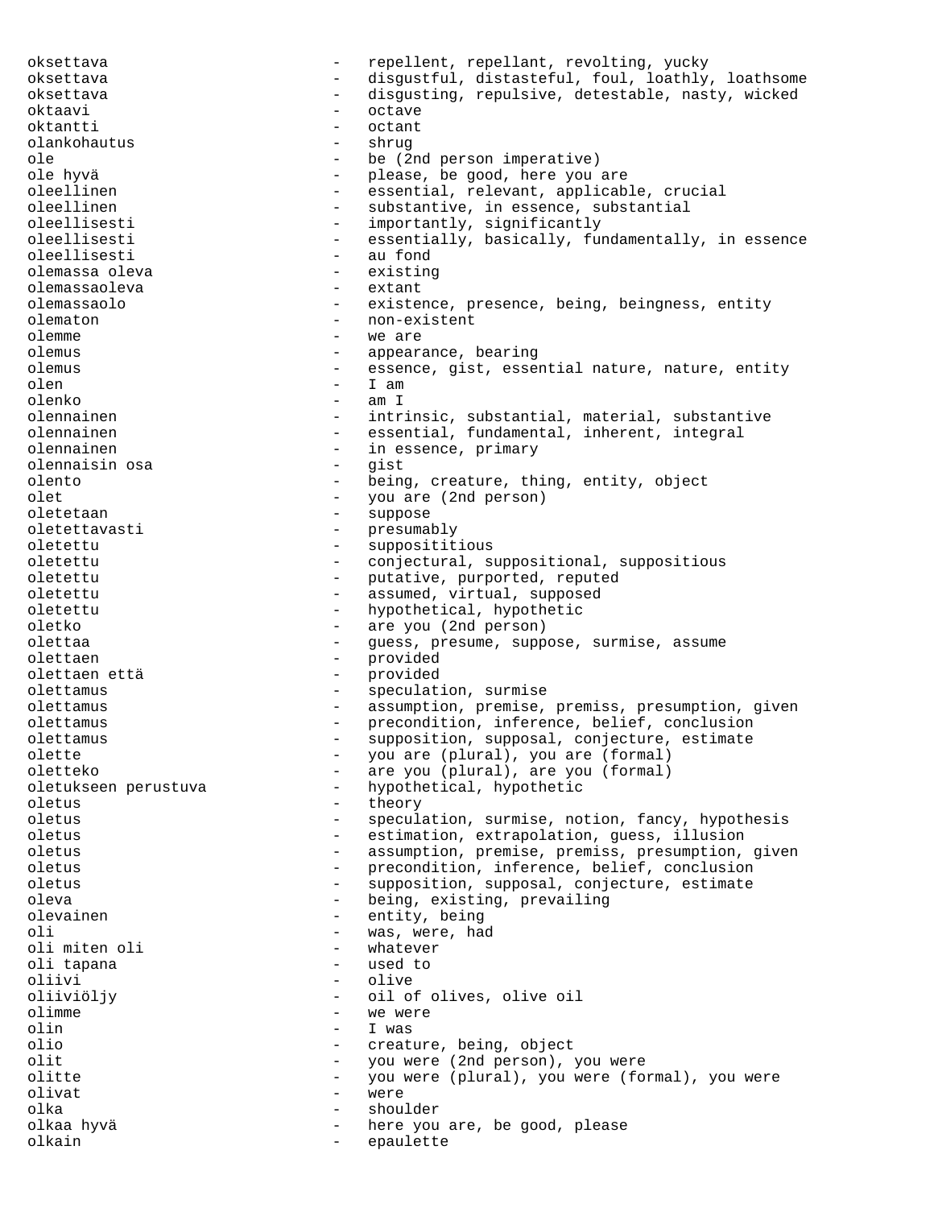oksettava - repellent, repellant, revolting, yucky
oksettava - disgustful, distasteful, foul, loathly, loathsome
oksettava - disgusting, repulsive, detestable, nasty, wicked
oktaavi - octave
oktantti - octant
olankohautus - shrug
ole - be (2nd person imperative)
ole hyvä - please, be good, here you are
oleellinen - essential, relevant, applicable, crucial
oleellinen - substantive, in essence, substantial
oleellisesti - importantly, significantly
oleellisesti - essentially, basically, fundamentally, in essence
oleellisesti - au fond
olemassa oleva - existing
olemassaoleva - extant
olemassaolo - existence, presence, being, beingness, entity
olematon - non-existent
olemme - we are
olemus - appearance, bearing
olemus - essence, gist, essential nature, nature, entity
olen - I am
olenko - am I
olennainen - intrinsic, substantial, material, substantive
olennainen - essential, fundamental, inherent, integral
olennainen - in essence, primary
olennaisin osa - gist
olento - being, creature, thing, entity, object
olet - you are (2nd person)
oletetaan - suppose
oletettavasti - presumably
oletettu - supposititious
oletettu - conjectural, suppositional, suppositious
oletettu - putative, purported, reputed
oletettu - assumed, virtual, supposed
oletettu - hypothetical, hypothetic
oletko - are you (2nd person)
olettaa - guess, presume, suppose, surmise, assume
olettaen - provided
olettaen että - provided
olettamus - speculation, surmise
olettamus - assumption, premise, premiss, presumption, given
olettamus - precondition, inference, belief, conclusion
olettamus - supposition, supposal, conjecture, estimate
olette - you are (plural), you are (formal)
oletteko - are you (plural), are you (formal)
oletukseen perustuva - hypothetical, hypothetic
oletus - theory
oletus - speculation, surmise, notion, fancy, hypothesis
oletus - estimation, extrapolation, guess, illusion
oletus - assumption, premise, premiss, presumption, given
oletus - precondition, inference, belief, conclusion
oletus - supposition, supposal, conjecture, estimate
oleva - being, existing, prevailing
olevainen - entity, being
oli - was, were, had
oli miten oli - whatever
oli tapana - used to
oliivi - olive
oliiviöljy - oil of olives, olive oil
olimme - we were
olin - I was
olio - creature, being, object
olit - you were (2nd person), you were
olitte - you were (plural), you were (formal), you were
olivat - were
olka - shoulder
olkaa hyvä - here you are, be good, please
olkain - epaulette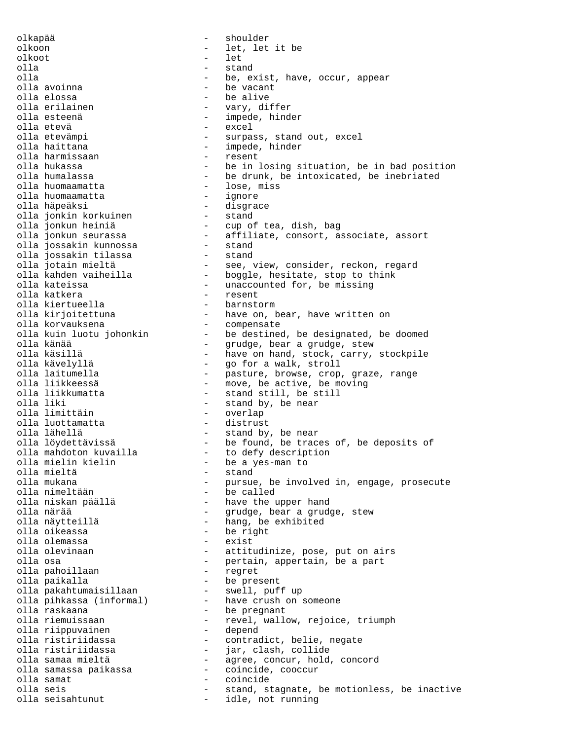olkapää - shoulder
olkoon - let, let it be
olkoot - let
olla - stand
olla - be, exist, have, occur, appear
olla avoinna - be vacant
olla elossa - be alive
olla erilainen - vary, differ
olla esteenä - impede, hinder
olla etevä - excel
olla etevämpi - surpass, stand out, excel
olla haittana - impede, hinder
olla harmissaan - resent
olla hukassa - be in losing situation, be in bad position
olla humalassa - be drunk, be intoxicated, be inebriated
olla huomaamatta - lose, miss
olla huomaamatta - ignore
olla häpeäksi - disgrace
olla jonkin korkuinen - stand
olla jonkun heiniä - cup of tea, dish, bag
olla jonkun seurassa - affiliate, consort, associate, assort
olla jossakin kunnossa - stand
olla jossakin tilassa - stand
olla jotain mieltä - see, view, consider, reckon, regard
olla kahden vaiheilla - boggle, hesitate, stop to think
olla kateissa - unaccounted for, be missing
olla katkera - resent
olla kiertueella - barnstorm
olla kirjoitettuna - have on, bear, have written on
olla korvauksena - compensate
olla kuin luotu johonkin - be destined, be designated, be doomed
olla känää - grudge, bear a grudge, stew
olla käsillä - have on hand, stock, carry, stockpile
olla kävelyllä - go for a walk, stroll
olla laitumella - pasture, browse, crop, graze, range
olla liikkeessä - move, be active, be moving
olla liikkumatta - stand still, be still
olla liki - stand by, be near
olla limittäin - overlap
olla luottamatta - distrust
olla lähellä - stand by, be near
olla löydettävissä - be found, be traces of, be deposits of
olla mahdoton kuvailla - to defy description
olla mielin kielin - be a yes-man to
olla mieltä - stand
olla mukana - pursue, be involved in, engage, prosecute
olla nimeltään - be called
olla niskan päällä - have the upper hand
olla närää - grudge, bear a grudge, stew
olla näytteillä - hang, be exhibited
olla oikeassa - be right
olla olemassa - exist
olla olevinaan - attitudinize, pose, put on airs
olla osa - pertain, appertain, be a part
olla pahoillaan - regret
olla paikalla - be present
olla pakahtumaisillaan - swell, puff up
olla pihkassa (informal) - have crush on someone
olla raskaana - be pregnant
olla riemuissaan - revel, wallow, rejoice, triumph
olla riippuvainen - depend
olla ristiriidassa - contradict, belie, negate
olla ristiriidassa - jar, clash, collide
olla samaa mieltä - agree, concur, hold, concord
olla samassa paikassa - coincide, cooccur
olla samat - coincide
olla seis - stand, stagnate, be motionless, be inactive
olla seisahtunut - idle, not running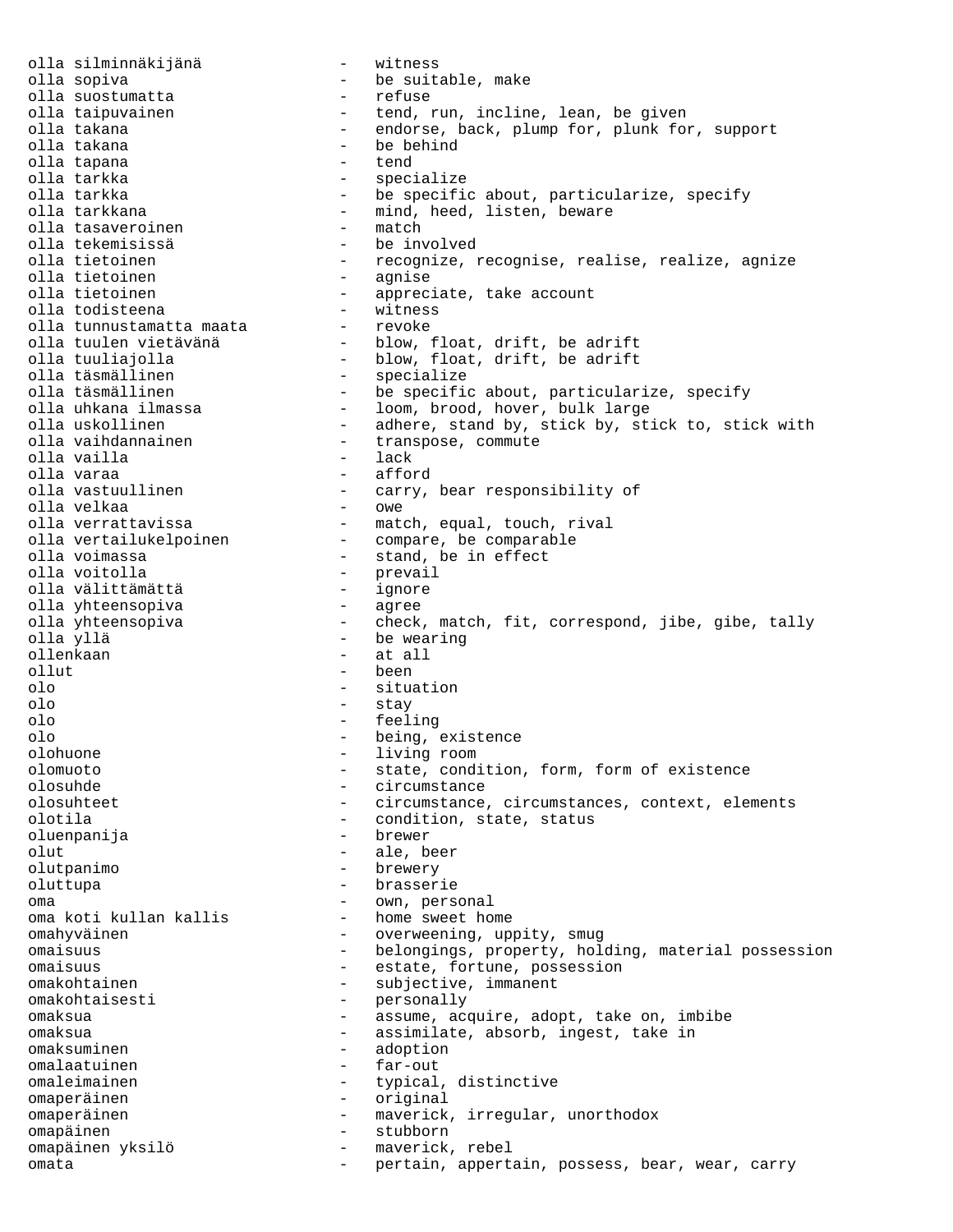olla silminnäkijänä - witness
olla sopiva - be suitable, make
olla suostumatta - refuse
olla taipuvainen - tend, run, incline, lean, be given
olla takana - endorse, back, plump for, plunk for, support
olla takana - be behind
olla tapana - tend
olla tarkka - specialize
olla tarkka - be specific about, particularize, specify
olla tarkkana - mind, heed, listen, beware
olla tasaveroinen - match
olla tekemisissä - be involved
olla tietoinen - recognize, recognise, realise, realize, agnize
olla tietoinen - agnise
olla tietoinen - appreciate, take account
olla todisteena - witness
olla tunnustamatta maata - revoke
olla tuulen vietävänä - blow, float, drift, be adrift
olla tuuliajolla - blow, float, drift, be adrift
olla täsmällinen - specialize
olla täsmällinen - be specific about, particularize, specify
olla uhkana ilmassa - loom, brood, hover, bulk large
olla uskollinen - adhere, stand by, stick by, stick to, stick with
olla vaihdannainen - transpose, commute
olla vailla - lack
olla varaa - afford
olla vastuullinen - carry, bear responsibility of
olla velkaa - owe
olla verrattavissa - match, equal, touch, rival
olla vertailukelpoinen - compare, be comparable
olla voimassa - stand, be in effect
olla voitolla - prevail
olla välittämättä - ignore
olla yhteensopiva - agree
olla yhteensopiva - check, match, fit, correspond, jibe, gibe, tally
olla yllä - be wearing
ollenkaan - at all
ollut - been
olo - situation
olo - stay
olo - feeling
olo - being, existence
olohuone - living room
olomuoto - state, condition, form, form of existence
olosuhde - circumstance
olosuhteet - circumstance, circumstances, context, elements
olotila - condition, state, status
oluenpanija - brewer
olut - ale, beer
olutpanimo - brewery
oluttupa - brasserie
oma - own, personal
oma koti kullan kallis - home sweet home
omahyväinen - overweening, uppity, smug
omaisuus - belongings, property, holding, material possession
omaisuus - estate, fortune, possession
omakohtainen - subjective, immanent
omakohtaisesti - personally
omaksua - assume, acquire, adopt, take on, imbibe
omaksua - assimilate, absorb, ingest, take in
omaksuminen - adoption
omalaatuinen - far-out
omaleimainen - typical, distinctive
omaperäinen - original
omaperäinen - maverick, irregular, unorthodox
omapäinen - stubborn
omapäinen yksilö - maverick, rebel
omata - pertain, appertain, possess, bear, wear, carry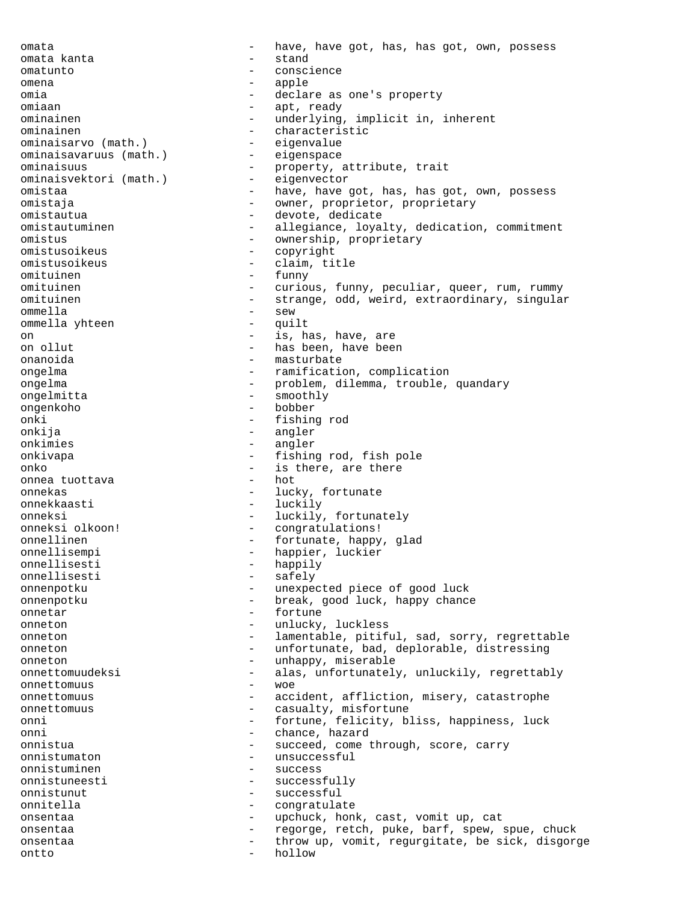omata - have, have got, has, has got, own, possess
omata kanta - stand
omatunto - conscience
omena - apple
omia - declare as one's property
omiaan - apt, ready
ominainen - underlying, implicit in, inherent
ominainen - characteristic
ominaisarvo (math.) - eigenvalue
ominaisavaruus (math.) - eigenspace
ominaisuus - property, attribute, trait
ominaisvektori (math.) - eigenvector
omistaa - have, have got, has, has got, own, possess
omistaja - owner, proprietor, proprietary
omistautua - devote, dedicate
omistautuminen - allegiance, loyalty, dedication, commitment
omistus - ownership, proprietary
omistusoikeus - copyright
omistusoikeus - claim, title
omituinen - funny
omituinen - curious, funny, peculiar, queer, rum, rummy
omituinen - strange, odd, weird, extraordinary, singular
ommella - sew
ommella yhteen - quilt
on - is, has, have, are
on ollut - has been, have been
onanoida - masturbate
ongelma - ramification, complication
ongelma - problem, dilemma, trouble, quandary
ongelmitta - smoothly
ongenkoho - bobber
onki - fishing rod
onkija - angler
onkimies - angler
onkivapa - fishing rod, fish pole
onko - is there, are there
onnea tuottava - hot
onnekas - lucky, fortunate
onnekkaasti - luckily
onneksi - luckily, fortunately
onneksi olkoon! - congratulations!
onnellinen - fortunate, happy, glad
onnellisempi - happier, luckier
onnellisesti - happily
onnellisesti - safely
onnenpotku - unexpected piece of good luck
onnenpotku - break, good luck, happy chance
onnetar - fortune
onneton - unlucky, luckless
onneton - lamentable, pitiful, sad, sorry, regrettable
onneton - unfortunate, bad, deplorable, distressing
onneton - unhappy, miserable
onnettomuudeksi - alas, unfortunately, unluckily, regrettably
onnettomuus - woe
onnettomuus - accident, affliction, misery, catastrophe
onnettomuus - casualty, misfortune
onni - fortune, felicity, bliss, happiness, luck
onni - chance, hazard
onnistua - succeed, come through, score, carry
onnistumaton - unsuccessful
onnistuminen - success
onnistuneesti - successfully
onnistunut - successful
onnitella - congratulate
onsentaa - upchuck, honk, cast, vomit up, cat
onsentaa - regorge, retch, puke, barf, spew, spue, chuck
onsentaa - throw up, vomit, regurgitate, be sick, disgorge
ontto - hollow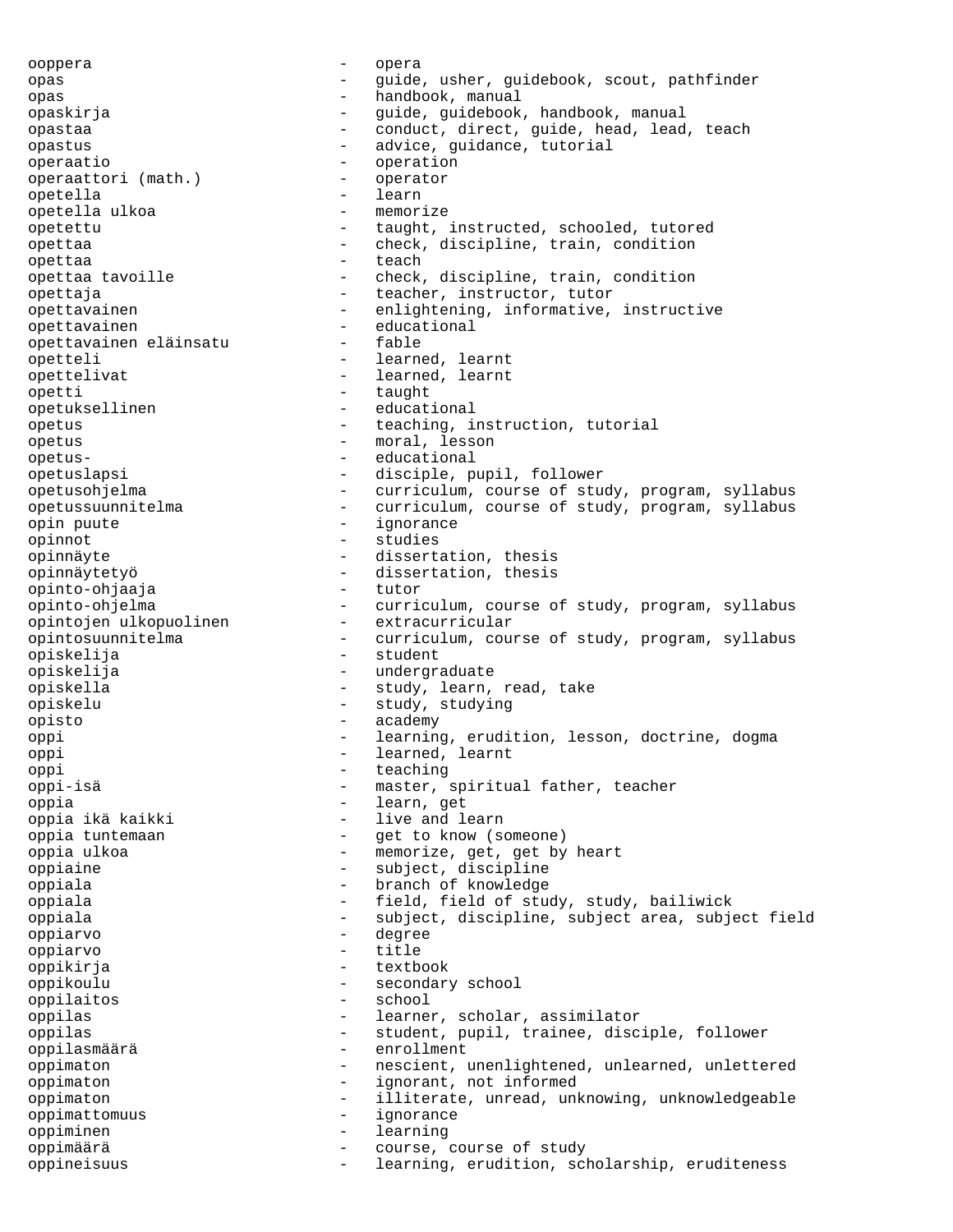ooppera - opera
opas - guide, usher, guidebook, scout, pathfinder
opas - handbook, manual
opaskirja - guide, guidebook, handbook, manual
opastaa - conduct, direct, guide, head, lead, teach
opastus - advice, guidance, tutorial
operaatio - operation
operaattori (math.) - operator
opetella - learn
opetella ulkoa - memorize
opetettu - taught, instructed, schooled, tutored
opettaa - check, discipline, train, condition
opettaa - teach
opettaa tavoille - check, discipline, train, condition
opettaja - teacher, instructor, tutor
opettavainen - enlightening, informative, instructive
opettavainen - educational
opettavainen eläinsatu - fable
opetteli - learned, learnt
opettelivat - learned, learnt
opetti - taught
opetuksellinen - educational
opetus - teaching, instruction, tutorial
opetus - moral, lesson
opetus- - educational
opetuslapsi - disciple, pupil, follower
opetusohjelma - curriculum, course of study, program, syllabus
opetussuunnitelma - curriculum, course of study, program, syllabus
opin puute - ignorance
opinnot - studies
opinnäyte - dissertation, thesis
opinnäytetyö - dissertation, thesis
opinto-ohjaaja - tutor
opinto-ohjelma - curriculum, course of study, program, syllabus
opintojen ulkopuolinen - extracurricular
opintosuunnitelma - curriculum, course of study, program, syllabus
opiskelija - student
opiskelija - undergraduate
opiskella - study, learn, read, take
opiskelu - study, studying
opisto - academy
oppi - learning, erudition, lesson, doctrine, dogma
oppi - learned, learnt
oppi - teaching
oppi-isä - master, spiritual father, teacher
oppia - learn, get
oppia ikä kaikki - live and learn
oppia tuntemaan - get to know (someone)
oppia ulkoa - memorize, get, get by heart
oppiaine - subject, discipline
oppiala - branch of knowledge
oppiala - field, field of study, study, bailiwick
oppiala - subject, discipline, subject area, subject field
oppiarvo - degree
oppiarvo - title
oppikirja - textbook
oppikoulu - secondary school
oppilaitos - school
oppilas - learner, scholar, assimilator
oppilas - student, pupil, trainee, disciple, follower
oppilasmäärä - enrollment
oppimaton - nescient, unenlightened, unlearned, unlettered
oppimaton - ignorant, not informed
oppimaton - illiterate, unread, unknowing, unknowledgeable
oppimattomuus - ignorance
oppiminen - learning
oppimäärä - course, course of study
oppineisuus - learning, erudition, scholarship, eruditeness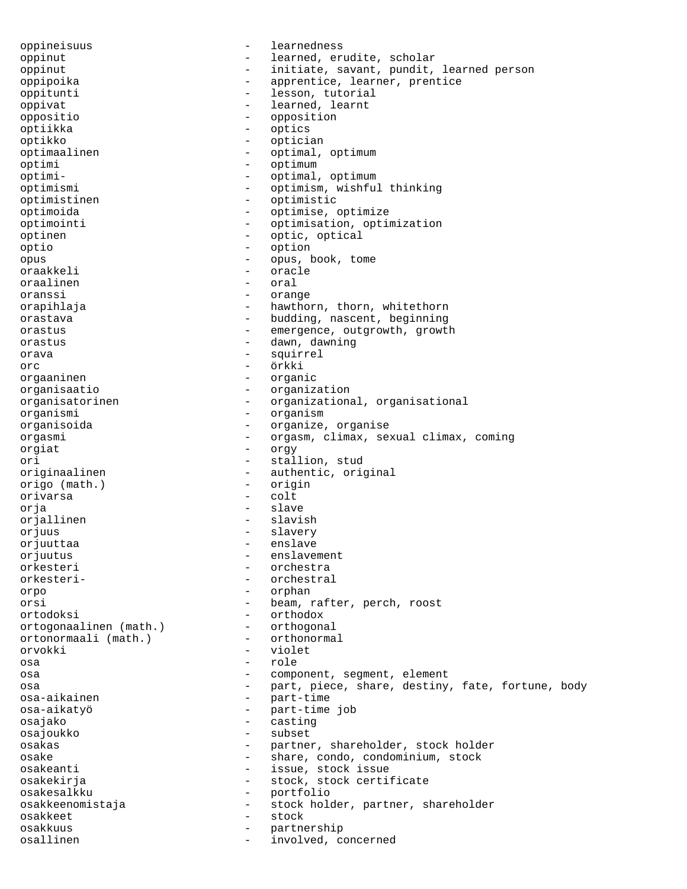oppineisuus - learnedness
oppinut - learned, erudite, scholar
oppinut - initiate, savant, pundit, learned person
oppipoika - apprentice, learner, prentice
oppitunti - lesson, tutorial
oppivat - learned, learnt
oppositio - opposition
optiikka - optics
optikko - optician
optimaalinen - optimal, optimum
optimi - optimum
optimi- - optimal, optimum
optimismi - optimism, wishful thinking
optimistinen - optimistic
optimoida - optimise, optimize
optimointi - optimisation, optimization
optinen - optic, optical
optio - option
opus - opus, book, tome
oraakkeli - oracle
oraalinen - oral
oranssi - orange
orapihlaja - hawthorn, thorn, whitethorn
orastava - budding, nascent, beginning
orastus - emergence, outgrowth, growth
orastus - dawn, dawning
orava - squirrel
orc - örkki
orgaaninen - organic
organisaatio - organization
organisatorinen - organizational, organisational
organismi - organism
organisoida - organize, organise
orgasmi - orgasm, climax, sexual climax, coming
orgiat - orgy
ori - stallion, stud
originaalinen - authentic, original
origo (math.) - origin
orivarsa - colt
orja - slave
orjallinen - slavish
orjuus - slavery
orjuuttaa - enslave
orjuutus - enslavement
orkesteri - orchestra
orkesteri- - orchestral
orpo - orphan
orsi - beam, rafter, perch, roost
ortodoksi - orthodox
ortogonaalinen (math.) - orthogonal
ortonormaali (math.) - orthonormal
orvokki - violet
osa - role
osa - component, segment, element
osa - part, piece, share, destiny, fate, fortune, body
osa-aikainen - part-time
osa-aikatyö - part-time job
osajako - casting
osajoukko - subset
osakas - partner, shareholder, stock holder
osake - share, condo, condominium, stock
osakeanti - issue, stock issue
osakekirja - stock, stock certificate
osakesalkku - portfolio
osakkeenomistaja - stock holder, partner, shareholder
osakkeet - stock
osakkuus - partnership
osallinen - involved, concerned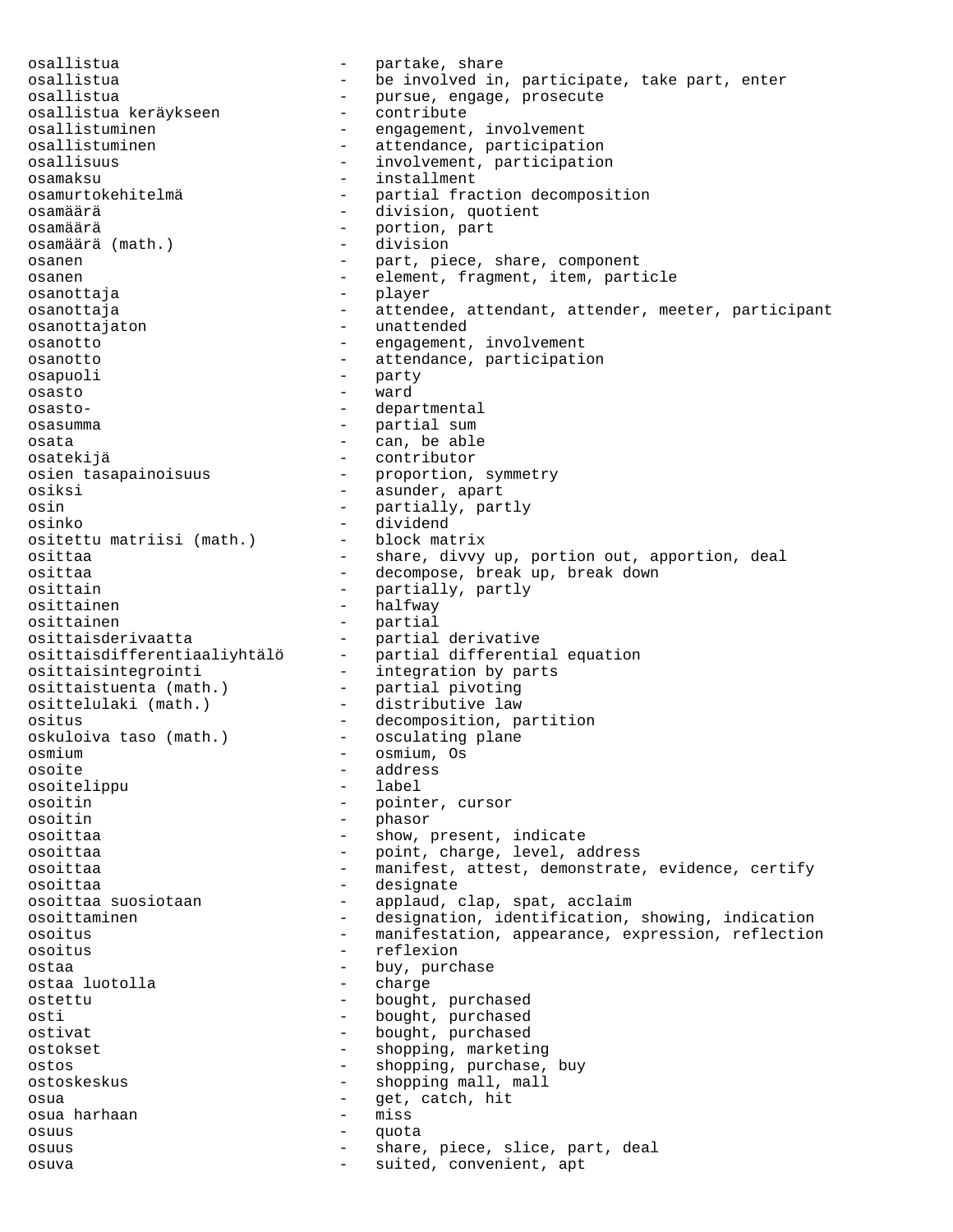osallistua - partake, share
osallistua - be involved in, participate, take part, enter
osallistua - pursue, engage, prosecute
osallistua keräykseen - contribute
osallistuminen - engagement, involvement
osallistuminen - attendance, participation
osallisuus - involvement, participation
osamaksu - installment
osamurtokehitelmä - partial fraction decomposition
osamäärä - division, quotient
osamäärä - portion, part
osamäärä (math.) - division
osanen - part, piece, share, component
osanen - element, fragment, item, particle
osanottaja - player
osanottaja - attendee, attendant, attender, meeter, participant
osanottajaton - unattended
osanotto - engagement, involvement
osanotto - attendance, participation
osapuoli - party
osasto - ward
osasto- - departmental
osasumma - partial sum
osata - can, be able
osatekijä - contributor
osien tasapainoisuus - proportion, symmetry
osiksi - asunder, apart
osin - partially, partly
osinko - dividend
ositettu matriisi (math.) - block matrix
osittaa - share, divvy up, portion out, apportion, deal
osittaa - decompose, break up, break down
osittain - partially, partly
osittainen - halfway
osittainen - partial
osittaisderivaatta - partial derivative
osittaisdifferentiaaliyhtälö - partial differential equation
osittaisintegrointi - integration by parts
osittaistuenta (math.) - partial pivoting
osittelulaki (math.) - distributive law
ositus - decomposition, partition
oskuloiva taso (math.) - osculating plane
osmium - osmium, Os
osoite - address
osoitelippu - label
osoitin - pointer, cursor
osoitin - phasor
osoittaa - show, present, indicate
osoittaa - point, charge, level, address
osoittaa - manifest, attest, demonstrate, evidence, certify
osoittaa - designate
osoittaa suosiotaan - applaud, clap, spat, acclaim
osoittaminen - designation, identification, showing, indication
osoitus - manifestation, appearance, expression, reflection
osoitus - reflexion
ostaa - buy, purchase
ostaa luotolla - charge
ostettu - bought, purchased
osti - bought, purchased
ostivat - bought, purchased
ostokset - shopping, marketing
ostos - shopping, purchase, buy
ostoskeskus - shopping mall, mall
osua - get, catch, hit
osua harhaan - miss
osuus - quota
osuus - share, piece, slice, part, deal
osuva - suited, convenient, apt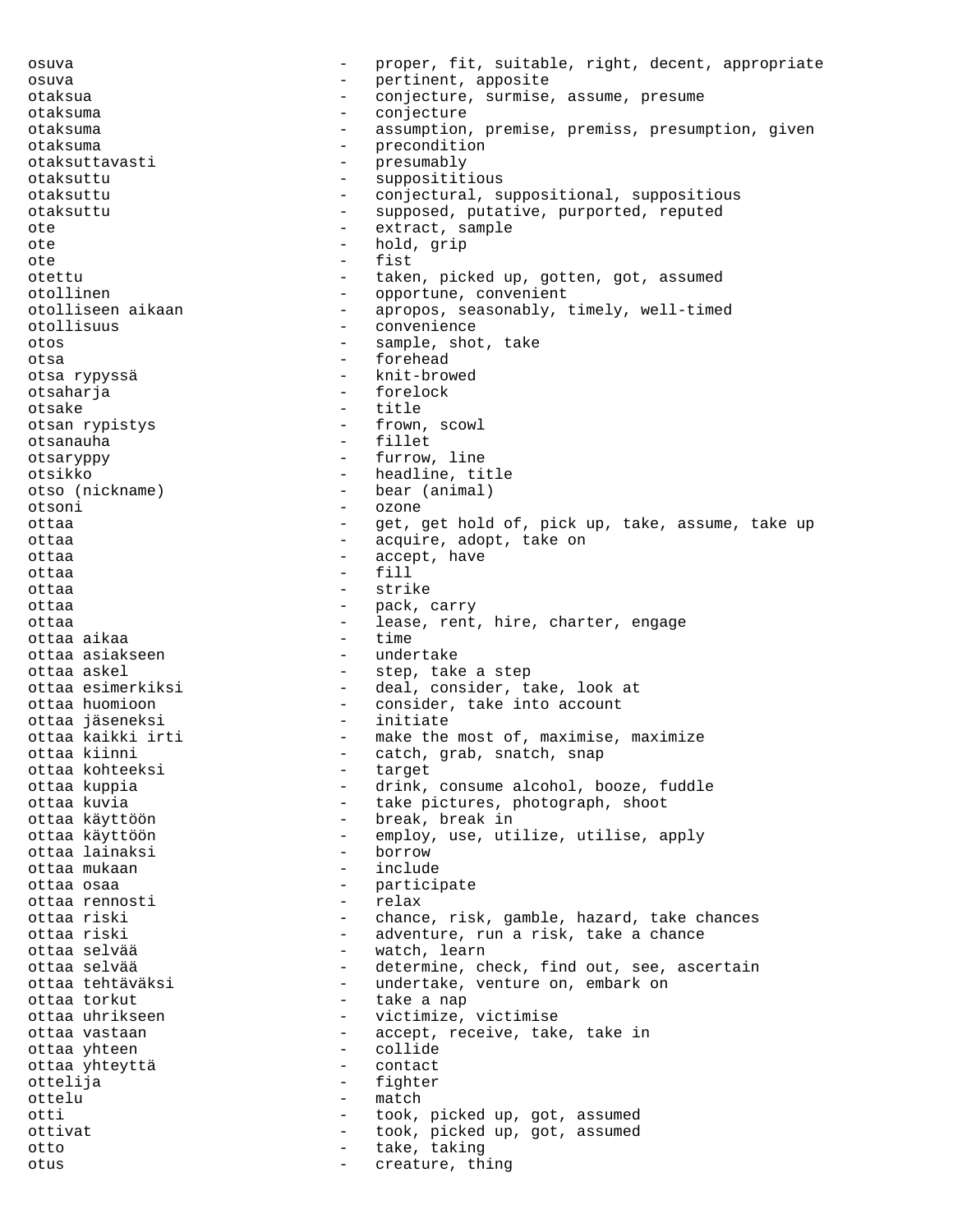osuva - proper, fit, suitable, right, decent, appropriate
osuva - pertinent, apposite
otaksua - conjecture, surmise, assume, presume
otaksuma - conjecture
otaksuma - assumption, premise, premiss, presumption, given
otaksuma - precondition
otaksuttavasti - presumably
otaksuttu - supposititious
otaksuttu - conjectural, suppositional, suppositious
otaksuttu - supposed, putative, purported, reputed
ote - extract, sample
ote - hold, grip
ote - fist
otettu - taken, picked up, gotten, got, assumed
otollinen - opportune, convenient
otolliseen aikaan - apropos, seasonably, timely, well-timed
otollisuus - convenience
otos - sample, shot, take
otsa - forehead
otsa rypyssä - knit-browed
otsaharja - forelock
otsake - title
otsan rypistys - frown, scowl
otsanauha - fillet
otsaryppy - furrow, line
otsikko - headline, title
otso (nickname) - bear (animal)
otsoni - ozone
ottaa - get, get hold of, pick up, take, assume, take up
ottaa - acquire, adopt, take on
ottaa - accept, have
ottaa - fill
ottaa - strike
ottaa - pack, carry
ottaa - lease, rent, hire, charter, engage
ottaa aikaa - time
ottaa asiakseen - undertake
ottaa askel - step, take a step
ottaa esimerkiksi - deal, consider, take, look at
ottaa huomioon - consider, take into account
ottaa jäseneksi - initiate
ottaa kaikki irti - make the most of, maximise, maximize
ottaa kiinni - catch, grab, snatch, snap
ottaa kohteeksi - target
ottaa kuppia - drink, consume alcohol, booze, fuddle
ottaa kuvia - take pictures, photograph, shoot
ottaa käyttöön - break, break in
ottaa käyttöön - employ, use, utilize, utilise, apply
ottaa lainaksi - borrow
ottaa mukaan - include
ottaa osaa - participate
ottaa rennosti - relax
ottaa riski - chance, risk, gamble, hazard, take chances
ottaa riski - adventure, run a risk, take a chance
ottaa selvää - watch, learn
ottaa selvää - determine, check, find out, see, ascertain
ottaa tehtäväksi - undertake, venture on, embark on
ottaa torkut - take a nap
ottaa uhrikseen - victimize, victimise
ottaa vastaan - accept, receive, take, take in
ottaa yhteen - collide
ottaa yhteyttä - contact
ottelija - fighter
ottelu - match
otti - took, picked up, got, assumed
ottivat - took, picked up, got, assumed
otto - take, taking
otus - creature, thing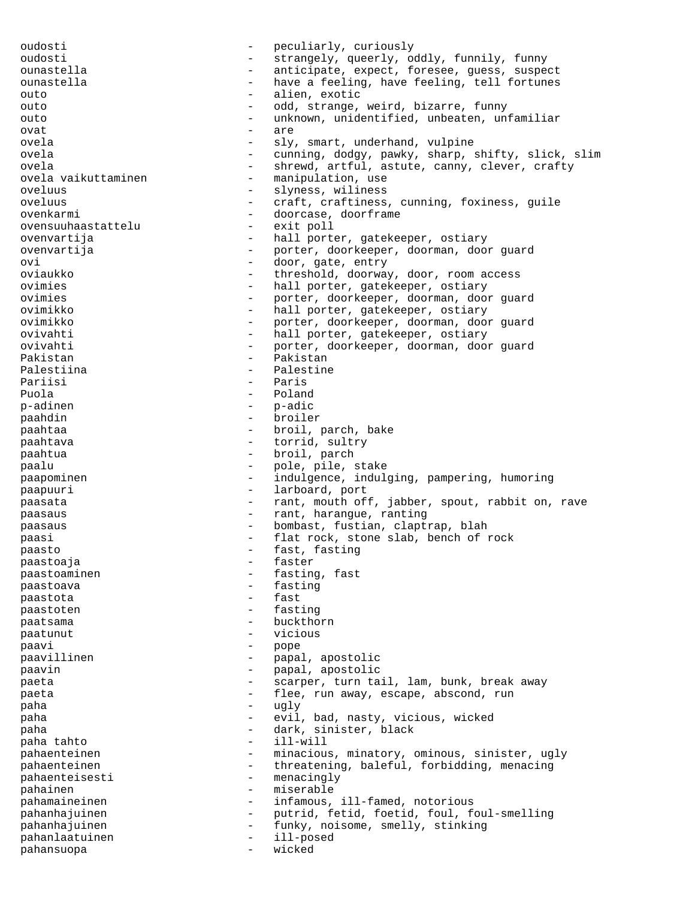oudosti - peculiarly, curiously
oudosti - strangely, queerly, oddly, funnily, funny
ounastella - anticipate, expect, foresee, guess, suspect
ounastella - have a feeling, have feeling, tell fortunes
outo - alien, exotic
outo - odd, strange, weird, bizarre, funny
outo - unknown, unidentified, unbeaten, unfamiliar
ovat - are
ovela - sly, smart, underhand, vulpine
ovela - cunning, dodgy, pawky, sharp, shifty, slick, slim
ovela - shrewd, artful, astute, canny, clever, crafty
ovela vaikuttaminen - manipulation, use
oveluus - slyness, wiliness
oveluus - craft, craftiness, cunning, foxiness, guile
ovenkarmi - doorcase, doorframe
ovensuuhaastattelu - exit poll
ovenvartija - hall porter, gatekeeper, ostiary
ovenvartija - porter, doorkeeper, doorman, door guard
ovi - door, gate, entry
oviaukko - threshold, doorway, door, room access
ovimies - hall porter, gatekeeper, ostiary
ovimies - porter, doorkeeper, doorman, door guard
ovimikko - hall porter, gatekeeper, ostiary
ovimikko - porter, doorkeeper, doorman, door guard
ovivahti - hall porter, gatekeeper, ostiary
ovivahti - porter, doorkeeper, doorman, door guard
Pakistan - Pakistan
Palestiina - Palestine
Pariisi - Paris
Puola - Poland
p-adinen - p-adic
paahdin - broiler
paahtaa - broil, parch, bake
paahtava - torrid, sultry
paahtua - broil, parch
paalu - pole, pile, stake
paapominen - indulgence, indulging, pampering, humoring
paapuuri - larboard, port
paasata - rant, mouth off, jabber, spout, rabbit on, rave
paasaus - rant, harangue, ranting
paasaus - bombast, fustian, claptrap, blah
paasi - flat rock, stone slab, bench of rock
paasto - fast, fasting
paastoaja - faster
paastoaminen - fasting, fast
paastoava - fasting
paastota - fast
paastoten - fasting
paatsama - buckthorn
paatunut - vicious
paavi - pope
paavillinen - papal, apostolic
paavin - papal, apostolic
paeta - scarper, turn tail, lam, bunk, break away
paeta - flee, run away, escape, abscond, run
paha - ugly
paha - evil, bad, nasty, vicious, wicked
paha - dark, sinister, black
paha tahto - ill-will
pahaenteinen - minacious, minatory, ominous, sinister, ugly
pahaenteinen - threatening, baleful, forbidding, menacing
pahaenteisesti - menacingly
pahainen - miserable
pahamaineinen - infamous, ill-famed, notorious
pahanhajuinen - putrid, fetid, foetid, foul, foul-smelling
pahanhajuinen - funky, noisome, smelly, stinking
pahanlaatuinen - ill-posed
pahansuopa - wicked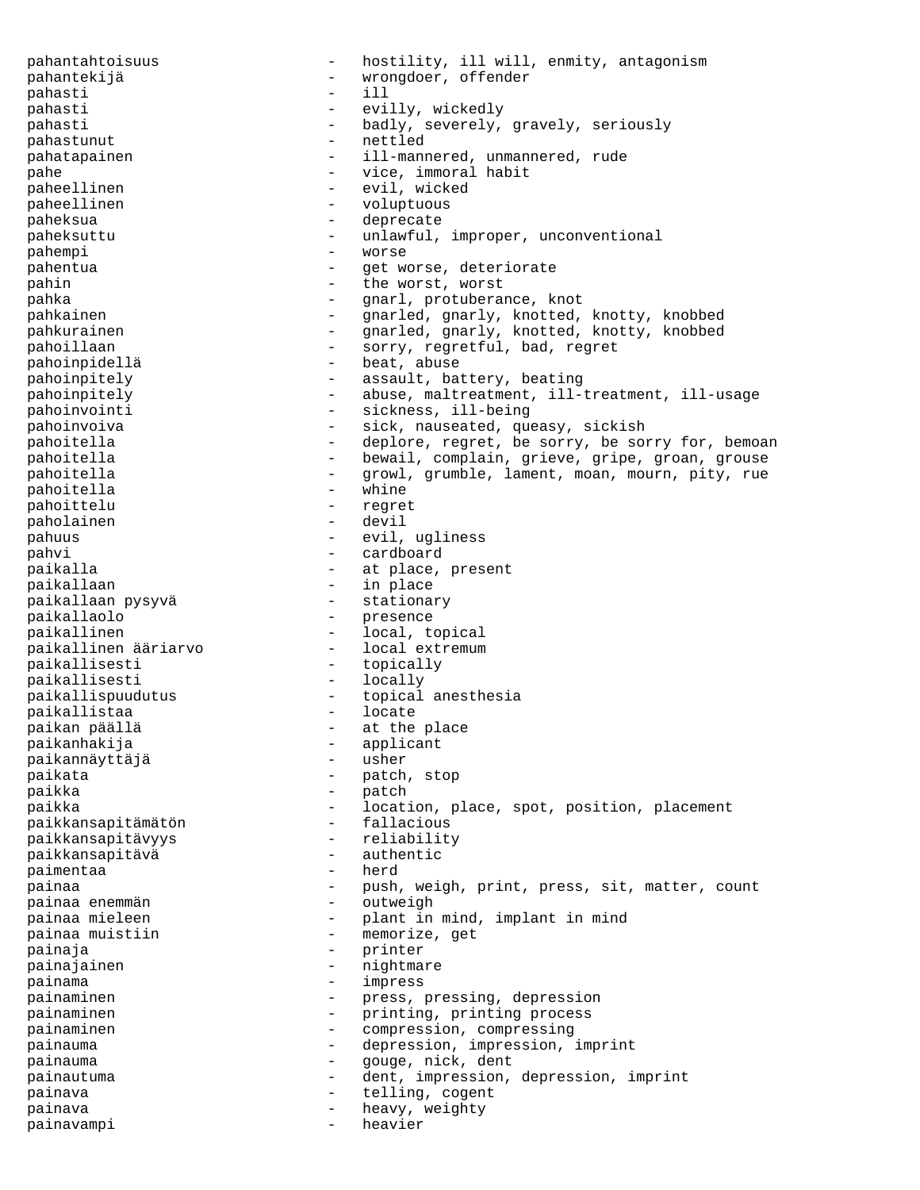pahantahtoisuus - hostility, ill will, enmity, antagonism
pahantekijä - wrongdoer, offender
pahasti - ill
pahasti - evilly, wickedly
pahasti - badly, severely, gravely, seriously
pahastunut - nettled
pahatapainen - ill-mannered, unmannered, rude
pahe - vice, immoral habit
paheellinen - evil, wicked
paheellinen - voluptuous
paheksua - deprecate
paheksuttu - unlawful, improper, unconventional
pahempi - worse
pahentua - get worse, deteriorate
pahin - the worst, worst
pahka - gnarl, protuberance, knot
pahkainen - gnarled, gnarly, knotted, knotty, knobbed
pahkurainen - gnarled, gnarly, knotted, knotty, knobbed
pahoillaan - sorry, regretful, bad, regret
pahoinpidellä - beat, abuse
pahoinpitely - assault, battery, beating
pahoinpitely - abuse, maltreatment, ill-treatment, ill-usage
pahoinvointi - sickness, ill-being
pahoinvoiva - sick, nauseated, queasy, sickish
pahoitella - deplore, regret, be sorry, be sorry for, bemoan
pahoitella - bewail, complain, grieve, gripe, groan, grouse
pahoitella - growl, grumble, lament, moan, mourn, pity, rue
pahoitella - whine
pahoittelu - regret
paholainen - devil
pahuus - evil, ugliness
pahvi - cardboard
paikalla - at place, present
paikallaan - in place
paikallaan pysyvä - stationary
paikallaolo - presence
paikallinen - local, topical
paikallinen ääriarvo - local extremum
paikallisesti - topically
paikallisesti - locally
paikallispuudutus - topical anesthesia
paikallistaa - locate
paikan päällä - at the place
paikanhakija - applicant
paikannäyttäjä - usher
paikata - patch, stop
paikka - patch
paikka - location, place, spot, position, placement
paikkansapitämätön - fallacious
paikkansapitävyys - reliability
paikkansapitävä - authentic
paimentaa - herd
painaa - push, weigh, print, press, sit, matter, count
painaa enemmän - outweigh
painaa mieleen - plant in mind, implant in mind
painaa muistiin - memorize, get
painaja - printer
painajainen - nightmare
painama - impress
painaminen - press, pressing, depression
painaminen - printing, printing process
painaminen - compression, compressing
painauma - depression, impression, imprint
painauma - gouge, nick, dent
painautuma - dent, impression, depression, imprint
painava - telling, cogent
painava - heavy, weighty
painavampi - heavier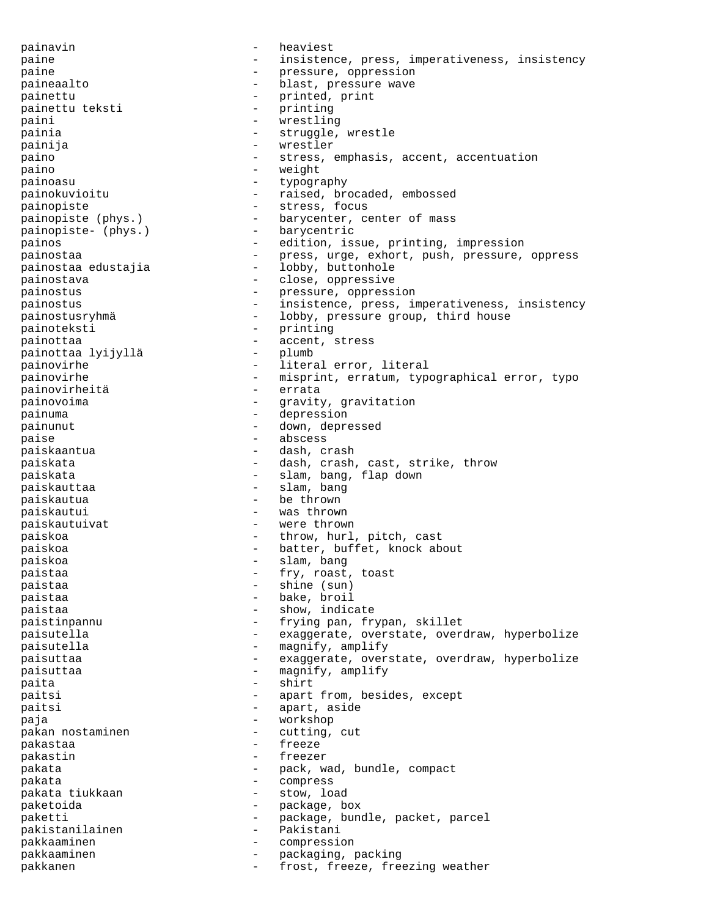painavin - heaviest
paine - insistence, press, imperativeness, insistency
paine - pressure, oppression
paineaalto - blast, pressure wave
painettu - printed, print
painettu teksti - printing
paini - wrestling
painia - struggle, wrestle
painija - wrestler
paino - stress, emphasis, accent, accentuation
paino - weight
painoasu - typography
painokuvioitu - raised, brocaded, embossed
painopiste - stress, focus
painopiste (phys.) - barycenter, center of mass
painopiste- (phys.) - barycentric
painos - edition, issue, printing, impression
painostaa - press, urge, exhort, push, pressure, oppress
painostaa edustajia - lobby, buttonhole
painostava - close, oppressive
painostus - pressure, oppression
painostus - insistence, press, imperativeness, insistency
painostusryhmä - lobby, pressure group, third house
painoteksti - printing
painottaa - accent, stress
painottaa lyijyllä - plumb
painovirhe - literal error, literal
painovirhe - misprint, erratum, typographical error, typo
painovirheitä - errata
painovoima - gravity, gravitation
painuma - depression
painunut - down, depressed
paise - abscess
paiskaantua - dash, crash
paiskata - dash, crash, cast, strike, throw
paiskata - slam, bang, flap down
paiskauttaa - slam, bang
paiskautua - be thrown
paiskautui - was thrown
paiskautuivat - were thrown
paiskoa - throw, hurl, pitch, cast
paiskoa - batter, buffet, knock about
paiskoa - slam, bang
paistaa - fry, roast, toast
paistaa - shine (sun)
paistaa - bake, broil
paistaa - show, indicate
paistinpannu - frying pan, frypan, skillet
paisutella - exaggerate, overstate, overdraw, hyperbolize
paisutella - magnify, amplify
paisuttaa - exaggerate, overstate, overdraw, hyperbolize
paisuttaa - magnify, amplify
paita - shirt
paitsi - apart from, besides, except
paitsi - apart, aside
paja - workshop
pakan nostaminen - cutting, cut
pakastaa - freeze
pakastin - freezer
pakata - pack, wad, bundle, compact
pakata - compress
pakata tiukkaan - stow, load
paketoida - package, box
paketti - package, bundle, packet, parcel
pakistanilainen - Pakistani
pakkaaminen - compression
pakkaaminen - packaging, packing
pakkanen - frost, freeze, freezing weather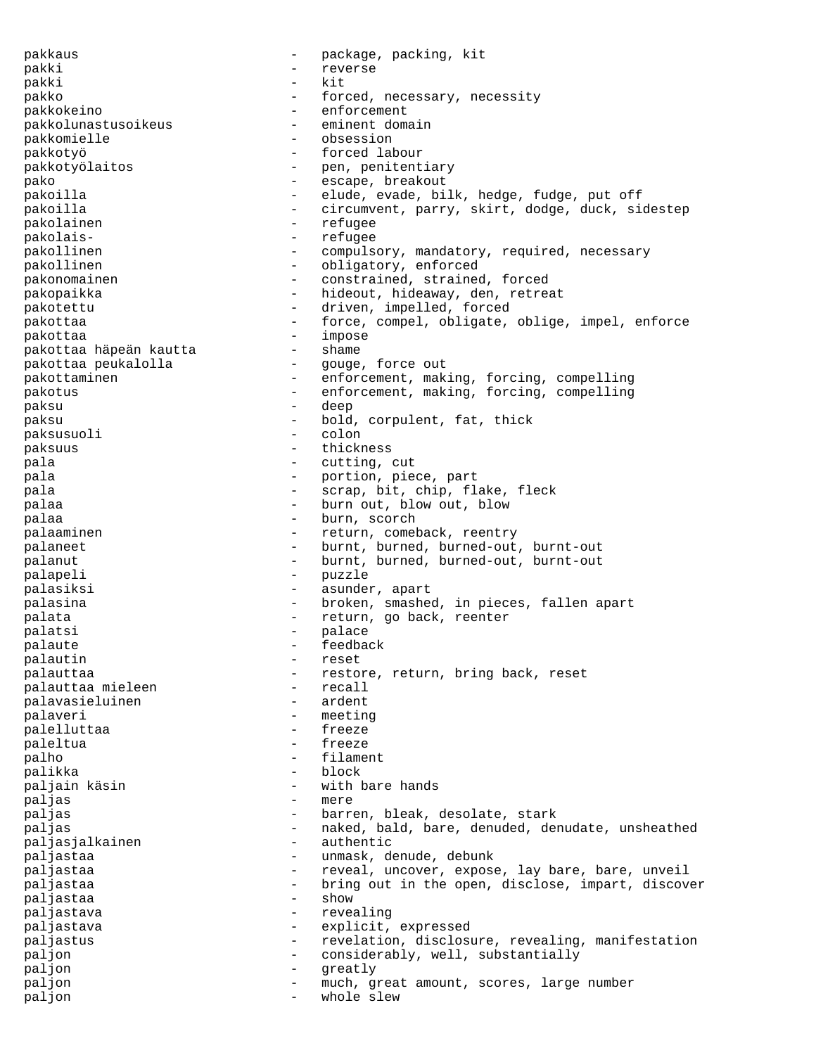pakkaus - package, packing, kit
pakki - reverse
pakki - kit
pakko - forced, necessary, necessity
pakkokeino - enforcement
pakkolunastusoikeus - eminent domain
pakkomielle - obsession
pakkotyö - forced labour
pakkotyölaitos - pen, penitentiary
pako - escape, breakout
pakoilla - elude, evade, bilk, hedge, fudge, put off
pakoilla - circumvent, parry, skirt, dodge, duck, sidestep
pakolainen - refugee
pakolais- - refugee
pakollinen - compulsory, mandatory, required, necessary
pakollinen - obligatory, enforced
pakonomainen - constrained, strained, forced
pakopaikka - hideout, hideaway, den, retreat
pakotettu - driven, impelled, forced
pakottaa - force, compel, obligate, oblige, impel, enforce
pakottaa - impose
pakottaa häpeän kautta - shame
pakottaa peukalolla - gouge, force out
pakottaminen - enforcement, making, forcing, compelling
pakotus - enforcement, making, forcing, compelling
paksu - deep
paksu - bold, corpulent, fat, thick
paksusuoli - colon
paksuus - thickness
pala - cutting, cut
pala - portion, piece, part
pala - scrap, bit, chip, flake, fleck
palaa - burn out, blow out, blow
palaa - burn, scorch
palaaminen - return, comeback, reentry
palaneet - burnt, burned, burned-out, burnt-out
palanut - burnt, burned, burned-out, burnt-out
palapeli - puzzle
palasiksi - asunder, apart
palasina - broken, smashed, in pieces, fallen apart
palata - return, go back, reenter
palatsi - palace
palaute - feedback
palautin - reset
palauttaa - restore, return, bring back, reset
palauttaa mieleen - recall
palavasieluinen - ardent
palaveri - meeting
palelluttaa - freeze
paleltua - freeze
palho - filament
palikka - block
paljain käsin - with bare hands
paljas - mere
paljas - barren, bleak, desolate, stark
paljas - naked, bald, bare, denuded, denudate, unsheathed
paljasjalkainen - authentic
paljastaa - unmask, denude, debunk
paljastaa - reveal, uncover, expose, lay bare, bare, unveil
paljastaa - bring out in the open, disclose, impart, discover
paljastaa - show
paljastava - revealing
paljastava - explicit, expressed
paljastus - revelation, disclosure, revealing, manifestation
paljon - considerably, well, substantially
paljon - greatly
paljon - much, great amount, scores, large number
paljon - whole slew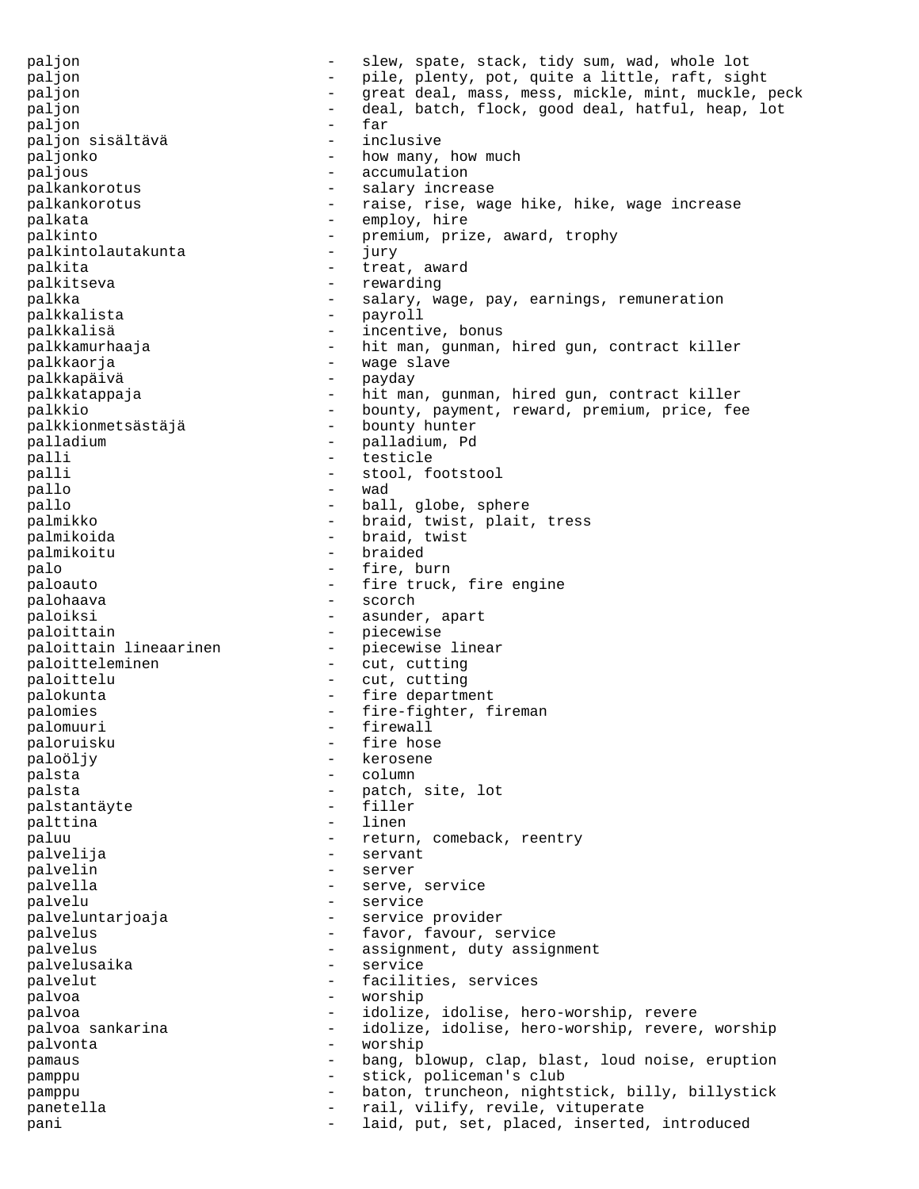paljon - slew, spate, stack, tidy sum, wad, whole lot
paljon - pile, plenty, pot, quite a little, raft, sight
paljon - great deal, mass, mess, mickle, mint, muckle, peck
paljon - deal, batch, flock, good deal, hatful, heap, lot
paljon - far
paljon sisältävä - inclusive
paljonko - how many, how much
paljous - accumulation
palkankorotus - salary increase
palkankorotus - raise, rise, wage hike, hike, wage increase
palkata - employ, hire
palkinto - premium, prize, award, trophy
palkintolautakunta - jury
palkita - treat, award
palkitseva - rewarding
palkka - salary, wage, pay, earnings, remuneration
palkkalista - payroll
palkkalisä - incentive, bonus
palkkamurhaaja - hit man, gunman, hired gun, contract killer
palkkaorja - wage slave
palkkapäivä - payday
palkkatappaja - hit man, gunman, hired gun, contract killer
palkkio - bounty, payment, reward, premium, price, fee
palkkionmetsästäjä - bounty hunter
palladium - palladium, Pd
palli - testicle
palli - stool, footstool
pallo - wad
pallo - ball, globe, sphere
palmikko - braid, twist, plait, tress
palmikoida - braid, twist
palmikoitu - braided
palo - fire, burn
paloauto - fire truck, fire engine
palohaava - scorch
paloiksi - asunder, apart
paloittain - piecewise
paloittain lineaarinen - piecewise linear
paloitteleminen - cut, cutting
paloittelu - cut, cutting
palokunta - fire department
palomies - fire-fighter, fireman
palomuuri - firewall
paloruisku - fire hose
paloöljy - kerosene
palsta - column
palsta - patch, site, lot
palstantäyte - filler
palttina - linen
paluu - return, comeback, reentry
palvelija - servant
palvelin - server
palvella - serve, service
palvelu - service
palveluntarjoaja - service provider
palvelus - favor, favour, service
palvelus - assignment, duty assignment
palvelusaika - service
palvelut - facilities, services
palvoa - worship
palvoa - idolize, idolise, hero-worship, revere
palvoa sankarina - idolize, idolise, hero-worship, revere, worship
palvonta - worship
pamaus - bang, blowup, clap, blast, loud noise, eruption
pamppu - stick, policeman's club
pamppu - baton, truncheon, nightstick, billy, billystick
panetella - rail, vilify, revile, vituperate
pani - laid, put, set, placed, inserted, introduced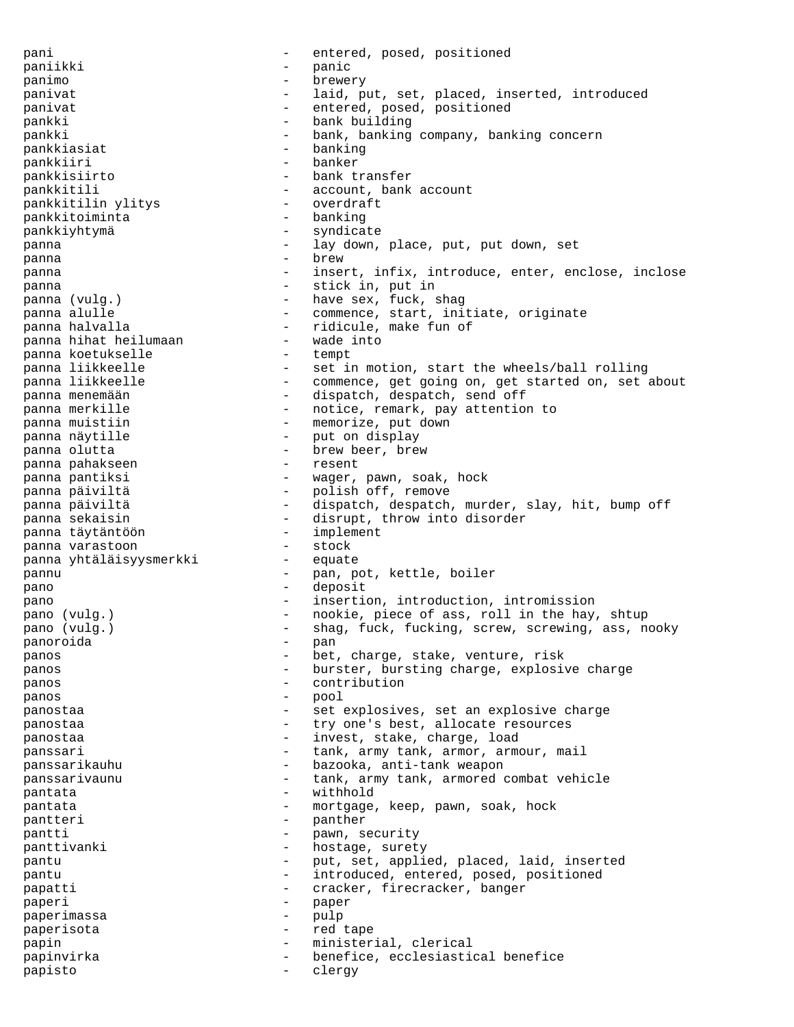pani - entered, posed, positioned
paniikki - panic
panimo - brewery
panivat - laid, put, set, placed, inserted, introduced
panivat - entered, posed, positioned
pankki - bank building
pankki - bank, banking company, banking concern
pankkiasiat - banking
pankkiiri - banker
pankkisiirto - bank transfer
pankkitili - account, bank account
pankkitilin ylitys - overdraft
pankkitoiminta - banking
pankkiyhtymä - syndicate
panna - lay down, place, put, put down, set
panna - brew
panna - insert, infix, introduce, enter, enclose, inclose
panna - stick in, put in
panna (vulg.) - have sex, fuck, shag
panna alulle - commence, start, initiate, originate
panna halvalla - ridicule, make fun of
panna hihat heilumaan - wade into
panna koetukselle - tempt
panna liikkeelle - set in motion, start the wheels/ball rolling
panna liikkeelle - commence, get going on, get started on, set about
panna menemään - dispatch, despatch, send off
panna merkille - notice, remark, pay attention to
panna muistiin - memorize, put down
panna näytille - put on display
panna olutta - brew beer, brew
panna pahakseen - resent
panna pantiksi - wager, pawn, soak, hock
panna päiviltä - polish off, remove
panna päiviltä - dispatch, despatch, murder, slay, hit, bump off
panna sekaisin - disrupt, throw into disorder
panna täytäntöön - implement
panna varastoon - stock
panna yhtäläisyysmerkki - equate
pannu - pan, pot, kettle, boiler
pano - deposit
pano - insertion, introduction, intromission
pano (vulg.) - nookie, piece of ass, roll in the hay, shtup
pano (vulg.) - shag, fuck, fucking, screw, screwing, ass, nooky
panoroida - pan
panos - bet, charge, stake, venture, risk
panos - burster, bursting charge, explosive charge
panos - contribution
panos - pool
panostaa - set explosives, set an explosive charge
panostaa - try one's best, allocate resources
panostaa - invest, stake, charge, load
panssari - tank, army tank, armor, armour, mail
panssarikauhu - bazooka, anti-tank weapon
panssarivaunu - tank, army tank, armored combat vehicle
pantata - withhold
pantata - mortgage, keep, pawn, soak, hock
pantteri - panther
pantti - pawn, security
panttivanki - hostage, surety
pantu - put, set, applied, placed, laid, inserted
pantu - introduced, entered, posed, positioned
papatti - cracker, firecracker, banger
paperi - paper
paperimassa - pulp
paperisota - red tape
papin - ministerial, clerical
papinvirka - benefice, ecclesiastical benefice
papisto - clergy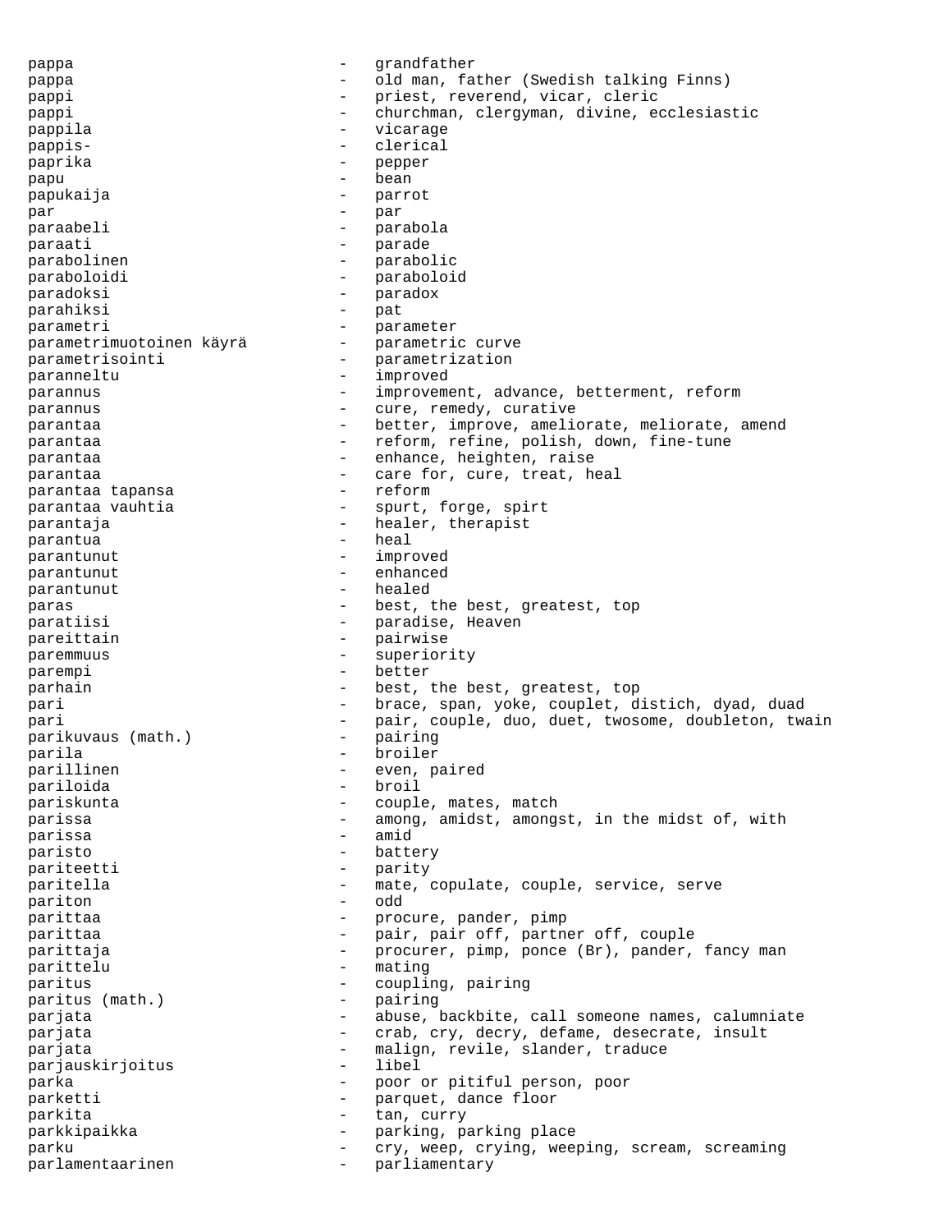```
pappa                          -   grandfather
pappa                          -   old man, father (Swedish talking Finns)
pappi                          -   priest, reverend, vicar, cleric
pappi                          -   churchman, clergyman, divine, ecclesiastic
pappila                        -   vicarage
pappis-                        -   clerical
paprika                        -   pepper
papu                           -   bean
papukaija                      -   parrot
par                            -   par
paraabeli                      -   parabola
paraati                        -   parade
parabolinen                    -   parabolic
paraboloidi                    -   paraboloid
paradoksi                      -   paradox
parahiksi                      -   pat
parametri                      -   parameter
parametrimuotoinen käyrä       -   parametric curve
parametrisointi                -   parametrization
paranneltu                     -   improved
parannus                       -   improvement, advance, betterment, reform
parannus                       -   cure, remedy, curative
parantaa                       -   better, improve, ameliorate, meliorate, amend
parantaa                       -   reform, refine, polish, down, fine-tune
parantaa                       -   enhance, heighten, raise
parantaa                       -   care for, cure, treat, heal
parantaa tapansa               -   reform
parantaa vauhtia               -   spurt, forge, spirt
parantaja                      -   healer, therapist
parantua                       -   heal
parantunut                     -   improved
parantunut                     -   enhanced
parantunut                     -   healed
paras                          -   best, the best, greatest, top
paratiisi                      -   paradise, Heaven
pareittain                     -   pairwise
paremmuus                      -   superiority
parempi                        -   better
parhain                        -   best, the best, greatest, top
pari                           -   brace, span, yoke, couplet, distich, dyad, duad
pari                           -   pair, couple, duo, duet, twosome, doubleton, twain
parikuvaus (math.)             -   pairing
parila                         -   broiler
parillinen                     -   even, paired
pariloida                      -   broil
pariskunta                     -   couple, mates, match
parissa                        -   among, amidst, amongst, in the midst of, with
parissa                        -   amid
paristo                        -   battery
pariteetti                     -   parity
paritella                      -   mate, copulate, couple, service, serve
pariton                        -   odd
parittaa                       -   procure, pander, pimp
parittaa                       -   pair, pair off, partner off, couple
parittaja                      -   procurer, pimp, ponce (Br), pander, fancy man
parittelu                      -   mating
paritus                        -   coupling, pairing
paritus (math.)                -   pairing
parjata                        -   abuse, backbite, call someone names, calumniate
parjata                        -   crab, cry, decry, defame, desecrate, insult
parjata                        -   malign, revile, slander, traduce
parjauskirjoitus               -   libel
parka                          -   poor or pitiful person, poor
parketti                       -   parquet, dance floor
parkita                        -   tan, curry
parkkipaikka                   -   parking, parking place
parku                          -   cry, weep, crying, weeping, scream, screaming
parlamentaarinen               -   parliamentary
```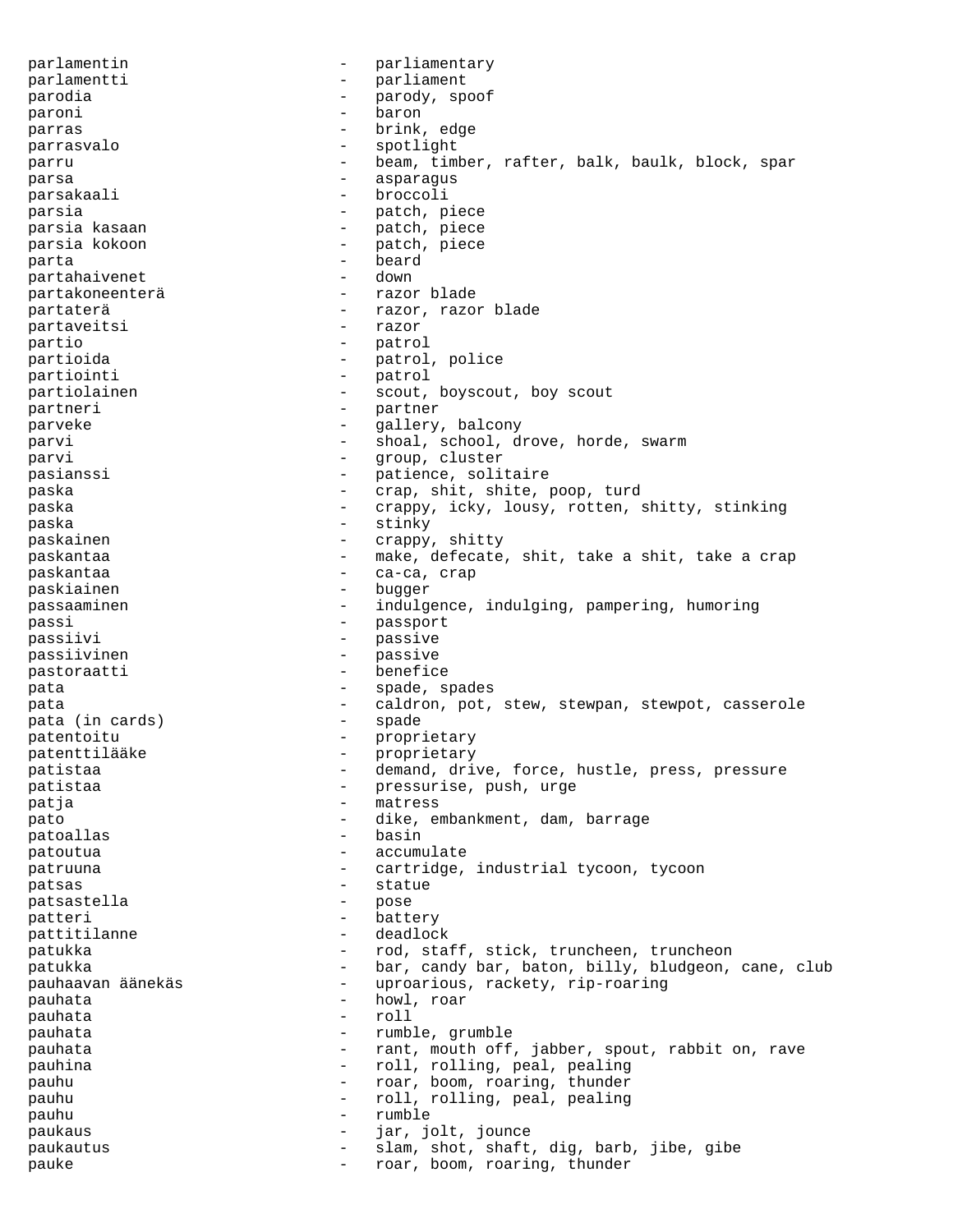parlamentin - parliamentary
parlamentti - parliament
parodia - parody, spoof
paroni - baron
parras - brink, edge
parrasvalo - spotlight
parru - beam, timber, rafter, balk, baulk, block, spar
parsa - asparagus
parsakaali - broccoli
parsia - patch, piece
parsia kasaan - patch, piece
parsia kokoon - patch, piece
parta - beard
partahaivenet - down
partakoneenterä - razor blade
partaterä - razor, razor blade
partaveitsi - razor
partio - patrol
partioida - patrol, police
partiointi - patrol
partiolainen - scout, boyscout, boy scout
partneri - partner
parveke - gallery, balcony
parvi - shoal, school, drove, horde, swarm
parvi - group, cluster
pasianssi - patience, solitaire
paska - crap, shit, shite, poop, turd
paska - crappy, icky, lousy, rotten, shitty, stinking
paska - stinky
paskainen - crappy, shitty
paskantaa - make, defecate, shit, take a shit, take a crap
paskantaa - ca-ca, crap
paskiainen - bugger
passaaminen - indulgence, indulging, pampering, humoring
passi - passport
passiivi - passive
passiivinen - passive
pastoraatti - benefice
pata - spade, spades
pata - caldron, pot, stew, stewpan, stewpot, casserole
pata (in cards) - spade
patentoitu - proprietary
patenttilääke - proprietary
patistaa - demand, drive, force, hustle, press, pressure
patistaa - pressurise, push, urge
patja - matress
pato - dike, embankment, dam, barrage
patoallas - basin
patoutua - accumulate
patruuna - cartridge, industrial tycoon, tycoon
patsas - statue
patsastella - pose
patteri - battery
pattitilanne - deadlock
patukka - rod, staff, stick, truncheen, truncheon
patukka - bar, candy bar, baton, billy, bludgeon, cane, club
pauhaavan äänekäs - uproarious, rackety, rip-roaring
pauhata - howl, roar
pauhata - roll
pauhata - rumble, grumble
pauhata - rant, mouth off, jabber, spout, rabbit on, rave
pauhina - roll, rolling, peal, pealing
pauhu - roar, boom, roaring, thunder
pauhu - roll, rolling, peal, pealing
pauhu - rumble
paukaus - jar, jolt, jounce
paukautus - slam, shot, shaft, dig, barb, jibe, gibe
pauke - roar, boom, roaring, thunder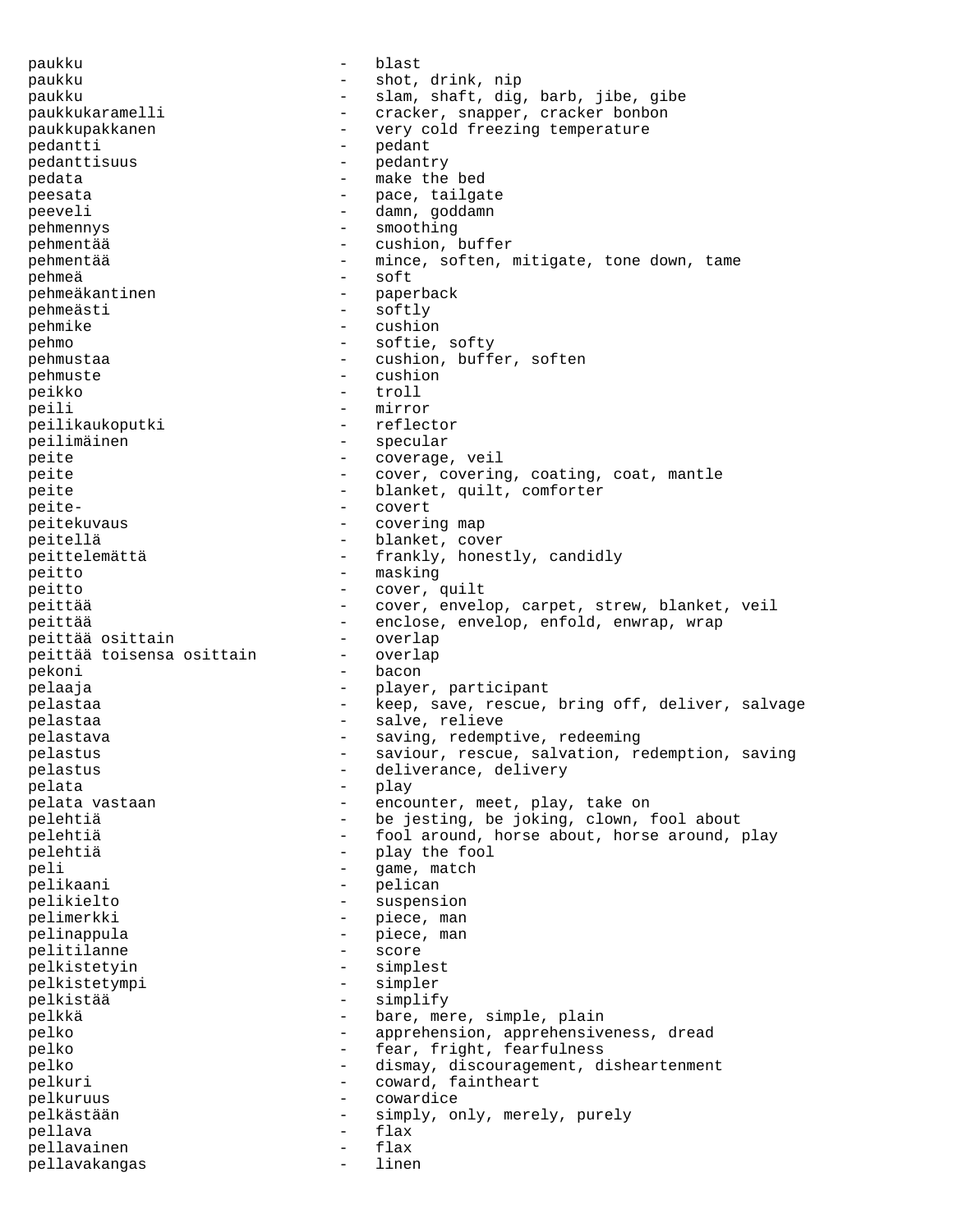paukku - blast
paukku - shot, drink, nip
paukku - slam, shaft, dig, barb, jibe, gibe
paukkukaramelli - cracker, snapper, cracker bonbon
paukkupakkanen - very cold freezing temperature
pedantti - pedant
pedanttisuus - pedantry
pedata - make the bed
peesata - pace, tailgate
peeveli - damn, goddamn
pehmennys - smoothing
pehmentää - cushion, buffer
pehmentää - mince, soften, mitigate, tone down, tame
pehmeä - soft
pehmeäkantinen - paperback
pehmeästi - softly
pehmike - cushion
pehmo - softie, softy
pehmustaa - cushion, buffer, soften
pehmuste - cushion
peikko - troll
peili - mirror
peilikaukoputki - reflector
peilimäinen - specular
peite - coverage, veil
peite - cover, covering, coating, coat, mantle
peite - blanket, quilt, comforter
peite- - covert
peitekuvaus - covering map
peitellä - blanket, cover
peittelemättä - frankly, honestly, candidly
peitto - masking
peitto - cover, quilt
peittää - cover, envelop, carpet, strew, blanket, veil
peittää - enclose, envelop, enfold, enwrap, wrap
peittää osittain - overlap
peittää toisensa osittain - overlap
pekoni - bacon
pelaaja - player, participant
pelastaa - keep, save, rescue, bring off, deliver, salvage
pelastaa - salve, relieve
pelastava - saving, redemptive, redeeming
pelastus - saviour, rescue, salvation, redemption, saving
pelastus - deliverance, delivery
pelata - play
pelata vastaan - encounter, meet, play, take on
pelehtiä - be jesting, be joking, clown, fool about
pelehtiä - fool around, horse about, horse around, play
pelehtiä - play the fool
peli - game, match
pelikaani - pelican
pelikielto - suspension
pelimerkki - piece, man
pelinappula - piece, man
pelitilanne - score
pelkistetyin - simplest
pelkistetympi - simpler
pelkistää - simplify
pelkkä - bare, mere, simple, plain
pelko - apprehension, apprehensiveness, dread
pelko - fear, fright, fearfulness
pelko - dismay, discouragement, disheartenment
pelkuri - coward, faintheart
pelkuruus - cowardice
pelkästään - simply, only, merely, purely
pellava - flax
pellavainen - flax
pellavakangas - linen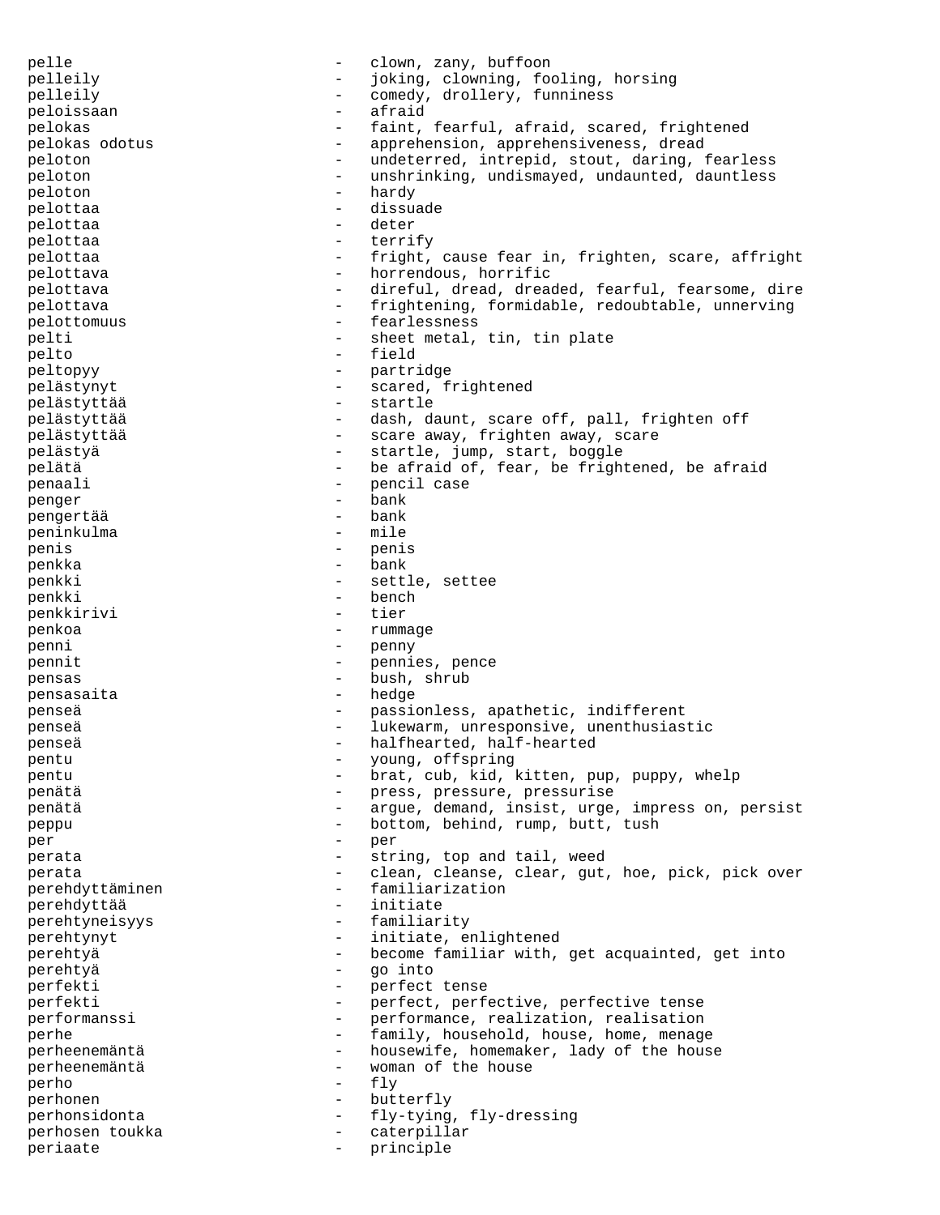pelle - clown, zany, buffoon
pelleily - joking, clowning, fooling, horsing
pelleily - comedy, drollery, funniness
peloissaan - afraid
pelokas - faint, fearful, afraid, scared, frightened
pelokas odotus - apprehension, apprehensiveness, dread
peloton - undeterred, intrepid, stout, daring, fearless
peloton - unshrinking, undismayed, undaunted, dauntless
peloton - hardy
pelottaa - dissuade
pelottaa - deter
pelottaa - terrify
pelottaa - fright, cause fear in, frighten, scare, affright
pelottava - horrendous, horrific
pelottava - direful, dread, dreaded, fearful, fearsome, dire
pelottava - frightening, formidable, redoubtable, unnerving
pelottomuus - fearlessness
pelti - sheet metal, tin, tin plate
pelto - field
peltopyy - partridge
pelästynyt - scared, frightened
pelästyttää - startle
pelästyttää - dash, daunt, scare off, pall, frighten off
pelästyttää - scare away, frighten away, scare
pelästyä - startle, jump, start, boggle
pelätä - be afraid of, fear, be frightened, be afraid
penaali - pencil case
penger - bank
pengertää - bank
peninkulma - mile
penis - penis
penkka - bank
penkki - settle, settee
penkki - bench
penkkirivi - tier
penkoa - rummage
penni - penny
pennit - pennies, pence
pensas - bush, shrub
pensasaita - hedge
penseä - passionless, apathetic, indifferent
penseä - lukewarm, unresponsive, unenthusiastic
penseä - halfhearted, half-hearted
pentu - young, offspring
pentu - brat, cub, kid, kitten, pup, puppy, whelp
penätä - press, pressure, pressurise
penätä - argue, demand, insist, urge, impress on, persist
peppu - bottom, behind, rump, butt, tush
per - per
perata - string, top and tail, weed
perata - clean, cleanse, clear, gut, hoe, pick, pick over
perehdyttäminen - familiarization
perehdyttää - initiate
perehtyneisyys - familiarity
perehtynyt - initiate, enlightened
perehtyä - become familiar with, get acquainted, get into
perehtyä - go into
perfekti - perfect tense
perfekti - perfect, perfective, perfective tense
performanssi - performance, realization, realisation
perhe - family, household, house, home, menage
perheenemäntä - housewife, homemaker, lady of the house
perheenemäntä - woman of the house
perho - fly
perhonen - butterfly
perhonsidonta - fly-tying, fly-dressing
perhosen toukka - caterpillar
periaate - principle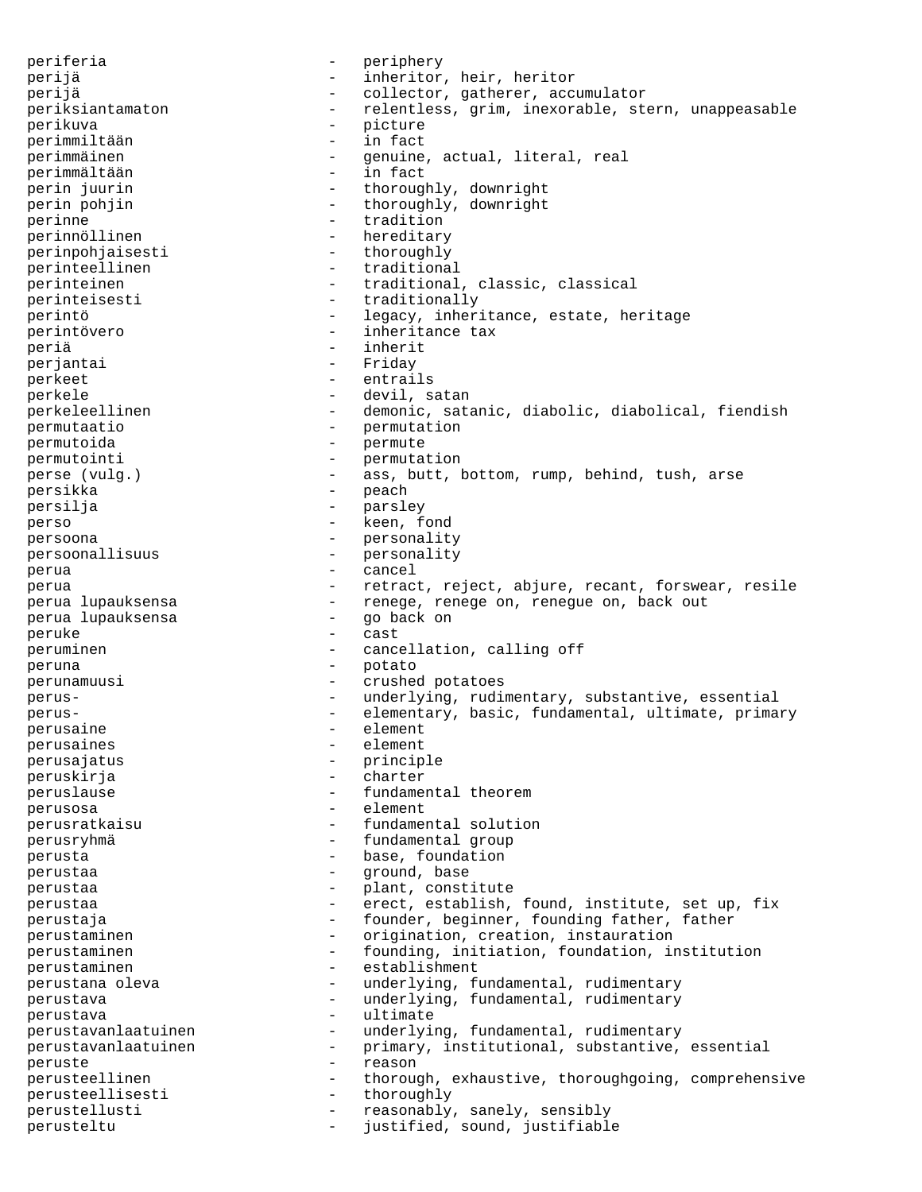periferia - periphery
perijä - inheritor, heir, heritor
perijä - collector, gatherer, accumulator
periksiantamaton - relentless, grim, inexorable, stern, unappeasable
perikuva - picture
perimmiltään - in fact
perimmäinen - genuine, actual, literal, real
perimmältään - in fact
perin juurin - thoroughly, downright
perin pohjin - thoroughly, downright
perinne - tradition
perinnöllinen - hereditary
perinpohjaisesti - thoroughly
perinteellinen - traditional
perinteinen - traditional, classic, classical
perinteisesti - traditionally
perintö - legacy, inheritance, estate, heritage
perintövero - inheritance tax
periä - inherit
perjantai - Friday
perkeet - entrails
perkele - devil, satan
perkeleellinen - demonic, satanic, diabolic, diabolical, fiendish
permutaatio - permutation
permutoida - permute
permutointi - permutation
perse (vulg.) - ass, butt, bottom, rump, behind, tush, arse
persikka - peach
persilja - parsley
perso - keen, fond
persoona - personality
persoonallisuus - personality
perua - cancel
perua - retract, reject, abjure, recant, forswear, resile
perua lupauksensa - renege, renege on, renegue on, back out
perua lupauksensa - go back on
peruke - cast
peruminen - cancellation, calling off
peruna - potato
perunamuusi - crushed potatoes
perus- - underlying, rudimentary, substantive, essential
perus- - elementary, basic, fundamental, ultimate, primary
perusaine - element
perusaines - element
perusajatus - principle
peruskirja - charter
peruslause - fundamental theorem
perusosa - element
perusratkaisu - fundamental solution
perusryhmä - fundamental group
perusta - base, foundation
perustaa - ground, base
perustaa - plant, constitute
perustaa - erect, establish, found, institute, set up, fix
perustaja - founder, beginner, founding father, father
perustaminen - origination, creation, instauration
perustaminen - founding, initiation, foundation, institution
perustaminen - establishment
perustana oleva - underlying, fundamental, rudimentary
perustava - underlying, fundamental, rudimentary
perustava - ultimate
perustavanlaatuinen - underlying, fundamental, rudimentary
perustavanlaatuinen - primary, institutional, substantive, essential
peruste - reason
perusteellinen - thorough, exhaustive, thoroughgoing, comprehensive
perusteellisesti - thoroughly
perustellusti - reasonably, sanely, sensibly
perusteltu - justified, sound, justifiable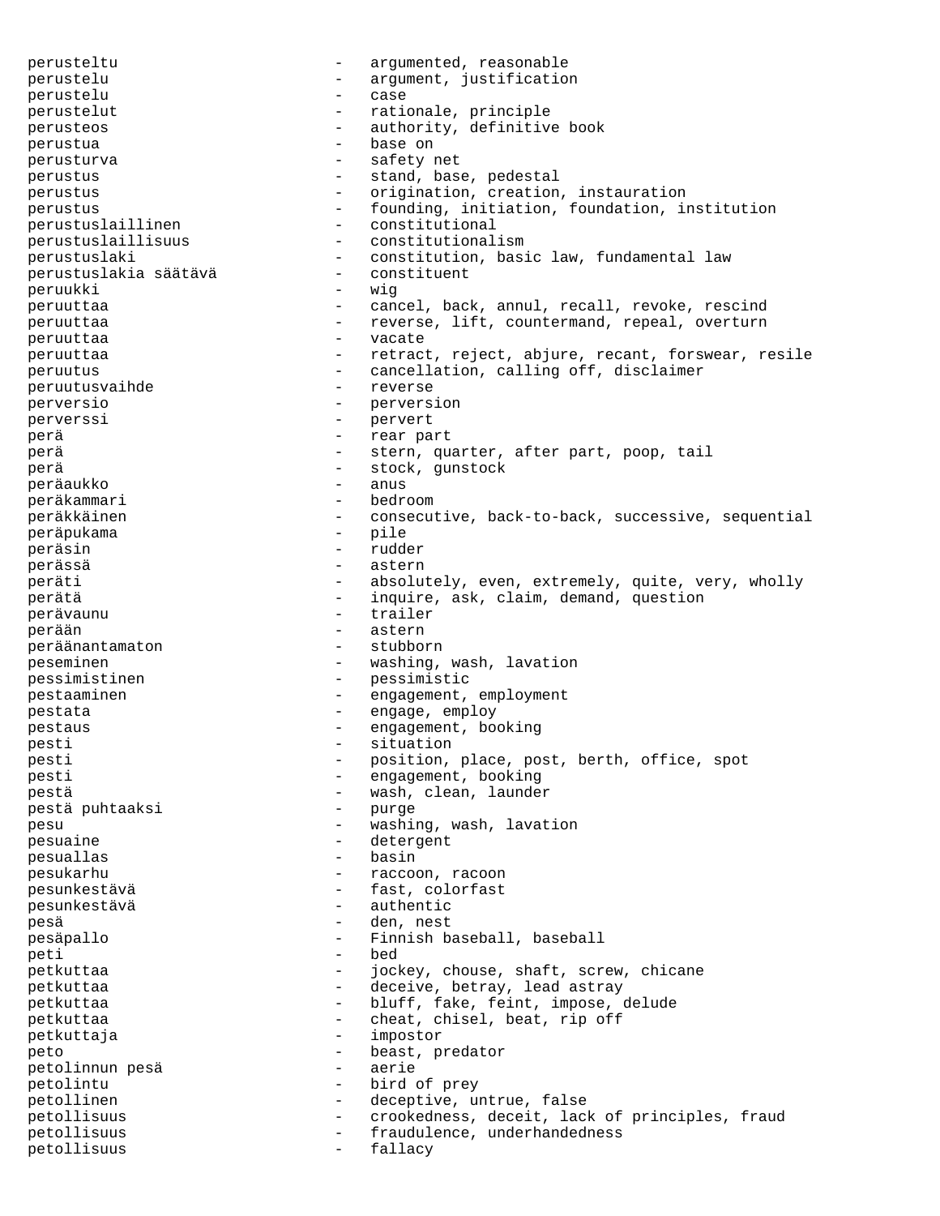perusteltu - argumented, reasonable
perustelu - argument, justification
perustelu - case
perustelut - rationale, principle
perusteos - authority, definitive book
perustua - base on
perusturva - safety net
perustus - stand, base, pedestal
perustus - origination, creation, instauration
perustus - founding, initiation, foundation, institution
perustuslaillinen - constitutional
perustuslaillisuus - constitutionalism
perustuslaki - constitution, basic law, fundamental law
perustuslakia säätävä - constituent
peruukki - wig
peruuttaa - cancel, back, annul, recall, revoke, rescind
peruuttaa - reverse, lift, countermand, repeal, overturn
peruuttaa - vacate
peruuttaa - retract, reject, abjure, recant, forswear, resile
peruutus - cancellation, calling off, disclaimer
peruutusvaihde - reverse
perversio - perversion
perverssi - pervert
perä - rear part
perä - stern, quarter, after part, poop, tail
perä - stock, gunstock
peräaukko - anus
peräkammari - bedroom
peräkkäinen - consecutive, back-to-back, successive, sequential
peräpukama - pile
peräsin - rudder
perässä - astern
peräti - absolutely, even, extremely, quite, very, wholly
perätä - inquire, ask, claim, demand, question
perävaunu - trailer
perään - astern
peräänantamaton - stubborn
peseminen - washing, wash, lavation
pessimistinen - pessimistic
pestaaminen - engagement, employment
pestata - engage, employ
pestaus - engagement, booking
pesti - situation
pesti - position, place, post, berth, office, spot
pesti - engagement, booking
pestä - wash, clean, launder
pestä puhtaaksi - purge
pesu - washing, wash, lavation
pesuaine - detergent
pesuallas - basin
pesukarhu - raccoon, racoon
pesunkestävä - fast, colorfast
pesunkestävä - authentic
pesä - den, nest
pesäpallo - Finnish baseball, baseball
peti - bed
petkuttaa - jockey, chouse, shaft, screw, chicane
petkuttaa - deceive, betray, lead astray
petkuttaa - bluff, fake, feint, impose, delude
petkuttaa - cheat, chisel, beat, rip off
petkuttaja - impostor
peto - beast, predator
petolinnun pesä - aerie
petolintu - bird of prey
petollinen - deceptive, untrue, false
petollisuus - crookedness, deceit, lack of principles, fraud
petollisuus - fraudulence, underhandedness
petollisuus - fallacy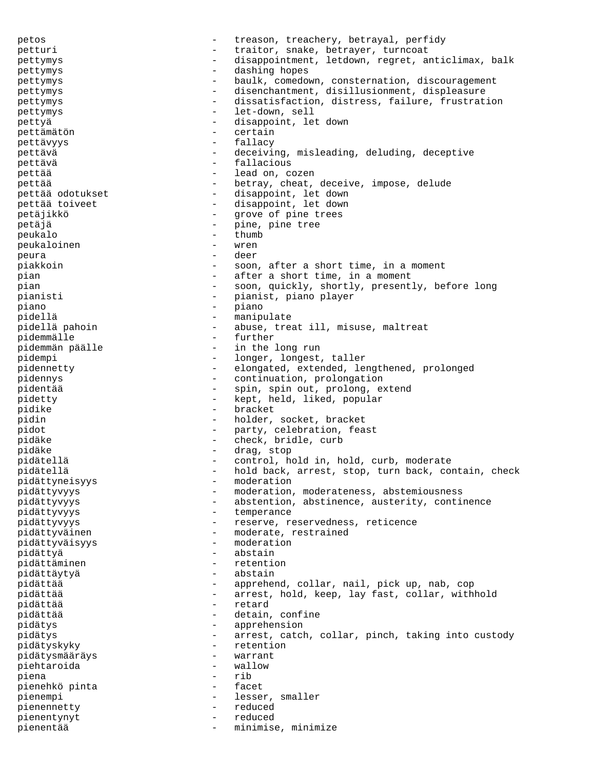petos - treason, treachery, betrayal, perfidy
petturi - traitor, snake, betrayer, turncoat
pettymys - disappointment, letdown, regret, anticlimax, balk
pettymys - dashing hopes
pettymys - baulk, comedown, consternation, discouragement
pettymys - disenchantment, disillusionment, displeasure
pettymys - dissatisfaction, distress, failure, frustration
pettymys - let-down, sell
pettyä - disappoint, let down
pettämätön - certain
pettävyys - fallacy
pettävä - deceiving, misleading, deluding, deceptive
pettävä - fallacious
pettää - lead on, cozen
pettää - betray, cheat, deceive, impose, delude
pettää odotukset - disappoint, let down
pettää toiveet - disappoint, let down
petäjikkö - grove of pine trees
petäjä - pine, pine tree
peukalo - thumb
peukaloinen - wren
peura - deer
piakkoin - soon, after a short time, in a moment
pian - after a short time, in a moment
pian - soon, quickly, shortly, presently, before long
pianisti - pianist, piano player
piano - piano
pidellä - manipulate
pidellä pahoin - abuse, treat ill, misuse, maltreat
pidemmälle - further
pidemmän päälle - in the long run
pidempi - longer, longest, taller
pidennetty - elongated, extended, lengthened, prolonged
pidennys - continuation, prolongation
pidentää - spin, spin out, prolong, extend
pidetty - kept, held, liked, popular
pidike - bracket
pidin - holder, socket, bracket
pidot - party, celebration, feast
pidäke - check, bridle, curb
pidäke - drag, stop
pidätellä - control, hold in, hold, curb, moderate
pidätellä - hold back, arrest, stop, turn back, contain, check
pidättyneisyys - moderation
pidättyvyys - moderation, moderateness, abstemiousness
pidättyvyys - abstention, abstinence, austerity, continence
pidättyvyys - temperance
pidättyvyys - reserve, reservedness, reticence
pidättyväinen - moderate, restrained
pidättyväisyys - moderation
pidättyä - abstain
pidättäminen - retention
pidättäytyä - abstain
pidättää - apprehend, collar, nail, pick up, nab, cop
pidättää - arrest, hold, keep, lay fast, collar, withhold
pidättää - retard
pidättää - detain, confine
pidätys - apprehension
pidätys - arrest, catch, collar, pinch, taking into custody
pidätyskyky - retention
pidätysmääräys - warrant
piehtaroida - wallow
piena - rib
pienehkö pinta - facet
pienempi - lesser, smaller
pienennetty - reduced
pienentynyt - reduced
pienentää - minimise, minimize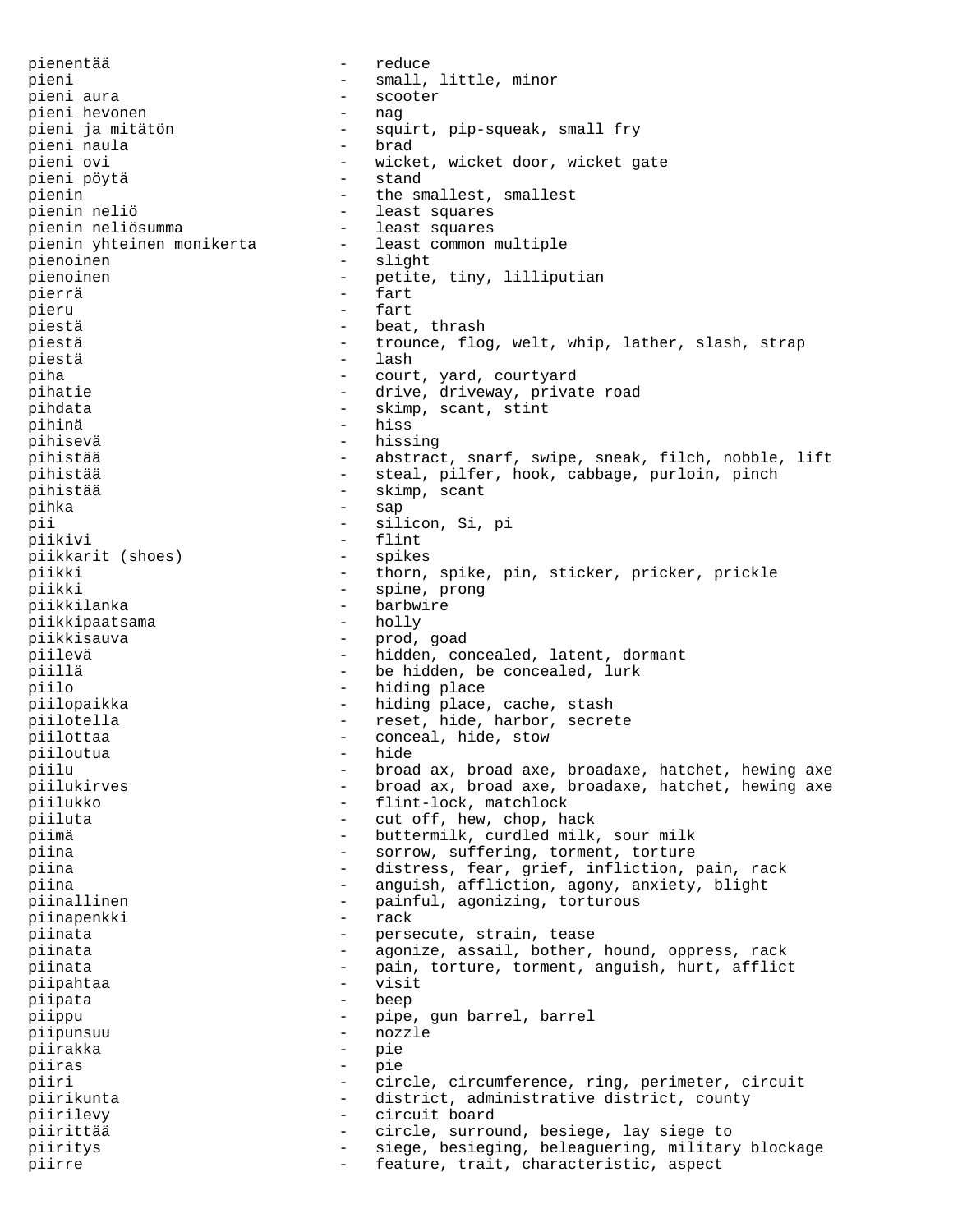pienentää - reduce
pieni - small, little, minor
pieni aura - scooter
pieni hevonen - nag
pieni ja mitätön - squirt, pip-squeak, small fry
pieni naula - brad
pieni ovi - wicket, wicket door, wicket gate
pieni pöytä - stand
pienin - the smallest, smallest
pienin neliö - least squares
pienin neliösumma - least squares
pienin yhteinen monikerta - least common multiple
pienoinen - slight
pienoinen - petite, tiny, lilliputian
pierrä - fart
pieru - fart
piestä - beat, thrash
piestä - trounce, flog, welt, whip, lather, slash, strap
piestä - lash
piha - court, yard, courtyard
pihatie - drive, driveway, private road
pihdata - skimp, scant, stint
pihinä - hiss
pihisevä - hissing
pihistää - abstract, snarf, swipe, sneak, filch, nobble, lift
pihistää - steal, pilfer, hook, cabbage, purloin, pinch
pihistää - skimp, scant
pihka - sap
pii - silicon, Si, pi
piikivi - flint
piikkarit (shoes) - spikes
piikki - thorn, spike, pin, sticker, pricker, prickle
piikki - spine, prong
piikkilanka - barbwire
piikkipaatsama - holly
piikkisauva - prod, goad
piilevä - hidden, concealed, latent, dormant
piillä - be hidden, be concealed, lurk
piilo - hiding place
piilopaikka - hiding place, cache, stash
piilotella - reset, hide, harbor, secrete
piilottaa - conceal, hide, stow
piiloutua - hide
piilu - broad ax, broad axe, broadaxe, hatchet, hewing axe
piilukirves - broad ax, broad axe, broadaxe, hatchet, hewing axe
piilukko - flint-lock, matchlock
piiluta - cut off, hew, chop, hack
piimä - buttermilk, curdled milk, sour milk
piina - sorrow, suffering, torment, torture
piina - distress, fear, grief, infliction, pain, rack
piina - anguish, affliction, agony, anxiety, blight
piinallinen - painful, agonizing, torturous
piinapenkki - rack
piinata - persecute, strain, tease
piinata - agonize, assail, bother, hound, oppress, rack
piinata - pain, torture, torment, anguish, hurt, afflict
piipahtaa - visit
piipata - beep
piippu - pipe, gun barrel, barrel
piipunsuu - nozzle
piirakka - pie
piiras - pie
piiri - circle, circumference, ring, perimeter, circuit
piirikunta - district, administrative district, county
piirilevy - circuit board
piirittää - circle, surround, besiege, lay siege to
piiritys - siege, besieging, beleaguering, military blockage
piirre - feature, trait, characteristic, aspect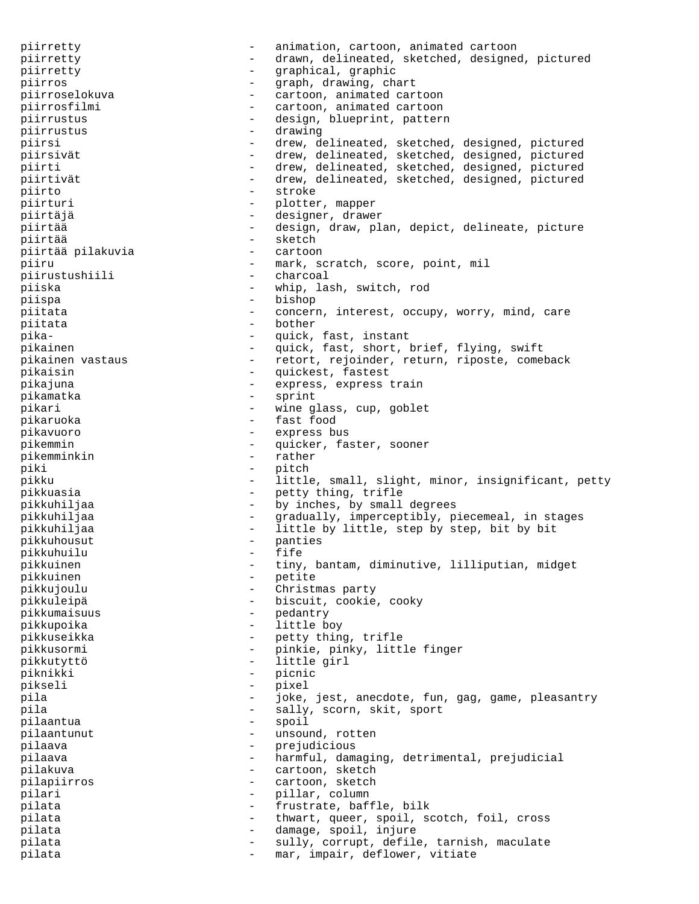piirretty - animation, cartoon, animated cartoon
piirretty - drawn, delineated, sketched, designed, pictured
piirretty - graphical, graphic
piirros - graph, drawing, chart
piirroselokuva - cartoon, animated cartoon
piirrosfilmi - cartoon, animated cartoon
piirrustus - design, blueprint, pattern
piirrustus - drawing
piirsi - drew, delineated, sketched, designed, pictured
piirsivät - drew, delineated, sketched, designed, pictured
piirti - drew, delineated, sketched, designed, pictured
piirtivät - drew, delineated, sketched, designed, pictured
piirto - stroke
piirturi - plotter, mapper
piirtäjä - designer, drawer
piirtää - design, draw, plan, depict, delineate, picture
piirtää - sketch
piirtää pilakuvia - cartoon
piiru - mark, scratch, score, point, mil
piirustushiili - charcoal
piiska - whip, lash, switch, rod
piispa - bishop
piitata - concern, interest, occupy, worry, mind, care
piitata - bother
pika- - quick, fast, instant
pikainen - quick, fast, short, brief, flying, swift
pikainen vastaus - retort, rejoinder, return, riposte, comeback
pikaisin - quickest, fastest
pikajuna - express, express train
pikamatka - sprint
pikari - wine glass, cup, goblet
pikaruoka - fast food
pikavuoro - express bus
pikemmin - quicker, faster, sooner
pikemminkin - rather
piki - pitch
pikku - little, small, slight, minor, insignificant, petty
pikkuasia - petty thing, trifle
pikkuhiljaa - by inches, by small degrees
pikkuhiljaa - gradually, imperceptibly, piecemeal, in stages
pikkuhiljaa - little by little, step by step, bit by bit
pikkuhousut - panties
pikkuhuilu - fife
pikkuinen - tiny, bantam, diminutive, lilliputian, midget
pikkuinen - petite
pikkujoulu - Christmas party
pikkuleipä - biscuit, cookie, cooky
pikkumaisuus - pedantry
pikkupoika - little boy
pikkuseikka - petty thing, trifle
pikkusormi - pinkie, pinky, little finger
pikkutyttö - little girl
piknikki - picnic
pikseli - pixel
pila - joke, jest, anecdote, fun, gag, game, pleasantry
pila - sally, scorn, skit, sport
pilaantua - spoil
pilaantunut - unsound, rotten
pilaava - prejudicious
pilaava - harmful, damaging, detrimental, prejudicial
pilakuva - cartoon, sketch
pilapiirros - cartoon, sketch
pilari - pillar, column
pilata - frustrate, baffle, bilk
pilata - thwart, queer, spoil, scotch, foil, cross
pilata - damage, spoil, injure
pilata - sully, corrupt, defile, tarnish, maculate
pilata - mar, impair, deflower, vitiate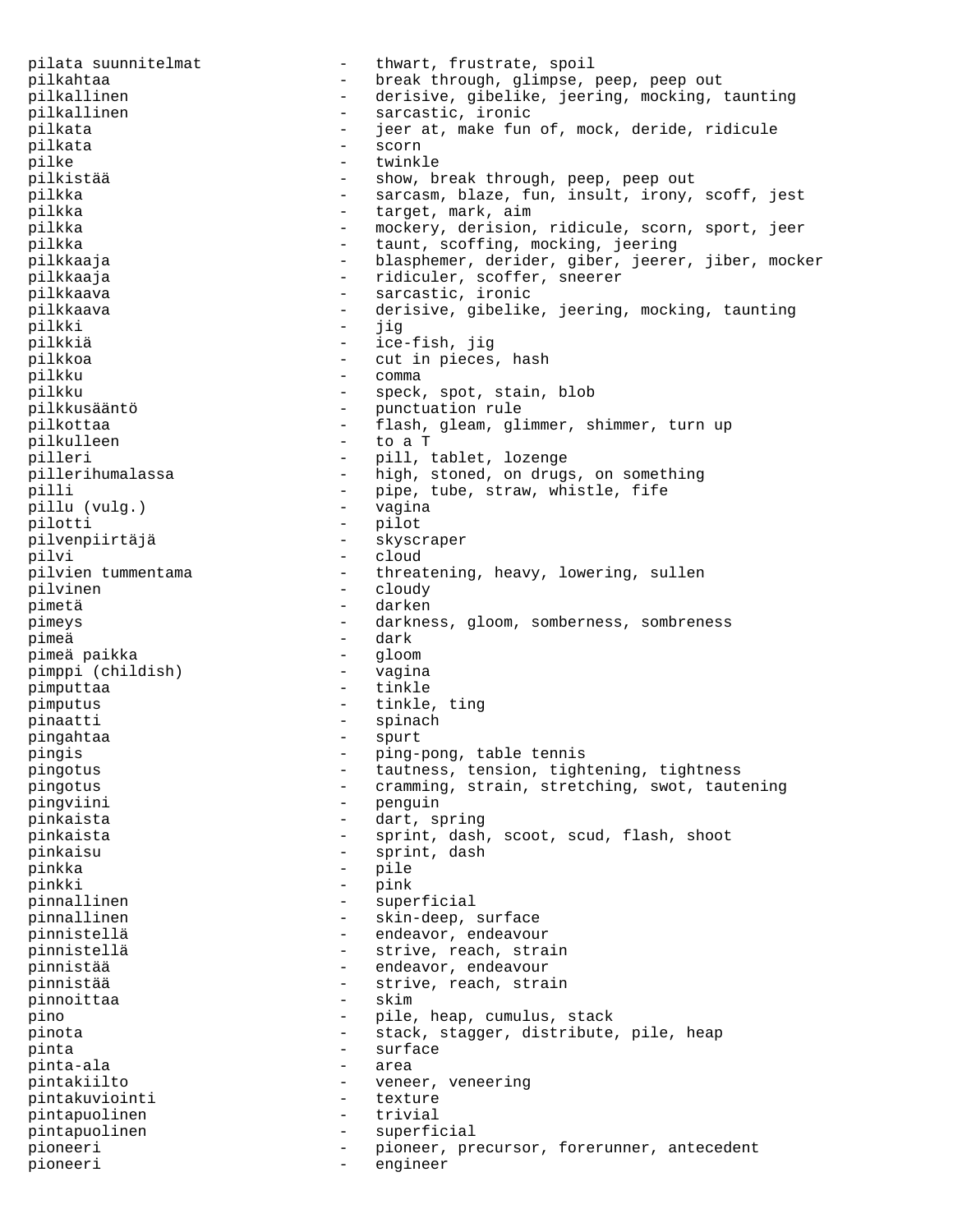pilata suunnitelmat - thwart, frustrate, spoil
pilkahtaa - break through, glimpse, peep, peep out
pilkallinen - derisive, gibelike, jeering, mocking, taunting
pilkallinen - sarcastic, ironic
pilkata - jeer at, make fun of, mock, deride, ridicule
pilkata - scorn
pilke - twinkle
pilkistää - show, break through, peep, peep out
pilkka - sarcasm, blaze, fun, insult, irony, scoff, jest
pilkka - target, mark, aim
pilkka - mockery, derision, ridicule, scorn, sport, jeer
pilkka - taunt, scoffing, mocking, jeering
pilkkaaja - blasphemer, derider, giber, jeerer, jiber, mocker
pilkkaaja - ridiculer, scoffer, sneerer
pilkkaava - sarcastic, ironic
pilkkaava - derisive, gibelike, jeering, mocking, taunting
pilkki - jig
pilkkiä - ice-fish, jig
pilkkoa - cut in pieces, hash
pilkku - comma
pilkku - speck, spot, stain, blob
pilkkusääntö - punctuation rule
pilkottaa - flash, gleam, glimmer, shimmer, turn up
pilkulleen - to a T
pilleri - pill, tablet, lozenge
pillerihumalassa - high, stoned, on drugs, on something
pilli - pipe, tube, straw, whistle, fife
pillu (vulg.) - vagina
pilotti - pilot
pilvenpiirtäjä - skyscraper
pilvi - cloud
pilvien tummentama - threatening, heavy, lowering, sullen
pilvinen - cloudy
pimetä - darken
pimeys - darkness, gloom, somberness, sombreness
pimeä - dark
pimeä paikka - gloom
pimppi (childish) - vagina
pimputtaa - tinkle
pimputus - tinkle, ting
pinaatti - spinach
pingahtaa - spurt
pingis - ping-pong, table tennis
pingotus - tautness, tension, tightening, tightness
pingotus - cramming, strain, stretching, swot, tautening
pingviini - penguin
pinkaista - dart, spring
pinkaista - sprint, dash, scoot, scud, flash, shoot
pinkaisu - sprint, dash
pinkka - pile
pinkki - pink
pinnallinen - superficial
pinnallinen - skin-deep, surface
pinnistellä - endeavor, endeavour
pinnistellä - strive, reach, strain
pinnistää - endeavor, endeavour
pinnistää - strive, reach, strain
pinnoittaa - skim
pino - pile, heap, cumulus, stack
pinota - stack, stagger, distribute, pile, heap
pinta - surface
pinta-ala - area
pintakiilto - veneer, veneering
pintakuviointi - texture
pintapuolinen - trivial
pintapuolinen - superficial
pioneeri - pioneer, precursor, forerunner, antecedent
pioneeri - engineer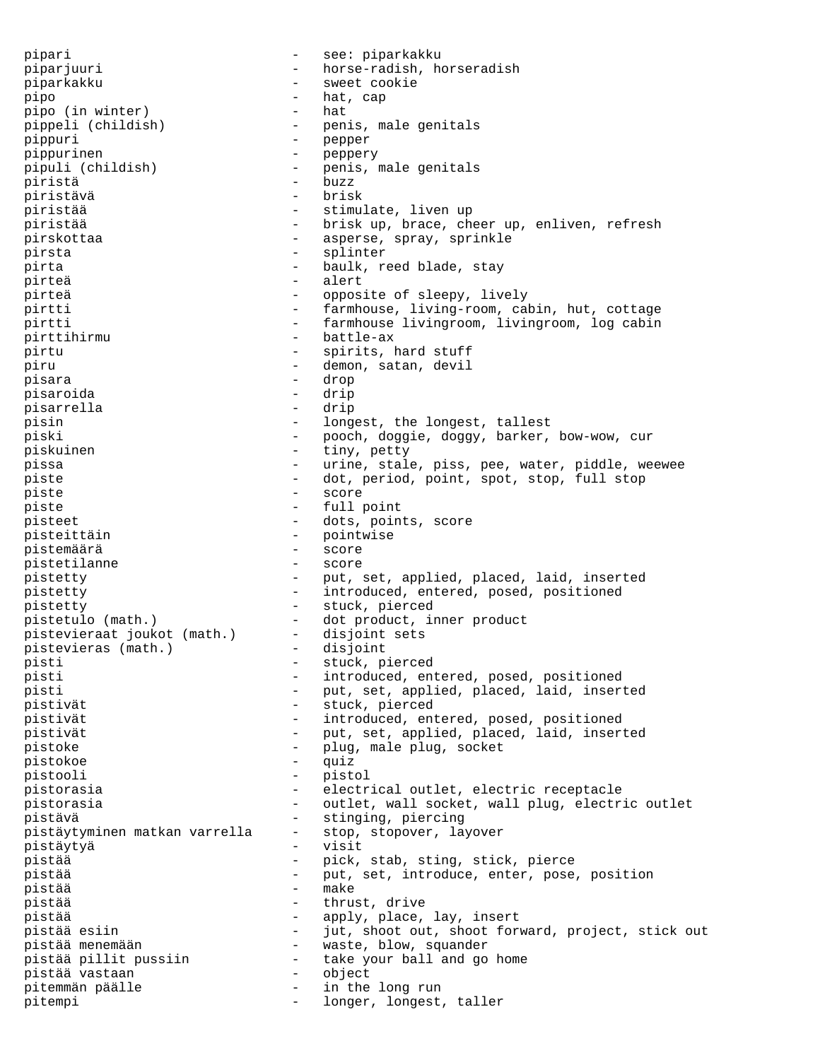pipari - see: piparkakku
piparjuuri - horse-radish, horseradish
piparkakku - sweet cookie
pipo - hat, cap
pipo (in winter) - hat
pippeli (childish) - penis, male genitals
pippuri - pepper
pippurinen - peppery
pipuli (childish) - penis, male genitals
piristä - buzz
piristävä - brisk
piristää - stimulate, liven up
piristää - brisk up, brace, cheer up, enliven, refresh
pirskottaa - asperse, spray, sprinkle
pirsta - splinter
pirta - baulk, reed blade, stay
pirteä - alert
pirteä - opposite of sleepy, lively
pirtti - farmhouse, living-room, cabin, hut, cottage
pirtti - farmhouse livingroom, livingroom, log cabin
pirttihirmu - battle-ax
pirtu - spirits, hard stuff
piru - demon, satan, devil
pisara - drop
pisaroida - drip
pisarrella - drip
pisin - longest, the longest, tallest
piski - pooch, doggie, doggy, barker, bow-wow, cur
piskuinen - tiny, petty
pissa - urine, stale, piss, pee, water, piddle, weewee
piste - dot, period, point, spot, stop, full stop
piste - score
piste - full point
pisteet - dots, points, score
pisteittäin - pointwise
pistemäärä - score
pistetilanne - score
pistetty - put, set, applied, placed, laid, inserted
pistetty - introduced, entered, posed, positioned
pistetty - stuck, pierced
pistetulo (math.) - dot product, inner product
pistevieraat joukot (math.) - disjoint sets
pistevieras (math.) - disjoint
pisti - stuck, pierced
pisti - introduced, entered, posed, positioned
pisti - put, set, applied, placed, laid, inserted
pistivät - stuck, pierced
pistivät - introduced, entered, posed, positioned
pistivät - put, set, applied, placed, laid, inserted
pistoke - plug, male plug, socket
pistokoe - quiz
pistooli - pistol
pistorasia - electrical outlet, electric receptacle
pistorasia - outlet, wall socket, wall plug, electric outlet
pistävä - stinging, piercing
pistäytyminen matkan varrella - stop, stopover, layover
pistäytyä - visit
pistää - pick, stab, sting, stick, pierce
pistää - put, set, introduce, enter, pose, position
pistää - make
pistää - thrust, drive
pistää - apply, place, lay, insert
pistää esiin - jut, shoot out, shoot forward, project, stick out
pistää menemään - waste, blow, squander
pistää pillit pussiin - take your ball and go home
pistää vastaan - object
pitemmän päälle - in the long run
pitempi - longer, longest, taller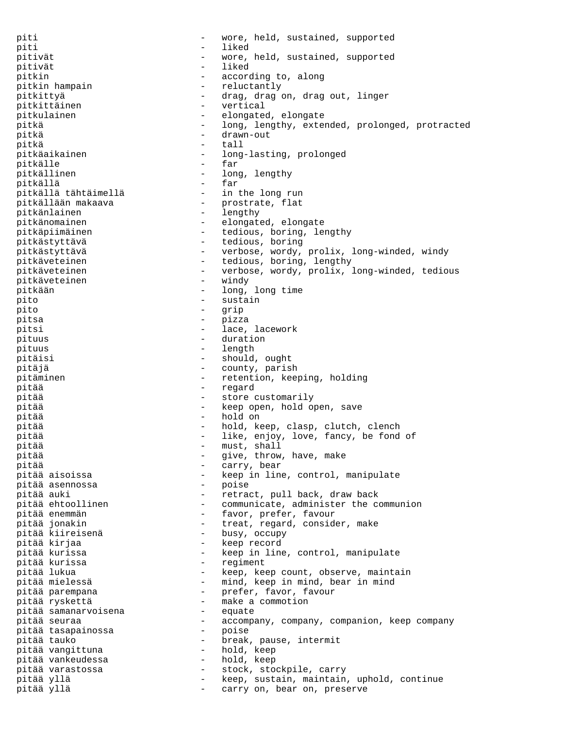piti - wore, held, sustained, supported
piti - liked
pitivät - wore, held, sustained, supported
pitivät - liked
pitkin - according to, along
pitkin hampain - reluctantly
pitkittyä - drag, drag on, drag out, linger
pitkittäinen - vertical
pitkulainen - elongated, elongate
pitkä - long, lengthy, extended, prolonged, protracted
pitkä - drawn-out
pitkä - tall
pitkäaikainen - long-lasting, prolonged
pitkälle - far
pitkällinen - long, lengthy
pitkällä - far
pitkällä tähtäimellä - in the long run
pitkällään makaava - prostrate, flat
pitkänlainen - lengthy
pitkänomainen - elongated, elongate
pitkäpiimäinen - tedious, boring, lengthy
pitkästyttävä - tedious, boring
pitkästyttävä - verbose, wordy, prolix, long-winded, windy
pitkäveteinen - tedious, boring, lengthy
pitkäveteinen - verbose, wordy, prolix, long-winded, tedious
pitkäveteinen - windy
pitkään - long, long time
pito - sustain
pito - grip
pitsa - pizza
pitsi - lace, lacework
pituus - duration
pituus - length
pitäisi - should, ought
pitäjä - county, parish
pitäminen - retention, keeping, holding
pitää - regard
pitää - store customarily
pitää - keep open, hold open, save
pitää - hold on
pitää - hold, keep, clasp, clutch, clench
pitää - like, enjoy, love, fancy, be fond of
pitää - must, shall
pitää - give, throw, have, make
pitää - carry, bear
pitää aisoissa - keep in line, control, manipulate
pitää asennossa - poise
pitää auki - retract, pull back, draw back
pitää ehtoollinen - communicate, administer the communion
pitää enemmän - favor, prefer, favour
pitää jonakin - treat, regard, consider, make
pitää kiireisenä - busy, occupy
pitää kirjaa - keep record
pitää kurissa - keep in line, control, manipulate
pitää kurissa - regiment
pitää lukua - keep, keep count, observe, maintain
pitää mielessä - mind, keep in mind, bear in mind
pitää parempana - prefer, favor, favour
pitää ryskettä - make a commotion
pitää samanarvoisena - equate
pitää seuraa - accompany, company, companion, keep company
pitää tasapainossa - poise
pitää tauko - break, pause, intermit
pitää vangittuna - hold, keep
pitää vankeudessa - hold, keep
pitää varastossa - stock, stockpile, carry
pitää yllä - keep, sustain, maintain, uphold, continue
pitää yllä - carry on, bear on, preserve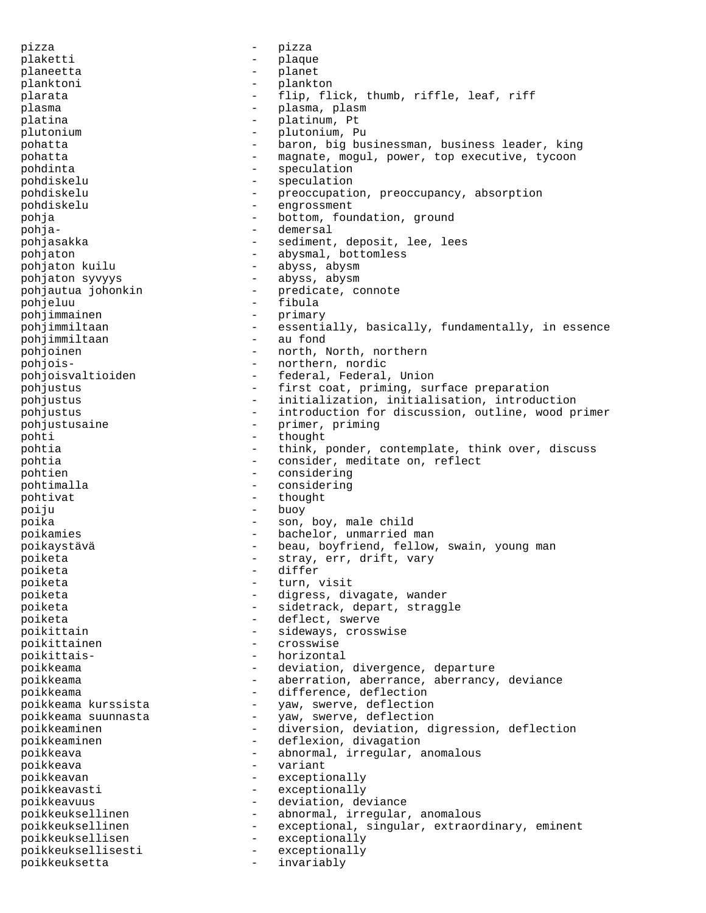pizza - pizza
plaketti - plaque
planeetta - planet
planktoni - plankton
plarata - flip, flick, thumb, riffle, leaf, riff
plasma - plasma, plasm
platina - platinum, Pt
plutonium - plutonium, Pu
pohatta - baron, big businessman, business leader, king
pohatta - magnate, mogul, power, top executive, tycoon
pohdinta - speculation
pohdiskelu - speculation
pohdiskelu - preoccupation, preoccupancy, absorption
pohdiskelu - engrossment
pohja - bottom, foundation, ground
pohja- - demersal
pohjasakka - sediment, deposit, lee, lees
pohjaton - abysmal, bottomless
pohjaton kuilu - abyss, abysm
pohjaton syvyys - abyss, abysm
pohjautua johonkin - predicate, connote
pohjeluu - fibula
pohjimmainen - primary
pohjimmiltaan - essentially, basically, fundamentally, in essence
pohjimmiltaan - au fond
pohjoinen - north, North, northern
pohjois- - northern, nordic
pohjoisvaltioiden - federal, Federal, Union
pohjustus - first coat, priming, surface preparation
pohjustus - initialization, initialisation, introduction
pohjustus - introduction for discussion, outline, wood primer
pohjustusaine - primer, priming
pohti - thought
pohtia - think, ponder, contemplate, think over, discuss
pohtia - consider, meditate on, reflect
pohtien - considering
pohtimalla - considering
pohtivat - thought
poiju - buoy
poika - son, boy, male child
poikamies - bachelor, unmarried man
poikaystävä - beau, boyfriend, fellow, swain, young man
poiketa - stray, err, drift, vary
poiketa - differ
poiketa - turn, visit
poiketa - digress, divagate, wander
poiketa - sidetrack, depart, straggle
poiketa - deflect, swerve
poikittain - sideways, crosswise
poikittainen - crosswise
poikittais- - horizontal
poikkeama - deviation, divergence, departure
poikkeama - aberration, aberrance, aberrancy, deviance
poikkeama - difference, deflection
poikkeama kurssista - yaw, swerve, deflection
poikkeama suunnasta - yaw, swerve, deflection
poikkeaminen - diversion, deviation, digression, deflection
poikkeaminen - deflexion, divagation
poikkeava - abnormal, irregular, anomalous
poikkeava - variant
poikkeavan - exceptionally
poikkeavasti - exceptionally
poikkeavuus - deviation, deviance
poikkeuksellinen - abnormal, irregular, anomalous
poikkeuksellinen - exceptional, singular, extraordinary, eminent
poikkeuksellisen - exceptionally
poikkeuksellisesti - exceptionally
poikkeuksetta - invariably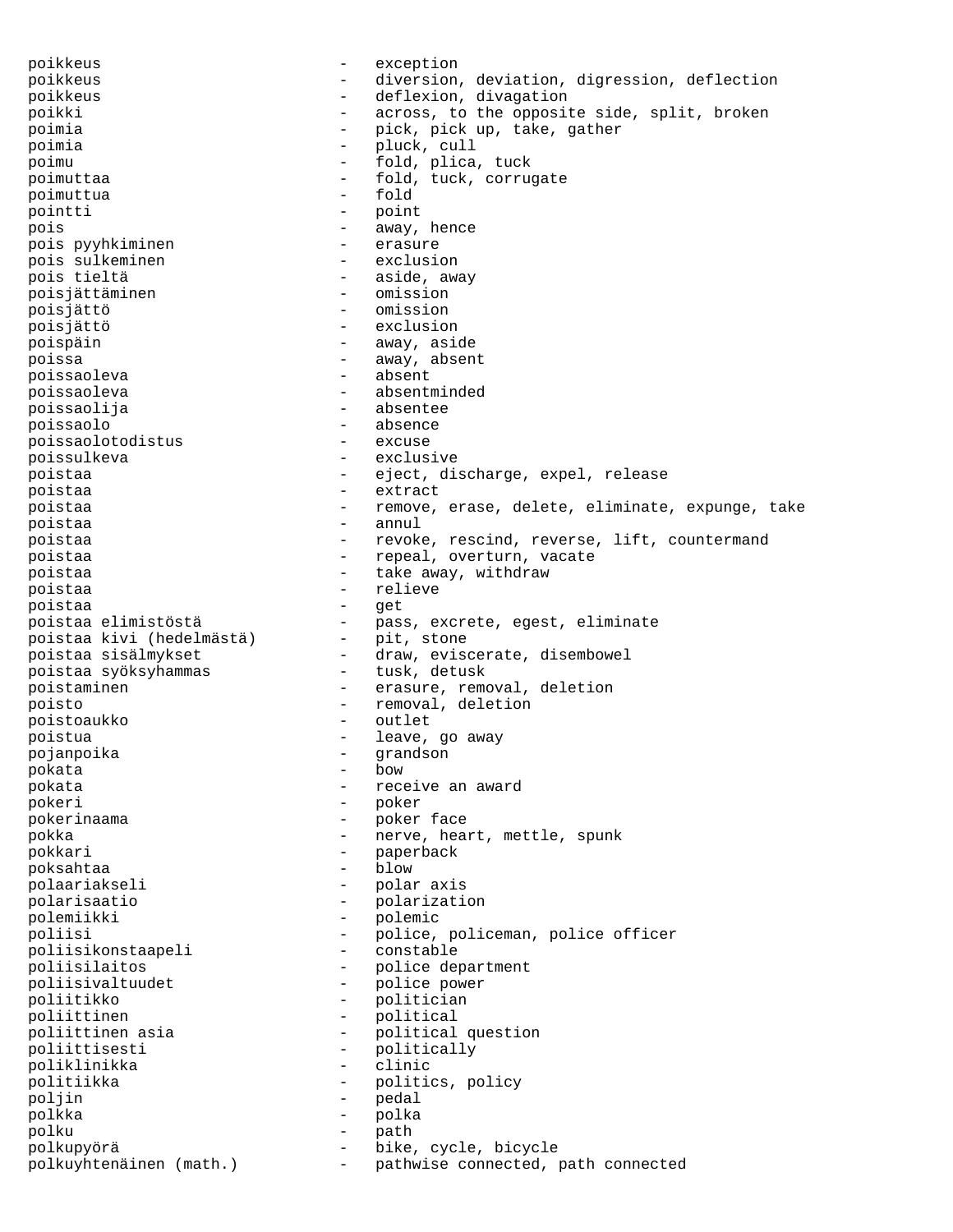poikkeus - exception
poikkeus - diversion, deviation, digression, deflection
poikkeus - deflexion, divagation
poikki - across, to the opposite side, split, broken
poimia - pick, pick up, take, gather
poimia - pluck, cull
poimu - fold, plica, tuck
poimuttaa - fold, tuck, corrugate
poimuttua - fold
pointti - point
pois - away, hence
pois pyyhkiminen - erasure
pois sulkeminen - exclusion
pois tieltä - aside, away
poisjättäminen - omission
poisjättö - omission
poisjättö - exclusion
poispäin - away, aside
poissa - away, absent
poissaoleva - absent
poissaoleva - absentminded
poissaolija - absentee
poissaolo - absence
poissaolotodistus - excuse
poissulkeva - exclusive
poistaa - eject, discharge, expel, release
poistaa - extract
poistaa - remove, erase, delete, eliminate, expunge, take
poistaa - annul
poistaa - revoke, rescind, reverse, lift, countermand
poistaa - repeal, overturn, vacate
poistaa - take away, withdraw
poistaa - relieve
poistaa - get
poistaa elimistöstä - pass, excrete, egest, eliminate
poistaa kivi (hedelmästä) - pit, stone
poistaa sisälmykset - draw, eviscerate, disembowel
poistaa syöksyhammas - tusk, detusk
poistaminen - erasure, removal, deletion
poisto - removal, deletion
poistoaukko - outlet
poistua - leave, go away
pojanpoika - grandson
pokata - bow
pokata - receive an award
pokeri - poker
pokerinaama - poker face
pokka - nerve, heart, mettle, spunk
pokkari - paperback
poksahtaa - blow
polaariakseli - polar axis
polarisaatio - polarization
polemiikki - polemic
poliisi - police, policeman, police officer
poliisikonstaapeli - constable
poliisilaitos - police department
poliisivaltuudet - police power
poliitikko - politician
poliittinen - political
poliittinen asia - political question
poliittisesti - politically
poliklinikka - clinic
politiikka - politics, policy
poljin - pedal
polkka - polka
polku - path
polkupyörä - bike, cycle, bicycle
polkuyhtenäinen (math.) - pathwise connected, path connected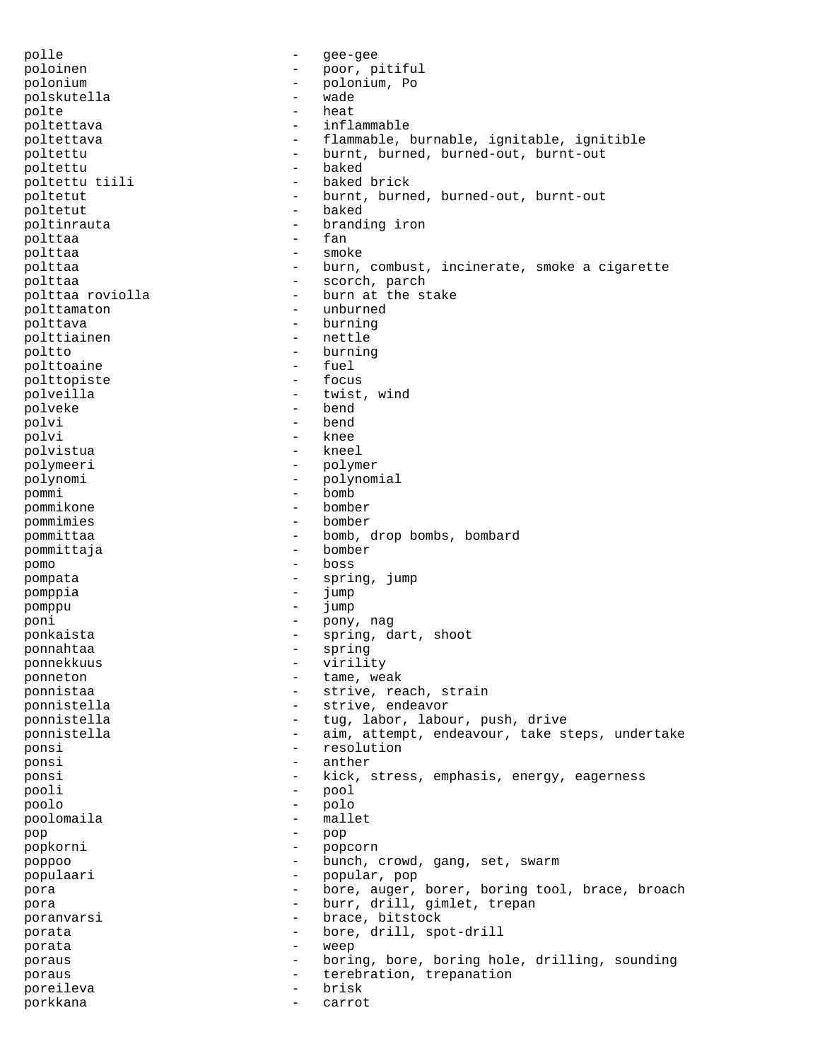polle - gee-gee
poloinen - poor, pitiful
polonium - polonium, Po
polskutella - wade
polte - heat
poltettava - inflammable
poltettava - flammable, burnable, ignitable, ignitible
poltettu - burnt, burned, burned-out, burnt-out
poltettu - baked
poltettu tiili - baked brick
poltetut - burnt, burned, burned-out, burnt-out
poltetut - baked
poltinrauta - branding iron
polttaa - fan
polttaa - smoke
polttaa - burn, combust, incinerate, smoke a cigarette
polttaa - scorch, parch
polttaa roviolla - burn at the stake
polttamaton - unburned
polttava - burning
polttiainen - nettle
poltto - burning
polttoaine - fuel
polttopiste - focus
polveilla - twist, wind
polveke - bend
polvi - bend
polvi - knee
polvistua - kneel
polymeeri - polymer
polynomi - polynomial
pommi - bomb
pommikone - bomber
pommimies - bomber
pommittaa - bomb, drop bombs, bombard
pommittaja - bomber
pomo - boss
pompata - spring, jump
pomppia - jump
pomppu - jump
poni - pony, nag
ponkaista - spring, dart, shoot
ponnahtaa - spring
ponnekkuus - virility
ponneton - tame, weak
ponnistaa - strive, reach, strain
ponnistella - strive, endeavor
ponnistella - tug, labor, labour, push, drive
ponnistella - aim, attempt, endeavour, take steps, undertake
ponsi - resolution
ponsi - anther
ponsi - kick, stress, emphasis, energy, eagerness
pooli - pool
poolo - polo
poolomaila - mallet
pop - pop
popkorni - popcorn
poppoo - bunch, crowd, gang, set, swarm
populaari - popular, pop
pora - bore, auger, borer, boring tool, brace, broach
pora - burr, drill, gimlet, trepan
poranvarsi - brace, bitstock
porata - bore, drill, spot-drill
porata - weep
poraus - boring, bore, boring hole, drilling, sounding
poraus - terebration, trepanation
poreileva - brisk
porkkana - carrot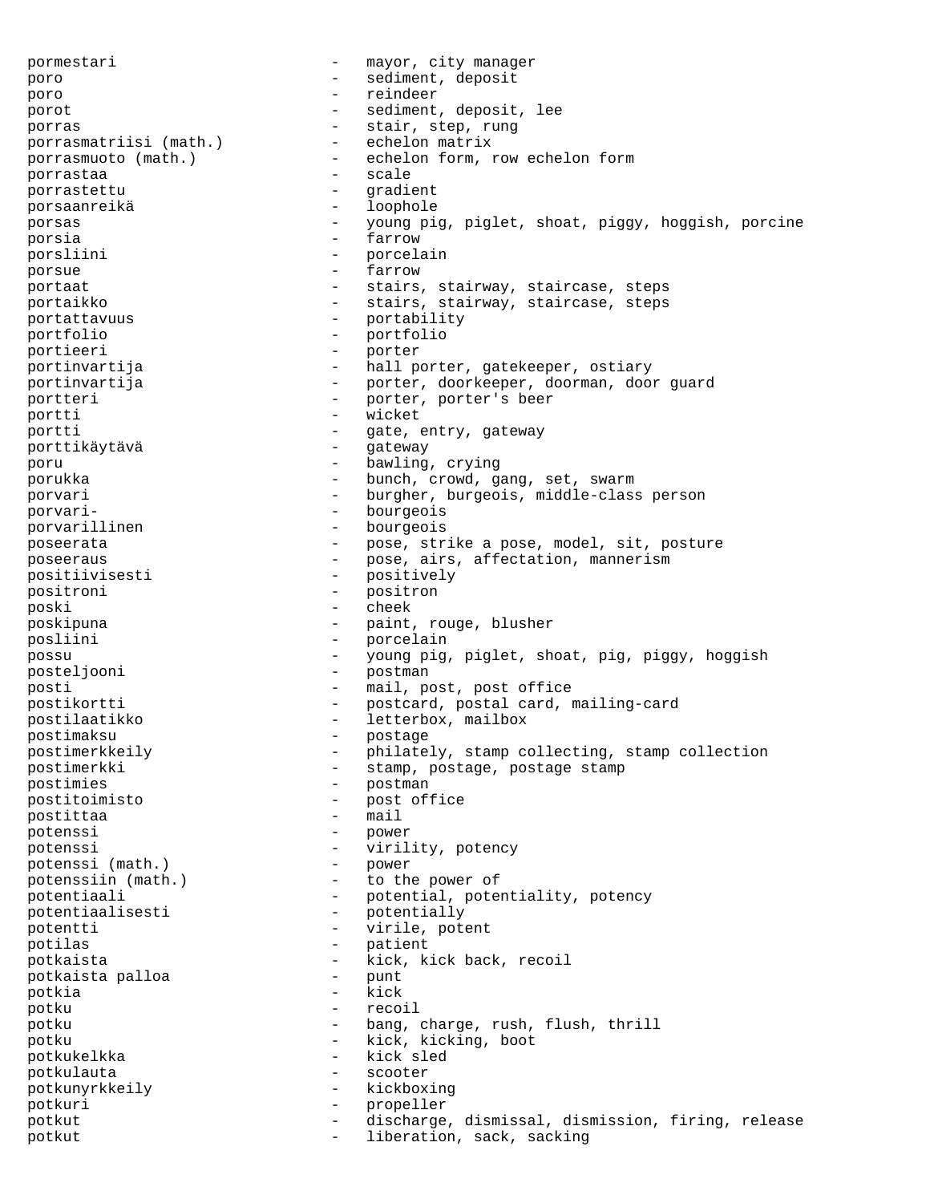pormestari - mayor, city manager
poro - sediment, deposit
poro - reindeer
porot - sediment, deposit, lee
porras - stair, step, rung
porrasmatriisi (math.) - echelon matrix
porrasmuoto (math.) - echelon form, row echelon form
porrastaa - scale
porrastettu - gradient
porsaanreikä - loophole
porsas - young pig, piglet, shoat, piggy, hoggish, porcine
porsia - farrow
porsliini - porcelain
porsue - farrow
portaat - stairs, stairway, staircase, steps
portaikko - stairs, stairway, staircase, steps
portattavuus - portability
portfolio - portfolio
portieeri - porter
portinvartija - hall porter, gatekeeper, ostiary
portinvartija - porter, doorkeeper, doorman, door guard
portteri - porter, porter's beer
portti - wicket
portti - gate, entry, gateway
porttikäytävä - gateway
poru - bawling, crying
porukka - bunch, crowd, gang, set, swarm
porvari - burgher, burgeois, middle-class person
porvari- - bourgeois
porvarillinen - bourgeois
poseerata - pose, strike a pose, model, sit, posture
poseeraus - pose, airs, affectation, mannerism
positiivisesti - positively
positroni - positron
poski - cheek
poskipuna - paint, rouge, blusher
posliini - porcelain
possu - young pig, piglet, shoat, pig, piggy, hoggish
posteljooni - postman
posti - mail, post, post office
postikortti - postcard, postal card, mailing-card
postilaatikko - letterbox, mailbox
postimaksu - postage
postimerkkeily - philately, stamp collecting, stamp collection
postimerkki - stamp, postage, postage stamp
postimies - postman
postitoimisto - post office
postittaa - mail
potenssi - power
potenssi - virility, potency
potenssi (math.) - power
potenssiin (math.) - to the power of
potentiaali - potential, potentiality, potency
potentiaalisesti - potentially
potentti - virile, potent
potilas - patient
potkaista - kick, kick back, recoil
potkaista palloa - punt
potkia - kick
potku - recoil
potku - bang, charge, rush, flush, thrill
potku - kick, kicking, boot
potkukelkka - kick sled
potkulauta - scooter
potkunyrkkeily - kickboxing
potkuri - propeller
potkut - discharge, dismissal, dismission, firing, release
potkut - liberation, sack, sacking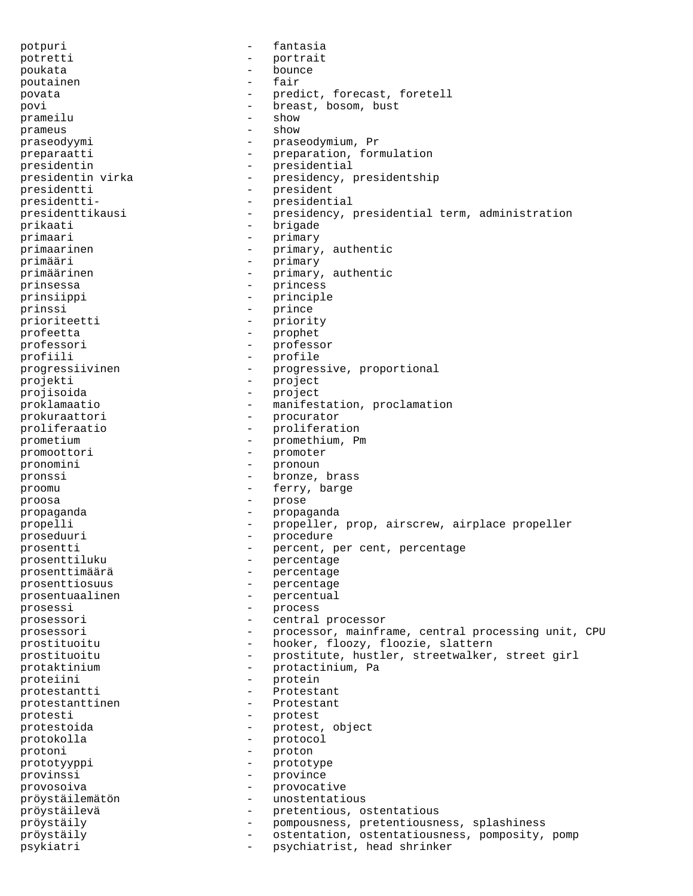potpuri - fantasia
potretti - portrait
poukata - bounce
poutainen - fair
povata - predict, forecast, foretell
povi - breast, bosom, bust
prameilu - show
prameus - show
praseodyymi - praseodymium, Pr
preparaatti - preparation, formulation
presidentin - presidential
presidentin virka - presidency, presidentship
presidentti - president
presidentti- - presidential
presidenttikausi - presidency, presidential term, administration
prikaati - brigade
primaari - primary
primaarinen - primary, authentic
primääri - primary
primäärinen - primary, authentic
prinsessa - princess
prinsiippi - principle
prinssi - prince
prioriteetti - priority
profeetta - prophet
professori - professor
profiili - profile
progressiivinen - progressive, proportional
projekti - project
projisoida - project
proklamaatio - manifestation, proclamation
prokuraattori - procurator
proliferaatio - proliferation
prometium - promethium, Pm
promoottori - promoter
pronomini - pronoun
pronssi - bronze, brass
proomu - ferry, barge
proosa - prose
propaganda - propaganda
propelli - propeller, prop, airscrew, airplace propeller
proseduuri - procedure
prosentti - percent, per cent, percentage
prosenttiluku - percentage
prosenttimäärä - percentage
prosenttiosuus - percentage
prosentuaalinen - percentual
prosessi - process
prosessori - central processor
prosessori - processor, mainframe, central processing unit, CPU
prostituoitu - hooker, floozy, floozie, slattern
prostituoitu - prostitute, hustler, streetwalker, street girl
protaktinium - protactinium, Pa
proteiini - protein
protestantti - Protestant
protestanttinen - Protestant
protesti - protest
protestoida - protest, object
protokolla - protocol
protoni - proton
prototyyppi - prototype
provinssi - province
provosoiva - provocative
pröystäilemätön - unostentatious
pröystäilevä - pretentious, ostentatious
pröystäily - pompousness, pretentiousness, splashiness
pröystäily - ostentation, ostentatiousness, pomposity, pomp
psykiatri - psychiatrist, head shrinker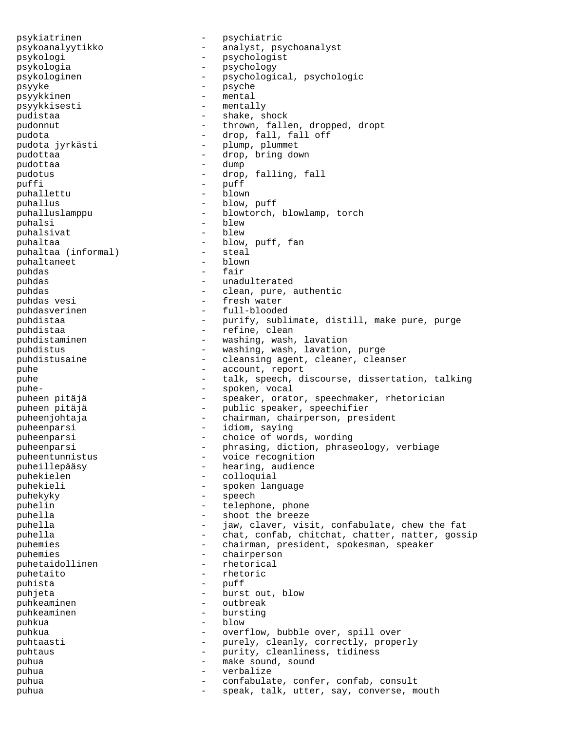psykiatrinen - psychiatric
psykoanalyytikko - analyst, psychoanalyst
psykologi - psychologist
psykologia - psychology
psykologinen - psychological, psychologic
psyyke - psyche
psyykkinen - mental
psyykkisesti - mentally
pudistaa - shake, shock
pudonnut - thrown, fallen, dropped, dropt
pudota - drop, fall, fall off
pudota jyrkästi - plump, plummet
pudottaa - drop, bring down
pudottaa - dump
pudotus - drop, falling, fall
puffi - puff
puhallettu - blown
puhallus - blow, puff
puhalluslamppu - blowtorch, blowlamp, torch
puhalsi - blew
puhalsivat - blew
puhaltaa - blow, puff, fan
puhaltaa (informal) - steal
puhaltaneet - blown
puhdas - fair
puhdas - unadulterated
puhdas - clean, pure, authentic
puhdas vesi - fresh water
puhdasverinen - full-blooded
puhdistaa - purify, sublimate, distill, make pure, purge
puhdistaa - refine, clean
puhdistaminen - washing, wash, lavation
puhdistus - washing, wash, lavation, purge
puhdistusaine - cleansing agent, cleaner, cleanser
puhe - account, report
puhe - talk, speech, discourse, dissertation, talking
puhe- - spoken, vocal
puheen pitäjä - speaker, orator, speechmaker, rhetorician
puheen pitäjä - public speaker, speechifier
puheenjohtaja - chairman, chairperson, president
puheenparsi - idiom, saying
puheenparsi - choice of words, wording
puheenparsi - phrasing, diction, phraseology, verbiage
puheentunnistus - voice recognition
puheillepääsy - hearing, audience
puhekielen - colloquial
puhekieli - spoken language
puhekyky - speech
puhelin - telephone, phone
puhella - shoot the breeze
puhella - jaw, claver, visit, confabulate, chew the fat
puhella - chat, confab, chitchat, chatter, natter, gossip
puhemies - chairman, president, spokesman, speaker
puhemies - chairperson
puhetaidollinen - rhetorical
puhetaito - rhetoric
puhista - puff
puhjeta - burst out, blow
puhkeaminen - outbreak
puhkeaminen - bursting
puhkua - blow
puhkua - overflow, bubble over, spill over
puhtaasti - purely, cleanly, correctly, properly
puhtaus - purity, cleanliness, tidiness
puhua - make sound, sound
puhua - verbalize
puhua - confabulate, confer, confab, consult
puhua - speak, talk, utter, say, converse, mouth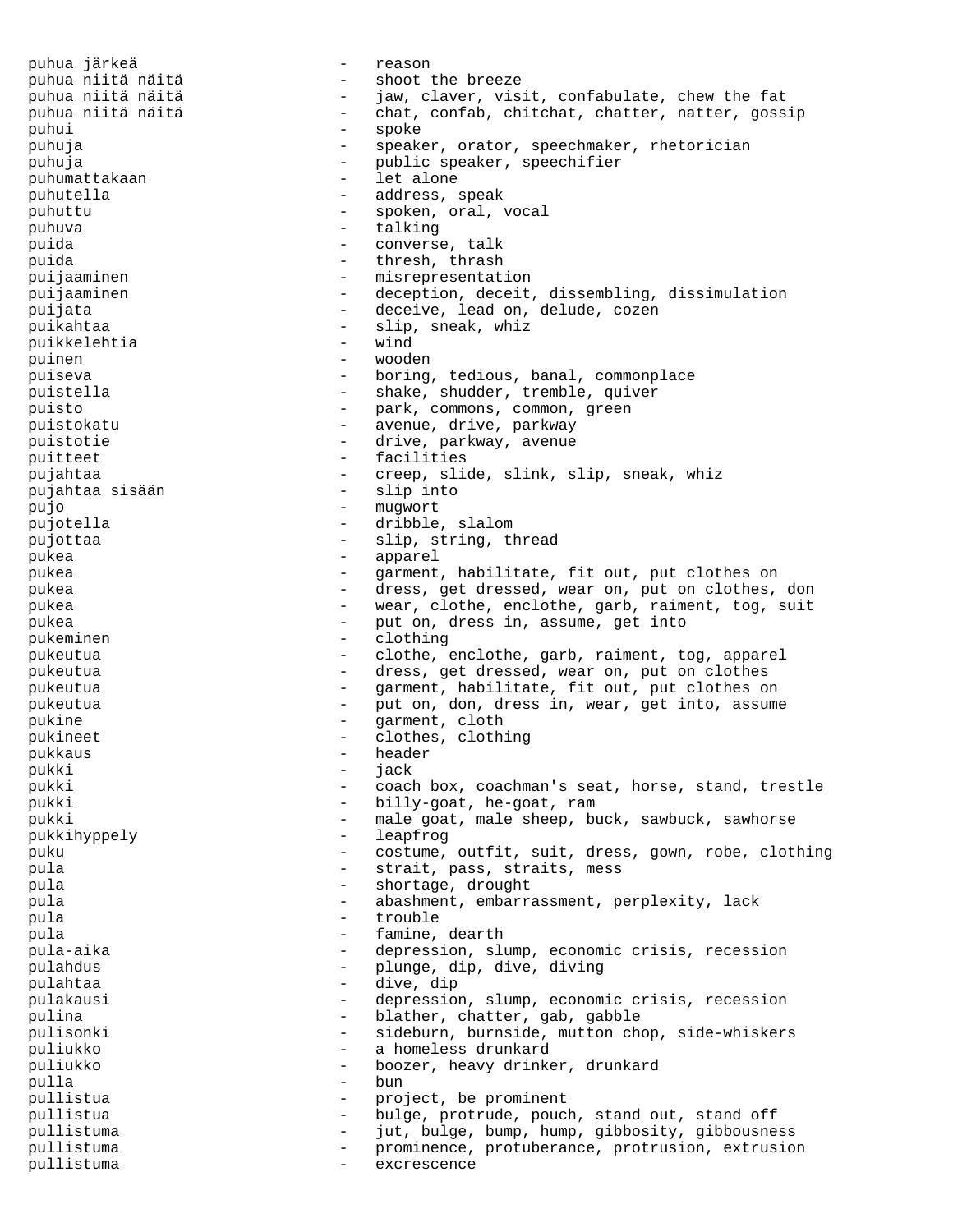puhua järkeä - reason
puhua niitä näitä - shoot the breeze
puhua niitä näitä - jaw, claver, visit, confabulate, chew the fat
puhua niitä näitä - chat, confab, chitchat, chatter, natter, gossip
puhui - spoke
puhuja - speaker, orator, speechmaker, rhetorician
puhuja - public speaker, speechifier
puhumattakaan - let alone
puhutella - address, speak
puhuttu - spoken, oral, vocal
puhuva - talking
puida - converse, talk
puida - thresh, thrash
puijaaminen - misrepresentation
puijaaminen - deception, deceit, dissembling, dissimulation
puijata - deceive, lead on, delude, cozen
puikahtaa - slip, sneak, whiz
puikkelehtia - wind
puinen - wooden
puiseva - boring, tedious, banal, commonplace
puistella - shake, shudder, tremble, quiver
puisto - park, commons, common, green
puistokatu - avenue, drive, parkway
puistotie - drive, parkway, avenue
puitteet - facilities
pujahtaa - creep, slide, slink, slip, sneak, whiz
pujahtaa sisään - slip into
pujo - mugwort
pujotella - dribble, slalom
pujottaa - slip, string, thread
pukea - apparel
pukea - garment, habilitate, fit out, put clothes on
pukea - dress, get dressed, wear on, put on clothes, don
pukea - wear, clothe, enclothe, garb, raiment, tog, suit
pukea - put on, dress in, assume, get into
pukeminen - clothing
pukeutua - clothe, enclothe, garb, raiment, tog, apparel
pukeutua - dress, get dressed, wear on, put on clothes
pukeutua - garment, habilitate, fit out, put clothes on
pukeutua - put on, don, dress in, wear, get into, assume
pukine - garment, cloth
pukineet - clothes, clothing
pukkaus - header
pukki - jack
pukki - coach box, coachman's seat, horse, stand, trestle
pukki - billy-goat, he-goat, ram
pukki - male goat, male sheep, buck, sawbuck, sawhorse
pukkihyppely - leapfrog
puku - costume, outfit, suit, dress, gown, robe, clothing
pula - strait, pass, straits, mess
pula - shortage, drought
pula - abashment, embarrassment, perplexity, lack
pula - trouble
pula - famine, dearth
pula-aika - depression, slump, economic crisis, recession
pulahdus - plunge, dip, dive, diving
pulahtaa - dive, dip
pulakausi - depression, slump, economic crisis, recession
pulina - blather, chatter, gab, gabble
pulisonki - sideburn, burnside, mutton chop, side-whiskers
puliukko - a homeless drunkard
puliukko - boozer, heavy drinker, drunkard
pulla - bun
pullistua - project, be prominent
pullistua - bulge, protrude, pouch, stand out, stand off
pullistuma - jut, bulge, bump, hump, gibbosity, gibbousness
pullistuma - prominence, protuberance, protrusion, extrusion
pullistuma - excrescence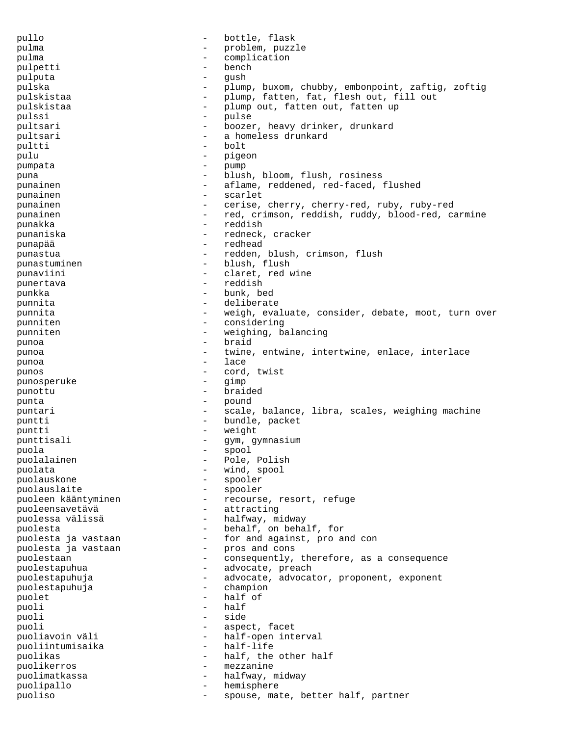pullo - bottle, flask
pulma - problem, puzzle
pulma - complication
pulpetti - bench
pulputa - gush
pulska - plump, buxom, chubby, embonpoint, zaftig, zoftig
pulskistaa - plump, fatten, fat, flesh out, fill out
pulskistaa - plump out, fatten out, fatten up
pulssi - pulse
pultsari - boozer, heavy drinker, drunkard
pultsari - a homeless drunkard
pultti - bolt
pulu - pigeon
pumpata - pump
puna - blush, bloom, flush, rosiness
punainen - aflame, reddened, red-faced, flushed
punainen - scarlet
punainen - cerise, cherry, cherry-red, ruby, ruby-red
punainen - red, crimson, reddish, ruddy, blood-red, carmine
punakka - reddish
punaniska - redneck, cracker
punapää - redhead
punastua - redden, blush, crimson, flush
punastuminen - blush, flush
punaviini - claret, red wine
punertava - reddish
punkka - bunk, bed
punnita - deliberate
punnita - weigh, evaluate, consider, debate, moot, turn over
punniten - considering
punniten - weighing, balancing
punoa - braid
punoa - twine, entwine, intertwine, enlace, interlace
punoa - lace
punos - cord, twist
punosperuke - gimp
punottu - braided
punta - pound
puntari - scale, balance, libra, scales, weighing machine
puntti - bundle, packet
puntti - weight
punttisali - gym, gymnasium
puola - spool
puolalainen - Pole, Polish
puolata - wind, spool
puolauskone - spooler
puolauslaite - spooler
puoleen kääntyminen - recourse, resort, refuge
puoleensavetävä - attracting
puolessa välissä - halfway, midway
puolesta - behalf, on behalf, for
puolesta ja vastaan - for and against, pro and con
puolesta ja vastaan - pros and cons
puolestaan - consequently, therefore, as a consequence
puolestapuhua - advocate, preach
puolestapuhuja - advocate, advocator, proponent, exponent
puolestapuhuja - champion
puolet - half of
puoli - half
puoli - side
puoli - aspect, facet
puoliavoin väli - half-open interval
puoliintumisaika - half-life
puolikas - half, the other half
puolikerros - mezzanine
puolimatkassa - halfway, midway
puolipallo - hemisphere
puoliso - spouse, mate, better half, partner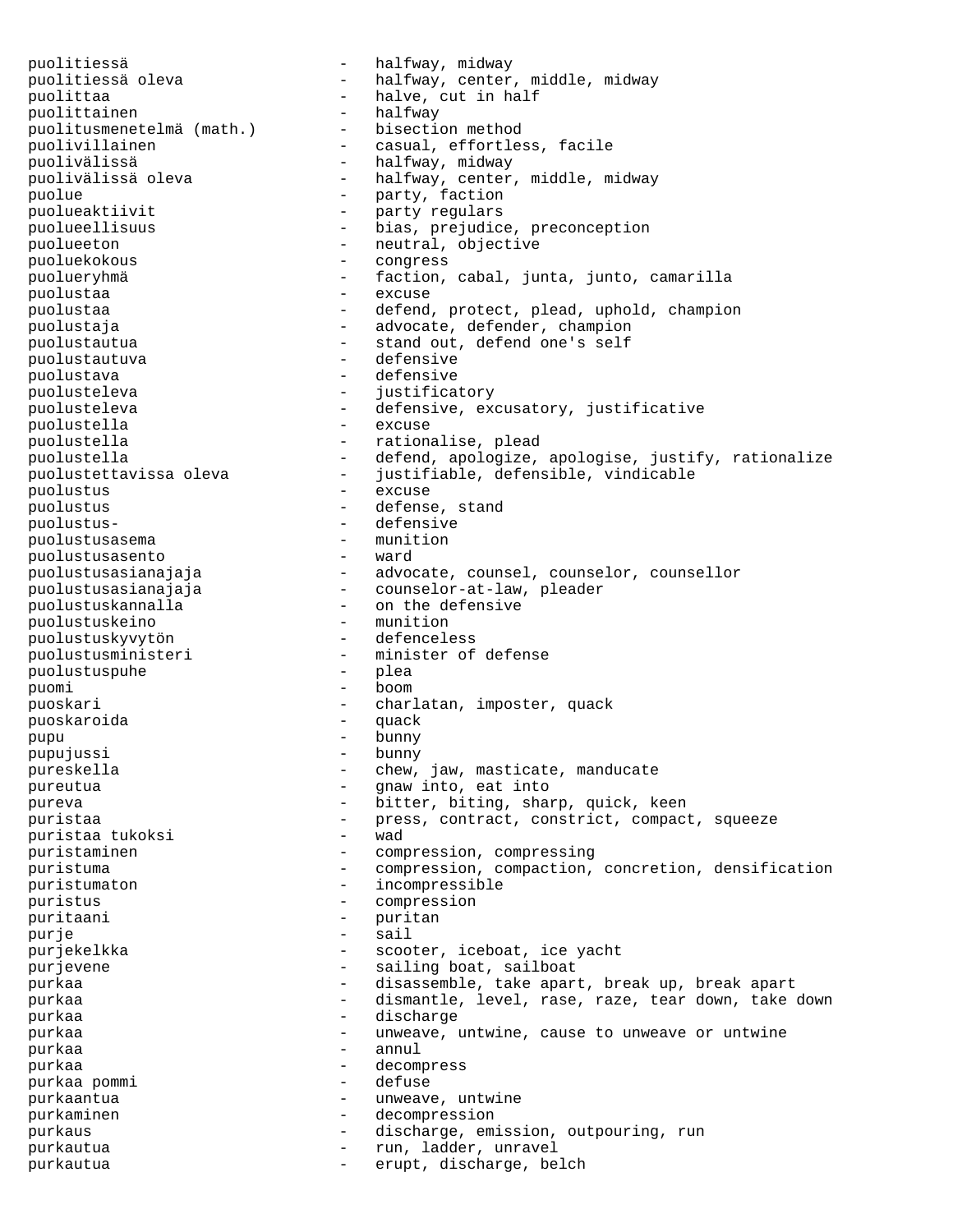puolitiessä - halfway, midway
puolitiessä oleva - halfway, center, middle, midway
puolittaa - halve, cut in half
puolittainen - halfway
puolitusmenetelmä (math.) - bisection method
puolivillainen - casual, effortless, facile
puolivälissä - halfway, midway
puolivälissä oleva - halfway, center, middle, midway
puolue - party, faction
puolueaktiivit - party regulars
puolueellisuus - bias, prejudice, preconception
puolueeton - neutral, objective
puoluekokous - congress
puolueryhmä - faction, cabal, junta, junto, camarilla
puolustaa - excuse
puolustaa - defend, protect, plead, uphold, champion
puolustaja - advocate, defender, champion
puolustautua - stand out, defend one's self
puolustautuva - defensive
puolustava - defensive
puolusteleva - justificatory
puolusteleva - defensive, excusatory, justificative
puolustella - excuse
puolustella - rationalise, plead
puolustella - defend, apologize, apologise, justify, rationalize
puolustettavissa oleva - justifiable, defensible, vindicable
puolustus - excuse
puolustus - defense, stand
puolustus- - defensive
puolustusasema - munition
puolustusasento - ward
puolustusasianajaja - advocate, counsel, counselor, counsellor
puolustusasianajaja - counselor-at-law, pleader
puolustuskannalla - on the defensive
puolustuskeino - munition
puolustuskyvytön - defenceless
puolustusministeri - minister of defense
puolustuspuhe - plea
puomi - boom
puoskari - charlatan, imposter, quack
puoskaroida - quack
pupu - bunny
pupujussi - bunny
pureskella - chew, jaw, masticate, manducate
pureutua - gnaw into, eat into
pureva - bitter, biting, sharp, quick, keen
puristaa - press, contract, constrict, compact, squeeze
puristaa tukoksi - wad
puristaminen - compression, compressing
puristuma - compression, compaction, concretion, densification
puristumaton - incompressible
puristus - compression
puritaani - puritan
purje - sail
purjekelkka - scooter, iceboat, ice yacht
purjevene - sailing boat, sailboat
purkaa - disassemble, take apart, break up, break apart
purkaa - dismantle, level, rase, raze, tear down, take down
purkaa - discharge
purkaa - unweave, untwine, cause to unweave or untwine
purkaa - annul
purkaa - decompress
purkaa pommi - defuse
purkaantua - unweave, untwine
purkaminen - decompression
purkaus - discharge, emission, outpouring, run
purkautua - run, ladder, unravel
purkautua - erupt, discharge, belch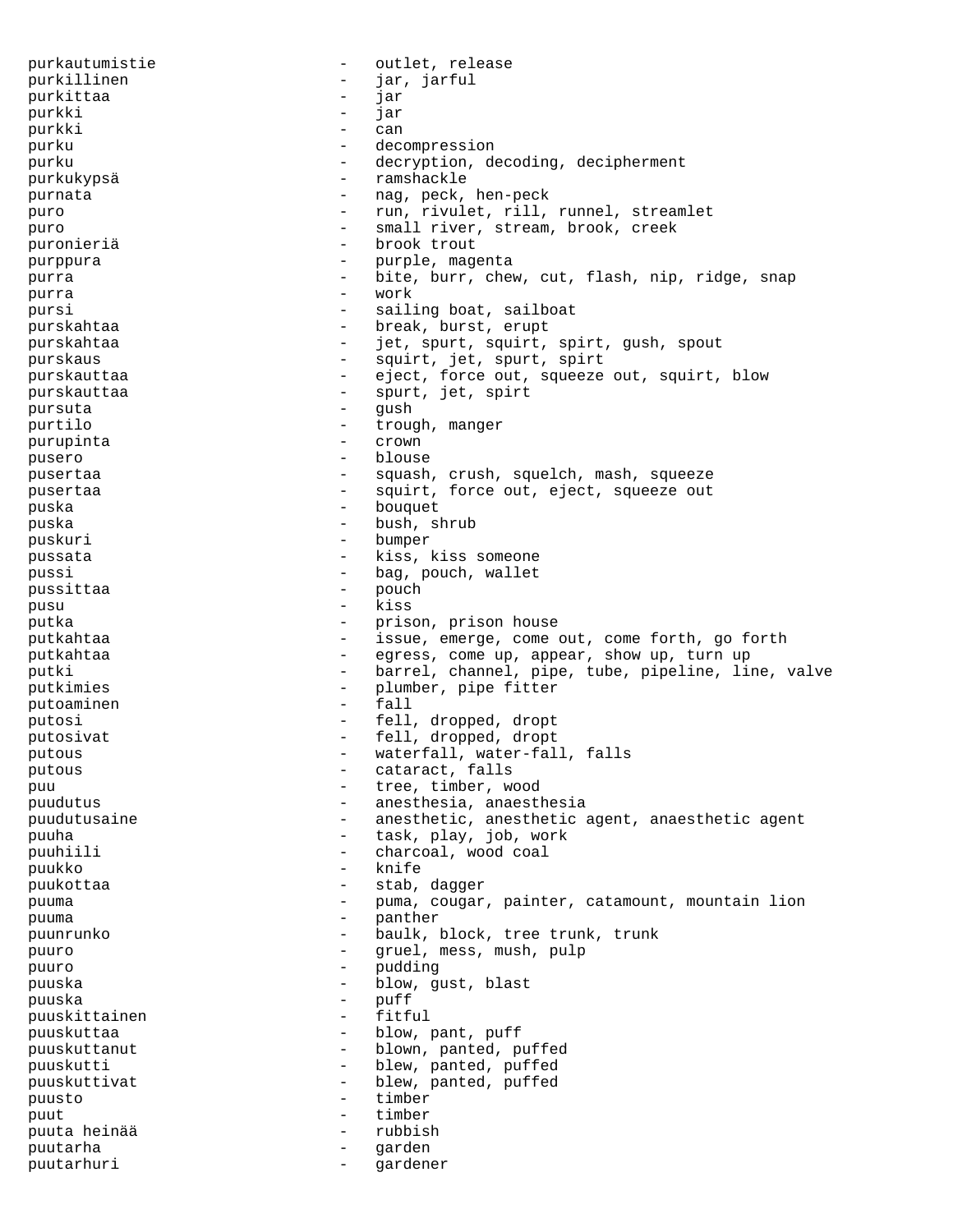purkautumistie - outlet, release
purkillinen - jar, jarful
purkittaa - jar
purkki - jar
purkki - can
purku - decompression
purku - decryption, decoding, decipherment
purkukypsä - ramshackle
purnata - nag, peck, hen-peck
puro - run, rivulet, rill, runnel, streamlet
puro - small river, stream, brook, creek
puronieriä - brook trout
purppura - purple, magenta
purra - bite, burr, chew, cut, flash, nip, ridge, snap
purra - work
pursi - sailing boat, sailboat
purskahtaa - break, burst, erupt
purskahtaa - jet, spurt, squirt, spirt, gush, spout
purskaus - squirt, jet, spurt, spirt
purskauttaa - eject, force out, squeeze out, squirt, blow
purskauttaa - spurt, jet, spirt
pursuta - gush
purtilo - trough, manger
purupinta - crown
pusero - blouse
pusertaa - squash, crush, squelch, mash, squeeze
pusertaa - squirt, force out, eject, squeeze out
puska - bouquet
puska - bush, shrub
puskuri - bumper
pussata - kiss, kiss someone
pussi - bag, pouch, wallet
pussittaa - pouch
pusu - kiss
putka - prison, prison house
putkahtaa - issue, emerge, come out, come forth, go forth
putkahtaa - egress, come up, appear, show up, turn up
putki - barrel, channel, pipe, tube, pipeline, line, valve
putkimies - plumber, pipe fitter
putoaminen - fall
putosi - fell, dropped, dropt
putosivat - fell, dropped, dropt
putous - waterfall, water-fall, falls
putous - cataract, falls
puu - tree, timber, wood
puudutus - anesthesia, anaesthesia
puudutusaine - anesthetic, anesthetic agent, anaesthetic agent
puuha - task, play, job, work
puuhiili - charcoal, wood coal
puukko - knife
puukottaa - stab, dagger
puuma - puma, cougar, painter, catamount, mountain lion
puuma - panther
puunrunko - baulk, block, tree trunk, trunk
puuro - gruel, mess, mush, pulp
puuro - pudding
puuska - blow, gust, blast
puuska - puff
puuskittainen - fitful
puuskuttaa - blow, pant, puff
puuskuttanut - blown, panted, puffed
puuskutti - blew, panted, puffed
puuskuttivat - blew, panted, puffed
puusto - timber
puut - timber
puuta heinää - rubbish
puutarha - garden
puutarhuri - gardener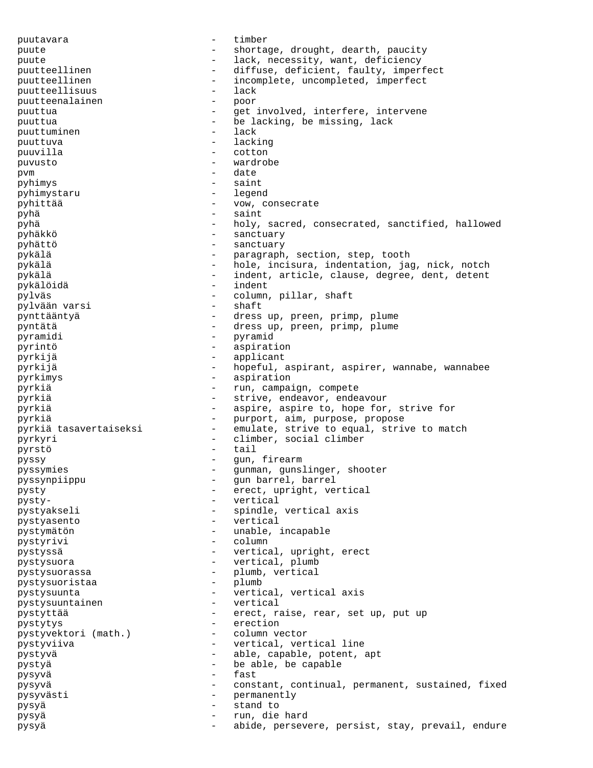puutavara - timber
puute - shortage, drought, dearth, paucity
puute - lack, necessity, want, deficiency
puutteellinen - diffuse, deficient, faulty, imperfect
puutteellinen - incomplete, uncompleted, imperfect
puutteellisuus - lack
puutteenalainen - poor
puuttua - get involved, interfere, intervene
puuttua - be lacking, be missing, lack
puuttuminen - lack
puuttuva - lacking
puuvilla - cotton
puvusto - wardrobe
pvm - date
pyhimys - saint
pyhimystaru - legend
pyhittää - vow, consecrate
pyhä - saint
pyhä - holy, sacred, consecrated, sanctified, hallowed
pyhäkkö - sanctuary
pyhättö - sanctuary
pykälä - paragraph, section, step, tooth
pykälä - hole, incisura, indentation, jag, nick, notch
pykälä - indent, article, clause, degree, dent, detent
pykälöidä - indent
pylväs - column, pillar, shaft
pylvään varsi - shaft
pynttääntyä - dress up, preen, primp, plume
pyntätä - dress up, preen, primp, plume
pyramidi - pyramid
pyrintö - aspiration
pyrkijä - applicant
pyrkijä - hopeful, aspirant, aspirer, wannabe, wannabee
pyrkimys - aspiration
pyrkiä - run, campaign, compete
pyrkiä - strive, endeavor, endeavour
pyrkiä - aspire, aspire to, hope for, strive for
pyrkiä - purport, aim, purpose, propose
pyrkiä tasavertaiseksi - emulate, strive to equal, strive to match
pyrkyri - climber, social climber
pyrstö - tail
pyssy - gun, firearm
pyssymies - gunman, gunslinger, shooter
pyssynpiippu - gun barrel, barrel
pysty - erect, upright, vertical
pysty- - vertical
pystyakseli - spindle, vertical axis
pystyasento - vertical
pystymätön - unable, incapable
pystyrivi - column
pystyssä - vertical, upright, erect
pystysuora - vertical, plumb
pystysuorassa - plumb, vertical
pystysuoristaa - plumb
pystysuunta - vertical, vertical axis
pystysuuntainen - vertical
pystyttää - erect, raise, rear, set up, put up
pystytys - erection
pystyvektori (math.) - column vector
pystyviiva - vertical, vertical line
pystyvä - able, capable, potent, apt
pystyä - be able, be capable
pysyvä - fast
pysyvä - constant, continual, permanent, sustained, fixed
pysyvästi - permanently
pysyä - stand to
pysyä - run, die hard
pysyä - abide, persevere, persist, stay, prevail, endure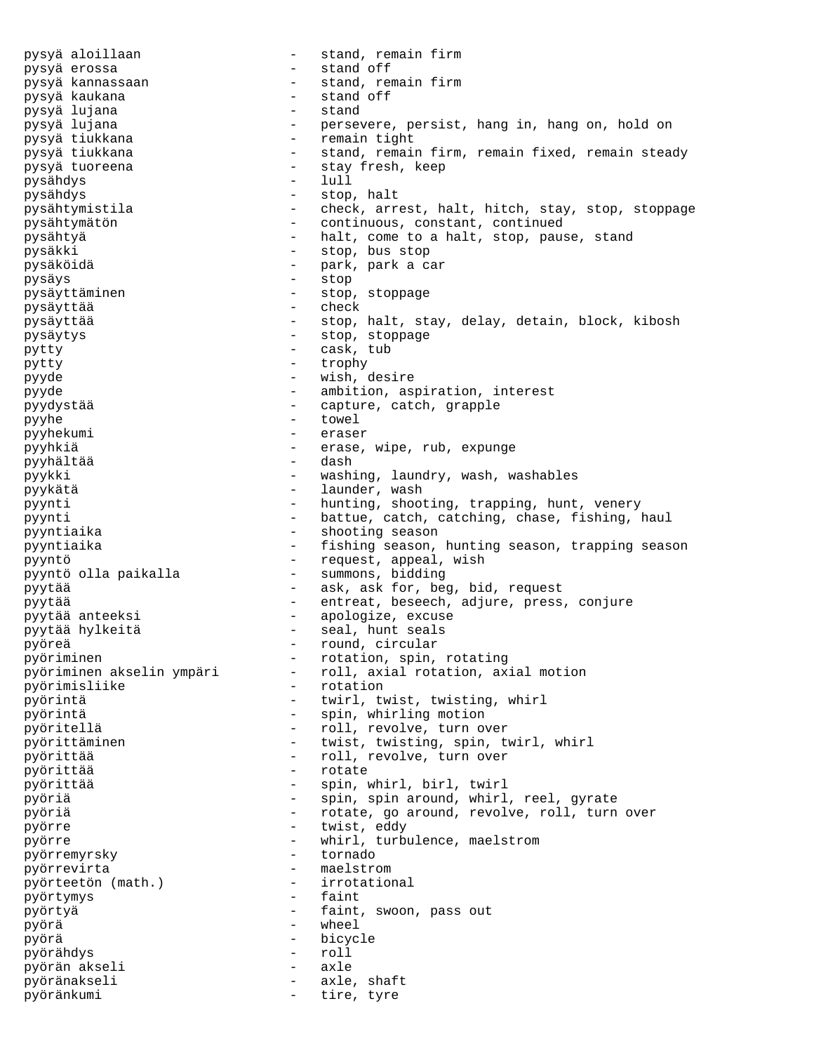pysyä aloillaan - stand, remain firm
pysyä erossa - stand off
pysyä kannassaan - stand, remain firm
pysyä kaukana - stand off
pysyä lujana - stand
pysyä lujana - persevere, persist, hang in, hang on, hold on
pysyä tiukkana - remain tight
pysyä tiukkana - stand, remain firm, remain fixed, remain steady
pysyä tuoreena - stay fresh, keep
pysähdys - lull
pysähdys - stop, halt
pysähtymistila - check, arrest, halt, hitch, stay, stop, stoppage
pysähtymätön - continuous, constant, continued
pysähtyä - halt, come to a halt, stop, pause, stand
pysäkki - stop, bus stop
pysäköidä - park, park a car
pysäys - stop
pysäyttäminen - stop, stoppage
pysäyttää - check
pysäyttää - stop, halt, stay, delay, detain, block, kibosh
pysäytys - stop, stoppage
pytty - cask, tub
pytty - trophy
pyyde - wish, desire
pyyde - ambition, aspiration, interest
pyydystää - capture, catch, grapple
pyyhe - towel
pyyhekumi - eraser
pyyhkiä - erase, wipe, rub, expunge
pyyhältää - dash
pyykki - washing, laundry, wash, washables
pyykätä - launder, wash
pyynti - hunting, shooting, trapping, hunt, venery
pyynti - battue, catch, catching, chase, fishing, haul
pyyntiaika - shooting season
pyyntiaika - fishing season, hunting season, trapping season
pyyntö - request, appeal, wish
pyyntö olla paikalla - summons, bidding
pyytää - ask, ask for, beg, bid, request
pyytää - entreat, beseech, adjure, press, conjure
pyytää anteeksi - apologize, excuse
pyytää hylkeitä - seal, hunt seals
pyöreä - round, circular
pyöriminen - rotation, spin, rotating
pyöriminen akselin ympäri - roll, axial rotation, axial motion
pyörimisliike - rotation
pyörintä - twirl, twist, twisting, whirl
pyörintä - spin, whirling motion
pyöritellä - roll, revolve, turn over
pyörittäminen - twist, twisting, spin, twirl, whirl
pyörittää - roll, revolve, turn over
pyörittää - rotate
pyörittää - spin, whirl, birl, twirl
pyöriä - spin, spin around, whirl, reel, gyrate
pyöriä - rotate, go around, revolve, roll, turn over
pyörre - twist, eddy
pyörre - whirl, turbulence, maelstrom
pyörremyrsky - tornado
pyörrevirta - maelstrom
pyörteetön (math.) - irrotational
pyörtymys - faint
pyörtyä - faint, swoon, pass out
pyörä - wheel
pyörä - bicycle
pyörähdys - roll
pyörän akseli - axle
pyöränakseli - axle, shaft
pyöränkumi - tire, tyre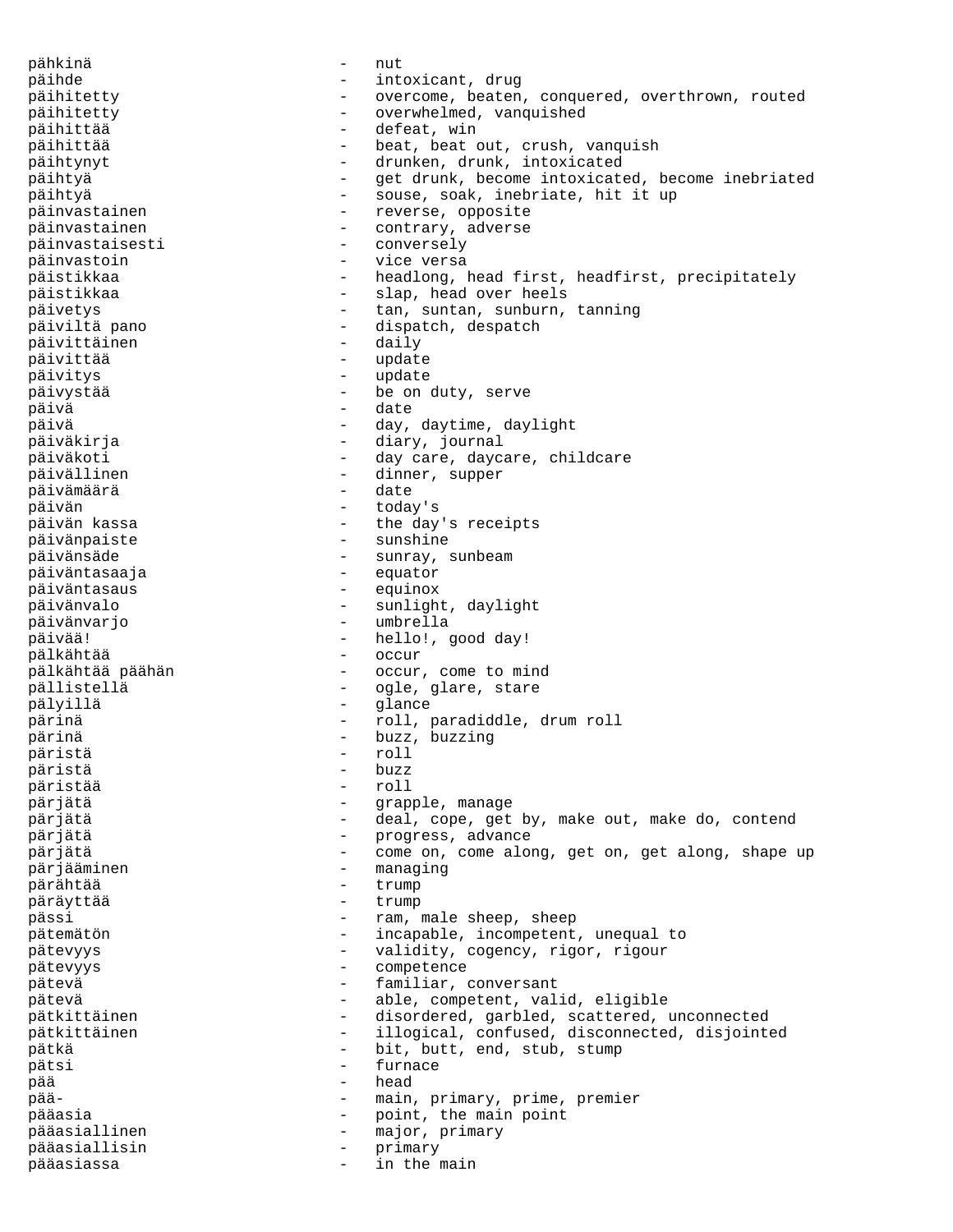pähkinä - nut
päihde - intoxicant, drug
päihitetty - overcome, beaten, conquered, overthrown, routed
päihitetty - overwhelmed, vanquished
päihittää - defeat, win
päihittää - beat, beat out, crush, vanquish
päihtynyt - drunken, drunk, intoxicated
päihtyä - get drunk, become intoxicated, become inebriated
päihtyä - souse, soak, inebriate, hit it up
päinvastainen - reverse, opposite
päinvastainen - contrary, adverse
päinvastaisesti - conversely
päinvastoin - vice versa
päistikkaa - headlong, head first, headfirst, precipitately
päistikkaa - slap, head over heels
päivetys - tan, suntan, sunburn, tanning
päiviltä pano - dispatch, despatch
päivittäinen - daily
päivittää - update
päivitys - update
päivystää - be on duty, serve
päivä - date
päivä - day, daytime, daylight
päiväkirja - diary, journal
päiväkoti - day care, daycare, childcare
päivällinen - dinner, supper
päivämäärä - date
päivän - today's
päivän kassa - the day's receipts
päivänpaiste - sunshine
päivänsäde - sunray, sunbeam
päiväntasaaja - equator
päiväntasaus - equinox
päivänvalo - sunlight, daylight
päivänvarjo - umbrella
päivää! - hello!, good day!
pälkähtää - occur
pälkähtää päähän - occur, come to mind
pällistellä - ogle, glare, stare
pälyillä - glance
pärinä - roll, paradiddle, drum roll
pärinä - buzz, buzzing
päristä - roll
päristä - buzz
päristää - roll
pärjätä - grapple, manage
pärjätä - deal, cope, get by, make out, make do, contend
pärjätä - progress, advance
pärjätä - come on, come along, get on, get along, shape up
pärjääminen - managing
pärähtää - trump
päräyttää - trump
pässi - ram, male sheep, sheep
pätemätön - incapable, incompetent, unequal to
pätevyys - validity, cogency, rigor, rigour
pätevyys - competence
pätevä - familiar, conversant
pätevä - able, competent, valid, eligible
pätkittäinen - disordered, garbled, scattered, unconnected
pätkittäinen - illogical, confused, disconnected, disjointed
pätkä - bit, butt, end, stub, stump
pätsi - furnace
pää - head
pää- - main, primary, prime, premier
pääasia - point, the main point
pääasiallinen - major, primary
pääasiallisin - primary
pääasiassa - in the main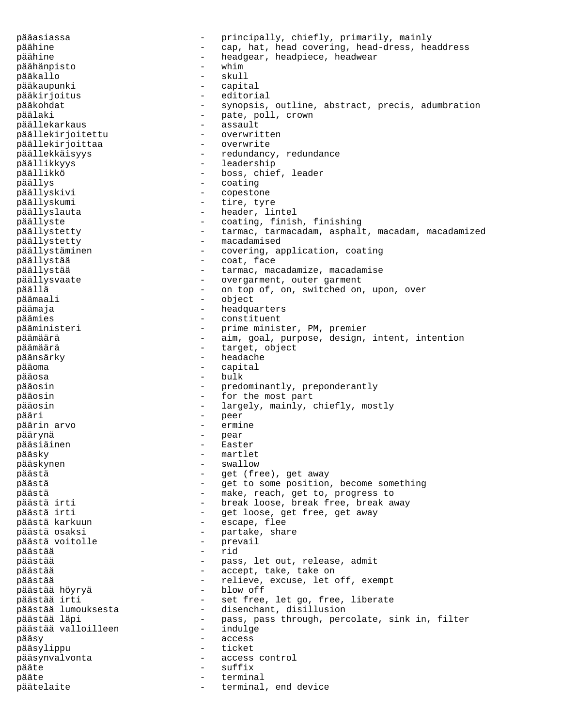pääasiassa - principally, chiefly, primarily, mainly
päähine - cap, hat, head covering, head-dress, headdress
päähine - headgear, headpiece, headwear
päähänpisto - whim
pääkallo - skull
pääkaupunki - capital
pääkirjoitus - editorial
pääkohdat - synopsis, outline, abstract, precis, adumbration
päälaki - pate, poll, crown
päällekarkaus - assault
päällekirjoitettu - overwritten
päällekirjoittaa - overwrite
päällekkäisyys - redundancy, redundance
päällikkyys - leadership
päällikkö - boss, chief, leader
päällys - coating
päällyskivi - copestone
päällyskumi - tire, tyre
päällyslauta - header, lintel
päällyste - coating, finish, finishing
päällystetty - tarmac, tarmacadam, asphalt, macadam, macadamized
päällystetty - macadamised
päällystäminen - covering, application, coating
päällystää - coat, face
päällystää - tarmac, macadamize, macadamise
päällysvaate - overgarment, outer garment
päällä - on top of, on, switched on, upon, over
päämaali - object
päämaja - headquarters
päämies - constituent
pääministeri - prime minister, PM, premier
päämäärä - aim, goal, purpose, design, intent, intention
päämäärä - target, object
päänsärky - headache
pääoma - capital
pääosa - bulk
pääosin - predominantly, preponderantly
pääosin - for the most part
pääosin - largely, mainly, chiefly, mostly
pääri - peer
päärin arvo - ermine
päärynä - pear
pääsiäinen - Easter
pääsky - martlet
pääskynen - swallow
päästä - get (free), get away
päästä - get to some position, become something
päästä - make, reach, get to, progress to
päästä irti - break loose, break free, break away
päästä irti - get loose, get free, get away
päästä karkuun - escape, flee
päästä osaksi - partake, share
päästä voitolle - prevail
päästää - rid
päästää - pass, let out, release, admit
päästää - accept, take, take on
päästää - relieve, excuse, let off, exempt
päästää höyryä - blow off
päästää irti - set free, let go, free, liberate
päästää lumouksesta - disenchant, disillusion
päästää läpi - pass, pass through, percolate, sink in, filter
päästää valloilleen - indulge
pääsy - access
pääsylippu - ticket
pääsynvalvonta - access control
pääte - suffix
pääte - terminal
päätelaite - terminal, end device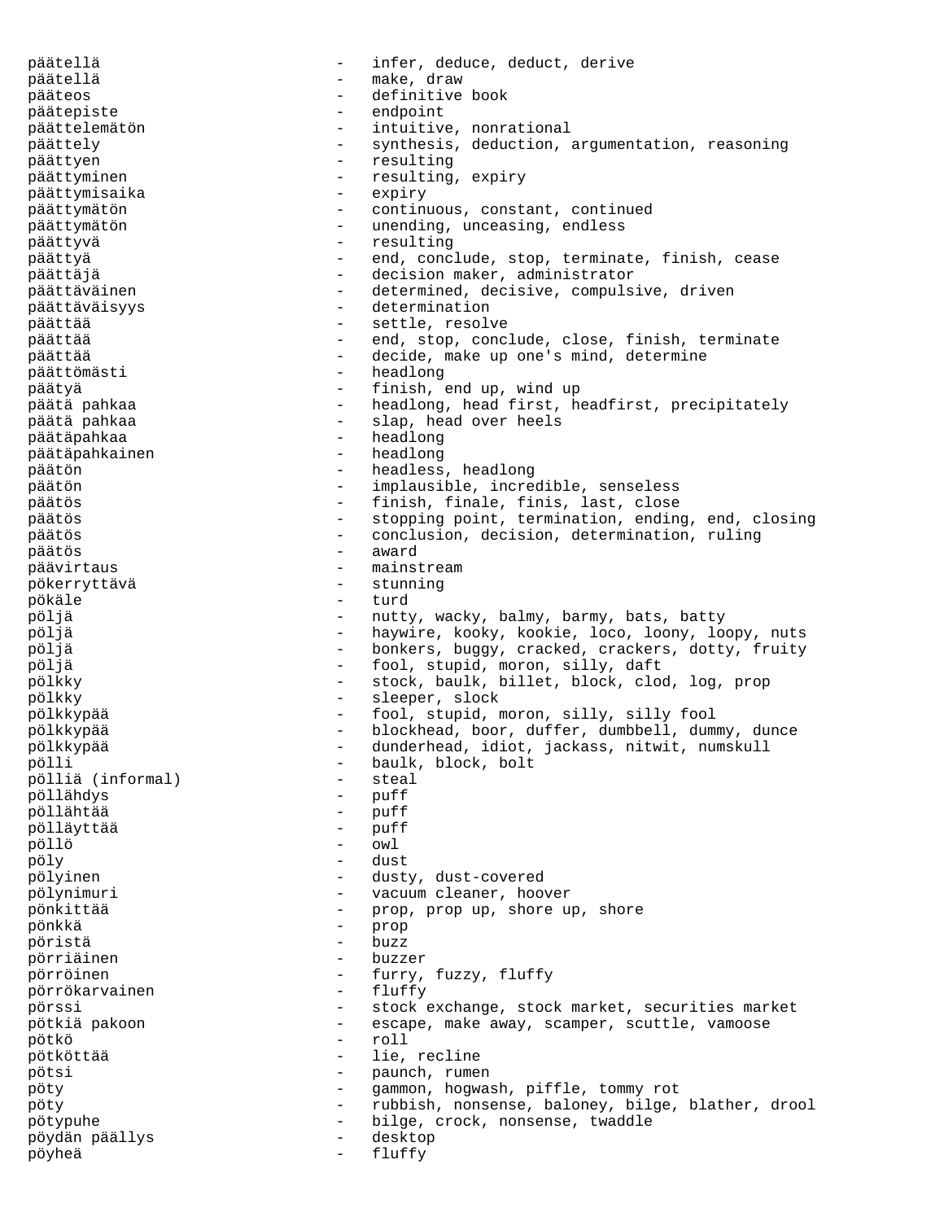päätellä - infer, deduce, deduct, derive
päätellä - make, draw
pääteos - definitive book
päätepiste - endpoint
päättelemätön - intuitive, nonrational
päättely - synthesis, deduction, argumentation, reasoning
päättyen - resulting
päättyminen - resulting, expiry
päättymisaika - expiry
päättymätön - continuous, constant, continued
päättymätön - unending, unceasing, endless
päättyvä - resulting
päättyä - end, conclude, stop, terminate, finish, cease
päättäjä - decision maker, administrator
päättäväinen - determined, decisive, compulsive, driven
päättäväisyys - determination
päättää - settle, resolve
päättää - end, stop, conclude, close, finish, terminate
päättää - decide, make up one's mind, determine
päättömästi - headlong
päätyä - finish, end up, wind up
päätä pahkaa - headlong, head first, headfirst, precipitately
päätä pahkaa - slap, head over heels
päätäpahkaa - headlong
päätäpahkainen - headlong
päätön - headless, headlong
päätön - implausible, incredible, senseless
päätös - finish, finale, finis, last, close
päätös - stopping point, termination, ending, end, closing
päätös - conclusion, decision, determination, ruling
päätös - award
päävirtaus - mainstream
pökerryttävä - stunning
pökäle - turd
pöljä - nutty, wacky, balmy, barmy, bats, batty
pöljä - haywire, kooky, kookie, loco, loony, loopy, nuts
pöljä - bonkers, buggy, cracked, crackers, dotty, fruity
pöljä - fool, stupid, moron, silly, daft
pölkky - stock, baulk, billet, block, clod, log, prop
pölkky - sleeper, slock
pölkkypää - fool, stupid, moron, silly, silly fool
pölkkypää - blockhead, boor, duffer, dumbbell, dummy, dunce
pölkkypää - dunderhead, idiot, jackass, nitwit, numskull
pölli - baulk, block, bolt
pölliä (informal) - steal
pöllähdys - puff
pöllähtää - puff
pölläyttää - puff
pöllö - owl
pöly - dust
pölyinen - dusty, dust-covered
pölynimuri - vacuum cleaner, hoover
pönkittää - prop, prop up, shore up, shore
pönkkä - prop
pöristä - buzz
pörriäinen - buzzer
pörröinen - furry, fuzzy, fluffy
pörrökarvainen - fluffy
pörssi - stock exchange, stock market, securities market
pötkiä pakoon - escape, make away, scamper, scuttle, vamoose
pötkö - roll
pötköttää - lie, recline
pötsi - paunch, rumen
pöty - gammon, hogwash, piffle, tommy rot
pöty - rubbish, nonsense, baloney, bilge, blather, drool
pötypuhe - bilge, crock, nonsense, twaddle
pöydän päällys - desktop
pöyheä - fluffy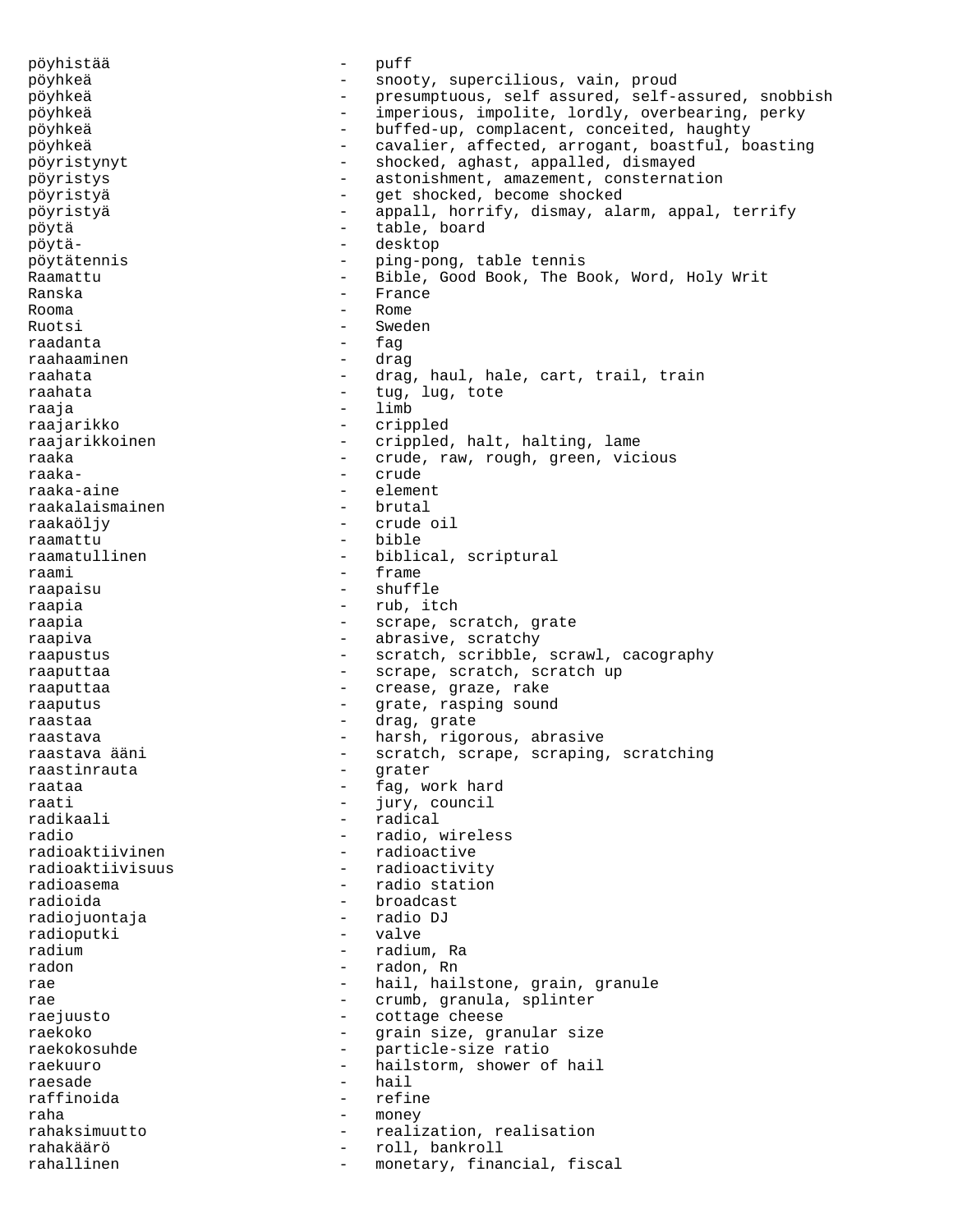pöyhistää - puff
pöyhkeä - snooty, supercilious, vain, proud
pöyhkeä - presumptuous, self assured, self-assured, snobbish
pöyhkeä - imperious, impolite, lordly, overbearing, perky
pöyhkeä - buffed-up, complacent, conceited, haughty
pöyhkeä - cavalier, affected, arrogant, boastful, boasting
pöyristynyt - shocked, aghast, appalled, dismayed
pöyristys - astonishment, amazement, consternation
pöyristyä - get shocked, become shocked
pöyristyä - appall, horrify, dismay, alarm, appal, terrify
pöytä - table, board
pöytä- - desktop
pöytätennis - ping-pong, table tennis
Raamattu - Bible, Good Book, The Book, Word, Holy Writ
Ranska - France
Rooma - Rome
Ruotsi - Sweden
raadanta - fag
raahaaminen - drag
raahata - drag, haul, hale, cart, trail, train
raahata - tug, lug, tote
raaja - limb
raajarikko - crippled
raajarikkoinen - crippled, halt, halting, lame
raaka - crude, raw, rough, green, vicious
raaka- - crude
raaka-aine - element
raakalaismainen - brutal
raakaöljy - crude oil
raamattu - bible
raamatullinen - biblical, scriptural
raami - frame
raapaisu - shuffle
raapia - rub, itch
raapia - scrape, scratch, grate
raapiva - abrasive, scratchy
raapustus - scratch, scribble, scrawl, cacography
raaputtaa - scrape, scratch, scratch up
raaputtaa - crease, graze, rake
raaputus - grate, rasping sound
raastaa - drag, grate
raastava - harsh, rigorous, abrasive
raastava ääni - scratch, scrape, scraping, scratching
raastinrauta - grater
raataa - fag, work hard
raati - jury, council
radikaali - radical
radio - radio, wireless
radioaktiivinen - radioactive
radioaktiivisuus - radioactivity
radioasema - radio station
radioida - broadcast
radiojuontaja - radio DJ
radioputki - valve
radium - radium, Ra
radon - radon, Rn
rae - hail, hailstone, grain, granule
rae - crumb, granula, splinter
raejuusto - cottage cheese
raekoko - grain size, granular size
raekokosuhde - particle-size ratio
raekuuro - hailstorm, shower of hail
raesade - hail
raffinoida - refine
raha - money
rahaksimuutto - realization, realisation
rahakäärö - roll, bankroll
rahallinen - monetary, financial, fiscal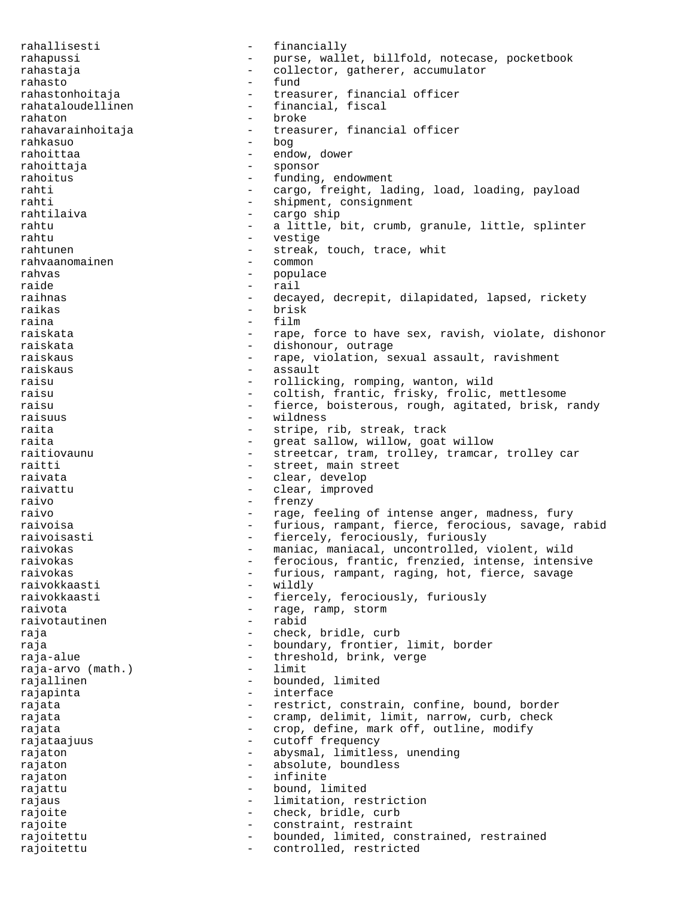rahallisesti - financially
rahapussi - purse, wallet, billfold, notecase, pocketbook
rahastaja - collector, gatherer, accumulator
rahasto - fund
rahastonhoitaja - treasurer, financial officer
rahataloudellinen - financial, fiscal
rahaton - broke
rahavarainhoitaja - treasurer, financial officer
rahkasuo - bog
rahoittaa - endow, dower
rahoittaja - sponsor
rahoitus - funding, endowment
rahti - cargo, freight, lading, load, loading, payload
rahti - shipment, consignment
rahtilaiva - cargo ship
rahtu - a little, bit, crumb, granule, little, splinter
rahtu - vestige
rahtunen - streak, touch, trace, whit
rahvaanomainen - common
rahvas - populace
raide - rail
raihnas - decayed, decrepit, dilapidated, lapsed, rickety
raikas - brisk
raina - film
raiskata - rape, force to have sex, ravish, violate, dishonor
raiskata - dishonour, outrage
raiskaus - rape, violation, sexual assault, ravishment
raiskaus - assault
raisu - rollicking, romping, wanton, wild
raisu - coltish, frantic, frisky, frolic, mettlesome
raisu - fierce, boisterous, rough, agitated, brisk, randy
raisuus - wildness
raita - stripe, rib, streak, track
raita - great sallow, willow, goat willow
raitiovaunu - streetcar, tram, trolley, tramcar, trolley car
raitti - street, main street
raivata - clear, develop
raivattu - clear, improved
raivo - frenzy
raivo - rage, feeling of intense anger, madness, fury
raivoisa - furious, rampant, fierce, ferocious, savage, rabid
raivoisasti - fiercely, ferociously, furiously
raivokas - maniac, maniacal, uncontrolled, violent, wild
raivokas - ferocious, frantic, frenzied, intense, intensive
raivokas - furious, rampant, raging, hot, fierce, savage
raivokkaasti - wildly
raivokkaasti - fiercely, ferociously, furiously
raivota - rage, ramp, storm
raivotautinen - rabid
raja - check, bridle, curb
raja - boundary, frontier, limit, border
raja-alue - threshold, brink, verge
raja-arvo (math.) - limit
rajallinen - bounded, limited
rajapinta - interface
rajata - restrict, constrain, confine, bound, border
rajata - cramp, delimit, limit, narrow, curb, check
rajata - crop, define, mark off, outline, modify
rajataajuus - cutoff frequency
rajaton - abysmal, limitless, unending
rajaton - absolute, boundless
rajaton - infinite
rajattu - bound, limited
rajaus - limitation, restriction
rajoite - check, bridle, curb
rajoite - constraint, restraint
rajoitettu - bounded, limited, constrained, restrained
rajoitettu - controlled, restricted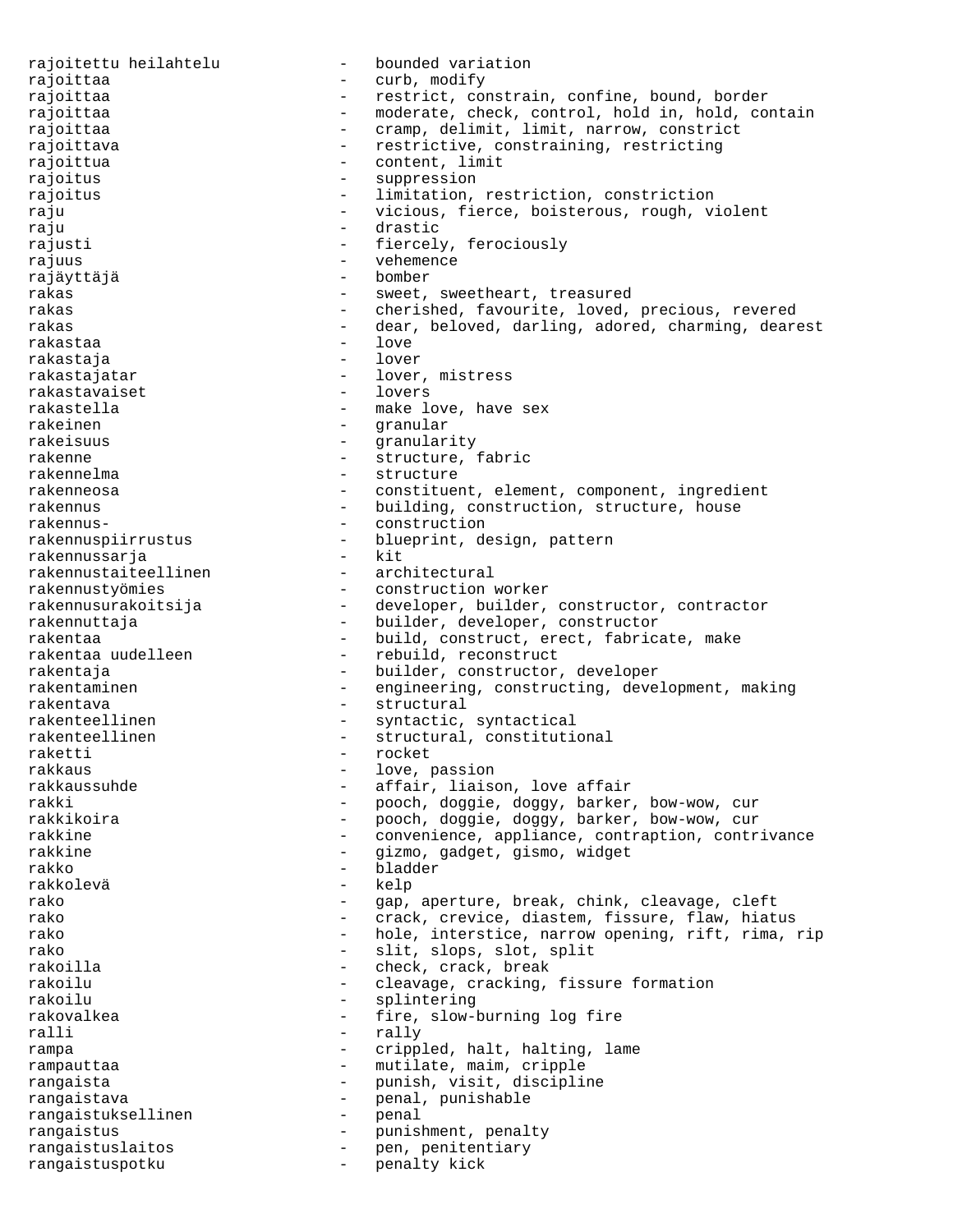rajoitettu heilahtelu - bounded variation
rajoittaa - curb, modify
rajoittaa - restrict, constrain, confine, bound, border
rajoittaa - moderate, check, control, hold in, hold, contain
rajoittaa - cramp, delimit, limit, narrow, constrict
rajoittava - restrictive, constraining, restricting
rajoittua - content, limit
rajoitus - suppression
rajoitus - limitation, restriction, constriction
raju - vicious, fierce, boisterous, rough, violent
raju - drastic
rajusti - fiercely, ferociously
rajuus - vehemence
rajäyttäjä - bomber
rakas - sweet, sweetheart, treasured
rakas - cherished, favourite, loved, precious, revered
rakas - dear, beloved, darling, adored, charming, dearest
rakastaa - love
rakastaja - lover
rakastajatar - lover, mistress
rakastavaiset - lovers
rakastella - make love, have sex
rakeinen - granular
rakeisuus - granularity
rakenne - structure, fabric
rakennelma - structure
rakenneosa - constituent, element, component, ingredient
rakennus - building, construction, structure, house
rakennus- - construction
rakennuspiirrustus - blueprint, design, pattern
rakennussarja - kit
rakennustaiteellinen - architectural
rakennustyömies - construction worker
rakennusurakoitsija - developer, builder, constructor, contractor
rakennuttaja - builder, developer, constructor
rakentaa - build, construct, erect, fabricate, make
rakentaa uudelleen - rebuild, reconstruct
rakentaja - builder, constructor, developer
rakentaminen - engineering, constructing, development, making
rakentava - structural
rakenteellinen - syntactic, syntactical
rakenteellinen - structural, constitutional
raketti - rocket
rakkaus - love, passion
rakkaussuhde - affair, liaison, love affair
rakki - pooch, doggie, doggy, barker, bow-wow, cur
rakkikoira - pooch, doggie, doggy, barker, bow-wow, cur
rakkine - convenience, appliance, contraption, contrivance
rakkine - gizmo, gadget, gismo, widget
rakko - bladder
rakkolevä - kelp
rako - gap, aperture, break, chink, cleavage, cleft
rako - crack, crevice, diastem, fissure, flaw, hiatus
rako - hole, interstice, narrow opening, rift, rima, rip
rako - slit, slops, slot, split
rakoilla - check, crack, break
rakoilu - cleavage, cracking, fissure formation
rakoilu - splintering
rakovalkea - fire, slow-burning log fire
ralli - rally
rampa - crippled, halt, halting, lame
rampauttaa - mutilate, maim, cripple
rangaista - punish, visit, discipline
rangaistava - penal, punishable
rangaistuksellinen - penal
rangaistus - punishment, penalty
rangaistuslaitos - pen, penitentiary
rangaistuspotku - penalty kick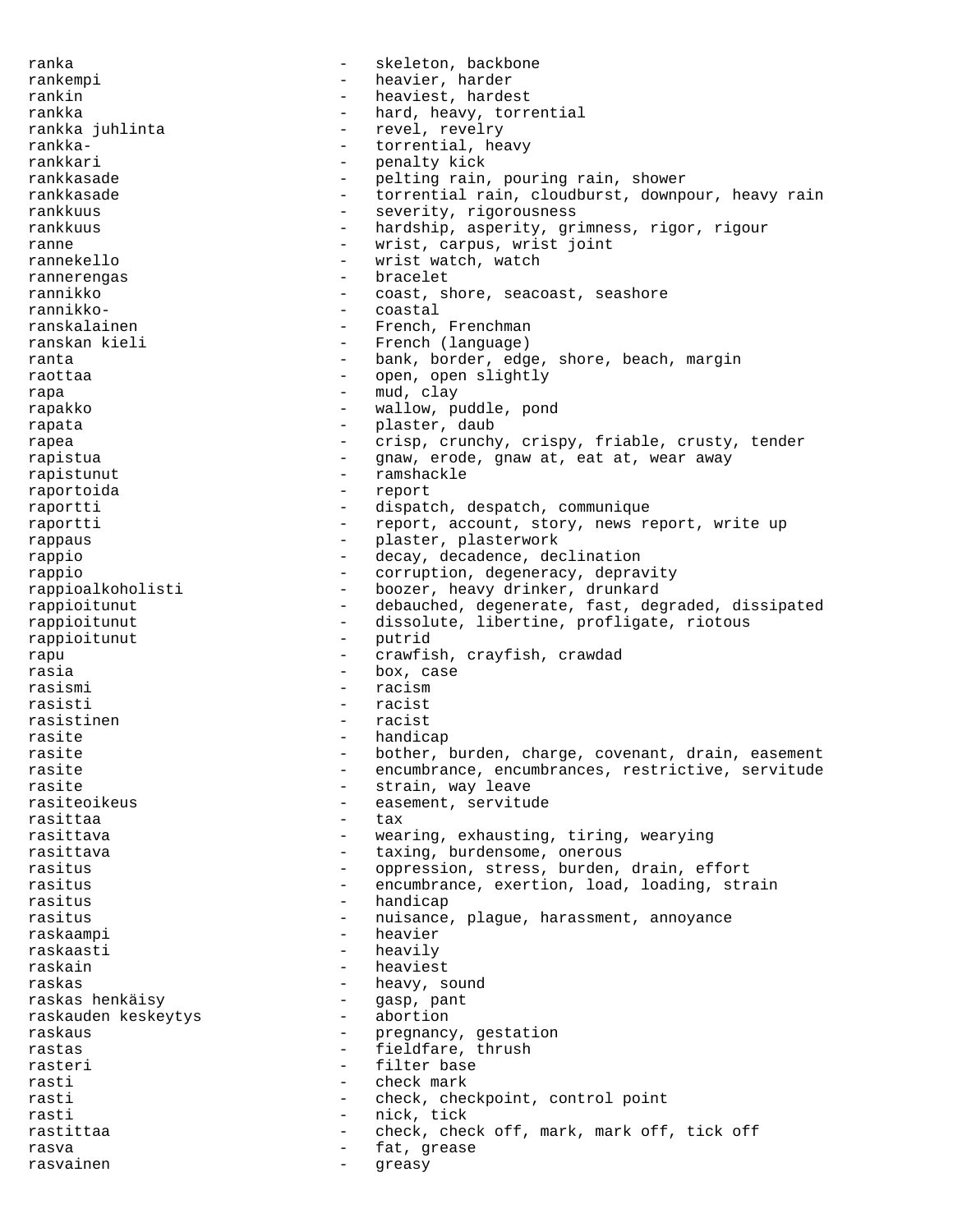ranka - skeleton, backbone
rankempi - heavier, harder
rankin - heaviest, hardest
rankka - hard, heavy, torrential
rankka juhlinta - revel, revelry
rankka- - torrential, heavy
rankkari - penalty kick
rankkasade - pelting rain, pouring rain, shower
rankkasade - torrential rain, cloudburst, downpour, heavy rain
rankkuus - severity, rigorousness
rankkuus - hardship, asperity, grimness, rigor, rigour
ranne - wrist, carpus, wrist joint
rannekello - wrist watch, watch
rannerengas - bracelet
rannikko - coast, shore, seacoast, seashore
rannikko- - coastal
ranskalainen - French, Frenchman
ranskan kieli - French (language)
ranta - bank, border, edge, shore, beach, margin
raottaa - open, open slightly
rapa - mud, clay
rapakko - wallow, puddle, pond
rapata - plaster, daub
rapea - crisp, crunchy, crispy, friable, crusty, tender
rapistua - gnaw, erode, gnaw at, eat at, wear away
rapistunut - ramshackle
raportoida - report
raportti - dispatch, despatch, communique
raportti - report, account, story, news report, write up
rappaus - plaster, plasterwork
rappio - decay, decadence, declination
rappio - corruption, degeneracy, depravity
rappioalkoholisti - boozer, heavy drinker, drunkard
rappioitunut - debauched, degenerate, fast, degraded, dissipated
rappioitunut - dissolute, libertine, profligate, riotous
rappioitunut - putrid
rapu - crawfish, crayfish, crawdad
rasia - box, case
rasismi - racism
rasisti - racist
rasistinen - racist
rasite - handicap
rasite - bother, burden, charge, covenant, drain, easement
rasite - encumbrance, encumbrances, restrictive, servitude
rasite - strain, way leave
rasiteoikeus - easement, servitude
rasittaa - tax
rasittava - wearing, exhausting, tiring, wearying
rasittava - taxing, burdensome, onerous
rasitus - oppression, stress, burden, drain, effort
rasitus - encumbrance, exertion, load, loading, strain
rasitus - handicap
rasitus - nuisance, plague, harassment, annoyance
raskaampi - heavier
raskaasti - heavily
raskain - heaviest
raskas - heavy, sound
raskas henkäisy - gasp, pant
raskauden keskeytys - abortion
raskaus - pregnancy, gestation
rastas - fieldfare, thrush
rasteri - filter base
rasti - check mark
rasti - check, checkpoint, control point
rasti - nick, tick
rastittaa - check, check off, mark, mark off, tick off
rasva - fat, grease
rasvainen - greasy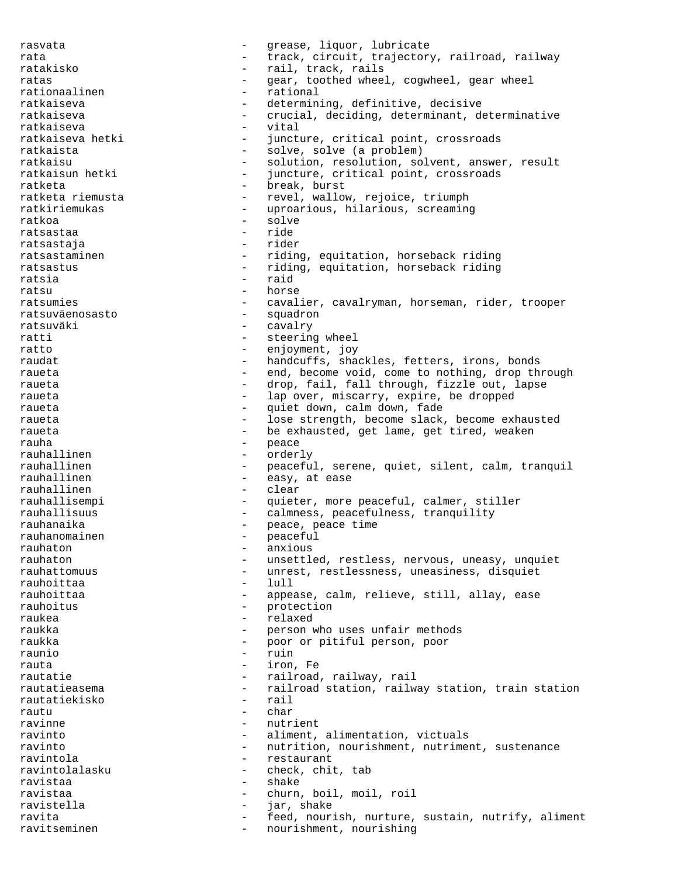rasvata - grease, liquor, lubricate
rata - track, circuit, trajectory, railroad, railway
ratakisko - rail, track, rails
ratas - gear, toothed wheel, cogwheel, gear wheel
rationaalinen - rational
ratkaiseva - determining, definitive, decisive
ratkaiseva - crucial, deciding, determinant, determinative
ratkaiseva - vital
ratkaiseva hetki - juncture, critical point, crossroads
ratkaista - solve, solve (a problem)
ratkaisu - solution, resolution, solvent, answer, result
ratkaisun hetki - juncture, critical point, crossroads
ratketa - break, burst
ratketa riemusta - revel, wallow, rejoice, triumph
ratkiriemukas - uproarious, hilarious, screaming
ratkoa - solve
ratsastaa - ride
ratsastaja - rider
ratsastaminen - riding, equitation, horseback riding
ratsastus - riding, equitation, horseback riding
ratsia - raid
ratsu - horse
ratsumies - cavalier, cavalryman, horseman, rider, trooper
ratsuväenosasto - squadron
ratsuväki - cavalry
ratti - steering wheel
ratto - enjoyment, joy
raudat - handcuffs, shackles, fetters, irons, bonds
raueta - end, become void, come to nothing, drop through
raueta - drop, fail, fall through, fizzle out, lapse
raueta - lap over, miscarry, expire, be dropped
raueta - quiet down, calm down, fade
raueta - lose strength, become slack, become exhausted
raueta - be exhausted, get lame, get tired, weaken
rauha - peace
rauhallinen - orderly
rauhallinen - peaceful, serene, quiet, silent, calm, tranquil
rauhallinen - easy, at ease
rauhallinen - clear
rauhallisempi - quieter, more peaceful, calmer, stiller
rauhallisuus - calmness, peacefulness, tranquility
rauhanaika - peace, peace time
rauhanomainen - peaceful
rauhaton - anxious
rauhaton - unsettled, restless, nervous, uneasy, unquiet
rauhattomuus - unrest, restlessness, uneasiness, disquiet
rauhoittaa - lull
rauhoittaa - appease, calm, relieve, still, allay, ease
rauhoitus - protection
raukea - relaxed
raukka - person who uses unfair methods
raukka - poor or pitiful person, poor
raunio - ruin
rauta - iron, Fe
rautatie - railroad, railway, rail
rautatieasema - railroad station, railway station, train station
rautatiekisko - rail
rautu - char
ravinne - nutrient
ravinto - aliment, alimentation, victuals
ravinto - nutrition, nourishment, nutriment, sustenance
ravintola - restaurant
ravintolalasku - check, chit, tab
ravistaa - shake
ravistaa - churn, boil, moil, roil
ravistella - jar, shake
ravita - feed, nourish, nurture, sustain, nutrify, aliment
ravitseminen - nourishment, nourishing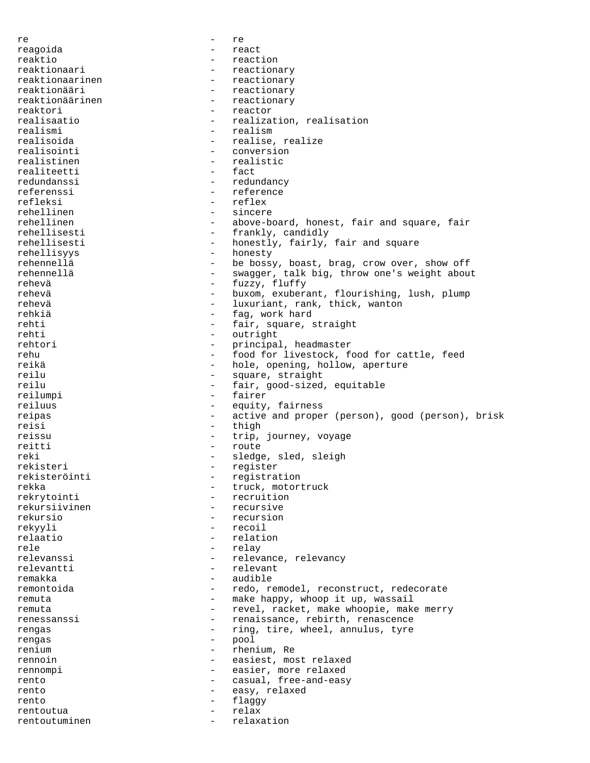re - re
reagoida - react
reaktio - reaction
reaktionaari - reactionary
reaktionaarinen - reactionary
reaktionääri - reactionary
reaktionäärinen - reactionary
reaktori - reactor
realisaatio - realization, realisation
realismi - realism
realisoida - realise, realize
realisointi - conversion
realistinen - realistic
realiteetti - fact
redundanssi - redundancy
referenssi - reference
refleksi - reflex
rehellinen - sincere
rehellinen - above-board, honest, fair and square, fair
rehellisesti - frankly, candidly
rehellisesti - honestly, fairly, fair and square
rehellisyys - honesty
rehennellä - be bossy, boast, brag, crow over, show off
rehennellä - swagger, talk big, throw one's weight about
rehevä - fuzzy, fluffy
rehevä - buxom, exuberant, flourishing, lush, plump
rehevä - luxuriant, rank, thick, wanton
rehkiä - fag, work hard
rehti - fair, square, straight
rehti - outright
rehtori - principal, headmaster
rehu - food for livestock, food for cattle, feed
reikä - hole, opening, hollow, aperture
reilu - square, straight
reilu - fair, good-sized, equitable
reilumpi - fairer
reiluus - equity, fairness
reipas - active and proper (person), good (person), brisk
reisi - thigh
reissu - trip, journey, voyage
reitti - route
reki - sledge, sled, sleigh
rekisteri - register
rekisteröinti - registration
rekka - truck, motortruck
rekrytointi - recruition
rekursiivinen - recursive
rekursio - recursion
rekyyli - recoil
relaatio - relation
rele - relay
relevanssi - relevance, relevancy
relevantti - relevant
remakka - audible
remontoida - redo, remodel, reconstruct, redecorate
remuta - make happy, whoop it up, wassail
remuta - revel, racket, make whoopie, make merry
renessanssi - renaissance, rebirth, renascence
rengas - ring, tire, wheel, annulus, tyre
rengas - pool
renium - rhenium, Re
rennoin - easiest, most relaxed
rennompi - easier, more relaxed
rento - casual, free-and-easy
rento - easy, relaxed
rento - flaggy
rentoutua - relax
rentoutuminen - relaxation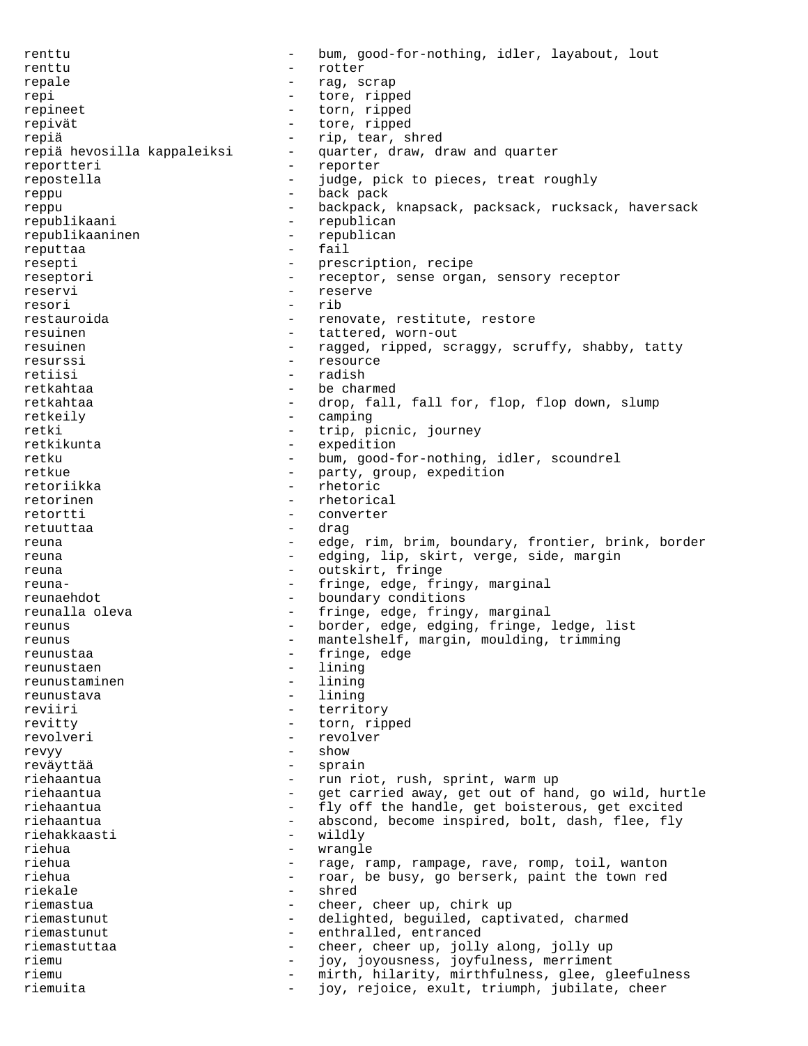renttu - bum, good-for-nothing, idler, layabout, lout
renttu - rotter
repale - rag, scrap
repi - tore, ripped
repineet - torn, ripped
repivät - tore, ripped
repiä - rip, tear, shred
repiä hevosilla kappaleiksi - quarter, draw, draw and quarter
reportteri - reporter
repostella - judge, pick to pieces, treat roughly
reppu - back pack
reppu - backpack, knapsack, packsack, rucksack, haversack
republikaani - republican
republikaaninen - republican
reputtaa - fail
resepti - prescription, recipe
reseptori - receptor, sense organ, sensory receptor
reservi - reserve
resori - rib
restauroida - renovate, restitute, restore
resuinen - tattered, worn-out
resuinen - ragged, ripped, scraggy, scruffy, shabby, tatty
resurssi - resource
retiisi - radish
retkahtaa - be charmed
retkahtaa - drop, fall, fall for, flop, flop down, slump
retkeily - camping
retki - trip, picnic, journey
retkikunta - expedition
retku - bum, good-for-nothing, idler, scoundrel
retkue - party, group, expedition
retoriikka - rhetoric
retorinen - rhetorical
retortti - converter
retuuttaa - drag
reuna - edge, rim, brim, boundary, frontier, brink, border
reuna - edging, lip, skirt, verge, side, margin
reuna - outskirt, fringe
reuna- - fringe, edge, fringy, marginal
reunaehdot - boundary conditions
reunalla oleva - fringe, edge, fringy, marginal
reunus - border, edge, edging, fringe, ledge, list
reunus - mantelshelf, margin, moulding, trimming
reunustaa - fringe, edge
reunustaen - lining
reunustaminen - lining
reunustava - lining
reviiri - territory
revitty - torn, ripped
revolveri - revolver
revyy - show
reväyttää - sprain
riehaantua - run riot, rush, sprint, warm up
riehaantua - get carried away, get out of hand, go wild, hurtle
riehaantua - fly off the handle, get boisterous, get excited
riehaantua - abscond, become inspired, bolt, dash, flee, fly
riehakkaasti - wildly
riehua - wrangle
riehua - rage, ramp, rampage, rave, romp, toil, wanton
riehua - roar, be busy, go berserk, paint the town red
riekale - shred
riemastua - cheer, cheer up, chirk up
riemastunut - delighted, beguiled, captivated, charmed
riemastunut - enthralled, entranced
riemastuttaa - cheer, cheer up, jolly along, jolly up
riemu - joy, joyousness, joyfulness, merriment
riemu - mirth, hilarity, mirthfulness, glee, gleefulness
riemuita - joy, rejoice, exult, triumph, jubilate, cheer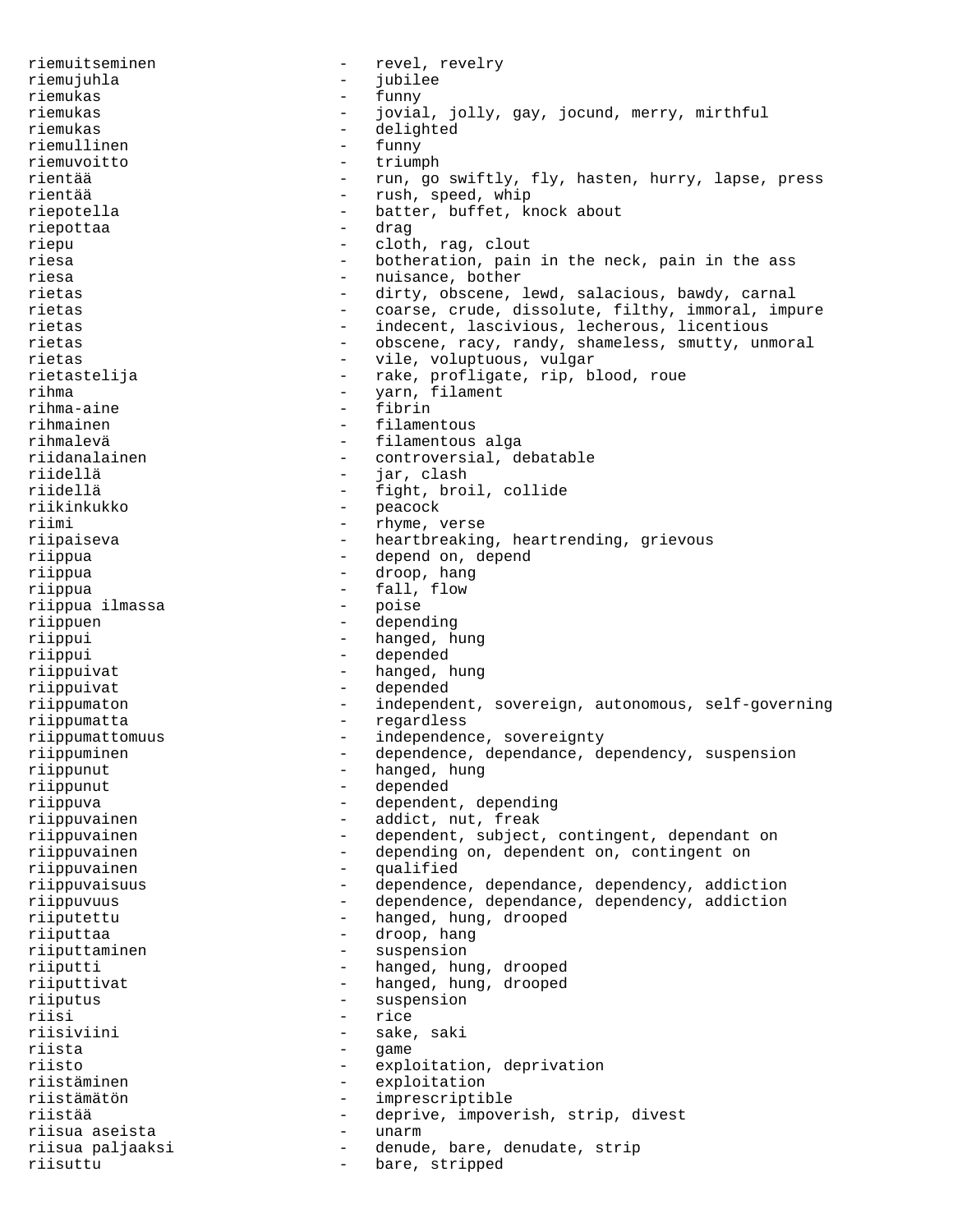riemuitseminen - revel, revelry
riemujuhla - jubilee
riemukas - funny
riemukas - jovial, jolly, gay, jocund, merry, mirthful
riemukas - delighted
riemullinen - funny
riemuvoitto - triumph
rientää - run, go swiftly, fly, hasten, hurry, lapse, press
rientää - rush, speed, whip
riepotella - batter, buffet, knock about
riepottaa - drag
riepu - cloth, rag, clout
riesa - botheration, pain in the neck, pain in the ass
riesa - nuisance, bother
rietas - dirty, obscene, lewd, salacious, bawdy, carnal
rietas - coarse, crude, dissolute, filthy, immoral, impure
rietas - indecent, lascivious, lecherous, licentious
rietas - obscene, racy, randy, shameless, smutty, unmoral
rietas - vile, voluptuous, vulgar
rietastelija - rake, profligate, rip, blood, roue
rihma - yarn, filament
rihma-aine - fibrin
rihmainen - filamentous
rihmalevä - filamentous alga
riidanalainen - controversial, debatable
riidellä - jar, clash
riidellä - fight, broil, collide
riikinkukko - peacock
riimi - rhyme, verse
riipaiseva - heartbreaking, heartrending, grievous
riippua - depend on, depend
riippua - droop, hang
riippua - fall, flow
riippua ilmassa - poise
riippuen - depending
riippui - hanged, hung
riippui - depended
riippuivat - hanged, hung
riippuivat - depended
riippumaton - independent, sovereign, autonomous, self-governing
riippumatta - regardless
riippumattomuus - independence, sovereignty
riippuminen - dependence, dependance, dependency, suspension
riippunut - hanged, hung
riippunut - depended
riippuva - dependent, depending
riippuvainen - addict, nut, freak
riippuvainen - dependent, subject, contingent, dependant on
riippuvainen - depending on, dependent on, contingent on
riippuvainen - qualified
riippuvaisuus - dependence, dependance, dependency, addiction
riippuvuus - dependence, dependance, dependency, addiction
riiputettu - hanged, hung, drooped
riiputtaa - droop, hang
riiputtaminen - suspension
riiputti - hanged, hung, drooped
riiputtivat - hanged, hung, drooped
riiputus - suspension
riisi - rice
riisiviini - sake, saki
riista - game
riisto - exploitation, deprivation
riistäminen - exploitation
riistämätön - imprescriptible
riistää - deprive, impoverish, strip, divest
riisua aseista - unarm
riisua paljaaksi - denude, bare, denudate, strip
riisuttu - bare, stripped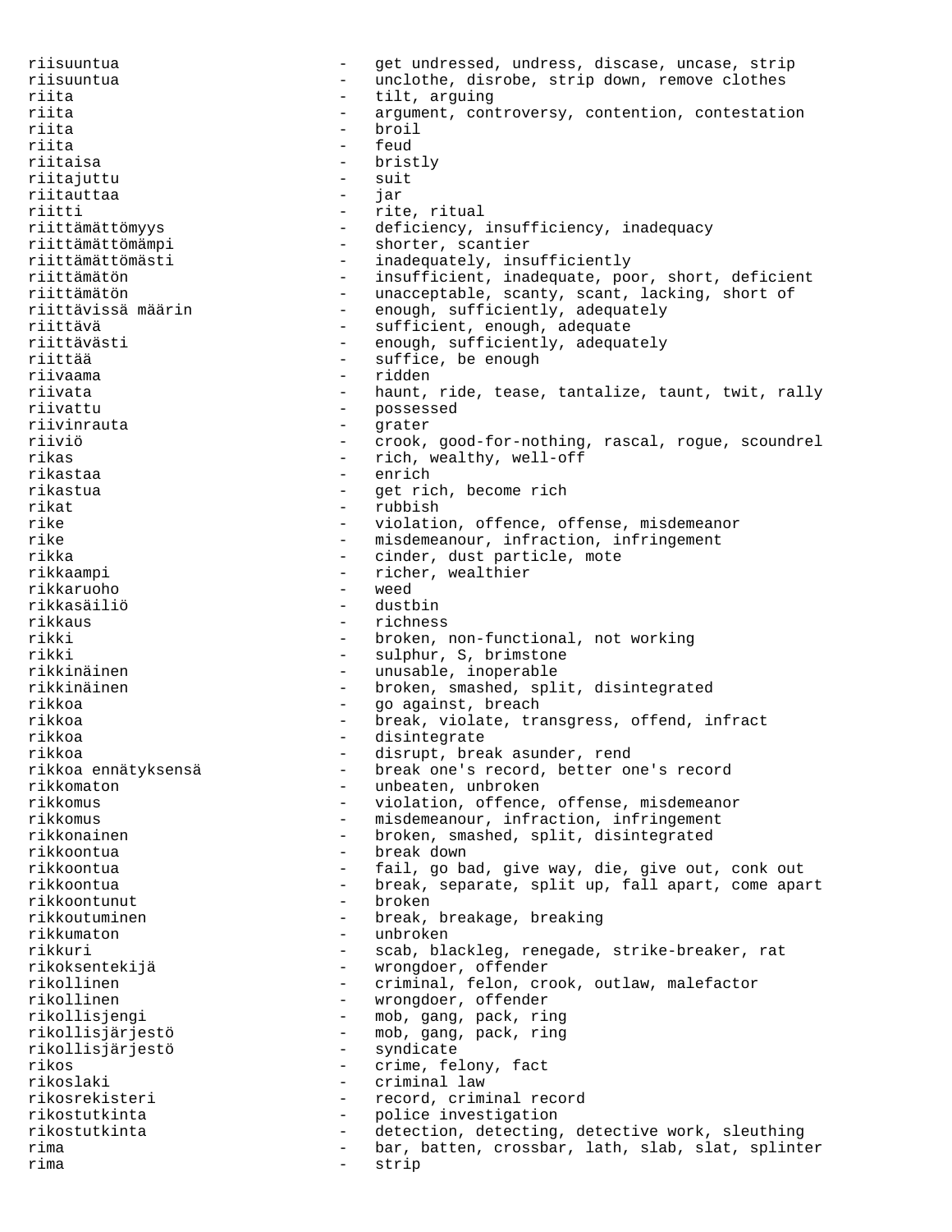riisuuntua - get undressed, undress, discase, uncase, strip
riisuuntua - unclothe, disrobe, strip down, remove clothes
riita - tilt, arguing
riita - argument, controversy, contention, contestation
riita - broil
riita - feud
riitaisa - bristly
riitajuttu - suit
riitauttaa - jar
riitti - rite, ritual
riittämättömyys - deficiency, insufficiency, inadequacy
riittämättömämpi - shorter, scantier
riittämättömästi - inadequately, insufficiently
riittämätön - insufficient, inadequate, poor, short, deficient
riittämätön - unacceptable, scanty, scant, lacking, short of
riittävissä määrin - enough, sufficiently, adequately
riittävä - sufficient, enough, adequate
riittävästi - enough, sufficiently, adequately
riittää - suffice, be enough
riivaama - ridden
riivata - haunt, ride, tease, tantalize, taunt, twit, rally
riivattu - possessed
riivinrauta - grater
riiviö - crook, good-for-nothing, rascal, rogue, scoundrel
rikas - rich, wealthy, well-off
rikastaa - enrich
rikastua - get rich, become rich
rikat - rubbish
rike - violation, offence, offense, misdemeanor
rike - misdemeanour, infraction, infringement
rikka - cinder, dust particle, mote
rikkaampi - richer, wealthier
rikkaruoho - weed
rikkasäiliö - dustbin
rikkaus - richness
rikki - broken, non-functional, not working
rikki - sulphur, S, brimstone
rikkinäinen - unusable, inoperable
rikkinäinen - broken, smashed, split, disintegrated
rikkoa - go against, breach
rikkoa - break, violate, transgress, offend, infract
rikkoa - disintegrate
rikkoa - disrupt, break asunder, rend
rikkoa ennätyksensä - break one's record, better one's record
rikkomaton - unbeaten, unbroken
rikkomus - violation, offence, offense, misdemeanor
rikkomus - misdemeanour, infraction, infringement
rikkonainen - broken, smashed, split, disintegrated
rikkoontua - break down
rikkoontua - fail, go bad, give way, die, give out, conk out
rikkoontua - break, separate, split up, fall apart, come apart
rikkoontunut - broken
rikkoutuminen - break, breakage, breaking
rikkumaton - unbroken
rikkuri - scab, blackleg, renegade, strike-breaker, rat
rikoksentekijä - wrongdoer, offender
rikollinen - criminal, felon, crook, outlaw, malefactor
rikollinen - wrongdoer, offender
rikollisjengi - mob, gang, pack, ring
rikollisjärjestö - mob, gang, pack, ring
rikollisjärjestö - syndicate
rikos - crime, felony, fact
rikoslaki - criminal law
rikosrekisteri - record, criminal record
rikostutkinta - police investigation
rikostutkinta - detection, detecting, detective work, sleuthing
rima - bar, batten, crossbar, lath, slab, slat, splinter
rima - strip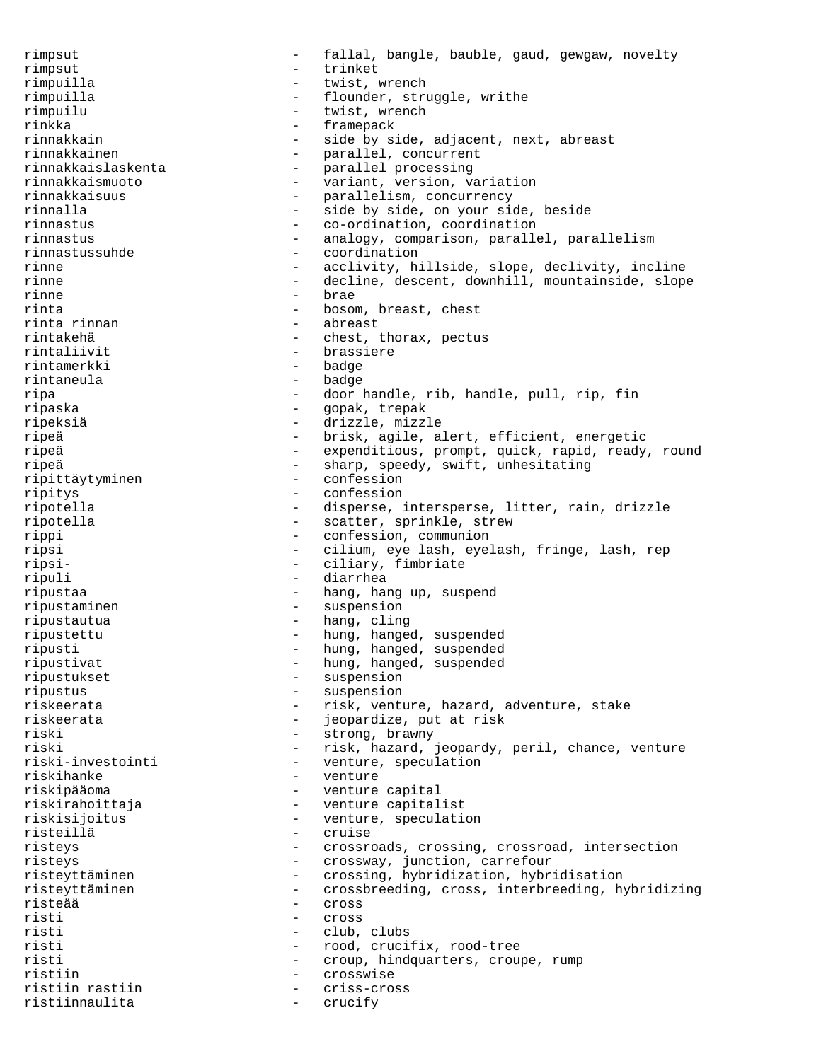rimpsut - fallal, bangle, bauble, gaud, gewgaw, novelty
rimpsut - trinket
rimpuilla - twist, wrench
rimpuilla - flounder, struggle, writhe
rimpuilu - twist, wrench
rinkka - framepack
rinnakkain - side by side, adjacent, next, abreast
rinnakkainen - parallel, concurrent
rinnakkaislaskenta - parallel processing
rinnakkaismuoto - variant, version, variation
rinnakkaisuus - parallelism, concurrency
rinnalla - side by side, on your side, beside
rinnastus - co-ordination, coordination
rinnastus - analogy, comparison, parallel, parallelism
rinnastussuhde - coordination
rinne - acclivity, hillside, slope, declivity, incline
rinne - decline, descent, downhill, mountainside, slope
rinne - brae
rinta - bosom, breast, chest
rinta rinnan - abreast
rintakehä - chest, thorax, pectus
rintaliivit - brassiere
rintamerkki - badge
rintaneula - badge
ripa - door handle, rib, handle, pull, rip, fin
ripaska - gopak, trepak
ripeksiä - drizzle, mizzle
ripeä - brisk, agile, alert, efficient, energetic
ripeä - expenditious, prompt, quick, rapid, ready, round
ripeä - sharp, speedy, swift, unhesitating
ripittäytyminen - confession
ripitys - confession
ripotella - disperse, intersperse, litter, rain, drizzle
ripotella - scatter, sprinkle, strew
rippi - confession, communion
ripsi - cilium, eye lash, eyelash, fringe, lash, rep
ripsi- - ciliary, fimbriate
ripuli - diarrhea
ripustaa - hang, hang up, suspend
ripustaminen - suspension
ripustautua - hang, cling
ripustettu - hung, hanged, suspended
ripusti - hung, hanged, suspended
ripustivat - hung, hanged, suspended
ripustukset - suspension
ripustus - suspension
riskeerata - risk, venture, hazard, adventure, stake
riskeerata - jeopardize, put at risk
riski - strong, brawny
riski - risk, hazard, jeopardy, peril, chance, venture
riski-investointi - venture, speculation
riskihanke - venture
riskipääoma - venture capital
riskirahoittaja - venture capitalist
riskisijoitus - venture, speculation
risteillä - cruise
risteys - crossroads, crossing, crossroad, intersection
risteys - crossway, junction, carrefour
risteyttäminen - crossing, hybridization, hybridisation
risteyttäminen - crossbreeding, cross, interbreeding, hybridizing
risteää - cross
risti - cross
risti - club, clubs
risti - rood, crucifix, rood-tree
risti - croup, hindquarters, croupe, rump
ristiin - crosswise
ristiin rastiin - criss-cross
ristiinnaulita - crucify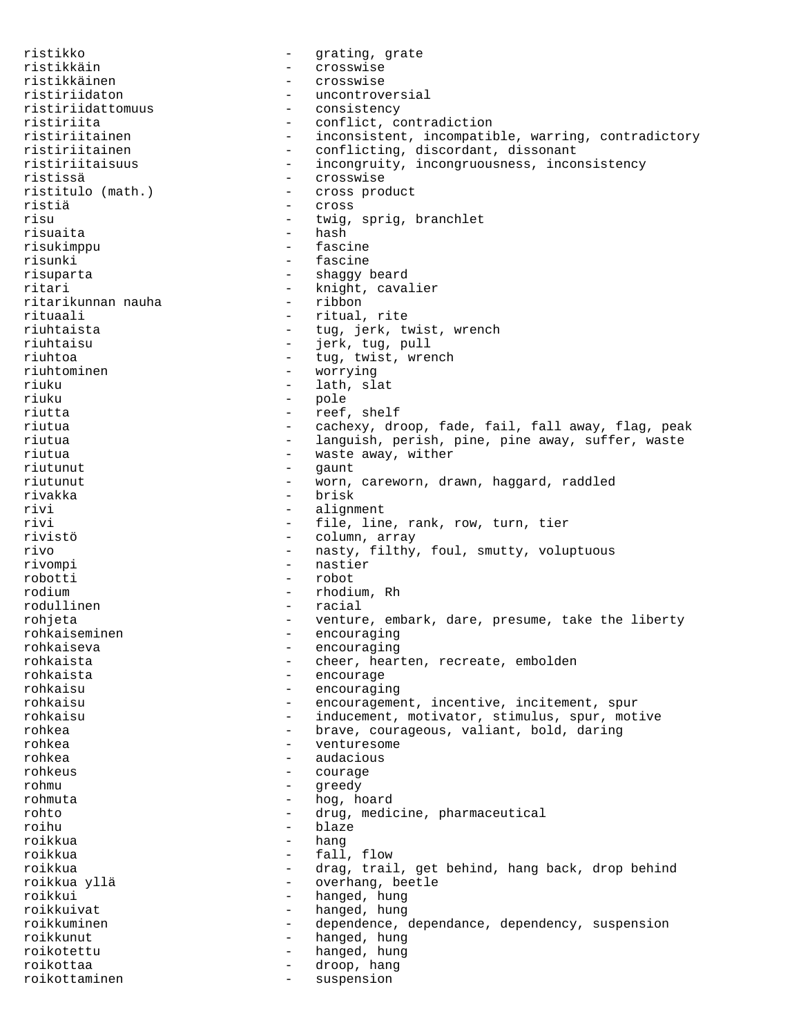ristikko - grating, grate
ristikkäin - crosswise
ristikkäinen - crosswise
ristiriidaton - uncontroversial
ristiriidattomuus - consistency
ristiriita - conflict, contradiction
ristiriitainen - inconsistent, incompatible, warring, contradictory
ristiriitainen - conflicting, discordant, dissonant
ristiriitaisuus - incongruity, incongruousness, inconsistency
ristissä - crosswise
ristitulo (math.) - cross product
ristiä - cross
risu - twig, sprig, branchlet
risuaita - hash
risukimppu - fascine
risunki - fascine
risuparta - shaggy beard
ritari - knight, cavalier
ritarikunnan nauha - ribbon
rituaali - ritual, rite
riuhtaista - tug, jerk, twist, wrench
riuhtaisu - jerk, tug, pull
riuhtoa - tug, twist, wrench
riuhtominen - worrying
riuku - lath, slat
riuku - pole
riutta - reef, shelf
riutua - cachexy, droop, fade, fail, fall away, flag, peak
riutua - languish, perish, pine, pine away, suffer, waste
riutua - waste away, wither
riutunut - gaunt
riutunut - worn, careworn, drawn, haggard, raddled
rivakka - brisk
rivi - alignment
rivi - file, line, rank, row, turn, tier
rivistö - column, array
rivo - nasty, filthy, foul, smutty, voluptuous
rivompi - nastier
robotti - robot
rodium - rhodium, Rh
rodullinen - racial
rohjeta - venture, embark, dare, presume, take the liberty
rohkaiseminen - encouraging
rohkaiseva - encouraging
rohkaista - cheer, hearten, recreate, embolden
rohkaista - encourage
rohkaisu - encouraging
rohkaisu - encouragement, incentive, incitement, spur
rohkaisu - inducement, motivator, stimulus, spur, motive
rohkea - brave, courageous, valiant, bold, daring
rohkea - venturesome
rohkea - audacious
rohkeus - courage
rohmu - greedy
rohmuta - hog, hoard
rohto - drug, medicine, pharmaceutical
roihu - blaze
roikkua - hang
roikkua - fall, flow
roikkua - drag, trail, get behind, hang back, drop behind
roikkua yllä - overhang, beetle
roikkui - hanged, hung
roikkuivat - hanged, hung
roikkuminen - dependence, dependance, dependency, suspension
roikkunut - hanged, hung
roikotettu - hanged, hung
roikottaa - droop, hang
roikottaminen - suspension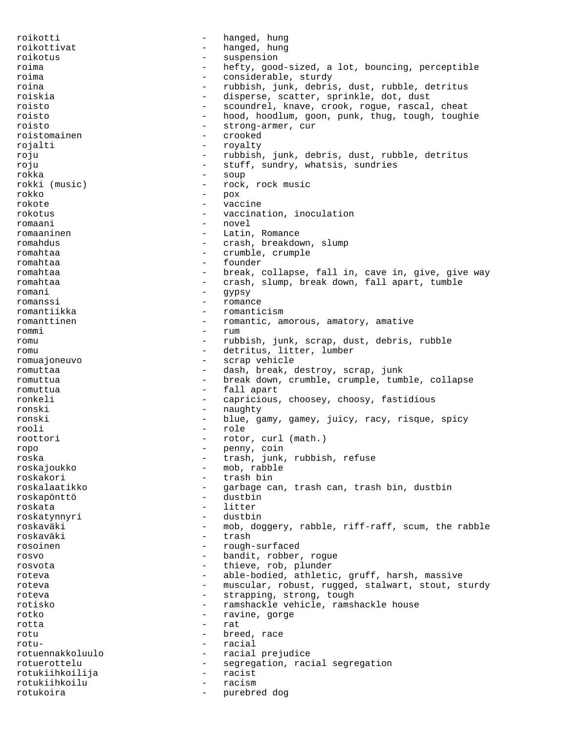roikotti - hanged, hung
roikottivat - hanged, hung
roikotus - suspension
roima - hefty, good-sized, a lot, bouncing, perceptible
roima - considerable, sturdy
roina - rubbish, junk, debris, dust, rubble, detritus
roiskia - disperse, scatter, sprinkle, dot, dust
roisto - scoundrel, knave, crook, rogue, rascal, cheat
roisto - hood, hoodlum, goon, punk, thug, tough, toughie
roisto - strong-armer, cur
roistomainen - crooked
rojalti - royalty
roju - rubbish, junk, debris, dust, rubble, detritus
roju - stuff, sundry, whatsis, sundries
rokka - soup
rokki (music) - rock, rock music
rokko - pox
rokote - vaccine
rokotus - vaccination, inoculation
romaani - novel
romaaninen - Latin, Romance
romahdus - crash, breakdown, slump
romahtaa - crumble, crumple
romahtaa - founder
romahtaa - break, collapse, fall in, cave in, give, give way
romahtaa - crash, slump, break down, fall apart, tumble
romani - gypsy
romanssi - romance
romantiikka - romanticism
romanttinen - romantic, amorous, amatory, amative
rommi - rum
romu - rubbish, junk, scrap, dust, debris, rubble
romu - detritus, litter, lumber
romuajoneuvo - scrap vehicle
romuttaa - dash, break, destroy, scrap, junk
romuttua - break down, crumble, crumple, tumble, collapse
romuttua - fall apart
ronkeli - capricious, choosey, choosy, fastidious
ronski - naughty
ronski - blue, gamy, gamey, juicy, racy, risque, spicy
rooli - role
roottori - rotor, curl (math.)
ropo - penny, coin
roska - trash, junk, rubbish, refuse
roskajoukko - mob, rabble
roskakori - trash bin
roskalaatikko - garbage can, trash can, trash bin, dustbin
roskapönttö - dustbin
roskata - litter
roskatynnyri - dustbin
roskaväki - mob, doggery, rabble, riff-raff, scum, the rabble
roskaväki - trash
rosoinen - rough-surfaced
rosvo - bandit, robber, rogue
rosvota - thieve, rob, plunder
roteva - able-bodied, athletic, gruff, harsh, massive
roteva - muscular, robust, rugged, stalwart, stout, sturdy
roteva - strapping, strong, tough
rotisko - ramshackle vehicle, ramshackle house
rotko - ravine, gorge
rotta - rat
rotu - breed, race
rotu- - racial
rotuennakkoluulo - racial prejudice
rotuerottelu - segregation, racial segregation
rotukiihkoilija - racist
rotukiihkoilu - racism
rotukoira - purebred dog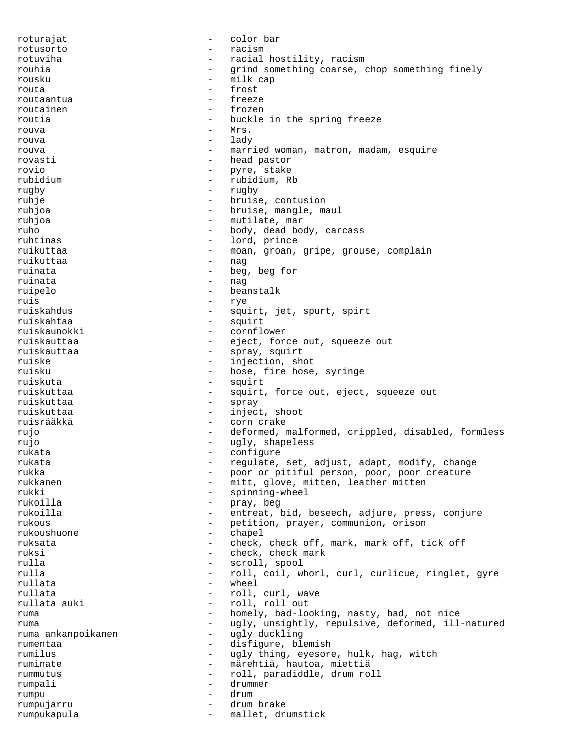roturajat - color bar
rotusorto - racism
rotuviha - racial hostility, racism
rouhia - grind something coarse, chop something finely
rousku - milk cap
routa - frost
routaantua - freeze
routainen - frozen
routia - buckle in the spring freeze
rouva - Mrs.
rouva - lady
rouva - married woman, matron, madam, esquire
rovasti - head pastor
rovio - pyre, stake
rubidium - rubidium, Rb
rugby - rugby
ruhje - bruise, contusion
ruhjoa - bruise, mangle, maul
ruhjoa - mutilate, mar
ruho - body, dead body, carcass
ruhtinas - lord, prince
ruikuttaa - moan, groan, gripe, grouse, complain
ruikuttaa - nag
ruinata - beg, beg for
ruinata - nag
ruipelo - beanstalk
ruis - rye
ruiskahdus - squirt, jet, spurt, spirt
ruiskahtaa - squirt
ruiskaunokki - cornflower
ruiskauttaa - eject, force out, squeeze out
ruiskauttaa - spray, squirt
ruiske - injection, shot
ruisku - hose, fire hose, syringe
ruiskuta - squirt
ruiskuttaa - squirt, force out, eject, squeeze out
ruiskuttaa - spray
ruiskuttaa - inject, shoot
ruisrääkkä - corn crake
rujo - deformed, malformed, crippled, disabled, formless
rujo - ugly, shapeless
rukata - configure
rukata - regulate, set, adjust, adapt, modify, change
rukka - poor or pitiful person, poor, poor creature
rukkanen - mitt, glove, mitten, leather mitten
rukki - spinning-wheel
rukoilla - pray, beg
rukoilla - entreat, bid, beseech, adjure, press, conjure
rukous - petition, prayer, communion, orison
rukoushuone - chapel
ruksata - check, check off, mark, mark off, tick off
ruksi - check, check mark
rulla - scroll, spool
rulla - roll, coil, whorl, curl, curlicue, ringlet, gyre
rullata - wheel
rullata - roll, curl, wave
rullata auki - roll, roll out
ruma - homely, bad-looking, nasty, bad, not nice
ruma - ugly, unsightly, repulsive, deformed, ill-natured
ruma ankanpoikanen - ugly duckling
rumentaa - disfigure, blemish
rumilus - ugly thing, eyesore, hulk, hag, witch
ruminate - märehtiä, hautoa, miettiä
rummutus - roll, paradiddle, drum roll
rumpali - drummer
rumpu - drum
rumpujarru - drum brake
rumpukapula - mallet, drumstick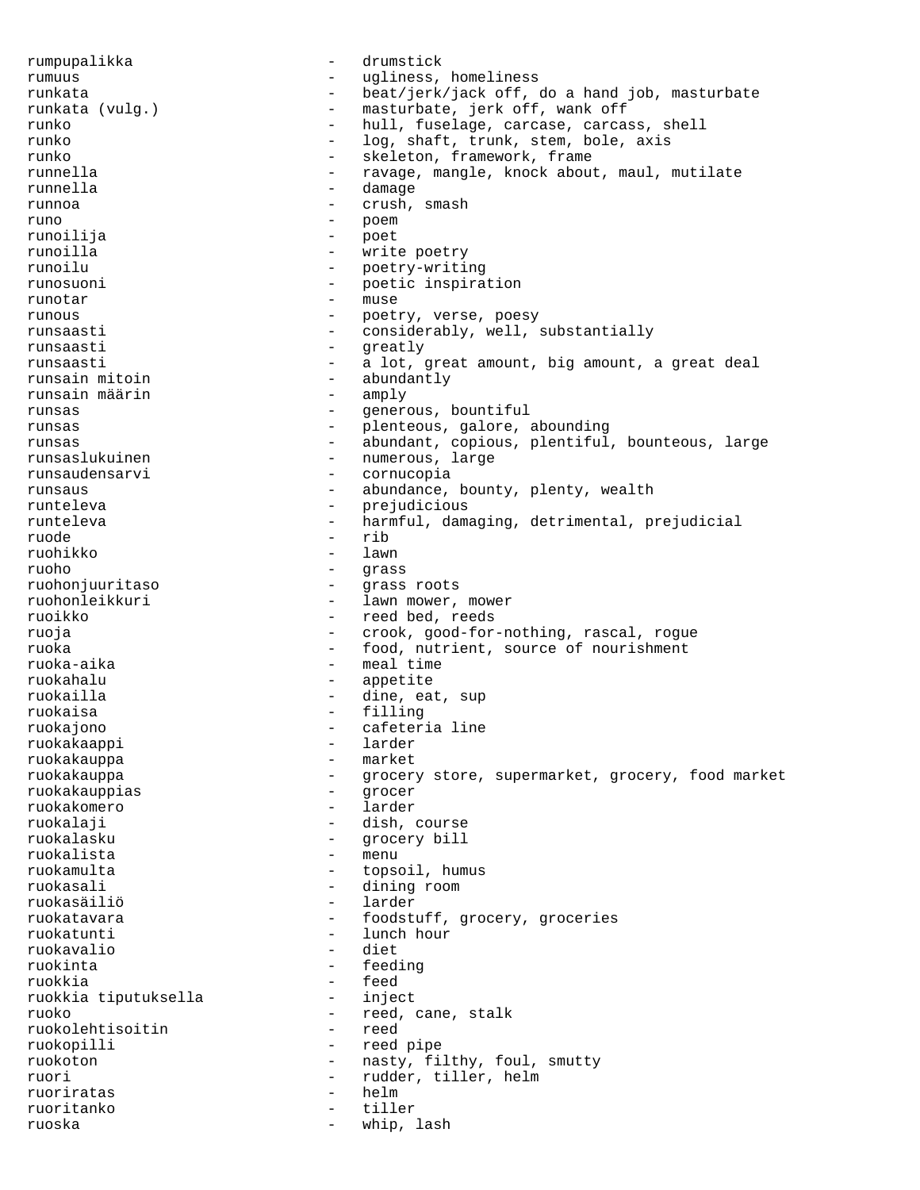rumpupalikka - drumstick
rumuus - ugliness, homeliness
runkata - beat/jerk/jack off, do a hand job, masturbate
runkata (vulg.) - masturbate, jerk off, wank off
runko - hull, fuselage, carcase, carcass, shell
runko - log, shaft, trunk, stem, bole, axis
runko - skeleton, framework, frame
runnella - ravage, mangle, knock about, maul, mutilate
runnella - damage
runnoa - crush, smash
runo - poem
runoilija - poet
runoilla - write poetry
runoilu - poetry-writing
runosuoni - poetic inspiration
runotar - muse
runous - poetry, verse, poesy
runsaasti - considerably, well, substantially
runsaasti - greatly
runsaasti - a lot, great amount, big amount, a great deal
runsain mitoin - abundantly
runsain määrin - amply
runsas - generous, bountiful
runsas - plenteous, galore, abounding
runsas - abundant, copious, plentiful, bounteous, large
runsaslukuinen - numerous, large
runsaudensarvi - cornucopia
runsaus - abundance, bounty, plenty, wealth
runteleva - prejudicious
runteleva - harmful, damaging, detrimental, prejudicial
ruode - rib
ruohikko - lawn
ruoho - grass
ruohonjuuritaso - grass roots
ruohonleikkuri - lawn mower, mower
ruoikko - reed bed, reeds
ruoja - crook, good-for-nothing, rascal, rogue
ruoka - food, nutrient, source of nourishment
ruoka-aika - meal time
ruokahalu - appetite
ruokailla - dine, eat, sup
ruokaisa - filling
ruokajono - cafeteria line
ruokakaappi - larder
ruokakauppa - market
ruokakauppa - grocery store, supermarket, grocery, food market
ruokakauppias - grocer
ruokakomero - larder
ruokalaji - dish, course
ruokalasku - grocery bill
ruokalista - menu
ruokamulta - topsoil, humus
ruokasali - dining room
ruokasäiliö - larder
ruokatavara - foodstuff, grocery, groceries
ruokatunti - lunch hour
ruokavalio - diet
ruokinta - feeding
ruokkia - feed
ruokkia tiputuksella - inject
ruoko - reed, cane, stalk
ruokolehtisoitin - reed
ruokopilli - reed pipe
ruokoton - nasty, filthy, foul, smutty
ruori - rudder, tiller, helm
ruoriratas - helm
ruoritanko - tiller
ruoska - whip, lash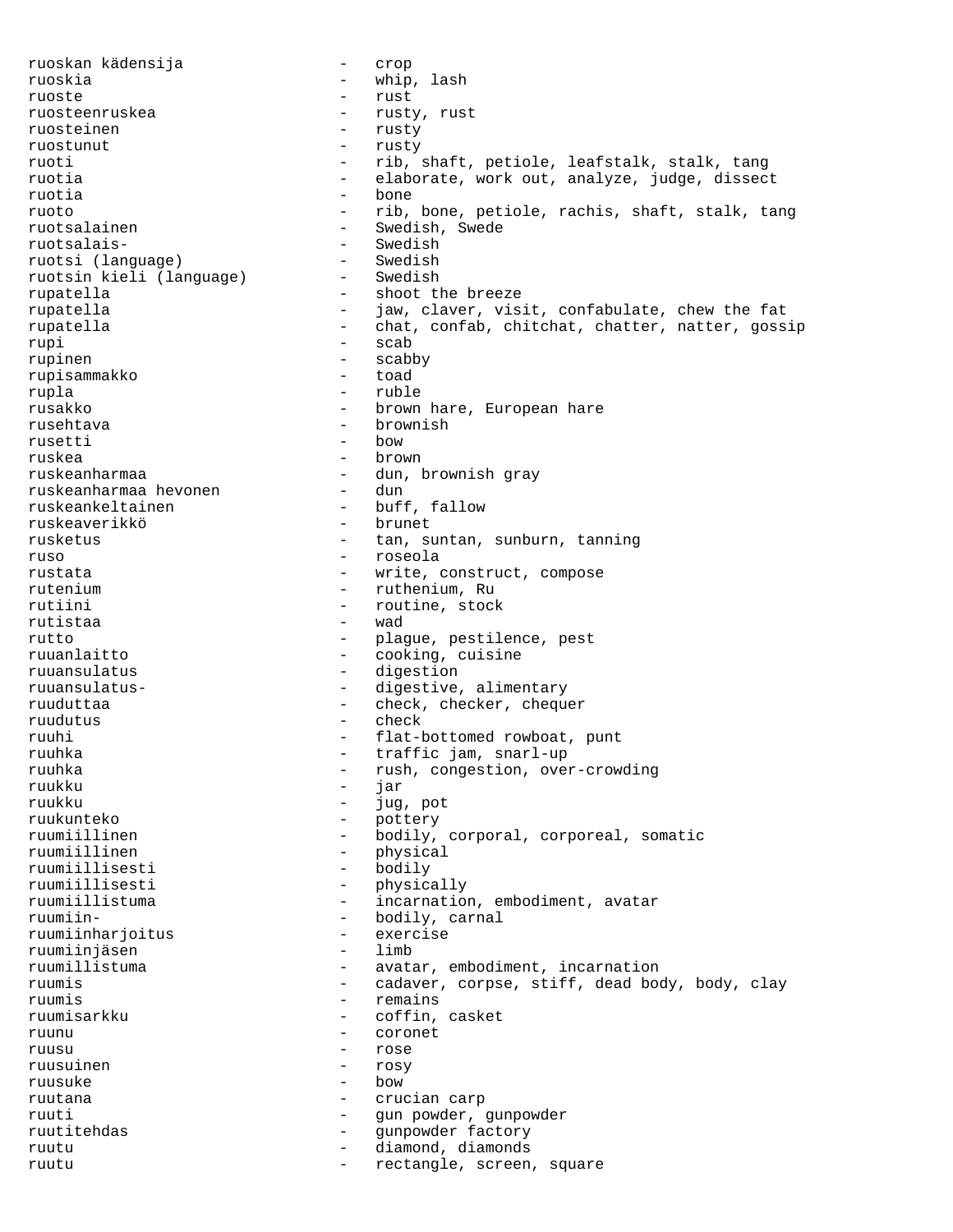ruoskan kädensija - crop
ruoskia - whip, lash
ruoste - rust
ruosteenruskea - rusty, rust
ruosteinen - rusty
ruostunut - rusty
ruoti - rib, shaft, petiole, leafstalk, stalk, tang
ruotia - elaborate, work out, analyze, judge, dissect
ruotia - bone
ruoto - rib, bone, petiole, rachis, shaft, stalk, tang
ruotsalainen - Swedish, Swede
ruotsalais- - Swedish
ruotsi (language) - Swedish
ruotsin kieli (language) - Swedish
rupatella - shoot the breeze
rupatella - jaw, claver, visit, confabulate, chew the fat
rupatella - chat, confab, chitchat, chatter, natter, gossip
rupi - scab
rupinen - scabby
rupisammakko - toad
rupla - ruble
rusakko - brown hare, European hare
rusehtava - brownish
rusetti - bow
ruskea - brown
ruskeanharmaa - dun, brownish gray
ruskeanharmaa hevonen - dun
ruskeankeltainen - buff, fallow
ruskeaverikkö - brunet
rusketus - tan, suntan, sunburn, tanning
ruso - roseola
rustata - write, construct, compose
rutenium - ruthenium, Ru
rutiini - routine, stock
rutistaa - wad
rutto - plague, pestilence, pest
ruuanlaitto - cooking, cuisine
ruuansulatus - digestion
ruuansulatus- - digestive, alimentary
ruuduttaa - check, checker, chequer
ruudutus - check
ruuhi - flat-bottomed rowboat, punt
ruuhka - traffic jam, snarl-up
ruuhka - rush, congestion, over-crowding
ruukku - jar
ruukku - jug, pot
ruukunteko - pottery
ruumiillinen - bodily, corporal, corporeal, somatic
ruumiillinen - physical
ruumiillisesti - bodily
ruumiillisesti - physically
ruumiillistuma - incarnation, embodiment, avatar
ruumiin- - bodily, carnal
ruumiinharjoitus - exercise
ruumiinjäsen - limb
ruumillistuma - avatar, embodiment, incarnation
ruumis - cadaver, corpse, stiff, dead body, body, clay
ruumis - remains
ruumisarkku - coffin, casket
ruunu - coronet
ruusu - rose
ruusuinen - rosy
ruusuke - bow
ruutana - crucian carp
ruuti - gun powder, gunpowder
ruutitehdas - gunpowder factory
ruutu - diamond, diamonds
ruutu - rectangle, screen, square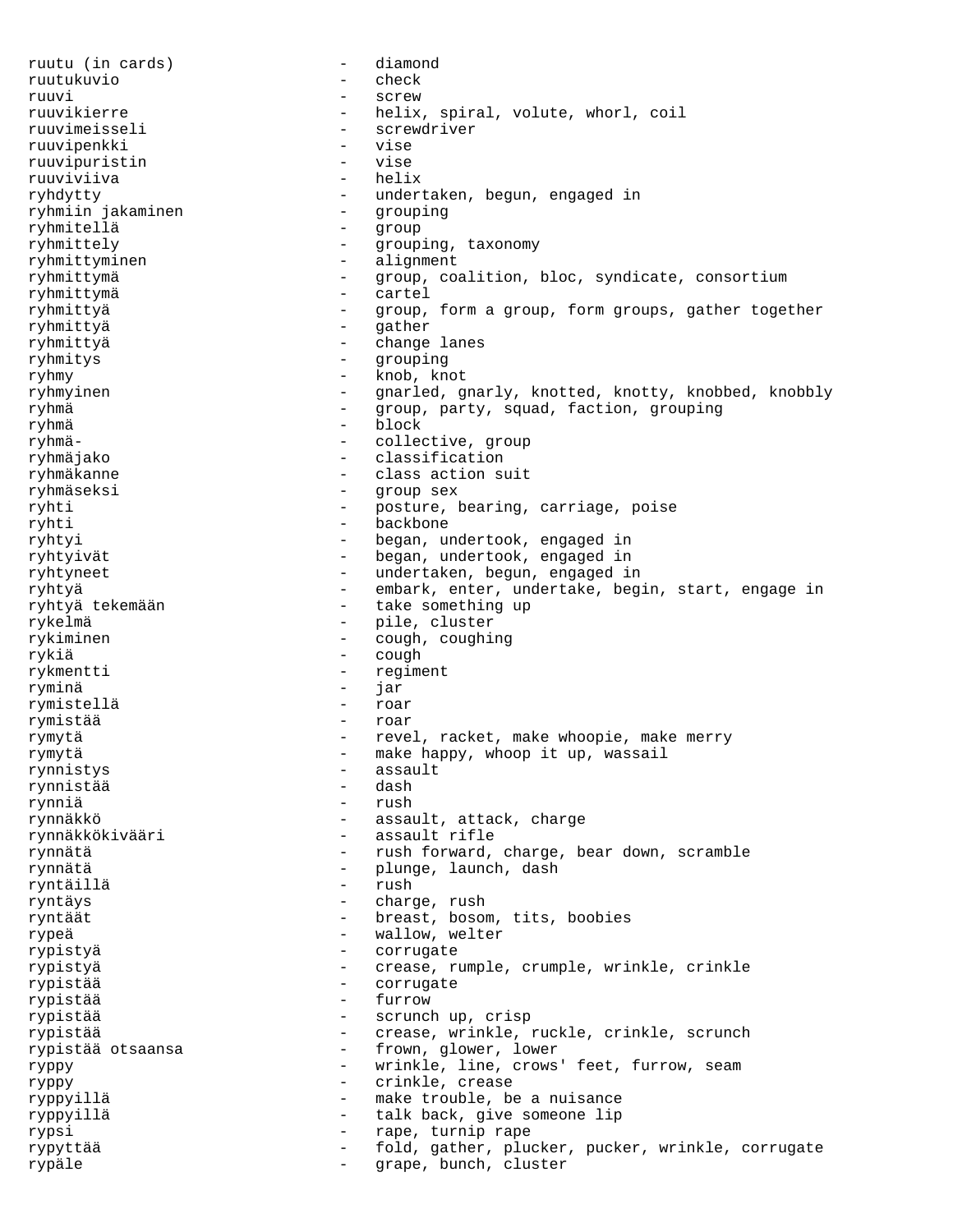ruutu (in cards) - diamond
ruutukuvio - check
ruuvi - screw
ruuvikierre - helix, spiral, volute, whorl, coil
ruuvimeisseli - screwdriver
ruuvipenkki - vise
ruuvipuristin - vise
ruuviviiva - helix
ryhdytty - undertaken, begun, engaged in
ryhmiin jakaminen - grouping
ryhmitellä - group
ryhmittely - grouping, taxonomy
ryhmittyminen - alignment
ryhmittymä - group, coalition, bloc, syndicate, consortium
ryhmittymä - cartel
ryhmittyä - group, form a group, form groups, gather together
ryhmittyä - gather
ryhmittyä - change lanes
ryhmitys - grouping
ryhmy - knob, knot
ryhmyinen - gnarled, gnarly, knotted, knotty, knobbed, knobbly
ryhmä - group, party, squad, faction, grouping
ryhmä - block
ryhmä- - collective, group
ryhmäjako - classification
ryhmäkanne - class action suit
ryhmäseksi - group sex
ryhti - posture, bearing, carriage, poise
ryhti - backbone
ryhtyi - began, undertook, engaged in
ryhtyivät - began, undertook, engaged in
ryhtyneet - undertaken, begun, engaged in
ryhtyä - embark, enter, undertake, begin, start, engage in
ryhtyä tekemään - take something up
rykelmä - pile, cluster
rykiminen - cough, coughing
rykiä - cough
rykmentti - regiment
ryminä - jar
rymistellä - roar
rymistää - roar
rymytä - revel, racket, make whoopie, make merry
rymytä - make happy, whoop it up, wassail
rynnistys - assault
rynnistää - dash
rynniä - rush
rynnäkkö - assault, attack, charge
rynnäkkökivääri - assault rifle
rynnätä - rush forward, charge, bear down, scramble
rynnätä - plunge, launch, dash
ryntäillä - rush
ryntäys - charge, rush
ryntäät - breast, bosom, tits, boobies
rypeä - wallow, welter
rypistyä - corrugate
rypistyä - crease, rumple, crumple, wrinkle, crinkle
rypistää - corrugate
rypistää - furrow
rypistää - scrunch up, crisp
rypistää - crease, wrinkle, ruckle, crinkle, scrunch
rypistää otsaansa - frown, glower, lower
ryppy - wrinkle, line, crows' feet, furrow, seam
ryppy - crinkle, crease
ryppyillä - make trouble, be a nuisance
ryppyillä - talk back, give someone lip
rypsi - rape, turnip rape
rypyttää - fold, gather, plucker, pucker, wrinkle, corrugate
rypäle - grape, bunch, cluster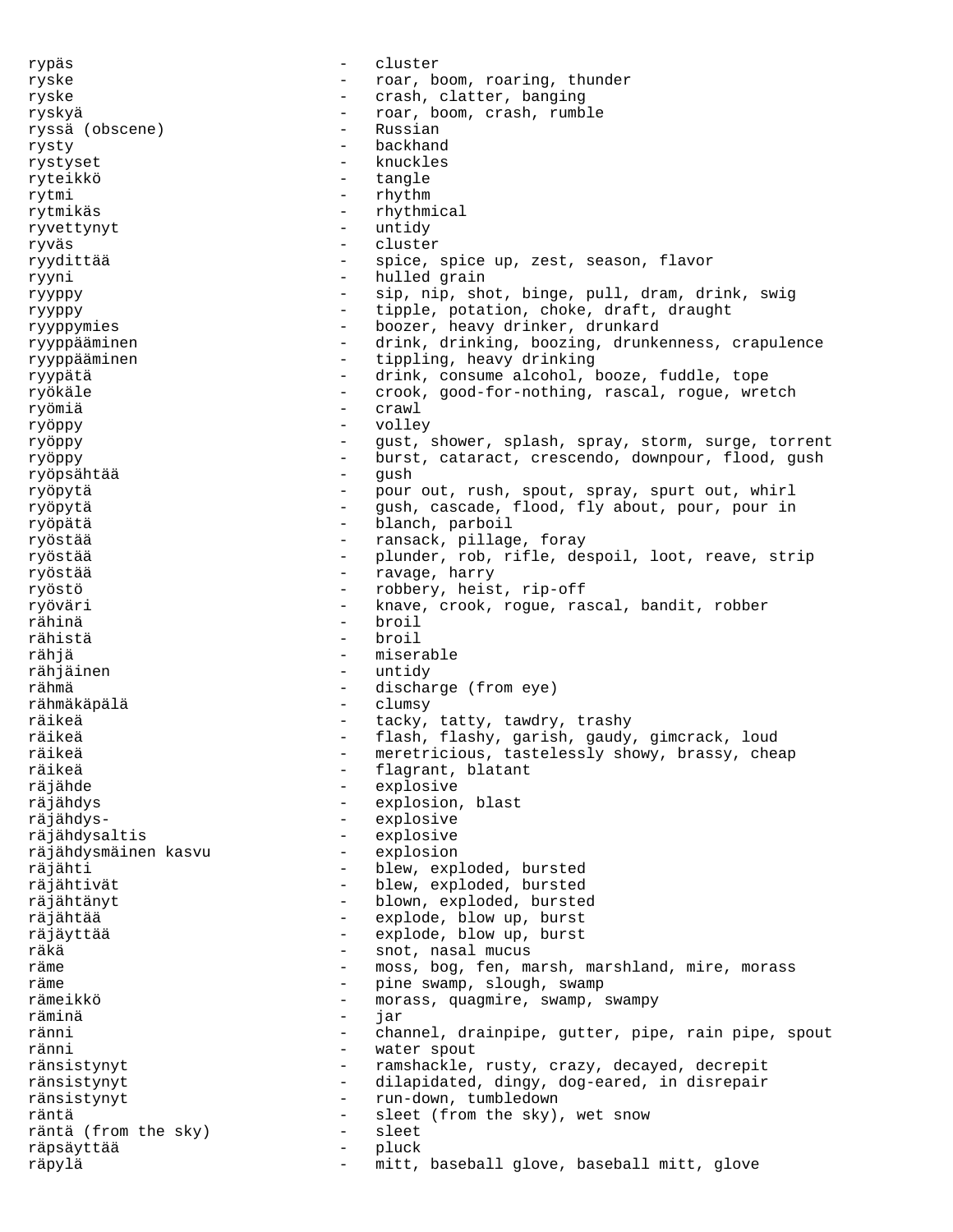rypäs - cluster
ryske - roar, boom, roaring, thunder
ryske - crash, clatter, banging
ryskyä - roar, boom, crash, rumble
ryssä (obscene) - Russian
rysty - backhand
rystyset - knuckles
ryteikkö - tangle
rytmi - rhythm
rytmikäs - rhythmical
ryvettynyt - untidy
ryväs - cluster
ryydittää - spice, spice up, zest, season, flavor
ryyni - hulled grain
ryyppy - sip, nip, shot, binge, pull, dram, drink, swig
ryyppy - tipple, potation, choke, draft, draught
ryyppymies - boozer, heavy drinker, drunkard
ryyppääminen - drink, drinking, boozing, drunkenness, crapulence
ryyppääminen - tippling, heavy drinking
ryypätä - drink, consume alcohol, booze, fuddle, tope
ryökäle - crook, good-for-nothing, rascal, rogue, wretch
ryömiä - crawl
ryöppy - volley
ryöppy - gust, shower, splash, spray, storm, surge, torrent
ryöppy - burst, cataract, crescendo, downpour, flood, gush
ryöpsähtää - gush
ryöpytä - pour out, rush, spout, spray, spurt out, whirl
ryöpytä - gush, cascade, flood, fly about, pour, pour in
ryöpätä - blanch, parboil
ryöstää - ransack, pillage, foray
ryöstää - plunder, rob, rifle, despoil, loot, reave, strip
ryöstää - ravage, harry
ryöstö - robbery, heist, rip-off
ryöväri - knave, crook, rogue, rascal, bandit, robber
rähinä - broil
rähistä - broil
rähjä - miserable
rähjäinen - untidy
rähmä - discharge (from eye)
rähmäkäpälä - clumsy
räikeä - tacky, tatty, tawdry, trashy
räikeä - flash, flashy, garish, gaudy, gimcrack, loud
räikeä - meretricious, tastelessly showy, brassy, cheap
räikeä - flagrant, blatant
räjähde - explosive
räjähdys - explosion, blast
räjähdys- - explosive
räjähdysaltis - explosive
räjähdysmäinen kasvu - explosion
räjähti - blew, exploded, bursted
räjähtivät - blew, exploded, bursted
räjähtänyt - blown, exploded, bursted
räjähtää - explode, blow up, burst
räjäyttää - explode, blow up, burst
räkä - snot, nasal mucus
räme - moss, bog, fen, marsh, marshland, mire, morass
räme - pine swamp, slough, swamp
rämeikkö - morass, quagmire, swamp, swampy
räminä - jar
ränni - channel, drainpipe, gutter, pipe, rain pipe, spout
ränni - water spout
ränsistynyt - ramshackle, rusty, crazy, decayed, decrepit
ränsistynyt - dilapidated, dingy, dog-eared, in disrepair
ränsistynyt - run-down, tumbledown
räntä - sleet (from the sky), wet snow
räntä (from the sky) - sleet
räpsäyttää - pluck
räpylä - mitt, baseball glove, baseball mitt, glove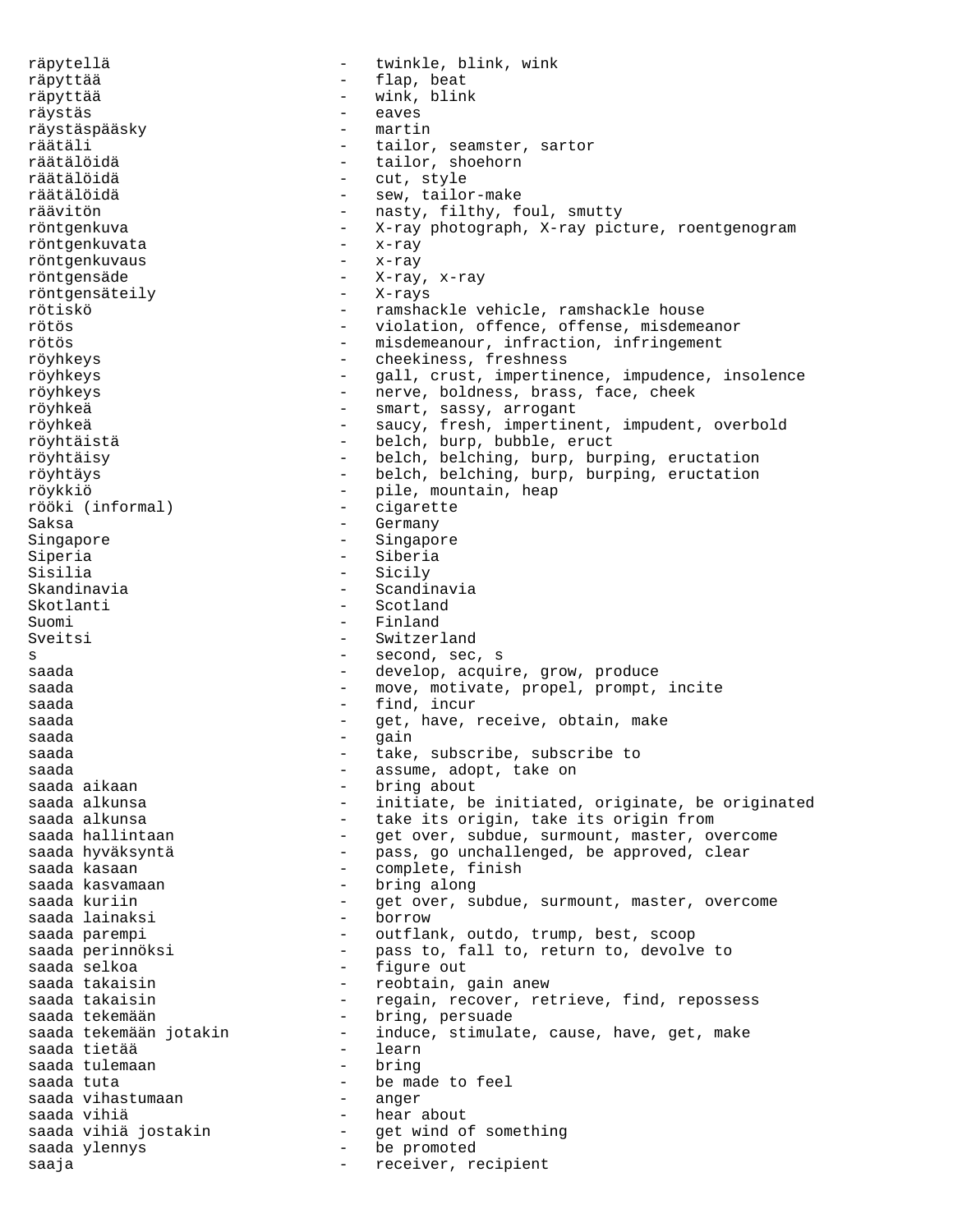räpytellä - twinkle, blink, wink
räpyttää - flap, beat
räpyttää - wink, blink
räystäs - eaves
räystäspääsky - martin
räätäli - tailor, seamster, sartor
räätälöidä - tailor, shoehorn
räätälöidä - cut, style
räätälöidä - sew, tailor-make
räävitön - nasty, filthy, foul, smutty
röntgenkuva - X-ray photograph, X-ray picture, roentgenogram
röntgenkuvata - x-ray
röntgenkuvaus - x-ray
röntgensäde - X-ray, x-ray
röntgensäteily - X-rays
rötiskö - ramshackle vehicle, ramshackle house
rötös - violation, offence, offense, misdemeanor
rötös - misdemeanour, infraction, infringement
röyhkeys - cheekiness, freshness
röyhkeys - gall, crust, impertinence, impudence, insolence
röyhkeys - nerve, boldness, brass, face, cheek
röyhkeä - smart, sassy, arrogant
röyhkeä - saucy, fresh, impertinent, impudent, overbold
röyhtäistä - belch, burp, bubble, eruct
röyhtäisy - belch, belching, burp, burping, eructation
röyhtäys - belch, belching, burp, burping, eructation
röykkiö - pile, mountain, heap
rööki (informal) - cigarette
Saksa - Germany
Singapore - Singapore
Siperia - Siberia
Sisilia - Sicily
Skandinavia - Scandinavia
Skotlanti - Scotland
Suomi - Finland
Sveitsi - Switzerland
s - second, sec, s
saada - develop, acquire, grow, produce
saada - move, motivate, propel, prompt, incite
saada - find, incur
saada - get, have, receive, obtain, make
saada - gain
saada - take, subscribe, subscribe to
saada - assume, adopt, take on
saada aikaan - bring about
saada alkunsa - initiate, be initiated, originate, be originated
saada alkunsa - take its origin, take its origin from
saada hallintaan - get over, subdue, surmount, master, overcome
saada hyväksyntä - pass, go unchallenged, be approved, clear
saada kasaan - complete, finish
saada kasvamaan - bring along
saada kuriin - get over, subdue, surmount, master, overcome
saada lainaksi - borrow
saada parempi - outflank, outdo, trump, best, scoop
saada perinnöksi - pass to, fall to, return to, devolve to
saada selkoa - figure out
saada takaisin - reobtain, gain anew
saada takaisin - regain, recover, retrieve, find, repossess
saada tekemään - bring, persuade
saada tekemään jotakin - induce, stimulate, cause, have, get, make
saada tietää - learn
saada tulemaan - bring
saada tuta - be made to feel
saada vihastumaan - anger
saada vihiä - hear about
saada vihiä jostakin - get wind of something
saada ylennys - be promoted
saaja - receiver, recipient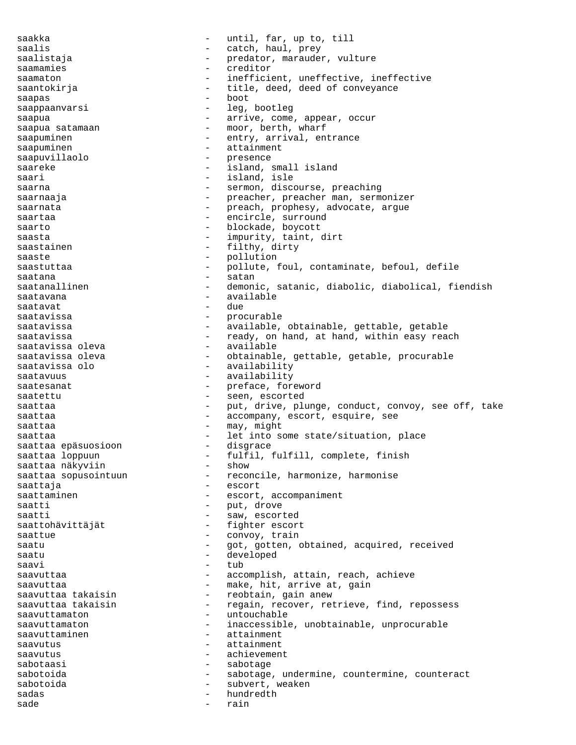saakka - until, far, up to, till
saalis - catch, haul, prey
saalistaja - predator, marauder, vulture
saamamies - creditor
saamaton - inefficient, uneffective, ineffective
saantokirja - title, deed, deed of conveyance
saapas - boot
saappaanvarsi - leg, bootleg
saapua - arrive, come, appear, occur
saapua satamaan - moor, berth, wharf
saapuminen - entry, arrival, entrance
saapuminen - attainment
saapuvillaolo - presence
saareke - island, small island
saari - island, isle
saarna - sermon, discourse, preaching
saarnaaja - preacher, preacher man, sermonizer
saarnata - preach, prophesy, advocate, argue
saartaa - encircle, surround
saarto - blockade, boycott
saasta - impurity, taint, dirt
saastainen - filthy, dirty
saaste - pollution
saastuttaa - pollute, foul, contaminate, befoul, defile
saatana - satan
saatanallinen - demonic, satanic, diabolic, diabolical, fiendish
saatavana - available
saatavat - due
saatavissa - procurable
saatavissa - available, obtainable, gettable, getable
saatavissa - ready, on hand, at hand, within easy reach
saatavissa oleva - available
saatavissa oleva - obtainable, gettable, getable, procurable
saatavissa olo - availability
saatavuus - availability
saatesanat - preface, foreword
saatettu - seen, escorted
saattaa - put, drive, plunge, conduct, convoy, see off, take
saattaa - accompany, escort, esquire, see
saattaa - may, might
saattaa - let into some state/situation, place
saattaa epäsuosioon - disgrace
saattaa loppuun - fulfil, fulfill, complete, finish
saattaa näkyviin - show
saattaa sopusointuun - reconcile, harmonize, harmonise
saattaja - escort
saattaminen - escort, accompaniment
saatti - put, drove
saatti - saw, escorted
saattohävittäjät - fighter escort
saattue - convoy, train
saatu - got, gotten, obtained, acquired, received
saatu - developed
saavi - tub
saavuttaa - accomplish, attain, reach, achieve
saavuttaa - make, hit, arrive at, gain
saavuttaa takaisin - reobtain, gain anew
saavuttaa takaisin - regain, recover, retrieve, find, repossess
saavuttamaton - untouchable
saavuttamaton - inaccessible, unobtainable, unprocurable
saavuttaminen - attainment
saavutus - attainment
saavutus - achievement
sabotaasi - sabotage
sabotoida - sabotage, undermine, countermine, counteract
sabotoida - subvert, weaken
sadas - hundredth
sade - rain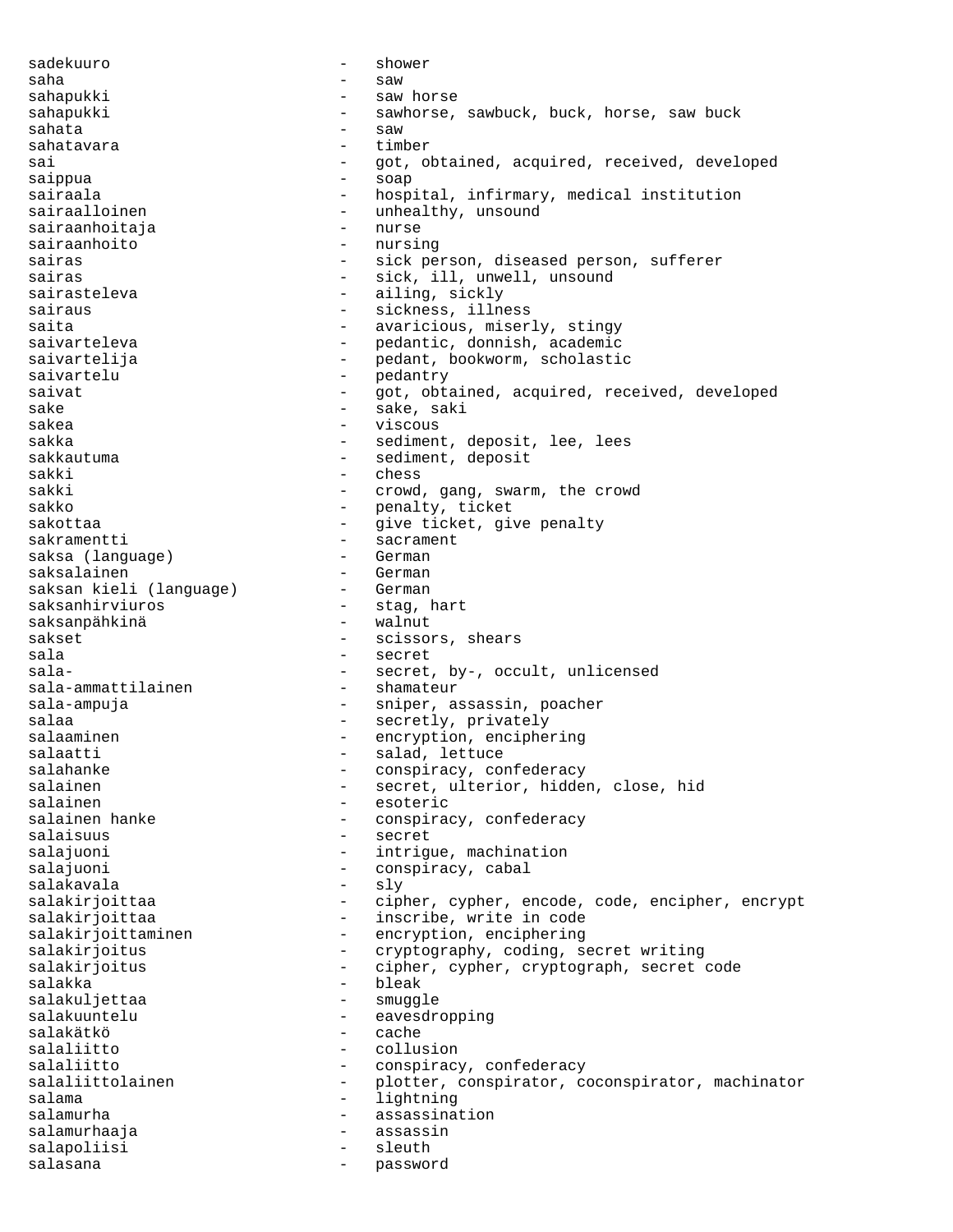sadekuuro - shower
saha - saw
sahapukki - saw horse
sahapukki - sawhorse, sawbuck, buck, horse, saw buck
sahata - saw
sahatavara - timber
sai - got, obtained, acquired, received, developed
saippua - soap
sairaala - hospital, infirmary, medical institution
sairaalloinen - unhealthy, unsound
sairaanhoitaja - nurse
sairaanhoito - nursing
sairas - sick person, diseased person, sufferer
sairas - sick, ill, unwell, unsound
sairasteleva - ailing, sickly
sairaus - sickness, illness
saita - avaricious, miserly, stingy
saivarteleva - pedantic, donnish, academic
saivartelija - pedant, bookworm, scholastic
saivartelu - pedantry
saivat - got, obtained, acquired, received, developed
sake - sake, saki
sakea - viscous
sakka - sediment, deposit, lee, lees
sakkautuma - sediment, deposit
sakki - chess
sakki - crowd, gang, swarm, the crowd
sakko - penalty, ticket
sakottaa - give ticket, give penalty
sakramentti - sacrament
saksa (language) - German
saksalainen - German
saksan kieli (language) - German
saksanhirviuros - stag, hart
saksanpähkinä - walnut
sakset - scissors, shears
sala - secret
sala- - secret, by-, occult, unlicensed
sala-ammattilainen - shamateur
sala-ampuja - sniper, assassin, poacher
salaa - secretly, privately
salaaminen - encryption, enciphering
salaatti - salad, lettuce
salahanke - conspiracy, confederacy
salainen - secret, ulterior, hidden, close, hid
salainen - esoteric
salainen hanke - conspiracy, confederacy
salaisuus - secret
salajuoni - intrigue, machination
salajuoni - conspiracy, cabal
salakavala - sly
salakirjoittaa - cipher, cypher, encode, code, encipher, encrypt
salakirjoittaa - inscribe, write in code
salakirjoittaminen - encryption, enciphering
salakirjoitus - cryptography, coding, secret writing
salakirjoitus - cipher, cypher, cryptograph, secret code
salakka - bleak
salakuljettaa - smuggle
salakuuntelu - eavesdropping
salakätkö - cache
salaliitto - collusion
salaliitto - conspiracy, confederacy
salaliittolainen - plotter, conspirator, coconspirator, machinator
salama - lightning
salamurha - assassination
salamurhaaja - assassin
salapoliisi - sleuth
salasana - password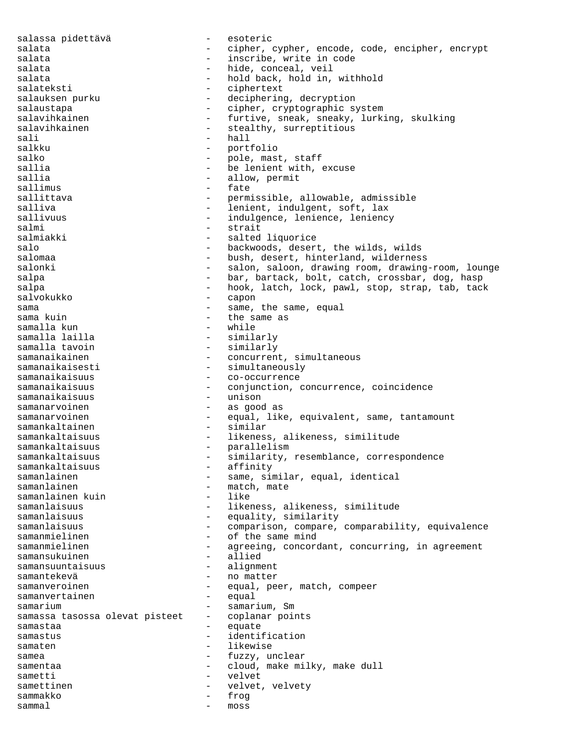salassa pidettävä - esoteric
salata - cipher, cypher, encode, code, encipher, encrypt
salata - inscribe, write in code
salata - hide, conceal, veil
salata - hold back, hold in, withhold
salateksti - ciphertext
salauksen purku - deciphering, decryption
salaustapa - cipher, cryptographic system
salavihkainen - furtive, sneak, sneaky, lurking, skulking
salavihkainen - stealthy, surreptitious
sali - hall
salkku - portfolio
salko - pole, mast, staff
sallia - be lenient with, excuse
sallia - allow, permit
sallimus - fate
sallittava - permissible, allowable, admissible
salliva - lenient, indulgent, soft, lax
sallivuus - indulgence, lenience, leniency
salmi - strait
salmiakki - salted liquorice
salo - backwoods, desert, the wilds, wilds
salomaa - bush, desert, hinterland, wilderness
salonki - salon, saloon, drawing room, drawing-room, lounge
salpa - bar, bartack, bolt, catch, crossbar, dog, hasp
salpa - hook, latch, lock, pawl, stop, strap, tab, tack
salvokukko - capon
sama - same, the same, equal
sama kuin - the same as
samalla kun - while
samalla lailla - similarly
samalla tavoin - similarly
samanaikainen - concurrent, simultaneous
samanaikaisesti - simultaneously
samanaikaisuus - co-occurrence
samanaikaisuus - conjunction, concurrence, coincidence
samanaikaisuus - unison
samanarvoinen - as good as
samanarvoinen - equal, like, equivalent, same, tantamount
samankaltainen - similar
samankaltaisuus - likeness, alikeness, similitude
samankaltaisuus - parallelism
samankaltaisuus - similarity, resemblance, correspondence
samankaltaisuus - affinity
samanlainen - same, similar, equal, identical
samanlainen - match, mate
samanlainen kuin - like
samanlaisuus - likeness, alikeness, similitude
samanlaisuus - equality, similarity
samanlaisuus - comparison, compare, comparability, equivalence
samanmielinen - of the same mind
samanmielinen - agreeing, concordant, concurring, in agreement
samansukuinen - allied
samansuuntaisuus - alignment
samantekevä - no matter
samanveroinen - equal, peer, match, compeer
samanvertainen - equal
samarium - samarium, Sm
samassa tasossa olevat pisteet - coplanar points
samastaa - equate
samastus - identification
samaten - likewise
samea - fuzzy, unclear
samentaa - cloud, make milky, make dull
sametti - velvet
samettinen - velvet, velvety
sammakko - frog
sammal - moss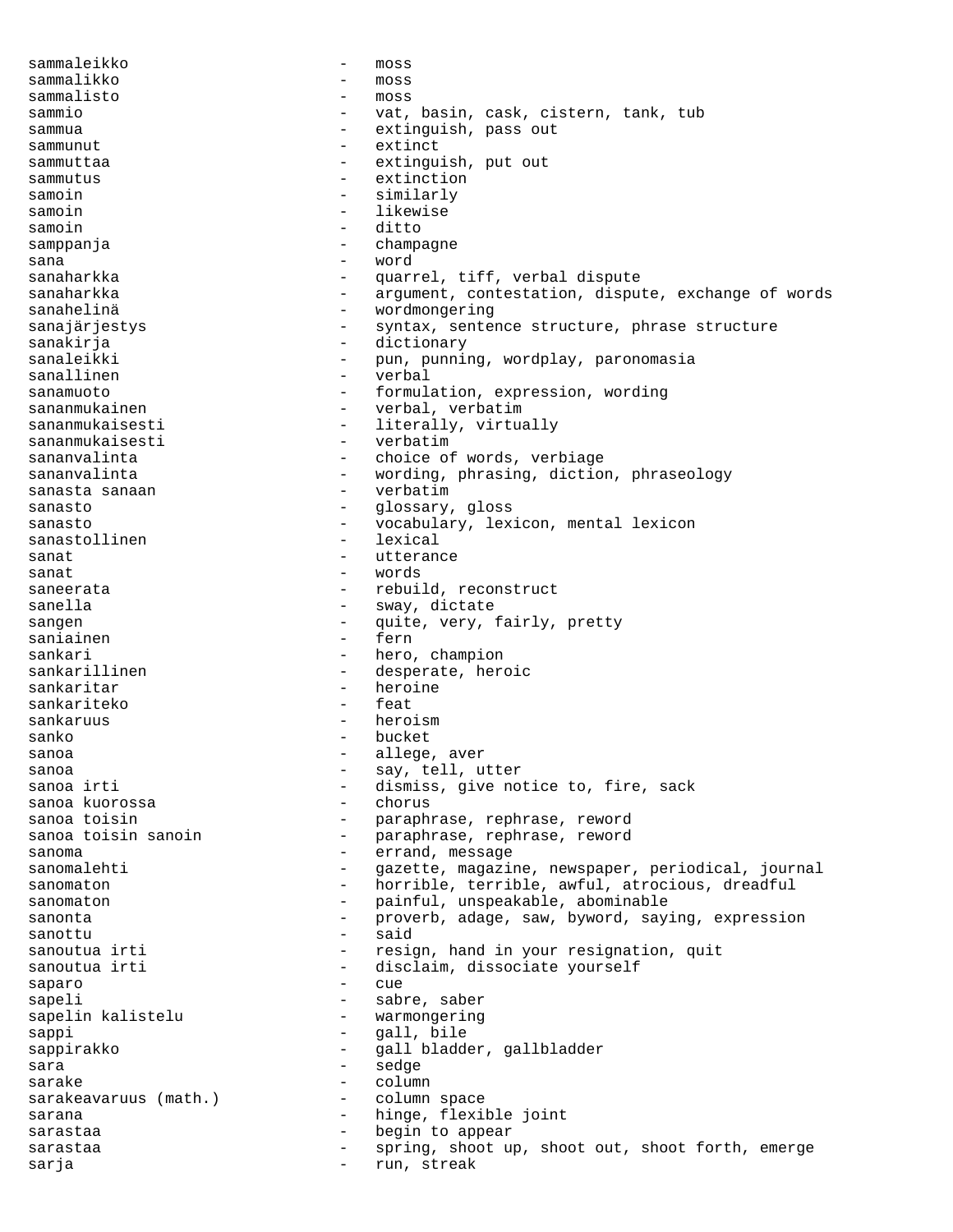sammaleikko - moss
sammalikko - moss
sammalisto - moss
sammio - vat, basin, cask, cistern, tank, tub
sammua - extinguish, pass out
sammunut - extinct
sammuttaa - extinguish, put out
sammutus - extinction
samoin - similarly
samoin - likewise
samoin - ditto
samppanja - champagne
sana - word
sanaharkka - quarrel, tiff, verbal dispute
sanaharkka - argument, contestation, dispute, exchange of words
sanahelinä - wordmongering
sanajärjestys - syntax, sentence structure, phrase structure
sanakirja - dictionary
sanaleikki - pun, punning, wordplay, paronomasia
sanallinen - verbal
sanamuoto - formulation, expression, wording
sananmukainen - verbal, verbatim
sananmukaisesti - literally, virtually
sananmukaisesti - verbatim
sananvalinta - choice of words, verbiage
sananvalinta - wording, phrasing, diction, phraseology
sanasta sanaan - verbatim
sanasto - glossary, gloss
sanasto - vocabulary, lexicon, mental lexicon
sanastollinen - lexical
sanat - utterance
sanat - words
saneerata - rebuild, reconstruct
sanella - sway, dictate
sangen - quite, very, fairly, pretty
saniainen - fern
sankari - hero, champion
sankarillinen - desperate, heroic
sankaritar - heroine
sankariteko - feat
sankaruus - heroism
sanko - bucket
sanoa - allege, aver
sanoa - say, tell, utter
sanoa irti - dismiss, give notice to, fire, sack
sanoa kuorossa - chorus
sanoa toisin - paraphrase, rephrase, reword
sanoa toisin sanoin - paraphrase, rephrase, reword
sanoma - errand, message
sanomalehti - gazette, magazine, newspaper, periodical, journal
sanomaton - horrible, terrible, awful, atrocious, dreadful
sanomaton - painful, unspeakable, abominable
sanonta - proverb, adage, saw, byword, saying, expression
sanottu - said
sanoutua irti - resign, hand in your resignation, quit
sanoutua irti - disclaim, dissociate yourself
saparo - cue
sapeli - sabre, saber
sapelin kalistelu - warmongering
sappi - gall, bile
sappirakko - gall bladder, gallbladder
sara - sedge
sarake - column
sarakeavaruus (math.) - column space
sarana - hinge, flexible joint
sarastaa - begin to appear
sarastaa - spring, shoot up, shoot out, shoot forth, emerge
sarja - run, streak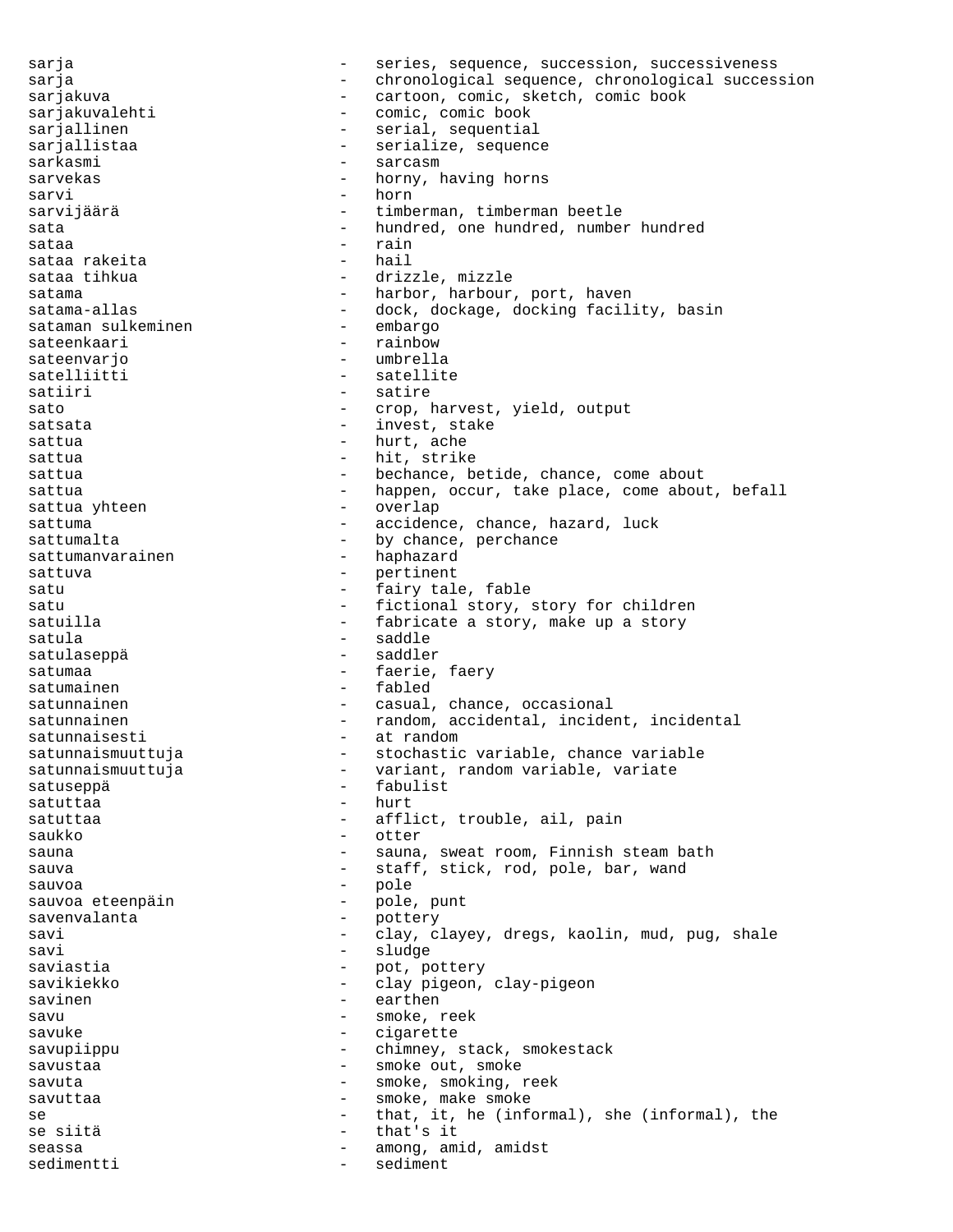sarja - series, sequence, succession, successiveness
sarja - chronological sequence, chronological succession
sarjakuva - cartoon, comic, sketch, comic book
sarjakuvalehti - comic, comic book
sarjallinen - serial, sequential
sarjallistaa - serialize, sequence
sarkasmi - sarcasm
sarvekas - horny, having horns
sarvi - horn
sarvijäärä - timberman, timberman beetle
sata - hundred, one hundred, number hundred
sataa - rain
sataa rakeita - hail
sataa tihkua - drizzle, mizzle
satama - harbor, harbour, port, haven
satama-allas - dock, dockage, docking facility, basin
sataman sulkeminen - embargo
sateenkaari - rainbow
sateenvarjo - umbrella
satelliitti - satellite
satiiri - satire
sato - crop, harvest, yield, output
satsata - invest, stake
sattua - hurt, ache
sattua - hit, strike
sattua - bechance, betide, chance, come about
sattua - happen, occur, take place, come about, befall
sattua yhteen - overlap
sattuma - accidence, chance, hazard, luck
sattumalta - by chance, perchance
sattumanvarainen - haphazard
sattuva - pertinent
satu - fairy tale, fable
satu - fictional story, story for children
satuilla - fabricate a story, make up a story
satula - saddle
satulaseppä - saddler
satumaa - faerie, faery
satumainen - fabled
satunnainen - casual, chance, occasional
satunnainen - random, accidental, incident, incidental
satunnaisesti - at random
satunnaismuuttuja - stochastic variable, chance variable
satunnaismuuttuja - variant, random variable, variate
satuseppä - fabulist
satuttaa - hurt
satuttaa - afflict, trouble, ail, pain
saukko - otter
sauna - sauna, sweat room, Finnish steam bath
sauva - staff, stick, rod, pole, bar, wand
sauvoa - pole
sauvoa eteenpäin - pole, punt
savenvalanta - pottery
savi - clay, clayey, dregs, kaolin, mud, pug, shale
savi - sludge
saviastia - pot, pottery
savikiekko - clay pigeon, clay-pigeon
savinen - earthen
savu - smoke, reek
savuke - cigarette
savupiippu - chimney, stack, smokestack
savustaa - smoke out, smoke
savuta - smoke, smoking, reek
savuttaa - smoke, make smoke
se - that, it, he (informal), she (informal), the
se siitä - that's it
seassa - among, amid, amidst
sedimentti - sediment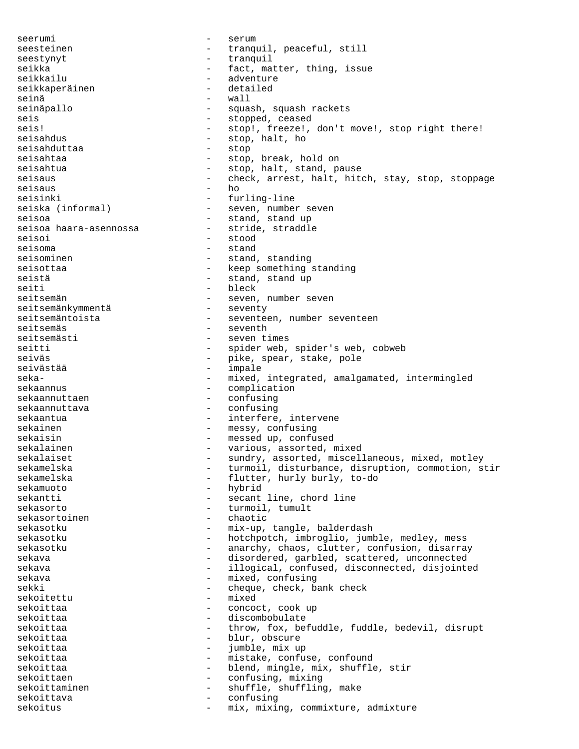seerumi - serum
seesteinen - tranquil, peaceful, still
seestynyt - tranquil
seikka - fact, matter, thing, issue
seikkailu - adventure
seikkaperäinen - detailed
seinä - wall
seinäpallo - squash, squash rackets
seis - stopped, ceased
seis! - stop!, freeze!, don't move!, stop right there!
seisahdus - stop, halt, ho
seisahduttaa - stop
seisahtaa - stop, break, hold on
seisahtua - stop, halt, stand, pause
seisaus - check, arrest, halt, hitch, stay, stop, stoppage
seisaus - ho
seisinki - furling-line
seiska (informal) - seven, number seven
seisoa - stand, stand up
seisoa haara-asennossa - stride, straddle
seisoi - stood
seisoma - stand
seisominen - stand, standing
seisottaa - keep something standing
seistä - stand, stand up
seiti - bleck
seitsemän - seven, number seven
seitsemänkymmentä - seventy
seitsemäntoista - seventeen, number seventeen
seitsemäs - seventh
seitsemästi - seven times
seitti - spider web, spider's web, cobweb
seiväs - pike, spear, stake, pole
seivästää - impale
seka- - mixed, integrated, amalgamated, intermingled
sekaannus - complication
sekaannuttaen - confusing
sekaannuttava - confusing
sekaantua - interfere, intervene
sekainen - messy, confusing
sekaisin - messed up, confused
sekalainen - various, assorted, mixed
sekalaiset - sundry, assorted, miscellaneous, mixed, motley
sekamelska - turmoil, disturbance, disruption, commotion, stir
sekamelska - flutter, hurly burly, to-do
sekamuoto - hybrid
sekantti - secant line, chord line
sekasorto - turmoil, tumult
sekasortoinen - chaotic
sekasotku - mix-up, tangle, balderdash
sekasotku - hotchpotch, imbroglio, jumble, medley, mess
sekasotku - anarchy, chaos, clutter, confusion, disarray
sekava - disordered, garbled, scattered, unconnected
sekava - illogical, confused, disconnected, disjointed
sekava - mixed, confusing
sekki - cheque, check, bank check
sekoitettu - mixed
sekoittaa - concoct, cook up
sekoittaa - discombobulate
sekoittaa - throw, fox, befuddle, fuddle, bedevil, disrupt
sekoittaa - blur, obscure
sekoittaa - jumble, mix up
sekoittaa - mistake, confuse, confound
sekoittaa - blend, mingle, mix, shuffle, stir
sekoittaen - confusing, mixing
sekoittaminen - shuffle, shuffling, make
sekoittava - confusing
sekoitus - mix, mixing, commixture, admixture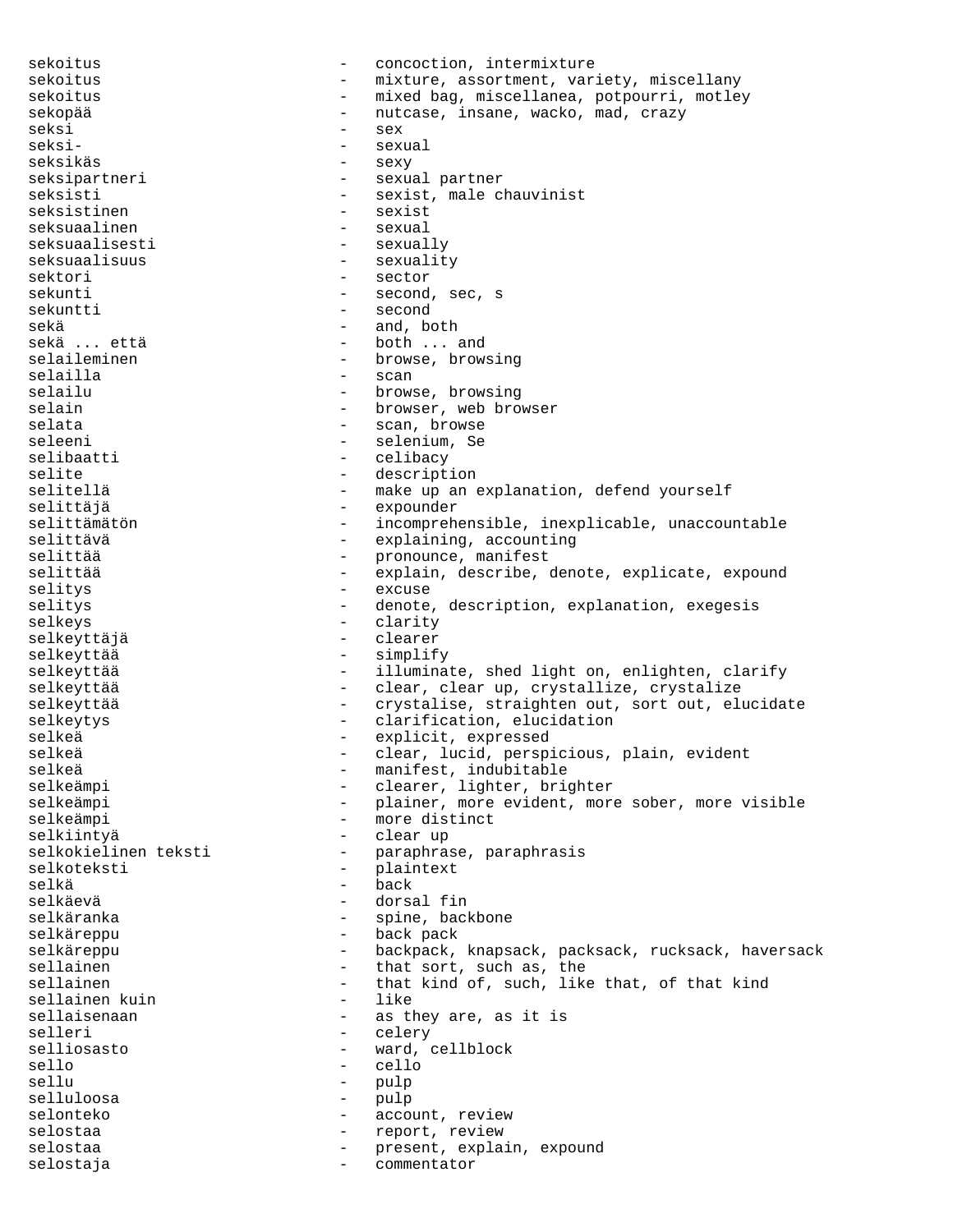sekoitus - concoction, intermixture
sekoitus - mixture, assortment, variety, miscellany
sekoitus - mixed bag, miscellanea, potpourri, motley
sekopää - nutcase, insane, wacko, mad, crazy
seksi - sex
seksi- - sexual
seksikäs - sexy
seksipartneri - sexual partner
seksisti - sexist, male chauvinist
seksistinen - sexist
seksuaalinen - sexual
seksuaalisesti - sexually
seksuaalisuus - sexuality
sektori - sector
sekunti - second, sec, s
sekuntti - second
sekä - and, both
sekä ... että - both ... and
selaileminen - browse, browsing
selailla - scan
selailu - browse, browsing
selain - browser, web browser
selata - scan, browse
seleeni - selenium, Se
selibaatti - celibacy
selite - description
selitellä - make up an explanation, defend yourself
selittäjä - expounder
selittämätön - incomprehensible, inexplicable, unaccountable
selittävä - explaining, accounting
selittää - pronounce, manifest
selittää - explain, describe, denote, explicate, expound
selitys - excuse
selitys - denote, description, explanation, exegesis
selkeys - clarity
selkeyttäjä - clearer
selkeyttää - simplify
selkeyttää - illuminate, shed light on, enlighten, clarify
selkeyttää - clear, clear up, crystallize, crystalize
selkeyttää - crystalise, straighten out, sort out, elucidate
selkeytys - clarification, elucidation
selkeä - explicit, expressed
selkeä - clear, lucid, perspicious, plain, evident
selkeä - manifest, indubitable
selkeämpi - clearer, lighter, brighter
selkeämpi - plainer, more evident, more sober, more visible
selkeämpi - more distinct
selkiintyä - clear up
selkokielinen teksti - paraphrase, paraphrasis
selkoteksti - plaintext
selkä - back
selkäevä - dorsal fin
selkäranka - spine, backbone
selkäreppu - back pack
selkäreppu - backpack, knapsack, packsack, rucksack, haversack
sellainen - that sort, such as, the
sellainen - that kind of, such, like that, of that kind
sellainen kuin - like
sellaisenaan - as they are, as it is
selleri - celery
selliosasto - ward, cellblock
sello - cello
sellu - pulp
selluloosa - pulp
selonteko - account, review
selostaa - report, review
selostaa - present, explain, expound
selostaja - commentator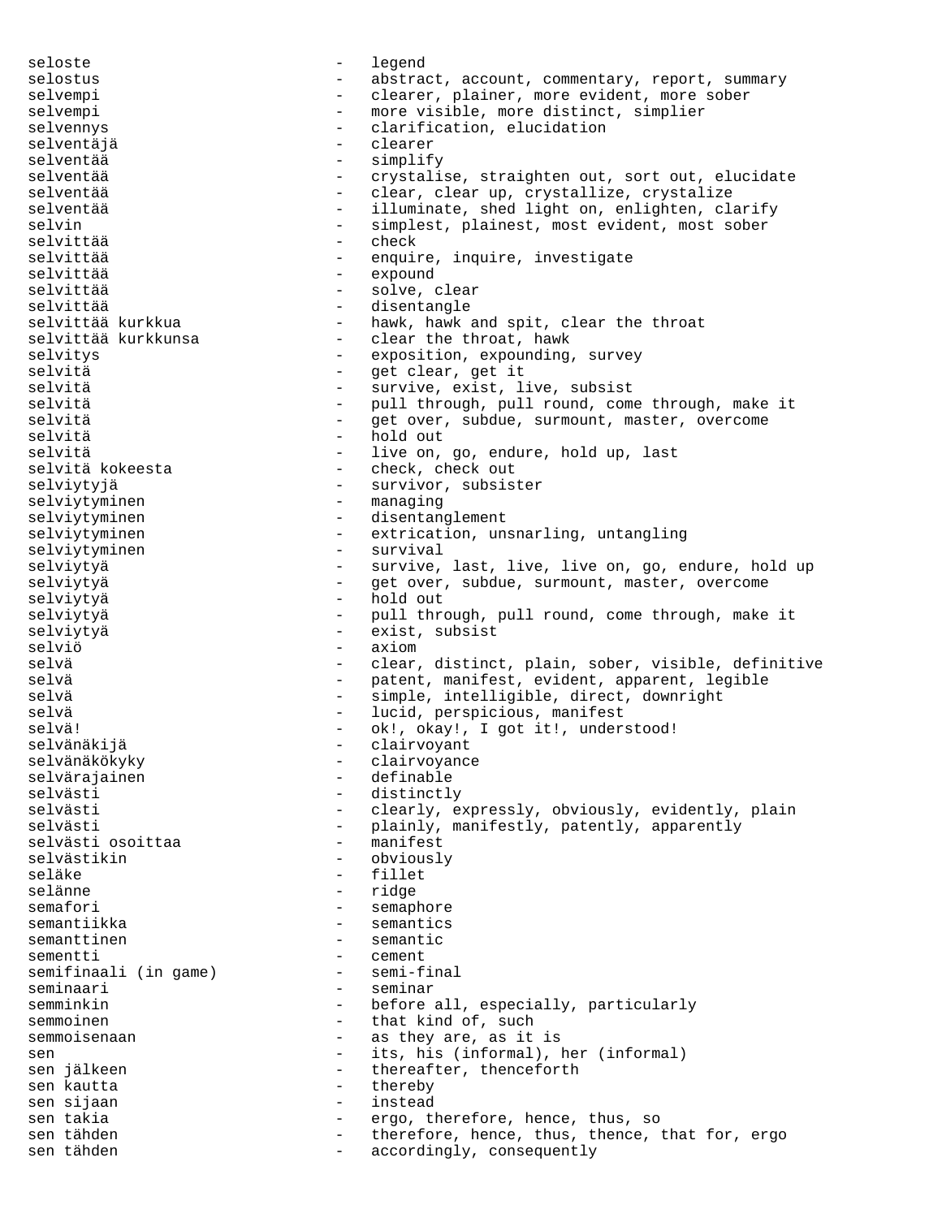seloste - legend
selostus - abstract, account, commentary, report, summary
selvempi - clearer, plainer, more evident, more sober
selvempi - more visible, more distinct, simplier
selvennys - clarification, elucidation
selventäjä - clearer
selventää - simplify
selventää - crystalise, straighten out, sort out, elucidate
selventää - clear, clear up, crystallize, crystalize
selventää - illuminate, shed light on, enlighten, clarify
selvin - simplest, plainest, most evident, most sober
selvittää - check
selvittää - enquire, inquire, investigate
selvittää - expound
selvittää - solve, clear
selvittää - disentangle
selvittää kurkkua - hawk, hawk and spit, clear the throat
selvittää kurkkunsa - clear the throat, hawk
selvitys - exposition, expounding, survey
selvitä - get clear, get it
selvitä - survive, exist, live, subsist
selvitä - pull through, pull round, come through, make it
selvitä - get over, subdue, surmount, master, overcome
selvitä - hold out
selvitä - live on, go, endure, hold up, last
selvitä kokeesta - check, check out
selviytyjä - survivor, subsister
selviytyminen - managing
selviytyminen - disentanglement
selviytyminen - extrication, unsnarling, untangling
selviytyminen - survival
selviytyä - survive, last, live, live on, go, endure, hold up
selviytyä - get over, subdue, surmount, master, overcome
selviytyä - hold out
selviytyä - pull through, pull round, come through, make it
selviytyä - exist, subsist
selviö - axiom
selvä - clear, distinct, plain, sober, visible, definitive
selvä - patent, manifest, evident, apparent, legible
selvä - simple, intelligible, direct, downright
selvä - lucid, perspicious, manifest
selvä! - ok!, okay!, I got it!, understood!
selvänäkijä - clairvoyant
selvänäkökyky - clairvoyance
selvärajainen - definable
selvästi - distinctly
selvästi - clearly, expressly, obviously, evidently, plain
selvästi - plainly, manifestly, patently, apparently
selvästi osoittaa - manifest
selvästikin - obviously
seläke - fillet
selänne - ridge
semafori - semaphore
semantiikka - semantics
semanttinen - semantic
sementti - cement
semifinaali (in game) - semi-final
seminaari - seminar
semminkin - before all, especially, particularly
semmoinen - that kind of, such
semmoisenaan - as they are, as it is
sen - its, his (informal), her (informal)
sen jälkeen - thereafter, thenceforth
sen kautta - thereby
sen sijaan - instead
sen takia - ergo, therefore, hence, thus, so
sen tähden - therefore, hence, thus, thence, that for, ergo
sen tähden - accordingly, consequently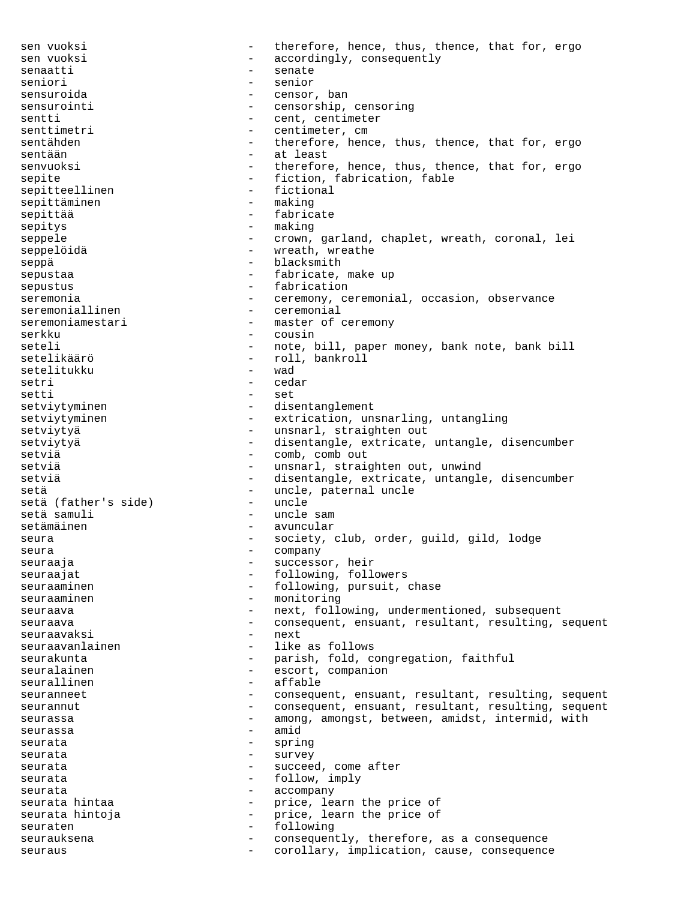sen vuoksi - therefore, hence, thus, thence, that for, ergo
sen vuoksi - accordingly, consequently
senaatti - senate
seniori - senior
sensuroida - censor, ban
sensurointi - censorship, censoring
sentti - cent, centimeter
senttimetri - centimeter, cm
sentähden - therefore, hence, thus, thence, that for, ergo
sentään - at least
senvuoksi - therefore, hence, thus, thence, that for, ergo
sepite - fiction, fabrication, fable
sepitteellinen - fictional
sepittäminen - making
sepittää - fabricate
sepitys - making
seppele - crown, garland, chaplet, wreath, coronal, lei
seppelöidä - wreath, wreathe
seppä - blacksmith
sepustaa - fabricate, make up
sepustus - fabrication
seremonia - ceremony, ceremonial, occasion, observance
seremoniallinen - ceremonial
seremoniamestari - master of ceremony
serkku - cousin
seteli - note, bill, paper money, bank note, bank bill
setelikäärö - roll, bankroll
setelitukku - wad
setri - cedar
setti - set
setviytyminen - disentanglement
setviytyminen - extrication, unsnarling, untangling
setviytyä - unsnarl, straighten out
setviytyä - disentangle, extricate, untangle, disencumber
setviä - comb, comb out
setviä - unsnarl, straighten out, unwind
setviä - disentangle, extricate, untangle, disencumber
setä - uncle, paternal uncle
setä (father's side) - uncle
setä samuli - uncle sam
setämäinen - avuncular
seura - society, club, order, guild, gild, lodge
seura - company
seuraaja - successor, heir
seuraajat - following, followers
seuraaminen - following, pursuit, chase
seuraaminen - monitoring
seuraava - next, following, undermentioned, subsequent
seuraava - consequent, ensuant, resultant, resulting, sequent
seuraavaksi - next
seuraavanlainen - like as follows
seurakunta - parish, fold, congregation, faithful
seuralainen - escort, companion
seurallinen - affable
seuranneet - consequent, ensuant, resultant, resulting, sequent
seurannut - consequent, ensuant, resultant, resulting, sequent
seurassa - among, amongst, between, amidst, intermid, with
seurassa - amid
seurata - spring
seurata - survey
seurata - succeed, come after
seurata - follow, imply
seurata - accompany
seurata hintaa - price, learn the price of
seurata hintoja - price, learn the price of
seuraten - following
seurauksena - consequently, therefore, as a consequence
seuraus - corollary, implication, cause, consequence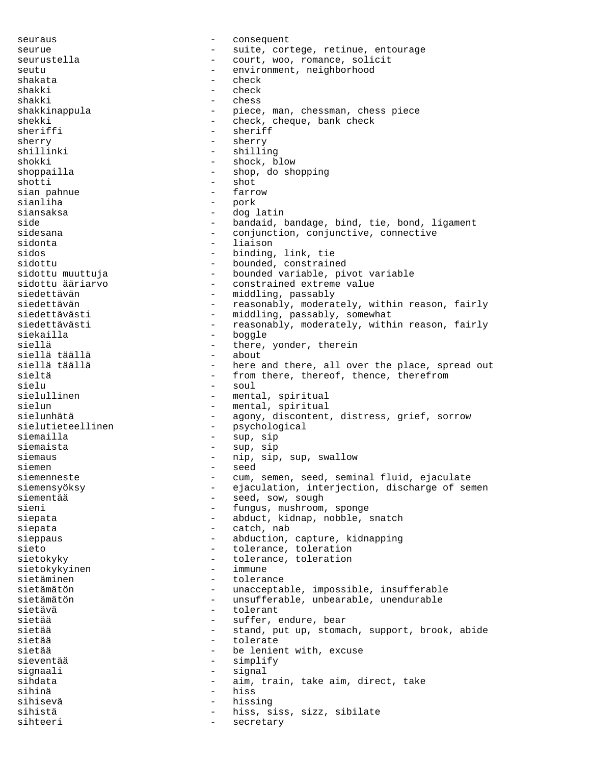seuraus - consequent
seurue - suite, cortege, retinue, entourage
seurustella - court, woo, romance, solicit
seutu - environment, neighborhood
shakata - check
shakki - check
shakki - chess
shakkinappula - piece, man, chessman, chess piece
shekki - check, cheque, bank check
sheriffi - sheriff
sherry - sherry
shillinki - shilling
shokki - shock, blow
shoppailla - shop, do shopping
shotti - shot
sian pahnue - farrow
sianliha - pork
siansaksa - dog latin
side - bandaid, bandage, bind, tie, bond, ligament
sidesana - conjunction, conjunctive, connective
sidonta - liaison
sidos - binding, link, tie
sidottu - bounded, constrained
sidottu muuttuja - bounded variable, pivot variable
sidottu ääriarvo - constrained extreme value
siedettävän - middling, passably
siedettävän - reasonably, moderately, within reason, fairly
siedettävästi - middling, passably, somewhat
siedettävästi - reasonably, moderately, within reason, fairly
siekailla - boggle
siellä - there, yonder, therein
siellä täällä - about
siellä täällä - here and there, all over the place, spread out
sieltä - from there, thereof, thence, therefrom
sielu - soul
sielullinen - mental, spiritual
sielun - mental, spiritual
sielunhätä - agony, discontent, distress, grief, sorrow
sielutieteellinen - psychological
siemailla - sup, sip
siemaista - sup, sip
siemaus - nip, sip, sup, swallow
siemen - seed
siemenneste - cum, semen, seed, seminal fluid, ejaculate
siemensyöksy - ejaculation, interjection, discharge of semen
siementää - seed, sow, sough
sieni - fungus, mushroom, sponge
siepata - abduct, kidnap, nobble, snatch
siepata - catch, nab
sieppaus - abduction, capture, kidnapping
sieto - tolerance, toleration
sietokyky - tolerance, toleration
sietokykyinen - immune
sietäminen - tolerance
sietämätön - unacceptable, impossible, insufferable
sietämätön - unsufferable, unbearable, unendurable
sietävä - tolerant
sietää - suffer, endure, bear
sietää - stand, put up, stomach, support, brook, abide
sietää - tolerate
sietää - be lenient with, excuse
sieventää - simplify
signaali - signal
sihdata - aim, train, take aim, direct, take
sihinä - hiss
sihisevä - hissing
sihistä - hiss, siss, sizz, sibilate
sihteeri - secretary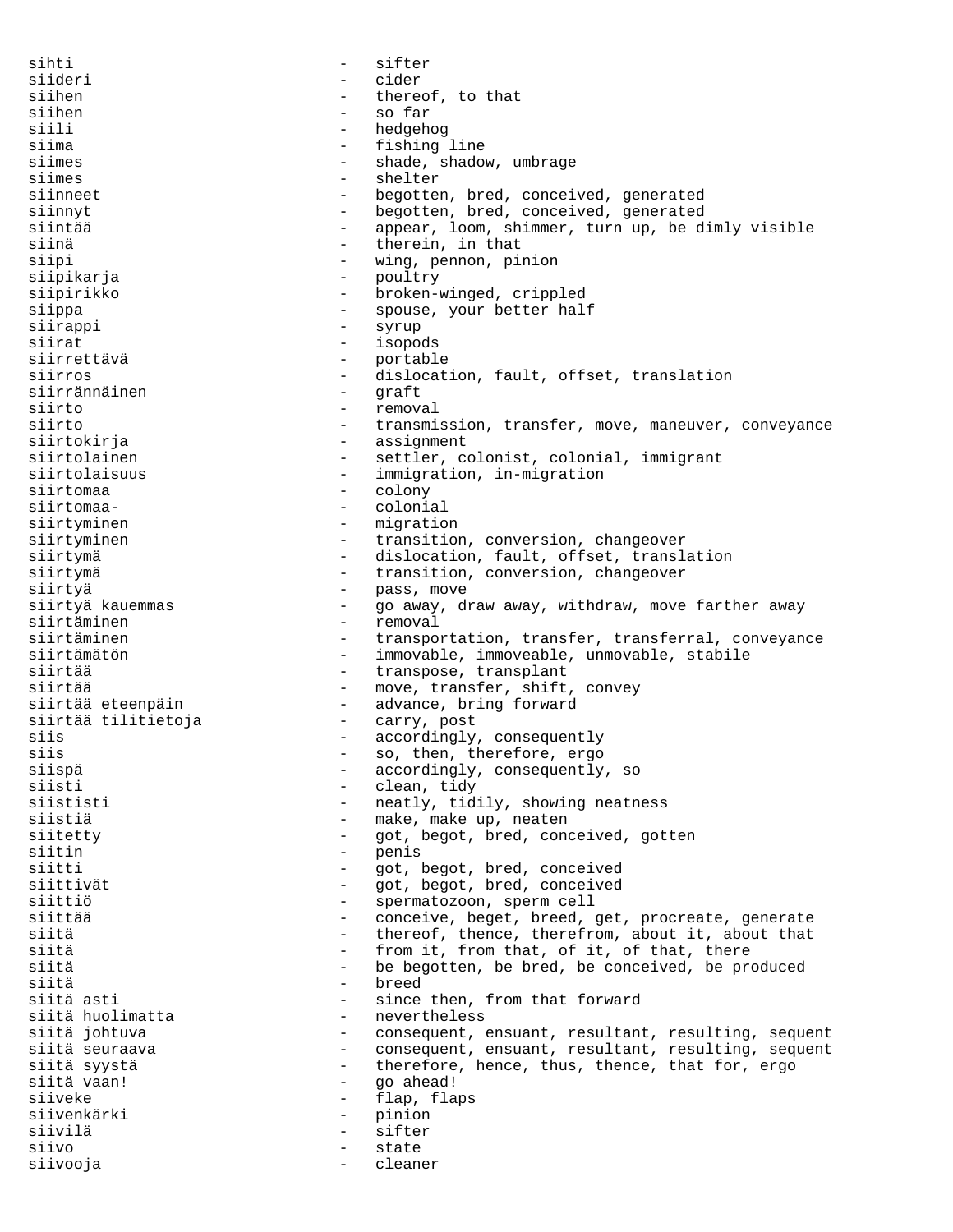sihti - sifter
siideri - cider
siihen - thereof, to that
siihen - so far
siili - hedgehog
siima - fishing line
siimes - shade, shadow, umbrage
siimes - shelter
siinneet - begotten, bred, conceived, generated
siinnyt - begotten, bred, conceived, generated
siintää - appear, loom, shimmer, turn up, be dimly visible
siinä - therein, in that
siipi - wing, pennon, pinion
siipikarja - poultry
siipirikko - broken-winged, crippled
siippa - spouse, your better half
siirappi - syrup
siirat - isopods
siirrettävä - portable
siirros - dislocation, fault, offset, translation
siirrännäinen - graft
siirto - removal
siirto - transmission, transfer, move, maneuver, conveyance
siirtokirja - assignment
siirtolainen - settler, colonist, colonial, immigrant
siirtolaisuus - immigration, in-migration
siirtomaa - colony
siirtomaa- - colonial
siirtyminen - migration
siirtyminen - transition, conversion, changeover
siirtymä - dislocation, fault, offset, translation
siirtymä - transition, conversion, changeover
siirtyä - pass, move
siirtyä kauemmas - go away, draw away, withdraw, move farther away
siirtäminen - removal
siirtäminen - transportation, transfer, transferral, conveyance
siirtämätön - immovable, immoveable, unmovable, stabile
siirtää - transpose, transplant
siirtää - move, transfer, shift, convey
siirtää eteenpäin - advance, bring forward
siirtää tilitietoja - carry, post
siis - accordingly, consequently
siis - so, then, therefore, ergo
siispä - accordingly, consequently, so
siisti - clean, tidy
siististi - neatly, tidily, showing neatness
siistiä - make, make up, neaten
siitetty - got, begot, bred, conceived, gotten
siitin - penis
siitti - got, begot, bred, conceived
siittivät - got, begot, bred, conceived
siittiö - spermatozoon, sperm cell
siittää - conceive, beget, breed, get, procreate, generate
siitä - thereof, thence, therefrom, about it, about that
siitä - from it, from that, of it, of that, there
siitä - be begotten, be bred, be conceived, be produced
siitä - breed
siitä asti - since then, from that forward
siitä huolimatta - nevertheless
siitä johtuva - consequent, ensuant, resultant, resulting, sequent
siitä seuraava - consequent, ensuant, resultant, resulting, sequent
siitä syystä - therefore, hence, thus, thence, that for, ergo
siitä vaan! - go ahead!
siiveke - flap, flaps
siivenkärki - pinion
siivilä - sifter
siivo - state
siivooja - cleaner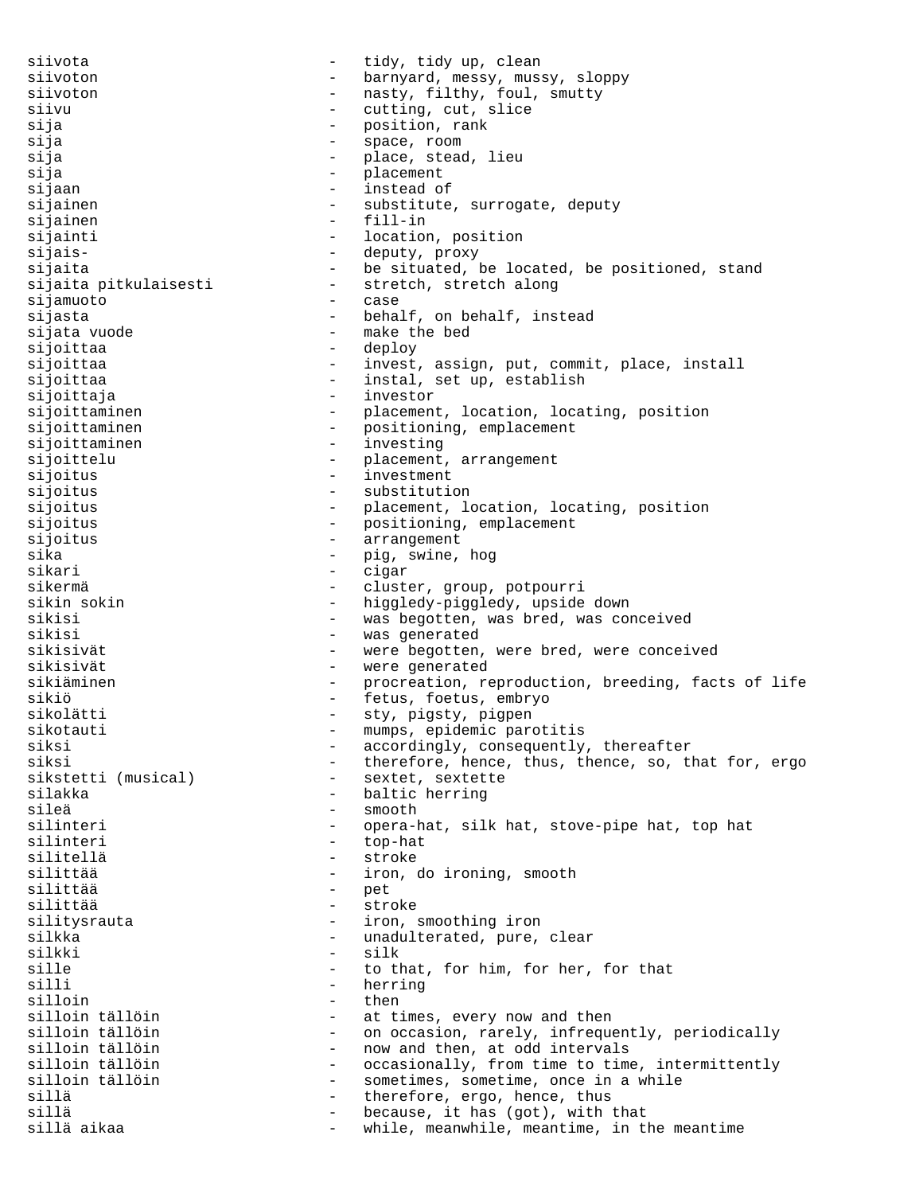siivota - tidy, tidy up, clean
siivoton - barnyard, messy, mussy, sloppy
siivoton - nasty, filthy, foul, smutty
siivu - cutting, cut, slice
sija - position, rank
sija - space, room
sija - place, stead, lieu
sija - placement
sijaan - instead of
sijainen - substitute, surrogate, deputy
sijainen - fill-in
sijainti - location, position
sijais- - deputy, proxy
sijaita - be situated, be located, be positioned, stand
sijaita pitkulaisesti - stretch, stretch along
sijamuoto - case
sijasta - behalf, on behalf, instead
sijata vuode - make the bed
sijoittaa - deploy
sijoittaa - invest, assign, put, commit, place, install
sijoittaa - instal, set up, establish
sijoittaja - investor
sijoittaminen - placement, location, locating, position
sijoittaminen - positioning, emplacement
sijoittaminen - investing
sijoittelu - placement, arrangement
sijoitus - investment
sijoitus - substitution
sijoitus - placement, location, locating, position
sijoitus - positioning, emplacement
sijoitus - arrangement
sika - pig, swine, hog
sikari - cigar
sikermä - cluster, group, potpourri
sikin sokin - higgledy-piggledy, upside down
sikisi - was begotten, was bred, was conceived
sikisi - was generated
sikisivät - were begotten, were bred, were conceived
sikisivät - were generated
sikiäminen - procreation, reproduction, breeding, facts of life
sikiö - fetus, foetus, embryo
sikolätti - sty, pigsty, pigpen
sikotauti - mumps, epidemic parotitis
siksi - accordingly, consequently, thereafter
siksi - therefore, hence, thus, thence, so, that for, ergo
sikstetti (musical) - sextet, sextette
silakka - baltic herring
sileä - smooth
silinteri - opera-hat, silk hat, stove-pipe hat, top hat
silinteri - top-hat
silitellä - stroke
silittää - iron, do ironing, smooth
silittää - pet
silittää - stroke
silitysrauta - iron, smoothing iron
silkka - unadulterated, pure, clear
silkki - silk
sille - to that, for him, for her, for that
silli - herring
silloin - then
silloin tällöin - at times, every now and then
silloin tällöin - on occasion, rarely, infrequently, periodically
silloin tällöin - now and then, at odd intervals
silloin tällöin - occasionally, from time to time, intermittently
silloin tällöin - sometimes, sometime, once in a while
sillä - therefore, ergo, hence, thus
sillä - because, it has (got), with that
sillä aikaa - while, meanwhile, meantime, in the meantime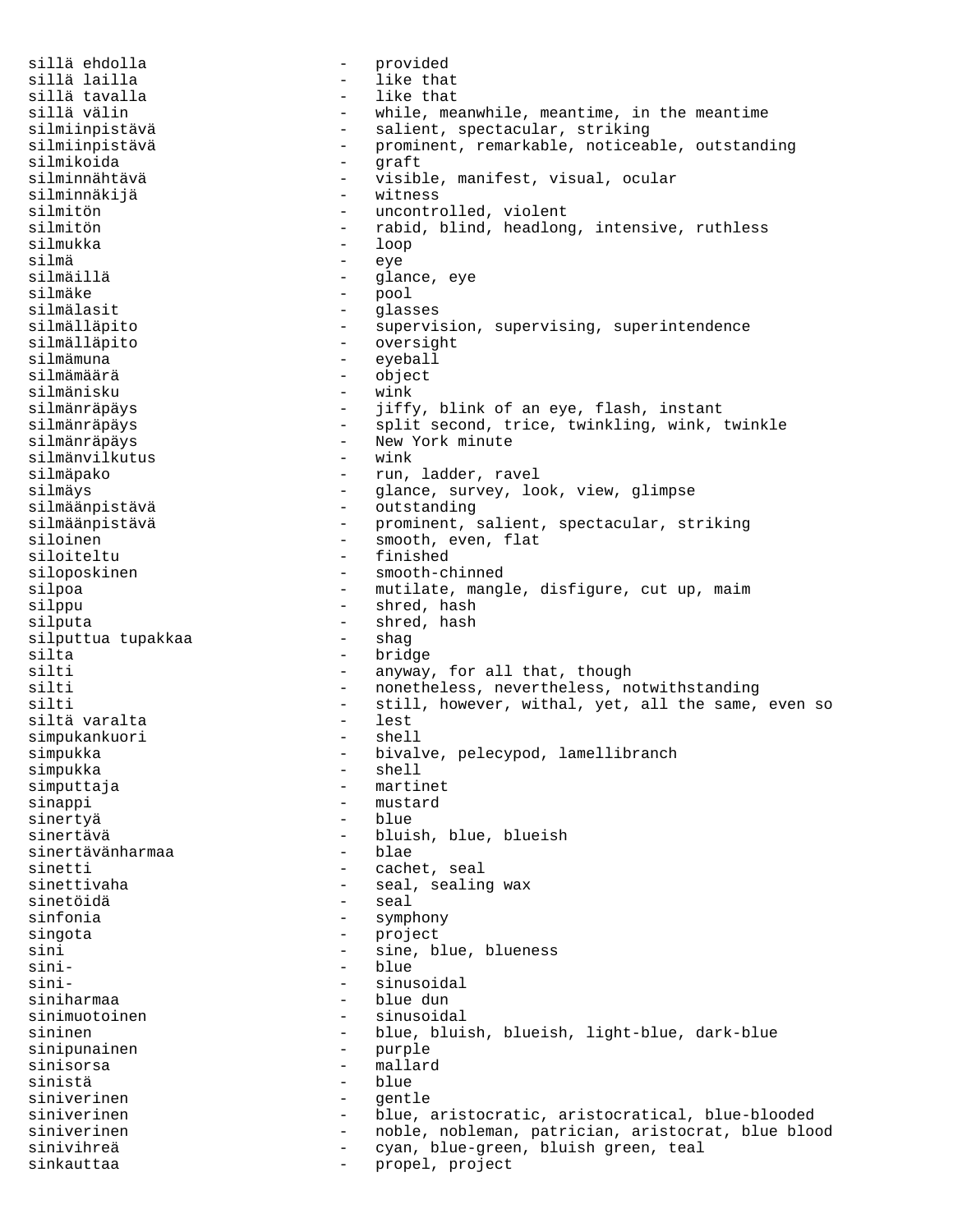sillä ehdolla - provided
sillä lailla - like that
sillä tavalla - like that
sillä välin - while, meanwhile, meantime, in the meantime
silmiinpistävä - salient, spectacular, striking
silmiinpistävä - prominent, remarkable, noticeable, outstanding
silmikoida - graft
silminnähtävä - visible, manifest, visual, ocular
silminnäkijä - witness
silmitön - uncontrolled, violent
silmitön - rabid, blind, headlong, intensive, ruthless
silmukka - loop
silmä - eye
silmäillä - glance, eye
silmäke - pool
silmälasit - glasses
silmälläpito - supervision, supervising, superintendence
silmälläpito - oversight
silmämuna - eyeball
silmämäärä - object
silmänisku - wink
silmänräpäys - jiffy, blink of an eye, flash, instant
silmänräpäys - split second, trice, twinkling, wink, twinkle
silmänräpäys - New York minute
silmänvilkutus - wink
silmäpako - run, ladder, ravel
silmäys - glance, survey, look, view, glimpse
silmäänpistävä - outstanding
silmäänpistävä - prominent, salient, spectacular, striking
siloinen - smooth, even, flat
siloiteltu - finished
siloposkinen - smooth-chinned
silpoa - mutilate, mangle, disfigure, cut up, maim
silppu - shred, hash
silputa - shred, hash
silputtua tupakkaa - shag
silta - bridge
silti - anyway, for all that, though
silti - nonetheless, nevertheless, notwithstanding
silti - still, however, withal, yet, all the same, even so
siltä varalta - lest
simpukankuori - shell
simpukka - bivalve, pelecypod, lamellibranch
simpukka - shell
simputtaja - martinet
sinappi - mustard
sinertyä - blue
sinertävä - bluish, blue, blueish
sinertävänharmaa - blae
sinetti - cachet, seal
sinettivaha - seal, sealing wax
sinetöidä - seal
sinfonia - symphony
singota - project
sini - sine, blue, blueness
sini- - blue
sini- - sinusoidal
siniharmaa - blue dun
sinimuotoinen - sinusoidal
sininen - blue, bluish, blueish, light-blue, dark-blue
sinipunainen - purple
sinisorsa - mallard
sinistä - blue
siniverinen - gentle
siniverinen - blue, aristocratic, aristocratical, blue-blooded
siniverinen - noble, nobleman, patrician, aristocrat, blue blood
sinivihreä - cyan, blue-green, bluish green, teal
sinkauttaa - propel, project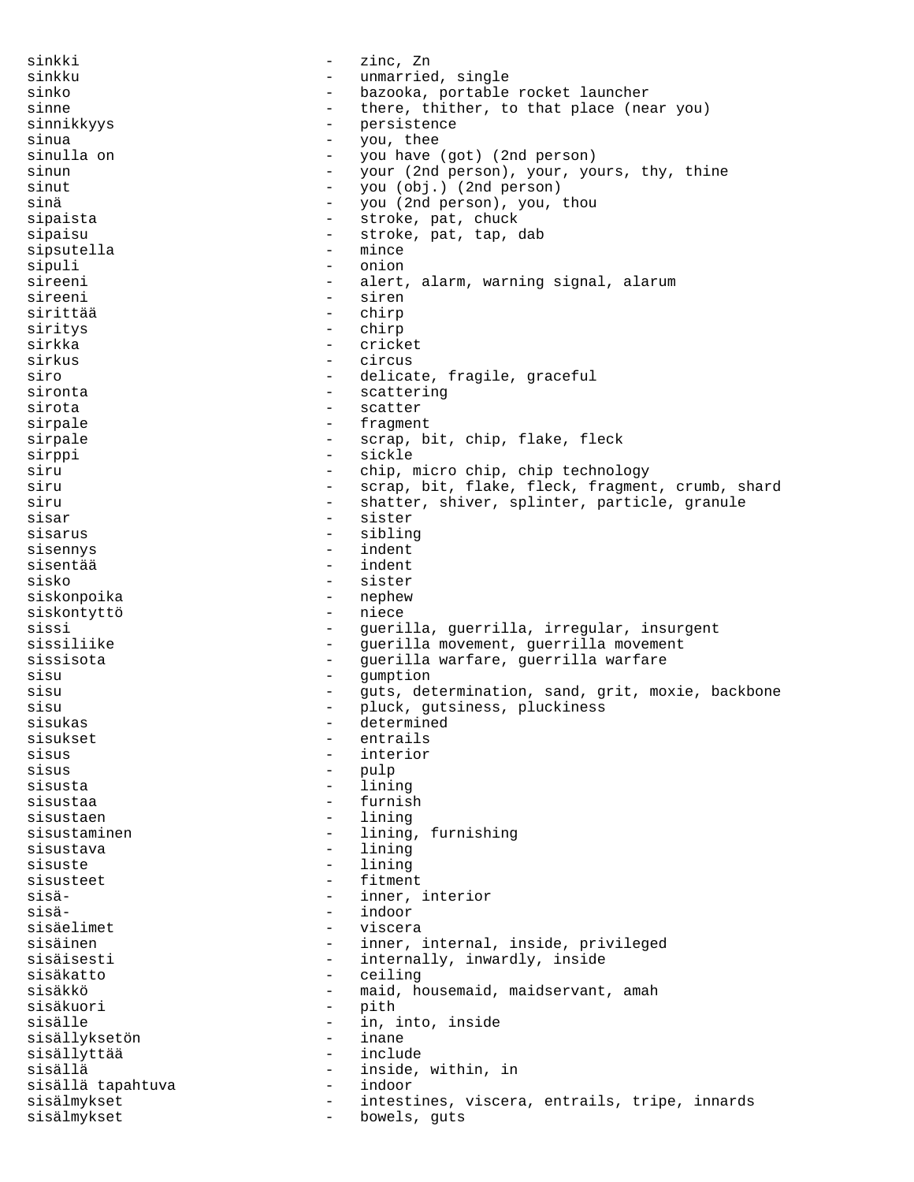sinkki - zinc, Zn
sinkku - unmarried, single
sinko - bazooka, portable rocket launcher
sinne - there, thither, to that place (near you)
sinnikkyys - persistence
sinua - you, thee
sinulla on - you have (got) (2nd person)
sinun - your (2nd person), your, yours, thy, thine
sinut - you (obj.) (2nd person)
sinä - you (2nd person), you, thou
sipaista - stroke, pat, chuck
sipaisu - stroke, pat, tap, dab
sipsutella - mince
sipuli - onion
sireeni - alert, alarm, warning signal, alarum
sireeni - siren
sirittää - chirp
siritys - chirp
sirkka - cricket
sirkus - circus
siro - delicate, fragile, graceful
sironta - scattering
sirota - scatter
sirpale - fragment
sirpale - scrap, bit, chip, flake, fleck
sirppi - sickle
siru - chip, micro chip, chip technology
siru - scrap, bit, flake, fleck, fragment, crumb, shard
siru - shatter, shiver, splinter, particle, granule
sisar - sister
sisarus - sibling
sisennys - indent
sisentää - indent
sisko - sister
siskonpoika - nephew
siskontyttö - niece
sissi - guerilla, guerrilla, irregular, insurgent
sissiliike - guerilla movement, guerrilla movement
sissisota - guerilla warfare, guerrilla warfare
sisu - gumption
sisu - guts, determination, sand, grit, moxie, backbone
sisu - pluck, gutsiness, pluckiness
sisukas - determined
sisukset - entrails
sisus - interior
sisus - pulp
sisusta - lining
sisustaa - furnish
sisustaen - lining
sisustaminen - lining, furnishing
sisustava - lining
sisuste - lining
sisusteet - fitment
sisä- - inner, interior
sisä- - indoor
sisäelimet - viscera
sisäinen - inner, internal, inside, privileged
sisäisesti - internally, inwardly, inside
sisäkatto - ceiling
sisäkkö - maid, housemaid, maidservant, amah
sisäkuori - pith
sisälle - in, into, inside
sisällyksetön - inane
sisällyttää - include
sisällä - inside, within, in
sisällä tapahtuva - indoor
sisälmykset - intestines, viscera, entrails, tripe, innards
sisälmykset - bowels, guts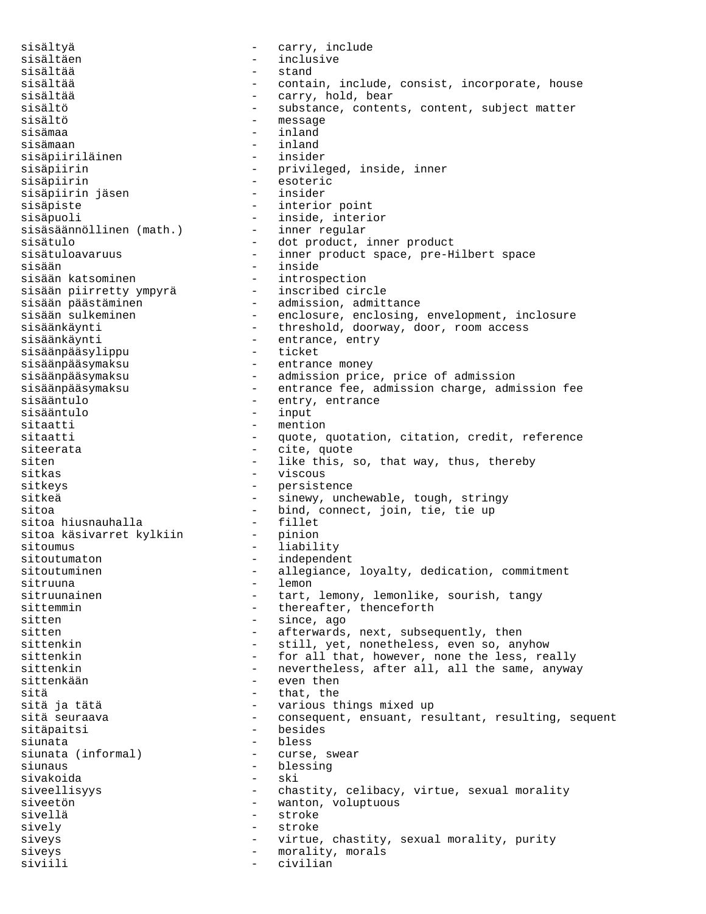sisältyä - carry, include
sisältäen - inclusive
sisältää - stand
sisältää - contain, include, consist, incorporate, house
sisältää - carry, hold, bear
sisältö - substance, contents, content, subject matter
sisältö - message
sisämaa - inland
sisämaan - inland
sisäpiiriläinen - insider
sisäpiirin - privileged, inside, inner
sisäpiirin - esoteric
sisäpiirin jäsen - insider
sisäpiste - interior point
sisäpuoli - inside, interior
sisäsäännöllinen (math.) - inner regular
sisätulo - dot product, inner product
sisätuloavaruus - inner product space, pre-Hilbert space
sisään - inside
sisään katsominen - introspection
sisään piirretty ympyrä - inscribed circle
sisään päästäminen - admission, admittance
sisään sulkeminen - enclosure, enclosing, envelopment, inclosure
sisäänkäynti - threshold, doorway, door, room access
sisäänkäynti - entrance, entry
sisäänpääsylippu - ticket
sisäänpääsymaksu - entrance money
sisäänpääsymaksu - admission price, price of admission
sisäänpääsymaksu - entrance fee, admission charge, admission fee
sisääntulo - entry, entrance
sisääntulo - input
sitaatti - mention
sitaatti - quote, quotation, citation, credit, reference
siteerata - cite, quote
siten - like this, so, that way, thus, thereby
sitkas - viscous
sitkeys - persistence
sitkeä - sinewy, unchewable, tough, stringy
sitoa - bind, connect, join, tie, tie up
sitoa hiusnauhalla - fillet
sitoa käsivarret kylkiin - pinion
sitoumus - liability
sitoutumaton - independent
sitoutuminen - allegiance, loyalty, dedication, commitment
sitruuna - lemon
sitruunainen - tart, lemony, lemonlike, sourish, tangy
sittemmin - thereafter, thenceforth
sitten - since, ago
sitten - afterwards, next, subsequently, then
sittenkin - still, yet, nonetheless, even so, anyhow
sittenkin - for all that, however, none the less, really
sittenkin - nevertheless, after all, all the same, anyway
sittenkään - even then
sitä - that, the
sitä ja tätä - various things mixed up
sitä seuraava - consequent, ensuant, resultant, resulting, sequent
sitäpaitsi - besides
siunata - bless
siunata (informal) - curse, swear
siunaus - blessing
sivakoida - ski
siveellisyys - chastity, celibacy, virtue, sexual morality
siveetön - wanton, voluptuous
sivellä - stroke
sively - stroke
siveys - virtue, chastity, sexual morality, purity
siveys - morality, morals
siviili - civilian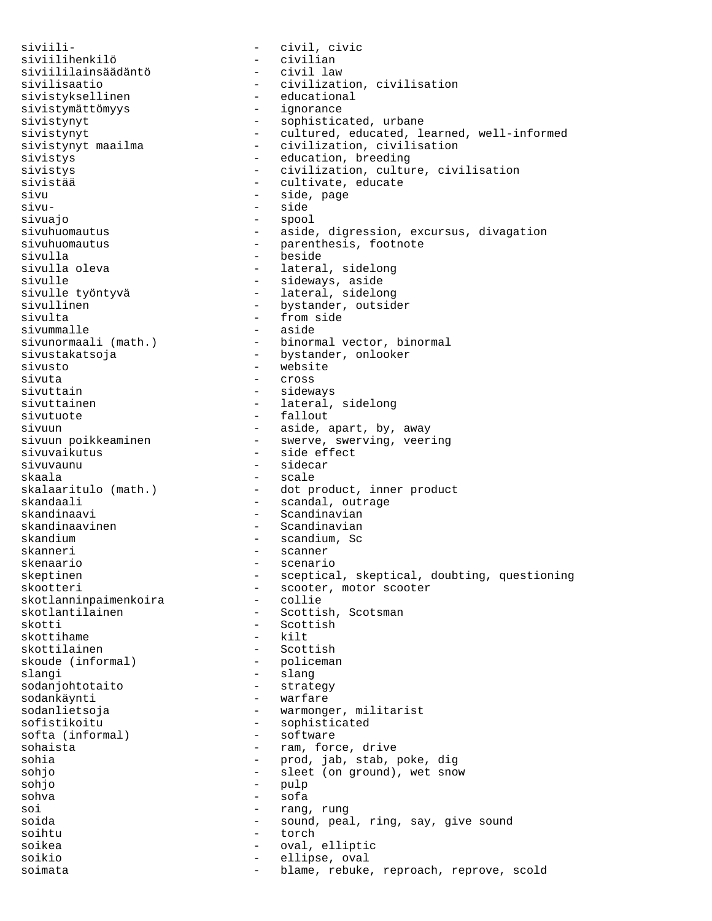siviili- - civil, civic
siviilihenkilö - civilian
siviililainsäädäntö - civil law
sivilisaatio - civilization, civilisation
sivistyksellinen - educational
sivistymättömyys - ignorance
sivistynyt - sophisticated, urbane
sivistynyt - cultured, educated, learned, well-informed
sivistynyt maailma - civilization, civilisation
sivistys - education, breeding
sivistys - civilization, culture, civilisation
sivistää - cultivate, educate
sivu - side, page
sivu- - side
sivuajo - spool
sivuhuomautus - aside, digression, excursus, divagation
sivuhuomautus - parenthesis, footnote
sivulla - beside
sivulla oleva - lateral, sidelong
sivulle - sideways, aside
sivulle työntyvä - lateral, sidelong
sivullinen - bystander, outsider
sivulta - from side
sivummalle - aside
sivunormaali (math.) - binormal vector, binormal
sivustakatsoja - bystander, onlooker
sivusto - website
sivuta - cross
sivuttain - sideways
sivuttainen - lateral, sidelong
sivutuote - fallout
sivuun - aside, apart, by, away
sivuun poikkeaminen - swerve, swerving, veering
sivuvaikutus - side effect
sivuvaunu - sidecar
skaala - scale
skalaaritulo (math.) - dot product, inner product
skandaali - scandal, outrage
skandinaavi - Scandinavian
skandinaavinen - Scandinavian
skandium - scandium, Sc
skanneri - scanner
skenaario - scenario
skeptinen - sceptical, skeptical, doubting, questioning
skootteri - scooter, motor scooter
skotlanninpaimenkoira - collie
skotlantilainen - Scottish, Scotsman
skotti - Scottish
skottihame - kilt
skottilainen - Scottish
skoude (informal) - policeman
slangi - slang
sodanjohtotaito - strategy
sodankäynti - warfare
sodanlietsoja - warmonger, militarist
sofistikoitu - sophisticated
softa (informal) - software
sohaista - ram, force, drive
sohia - prod, jab, stab, poke, dig
sohjo - sleet (on ground), wet snow
sohjo - pulp
sohva - sofa
soi - rang, rung
soida - sound, peal, ring, say, give sound
soihtu - torch
soikea - oval, elliptic
soikio - ellipse, oval
soimata - blame, rebuke, reproach, reprove, scold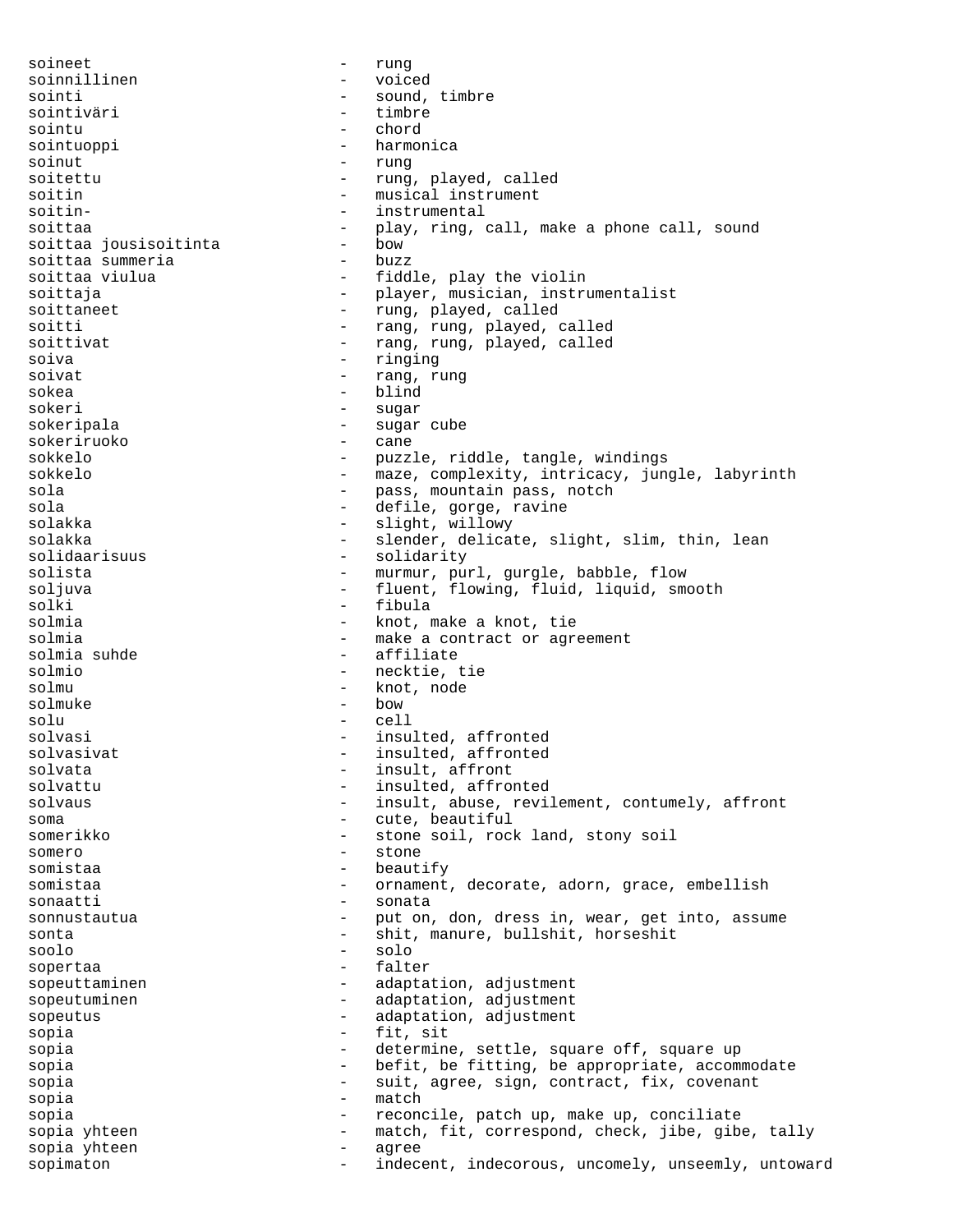soineet - rung
soinnillinen - voiced
sointi - sound, timbre
sointiväri - timbre
sointu - chord
sointuoppi - harmonica
soinut - rung
soitettu - rung, played, called
soitin - musical instrument
soitin- - instrumental
soittaa - play, ring, call, make a phone call, sound
soittaa jousisoitinta - bow
soittaa summeria - buzz
soittaa viulua - fiddle, play the violin
soittaja - player, musician, instrumentalist
soittaneet - rung, played, called
soitti - rang, rung, played, called
soittivat - rang, rung, played, called
soiva - ringing
soivat - rang, rung
sokea - blind
sokeri - sugar
sokeripala - sugar cube
sokeriruoko - cane
sokkelo - puzzle, riddle, tangle, windings
sokkelo - maze, complexity, intricacy, jungle, labyrinth
sola - pass, mountain pass, notch
sola - defile, gorge, ravine
solakka - slight, willowy
solakka - slender, delicate, slight, slim, thin, lean
solidaarisuus - solidarity
solista - murmur, purl, gurgle, babble, flow
soljuva - fluent, flowing, fluid, liquid, smooth
solki - fibula
solmia - knot, make a knot, tie
solmia - make a contract or agreement
solmia suhde - affiliate
solmio - necktie, tie
solmu - knot, node
solmuke - bow
solu - cell
solvasi - insulted, affronted
solvasivat - insulted, affronted
solvata - insult, affront
solvattu - insulted, affronted
solvaus - insult, abuse, revilement, contumely, affront
soma - cute, beautiful
somerikko - stone soil, rock land, stony soil
somero - stone
somistaa - beautify
somistaa - ornament, decorate, adorn, grace, embellish
sonaatti - sonata
sonnustautua - put on, don, dress in, wear, get into, assume
sonta - shit, manure, bullshit, horseshit
soolo - solo
sopertaa - falter
sopeuttaminen - adaptation, adjustment
sopeutuminen - adaptation, adjustment
sopeutus - adaptation, adjustment
sopia - fit, sit
sopia - determine, settle, square off, square up
sopia - befit, be fitting, be appropriate, accommodate
sopia - suit, agree, sign, contract, fix, covenant
sopia - match
sopia - reconcile, patch up, make up, conciliate
sopia yhteen - match, fit, correspond, check, jibe, gibe, tally
sopia yhteen - agree
sopimaton - indecent, indecorous, uncomely, unseemly, untoward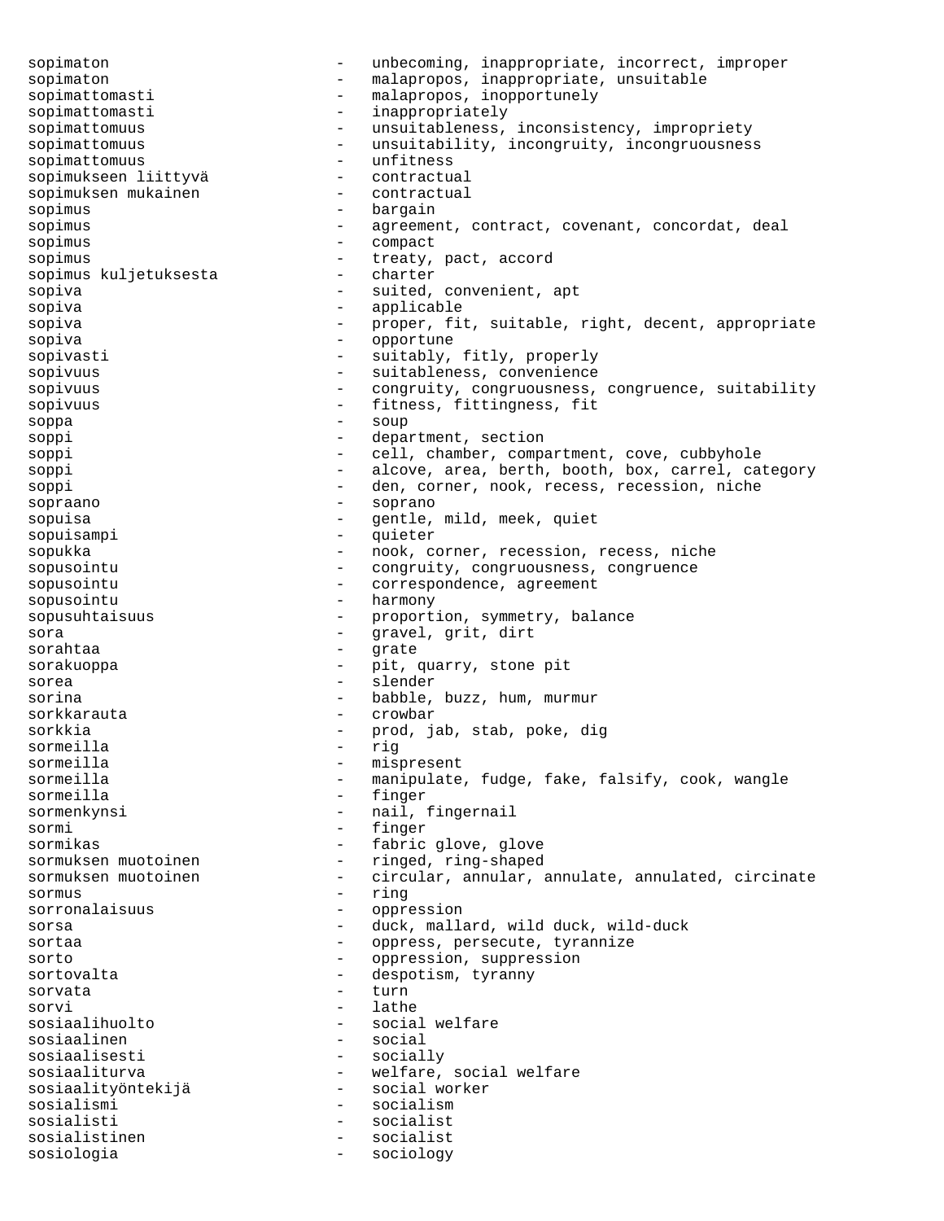sopimaton - unbecoming, inappropriate, incorrect, improper
sopimaton - malapropos, inappropriate, unsuitable
sopimattomasti - malapropos, inopportunely
sopimattomasti - inappropriately
sopimattomuus - unsuitableness, inconsistency, impropriety
sopimattomuus - unsuitability, incongruity, incongruousness
sopimattomuus - unfitness
sopimukseen liittyvä - contractual
sopimuksen mukainen - contractual
sopimus - bargain
sopimus - agreement, contract, covenant, concordat, deal
sopimus - compact
sopimus - treaty, pact, accord
sopimus kuljetuksesta - charter
sopiva - suited, convenient, apt
sopiva - applicable
sopiva - proper, fit, suitable, right, decent, appropriate
sopiva - opportune
sopivasti - suitably, fitly, properly
sopivuus - suitableness, convenience
sopivuus - congruity, congruousness, congruence, suitability
sopivuus - fitness, fittingness, fit
soppa - soup
soppi - department, section
soppi - cell, chamber, compartment, cove, cubbyhole
soppi - alcove, area, berth, booth, box, carrel, category
soppi - den, corner, nook, recess, recession, niche
sopraano - soprano
sopuisa - gentle, mild, meek, quiet
sopuisampi - quieter
sopukka - nook, corner, recession, recess, niche
sopusointu - congruity, congruousness, congruence
sopusointu - correspondence, agreement
sopusointu - harmony
sopusuhtaisuus - proportion, symmetry, balance
sora - gravel, grit, dirt
sorahtaa - grate
sorakuoppa - pit, quarry, stone pit
sorea - slender
sorina - babble, buzz, hum, murmur
sorkkarauta - crowbar
sorkkia - prod, jab, stab, poke, dig
sormeilla - rig
sormeilla - mispresent
sormeilla - manipulate, fudge, fake, falsify, cook, wangle
sormeilla - finger
sormenkynsi - nail, fingernail
sormi - finger
sormikas - fabric glove, glove
sormuksen muotoinen - ringed, ring-shaped
sormuksen muotoinen - circular, annular, annulate, annulated, circinate
sormus - ring
sorronalaisuus - oppression
sorsa - duck, mallard, wild duck, wild-duck
sortaa - oppress, persecute, tyrannize
sorto - oppression, suppression
sortovalta - despotism, tyranny
sorvata - turn
sorvi - lathe
sosiaalihuolto - social welfare
sosiaalinen - social
sosiaalisesti - socially
sosiaaliturva - welfare, social welfare
sosiaalityöntekijä - social worker
sosialismi - socialism
sosialisti - socialist
sosialistinen - socialist
sosiologia - sociology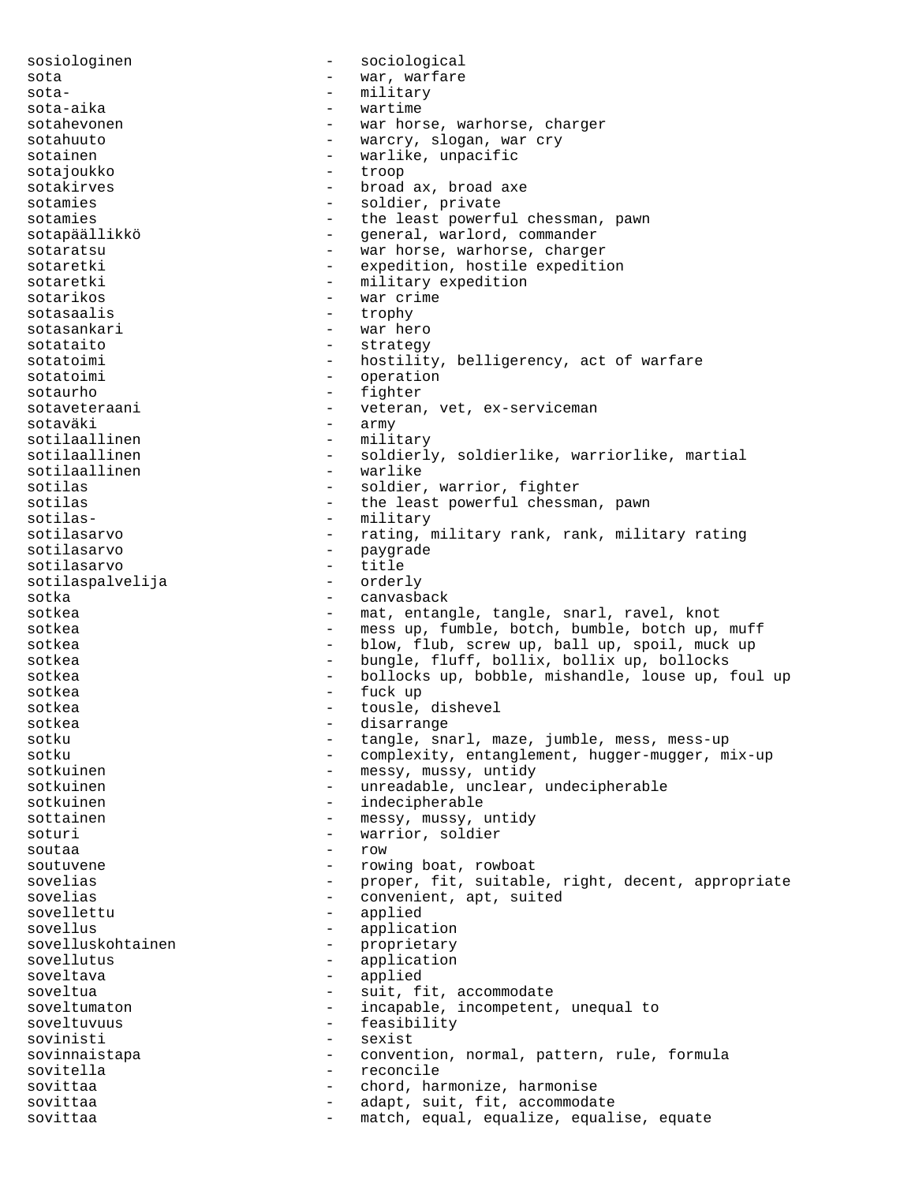sosiologinen - sociological
sota - war, warfare
sota- - military
sota-aika - wartime
sotahevonen - war horse, warhorse, charger
sotahuuto - warcry, slogan, war cry
sotainen - warlike, unpacific
sotajoukko - troop
sotakirves - broad ax, broad axe
sotamies - soldier, private
sotamies - the least powerful chessman, pawn
sotapäällikkö - general, warlord, commander
sotaratsu - war horse, warhorse, charger
sotaretki - expedition, hostile expedition
sotaretki - military expedition
sotarikos - war crime
sotasaalis - trophy
sotasankari - war hero
sotataito - strategy
sotatoimi - hostility, belligerency, act of warfare
sotatoimi - operation
sotaurho - fighter
sotaveteraani - veteran, vet, ex-serviceman
sotaväki - army
sotilaallinen - military
sotilaallinen - soldierly, soldierlike, warriorlike, martial
sotilaallinen - warlike
sotilas - soldier, warrior, fighter
sotilas - the least powerful chessman, pawn
sotilas- - military
sotilasarvo - rating, military rank, rank, military rating
sotilasarvo - paygrade
sotilasarvo - title
sotilaspalvelija - orderly
sotka - canvasback
sotkea - mat, entangle, tangle, snarl, ravel, knot
sotkea - mess up, fumble, botch, bumble, botch up, muff
sotkea - blow, flub, screw up, ball up, spoil, muck up
sotkea - bungle, fluff, bollix, bollix up, bollocks
sotkea - bollocks up, bobble, mishandle, louse up, foul up
sotkea - fuck up
sotkea - tousle, dishevel
sotkea - disarrange
sotku - tangle, snarl, maze, jumble, mess, mess-up
sotku - complexity, entanglement, hugger-mugger, mix-up
sotkuinen - messy, mussy, untidy
sotkuinen - unreadable, unclear, undecipherable
sotkuinen - indecipherable
sottainen - messy, mussy, untidy
soturi - warrior, soldier
soutaa - row
soutuvene - rowing boat, rowboat
sovelias - proper, fit, suitable, right, decent, appropriate
sovelias - convenient, apt, suited
sovellettu - applied
sovellus - application
sovelluskohtainen - proprietary
sovellutus - application
soveltava - applied
soveltua - suit, fit, accommodate
soveltumaton - incapable, incompetent, unequal to
soveltuvuus - feasibility
sovinisti - sexist
sovinnaistapa - convention, normal, pattern, rule, formula
sovitella - reconcile
sovittaa - chord, harmonize, harmonise
sovittaa - adapt, suit, fit, accommodate
sovittaa - match, equal, equalize, equalise, equate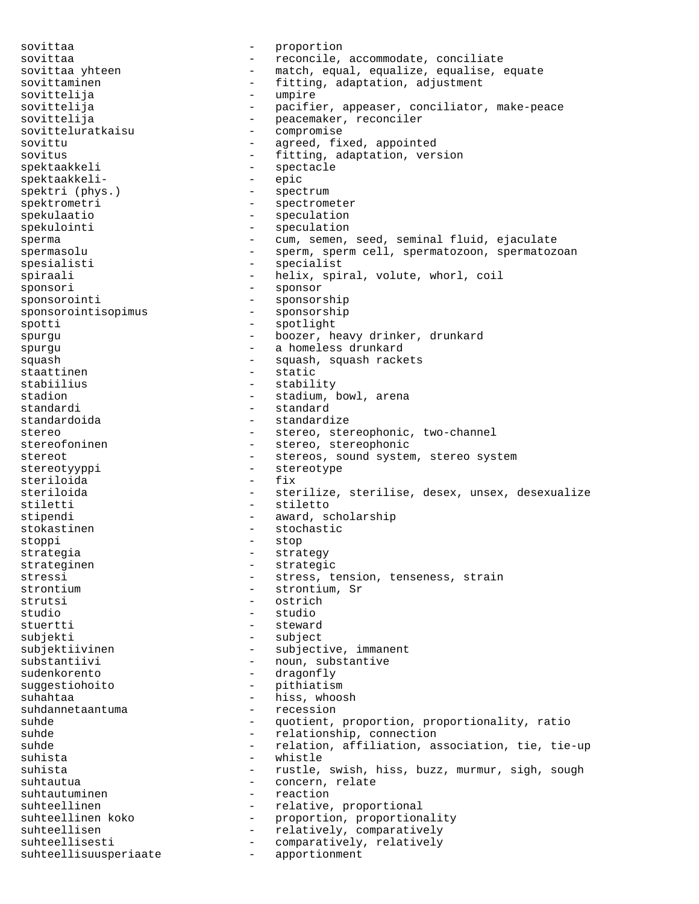sovittaa - proportion
sovittaa - reconcile, accommodate, conciliate
sovittaa yhteen - match, equal, equalize, equalise, equate
sovittaminen - fitting, adaptation, adjustment
sovittelija - umpire
sovittelija - pacifier, appeaser, conciliator, make-peace
sovittelija - peacemaker, reconciler
sovitteluratkaisu - compromise
sovittu - agreed, fixed, appointed
sovitus - fitting, adaptation, version
spektaakkeli - spectacle
spektaakkeli- - epic
spektri (phys.) - spectrum
spektrometri - spectrometer
spekulaatio - speculation
spekulointi - speculation
sperma - cum, semen, seed, seminal fluid, ejaculate
spermasolu - sperm, sperm cell, spermatozoon, spermatozoan
spesialisti - specialist
spiraali - helix, spiral, volute, whorl, coil
sponsori - sponsor
sponsorointi - sponsorship
sponsorointisopimus - sponsorship
spotti - spotlight
spurgu - boozer, heavy drinker, drunkard
spurgu - a homeless drunkard
squash - squash, squash rackets
staattinen - static
stabiilius - stability
stadion - stadium, bowl, arena
standardi - standard
standardoida - standardize
stereo - stereo, stereophonic, two-channel
stereofoninen - stereo, stereophonic
stereot - stereos, sound system, stereo system
stereotyyppi - stereotype
steriloida - fix
steriloida - sterilize, sterilise, desex, unsex, desexualize
stiletti - stiletto
stipendi - award, scholarship
stokastinen - stochastic
stoppi - stop
strategia - strategy
strateginen - strategic
stressi - stress, tension, tenseness, strain
strontium - strontium, Sr
strutsi - ostrich
studio - studio
stuertti - steward
subjekti - subject
subjektiivinen - subjective, immanent
substantiivi - noun, substantive
sudenkorento - dragonfly
suggestiohoito - pithiatism
suhahtaa - hiss, whoosh
suhdannetaantuma - recession
suhde - quotient, proportion, proportionality, ratio
suhde - relationship, connection
suhde - relation, affiliation, association, tie, tie-up
suhista - whistle
suhista - rustle, swish, hiss, buzz, murmur, sigh, sough
suhtautua - concern, relate
suhtautuminen - reaction
suhteellinen - relative, proportional
suhteellinen koko - proportion, proportionality
suhteellisen - relatively, comparatively
suhteellisesti - comparatively, relatively
suhteellisuusperiaate - apportionment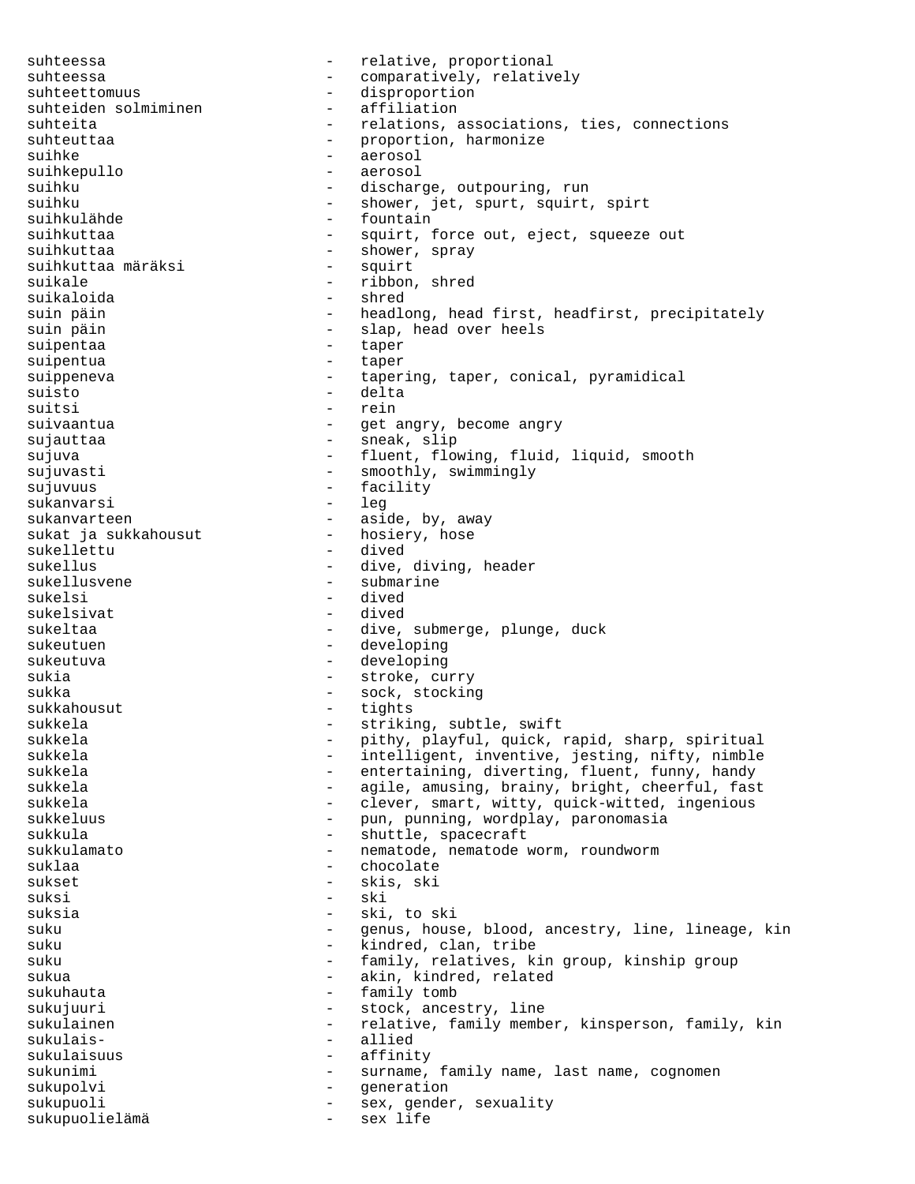suhteessa - relative, proportional
suhteessa - comparatively, relatively
suhteettomuus - disproportion
suhteiden solmiminen - affiliation
suhteita - relations, associations, ties, connections
suhteuttaa - proportion, harmonize
suihke - aerosol
suihkepullo - aerosol
suihku - discharge, outpouring, run
suihku - shower, jet, spurt, squirt, spirt
suihkulähde - fountain
suihkuttaa - squirt, force out, eject, squeeze out
suihkuttaa - shower, spray
suihkuttaa märäksi - squirt
suikale - ribbon, shred
suikaloida - shred
suin päin - headlong, head first, headfirst, precipitately
suin päin - slap, head over heels
suipentaa - taper
suipentua - taper
suippeneva - tapering, taper, conical, pyramidical
suisto - delta
suitsi - rein
suivaantua - get angry, become angry
sujauttaa - sneak, slip
sujuva - fluent, flowing, fluid, liquid, smooth
sujuvasti - smoothly, swimmingly
sujuvuus - facility
sukanvarsi - leg
sukanvarteen - aside, by, away
sukat ja sukkahousut - hosiery, hose
sukellettu - dived
sukellus - dive, diving, header
sukellusvene - submarine
sukelsi - dived
sukelsivat - dived
sukeltaa - dive, submerge, plunge, duck
sukeutuen - developing
sukeutuva - developing
sukia - stroke, curry
sukka - sock, stocking
sukkahousut - tights
sukkela - striking, subtle, swift
sukkela - pithy, playful, quick, rapid, sharp, spiritual
sukkela - intelligent, inventive, jesting, nifty, nimble
sukkela - entertaining, diverting, fluent, funny, handy
sukkela - agile, amusing, brainy, bright, cheerful, fast
sukkela - clever, smart, witty, quick-witted, ingenious
sukkeluus - pun, punning, wordplay, paronomasia
sukkula - shuttle, spacecraft
sukkulamato - nematode, nematode worm, roundworm
suklaa - chocolate
sukset - skis, ski
suksi - ski
suksia - ski, to ski
suku - genus, house, blood, ancestry, line, lineage, kin
suku - kindred, clan, tribe
suku - family, relatives, kin group, kinship group
sukua - akin, kindred, related
sukuhauta - family tomb
sukujuuri - stock, ancestry, line
sukulainen - relative, family member, kinsperson, family, kin
sukulais- - allied
sukulaisuus - affinity
sukunimi - surname, family name, last name, cognomen
sukupolvi - generation
sukupuoli - sex, gender, sexuality
sukupuolielämä - sex life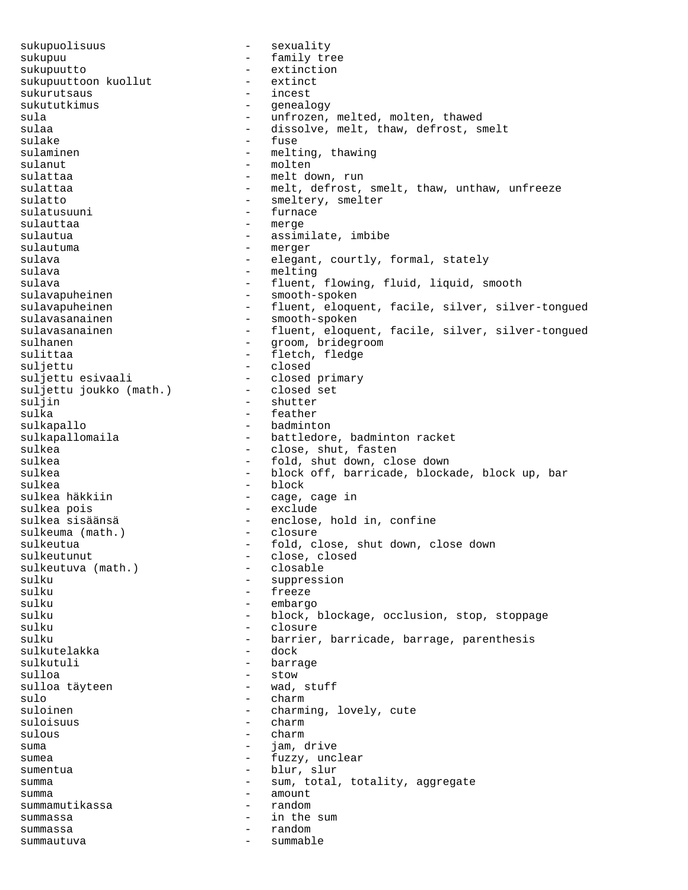sukupuolisuus - sexuality
sukupuu - family tree
sukupuutto - extinction
sukupuuttoon kuollut - extinct
sukurutsaus - incest
sukututkimus - genealogy
sula - unfrozen, melted, molten, thawed
sulaa - dissolve, melt, thaw, defrost, smelt
sulake - fuse
sulaminen - melting, thawing
sulanut - molten
sulattaa - melt down, run
sulattaa - melt, defrost, smelt, thaw, unthaw, unfreeze
sulatto - smeltery, smelter
sulatusuuni - furnace
sulauttaa - merge
sulautua - assimilate, imbibe
sulautuma - merger
sulava - elegant, courtly, formal, stately
sulava - melting
sulava - fluent, flowing, fluid, liquid, smooth
sulavapuheinen - smooth-spoken
sulavapuheinen - fluent, eloquent, facile, silver, silver-tongued
sulavasanainen - smooth-spoken
sulavasanainen - fluent, eloquent, facile, silver, silver-tongued
sulhanen - groom, bridegroom
sulittaa - fletch, fledge
suljettu - closed
suljettu esivaali - closed primary
suljettu joukko (math.) - closed set
suljin - shutter
sulka - feather
sulkapallo - badminton
sulkapallomaila - battledore, badminton racket
sulkea - close, shut, fasten
sulkea - fold, shut down, close down
sulkea - block off, barricade, blockade, block up, bar
sulkea - block
sulkea häkkiin - cage, cage in
sulkea pois - exclude
sulkea sisäänsä - enclose, hold in, confine
sulkeuma (math.) - closure
sulkeutua - fold, close, shut down, close down
sulkeutunut - close, closed
sulkeutuva (math.) - closable
sulku - suppression
sulku - freeze
sulku - embargo
sulku - block, blockage, occlusion, stop, stoppage
sulku - closure
sulku - barrier, barricade, barrage, parenthesis
sulkutelakka - dock
sulkutuli - barrage
sulloa - stow
sulloa täyteen - wad, stuff
sulo - charm
suloinen - charming, lovely, cute
suloisuus - charm
sulous - charm
suma - jam, drive
sumea - fuzzy, unclear
sumentua - blur, slur
summa - sum, total, totality, aggregate
summa - amount
summamutikassa - random
summassa - in the sum
summassa - random
summautuva - summable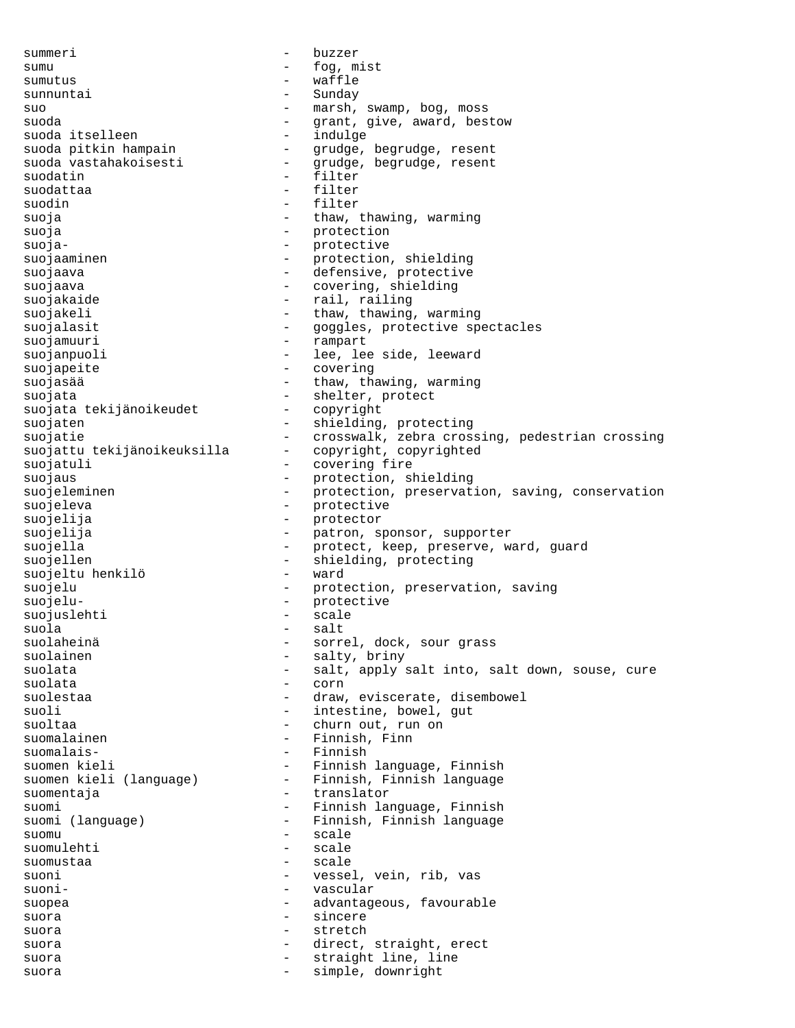summeri - buzzer
sumu - fog, mist
sumutus - waffle
sunnuntai - Sunday
suo - marsh, swamp, bog, moss
suoda - grant, give, award, bestow
suoda itselleen - indulge
suoda pitkin hampain - grudge, begrudge, resent
suoda vastahakoisesti - grudge, begrudge, resent
suodatin - filter
suodattaa - filter
suodin - filter
suoja - thaw, thawing, warming
suoja - protection
suoja- - protective
suojaaminen - protection, shielding
suojaava - defensive, protective
suojaava - covering, shielding
suojakaide - rail, railing
suojakeli - thaw, thawing, warming
suojalasit - goggles, protective spectacles
suojamuuri - rampart
suojanpuoli - lee, lee side, leeward
suojapeite - covering
suojasää - thaw, thawing, warming
suojata - shelter, protect
suojata tekijänoikeudet - copyright
suojaten - shielding, protecting
suojatie - crosswalk, zebra crossing, pedestrian crossing
suojattu tekijänoikeuksilla - copyright, copyrighted
suojatuli - covering fire
suojaus - protection, shielding
suojeleminen - protection, preservation, saving, conservation
suojeleva - protective
suojelija - protector
suojelija - patron, sponsor, supporter
suojella - protect, keep, preserve, ward, guard
suojellen - shielding, protecting
suojeltu henkilö - ward
suojelu - protection, preservation, saving
suojelu- - protective
suojuslehti - scale
suola - salt
suolaheinä - sorrel, dock, sour grass
suolainen - salty, briny
suolata - salt, apply salt into, salt down, souse, cure
suolata - corn
suolestaa - draw, eviscerate, disembowel
suoli - intestine, bowel, gut
suoltaa - churn out, run on
suomalainen - Finnish, Finn
suomalais- - Finnish
suomen kieli - Finnish language, Finnish
suomen kieli (language) - Finnish, Finnish language
suomentaja - translator
suomi - Finnish language, Finnish
suomi (language) - Finnish, Finnish language
suomu - scale
suomulehti - scale
suomustaa - scale
suoni - vessel, vein, rib, vas
suoni- - vascular
suopea - advantageous, favourable
suora - sincere
suora - stretch
suora - direct, straight, erect
suora - straight line, line
suora - simple, downright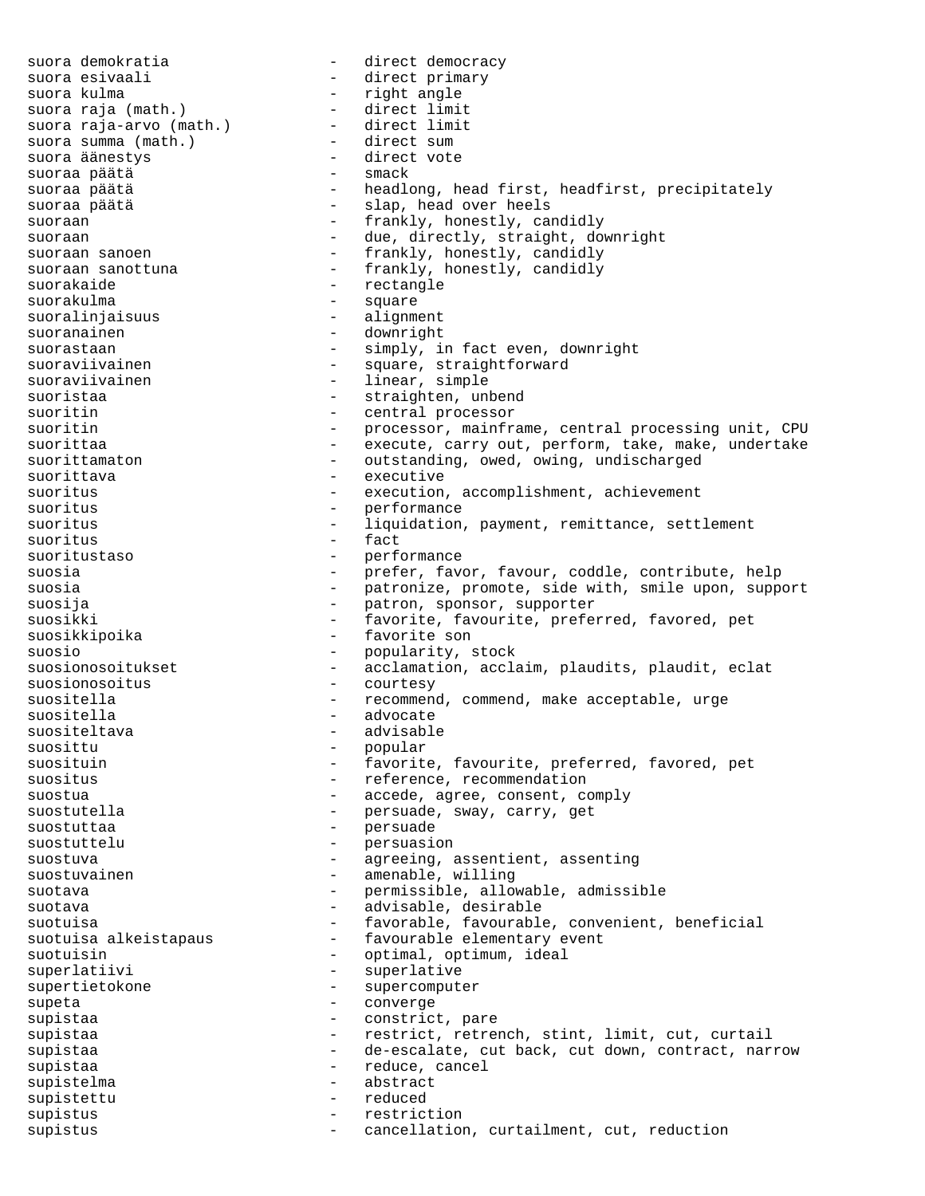suora demokratia - direct democracy
suora esivaali - direct primary
suora kulma - right angle
suora raja (math.) - direct limit
suora raja-arvo (math.) - direct limit
suora summa (math.) - direct sum
suora äänestys - direct vote
suoraa päätä - smack
suoraa päätä - headlong, head first, headfirst, precipitately
suoraa päätä - slap, head over heels
suoraan - frankly, honestly, candidly
suoraan - due, directly, straight, downright
suoraan sanoen - frankly, honestly, candidly
suoraan sanottuna - frankly, honestly, candidly
suorakaide - rectangle
suorakulma - square
suoralinjaisuus - alignment
suoranainen - downright
suorastaan - simply, in fact even, downright
suoraviivainen - square, straightforward
suoraviivainen - linear, simple
suoristaa - straighten, unbend
suoritin - central processor
suoritin - processor, mainframe, central processing unit, CPU
suorittaa - execute, carry out, perform, take, make, undertake
suorittamaton - outstanding, owed, owing, undischarged
suorittava - executive
suoritus - execution, accomplishment, achievement
suoritus - performance
suoritus - liquidation, payment, remittance, settlement
suoritus - fact
suoritustaso - performance
suosia - prefer, favor, favour, coddle, contribute, help
suosia - patronize, promote, side with, smile upon, support
suosija - patron, sponsor, supporter
suosikki - favorite, favourite, preferred, favored, pet
suosikkipoika - favorite son
suosio - popularity, stock
suosionosoitukset - acclamation, acclaim, plaudits, plaudit, eclat
suosionosoitus - courtesy
suositella - recommend, commend, make acceptable, urge
suositella - advocate
suositeltava - advisable
suosittu - popular
suosituin - favorite, favourite, preferred, favored, pet
suositus - reference, recommendation
suostua - accede, agree, consent, comply
suostutella - persuade, sway, carry, get
suostuttaa - persuade
suostuttelu - persuasion
suostuva - agreeing, assentient, assenting
suostuvainen - amenable, willing
suotava - permissible, allowable, admissible
suotava - advisable, desirable
suotuisa - favorable, favourable, convenient, beneficial
suotuisa alkeistapaus - favourable elementary event
suotuisin - optimal, optimum, ideal
superlatiivi - superlative
supertietokone - supercomputer
supeta - converge
supistaa - constrict, pare
supistaa - restrict, retrench, stint, limit, cut, curtail
supistaa - de-escalate, cut back, cut down, contract, narrow
supistaa - reduce, cancel
supistelma - abstract
supistettu - reduced
supistus - restriction
supistus - cancellation, curtailment, cut, reduction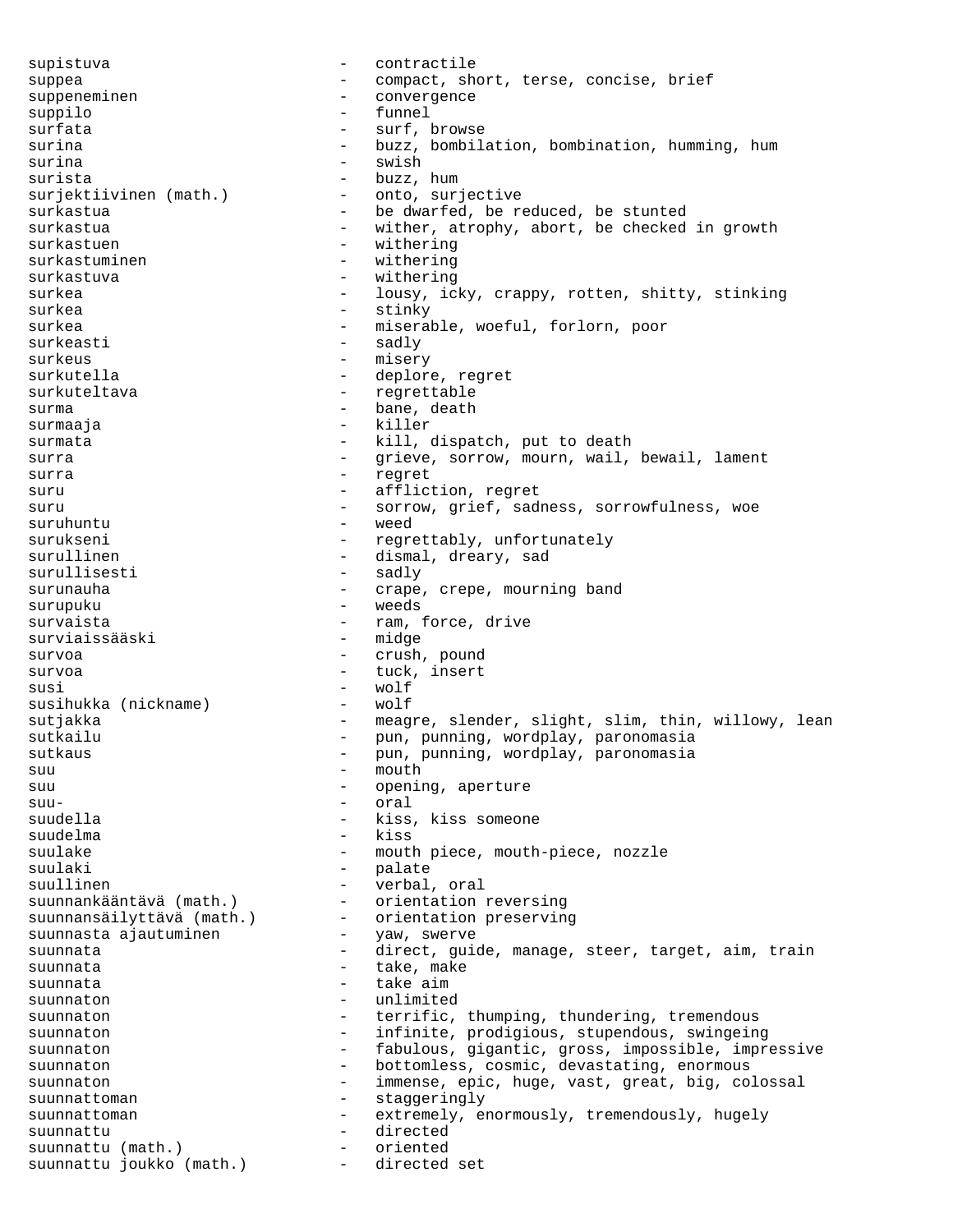```
supistuva                    -   contractile
suppea                       -   compact, short, terse, concise, brief
suppeneminen                 -   convergence
suppilo                      -   funnel
surfata                      -   surf, browse
surina                       -   buzz, bombilation, bombination, humming, hum
surina                       -   swish
surista                      -   buzz, hum
surjektiivinen (math.)       -   onto, surjective
surkastua                    -   be dwarfed, be reduced, be stunted
surkastua                    -   wither, atrophy, abort, be checked in growth
surkastuen                   -   withering
surkastuminen                -   withering
surkastuva                   -   withering
surkea                       -   lousy, icky, crappy, rotten, shitty, stinking
surkea                       -   stinky
surkea                       -   miserable, woeful, forlorn, poor
surkeasti                    -   sadly
surkeus                      -   misery
surkutella                   -   deplore, regret
surkuteltava                 -   regrettable
surma                        -   bane, death
surmaaja                     -   killer
surmata                      -   kill, dispatch, put to death
surra                        -   grieve, sorrow, mourn, wail, bewail, lament
surra                        -   regret
suru                         -   affliction, regret
suru                         -   sorrow, grief, sadness, sorrowfulness, woe
suruhuntu                    -   weed
surukseni                    -   regrettably, unfortunately
surullinen                   -   dismal, dreary, sad
surullisesti                 -   sadly
surunauha                    -   crape, crepe, mourning band
surupuku                     -   weeds
survaista                    -   ram, force, drive
surviaissääski               -   midge
survoa                       -   crush, pound
survoa                       -   tuck, insert
susi                         -   wolf
susihukka (nickname)         -   wolf
sutjakka                     -   meagre, slender, slight, slim, thin, willowy, lean
sutkailu                     -   pun, punning, wordplay, paronomasia
sutkaus                      -   pun, punning, wordplay, paronomasia
suu                          -   mouth
suu                          -   opening, aperture
suu-                         -   oral
suudella                     -   kiss, kiss someone
suudelma                     -   kiss
suulake                      -   mouth piece, mouth-piece, nozzle
suulaki                      -   palate
suullinen                    -   verbal, oral
suunnankääntävä (math.)      -   orientation reversing
suunnansäilyttävä (math.)    -   orientation preserving
suunnasta ajautuminen        -   yaw, swerve
suunnata                     -   direct, guide, manage, steer, target, aim, train
suunnata                     -   take, make
suunnata                     -   take aim
suunnaton                    -   unlimited
suunnaton                    -   terrific, thumping, thundering, tremendous
suunnaton                    -   infinite, prodigious, stupendous, swingeing
suunnaton                    -   fabulous, gigantic, gross, impossible, impressive
suunnaton                    -   bottomless, cosmic, devastating, enormous
suunnaton                    -   immense, epic, huge, vast, great, big, colossal
suunnattoman                 -   staggeringly
suunnattoman                 -   extremely, enormously, tremendously, hugely
suunnattu                    -   directed
suunnattu (math.)            -   oriented
suunnattu joukko (math.)     -   directed set
```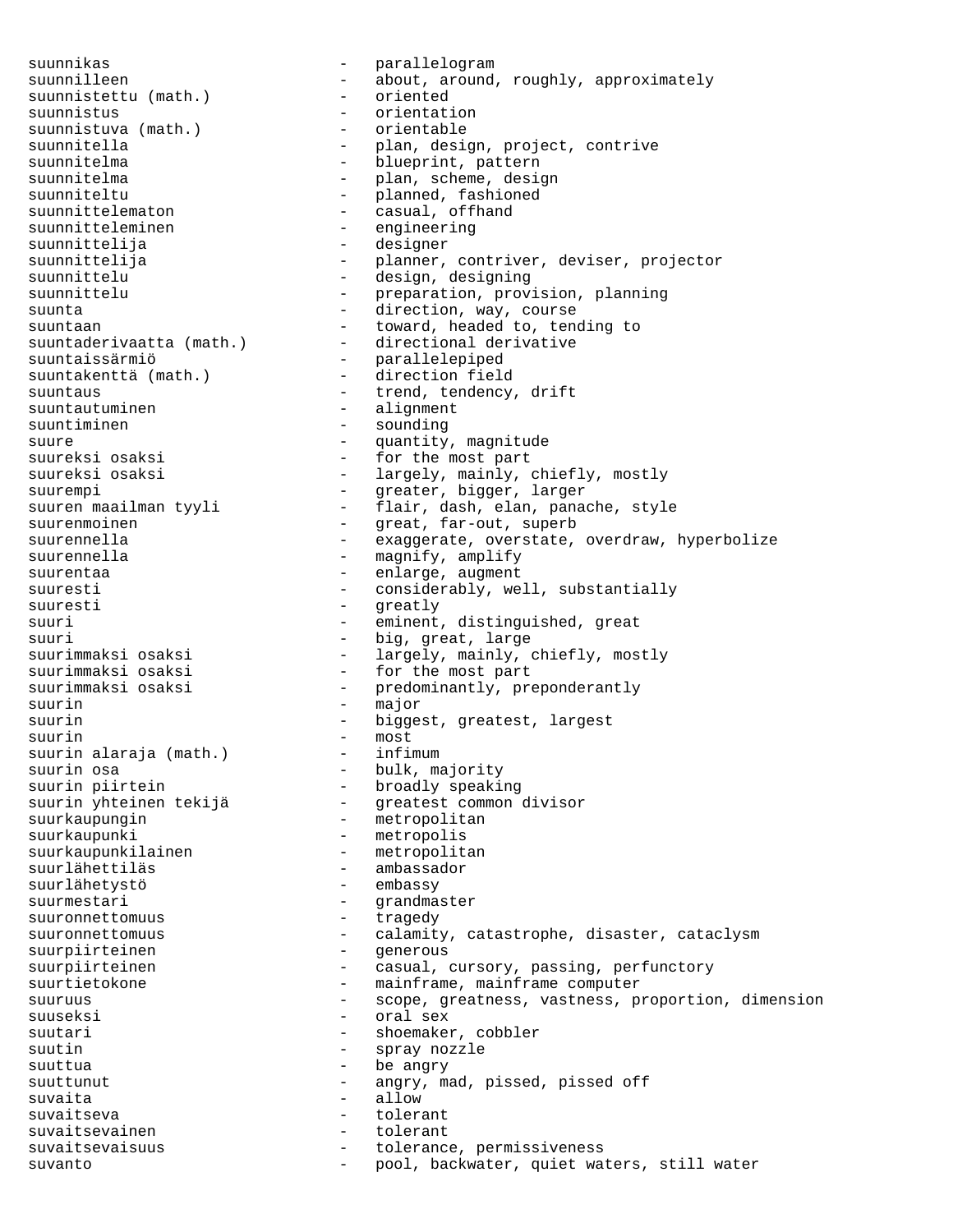suunnikas - parallelogram
suunnilleen - about, around, roughly, approximately
suunnistettu (math.) - oriented
suunnistus - orientation
suunnistuva (math.) - orientable
suunnitella - plan, design, project, contrive
suunnitelma - blueprint, pattern
suunnitelma - plan, scheme, design
suunniteltu - planned, fashioned
suunnittelematon - casual, offhand
suunnitteleminen - engineering
suunnittelija - designer
suunnittelija - planner, contriver, deviser, projector
suunnittelu - design, designing
suunnittelu - preparation, provision, planning
suunta - direction, way, course
suuntaan - toward, headed to, tending to
suuntaderivaatta (math.) - directional derivative
suuntaissärmiö - parallelepiped
suuntakenttä (math.) - direction field
suuntaus - trend, tendency, drift
suuntautuminen - alignment
suuntiminen - sounding
suure - quantity, magnitude
suureksi osaksi - for the most part
suureksi osaksi - largely, mainly, chiefly, mostly
suurempi - greater, bigger, larger
suuren maailman tyyli - flair, dash, elan, panache, style
suurenmoinen - great, far-out, superb
suurennella - exaggerate, overstate, overdraw, hyperbolize
suurennella - magnify, amplify
suurentaa - enlarge, augment
suuresti - considerably, well, substantially
suuresti - greatly
suuri - eminent, distinguished, great
suuri - big, great, large
suurimmaksi osaksi - largely, mainly, chiefly, mostly
suurimmaksi osaksi - for the most part
suurimmaksi osaksi - predominantly, preponderantly
suurin - major
suurin - biggest, greatest, largest
suurin - most
suurin alaraja (math.) - infimum
suurin osa - bulk, majority
suurin piirtein - broadly speaking
suurin yhteinen tekijä - greatest common divisor
suurkaupungin - metropolitan
suurkaupunki - metropolis
suurkaupunkilainen - metropolitan
suurlähettiläs - ambassador
suurlähetystö - embassy
suurmestari - grandmaster
suuronnettomuus - tragedy
suuronnettomuus - calamity, catastrophe, disaster, cataclysm
suurpiirteinen - generous
suurpiirteinen - casual, cursory, passing, perfunctory
suurtietokone - mainframe, mainframe computer
suuruus - scope, greatness, vastness, proportion, dimension
suuseksi - oral sex
suutari - shoemaker, cobbler
suutin - spray nozzle
suuttua - be angry
suuttunut - angry, mad, pissed, pissed off
suvaita - allow
suvaitseva - tolerant
suvaitsevainen - tolerant
suvaitsevaisuus - tolerance, permissiveness
suvanto - pool, backwater, quiet waters, still water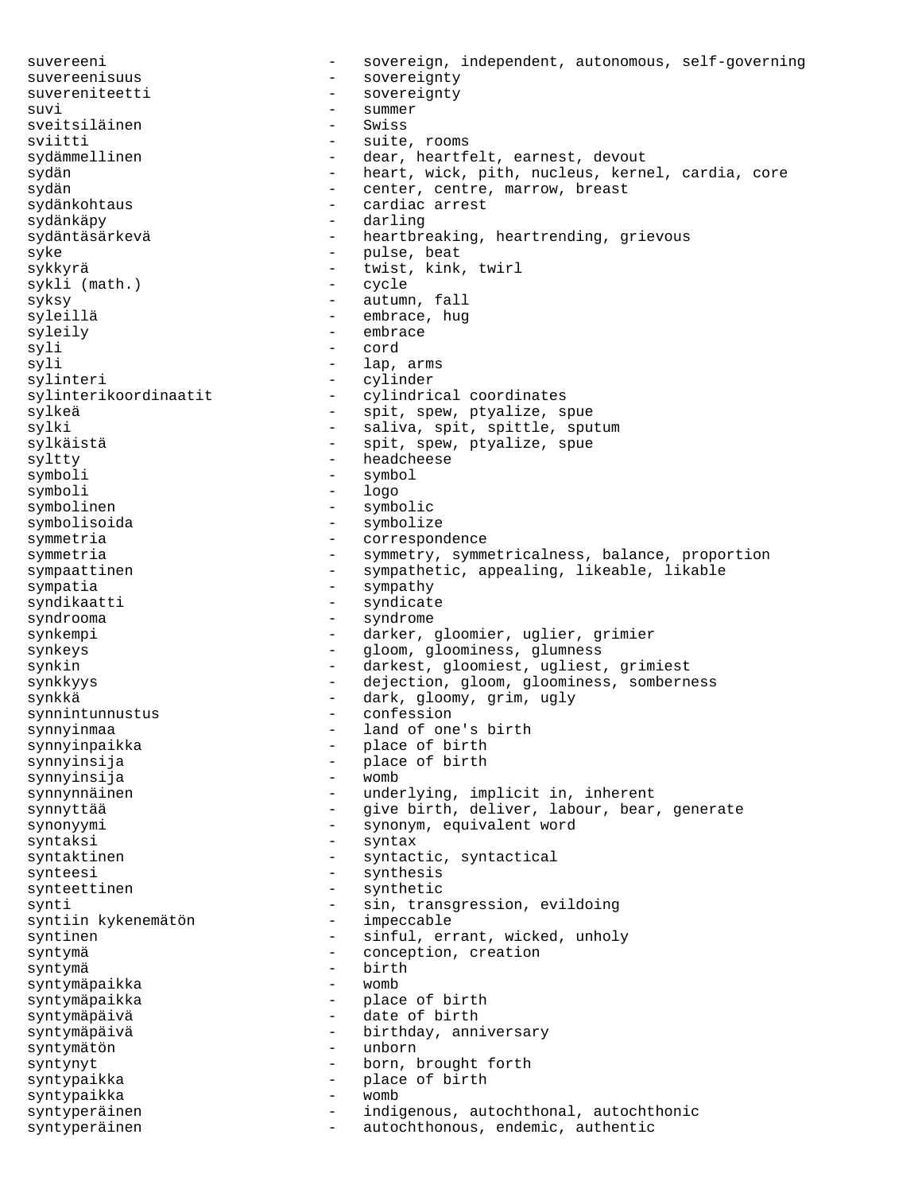suvereeni - sovereign, independent, autonomous, self-governing
suvereenisuus - sovereignty
suvereniteetti - sovereignty
suvi - summer
sveitsiläinen - Swiss
sviitti - suite, rooms
sydämmellinen - dear, heartfelt, earnest, devout
sydän - heart, wick, pith, nucleus, kernel, cardia, core
sydän - center, centre, marrow, breast
sydänkohtaus - cardiac arrest
sydänkäpy - darling
sydäntäsärkevä - heartbreaking, heartrending, grievous
syke - pulse, beat
sykkyrä - twist, kink, twirl
sykli (math.) - cycle
syksy - autumn, fall
syleillä - embrace, hug
syleily - embrace
syli - cord
syli - lap, arms
sylinteri - cylinder
sylinterikoordinaatit - cylindrical coordinates
sylkeä - spit, spew, ptyalize, spue
sylki - saliva, spit, spittle, sputum
sylkäistä - spit, spew, ptyalize, spue
syltty - headcheese
symboli - symbol
symboli - logo
symbolinen - symbolic
symbolisoida - symbolize
symmetria - correspondence
symmetria - symmetry, symmetricalness, balance, proportion
sympaattinen - sympathetic, appealing, likeable, likable
sympatia - sympathy
syndikaatti - syndicate
syndrooma - syndrome
synkempi - darker, gloomier, uglier, grimier
synkeys - gloom, gloominess, glumness
synkin - darkest, gloomiest, ugliest, grimiest
synkkyys - dejection, gloom, gloominess, somberness
synkkä - dark, gloomy, grim, ugly
synnintunnustus - confession
synnyinmaa - land of one's birth
synnyinpaikka - place of birth
synnyinsija - place of birth
synnyinsija - womb
synnynnäinen - underlying, implicit in, inherent
synnyttää - give birth, deliver, labour, bear, generate
synonyymi - synonym, equivalent word
syntaksi - syntax
syntaktinen - syntactic, syntactical
synteesi - synthesis
synteettinen - synthetic
synti - sin, transgression, evildoing
syntiin kykenemätön - impeccable
syntinen - sinful, errant, wicked, unholy
syntymä - conception, creation
syntymä - birth
syntymäpaikka - womb
syntymäpaikka - place of birth
syntymäpäivä - date of birth
syntymäpäivä - birthday, anniversary
syntymätön - unborn
syntynyt - born, brought forth
syntypaikka - place of birth
syntypaikka - womb
syntyperäinen - indigenous, autochthonal, autochthonic
syntyperäinen - autochthonous, endemic, authentic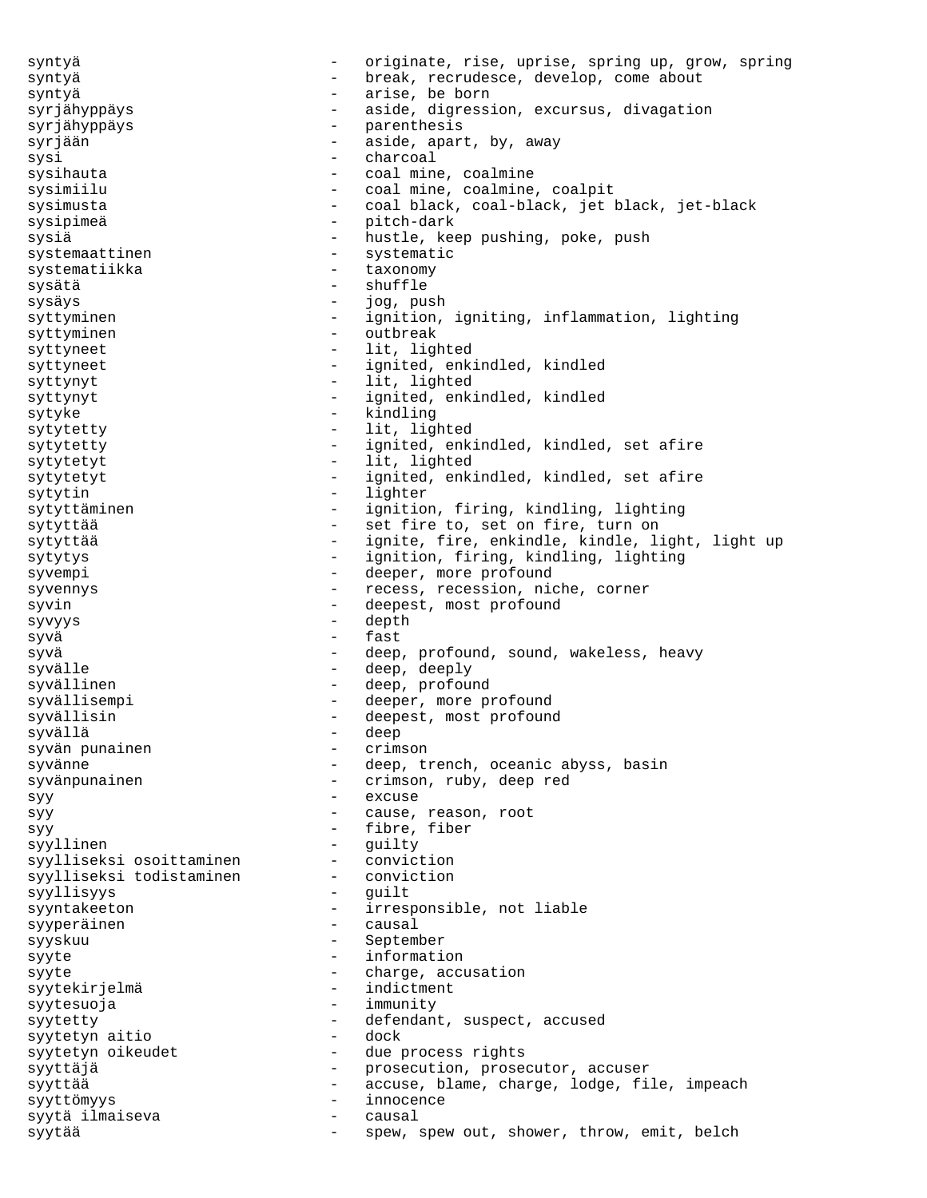syntyä - originate, rise, uprise, spring up, grow, spring
syntyä - break, recrudesce, develop, come about
syntyä - arise, be born
syrjähyppäys - aside, digression, excursus, divagation
syrjähyppäys - parenthesis
syrjään - aside, apart, by, away
sysi - charcoal
sysihauta - coal mine, coalmine
sysimiilu - coal mine, coalmine, coalpit
sysimusta - coal black, coal-black, jet black, jet-black
sysipimeä - pitch-dark
sysiä - hustle, keep pushing, poke, push
systemaattinen - systematic
systematiikka - taxonomy
sysätä - shuffle
sysäys - jog, push
syttyminen - ignition, igniting, inflammation, lighting
syttyminen - outbreak
syttyneet - lit, lighted
syttyneet - ignited, enkindled, kindled
syttynyt - lit, lighted
syttynyt - ignited, enkindled, kindled
sytyke - kindling
sytytetty - lit, lighted
sytytetty - ignited, enkindled, kindled, set afire
sytytetyt - lit, lighted
sytytetyt - ignited, enkindled, kindled, set afire
sytytin - lighter
sytyttäminen - ignition, firing, kindling, lighting
sytyttää - set fire to, set on fire, turn on
sytyttää - ignite, fire, enkindle, kindle, light, light up
sytytys - ignition, firing, kindling, lighting
syvempi - deeper, more profound
syvennys - recess, recession, niche, corner
syvin - deepest, most profound
syvyys - depth
syvä - fast
syvä - deep, profound, sound, wakeless, heavy
syvälle - deep, deeply
syvällinen - deep, profound
syvällisempi - deeper, more profound
syvällisin - deepest, most profound
syvällä - deep
syvän punainen - crimson
syvänne - deep, trench, oceanic abyss, basin
syvänpunainen - crimson, ruby, deep red
syy - excuse
syy - cause, reason, root
syy - fibre, fiber
syyllinen - guilty
syylliseksi osoittaminen - conviction
syylliseksi todistaminen - conviction
syyllisyys - guilt
syyntakeeton - irresponsible, not liable
syyperäinen - causal
syyskuu - September
syyte - information
syyte - charge, accusation
syytekirjelmä - indictment
syytesuoja - immunity
syytetty - defendant, suspect, accused
syytetyn aitio - dock
syytetyn oikeudet - due process rights
syyttäjä - prosecution, prosecutor, accuser
syyttää - accuse, blame, charge, lodge, file, impeach
syyttömyys - innocence
syytä ilmaiseva - causal
syytää - spew, spew out, shower, throw, emit, belch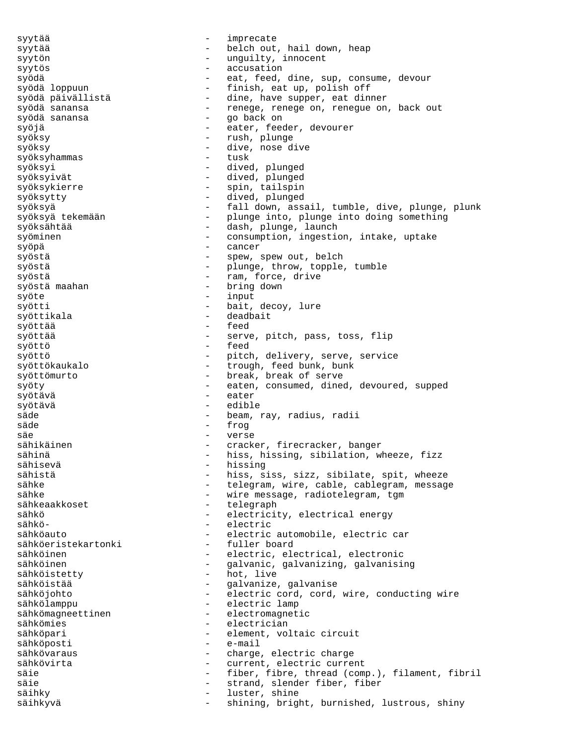syytää - imprecate
syytää - belch out, hail down, heap
syytön - unguilty, innocent
syytös - accusation
syödä - eat, feed, dine, sup, consume, devour
syödä loppuun - finish, eat up, polish off
syödä päivällistä - dine, have supper, eat dinner
syödä sanansa - renege, renege on, renegue on, back out
syödä sanansa - go back on
syöjä - eater, feeder, devourer
syöksy - rush, plunge
syöksy - dive, nose dive
syöksyhammas - tusk
syöksyi - dived, plunged
syöksyivät - dived, plunged
syöksykierre - spin, tailspin
syöksytty - dived, plunged
syöksyä - fall down, assail, tumble, dive, plunge, plunk
syöksyä tekemään - plunge into, plunge into doing something
syöksähtää - dash, plunge, launch
syöminen - consumption, ingestion, intake, uptake
syöpä - cancer
syöstä - spew, spew out, belch
syöstä - plunge, throw, topple, tumble
syöstä - ram, force, drive
syöstä maahan - bring down
syöte - input
syötti - bait, decoy, lure
syöttikala - deadbait
syöttää - feed
syöttää - serve, pitch, pass, toss, flip
syöttö - feed
syöttö - pitch, delivery, serve, service
syöttökaukalo - trough, feed bunk, bunk
syöttömurto - break, break of serve
syöty - eaten, consumed, dined, devoured, supped
syötävä - eater
syötävä - edible
säde - beam, ray, radius, radii
säde - frog
säe - verse
sähikäinen - cracker, firecracker, banger
sähinä - hiss, hissing, sibilation, wheeze, fizz
sähisevä - hissing
sähistä - hiss, siss, sizz, sibilate, spit, wheeze
sähke - telegram, wire, cable, cablegram, message
sähke - wire message, radiotelegram, tgm
sähkeaakkoset - telegraph
sähkö - electricity, electrical energy
sähkö- - electric
sähköauto - electric automobile, electric car
sähköeristekartonki - fuller board
sähköinen - electric, electrical, electronic
sähköinen - galvanic, galvanizing, galvanising
sähköistetty - hot, live
sähköistää - galvanize, galvanise
sähköjohto - electric cord, cord, wire, conducting wire
sähkölamppu - electric lamp
sähkömagneettinen - electromagnetic
sähkömies - electrician
sähköpari - element, voltaic circuit
sähköposti - e-mail
sähkövaraus - charge, electric charge
sähkövirta - current, electric current
säie - fiber, fibre, thread (comp.), filament, fibril
säie - strand, slender fiber, fiber
säihky - luster, shine
säihkyvä - shining, bright, burnished, lustrous, shiny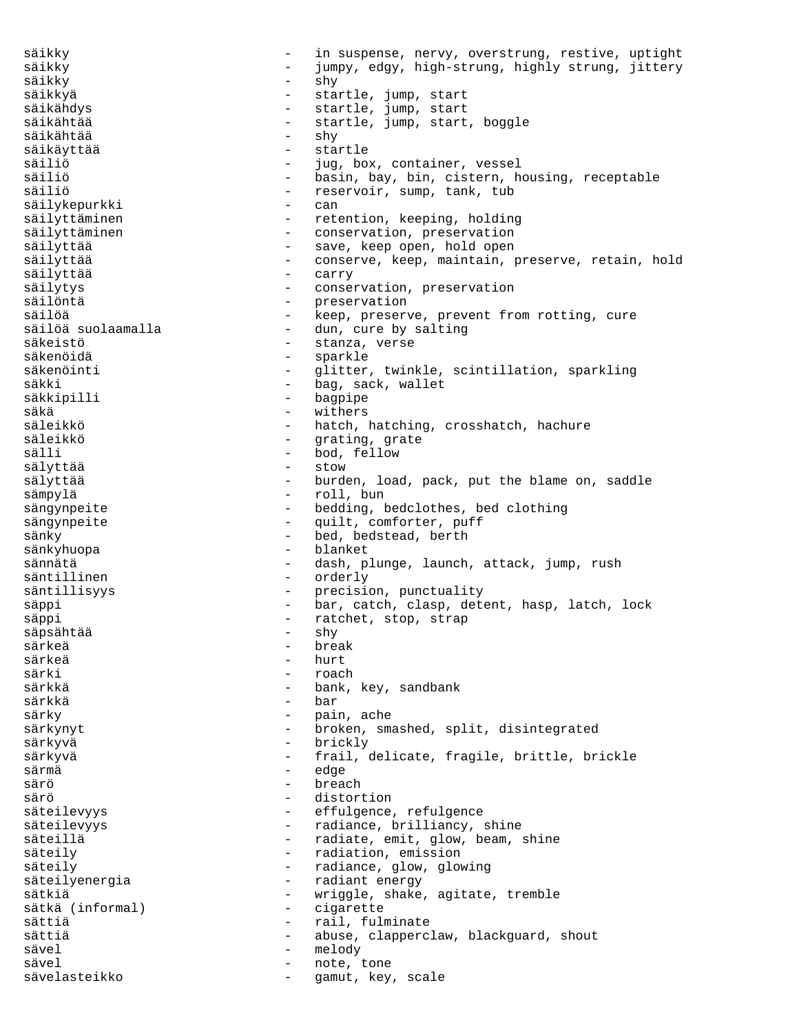säikky - in suspense, nervy, overstrung, restive, uptight
säikky - jumpy, edgy, high-strung, highly strung, jittery
säikky - shy
säikkyä - startle, jump, start
säikähdys - startle, jump, start
säikähtää - startle, jump, start, boggle
säikähtää - shy
säikäyttää - startle
säiliö - jug, box, container, vessel
säiliö - basin, bay, bin, cistern, housing, receptable
säiliö - reservoir, sump, tank, tub
säilykepurkki - can
säilyttäminen - retention, keeping, holding
säilyttäminen - conservation, preservation
säilyttää - save, keep open, hold open
säilyttää - conserve, keep, maintain, preserve, retain, hold
säilyttää - carry
säilytys - conservation, preservation
säilöntä - preservation
säilöä - keep, preserve, prevent from rotting, cure
säilöä suolaamalla - dun, cure by salting
säkeistö - stanza, verse
säkenöidä - sparkle
säkenöinti - glitter, twinkle, scintillation, sparkling
säkki - bag, sack, wallet
säkkipilli - bagpipe
säkä - withers
säleikkö - hatch, hatching, crosshatch, hachure
säleikkö - grating, grate
sälli - bod, fellow
sälyttää - stow
sälyttää - burden, load, pack, put the blame on, saddle
sämpylä - roll, bun
sängynpeite - bedding, bedclothes, bed clothing
sängynpeite - quilt, comforter, puff
sänky - bed, bedstead, berth
sänkyhuopa - blanket
sännätä - dash, plunge, launch, attack, jump, rush
säntillinen - orderly
säntillisyys - precision, punctuality
säppi - bar, catch, clasp, detent, hasp, latch, lock
säppi - ratchet, stop, strap
säpsähtää - shy
särkeä - break
särkeä - hurt
särki - roach
särkkä - bank, key, sandbank
särkkä - bar
särky - pain, ache
särkynyt - broken, smashed, split, disintegrated
särkyvä - brickly
särkyvä - frail, delicate, fragile, brittle, brickle
särmä - edge
särö - breach
särö - distortion
säteilevyys - effulgence, refulgence
säteilevyys - radiance, brilliancy, shine
säteillä - radiate, emit, glow, beam, shine
säteily - radiation, emission
säteily - radiance, glow, glowing
säteilyenergia - radiant energy
sätkiä - wriggle, shake, agitate, tremble
sätkä (informal) - cigarette
sättiä - rail, fulminate
sättiä - abuse, clapperclaw, blackguard, shout
sävel - melody
sävel - note, tone
sävelasteikko - gamut, key, scale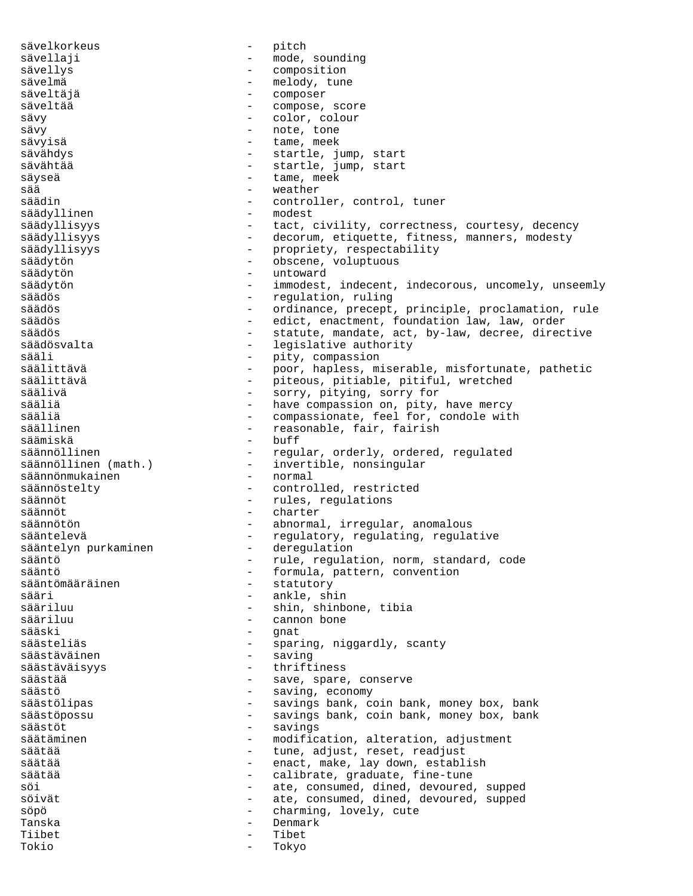sävelkorkeus - pitch
sävellaji - mode, sounding
sävellys - composition
sävelmä - melody, tune
säveltäjä - composer
säveltää - compose, score
sävy - color, colour
sävy - note, tone
sävyisä - tame, meek
sävähdys - startle, jump, start
sävähtää - startle, jump, start
säyseä - tame, meek
sää - weather
säädin - controller, control, tuner
säädyllinen - modest
säädyllisyys - tact, civility, correctness, courtesy, decency
säädyllisyys - decorum, etiquette, fitness, manners, modesty
säädyllisyys - propriety, respectability
säädytön - obscene, voluptuous
säädytön - untoward
säädytön - immodest, indecent, indecorous, uncomely, unseemly
säädös - regulation, ruling
säädös - ordinance, precept, principle, proclamation, rule
säädös - edict, enactment, foundation law, law, order
säädös - statute, mandate, act, by-law, decree, directive
säädösvalta - legislative authority
sääli - pity, compassion
säälittävä - poor, hapless, miserable, misfortunate, pathetic
säälittävä - piteous, pitiable, pitiful, wretched
säälivä - sorry, pitying, sorry for
sääliä - have compassion on, pity, have mercy
sääliä - compassionate, feel for, condole with
säällinen - reasonable, fair, fairish
säämiskä - buff
säännöllinen - regular, orderly, ordered, regulated
säännöllinen (math.) - invertible, nonsingular
säännönmukainen - normal
säännöstelty - controlled, restricted
säännöt - rules, regulations
säännöt - charter
säännötön - abnormal, irregular, anomalous
sääntelevä - regulatory, regulating, regulative
sääntelyn purkaminen - deregulation
sääntö - rule, regulation, norm, standard, code
sääntö - formula, pattern, convention
sääntömääräinen - statutory
sääri - ankle, shin
sääriluu - shin, shinbone, tibia
sääriluu - cannon bone
sääski - gnat
säästeliäs - sparing, niggardly, scanty
säästäväinen - saving
säästäväisyys - thriftiness
säästää - save, spare, conserve
säästö - saving, economy
säästölipas - savings bank, coin bank, money box, bank
säästöpossu - savings bank, coin bank, money box, bank
säästöt - savings
säätäminen - modification, alteration, adjustment
säätää - tune, adjust, reset, readjust
säätää - enact, make, lay down, establish
säätää - calibrate, graduate, fine-tune
söi - ate, consumed, dined, devoured, supped
söivät - ate, consumed, dined, devoured, supped
söpö - charming, lovely, cute
Tanska - Denmark
Tiibet - Tibet
Tokio - Tokyo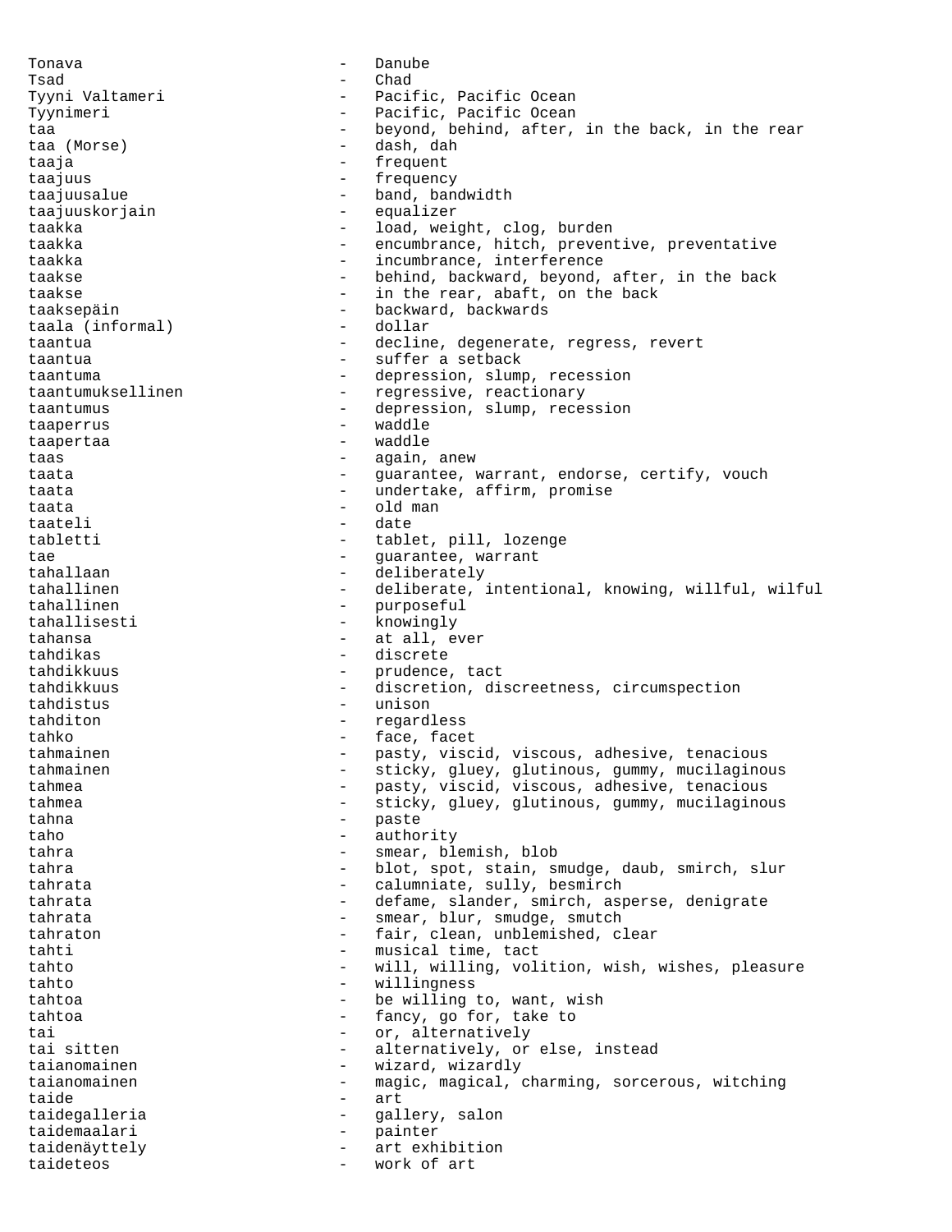Tonava - Danube
Tsad - Chad
Tyyni Valtameri - Pacific, Pacific Ocean
Tyynimeri - Pacific, Pacific Ocean
taa - beyond, behind, after, in the back, in the rear
taa (Morse) - dash, dah
taaja - frequent
taajuus - frequency
taajuusalue - band, bandwidth
taajuuskorjain - equalizer
taakka - load, weight, clog, burden
taakka - encumbrance, hitch, preventive, preventative
taakka - incumbrance, interference
taakse - behind, backward, beyond, after, in the back
taakse - in the rear, abaft, on the back
taaksepäin - backward, backwards
taala (informal) - dollar
taantua - decline, degenerate, regress, revert
taantua - suffer a setback
taantuma - depression, slump, recession
taantumuksellinen - regressive, reactionary
taantumus - depression, slump, recession
taaperrus - waddle
taapertaa - waddle
taas - again, anew
taata - guarantee, warrant, endorse, certify, vouch
taata - undertake, affirm, promise
taata - old man
taateli - date
tabletti - tablet, pill, lozenge
tae - guarantee, warrant
tahallaan - deliberately
tahallinen - deliberate, intentional, knowing, willful, wilful
tahallinen - purposeful
tahallisesti - knowingly
tahansa - at all, ever
tahdikas - discrete
tahdikkuus - prudence, tact
tahdikkuus - discretion, discreetness, circumspection
tahdistus - unison
tahditon - regardless
tahko - face, facet
tahmainen - pasty, viscid, viscous, adhesive, tenacious
tahmainen - sticky, gluey, glutinous, gummy, mucilaginous
tahmea - pasty, viscid, viscous, adhesive, tenacious
tahmea - sticky, gluey, glutinous, gummy, mucilaginous
tahna - paste
taho - authority
tahra - smear, blemish, blob
tahra - blot, spot, stain, smudge, daub, smirch, slur
tahrata - calumniate, sully, besmirch
tahrata - defame, slander, smirch, asperse, denigrate
tahrata - smear, blur, smudge, smutch
tahraton - fair, clean, unblemished, clear
tahti - musical time, tact
tahto - will, willing, volition, wish, wishes, pleasure
tahto - willingness
tahtoa - be willing to, want, wish
tahtoa - fancy, go for, take to
tai - or, alternatively
tai sitten - alternatively, or else, instead
taianomainen - wizard, wizardly
taianomainen - magic, magical, charming, sorcerous, witching
taide - art
taidegalleria - gallery, salon
taidemaalari - painter
taidenäyttely - art exhibition
taideteos - work of art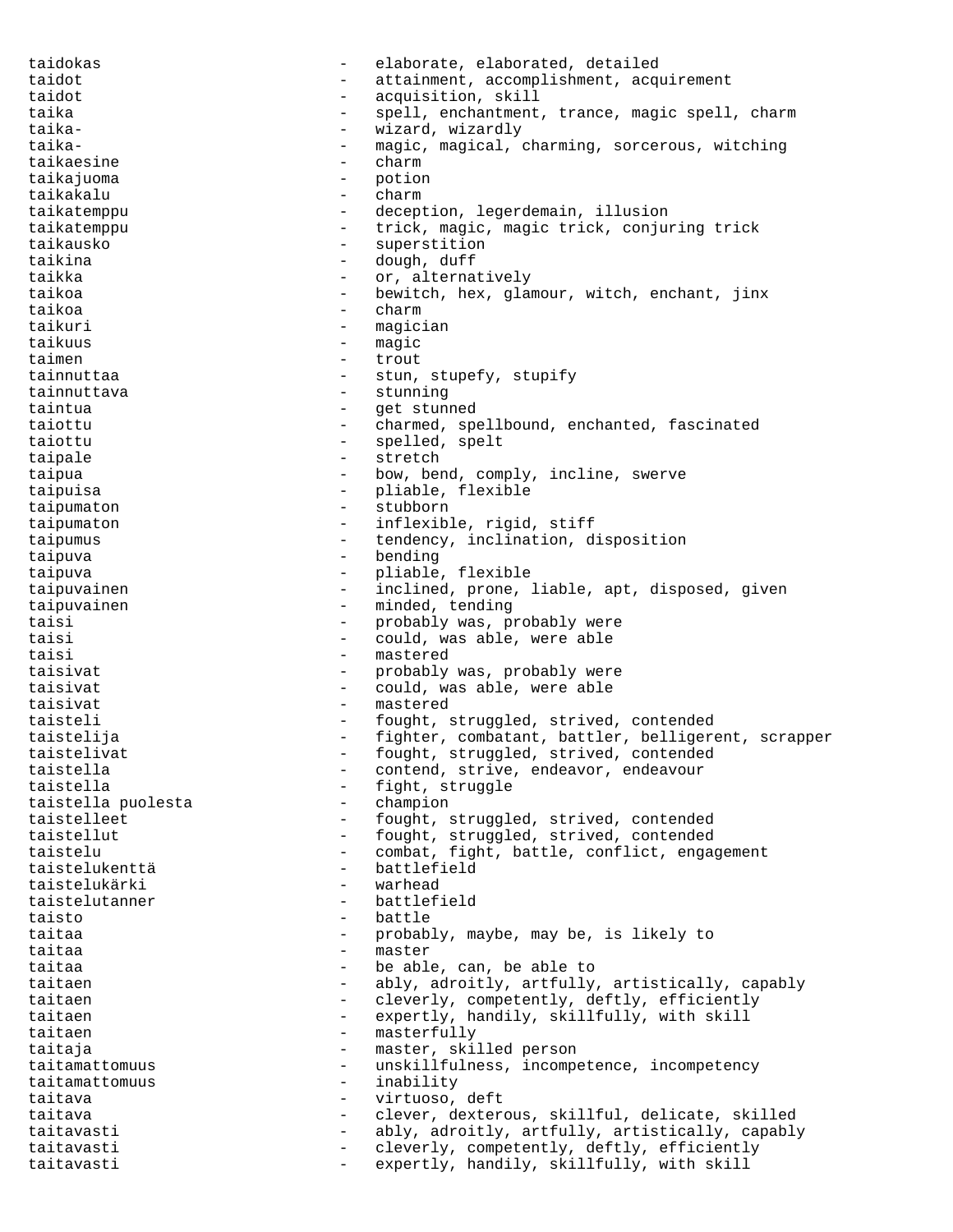taidokas - elaborate, elaborated, detailed
taidot - attainment, accomplishment, acquirement
taidot - acquisition, skill
taika - spell, enchantment, trance, magic spell, charm
taika- - wizard, wizardly
taika- - magic, magical, charming, sorcerous, witching
taikaesine - charm
taikajuoma - potion
taikakalu - charm
taikatemppu - deception, legerdemain, illusion
taikatemppu - trick, magic, magic trick, conjuring trick
taikausko - superstition
taikina - dough, duff
taikka - or, alternatively
taikoa - bewitch, hex, glamour, witch, enchant, jinx
taikoa - charm
taikuri - magician
taikuus - magic
taimen - trout
tainnuttaa - stun, stupefy, stupify
tainnuttava - stunning
taintua - get stunned
taiottu - charmed, spellbound, enchanted, fascinated
taiottu - spelled, spelt
taipale - stretch
taipua - bow, bend, comply, incline, swerve
taipuisa - pliable, flexible
taipumaton - stubborn
taipumaton - inflexible, rigid, stiff
taipumus - tendency, inclination, disposition
taipuva - bending
taipuva - pliable, flexible
taipuvainen - inclined, prone, liable, apt, disposed, given
taipuvainen - minded, tending
taisi - probably was, probably were
taisi - could, was able, were able
taisi - mastered
taisivat - probably was, probably were
taisivat - could, was able, were able
taisivat - mastered
taisteli - fought, struggled, strived, contended
taistelija - fighter, combatant, battler, belligerent, scrapper
taistelivat - fought, struggled, strived, contended
taistella - contend, strive, endeavor, endeavour
taistella - fight, struggle
taistella puolesta - champion
taistelleet - fought, struggled, strived, contended
taistellut - fought, struggled, strived, contended
taistelu - combat, fight, battle, conflict, engagement
taistelukenttä - battlefield
taistelukärki - warhead
taistelutanner - battlefield
taisto - battle
taitaa - probably, maybe, may be, is likely to
taitaa - master
taitaa - be able, can, be able to
taitaen - ably, adroitly, artfully, artistically, capably
taitaen - cleverly, competently, deftly, efficiently
taitaen - expertly, handily, skillfully, with skill
taitaen - masterfully
taitaja - master, skilled person
taitamattomuus - unskillfulness, incompetence, incompetency
taitamattomuus - inability
taitava - virtuoso, deft
taitava - clever, dexterous, skillful, delicate, skilled
taitavasti - ably, adroitly, artfully, artistically, capably
taitavasti - cleverly, competently, deftly, efficiently
taitavasti - expertly, handily, skillfully, with skill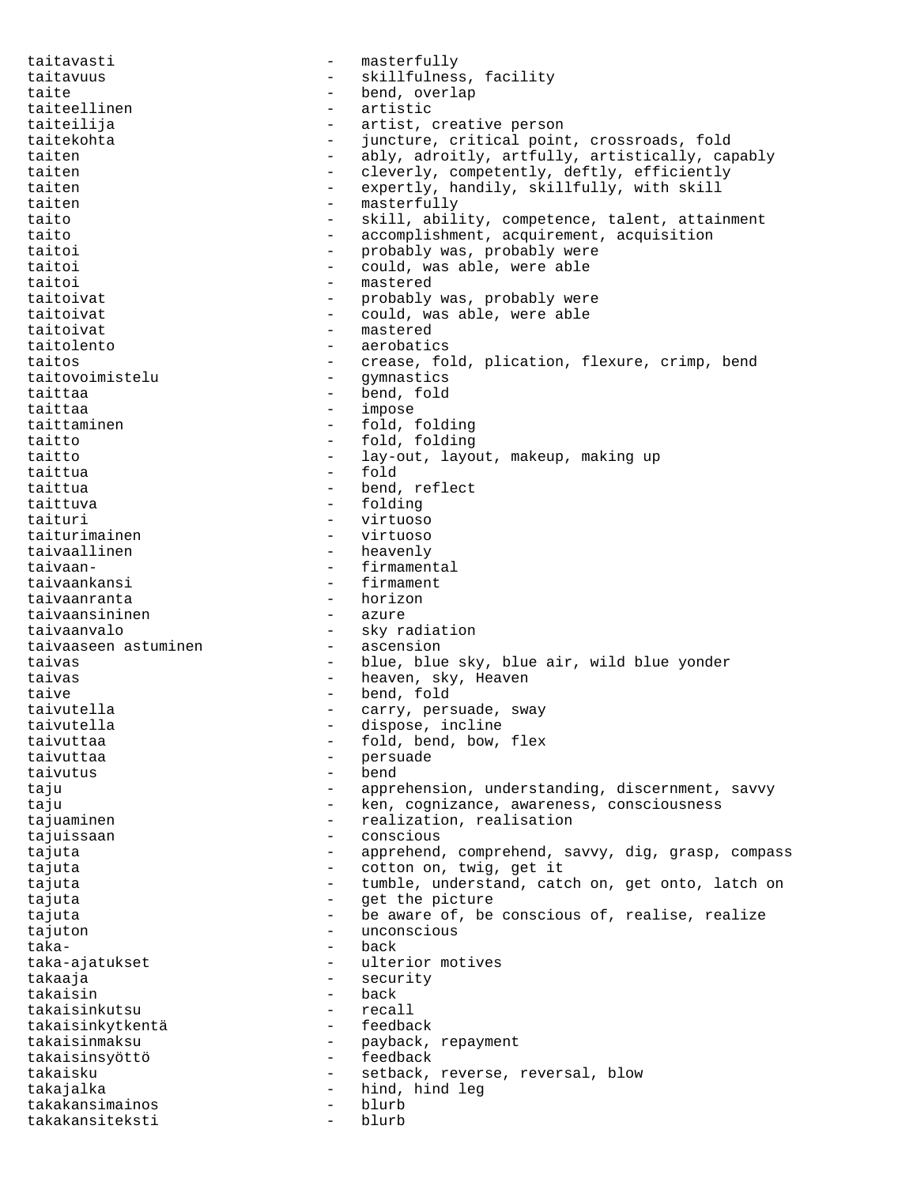taitavasti - masterfully
taitavuus - skillfulness, facility
taite - bend, overlap
taiteellinen - artistic
taiteilija - artist, creative person
taitekohta - juncture, critical point, crossroads, fold
taiten - ably, adroitly, artfully, artistically, capably
taiten - cleverly, competently, deftly, efficiently
taiten - expertly, handily, skillfully, with skill
taiten - masterfully
taito - skill, ability, competence, talent, attainment
taito - accomplishment, acquirement, acquisition
taitoi - probably was, probably were
taitoi - could, was able, were able
taitoi - mastered
taitoivat - probably was, probably were
taitoivat - could, was able, were able
taitoivat - mastered
taitolento - aerobatics
taitos - crease, fold, plication, flexure, crimp, bend
taitovoimistelu - gymnastics
taittaa - bend, fold
taittaa - impose
taittaminen - fold, folding
taitto - fold, folding
taitto - lay-out, layout, makeup, making up
taittua - fold
taittua - bend, reflect
taittuva - folding
taituri - virtuoso
taiturimainen - virtuoso
taivaallinen - heavenly
taivaan- - firmamental
taivaankansi - firmament
taivaanranta - horizon
taivaansininen - azure
taivaanvalo - sky radiation
taivaaseen astuminen - ascension
taivas - blue, blue sky, blue air, wild blue yonder
taivas - heaven, sky, Heaven
taive - bend, fold
taivutella - carry, persuade, sway
taivutella - dispose, incline
taivuttaa - fold, bend, bow, flex
taivuttaa - persuade
taivutus - bend
taju - apprehension, understanding, discernment, savvy
taju - ken, cognizance, awareness, consciousness
tajuaminen - realization, realisation
tajuissaan - conscious
tajuta - apprehend, comprehend, savvy, dig, grasp, compass
tajuta - cotton on, twig, get it
tajuta - tumble, understand, catch on, get onto, latch on
tajuta - get the picture
tajuta - be aware of, be conscious of, realise, realize
tajuton - unconscious
taka- - back
taka-ajatukset - ulterior motives
takaaja - security
takaisin - back
takaisinkutsu - recall
takaisinkytkentä - feedback
takaisinmaksu - payback, repayment
takaisinsyöttö - feedback
takaisku - setback, reverse, reversal, blow
takajalka - hind, hind leg
takakansimainos - blurb
takakansiteksti - blurb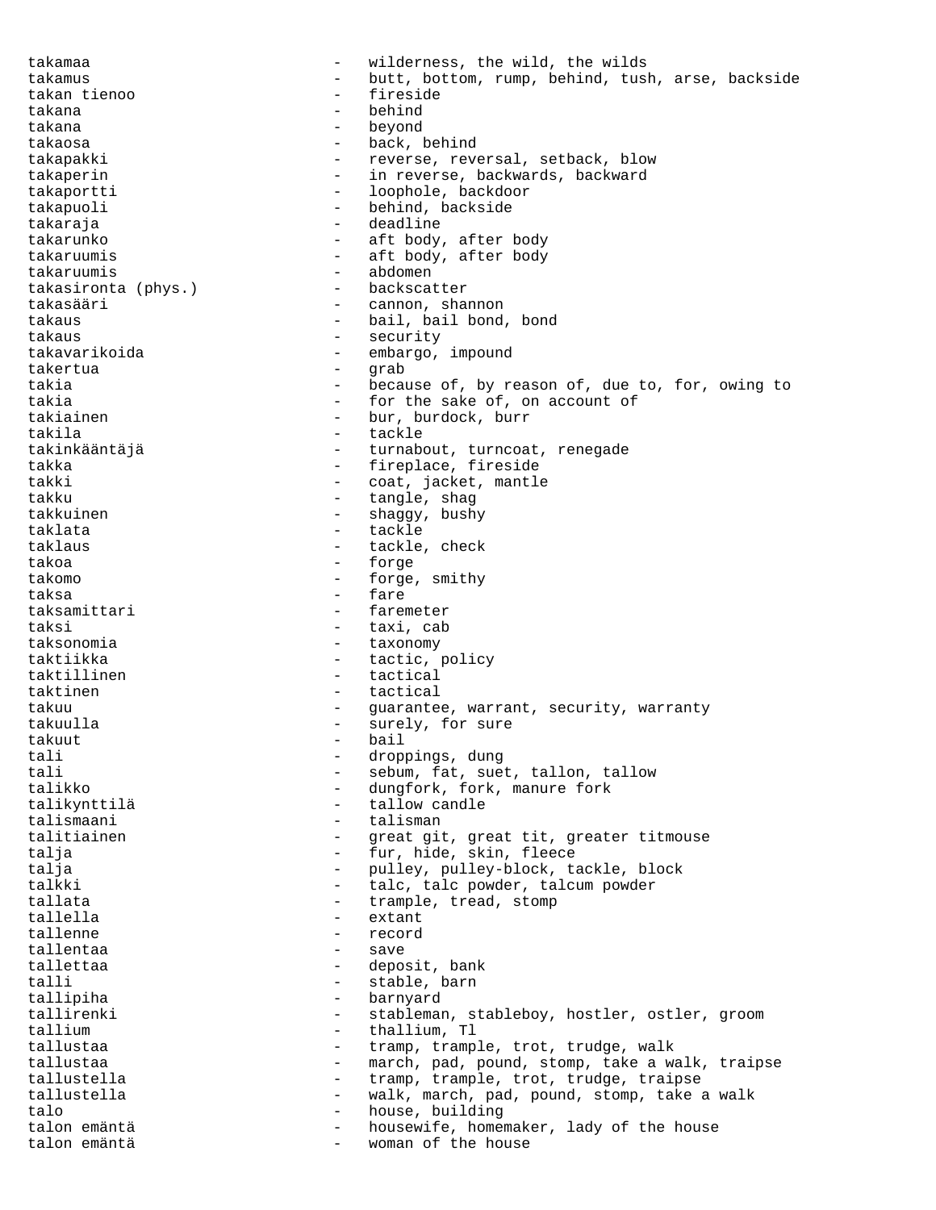takamaa - wilderness, the wild, the wilds
takamus - butt, bottom, rump, behind, tush, arse, backside
takan tienoo - fireside
takana - behind
takana - beyond
takaosa - back, behind
takapakki - reverse, reversal, setback, blow
takaperin - in reverse, backwards, backward
takaportti - loophole, backdoor
takapuoli - behind, backside
takaraja - deadline
takarunko - aft body, after body
takaruumis - aft body, after body
takaruumis - abdomen
takasironta (phys.) - backscatter
takasääri - cannon, shannon
takaus - bail, bail bond, bond
takaus - security
takavarikoida - embargo, impound
takertua - grab
takia - because of, by reason of, due to, for, owing to
takia - for the sake of, on account of
takiainen - bur, burdock, burr
takila - tackle
takinkääntäjä - turnabout, turncoat, renegade
takka - fireplace, fireside
takki - coat, jacket, mantle
takku - tangle, shag
takkuinen - shaggy, bushy
taklata - tackle
taklaus - tackle, check
takoa - forge
takomo - forge, smithy
taksa - fare
taksamittari - faremeter
taksi - taxi, cab
taksonomia - taxonomy
taktiikka - tactic, policy
taktillinen - tactical
taktinen - tactical
takuu - guarantee, warrant, security, warranty
takuulla - surely, for sure
takuut - bail
tali - droppings, dung
tali - sebum, fat, suet, tallon, tallow
talikko - dungfork, fork, manure fork
talikynttilä - tallow candle
talismaani - talisman
talitiainen - great git, great tit, greater titmouse
talja - fur, hide, skin, fleece
talja - pulley, pulley-block, tackle, block
talkki - talc, talc powder, talcum powder
tallata - trample, tread, stomp
tallella - extant
tallenne - record
tallentaa - save
tallettaa - deposit, bank
talli - stable, barn
tallipiha - barnyard
tallirenki - stableman, stableboy, hostler, ostler, groom
tallium - thallium, Tl
tallustaa - tramp, trample, trot, trudge, walk
tallustaa - march, pad, pound, stomp, take a walk, traipse
tallustella - tramp, trample, trot, trudge, traipse
tallustella - walk, march, pad, pound, stomp, take a walk
talo - house, building
talon emäntä - housewife, homemaker, lady of the house
talon emäntä - woman of the house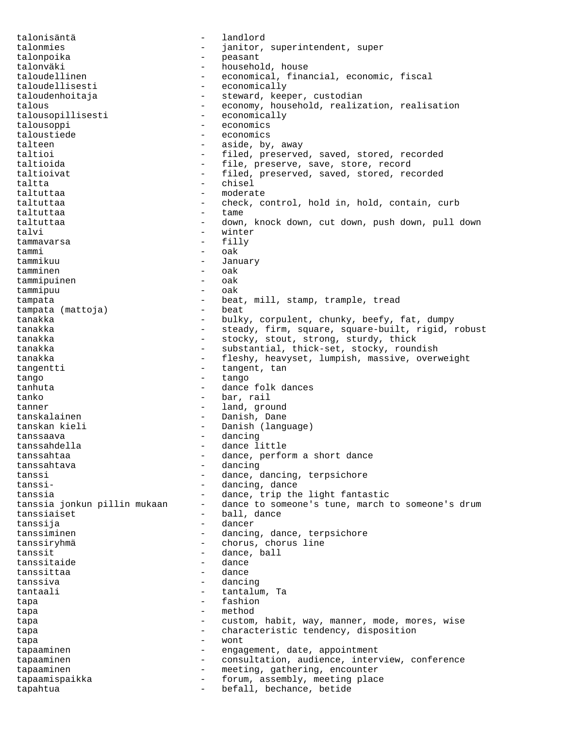talonisäntä - landlord
talonmies - janitor, superintendent, super
talonpoika - peasant
talonväki - household, house
taloudellinen - economical, financial, economic, fiscal
taloudellisesti - economically
taloudenhoitaja - steward, keeper, custodian
talous - economy, household, realization, realisation
talousopillisesti - economically
talousoppi - economics
taloustiede - economics
talteen - aside, by, away
taltioi - filed, preserved, saved, stored, recorded
taltioida - file, preserve, save, store, record
taltioivat - filed, preserved, saved, stored, recorded
taltta - chisel
taltuttaa - moderate
taltuttaa - check, control, hold in, hold, contain, curb
taltuttaa - tame
taltuttaa - down, knock down, cut down, push down, pull down
talvi - winter
tammavarsa - filly
tammi - oak
tammikuu - January
tamminen - oak
tammipuinen - oak
tammipuu - oak
tampata - beat, mill, stamp, trample, tread
tampata (mattoja) - beat
tanakka - bulky, corpulent, chunky, beefy, fat, dumpy
tanakka - steady, firm, square, square-built, rigid, robust
tanakka - stocky, stout, strong, sturdy, thick
tanakka - substantial, thick-set, stocky, roundish
tanakka - fleshy, heavyset, lumpish, massive, overweight
tangentti - tangent, tan
tango - tango
tanhuta - dance folk dances
tanko - bar, rail
tanner - land, ground
tanskalainen - Danish, Dane
tanskan kieli - Danish (language)
tanssaava - dancing
tanssahdella - dance little
tanssahtaa - dance, perform a short dance
tanssahtava - dancing
tanssi - dance, dancing, terpsichore
tanssi- - dancing, dance
tanssia - dance, trip the light fantastic
tanssia jonkun pillin mukaan - dance to someone's tune, march to someone's drum
tanssiaiset - ball, dance
tanssija - dancer
tanssiminen - dancing, dance, terpsichore
tanssiryhmä - chorus, chorus line
tanssit - dance, ball
tanssitaide - dance
tanssittaa - dance
tanssiva - dancing
tantaali - tantalum, Ta
tapa - fashion
tapa - method
tapa - custom, habit, way, manner, mode, mores, wise
tapa - characteristic tendency, disposition
tapa - wont
tapaaminen - engagement, date, appointment
tapaaminen - consultation, audience, interview, conference
tapaaminen - meeting, gathering, encounter
tapaamispaikka - forum, assembly, meeting place
tapahtua - befall, bechance, betide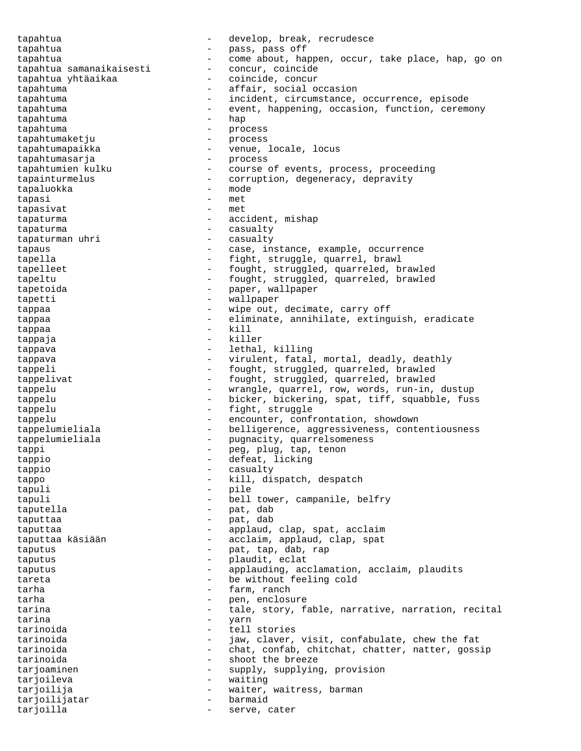tapahtua - develop, break, recrudesce
tapahtua - pass, pass off
tapahtua - come about, happen, occur, take place, hap, go on
tapahtua samanaikaisesti - concur, coincide
tapahtua yhtäaikaa - coincide, concur
tapahtuma - affair, social occasion
tapahtuma - incident, circumstance, occurrence, episode
tapahtuma - event, happening, occasion, function, ceremony
tapahtuma - hap
tapahtuma - process
tapahtumaketju - process
tapahtumapaikka - venue, locale, locus
tapahtumasarja - process
tapahtumien kulku - course of events, process, proceeding
tapainturmelus - corruption, degeneracy, depravity
tapaluokka - mode
tapasi - met
tapasivat - met
tapaturma - accident, mishap
tapaturma - casualty
tapaturman uhri - casualty
tapaus - case, instance, example, occurrence
tapella - fight, struggle, quarrel, brawl
tapelleet - fought, struggled, quarreled, brawled
tapeltu - fought, struggled, quarreled, brawled
tapetoida - paper, wallpaper
tapetti - wallpaper
tappaa - wipe out, decimate, carry off
tappaa - eliminate, annihilate, extinguish, eradicate
tappaa - kill
tappaja - killer
tappava - lethal, killing
tappava - virulent, fatal, mortal, deadly, deathly
tappeli - fought, struggled, quarreled, brawled
tappelivat - fought, struggled, quarreled, brawled
tappelu - wrangle, quarrel, row, words, run-in, dustup
tappelu - bicker, bickering, spat, tiff, squabble, fuss
tappelu - fight, struggle
tappelu - encounter, confrontation, showdown
tappelumieliala - belligerence, aggressiveness, contentiousness
tappelumieliala - pugnacity, quarrelsomeness
tappi - peg, plug, tap, tenon
tappio - defeat, licking
tappio - casualty
tappo - kill, dispatch, despatch
tapuli - pile
tapuli - bell tower, campanile, belfry
taputella - pat, dab
taputtaa - pat, dab
taputtaa - applaud, clap, spat, acclaim
taputtaa käsiään - acclaim, applaud, clap, spat
taputus - pat, tap, dab, rap
taputus - plaudit, eclat
taputus - applauding, acclamation, acclaim, plaudits
tareta - be without feeling cold
tarha - farm, ranch
tarha - pen, enclosure
tarina - tale, story, fable, narrative, narration, recital
tarina - yarn
tarinoida - tell stories
tarinoida - jaw, claver, visit, confabulate, chew the fat
tarinoida - chat, confab, chitchat, chatter, natter, gossip
tarinoida - shoot the breeze
tarjoaminen - supply, supplying, provision
tarjoileva - waiting
tarjoilija - waiter, waitress, barman
tarjoilijatar - barmaid
tarjoilla - serve, cater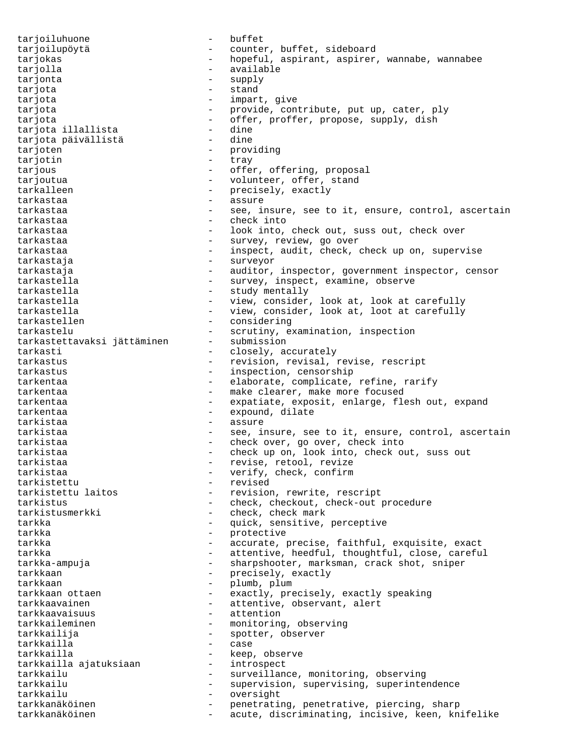tarjoiluhuone - buffet
tarjoilupöytä - counter, buffet, sideboard
tarjokas - hopeful, aspirant, aspirer, wannabe, wannabee
tarjolla - available
tarjonta - supply
tarjota - stand
tarjota - impart, give
tarjota - provide, contribute, put up, cater, ply
tarjota - offer, proffer, propose, supply, dish
tarjota illallista - dine
tarjota päivällistä - dine
tarjoten - providing
tarjotin - tray
tarjous - offer, offering, proposal
tarjoutua - volunteer, offer, stand
tarkalleen - precisely, exactly
tarkastaa - assure
tarkastaa - see, insure, see to it, ensure, control, ascertain
tarkastaa - check into
tarkastaa - look into, check out, suss out, check over
tarkastaa - survey, review, go over
tarkastaa - inspect, audit, check, check up on, supervise
tarkastaja - surveyor
tarkastaja - auditor, inspector, government inspector, censor
tarkastella - survey, inspect, examine, observe
tarkastella - study mentally
tarkastella - view, consider, look at, look at carefully
tarkastella - view, consider, look at, loot at carefully
tarkastellen - considering
tarkastelu - scrutiny, examination, inspection
tarkastettavaksi jättäminen - submission
tarkasti - closely, accurately
tarkastus - revision, revisal, revise, rescript
tarkastus - inspection, censorship
tarkentaa - elaborate, complicate, refine, rarify
tarkentaa - make clearer, make more focused
tarkentaa - expatiate, exposit, enlarge, flesh out, expand
tarkentaa - expound, dilate
tarkistaa - assure
tarkistaa - see, insure, see to it, ensure, control, ascertain
tarkistaa - check over, go over, check into
tarkistaa - check up on, look into, check out, suss out
tarkistaa - revise, retool, revize
tarkistaa - verify, check, confirm
tarkistettu - revised
tarkistettu laitos - revision, rewrite, rescript
tarkistus - check, checkout, check-out procedure
tarkistusmerkki - check, check mark
tarkka - quick, sensitive, perceptive
tarkka - protective
tarkka - accurate, precise, faithful, exquisite, exact
tarkka - attentive, heedful, thoughtful, close, careful
tarkka-ampuja - sharpshooter, marksman, crack shot, sniper
tarkkaan - precisely, exactly
tarkkaan - plumb, plum
tarkkaan ottaen - exactly, precisely, exactly speaking
tarkkaavainen - attentive, observant, alert
tarkkaavaisuus - attention
tarkkaileminen - monitoring, observing
tarkkailija - spotter, observer
tarkkailla - case
tarkkailla - keep, observe
tarkkailla ajatuksiaan - introspect
tarkkailu - surveillance, monitoring, observing
tarkkailu - supervision, supervising, superintendence
tarkkailu - oversight
tarkkanäköinen - penetrating, penetrative, piercing, sharp
tarkkanäköinen - acute, discriminating, incisive, keen, knifelike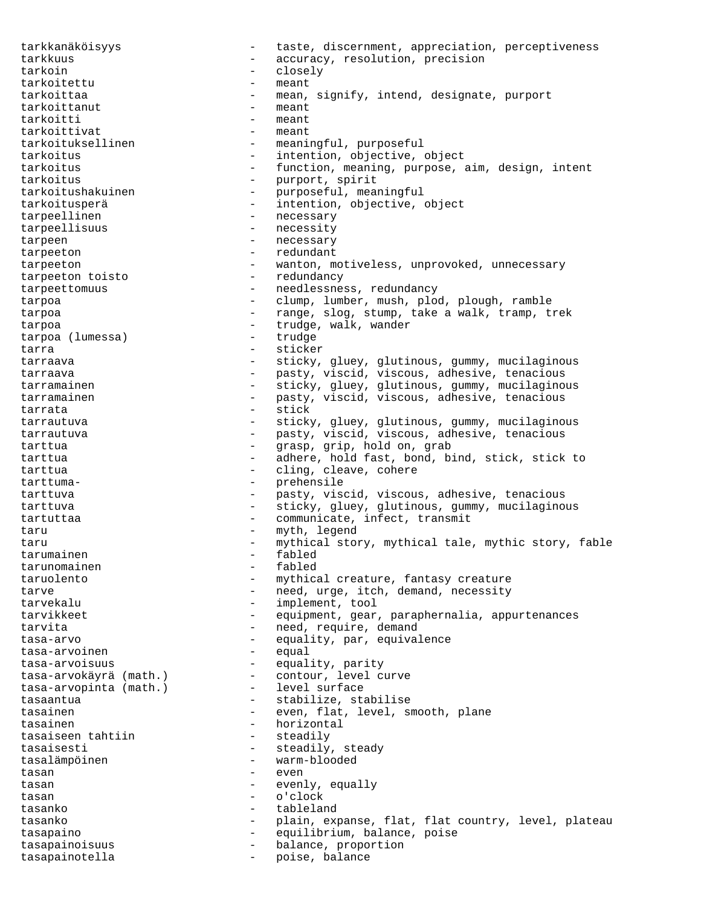tarkkanäköisyys - taste, discernment, appreciation, perceptiveness
tarkkuus - accuracy, resolution, precision
tarkoin - closely
tarkoitettu - meant
tarkoittaa - mean, signify, intend, designate, purport
tarkoittanut - meant
tarkoitti - meant
tarkoittivat - meant
tarkoituksellinen - meaningful, purposeful
tarkoitus - intention, objective, object
tarkoitus - function, meaning, purpose, aim, design, intent
tarkoitus - purport, spirit
tarkoitushakuinen - purposeful, meaningful
tarkoitusperä - intention, objective, object
tarpeellinen - necessary
tarpeellisuus - necessity
tarpeen - necessary
tarpeeton - redundant
tarpeeton - wanton, motiveless, unprovoked, unnecessary
tarpeeton toisto - redundancy
tarpeettomuus - needlessness, redundancy
tarpoa - clump, lumber, mush, plod, plough, ramble
tarpoa - range, slog, stump, take a walk, tramp, trek
tarpoa - trudge, walk, wander
tarpoa (lumessa) - trudge
tarra - sticker
tarraava - sticky, gluey, glutinous, gummy, mucilaginous
tarraava - pasty, viscid, viscous, adhesive, tenacious
tarramainen - sticky, gluey, glutinous, gummy, mucilaginous
tarramainen - pasty, viscid, viscous, adhesive, tenacious
tarrata - stick
tarrautuva - sticky, gluey, glutinous, gummy, mucilaginous
tarrautuva - pasty, viscid, viscous, adhesive, tenacious
tarttua - grasp, grip, hold on, grab
tarttua - adhere, hold fast, bond, bind, stick, stick to
tarttua - cling, cleave, cohere
tarttuma- - prehensile
tarttuva - pasty, viscid, viscous, adhesive, tenacious
tarttuva - sticky, gluey, glutinous, gummy, mucilaginous
tartuttaa - communicate, infect, transmit
taru - myth, legend
taru - mythical story, mythical tale, mythic story, fable
tarumainen - fabled
tarunomainen - fabled
taruolento - mythical creature, fantasy creature
tarve - need, urge, itch, demand, necessity
tarvekalu - implement, tool
tarvikkeet - equipment, gear, paraphernalia, appurtenances
tarvita - need, require, demand
tasa-arvo - equality, par, equivalence
tasa-arvoinen - equal
tasa-arvoisuus - equality, parity
tasa-arvokäyrä (math.) - contour, level curve
tasa-arvopinta (math.) - level surface
tasaantua - stabilize, stabilise
tasainen - even, flat, level, smooth, plane
tasainen - horizontal
tasaiseen tahtiin - steadily
tasaisesti - steadily, steady
tasalämpöinen - warm-blooded
tasan - even
tasan - evenly, equally
tasan - o'clock
tasanko - tableland
tasanko - plain, expanse, flat, flat country, level, plateau
tasapaino - equilibrium, balance, poise
tasapainoisuus - balance, proportion
tasapainotella - poise, balance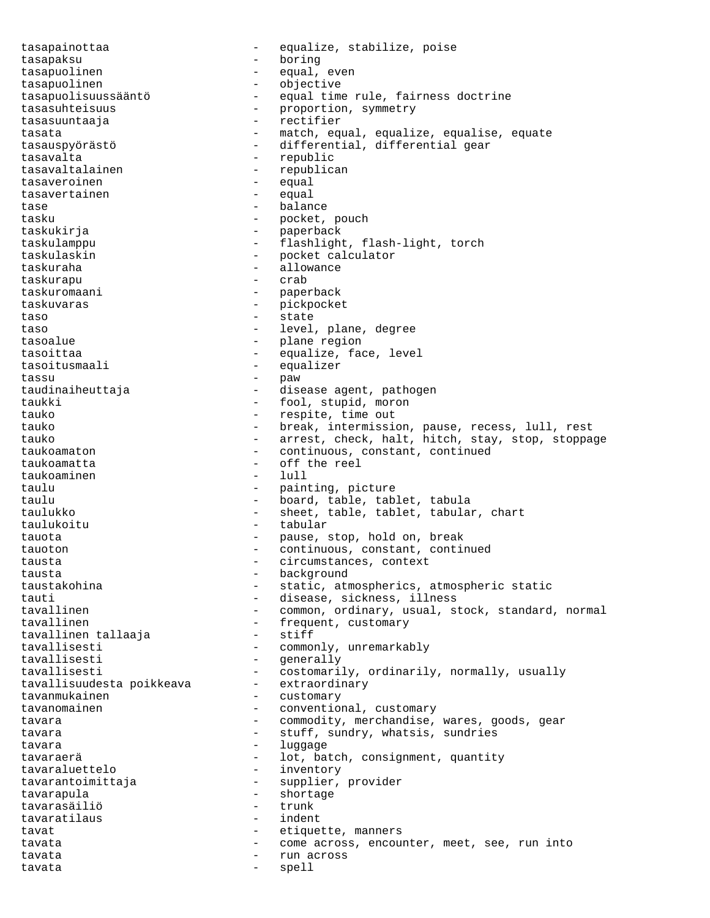tasapainottaa - equalize, stabilize, poise
tasapaksu - boring
tasapuolinen - equal, even
tasapuolinen - objective
tasapuolisuussääntö - equal time rule, fairness doctrine
tasasuhteisuus - proportion, symmetry
tasasuuntaaja - rectifier
tasata - match, equal, equalize, equalise, equate
tasauspyörästö - differential, differential gear
tasavalta - republic
tasavaltalainen - republican
tasaveroinen - equal
tasavertainen - equal
tase - balance
tasku - pocket, pouch
taskukirja - paperback
taskulamppu - flashlight, flash-light, torch
taskulaskin - pocket calculator
taskuraha - allowance
taskurapu - crab
taskuromaani - paperback
taskuvaras - pickpocket
taso - state
taso - level, plane, degree
tasoalue - plane region
tasoittaa - equalize, face, level
tasoitusmaali - equalizer
tassu - paw
taudinaiheuttaja - disease agent, pathogen
taukki - fool, stupid, moron
tauko - respite, time out
tauko - break, intermission, pause, recess, lull, rest
tauko - arrest, check, halt, hitch, stay, stop, stoppage
taukoamaton - continuous, constant, continued
taukoamatta - off the reel
taukoaminen - lull
taulu - painting, picture
taulu - board, table, tablet, tabula
taulukko - sheet, table, tablet, tabular, chart
taulukoitu - tabular
tauota - pause, stop, hold on, break
tauoton - continuous, constant, continued
tausta - circumstances, context
tausta - background
taustakohina - static, atmospherics, atmospheric static
tauti - disease, sickness, illness
tavallinen - common, ordinary, usual, stock, standard, normal
tavallinen - frequent, customary
tavallinen tallaaja - stiff
tavallisesti - commonly, unremarkably
tavallisesti - generally
tavallisesti - costomarily, ordinarily, normally, usually
tavallisuudesta poikkeava - extraordinary
tavanmukainen - customary
tavanomainen - conventional, customary
tavara - commodity, merchandise, wares, goods, gear
tavara - stuff, sundry, whatsis, sundries
tavara - luggage
tavaraerä - lot, batch, consignment, quantity
tavaraluettelo - inventory
tavarantoimittaja - supplier, provider
tavarapula - shortage
tavarasäiliö - trunk
tavaratilaus - indent
tavat - etiquette, manners
tavata - come across, encounter, meet, see, run into
tavata - run across
tavata - spell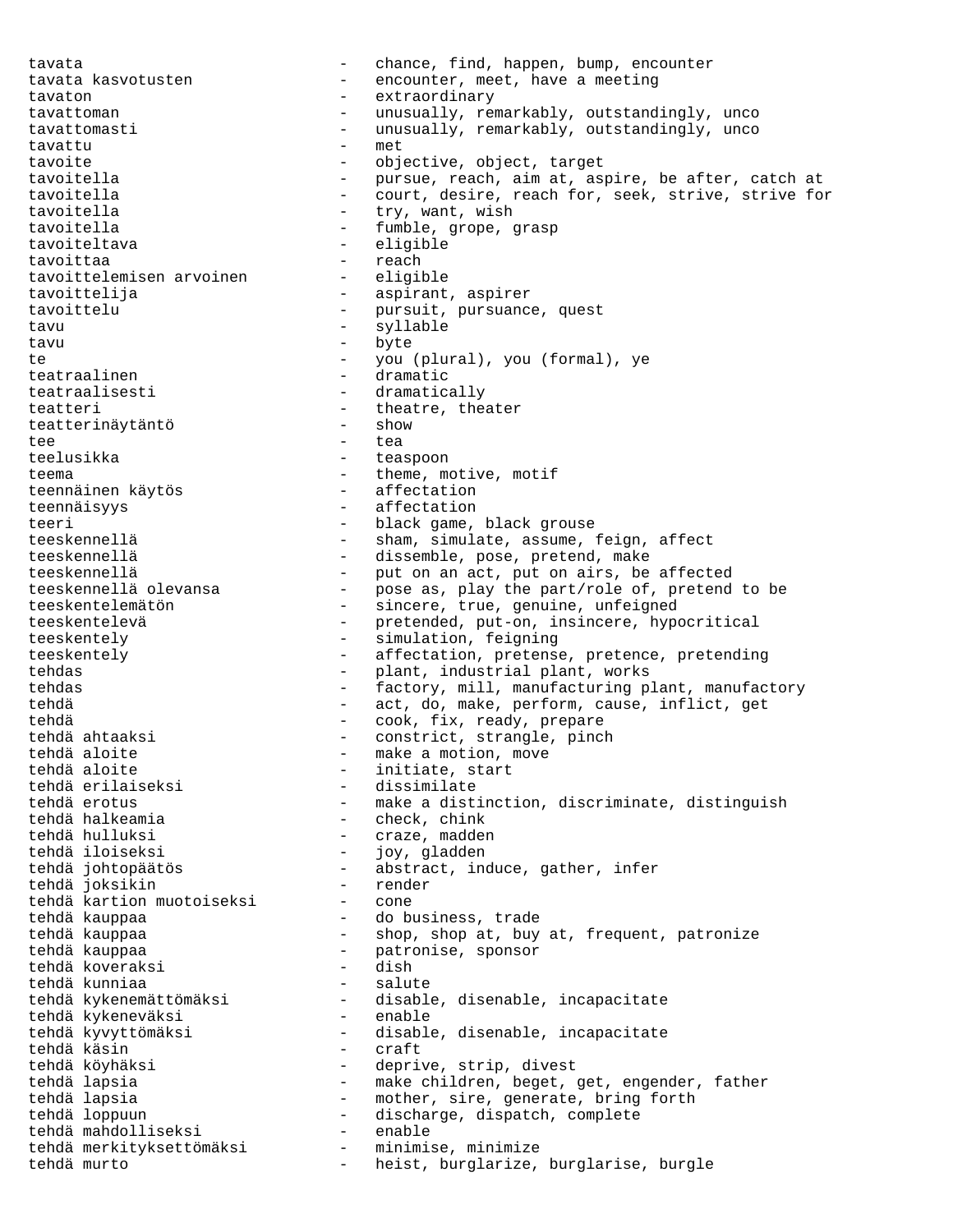tavata - chance, find, happen, bump, encounter
tavata kasvotusten - encounter, meet, have a meeting
tavaton - extraordinary
tavattoman - unusually, remarkably, outstandingly, unco
tavattomasti - unusually, remarkably, outstandingly, unco
tavattu - met
tavoite - objective, object, target
tavoitella - pursue, reach, aim at, aspire, be after, catch at
tavoitella - court, desire, reach for, seek, strive, strive for
tavoitella - try, want, wish
tavoitella - fumble, grope, grasp
tavoiteltava - eligible
tavoittaa - reach
tavoittelemisen arvoinen - eligible
tavoittelija - aspirant, aspirer
tavoittelu - pursuit, pursuance, quest
tavu - syllable
tavu - byte
te - you (plural), you (formal), ye
teatraalinen - dramatic
teatraalisesti - dramatically
teatteri - theatre, theater
teatterinäytäntö - show
tee - tea
teelusikka - teaspoon
teema - theme, motive, motif
teennäinen käytös - affectation
teennäisyys - affectation
teeri - black game, black grouse
teeskennellä - sham, simulate, assume, feign, affect
teeskennellä - dissemble, pose, pretend, make
teeskennellä - put on an act, put on airs, be affected
teeskennellä olevansa - pose as, play the part/role of, pretend to be
teeskentelemätön - sincere, true, genuine, unfeigned
teeskentelevä - pretended, put-on, insincere, hypocritical
teeskentely - simulation, feigning
teeskentely - affectation, pretense, pretence, pretending
tehdas - plant, industrial plant, works
tehdas - factory, mill, manufacturing plant, manufactory
tehdä - act, do, make, perform, cause, inflict, get
tehdä - cook, fix, ready, prepare
tehdä ahtaaksi - constrict, strangle, pinch
tehdä aloite - make a motion, move
tehdä aloite - initiate, start
tehdä erilaiseksi - dissimilate
tehdä erotus - make a distinction, discriminate, distinguish
tehdä halkeamia - check, chink
tehdä hulluksi - craze, madden
tehdä iloiseksi - joy, gladden
tehdä johtopäätös - abstract, induce, gather, infer
tehdä joksikin - render
tehdä kartion muotoiseksi - cone
tehdä kauppaa - do business, trade
tehdä kauppaa - shop, shop at, buy at, frequent, patronize
tehdä kauppaa - patronise, sponsor
tehdä koveraksi - dish
tehdä kunniaa - salute
tehdä kykenemättömäksi - disable, disenable, incapacitate
tehdä kykeneväksi - enable
tehdä kyvyttömäksi - disable, disenable, incapacitate
tehdä käsin - craft
tehdä köyhäksi - deprive, strip, divest
tehdä lapsia - make children, beget, get, engender, father
tehdä lapsia - mother, sire, generate, bring forth
tehdä loppuun - discharge, dispatch, complete
tehdä mahdolliseksi - enable
tehdä merkityksettömäksi - minimise, minimize
tehdä murto - heist, burglarize, burglarise, burgle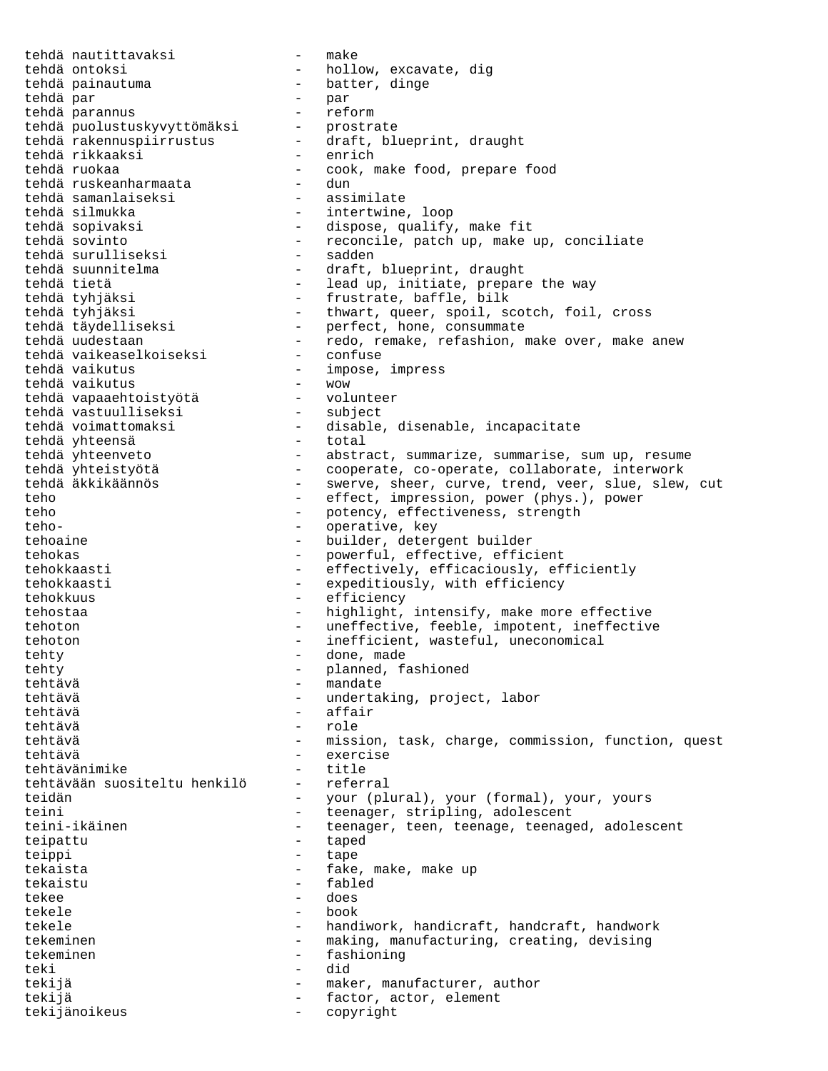tehdä nautittavaksi - make
tehdä ontoksi - hollow, excavate, dig
tehdä painautuma - batter, dinge
tehdä par - par
tehdä parannus - reform
tehdä puolustuskyvyttömäksi - prostrate
tehdä rakennuspiirrustus - draft, blueprint, draught
tehdä rikkaaksi - enrich
tehdä ruokaa - cook, make food, prepare food
tehdä ruskeanharmaata - dun
tehdä samanlaiseksi - assimilate
tehdä silmukka - intertwine, loop
tehdä sopivaksi - dispose, qualify, make fit
tehdä sovinto - reconcile, patch up, make up, conciliate
tehdä surulliseksi - sadden
tehdä suunnitelma - draft, blueprint, draught
tehdä tietä - lead up, initiate, prepare the way
tehdä tyhjäksi - frustrate, baffle, bilk
tehdä tyhjäksi - thwart, queer, spoil, scotch, foil, cross
tehdä täydelliseksi - perfect, hone, consummate
tehdä uudestaan - redo, remake, refashion, make over, make anew
tehdä vaikeaselkoiseksi - confuse
tehdä vaikutus - impose, impress
tehdä vaikutus - wow
tehdä vapaaehtoistyötä - volunteer
tehdä vastuulliseksi - subject
tehdä voimattomaksi - disable, disenable, incapacitate
tehdä yhteensä - total
tehdä yhteenveto - abstract, summarize, summarise, sum up, resume
tehdä yhteistyötä - cooperate, co-operate, collaborate, interwork
tehdä äkkikäännös - swerve, sheer, curve, trend, veer, slue, slew, cut
teho - effect, impression, power (phys.), power
teho - potency, effectiveness, strength
teho- - operative, key
tehoaine - builder, detergent builder
tehokas - powerful, effective, efficient
tehokkaasti - effectively, efficaciously, efficiently
tehokkaasti - expeditiously, with efficiency
tehokkuus - efficiency
tehostaa - highlight, intensify, make more effective
tehoton - uneffective, feeble, impotent, ineffective
tehoton - inefficient, wasteful, uneconomical
tehty - done, made
tehty - planned, fashioned
tehtävä - mandate
tehtävä - undertaking, project, labor
tehtävä - affair
tehtävä - role
tehtävä - mission, task, charge, commission, function, quest
tehtävä - exercise
tehtävänimike - title
tehtävään suositeltu henkilö - referral
teidän - your (plural), your (formal), your, yours
teini - teenager, stripling, adolescent
teini-ikäinen - teenager, teen, teenage, teenaged, adolescent
teipattu - taped
teippi - tape
tekaista - fake, make, make up
tekaistu - fabled
tekee - does
tekele - book
tekele - handiwork, handicraft, handcraft, handwork
tekeminen - making, manufacturing, creating, devising
tekeminen - fashioning
teki - did
tekijä - maker, manufacturer, author
tekijä - factor, actor, element
tekijänoikeus - copyright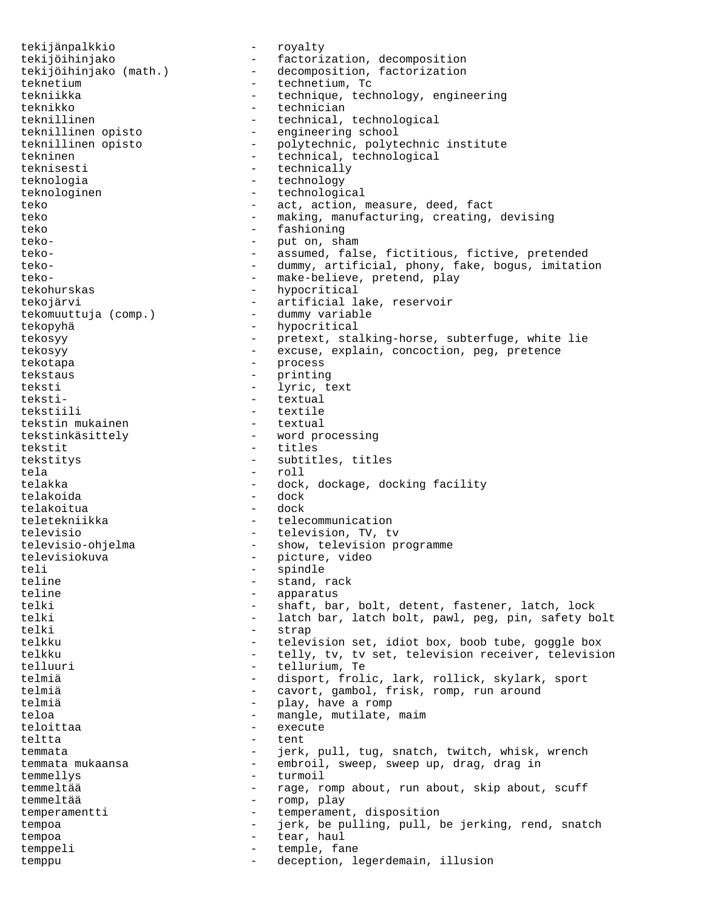tekijänpalkkio - royalty
tekijöihinjako - factorization, decomposition
tekijöihinjako (math.) - decomposition, factorization
teknetium - technetium, Tc
tekniikka - technique, technology, engineering
teknikko - technician
teknillinen - technical, technological
teknillinen opisto - engineering school
teknillinen opisto - polytechnic, polytechnic institute
tekninen - technical, technological
teknisesti - technically
teknologia - technology
teknologinen - technological
teko - act, action, measure, deed, fact
teko - making, manufacturing, creating, devising
teko - fashioning
teko- - put on, sham
teko- - assumed, false, fictitious, fictive, pretended
teko- - dummy, artificial, phony, fake, bogus, imitation
teko- - make-believe, pretend, play
tekohurskas - hypocritical
tekojärvi - artificial lake, reservoir
tekomuuttuja (comp.) - dummy variable
tekopyhä - hypocritical
tekosyy - pretext, stalking-horse, subterfuge, white lie
tekosyy - excuse, explain, concoction, peg, pretence
tekotapa - process
tekstaus - printing
teksti - lyric, text
teksti- - textual
tekstiili - textile
tekstin mukainen - textual
tekstinkäsittely - word processing
tekstit - titles
tekstitys - subtitles, titles
tela - roll
telakka - dock, dockage, docking facility
telakoida - dock
telakoitua - dock
teletekniikka - telecommunication
televisio - television, TV, tv
televisio-ohjelma - show, television programme
televisiokuva - picture, video
teli - spindle
teline - stand, rack
teline - apparatus
telki - shaft, bar, bolt, detent, fastener, latch, lock
telki - latch bar, latch bolt, pawl, peg, pin, safety bolt
telki - strap
telkku - television set, idiot box, boob tube, goggle box
telkku - telly, tv, tv set, television receiver, television
telluuri - tellurium, Te
telmiä - disport, frolic, lark, rollick, skylark, sport
telmiä - cavort, gambol, frisk, romp, run around
telmiä - play, have a romp
teloa - mangle, mutilate, maim
teloittaa - execute
teltta - tent
temmata - jerk, pull, tug, snatch, twitch, whisk, wrench
temmata mukaansa - embroil, sweep, sweep up, drag, drag in
temmellys - turmoil
temmeltää - rage, romp about, run about, skip about, scuff
temmeltää - romp, play
temperamentti - temperament, disposition
tempoa - jerk, be pulling, pull, be jerking, rend, snatch
tempoa - tear, haul
temppeli - temple, fane
temppu - deception, legerdemain, illusion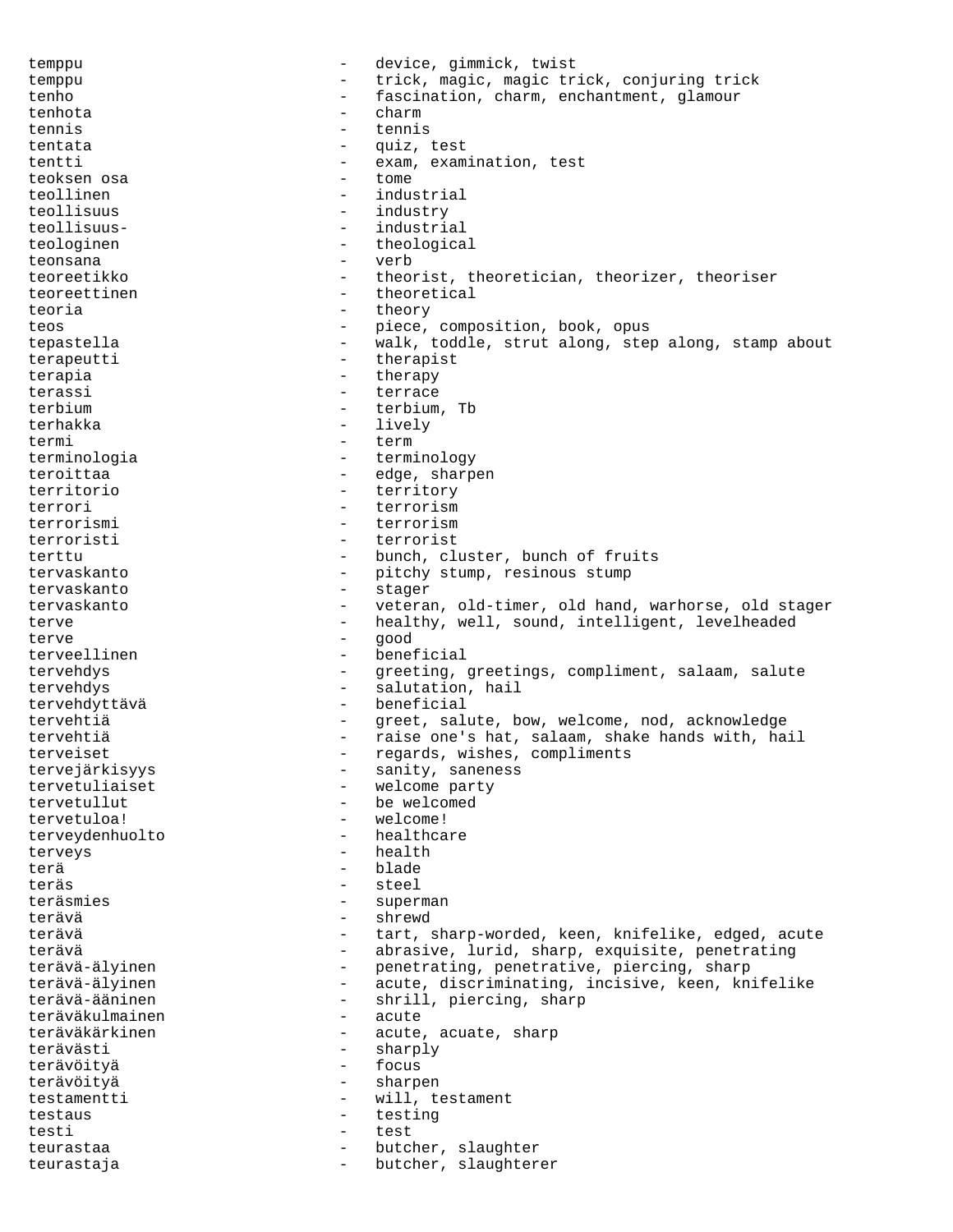temppu - device, gimmick, twist
temppu - trick, magic, magic trick, conjuring trick
tenho - fascination, charm, enchantment, glamour
tenhota - charm
tennis - tennis
tentata - quiz, test
tentti - exam, examination, test
teoksen osa - tome
teollinen - industrial
teollisuus - industry
teollisuus- - industrial
teologinen - theological
teonsana - verb
teoreetikko - theorist, theoretician, theorizer, theoriser
teoreettinen - theoretical
teoria - theory
teos - piece, composition, book, opus
tepastella - walk, toddle, strut along, step along, stamp about
terapeutti - therapist
terapia - therapy
terassi - terrace
terbium - terbium, Tb
terhakka - lively
termi - term
terminologia - terminology
teroittaa - edge, sharpen
territorio - territory
terrori - terrorism
terrorismi - terrorism
terroristi - terrorist
terttu - bunch, cluster, bunch of fruits
tervaskanto - pitchy stump, resinous stump
tervaskanto - stager
tervaskanto - veteran, old-timer, old hand, warhorse, old stager
terve - healthy, well, sound, intelligent, levelheaded
terve - good
terveellinen - beneficial
tervehdys - greeting, greetings, compliment, salaam, salute
tervehdys - salutation, hail
tervehdyttävä - beneficial
tervehtiä - greet, salute, bow, welcome, nod, acknowledge
tervehtiä - raise one's hat, salaam, shake hands with, hail
terveiset - regards, wishes, compliments
tervejärkisyys - sanity, saneness
tervetuliaiset - welcome party
tervetullut - be welcomed
tervetuloa! - welcome!
terveydenhuolto - healthcare
terveys - health
terä - blade
teräs - steel
teräsmies - superman
terävä - shrewd
terävä - tart, sharp-worded, keen, knifelike, edged, acute
terävä - abrasive, lurid, sharp, exquisite, penetrating
terävä-älyinen - penetrating, penetrative, piercing, sharp
terävä-älyinen - acute, discriminating, incisive, keen, knifelike
terävä-ääninen - shrill, piercing, sharp
teräväkulmainen - acute
teräväkärkinen - acute, acuate, sharp
terävästi - sharply
terävöityä - focus
terävöityä - sharpen
testamentti - will, testament
testaus - testing
testi - test
teurastaa - butcher, slaughter
teurastaja - butcher, slaughterer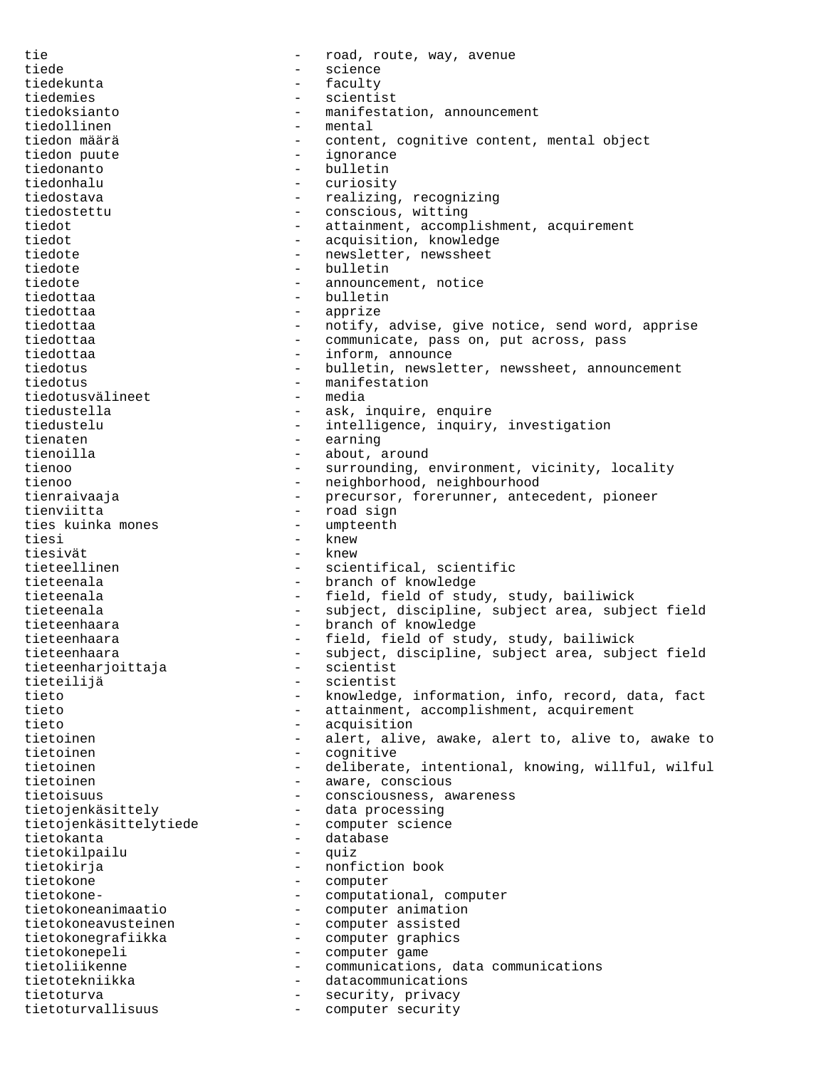```
tie                         -   road, route, way, avenue
tiede                       -   science
tiedekunta                  -   faculty
tiedemies                   -   scientist
tiedoksianto                -   manifestation, announcement
tiedollinen                 -   mental
tiedon määrä                -   content, cognitive content, mental object
tiedon puute                -   ignorance
tiedonanto                  -   bulletin
tiedonhalu                  -   curiosity
tiedostava                  -   realizing, recognizing
tiedostettu                 -   conscious, witting
tiedot                      -   attainment, accomplishment, acquirement
tiedot                      -   acquisition, knowledge
tiedote                     -   newsletter, newssheet
tiedote                     -   bulletin
tiedote                     -   announcement, notice
tiedottaa                   -   bulletin
tiedottaa                   -   apprize
tiedottaa                   -   notify, advise, give notice, send word, apprise
tiedottaa                   -   communicate, pass on, put across, pass
tiedottaa                   -   inform, announce
tiedotus                    -   bulletin, newsletter, newssheet, announcement
tiedotus                    -   manifestation
tiedotusvälineet            -   media
tiedustella                 -   ask, inquire, enquire
tiedustelu                  -   intelligence, inquiry, investigation
tienaten                    -   earning
tienoilla                   -   about, around
tienoo                      -   surrounding, environment, vicinity, locality
tienoo                      -   neighborhood, neighbourhood
tienraivaaja                -   precursor, forerunner, antecedent, pioneer
tienviitta                  -   road sign
ties kuinka mones           -   umpteenth
tiesi                       -   knew
tiesivät                    -   knew
tieteellinen                -   scientifical, scientific
tieteenala                  -   branch of knowledge
tieteenala                  -   field, field of study, study, bailiwick
tieteenala                  -   subject, discipline, subject area, subject field
tieteenhaara                -   branch of knowledge
tieteenhaara                -   field, field of study, study, bailiwick
tieteenhaara                -   subject, discipline, subject area, subject field
tieteenharjoittaja          -   scientist
tieteilijä                  -   scientist
tieto                       -   knowledge, information, info, record, data, fact
tieto                       -   attainment, accomplishment, acquirement
tieto                       -   acquisition
tietoinen                   -   alert, alive, awake, alert to, alive to, awake to
tietoinen                   -   cognitive
tietoinen                   -   deliberate, intentional, knowing, willful, wilful
tietoinen                   -   aware, conscious
tietoisuus                  -   consciousness, awareness
tietojenkäsittely           -   data processing
tietojenkäsittelytiede      -   computer science
tietokanta                  -   database
tietokilpailu               -   quiz
tietokirja                  -   nonfiction book
tietokone                   -   computer
tietokone-                  -   computational, computer
tietokoneanimaatio          -   computer animation
tietokoneavusteinen         -   computer assisted
tietokonegrafiikka          -   computer graphics
tietokonepeli               -   computer game
tietoliikenne               -   communications, data communications
tietotekniikka              -   datacommunications
tietoturva                  -   security, privacy
tietoturvallisuus           -   computer security
```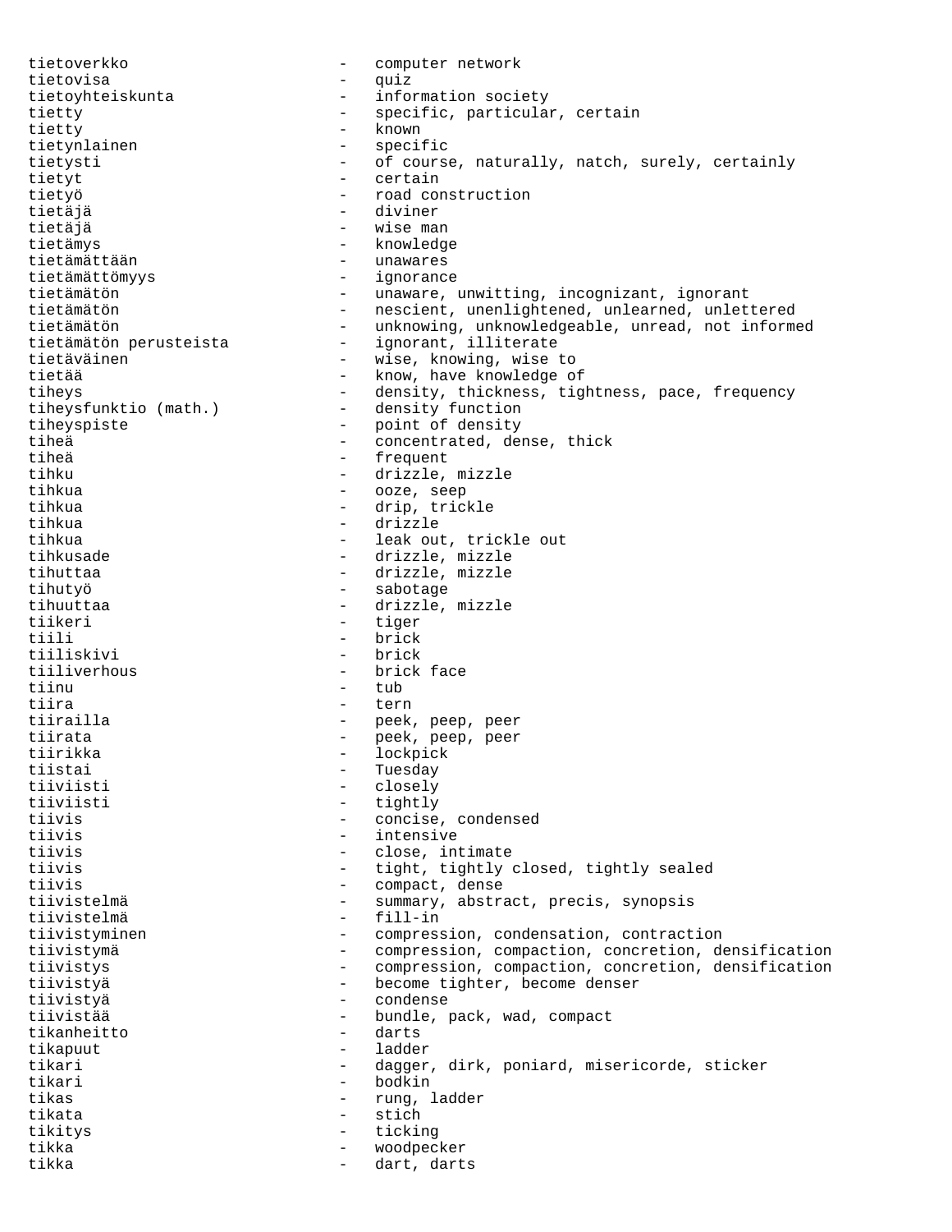tietoverkko - computer network
tietovisa - quiz
tietoyhteiskunta - information society
tietty - specific, particular, certain
tietty - known
tietynlainen - specific
tietysti - of course, naturally, natch, surely, certainly
tietyt - certain
tietyö - road construction
tietäjä - diviner
tietäjä - wise man
tietämys - knowledge
tietämättään - unawares
tietämättömyys - ignorance
tietämätön - unaware, unwitting, incognizant, ignorant
tietämätön - nescient, unenlightened, unlearned, unlettered
tietämätön - unknowing, unknowledgeable, unread, not informed
tietämätön perusteista - ignorant, illiterate
tietäväinen - wise, knowing, wise to
tietää - know, have knowledge of
tiheys - density, thickness, tightness, pace, frequency
tiheysfunktio (math.) - density function
tiheyspiste - point of density
tiheä - concentrated, dense, thick
tiheä - frequent
tihku - drizzle, mizzle
tihkua - ooze, seep
tihkua - drip, trickle
tihkua - drizzle
tihkua - leak out, trickle out
tihkusade - drizzle, mizzle
tihuttaa - drizzle, mizzle
tihutyö - sabotage
tihuuttaa - drizzle, mizzle
tiikeri - tiger
tiili - brick
tiiliskivi - brick
tiiliverhous - brick face
tiinu - tub
tiira - tern
tiirailla - peek, peep, peer
tiirata - peek, peep, peer
tiirikka - lockpick
tiistai - Tuesday
tiiviisti - closely
tiiviisti - tightly
tiivis - concise, condensed
tiivis - intensive
tiivis - close, intimate
tiivis - tight, tightly closed, tightly sealed
tiivis - compact, dense
tiivistelmä - summary, abstract, precis, synopsis
tiivistelmä - fill-in
tiivistyminen - compression, condensation, contraction
tiivistymä - compression, compaction, concretion, densification
tiivistys - compression, compaction, concretion, densification
tiivistyä - become tighter, become denser
tiivistyä - condense
tiivistää - bundle, pack, wad, compact
tikanheitto - darts
tikapuut - ladder
tikari - dagger, dirk, poniard, misericorde, sticker
tikari - bodkin
tikas - rung, ladder
tikata - stich
tikitys - ticking
tikka - woodpecker
tikka - dart, darts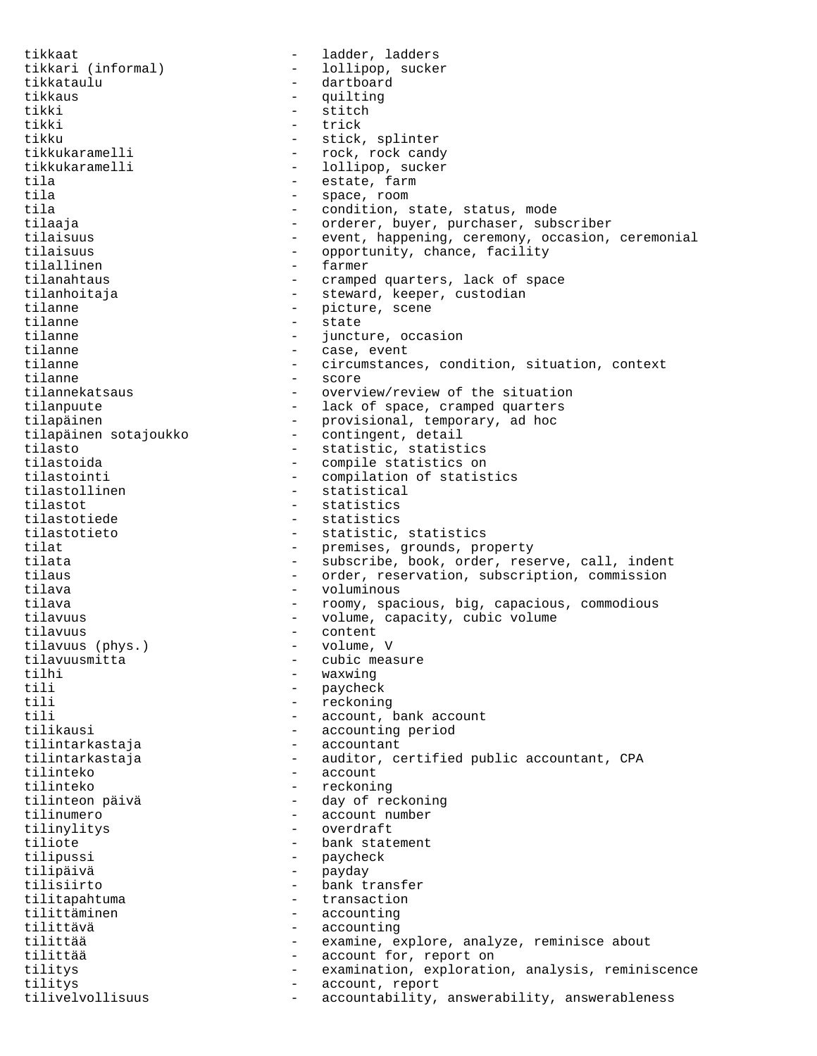tikkaat - ladder, ladders
tikkari (informal) - lollipop, sucker
tikkataulu - dartboard
tikkaus - quilting
tikki - stitch
tikki - trick
tikku - stick, splinter
tikkukaramelli - rock, rock candy
tikkukaramelli - lollipop, sucker
tila - estate, farm
tila - space, room
tila - condition, state, status, mode
tilaaja - orderer, buyer, purchaser, subscriber
tilaisuus - event, happening, ceremony, occasion, ceremonial
tilaisuus - opportunity, chance, facility
tilallinen - farmer
tilanahtaus - cramped quarters, lack of space
tilanhoitaja - steward, keeper, custodian
tilanne - picture, scene
tilanne - state
tilanne - juncture, occasion
tilanne - case, event
tilanne - circumstances, condition, situation, context
tilanne - score
tilannekatsaus - overview/review of the situation
tilanpuute - lack of space, cramped quarters
tilapäinen - provisional, temporary, ad hoc
tilapäinen sotajoukko - contingent, detail
tilasto - statistic, statistics
tilastoida - compile statistics on
tilastointi - compilation of statistics
tilastollinen - statistical
tilastot - statistics
tilastotiede - statistics
tilastotieto - statistic, statistics
tilat - premises, grounds, property
tilata - subscribe, book, order, reserve, call, indent
tilaus - order, reservation, subscription, commission
tilava - voluminous
tilava - roomy, spacious, big, capacious, commodious
tilavuus - volume, capacity, cubic volume
tilavuus - content
tilavuus (phys.) - volume, V
tilavuusmitta - cubic measure
tilhi - waxwing
tili - paycheck
tili - reckoning
tili - account, bank account
tilikausi - accounting period
tilintarkastaja - accountant
tilintarkastaja - auditor, certified public accountant, CPA
tilinteko - account
tilinteko - reckoning
tilinteon päivä - day of reckoning
tilinumero - account number
tilinylitys - overdraft
tiliote - bank statement
tilipussi - paycheck
tilipäivä - payday
tilisiirto - bank transfer
tilitapahtuma - transaction
tilittäminen - accounting
tilittävä - accounting
tilittää - examine, explore, analyze, reminisce about
tilittää - account for, report on
tilitys - examination, exploration, analysis, reminiscence
tilitys - account, report
tilivelvollisuus - accountability, answerability, answerableness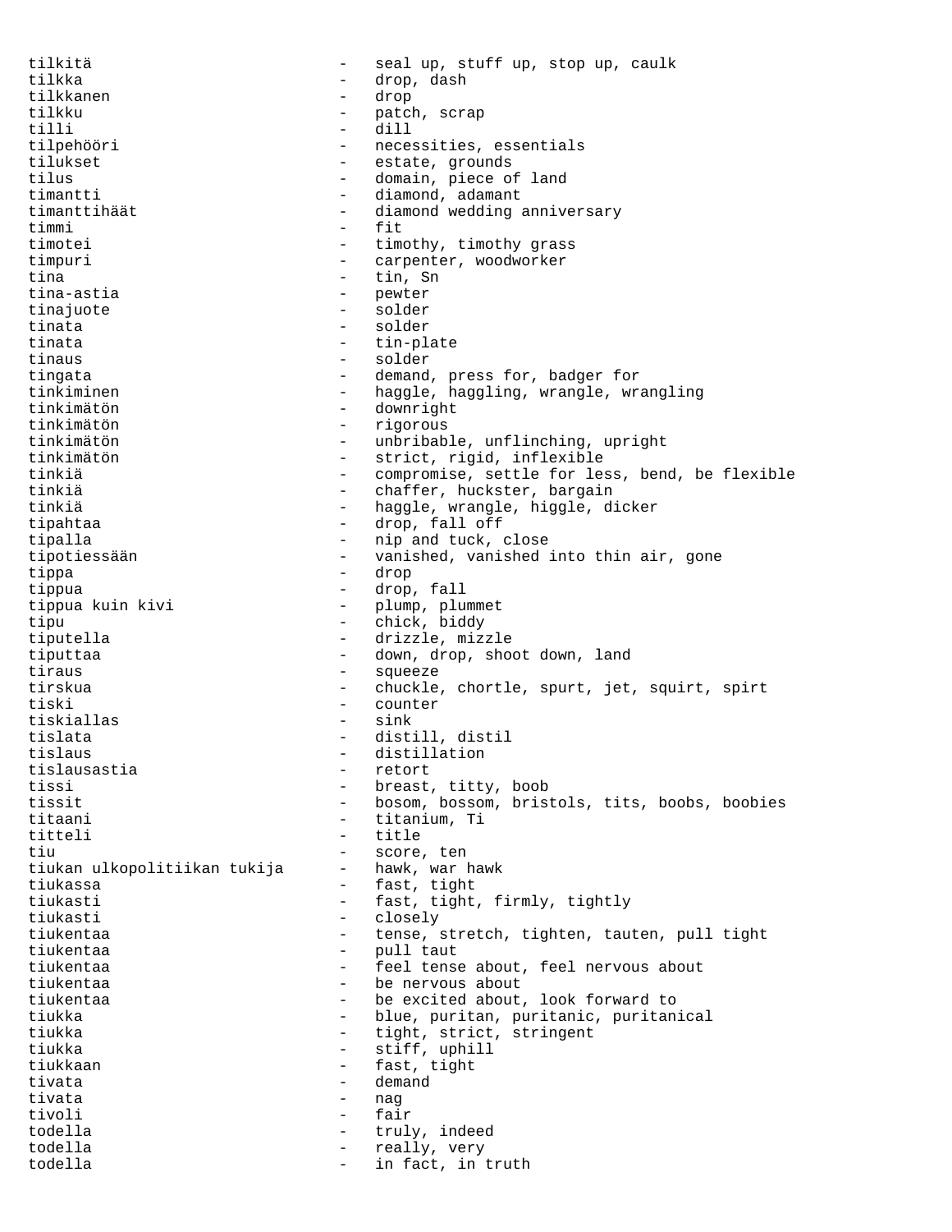tilkitä - seal up, stuff up, stop up, caulk
tilkka - drop, dash
tilkkanen - drop
tilkku - patch, scrap
tilli - dill
tilpehööri - necessities, essentials
tilukset - estate, grounds
tilus - domain, piece of land
timantti - diamond, adamant
timanttihäät - diamond wedding anniversary
timmi - fit
timotei - timothy, timothy grass
timpuri - carpenter, woodworker
tina - tin, Sn
tina-astia - pewter
tinajuote - solder
tinata - solder
tinata - tin-plate
tinaus - solder
tingata - demand, press for, badger for
tinkiminen - haggle, haggling, wrangle, wrangling
tinkimätön - downright
tinkimätön - rigorous
tinkimätön - unbribable, unflinching, upright
tinkimätön - strict, rigid, inflexible
tinkiä - compromise, settle for less, bend, be flexible
tinkiä - chaffer, huckster, bargain
tinkiä - haggle, wrangle, higgle, dicker
tipahtaa - drop, fall off
tipalla - nip and tuck, close
tipotiessään - vanished, vanished into thin air, gone
tippa - drop
tippua - drop, fall
tippua kuin kivi - plump, plummet
tipu - chick, biddy
tiputella - drizzle, mizzle
tiputtaa - down, drop, shoot down, land
tiraus - squeeze
tirskua - chuckle, chortle, spurt, jet, squirt, spirt
tiski - counter
tiskiallas - sink
tislata - distill, distil
tislaus - distillation
tislausastia - retort
tissi - breast, titty, boob
tissit - bosom, bossom, bristols, tits, boobs, boobies
titaani - titanium, Ti
titteli - title
tiu - score, ten
tiukan ulkopolitiikan tukija - hawk, war hawk
tiukassa - fast, tight
tiukasti - fast, tight, firmly, tightly
tiukasti - closely
tiukentaa - tense, stretch, tighten, tauten, pull tight
tiukentaa - pull taut
tiukentaa - feel tense about, feel nervous about
tiukentaa - be nervous about
tiukentaa - be excited about, look forward to
tiukka - blue, puritan, puritanic, puritanical
tiukka - tight, strict, stringent
tiukka - stiff, uphill
tiukkaan - fast, tight
tivata - demand
tivata - nag
tivoli - fair
todella - truly, indeed
todella - really, very
todella - in fact, in truth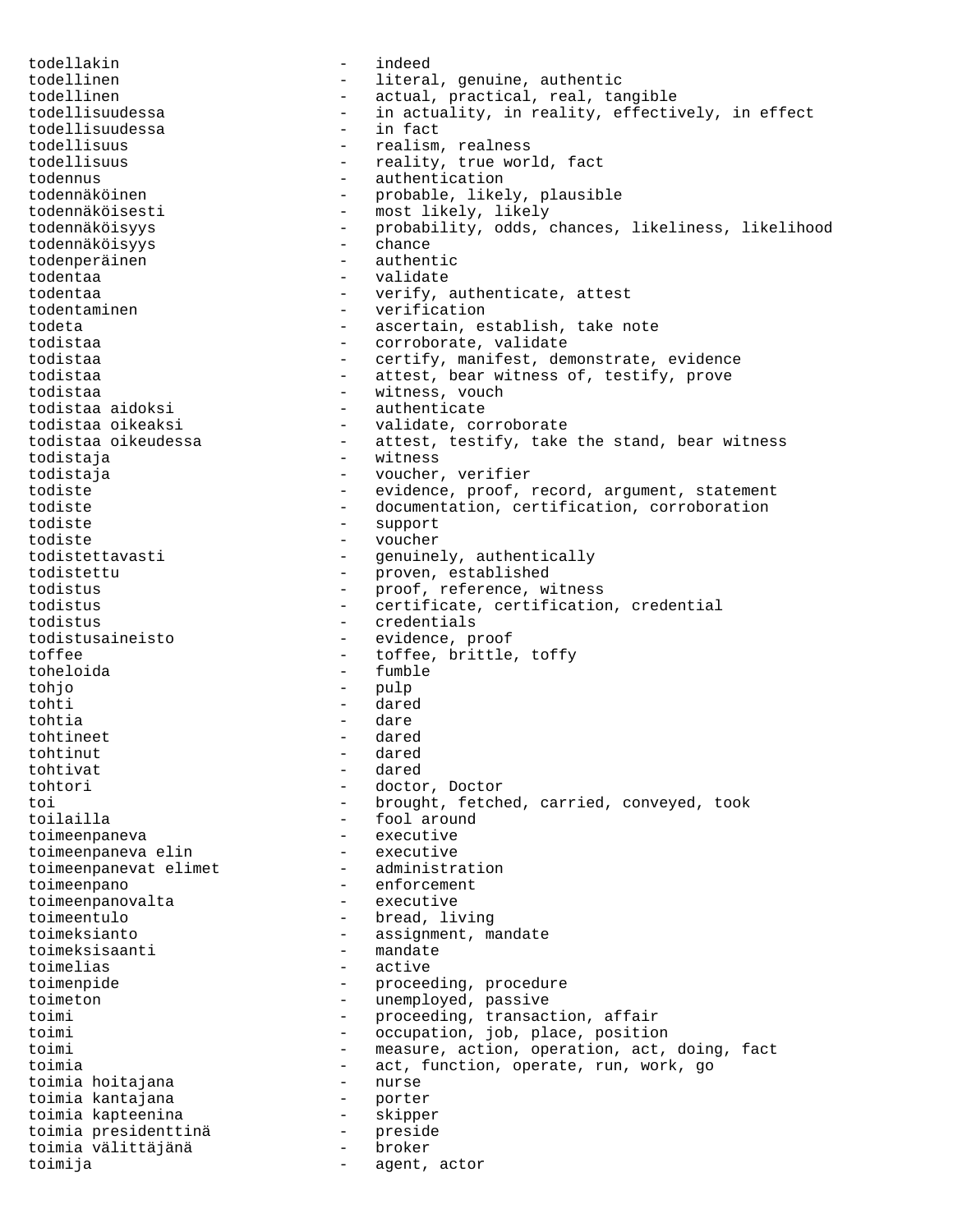todellakin - indeed
todellinen - literal, genuine, authentic
todellinen - actual, practical, real, tangible
todellisuudessa - in actuality, in reality, effectively, in effect
todellisuudessa - in fact
todellisuus - realism, realness
todellisuus - reality, true world, fact
todennus - authentication
todennäköinen - probable, likely, plausible
todennäköisesti - most likely, likely
todennäköisyys - probability, odds, chances, likeliness, likelihood
todennäköisyys - chance
todenperäinen - authentic
todentaa - validate
todentaa - verify, authenticate, attest
todentaminen - verification
todeta - ascertain, establish, take note
todistaa - corroborate, validate
todistaa - certify, manifest, demonstrate, evidence
todistaa - attest, bear witness of, testify, prove
todistaa - witness, vouch
todistaa aidoksi - authenticate
todistaa oikeaksi - validate, corroborate
todistaa oikeudessa - attest, testify, take the stand, bear witness
todistaja - witness
todistaja - voucher, verifier
todiste - evidence, proof, record, argument, statement
todiste - documentation, certification, corroboration
todiste - support
todiste - voucher
todistettavasti - genuinely, authentically
todistettu - proven, established
todistus - proof, reference, witness
todistus - certificate, certification, credential
todistus - credentials
todistusaineisto - evidence, proof
toffee - toffee, brittle, toffy
toheloida - fumble
tohjo - pulp
tohti - dared
tohtia - dare
tohtineet - dared
tohtinut - dared
tohtivat - dared
tohtori - doctor, Doctor
toi - brought, fetched, carried, conveyed, took
toilailla - fool around
toimeenpaneva - executive
toimeenpaneva elin - executive
toimeenpanevat elimet - administration
toimeenpano - enforcement
toimeenpanovalta - executive
toimeentulo - bread, living
toimeksianto - assignment, mandate
toimeksisaanti - mandate
toimelias - active
toimenpide - proceeding, procedure
toimeton - unemployed, passive
toimi - proceeding, transaction, affair
toimi - occupation, job, place, position
toimi - measure, action, operation, act, doing, fact
toimia - act, function, operate, run, work, go
toimia hoitajana - nurse
toimia kantajana - porter
toimia kapteenina - skipper
toimia presidenttinä - preside
toimia välittäjänä - broker
toimija - agent, actor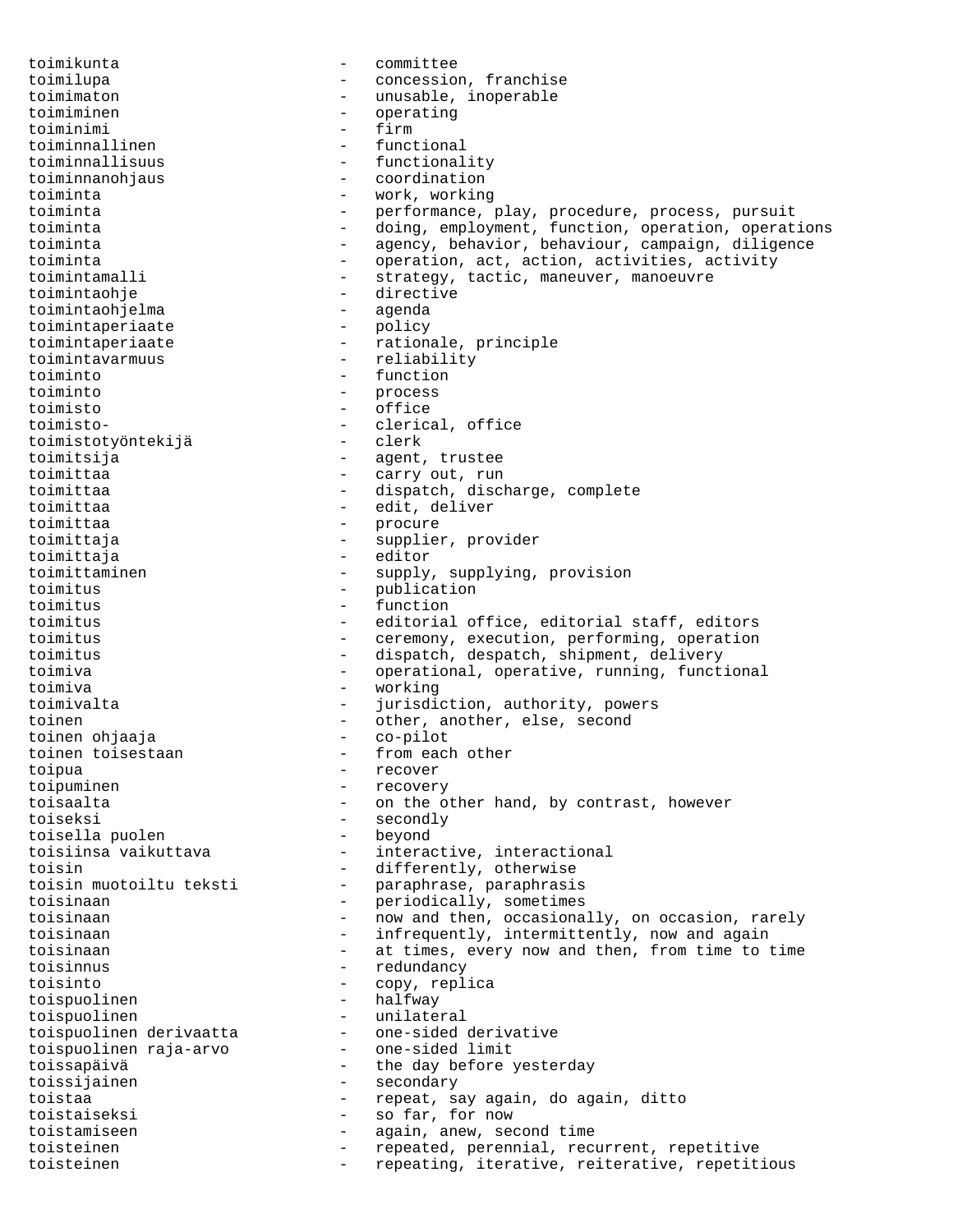toimikunta - committee
toimilupa - concession, franchise
toimimaton - unusable, inoperable
toimiminen - operating
toiminimi - firm
toiminnallinen - functional
toiminnallisuus - functionality
toiminnanohjaus - coordination
toiminta - work, working
toiminta - performance, play, procedure, process, pursuit
toiminta - doing, employment, function, operation, operations
toiminta - agency, behavior, behaviour, campaign, diligence
toiminta - operation, act, action, activities, activity
toimintamalli - strategy, tactic, maneuver, manoeuvre
toimintaohje - directive
toimintaohjelma - agenda
toimintaperiaate - policy
toimintaperiaate - rationale, principle
toimintavarmuus - reliability
toiminto - function
toiminto - process
toimisto - office
toimisto- - clerical, office
toimistotyöntekijä - clerk
toimitsija - agent, trustee
toimittaa - carry out, run
toimittaa - dispatch, discharge, complete
toimittaa - edit, deliver
toimittaa - procure
toimittaja - supplier, provider
toimittaja - editor
toimittaminen - supply, supplying, provision
toimitus - publication
toimitus - function
toimitus - editorial office, editorial staff, editors
toimitus - ceremony, execution, performing, operation
toimitus - dispatch, despatch, shipment, delivery
toimiva - operational, operative, running, functional
toimiva - working
toimivalta - jurisdiction, authority, powers
toinen - other, another, else, second
toinen ohjaaja - co-pilot
toinen toisestaan - from each other
toipua - recover
toipuminen - recovery
toisaalta - on the other hand, by contrast, however
toiseksi - secondly
toisella puolen - beyond
toisiinsa vaikuttava - interactive, interactional
toisin - differently, otherwise
toisin muotoiltu teksti - paraphrase, paraphrasis
toisinaan - periodically, sometimes
toisinaan - now and then, occasionally, on occasion, rarely
toisinaan - infrequently, intermittently, now and again
toisinaan - at times, every now and then, from time to time
toisinnus - redundancy
toisinto - copy, replica
toispuolinen - halfway
toispuolinen - unilateral
toispuolinen derivaatta - one-sided derivative
toispuolinen raja-arvo - one-sided limit
toissapäivä - the day before yesterday
toissijainen - secondary
toistaa - repeat, say again, do again, ditto
toistaiseksi - so far, for now
toistamiseen - again, anew, second time
toisteinen - repeated, perennial, recurrent, repetitive
toisteinen - repeating, iterative, reiterative, repetitious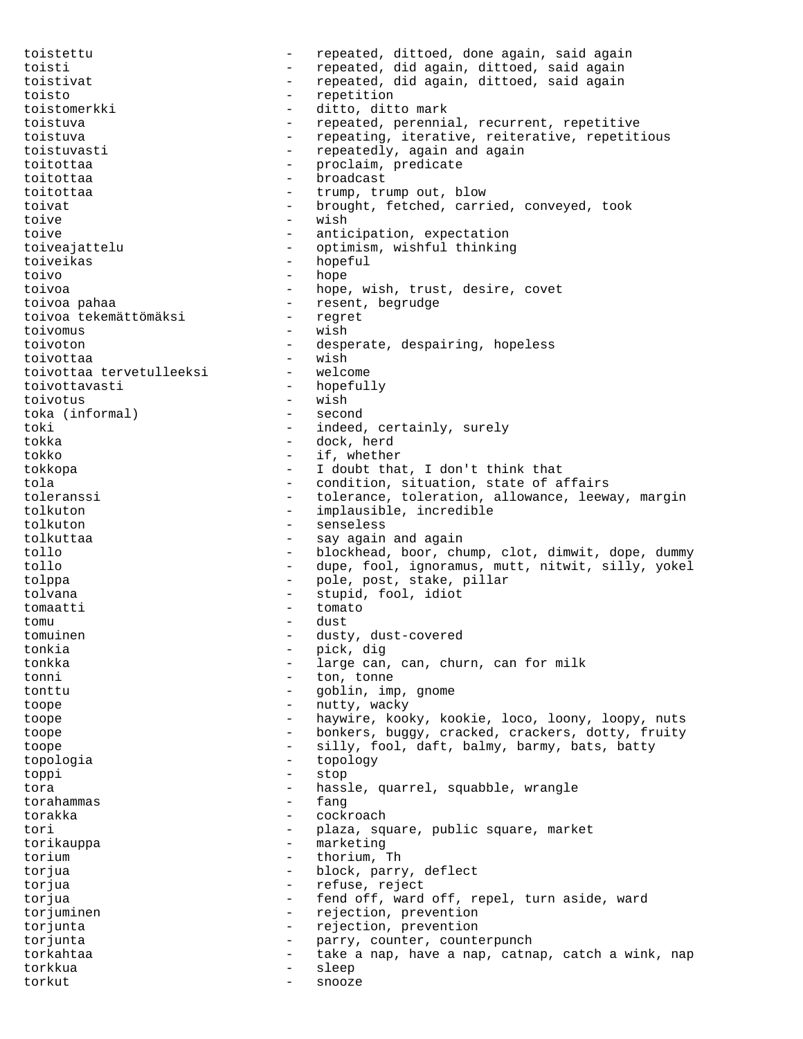toistettu - repeated, dittoed, done again, said again
toisti - repeated, did again, dittoed, said again
toistivat - repeated, did again, dittoed, said again
toisto - repetition
toistomerkki - ditto, ditto mark
toistuva - repeated, perennial, recurrent, repetitive
toistuva - repeating, iterative, reiterative, repetitious
toistuvasti - repeatedly, again and again
toitottaa - proclaim, predicate
toitottaa - broadcast
toitottaa - trump, trump out, blow
toivat - brought, fetched, carried, conveyed, took
toive - wish
toive - anticipation, expectation
toiveajattelu - optimism, wishful thinking
toiveikas - hopeful
toivo - hope
toivoa - hope, wish, trust, desire, covet
toivoa pahaa - resent, begrudge
toivoa tekemättömäksi - regret
toivomus - wish
toivoton - desperate, despairing, hopeless
toivottaa - wish
toivottaa tervetulleeksi - welcome
toivottavasti - hopefully
toivotus - wish
toka (informal) - second
toki - indeed, certainly, surely
tokka - dock, herd
tokko - if, whether
tokkopa - I doubt that, I don't think that
tola - condition, situation, state of affairs
toleranssi - tolerance, toleration, allowance, leeway, margin
tolkuton - implausible, incredible
tolkuton - senseless
tolkuttaa - say again and again
tollo - blockhead, boor, chump, clot, dimwit, dope, dummy
tollo - dupe, fool, ignoramus, mutt, nitwit, silly, yokel
tolppa - pole, post, stake, pillar
tolvana - stupid, fool, idiot
tomaatti - tomato
tomu - dust
tomuinen - dusty, dust-covered
tonkia - pick, dig
tonkka - large can, can, churn, can for milk
tonni - ton, tonne
tonttu - goblin, imp, gnome
toope - nutty, wacky
toope - haywire, kooky, kookie, loco, loony, loopy, nuts
toope - bonkers, buggy, cracked, crackers, dotty, fruity
toope - silly, fool, daft, balmy, barmy, bats, batty
topologia - topology
toppi - stop
tora - hassle, quarrel, squabble, wrangle
torahammas - fang
torakka - cockroach
tori - plaza, square, public square, market
torikauppa - marketing
torium - thorium, Th
torjua - block, parry, deflect
torjua - refuse, reject
torjua - fend off, ward off, repel, turn aside, ward
torjuminen - rejection, prevention
torjunta - rejection, prevention
torjunta - parry, counter, counterpunch
torkahtaa - take a nap, have a nap, catnap, catch a wink, nap
torkkua - sleep
torkut - snooze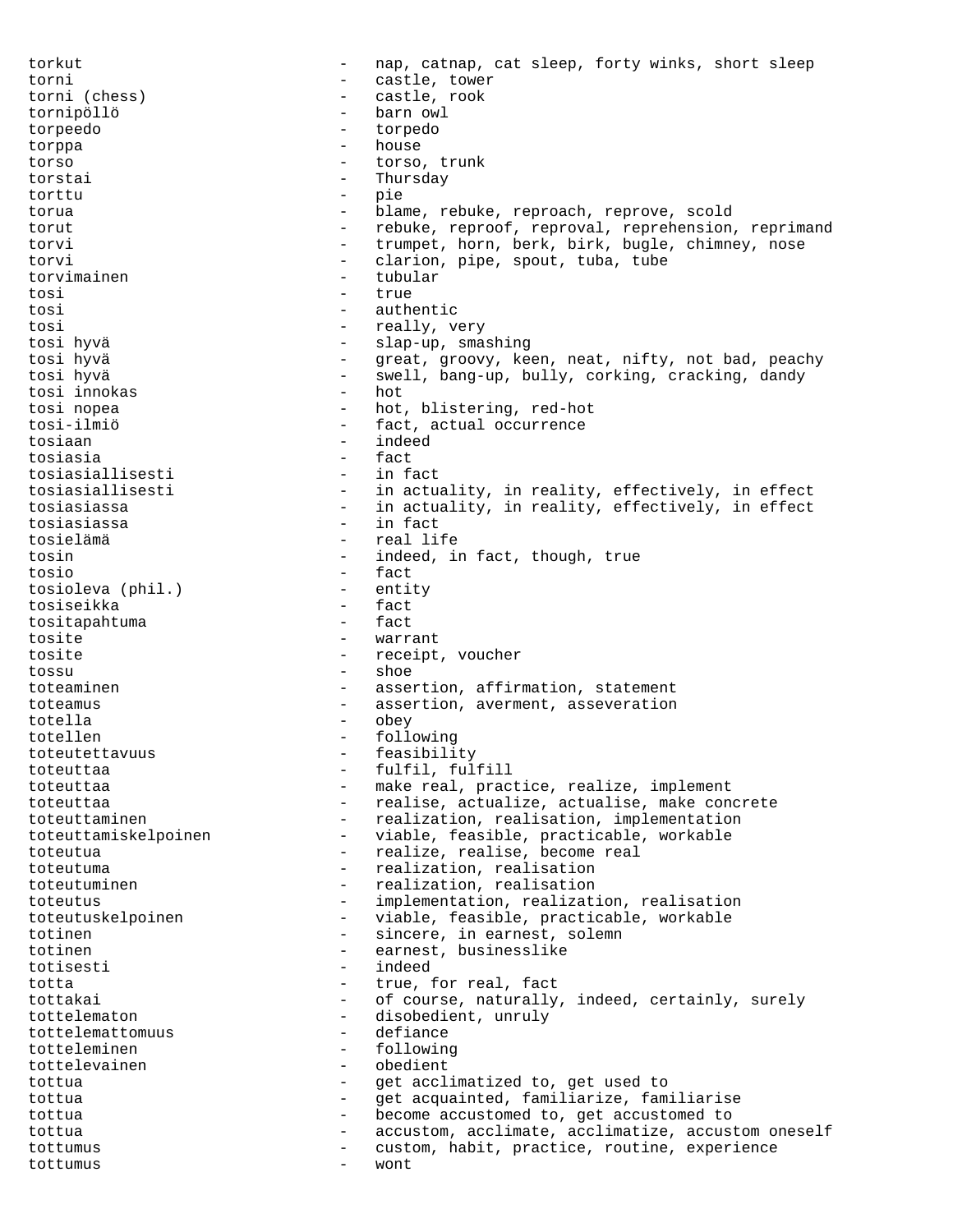torkut - nap, catnap, cat sleep, forty winks, short sleep
torni - castle, tower
torni (chess) - castle, rook
tornipöllö - barn owl
torpeedo - torpedo
torppa - house
torso - torso, trunk
torstai - Thursday
torttu - pie
torua - blame, rebuke, reproach, reprove, scold
torut - rebuke, reproof, reproval, reprehension, reprimand
torvi - trumpet, horn, berk, birk, bugle, chimney, nose
torvi - clarion, pipe, spout, tuba, tube
torvimainen - tubular
tosi - true
tosi - authentic
tosi - really, very
tosi hyvä - slap-up, smashing
tosi hyvä - great, groovy, keen, neat, nifty, not bad, peachy
tosi hyvä - swell, bang-up, bully, corking, cracking, dandy
tosi innokas - hot
tosi nopea - hot, blistering, red-hot
tosi-ilmiö - fact, actual occurrence
tosiaan - indeed
tosiasia - fact
tosiasiallisesti - in fact
tosiasiallisesti - in actuality, in reality, effectively, in effect
tosiasiassa - in actuality, in reality, effectively, in effect
tosiasiassa - in fact
tosielämä - real life
tosin - indeed, in fact, though, true
tosio - fact
tosioleva (phil.) - entity
tosiseikka - fact
tositapahtuma - fact
tosite - warrant
tosite - receipt, voucher
tossu - shoe
toteaminen - assertion, affirmation, statement
toteamus - assertion, averment, asseveration
totella - obey
totellen - following
toteutettavuus - feasibility
toteuttaa - fulfil, fulfill
toteuttaa - make real, practice, realize, implement
toteuttaa - realise, actualize, actualise, make concrete
toteuttaminen - realization, realisation, implementation
toteuttamiskelpoinen - viable, feasible, practicable, workable
toteutua - realize, realise, become real
toteutuma - realization, realisation
toteutuminen - realization, realisation
toteutus - implementation, realization, realisation
toteutuskelpoinen - viable, feasible, practicable, workable
totinen - sincere, in earnest, solemn
totinen - earnest, businesslike
totisesti - indeed
totta - true, for real, fact
tottakai - of course, naturally, indeed, certainly, surely
tottelematon - disobedient, unruly
tottelemattomuus - defiance
totteleminen - following
tottelevainen - obedient
tottua - get acclimatized to, get used to
tottua - get acquainted, familiarize, familiarise
tottua - become accustomed to, get accustomed to
tottua - accustom, acclimate, acclimatize, accustom oneself
tottumus - custom, habit, practice, routine, experience
tottumus - wont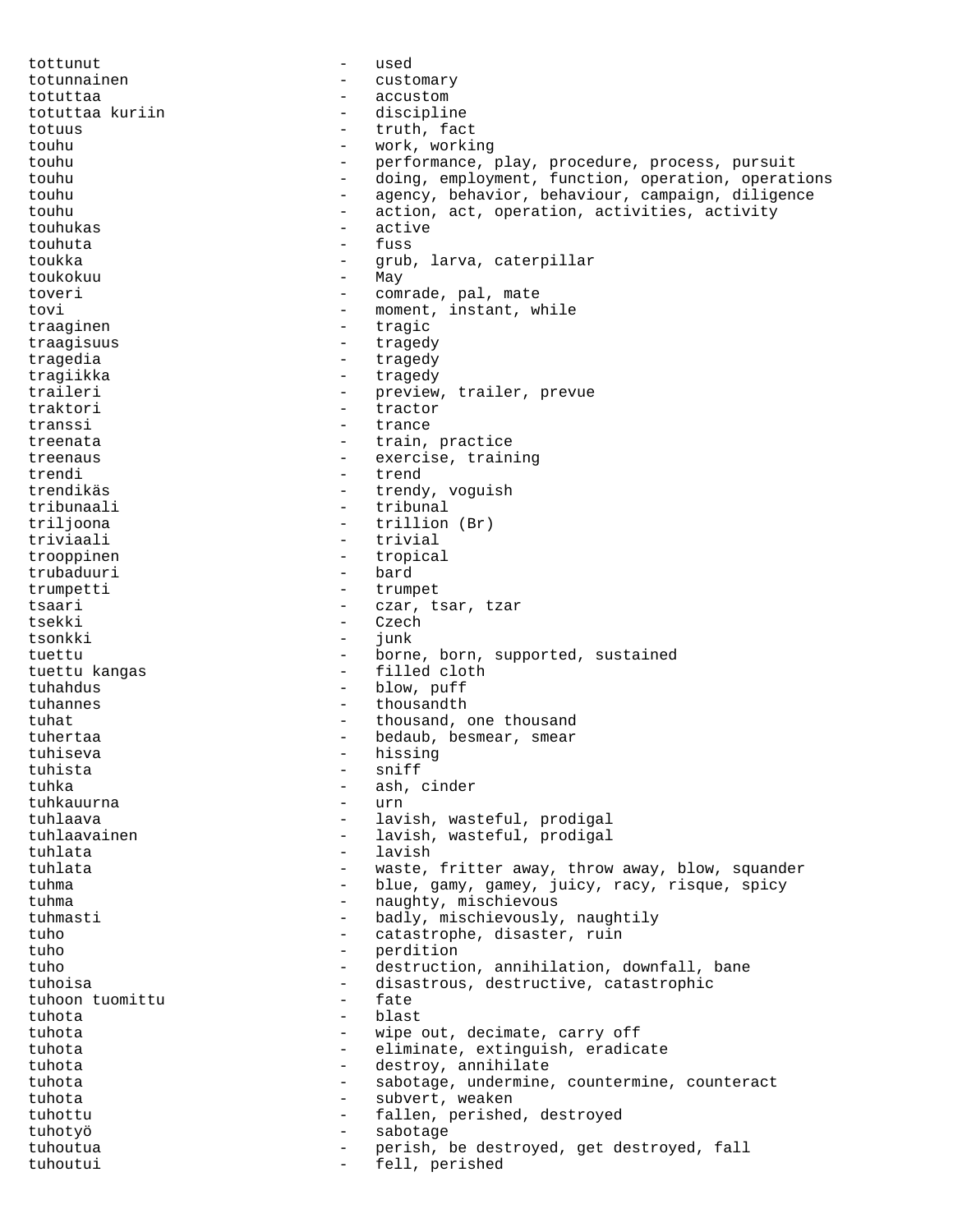tottunut - used
totunnainen - customary
totuttaa - accustom
totuttaa kuriin - discipline
totuus - truth, fact
touhu - work, working
touhu - performance, play, procedure, process, pursuit
touhu - doing, employment, function, operation, operations
touhu - agency, behavior, behaviour, campaign, diligence
touhu - action, act, operation, activities, activity
touhukas - active
touhuta - fuss
toukka - grub, larva, caterpillar
toukokuu - May
toveri - comrade, pal, mate
tovi - moment, instant, while
traaginen - tragic
traagisuus - tragedy
tragedia - tragedy
tragiikka - tragedy
traileri - preview, trailer, prevue
traktori - tractor
transsi - trance
treenata - train, practice
treenaus - exercise, training
trendi - trend
trendikäs - trendy, voguish
tribunaali - tribunal
triljoona - trillion (Br)
triviaali - trivial
trooppinen - tropical
trubaduuri - bard
trumpetti - trumpet
tsaari - czar, tsar, tzar
tsekki - Czech
tsonkki - junk
tuettu - borne, born, supported, sustained
tuettu kangas - filled cloth
tuhahdus - blow, puff
tuhannes - thousandth
tuhat - thousand, one thousand
tuhertaa - bedaub, besmear, smear
tuhiseva - hissing
tuhista - sniff
tuhka - ash, cinder
tuhkauurna - urn
tuhlaava - lavish, wasteful, prodigal
tuhlaavainen - lavish, wasteful, prodigal
tuhlata - lavish
tuhlata - waste, fritter away, throw away, blow, squander
tuhma - blue, gamy, gamey, juicy, racy, risque, spicy
tuhma - naughty, mischievous
tuhmasti - badly, mischievously, naughtily
tuho - catastrophe, disaster, ruin
tuho - perdition
tuho - destruction, annihilation, downfall, bane
tuhoisa - disastrous, destructive, catastrophic
tuhoon tuomittu - fate
tuhota - blast
tuhota - wipe out, decimate, carry off
tuhota - eliminate, extinguish, eradicate
tuhota - destroy, annihilate
tuhota - sabotage, undermine, countermine, counteract
tuhota - subvert, weaken
tuhottu - fallen, perished, destroyed
tuhotyö - sabotage
tuhoutua - perish, be destroyed, get destroyed, fall
tuhoutui - fell, perished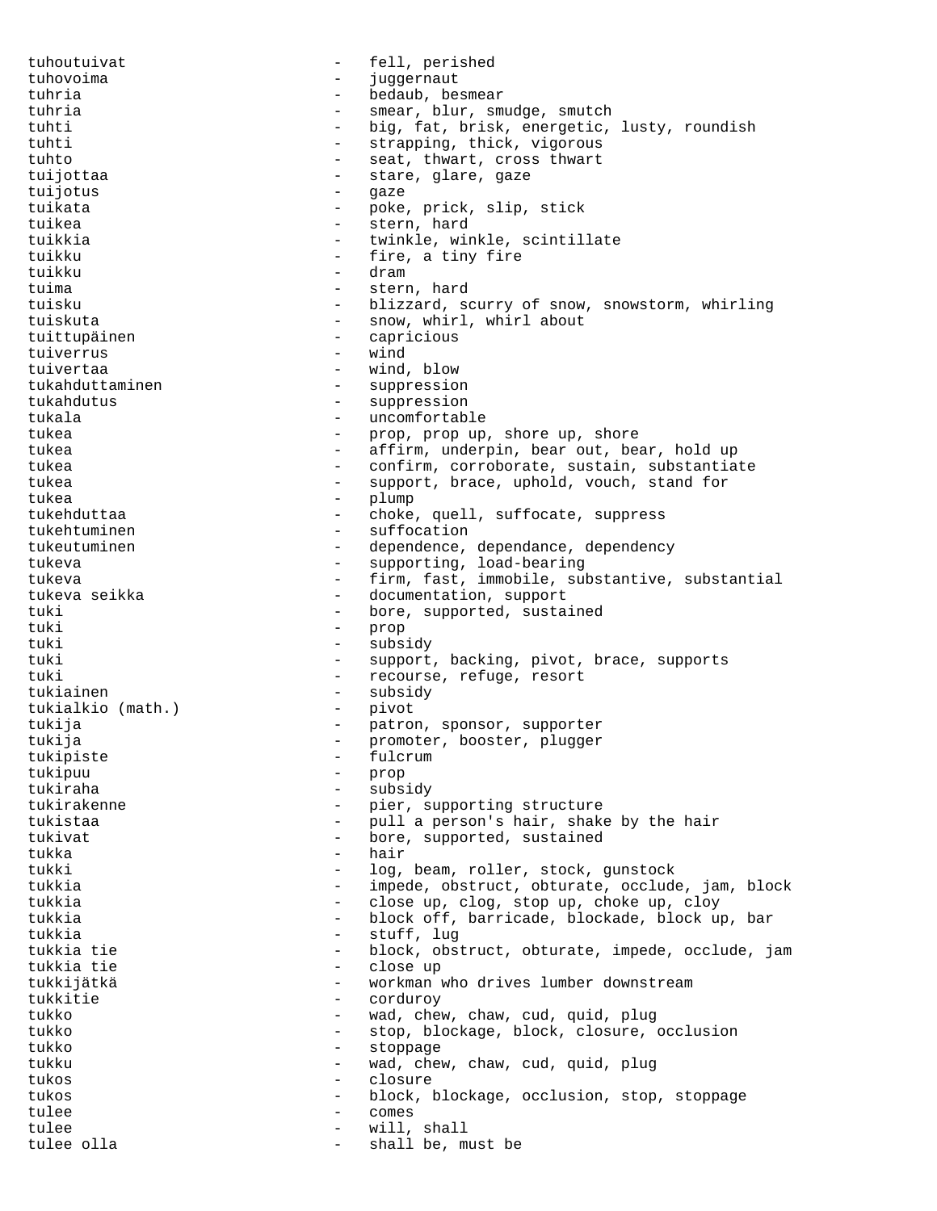tuhoutuivat - fell, perished
tuhovoima - juggernaut
tuhria - bedaub, besmear
tuhria - smear, blur, smudge, smutch
tuhti - big, fat, brisk, energetic, lusty, roundish
tuhti - strapping, thick, vigorous
tuhto - seat, thwart, cross thwart
tuijottaa - stare, glare, gaze
tuijotus - gaze
tuikata - poke, prick, slip, stick
tuikea - stern, hard
tuikkia - twinkle, winkle, scintillate
tuikku - fire, a tiny fire
tuikku - dram
tuima - stern, hard
tuisku - blizzard, scurry of snow, snowstorm, whirling
tuiskuta - snow, whirl, whirl about
tuittupäinen - capricious
tuiverrus - wind
tuivertaa - wind, blow
tukahduttaminen - suppression
tukahdutus - suppression
tukala - uncomfortable
tukea - prop, prop up, shore up, shore
tukea - affirm, underpin, bear out, bear, hold up
tukea - confirm, corroborate, sustain, substantiate
tukea - support, brace, uphold, vouch, stand for
tukea - plump
tukehduttaa - choke, quell, suffocate, suppress
tukehtuminen - suffocation
tukeutuminen - dependence, dependance, dependency
tukeva - supporting, load-bearing
tukeva - firm, fast, immobile, substantive, substantial
tukeva seikka - documentation, support
tuki - bore, supported, sustained
tuki - prop
tuki - subsidy
tuki - support, backing, pivot, brace, supports
tuki - recourse, refuge, resort
tukiainen - subsidy
tukialkio (math.) - pivot
tukija - patron, sponsor, supporter
tukija - promoter, booster, plugger
tukipiste - fulcrum
tukipuu - prop
tukiraha - subsidy
tukirakenne - pier, supporting structure
tukistaa - pull a person's hair, shake by the hair
tukivat - bore, supported, sustained
tukka - hair
tukki - log, beam, roller, stock, gunstock
tukkia - impede, obstruct, obturate, occlude, jam, block
tukkia - close up, clog, stop up, choke up, cloy
tukkia - block off, barricade, blockade, block up, bar
tukkia - stuff, lug
tukkia tie - block, obstruct, obturate, impede, occlude, jam
tukkia tie - close up
tukkijätkä - workman who drives lumber downstream
tukkitie - corduroy
tukko - wad, chew, chaw, cud, quid, plug
tukko - stop, blockage, block, closure, occlusion
tukko - stoppage
tukku - wad, chew, chaw, cud, quid, plug
tukos - closure
tukos - block, blockage, occlusion, stop, stoppage
tulee - comes
tulee - will, shall
tulee olla - shall be, must be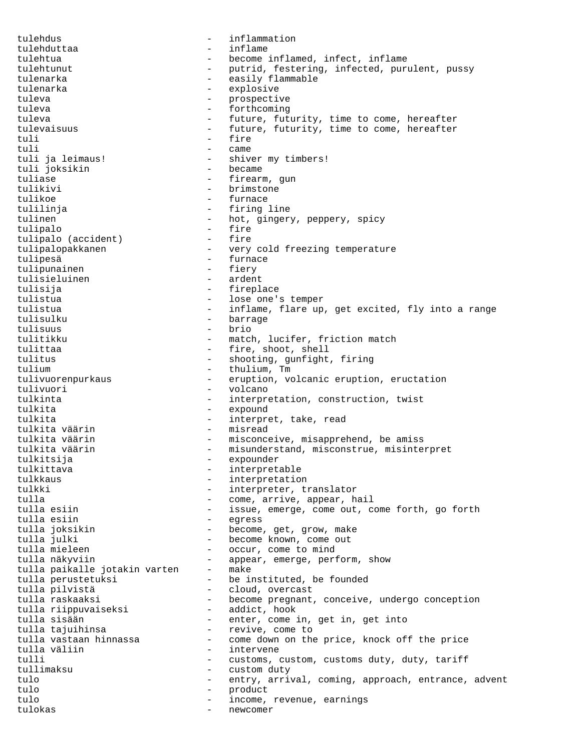tulehdus - inflammation
tulehduttaa - inflame
tulehtua - become inflamed, infect, inflame
tulehtunut - putrid, festering, infected, purulent, pussy
tulenarka - easily flammable
tulenarka - explosive
tuleva - prospective
tuleva - forthcoming
tuleva - future, futurity, time to come, hereafter
tulevaisuus - future, futurity, time to come, hereafter
tuli - fire
tuli - came
tuli ja leimaus! - shiver my timbers!
tuli joksikin - became
tuliase - firearm, gun
tulikivi - brimstone
tulikoe - furnace
tulilinja - firing line
tulinen - hot, gingery, peppery, spicy
tulipalo - fire
tulipalo (accident) - fire
tulipalopakkanen - very cold freezing temperature
tulipesä - furnace
tulipunainen - fiery
tulisieluinen - ardent
tulisija - fireplace
tulistua - lose one's temper
tulistua - inflame, flare up, get excited, fly into a range
tulisulku - barrage
tulisuus - brio
tulitikku - match, lucifer, friction match
tulittaa - fire, shoot, shell
tulitus - shooting, gunfight, firing
tulium - thulium, Tm
tulivuorenpurkaus - eruption, volcanic eruption, eructation
tulivuori - volcano
tulkinta - interpretation, construction, twist
tulkita - expound
tulkita - interpret, take, read
tulkita väärin - misread
tulkita väärin - misconceive, misapprehend, be amiss
tulkita väärin - misunderstand, misconstrue, misinterpret
tulkitsija - expounder
tulkittava - interpretable
tulkkaus - interpretation
tulkki - interpreter, translator
tulla - come, arrive, appear, hail
tulla esiin - issue, emerge, come out, come forth, go forth
tulla esiin - egress
tulla joksikin - become, get, grow, make
tulla julki - become known, come out
tulla mieleen - occur, come to mind
tulla näkyviin - appear, emerge, perform, show
tulla paikalle jotakin varten - make
tulla perustetuksi - be instituted, be founded
tulla pilvistä - cloud, overcast
tulla raskaaksi - become pregnant, conceive, undergo conception
tulla riippuvaiseksi - addict, hook
tulla sisään - enter, come in, get in, get into
tulla tajuihinsa - revive, come to
tulla vastaan hinnassa - come down on the price, knock off the price
tulla väliin - intervene
tulli - customs, custom, customs duty, duty, tariff
tullimaksu - custom duty
tulo - entry, arrival, coming, approach, entrance, advent
tulo - product
tulo - income, revenue, earnings
tulokas - newcomer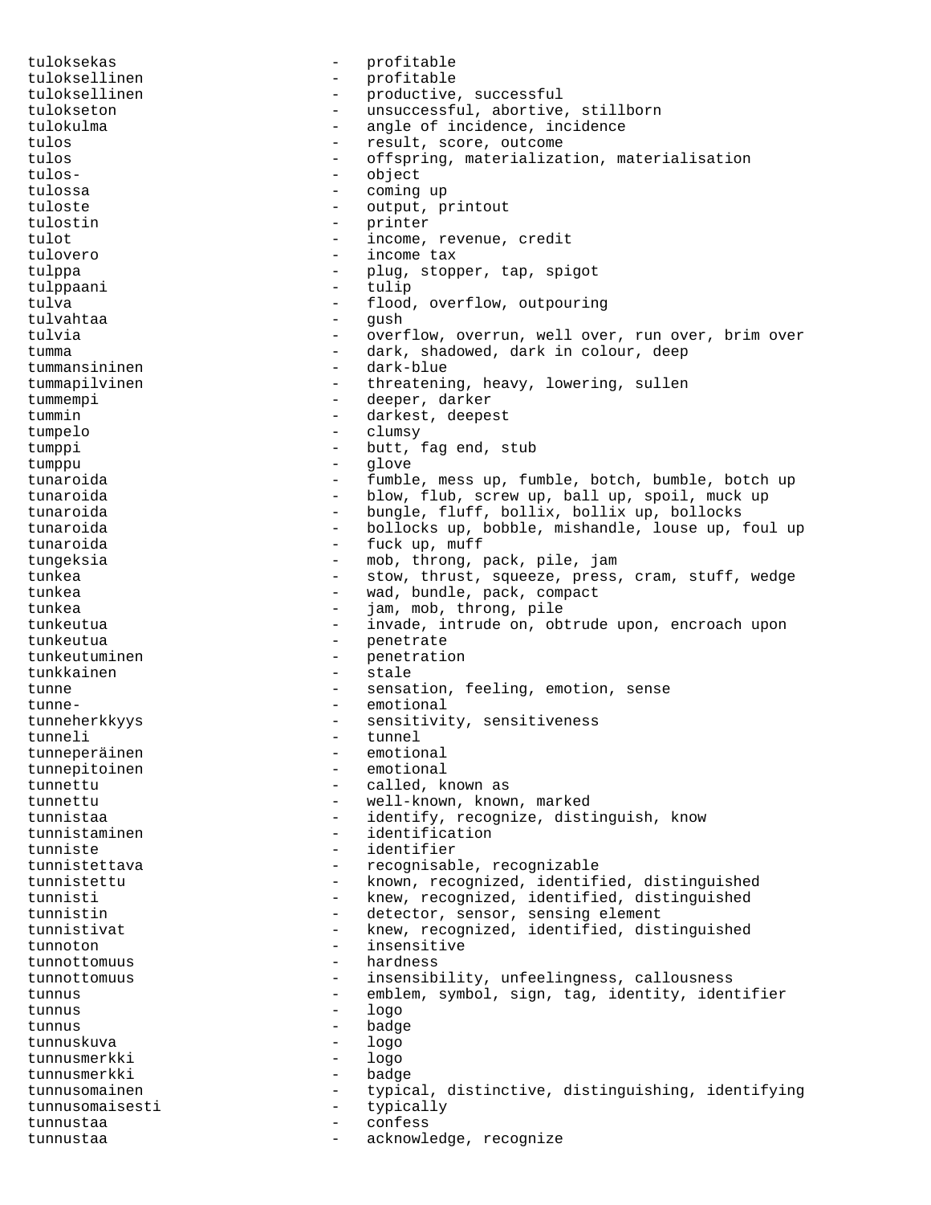tuloksekas - profitable
tuloksellinen - profitable
tuloksellinen - productive, successful
tulokseton - unsuccessful, abortive, stillborn
tulokulma - angle of incidence, incidence
tulos - result, score, outcome
tulos - offspring, materialization, materialisation
tulos- - object
tulossa - coming up
tuloste - output, printout
tulostin - printer
tulot - income, revenue, credit
tulovero - income tax
tulppa - plug, stopper, tap, spigot
tulppaani - tulip
tulva - flood, overflow, outpouring
tulvahtaa - gush
tulvia - overflow, overrun, well over, run over, brim over
tumma - dark, shadowed, dark in colour, deep
tummansininen - dark-blue
tummapilvinen - threatening, heavy, lowering, sullen
tummempi - deeper, darker
tummin - darkest, deepest
tumpelo - clumsy
tumppi - butt, fag end, stub
tumppu - glove
tunaroida - fumble, mess up, fumble, botch, bumble, botch up
tunaroida - blow, flub, screw up, ball up, spoil, muck up
tunaroida - bungle, fluff, bollix, bollix up, bollocks
tunaroida - bollocks up, bobble, mishandle, louse up, foul up
tunaroida - fuck up, muff
tungeksia - mob, throng, pack, pile, jam
tunkea - stow, thrust, squeeze, press, cram, stuff, wedge
tunkea - wad, bundle, pack, compact
tunkea - jam, mob, throng, pile
tunkeutua - invade, intrude on, obtrude upon, encroach upon
tunkeutua - penetrate
tunkeutuminen - penetration
tunkkainen - stale
tunne - sensation, feeling, emotion, sense
tunne- - emotional
tunneherkkyys - sensitivity, sensitiveness
tunneli - tunnel
tunneperäinen - emotional
tunnepitoinen - emotional
tunnettu - called, known as
tunnettu - well-known, known, marked
tunnistaa - identify, recognize, distinguish, know
tunnistaminen - identification
tunniste - identifier
tunnistettava - recognisable, recognizable
tunnistettu - known, recognized, identified, distinguished
tunnisti - knew, recognized, identified, distinguished
tunnistin - detector, sensor, sensing element
tunnistivat - knew, recognized, identified, distinguished
tunnoton - insensitive
tunnottomuus - hardness
tunnottomuus - insensibility, unfeelingness, callousness
tunnus - emblem, symbol, sign, tag, identity, identifier
tunnus - logo
tunnus - badge
tunnuskuva - logo
tunnusmerkki - logo
tunnusmerkki - badge
tunnusomainen - typical, distinctive, distinguishing, identifying
tunnusomaisesti - typically
tunnustaa - confess
tunnustaa - acknowledge, recognize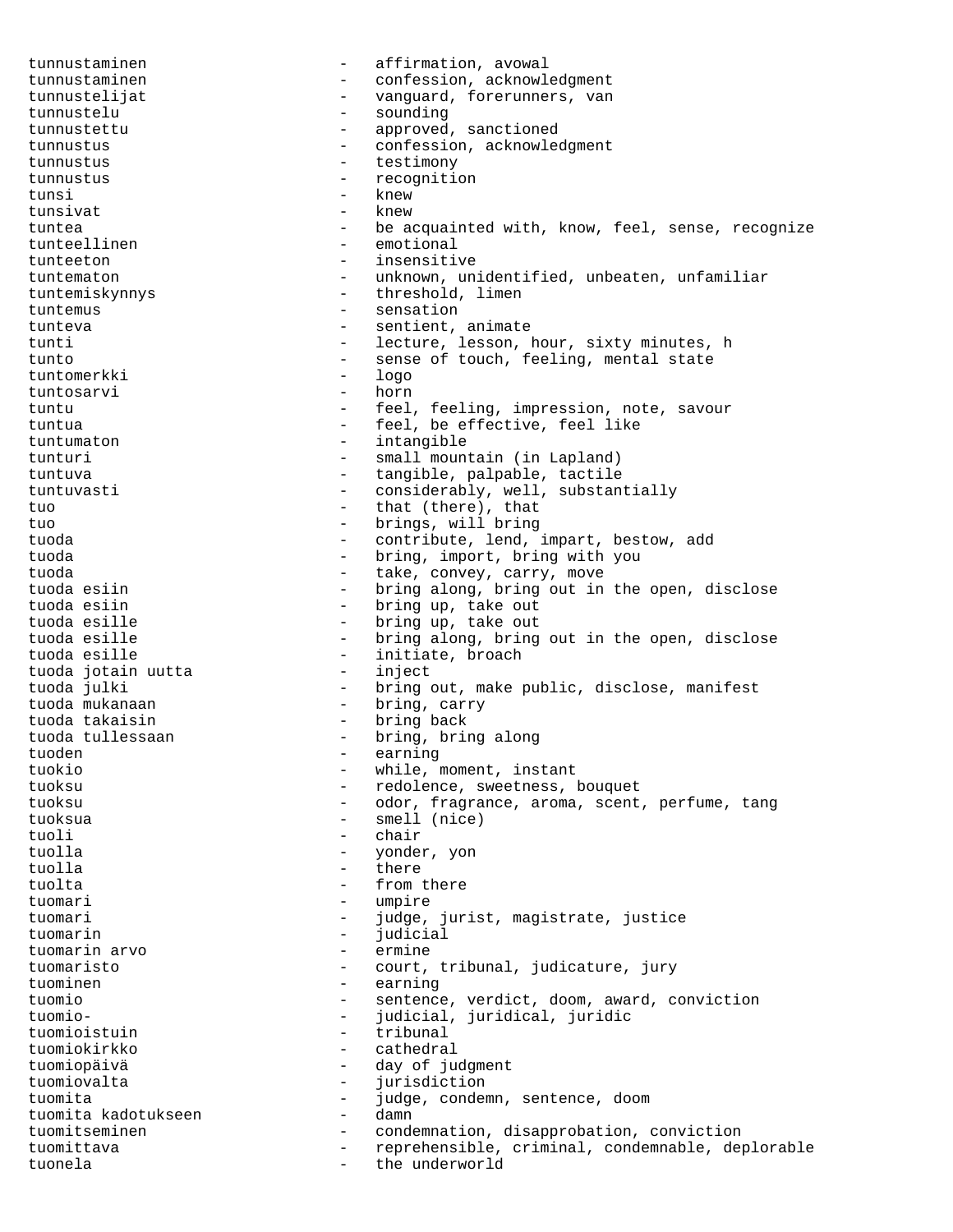tunnustaminen - affirmation, avowal
tunnustaminen - confession, acknowledgment
tunnustelijat - vanguard, forerunners, van
tunnustelu - sounding
tunnustettu - approved, sanctioned
tunnustus - confession, acknowledgment
tunnustus - testimony
tunnustus - recognition
tunsi - knew
tunsivat - knew
tuntea - be acquainted with, know, feel, sense, recognize
tunteellinen - emotional
tunteeton - insensitive
tuntematon - unknown, unidentified, unbeaten, unfamiliar
tuntemiskynnys - threshold, limen
tuntemus - sensation
tunteva - sentient, animate
tunti - lecture, lesson, hour, sixty minutes, h
tunto - sense of touch, feeling, mental state
tuntomerkki - logo
tuntosarvi - horn
tuntu - feel, feeling, impression, note, savour
tuntua - feel, be effective, feel like
tuntumaton - intangible
tunturi - small mountain (in Lapland)
tuntuva - tangible, palpable, tactile
tuntuvasti - considerably, well, substantially
tuo - that (there), that
tuo - brings, will bring
tuoda - contribute, lend, impart, bestow, add
tuoda - bring, import, bring with you
tuoda - take, convey, carry, move
tuoda esiin - bring along, bring out in the open, disclose
tuoda esiin - bring up, take out
tuoda esille - bring up, take out
tuoda esille - bring along, bring out in the open, disclose
tuoda esille - initiate, broach
tuoda jotain uutta - inject
tuoda julki - bring out, make public, disclose, manifest
tuoda mukanaan - bring, carry
tuoda takaisin - bring back
tuoda tullessaan - bring, bring along
tuoden - earning
tuokio - while, moment, instant
tuoksu - redolence, sweetness, bouquet
tuoksu - odor, fragrance, aroma, scent, perfume, tang
tuoksua - smell (nice)
tuoli - chair
tuolla - yonder, yon
tuolla - there
tuolta - from there
tuomari - umpire
tuomari - judge, jurist, magistrate, justice
tuomarin - judicial
tuomarin arvo - ermine
tuomaristo - court, tribunal, judicature, jury
tuominen - earning
tuomio - sentence, verdict, doom, award, conviction
tuomio- - judicial, juridical, juridic
tuomioistuin - tribunal
tuomiokirkko - cathedral
tuomiopäivä - day of judgment
tuomiovalta - jurisdiction
tuomita - judge, condemn, sentence, doom
tuomita kadotukseen - damn
tuomitseminen - condemnation, disapprobation, conviction
tuomittava - reprehensible, criminal, condemnable, deplorable
tuonela - the underworld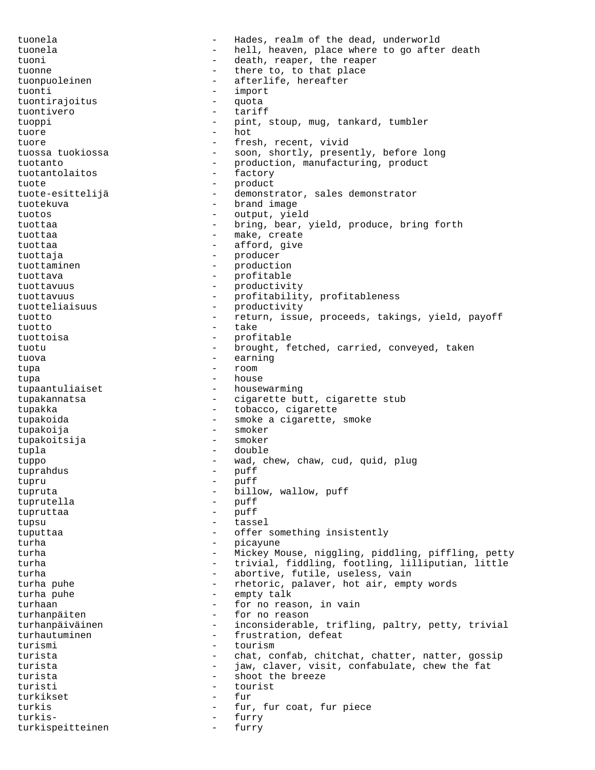tuonela - Hades, realm of the dead, underworld
tuonela - hell, heaven, place where to go after death
tuoni - death, reaper, the reaper
tuonne - there to, to that place
tuonpuoleinen - afterlife, hereafter
tuonti - import
tuontirajoitus - quota
tuontivero - tariff
tuoppi - pint, stoup, mug, tankard, tumbler
tuore - hot
tuore - fresh, recent, vivid
tuossa tuokiossa - soon, shortly, presently, before long
tuotanto - production, manufacturing, product
tuotantolaitos - factory
tuote - product
tuote-esittelijä - demonstrator, sales demonstrator
tuotekuva - brand image
tuotos - output, yield
tuottaa - bring, bear, yield, produce, bring forth
tuottaa - make, create
tuottaa - afford, give
tuottaja - producer
tuottaminen - production
tuottava - profitable
tuottavuus - productivity
tuottavuus - profitability, profitableness
tuotteliaisuus - productivity
tuotto - return, issue, proceeds, takings, yield, payoff
tuotto - take
tuottoisa - profitable
tuotu - brought, fetched, carried, conveyed, taken
tuova - earning
tupa - room
tupa - house
tupaantuliaiset - housewarming
tupakannatsa - cigarette butt, cigarette stub
tupakka - tobacco, cigarette
tupakoida - smoke a cigarette, smoke
tupakoija - smoker
tupakoitsija - smoker
tupla - double
tuppo - wad, chew, chaw, cud, quid, plug
tuprahdus - puff
tupru - puff
tupruta - billow, wallow, puff
tuprutella - puff
tupruttaa - puff
tupsu - tassel
tuputtaa - offer something insistently
turha - picayune
turha - Mickey Mouse, niggling, piddling, piffling, petty
turha - trivial, fiddling, footling, lilliputian, little
turha - abortive, futile, useless, vain
turha puhe - rhetoric, palaver, hot air, empty words
turha puhe - empty talk
turhaan - for no reason, in vain
turhanpäiten - for no reason
turhanpäiväinen - inconsiderable, trifling, paltry, petty, trivial
turhautuminen - frustration, defeat
turismi - tourism
turista - chat, confab, chitchat, chatter, natter, gossip
turista - jaw, claver, visit, confabulate, chew the fat
turista - shoot the breeze
turisti - tourist
turkikset - fur
turkis - fur, fur coat, fur piece
turkis- - furry
turkispeitteinen - furry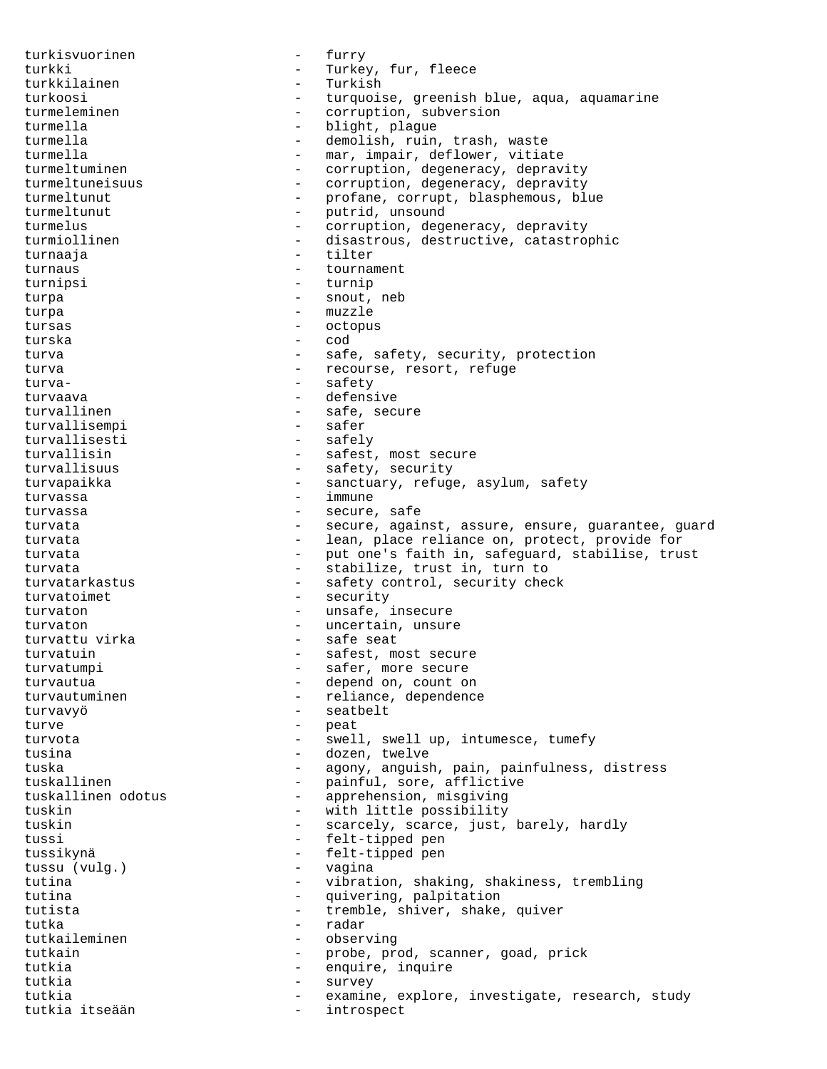turkisvuorinen - furry
turkki - Turkey, fur, fleece
turkkilainen - Turkish
turkoosi - turquoise, greenish blue, aqua, aquamarine
turmeleminen - corruption, subversion
turmella - blight, plague
turmella - demolish, ruin, trash, waste
turmella - mar, impair, deflower, vitiate
turmeltuminen - corruption, degeneracy, depravity
turmeltuneisuus - corruption, degeneracy, depravity
turmeltunut - profane, corrupt, blasphemous, blue
turmeltunut - putrid, unsound
turmelus - corruption, degeneracy, depravity
turmiollinen - disastrous, destructive, catastrophic
turnaaja - tilter
turnaus - tournament
turnipsi - turnip
turpa - snout, neb
turpa - muzzle
tursas - octopus
turska - cod
turva - safe, safety, security, protection
turva - recourse, resort, refuge
turva- - safety
turvaava - defensive
turvallinen - safe, secure
turvallisempi - safer
turvallisesti - safely
turvallisin - safest, most secure
turvallisuus - safety, security
turvapaikka - sanctuary, refuge, asylum, safety
turvassa - immune
turvassa - secure, safe
turvata - secure, against, assure, ensure, guarantee, guard
turvata - lean, place reliance on, protect, provide for
turvata - put one's faith in, safeguard, stabilise, trust
turvata - stabilize, trust in, turn to
turvatarkastus - safety control, security check
turvatoimet - security
turvaton - unsafe, insecure
turvaton - uncertain, unsure
turvattu virka - safe seat
turvatuin - safest, most secure
turvatumpi - safer, more secure
turvautua - depend on, count on
turvautuminen - reliance, dependence
turvavyö - seatbelt
turve - peat
turvota - swell, swell up, intumesce, tumefy
tusina - dozen, twelve
tuska - agony, anguish, pain, painfulness, distress
tuskallinen - painful, sore, afflictive
tuskallinen odotus - apprehension, misgiving
tuskin - with little possibility
tuskin - scarcely, scarce, just, barely, hardly
tussi - felt-tipped pen
tussikynä - felt-tipped pen
tussu (vulg.) - vagina
tutina - vibration, shaking, shakiness, trembling
tutina - quivering, palpitation
tutista - tremble, shiver, shake, quiver
tutka - radar
tutkaileminen - observing
tutkain - probe, prod, scanner, goad, prick
tutkia - enquire, inquire
tutkia - survey
tutkia - examine, explore, investigate, research, study
tutkia itseään - introspect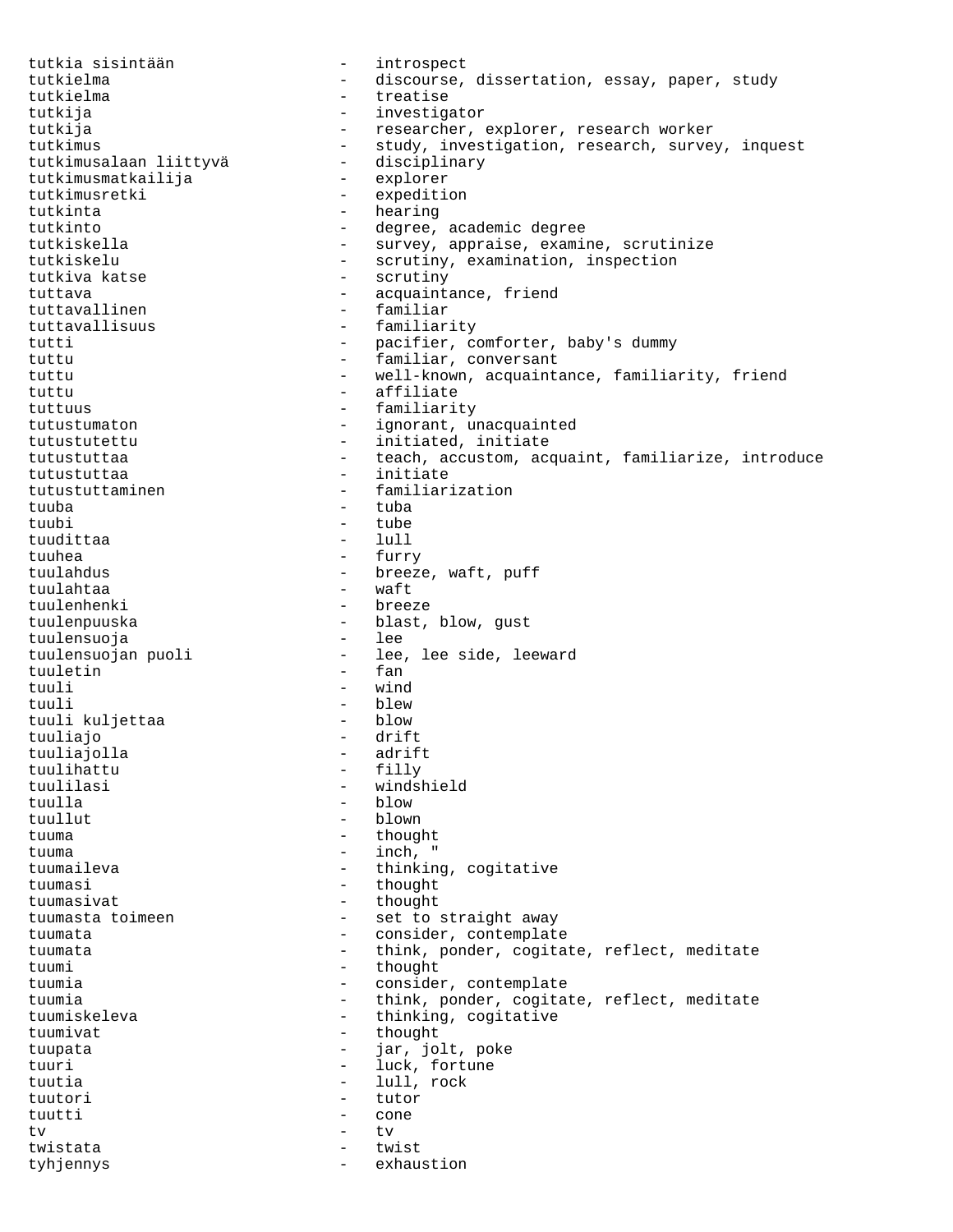tutkia sisintään - introspect
tutkielma - discourse, dissertation, essay, paper, study
tutkielma - treatise
tutkija - investigator
tutkija - researcher, explorer, research worker
tutkimus - study, investigation, research, survey, inquest
tutkimusalaan liittyvä - disciplinary
tutkimusmatkailija - explorer
tutkimusretki - expedition
tutkinta - hearing
tutkinto - degree, academic degree
tutkiskella - survey, appraise, examine, scrutinize
tutkiskelu - scrutiny, examination, inspection
tutkiva katse - scrutiny
tuttava - acquaintance, friend
tuttavallinen - familiar
tuttavallisuus - familiarity
tutti - pacifier, comforter, baby's dummy
tuttu - familiar, conversant
tuttu - well-known, acquaintance, familiarity, friend
tuttu - affiliate
tuttuus - familiarity
tutustumaton - ignorant, unacquainted
tutustutettu - initiated, initiate
tutustuttaa - teach, accustom, acquaint, familiarize, introduce
tutustuttaa - initiate
tutustuttaminen - familiarization
tuuba - tuba
tuubi - tube
tuudittaa - lull
tuuhea - furry
tuulahdus - breeze, waft, puff
tuulahtaa - waft
tuulenhenki - breeze
tuulenpuuska - blast, blow, gust
tuulensuoja - lee
tuulensuojan puoli - lee, lee side, leeward
tuuletin - fan
tuuli - wind
tuuli - blew
tuuli kuljettaa - blow
tuuliajo - drift
tuuliajolla - adrift
tuulihattu - filly
tuulilasi - windshield
tuulla - blow
tuullut - blown
tuuma - thought
tuuma - inch, "
tuumaileva - thinking, cogitative
tuumasi - thought
tuumasivat - thought
tuumasta toimeen - set to straight away
tuumata - consider, contemplate
tuumata - think, ponder, cogitate, reflect, meditate
tuumi - thought
tuumia - consider, contemplate
tuumia - think, ponder, cogitate, reflect, meditate
tuumiskeleva - thinking, cogitative
tuumivat - thought
tuupata - jar, jolt, poke
tuuri - luck, fortune
tuutia - lull, rock
tuutori - tutor
tuutti - cone
tv - tv
twistata - twist
tyhjennys - exhaustion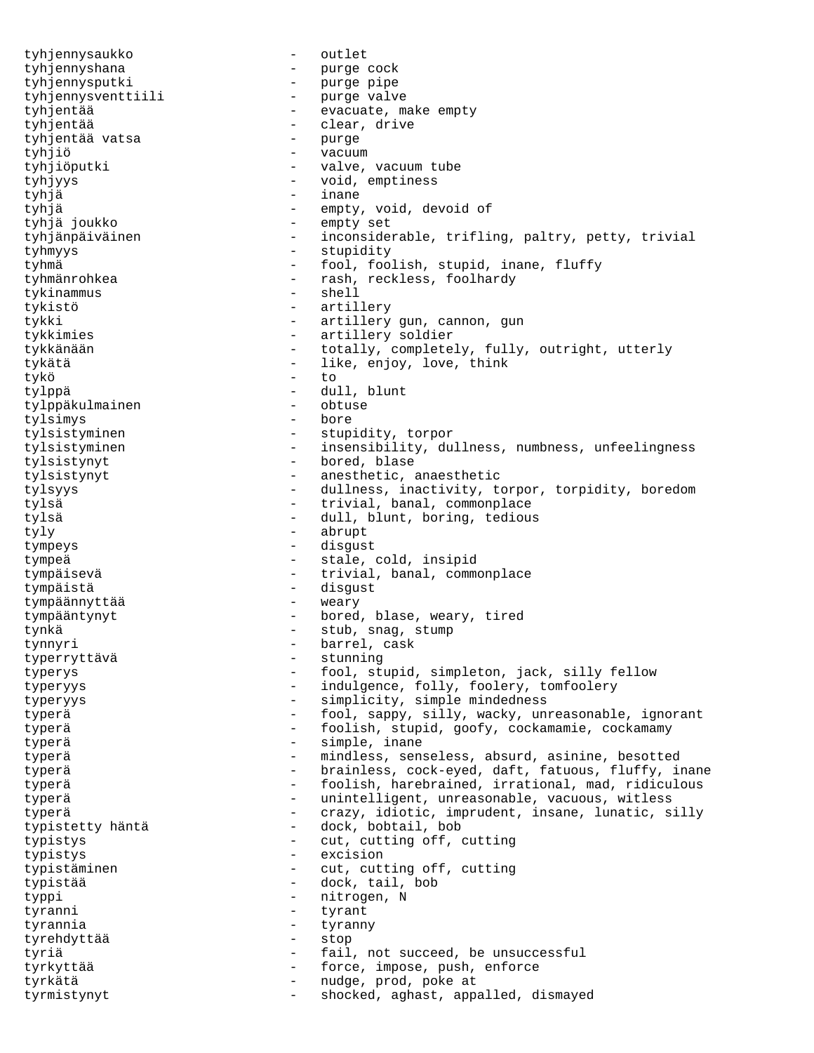tyhjennysaukko - outlet
tyhjennyshana - purge cock
tyhjennysputki - purge pipe
tyhjennysventtiili - purge valve
tyhjentää - evacuate, make empty
tyhjentää - clear, drive
tyhjentää vatsa - purge
tyhjiö - vacuum
tyhjiöputki - valve, vacuum tube
tyhjyys - void, emptiness
tyhjä - inane
tyhjä - empty, void, devoid of
tyhjä joukko - empty set
tyhjänpäiväinen - inconsiderable, trifling, paltry, petty, trivial
tyhmyys - stupidity
tyhmä - fool, foolish, stupid, inane, fluffy
tyhmänrohkea - rash, reckless, foolhardy
tykinammus - shell
tykistö - artillery
tykki - artillery gun, cannon, gun
tykkimies - artillery soldier
tykkänään - totally, completely, fully, outright, utterly
tykätä - like, enjoy, love, think
tykö - to
tylppä - dull, blunt
tylppäkulmainen - obtuse
tylsimys - bore
tylsistyminen - stupidity, torpor
tylsistyminen - insensibility, dullness, numbness, unfeelingness
tylsistynyt - bored, blase
tylsistynyt - anesthetic, anaesthetic
tylsyys - dullness, inactivity, torpor, torpidity, boredom
tylsä - trivial, banal, commonplace
tylsä - dull, blunt, boring, tedious
tyly - abrupt
tympeys - disgust
tympeä - stale, cold, insipid
tympäisevä - trivial, banal, commonplace
tympäistä - disgust
tympäännyttää - weary
tympääntynyt - bored, blase, weary, tired
tynkä - stub, snag, stump
tynnyri - barrel, cask
typerryttävä - stunning
typerys - fool, stupid, simpleton, jack, silly fellow
typeryys - indulgence, folly, foolery, tomfoolery
typeryys - simplicity, simple mindedness
typerä - fool, sappy, silly, wacky, unreasonable, ignorant
typerä - foolish, stupid, goofy, cockamamie, cockamamy
typerä - simple, inane
typerä - mindless, senseless, absurd, asinine, besotted
typerä - brainless, cock-eyed, daft, fatuous, fluffy, inane
typerä - foolish, harebrained, irrational, mad, ridiculous
typerä - unintelligent, unreasonable, vacuous, witless
typerä - crazy, idiotic, imprudent, insane, lunatic, silly
typistetty häntä - dock, bobtail, bob
typistys - cut, cutting off, cutting
typistys - excision
typistäminen - cut, cutting off, cutting
typistää - dock, tail, bob
typpi - nitrogen, N
tyranni - tyrant
tyrannia - tyranny
tyrehdyttää - stop
tyriä - fail, not succeed, be unsuccessful
tyrkyttää - force, impose, push, enforce
tyrkätä - nudge, prod, poke at
tyrmistynyt - shocked, aghast, appalled, dismayed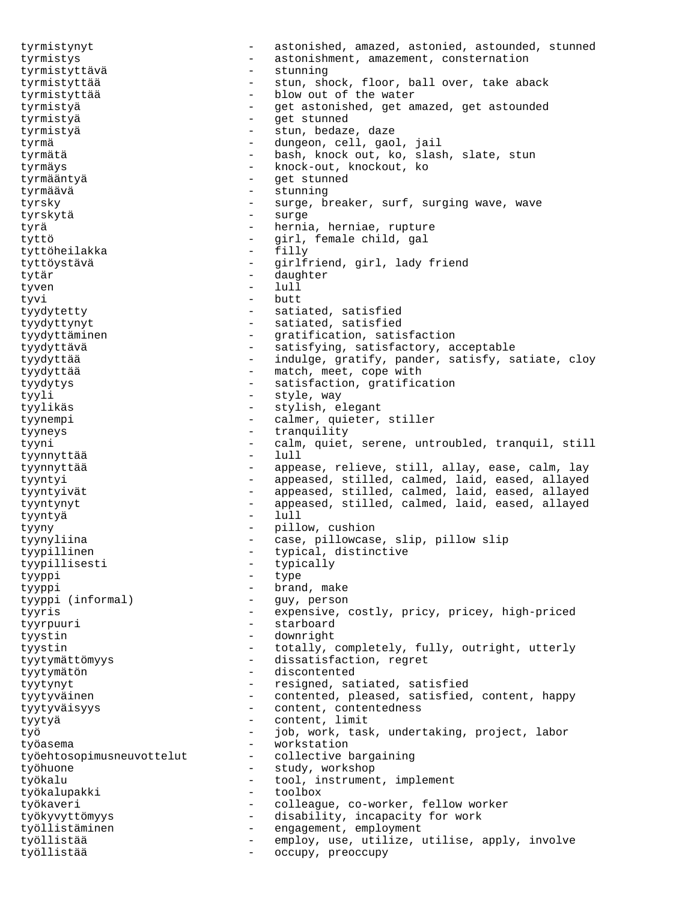tyrmistynyt - astonished, amazed, astonied, astounded, stunned
tyrmistys - astonishment, amazement, consternation
tyrmistyttävä - stunning
tyrmistyttää - stun, shock, floor, ball over, take aback
tyrmistyttää - blow out of the water
tyrmistyä - get astonished, get amazed, get astounded
tyrmistyä - get stunned
tyrmistyä - stun, bedaze, daze
tyrmä - dungeon, cell, gaol, jail
tyrmätä - bash, knock out, ko, slash, slate, stun
tyrmäys - knock-out, knockout, ko
tyrmääntyä - get stunned
tyrmäävä - stunning
tyrsky - surge, breaker, surf, surging wave, wave
tyrskytä - surge
tyrä - hernia, herniae, rupture
tyttö - girl, female child, gal
tyttöheilakka - filly
tyttöystävä - girlfriend, girl, lady friend
tytär - daughter
tyven - lull
tyvi - butt
tyydytetty - satiated, satisfied
tyydyttynyt - satiated, satisfied
tyydyttäminen - gratification, satisfaction
tyydyttävä - satisfying, satisfactory, acceptable
tyydyttää - indulge, gratify, pander, satisfy, satiate, cloy
tyydyttää - match, meet, cope with
tyydytys - satisfaction, gratification
tyyli - style, way
tyylikäs - stylish, elegant
tyynempi - calmer, quieter, stiller
tyyneys - tranquility
tyyni - calm, quiet, serene, untroubled, tranquil, still
tyynnyttää - lull
tyynnyttää - appease, relieve, still, allay, ease, calm, lay
tyyntyi - appeased, stilled, calmed, laid, eased, allayed
tyyntyivät - appeased, stilled, calmed, laid, eased, allayed
tyyntynyt - appeased, stilled, calmed, laid, eased, allayed
tyyntyä - lull
tyyny - pillow, cushion
tyynyliina - case, pillowcase, slip, pillow slip
tyypillinen - typical, distinctive
tyypillisesti - typically
tyyppi - type
tyyppi - brand, make
tyyppi (informal) - guy, person
tyyris - expensive, costly, pricy, pricey, high-priced
tyyrpuuri - starboard
tyystin - downright
tyystin - totally, completely, fully, outright, utterly
tyytymättömyys - dissatisfaction, regret
tyytymätön - discontented
tyytynyt - resigned, satiated, satisfied
tyytyväinen - contented, pleased, satisfied, content, happy
tyytyväisyys - content, contentedness
tyytyä - content, limit
työ - job, work, task, undertaking, project, labor
työasema - workstation
työehtosopimusneuvottelut - collective bargaining
työhuone - study, workshop
työkalu - tool, instrument, implement
työkalupakki - toolbox
työkaveri - colleague, co-worker, fellow worker
työkyvyttömyys - disability, incapacity for work
työllistäminen - engagement, employment
työllistää - employ, use, utilize, utilise, apply, involve
työllistää - occupy, preoccupy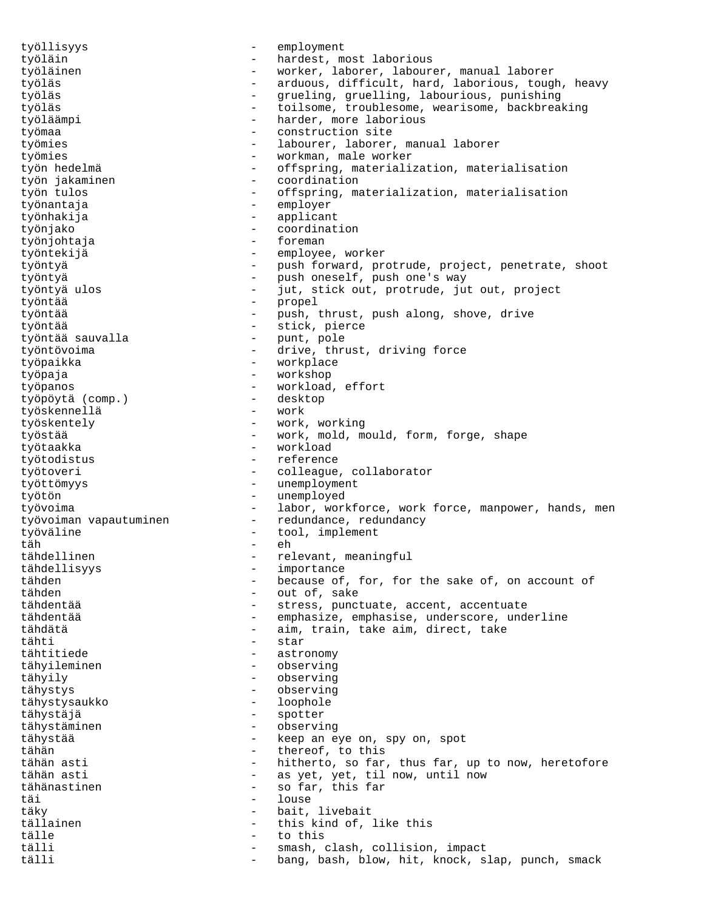työllisyys - employment
työläin - hardest, most laborious
työläinen - worker, laborer, labourer, manual laborer
työläs - arduous, difficult, hard, laborious, tough, heavy
työläs - grueling, gruelling, labourious, punishing
työläs - toilsome, troublesome, wearisome, backbreaking
työläämpi - harder, more laborious
työmaa - construction site
työmies - labourer, laborer, manual laborer
työmies - workman, male worker
työn hedelmä - offspring, materialization, materialisation
työn jakaminen - coordination
työn tulos - offspring, materialization, materialisation
työnantaja - employer
työnhakija - applicant
työnjako - coordination
työnjohtaja - foreman
työntekijä - employee, worker
työntyä - push forward, protrude, project, penetrate, shoot
työntyä - push oneself, push one's way
työntyä ulos - jut, stick out, protrude, jut out, project
työntää - propel
työntää - push, thrust, push along, shove, drive
työntää - stick, pierce
työntää sauvalla - punt, pole
työntövoima - drive, thrust, driving force
työpaikka - workplace
työpaja - workshop
työpanos - workload, effort
työpöytä (comp.) - desktop
työskennellä - work
työskentely - work, working
työstää - work, mold, mould, form, forge, shape
työtaakka - workload
työtodistus - reference
työtoveri - colleague, collaborator
työttömyys - unemployment
työtön - unemployed
työvoima - labor, workforce, work force, manpower, hands, men
työvoiman vapautuminen - redundance, redundancy
työväline - tool, implement
täh - eh
tähdellinen - relevant, meaningful
tähdellisyys - importance
tähden - because of, for, for the sake of, on account of
tähden - out of, sake
tähdentää - stress, punctuate, accent, accentuate
tähdentää - emphasize, emphasise, underscore, underline
tähdätä - aim, train, take aim, direct, take
tähti - star
tähtitiede - astronomy
tähyileminen - observing
tähyily - observing
tähystys - observing
tähystysaukko - loophole
tähystäjä - spotter
tähystäminen - observing
tähystää - keep an eye on, spy on, spot
tähän - thereof, to this
tähän asti - hitherto, so far, thus far, up to now, heretofore
tähän asti - as yet, yet, til now, until now
tähänastinen - so far, this far
täi - louse
täky - bait, livebait
tällainen - this kind of, like this
tälle - to this
tälli - smash, clash, collision, impact
tälli - bang, bash, blow, hit, knock, slap, punch, smack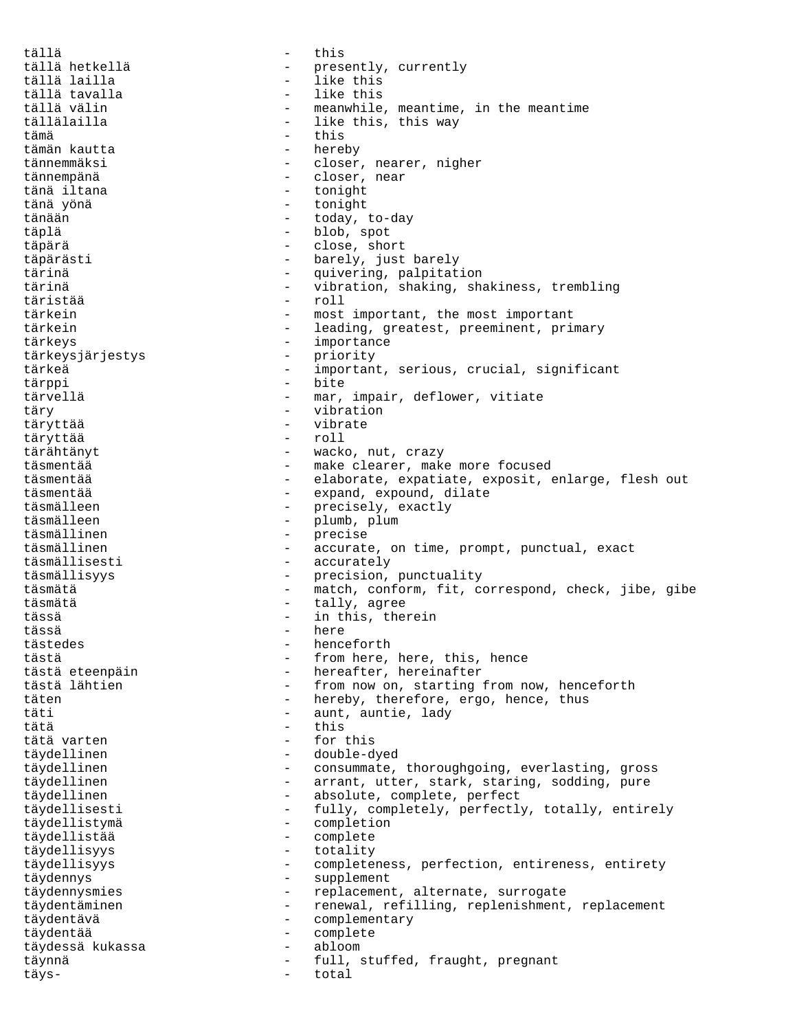tällä - this
tällä hetkellä - presently, currently
tällä lailla - like this
tällä tavalla - like this
tällä välin - meanwhile, meantime, in the meantime
tällälailla - like this, this way
tämä - this
tämän kautta - hereby
tännemmäksi - closer, nearer, nigher
tännempänä - closer, near
tänä iltana - tonight
tänä yönä - tonight
tänään - today, to-day
täplä - blob, spot
täpärä - close, short
täpärästi - barely, just barely
tärinä - quivering, palpitation
tärinä - vibration, shaking, shakiness, trembling
täristää - roll
tärkein - most important, the most important
tärkein - leading, greatest, preeminent, primary
tärkeys - importance
tärkeysjärjestys - priority
tärkeä - important, serious, crucial, significant
tärppi - bite
tärvellä - mar, impair, deflower, vitiate
täry - vibration
täryttää - vibrate
täryttää - roll
tärähtänyt - wacko, nut, crazy
täsmentää - make clearer, make more focused
täsmentää - elaborate, expatiate, exposit, enlarge, flesh out
täsmentää - expand, expound, dilate
täsmälleen - precisely, exactly
täsmälleen - plumb, plum
täsmällinen - precise
täsmällinen - accurate, on time, prompt, punctual, exact
täsmällisesti - accurately
täsmällisyys - precision, punctuality
täsmätä - match, conform, fit, correspond, check, jibe, gibe
täsmätä - tally, agree
tässä - in this, therein
tässä - here
tästedes - henceforth
tästä - from here, here, this, hence
tästä eteenpäin - hereafter, hereinafter
tästä lähtien - from now on, starting from now, henceforth
täten - hereby, therefore, ergo, hence, thus
täti - aunt, auntie, lady
tätä - this
tätä varten - for this
täydellinen - double-dyed
täydellinen - consummate, thoroughgoing, everlasting, gross
täydellinen - arrant, utter, stark, staring, sodding, pure
täydellinen - absolute, complete, perfect
täydellisesti - fully, completely, perfectly, totally, entirely
täydellistymä - completion
täydellistää - complete
täydellisyys - totality
täydellisyys - completeness, perfection, entireness, entirety
täydennys - supplement
täydennysmies - replacement, alternate, surrogate
täydentäminen - renewal, refilling, replenishment, replacement
täydentävä - complementary
täydentää - complete
täydessä kukassa - abloom
täynnä - full, stuffed, fraught, pregnant
täys- - total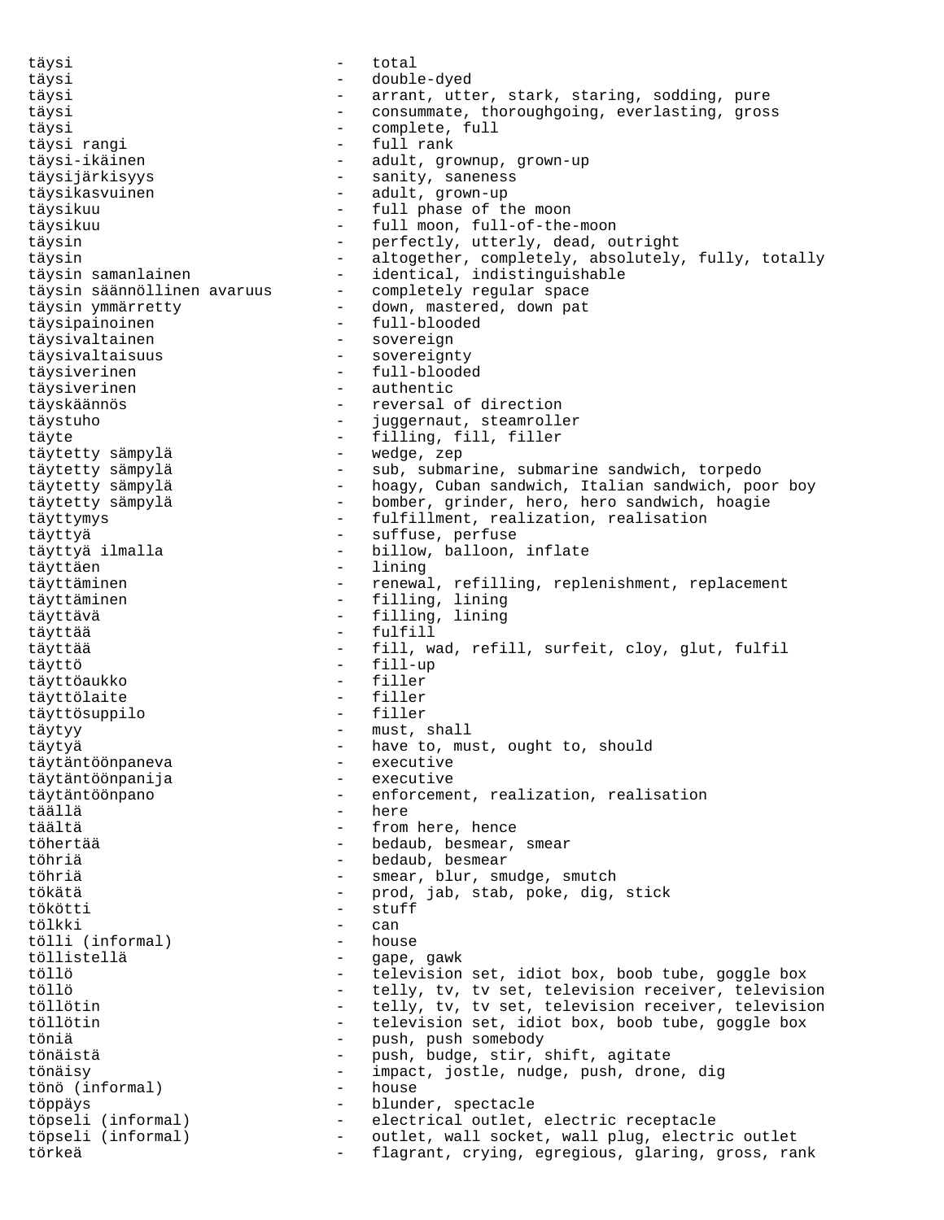täysi - total
täysi - double-dyed
täysi - arrant, utter, stark, staring, sodding, pure
täysi - consummate, thoroughgoing, everlasting, gross
täysi - complete, full
täysi rangi - full rank
täysi-ikäinen - adult, grownup, grown-up
täysijärkisyys - sanity, saneness
täysikasvuinen - adult, grown-up
täysikuu - full phase of the moon
täysikuu - full moon, full-of-the-moon
täysin - perfectly, utterly, dead, outright
täysin - altogether, completely, absolutely, fully, totally
täysin samanlainen - identical, indistinguishable
täysin säännöllinen avaruus - completely regular space
täysin ymmärretty - down, mastered, down pat
täysipainoinen - full-blooded
täysivaltainen - sovereign
täysivaltaisuus - sovereignty
täysiverinen - full-blooded
täysiverinen - authentic
täyskäännös - reversal of direction
täystuho - juggernaut, steamroller
täyte - filling, fill, filler
täytetty sämpylä - wedge, zep
täytetty sämpylä - sub, submarine, submarine sandwich, torpedo
täytetty sämpylä - hoagy, Cuban sandwich, Italian sandwich, poor boy
täytetty sämpylä - bomber, grinder, hero, hero sandwich, hoagie
täyttymys - fulfillment, realization, realisation
täyttyä - suffuse, perfuse
täyttyä ilmalla - billow, balloon, inflate
täyttäen - lining
täyttäminen - renewal, refilling, replenishment, replacement
täyttäminen - filling, lining
täyttävä - filling, lining
täyttää - fulfill
täyttää - fill, wad, refill, surfeit, cloy, glut, fulfil
täyttö - fill-up
täyttöaukko - filler
täyttölaite - filler
täyttösuppilo - filler
täytyy - must, shall
täytyä - have to, must, ought to, should
täytäntöönpaneva - executive
täytäntöönpanija - executive
täytäntöönpano - enforcement, realization, realisation
täällä - here
täältä - from here, hence
töhertää - bedaub, besmear, smear
töhriä - bedaub, besmear
töhriä - smear, blur, smudge, smutch
tökätä - prod, jab, stab, poke, dig, stick
tökötti - stuff
tölkki - can
tölli (informal) - house
töllistellä - gape, gawk
töllö - television set, idiot box, boob tube, goggle box
töllö - telly, tv, tv set, television receiver, television
töllötin - telly, tv, tv set, television receiver, television
töllötin - television set, idiot box, boob tube, goggle box
töniä - push, push somebody
tönäistä - push, budge, stir, shift, agitate
tönäisy - impact, jostle, nudge, push, drone, dig
tönö (informal) - house
töppäys - blunder, spectacle
töpseli (informal) - electrical outlet, electric receptacle
töpseli (informal) - outlet, wall socket, wall plug, electric outlet
törkeä - flagrant, crying, egregious, glaring, gross, rank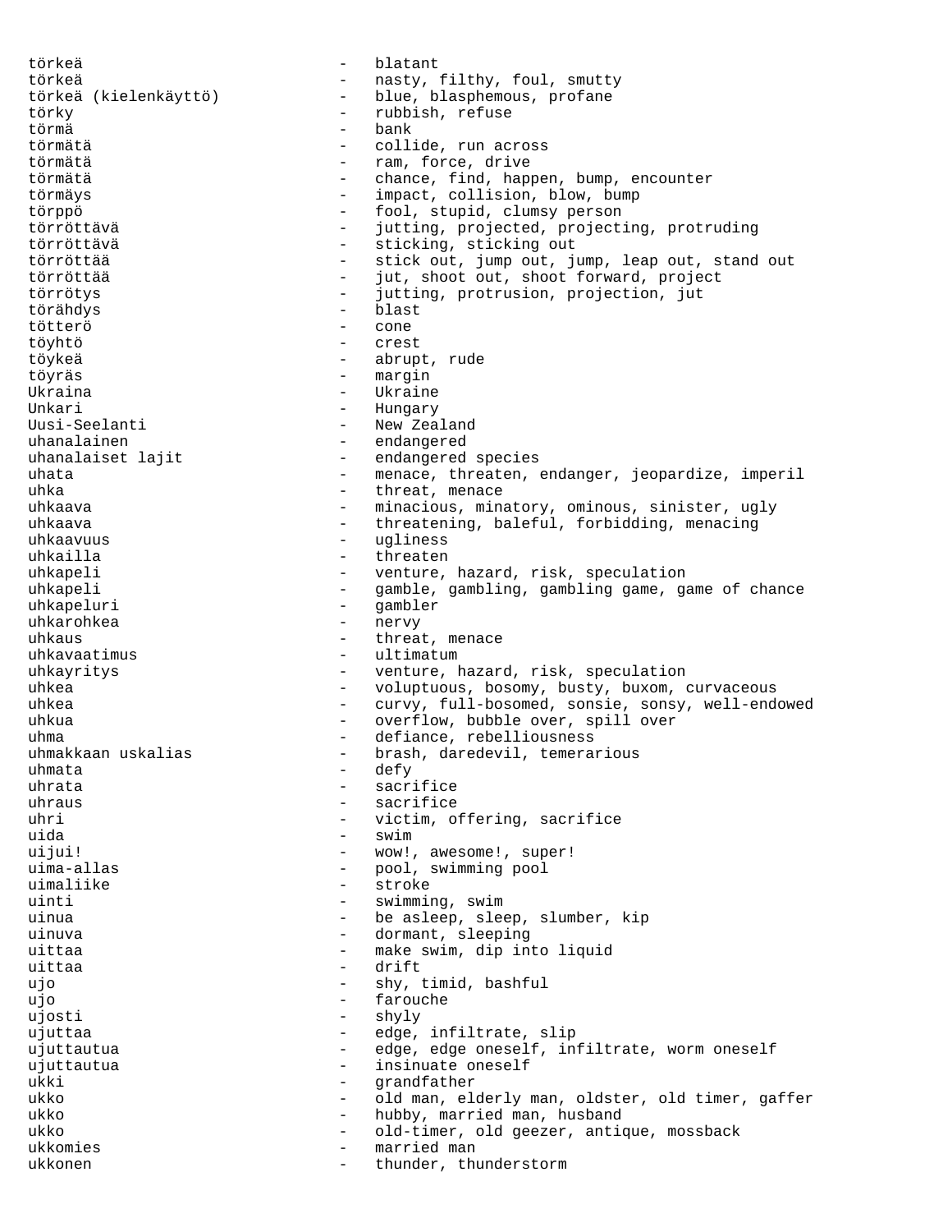törkeä - blatant
törkeä - nasty, filthy, foul, smutty
törkeä (kielenkäyttö) - blue, blasphemous, profane
törky - rubbish, refuse
törmä - bank
törmätä - collide, run across
törmätä - ram, force, drive
törmätä - chance, find, happen, bump, encounter
törmäys - impact, collision, blow, bump
törppö - fool, stupid, clumsy person
törröttävä - jutting, projected, projecting, protruding
törröttävä - sticking, sticking out
törröttää - stick out, jump out, jump, leap out, stand out
törröttää - jut, shoot out, shoot forward, project
törrötys - jutting, protrusion, projection, jut
törähdys - blast
tötterö - cone
töyhtö - crest
töykeä - abrupt, rude
töyräs - margin
Ukraina - Ukraine
Unkari - Hungary
Uusi-Seelanti - New Zealand
uhanalainen - endangered
uhanalaiset lajit - endangered species
uhata - menace, threaten, endanger, jeopardize, imperil
uhka - threat, menace
uhkaava - minacious, minatory, ominous, sinister, ugly
uhkaava - threatening, baleful, forbidding, menacing
uhkaavuus - ugliness
uhkailla - threaten
uhkapeli - venture, hazard, risk, speculation
uhkapeli - gamble, gambling, gambling game, game of chance
uhkapeluri - gambler
uhkarohkea - nervy
uhkaus - threat, menace
uhkavaatimus - ultimatum
uhkayritys - venture, hazard, risk, speculation
uhkea - voluptuous, bosomy, busty, buxom, curvaceous
uhkea - curvy, full-bosomed, sonsie, sonsy, well-endowed
uhkua - overflow, bubble over, spill over
uhma - defiance, rebelliousness
uhmakkaan uskalias - brash, daredevil, temerarious
uhmata - defy
uhrata - sacrifice
uhraus - sacrifice
uhri - victim, offering, sacrifice
uida - swim
uijui! - wow!, awesome!, super!
uima-allas - pool, swimming pool
uimaliike - stroke
uinti - swimming, swim
uinua - be asleep, sleep, slumber, kip
uinuva - dormant, sleeping
uittaa - make swim, dip into liquid
uittaa - drift
ujo - shy, timid, bashful
ujo - farouche
ujosti - shyly
ujuttaa - edge, infiltrate, slip
ujuttautua - edge, edge oneself, infiltrate, worm oneself
ujuttautua - insinuate oneself
ukki - grandfather
ukko - old man, elderly man, oldster, old timer, gaffer
ukko - hubby, married man, husband
ukko - old-timer, old geezer, antique, mossback
ukkomies - married man
ukkonen - thunder, thunderstorm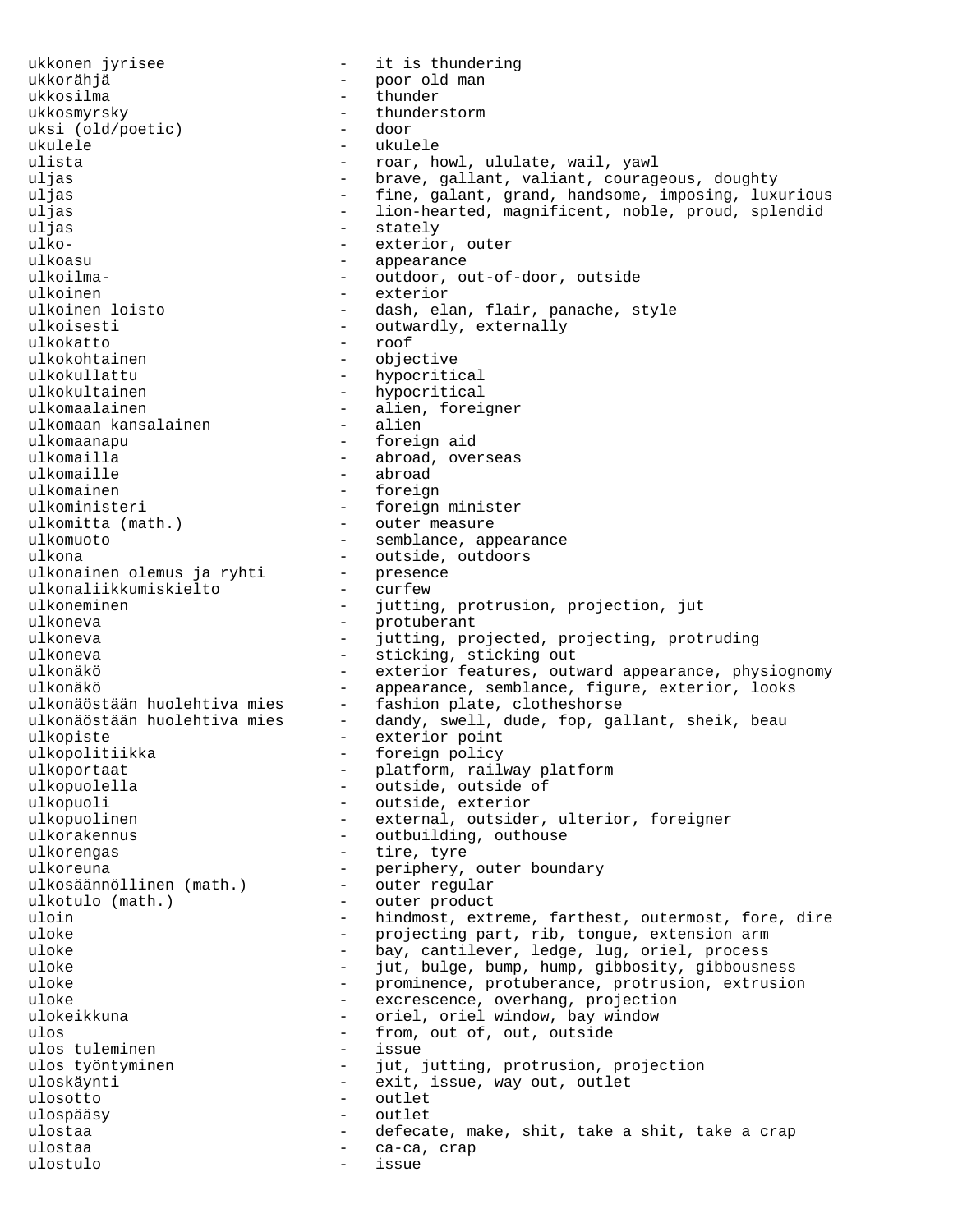ukkonen jyrisee - it is thundering
ukkorähjä - poor old man
ukkosilma - thunder
ukkosmyrsky - thunderstorm
uksi (old/poetic) - door
ukulele - ukulele
ulista - roar, howl, ululate, wail, yawl
uljas - brave, gallant, valiant, courageous, doughty
uljas - fine, galant, grand, handsome, imposing, luxurious
uljas - lion-hearted, magnificent, noble, proud, splendid
uljas - stately
ulko- - exterior, outer
ulkoasu - appearance
ulkoilma- - outdoor, out-of-door, outside
ulkoinen - exterior
ulkoinen loisto - dash, elan, flair, panache, style
ulkoisesti - outwardly, externally
ulkokatto - roof
ulkokohtainen - objective
ulkokullattu - hypocritical
ulkokultainen - hypocritical
ulkomaalainen - alien, foreigner
ulkomaan kansalainen - alien
ulkomaanapu - foreign aid
ulkomailla - abroad, overseas
ulkomaille - abroad
ulkomainen - foreign
ulkoministeri - foreign minister
ulkomitta (math.) - outer measure
ulkomuoto - semblance, appearance
ulkona - outside, outdoors
ulkonainen olemus ja ryhti - presence
ulkonaliikkumiskielto - curfew
ulkoneminen - jutting, protrusion, projection, jut
ulkoneva - protuberant
ulkoneva - jutting, projected, projecting, protruding
ulkoneva - sticking, sticking out
ulkonäkö - exterior features, outward appearance, physiognomy
ulkonäkö - appearance, semblance, figure, exterior, looks
ulkonäöstään huolehtiva mies - fashion plate, clotheshorse
ulkonäöstään huolehtiva mies - dandy, swell, dude, fop, gallant, sheik, beau
ulkopiste - exterior point
ulkopolitiikka - foreign policy
ulkoportaat - platform, railway platform
ulkopuolella - outside, outside of
ulkopuoli - outside, exterior
ulkopuolinen - external, outsider, ulterior, foreigner
ulkorakennus - outbuilding, outhouse
ulkorengas - tire, tyre
ulkoreuna - periphery, outer boundary
ulkosäännöllinen (math.) - outer regular
ulkotulo (math.) - outer product
uloin - hindmost, extreme, farthest, outermost, fore, dire
uloke - projecting part, rib, tongue, extension arm
uloke - bay, cantilever, ledge, lug, oriel, process
uloke - jut, bulge, bump, hump, gibbosity, gibbousness
uloke - prominence, protuberance, protrusion, extrusion
uloke - excrescence, overhang, projection
ulokeikkuna - oriel, oriel window, bay window
ulos - from, out of, out, outside
ulos tuleminen - issue
ulos työntyminen - jut, jutting, protrusion, projection
uloskäynti - exit, issue, way out, outlet
ulosotto - outlet
ulospääsy - outlet
ulostaa - defecate, make, shit, take a shit, take a crap
ulostaa - ca-ca, crap
ulostulo - issue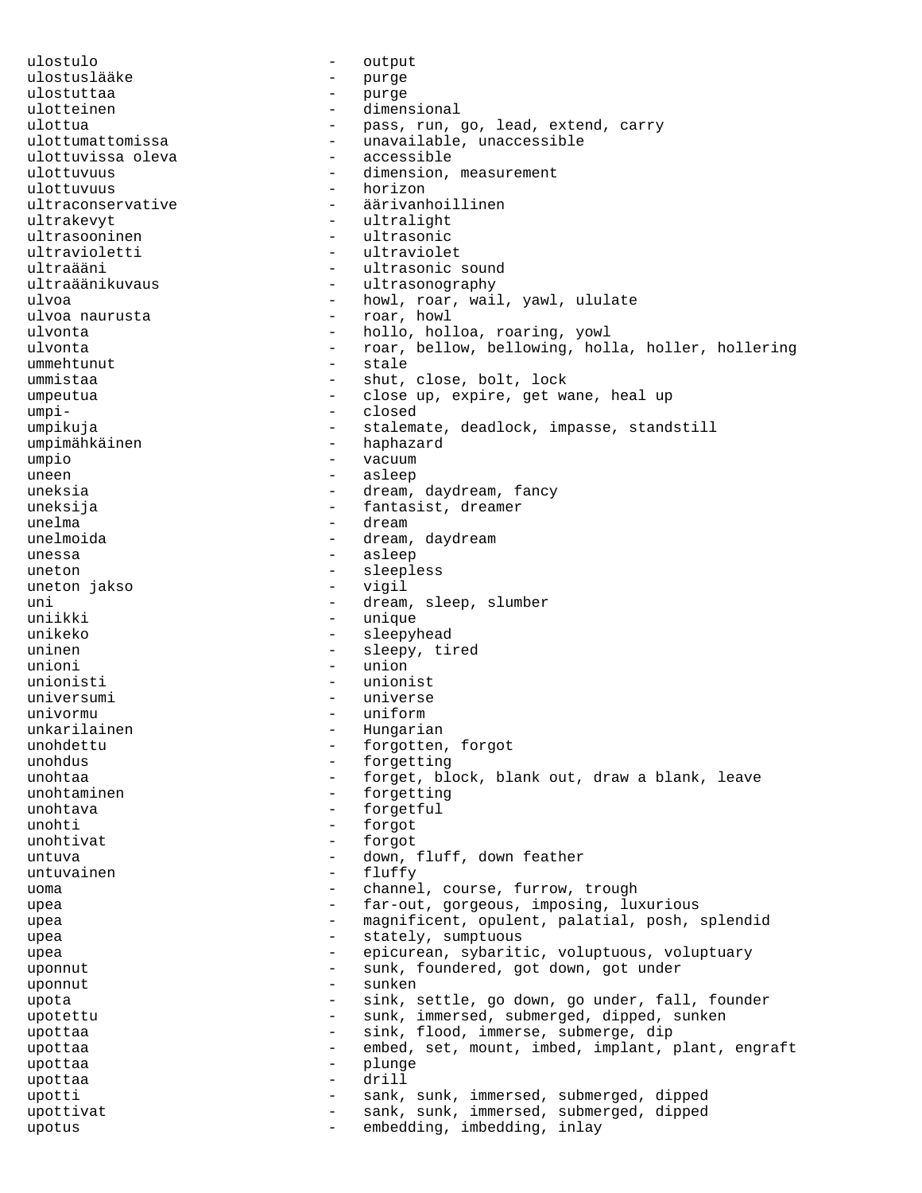ulostulo - output
ulostuslääke - purge
ulostuttaa - purge
ulotteinen - dimensional
ulottua - pass, run, go, lead, extend, carry
ulottumattomissa - unavailable, unaccessible
ulottuvissa oleva - accessible
ulottuvuus - dimension, measurement
ulottuvuus - horizon
ultraconservative - äärivanhoillinen
ultrakevyt - ultralight
ultrasooninen - ultrasonic
ultravioletti - ultraviolet
ultraääni - ultrasonic sound
ultraäänikuvaus - ultrasonography
ulvoa - howl, roar, wail, yawl, ululate
ulvoa naurusta - roar, howl
ulvonta - hollo, holloa, roaring, yowl
ulvonta - roar, bellow, bellowing, holla, holler, hollering
ummehtunut - stale
ummistaa - shut, close, bolt, lock
umpeutua - close up, expire, get wane, heal up
umpi- - closed
umpikuja - stalemate, deadlock, impasse, standstill
umpimähkäinen - haphazard
umpio - vacuum
uneen - asleep
uneksia - dream, daydream, fancy
uneksija - fantasist, dreamer
unelma - dream
unelmoida - dream, daydream
unessa - asleep
uneton - sleepless
uneton jakso - vigil
uni - dream, sleep, slumber
uniikki - unique
unikeko - sleepyhead
uninen - sleepy, tired
unioni - union
unionisti - unionist
universumi - universe
univormu - uniform
unkarilainen - Hungarian
unohdettu - forgotten, forgot
unohdus - forgetting
unohtaa - forget, block, blank out, draw a blank, leave
unohtaminen - forgetting
unohtava - forgetful
unohti - forgot
unohtivat - forgot
untuva - down, fluff, down feather
untuvainen - fluffy
uoma - channel, course, furrow, trough
upea - far-out, gorgeous, imposing, luxurious
upea - magnificent, opulent, palatial, posh, splendid
upea - stately, sumptuous
upea - epicurean, sybaritic, voluptuous, voluptuary
uponnut - sunk, foundered, got down, got under
uponnut - sunken
upota - sink, settle, go down, go under, fall, founder
upotettu - sunk, immersed, submerged, dipped, sunken
upottaa - sink, flood, immerse, submerge, dip
upottaa - embed, set, mount, imbed, implant, plant, engraft
upottaa - plunge
upottaa - drill
upotti - sank, sunk, immersed, submerged, dipped
upottivat - sank, sunk, immersed, submerged, dipped
upotus - embedding, imbedding, inlay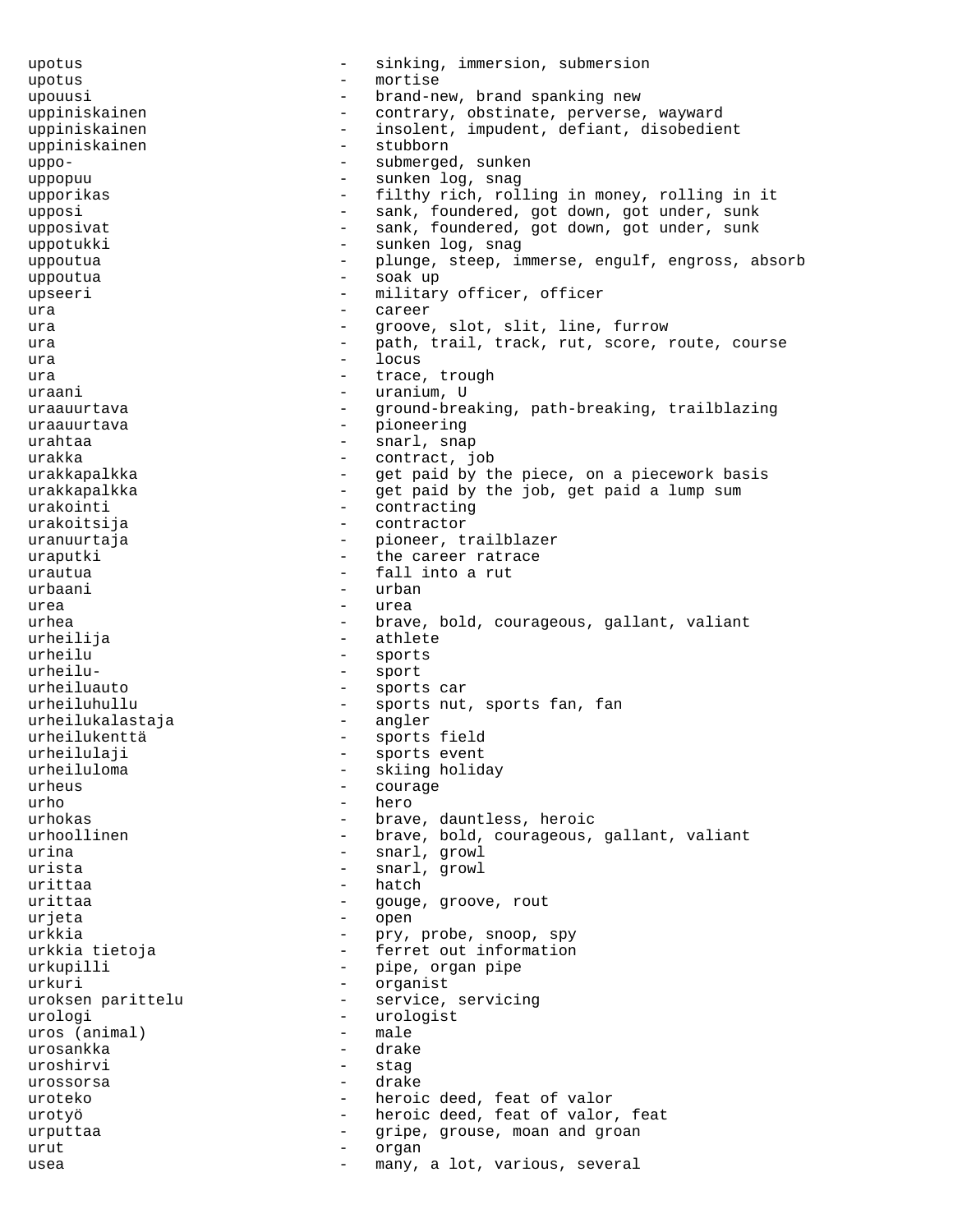upotus - sinking, immersion, submersion
upotus - mortise
upouusi - brand-new, brand spanking new
uppiniskainen - contrary, obstinate, perverse, wayward
uppiniskainen - insolent, impudent, defiant, disobedient
uppiniskainen - stubborn
uppo- - submerged, sunken
uppopuu - sunken log, snag
upporikas - filthy rich, rolling in money, rolling in it
upposi - sank, foundered, got down, got under, sunk
upposivat - sank, foundered, got down, got under, sunk
uppotukki - sunken log, snag
uppoutua - plunge, steep, immerse, engulf, engross, absorb
uppoutua - soak up
upseeri - military officer, officer
ura - career
ura - groove, slot, slit, line, furrow
ura - path, trail, track, rut, score, route, course
ura - locus
ura - trace, trough
uraani - uranium, U
uraauurtava - ground-breaking, path-breaking, trailblazing
uraauurtava - pioneering
urahtaa - snarl, snap
urakka - contract, job
urakkapalkka - get paid by the piece, on a piecework basis
urakkapalkka - get paid by the job, get paid a lump sum
urakointi - contracting
urakoitsija - contractor
uranuurtaja - pioneer, trailblazer
uraputki - the career ratrace
urautua - fall into a rut
urbaani - urban
urea - urea
urhea - brave, bold, courageous, gallant, valiant
urheilija - athlete
urheilu - sports
urheilu- - sport
urheiluauto - sports car
urheiluhullu - sports nut, sports fan, fan
urheilukalastaja - angler
urheilukenttä - sports field
urheilulaji - sports event
urheiluloma - skiing holiday
urheus - courage
urho - hero
urhokas - brave, dauntless, heroic
urhoollinen - brave, bold, courageous, gallant, valiant
urina - snarl, growl
urista - snarl, growl
urittaa - hatch
urittaa - gouge, groove, rout
urjeta - open
urkkia - pry, probe, snoop, spy
urkkia tietoja - ferret out information
urkupilli - pipe, organ pipe
urkuri - organist
uroksen parittelu - service, servicing
urologi - urologist
uros (animal) - male
urosankka - drake
uroshirvi - stag
urossorsa - drake
uroteko - heroic deed, feat of valor
urotyö - heroic deed, feat of valor, feat
urputtaa - gripe, grouse, moan and groan
urut - organ
usea - many, a lot, various, several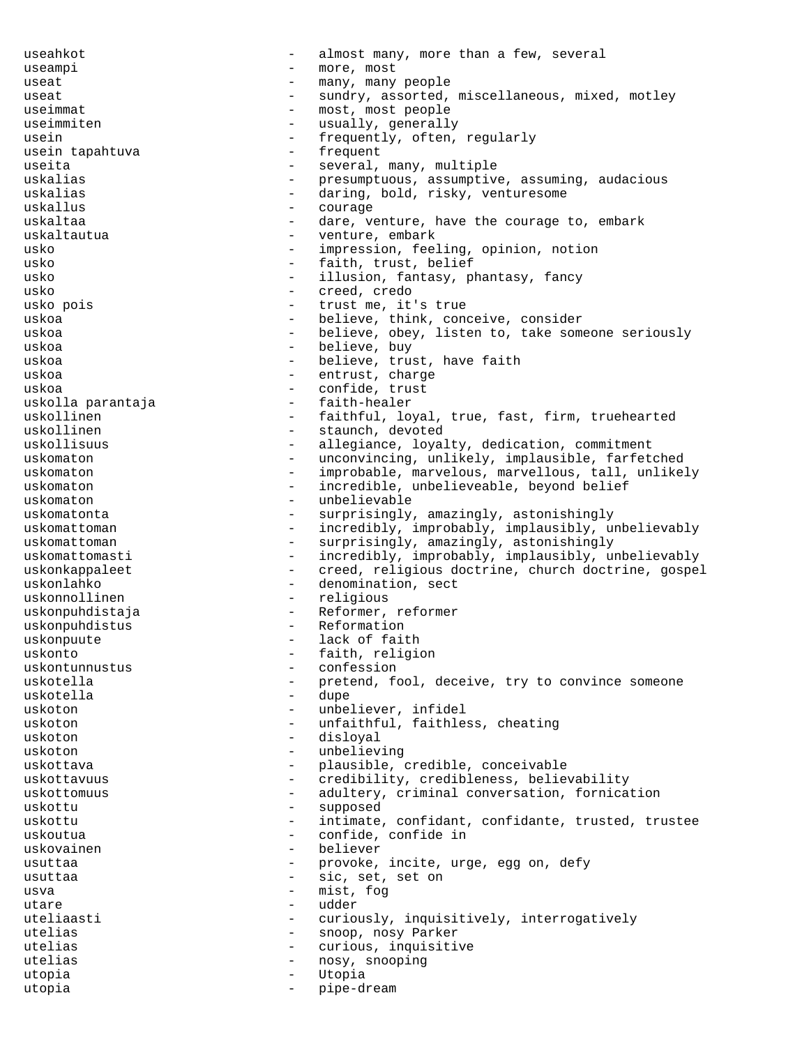useahkot - almost many, more than a few, several
useampi - more, most
useat - many, many people
useat - sundry, assorted, miscellaneous, mixed, motley
useimmat - most, most people
useimmiten - usually, generally
usein - frequently, often, regularly
usein tapahtuva - frequent
useita - several, many, multiple
uskalias - presumptuous, assumptive, assuming, audacious
uskalias - daring, bold, risky, venturesome
uskallus - courage
uskaltaa - dare, venture, have the courage to, embark
uskaltautua - venture, embark
usko - impression, feeling, opinion, notion
usko - faith, trust, belief
usko - illusion, fantasy, phantasy, fancy
usko - creed, credo
usko pois - trust me, it's true
uskoa - believe, think, conceive, consider
uskoa - believe, obey, listen to, take someone seriously
uskoa - believe, buy
uskoa - believe, trust, have faith
uskoa - entrust, charge
uskoa - confide, trust
uskolla parantaja - faith-healer
uskollinen - faithful, loyal, true, fast, firm, truehearted
uskollinen - staunch, devoted
uskollisuus - allegiance, loyalty, dedication, commitment
uskomaton - unconvincing, unlikely, implausible, farfetched
uskomaton - improbable, marvelous, marvellous, tall, unlikely
uskomaton - incredible, unbelieveable, beyond belief
uskomaton - unbelievable
uskomatonta - surprisingly, amazingly, astonishingly
uskomattoman - incredibly, improbably, implausibly, unbelievably
uskomattoman - surprisingly, amazingly, astonishingly
uskomattomasti - incredibly, improbably, implausibly, unbelievably
uskonkappaleet - creed, religious doctrine, church doctrine, gospel
uskonlahko - denomination, sect
uskonnollinen - religious
uskonpuhdistaja - Reformer, reformer
uskonpuhdistus - Reformation
uskonpuute - lack of faith
uskonto - faith, religion
uskontunnustus - confession
uskotella - pretend, fool, deceive, try to convince someone
uskotella - dupe
uskoton - unbeliever, infidel
uskoton - unfaithful, faithless, cheating
uskoton - disloyal
uskoton - unbelieving
uskottava - plausible, credible, conceivable
uskottavuus - credibility, credibleness, believability
uskottomuus - adultery, criminal conversation, fornication
uskottu - supposed
uskottu - intimate, confidant, confidante, trusted, trustee
uskoutua - confide, confide in
uskovainen - believer
usuttaa - provoke, incite, urge, egg on, defy
usuttaa - sic, set, set on
usva - mist, fog
utare - udder
uteliaasti - curiously, inquisitively, interrogatively
utelias - snoop, nosy Parker
utelias - curious, inquisitive
utelias - nosy, snooping
utopia - Utopia
utopia - pipe-dream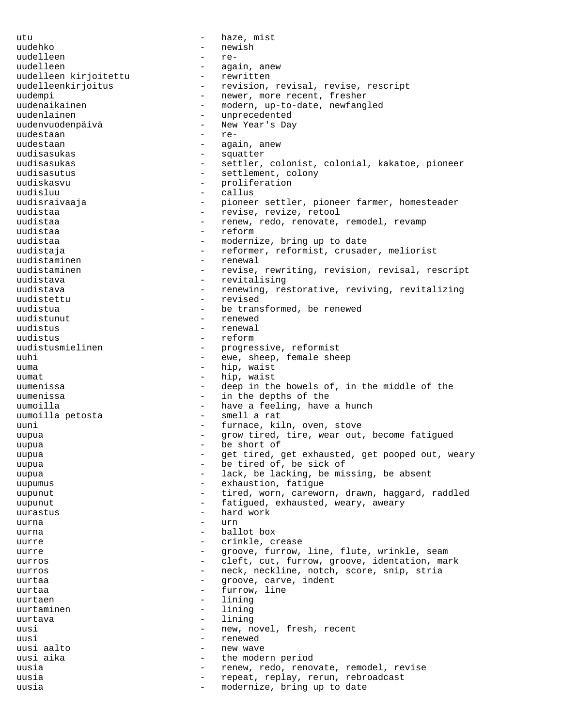utu - haze, mist
uudehko - newish
uudelleen - re-
uudelleen - again, anew
uudelleen kirjoitettu - rewritten
uudelleenkirjoitus - revision, revisal, revise, rescript
uudempi - newer, more recent, fresher
uudenaikainen - modern, up-to-date, newfangled
uudenlainen - unprecedented
uudenvuodenpäivä - New Year's Day
uudestaan - re-
uudestaan - again, anew
uudisasukas - squatter
uudisasukas - settler, colonist, colonial, kakatoe, pioneer
uudisasutus - settlement, colony
uudiskasvu - proliferation
uudisluu - callus
uudisraivaaja - pioneer settler, pioneer farmer, homesteader
uudistaa - revise, revize, retool
uudistaa - renew, redo, renovate, remodel, revamp
uudistaa - reform
uudistaa - modernize, bring up to date
uudistaja - reformer, reformist, crusader, meliorist
uudistaminen - renewal
uudistaminen - revise, rewriting, revision, revisal, rescript
uudistava - revitalising
uudistava - renewing, restorative, reviving, revitalizing
uudistettu - revised
uudistua - be transformed, be renewed
uudistunut - renewed
uudistus - renewal
uudistus - reform
uudistusmielinen - progressive, reformist
uuhi - ewe, sheep, female sheep
uuma - hip, waist
uumat - hip, waist
uumenissa - deep in the bowels of, in the middle of the
uumenissa - in the depths of the
uumoilla - have a feeling, have a hunch
uumoilla petosta - smell a rat
uuni - furnace, kiln, oven, stove
uupua - grow tired, tire, wear out, become fatigued
uupua - be short of
uupua - get tired, get exhausted, get pooped out, weary
uupua - be tired of, be sick of
uupua - lack, be lacking, be missing, be absent
uupumus - exhaustion, fatigue
uupunut - tired, worn, careworn, drawn, haggard, raddled
uupunut - fatigued, exhausted, weary, aweary
uurastus - hard work
uurna - urn
uurna - ballot box
uurre - crinkle, crease
uurre - groove, furrow, line, flute, wrinkle, seam
uurros - cleft, cut, furrow, groove, identation, mark
uurros - neck, neckline, notch, score, snip, stria
uurtaa - groove, carve, indent
uurtaa - furrow, line
uurtaen - lining
uurtaminen - lining
uurtava - lining
uusi - new, novel, fresh, recent
uusi - renewed
uusi aalto - new wave
uusi aika - the modern period
uusia - renew, redo, renovate, remodel, revise
uusia - repeat, replay, rerun, rebroadcast
uusia - modernize, bring up to date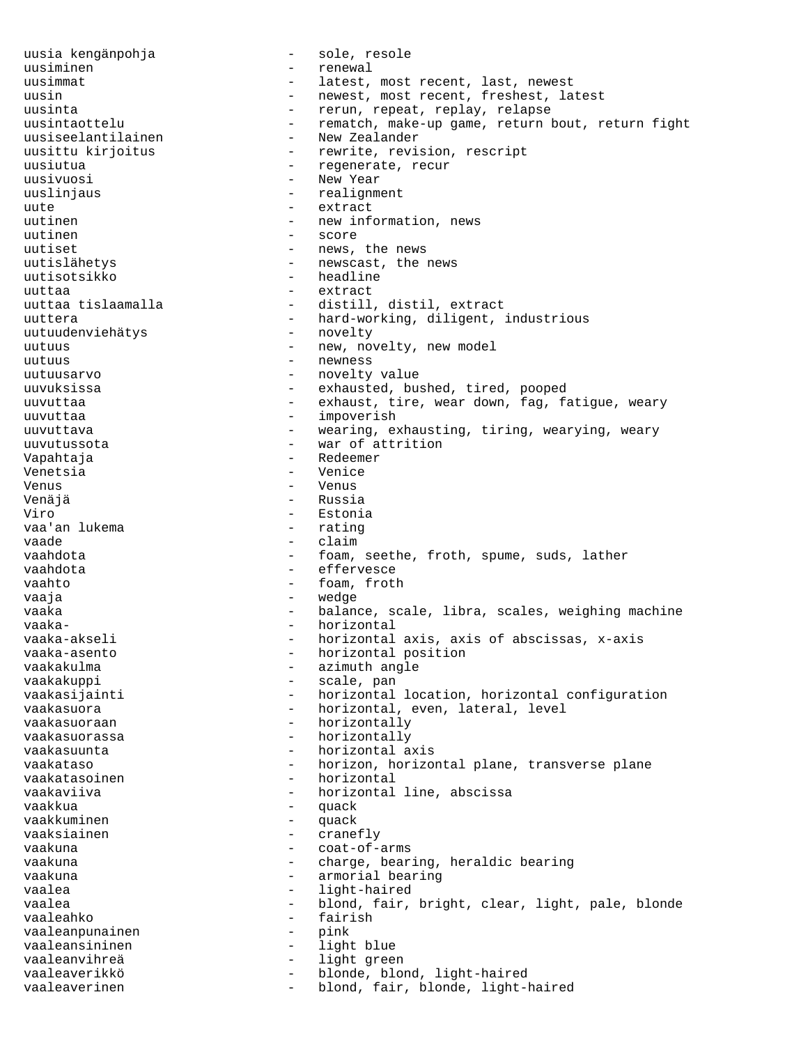uusia kengänpohja - sole, resole
uusiminen - renewal
uusimmat - latest, most recent, last, newest
uusin - newest, most recent, freshest, latest
uusinta - rerun, repeat, replay, relapse
uusintaottelu - rematch, make-up game, return bout, return fight
uusiseelantilainen - New Zealander
uusittu kirjoitus - rewrite, revision, rescript
uusiutua - regenerate, recur
uusivuosi - New Year
uuslinjaus - realignment
uute - extract
uutinen - new information, news
uutinen - score
uutiset - news, the news
uutislähetys - newscast, the news
uutisotsikko - headline
uuttaa - extract
uuttaa tislaamalla - distill, distil, extract
uuttera - hard-working, diligent, industrious
uutuudenviehätys - novelty
uutuus - new, novelty, new model
uutuus - newness
uutuusarvo - novelty value
uuvuksissa - exhausted, bushed, tired, pooped
uuvuttaa - exhaust, tire, wear down, fag, fatigue, weary
uuvuttaa - impoverish
uuvuttava - wearing, exhausting, tiring, wearying, weary
uuvutussota - war of attrition
Vapahtaja - Redeemer
Venetsia - Venice
Venus - Venus
Venäjä - Russia
Viro - Estonia
vaa'an lukema - rating
vaade - claim
vaahdota - foam, seethe, froth, spume, suds, lather
vaahdota - effervesce
vaahto - foam, froth
vaaja - wedge
vaaka - balance, scale, libra, scales, weighing machine
vaaka- - horizontal
vaaka-akseli - horizontal axis, axis of abscissas, x-axis
vaaka-asento - horizontal position
vaakakulma - azimuth angle
vaakakuppi - scale, pan
vaakasijainti - horizontal location, horizontal configuration
vaakasuora - horizontal, even, lateral, level
vaakasuoraan - horizontally
vaakasuorassa - horizontally
vaakasuunta - horizontal axis
vaakataso - horizon, horizontal plane, transverse plane
vaakatasoinen - horizontal
vaakaviiva - horizontal line, abscissa
vaakkua - quack
vaakkuminen - quack
vaaksiainen - cranefly
vaakuna - coat-of-arms
vaakuna - charge, bearing, heraldic bearing
vaakuna - armorial bearing
vaalea - light-haired
vaalea - blond, fair, bright, clear, light, pale, blonde
vaaleahko - fairish
vaaleanpunainen - pink
vaaleansininen - light blue
vaaleanvihreä - light green
vaaleaverikkö - blonde, blond, light-haired
vaaleaverinen - blond, fair, blonde, light-haired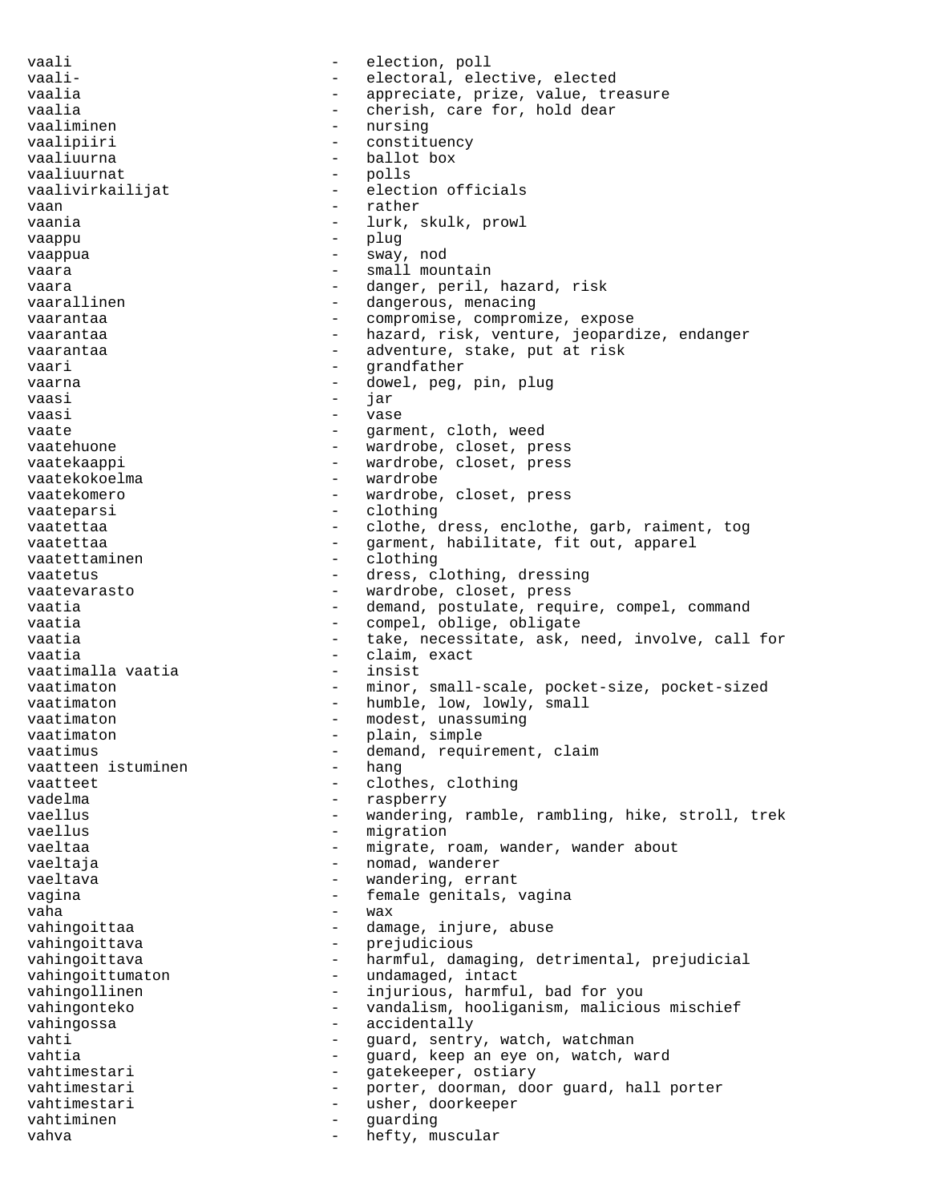vaali - election, poll
vaali- - electoral, elective, elected
vaalia - appreciate, prize, value, treasure
vaalia - cherish, care for, hold dear
vaaliminen - nursing
vaalipiiri - constituency
vaaliuurna - ballot box
vaaliuurnat - polls
vaalivirkailijat - election officials
vaan - rather
vaania - lurk, skulk, prowl
vaappu - plug
vaappua - sway, nod
vaara - small mountain
vaara - danger, peril, hazard, risk
vaarallinen - dangerous, menacing
vaarantaa - compromise, compromize, expose
vaarantaa - hazard, risk, venture, jeopardize, endanger
vaarantaa - adventure, stake, put at risk
vaari - grandfather
vaarna - dowel, peg, pin, plug
vaasi - jar
vaasi - vase
vaate - garment, cloth, weed
vaatehuone - wardrobe, closet, press
vaatekaappi - wardrobe, closet, press
vaatekokoelma - wardrobe
vaatekomero - wardrobe, closet, press
vaateparsi - clothing
vaatettaa - clothe, dress, enclothe, garb, raiment, tog
vaatettaa - garment, habilitate, fit out, apparel
vaatettaminen - clothing
vaatetus - dress, clothing, dressing
vaatevarasto - wardrobe, closet, press
vaatia - demand, postulate, require, compel, command
vaatia - compel, oblige, obligate
vaatia - take, necessitate, ask, need, involve, call for
vaatia - claim, exact
vaatimalla vaatia - insist
vaatimaton - minor, small-scale, pocket-size, pocket-sized
vaatimaton - humble, low, lowly, small
vaatimaton - modest, unassuming
vaatimaton - plain, simple
vaatimus - demand, requirement, claim
vaatteen istuminen - hang
vaatteet - clothes, clothing
vadelma - raspberry
vaellus - wandering, ramble, rambling, hike, stroll, trek
vaellus - migration
vaeltaa - migrate, roam, wander, wander about
vaeltaja - nomad, wanderer
vaeltava - wandering, errant
vagina - female genitals, vagina
vaha - wax
vahingoittaa - damage, injure, abuse
vahingoittava - prejudicious
vahingoittava - harmful, damaging, detrimental, prejudicial
vahingoittumaton - undamaged, intact
vahingollinen - injurious, harmful, bad for you
vahingonteko - vandalism, hooliganism, malicious mischief
vahingossa - accidentally
vahti - guard, sentry, watch, watchman
vahtia - guard, keep an eye on, watch, ward
vahtimestari - gatekeeper, ostiary
vahtimestari - porter, doorman, door guard, hall porter
vahtimestari - usher, doorkeeper
vahtiminen - guarding
vahva - hefty, muscular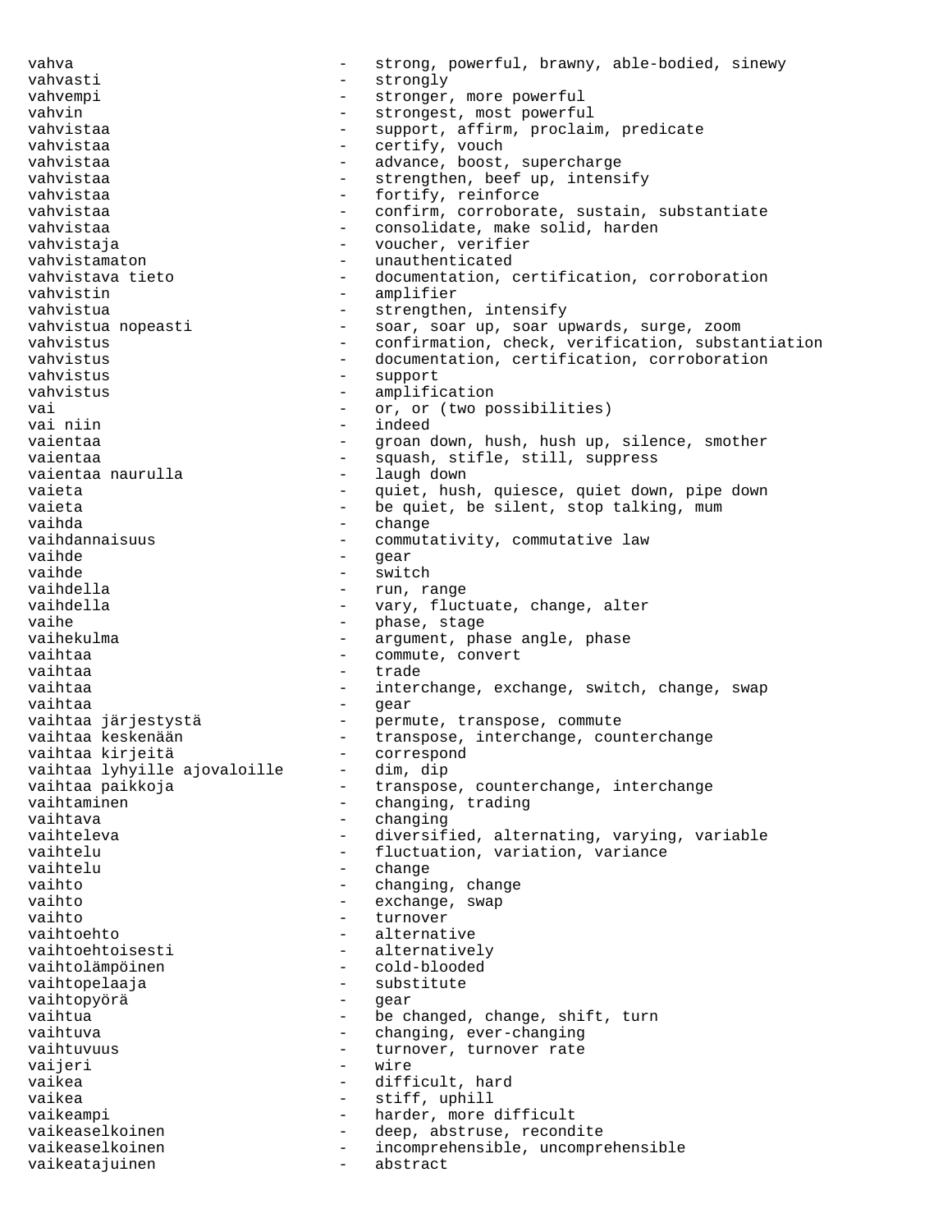vahva - strong, powerful, brawny, able-bodied, sinewy
vahvasti - strongly
vahvempi - stronger, more powerful
vahvin - strongest, most powerful
vahvistaa - support, affirm, proclaim, predicate
vahvistaa - certify, vouch
vahvistaa - advance, boost, supercharge
vahvistaa - strengthen, beef up, intensify
vahvistaa - fortify, reinforce
vahvistaa - confirm, corroborate, sustain, substantiate
vahvistaa - consolidate, make solid, harden
vahvistaja - voucher, verifier
vahvistamaton - unauthenticated
vahvistava tieto - documentation, certification, corroboration
vahvistin - amplifier
vahvistua - strengthen, intensify
vahvistua nopeasti - soar, soar up, soar upwards, surge, zoom
vahvistus - confirmation, check, verification, substantiation
vahvistus - documentation, certification, corroboration
vahvistus - support
vahvistus - amplification
vai - or, or (two possibilities)
vai niin - indeed
vaientaa - groan down, hush, hush up, silence, smother
vaientaa - squash, stifle, still, suppress
vaientaa naurulla - laugh down
vaieta - quiet, hush, quiesce, quiet down, pipe down
vaieta - be quiet, be silent, stop talking, mum
vaihda - change
vaihdannaisuus - commutativity, commutative law
vaihde - gear
vaihde - switch
vaihdella - run, range
vaihdella - vary, fluctuate, change, alter
vaihe - phase, stage
vaihekulma - argument, phase angle, phase
vaihtaa - commute, convert
vaihtaa - trade
vaihtaa - interchange, exchange, switch, change, swap
vaihtaa - gear
vaihtaa järjestystä - permute, transpose, commute
vaihtaa keskenään - transpose, interchange, counterchange
vaihtaa kirjeitä - correspond
vaihtaa lyhyille ajovaloille - dim, dip
vaihtaa paikkoja - transpose, counterchange, interchange
vaihtaminen - changing, trading
vaihtava - changing
vaihteleva - diversified, alternating, varying, variable
vaihtelu - fluctuation, variation, variance
vaihtelu - change
vaihto - changing, change
vaihto - exchange, swap
vaihto - turnover
vaihtoehto - alternative
vaihtoehtoisesti - alternatively
vaihtolämpöinen - cold-blooded
vaihtopelaaja - substitute
vaihtopyörä - gear
vaihtua - be changed, change, shift, turn
vaihtuva - changing, ever-changing
vaihtuvuus - turnover, turnover rate
vaijeri - wire
vaikea - difficult, hard
vaikea - stiff, uphill
vaikeampi - harder, more difficult
vaikeaselkoinen - deep, abstruse, recondite
vaikeaselkoinen - incomprehensible, uncomprehensible
vaikeatajuinen - abstract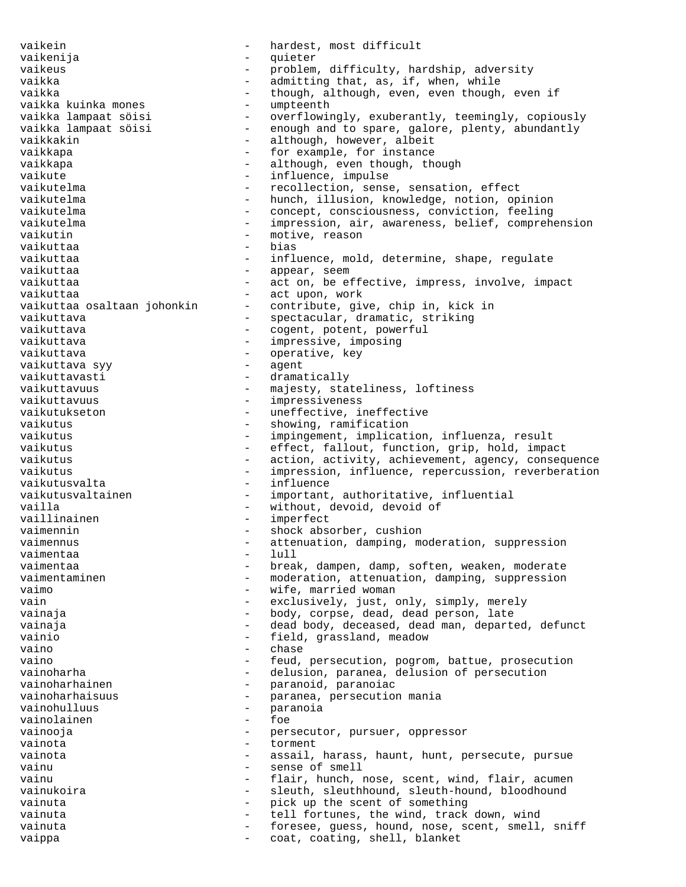vaikein - hardest, most difficult
vaikenija - quieter
vaikeus - problem, difficulty, hardship, adversity
vaikka - admitting that, as, if, when, while
vaikka - though, although, even, even though, even if
vaikka kuinka mones - umpteenth
vaikka lampaat söisi - overflowingly, exuberantly, teemingly, copiously
vaikka lampaat söisi - enough and to spare, galore, plenty, abundantly
vaikkakin - although, however, albeit
vaikkapa - for example, for instance
vaikkapa - although, even though, though
vaikute - influence, impulse
vaikutelma - recollection, sense, sensation, effect
vaikutelma - hunch, illusion, knowledge, notion, opinion
vaikutelma - concept, consciousness, conviction, feeling
vaikutelma - impression, air, awareness, belief, comprehension
vaikutin - motive, reason
vaikuttaa - bias
vaikuttaa - influence, mold, determine, shape, regulate
vaikuttaa - appear, seem
vaikuttaa - act on, be effective, impress, involve, impact
vaikuttaa - act upon, work
vaikuttaa osaltaan johonkin - contribute, give, chip in, kick in
vaikuttava - spectacular, dramatic, striking
vaikuttava - cogent, potent, powerful
vaikuttava - impressive, imposing
vaikuttava - operative, key
vaikuttava syy - agent
vaikuttavasti - dramatically
vaikuttavuus - majesty, stateliness, loftiness
vaikuttavuus - impressiveness
vaikutukseton - uneffective, ineffective
vaikutus - showing, ramification
vaikutus - impingement, implication, influenza, result
vaikutus - effect, fallout, function, grip, hold, impact
vaikutus - action, activity, achievement, agency, consequence
vaikutus - impression, influence, repercussion, reverberation
vaikutusvalta - influence
vaikutusvaltainen - important, authoritative, influential
vailla - without, devoid, devoid of
vaillinainen - imperfect
vaimennin - shock absorber, cushion
vaimennus - attenuation, damping, moderation, suppression
vaimentaa - lull
vaimentaa - break, dampen, damp, soften, weaken, moderate
vaimentaminen - moderation, attenuation, damping, suppression
vaimo - wife, married woman
vain - exclusively, just, only, simply, merely
vainaja - body, corpse, dead, dead person, late
vainaja - dead body, deceased, dead man, departed, defunct
vainio - field, grassland, meadow
vaino - chase
vaino - feud, persecution, pogrom, battue, prosecution
vainoharha - delusion, paranea, delusion of persecution
vainoharhainen - paranoid, paranoiac
vainoharhaisuus - paranea, persecution mania
vainohulluus - paranoia
vainolainen - foe
vainooja - persecutor, pursuer, oppressor
vainota - torment
vainota - assail, harass, haunt, hunt, persecute, pursue
vainu - sense of smell
vainu - flair, hunch, nose, scent, wind, flair, acumen
vainukoira - sleuth, sleuthhound, sleuth-hound, bloodhound
vainuta - pick up the scent of something
vainuta - tell fortunes, the wind, track down, wind
vainuta - foresee, guess, hound, nose, scent, smell, sniff
vaippa - coat, coating, shell, blanket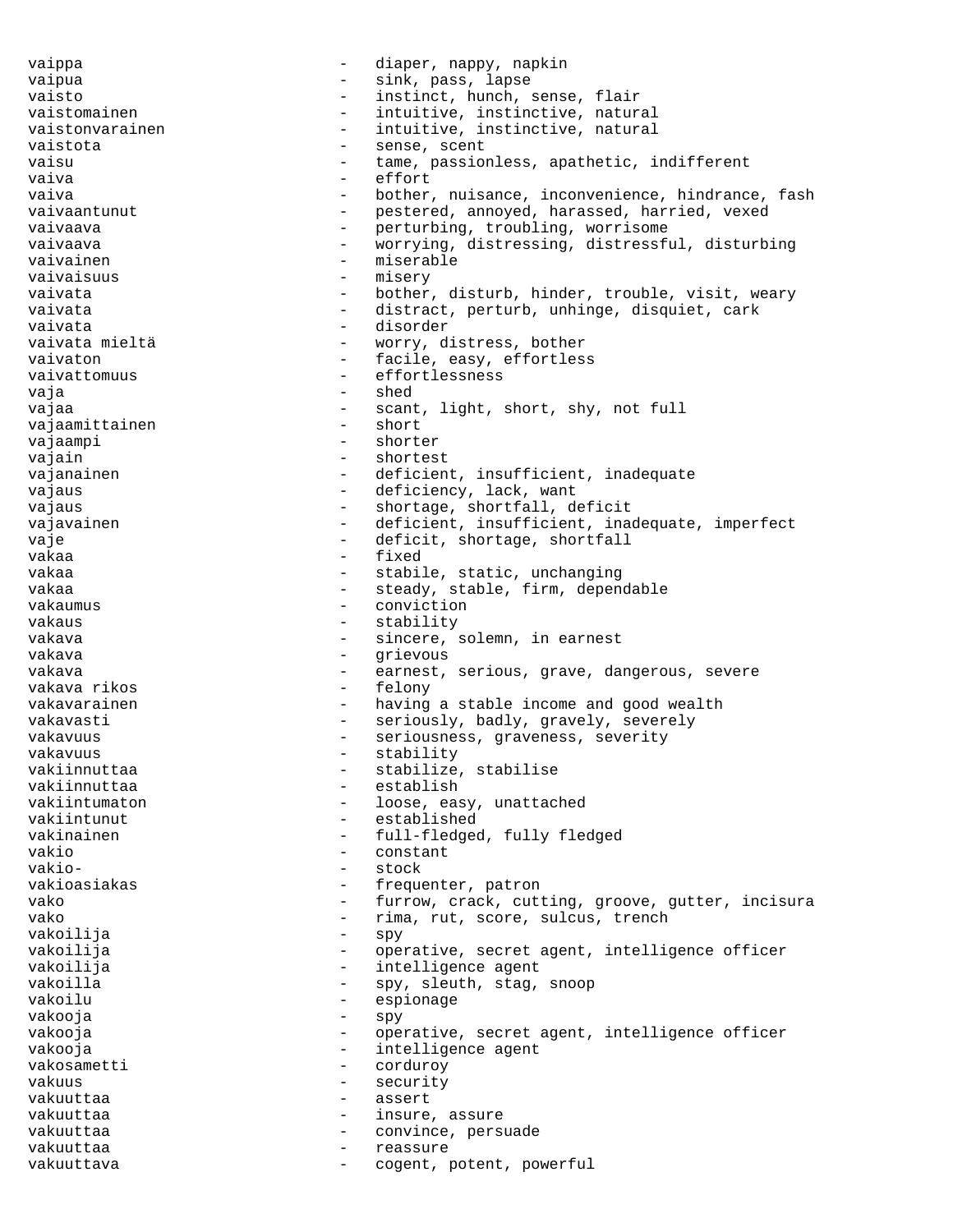vaippa - diaper, nappy, napkin
vaipua - sink, pass, lapse
vaisto - instinct, hunch, sense, flair
vaistomainen - intuitive, instinctive, natural
vaistonvarainen - intuitive, instinctive, natural
vaistota - sense, scent
vaisu - tame, passionless, apathetic, indifferent
vaiva - effort
vaiva - bother, nuisance, inconvenience, hindrance, fash
vaivaantunut - pestered, annoyed, harassed, harried, vexed
vaivaava - perturbing, troubling, worrisome
vaivaava - worrying, distressing, distressful, disturbing
vaivainen - miserable
vaivaisuus - misery
vaivata - bother, disturb, hinder, trouble, visit, weary
vaivata - distract, perturb, unhinge, disquiet, cark
vaivata - disorder
vaivata mieltä - worry, distress, bother
vaivaton - facile, easy, effortless
vaivattomuus - effortlessness
vaja - shed
vajaa - scant, light, short, shy, not full
vajaamittainen - short
vajaampi - shorter
vajain - shortest
vajanainen - deficient, insufficient, inadequate
vajaus - deficiency, lack, want
vajaus - shortage, shortfall, deficit
vajavainen - deficient, insufficient, inadequate, imperfect
vaje - deficit, shortage, shortfall
vakaa - fixed
vakaa - stabile, static, unchanging
vakaa - steady, stable, firm, dependable
vakaumus - conviction
vakaus - stability
vakava - sincere, solemn, in earnest
vakava - grievous
vakava - earnest, serious, grave, dangerous, severe
vakava rikos - felony
vakavarainen - having a stable income and good wealth
vakavasti - seriously, badly, gravely, severely
vakavuus - seriousness, graveness, severity
vakavuus - stability
vakiinnuttaa - stabilize, stabilise
vakiinnuttaa - establish
vakiintumaton - loose, easy, unattached
vakiintunut - established
vakinainen - full-fledged, fully fledged
vakio - constant
vakio- - stock
vakioasiakas - frequenter, patron
vako - furrow, crack, cutting, groove, gutter, incisura
vako - rima, rut, score, sulcus, trench
vakoilija - spy
vakoilija - operative, secret agent, intelligence officer
vakoilija - intelligence agent
vakoilla - spy, sleuth, stag, snoop
vakoilu - espionage
vakooja - spy
vakooja - operative, secret agent, intelligence officer
vakooja - intelligence agent
vakosametti - corduroy
vakuus - security
vakuuttaa - assert
vakuuttaa - insure, assure
vakuuttaa - convince, persuade
vakuuttaa - reassure
vakuuttava - cogent, potent, powerful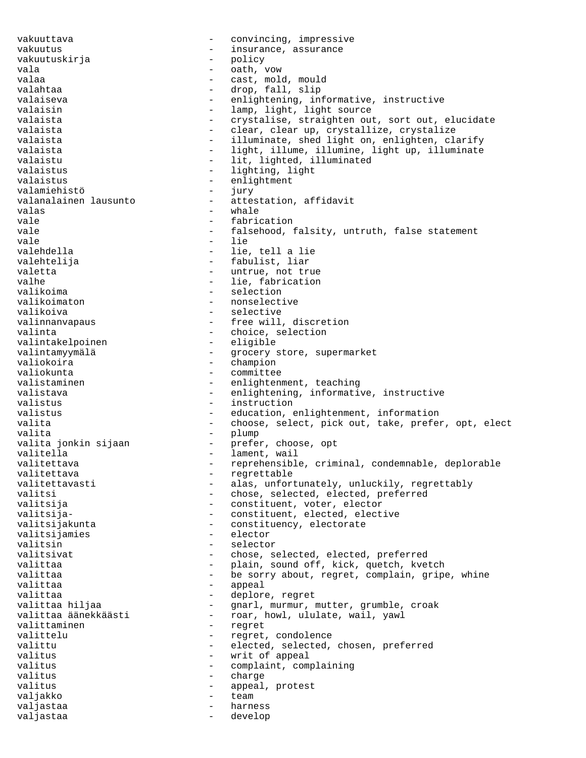vakuuttava - convincing, impressive
vakuutus - insurance, assurance
vakuutuskirja - policy
vala - oath, vow
valaa - cast, mold, mould
valahtaa - drop, fall, slip
valaiseva - enlightening, informative, instructive
valaisin - lamp, light, light source
valaista - crystalise, straighten out, sort out, elucidate
valaista - clear, clear up, crystallize, crystalize
valaista - illuminate, shed light on, enlighten, clarify
valaista - light, illume, illumine, light up, illuminate
valaistu - lit, lighted, illuminated
valaistus - lighting, light
valaistus - enlightment
valamiehistö - jury
valanalainen lausunto - attestation, affidavit
valas - whale
vale - fabrication
vale - falsehood, falsity, untruth, false statement
vale - lie
valehdella - lie, tell a lie
valehtelija - fabulist, liar
valetta - untrue, not true
valhe - lie, fabrication
valikoima - selection
valikoimaton - nonselective
valikoiva - selective
valinnanvapaus - free will, discretion
valinta - choice, selection
valintakelpoinen - eligible
valintamyymälä - grocery store, supermarket
valiokoira - champion
valiokunta - committee
valistaminen - enlightenment, teaching
valistava - enlightening, informative, instructive
valistus - instruction
valistus - education, enlightenment, information
valita - choose, select, pick out, take, prefer, opt, elect
valita - plump
valita jonkin sijaan - prefer, choose, opt
valitella - lament, wail
valitettava - reprehensible, criminal, condemnable, deplorable
valitettava - regrettable
valitettavasti - alas, unfortunately, unluckily, regrettably
valitsi - chose, selected, elected, preferred
valitsija - constituent, voter, elector
valitsija- - constituent, elected, elective
valitsijakunta - constituency, electorate
valitsijamies - elector
valitsin - selector
valitsivat - chose, selected, elected, preferred
valittaa - plain, sound off, kick, quetch, kvetch
valittaa - be sorry about, regret, complain, gripe, whine
valittaa - appeal
valittaa - deplore, regret
valittaa hiljaa - gnarl, murmur, mutter, grumble, croak
valittaa äänekkäästi - roar, howl, ululate, wail, yawl
valittaminen - regret
valittelu - regret, condolence
valittu - elected, selected, chosen, preferred
valitus - writ of appeal
valitus - complaint, complaining
valitus - charge
valitus - appeal, protest
valjakko - team
valjastaa - harness
valjastaa - develop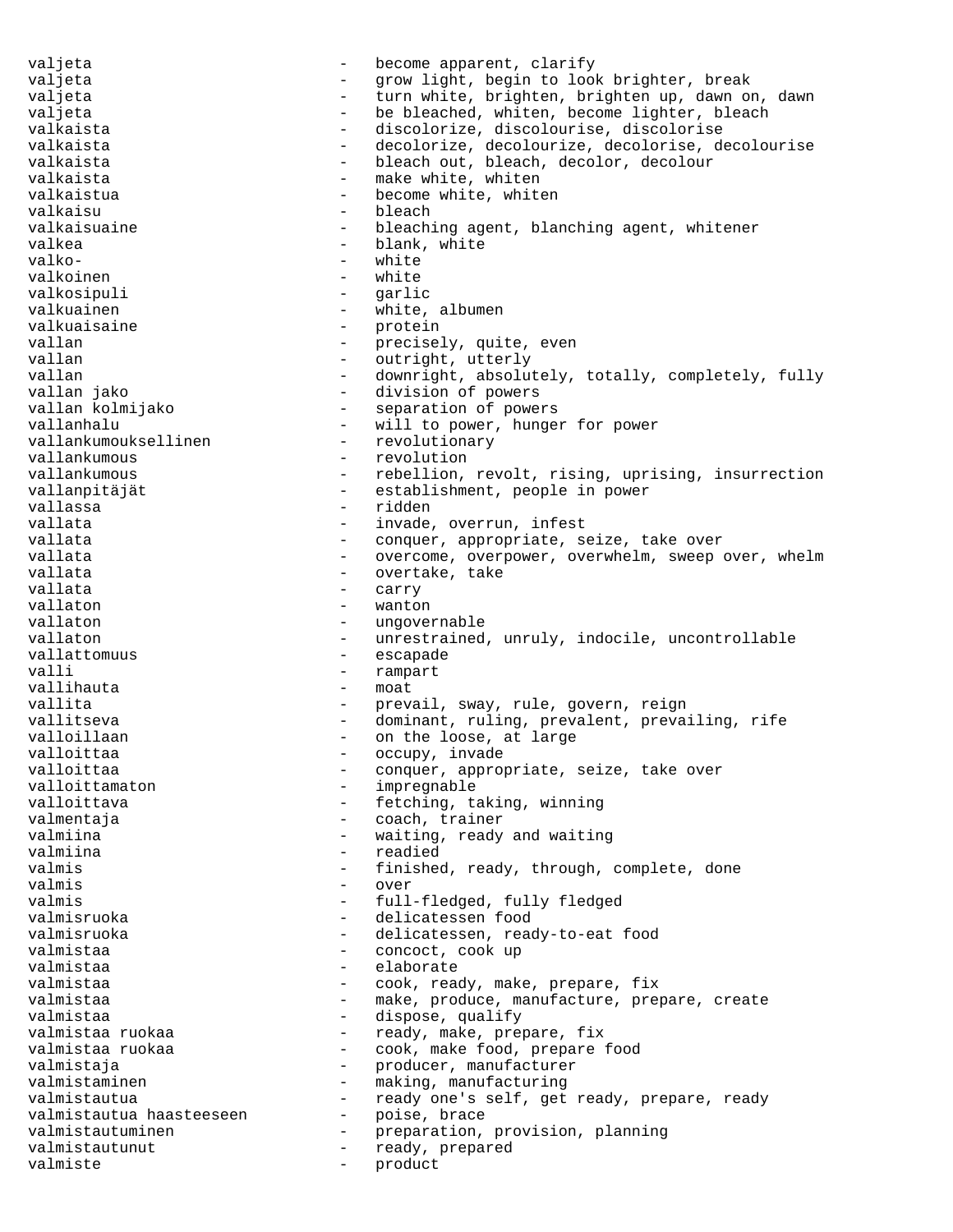valjeta - become apparent, clarify
valjeta - grow light, begin to look brighter, break
valjeta - turn white, brighten, brighten up, dawn on, dawn
valjeta - be bleached, whiten, become lighter, bleach
valkaista - discolorize, discolourise, discolorise
valkaista - decolorize, decolourize, decolorise, decolourise
valkaista - bleach out, bleach, decolor, decolour
valkaista - make white, whiten
valkaistua - become white, whiten
valkaisu - bleach
valkaisuaine - bleaching agent, blanching agent, whitener
valkea - blank, white
valko- - white
valkoinen - white
valkosipuli - garlic
valkuainen - white, albumen
valkuaisaine - protein
vallan - precisely, quite, even
vallan - outright, utterly
vallan - downright, absolutely, totally, completely, fully
vallan jako - division of powers
vallan kolmijako - separation of powers
vallanhalu - will to power, hunger for power
vallankumouksellinen - revolutionary
vallankumous - revolution
vallankumous - rebellion, revolt, rising, uprising, insurrection
vallanpitäjät - establishment, people in power
vallassa - ridden
vallata - invade, overrun, infest
vallata - conquer, appropriate, seize, take over
vallata - overcome, overpower, overwhelm, sweep over, whelm
vallata - overtake, take
vallata - carry
vallaton - wanton
vallaton - ungovernable
vallaton - unrestrained, unruly, indocile, uncontrollable
vallattomuus - escapade
valli - rampart
vallihauta - moat
vallita - prevail, sway, rule, govern, reign
vallitseva - dominant, ruling, prevalent, prevailing, rife
valloillaan - on the loose, at large
valloittaa - occupy, invade
valloittaa - conquer, appropriate, seize, take over
valloittamaton - impregnable
valloittava - fetching, taking, winning
valmentaja - coach, trainer
valmiina - waiting, ready and waiting
valmiina - readied
valmis - finished, ready, through, complete, done
valmis - over
valmis - full-fledged, fully fledged
valmisruoka - delicatessen food
valmisruoka - delicatessen, ready-to-eat food
valmistaa - concoct, cook up
valmistaa - elaborate
valmistaa - cook, ready, make, prepare, fix
valmistaa - make, produce, manufacture, prepare, create
valmistaa - dispose, qualify
valmistaa ruokaa - ready, make, prepare, fix
valmistaa ruokaa - cook, make food, prepare food
valmistaja - producer, manufacturer
valmistaminen - making, manufacturing
valmistautua - ready one's self, get ready, prepare, ready
valmistautua haasteeseen - poise, brace
valmistautuminen - preparation, provision, planning
valmistautunut - ready, prepared
valmiste - product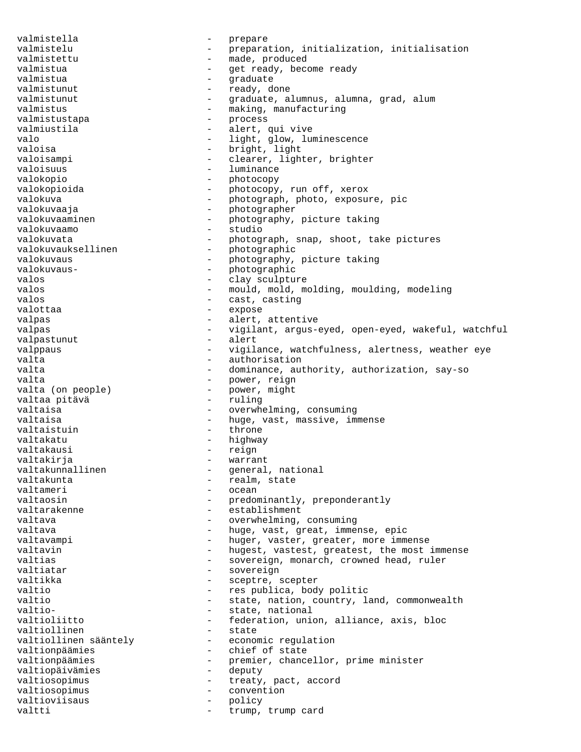valmistella - prepare
valmistelu - preparation, initialization, initialisation
valmistettu - made, produced
valmistua - get ready, become ready
valmistua - graduate
valmistunut - ready, done
valmistunut - graduate, alumnus, alumna, grad, alum
valmistus - making, manufacturing
valmistustapa - process
valmiustila - alert, qui vive
valo - light, glow, luminescence
valoisa - bright, light
valoisampi - clearer, lighter, brighter
valoisuus - luminance
valokopio - photocopy
valokopioida - photocopy, run off, xerox
valokuva - photograph, photo, exposure, pic
valokuvaaja - photographer
valokuvaaminen - photography, picture taking
valokuvaamo - studio
valokuvata - photograph, snap, shoot, take pictures
valokuvauksellinen - photographic
valokuvaus - photography, picture taking
valokuvaus- - photographic
valos - clay sculpture
valos - mould, mold, molding, moulding, modeling
valos - cast, casting
valottaa - expose
valpas - alert, attentive
valpas - vigilant, argus-eyed, open-eyed, wakeful, watchful
valpastunut - alert
valppaus - vigilance, watchfulness, alertness, weather eye
valta - authorisation
valta - dominance, authority, authorization, say-so
valta - power, reign
valta (on people) - power, might
valtaa pitävä - ruling
valtaisa - overwhelming, consuming
valtaisa - huge, vast, massive, immense
valtaistuin - throne
valtakatu - highway
valtakausi - reign
valtakirja - warrant
valtakunnallinen - general, national
valtakunta - realm, state
valtameri - ocean
valtaosin - predominantly, preponderantly
valtarakenne - establishment
valtava - overwhelming, consuming
valtava - huge, vast, great, immense, epic
valtavampi - huger, vaster, greater, more immense
valtavin - hugest, vastest, greatest, the most immense
valtias - sovereign, monarch, crowned head, ruler
valtiatar - sovereign
valtikka - sceptre, scepter
valtio - res publica, body politic
valtio - state, nation, country, land, commonwealth
valtio- - state, national
valtioliitto - federation, union, alliance, axis, bloc
valtiollinen - state
valtiollinen sääntely - economic regulation
valtionpäämies - chief of state
valtionpäämies - premier, chancellor, prime minister
valtiopäivämies - deputy
valtiosopimus - treaty, pact, accord
valtiosopimus - convention
valtioviisaus - policy
valtti - trump, trump card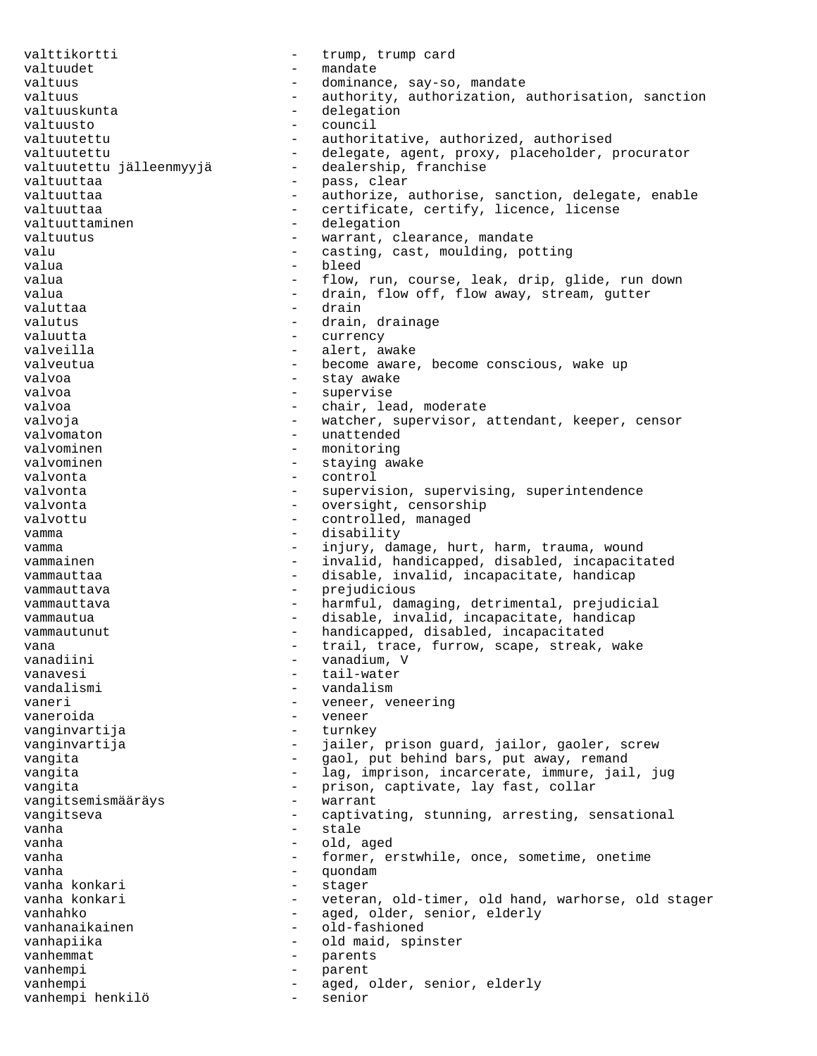valttikortti - trump, trump card
valtuudet - mandate
valtuus - dominance, say-so, mandate
valtuus - authority, authorization, authorisation, sanction
valtuuskunta - delegation
valtuusto - council
valtuutettu - authoritative, authorized, authorised
valtuutettu - delegate, agent, proxy, placeholder, procurator
valtuutettu jälleenmyyjä - dealership, franchise
valtuuttaa - pass, clear
valtuuttaa - authorize, authorise, sanction, delegate, enable
valtuuttaa - certificate, certify, licence, license
valtuuttaminen - delegation
valtuutus - warrant, clearance, mandate
valu - casting, cast, moulding, potting
valua - bleed
valua - flow, run, course, leak, drip, glide, run down
valua - drain, flow off, flow away, stream, gutter
valuttaa - drain
valutus - drain, drainage
valuutta - currency
valveilla - alert, awake
valveutua - become aware, become conscious, wake up
valvoa - stay awake
valvoa - supervise
valvoa - chair, lead, moderate
valvoja - watcher, supervisor, attendant, keeper, censor
valvomaton - unattended
valvominen - monitoring
valvominen - staying awake
valvonta - control
valvonta - supervision, supervising, superintendence
valvonta - oversight, censorship
valvottu - controlled, managed
vamma - disability
vamma - injury, damage, hurt, harm, trauma, wound
vammainen - invalid, handicapped, disabled, incapacitated
vammauttaa - disable, invalid, incapacitate, handicap
vammauttava - prejudicious
vammauttava - harmful, damaging, detrimental, prejudicial
vammautua - disable, invalid, incapacitate, handicap
vammautunut - handicapped, disabled, incapacitated
vana - trail, trace, furrow, scape, streak, wake
vanadiini - vanadium, V
vanavesi - tail-water
vandalismi - vandalism
vaneri - veneer, veneering
vaneroida - veneer
vanginvartija - turnkey
vanginvartija - jailer, prison guard, jailor, gaoler, screw
vangita - gaol, put behind bars, put away, remand
vangita - lag, imprison, incarcerate, immure, jail, jug
vangita - prison, captivate, lay fast, collar
vangitsemismääräys - warrant
vangitseva - captivating, stunning, arresting, sensational
vanha - stale
vanha - old, aged
vanha - former, erstwhile, once, sometime, onetime
vanha - quondam
vanha konkari - stager
vanha konkari - veteran, old-timer, old hand, warhorse, old stager
vanhahko - aged, older, senior, elderly
vanhanaikainen - old-fashioned
vanhapiika - old maid, spinster
vanhemmat - parents
vanhempi - parent
vanhempi - aged, older, senior, elderly
vanhempi henkilö - senior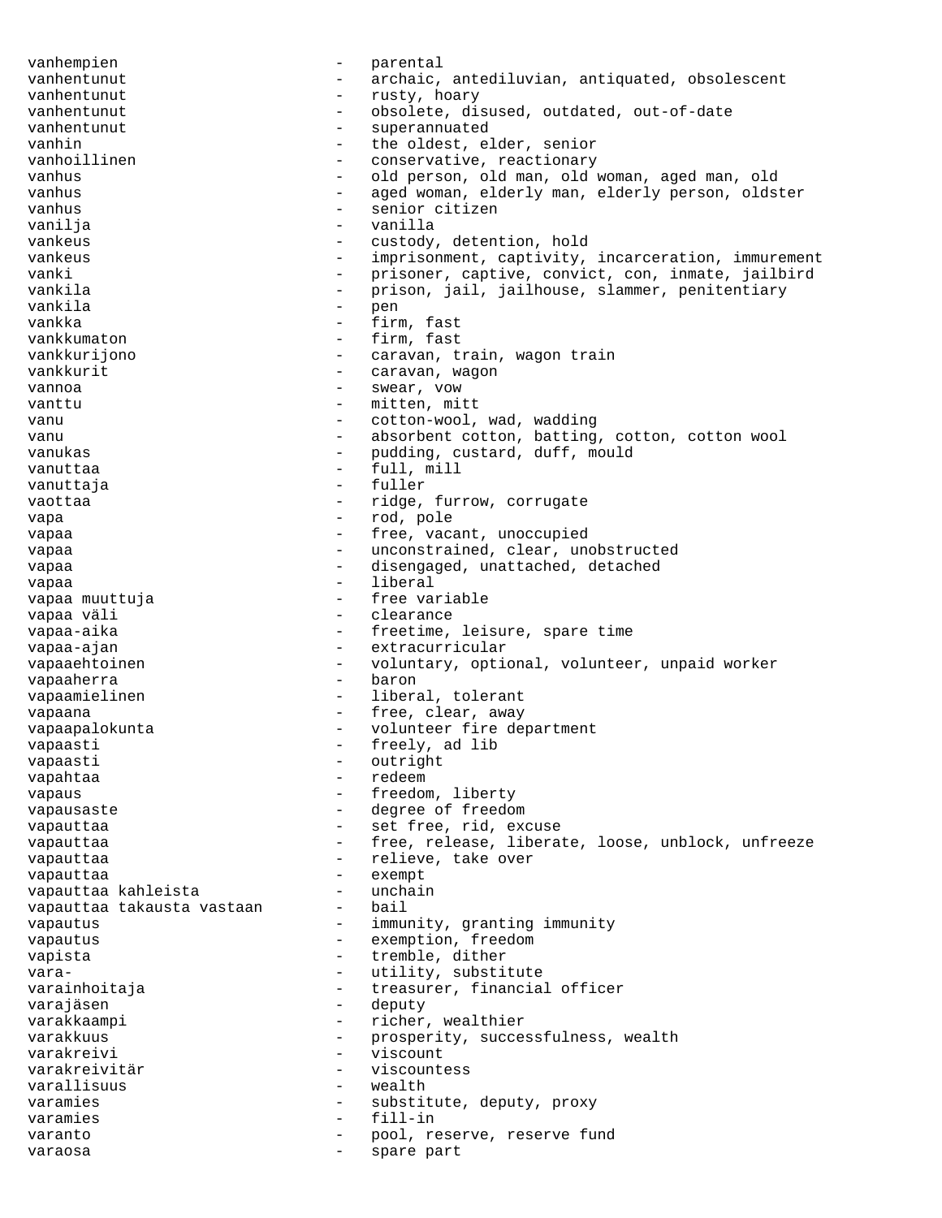vanhempien - parental
vanhentunut - archaic, antediluvian, antiquated, obsolescent
vanhentunut - rusty, hoary
vanhentunut - obsolete, disused, outdated, out-of-date
vanhentunut - superannuated
vanhin - the oldest, elder, senior
vanhoillinen - conservative, reactionary
vanhus - old person, old man, old woman, aged man, old
vanhus - aged woman, elderly man, elderly person, oldster
vanhus - senior citizen
vanilja - vanilla
vankeus - custody, detention, hold
vankeus - imprisonment, captivity, incarceration, immurement
vanki - prisoner, captive, convict, con, inmate, jailbird
vankila - prison, jail, jailhouse, slammer, penitentiary
vankila - pen
vankka - firm, fast
vankkumaton - firm, fast
vankkurijono - caravan, train, wagon train
vankkurit - caravan, wagon
vannoa - swear, vow
vanttu - mitten, mitt
vanu - cotton-wool, wad, wadding
vanu - absorbent cotton, batting, cotton, cotton wool
vanukas - pudding, custard, duff, mould
vanuttaa - full, mill
vanuttaja - fuller
vaottaa - ridge, furrow, corrugate
vapa - rod, pole
vapaa - free, vacant, unoccupied
vapaa - unconstrained, clear, unobstructed
vapaa - disengaged, unattached, detached
vapaa - liberal
vapaa muuttuja - free variable
vapaa väli - clearance
vapaa-aika - freetime, leisure, spare time
vapaa-ajan - extracurricular
vapaaehtoinen - voluntary, optional, volunteer, unpaid worker
vapaaherra - baron
vapaamielinen - liberal, tolerant
vapaana - free, clear, away
vapaapalokunta - volunteer fire department
vapaasti - freely, ad lib
vapaasti - outright
vapahtaa - redeem
vapaus - freedom, liberty
vapausaste - degree of freedom
vapauttaa - set free, rid, excuse
vapauttaa - free, release, liberate, loose, unblock, unfreeze
vapauttaa - relieve, take over
vapauttaa - exempt
vapauttaa kahleista - unchain
vapauttaa takausta vastaan - bail
vapautus - immunity, granting immunity
vapautus - exemption, freedom
vapista - tremble, dither
vara- - utility, substitute
varainhoitaja - treasurer, financial officer
varajäsen - deputy
varakkaampi - richer, wealthier
varakkuus - prosperity, successfulness, wealth
varakreivi - viscount
varakreivitär - viscountess
varallisuus - wealth
varamies - substitute, deputy, proxy
varamies - fill-in
varanto - pool, reserve, reserve fund
varaosa - spare part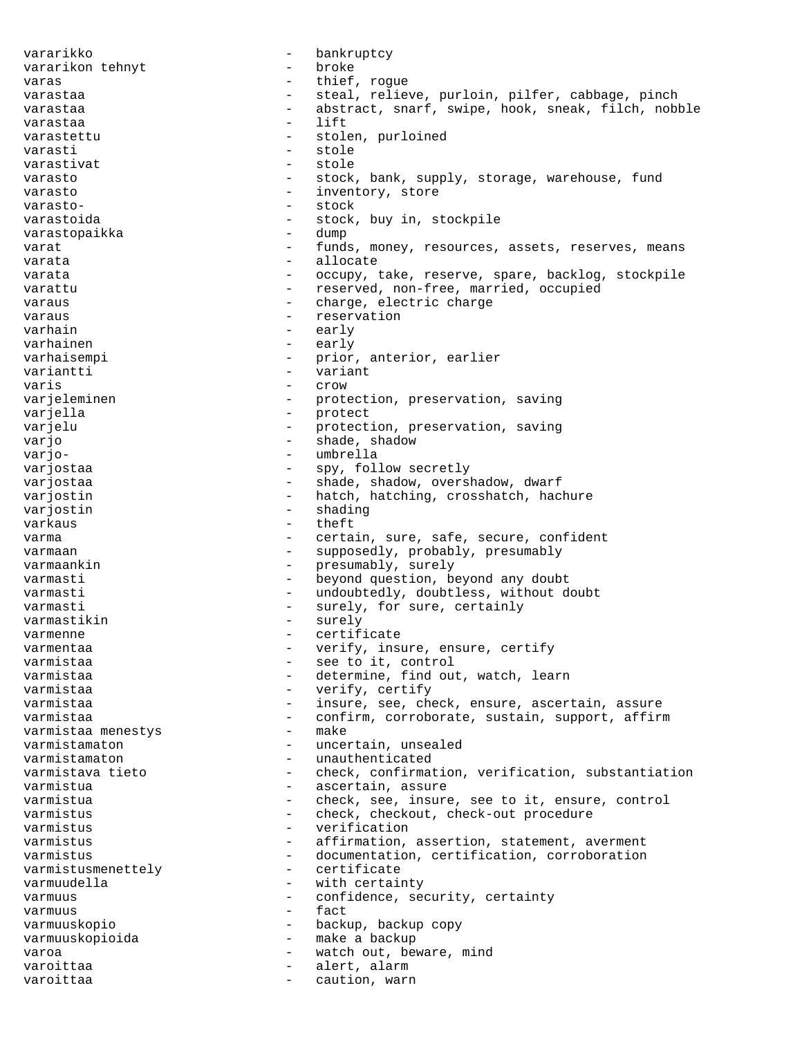vararikko - bankruptcy
vararikon tehnyt - broke
varas - thief, rogue
varastaa - steal, relieve, purloin, pilfer, cabbage, pinch
varastaa - abstract, snarf, swipe, hook, sneak, filch, nobble
varastaa - lift
varastettu - stolen, purloined
varasti - stole
varastivat - stole
varasto - stock, bank, supply, storage, warehouse, fund
varasto - inventory, store
varasto- - stock
varastoida - stock, buy in, stockpile
varastopaikka - dump
varat - funds, money, resources, assets, reserves, means
varata - allocate
varata - occupy, take, reserve, spare, backlog, stockpile
varattu - reserved, non-free, married, occupied
varaus - charge, electric charge
varaus - reservation
varhain - early
varhainen - early
varhaisempi - prior, anterior, earlier
variantti - variant
varis - crow
varjeleminen - protection, preservation, saving
varjella - protect
varjelu - protection, preservation, saving
varjo - shade, shadow
varjo- - umbrella
varjostaa - spy, follow secretly
varjostaa - shade, shadow, overshadow, dwarf
varjostin - hatch, hatching, crosshatch, hachure
varjostin - shading
varkaus - theft
varma - certain, sure, safe, secure, confident
varmaan - supposedly, probably, presumably
varmaankin - presumably, surely
varmasti - beyond question, beyond any doubt
varmasti - undoubtedly, doubtless, without doubt
varmasti - surely, for sure, certainly
varmastikin - surely
varmenne - certificate
varmentaa - verify, insure, ensure, certify
varmistaa - see to it, control
varmistaa - determine, find out, watch, learn
varmistaa - verify, certify
varmistaa - insure, see, check, ensure, ascertain, assure
varmistaa - confirm, corroborate, sustain, support, affirm
varmistaa menestys - make
varmistamaton - uncertain, unsealed
varmistamaton - unauthenticated
varmistava tieto - check, confirmation, verification, substantiation
varmistua - ascertain, assure
varmistua - check, see, insure, see to it, ensure, control
varmistus - check, checkout, check-out procedure
varmistus - verification
varmistus - affirmation, assertion, statement, averment
varmistus - documentation, certification, corroboration
varmistusmenettely - certificate
varmuudella - with certainty
varmuus - confidence, security, certainty
varmuus - fact
varmuuskopio - backup, backup copy
varmuuskopioida - make a backup
varoa - watch out, beware, mind
varoittaa - alert, alarm
varoittaa - caution, warn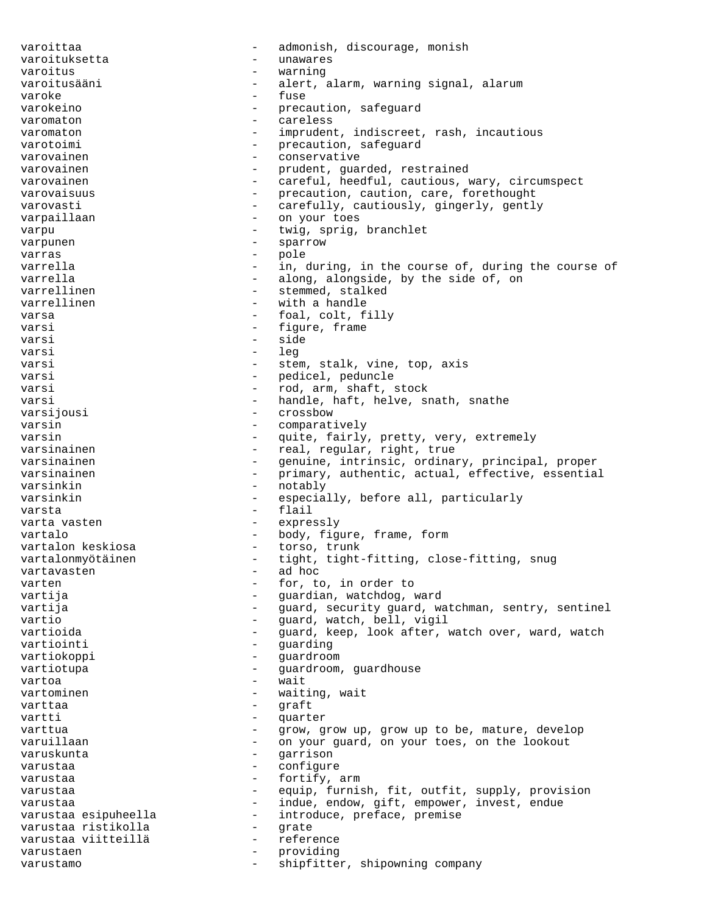varoittaa - admonish, discourage, monish
varoituksetta - unawares
varoitus - warning
varoitusääni - alert, alarm, warning signal, alarum
varoke - fuse
varokeino - precaution, safeguard
varomaton - careless
varomaton - imprudent, indiscreet, rash, incautious
varotoimi - precaution, safeguard
varovainen - conservative
varovainen - prudent, guarded, restrained
varovainen - careful, heedful, cautious, wary, circumspect
varovaisuus - precaution, caution, care, forethought
varovasti - carefully, cautiously, gingerly, gently
varpaillaan - on your toes
varpu - twig, sprig, branchlet
varpunen - sparrow
varras - pole
varrella - in, during, in the course of, during the course of
varrella - along, alongside, by the side of, on
varrellinen - stemmed, stalked
varrellinen - with a handle
varsa - foal, colt, filly
varsi - figure, frame
varsi - side
varsi - leg
varsi - stem, stalk, vine, top, axis
varsi - pedicel, peduncle
varsi - rod, arm, shaft, stock
varsi - handle, haft, helve, snath, snathe
varsijousi - crossbow
varsin - comparatively
varsin - quite, fairly, pretty, very, extremely
varsinainen - real, regular, right, true
varsinainen - genuine, intrinsic, ordinary, principal, proper
varsinainen - primary, authentic, actual, effective, essential
varsinkin - notably
varsinkin - especially, before all, particularly
varsta - flail
varta vasten - expressly
vartalo - body, figure, frame, form
vartalon keskiosa - torso, trunk
vartalonmyötäinen - tight, tight-fitting, close-fitting, snug
vartavasten - ad hoc
varten - for, to, in order to
vartija - guardian, watchdog, ward
vartija - guard, security guard, watchman, sentry, sentinel
vartio - guard, watch, bell, vigil
vartioida - guard, keep, look after, watch over, ward, watch
vartiointi - guarding
vartiokoppi - guardroom
vartiotupa - guardroom, guardhouse
vartoa - wait
vartominen - waiting, wait
varttaa - graft
vartti - quarter
varttua - grow, grow up, grow up to be, mature, develop
varuillaan - on your guard, on your toes, on the lookout
varuskunta - garrison
varustaa - configure
varustaa - fortify, arm
varustaa - equip, furnish, fit, outfit, supply, provision
varustaa - indue, endow, gift, empower, invest, endue
varustaa esipuheella - introduce, preface, premise
varustaa ristikolla - grate
varustaa viitteillä - reference
varustaen - providing
varustamo - shipfitter, shipowning company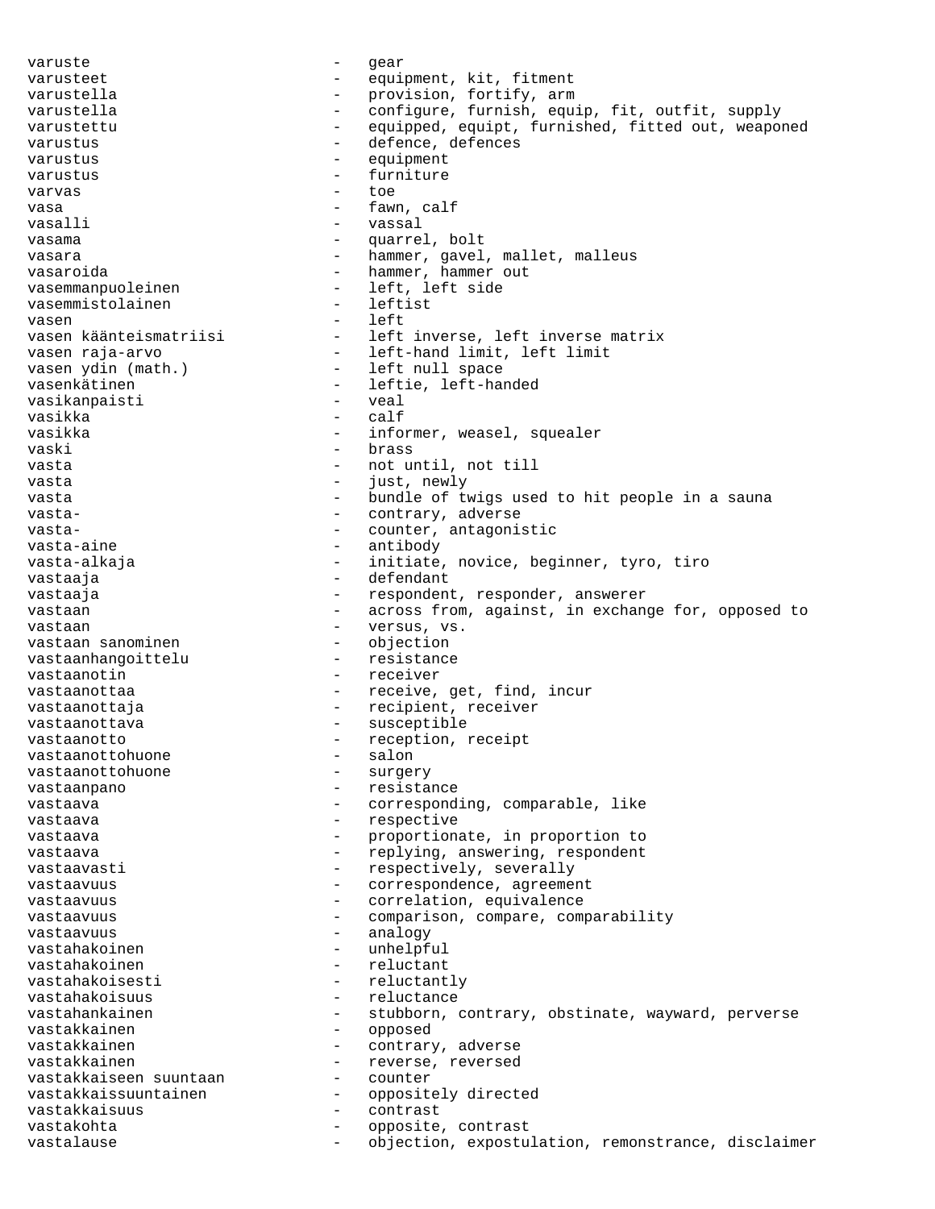varuste - gear
varusteet - equipment, kit, fitment
varustella - provision, fortify, arm
varustella - configure, furnish, equip, fit, outfit, supply
varustettu - equipped, equipt, furnished, fitted out, weaponed
varustus - defence, defences
varustus - equipment
varustus - furniture
varvas - toe
vasa - fawn, calf
vasalli - vassal
vasama - quarrel, bolt
vasara - hammer, gavel, mallet, malleus
vasaroida - hammer, hammer out
vasemmanpuoleinen - left, left side
vasemmistolainen - leftist
vasen - left
vasen käänteismatriisi - left inverse, left inverse matrix
vasen raja-arvo - left-hand limit, left limit
vasen ydin (math.) - left null space
vasenkätinen - leftie, left-handed
vasikanpaisti - veal
vasikka - calf
vasikka - informer, weasel, squealer
vaski - brass
vasta - not until, not till
vasta - just, newly
vasta - bundle of twigs used to hit people in a sauna
vasta- - contrary, adverse
vasta- - counter, antagonistic
vasta-aine - antibody
vasta-alkaja - initiate, novice, beginner, tyro, tiro
vastaaja - defendant
vastaaja - respondent, responder, answerer
vastaan - across from, against, in exchange for, opposed to
vastaan - versus, vs.
vastaan sanominen - objection
vastaanhangoittelu - resistance
vastaanotin - receiver
vastaanottaa - receive, get, find, incur
vastaanottaja - recipient, receiver
vastaanottava - susceptible
vastaanotto - reception, receipt
vastaanottohuone - salon
vastaanottohuone - surgery
vastaanpano - resistance
vastaava - corresponding, comparable, like
vastaava - respective
vastaava - proportionate, in proportion to
vastaava - replying, answering, respondent
vastaavasti - respectively, severally
vastaavuus - correspondence, agreement
vastaavuus - correlation, equivalence
vastaavuus - comparison, compare, comparability
vastaavuus - analogy
vastahakoinen - unhelpful
vastahakoinen - reluctant
vastahakoisesti - reluctantly
vastahakoisuus - reluctance
vastahankainen - stubborn, contrary, obstinate, wayward, perverse
vastakkainen - opposed
vastakkainen - contrary, adverse
vastakkainen - reverse, reversed
vastakkaiseen suuntaan - counter
vastakkaissuuntainen - oppositely directed
vastakkaisuus - contrast
vastakohta - opposite, contrast
vastalause - objection, expostulation, remonstrance, disclaimer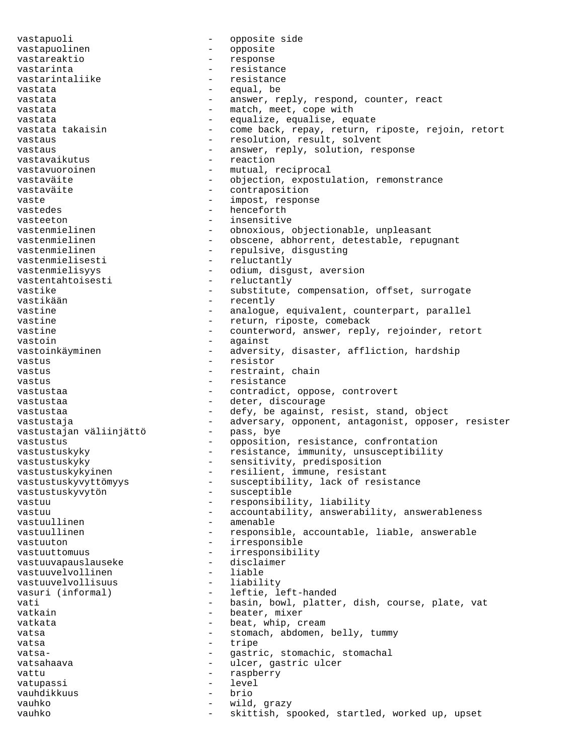vastapuoli - opposite side
vastapuolinen - opposite
vastareaktio - response
vastarinta - resistance
vastarintaliike - resistance
vastata - equal, be
vastata - answer, reply, respond, counter, react
vastata - match, meet, cope with
vastata - equalize, equalise, equate
vastata takaisin - come back, repay, return, riposte, rejoin, retort
vastaus - resolution, result, solvent
vastaus - answer, reply, solution, response
vastavaikutus - reaction
vastavuoroinen - mutual, reciprocal
vastaväite - objection, expostulation, remonstrance
vastaväite - contraposition
vaste - impost, response
vastedes - henceforth
vasteeton - insensitive
vastenmielinen - obnoxious, objectionable, unpleasant
vastenmielinen - obscene, abhorrent, detestable, repugnant
vastenmielinen - repulsive, disgusting
vastenmielisesti - reluctantly
vastenmielisyys - odium, disgust, aversion
vastentahtoisesti - reluctantly
vastike - substitute, compensation, offset, surrogate
vastikään - recently
vastine - analogue, equivalent, counterpart, parallel
vastine - return, riposte, comeback
vastine - counterword, answer, reply, rejoinder, retort
vastoin - against
vastoinkäyminen - adversity, disaster, affliction, hardship
vastus - resistor
vastus - restraint, chain
vastus - resistance
vastustaa - contradict, oppose, controvert
vastustaa - deter, discourage
vastustaa - defy, be against, resist, stand, object
vastustaja - adversary, opponent, antagonist, opposer, resister
vastustajan väliinjättö - pass, bye
vastustus - opposition, resistance, confrontation
vastustuskyky - resistance, immunity, unsusceptibility
vastustuskyky - sensitivity, predisposition
vastustuskykyinen - resilient, immune, resistant
vastustuskyvyttömyys - susceptibility, lack of resistance
vastustuskyvytön - susceptible
vastuu - responsibility, liability
vastuu - accountability, answerability, answerableness
vastuullinen - amenable
vastuullinen - responsible, accountable, liable, answerable
vastuuton - irresponsible
vastuuttomuus - irresponsibility
vastuuvapauslauseke - disclaimer
vastuuvelvollinen - liable
vastuuvelvollisuus - liability
vasuri (informal) - leftie, left-handed
vati - basin, bowl, platter, dish, course, plate, vat
vatkain - beater, mixer
vatkata - beat, whip, cream
vatsa - stomach, abdomen, belly, tummy
vatsa - tripe
vatsa- - gastric, stomachic, stomachal
vatsahaava - ulcer, gastric ulcer
vattu - raspberry
vatupassi - level
vauhdikkuus - brio
vauhko - wild, grazy
vauhko - skittish, spooked, startled, worked up, upset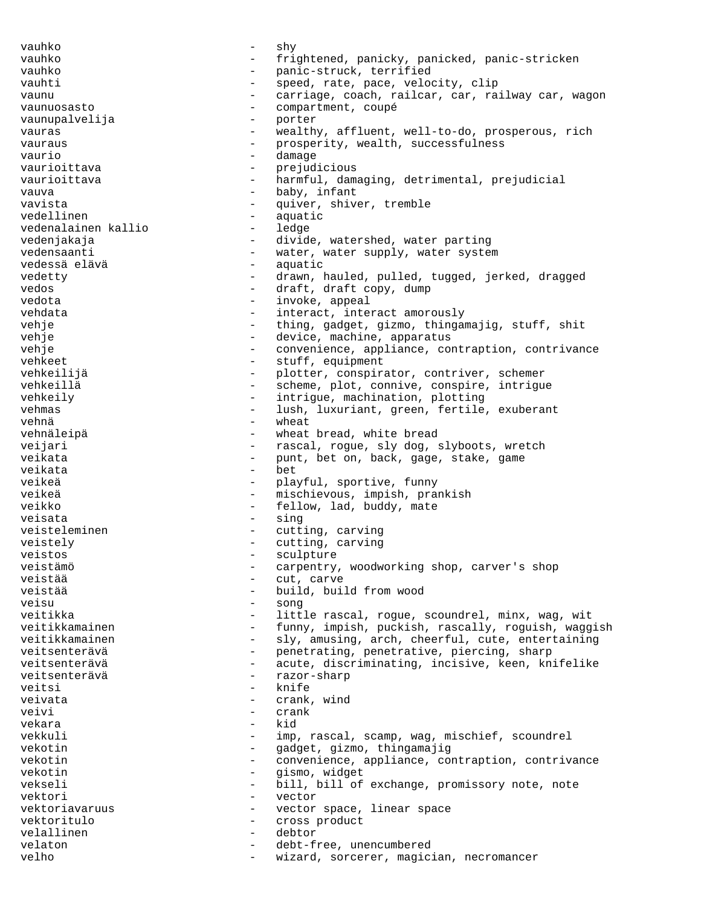vauhko - shy
vauhko - frightened, panicky, panicked, panic-stricken
vauhko - panic-struck, terrified
vauhti - speed, rate, pace, velocity, clip
vaunu - carriage, coach, railcar, car, railway car, wagon
vaunuosasto - compartment, coupé
vaunupalvelija - porter
vauras - wealthy, affluent, well-to-do, prosperous, rich
vauraus - prosperity, wealth, successfulness
vaurio - damage
vaurioittava - prejudicious
vaurioittava - harmful, damaging, detrimental, prejudicial
vauva - baby, infant
vavista - quiver, shiver, tremble
vedellinen - aquatic
vedenalainen kallio - ledge
vedenjakaja - divide, watershed, water parting
vedensaanti - water, water supply, water system
vedessä elävä - aquatic
vedetty - drawn, hauled, pulled, tugged, jerked, dragged
vedos - draft, draft copy, dump
vedota - invoke, appeal
vehdata - interact, interact amorously
vehje - thing, gadget, gizmo, thingamajig, stuff, shit
vehje - device, machine, apparatus
vehje - convenience, appliance, contraption, contrivance
vehkeet - stuff, equipment
vehkeilijä - plotter, conspirator, contriver, schemer
vehkeillä - scheme, plot, connive, conspire, intrigue
vehkeily - intrigue, machination, plotting
vehmas - lush, luxuriant, green, fertile, exuberant
vehnä - wheat
vehnäleipä - wheat bread, white bread
veijari - rascal, rogue, sly dog, slyboots, wretch
veikata - punt, bet on, back, gage, stake, game
veikata - bet
veikeä - playful, sportive, funny
veikeä - mischievous, impish, prankish
veikko - fellow, lad, buddy, mate
veisata - sing
veisteleminen - cutting, carving
veistely - cutting, carving
veistos - sculpture
veistämö - carpentry, woodworking shop, carver's shop
veistää - cut, carve
veistää - build, build from wood
veisu - song
veitikka - little rascal, rogue, scoundrel, minx, wag, wit
veitikkamainen - funny, impish, puckish, rascally, roguish, waggish
veitikkamainen - sly, amusing, arch, cheerful, cute, entertaining
veitsenterävä - penetrating, penetrative, piercing, sharp
veitsenterävä - acute, discriminating, incisive, keen, knifelike
veitsenterävä - razor-sharp
veitsi - knife
veivata - crank, wind
veivi - crank
vekara - kid
vekkuli - imp, rascal, scamp, wag, mischief, scoundrel
vekotin - gadget, gizmo, thingamajig
vekotin - convenience, appliance, contraption, contrivance
vekotin - gismo, widget
vekseli - bill, bill of exchange, promissory note, note
vektori - vector
vektoriavaruus - vector space, linear space
vektoritulo - cross product
velallinen - debtor
velaton - debt-free, unencumbered
velho - wizard, sorcerer, magician, necromancer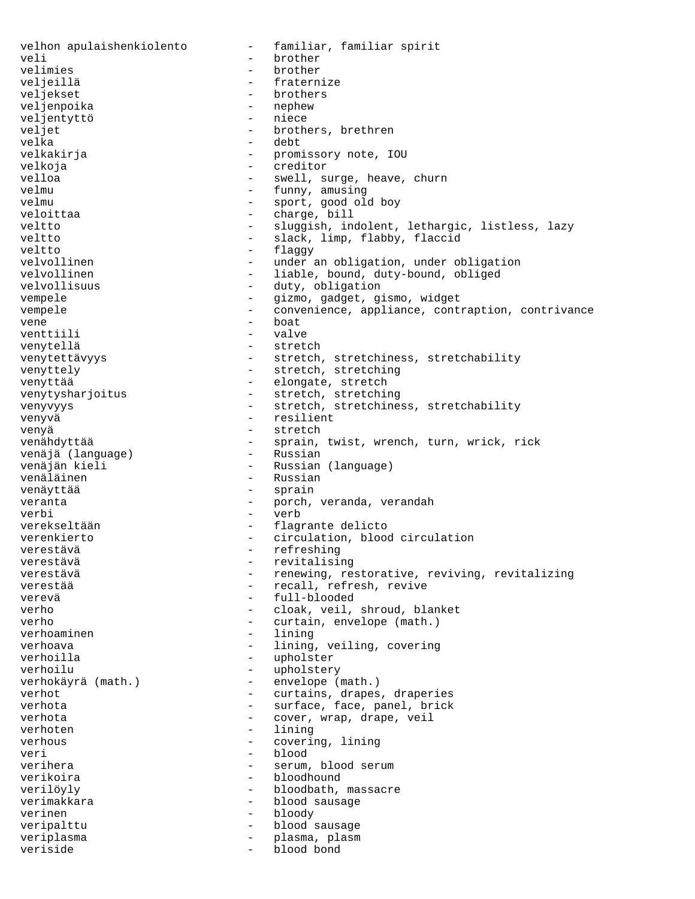velhon apulaishenkiolento - familiar, familiar spirit
veli - brother
velimies - brother
veljeillä - fraternize
veljekset - brothers
veljenpoika - nephew
veljentyttö - niece
veljet - brothers, brethren
velka - debt
velkakirja - promissory note, IOU
velkoja - creditor
velloa - swell, surge, heave, churn
velmu - funny, amusing
velmu - sport, good old boy
veloittaa - charge, bill
veltto - sluggish, indolent, lethargic, listless, lazy
veltto - slack, limp, flabby, flaccid
veltto - flaggy
velvollinen - under an obligation, under obligation
velvollinen - liable, bound, duty-bound, obliged
velvollisuus - duty, obligation
vempele - gizmo, gadget, gismo, widget
vempele - convenience, appliance, contraption, contrivance
vene - boat
venttiili - valve
venytellä - stretch
venytettävyys - stretch, stretchiness, stretchability
venyttely - stretch, stretching
venyttää - elongate, stretch
venytysharjoitus - stretch, stretching
venyvyys - stretch, stretchiness, stretchability
venyvä - resilient
venyä - stretch
venähdyttää - sprain, twist, wrench, turn, wrick, rick
venäjä (language) - Russian
venäjän kieli - Russian (language)
venäläinen - Russian
venäyttää - sprain
veranta - porch, veranda, verandah
verbi - verb
verekseltään - flagrante delicto
verenkierto - circulation, blood circulation
verestävä - refreshing
verestävä - revitalising
verestävä - renewing, restorative, reviving, revitalizing
verestää - recall, refresh, revive
verevä - full-blooded
verho - cloak, veil, shroud, blanket
verho - curtain, envelope (math.)
verhoaminen - lining
verhoava - lining, veiling, covering
verhoilla - upholster
verhoilu - upholstery
verhokäyrä (math.) - envelope (math.)
verhot - curtains, drapes, draperies
verhota - surface, face, panel, brick
verhota - cover, wrap, drape, veil
verhoten - lining
verhous - covering, lining
veri - blood
verihera - serum, blood serum
verikoira - bloodhound
verilöyly - bloodbath, massacre
verimakkara - blood sausage
verinen - bloody
veripalttu - blood sausage
veriplasma - plasma, plasm
veriside - blood bond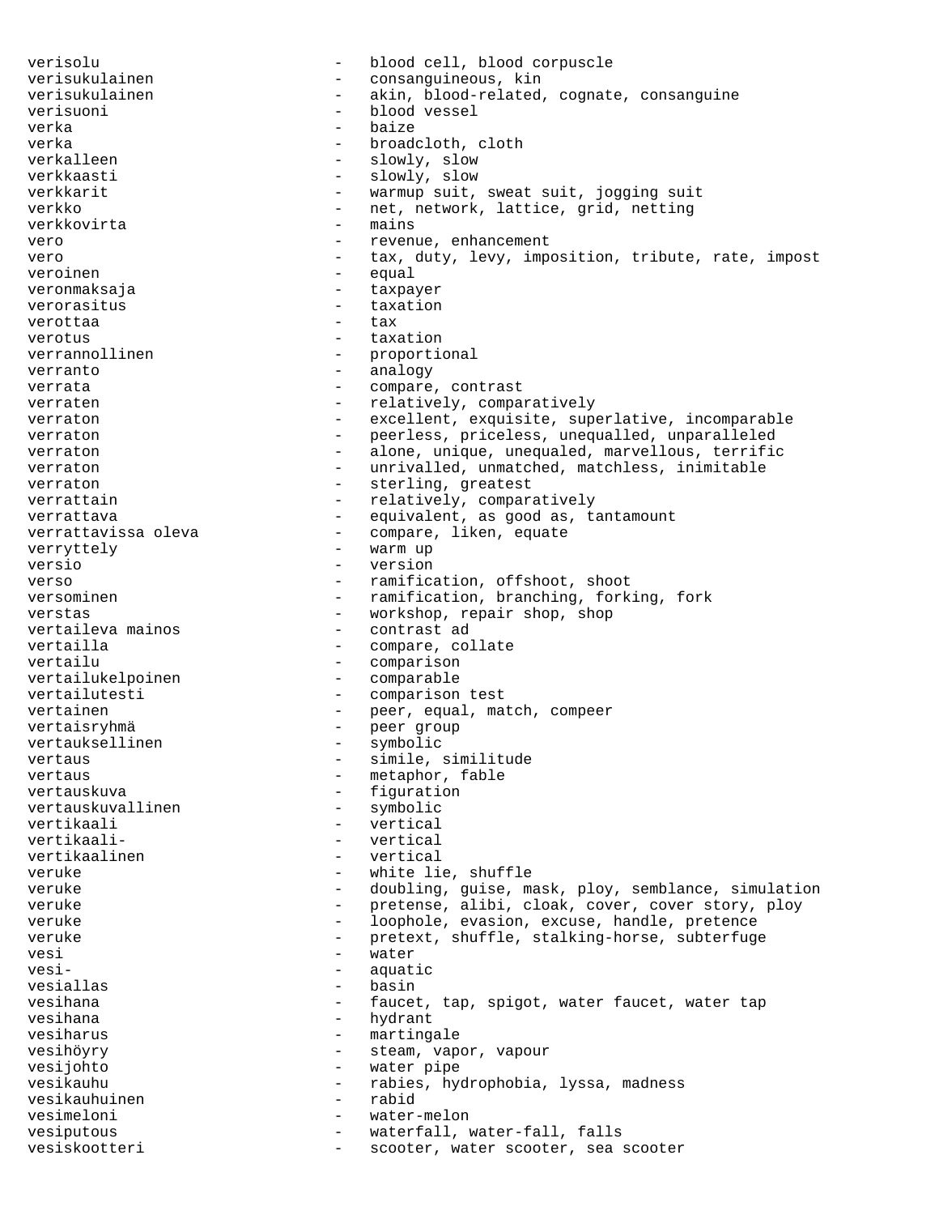verisolu - blood cell, blood corpuscle
verisukulainen - consanguineous, kin
verisukulainen - akin, blood-related, cognate, consanguine
verisuoni - blood vessel
verka - baize
verka - broadcloth, cloth
verkalleen - slowly, slow
verkkaasti - slowly, slow
verkkarit - warmup suit, sweat suit, jogging suit
verkko - net, network, lattice, grid, netting
verkkovirta - mains
vero - revenue, enhancement
vero - tax, duty, levy, imposition, tribute, rate, impost
veroinen - equal
veronmaksaja - taxpayer
verorasitus - taxation
verottaa - tax
verotus - taxation
verrannollinen - proportional
verranto - analogy
verrata - compare, contrast
verraten - relatively, comparatively
verraton - excellent, exquisite, superlative, incomparable
verraton - peerless, priceless, unequalled, unparalleled
verraton - alone, unique, unequaled, marvellous, terrific
verraton - unrivalled, unmatched, matchless, inimitable
verraton - sterling, greatest
verrattain - relatively, comparatively
verrattava - equivalent, as good as, tantamount
verrattavissa oleva - compare, liken, equate
verryttely - warm up
versio - version
verso - ramification, offshoot, shoot
versominen - ramification, branching, forking, fork
verstas - workshop, repair shop, shop
vertaileva mainos - contrast ad
vertailla - compare, collate
vertailu - comparison
vertailukelpoinen - comparable
vertailutesti - comparison test
vertainen - peer, equal, match, compeer
vertaisryhmä - peer group
vertauksellinen - symbolic
vertaus - simile, similitude
vertaus - metaphor, fable
vertauskuva - figuration
vertauskuvallinen - symbolic
vertikaali - vertical
vertikaali- - vertical
vertikaalinen - vertical
veruke - white lie, shuffle
veruke - doubling, guise, mask, ploy, semblance, simulation
veruke - pretense, alibi, cloak, cover, cover story, ploy
veruke - loophole, evasion, excuse, handle, pretence
veruke - pretext, shuffle, stalking-horse, subterfuge
vesi - water
vesi- - aquatic
vesiallas - basin
vesihana - faucet, tap, spigot, water faucet, water tap
vesihana - hydrant
vesiharus - martingale
vesihöyry - steam, vapor, vapour
vesijohto - water pipe
vesikauhu - rabies, hydrophobia, lyssa, madness
vesikauhuinen - rabid
vesimeloni - water-melon
vesiputous - waterfall, water-fall, falls
vesiskootteri - scooter, water scooter, sea scooter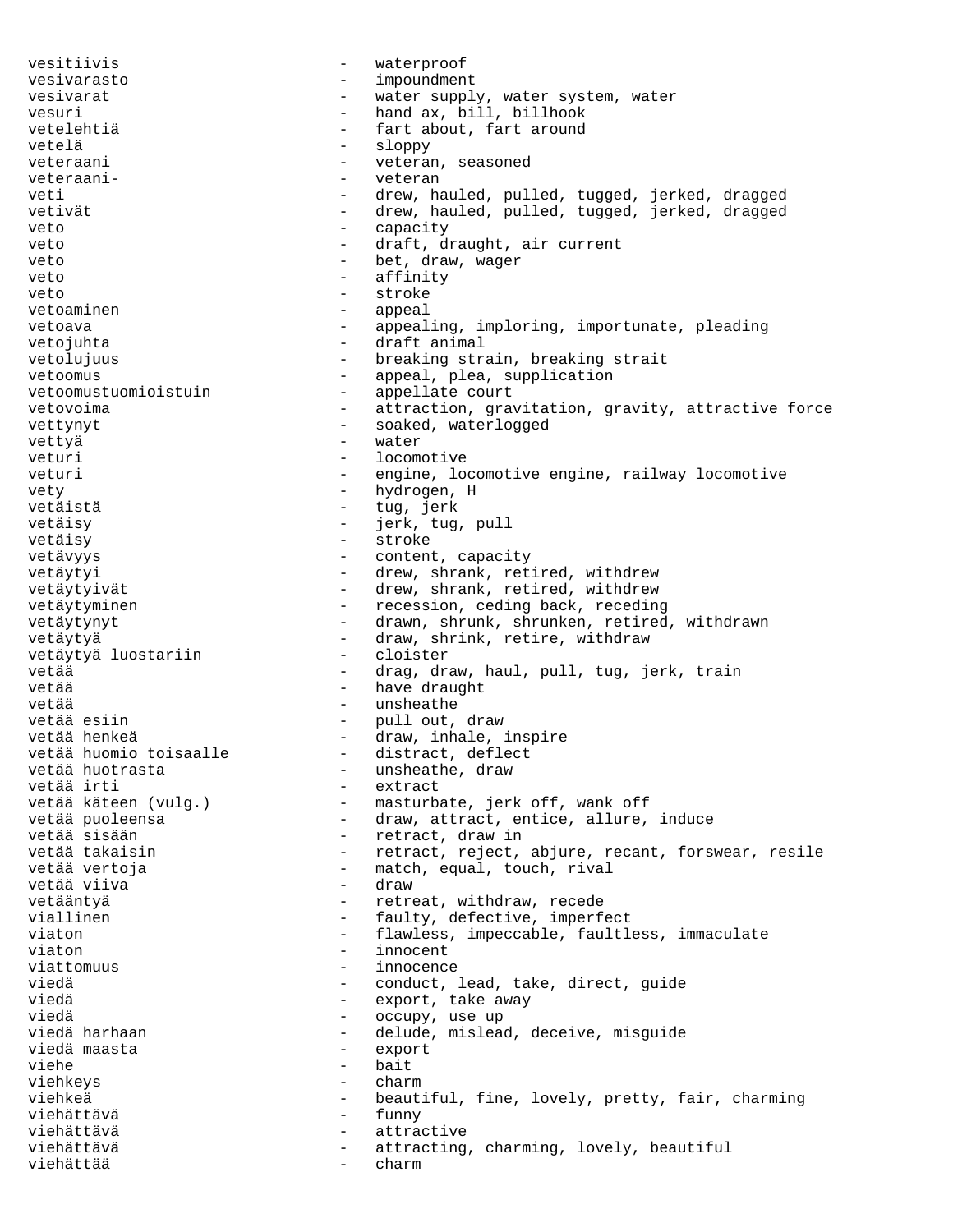vesitiivis - waterproof
vesivarasto - impoundment
vesivarat - water supply, water system, water
vesuri - hand ax, bill, billhook
vetelehtiä - fart about, fart around
vetelä - sloppy
veteraani - veteran, seasoned
veteraani- - veteran
veti - drew, hauled, pulled, tugged, jerked, dragged
vetivät - drew, hauled, pulled, tugged, jerked, dragged
veto - capacity
veto - draft, draught, air current
veto - bet, draw, wager
veto - affinity
veto - stroke
vetoaminen - appeal
vetoava - appealing, imploring, importunate, pleading
vetojuhta - draft animal
vetolujuus - breaking strain, breaking strait
vetoomus - appeal, plea, supplication
vetoomustuomioistuin - appellate court
vetovoima - attraction, gravitation, gravity, attractive force
vettynyt - soaked, waterlogged
vettyä - water
veturi - locomotive
veturi - engine, locomotive engine, railway locomotive
vety - hydrogen, H
vetäistä - tug, jerk
vetäisy - jerk, tug, pull
vetäisy - stroke
vetävyys - content, capacity
vetäytyi - drew, shrank, retired, withdrew
vetäytyivät - drew, shrank, retired, withdrew
vetäytyminen - recession, ceding back, receding
vetäytynyt - drawn, shrunk, shrunken, retired, withdrawn
vetäytyä - draw, shrink, retire, withdraw
vetäytyä luostariin - cloister
vetää - drag, draw, haul, pull, tug, jerk, train
vetää - have draught
vetää - unsheathe
vetää esiin - pull out, draw
vetää henkeä - draw, inhale, inspire
vetää huomio toisaalle - distract, deflect
vetää huotrasta - unsheathe, draw
vetää irti - extract
vetää käteen (vulg.) - masturbate, jerk off, wank off
vetää puoleensa - draw, attract, entice, allure, induce
vetää sisään - retract, draw in
vetää takaisin - retract, reject, abjure, recant, forswear, resile
vetää vertoja - match, equal, touch, rival
vetää viiva - draw
vetääntyä - retreat, withdraw, recede
viallinen - faulty, defective, imperfect
viaton - flawless, impeccable, faultless, immaculate
viaton - innocent
viattomuus - innocence
viedä - conduct, lead, take, direct, guide
viedä - export, take away
viedä - occupy, use up
viedä harhaan - delude, mislead, deceive, misguide
viedä maasta - export
viehe - bait
viehkeys - charm
viehkeä - beautiful, fine, lovely, pretty, fair, charming
viehättävä - funny
viehättävä - attractive
viehättävä - attracting, charming, lovely, beautiful
viehättää - charm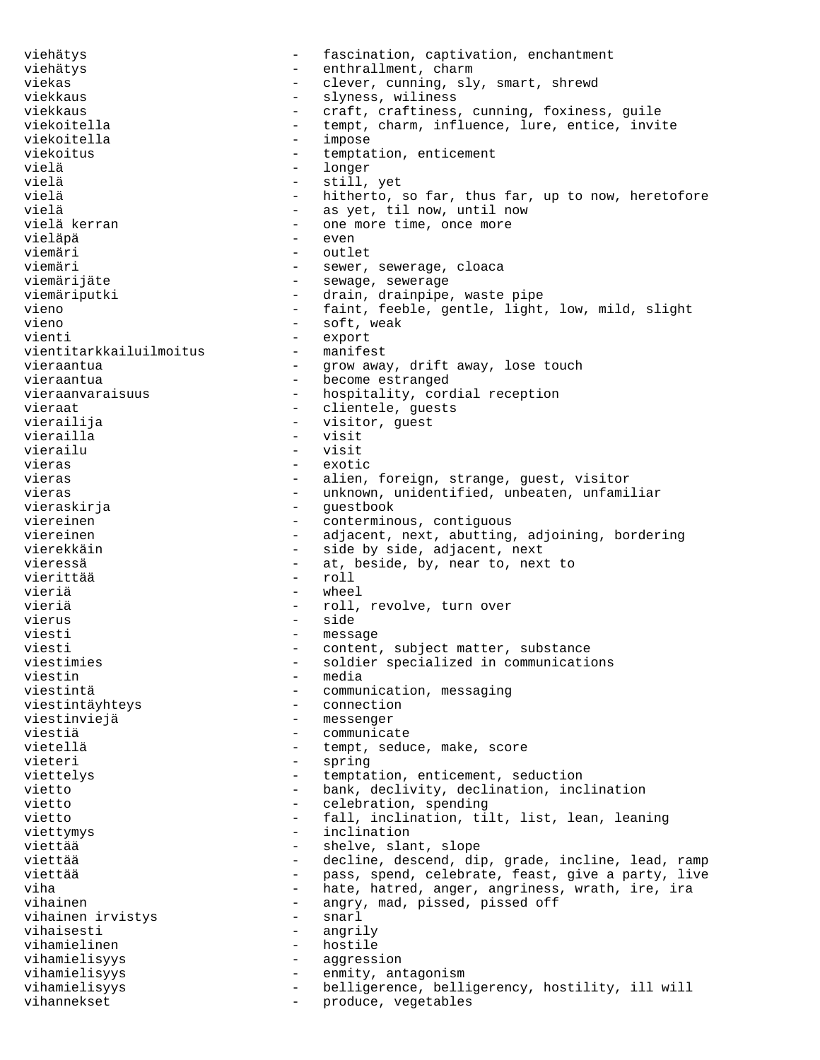viehätys - fascination, captivation, enchantment
viehätys - enthrallment, charm
viekas - clever, cunning, sly, smart, shrewd
viekkaus - slyness, wiliness
viekkaus - craft, craftiness, cunning, foxiness, guile
viekoitella - tempt, charm, influence, lure, entice, invite
viekoitella - impose
viekoitus - temptation, enticement
vielä - longer
vielä - still, yet
vielä - hitherto, so far, thus far, up to now, heretofore
vielä - as yet, til now, until now
vielä kerran - one more time, once more
vieläpä - even
viemäri - outlet
viemäri - sewer, sewerage, cloaca
viemärijäte - sewage, sewerage
viemäriputki - drain, drainpipe, waste pipe
vieno - faint, feeble, gentle, light, low, mild, slight
vieno - soft, weak
vienti - export
vientitarkkailuilmoitus - manifest
vieraantua - grow away, drift away, lose touch
vieraantua - become estranged
vieraanvaraisuus - hospitality, cordial reception
vieraat - clientele, guests
vierailija - visitor, guest
vierailla - visit
vierailu - visit
vieras - exotic
vieras - alien, foreign, strange, guest, visitor
vieras - unknown, unidentified, unbeaten, unfamiliar
vieraskirja - guestbook
viereinen - conterminous, contiguous
viereinen - adjacent, next, abutting, adjoining, bordering
vierekkäin - side by side, adjacent, next
vieressä - at, beside, by, near to, next to
vierittää - roll
vieriä - wheel
vieriä - roll, revolve, turn over
vierus - side
viesti - message
viesti - content, subject matter, substance
viestimies - soldier specialized in communications
viestin - media
viestintä - communication, messaging
viestintäyhteys - connection
viestinviejä - messenger
viestiä - communicate
vietellä - tempt, seduce, make, score
vieteri - spring
viettelys - temptation, enticement, seduction
vietto - bank, declivity, declination, inclination
vietto - celebration, spending
vietto - fall, inclination, tilt, list, lean, leaning
viettymys - inclination
viettää - shelve, slant, slope
viettää - decline, descend, dip, grade, incline, lead, ramp
viettää - pass, spend, celebrate, feast, give a party, live
viha - hate, hatred, anger, angriness, wrath, ire, ira
vihainen - angry, mad, pissed, pissed off
vihainen irvistys - snarl
vihaisesti - angrily
vihamielinen - hostile
vihamielisyys - aggression
vihamielisyys - enmity, antagonism
vihamielisyys - belligerence, belligerency, hostility, ill will
vihannekset - produce, vegetables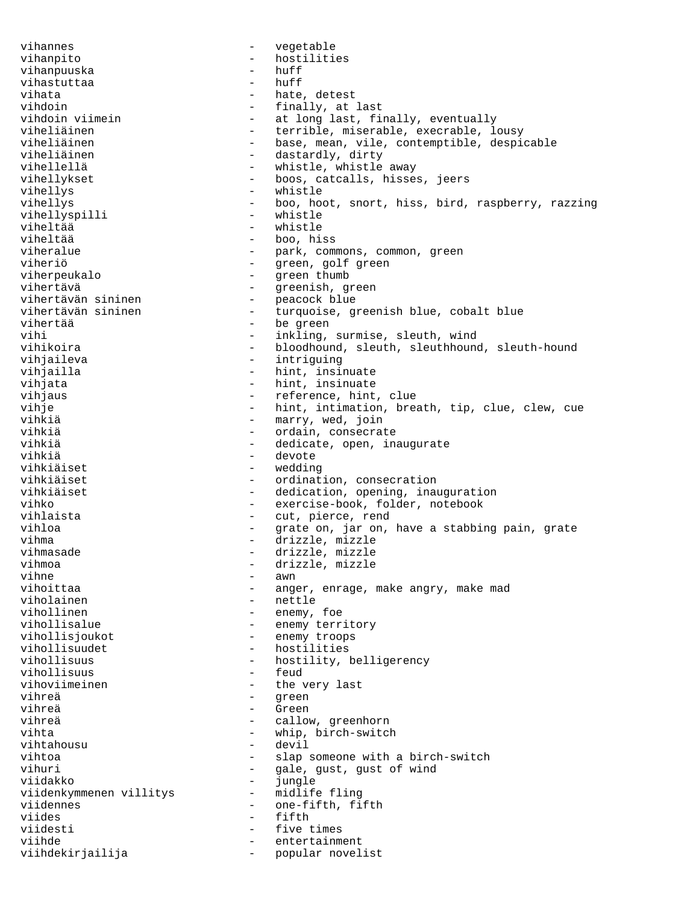vihannes - vegetable
vihanpito - hostilities
vihanpuuska - huff
vihastuttaa - huff
vihata - hate, detest
vihdoin - finally, at last
vihdoin viimein - at long last, finally, eventually
viheliäinen - terrible, miserable, execrable, lousy
viheliäinen - base, mean, vile, contemptible, despicable
viheliäinen - dastardly, dirty
vihellellä - whistle, whistle away
vihellykset - boos, catcalls, hisses, jeers
vihellys - whistle
vihellys - boo, hoot, snort, hiss, bird, raspberry, razzing
vihellyspilli - whistle
viheltää - whistle
viheltää - boo, hiss
viheralue - park, commons, common, green
viheriö - green, golf green
viherpeukalo - green thumb
vihertävä - greenish, green
vihertävän sininen - peacock blue
vihertävän sininen - turquoise, greenish blue, cobalt blue
vihertää - be green
vihi - inkling, surmise, sleuth, wind
vihikoira - bloodhound, sleuth, sleuthhound, sleuth-hound
vihjaileva - intriguing
vihjailla - hint, insinuate
vihjata - hint, insinuate
vihjaus - reference, hint, clue
vihje - hint, intimation, breath, tip, clue, clew, cue
vihkiä - marry, wed, join
vihkiä - ordain, consecrate
vihkiä - dedicate, open, inaugurate
vihkiä - devote
vihkiäiset - wedding
vihkiäiset - ordination, consecration
vihkiäiset - dedication, opening, inauguration
vihko - exercise-book, folder, notebook
vihlaista - cut, pierce, rend
vihloa - grate on, jar on, have a stabbing pain, grate
vihma - drizzle, mizzle
vihmasade - drizzle, mizzle
vihmoa - drizzle, mizzle
vihne - awn
vihoittaa - anger, enrage, make angry, make mad
viholainen - nettle
vihollinen - enemy, foe
vihollisalue - enemy territory
vihollisjoukot - enemy troops
vihollisuudet - hostilities
vihollisuus - hostility, belligerency
vihollisuus - feud
vihoviimeinen - the very last
vihreä - green
vihreä - Green
vihreä - callow, greenhorn
vihta - whip, birch-switch
vihtahousu - devil
vihtoa - slap someone with a birch-switch
vihuri - gale, gust, gust of wind
viidakko - jungle
viidenkymmenen villitys - midlife fling
viidennes - one-fifth, fifth
viides - fifth
viidesti - five times
viihde - entertainment
viihdekirjailija - popular novelist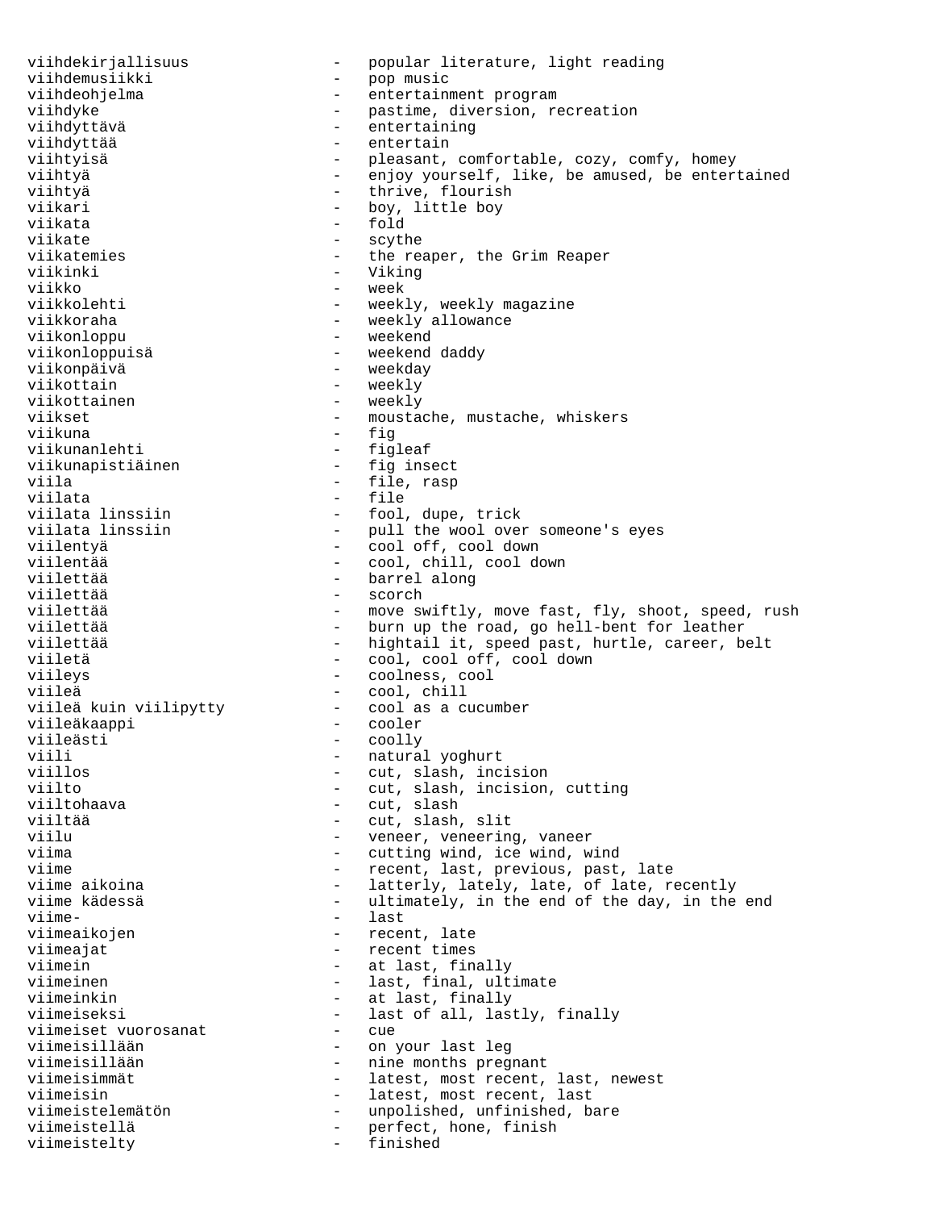viihdekirjallisuus - popular literature, light reading
viihdemusiikki - pop music
viihdeohjelma - entertainment program
viihdyke - pastime, diversion, recreation
viihdyttävä - entertaining
viihdyttää - entertain
viihtyisä - pleasant, comfortable, cozy, comfy, homey
viihtyä - enjoy yourself, like, be amused, be entertained
viihtyä - thrive, flourish
viikari - boy, little boy
viikata - fold
viikate - scythe
viikatemies - the reaper, the Grim Reaper
viikinki - Viking
viikko - week
viikkolehti - weekly, weekly magazine
viikkoraha - weekly allowance
viikonloppu - weekend
viikonloppuisä - weekend daddy
viikonpäivä - weekday
viikottain - weekly
viikottainen - weekly
viikset - moustache, mustache, whiskers
viikuna - fig
viikunanlehti - figleaf
viikunapistiäinen - fig insect
viila - file, rasp
viilata - file
viilata linssiin - fool, dupe, trick
viilata linssiin - pull the wool over someone's eyes
viilentyä - cool off, cool down
viilentää - cool, chill, cool down
viilettää - barrel along
viilettää - scorch
viilettää - move swiftly, move fast, fly, shoot, speed, rush
viilettää - burn up the road, go hell-bent for leather
viilettää - hightail it, speed past, hurtle, career, belt
viiletä - cool, cool off, cool down
viileys - coolness, cool
viileä - cool, chill
viileä kuin viilipytty - cool as a cucumber
viileäkaappi - cooler
viileästi - coolly
viili - natural yoghurt
viillos - cut, slash, incision
viilto - cut, slash, incision, cutting
viiltohaava - cut, slash
viiltää - cut, slash, slit
viilu - veneer, veneering, vaneer
viima - cutting wind, ice wind, wind
viime - recent, last, previous, past, late
viime aikoina - latterly, lately, late, of late, recently
viime kädessä - ultimately, in the end of the day, in the end
viime- - last
viimeaikojen - recent, late
viimeajat - recent times
viimein - at last, finally
viimeinen - last, final, ultimate
viimeinkin - at last, finally
viimeiseksi - last of all, lastly, finally
viimeiset vuorosanat - cue
viimeisillään - on your last leg
viimeisillään - nine months pregnant
viimeisimmät - latest, most recent, last, newest
viimeisin - latest, most recent, last
viimeistelemätön - unpolished, unfinished, bare
viimeistellä - perfect, hone, finish
viimeistelty - finished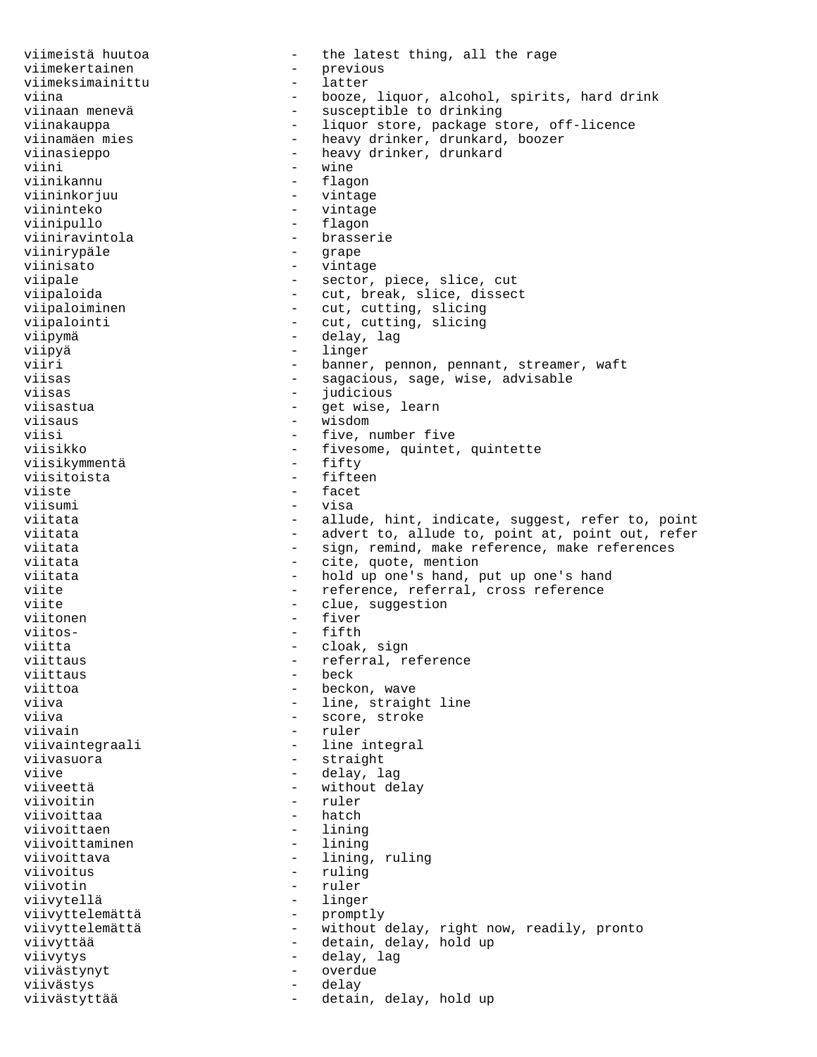viimeistä huutoa - the latest thing, all the rage
viimekertainen - previous
viimeksimainittu - latter
viina - booze, liquor, alcohol, spirits, hard drink
viinaan menevä - susceptible to drinking
viinakauppa - liquor store, package store, off-licence
viinamäen mies - heavy drinker, drunkard, boozer
viinasieppo - heavy drinker, drunkard
viini - wine
viinikannu - flagon
viininkorjuu - vintage
viininteko - vintage
viinipullo - flagon
viiniravintola - brasserie
viinirypäle - grape
viinisato - vintage
viipale - sector, piece, slice, cut
viipaloida - cut, break, slice, dissect
viipaloiminen - cut, cutting, slicing
viipalointi - cut, cutting, slicing
viipymä - delay, lag
viipyä - linger
viiri - banner, pennon, pennant, streamer, waft
viisas - sagacious, sage, wise, advisable
viisas - judicious
viisastua - get wise, learn
viisaus - wisdom
viisi - five, number five
viisikko - fivesome, quintet, quintette
viisikymmentä - fifty
viisitoista - fifteen
viiste - facet
viisumi - visa
viitata - allude, hint, indicate, suggest, refer to, point
viitata - advert to, allude to, point at, point out, refer
viitata - sign, remind, make reference, make references
viitata - cite, quote, mention
viitata - hold up one's hand, put up one's hand
viite - reference, referral, cross reference
viite - clue, suggestion
viitonen - fiver
viitos- - fifth
viitta - cloak, sign
viittaus - referral, reference
viittaus - beck
viittoa - beckon, wave
viiva - line, straight line
viiva - score, stroke
viivain - ruler
viivaintegraali - line integral
viivasuora - straight
viive - delay, lag
viiveettä - without delay
viivoitin - ruler
viivoittaa - hatch
viivoittaen - lining
viivoittaminen - lining
viivoittava - lining, ruling
viivoitus - ruling
viivotin - ruler
viivytellä - linger
viivyttelemättä - promptly
viivyttelemättä - without delay, right now, readily, pronto
viivyttää - detain, delay, hold up
viivytys - delay, lag
viivästynyt - overdue
viivästys - delay
viivästyttää - detain, delay, hold up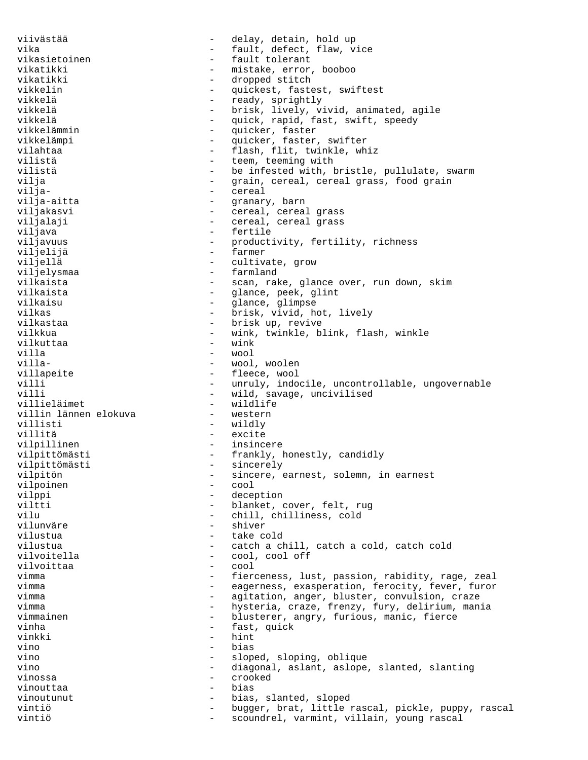viivästää - delay, detain, hold up
vika - fault, defect, flaw, vice
vikasietoinen - fault tolerant
vikatikki - mistake, error, booboo
vikatikki - dropped stitch
vikkelin - quickest, fastest, swiftest
vikkelä - ready, sprightly
vikkelä - brisk, lively, vivid, animated, agile
vikkelä - quick, rapid, fast, swift, speedy
vikkelämmin - quicker, faster
vikkelämpi - quicker, faster, swifter
vilahtaa - flash, flit, twinkle, whiz
vilistä - teem, teeming with
vilistä - be infested with, bristle, pullulate, swarm
vilja - grain, cereal, cereal grass, food grain
vilja- - cereal
vilja-aitta - granary, barn
viljakasvi - cereal, cereal grass
viljalaji - cereal, cereal grass
viljava - fertile
viljavuus - productivity, fertility, richness
viljelijä - farmer
viljellä - cultivate, grow
viljelysmaa - farmland
vilkaista - scan, rake, glance over, run down, skim
vilkaista - glance, peek, glint
vilkaisu - glance, glimpse
vilkas - brisk, vivid, hot, lively
vilkastaa - brisk up, revive
vilkkua - wink, twinkle, blink, flash, winkle
vilkuttaa - wink
villa - wool
villa- - wool, woolen
villapeite - fleece, wool
villi - unruly, indocile, uncontrollable, ungovernable
villi - wild, savage, uncivilised
villieläimet - wildlife
villin lännen elokuva - western
villisti - wildly
villitä - excite
vilpillinen - insincere
vilpittömästi - frankly, honestly, candidly
vilpittömästi - sincerely
vilpitön - sincere, earnest, solemn, in earnest
vilpoinen - cool
vilppi - deception
viltti - blanket, cover, felt, rug
vilu - chill, chilliness, cold
vilunväre - shiver
vilustua - take cold
vilustua - catch a chill, catch a cold, catch cold
vilvoitella - cool, cool off
vilvoittaa - cool
vimma - fierceness, lust, passion, rabidity, rage, zeal
vimma - eagerness, exasperation, ferocity, fever, furor
vimma - agitation, anger, bluster, convulsion, craze
vimma - hysteria, craze, frenzy, fury, delirium, mania
vimmainen - blusterer, angry, furious, manic, fierce
vinha - fast, quick
vinkki - hint
vino - bias
vino - sloped, sloping, oblique
vino - diagonal, aslant, aslope, slanted, slanting
vinossa - crooked
vinouttaa - bias
vinoutunut - bias, slanted, sloped
vintiö - bugger, brat, little rascal, pickle, puppy, rascal
vintiö - scoundrel, varmint, villain, young rascal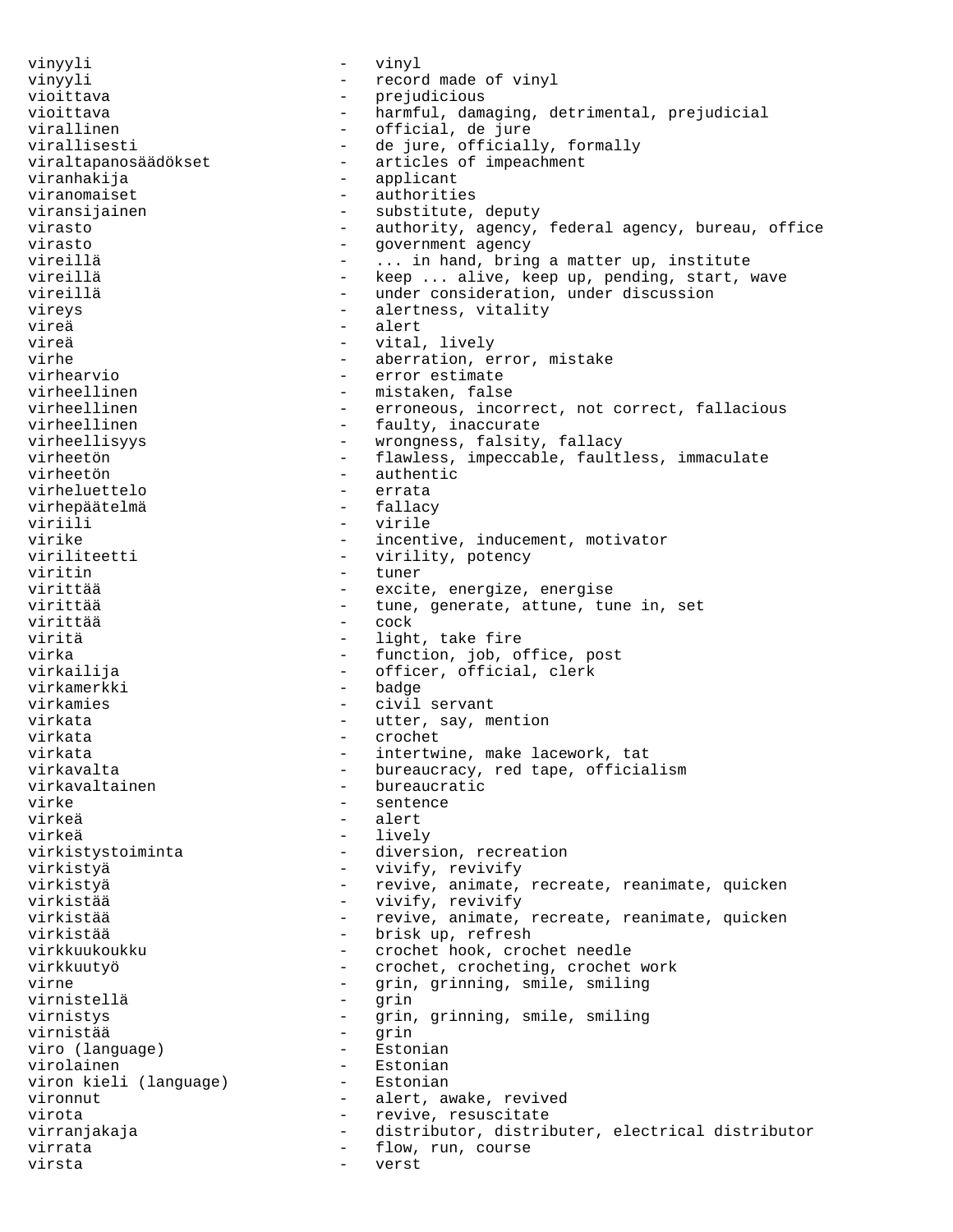```
vinyyli                     -   vinyl
vinyyli                     -   record made of vinyl
vioittava                   -   prejudicious
vioittava                   -   harmful, damaging, detrimental, prejudicial
virallinen                  -   official, de jure
virallisesti                -   de jure, officially, formally
viraltapanosäädökset        -   articles of impeachment
viranhakija                 -   applicant
viranomaiset                -   authorities
viransijainen               -   substitute, deputy
virasto                     -   authority, agency, federal agency, bureau, office
virasto                     -   government agency
vireillä                    -   ... in hand, bring a matter up, institute
vireillä                    -   keep ... alive, keep up, pending, start, wave
vireillä                    -   under consideration, under discussion
vireys                      -   alertness, vitality
vireä                       -   alert
vireä                       -   vital, lively
virhe                       -   aberration, error, mistake
virhearvio                  -   error estimate
virheellinen                -   mistaken, false
virheellinen                -   erroneous, incorrect, not correct, fallacious
virheellinen                -   faulty, inaccurate
virheellisyys               -   wrongness, falsity, fallacy
virheetön                   -   flawless, impeccable, faultless, immaculate
virheetön                   -   authentic
virheluettelo               -   errata
virhepäätelmä               -   fallacy
viriili                     -   virile
virike                      -   incentive, inducement, motivator
viriliteetti                -   virility, potency
viritin                     -   tuner
virittää                    -   excite, energize, energise
virittää                    -   tune, generate, attune, tune in, set
virittää                    -   cock
viritä                      -   light, take fire
virka                       -   function, job, office, post
virkailija                  -   officer, official, clerk
virkamerkki                 -   badge
virkamies                   -   civil servant
virkata                     -   utter, say, mention
virkata                     -   crochet
virkata                     -   intertwine, make lacework, tat
virkavalta                  -   bureaucracy, red tape, officialism
virkavaltainen              -   bureaucratic
virke                       -   sentence
virkeä                      -   alert
virkeä                      -   lively
virkistystoiminta           -   diversion, recreation
virkistyä                   -   vivify, revivify
virkistyä                   -   revive, animate, recreate, reanimate, quicken
virkistää                   -   vivify, revivify
virkistää                   -   revive, animate, recreate, reanimate, quicken
virkistää                   -   brisk up, refresh
virkkuukoukku               -   crochet hook, crochet needle
virkkuutyö                  -   crochet, crocheting, crochet work
virne                       -   grin, grinning, smile, smiling
virnistellä                 -   grin
virnistys                   -   grin, grinning, smile, smiling
virnistää                   -   grin
viro (language)             -   Estonian
virolainen                  -   Estonian
viron kieli (language)      -   Estonian
vironnut                    -   alert, awake, revived
virota                      -   revive, resuscitate
virranjakaja                -   distributor, distributer, electrical distributor
virrata                     -   flow, run, course
virsta                      -   verst
```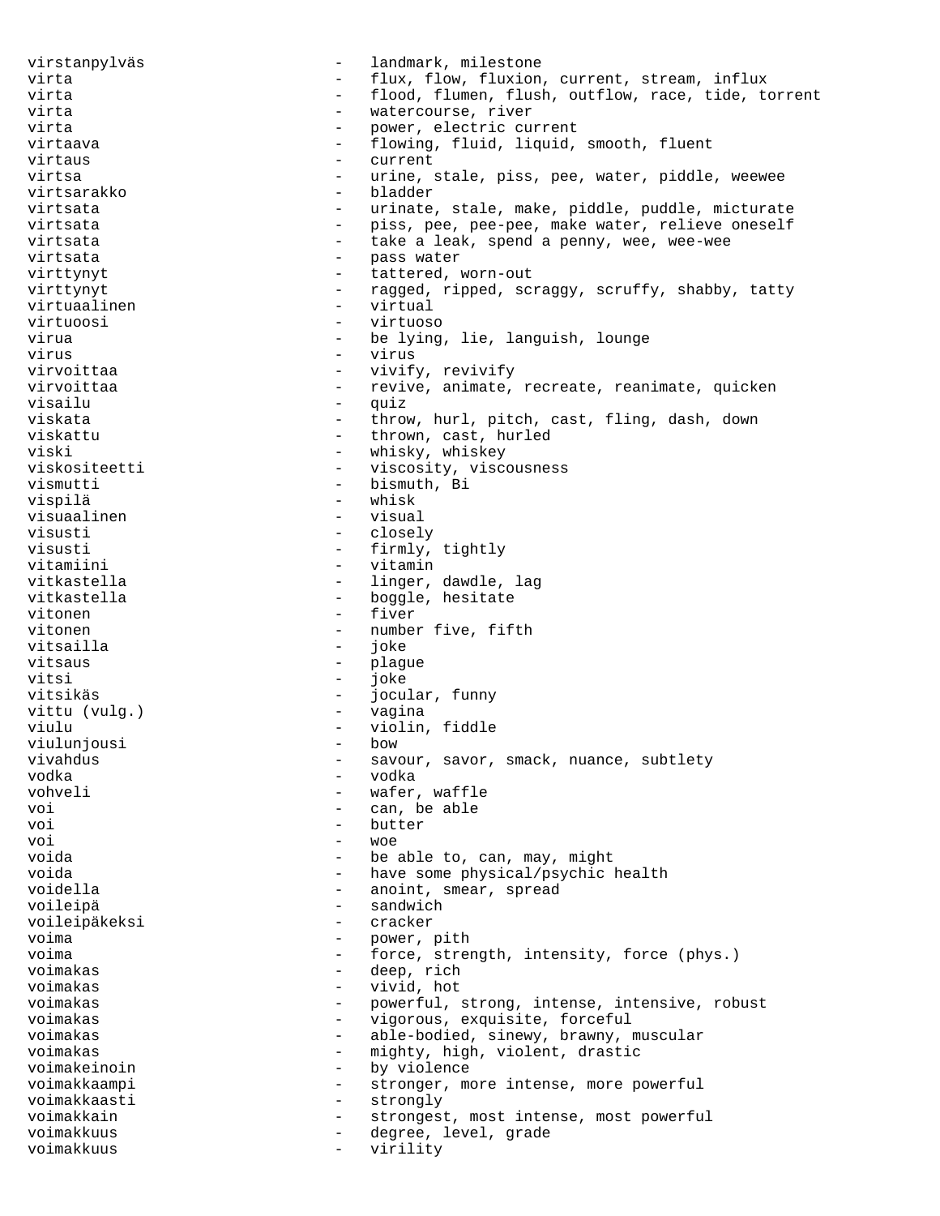virstanpylväs - landmark, milestone
virta - flux, flow, fluxion, current, stream, influx
virta - flood, flumen, flush, outflow, race, tide, torrent
virta - watercourse, river
virta - power, electric current
virtaava - flowing, fluid, liquid, smooth, fluent
virtaus - current
virtsa - urine, stale, piss, pee, water, piddle, weewee
virtsarakko - bladder
virtsata - urinate, stale, make, piddle, puddle, micturate
virtsata - piss, pee, pee-pee, make water, relieve oneself
virtsata - take a leak, spend a penny, wee, wee-wee
virtsata - pass water
virttynyt - tattered, worn-out
virttynyt - ragged, ripped, scraggy, scruffy, shabby, tatty
virtuaalinen - virtual
virtuoosi - virtuoso
virua - be lying, lie, languish, lounge
virus - virus
virvoittaa - vivify, revivify
virvoittaa - revive, animate, recreate, reanimate, quicken
visailu - quiz
viskata - throw, hurl, pitch, cast, fling, dash, down
viskattu - thrown, cast, hurled
viski - whisky, whiskey
viskositeetti - viscosity, viscousness
vismutti - bismuth, Bi
vispilä - whisk
visuaalinen - visual
visusti - closely
visusti - firmly, tightly
vitamiini - vitamin
vitkastella - linger, dawdle, lag
vitkastella - boggle, hesitate
vitonen - fiver
vitonen - number five, fifth
vitsailla - joke
vitsaus - plague
vitsi - joke
vitsikäs - jocular, funny
vittu (vulg.) - vagina
viulu - violin, fiddle
viulunjousi - bow
vivahdus - savour, savor, smack, nuance, subtlety
vodka - vodka
vohveli - wafer, waffle
voi - can, be able
voi - butter
voi - woe
voida - be able to, can, may, might
voida - have some physical/psychic health
voidella - anoint, smear, spread
voileipä - sandwich
voileipäkeksi - cracker
voima - power, pith
voima - force, strength, intensity, force (phys.)
voimakas - deep, rich
voimakas - vivid, hot
voimakas - powerful, strong, intense, intensive, robust
voimakas - vigorous, exquisite, forceful
voimakas - able-bodied, sinewy, brawny, muscular
voimakas - mighty, high, violent, drastic
voimakeinoin - by violence
voimakkaampi - stronger, more intense, more powerful
voimakkaasti - strongly
voimakkain - strongest, most intense, most powerful
voimakkuus - degree, level, grade
voimakkuus - virility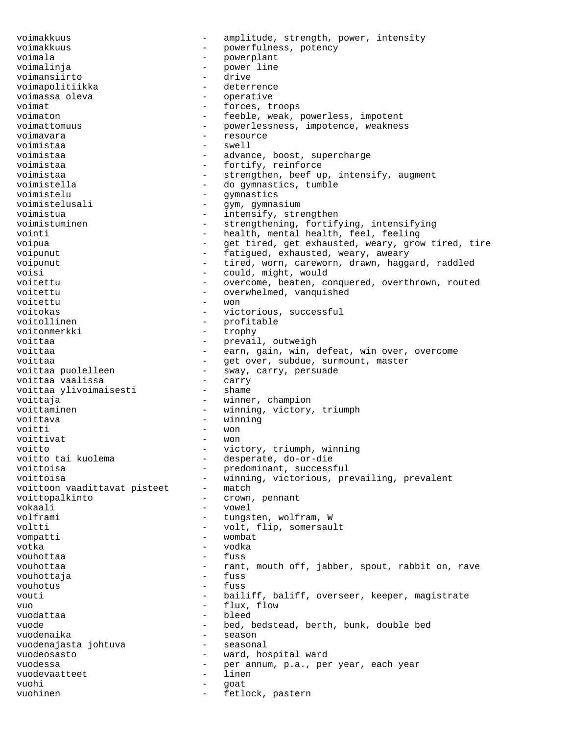voimakkuus - amplitude, strength, power, intensity
voimakkuus - powerfulness, potency
voimala - powerplant
voimalinja - power line
voimansiirto - drive
voimapolitiikka - deterrence
voimassa oleva - operative
voimat - forces, troops
voimaton - feeble, weak, powerless, impotent
voimattomuus - powerlessness, impotence, weakness
voimavara - resource
voimistaa - swell
voimistaa - advance, boost, supercharge
voimistaa - fortify, reinforce
voimistaa - strengthen, beef up, intensify, augment
voimistella - do gymnastics, tumble
voimistelu - gymnastics
voimistelusali - gym, gymnasium
voimistua - intensify, strengthen
voimistuminen - strengthening, fortifying, intensifying
vointi - health, mental health, feel, feeling
voipua - get tired, get exhausted, weary, grow tired, tire
voipunut - fatigued, exhausted, weary, aweary
voipunut - tired, worn, careworn, drawn, haggard, raddled
voisi - could, might, would
voitettu - overcome, beaten, conquered, overthrown, routed
voitettu - overwhelmed, vanquished
voitettu - won
voitokas - victorious, successful
voitollinen - profitable
voitonmerkki - trophy
voittaa - prevail, outweigh
voittaa - earn, gain, win, defeat, win over, overcome
voittaa - get over, subdue, surmount, master
voittaa puolelleen - sway, carry, persuade
voittaa vaalissa - carry
voittaa ylivoimaisesti - shame
voittaja - winner, champion
voittaminen - winning, victory, triumph
voittava - winning
voitti - won
voittivat - won
voitto - victory, triumph, winning
voitto tai kuolema - desperate, do-or-die
voittoisa - predominant, successful
voittoisa - winning, victorious, prevailing, prevalent
voittoon vaadittavat pisteet - match
voittopalkinto - crown, pennant
vokaali - vowel
volframi - tungsten, wolfram, W
voltti - volt, flip, somersault
vompatti - wombat
votka - vodka
vouhottaa - fuss
vouhottaa - rant, mouth off, jabber, spout, rabbit on, rave
vouhottaja - fuss
vouhotus - fuss
vouti - bailiff, baliff, overseer, keeper, magistrate
vuo - flux, flow
vuodattaa - bleed
vuode - bed, bedstead, berth, bunk, double bed
vuodenaika - season
vuodenajasta johtuva - seasonal
vuodeosasto - ward, hospital ward
vuodessa - per annum, p.a., per year, each year
vuodevaatteet - linen
vuohi - goat
vuohinen - fetlock, pastern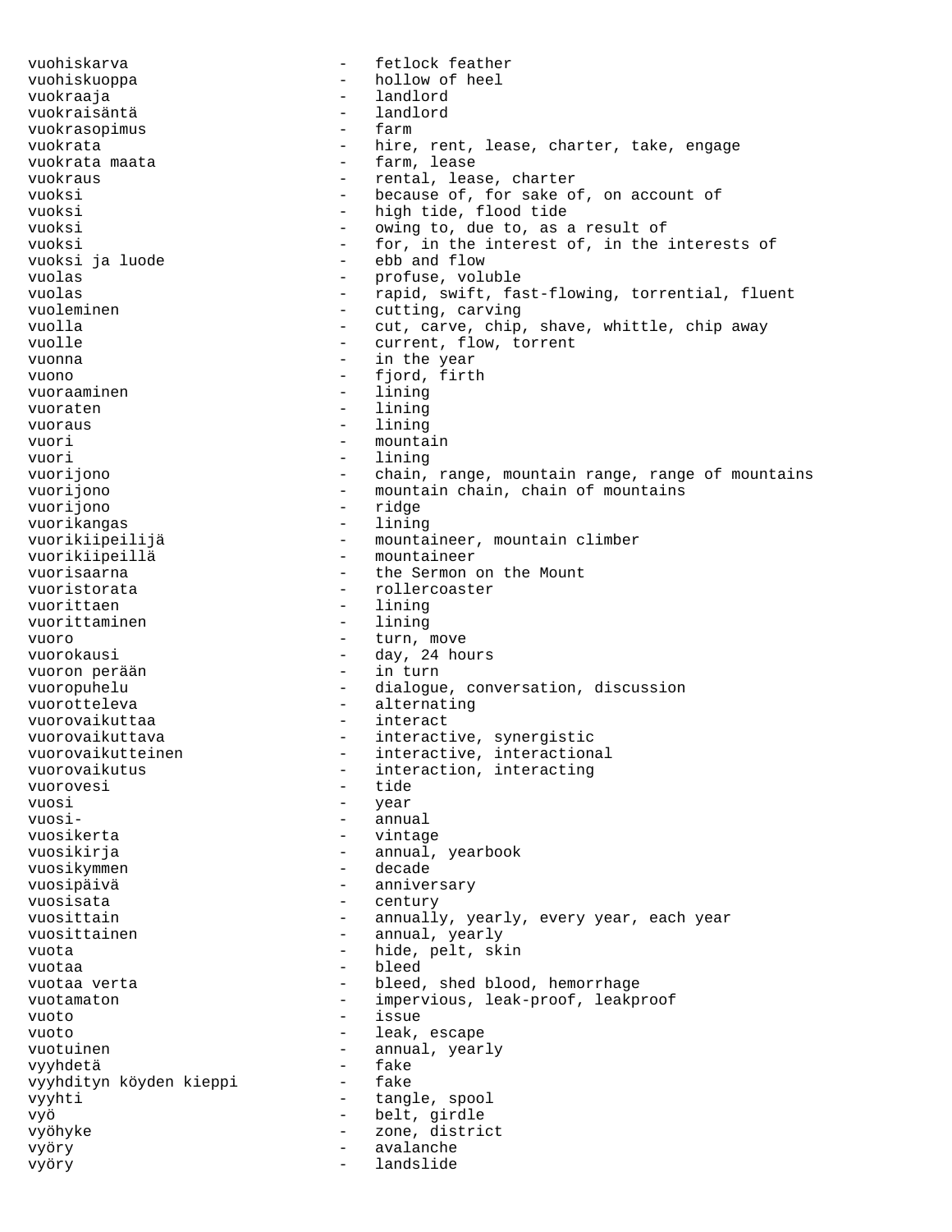vuohiskarva - fetlock feather
vuohiskuoppa - hollow of heel
vuokraaja - landlord
vuokraisäntä - landlord
vuokrasopimus - farm
vuokrata - hire, rent, lease, charter, take, engage
vuokrata maata - farm, lease
vuokraus - rental, lease, charter
vuoksi - because of, for sake of, on account of
vuoksi - high tide, flood tide
vuoksi - owing to, due to, as a result of
vuoksi - for, in the interest of, in the interests of
vuoksi ja luode - ebb and flow
vuolas - profuse, voluble
vuolas - rapid, swift, fast-flowing, torrential, fluent
vuoleminen - cutting, carving
vuolla - cut, carve, chip, shave, whittle, chip away
vuolle - current, flow, torrent
vuonna - in the year
vuono - fjord, firth
vuoraaminen - lining
vuoraten - lining
vuoraus - lining
vuori - mountain
vuori - lining
vuorijono - chain, range, mountain range, range of mountains
vuorijono - mountain chain, chain of mountains
vuorijono - ridge
vuorikangas - lining
vuorikiipeilijä - mountaineer, mountain climber
vuorikiipeillä - mountaineer
vuorisaarna - the Sermon on the Mount
vuoristorata - rollercoaster
vuorittaen - lining
vuorittaminen - lining
vuoro - turn, move
vuorokausi - day, 24 hours
vuoron perään - in turn
vuoropuhelu - dialogue, conversation, discussion
vuorotteleva - alternating
vuorovaikuttaa - interact
vuorovaikuttava - interactive, synergistic
vuorovaikutteinen - interactive, interactional
vuorovaikutus - interaction, interacting
vuorovesi - tide
vuosi - year
vuosi- - annual
vuosikerta - vintage
vuosikirja - annual, yearbook
vuosikymmen - decade
vuosipäivä - anniversary
vuosisata - century
vuosittain - annually, yearly, every year, each year
vuosittainen - annual, yearly
vuota - hide, pelt, skin
vuotaa - bleed
vuotaa verta - bleed, shed blood, hemorrhage
vuotamaton - impervious, leak-proof, leakproof
vuoto - issue
vuoto - leak, escape
vuotuinen - annual, yearly
vyyhdetä - fake
vyyhdityn köyden kieppi - fake
vyyhti - tangle, spool
vyö - belt, girdle
vyöhyke - zone, district
vyöry - avalanche
vyöry - landslide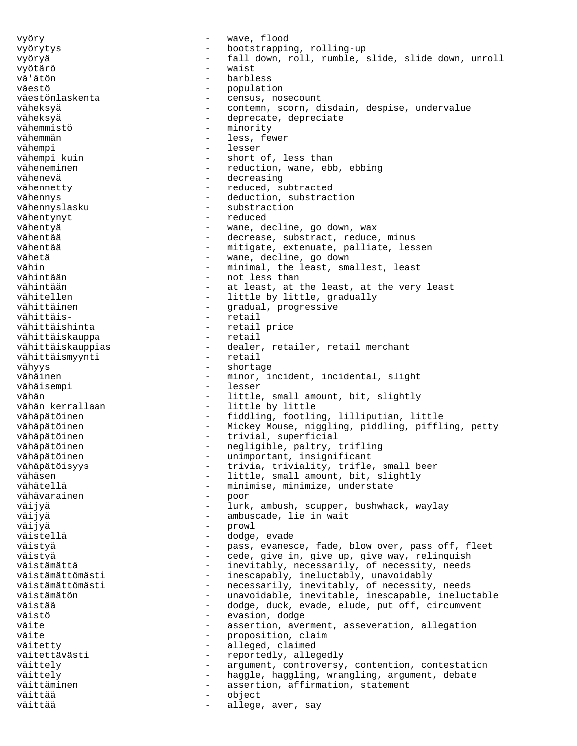vyöry - wave, flood
vyörytys - bootstrapping, rolling-up
vyöryä - fall down, roll, rumble, slide, slide down, unroll
vyötärö - waist
vä'ätön - barbless
väestö - population
väestönlaskenta - census, nosecount
väheksyä - contemn, scorn, disdain, despise, undervalue
väheksyä - deprecate, depreciate
vähemmistö - minority
vähemmän - less, fewer
vähempi - lesser
vähempi kuin - short of, less than
väheneminen - reduction, wane, ebb, ebbing
vähenevä - decreasing
vähennetty - reduced, subtracted
vähennys - deduction, substraction
vähennyslasku - substraction
vähentynyt - reduced
vähentyä - wane, decline, go down, wax
vähentää - decrease, substract, reduce, minus
vähentää - mitigate, extenuate, palliate, lessen
vähetä - wane, decline, go down
vähin - minimal, the least, smallest, least
vähintään - not less than
vähintään - at least, at the least, at the very least
vähitellen - little by little, gradually
vähittäinen - gradual, progressive
vähittäis- - retail
vähittäishinta - retail price
vähittäiskauppa - retail
vähittäiskauppias - dealer, retailer, retail merchant
vähittäismyynti - retail
vähyys - shortage
vähäinen - minor, incident, incidental, slight
vähäisempi - lesser
vähän - little, small amount, bit, slightly
vähän kerrallaan - little by little
vähäpätöinen - fiddling, footling, lilliputian, little
vähäpätöinen - Mickey Mouse, niggling, piddling, piffling, petty
vähäpätöinen - trivial, superficial
vähäpätöinen - negligible, paltry, trifling
vähäpätöinen - unimportant, insignificant
vähäpätöisyys - trivia, triviality, trifle, small beer
vähäsen - little, small amount, bit, slightly
vähätellä - minimise, minimize, understate
vähävarainen - poor
väijyä - lurk, ambush, scupper, bushwhack, waylay
väijyä - ambuscade, lie in wait
väijyä - prowl
väistellä - dodge, evade
väistyä - pass, evanesce, fade, blow over, pass off, fleet
väistyä - cede, give in, give up, give way, relinquish
väistämättä - inevitably, necessarily, of necessity, needs
väistämättömästi - inescapably, ineluctably, unavoidably
väistämättömästi - necessarily, inevitably, of necessity, needs
väistämätön - unavoidable, inevitable, inescapable, ineluctable
väistää - dodge, duck, evade, elude, put off, circumvent
väistö - evasion, dodge
väite - assertion, averment, asseveration, allegation
väite - proposition, claim
väitetty - alleged, claimed
väitettävästi - reportedly, allegedly
väittely - argument, controversy, contention, contestation
väittely - haggle, haggling, wrangling, argument, debate
väittäminen - assertion, affirmation, statement
väittää - object
väittää - allege, aver, say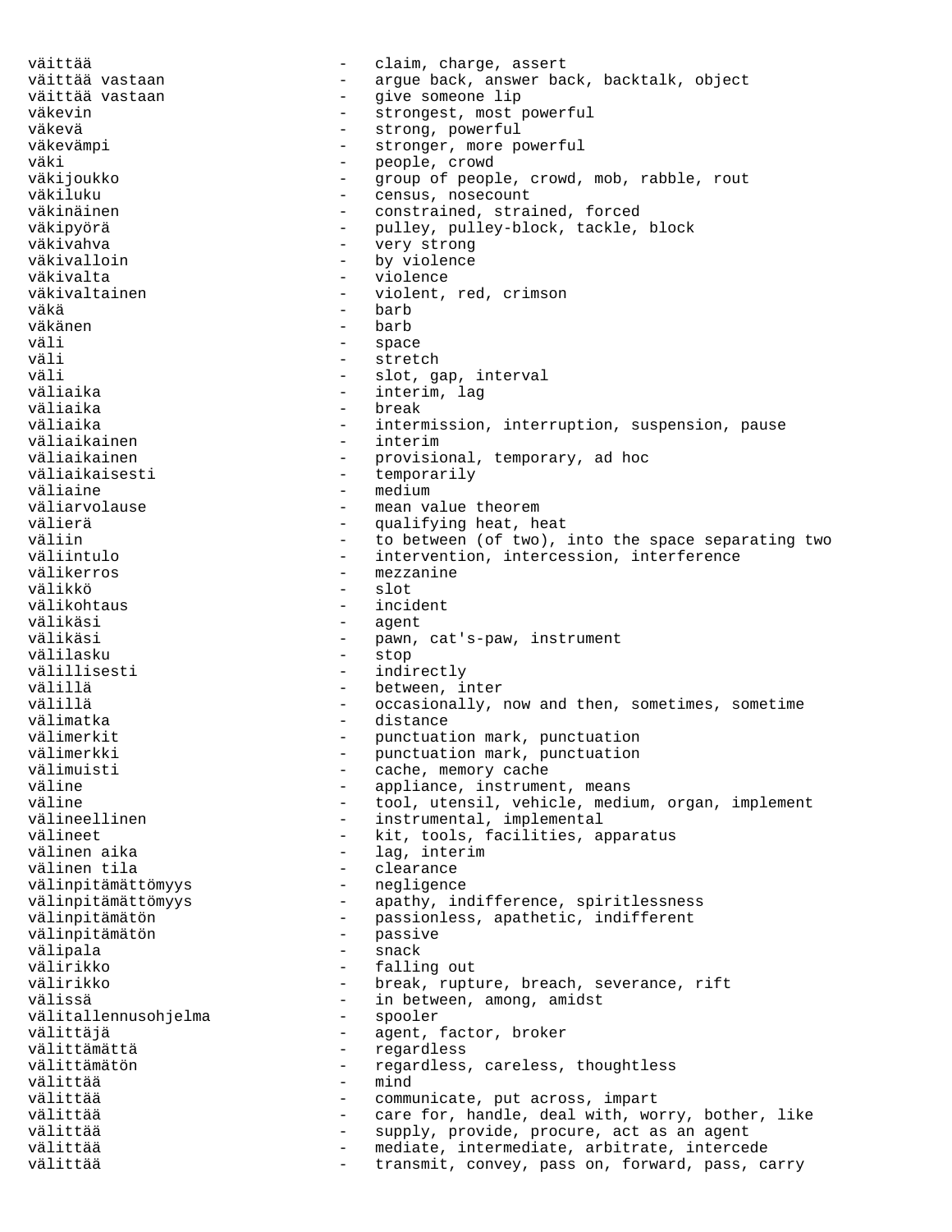väittää - claim, charge, assert
väittää vastaan - argue back, answer back, backtalk, object
väittää vastaan - give someone lip
väkevin - strongest, most powerful
väkevä - strong, powerful
väkevämpi - stronger, more powerful
väki - people, crowd
väkijoukko - group of people, crowd, mob, rabble, rout
väkiluku - census, nosecount
väkinäinen - constrained, strained, forced
väkipyörä - pulley, pulley-block, tackle, block
väkivahva - very strong
väkivalloin - by violence
väkivalta - violence
väkivaltainen - violent, red, crimson
väkä - barb
väkänen - barb
väli - space
väli - stretch
väli - slot, gap, interval
väliaika - interim, lag
väliaika - break
väliaika - intermission, interruption, suspension, pause
väliaikainen - interim
väliaikainen - provisional, temporary, ad hoc
väliaikaisesti - temporarily
väliaine - medium
väliarvolause - mean value theorem
välierä - qualifying heat, heat
väliin - to between (of two), into the space separating two
väliintulo - intervention, intercession, interference
välikerros - mezzanine
välikkö - slot
välikohtaus - incident
välikäsi - agent
välikäsi - pawn, cat's-paw, instrument
välilasku - stop
välillisesti - indirectly
välillä - between, inter
välillä - occasionally, now and then, sometimes, sometime
välimatka - distance
välimerkit - punctuation mark, punctuation
välimerkki - punctuation mark, punctuation
välimuisti - cache, memory cache
väline - appliance, instrument, means
väline - tool, utensil, vehicle, medium, organ, implement
välineellinen - instrumental, implemental
välineet - kit, tools, facilities, apparatus
välinen aika - lag, interim
välinen tila - clearance
välinpitämättömyys - negligence
välinpitämättömyys - apathy, indifference, spiritlessness
välinpitämätön - passionless, apathetic, indifferent
välinpitämätön - passive
välipala - snack
välirikko - falling out
välirikko - break, rupture, breach, severance, rift
välissä - in between, among, amidst
välitallennusohjelma - spooler
välittäjä - agent, factor, broker
välittämättä - regardless
välittämätön - regardless, careless, thoughtless
välittää - mind
välittää - communicate, put across, impart
välittää - care for, handle, deal with, worry, bother, like
välittää - supply, provide, procure, act as an agent
välittää - mediate, intermediate, arbitrate, intercede
välittää - transmit, convey, pass on, forward, pass, carry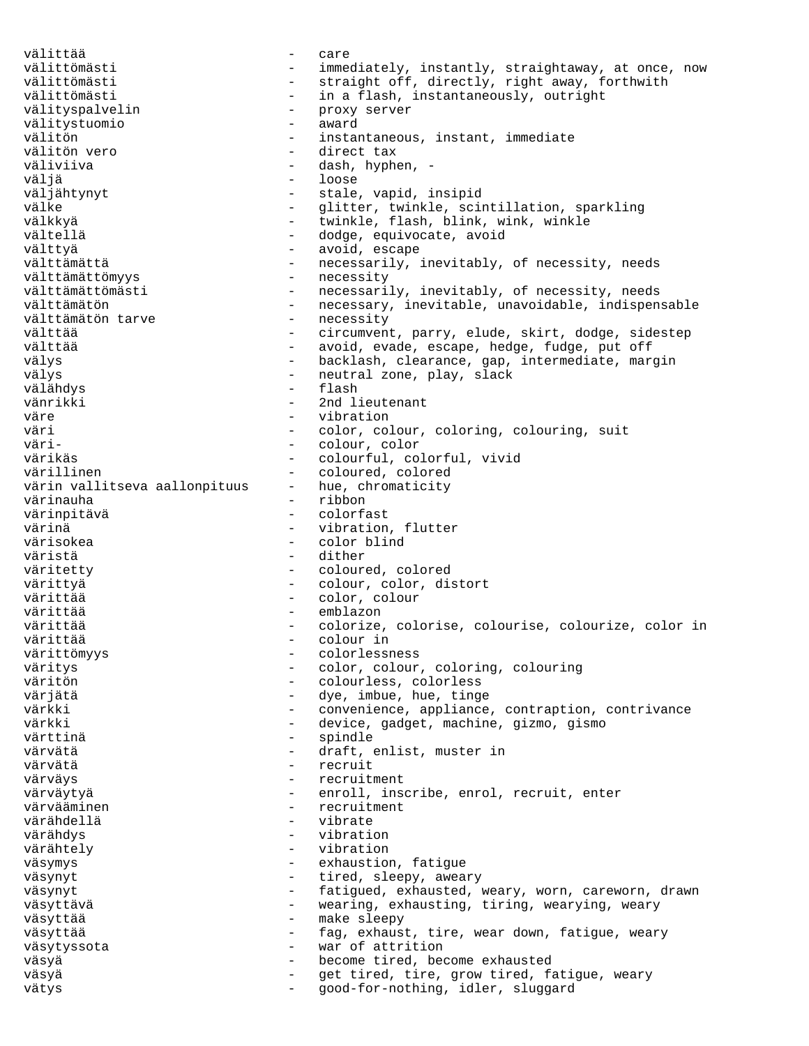välittää - care
välittömästi - immediately, instantly, straightaway, at once, now
välittömästi - straight off, directly, right away, forthwith
välittömästi - in a flash, instantaneously, outright
välityspalvelin - proxy server
välitystuomio - award
välitön - instantaneous, instant, immediate
välitön vero - direct tax
väliviiva - dash, hyphen, -
väljä - loose
väljähtynyt - stale, vapid, insipid
välke - glitter, twinkle, scintillation, sparkling
välkkyä - twinkle, flash, blink, wink, winkle
vältellä - dodge, equivocate, avoid
välttyä - avoid, escape
välttämättä - necessarily, inevitably, of necessity, needs
välttämättömyys - necessity
välttämättömästi - necessarily, inevitably, of necessity, needs
välttämätön - necessary, inevitable, unavoidable, indispensable
välttämätön tarve - necessity
välttää - circumvent, parry, elude, skirt, dodge, sidestep
välttää - avoid, evade, escape, hedge, fudge, put off
välys - backlash, clearance, gap, intermediate, margin
välys - neutral zone, play, slack
välähdys - flash
vänrikki - 2nd lieutenant
väre - vibration
väri - color, colour, coloring, colouring, suit
väri- - colour, color
värikäs - colourful, colorful, vivid
värillinen - coloured, colored
värin vallitseva aallonpituus - hue, chromaticity
värinauha - ribbon
värinpitävä - colorfast
värinä - vibration, flutter
värisokea - color blind
väristä - dither
väritetty - coloured, colored
värittyä - colour, color, distort
värittää - color, colour
värittää - emblazon
värittää - colorize, colorise, colourise, colourize, color in
värittää - colour in
värittömyys - colorlessness
väritys - color, colour, coloring, colouring
väritön - colourless, colorless
värjätä - dye, imbue, hue, tinge
värkki - convenience, appliance, contraption, contrivance
värkki - device, gadget, machine, gizmo, gismo
värttinä - spindle
värvätä - draft, enlist, muster in
värvätä - recruit
värväys - recruitment
värväytyä - enroll, inscribe, enrol, recruit, enter
värvääminen - recruitment
värähdellä - vibrate
värähdys - vibration
värähtely - vibration
väsymys - exhaustion, fatigue
väsynyt - tired, sleepy, aweary
väsynyt - fatigued, exhausted, weary, worn, careworn, drawn
väsyttävä - wearing, exhausting, tiring, wearying, weary
väsyttää - make sleepy
väsyttää - fag, exhaust, tire, wear down, fatigue, weary
väsytyssota - war of attrition
väsyä - become tired, become exhausted
väsyä - get tired, tire, grow tired, fatigue, weary
vätys - good-for-nothing, idler, sluggard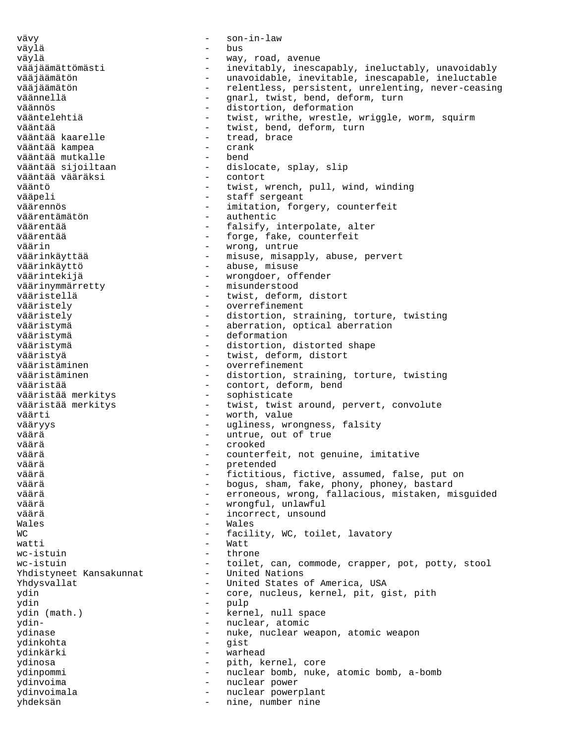vävy - son-in-law
väylä - bus
väylä - way, road, avenue
vääjäämättömästi - inevitably, inescapably, ineluctably, unavoidably
vääjäämätön - unavoidable, inevitable, inescapable, ineluctable
vääjäämätön - relentless, persistent, unrelenting, never-ceasing
väännellä - gnarl, twist, bend, deform, turn
väännös - distortion, deformation
vääntelehtiä - twist, writhe, wrestle, wriggle, worm, squirm
vääntää - twist, bend, deform, turn
vääntää kaarelle - tread, brace
vääntää kampea - crank
vääntää mutkalle - bend
vääntää sijoiltaan - dislocate, splay, slip
vääntää vääräksi - contort
vääntö - twist, wrench, pull, wind, winding
vääpeli - staff sergeant
väärennös - imitation, forgery, counterfeit
väärentämätön - authentic
väärentää - falsify, interpolate, alter
väärentää - forge, fake, counterfeit
väärin - wrong, untrue
väärinkäyttää - misuse, misapply, abuse, pervert
väärinkäyttö - abuse, misuse
väärintekijä - wrongdoer, offender
väärinymmärretty - misunderstood
vääristellä - twist, deform, distort
vääristely - overrefinement
vääristely - distortion, straining, torture, twisting
vääristymä - aberration, optical aberration
vääristymä - deformation
vääristymä - distortion, distorted shape
vääristyä - twist, deform, distort
vääristäminen - overrefinement
vääristäminen - distortion, straining, torture, twisting
vääristää - contort, deform, bend
vääristää merkitys - sophisticate
vääristää merkitys - twist, twist around, pervert, convolute
väärti - worth, value
vääryys - ugliness, wrongness, falsity
väärä - untrue, out of true
väärä - crooked
väärä - counterfeit, not genuine, imitative
väärä - pretended
väärä - fictitious, fictive, assumed, false, put on
väärä - bogus, sham, fake, phony, phoney, bastard
väärä - erroneous, wrong, fallacious, mistaken, misguided
väärä - wrongful, unlawful
väärä - incorrect, unsound
Wales - Wales
WC - facility, WC, toilet, lavatory
watti - Watt
wc-istuin - throne
wc-istuin - toilet, can, commode, crapper, pot, potty, stool
Yhdistyneet Kansakunnat - United Nations
Yhdysvallat - United States of America, USA
ydin - core, nucleus, kernel, pit, gist, pith
ydin - pulp
ydin (math.) - kernel, null space
ydin- - nuclear, atomic
ydinase - nuke, nuclear weapon, atomic weapon
ydinkohta - gist
ydinkärki - warhead
ydinosa - pith, kernel, core
ydinpommi - nuclear bomb, nuke, atomic bomb, a-bomb
ydinvoima - nuclear power
ydinvoimala - nuclear powerplant
yhdeksän - nine, number nine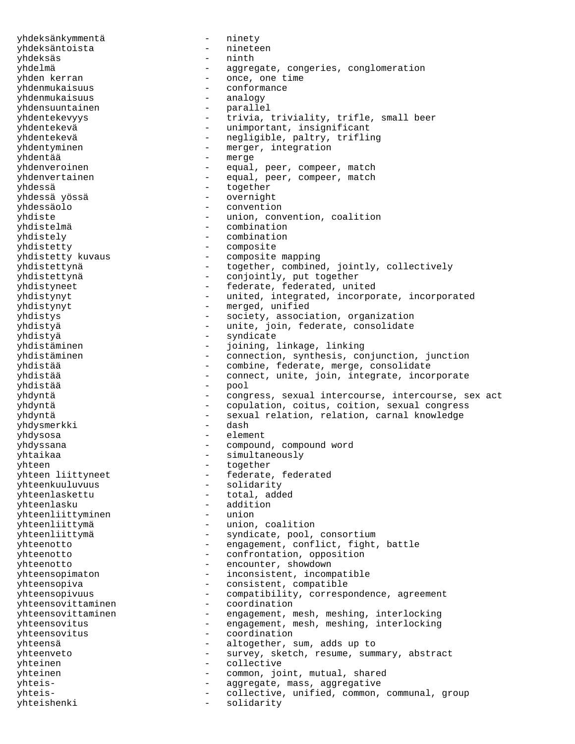yhdeksänkymmentä - ninety
yhdeksäntoista - nineteen
yhdeksäs - ninth
yhdelmä - aggregate, congeries, conglomeration
yhden kerran - once, one time
yhdenmukaisuus - conformance
yhdenmukaisuus - analogy
yhdensuuntainen - parallel
yhdentekevyys - trivia, triviality, trifle, small beer
yhdentekevä - unimportant, insignificant
yhdentekevä - negligible, paltry, trifling
yhdentyminen - merger, integration
yhdentää - merge
yhdenveroinen - equal, peer, compeer, match
yhdenvertainen - equal, peer, compeer, match
yhdessä - together
yhdessä yössä - overnight
yhdessäolo - convention
yhdiste - union, convention, coalition
yhdistelmä - combination
yhdistely - combination
yhdistetty - composite
yhdistetty kuvaus - composite mapping
yhdistettynä - together, combined, jointly, collectively
yhdistettynä - conjointly, put together
yhdistyneet - federate, federated, united
yhdistynyt - united, integrated, incorporate, incorporated
yhdistynyt - merged, unified
yhdistys - society, association, organization
yhdistyä - unite, join, federate, consolidate
yhdistyä - syndicate
yhdistäminen - joining, linkage, linking
yhdistäminen - connection, synthesis, conjunction, junction
yhdistää - combine, federate, merge, consolidate
yhdistää - connect, unite, join, integrate, incorporate
yhdistää - pool
yhdyntä - congress, sexual intercourse, intercourse, sex act
yhdyntä - copulation, coitus, coition, sexual congress
yhdyntä - sexual relation, relation, carnal knowledge
yhdysmerkki - dash
yhdysosa - element
yhdyssana - compound, compound word
yhtaikaa - simultaneously
yhteen - together
yhteen liittyneet - federate, federated
yhteenkuuluvuus - solidarity
yhteenlaskettu - total, added
yhteenlasku - addition
yhteenliittyminen - union
yhteenliittymä - union, coalition
yhteenliittymä - syndicate, pool, consortium
yhteenotto - engagement, conflict, fight, battle
yhteenotto - confrontation, opposition
yhteenotto - encounter, showdown
yhteensopimaton - inconsistent, incompatible
yhteensopiva - consistent, compatible
yhteensopivuus - compatibility, correspondence, agreement
yhteensovittaminen - coordination
yhteensovittaminen - engagement, mesh, meshing, interlocking
yhteensovitus - engagement, mesh, meshing, interlocking
yhteensovitus - coordination
yhteensä - altogether, sum, adds up to
yhteenveto - survey, sketch, resume, summary, abstract
yhteinen - collective
yhteinen - common, joint, mutual, shared
yhteis- - aggregate, mass, aggregative
yhteis- - collective, unified, common, communal, group
yhteishenki - solidarity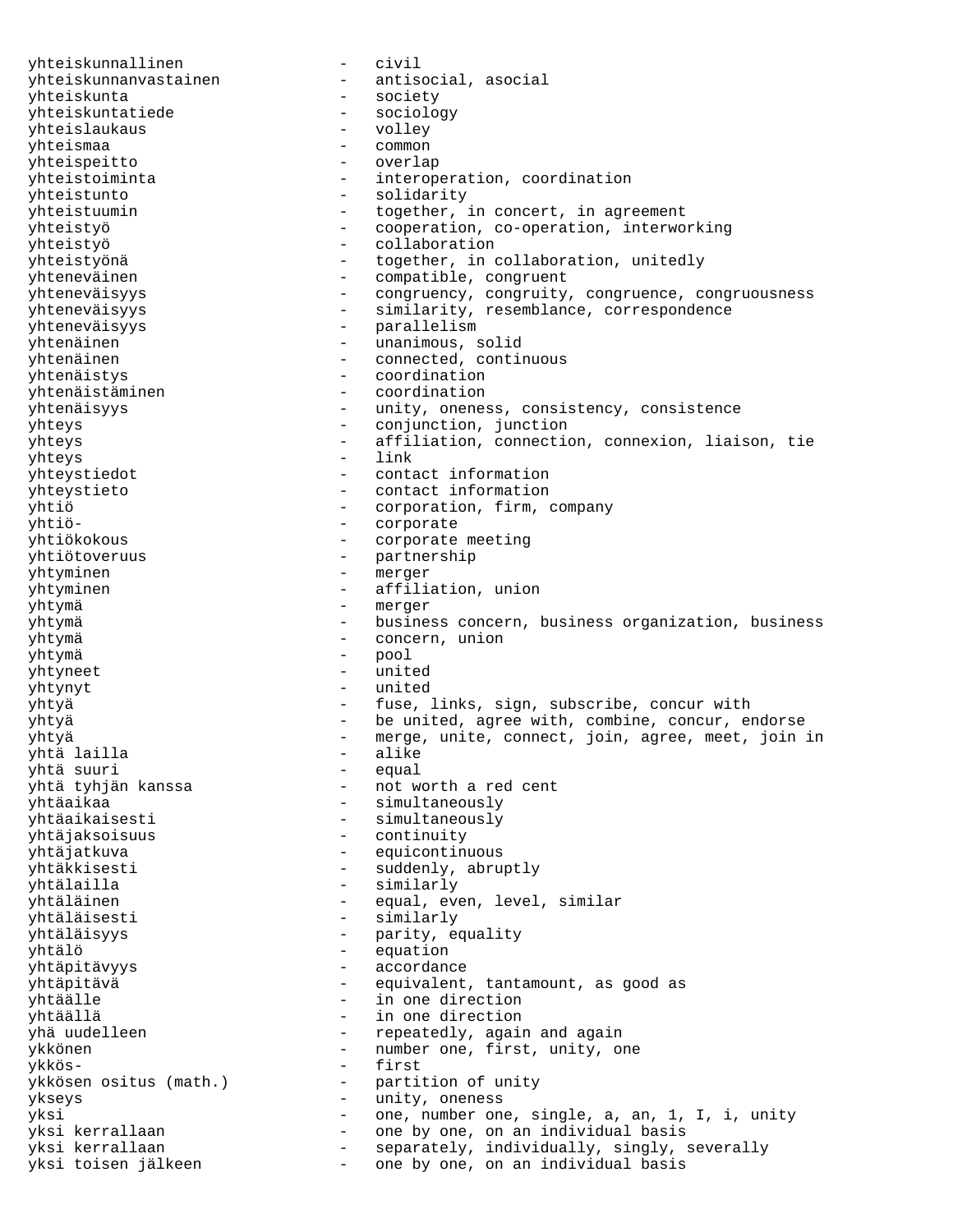yhteiskunnallinen - civil
yhteiskunnanvastainen - antisocial, asocial
yhteiskunta - society
yhteiskuntatiede - sociology
yhteislaukaus - volley
yhteismaa - common
yhteispeitto - overlap
yhteistoiminta - interoperation, coordination
yhteistunto - solidarity
yhteistuumin - together, in concert, in agreement
yhteistyö - cooperation, co-operation, interworking
yhteistyö - collaboration
yhteistyönä - together, in collaboration, unitedly
yhteneväinen - compatible, congruent
yhteneväisyys - congruency, congruity, congruence, congruousness
yhteneväisyys - similarity, resemblance, correspondence
yhteneväisyys - parallelism
yhtenäinen - unanimous, solid
yhtenäinen - connected, continuous
yhtenäistys - coordination
yhtenäistäminen - coordination
yhtenäisyys - unity, oneness, consistency, consistence
yhteys - conjunction, junction
yhteys - affiliation, connection, connexion, liaison, tie
yhteys - link
yhteystiedot - contact information
yhteystieto - contact information
yhtiö - corporation, firm, company
yhtiö- - corporate
yhtiökokous - corporate meeting
yhtiötoveruus - partnership
yhtyminen - merger
yhtyminen - affiliation, union
yhtymä - merger
yhtymä - business concern, business organization, business
yhtymä - concern, union
yhtymä - pool
yhtyneet - united
yhtynyt - united
yhtyä - fuse, links, sign, subscribe, concur with
yhtyä - be united, agree with, combine, concur, endorse
yhtyä - merge, unite, connect, join, agree, meet, join in
yhtä lailla - alike
yhtä suuri - equal
yhtä tyhjän kanssa - not worth a red cent
yhtäaikaa - simultaneously
yhtäaikaisesti - simultaneously
yhtäjaksoisuus - continuity
yhtäjatkuva - equicontinuous
yhtäkkisesti - suddenly, abruptly
yhtälailla - similarly
yhtäläinen - equal, even, level, similar
yhtäläisesti - similarly
yhtäläisyys - parity, equality
yhtälö - equation
yhtäpitävyys - accordance
yhtäpitävä - equivalent, tantamount, as good as
yhtäälle - in one direction
yhtäällä - in one direction
yhä uudelleen - repeatedly, again and again
ykkönen - number one, first, unity, one
ykkös- - first
ykkösen ositus (math.) - partition of unity
ykseys - unity, oneness
yksi - one, number one, single, a, an, 1, I, i, unity
yksi kerrallaan - one by one, on an individual basis
yksi kerrallaan - separately, individually, singly, severally
yksi toisen jälkeen - one by one, on an individual basis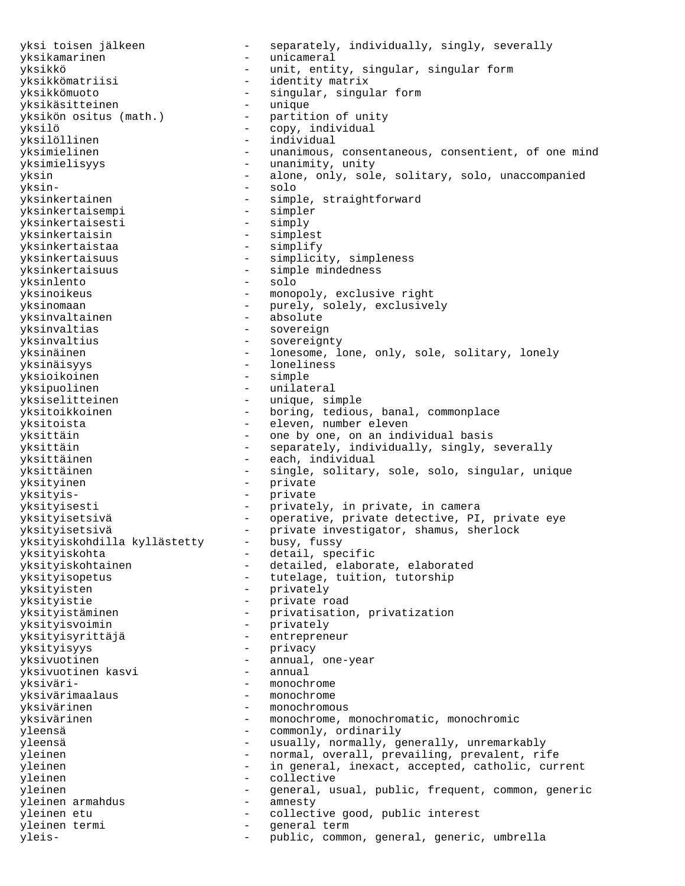yksi toisen jälkeen - separately, individually, singly, severally
yksikamarinen - unicameral
yksikkö - unit, entity, singular, singular form
yksikkömatriisi - identity matrix
yksikkömuoto - singular, singular form
yksikäsitteinen - unique
yksikön ositus (math.) - partition of unity
yksilö - copy, individual
yksilöllinen - individual
yksimielinen - unanimous, consentaneous, consentient, of one mind
yksimielisyys - unanimity, unity
yksin - alone, only, sole, solitary, solo, unaccompanied
yksin- - solo
yksinkertainen - simple, straightforward
yksinkertaisempi - simpler
yksinkertaisesti - simply
yksinkertaisin - simplest
yksinkertaistaa - simplify
yksinkertaisuus - simplicity, simpleness
yksinkertaisuus - simple mindedness
yksinlento - solo
yksinoikeus - monopoly, exclusive right
yksinomaan - purely, solely, exclusively
yksinvaltainen - absolute
yksinvaltias - sovereign
yksinvaltius - sovereignty
yksinäinen - lonesome, lone, only, sole, solitary, lonely
yksinäisyys - loneliness
yksioikoinen - simple
yksipuolinen - unilateral
yksiselitteinen - unique, simple
yksitoikkoinen - boring, tedious, banal, commonplace
yksitoista - eleven, number eleven
yksittäin - one by one, on an individual basis
yksittäin - separately, individually, singly, severally
yksittäinen - each, individual
yksittäinen - single, solitary, sole, solo, singular, unique
yksityinen - private
yksityis- - private
yksityisesti - privately, in private, in camera
yksityisetsivä - operative, private detective, PI, private eye
yksityisetsivä - private investigator, shamus, sherlock
yksityiskohdilla kyllästetty - busy, fussy
yksityiskohta - detail, specific
yksityiskohtainen - detailed, elaborate, elaborated
yksityisopetus - tutelage, tuition, tutorship
yksityisten - privately
yksityistie - private road
yksityistäminen - privatisation, privatization
yksityisvoimin - privately
yksityisyrittäjä - entrepreneur
yksityisyys - privacy
yksivuotinen - annual, one-year
yksivuotinen kasvi - annual
yksiväri- - monochrome
yksivärimaalaus - monochrome
yksivärinen - monochromous
yksivärinen - monochrome, monochromatic, monochromic
yleensä - commonly, ordinarily
yleensä - usually, normally, generally, unremarkably
yleinen - normal, overall, prevailing, prevalent, rife
yleinen - in general, inexact, accepted, catholic, current
yleinen - collective
yleinen - general, usual, public, frequent, common, generic
yleinen armahdus - amnesty
yleinen etu - collective good, public interest
yleinen termi - general term
yleis- - public, common, general, generic, umbrella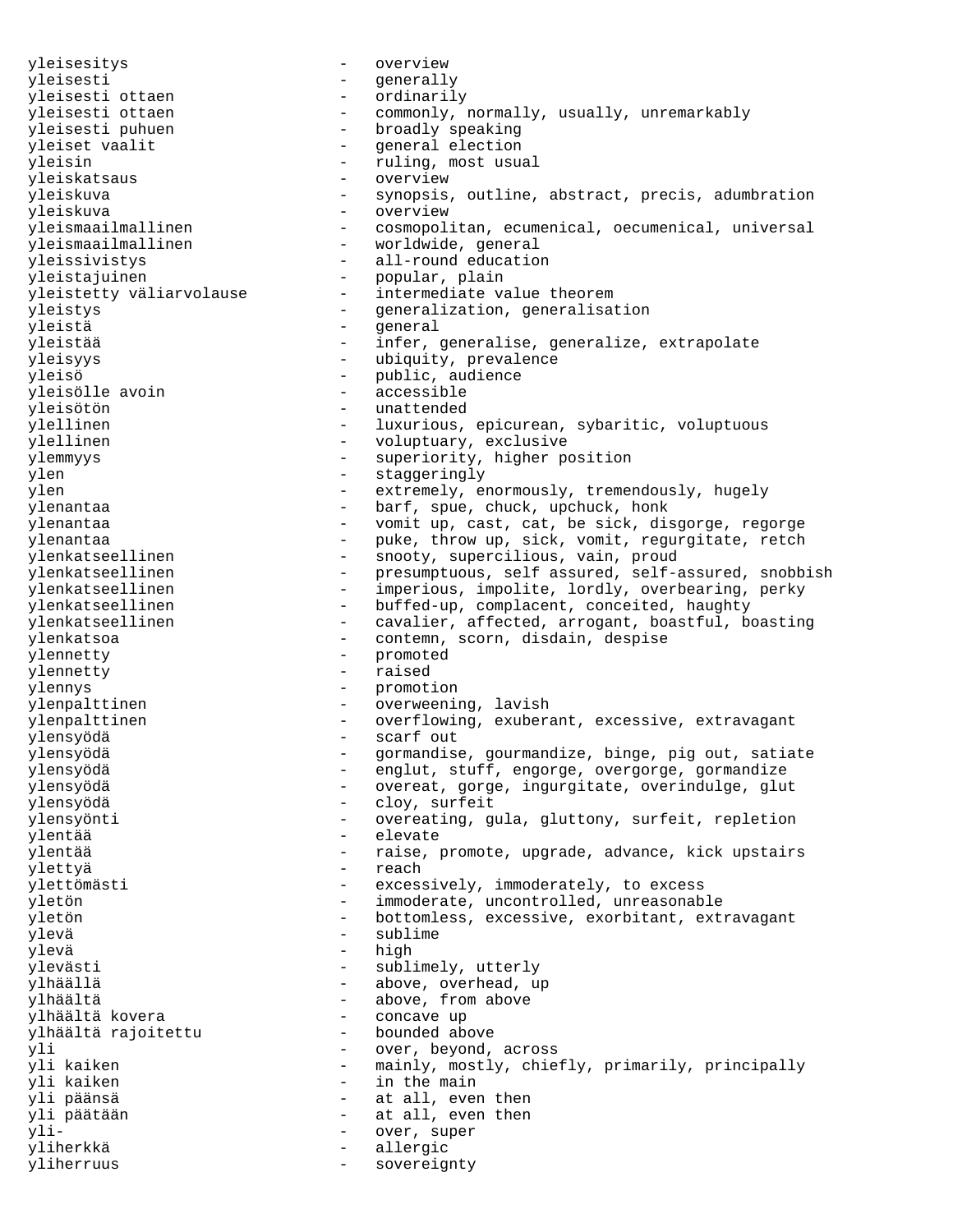yleisesitys - overview
yleisesti - generally
yleisesti ottaen - ordinarily
yleisesti ottaen - commonly, normally, usually, unremarkably
yleisesti puhuen - broadly speaking
yleiset vaalit - general election
yleisin - ruling, most usual
yleiskatsaus - overview
yleiskuva - synopsis, outline, abstract, precis, adumbration
yleiskuva - overview
yleismaailmallinen - cosmopolitan, ecumenical, oecumenical, universal
yleismaailmallinen - worldwide, general
yleissivistys - all-round education
yleistajuinen - popular, plain
yleistetty väliarvolause - intermediate value theorem
yleistys - generalization, generalisation
yleistä - general
yleistää - infer, generalise, generalize, extrapolate
yleisyys - ubiquity, prevalence
yleisö - public, audience
yleisölle avoin - accessible
yleisötön - unattended
ylellinen - luxurious, epicurean, sybaritic, voluptuous
ylellinen - voluptuary, exclusive
ylemmyys - superiority, higher position
ylen - staggeringly
ylen - extremely, enormously, tremendously, hugely
ylenantaa - barf, spue, chuck, upchuck, honk
ylenantaa - vomit up, cast, cat, be sick, disgorge, regorge
ylenantaa - puke, throw up, sick, vomit, regurgitate, retch
ylenkatseellinen - snooty, supercilious, vain, proud
ylenkatseellinen - presumptuous, self assured, self-assured, snobbish
ylenkatseellinen - imperious, impolite, lordly, overbearing, perky
ylenkatseellinen - buffed-up, complacent, conceited, haughty
ylenkatseellinen - cavalier, affected, arrogant, boastful, boasting
ylenkatsoa - contemn, scorn, disdain, despise
ylennetty - promoted
ylennetty - raised
ylennys - promotion
ylenpalttinen - overweening, lavish
ylenpalttinen - overflowing, exuberant, excessive, extravagant
ylensyödä - scarf out
ylensyödä - gormandise, gourmandize, binge, pig out, satiate
ylensyödä - englut, stuff, engorge, overgorge, gormandize
ylensyödä - overeat, gorge, ingurgitate, overindulge, glut
ylensyödä - cloy, surfeit
ylensyönti - overeating, gula, gluttony, surfeit, repletion
ylentää - elevate
ylentää - raise, promote, upgrade, advance, kick upstairs
ylettyä - reach
ylettömästi - excessively, immoderately, to excess
yletön - immoderate, uncontrolled, unreasonable
yletön - bottomless, excessive, exorbitant, extravagant
ylevä - sublime
ylevä - high
ylevästi - sublimely, utterly
ylhäällä - above, overhead, up
ylhäältä - above, from above
ylhäältä kovera - concave up
ylhäältä rajoitettu - bounded above
yli - over, beyond, across
yli kaiken - mainly, mostly, chiefly, primarily, principally
yli kaiken - in the main
yli päänsä - at all, even then
yli päätään - at all, even then
yli- - over, super
yliherkkä - allergic
yliherruus - sovereignty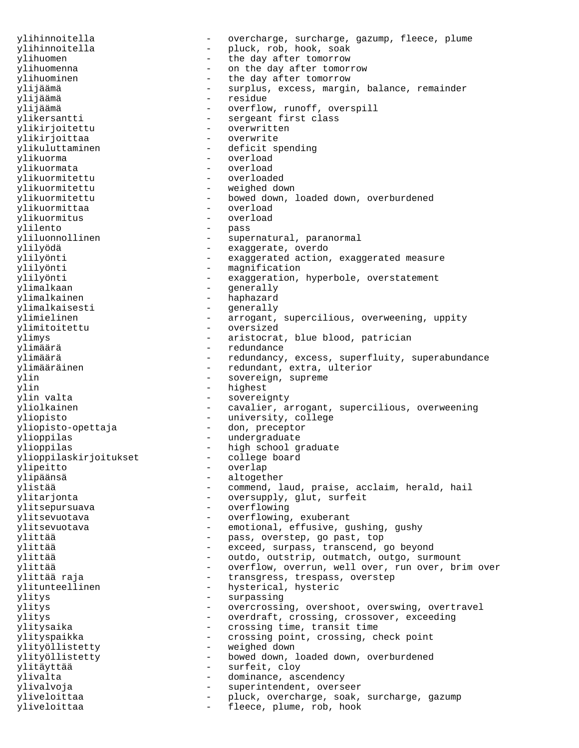ylihinnoitella - overcharge, surcharge, gazump, fleece, plume
ylihinnoitella - pluck, rob, hook, soak
ylihuomen - the day after tomorrow
ylihuomenna - on the day after tomorrow
ylihuominen - the day after tomorrow
ylijäämä - surplus, excess, margin, balance, remainder
ylijäämä - residue
ylijäämä - overflow, runoff, overspill
ylikersantti - sergeant first class
ylikirjoitettu - overwritten
ylikirjoittaa - overwrite
ylikuluttaminen - deficit spending
ylikuorma - overload
ylikuormata - overload
ylikuormitettu - overloaded
ylikuormitettu - weighed down
ylikuormitettu - bowed down, loaded down, overburdened
ylikuormittaa - overload
ylikuormitus - overload
ylilento - pass
yliluonnollinen - supernatural, paranormal
ylilyödä - exaggerate, overdo
ylilyönti - exaggerated action, exaggerated measure
ylilyönti - magnification
ylilyönti - exaggeration, hyperbole, overstatement
ylimalkaan - generally
ylimalkainen - haphazard
ylimalkaisesti - generally
ylimielinen - arrogant, supercilious, overweening, uppity
ylimitoitettu - oversized
ylimys - aristocrat, blue blood, patrician
ylimäärä - redundance
ylimäärä - redundancy, excess, superfluity, superabundance
ylimääräinen - redundant, extra, ulterior
ylin - sovereign, supreme
ylin - highest
ylin valta - sovereignty
yliolkainen - cavalier, arrogant, supercilious, overweening
yliopisto - university, college
yliopisto-opettaja - don, preceptor
ylioppilas - undergraduate
ylioppilas - high school graduate
ylioppilaskirjoitukset - college board
ylipeitto - overlap
ylipäänsä - altogether
ylistää - commend, laud, praise, acclaim, herald, hail
ylitarjonta - oversupply, glut, surfeit
ylitsepursuava - overflowing
ylitsevuotava - overflowing, exuberant
ylitsevuotava - emotional, effusive, gushing, gushy
ylittää - pass, overstep, go past, top
ylittää - exceed, surpass, transcend, go beyond
ylittää - outdo, outstrip, outmatch, outgo, surmount
ylittää - overflow, overrun, well over, run over, brim over
ylittää raja - transgress, trespass, overstep
ylitunteellinen - hysterical, hysteric
ylitys - surpassing
ylitys - overcrossing, overshoot, overswing, overtravel
ylitys - overdraft, crossing, crossover, exceeding
ylitysaika - crossing time, transit time
ylityspaikka - crossing point, crossing, check point
ylityöllistetty - weighed down
ylityöllistetty - bowed down, loaded down, overburdened
ylitäyttää - surfeit, cloy
ylivalta - dominance, ascendency
ylivalvoja - superintendent, overseer
yliveloittaa - pluck, overcharge, soak, surcharge, gazump
yliveloittaa - fleece, plume, rob, hook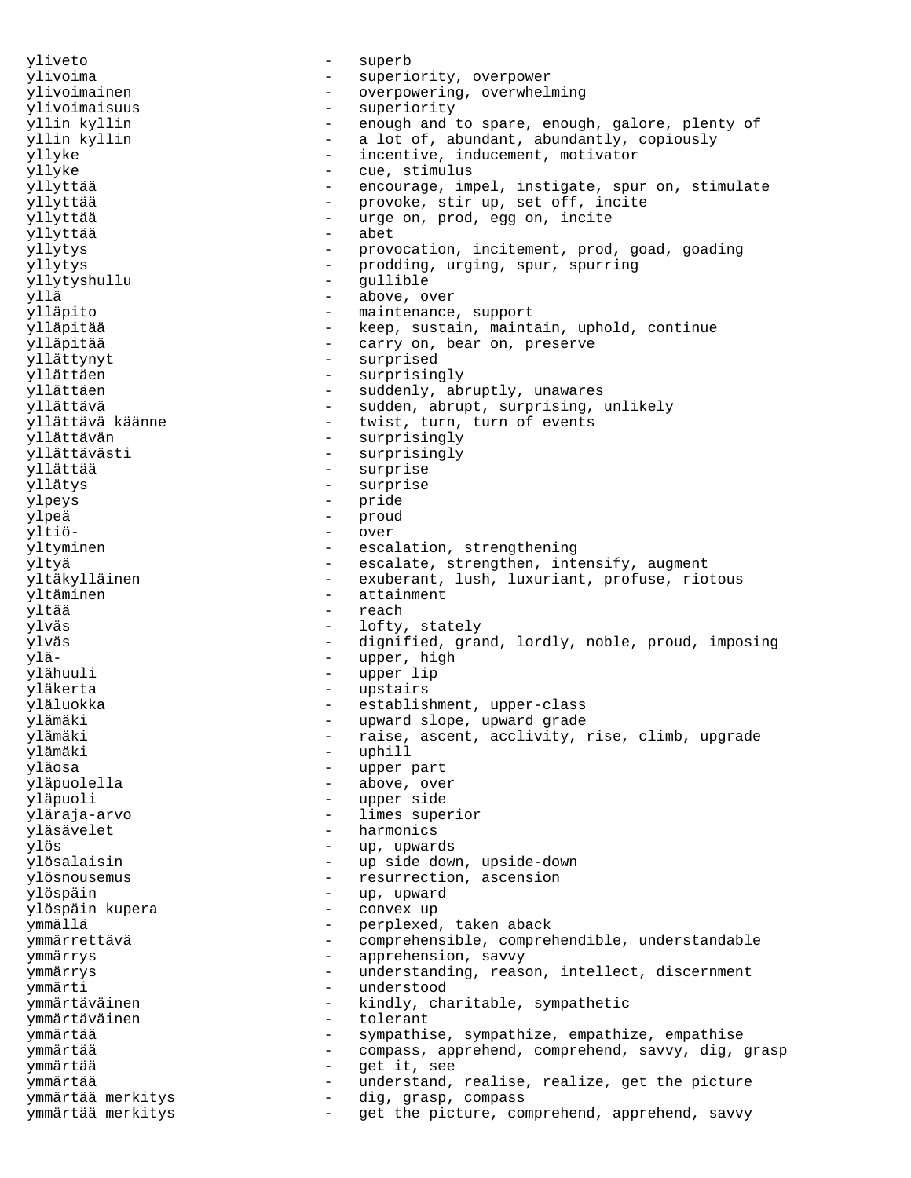ylivoto - superb
ylivoima - superiority, overpower
ylivoimainen - overpowering, overwhelming
ylivoimaisuus - superiority
yllin kyllin - enough and to spare, enough, galore, plenty of
yllin kyllin - a lot of, abundant, abundantly, copiously
yllyke - incentive, inducement, motivator
yllyke - cue, stimulus
yllyttää - encourage, impel, instigate, spur on, stimulate
yllyttää - provoke, stir up, set off, incite
yllyttää - urge on, prod, egg on, incite
yllyttää - abet
yllytys - provocation, incitement, prod, goad, goading
yllytys - prodding, urging, spur, spurring
yllytyshullu - gullible
yllä - above, over
ylläpito - maintenance, support
ylläpitää - keep, sustain, maintain, uphold, continue
ylläpitää - carry on, bear on, preserve
yllättynyt - surprised
yllättäen - surprisingly
yllättäen - suddenly, abruptly, unawares
yllättävä - sudden, abrupt, surprising, unlikely
yllättävä käänne - twist, turn, turn of events
yllättävän - surprisingly
yllättävästi - surprisingly
yllättää - surprise
yllätys - surprise
ylpeys - pride
ylpeä - proud
yltiö- - over
yltyminen - escalation, strengthening
yltyä - escalate, strengthen, intensify, augment
yltäkylläinen - exuberant, lush, luxuriant, profuse, riotous
yltäminen - attainment
yltää - reach
ylväs - lofty, stately
ylväs - dignified, grand, lordly, noble, proud, imposing
ylä- - upper, high
ylähuuli - upper lip
yläkerta - upstairs
yläluokka - establishment, upper-class
ylämäki - upward slope, upward grade
ylämäki - raise, ascent, acclivity, rise, climb, upgrade
ylämäki - uphill
yläosa - upper part
yläpuolella - above, over
yläpuoli - upper side
yläraja-arvo - limes superior
yläsävelet - harmonics
ylös - up, upwards
ylösalaisin - up side down, upside-down
ylösnousemus - resurrection, ascension
ylöspäin - up, upward
ylöspäin kupera - convex up
ymmällä - perplexed, taken aback
ymmärrettävä - comprehensible, comprehendible, understandable
ymmärrys - apprehension, savvy
ymmärrys - understanding, reason, intellect, discernment
ymmärti - understood
ymmärtäväinen - kindly, charitable, sympathetic
ymmärtäväinen - tolerant
ymmärtää - sympathise, sympathize, empathize, empathise
ymmärtää - compass, apprehend, comprehend, savvy, dig, grasp
ymmärtää - get it, see
ymmärtää - understand, realise, realize, get the picture
ymmärtää merkitys - dig, grasp, compass
ymmärtää merkitys - get the picture, comprehend, apprehend, savvy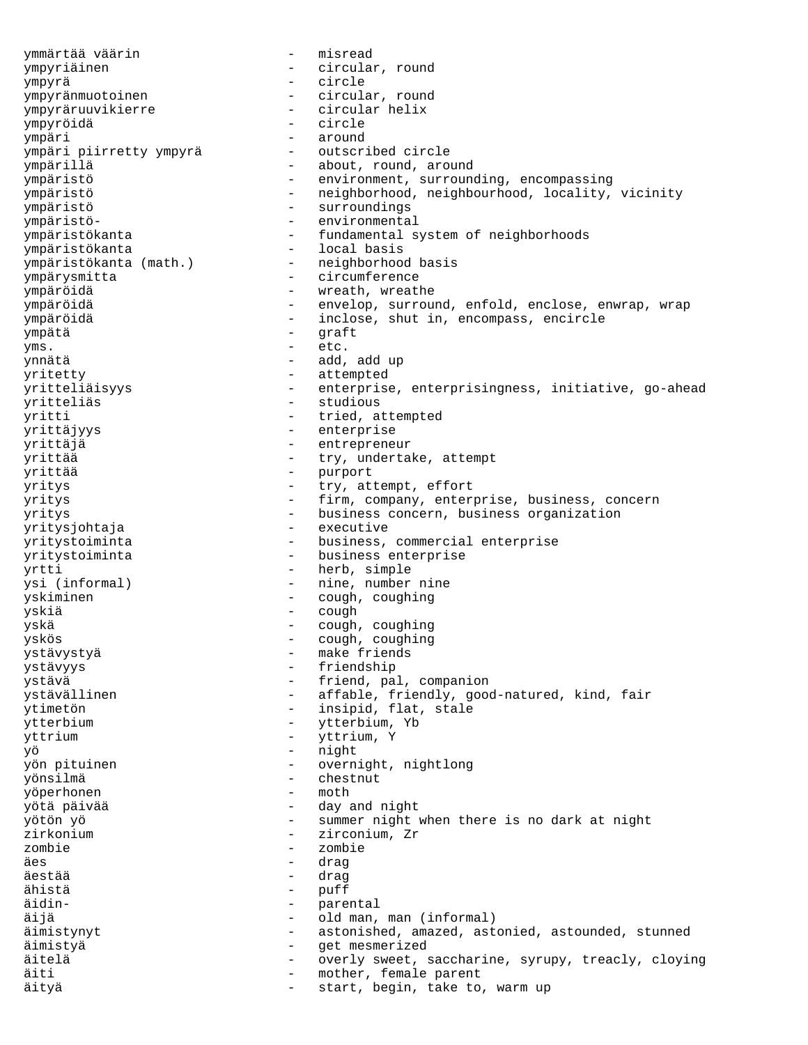ymmärtää väärin - misread
ympyriäinen - circular, round
ympyrä - circle
ympyränmuotoinen - circular, round
ympyräruuvikierre - circular helix
ympyröidä - circle
ympäri - around
ympäri piirretty ympyrä - outscribed circle
ympärillä - about, round, around
ympäristö - environment, surrounding, encompassing
ympäristö - neighborhood, neighbourhood, locality, vicinity
ympäristö - surroundings
ympäristö- - environmental
ympäristökanta - fundamental system of neighborhoods
ympäristökanta - local basis
ympäristökanta (math.) - neighborhood basis
ympärysmitta - circumference
ympäröidä - wreath, wreathe
ympäröidä - envelop, surround, enfold, enclose, enwrap, wrap
ympäröidä - inclose, shut in, encompass, encircle
ympätä - graft
yms. - etc.
ynnätä - add, add up
yritetty - attempted
yritteliäisyys - enterprise, enterprisingness, initiative, go-ahead
yritteliäs - studious
yritti - tried, attempted
yrittäjyys - enterprise
yrittäjä - entrepreneur
yrittää - try, undertake, attempt
yrittää - purport
yritys - try, attempt, effort
yritys - firm, company, enterprise, business, concern
yritys - business concern, business organization
yritysjohtaja - executive
yritystoiminta - business, commercial enterprise
yritystoiminta - business enterprise
yrtti - herb, simple
ysi (informal) - nine, number nine
yskiminen - cough, coughing
yskiä - cough
yskä - cough, coughing
yskös - cough, coughing
ystävystyä - make friends
ystävyys - friendship
ystävä - friend, pal, companion
ystävällinen - affable, friendly, good-natured, kind, fair
ytimetön - insipid, flat, stale
ytterbium - ytterbium, Yb
yttrium - yttrium, Y
yö - night
yön pituinen - overnight, nightlong
yönsilmä - chestnut
yöperhonen - moth
yötä päivää - day and night
yötön yö - summer night when there is no dark at night
zirkonium - zirconium, Zr
zombie - zombie
äes - drag
äestää - drag
ähistä - puff
äidin- - parental
äijä - old man, man (informal)
äimistynyt - astonished, amazed, astonied, astounded, stunned
äimistyä - get mesmerized
äitelä - overly sweet, saccharine, syrupy, treacly, cloying
äiti - mother, female parent
äityä - start, begin, take to, warm up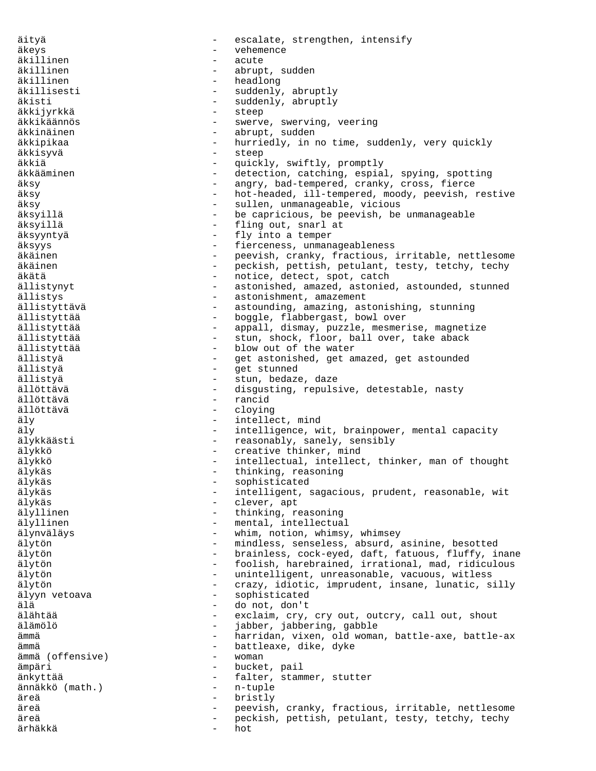äityä - escalate, strengthen, intensify
äkeys - vehemence
äkillinen - acute
äkillinen - abrupt, sudden
äkillinen - headlong
äkillisesti - suddenly, abruptly
äkisti - suddenly, abruptly
äkkijyrkkä - steep
äkkikäännös - swerve, swerving, veering
äkkinäinen - abrupt, sudden
äkkipikaa - hurriedly, in no time, suddenly, very quickly
äkkisyvä - steep
äkkiä - quickly, swiftly, promptly
äkkääminen - detection, catching, espial, spying, spotting
äksy - angry, bad-tempered, cranky, cross, fierce
äksy - hot-headed, ill-tempered, moody, peevish, restive
äksy - sullen, unmanageable, vicious
äksyillä - be capricious, be peevish, be unmanageable
äksyillä - fling out, snarl at
äksyyntyä - fly into a temper
äksyys - fierceness, unmanageableness
äkäinen - peevish, cranky, fractious, irritable, nettlesome
äkäinen - peckish, pettish, petulant, testy, tetchy, techy
äkätä - notice, detect, spot, catch
ällistynyt - astonished, amazed, astonied, astounded, stunned
ällistys - astonishment, amazement
ällistyttävä - astounding, amazing, astonishing, stunning
ällistyttää - boggle, flabbergast, bowl over
ällistyttää - appall, dismay, puzzle, mesmerise, magnetize
ällistyttää - stun, shock, floor, ball over, take aback
ällistyttää - blow out of the water
ällistyä - get astonished, get amazed, get astounded
ällistyä - get stunned
ällistyä - stun, bedaze, daze
ällöttävä - disgusting, repulsive, detestable, nasty
ällöttävä - rancid
ällöttävä - cloying
äly - intellect, mind
äly - intelligence, wit, brainpower, mental capacity
älykkäästi - reasonably, sanely, sensibly
älykkö - creative thinker, mind
älykkö - intellectual, intellect, thinker, man of thought
älykäs - thinking, reasoning
älykäs - sophisticated
älykäs - intelligent, sagacious, prudent, reasonable, wit
älykäs - clever, apt
älyllinen - thinking, reasoning
älyllinen - mental, intellectual
älynväläys - whim, notion, whimsy, whimsey
älytön - mindless, senseless, absurd, asinine, besotted
älytön - brainless, cock-eyed, daft, fatuous, fluffy, inane
älytön - foolish, harebrained, irrational, mad, ridiculous
älytön - unintelligent, unreasonable, vacuous, witless
älytön - crazy, idiotic, imprudent, insane, lunatic, silly
älyyn vetoava - sophisticated
älä - do not, don't
älähtää - exclaim, cry, cry out, outcry, call out, shout
älämölö - jabber, jabbering, gabble
ämmä - harridan, vixen, old woman, battle-axe, battle-ax
ämmä - battleaxe, dike, dyke
ämmä (offensive) - woman
ämpäri - bucket, pail
änkyttää - falter, stammer, stutter
ännäkkö (math.) - n-tuple
äreä - bristly
äreä - peevish, cranky, fractious, irritable, nettlesome
äreä - peckish, pettish, petulant, testy, tetchy, techy
ärhäkkä - hot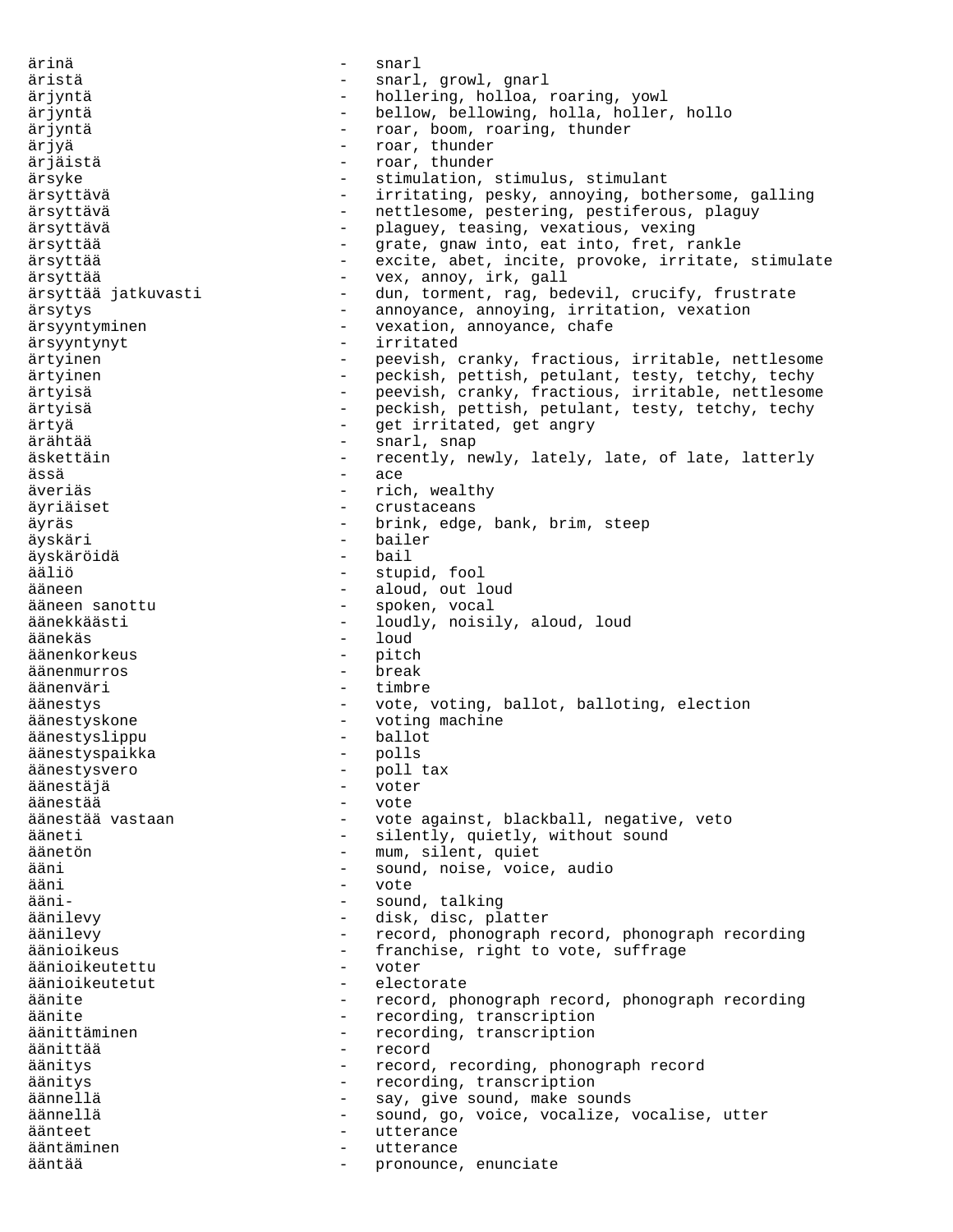ärinä - snarl
äristä - snarl, growl, gnarl
ärjyntä - hollering, holloa, roaring, yowl
ärjyntä - bellow, bellowing, holla, holler, hollo
ärjyntä - roar, boom, roaring, thunder
ärjyä - roar, thunder
ärjäistä - roar, thunder
ärsyke - stimulation, stimulus, stimulant
ärsyttävä - irritating, pesky, annoying, bothersome, galling
ärsyttävä - nettlesome, pestering, pestiferous, plaguy
ärsyttävä - plaguey, teasing, vexatious, vexing
ärsyttää - grate, gnaw into, eat into, fret, rankle
ärsyttää - excite, abet, incite, provoke, irritate, stimulate
ärsyttää - vex, annoy, irk, gall
ärsyttää jatkuvasti - dun, torment, rag, bedevil, crucify, frustrate
ärsytys - annoyance, annoying, irritation, vexation
ärsyyntyminen - vexation, annoyance, chafe
ärsyyntynyt - irritated
ärtyinen - peevish, cranky, fractious, irritable, nettlesome
ärtyinen - peckish, pettish, petulant, testy, tetchy, techy
ärtyisä - peevish, cranky, fractious, irritable, nettlesome
ärtyisä - peckish, pettish, petulant, testy, tetchy, techy
ärtyä - get irritated, get angry
ärähtää - snarl, snap
äskettäin - recently, newly, lately, late, of late, latterly
ässä - ace
äveriäs - rich, wealthy
äyriäiset - crustaceans
äyräs - brink, edge, bank, brim, steep
äyskäri - bailer
äyskäröidä - bail
ääliö - stupid, fool
ääneen - aloud, out loud
ääneen sanottu - spoken, vocal
äänekkäästi - loudly, noisily, aloud, loud
äänekäs - loud
äänenkorkeus - pitch
äänenmurros - break
äänenväri - timbre
äänestys - vote, voting, ballot, balloting, election
äänestyskone - voting machine
äänestyslippu - ballot
äänestyspaikka - polls
äänestysvero - poll tax
äänestäjä - voter
äänestää - vote
äänestää vastaan - vote against, blackball, negative, veto
ääneti - silently, quietly, without sound
äänetön - mum, silent, quiet
ääni - sound, noise, voice, audio
ääni - vote
ääni- - sound, talking
äänilevy - disk, disc, platter
äänilevy - record, phonograph record, phonograph recording
äänioikeus - franchise, right to vote, suffrage
äänioikeutettu - voter
äänioikeutetut - electorate
äänite - record, phonograph record, phonograph recording
äänite - recording, transcription
äänittäminen - recording, transcription
äänittää - record
äänitys - record, recording, phonograph record
äänitys - recording, transcription
äännellä - say, give sound, make sounds
äännellä - sound, go, voice, vocalize, vocalise, utter
äänteet - utterance
ääntäminen - utterance
ääntää - pronounce, enunciate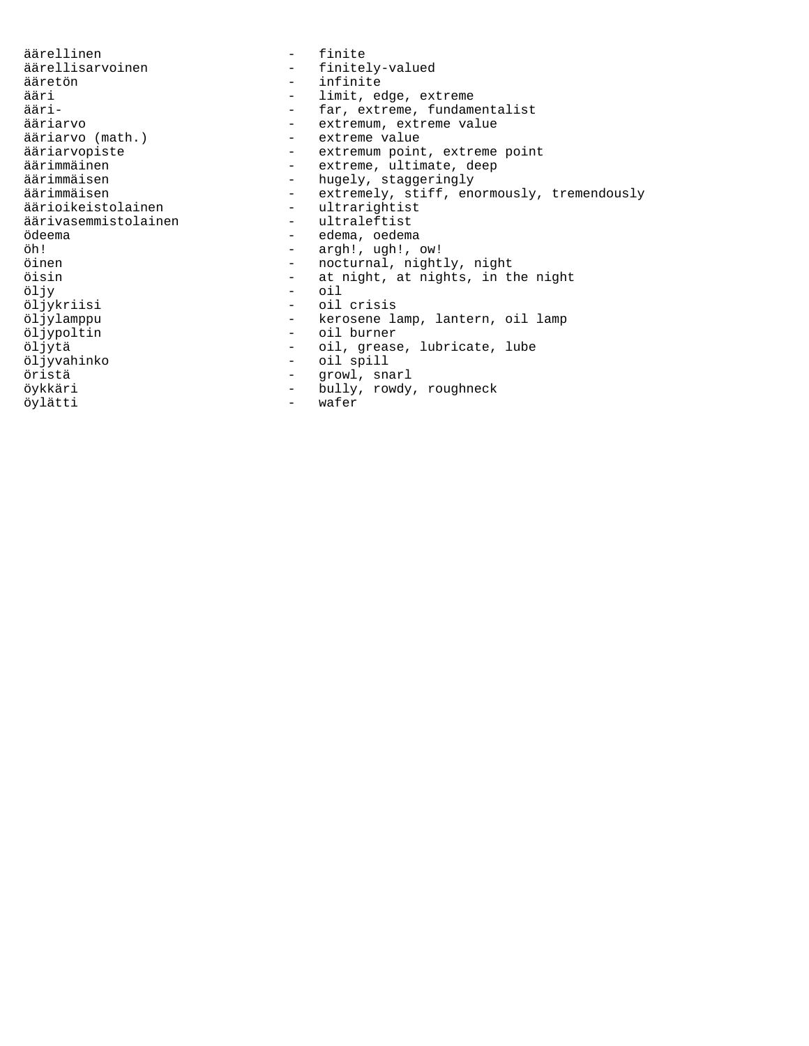| | | |
|---|---|---|
| äärellinen | - | finite |
| äärellisarvoinen | - | finitely-valued |
| ääretön | - | infinite |
| ääri | - | limit, edge, extreme |
| ääri- | - | far, extreme, fundamentalist |
| ääriarvo | - | extremum, extreme value |
| ääriarvo (math.) | - | extreme value |
| ääriarvopiste | - | extremum point, extreme point |
| äärimmäinen | - | extreme, ultimate, deep |
| äärimmäisen | - | hugely, staggeringly |
| äärimmäisen | - | extremely, stiff, enormously, tremendously |
| äärioikeistolainen | - | ultrarightist |
| äärivasemmistolainen | - | ultraleftist |
| ödeema | - | edema, oedema |
| öh! | - | argh!, ugh!, ow! |
| öinen | - | nocturnal, nightly, night |
| öisin | - | at night, at nights, in the night |
| öljy | - | oil |
| öljykriisi | - | oil crisis |
| öljylamppu | - | kerosene lamp, lantern, oil lamp |
| öljypoltin | - | oil burner |
| öljytä | - | oil, grease, lubricate, lube |
| öljyvahinko | - | oil spill |
| öristä | - | growl, snarl |
| öykkäri | - | bully, rowdy, roughneck |
| öylätti | - | wafer |